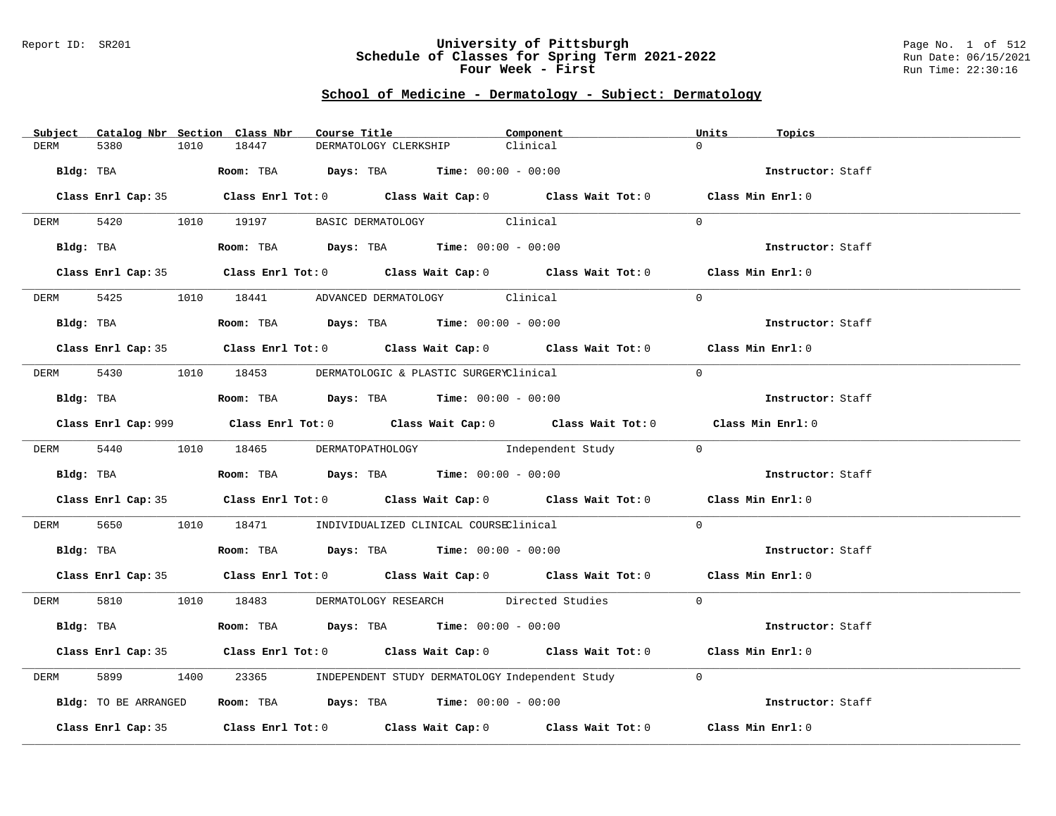Report ID: SR201

# University of Pittsburgh
# Schedule of Classes for Spring Term 2021-2022
# Four Week - First

Run Date: 06/15/2021
Run Time: 22:30:16

## School of Medicine - Dermatology - Subject: Dermatology

| Subject | Catalog Nbr | Section | Class Nbr | Course Title | Component | Units | Topics |
|---|---|---|---|---|---|---|---|
| DERM | 5380 | 1010 | 18447 | DERMATOLOGY CLERKSHIP | Clinical | 0 | |

**Bldg:** TBA **Room:** TBA **Days:** TBA **Time:** 00:00 - 00:00 **Instructor:** Staff

**Class Enrl Cap:** 35 **Class Enrl Tot:** 0 **Class Wait Cap:** 0 **Class Wait Tot:** 0 **Class Min Enrl:** 0

| Subject | Catalog Nbr | Section | Class Nbr | Course Title | Component | Units | Topics |
|---|---|---|---|---|---|---|---|
| DERM | 5420 | 1010 | 19197 | BASIC DERMATOLOGY | Clinical | 0 | |

**Bldg:** TBA **Room:** TBA **Days:** TBA **Time:** 00:00 - 00:00 **Instructor:** Staff

**Class Enrl Cap:** 35 **Class Enrl Tot:** 0 **Class Wait Cap:** 0 **Class Wait Tot:** 0 **Class Min Enrl:** 0

| Subject | Catalog Nbr | Section | Class Nbr | Course Title | Component | Units | Topics |
|---|---|---|---|---|---|---|---|
| DERM | 5425 | 1010 | 18441 | ADVANCED DERMATOLOGY | Clinical | 0 | |

**Bldg:** TBA **Room:** TBA **Days:** TBA **Time:** 00:00 - 00:00 **Instructor:** Staff

**Class Enrl Cap:** 35 **Class Enrl Tot:** 0 **Class Wait Cap:** 0 **Class Wait Tot:** 0 **Class Min Enrl:** 0

| Subject | Catalog Nbr | Section | Class Nbr | Course Title | Component | Units | Topics |
|---|---|---|---|---|---|---|---|
| DERM | 5430 | 1010 | 18453 | DERMATOLOGIC & PLASTIC SURGERY | Clinical | 0 | |

**Bldg:** TBA **Room:** TBA **Days:** TBA **Time:** 00:00 - 00:00 **Instructor:** Staff

**Class Enrl Cap:** 999 **Class Enrl Tot:** 0 **Class Wait Cap:** 0 **Class Wait Tot:** 0 **Class Min Enrl:** 0

| Subject | Catalog Nbr | Section | Class Nbr | Course Title | Component | Units | Topics |
|---|---|---|---|---|---|---|---|
| DERM | 5440 | 1010 | 18465 | DERMATOPATHOLOGY | Independent Study | 0 | |

**Bldg:** TBA **Room:** TBA **Days:** TBA **Time:** 00:00 - 00:00 **Instructor:** Staff

**Class Enrl Cap:** 35 **Class Enrl Tot:** 0 **Class Wait Cap:** 0 **Class Wait Tot:** 0 **Class Min Enrl:** 0

| Subject | Catalog Nbr | Section | Class Nbr | Course Title | Component | Units | Topics |
|---|---|---|---|---|---|---|---|
| DERM | 5650 | 1010 | 18471 | INDIVIDUALIZED CLINICAL COURSE | Clinical | 0 | |

**Bldg:** TBA **Room:** TBA **Days:** TBA **Time:** 00:00 - 00:00 **Instructor:** Staff

**Class Enrl Cap:** 35 **Class Enrl Tot:** 0 **Class Wait Cap:** 0 **Class Wait Tot:** 0 **Class Min Enrl:** 0

| Subject | Catalog Nbr | Section | Class Nbr | Course Title | Component | Units | Topics |
|---|---|---|---|---|---|---|---|
| DERM | 5810 | 1010 | 18483 | DERMATOLOGY RESEARCH | Directed Studies | 0 | |

**Bldg:** TBA **Room:** TBA **Days:** TBA **Time:** 00:00 - 00:00 **Instructor:** Staff

**Class Enrl Cap:** 35 **Class Enrl Tot:** 0 **Class Wait Cap:** 0 **Class Wait Tot:** 0 **Class Min Enrl:** 0

| Subject | Catalog Nbr | Section | Class Nbr | Course Title | Component | Units | Topics |
|---|---|---|---|---|---|---|---|
| DERM | 5899 | 1400 | 23365 | INDEPENDENT STUDY DERMATOLOGY | Independent Study | 0 | |

**Bldg:** TO BE ARRANGED **Room:** TBA **Days:** TBA **Time:** 00:00 - 00:00 **Instructor:** Staff

**Class Enrl Cap:** 35 **Class Enrl Tot:** 0 **Class Wait Cap:** 0 **Class Wait Tot:** 0 **Class Min Enrl:** 0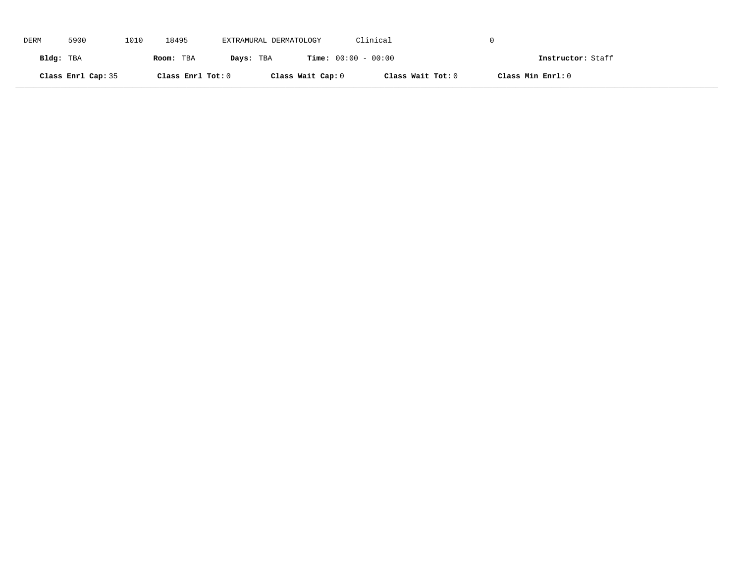DERM 5900 1010 18495 EXTRAMURAL DERMATOLOGY Clinical 0

**Bldg:** TBA **Room:** TBA **Days:** TBA **Time:** 00:00 - 00:00 **Instructor:** Staff

**Class Enrl Cap:** 35 **Class Enrl Tot:** 0 **Class Wait Cap:** 0 **Class Wait Tot:** 0 **Class Min Enrl:** 0

---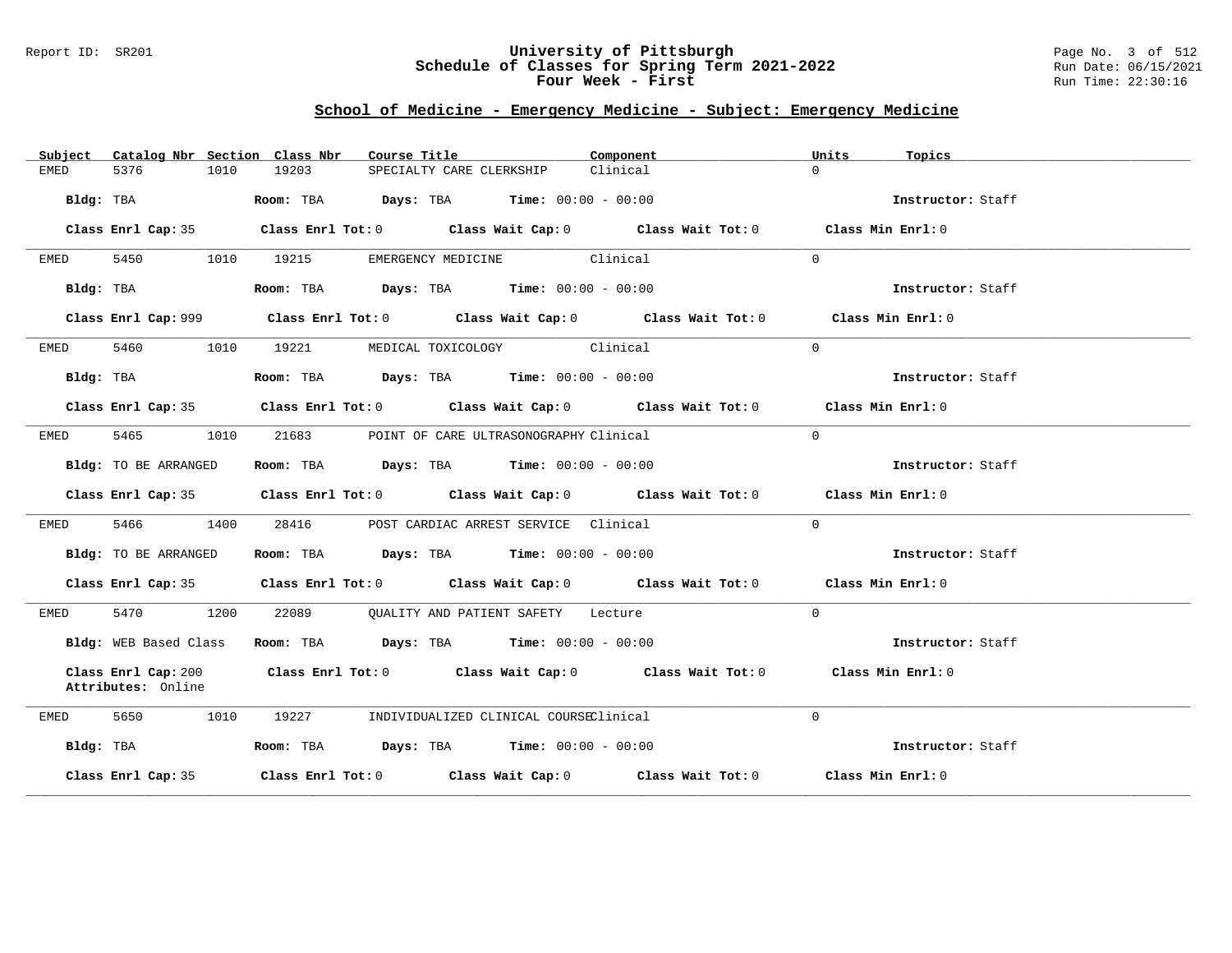## School of Medicine - Emergency Medicine - Subject: Emergency Medicine

| Subject | Catalog Nbr | Section | Class Nbr | Course Title | Component | Units | Topics |
|---|---|---|---|---|---|---|---|
| EMED | 5376 | 1010 | 19203 | SPECIALTY CARE CLERKSHIP | Clinical | 0 | |

**Bldg:** TBA **Room:** TBA **Days:** TBA **Time:** 00:00 - 00:00 **Instructor:** Staff

**Class Enrl Cap:** 35 **Class Enrl Tot:** 0 **Class Wait Cap:** 0 **Class Wait Tot:** 0 **Class Min Enrl:** 0

| Subject | Catalog Nbr | Section | Class Nbr | Course Title | Component | Units | Topics |
|---|---|---|---|---|---|---|---|
| EMED | 5450 | 1010 | 19215 | EMERGENCY MEDICINE | Clinical | 0 | |

**Bldg:** TBA **Room:** TBA **Days:** TBA **Time:** 00:00 - 00:00 **Instructor:** Staff

**Class Enrl Cap:** 999 **Class Enrl Tot:** 0 **Class Wait Cap:** 0 **Class Wait Tot:** 0 **Class Min Enrl:** 0

| Subject | Catalog Nbr | Section | Class Nbr | Course Title | Component | Units | Topics |
|---|---|---|---|---|---|---|---|
| EMED | 5460 | 1010 | 19221 | MEDICAL TOXICOLOGY | Clinical | 0 | |

**Bldg:** TBA **Room:** TBA **Days:** TBA **Time:** 00:00 - 00:00 **Instructor:** Staff

**Class Enrl Cap:** 35 **Class Enrl Tot:** 0 **Class Wait Cap:** 0 **Class Wait Tot:** 0 **Class Min Enrl:** 0

| Subject | Catalog Nbr | Section | Class Nbr | Course Title | Component | Units | Topics |
|---|---|---|---|---|---|---|---|
| EMED | 5465 | 1010 | 21683 | POINT OF CARE ULTRASONOGRAPHY | Clinical | 0 | |

**Bldg:** TO BE ARRANGED **Room:** TBA **Days:** TBA **Time:** 00:00 - 00:00 **Instructor:** Staff

**Class Enrl Cap:** 35 **Class Enrl Tot:** 0 **Class Wait Cap:** 0 **Class Wait Tot:** 0 **Class Min Enrl:** 0

| Subject | Catalog Nbr | Section | Class Nbr | Course Title | Component | Units | Topics |
|---|---|---|---|---|---|---|---|
| EMED | 5466 | 1400 | 28416 | POST CARDIAC ARREST SERVICE | Clinical | 0 | |

**Bldg:** TO BE ARRANGED **Room:** TBA **Days:** TBA **Time:** 00:00 - 00:00 **Instructor:** Staff

**Class Enrl Cap:** 35 **Class Enrl Tot:** 0 **Class Wait Cap:** 0 **Class Wait Tot:** 0 **Class Min Enrl:** 0

| Subject | Catalog Nbr | Section | Class Nbr | Course Title | Component | Units | Topics |
|---|---|---|---|---|---|---|---|
| EMED | 5470 | 1200 | 22089 | QUALITY AND PATIENT SAFETY | Lecture | 0 | |

**Bldg:** WEB Based Class **Room:** TBA **Days:** TBA **Time:** 00:00 - 00:00 **Instructor:** Staff

**Class Enrl Cap:** 200 **Class Enrl Tot:** 0 **Class Wait Cap:** 0 **Class Wait Tot:** 0 **Class Min Enrl:** 0
**Attributes:** Online

| Subject | Catalog Nbr | Section | Class Nbr | Course Title | Component | Units | Topics |
|---|---|---|---|---|---|---|---|
| EMED | 5650 | 1010 | 19227 | INDIVIDUALIZED CLINICAL COURSE | Clinical | 0 | |

**Bldg:** TBA **Room:** TBA **Days:** TBA **Time:** 00:00 - 00:00 **Instructor:** Staff

**Class Enrl Cap:** 35 **Class Enrl Tot:** 0 **Class Wait Cap:** 0 **Class Wait Tot:** 0 **Class Min Enrl:** 0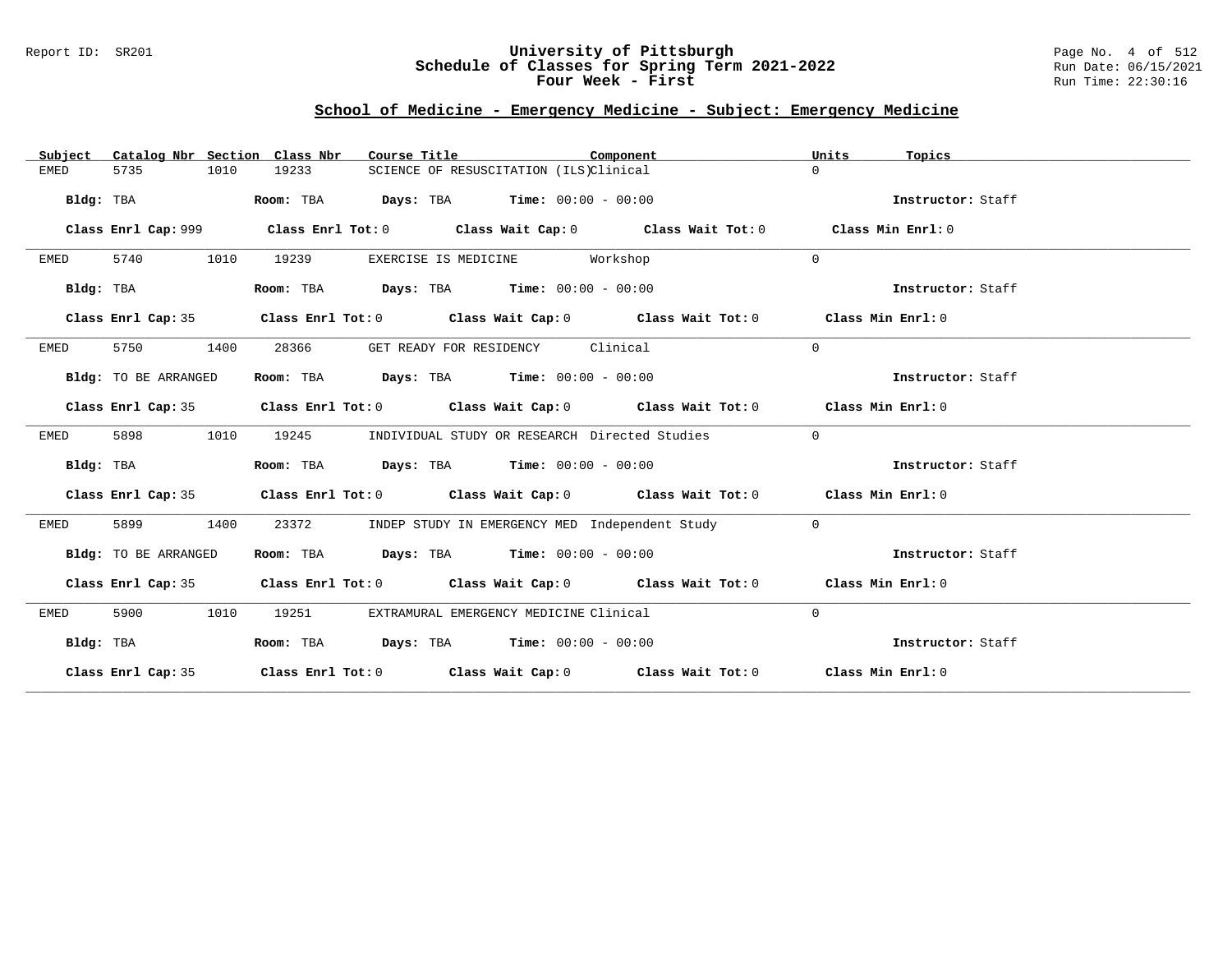## School of Medicine - Emergency Medicine - Subject: Emergency Medicine

| Subject | Catalog Nbr | Section | Class Nbr | Course Title | Component | Units | Topics |
|---|---|---|---|---|---|---|---|
| EMED | 5735 | 1010 | 19233 | SCIENCE OF RESUSCITATION (ILS) | Clinical | 0 | |

**Bldg:** TBA **Room:** TBA **Days:** TBA **Time:** 00:00 - 00:00 **Instructor:** Staff

**Class Enrl Cap:** 999 **Class Enrl Tot:** 0 **Class Wait Cap:** 0 **Class Wait Tot:** 0 **Class Min Enrl:** 0

---

| Subject | Catalog Nbr | Section | Class Nbr | Course Title | Component | Units | Topics |
|---|---|---|---|---|---|---|---|
| EMED | 5740 | 1010 | 19239 | EXERCISE IS MEDICINE | Workshop | 0 | |

**Bldg:** TBA **Room:** TBA **Days:** TBA **Time:** 00:00 - 00:00 **Instructor:** Staff

**Class Enrl Cap:** 35 **Class Enrl Tot:** 0 **Class Wait Cap:** 0 **Class Wait Tot:** 0 **Class Min Enrl:** 0

---

| Subject | Catalog Nbr | Section | Class Nbr | Course Title | Component | Units | Topics |
|---|---|---|---|---|---|---|---|
| EMED | 5750 | 1400 | 28366 | GET READY FOR RESIDENCY | Clinical | 0 | |

**Bldg:** TO BE ARRANGED **Room:** TBA **Days:** TBA **Time:** 00:00 - 00:00 **Instructor:** Staff

**Class Enrl Cap:** 35 **Class Enrl Tot:** 0 **Class Wait Cap:** 0 **Class Wait Tot:** 0 **Class Min Enrl:** 0

---

| Subject | Catalog Nbr | Section | Class Nbr | Course Title | Component | Units | Topics |
|---|---|---|---|---|---|---|---|
| EMED | 5898 | 1010 | 19245 | INDIVIDUAL STUDY OR RESEARCH | Directed Studies | 0 | |

**Bldg:** TBA **Room:** TBA **Days:** TBA **Time:** 00:00 - 00:00 **Instructor:** Staff

**Class Enrl Cap:** 35 **Class Enrl Tot:** 0 **Class Wait Cap:** 0 **Class Wait Tot:** 0 **Class Min Enrl:** 0

---

| Subject | Catalog Nbr | Section | Class Nbr | Course Title | Component | Units | Topics |
|---|---|---|---|---|---|---|---|
| EMED | 5899 | 1400 | 23372 | INDEP STUDY IN EMERGENCY MED | Independent Study | 0 | |

**Bldg:** TO BE ARRANGED **Room:** TBA **Days:** TBA **Time:** 00:00 - 00:00 **Instructor:** Staff

**Class Enrl Cap:** 35 **Class Enrl Tot:** 0 **Class Wait Cap:** 0 **Class Wait Tot:** 0 **Class Min Enrl:** 0

---

| Subject | Catalog Nbr | Section | Class Nbr | Course Title | Component | Units | Topics |
|---|---|---|---|---|---|---|---|
| EMED | 5900 | 1010 | 19251 | EXTRAMURAL EMERGENCY MEDICINE | Clinical | 0 | |

**Bldg:** TBA **Room:** TBA **Days:** TBA **Time:** 00:00 - 00:00 **Instructor:** Staff

**Class Enrl Cap:** 35 **Class Enrl Tot:** 0 **Class Wait Cap:** 0 **Class Wait Tot:** 0 **Class Min Enrl:** 0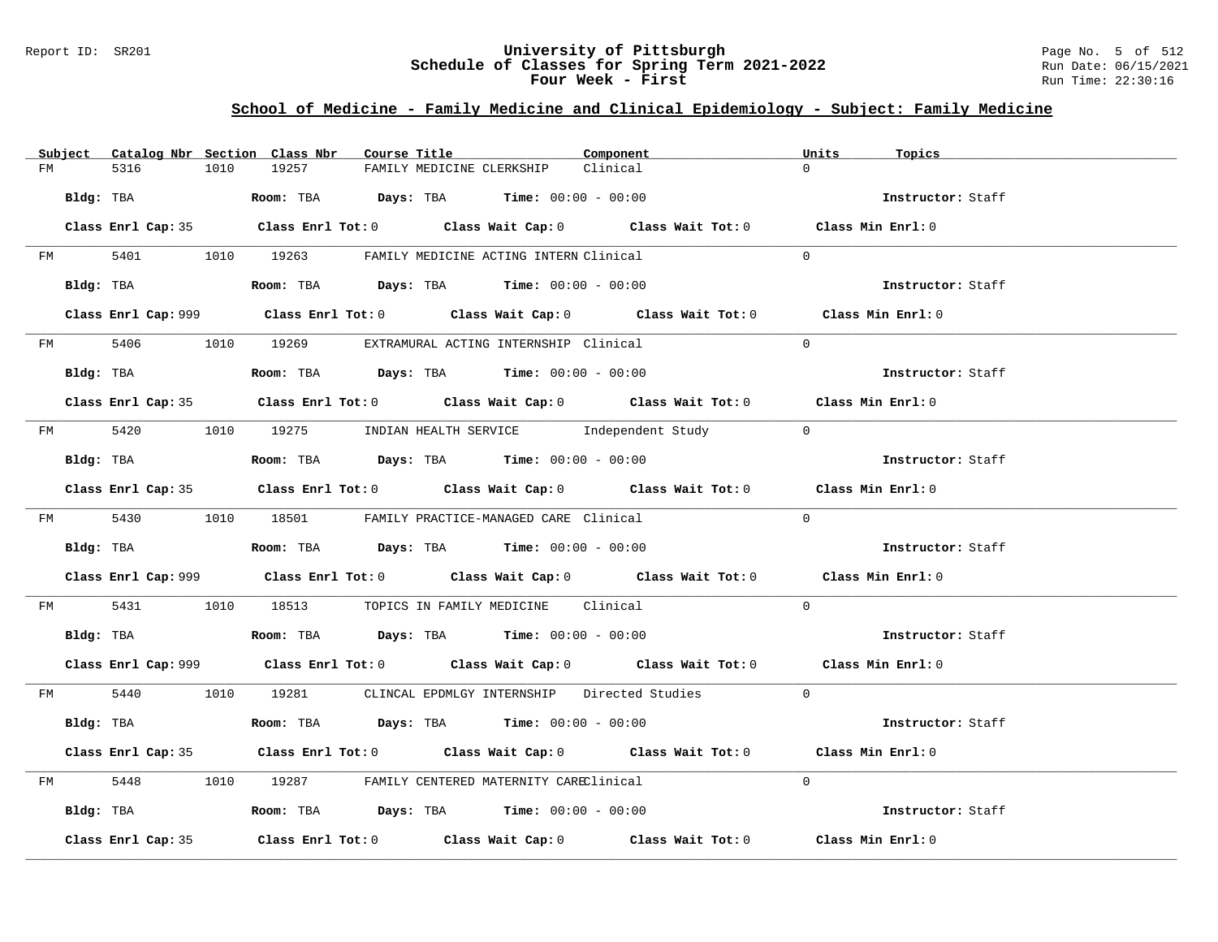# University of Pittsburgh
## Schedule of Classes for Spring Term 2021-2022
### Four Week - First

Report ID: SR201

Run Date: 06/15/2021
Run Time: 22:30:16

## School of Medicine - Family Medicine and Clinical Epidemiology - Subject: Family Medicine

| Subject | Catalog Nbr | Section | Class Nbr | Course Title | Component | Units | Topics |
|---|---|---|---|---|---|---|---|
| FM | 5316 | 1010 | 19257 | FAMILY MEDICINE CLERKSHIP | Clinical | 0 | |

**Bldg:** TBA **Room:** TBA **Days:** TBA **Time:** 00:00 - 00:00 **Instructor:** Staff

**Class Enrl Cap:** 35 **Class Enrl Tot:** 0 **Class Wait Cap:** 0 **Class Wait Tot:** 0 **Class Min Enrl:** 0

| Subject | Catalog Nbr | Section | Class Nbr | Course Title | Component | Units | Topics |
|---|---|---|---|---|---|---|---|
| FM | 5401 | 1010 | 19263 | FAMILY MEDICINE ACTING INTERN | Clinical | 0 | |

**Bldg:** TBA **Room:** TBA **Days:** TBA **Time:** 00:00 - 00:00 **Instructor:** Staff

**Class Enrl Cap:** 999 **Class Enrl Tot:** 0 **Class Wait Cap:** 0 **Class Wait Tot:** 0 **Class Min Enrl:** 0

| Subject | Catalog Nbr | Section | Class Nbr | Course Title | Component | Units | Topics |
|---|---|---|---|---|---|---|---|
| FM | 5406 | 1010 | 19269 | EXTRAMURAL ACTING INTERNSHIP | Clinical | 0 | |

**Bldg:** TBA **Room:** TBA **Days:** TBA **Time:** 00:00 - 00:00 **Instructor:** Staff

**Class Enrl Cap:** 35 **Class Enrl Tot:** 0 **Class Wait Cap:** 0 **Class Wait Tot:** 0 **Class Min Enrl:** 0

| Subject | Catalog Nbr | Section | Class Nbr | Course Title | Component | Units | Topics |
|---|---|---|---|---|---|---|---|
| FM | 5420 | 1010 | 19275 | INDIAN HEALTH SERVICE | Independent Study | 0 | |

**Bldg:** TBA **Room:** TBA **Days:** TBA **Time:** 00:00 - 00:00 **Instructor:** Staff

**Class Enrl Cap:** 35 **Class Enrl Tot:** 0 **Class Wait Cap:** 0 **Class Wait Tot:** 0 **Class Min Enrl:** 0

| Subject | Catalog Nbr | Section | Class Nbr | Course Title | Component | Units | Topics |
|---|---|---|---|---|---|---|---|
| FM | 5430 | 1010 | 18501 | FAMILY PRACTICE-MANAGED CARE | Clinical | 0 | |

**Bldg:** TBA **Room:** TBA **Days:** TBA **Time:** 00:00 - 00:00 **Instructor:** Staff

**Class Enrl Cap:** 999 **Class Enrl Tot:** 0 **Class Wait Cap:** 0 **Class Wait Tot:** 0 **Class Min Enrl:** 0

| Subject | Catalog Nbr | Section | Class Nbr | Course Title | Component | Units | Topics |
|---|---|---|---|---|---|---|---|
| FM | 5431 | 1010 | 18513 | TOPICS IN FAMILY MEDICINE | Clinical | 0 | |

**Bldg:** TBA **Room:** TBA **Days:** TBA **Time:** 00:00 - 00:00 **Instructor:** Staff

**Class Enrl Cap:** 999 **Class Enrl Tot:** 0 **Class Wait Cap:** 0 **Class Wait Tot:** 0 **Class Min Enrl:** 0

| Subject | Catalog Nbr | Section | Class Nbr | Course Title | Component | Units | Topics |
|---|---|---|---|---|---|---|---|
| FM | 5440 | 1010 | 19281 | CLINCAL EPDMLGY INTERNSHIP | Directed Studies | 0 | |

**Bldg:** TBA **Room:** TBA **Days:** TBA **Time:** 00:00 - 00:00 **Instructor:** Staff

**Class Enrl Cap:** 35 **Class Enrl Tot:** 0 **Class Wait Cap:** 0 **Class Wait Tot:** 0 **Class Min Enrl:** 0

| Subject | Catalog Nbr | Section | Class Nbr | Course Title | Component | Units | Topics |
|---|---|---|---|---|---|---|---|
| FM | 5448 | 1010 | 19287 | FAMILY CENTERED MATERNITY CARE | Clinical | 0 | |

**Bldg:** TBA **Room:** TBA **Days:** TBA **Time:** 00:00 - 00:00 **Instructor:** Staff

**Class Enrl Cap:** 35 **Class Enrl Tot:** 0 **Class Wait Cap:** 0 **Class Wait Tot:** 0 **Class Min Enrl:** 0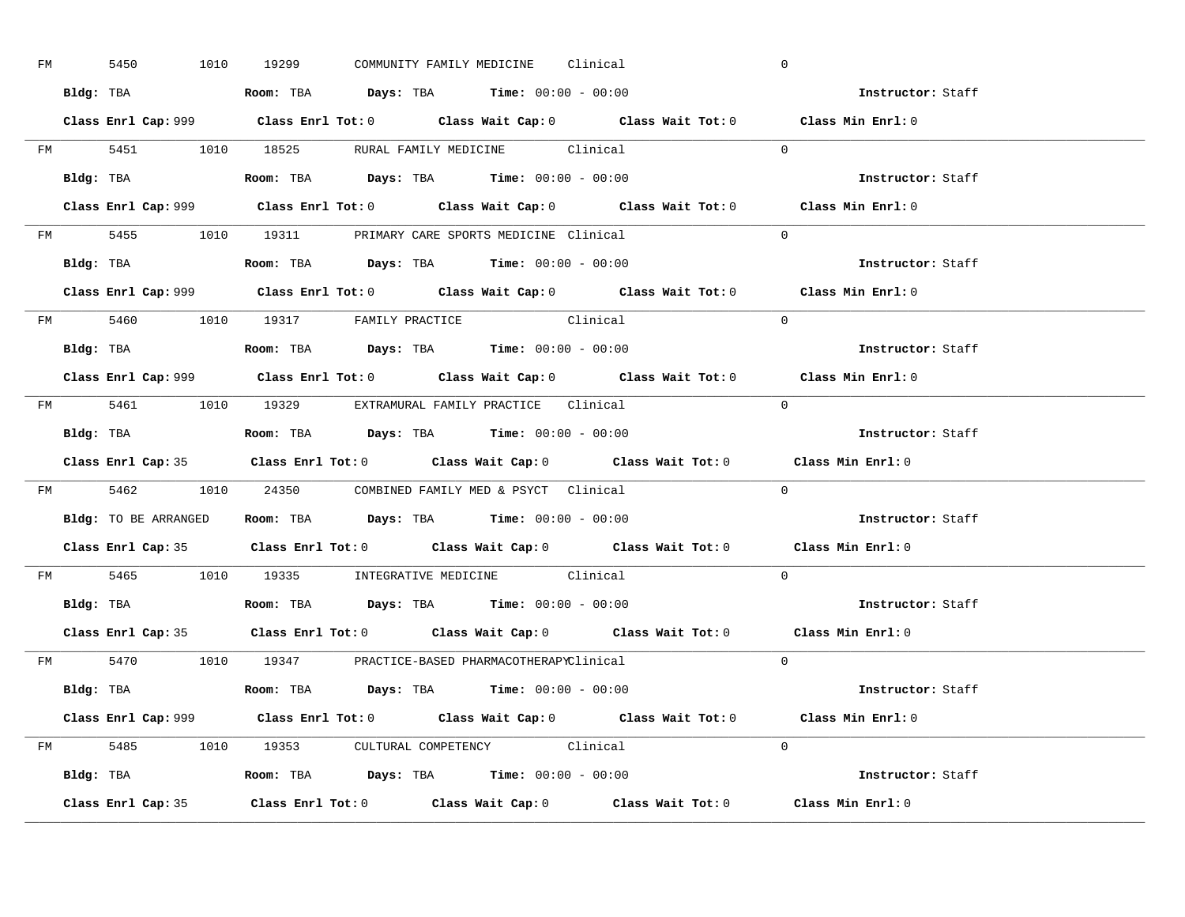FM 5450 1010 19299 COMMUNITY FAMILY MEDICINE Clinical 0

**Bldg:** TBA **Room:** TBA **Days:** TBA **Time:** 00:00 - 00:00 **Instructor:** Staff

**Class Enrl Cap:** 999 **Class Enrl Tot:** 0 **Class Wait Cap:** 0 **Class Wait Tot:** 0 **Class Min Enrl:** 0

---

FM 5451 1010 18525 RURAL FAMILY MEDICINE Clinical 0

**Bldg:** TBA **Room:** TBA **Days:** TBA **Time:** 00:00 - 00:00 **Instructor:** Staff

**Class Enrl Cap:** 999 **Class Enrl Tot:** 0 **Class Wait Cap:** 0 **Class Wait Tot:** 0 **Class Min Enrl:** 0

---

FM 5455 1010 19311 PRIMARY CARE SPORTS MEDICINE Clinical 0

**Bldg:** TBA **Room:** TBA **Days:** TBA **Time:** 00:00 - 00:00 **Instructor:** Staff

**Class Enrl Cap:** 999 **Class Enrl Tot:** 0 **Class Wait Cap:** 0 **Class Wait Tot:** 0 **Class Min Enrl:** 0

---

FM 5460 1010 19317 FAMILY PRACTICE Clinical 0

**Bldg:** TBA **Room:** TBA **Days:** TBA **Time:** 00:00 - 00:00 **Instructor:** Staff

**Class Enrl Cap:** 999 **Class Enrl Tot:** 0 **Class Wait Cap:** 0 **Class Wait Tot:** 0 **Class Min Enrl:** 0

---

FM 5461 1010 19329 EXTRAMURAL FAMILY PRACTICE Clinical 0

**Bldg:** TBA **Room:** TBA **Days:** TBA **Time:** 00:00 - 00:00 **Instructor:** Staff

**Class Enrl Cap:** 35 **Class Enrl Tot:** 0 **Class Wait Cap:** 0 **Class Wait Tot:** 0 **Class Min Enrl:** 0

---

FM 5462 1010 24350 COMBINED FAMILY MED & PSYCT Clinical 0

**Bldg:** TO BE ARRANGED **Room:** TBA **Days:** TBA **Time:** 00:00 - 00:00 **Instructor:** Staff

**Class Enrl Cap:** 35 **Class Enrl Tot:** 0 **Class Wait Cap:** 0 **Class Wait Tot:** 0 **Class Min Enrl:** 0

---

FM 5465 1010 19335 INTEGRATIVE MEDICINE Clinical 0

**Bldg:** TBA **Room:** TBA **Days:** TBA **Time:** 00:00 - 00:00 **Instructor:** Staff

**Class Enrl Cap:** 35 **Class Enrl Tot:** 0 **Class Wait Cap:** 0 **Class Wait Tot:** 0 **Class Min Enrl:** 0

---

FM 5470 1010 19347 PRACTICE-BASED PHARMACOTHERAPY Clinical 0

**Bldg:** TBA **Room:** TBA **Days:** TBA **Time:** 00:00 - 00:00 **Instructor:** Staff

**Class Enrl Cap:** 999 **Class Enrl Tot:** 0 **Class Wait Cap:** 0 **Class Wait Tot:** 0 **Class Min Enrl:** 0

---

FM 5485 1010 19353 CULTURAL COMPETENCY Clinical 0

**Bldg:** TBA **Room:** TBA **Days:** TBA **Time:** 00:00 - 00:00 **Instructor:** Staff

**Class Enrl Cap:** 35 **Class Enrl Tot:** 0 **Class Wait Cap:** 0 **Class Wait Tot:** 0 **Class Min Enrl:** 0

---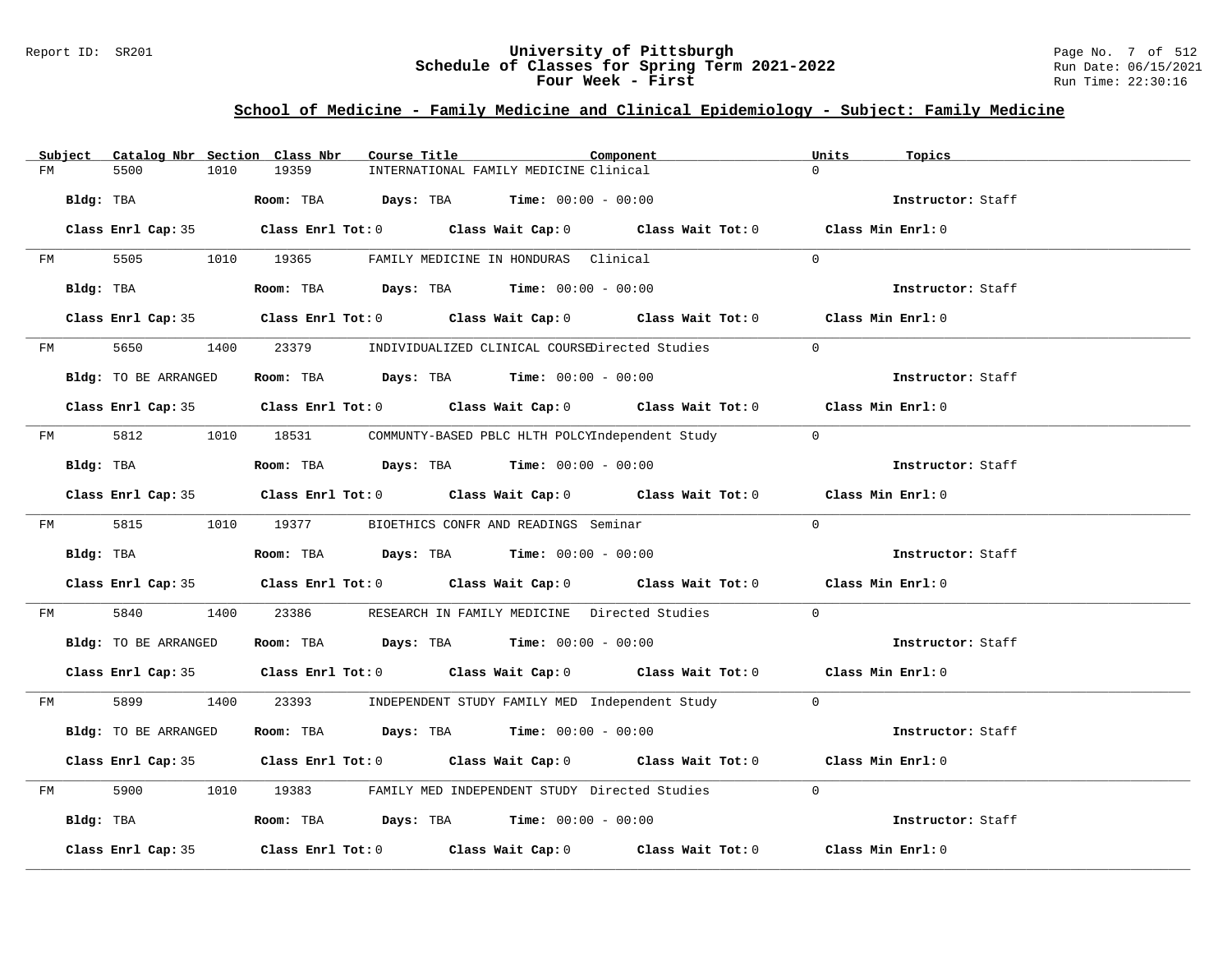## School of Medicine - Family Medicine and Clinical Epidemiology - Subject: Family Medicine

| Subject | Catalog Nbr | Section | Class Nbr | Course Title | Component | Units | Topics |
|---|---|---|---|---|---|---|---|
| FM | 5500 | 1010 | 19359 | INTERNATIONAL FAMILY MEDICINE | Clinical | 0 | |

**Bldg:** TBA **Room:** TBA **Days:** TBA **Time:** 00:00 - 00:00 **Instructor:** Staff

**Class Enrl Cap:** 35 **Class Enrl Tot:** 0 **Class Wait Cap:** 0 **Class Wait Tot:** 0 **Class Min Enrl:** 0

| Subject | Catalog Nbr | Section | Class Nbr | Course Title | Component | Units | Topics |
|---|---|---|---|---|---|---|---|
| FM | 5505 | 1010 | 19365 | FAMILY MEDICINE IN HONDURAS | Clinical | 0 | |

**Bldg:** TBA **Room:** TBA **Days:** TBA **Time:** 00:00 - 00:00 **Instructor:** Staff

**Class Enrl Cap:** 35 **Class Enrl Tot:** 0 **Class Wait Cap:** 0 **Class Wait Tot:** 0 **Class Min Enrl:** 0

| Subject | Catalog Nbr | Section | Class Nbr | Course Title | Component | Units | Topics |
|---|---|---|---|---|---|---|---|
| FM | 5650 | 1400 | 23379 | INDIVIDUALIZED CLINICAL COURSE | Directed Studies | 0 | |

**Bldg:** TO BE ARRANGED **Room:** TBA **Days:** TBA **Time:** 00:00 - 00:00 **Instructor:** Staff

**Class Enrl Cap:** 35 **Class Enrl Tot:** 0 **Class Wait Cap:** 0 **Class Wait Tot:** 0 **Class Min Enrl:** 0

| Subject | Catalog Nbr | Section | Class Nbr | Course Title | Component | Units | Topics |
|---|---|---|---|---|---|---|---|
| FM | 5812 | 1010 | 18531 | COMMUNTY-BASED PBLC HLTH POLCY | Independent Study | 0 | |

**Bldg:** TBA **Room:** TBA **Days:** TBA **Time:** 00:00 - 00:00 **Instructor:** Staff

**Class Enrl Cap:** 35 **Class Enrl Tot:** 0 **Class Wait Cap:** 0 **Class Wait Tot:** 0 **Class Min Enrl:** 0

| Subject | Catalog Nbr | Section | Class Nbr | Course Title | Component | Units | Topics |
|---|---|---|---|---|---|---|---|
| FM | 5815 | 1010 | 19377 | BIOETHICS CONFR AND READINGS | Seminar | 0 | |

**Bldg:** TBA **Room:** TBA **Days:** TBA **Time:** 00:00 - 00:00 **Instructor:** Staff

**Class Enrl Cap:** 35 **Class Enrl Tot:** 0 **Class Wait Cap:** 0 **Class Wait Tot:** 0 **Class Min Enrl:** 0

| Subject | Catalog Nbr | Section | Class Nbr | Course Title | Component | Units | Topics |
|---|---|---|---|---|---|---|---|
| FM | 5840 | 1400 | 23386 | RESEARCH IN FAMILY MEDICINE | Directed Studies | 0 | |

**Bldg:** TO BE ARRANGED **Room:** TBA **Days:** TBA **Time:** 00:00 - 00:00 **Instructor:** Staff

**Class Enrl Cap:** 35 **Class Enrl Tot:** 0 **Class Wait Cap:** 0 **Class Wait Tot:** 0 **Class Min Enrl:** 0

| Subject | Catalog Nbr | Section | Class Nbr | Course Title | Component | Units | Topics |
|---|---|---|---|---|---|---|---|
| FM | 5899 | 1400 | 23393 | INDEPENDENT STUDY FAMILY MED | Independent Study | 0 | |

**Bldg:** TO BE ARRANGED **Room:** TBA **Days:** TBA **Time:** 00:00 - 00:00 **Instructor:** Staff

**Class Enrl Cap:** 35 **Class Enrl Tot:** 0 **Class Wait Cap:** 0 **Class Wait Tot:** 0 **Class Min Enrl:** 0

| Subject | Catalog Nbr | Section | Class Nbr | Course Title | Component | Units | Topics |
|---|---|---|---|---|---|---|---|
| FM | 5900 | 1010 | 19383 | FAMILY MED INDEPENDENT STUDY | Directed Studies | 0 | |

**Bldg:** TBA **Room:** TBA **Days:** TBA **Time:** 00:00 - 00:00 **Instructor:** Staff

**Class Enrl Cap:** 35 **Class Enrl Tot:** 0 **Class Wait Cap:** 0 **Class Wait Tot:** 0 **Class Min Enrl:** 0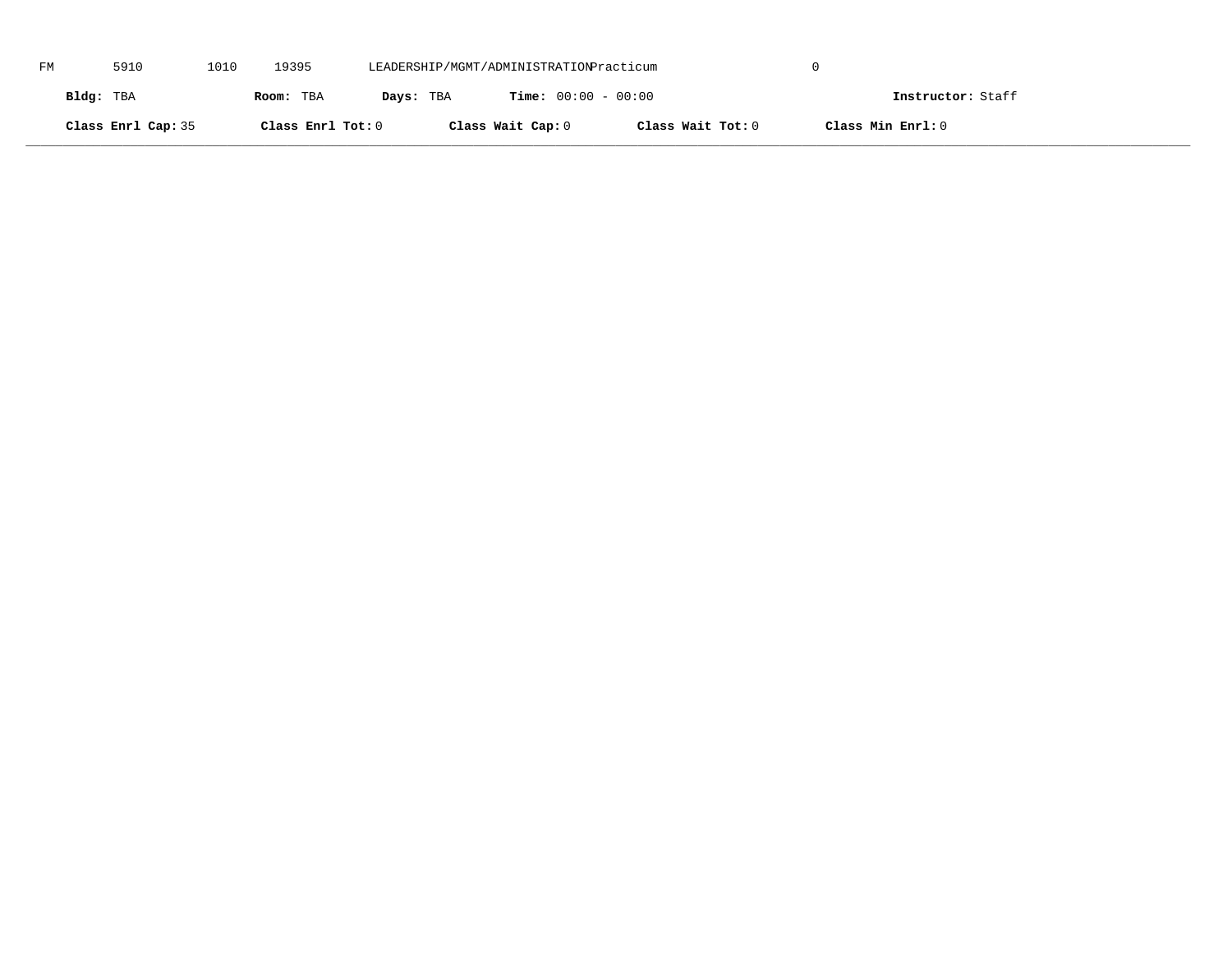FM 5910 1010 19395 LEADERSHIP/MGMT/ADMINISTRATION Practicum 0

**Bldg:** TBA **Room:** TBA **Days:** TBA **Time:** 00:00 - 00:00 **Instructor:** Staff

**Class Enrl Cap:** 35 **Class Enrl Tot:** 0 **Class Wait Cap:** 0 **Class Wait Tot:** 0 **Class Min Enrl:** 0

---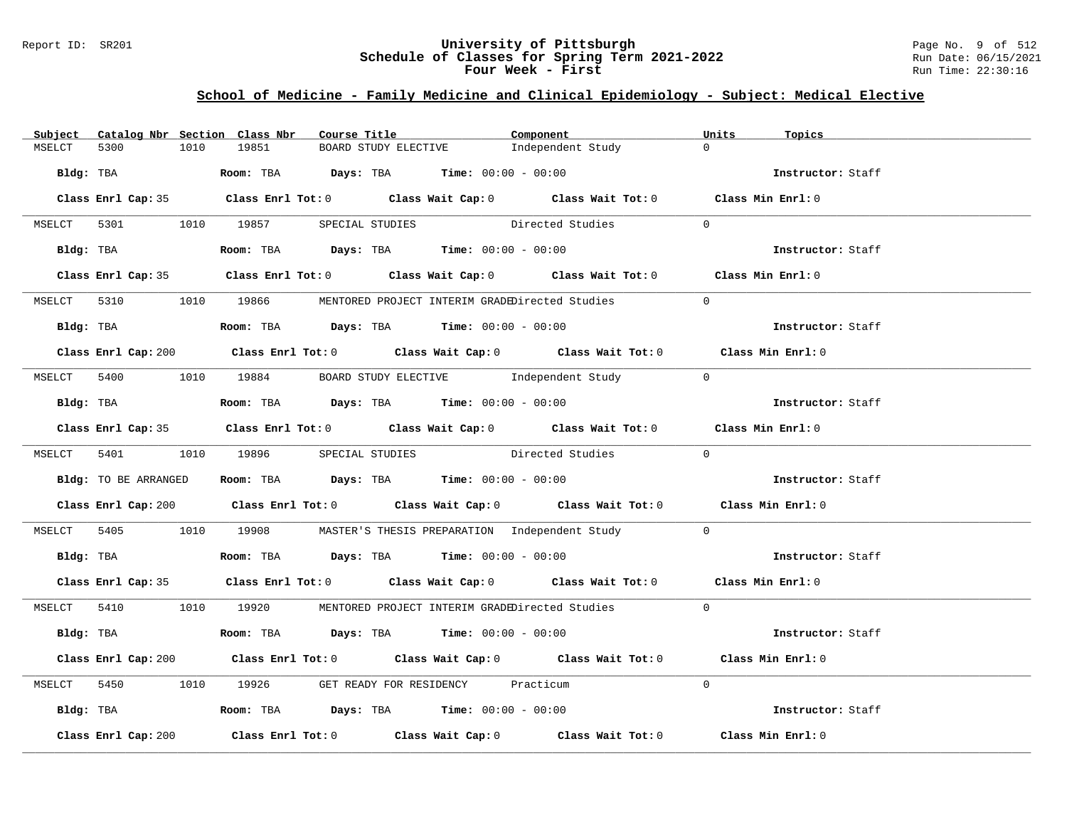## School of Medicine - Family Medicine and Clinical Epidemiology - Subject: Medical Elective

| Subject | Catalog Nbr | Section | Class Nbr | Course Title | Component | Units | Topics |
|---|---|---|---|---|---|---|---|
| MSELCT | 5300 | 1010 | 19851 | BOARD STUDY ELECTIVE | Independent Study | 0 | |

**Bldg:** TBA **Room:** TBA **Days:** TBA **Time:** 00:00 - 00:00 **Instructor:** Staff

**Class Enrl Cap:** 35 **Class Enrl Tot:** 0 **Class Wait Cap:** 0 **Class Wait Tot:** 0 **Class Min Enrl:** 0

| Subject | Catalog Nbr | Section | Class Nbr | Course Title | Component | Units | Topics |
|---|---|---|---|---|---|---|---|
| MSELCT | 5301 | 1010 | 19857 | SPECIAL STUDIES | Directed Studies | 0 | |

**Bldg:** TBA **Room:** TBA **Days:** TBA **Time:** 00:00 - 00:00 **Instructor:** Staff

**Class Enrl Cap:** 35 **Class Enrl Tot:** 0 **Class Wait Cap:** 0 **Class Wait Tot:** 0 **Class Min Enrl:** 0

| Subject | Catalog Nbr | Section | Class Nbr | Course Title | Component | Units | Topics |
|---|---|---|---|---|---|---|---|
| MSELCT | 5310 | 1010 | 19866 | MENTORED PROJECT INTERIM GRADE | Directed Studies | 0 | |

**Bldg:** TBA **Room:** TBA **Days:** TBA **Time:** 00:00 - 00:00 **Instructor:** Staff

**Class Enrl Cap:** 200 **Class Enrl Tot:** 0 **Class Wait Cap:** 0 **Class Wait Tot:** 0 **Class Min Enrl:** 0

| Subject | Catalog Nbr | Section | Class Nbr | Course Title | Component | Units | Topics |
|---|---|---|---|---|---|---|---|
| MSELCT | 5400 | 1010 | 19884 | BOARD STUDY ELECTIVE | Independent Study | 0 | |

**Bldg:** TBA **Room:** TBA **Days:** TBA **Time:** 00:00 - 00:00 **Instructor:** Staff

**Class Enrl Cap:** 35 **Class Enrl Tot:** 0 **Class Wait Cap:** 0 **Class Wait Tot:** 0 **Class Min Enrl:** 0

| Subject | Catalog Nbr | Section | Class Nbr | Course Title | Component | Units | Topics |
|---|---|---|---|---|---|---|---|
| MSELCT | 5401 | 1010 | 19896 | SPECIAL STUDIES | Directed Studies | 0 | |

**Bldg:** TO BE ARRANGED **Room:** TBA **Days:** TBA **Time:** 00:00 - 00:00 **Instructor:** Staff

**Class Enrl Cap:** 200 **Class Enrl Tot:** 0 **Class Wait Cap:** 0 **Class Wait Tot:** 0 **Class Min Enrl:** 0

| Subject | Catalog Nbr | Section | Class Nbr | Course Title | Component | Units | Topics |
|---|---|---|---|---|---|---|---|
| MSELCT | 5405 | 1010 | 19908 | MASTER'S THESIS PREPARATION | Independent Study | 0 | |

**Bldg:** TBA **Room:** TBA **Days:** TBA **Time:** 00:00 - 00:00 **Instructor:** Staff

**Class Enrl Cap:** 35 **Class Enrl Tot:** 0 **Class Wait Cap:** 0 **Class Wait Tot:** 0 **Class Min Enrl:** 0

| Subject | Catalog Nbr | Section | Class Nbr | Course Title | Component | Units | Topics |
|---|---|---|---|---|---|---|---|
| MSELCT | 5410 | 1010 | 19920 | MENTORED PROJECT INTERIM GRADE | Directed Studies | 0 | |

**Bldg:** TBA **Room:** TBA **Days:** TBA **Time:** 00:00 - 00:00 **Instructor:** Staff

**Class Enrl Cap:** 200 **Class Enrl Tot:** 0 **Class Wait Cap:** 0 **Class Wait Tot:** 0 **Class Min Enrl:** 0

| Subject | Catalog Nbr | Section | Class Nbr | Course Title | Component | Units | Topics |
|---|---|---|---|---|---|---|---|
| MSELCT | 5450 | 1010 | 19926 | GET READY FOR RESIDENCY | Practicum | 0 | |

**Bldg:** TBA **Room:** TBA **Days:** TBA **Time:** 00:00 - 00:00 **Instructor:** Staff

**Class Enrl Cap:** 200 **Class Enrl Tot:** 0 **Class Wait Cap:** 0 **Class Wait Tot:** 0 **Class Min Enrl:** 0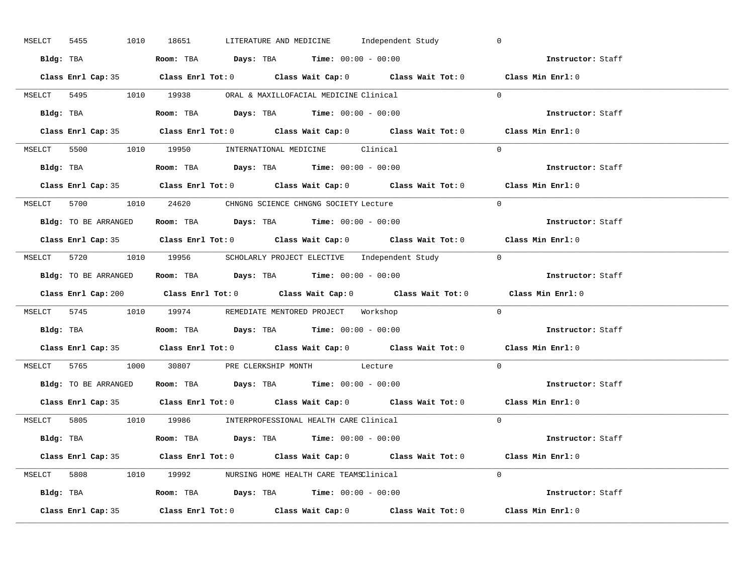MSELCT 5455 1010 18651 LITERATURE AND MEDICINE Independent Study 0

**Bldg:** TBA **Room:** TBA **Days:** TBA **Time:** 00:00 - 00:00 **Instructor:** Staff

**Class Enrl Cap:** 35 **Class Enrl Tot:** 0 **Class Wait Cap:** 0 **Class Wait Tot:** 0 **Class Min Enrl:** 0

---

MSELCT 5495 1010 19938 ORAL & MAXILLOFACIAL MEDICINE Clinical 0

**Bldg:** TBA **Room:** TBA **Days:** TBA **Time:** 00:00 - 00:00 **Instructor:** Staff

**Class Enrl Cap:** 35 **Class Enrl Tot:** 0 **Class Wait Cap:** 0 **Class Wait Tot:** 0 **Class Min Enrl:** 0

---

MSELCT 5500 1010 19950 INTERNATIONAL MEDICINE Clinical 0

**Bldg:** TBA **Room:** TBA **Days:** TBA **Time:** 00:00 - 00:00 **Instructor:** Staff

**Class Enrl Cap:** 35 **Class Enrl Tot:** 0 **Class Wait Cap:** 0 **Class Wait Tot:** 0 **Class Min Enrl:** 0

---

MSELCT 5700 1010 24620 CHNGNG SCIENCE CHNGNG SOCIETY Lecture 0

**Bldg:** TO BE ARRANGED **Room:** TBA **Days:** TBA **Time:** 00:00 - 00:00 **Instructor:** Staff

**Class Enrl Cap:** 35 **Class Enrl Tot:** 0 **Class Wait Cap:** 0 **Class Wait Tot:** 0 **Class Min Enrl:** 0

---

MSELCT 5720 1010 19956 SCHOLARLY PROJECT ELECTIVE Independent Study 0

**Bldg:** TO BE ARRANGED **Room:** TBA **Days:** TBA **Time:** 00:00 - 00:00 **Instructor:** Staff

**Class Enrl Cap:** 200 **Class Enrl Tot:** 0 **Class Wait Cap:** 0 **Class Wait Tot:** 0 **Class Min Enrl:** 0

---

MSELCT 5745 1010 19974 REMEDIATE MENTORED PROJECT Workshop 0

**Bldg:** TBA **Room:** TBA **Days:** TBA **Time:** 00:00 - 00:00 **Instructor:** Staff

**Class Enrl Cap:** 35 **Class Enrl Tot:** 0 **Class Wait Cap:** 0 **Class Wait Tot:** 0 **Class Min Enrl:** 0

---

MSELCT 5765 1000 30807 PRE CLERKSHIP MONTH Lecture 0

**Bldg:** TO BE ARRANGED **Room:** TBA **Days:** TBA **Time:** 00:00 - 00:00 **Instructor:** Staff

**Class Enrl Cap:** 35 **Class Enrl Tot:** 0 **Class Wait Cap:** 0 **Class Wait Tot:** 0 **Class Min Enrl:** 0

---

MSELCT 5805 1010 19986 INTERPROFESSIONAL HEALTH CARE Clinical 0

**Bldg:** TBA **Room:** TBA **Days:** TBA **Time:** 00:00 - 00:00 **Instructor:** Staff

**Class Enrl Cap:** 35 **Class Enrl Tot:** 0 **Class Wait Cap:** 0 **Class Wait Tot:** 0 **Class Min Enrl:** 0

---

MSELCT 5808 1010 19992 NURSING HOME HEALTH CARE TEAMS Clinical 0

**Bldg:** TBA **Room:** TBA **Days:** TBA **Time:** 00:00 - 00:00 **Instructor:** Staff

**Class Enrl Cap:** 35 **Class Enrl Tot:** 0 **Class Wait Cap:** 0 **Class Wait Tot:** 0 **Class Min Enrl:** 0

---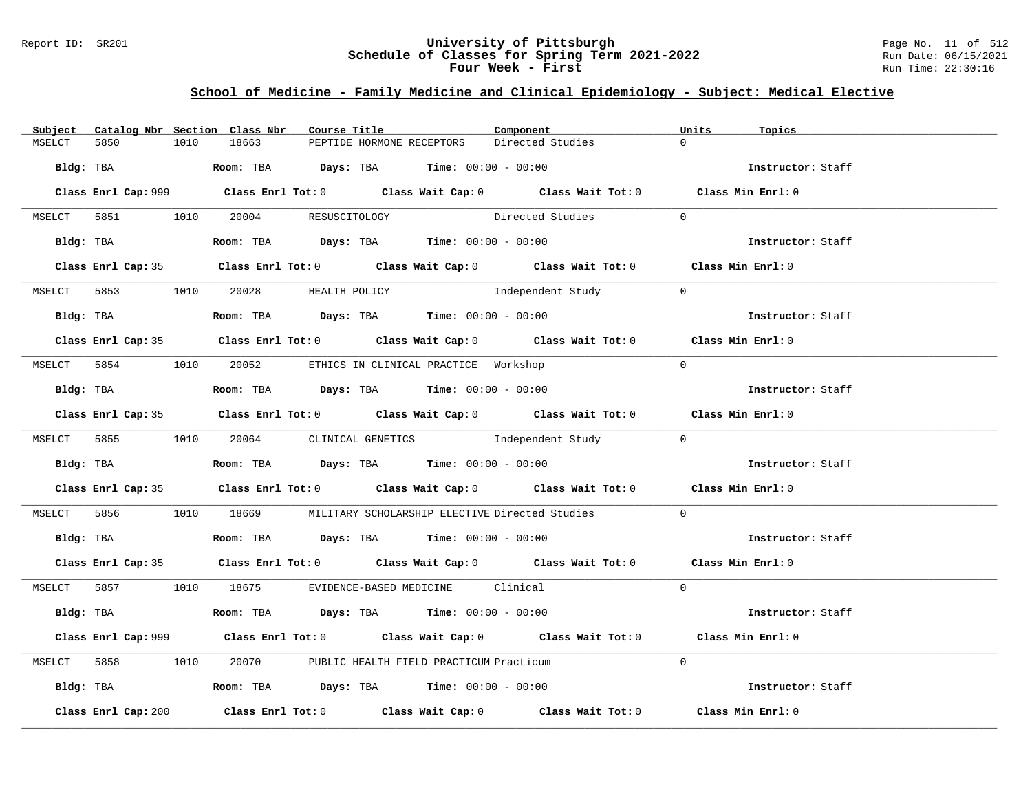## School of Medicine - Family Medicine and Clinical Epidemiology - Subject: Medical Elective

| Subject | Catalog Nbr | Section | Class Nbr | Course Title | Component | Units | Topics |
|---|---|---|---|---|---|---|---|
| MSELCT | 5850 | 1010 | 18663 | PEPTIDE HORMONE RECEPTORS | Directed Studies | 0 | |

**Bldg:** TBA **Room:** TBA **Days:** TBA **Time:** 00:00 - 00:00 **Instructor:** Staff

**Class Enrl Cap:** 999 **Class Enrl Tot:** 0 **Class Wait Cap:** 0 **Class Wait Tot:** 0 **Class Min Enrl:** 0

| Subject | Catalog Nbr | Section | Class Nbr | Course Title | Component | Units | Topics |
|---|---|---|---|---|---|---|---|
| MSELCT | 5851 | 1010 | 20004 | RESUSCITOLOGY | Directed Studies | 0 | |

**Bldg:** TBA **Room:** TBA **Days:** TBA **Time:** 00:00 - 00:00 **Instructor:** Staff

**Class Enrl Cap:** 35 **Class Enrl Tot:** 0 **Class Wait Cap:** 0 **Class Wait Tot:** 0 **Class Min Enrl:** 0

| Subject | Catalog Nbr | Section | Class Nbr | Course Title | Component | Units | Topics |
|---|---|---|---|---|---|---|---|
| MSELCT | 5853 | 1010 | 20028 | HEALTH POLICY | Independent Study | 0 | |

**Bldg:** TBA **Room:** TBA **Days:** TBA **Time:** 00:00 - 00:00 **Instructor:** Staff

**Class Enrl Cap:** 35 **Class Enrl Tot:** 0 **Class Wait Cap:** 0 **Class Wait Tot:** 0 **Class Min Enrl:** 0

| Subject | Catalog Nbr | Section | Class Nbr | Course Title | Component | Units | Topics |
|---|---|---|---|---|---|---|---|
| MSELCT | 5854 | 1010 | 20052 | ETHICS IN CLINICAL PRACTICE | Workshop | 0 | |

**Bldg:** TBA **Room:** TBA **Days:** TBA **Time:** 00:00 - 00:00 **Instructor:** Staff

**Class Enrl Cap:** 35 **Class Enrl Tot:** 0 **Class Wait Cap:** 0 **Class Wait Tot:** 0 **Class Min Enrl:** 0

| Subject | Catalog Nbr | Section | Class Nbr | Course Title | Component | Units | Topics |
|---|---|---|---|---|---|---|---|
| MSELCT | 5855 | 1010 | 20064 | CLINICAL GENETICS | Independent Study | 0 | |

**Bldg:** TBA **Room:** TBA **Days:** TBA **Time:** 00:00 - 00:00 **Instructor:** Staff

**Class Enrl Cap:** 35 **Class Enrl Tot:** 0 **Class Wait Cap:** 0 **Class Wait Tot:** 0 **Class Min Enrl:** 0

| Subject | Catalog Nbr | Section | Class Nbr | Course Title | Component | Units | Topics |
|---|---|---|---|---|---|---|---|
| MSELCT | 5856 | 1010 | 18669 | MILITARY SCHOLARSHIP ELECTIVE | Directed Studies | 0 | |

**Bldg:** TBA **Room:** TBA **Days:** TBA **Time:** 00:00 - 00:00 **Instructor:** Staff

**Class Enrl Cap:** 35 **Class Enrl Tot:** 0 **Class Wait Cap:** 0 **Class Wait Tot:** 0 **Class Min Enrl:** 0

| Subject | Catalog Nbr | Section | Class Nbr | Course Title | Component | Units | Topics |
|---|---|---|---|---|---|---|---|
| MSELCT | 5857 | 1010 | 18675 | EVIDENCE-BASED MEDICINE | Clinical | 0 | |

**Bldg:** TBA **Room:** TBA **Days:** TBA **Time:** 00:00 - 00:00 **Instructor:** Staff

**Class Enrl Cap:** 999 **Class Enrl Tot:** 0 **Class Wait Cap:** 0 **Class Wait Tot:** 0 **Class Min Enrl:** 0

| Subject | Catalog Nbr | Section | Class Nbr | Course Title | Component | Units | Topics |
|---|---|---|---|---|---|---|---|
| MSELCT | 5858 | 1010 | 20070 | PUBLIC HEALTH FIELD PRACTICUM | Practicum | 0 | |

**Bldg:** TBA **Room:** TBA **Days:** TBA **Time:** 00:00 - 00:00 **Instructor:** Staff

**Class Enrl Cap:** 200 **Class Enrl Tot:** 0 **Class Wait Cap:** 0 **Class Wait Tot:** 0 **Class Min Enrl:** 0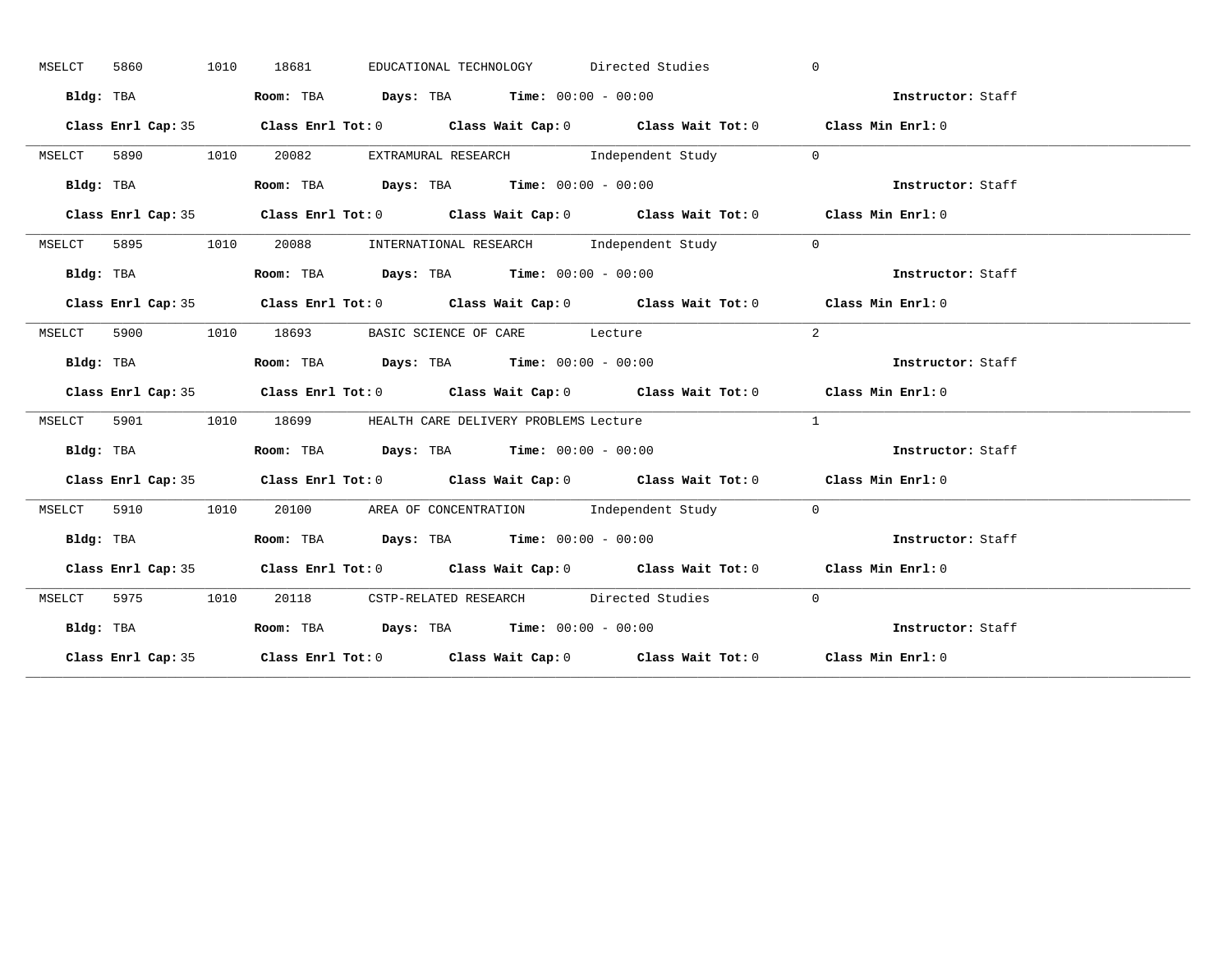MSELCT 5860 1010 18681 EDUCATIONAL TECHNOLOGY Directed Studies 0

**Bldg:** TBA **Room:** TBA **Days:** TBA **Time:** 00:00 - 00:00 **Instructor:** Staff

**Class Enrl Cap:** 35 **Class Enrl Tot:** 0 **Class Wait Cap:** 0 **Class Wait Tot:** 0 **Class Min Enrl:** 0

---

MSELCT 5890 1010 20082 EXTRAMURAL RESEARCH Independent Study 0

**Bldg:** TBA **Room:** TBA **Days:** TBA **Time:** 00:00 - 00:00 **Instructor:** Staff

**Class Enrl Cap:** 35 **Class Enrl Tot:** 0 **Class Wait Cap:** 0 **Class Wait Tot:** 0 **Class Min Enrl:** 0

---

MSELCT 5895 1010 20088 INTERNATIONAL RESEARCH Independent Study 0

**Bldg:** TBA **Room:** TBA **Days:** TBA **Time:** 00:00 - 00:00 **Instructor:** Staff

**Class Enrl Cap:** 35 **Class Enrl Tot:** 0 **Class Wait Cap:** 0 **Class Wait Tot:** 0 **Class Min Enrl:** 0

---

MSELCT 5900 1010 18693 BASIC SCIENCE OF CARE Lecture 2

**Bldg:** TBA **Room:** TBA **Days:** TBA **Time:** 00:00 - 00:00 **Instructor:** Staff

**Class Enrl Cap:** 35 **Class Enrl Tot:** 0 **Class Wait Cap:** 0 **Class Wait Tot:** 0 **Class Min Enrl:** 0

---

MSELCT 5901 1010 18699 HEALTH CARE DELIVERY PROBLEMS Lecture 1

**Bldg:** TBA **Room:** TBA **Days:** TBA **Time:** 00:00 - 00:00 **Instructor:** Staff

**Class Enrl Cap:** 35 **Class Enrl Tot:** 0 **Class Wait Cap:** 0 **Class Wait Tot:** 0 **Class Min Enrl:** 0

---

MSELCT 5910 1010 20100 AREA OF CONCENTRATION Independent Study 0

**Bldg:** TBA **Room:** TBA **Days:** TBA **Time:** 00:00 - 00:00 **Instructor:** Staff

**Class Enrl Cap:** 35 **Class Enrl Tot:** 0 **Class Wait Cap:** 0 **Class Wait Tot:** 0 **Class Min Enrl:** 0

---

MSELCT 5975 1010 20118 CSTP-RELATED RESEARCH Directed Studies 0

**Bldg:** TBA **Room:** TBA **Days:** TBA **Time:** 00:00 - 00:00 **Instructor:** Staff

**Class Enrl Cap:** 35 **Class Enrl Tot:** 0 **Class Wait Cap:** 0 **Class Wait Tot:** 0 **Class Min Enrl:** 0

---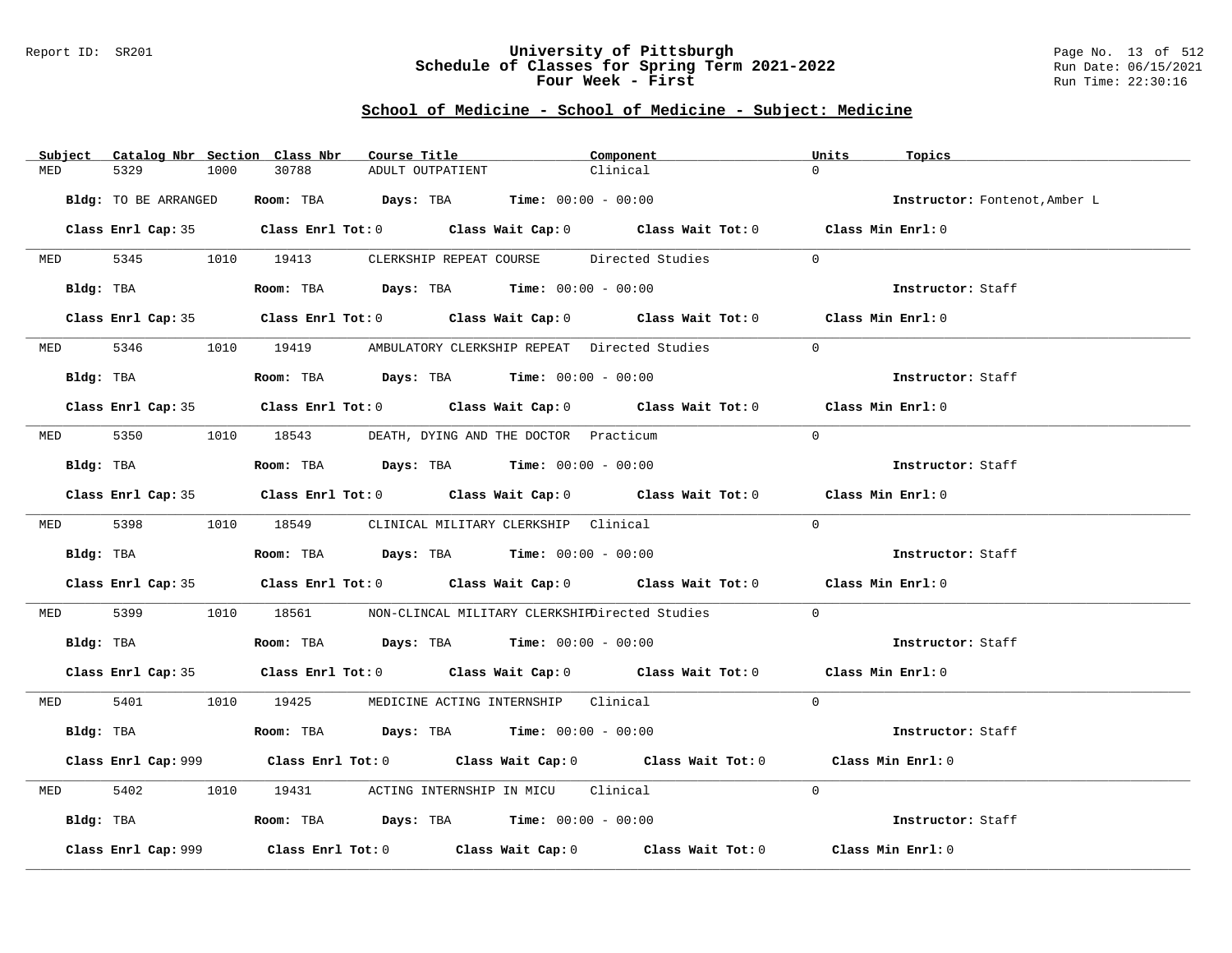Report ID: SR201

# University of Pittsburgh
## Schedule of Classes for Spring Term 2021-2022
## Four Week - First

Run Date: 06/15/2021
Run Time: 22:30:16

### School of Medicine - School of Medicine - Subject: Medicine

| Subject | Catalog Nbr | Section | Class Nbr | Course Title | Component | Units | Topics |
|---|---|---|---|---|---|---|---|
| MED | 5329 | 1000 | 30788 | ADULT OUTPATIENT | Clinical | 0 | |

**Bldg:** TO BE ARRANGED **Room:** TBA **Days:** TBA **Time:** 00:00 - 00:00 **Instructor:** Fontenot,Amber L

**Class Enrl Cap:** 35 **Class Enrl Tot:** 0 **Class Wait Cap:** 0 **Class Wait Tot:** 0 **Class Min Enrl:** 0

---

| Subject | Catalog Nbr | Section | Class Nbr | Course Title | Component | Units | Topics |
|---|---|---|---|---|---|---|---|
| MED | 5345 | 1010 | 19413 | CLERKSHIP REPEAT COURSE | Directed Studies | 0 | |

**Bldg:** TBA **Room:** TBA **Days:** TBA **Time:** 00:00 - 00:00 **Instructor:** Staff

**Class Enrl Cap:** 35 **Class Enrl Tot:** 0 **Class Wait Cap:** 0 **Class Wait Tot:** 0 **Class Min Enrl:** 0

---

| Subject | Catalog Nbr | Section | Class Nbr | Course Title | Component | Units | Topics |
|---|---|---|---|---|---|---|---|
| MED | 5346 | 1010 | 19419 | AMBULATORY CLERKSHIP REPEAT | Directed Studies | 0 | |

**Bldg:** TBA **Room:** TBA **Days:** TBA **Time:** 00:00 - 00:00 **Instructor:** Staff

**Class Enrl Cap:** 35 **Class Enrl Tot:** 0 **Class Wait Cap:** 0 **Class Wait Tot:** 0 **Class Min Enrl:** 0

---

| Subject | Catalog Nbr | Section | Class Nbr | Course Title | Component | Units | Topics |
|---|---|---|---|---|---|---|---|
| MED | 5350 | 1010 | 18543 | DEATH, DYING AND THE DOCTOR | Practicum | 0 | |

**Bldg:** TBA **Room:** TBA **Days:** TBA **Time:** 00:00 - 00:00 **Instructor:** Staff

**Class Enrl Cap:** 35 **Class Enrl Tot:** 0 **Class Wait Cap:** 0 **Class Wait Tot:** 0 **Class Min Enrl:** 0

---

| Subject | Catalog Nbr | Section | Class Nbr | Course Title | Component | Units | Topics |
|---|---|---|---|---|---|---|---|
| MED | 5398 | 1010 | 18549 | CLINICAL MILITARY CLERKSHIP | Clinical | 0 | |

**Bldg:** TBA **Room:** TBA **Days:** TBA **Time:** 00:00 - 00:00 **Instructor:** Staff

**Class Enrl Cap:** 35 **Class Enrl Tot:** 0 **Class Wait Cap:** 0 **Class Wait Tot:** 0 **Class Min Enrl:** 0

---

| Subject | Catalog Nbr | Section | Class Nbr | Course Title | Component | Units | Topics |
|---|---|---|---|---|---|---|---|
| MED | 5399 | 1010 | 18561 | NON-CLINCAL MILITARY CLERKSHIP | Directed Studies | 0 | |

**Bldg:** TBA **Room:** TBA **Days:** TBA **Time:** 00:00 - 00:00 **Instructor:** Staff

**Class Enrl Cap:** 35 **Class Enrl Tot:** 0 **Class Wait Cap:** 0 **Class Wait Tot:** 0 **Class Min Enrl:** 0

---

| Subject | Catalog Nbr | Section | Class Nbr | Course Title | Component | Units | Topics |
|---|---|---|---|---|---|---|---|
| MED | 5401 | 1010 | 19425 | MEDICINE ACTING INTERNSHIP | Clinical | 0 | |

**Bldg:** TBA **Room:** TBA **Days:** TBA **Time:** 00:00 - 00:00 **Instructor:** Staff

**Class Enrl Cap:** 999 **Class Enrl Tot:** 0 **Class Wait Cap:** 0 **Class Wait Tot:** 0 **Class Min Enrl:** 0

---

| Subject | Catalog Nbr | Section | Class Nbr | Course Title | Component | Units | Topics |
|---|---|---|---|---|---|---|---|
| MED | 5402 | 1010 | 19431 | ACTING INTERNSHIP IN MICU | Clinical | 0 | |

**Bldg:** TBA **Room:** TBA **Days:** TBA **Time:** 00:00 - 00:00 **Instructor:** Staff

**Class Enrl Cap:** 999 **Class Enrl Tot:** 0 **Class Wait Cap:** 0 **Class Wait Tot:** 0 **Class Min Enrl:** 0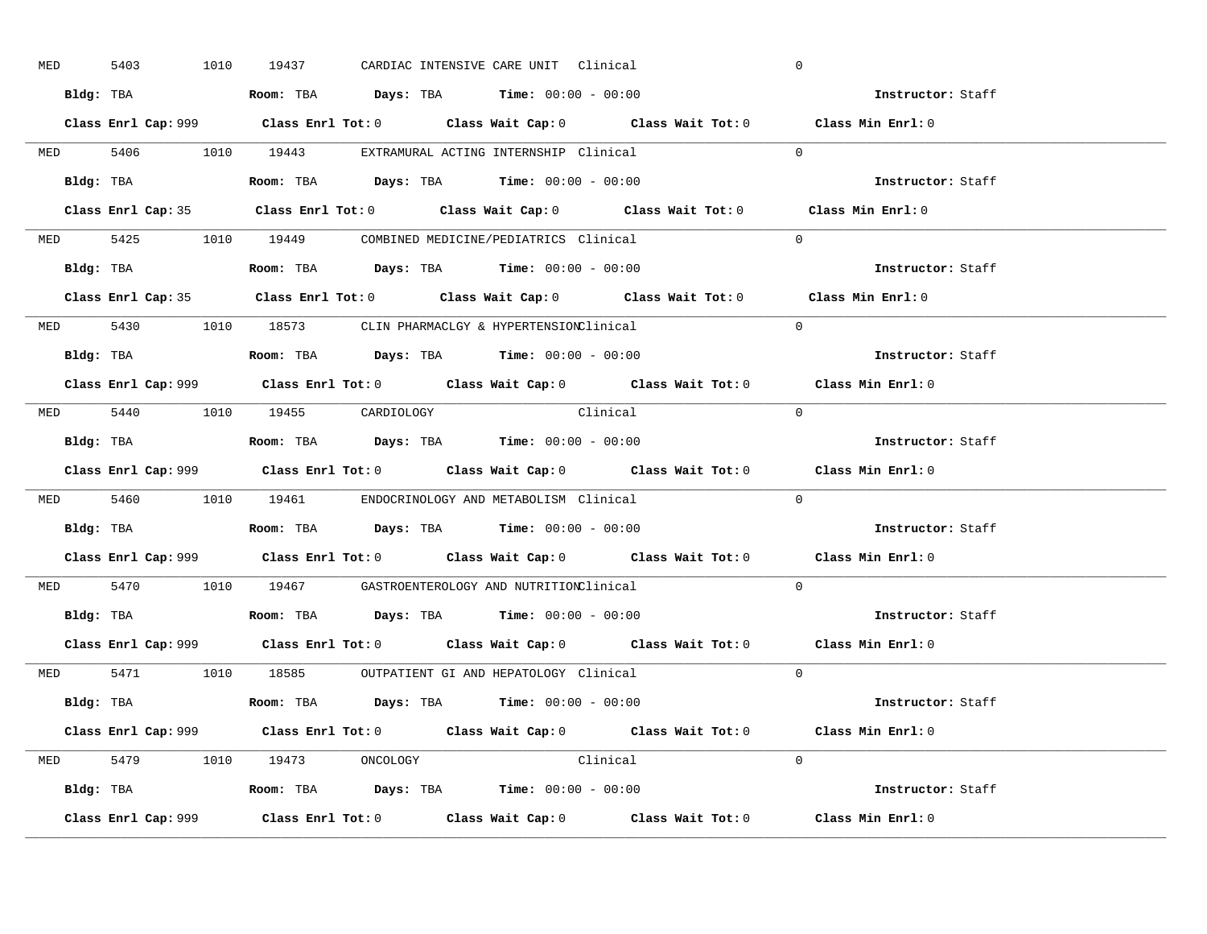MED 5403 1010 19437 CARDIAC INTENSIVE CARE UNIT Clinical 0

**Bldg:** TBA **Room:** TBA **Days:** TBA **Time:** 00:00 - 00:00 **Instructor:** Staff

**Class Enrl Cap:** 999 **Class Enrl Tot:** 0 **Class Wait Cap:** 0 **Class Wait Tot:** 0 **Class Min Enrl:** 0

---

MED 5406 1010 19443 EXTRAMURAL ACTING INTERNSHIP Clinical 0

**Bldg:** TBA **Room:** TBA **Days:** TBA **Time:** 00:00 - 00:00 **Instructor:** Staff

**Class Enrl Cap:** 35 **Class Enrl Tot:** 0 **Class Wait Cap:** 0 **Class Wait Tot:** 0 **Class Min Enrl:** 0

---

MED 5425 1010 19449 COMBINED MEDICINE/PEDIATRICS Clinical 0

**Bldg:** TBA **Room:** TBA **Days:** TBA **Time:** 00:00 - 00:00 **Instructor:** Staff

**Class Enrl Cap:** 35 **Class Enrl Tot:** 0 **Class Wait Cap:** 0 **Class Wait Tot:** 0 **Class Min Enrl:** 0

---

MED 5430 1010 18573 CLIN PHARMACLGY & HYPERTENSION Clinical 0

**Bldg:** TBA **Room:** TBA **Days:** TBA **Time:** 00:00 - 00:00 **Instructor:** Staff

**Class Enrl Cap:** 999 **Class Enrl Tot:** 0 **Class Wait Cap:** 0 **Class Wait Tot:** 0 **Class Min Enrl:** 0

---

MED 5440 1010 19455 CARDIOLOGY Clinical 0

**Bldg:** TBA **Room:** TBA **Days:** TBA **Time:** 00:00 - 00:00 **Instructor:** Staff

**Class Enrl Cap:** 999 **Class Enrl Tot:** 0 **Class Wait Cap:** 0 **Class Wait Tot:** 0 **Class Min Enrl:** 0

---

MED 5460 1010 19461 ENDOCRINOLOGY AND METABOLISM Clinical 0

**Bldg:** TBA **Room:** TBA **Days:** TBA **Time:** 00:00 - 00:00 **Instructor:** Staff

**Class Enrl Cap:** 999 **Class Enrl Tot:** 0 **Class Wait Cap:** 0 **Class Wait Tot:** 0 **Class Min Enrl:** 0

---

MED 5470 1010 19467 GASTROENTEROLOGY AND NUTRITION Clinical 0

**Bldg:** TBA **Room:** TBA **Days:** TBA **Time:** 00:00 - 00:00 **Instructor:** Staff

**Class Enrl Cap:** 999 **Class Enrl Tot:** 0 **Class Wait Cap:** 0 **Class Wait Tot:** 0 **Class Min Enrl:** 0

---

MED 5471 1010 18585 OUTPATIENT GI AND HEPATOLOGY Clinical 0

**Bldg:** TBA **Room:** TBA **Days:** TBA **Time:** 00:00 - 00:00 **Instructor:** Staff

**Class Enrl Cap:** 999 **Class Enrl Tot:** 0 **Class Wait Cap:** 0 **Class Wait Tot:** 0 **Class Min Enrl:** 0

---

MED 5479 1010 19473 ONCOLOGY Clinical 0

**Bldg:** TBA **Room:** TBA **Days:** TBA **Time:** 00:00 - 00:00 **Instructor:** Staff

**Class Enrl Cap:** 999 **Class Enrl Tot:** 0 **Class Wait Cap:** 0 **Class Wait Tot:** 0 **Class Min Enrl:** 0

---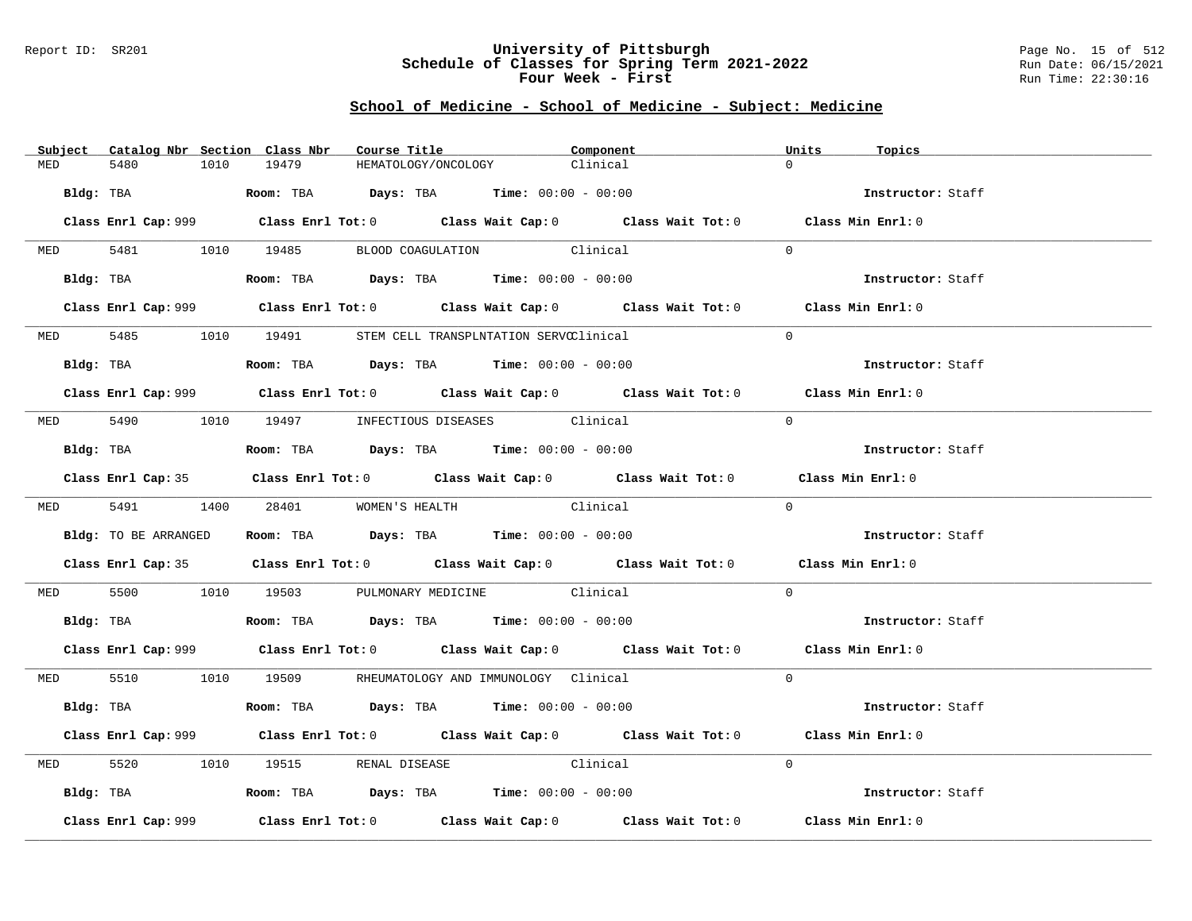## School of Medicine - School of Medicine - Subject: Medicine

| Subject | Catalog Nbr | Section | Class Nbr | Course Title | Component | Units | Topics |
|---|---|---|---|---|---|---|---|
| MED | 5480 | 1010 | 19479 | HEMATOLOGY/ONCOLOGY | Clinical | 0 | |

**Bldg:** TBA **Room:** TBA **Days:** TBA **Time:** 00:00 - 00:00 **Instructor:** Staff

**Class Enrl Cap:** 999 **Class Enrl Tot:** 0 **Class Wait Cap:** 0 **Class Wait Tot:** 0 **Class Min Enrl:** 0

| Subject | Catalog Nbr | Section | Class Nbr | Course Title | Component | Units | Topics |
|---|---|---|---|---|---|---|---|
| MED | 5481 | 1010 | 19485 | BLOOD COAGULATION | Clinical | 0 | |

**Bldg:** TBA **Room:** TBA **Days:** TBA **Time:** 00:00 - 00:00 **Instructor:** Staff

**Class Enrl Cap:** 999 **Class Enrl Tot:** 0 **Class Wait Cap:** 0 **Class Wait Tot:** 0 **Class Min Enrl:** 0

| Subject | Catalog Nbr | Section | Class Nbr | Course Title | Component | Units | Topics |
|---|---|---|---|---|---|---|---|
| MED | 5485 | 1010 | 19491 | STEM CELL TRANSPLNTATION SERVC | Clinical | 0 | |

**Bldg:** TBA **Room:** TBA **Days:** TBA **Time:** 00:00 - 00:00 **Instructor:** Staff

**Class Enrl Cap:** 999 **Class Enrl Tot:** 0 **Class Wait Cap:** 0 **Class Wait Tot:** 0 **Class Min Enrl:** 0

| Subject | Catalog Nbr | Section | Class Nbr | Course Title | Component | Units | Topics |
|---|---|---|---|---|---|---|---|
| MED | 5490 | 1010 | 19497 | INFECTIOUS DISEASES | Clinical | 0 | |

**Bldg:** TBA **Room:** TBA **Days:** TBA **Time:** 00:00 - 00:00 **Instructor:** Staff

**Class Enrl Cap:** 35 **Class Enrl Tot:** 0 **Class Wait Cap:** 0 **Class Wait Tot:** 0 **Class Min Enrl:** 0

| Subject | Catalog Nbr | Section | Class Nbr | Course Title | Component | Units | Topics |
|---|---|---|---|---|---|---|---|
| MED | 5491 | 1400 | 28401 | WOMEN'S HEALTH | Clinical | 0 | |

**Bldg:** TO BE ARRANGED **Room:** TBA **Days:** TBA **Time:** 00:00 - 00:00 **Instructor:** Staff

**Class Enrl Cap:** 35 **Class Enrl Tot:** 0 **Class Wait Cap:** 0 **Class Wait Tot:** 0 **Class Min Enrl:** 0

| Subject | Catalog Nbr | Section | Class Nbr | Course Title | Component | Units | Topics |
|---|---|---|---|---|---|---|---|
| MED | 5500 | 1010 | 19503 | PULMONARY MEDICINE | Clinical | 0 | |

**Bldg:** TBA **Room:** TBA **Days:** TBA **Time:** 00:00 - 00:00 **Instructor:** Staff

**Class Enrl Cap:** 999 **Class Enrl Tot:** 0 **Class Wait Cap:** 0 **Class Wait Tot:** 0 **Class Min Enrl:** 0

| Subject | Catalog Nbr | Section | Class Nbr | Course Title | Component | Units | Topics |
|---|---|---|---|---|---|---|---|
| MED | 5510 | 1010 | 19509 | RHEUMATOLOGY AND IMMUNOLOGY | Clinical | 0 | |

**Bldg:** TBA **Room:** TBA **Days:** TBA **Time:** 00:00 - 00:00 **Instructor:** Staff

**Class Enrl Cap:** 999 **Class Enrl Tot:** 0 **Class Wait Cap:** 0 **Class Wait Tot:** 0 **Class Min Enrl:** 0

| Subject | Catalog Nbr | Section | Class Nbr | Course Title | Component | Units | Topics |
|---|---|---|---|---|---|---|---|
| MED | 5520 | 1010 | 19515 | RENAL DISEASE | Clinical | 0 | |

**Bldg:** TBA **Room:** TBA **Days:** TBA **Time:** 00:00 - 00:00 **Instructor:** Staff

**Class Enrl Cap:** 999 **Class Enrl Tot:** 0 **Class Wait Cap:** 0 **Class Wait Tot:** 0 **Class Min Enrl:** 0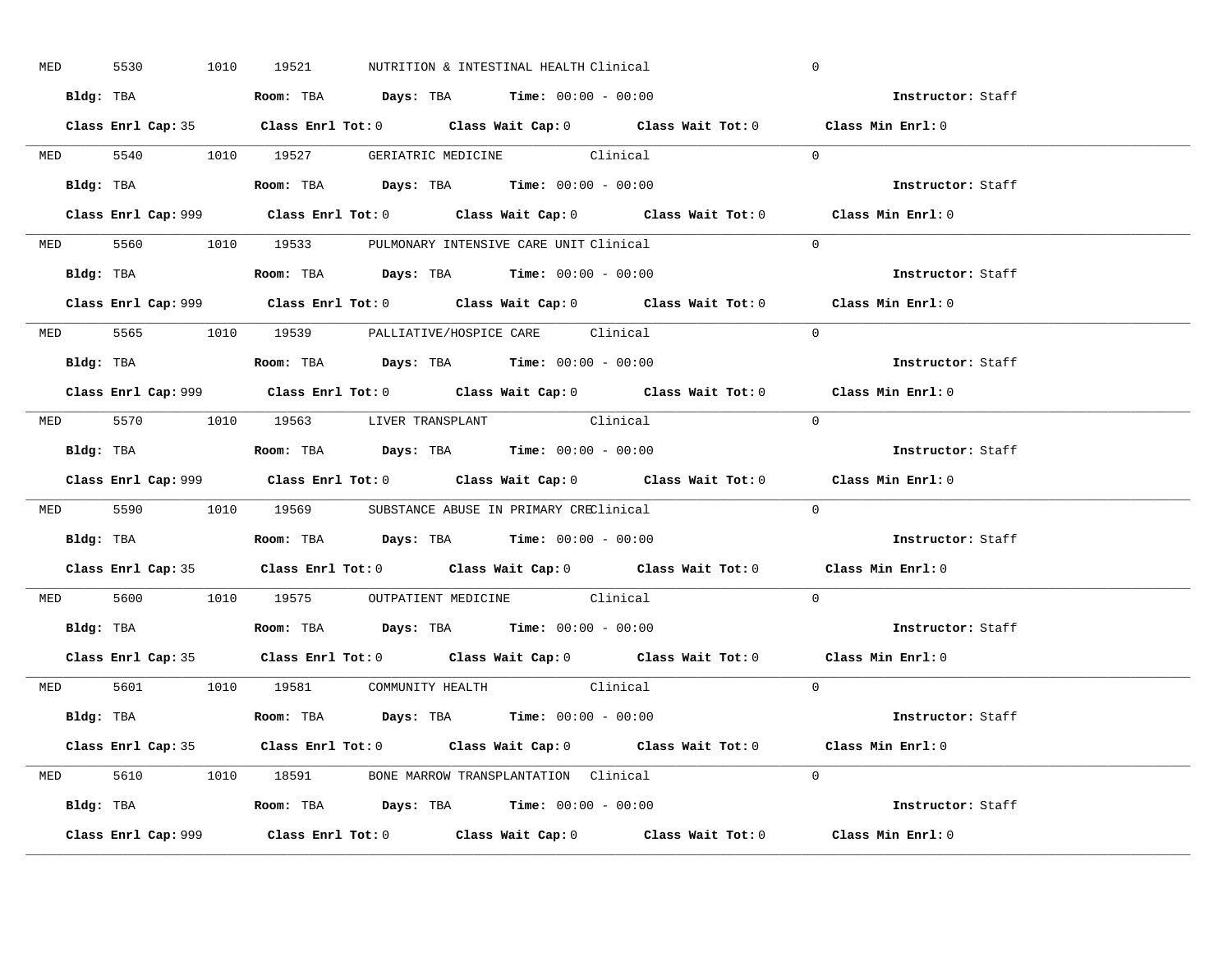MED 5530 1010 19521 NUTRITION & INTESTINAL HEALTH Clinical 0

**Bldg:** TBA **Room:** TBA **Days:** TBA **Time:** 00:00 - 00:00 **Instructor:** Staff

**Class Enrl Cap:** 35 **Class Enrl Tot:** 0 **Class Wait Cap:** 0 **Class Wait Tot:** 0 **Class Min Enrl:** 0

---

MED 5540 1010 19527 GERIATRIC MEDICINE Clinical 0

**Bldg:** TBA **Room:** TBA **Days:** TBA **Time:** 00:00 - 00:00 **Instructor:** Staff

**Class Enrl Cap:** 999 **Class Enrl Tot:** 0 **Class Wait Cap:** 0 **Class Wait Tot:** 0 **Class Min Enrl:** 0

---

MED 5560 1010 19533 PULMONARY INTENSIVE CARE UNIT Clinical 0

**Bldg:** TBA **Room:** TBA **Days:** TBA **Time:** 00:00 - 00:00 **Instructor:** Staff

**Class Enrl Cap:** 999 **Class Enrl Tot:** 0 **Class Wait Cap:** 0 **Class Wait Tot:** 0 **Class Min Enrl:** 0

---

MED 5565 1010 19539 PALLIATIVE/HOSPICE CARE Clinical 0

**Bldg:** TBA **Room:** TBA **Days:** TBA **Time:** 00:00 - 00:00 **Instructor:** Staff

**Class Enrl Cap:** 999 **Class Enrl Tot:** 0 **Class Wait Cap:** 0 **Class Wait Tot:** 0 **Class Min Enrl:** 0

---

MED 5570 1010 19563 LIVER TRANSPLANT Clinical 0

**Bldg:** TBA **Room:** TBA **Days:** TBA **Time:** 00:00 - 00:00 **Instructor:** Staff

**Class Enrl Cap:** 999 **Class Enrl Tot:** 0 **Class Wait Cap:** 0 **Class Wait Tot:** 0 **Class Min Enrl:** 0

---

MED 5590 1010 19569 SUBSTANCE ABUSE IN PRIMARY CREClinical 0

**Bldg:** TBA **Room:** TBA **Days:** TBA **Time:** 00:00 - 00:00 **Instructor:** Staff

**Class Enrl Cap:** 35 **Class Enrl Tot:** 0 **Class Wait Cap:** 0 **Class Wait Tot:** 0 **Class Min Enrl:** 0

---

MED 5600 1010 19575 OUTPATIENT MEDICINE Clinical 0

**Bldg:** TBA **Room:** TBA **Days:** TBA **Time:** 00:00 - 00:00 **Instructor:** Staff

**Class Enrl Cap:** 35 **Class Enrl Tot:** 0 **Class Wait Cap:** 0 **Class Wait Tot:** 0 **Class Min Enrl:** 0

---

MED 5601 1010 19581 COMMUNITY HEALTH Clinical 0

**Bldg:** TBA **Room:** TBA **Days:** TBA **Time:** 00:00 - 00:00 **Instructor:** Staff

**Class Enrl Cap:** 35 **Class Enrl Tot:** 0 **Class Wait Cap:** 0 **Class Wait Tot:** 0 **Class Min Enrl:** 0

---

MED 5610 1010 18591 BONE MARROW TRANSPLANTATION Clinical 0

**Bldg:** TBA **Room:** TBA **Days:** TBA **Time:** 00:00 - 00:00 **Instructor:** Staff

**Class Enrl Cap:** 999 **Class Enrl Tot:** 0 **Class Wait Cap:** 0 **Class Wait Tot:** 0 **Class Min Enrl:** 0

---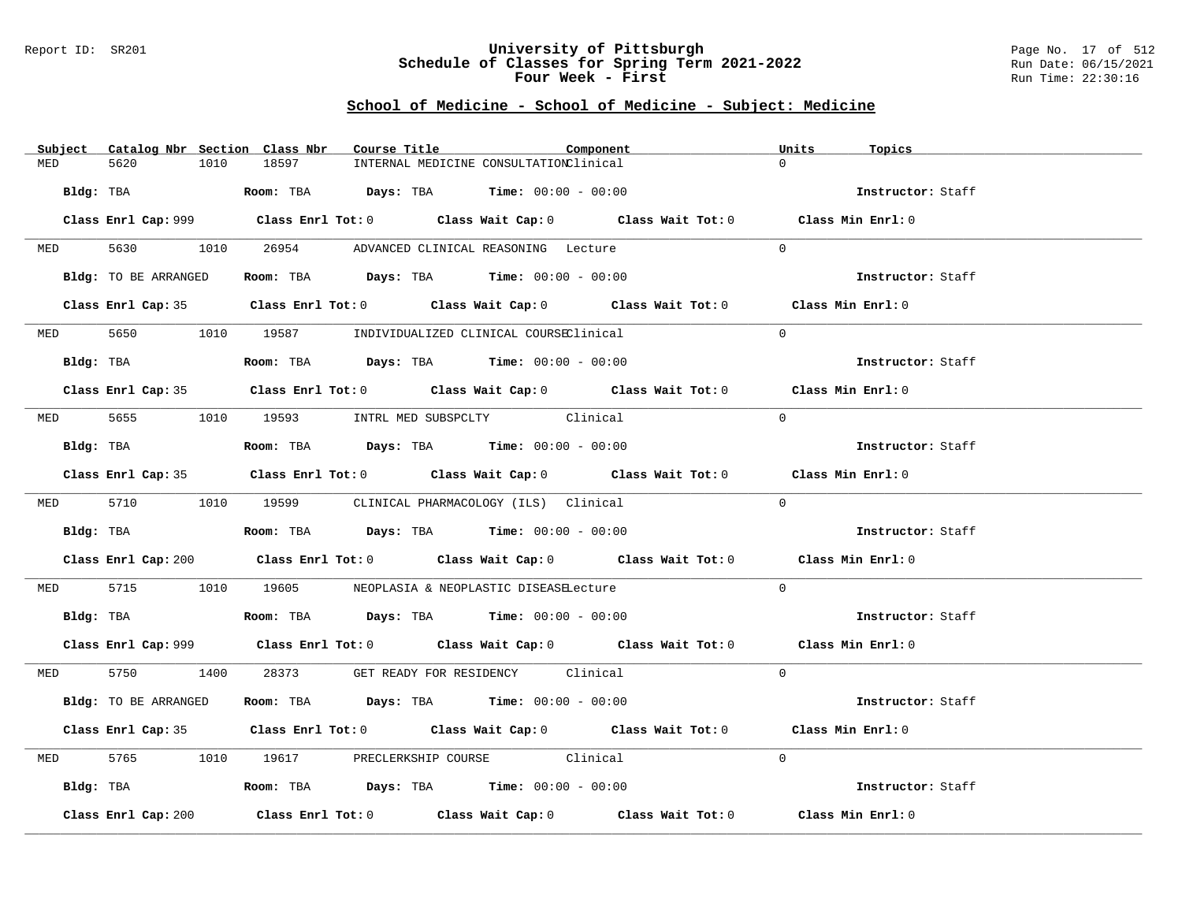## University of Pittsburgh
## Schedule of Classes for Spring Term 2021-2022
## Four Week - First

### School of Medicine - School of Medicine - Subject: Medicine

| Subject | Catalog Nbr | Section | Class Nbr | Course Title | Component | Units | Topics |
|---|---|---|---|---|---|---|---|
| MED | 5620 | 1010 | 18597 | INTERNAL MEDICINE CONSULTATION | Clinical | 0 | |

**Bldg:** TBA **Room:** TBA **Days:** TBA **Time:** 00:00 - 00:00 **Instructor:** Staff

**Class Enrl Cap:** 999 **Class Enrl Tot:** 0 **Class Wait Cap:** 0 **Class Wait Tot:** 0 **Class Min Enrl:** 0

| Subject | Catalog Nbr | Section | Class Nbr | Course Title | Component | Units | Topics |
|---|---|---|---|---|---|---|---|
| MED | 5630 | 1010 | 26954 | ADVANCED CLINICAL REASONING | Lecture | 0 | |

**Bldg:** TO BE ARRANGED **Room:** TBA **Days:** TBA **Time:** 00:00 - 00:00 **Instructor:** Staff

**Class Enrl Cap:** 35 **Class Enrl Tot:** 0 **Class Wait Cap:** 0 **Class Wait Tot:** 0 **Class Min Enrl:** 0

| Subject | Catalog Nbr | Section | Class Nbr | Course Title | Component | Units | Topics |
|---|---|---|---|---|---|---|---|
| MED | 5650 | 1010 | 19587 | INDIVIDUALIZED CLINICAL COURSE | Clinical | 0 | |

**Bldg:** TBA **Room:** TBA **Days:** TBA **Time:** 00:00 - 00:00 **Instructor:** Staff

**Class Enrl Cap:** 35 **Class Enrl Tot:** 0 **Class Wait Cap:** 0 **Class Wait Tot:** 0 **Class Min Enrl:** 0

| Subject | Catalog Nbr | Section | Class Nbr | Course Title | Component | Units | Topics |
|---|---|---|---|---|---|---|---|
| MED | 5655 | 1010 | 19593 | INTRL MED SUBSPCLTY | Clinical | 0 | |

**Bldg:** TBA **Room:** TBA **Days:** TBA **Time:** 00:00 - 00:00 **Instructor:** Staff

**Class Enrl Cap:** 35 **Class Enrl Tot:** 0 **Class Wait Cap:** 0 **Class Wait Tot:** 0 **Class Min Enrl:** 0

| Subject | Catalog Nbr | Section | Class Nbr | Course Title | Component | Units | Topics |
|---|---|---|---|---|---|---|---|
| MED | 5710 | 1010 | 19599 | CLINICAL PHARMACOLOGY (ILS) | Clinical | 0 | |

**Bldg:** TBA **Room:** TBA **Days:** TBA **Time:** 00:00 - 00:00 **Instructor:** Staff

**Class Enrl Cap:** 200 **Class Enrl Tot:** 0 **Class Wait Cap:** 0 **Class Wait Tot:** 0 **Class Min Enrl:** 0

| Subject | Catalog Nbr | Section | Class Nbr | Course Title | Component | Units | Topics |
|---|---|---|---|---|---|---|---|
| MED | 5715 | 1010 | 19605 | NEOPLASIA & NEOPLASTIC DISEASE | Lecture | 0 | |

**Bldg:** TBA **Room:** TBA **Days:** TBA **Time:** 00:00 - 00:00 **Instructor:** Staff

**Class Enrl Cap:** 999 **Class Enrl Tot:** 0 **Class Wait Cap:** 0 **Class Wait Tot:** 0 **Class Min Enrl:** 0

| Subject | Catalog Nbr | Section | Class Nbr | Course Title | Component | Units | Topics |
|---|---|---|---|---|---|---|---|
| MED | 5750 | 1400 | 28373 | GET READY FOR RESIDENCY | Clinical | 0 | |

**Bldg:** TO BE ARRANGED **Room:** TBA **Days:** TBA **Time:** 00:00 - 00:00 **Instructor:** Staff

**Class Enrl Cap:** 35 **Class Enrl Tot:** 0 **Class Wait Cap:** 0 **Class Wait Tot:** 0 **Class Min Enrl:** 0

| Subject | Catalog Nbr | Section | Class Nbr | Course Title | Component | Units | Topics |
|---|---|---|---|---|---|---|---|
| MED | 5765 | 1010 | 19617 | PRECLERKSHIP COURSE | Clinical | 0 | |

**Bldg:** TBA **Room:** TBA **Days:** TBA **Time:** 00:00 - 00:00 **Instructor:** Staff

**Class Enrl Cap:** 200 **Class Enrl Tot:** 0 **Class Wait Cap:** 0 **Class Wait Tot:** 0 **Class Min Enrl:** 0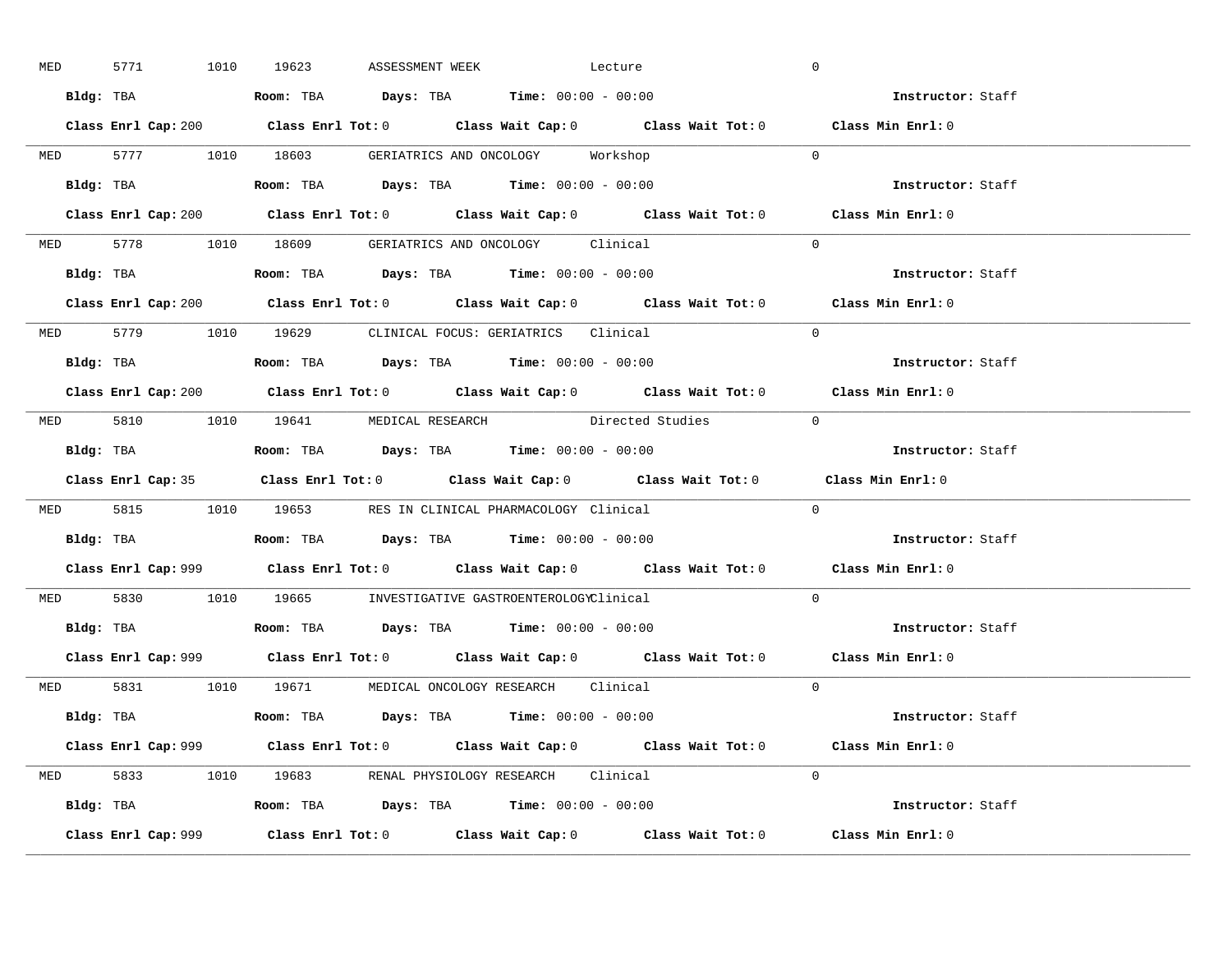MED 5771 1010 19623 ASSESSMENT WEEK Lecture 0

**Bldg:** TBA **Room:** TBA **Days:** TBA **Time:** 00:00 - 00:00 **Instructor:** Staff

**Class Enrl Cap:** 200 **Class Enrl Tot:** 0 **Class Wait Cap:** 0 **Class Wait Tot:** 0 **Class Min Enrl:** 0

---

MED 5777 1010 18603 GERIATRICS AND ONCOLOGY Workshop 0

**Bldg:** TBA **Room:** TBA **Days:** TBA **Time:** 00:00 - 00:00 **Instructor:** Staff

**Class Enrl Cap:** 200 **Class Enrl Tot:** 0 **Class Wait Cap:** 0 **Class Wait Tot:** 0 **Class Min Enrl:** 0

---

MED 5778 1010 18609 GERIATRICS AND ONCOLOGY Clinical 0

**Bldg:** TBA **Room:** TBA **Days:** TBA **Time:** 00:00 - 00:00 **Instructor:** Staff

**Class Enrl Cap:** 200 **Class Enrl Tot:** 0 **Class Wait Cap:** 0 **Class Wait Tot:** 0 **Class Min Enrl:** 0

---

MED 5779 1010 19629 CLINICAL FOCUS: GERIATRICS Clinical 0

**Bldg:** TBA **Room:** TBA **Days:** TBA **Time:** 00:00 - 00:00 **Instructor:** Staff

**Class Enrl Cap:** 200 **Class Enrl Tot:** 0 **Class Wait Cap:** 0 **Class Wait Tot:** 0 **Class Min Enrl:** 0

---

MED 5810 1010 19641 MEDICAL RESEARCH Directed Studies 0

**Bldg:** TBA **Room:** TBA **Days:** TBA **Time:** 00:00 - 00:00 **Instructor:** Staff

**Class Enrl Cap:** 35 **Class Enrl Tot:** 0 **Class Wait Cap:** 0 **Class Wait Tot:** 0 **Class Min Enrl:** 0

---

MED 5815 1010 19653 RES IN CLINICAL PHARMACOLOGY Clinical 0

**Bldg:** TBA **Room:** TBA **Days:** TBA **Time:** 00:00 - 00:00 **Instructor:** Staff

**Class Enrl Cap:** 999 **Class Enrl Tot:** 0 **Class Wait Cap:** 0 **Class Wait Tot:** 0 **Class Min Enrl:** 0

---

MED 5830 1010 19665 INVESTIGATIVE GASTROENTEROLOGY Clinical 0

**Bldg:** TBA **Room:** TBA **Days:** TBA **Time:** 00:00 - 00:00 **Instructor:** Staff

**Class Enrl Cap:** 999 **Class Enrl Tot:** 0 **Class Wait Cap:** 0 **Class Wait Tot:** 0 **Class Min Enrl:** 0

---

MED 5831 1010 19671 MEDICAL ONCOLOGY RESEARCH Clinical 0

**Bldg:** TBA **Room:** TBA **Days:** TBA **Time:** 00:00 - 00:00 **Instructor:** Staff

**Class Enrl Cap:** 999 **Class Enrl Tot:** 0 **Class Wait Cap:** 0 **Class Wait Tot:** 0 **Class Min Enrl:** 0

---

MED 5833 1010 19683 RENAL PHYSIOLOGY RESEARCH Clinical 0

**Bldg:** TBA **Room:** TBA **Days:** TBA **Time:** 00:00 - 00:00 **Instructor:** Staff

**Class Enrl Cap:** 999 **Class Enrl Tot:** 0 **Class Wait Cap:** 0 **Class Wait Tot:** 0 **Class Min Enrl:** 0

---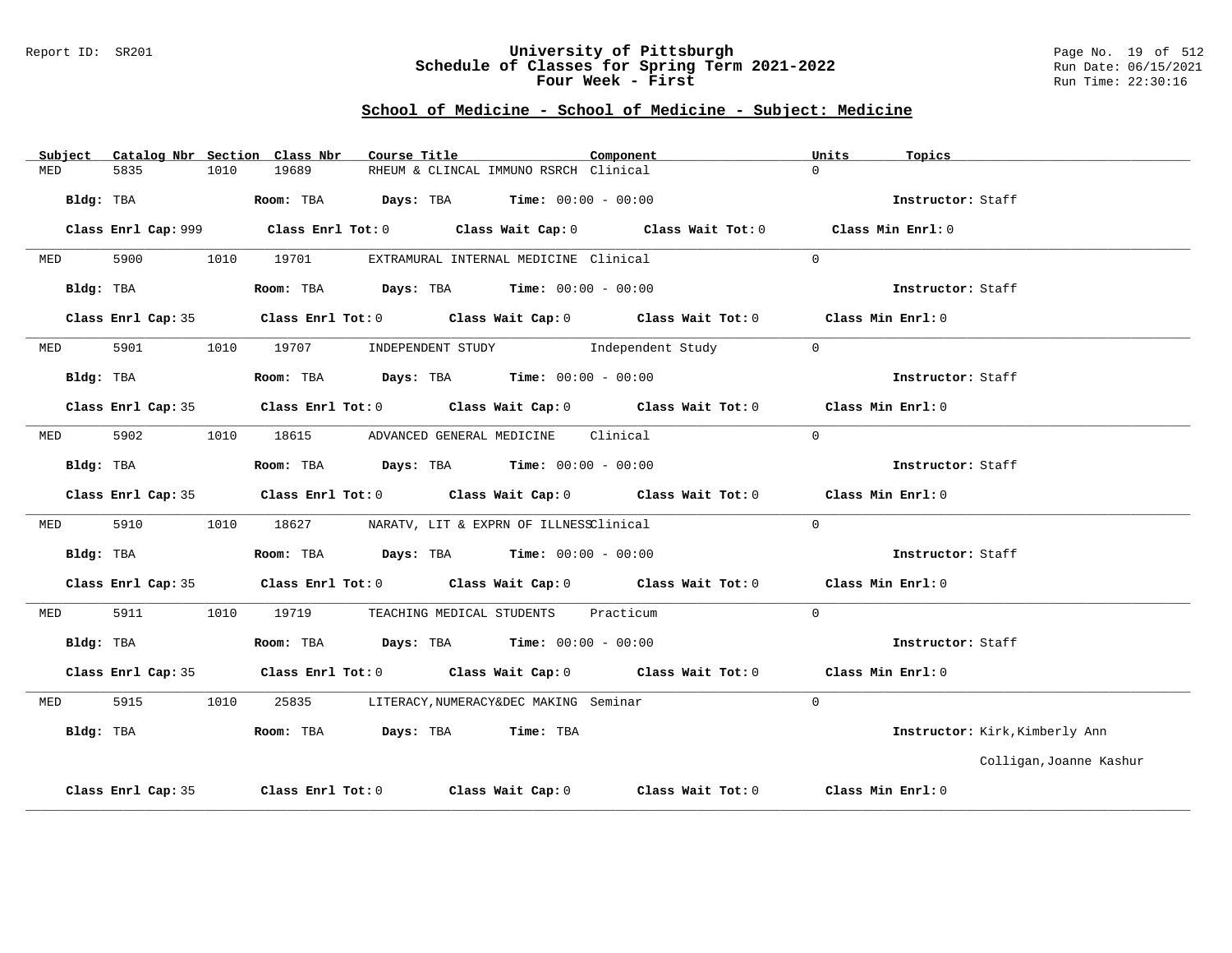# University of Pittsburgh
## Schedule of Classes for Spring Term 2021-2022
### Four Week - First

Report ID: SR201

Run Date: 06/15/2021
Run Time: 22:30:16

## School of Medicine - School of Medicine - Subject: Medicine

| Subject | Catalog Nbr | Section | Class Nbr | Course Title | Component | Units | Topics |
|---|---|---|---|---|---|---|---|
| MED | 5835 | 1010 | 19689 | RHEUM & CLINCAL IMMUNO RSRCH | Clinical | 0 | |

**Bldg:** TBA **Room:** TBA **Days:** TBA **Time:** 00:00 - 00:00 **Instructor:** Staff

**Class Enrl Cap:** 999 **Class Enrl Tot:** 0 **Class Wait Cap:** 0 **Class Wait Tot:** 0 **Class Min Enrl:** 0

---

| Subject | Catalog Nbr | Section | Class Nbr | Course Title | Component | Units | Topics |
|---|---|---|---|---|---|---|---|
| MED | 5900 | 1010 | 19701 | EXTRAMURAL INTERNAL MEDICINE | Clinical | 0 | |

**Bldg:** TBA **Room:** TBA **Days:** TBA **Time:** 00:00 - 00:00 **Instructor:** Staff

**Class Enrl Cap:** 35 **Class Enrl Tot:** 0 **Class Wait Cap:** 0 **Class Wait Tot:** 0 **Class Min Enrl:** 0

---

| Subject | Catalog Nbr | Section | Class Nbr | Course Title | Component | Units | Topics |
|---|---|---|---|---|---|---|---|
| MED | 5901 | 1010 | 19707 | INDEPENDENT STUDY | Independent Study | 0 | |

**Bldg:** TBA **Room:** TBA **Days:** TBA **Time:** 00:00 - 00:00 **Instructor:** Staff

**Class Enrl Cap:** 35 **Class Enrl Tot:** 0 **Class Wait Cap:** 0 **Class Wait Tot:** 0 **Class Min Enrl:** 0

---

| Subject | Catalog Nbr | Section | Class Nbr | Course Title | Component | Units | Topics |
|---|---|---|---|---|---|---|---|
| MED | 5902 | 1010 | 18615 | ADVANCED GENERAL MEDICINE | Clinical | 0 | |

**Bldg:** TBA **Room:** TBA **Days:** TBA **Time:** 00:00 - 00:00 **Instructor:** Staff

**Class Enrl Cap:** 35 **Class Enrl Tot:** 0 **Class Wait Cap:** 0 **Class Wait Tot:** 0 **Class Min Enrl:** 0

---

| Subject | Catalog Nbr | Section | Class Nbr | Course Title | Component | Units | Topics |
|---|---|---|---|---|---|---|---|
| MED | 5910 | 1010 | 18627 | NARATV, LIT & EXPRN OF ILLNESS | Clinical | 0 | |

**Bldg:** TBA **Room:** TBA **Days:** TBA **Time:** 00:00 - 00:00 **Instructor:** Staff

**Class Enrl Cap:** 35 **Class Enrl Tot:** 0 **Class Wait Cap:** 0 **Class Wait Tot:** 0 **Class Min Enrl:** 0

---

| Subject | Catalog Nbr | Section | Class Nbr | Course Title | Component | Units | Topics |
|---|---|---|---|---|---|---|---|
| MED | 5911 | 1010 | 19719 | TEACHING MEDICAL STUDENTS | Practicum | 0 | |

**Bldg:** TBA **Room:** TBA **Days:** TBA **Time:** 00:00 - 00:00 **Instructor:** Staff

**Class Enrl Cap:** 35 **Class Enrl Tot:** 0 **Class Wait Cap:** 0 **Class Wait Tot:** 0 **Class Min Enrl:** 0

---

| Subject | Catalog Nbr | Section | Class Nbr | Course Title | Component | Units | Topics |
|---|---|---|---|---|---|---|---|
| MED | 5915 | 1010 | 25835 | LITERACY,NUMERACY&DEC MAKING | Seminar | 0 | |

**Bldg:** TBA **Room:** TBA **Days:** TBA **Time:** TBA **Instructor:** Kirk,Kimberly Ann
Colligan,Joanne Kashur

**Class Enrl Cap:** 35 **Class Enrl Tot:** 0 **Class Wait Cap:** 0 **Class Wait Tot:** 0 **Class Min Enrl:** 0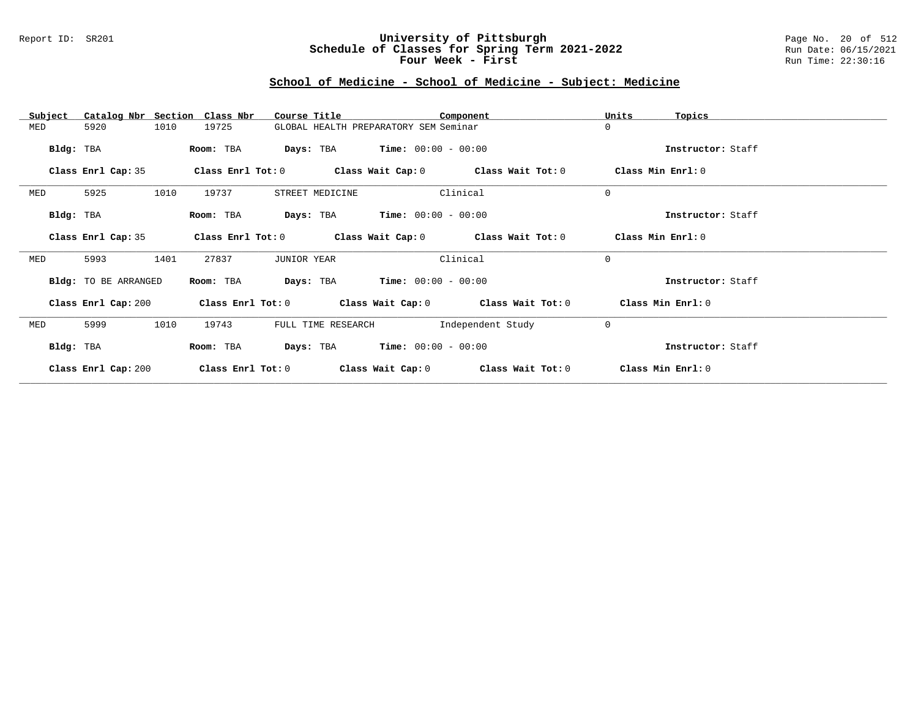## School of Medicine - School of Medicine - Subject: Medicine

| Subject | Catalog Nbr | Section | Class Nbr | Course Title | Component | Units | Topics |
|---|---|---|---|---|---|---|---|
| MED | 5920 | 1010 | 19725 | GLOBAL HEALTH PREPARATORY SEM | Seminar | 0 | |

**Bldg:** TBA **Room:** TBA **Days:** TBA **Time:** 00:00 - 00:00 **Instructor:** Staff

**Class Enrl Cap:** 35 **Class Enrl Tot:** 0 **Class Wait Cap:** 0 **Class Wait Tot:** 0 **Class Min Enrl:** 0

---

| Subject | Catalog Nbr | Section | Class Nbr | Course Title | Component | Units | Topics |
|---|---|---|---|---|---|---|---|
| MED | 5925 | 1010 | 19737 | STREET MEDICINE | Clinical | 0 | |

**Bldg:** TBA **Room:** TBA **Days:** TBA **Time:** 00:00 - 00:00 **Instructor:** Staff

**Class Enrl Cap:** 35 **Class Enrl Tot:** 0 **Class Wait Cap:** 0 **Class Wait Tot:** 0 **Class Min Enrl:** 0

---

| Subject | Catalog Nbr | Section | Class Nbr | Course Title | Component | Units | Topics |
|---|---|---|---|---|---|---|---|
| MED | 5993 | 1401 | 27837 | JUNIOR YEAR | Clinical | 0 | |

**Bldg:** TO BE ARRANGED **Room:** TBA **Days:** TBA **Time:** 00:00 - 00:00 **Instructor:** Staff

**Class Enrl Cap:** 200 **Class Enrl Tot:** 0 **Class Wait Cap:** 0 **Class Wait Tot:** 0 **Class Min Enrl:** 0

---

| Subject | Catalog Nbr | Section | Class Nbr | Course Title | Component | Units | Topics |
|---|---|---|---|---|---|---|---|
| MED | 5999 | 1010 | 19743 | FULL TIME RESEARCH | Independent Study | 0 | |

**Bldg:** TBA **Room:** TBA **Days:** TBA **Time:** 00:00 - 00:00 **Instructor:** Staff

**Class Enrl Cap:** 200 **Class Enrl Tot:** 0 **Class Wait Cap:** 0 **Class Wait Tot:** 0 **Class Min Enrl:** 0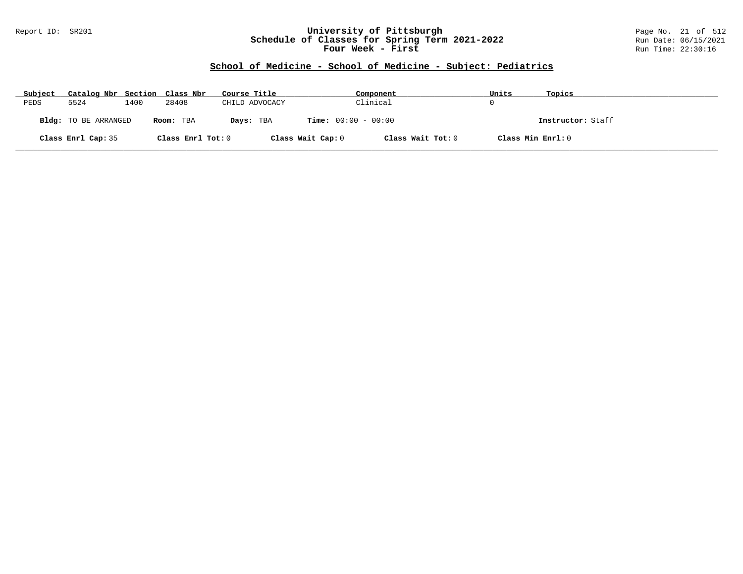## School of Medicine - School of Medicine - Subject: Pediatrics

| Subject | Catalog Nbr | Section | Class Nbr | Course Title | Component | Units | Topics |
|---|---|---|---|---|---|---|---|
| PEDS | 5524 | 1400 | 28408 | CHILD ADVOCACY | Clinical | 0 | |

**Bldg:** TO BE ARRANGED **Room:** TBA **Days:** TBA **Time:** 00:00 - 00:00 **Instructor:** Staff

**Class Enrl Cap:** 35 **Class Enrl Tot:** 0 **Class Wait Cap:** 0 **Class Wait Tot:** 0 **Class Min Enrl:** 0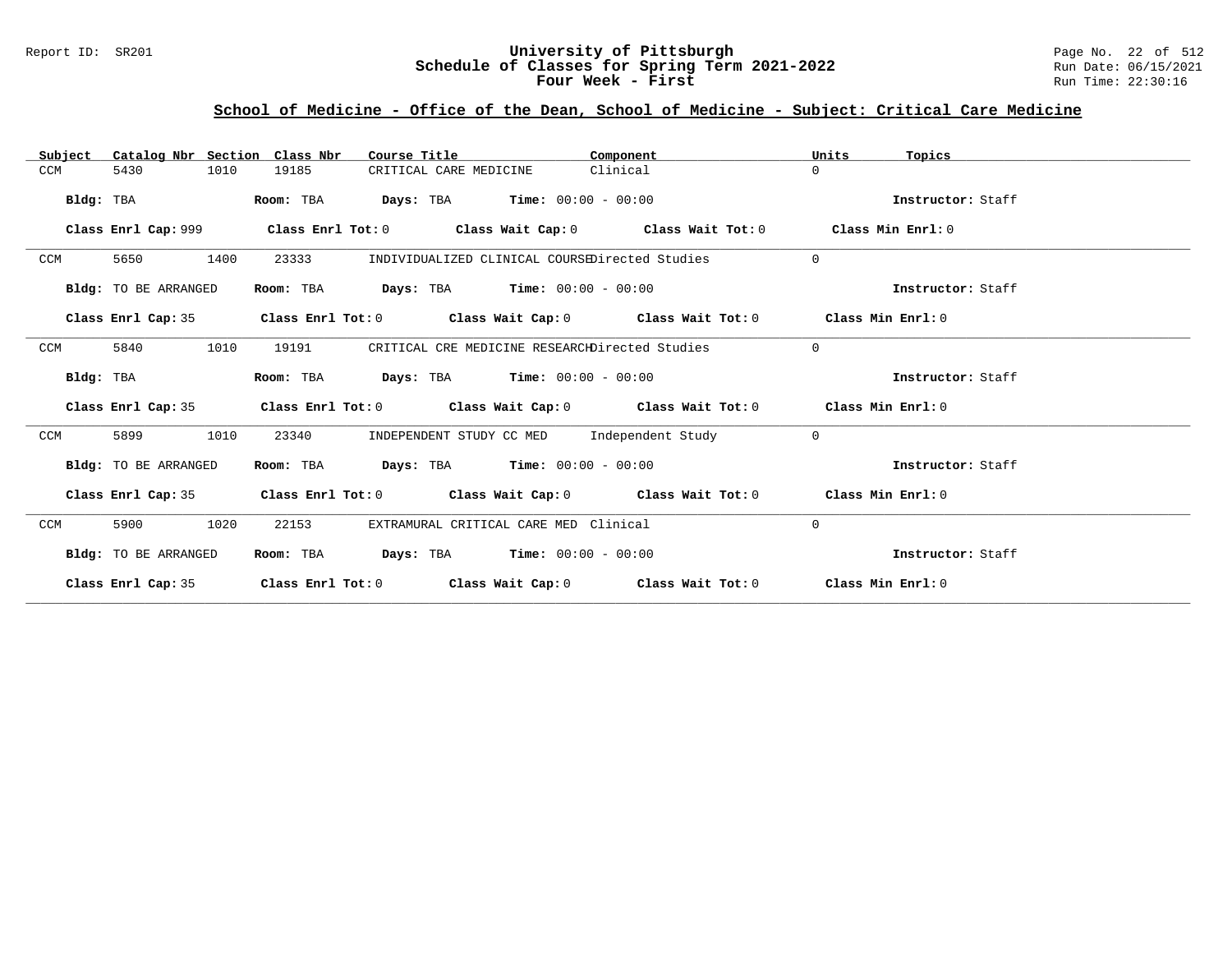## School of Medicine - Office of the Dean, School of Medicine - Subject: Critical Care Medicine

| Subject | Catalog Nbr | Section | Class Nbr | Course Title | Component | Units | Topics |
|---|---|---|---|---|---|---|---|
| CCM | 5430 | 1010 | 19185 | CRITICAL CARE MEDICINE | Clinical | 0 | |

**Bldg:** TBA **Room:** TBA **Days:** TBA **Time:** 00:00 - 00:00 **Instructor:** Staff

**Class Enrl Cap:** 999 **Class Enrl Tot:** 0 **Class Wait Cap:** 0 **Class Wait Tot:** 0 **Class Min Enrl:** 0

| Subject | Catalog Nbr | Section | Class Nbr | Course Title | Component | Units | Topics |
|---|---|---|---|---|---|---|---|
| CCM | 5650 | 1400 | 23333 | INDIVIDUALIZED CLINICAL COURSE | Directed Studies | 0 | |

**Bldg:** TO BE ARRANGED **Room:** TBA **Days:** TBA **Time:** 00:00 - 00:00 **Instructor:** Staff

**Class Enrl Cap:** 35 **Class Enrl Tot:** 0 **Class Wait Cap:** 0 **Class Wait Tot:** 0 **Class Min Enrl:** 0

| Subject | Catalog Nbr | Section | Class Nbr | Course Title | Component | Units | Topics |
|---|---|---|---|---|---|---|---|
| CCM | 5840 | 1010 | 19191 | CRITICAL CRE MEDICINE RESEARCH | Directed Studies | 0 | |

**Bldg:** TBA **Room:** TBA **Days:** TBA **Time:** 00:00 - 00:00 **Instructor:** Staff

**Class Enrl Cap:** 35 **Class Enrl Tot:** 0 **Class Wait Cap:** 0 **Class Wait Tot:** 0 **Class Min Enrl:** 0

| Subject | Catalog Nbr | Section | Class Nbr | Course Title | Component | Units | Topics |
|---|---|---|---|---|---|---|---|
| CCM | 5899 | 1010 | 23340 | INDEPENDENT STUDY CC MED | Independent Study | 0 | |

**Bldg:** TO BE ARRANGED **Room:** TBA **Days:** TBA **Time:** 00:00 - 00:00 **Instructor:** Staff

**Class Enrl Cap:** 35 **Class Enrl Tot:** 0 **Class Wait Cap:** 0 **Class Wait Tot:** 0 **Class Min Enrl:** 0

| Subject | Catalog Nbr | Section | Class Nbr | Course Title | Component | Units | Topics |
|---|---|---|---|---|---|---|---|
| CCM | 5900 | 1020 | 22153 | EXTRAMURAL CRITICAL CARE MED | Clinical | 0 | |

**Bldg:** TO BE ARRANGED **Room:** TBA **Days:** TBA **Time:** 00:00 - 00:00 **Instructor:** Staff

**Class Enrl Cap:** 35 **Class Enrl Tot:** 0 **Class Wait Cap:** 0 **Class Wait Tot:** 0 **Class Min Enrl:** 0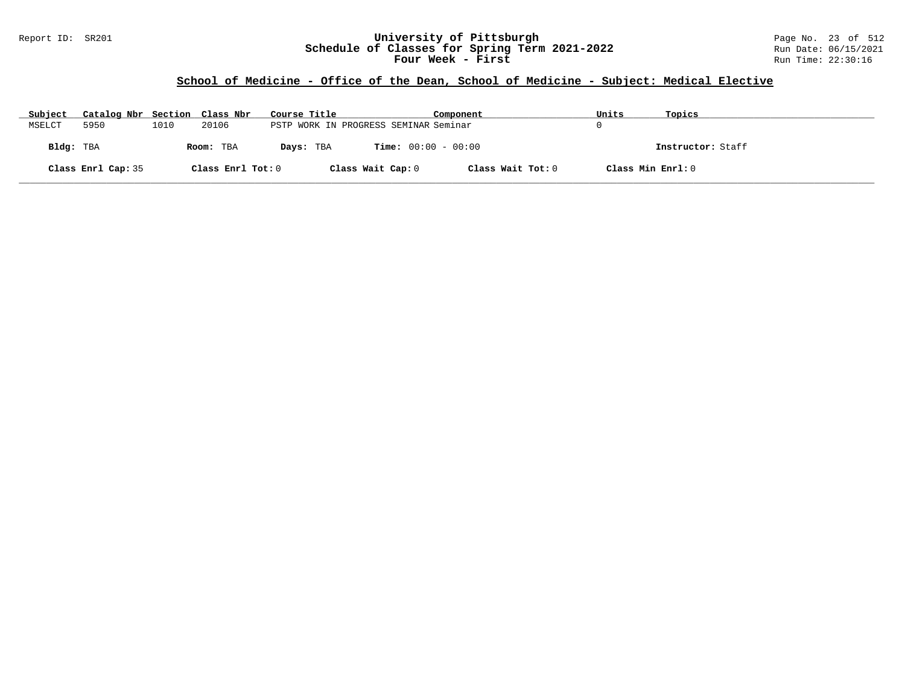## School of Medicine - Office of the Dean, School of Medicine - Subject: Medical Elective

| Subject | Catalog Nbr | Section | Class Nbr | Course Title | Component | Units | Topics |
|---|---|---|---|---|---|---|---|
| MSELCT | 5950 | 1010 | 20106 | PSTP WORK IN PROGRESS SEMINAR | Seminar | 0 | |

**Bldg:** TBA **Room:** TBA **Days:** TBA **Time:** 00:00 - 00:00 **Instructor:** Staff

**Class Enrl Cap:** 35 **Class Enrl Tot:** 0 **Class Wait Cap:** 0 **Class Wait Tot:** 0 **Class Min Enrl:** 0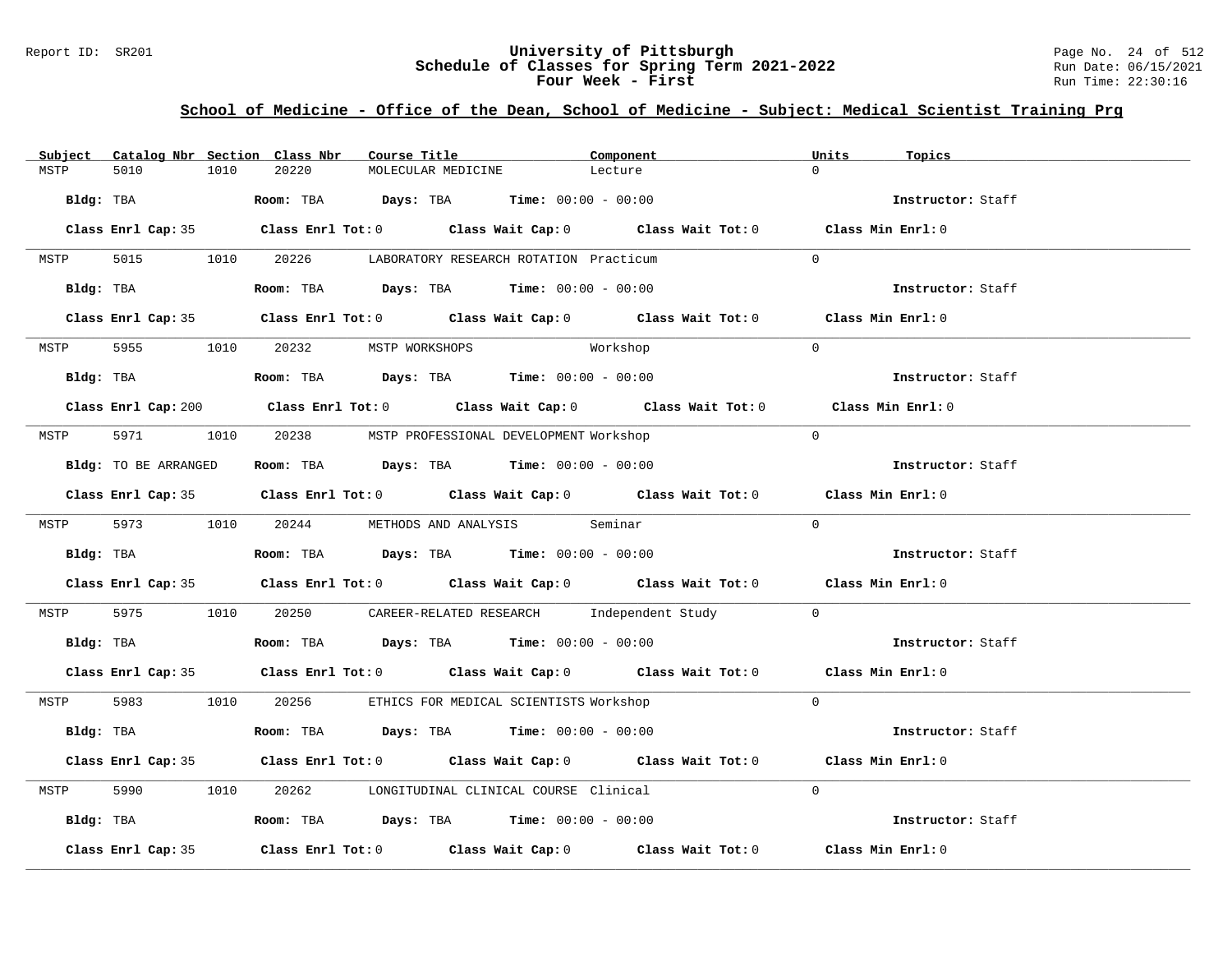## School of Medicine - Office of the Dean, School of Medicine - Subject: Medical Scientist Training Prg

University of Pittsburgh
Schedule of Classes for Spring Term 2021-2022
Four Week - First

| Subject | Catalog Nbr | Section | Class Nbr | Course Title | Component | Units | Topics |
|---|---|---|---|---|---|---|---|
| MSTP | 5010 | 1010 | 20220 | MOLECULAR MEDICINE | Lecture | 0 | |

**Bldg:** TBA **Room:** TBA **Days:** TBA **Time:** 00:00 - 00:00 **Instructor:** Staff

**Class Enrl Cap:** 35 **Class Enrl Tot:** 0 **Class Wait Cap:** 0 **Class Wait Tot:** 0 **Class Min Enrl:** 0

| Subject | Catalog Nbr | Section | Class Nbr | Course Title | Component | Units | Topics |
|---|---|---|---|---|---|---|---|
| MSTP | 5015 | 1010 | 20226 | LABORATORY RESEARCH ROTATION | Practicum | 0 | |

**Bldg:** TBA **Room:** TBA **Days:** TBA **Time:** 00:00 - 00:00 **Instructor:** Staff

**Class Enrl Cap:** 35 **Class Enrl Tot:** 0 **Class Wait Cap:** 0 **Class Wait Tot:** 0 **Class Min Enrl:** 0

| Subject | Catalog Nbr | Section | Class Nbr | Course Title | Component | Units | Topics |
|---|---|---|---|---|---|---|---|
| MSTP | 5955 | 1010 | 20232 | MSTP WORKSHOPS | Workshop | 0 | |

**Bldg:** TBA **Room:** TBA **Days:** TBA **Time:** 00:00 - 00:00 **Instructor:** Staff

**Class Enrl Cap:** 200 **Class Enrl Tot:** 0 **Class Wait Cap:** 0 **Class Wait Tot:** 0 **Class Min Enrl:** 0

| Subject | Catalog Nbr | Section | Class Nbr | Course Title | Component | Units | Topics |
|---|---|---|---|---|---|---|---|
| MSTP | 5971 | 1010 | 20238 | MSTP PROFESSIONAL DEVELOPMENT | Workshop | 0 | |

**Bldg:** TO BE ARRANGED **Room:** TBA **Days:** TBA **Time:** 00:00 - 00:00 **Instructor:** Staff

**Class Enrl Cap:** 35 **Class Enrl Tot:** 0 **Class Wait Cap:** 0 **Class Wait Tot:** 0 **Class Min Enrl:** 0

| Subject | Catalog Nbr | Section | Class Nbr | Course Title | Component | Units | Topics |
|---|---|---|---|---|---|---|---|
| MSTP | 5973 | 1010 | 20244 | METHODS AND ANALYSIS | Seminar | 0 | |

**Bldg:** TBA **Room:** TBA **Days:** TBA **Time:** 00:00 - 00:00 **Instructor:** Staff

**Class Enrl Cap:** 35 **Class Enrl Tot:** 0 **Class Wait Cap:** 0 **Class Wait Tot:** 0 **Class Min Enrl:** 0

| Subject | Catalog Nbr | Section | Class Nbr | Course Title | Component | Units | Topics |
|---|---|---|---|---|---|---|---|
| MSTP | 5975 | 1010 | 20250 | CAREER-RELATED RESEARCH | Independent Study | 0 | |

**Bldg:** TBA **Room:** TBA **Days:** TBA **Time:** 00:00 - 00:00 **Instructor:** Staff

**Class Enrl Cap:** 35 **Class Enrl Tot:** 0 **Class Wait Cap:** 0 **Class Wait Tot:** 0 **Class Min Enrl:** 0

| Subject | Catalog Nbr | Section | Class Nbr | Course Title | Component | Units | Topics |
|---|---|---|---|---|---|---|---|
| MSTP | 5983 | 1010 | 20256 | ETHICS FOR MEDICAL SCIENTISTS | Workshop | 0 | |

**Bldg:** TBA **Room:** TBA **Days:** TBA **Time:** 00:00 - 00:00 **Instructor:** Staff

**Class Enrl Cap:** 35 **Class Enrl Tot:** 0 **Class Wait Cap:** 0 **Class Wait Tot:** 0 **Class Min Enrl:** 0

| Subject | Catalog Nbr | Section | Class Nbr | Course Title | Component | Units | Topics |
|---|---|---|---|---|---|---|---|
| MSTP | 5990 | 1010 | 20262 | LONGITUDINAL CLINICAL COURSE | Clinical | 0 | |

**Bldg:** TBA **Room:** TBA **Days:** TBA **Time:** 00:00 - 00:00 **Instructor:** Staff

**Class Enrl Cap:** 35 **Class Enrl Tot:** 0 **Class Wait Cap:** 0 **Class Wait Tot:** 0 **Class Min Enrl:** 0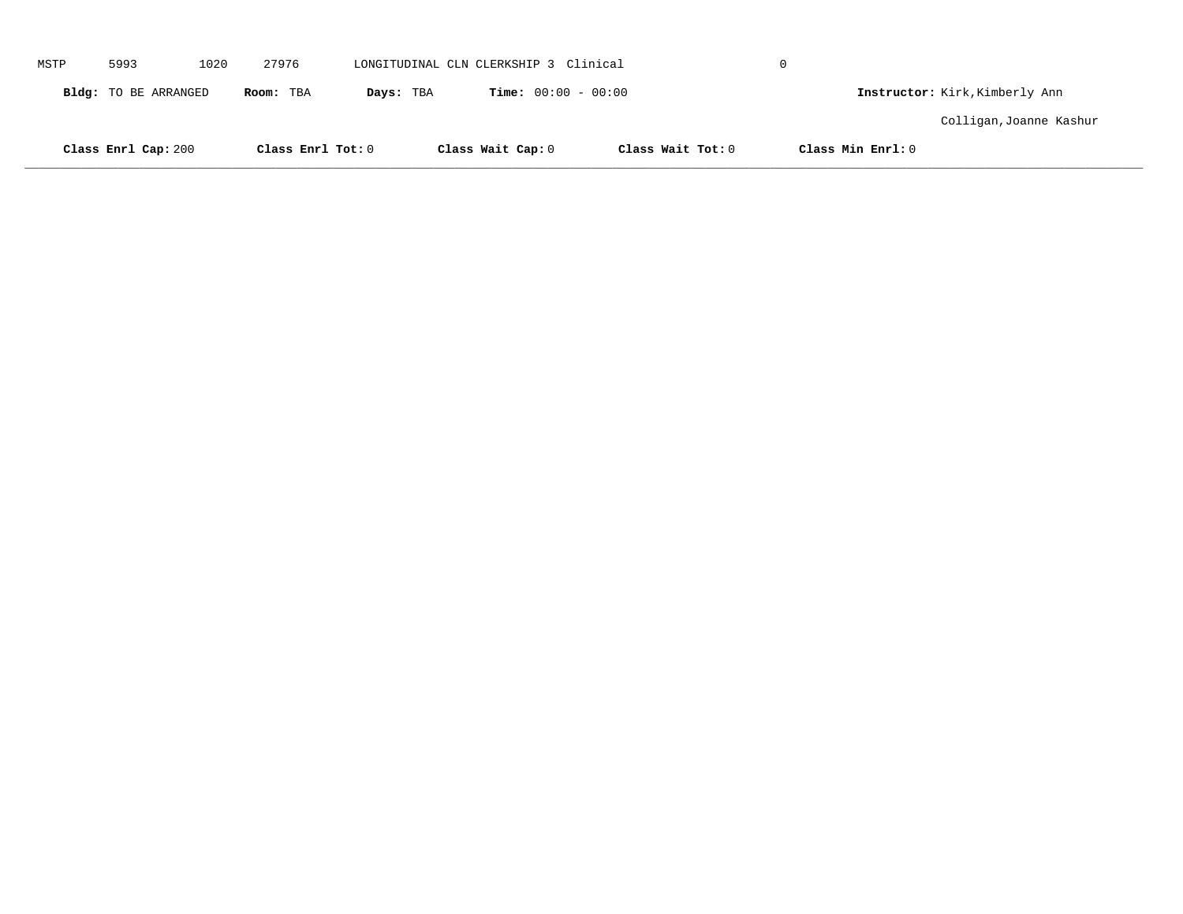MSTP 5993 1020 27976 LONGITUDINAL CLN CLERKSHIP 3 Clinical 0

**Bldg:** TO BE ARRANGED **Room:** TBA **Days:** TBA **Time:** 00:00 - 00:00 **Instructor:** Kirk,Kimberly Ann

Colligan,Joanne Kashur

**Class Enrl Cap:** 200 **Class Enrl Tot:** 0 **Class Wait Cap:** 0 **Class Wait Tot:** 0 **Class Min Enrl:** 0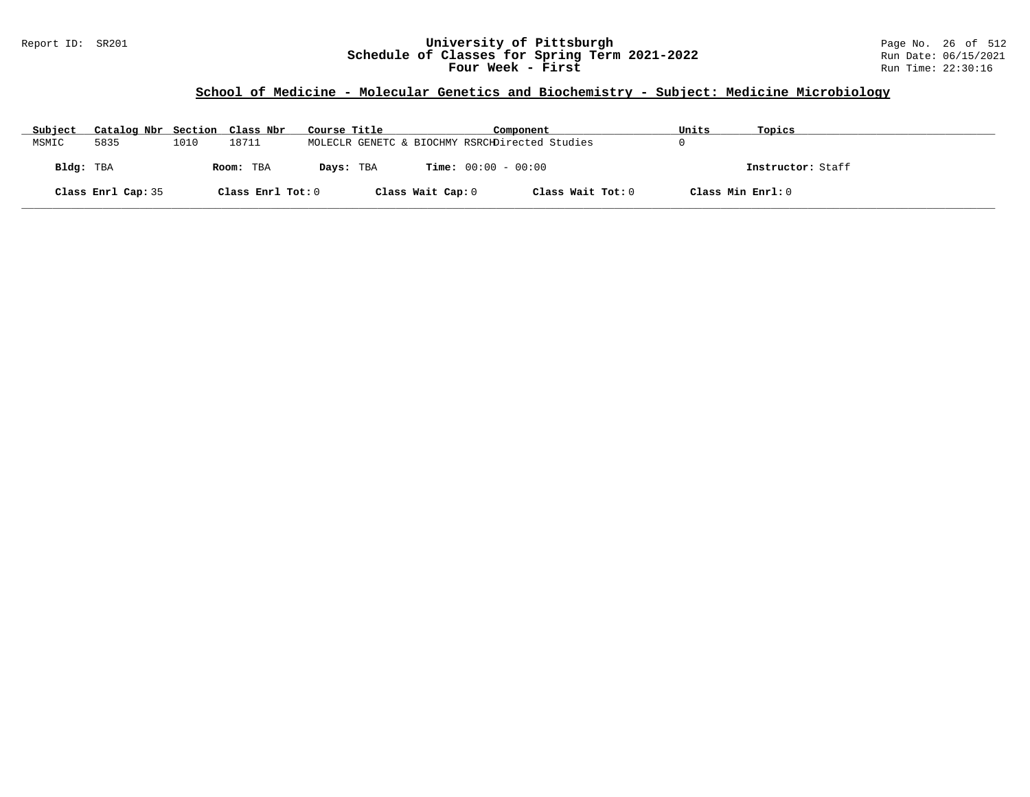## School of Medicine - Molecular Genetics and Biochemistry - Subject: Medicine Microbiology

| Subject | Catalog Nbr | Section | Class Nbr | Course Title | Component | Units | Topics |
|---|---|---|---|---|---|---|---|
| MSMIC | 5835 | 1010 | 18711 | MOLECLR GENETC & BIOCHMY RSRCH | Directed Studies | 0 | |

**Bldg:** TBA **Room:** TBA **Days:** TBA **Time:** 00:00 - 00:00 **Instructor:** Staff

**Class Enrl Cap:** 35 **Class Enrl Tot:** 0 **Class Wait Cap:** 0 **Class Wait Tot:** 0 **Class Min Enrl:** 0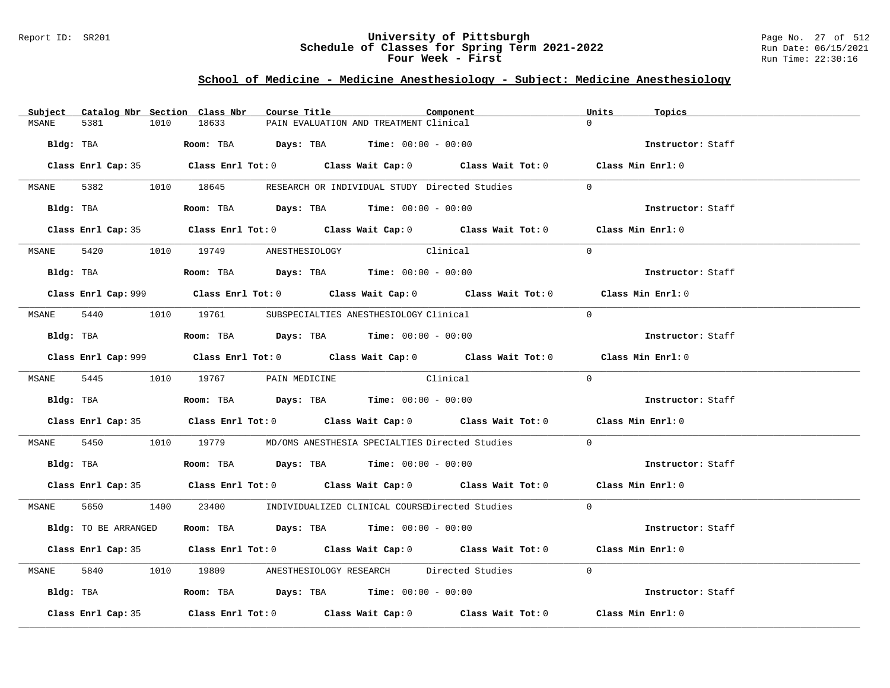# University of Pittsburgh
## Schedule of Classes for Spring Term 2021-2022
### Four Week - First

Report ID: SR201

Run Date: 06/15/2021
Run Time: 22:30:16

## School of Medicine - Medicine Anesthesiology - Subject: Medicine Anesthesiology

| Subject | Catalog Nbr | Section | Class Nbr | Course Title | Component | Units | Topics |
|---|---|---|---|---|---|---|---|
| MSANE | 5381 | 1010 | 18633 | PAIN EVALUATION AND TREATMENT | Clinical | 0 | |

**Bldg:** TBA **Room:** TBA **Days:** TBA **Time:** 00:00 - 00:00 **Instructor:** Staff

**Class Enrl Cap:** 35 **Class Enrl Tot:** 0 **Class Wait Cap:** 0 **Class Wait Tot:** 0 **Class Min Enrl:** 0

| Subject | Catalog Nbr | Section | Class Nbr | Course Title | Component | Units | Topics |
|---|---|---|---|---|---|---|---|
| MSANE | 5382 | 1010 | 18645 | RESEARCH OR INDIVIDUAL STUDY | Directed Studies | 0 | |

**Bldg:** TBA **Room:** TBA **Days:** TBA **Time:** 00:00 - 00:00 **Instructor:** Staff

**Class Enrl Cap:** 35 **Class Enrl Tot:** 0 **Class Wait Cap:** 0 **Class Wait Tot:** 0 **Class Min Enrl:** 0

| Subject | Catalog Nbr | Section | Class Nbr | Course Title | Component | Units | Topics |
|---|---|---|---|---|---|---|---|
| MSANE | 5420 | 1010 | 19749 | ANESTHESIOLOGY | Clinical | 0 | |

**Bldg:** TBA **Room:** TBA **Days:** TBA **Time:** 00:00 - 00:00 **Instructor:** Staff

**Class Enrl Cap:** 999 **Class Enrl Tot:** 0 **Class Wait Cap:** 0 **Class Wait Tot:** 0 **Class Min Enrl:** 0

| Subject | Catalog Nbr | Section | Class Nbr | Course Title | Component | Units | Topics |
|---|---|---|---|---|---|---|---|
| MSANE | 5440 | 1010 | 19761 | SUBSPECIALTIES ANESTHESIOLOGY | Clinical | 0 | |

**Bldg:** TBA **Room:** TBA **Days:** TBA **Time:** 00:00 - 00:00 **Instructor:** Staff

**Class Enrl Cap:** 999 **Class Enrl Tot:** 0 **Class Wait Cap:** 0 **Class Wait Tot:** 0 **Class Min Enrl:** 0

| Subject | Catalog Nbr | Section | Class Nbr | Course Title | Component | Units | Topics |
|---|---|---|---|---|---|---|---|
| MSANE | 5445 | 1010 | 19767 | PAIN MEDICINE | Clinical | 0 | |

**Bldg:** TBA **Room:** TBA **Days:** TBA **Time:** 00:00 - 00:00 **Instructor:** Staff

**Class Enrl Cap:** 35 **Class Enrl Tot:** 0 **Class Wait Cap:** 0 **Class Wait Tot:** 0 **Class Min Enrl:** 0

| Subject | Catalog Nbr | Section | Class Nbr | Course Title | Component | Units | Topics |
|---|---|---|---|---|---|---|---|
| MSANE | 5450 | 1010 | 19779 | MD/OMS ANESTHESIA SPECIALTIES | Directed Studies | 0 | |

**Bldg:** TBA **Room:** TBA **Days:** TBA **Time:** 00:00 - 00:00 **Instructor:** Staff

**Class Enrl Cap:** 35 **Class Enrl Tot:** 0 **Class Wait Cap:** 0 **Class Wait Tot:** 0 **Class Min Enrl:** 0

| Subject | Catalog Nbr | Section | Class Nbr | Course Title | Component | Units | Topics |
|---|---|---|---|---|---|---|---|
| MSANE | 5650 | 1400 | 23400 | INDIVIDUALIZED CLINICAL COURSE | Directed Studies | 0 | |

**Bldg:** TO BE ARRANGED **Room:** TBA **Days:** TBA **Time:** 00:00 - 00:00 **Instructor:** Staff

**Class Enrl Cap:** 35 **Class Enrl Tot:** 0 **Class Wait Cap:** 0 **Class Wait Tot:** 0 **Class Min Enrl:** 0

| Subject | Catalog Nbr | Section | Class Nbr | Course Title | Component | Units | Topics |
|---|---|---|---|---|---|---|---|
| MSANE | 5840 | 1010 | 19809 | ANESTHESIOLOGY RESEARCH | Directed Studies | 0 | |

**Bldg:** TBA **Room:** TBA **Days:** TBA **Time:** 00:00 - 00:00 **Instructor:** Staff

**Class Enrl Cap:** 35 **Class Enrl Tot:** 0 **Class Wait Cap:** 0 **Class Wait Tot:** 0 **Class Min Enrl:** 0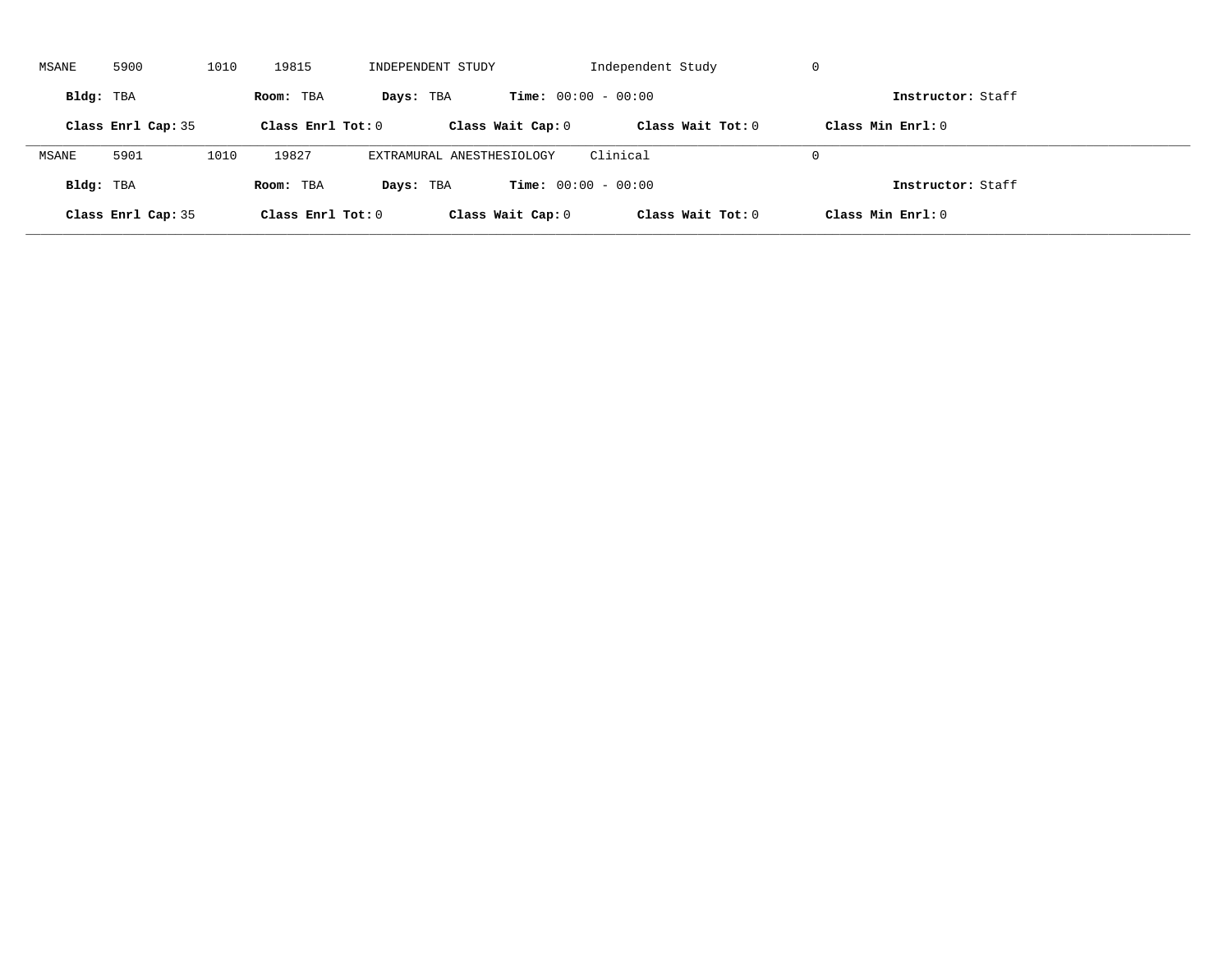MSANE 5900 1010 19815 INDEPENDENT STUDY Independent Study 0

**Bldg:** TBA **Room:** TBA **Days:** TBA **Time:** 00:00 - 00:00 **Instructor:** Staff

**Class Enrl Cap:** 35 **Class Enrl Tot:** 0 **Class Wait Cap:** 0 **Class Wait Tot:** 0 **Class Min Enrl:** 0

---

MSANE 5901 1010 19827 EXTRAMURAL ANESTHESIOLOGY Clinical 0

**Bldg:** TBA **Room:** TBA **Days:** TBA **Time:** 00:00 - 00:00 **Instructor:** Staff

**Class Enrl Cap:** 35 **Class Enrl Tot:** 0 **Class Wait Cap:** 0 **Class Wait Tot:** 0 **Class Min Enrl:** 0

---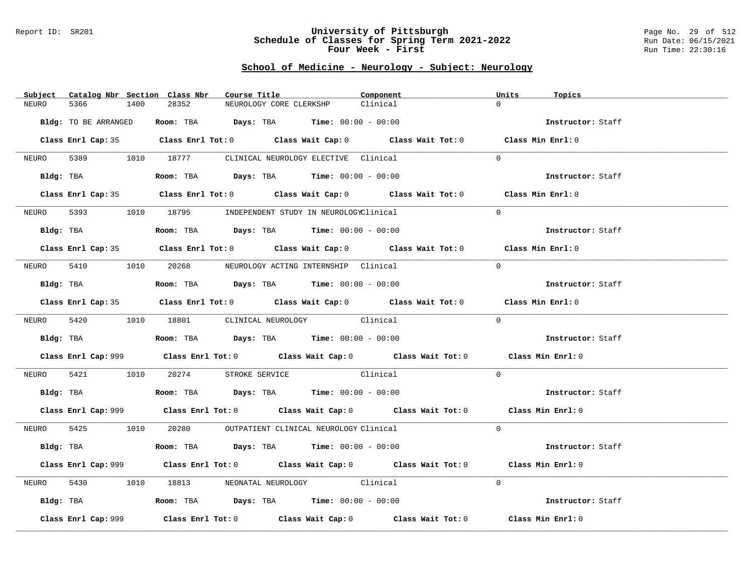Report ID: SR201

# University of Pittsburgh
## Schedule of Classes for Spring Term 2021-2022
### Four Week - First

Run Date: 06/15/2021
Run Time: 22:30:16

## School of Medicine - Neurology - Subject: Neurology

| Subject | Catalog Nbr | Section | Class Nbr | Course Title | Component | Units | Topics |
|---|---|---|---|---|---|---|---|
| NEURO | 5366 | 1400 | 28352 | NEUROLOGY CORE CLERKSHP | Clinical | 0 | |

**Bldg:** TO BE ARRANGED **Room:** TBA **Days:** TBA **Time:** 00:00 - 00:00 **Instructor:** Staff

**Class Enrl Cap:** 35 **Class Enrl Tot:** 0 **Class Wait Cap:** 0 **Class Wait Tot:** 0 **Class Min Enrl:** 0

| Subject | Catalog Nbr | Section | Class Nbr | Course Title | Component | Units | Topics |
|---|---|---|---|---|---|---|---|
| NEURO | 5389 | 1010 | 18777 | CLINICAL NEUROLOGY ELECTIVE | Clinical | 0 | |

**Bldg:** TBA **Room:** TBA **Days:** TBA **Time:** 00:00 - 00:00 **Instructor:** Staff

**Class Enrl Cap:** 35 **Class Enrl Tot:** 0 **Class Wait Cap:** 0 **Class Wait Tot:** 0 **Class Min Enrl:** 0

| Subject | Catalog Nbr | Section | Class Nbr | Course Title | Component | Units | Topics |
|---|---|---|---|---|---|---|---|
| NEURO | 5393 | 1010 | 18795 | INDEPENDENT STUDY IN NEUROLOGY | Clinical | 0 | |

**Bldg:** TBA **Room:** TBA **Days:** TBA **Time:** 00:00 - 00:00 **Instructor:** Staff

**Class Enrl Cap:** 35 **Class Enrl Tot:** 0 **Class Wait Cap:** 0 **Class Wait Tot:** 0 **Class Min Enrl:** 0

| Subject | Catalog Nbr | Section | Class Nbr | Course Title | Component | Units | Topics |
|---|---|---|---|---|---|---|---|
| NEURO | 5410 | 1010 | 20268 | NEUROLOGY ACTING INTERNSHIP | Clinical | 0 | |

**Bldg:** TBA **Room:** TBA **Days:** TBA **Time:** 00:00 - 00:00 **Instructor:** Staff

**Class Enrl Cap:** 35 **Class Enrl Tot:** 0 **Class Wait Cap:** 0 **Class Wait Tot:** 0 **Class Min Enrl:** 0

| Subject | Catalog Nbr | Section | Class Nbr | Course Title | Component | Units | Topics |
|---|---|---|---|---|---|---|---|
| NEURO | 5420 | 1010 | 18801 | CLINICAL NEUROLOGY | Clinical | 0 | |

**Bldg:** TBA **Room:** TBA **Days:** TBA **Time:** 00:00 - 00:00 **Instructor:** Staff

**Class Enrl Cap:** 999 **Class Enrl Tot:** 0 **Class Wait Cap:** 0 **Class Wait Tot:** 0 **Class Min Enrl:** 0

| Subject | Catalog Nbr | Section | Class Nbr | Course Title | Component | Units | Topics |
|---|---|---|---|---|---|---|---|
| NEURO | 5421 | 1010 | 20274 | STROKE SERVICE | Clinical | 0 | |

**Bldg:** TBA **Room:** TBA **Days:** TBA **Time:** 00:00 - 00:00 **Instructor:** Staff

**Class Enrl Cap:** 999 **Class Enrl Tot:** 0 **Class Wait Cap:** 0 **Class Wait Tot:** 0 **Class Min Enrl:** 0

| Subject | Catalog Nbr | Section | Class Nbr | Course Title | Component | Units | Topics |
|---|---|---|---|---|---|---|---|
| NEURO | 5425 | 1010 | 20280 | OUTPATIENT CLINICAL NEUROLOGY | Clinical | 0 | |

**Bldg:** TBA **Room:** TBA **Days:** TBA **Time:** 00:00 - 00:00 **Instructor:** Staff

**Class Enrl Cap:** 999 **Class Enrl Tot:** 0 **Class Wait Cap:** 0 **Class Wait Tot:** 0 **Class Min Enrl:** 0

| Subject | Catalog Nbr | Section | Class Nbr | Course Title | Component | Units | Topics |
|---|---|---|---|---|---|---|---|
| NEURO | 5430 | 1010 | 18813 | NEONATAL NEUROLOGY | Clinical | 0 | |

**Bldg:** TBA **Room:** TBA **Days:** TBA **Time:** 00:00 - 00:00 **Instructor:** Staff

**Class Enrl Cap:** 999 **Class Enrl Tot:** 0 **Class Wait Cap:** 0 **Class Wait Tot:** 0 **Class Min Enrl:** 0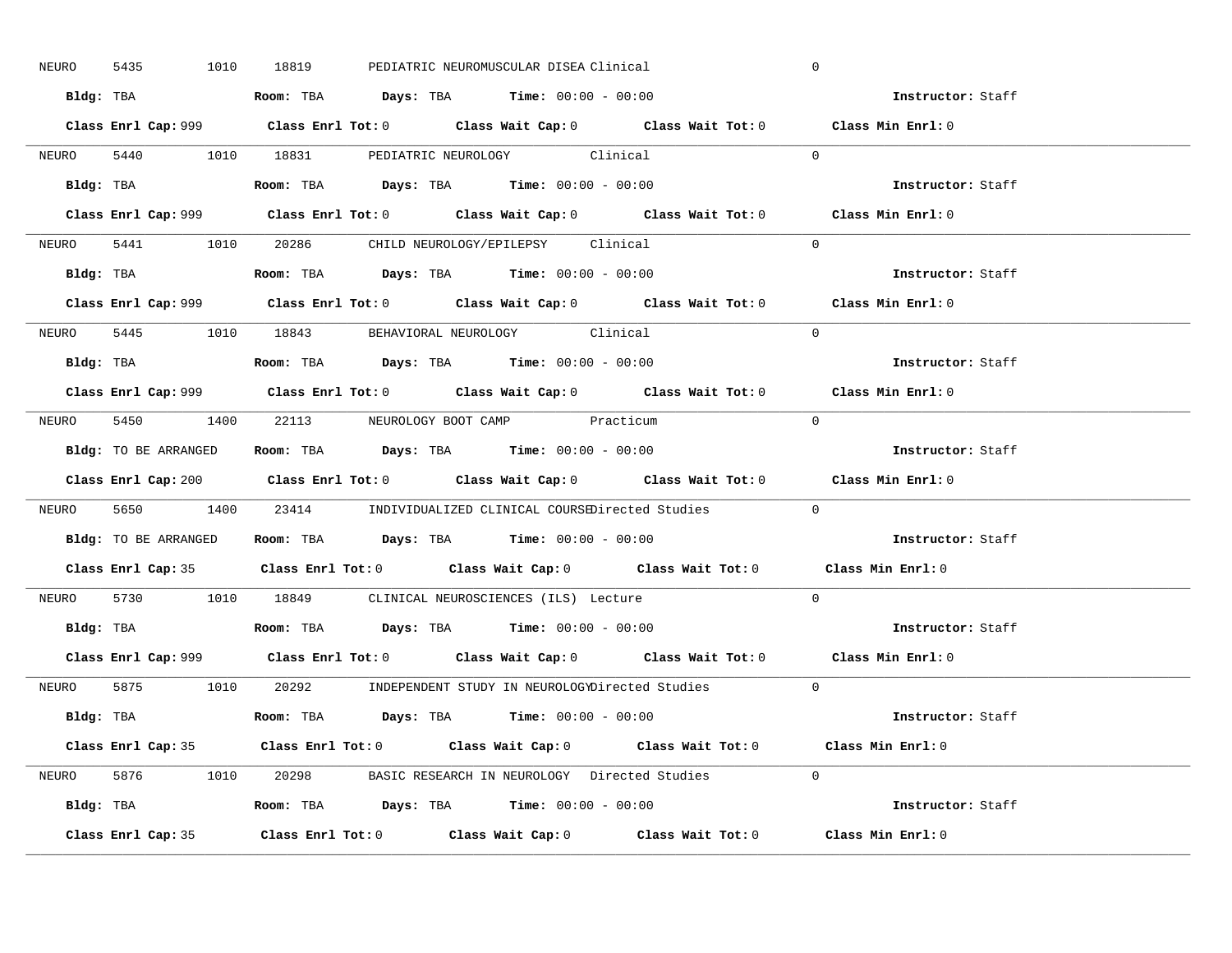NEURO 5435 1010 18819 PEDIATRIC NEUROMUSCULAR DISEA Clinical 0

**Bldg:** TBA **Room:** TBA **Days:** TBA **Time:** 00:00 - 00:00 **Instructor:** Staff

**Class Enrl Cap:** 999 **Class Enrl Tot:** 0 **Class Wait Cap:** 0 **Class Wait Tot:** 0 **Class Min Enrl:** 0

---

NEURO 5440 1010 18831 PEDIATRIC NEUROLOGY Clinical 0

**Bldg:** TBA **Room:** TBA **Days:** TBA **Time:** 00:00 - 00:00 **Instructor:** Staff

**Class Enrl Cap:** 999 **Class Enrl Tot:** 0 **Class Wait Cap:** 0 **Class Wait Tot:** 0 **Class Min Enrl:** 0

---

NEURO 5441 1010 20286 CHILD NEUROLOGY/EPILEPSY Clinical 0

**Bldg:** TBA **Room:** TBA **Days:** TBA **Time:** 00:00 - 00:00 **Instructor:** Staff

**Class Enrl Cap:** 999 **Class Enrl Tot:** 0 **Class Wait Cap:** 0 **Class Wait Tot:** 0 **Class Min Enrl:** 0

---

NEURO 5445 1010 18843 BEHAVIORAL NEUROLOGY Clinical 0

**Bldg:** TBA **Room:** TBA **Days:** TBA **Time:** 00:00 - 00:00 **Instructor:** Staff

**Class Enrl Cap:** 999 **Class Enrl Tot:** 0 **Class Wait Cap:** 0 **Class Wait Tot:** 0 **Class Min Enrl:** 0

---

NEURO 5450 1400 22113 NEUROLOGY BOOT CAMP Practicum 0

**Bldg:** TO BE ARRANGED **Room:** TBA **Days:** TBA **Time:** 00:00 - 00:00 **Instructor:** Staff

**Class Enrl Cap:** 200 **Class Enrl Tot:** 0 **Class Wait Cap:** 0 **Class Wait Tot:** 0 **Class Min Enrl:** 0

---

NEURO 5650 1400 23414 INDIVIDUALIZED CLINICAL COURSE Directed Studies 0

**Bldg:** TO BE ARRANGED **Room:** TBA **Days:** TBA **Time:** 00:00 - 00:00 **Instructor:** Staff

**Class Enrl Cap:** 35 **Class Enrl Tot:** 0 **Class Wait Cap:** 0 **Class Wait Tot:** 0 **Class Min Enrl:** 0

---

NEURO 5730 1010 18849 CLINICAL NEUROSCIENCES (ILS) Lecture 0

**Bldg:** TBA **Room:** TBA **Days:** TBA **Time:** 00:00 - 00:00 **Instructor:** Staff

**Class Enrl Cap:** 999 **Class Enrl Tot:** 0 **Class Wait Cap:** 0 **Class Wait Tot:** 0 **Class Min Enrl:** 0

---

NEURO 5875 1010 20292 INDEPENDENT STUDY IN NEUROLOGY Directed Studies 0

**Bldg:** TBA **Room:** TBA **Days:** TBA **Time:** 00:00 - 00:00 **Instructor:** Staff

**Class Enrl Cap:** 35 **Class Enrl Tot:** 0 **Class Wait Cap:** 0 **Class Wait Tot:** 0 **Class Min Enrl:** 0

---

NEURO 5876 1010 20298 BASIC RESEARCH IN NEUROLOGY Directed Studies 0

**Bldg:** TBA **Room:** TBA **Days:** TBA **Time:** 00:00 - 00:00 **Instructor:** Staff

**Class Enrl Cap:** 35 **Class Enrl Tot:** 0 **Class Wait Cap:** 0 **Class Wait Tot:** 0 **Class Min Enrl:** 0

---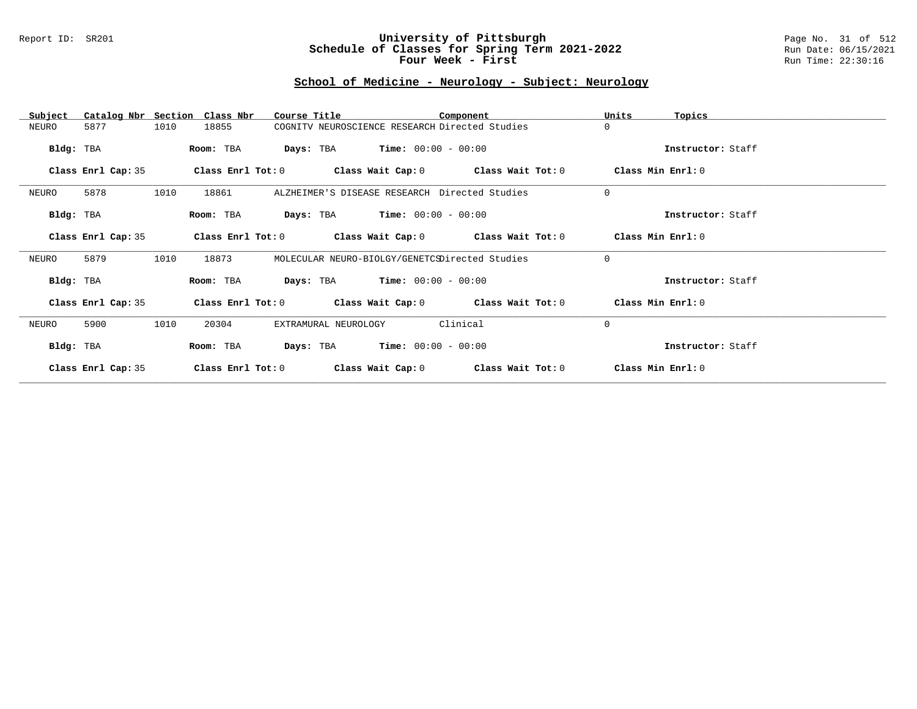## School of Medicine - Neurology - Subject: Neurology

| Subject | Catalog Nbr | Section | Class Nbr | Course Title | Component | Units | Topics |
|---|---|---|---|---|---|---|---|
| NEURO | 5877 | 1010 | 18855 | COGNITV NEUROSCIENCE RESEARCH | Directed Studies | 0 | |

**Bldg:** TBA **Room:** TBA **Days:** TBA **Time:** 00:00 - 00:00 **Instructor:** Staff

**Class Enrl Cap:** 35 **Class Enrl Tot:** 0 **Class Wait Cap:** 0 **Class Wait Tot:** 0 **Class Min Enrl:** 0

| Subject | Catalog Nbr | Section | Class Nbr | Course Title | Component | Units | Topics |
|---|---|---|---|---|---|---|---|
| NEURO | 5878 | 1010 | 18861 | ALZHEIMER'S DISEASE RESEARCH | Directed Studies | 0 | |

**Bldg:** TBA **Room:** TBA **Days:** TBA **Time:** 00:00 - 00:00 **Instructor:** Staff

**Class Enrl Cap:** 35 **Class Enrl Tot:** 0 **Class Wait Cap:** 0 **Class Wait Tot:** 0 **Class Min Enrl:** 0

| Subject | Catalog Nbr | Section | Class Nbr | Course Title | Component | Units | Topics |
|---|---|---|---|---|---|---|---|
| NEURO | 5879 | 1010 | 18873 | MOLECULAR NEURO-BIOLGY/GENETCS | Directed Studies | 0 | |

**Bldg:** TBA **Room:** TBA **Days:** TBA **Time:** 00:00 - 00:00 **Instructor:** Staff

**Class Enrl Cap:** 35 **Class Enrl Tot:** 0 **Class Wait Cap:** 0 **Class Wait Tot:** 0 **Class Min Enrl:** 0

| Subject | Catalog Nbr | Section | Class Nbr | Course Title | Component | Units | Topics |
|---|---|---|---|---|---|---|---|
| NEURO | 5900 | 1010 | 20304 | EXTRAMURAL NEUROLOGY | Clinical | 0 | |

**Bldg:** TBA **Room:** TBA **Days:** TBA **Time:** 00:00 - 00:00 **Instructor:** Staff

**Class Enrl Cap:** 35 **Class Enrl Tot:** 0 **Class Wait Cap:** 0 **Class Wait Tot:** 0 **Class Min Enrl:** 0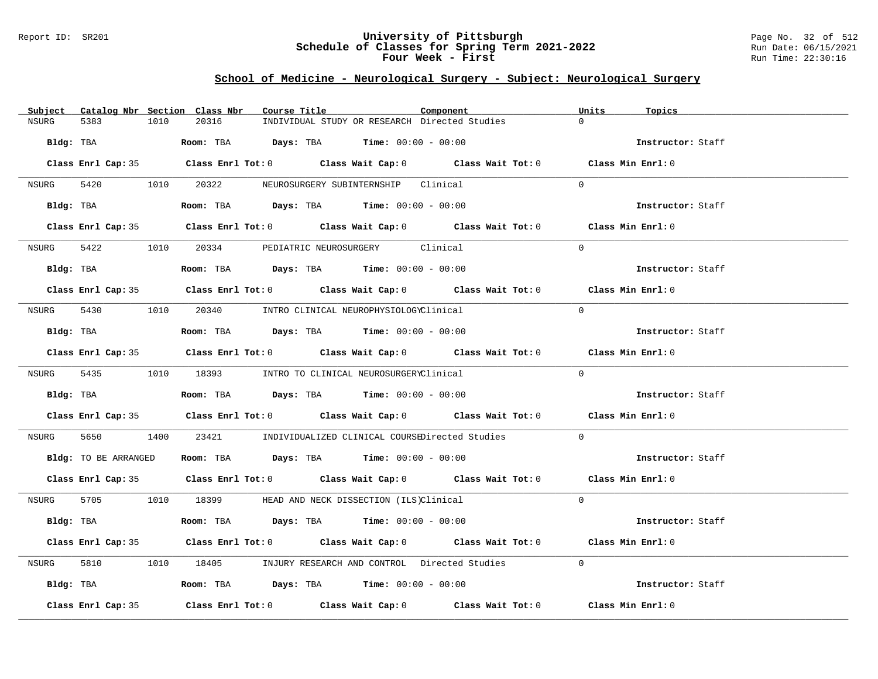## School of Medicine - Neurological Surgery - Subject: Neurological Surgery

| Subject | Catalog Nbr | Section | Class Nbr | Course Title | Component | Units | Topics |
|---|---|---|---|---|---|---|---|
| NSURG | 5383 | 1010 | 20316 | INDIVIDUAL STUDY OR RESEARCH | Directed Studies | 0 | |
| | Bldg: TBA | | Room: TBA | Days: TBA | Time: 00:00 - 00:00 | | Instructor: Staff |
| | Class Enrl Cap: 35 | | Class Enrl Tot: 0 | Class Wait Cap: 0 | Class Wait Tot: 0 | | Class Min Enrl: 0 |
| NSURG | 5420 | 1010 | 20322 | NEUROSURGERY SUBINTERNSHIP | Clinical | 0 | |
| | Bldg: TBA | | Room: TBA | Days: TBA | Time: 00:00 - 00:00 | | Instructor: Staff |
| | Class Enrl Cap: 35 | | Class Enrl Tot: 0 | Class Wait Cap: 0 | Class Wait Tot: 0 | | Class Min Enrl: 0 |
| NSURG | 5422 | 1010 | 20334 | PEDIATRIC NEUROSURGERY | Clinical | 0 | |
| | Bldg: TBA | | Room: TBA | Days: TBA | Time: 00:00 - 00:00 | | Instructor: Staff |
| | Class Enrl Cap: 35 | | Class Enrl Tot: 0 | Class Wait Cap: 0 | Class Wait Tot: 0 | | Class Min Enrl: 0 |
| NSURG | 5430 | 1010 | 20340 | INTRO CLINICAL NEUROPHYSIOLOGY | Clinical | 0 | |
| | Bldg: TBA | | Room: TBA | Days: TBA | Time: 00:00 - 00:00 | | Instructor: Staff |
| | Class Enrl Cap: 35 | | Class Enrl Tot: 0 | Class Wait Cap: 0 | Class Wait Tot: 0 | | Class Min Enrl: 0 |
| NSURG | 5435 | 1010 | 18393 | INTRO TO CLINICAL NEUROSURGERY | Clinical | 0 | |
| | Bldg: TBA | | Room: TBA | Days: TBA | Time: 00:00 - 00:00 | | Instructor: Staff |
| | Class Enrl Cap: 35 | | Class Enrl Tot: 0 | Class Wait Cap: 0 | Class Wait Tot: 0 | | Class Min Enrl: 0 |
| NSURG | 5650 | 1400 | 23421 | INDIVIDUALIZED CLINICAL COURSE | Directed Studies | 0 | |
| | Bldg: TO BE ARRANGED | | Room: TBA | Days: TBA | Time: 00:00 - 00:00 | | Instructor: Staff |
| | Class Enrl Cap: 35 | | Class Enrl Tot: 0 | Class Wait Cap: 0 | Class Wait Tot: 0 | | Class Min Enrl: 0 |
| NSURG | 5705 | 1010 | 18399 | HEAD AND NECK DISSECTION (ILS) | Clinical | 0 | |
| | Bldg: TBA | | Room: TBA | Days: TBA | Time: 00:00 - 00:00 | | Instructor: Staff |
| | Class Enrl Cap: 35 | | Class Enrl Tot: 0 | Class Wait Cap: 0 | Class Wait Tot: 0 | | Class Min Enrl: 0 |
| NSURG | 5810 | 1010 | 18405 | INJURY RESEARCH AND CONTROL | Directed Studies | 0 | |
| | Bldg: TBA | | Room: TBA | Days: TBA | Time: 00:00 - 00:00 | | Instructor: Staff |
| | Class Enrl Cap: 35 | | Class Enrl Tot: 0 | Class Wait Cap: 0 | Class Wait Tot: 0 | | Class Min Enrl: 0 |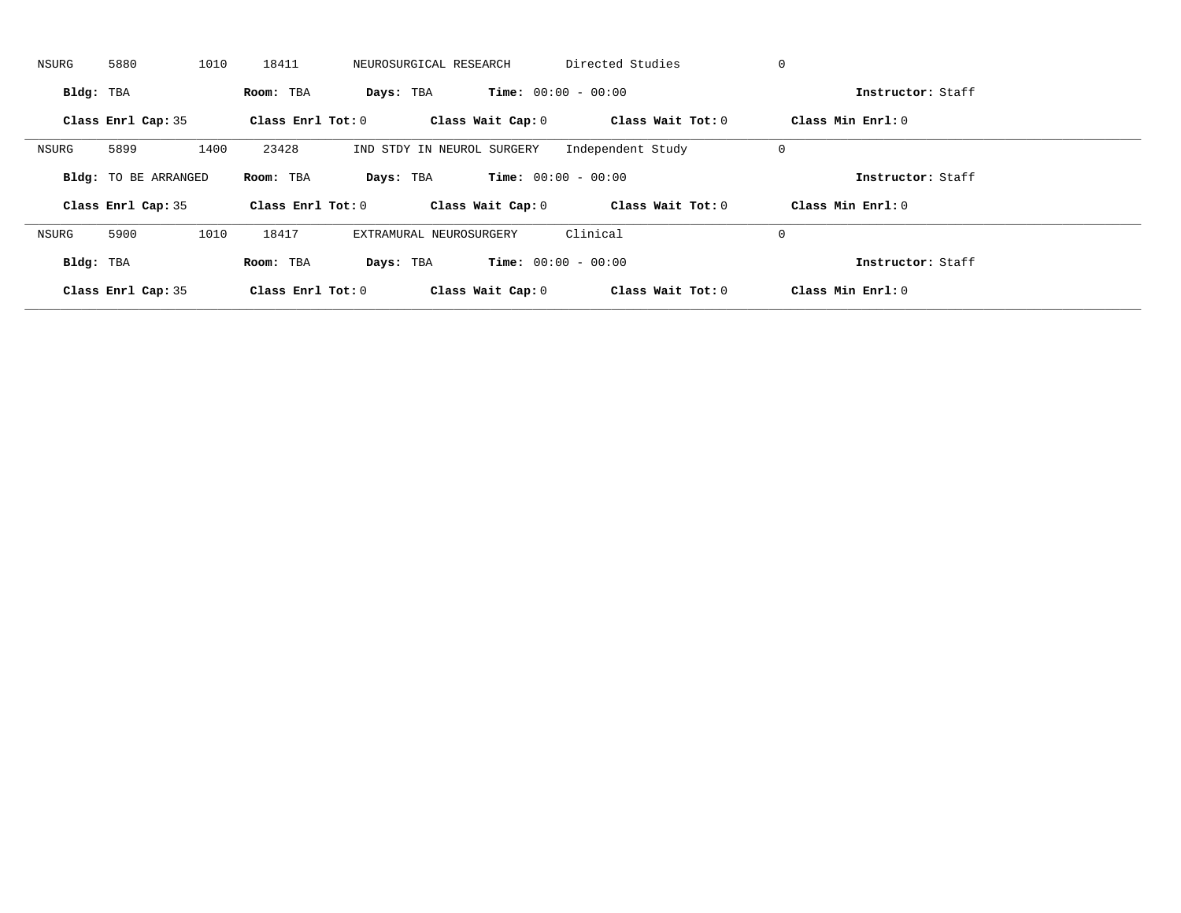NSURG 5880 1010 18411 NEUROSURGICAL RESEARCH Directed Studies 0

**Bldg:** TBA **Room:** TBA **Days:** TBA **Time:** 00:00 - 00:00 **Instructor:** Staff

**Class Enrl Cap:** 35 **Class Enrl Tot:** 0 **Class Wait Cap:** 0 **Class Wait Tot:** 0 **Class Min Enrl:** 0

---

NSURG 5899 1400 23428 IND STDY IN NEUROL SURGERY Independent Study 0

**Bldg:** TO BE ARRANGED **Room:** TBA **Days:** TBA **Time:** 00:00 - 00:00 **Instructor:** Staff

**Class Enrl Cap:** 35 **Class Enrl Tot:** 0 **Class Wait Cap:** 0 **Class Wait Tot:** 0 **Class Min Enrl:** 0

---

NSURG 5900 1010 18417 EXTRAMURAL NEUROSURGERY Clinical 0

**Bldg:** TBA **Room:** TBA **Days:** TBA **Time:** 00:00 - 00:00 **Instructor:** Staff

**Class Enrl Cap:** 35 **Class Enrl Tot:** 0 **Class Wait Cap:** 0 **Class Wait Tot:** 0 **Class Min Enrl:** 0

---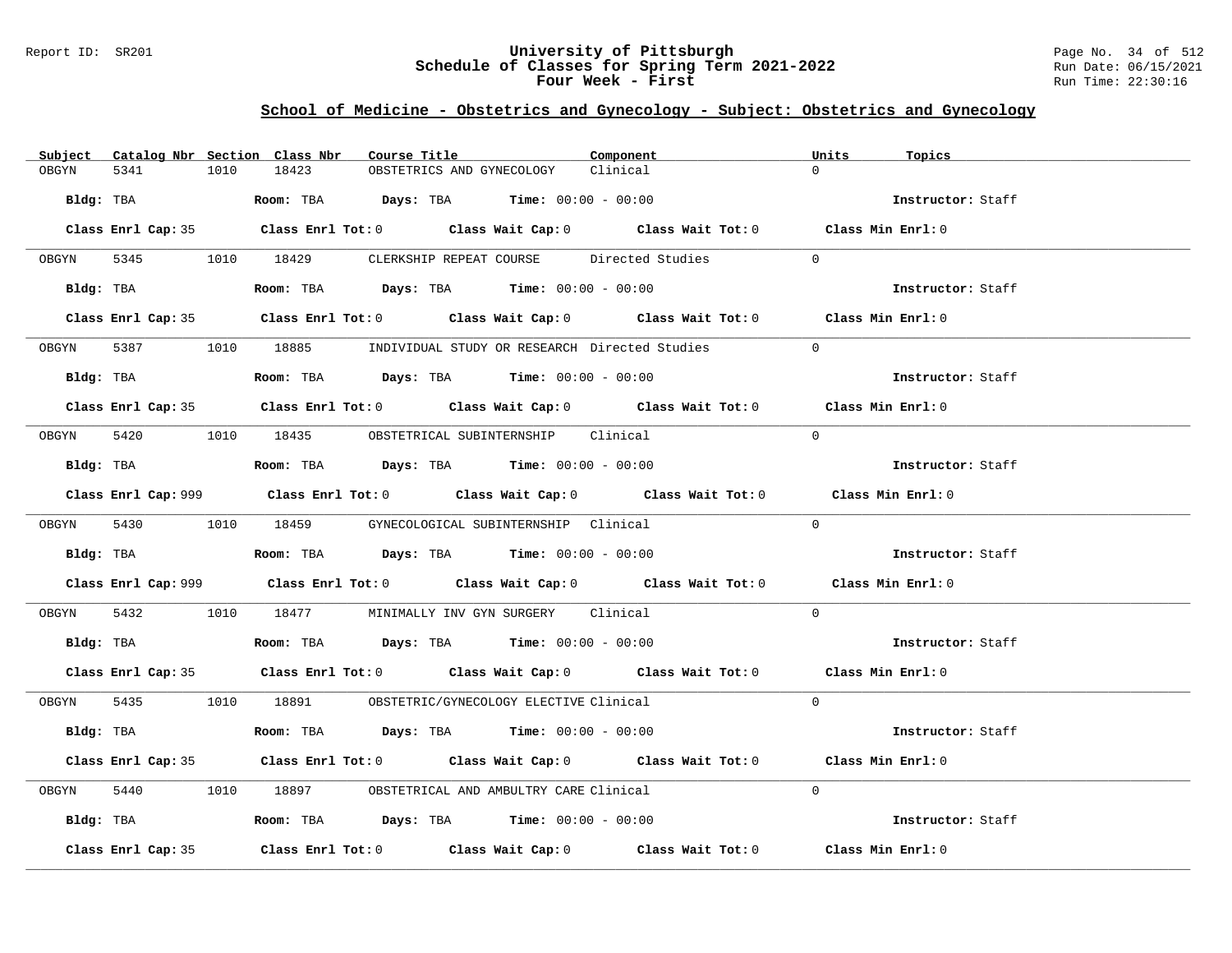Report ID: SR201

# University of Pittsburgh
## Schedule of Classes for Spring Term 2021-2022
### Four Week - First

Run Date: 06/15/2021
Run Time: 22:30:16

## School of Medicine - Obstetrics and Gynecology - Subject: Obstetrics and Gynecology

| Subject | Catalog Nbr | Section | Class Nbr | Course Title | Component | Units | Topics |
|---|---|---|---|---|---|---|---|
| OBGYN | 5341 | 1010 | 18423 | OBSTETRICS AND GYNECOLOGY | Clinical | 0 | |

**Bldg:** TBA **Room:** TBA **Days:** TBA **Time:** 00:00 - 00:00 **Instructor:** Staff

**Class Enrl Cap:** 35 **Class Enrl Tot:** 0 **Class Wait Cap:** 0 **Class Wait Tot:** 0 **Class Min Enrl:** 0

---

| Subject | Catalog Nbr | Section | Class Nbr | Course Title | Component | Units | Topics |
|---|---|---|---|---|---|---|---|
| OBGYN | 5345 | 1010 | 18429 | CLERKSHIP REPEAT COURSE | Directed Studies | 0 | |

**Bldg:** TBA **Room:** TBA **Days:** TBA **Time:** 00:00 - 00:00 **Instructor:** Staff

**Class Enrl Cap:** 35 **Class Enrl Tot:** 0 **Class Wait Cap:** 0 **Class Wait Tot:** 0 **Class Min Enrl:** 0

---

| Subject | Catalog Nbr | Section | Class Nbr | Course Title | Component | Units | Topics |
|---|---|---|---|---|---|---|---|
| OBGYN | 5387 | 1010 | 18885 | INDIVIDUAL STUDY OR RESEARCH | Directed Studies | 0 | |

**Bldg:** TBA **Room:** TBA **Days:** TBA **Time:** 00:00 - 00:00 **Instructor:** Staff

**Class Enrl Cap:** 35 **Class Enrl Tot:** 0 **Class Wait Cap:** 0 **Class Wait Tot:** 0 **Class Min Enrl:** 0

---

| Subject | Catalog Nbr | Section | Class Nbr | Course Title | Component | Units | Topics |
|---|---|---|---|---|---|---|---|
| OBGYN | 5420 | 1010 | 18435 | OBSTETRICAL SUBINTERNSHIP | Clinical | 0 | |

**Bldg:** TBA **Room:** TBA **Days:** TBA **Time:** 00:00 - 00:00 **Instructor:** Staff

**Class Enrl Cap:** 999 **Class Enrl Tot:** 0 **Class Wait Cap:** 0 **Class Wait Tot:** 0 **Class Min Enrl:** 0

---

| Subject | Catalog Nbr | Section | Class Nbr | Course Title | Component | Units | Topics |
|---|---|---|---|---|---|---|---|
| OBGYN | 5430 | 1010 | 18459 | GYNECOLOGICAL SUBINTERNSHIP | Clinical | 0 | |

**Bldg:** TBA **Room:** TBA **Days:** TBA **Time:** 00:00 - 00:00 **Instructor:** Staff

**Class Enrl Cap:** 999 **Class Enrl Tot:** 0 **Class Wait Cap:** 0 **Class Wait Tot:** 0 **Class Min Enrl:** 0

---

| Subject | Catalog Nbr | Section | Class Nbr | Course Title | Component | Units | Topics |
|---|---|---|---|---|---|---|---|
| OBGYN | 5432 | 1010 | 18477 | MINIMALLY INV GYN SURGERY | Clinical | 0 | |

**Bldg:** TBA **Room:** TBA **Days:** TBA **Time:** 00:00 - 00:00 **Instructor:** Staff

**Class Enrl Cap:** 35 **Class Enrl Tot:** 0 **Class Wait Cap:** 0 **Class Wait Tot:** 0 **Class Min Enrl:** 0

---

| Subject | Catalog Nbr | Section | Class Nbr | Course Title | Component | Units | Topics |
|---|---|---|---|---|---|---|---|
| OBGYN | 5435 | 1010 | 18891 | OBSTETRIC/GYNECOLOGY ELECTIVE | Clinical | 0 | |

**Bldg:** TBA **Room:** TBA **Days:** TBA **Time:** 00:00 - 00:00 **Instructor:** Staff

**Class Enrl Cap:** 35 **Class Enrl Tot:** 0 **Class Wait Cap:** 0 **Class Wait Tot:** 0 **Class Min Enrl:** 0

---

| Subject | Catalog Nbr | Section | Class Nbr | Course Title | Component | Units | Topics |
|---|---|---|---|---|---|---|---|
| OBGYN | 5440 | 1010 | 18897 | OBSTETRICAL AND AMBULTRY CARE | Clinical | 0 | |

**Bldg:** TBA **Room:** TBA **Days:** TBA **Time:** 00:00 - 00:00 **Instructor:** Staff

**Class Enrl Cap:** 35 **Class Enrl Tot:** 0 **Class Wait Cap:** 0 **Class Wait Tot:** 0 **Class Min Enrl:** 0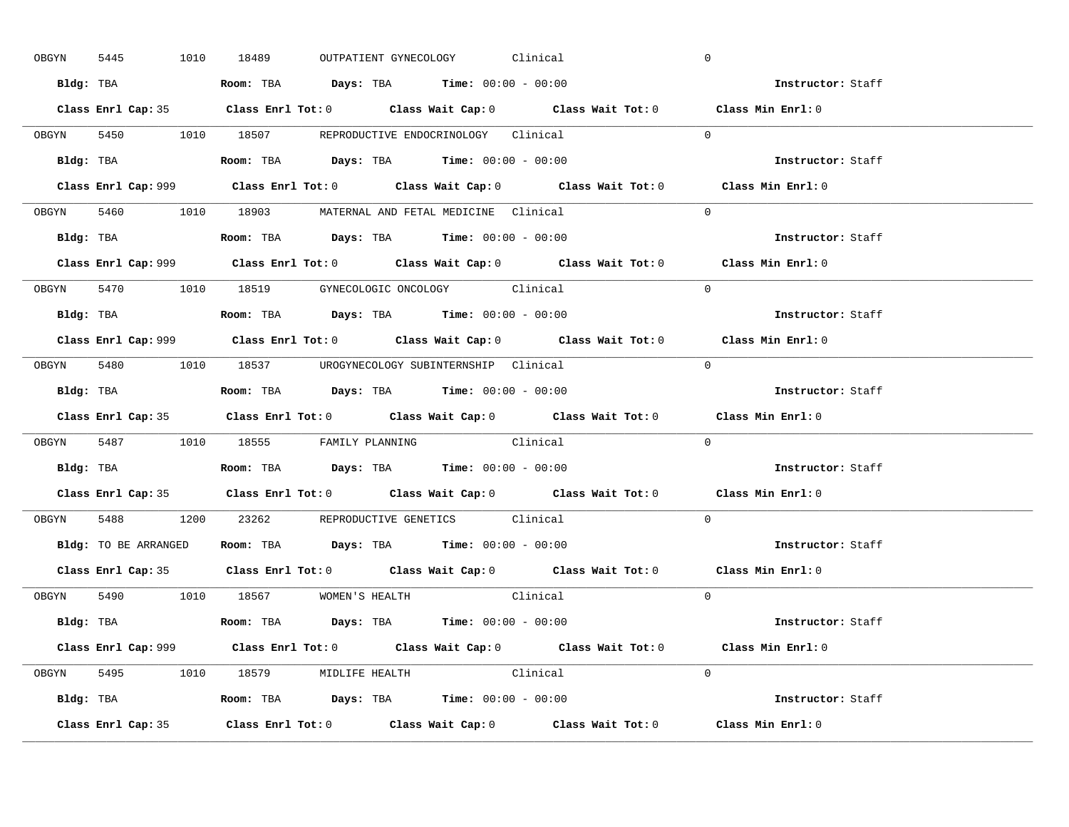OBGYN 5445 1010 18489 OUTPATIENT GYNECOLOGY Clinical 0

**Bldg:** TBA **Room:** TBA **Days:** TBA **Time:** 00:00 - 00:00 **Instructor:** Staff

**Class Enrl Cap:** 35 **Class Enrl Tot:** 0 **Class Wait Cap:** 0 **Class Wait Tot:** 0 **Class Min Enrl:** 0

---

OBGYN 5450 1010 18507 REPRODUCTIVE ENDOCRINOLOGY Clinical 0

**Bldg:** TBA **Room:** TBA **Days:** TBA **Time:** 00:00 - 00:00 **Instructor:** Staff

**Class Enrl Cap:** 999 **Class Enrl Tot:** 0 **Class Wait Cap:** 0 **Class Wait Tot:** 0 **Class Min Enrl:** 0

---

OBGYN 5460 1010 18903 MATERNAL AND FETAL MEDICINE Clinical 0

**Bldg:** TBA **Room:** TBA **Days:** TBA **Time:** 00:00 - 00:00 **Instructor:** Staff

**Class Enrl Cap:** 999 **Class Enrl Tot:** 0 **Class Wait Cap:** 0 **Class Wait Tot:** 0 **Class Min Enrl:** 0

---

OBGYN 5470 1010 18519 GYNECOLOGIC ONCOLOGY Clinical 0

**Bldg:** TBA **Room:** TBA **Days:** TBA **Time:** 00:00 - 00:00 **Instructor:** Staff

**Class Enrl Cap:** 999 **Class Enrl Tot:** 0 **Class Wait Cap:** 0 **Class Wait Tot:** 0 **Class Min Enrl:** 0

---

OBGYN 5480 1010 18537 UROGYNECOLOGY SUBINTERNSHIP Clinical 0

**Bldg:** TBA **Room:** TBA **Days:** TBA **Time:** 00:00 - 00:00 **Instructor:** Staff

**Class Enrl Cap:** 35 **Class Enrl Tot:** 0 **Class Wait Cap:** 0 **Class Wait Tot:** 0 **Class Min Enrl:** 0

---

OBGYN 5487 1010 18555 FAMILY PLANNING Clinical 0

**Bldg:** TBA **Room:** TBA **Days:** TBA **Time:** 00:00 - 00:00 **Instructor:** Staff

**Class Enrl Cap:** 35 **Class Enrl Tot:** 0 **Class Wait Cap:** 0 **Class Wait Tot:** 0 **Class Min Enrl:** 0

---

OBGYN 5488 1200 23262 REPRODUCTIVE GENETICS Clinical 0

**Bldg:** TO BE ARRANGED **Room:** TBA **Days:** TBA **Time:** 00:00 - 00:00 **Instructor:** Staff

**Class Enrl Cap:** 35 **Class Enrl Tot:** 0 **Class Wait Cap:** 0 **Class Wait Tot:** 0 **Class Min Enrl:** 0

---

OBGYN 5490 1010 18567 WOMEN'S HEALTH Clinical 0

**Bldg:** TBA **Room:** TBA **Days:** TBA **Time:** 00:00 - 00:00 **Instructor:** Staff

**Class Enrl Cap:** 999 **Class Enrl Tot:** 0 **Class Wait Cap:** 0 **Class Wait Tot:** 0 **Class Min Enrl:** 0

---

OBGYN 5495 1010 18579 MIDLIFE HEALTH Clinical 0

**Bldg:** TBA **Room:** TBA **Days:** TBA **Time:** 00:00 - 00:00 **Instructor:** Staff

**Class Enrl Cap:** 35 **Class Enrl Tot:** 0 **Class Wait Cap:** 0 **Class Wait Tot:** 0 **Class Min Enrl:** 0

---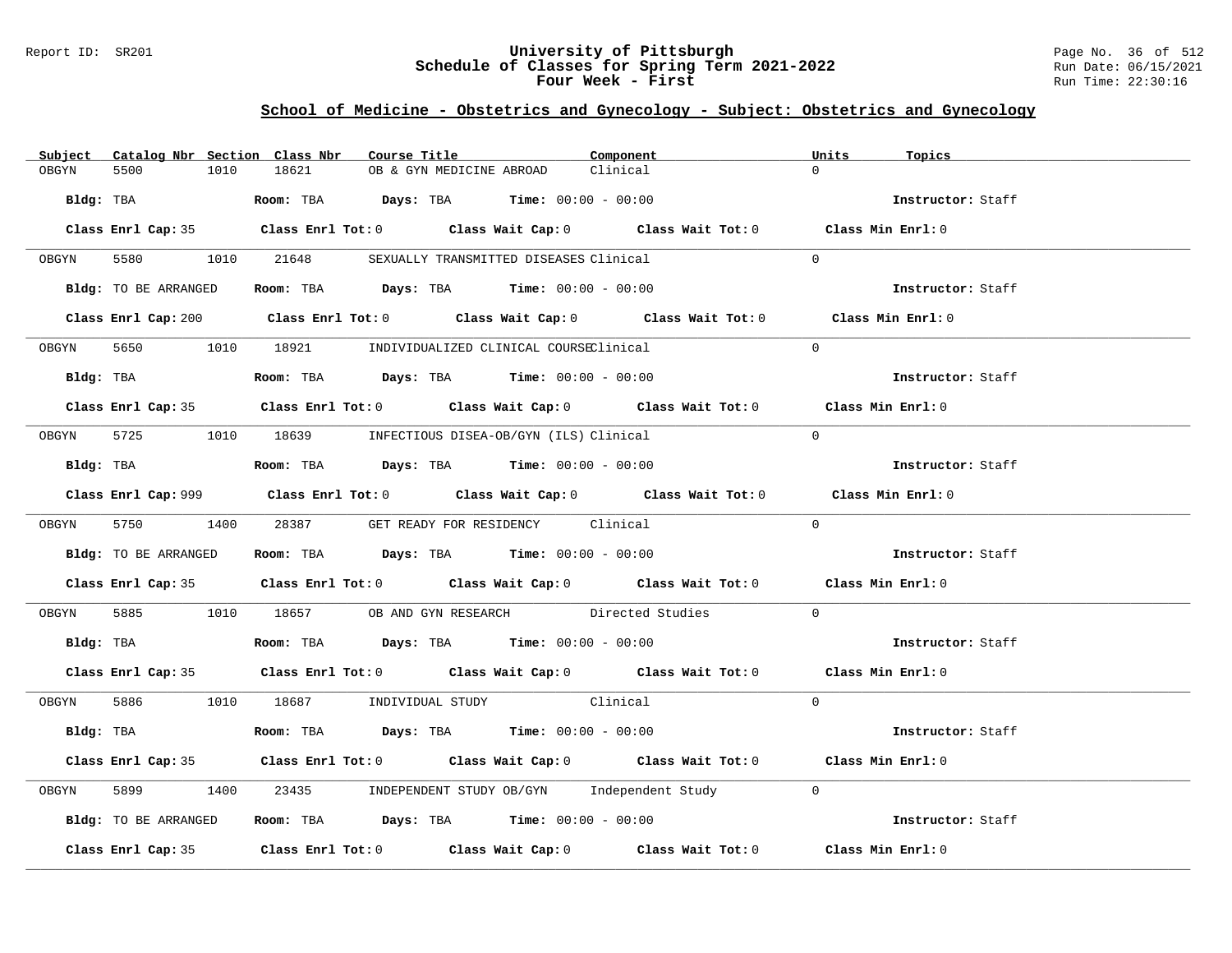## School of Medicine - Obstetrics and Gynecology - Subject: Obstetrics and Gynecology

| Subject | Catalog Nbr | Section | Class Nbr | Course Title | Component | Units | Topics |
|---|---|---|---|---|---|---|---|
| OBGYN | 5500 | 1010 | 18621 | OB & GYN MEDICINE ABROAD | Clinical | 0 | |

**Bldg:** TBA **Room:** TBA **Days:** TBA **Time:** 00:00 - 00:00 **Instructor:** Staff

**Class Enrl Cap:** 35 **Class Enrl Tot:** 0 **Class Wait Cap:** 0 **Class Wait Tot:** 0 **Class Min Enrl:** 0

| Subject | Catalog Nbr | Section | Class Nbr | Course Title | Component | Units | Topics |
|---|---|---|---|---|---|---|---|
| OBGYN | 5580 | 1010 | 21648 | SEXUALLY TRANSMITTED DISEASES | Clinical | 0 | |

**Bldg:** TO BE ARRANGED **Room:** TBA **Days:** TBA **Time:** 00:00 - 00:00 **Instructor:** Staff

**Class Enrl Cap:** 200 **Class Enrl Tot:** 0 **Class Wait Cap:** 0 **Class Wait Tot:** 0 **Class Min Enrl:** 0

| Subject | Catalog Nbr | Section | Class Nbr | Course Title | Component | Units | Topics |
|---|---|---|---|---|---|---|---|
| OBGYN | 5650 | 1010 | 18921 | INDIVIDUALIZED CLINICAL COURSE | Clinical | 0 | |

**Bldg:** TBA **Room:** TBA **Days:** TBA **Time:** 00:00 - 00:00 **Instructor:** Staff

**Class Enrl Cap:** 35 **Class Enrl Tot:** 0 **Class Wait Cap:** 0 **Class Wait Tot:** 0 **Class Min Enrl:** 0

| Subject | Catalog Nbr | Section | Class Nbr | Course Title | Component | Units | Topics |
|---|---|---|---|---|---|---|---|
| OBGYN | 5725 | 1010 | 18639 | INFECTIOUS DISEA-OB/GYN (ILS) | Clinical | 0 | |

**Bldg:** TBA **Room:** TBA **Days:** TBA **Time:** 00:00 - 00:00 **Instructor:** Staff

**Class Enrl Cap:** 999 **Class Enrl Tot:** 0 **Class Wait Cap:** 0 **Class Wait Tot:** 0 **Class Min Enrl:** 0

| Subject | Catalog Nbr | Section | Class Nbr | Course Title | Component | Units | Topics |
|---|---|---|---|---|---|---|---|
| OBGYN | 5750 | 1400 | 28387 | GET READY FOR RESIDENCY | Clinical | 0 | |

**Bldg:** TO BE ARRANGED **Room:** TBA **Days:** TBA **Time:** 00:00 - 00:00 **Instructor:** Staff

**Class Enrl Cap:** 35 **Class Enrl Tot:** 0 **Class Wait Cap:** 0 **Class Wait Tot:** 0 **Class Min Enrl:** 0

| Subject | Catalog Nbr | Section | Class Nbr | Course Title | Component | Units | Topics |
|---|---|---|---|---|---|---|---|
| OBGYN | 5885 | 1010 | 18657 | OB AND GYN RESEARCH | Directed Studies | 0 | |

**Bldg:** TBA **Room:** TBA **Days:** TBA **Time:** 00:00 - 00:00 **Instructor:** Staff

**Class Enrl Cap:** 35 **Class Enrl Tot:** 0 **Class Wait Cap:** 0 **Class Wait Tot:** 0 **Class Min Enrl:** 0

| Subject | Catalog Nbr | Section | Class Nbr | Course Title | Component | Units | Topics |
|---|---|---|---|---|---|---|---|
| OBGYN | 5886 | 1010 | 18687 | INDIVIDUAL STUDY | Clinical | 0 | |

**Bldg:** TBA **Room:** TBA **Days:** TBA **Time:** 00:00 - 00:00 **Instructor:** Staff

**Class Enrl Cap:** 35 **Class Enrl Tot:** 0 **Class Wait Cap:** 0 **Class Wait Tot:** 0 **Class Min Enrl:** 0

| Subject | Catalog Nbr | Section | Class Nbr | Course Title | Component | Units | Topics |
|---|---|---|---|---|---|---|---|
| OBGYN | 5899 | 1400 | 23435 | INDEPENDENT STUDY OB/GYN | Independent Study | 0 | |

**Bldg:** TO BE ARRANGED **Room:** TBA **Days:** TBA **Time:** 00:00 - 00:00 **Instructor:** Staff

**Class Enrl Cap:** 35 **Class Enrl Tot:** 0 **Class Wait Cap:** 0 **Class Wait Tot:** 0 **Class Min Enrl:** 0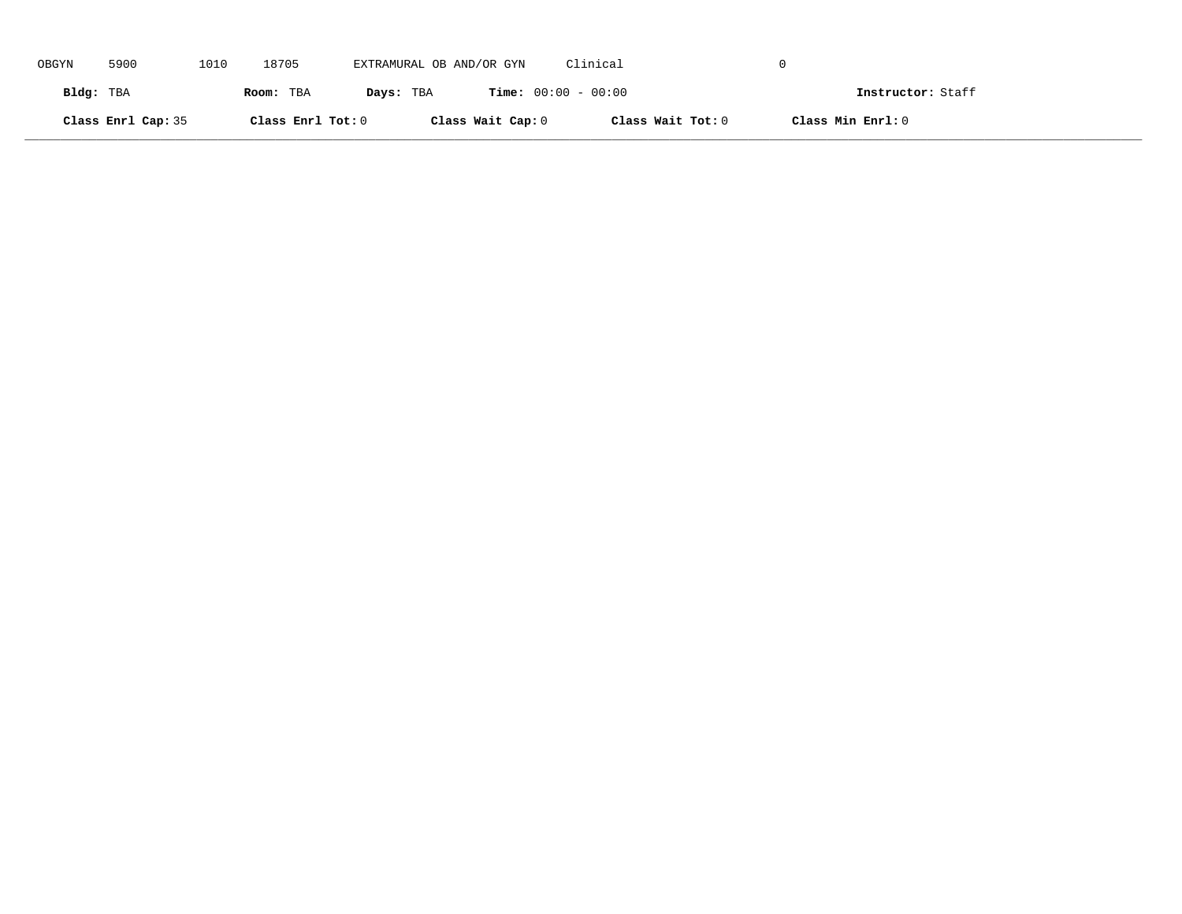OBGYN 5900 1010 18705 EXTRAMURAL OB AND/OR GYN Clinical 0

**Bldg:** TBA **Room:** TBA **Days:** TBA **Time:** 00:00 - 00:00 **Instructor:** Staff

**Class Enrl Cap:** 35 **Class Enrl Tot:** 0 **Class Wait Cap:** 0 **Class Wait Tot:** 0 **Class Min Enrl:** 0

---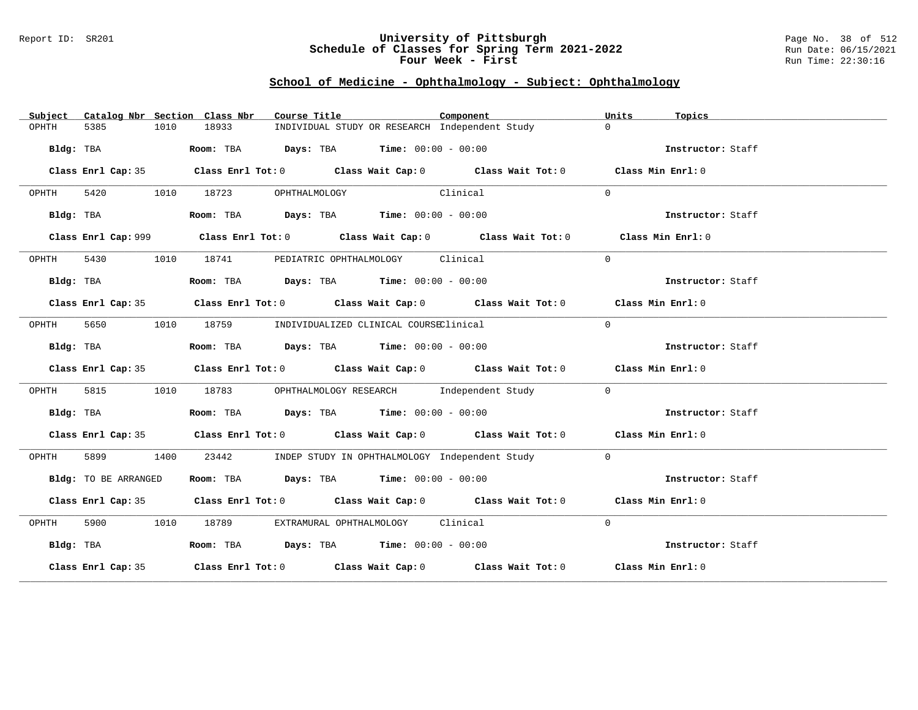Report ID: SR201

# University of Pittsburgh
## Schedule of Classes for Spring Term 2021-2022
### Four Week - First

Run Date: 06/15/2021
Run Time: 22:30:16

## School of Medicine - Ophthalmology - Subject: Ophthalmology

| Subject | Catalog Nbr | Section | Class Nbr | Course Title | Component | Units | Topics |
|---|---|---|---|---|---|---|---|
| OPHTH | 5385 | 1010 | 18933 | INDIVIDUAL STUDY OR RESEARCH | Independent Study | 0 | |

**Bldg:** TBA **Room:** TBA **Days:** TBA **Time:** 00:00 - 00:00 **Instructor:** Staff

**Class Enrl Cap:** 35 **Class Enrl Tot:** 0 **Class Wait Cap:** 0 **Class Wait Tot:** 0 **Class Min Enrl:** 0

---

| Subject | Catalog Nbr | Section | Class Nbr | Course Title | Component | Units | Topics |
|---|---|---|---|---|---|---|---|
| OPHTH | 5420 | 1010 | 18723 | OPHTHALMOLOGY | Clinical | 0 | |

**Bldg:** TBA **Room:** TBA **Days:** TBA **Time:** 00:00 - 00:00 **Instructor:** Staff

**Class Enrl Cap:** 999 **Class Enrl Tot:** 0 **Class Wait Cap:** 0 **Class Wait Tot:** 0 **Class Min Enrl:** 0

---

| Subject | Catalog Nbr | Section | Class Nbr | Course Title | Component | Units | Topics |
|---|---|---|---|---|---|---|---|
| OPHTH | 5430 | 1010 | 18741 | PEDIATRIC OPHTHALMOLOGY | Clinical | 0 | |

**Bldg:** TBA **Room:** TBA **Days:** TBA **Time:** 00:00 - 00:00 **Instructor:** Staff

**Class Enrl Cap:** 35 **Class Enrl Tot:** 0 **Class Wait Cap:** 0 **Class Wait Tot:** 0 **Class Min Enrl:** 0

---

| Subject | Catalog Nbr | Section | Class Nbr | Course Title | Component | Units | Topics |
|---|---|---|---|---|---|---|---|
| OPHTH | 5650 | 1010 | 18759 | INDIVIDUALIZED CLINICAL COURSE | Clinical | 0 | |

**Bldg:** TBA **Room:** TBA **Days:** TBA **Time:** 00:00 - 00:00 **Instructor:** Staff

**Class Enrl Cap:** 35 **Class Enrl Tot:** 0 **Class Wait Cap:** 0 **Class Wait Tot:** 0 **Class Min Enrl:** 0

---

| Subject | Catalog Nbr | Section | Class Nbr | Course Title | Component | Units | Topics |
|---|---|---|---|---|---|---|---|
| OPHTH | 5815 | 1010 | 18783 | OPHTHALMOLOGY RESEARCH | Independent Study | 0 | |

**Bldg:** TBA **Room:** TBA **Days:** TBA **Time:** 00:00 - 00:00 **Instructor:** Staff

**Class Enrl Cap:** 35 **Class Enrl Tot:** 0 **Class Wait Cap:** 0 **Class Wait Tot:** 0 **Class Min Enrl:** 0

---

| Subject | Catalog Nbr | Section | Class Nbr | Course Title | Component | Units | Topics |
|---|---|---|---|---|---|---|---|
| OPHTH | 5899 | 1400 | 23442 | INDEP STUDY IN OPHTHALMOLOGY | Independent Study | 0 | |

**Bldg:** TO BE ARRANGED **Room:** TBA **Days:** TBA **Time:** 00:00 - 00:00 **Instructor:** Staff

**Class Enrl Cap:** 35 **Class Enrl Tot:** 0 **Class Wait Cap:** 0 **Class Wait Tot:** 0 **Class Min Enrl:** 0

---

| Subject | Catalog Nbr | Section | Class Nbr | Course Title | Component | Units | Topics |
|---|---|---|---|---|---|---|---|
| OPHTH | 5900 | 1010 | 18789 | EXTRAMURAL OPHTHALMOLOGY | Clinical | 0 | |

**Bldg:** TBA **Room:** TBA **Days:** TBA **Time:** 00:00 - 00:00 **Instructor:** Staff

**Class Enrl Cap:** 35 **Class Enrl Tot:** 0 **Class Wait Cap:** 0 **Class Wait Tot:** 0 **Class Min Enrl:** 0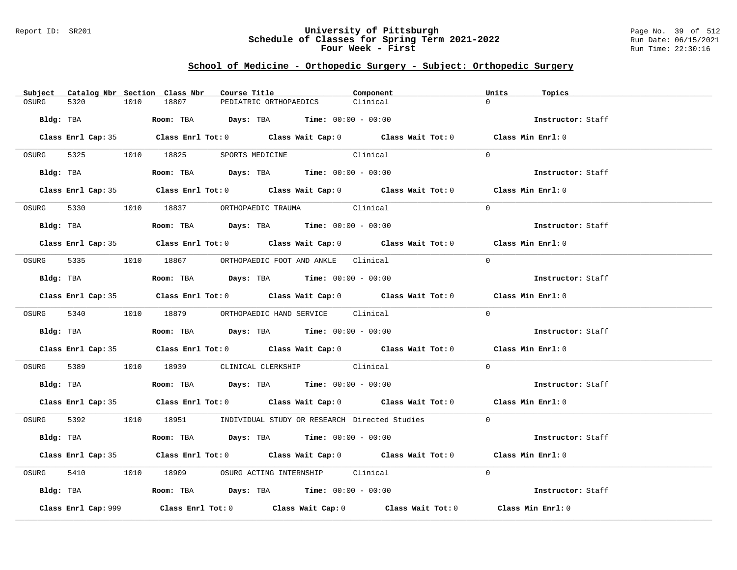## School of Medicine - Orthopedic Surgery - Subject: Orthopedic Surgery

| Subject | Catalog Nbr | Section | Class Nbr | Course Title | Component | Units | Topics |
|---|---|---|---|---|---|---|---|
| OSURG | 5320 | 1010 | 18807 | PEDIATRIC ORTHOPAEDICS | Clinical | 0 | |

**Bldg:** TBA **Room:** TBA **Days:** TBA **Time:** 00:00 - 00:00 **Instructor:** Staff

**Class Enrl Cap:** 35 **Class Enrl Tot:** 0 **Class Wait Cap:** 0 **Class Wait Tot:** 0 **Class Min Enrl:** 0

| Subject | Catalog Nbr | Section | Class Nbr | Course Title | Component | Units | Topics |
|---|---|---|---|---|---|---|---|
| OSURG | 5325 | 1010 | 18825 | SPORTS MEDICINE | Clinical | 0 | |

**Bldg:** TBA **Room:** TBA **Days:** TBA **Time:** 00:00 - 00:00 **Instructor:** Staff

**Class Enrl Cap:** 35 **Class Enrl Tot:** 0 **Class Wait Cap:** 0 **Class Wait Tot:** 0 **Class Min Enrl:** 0

| Subject | Catalog Nbr | Section | Class Nbr | Course Title | Component | Units | Topics |
|---|---|---|---|---|---|---|---|
| OSURG | 5330 | 1010 | 18837 | ORTHOPAEDIC TRAUMA | Clinical | 0 | |

**Bldg:** TBA **Room:** TBA **Days:** TBA **Time:** 00:00 - 00:00 **Instructor:** Staff

**Class Enrl Cap:** 35 **Class Enrl Tot:** 0 **Class Wait Cap:** 0 **Class Wait Tot:** 0 **Class Min Enrl:** 0

| Subject | Catalog Nbr | Section | Class Nbr | Course Title | Component | Units | Topics |
|---|---|---|---|---|---|---|---|
| OSURG | 5335 | 1010 | 18867 | ORTHOPAEDIC FOOT AND ANKLE | Clinical | 0 | |

**Bldg:** TBA **Room:** TBA **Days:** TBA **Time:** 00:00 - 00:00 **Instructor:** Staff

**Class Enrl Cap:** 35 **Class Enrl Tot:** 0 **Class Wait Cap:** 0 **Class Wait Tot:** 0 **Class Min Enrl:** 0

| Subject | Catalog Nbr | Section | Class Nbr | Course Title | Component | Units | Topics |
|---|---|---|---|---|---|---|---|
| OSURG | 5340 | 1010 | 18879 | ORTHOPAEDIC HAND SERVICE | Clinical | 0 | |

**Bldg:** TBA **Room:** TBA **Days:** TBA **Time:** 00:00 - 00:00 **Instructor:** Staff

**Class Enrl Cap:** 35 **Class Enrl Tot:** 0 **Class Wait Cap:** 0 **Class Wait Tot:** 0 **Class Min Enrl:** 0

| Subject | Catalog Nbr | Section | Class Nbr | Course Title | Component | Units | Topics |
|---|---|---|---|---|---|---|---|
| OSURG | 5389 | 1010 | 18939 | CLINICAL CLERKSHIP | Clinical | 0 | |

**Bldg:** TBA **Room:** TBA **Days:** TBA **Time:** 00:00 - 00:00 **Instructor:** Staff

**Class Enrl Cap:** 35 **Class Enrl Tot:** 0 **Class Wait Cap:** 0 **Class Wait Tot:** 0 **Class Min Enrl:** 0

| Subject | Catalog Nbr | Section | Class Nbr | Course Title | Component | Units | Topics |
|---|---|---|---|---|---|---|---|
| OSURG | 5392 | 1010 | 18951 | INDIVIDUAL STUDY OR RESEARCH | Directed Studies | 0 | |

**Bldg:** TBA **Room:** TBA **Days:** TBA **Time:** 00:00 - 00:00 **Instructor:** Staff

**Class Enrl Cap:** 35 **Class Enrl Tot:** 0 **Class Wait Cap:** 0 **Class Wait Tot:** 0 **Class Min Enrl:** 0

| Subject | Catalog Nbr | Section | Class Nbr | Course Title | Component | Units | Topics |
|---|---|---|---|---|---|---|---|
| OSURG | 5410 | 1010 | 18909 | OSURG ACTING INTERNSHIP | Clinical | 0 | |

**Bldg:** TBA **Room:** TBA **Days:** TBA **Time:** 00:00 - 00:00 **Instructor:** Staff

**Class Enrl Cap:** 999 **Class Enrl Tot:** 0 **Class Wait Cap:** 0 **Class Wait Tot:** 0 **Class Min Enrl:** 0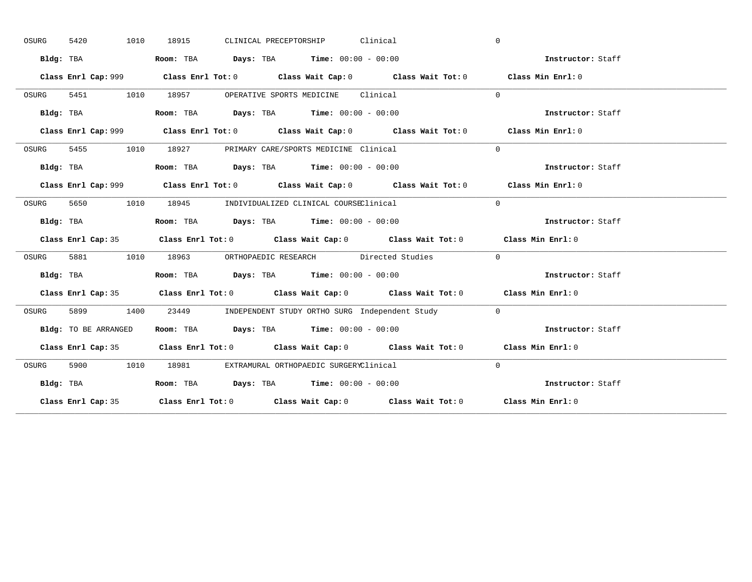OSURG 5420 1010 18915 CLINICAL PRECEPTORSHIP Clinical 0

**Bldg:** TBA **Room:** TBA **Days:** TBA **Time:** 00:00 - 00:00 **Instructor:** Staff

**Class Enrl Cap:** 999 **Class Enrl Tot:** 0 **Class Wait Cap:** 0 **Class Wait Tot:** 0 **Class Min Enrl:** 0

---

OSURG 5451 1010 18957 OPERATIVE SPORTS MEDICINE Clinical 0

**Bldg:** TBA **Room:** TBA **Days:** TBA **Time:** 00:00 - 00:00 **Instructor:** Staff

**Class Enrl Cap:** 999 **Class Enrl Tot:** 0 **Class Wait Cap:** 0 **Class Wait Tot:** 0 **Class Min Enrl:** 0

---

OSURG 5455 1010 18927 PRIMARY CARE/SPORTS MEDICINE Clinical 0

**Bldg:** TBA **Room:** TBA **Days:** TBA **Time:** 00:00 - 00:00 **Instructor:** Staff

**Class Enrl Cap:** 999 **Class Enrl Tot:** 0 **Class Wait Cap:** 0 **Class Wait Tot:** 0 **Class Min Enrl:** 0

---

OSURG 5650 1010 18945 INDIVIDUALIZED CLINICAL COURSE Clinical 0

**Bldg:** TBA **Room:** TBA **Days:** TBA **Time:** 00:00 - 00:00 **Instructor:** Staff

**Class Enrl Cap:** 35 **Class Enrl Tot:** 0 **Class Wait Cap:** 0 **Class Wait Tot:** 0 **Class Min Enrl:** 0

---

OSURG 5881 1010 18963 ORTHOPAEDIC RESEARCH Directed Studies 0

**Bldg:** TBA **Room:** TBA **Days:** TBA **Time:** 00:00 - 00:00 **Instructor:** Staff

**Class Enrl Cap:** 35 **Class Enrl Tot:** 0 **Class Wait Cap:** 0 **Class Wait Tot:** 0 **Class Min Enrl:** 0

---

OSURG 5899 1400 23449 INDEPENDENT STUDY ORTHO SURG Independent Study 0

**Bldg:** TO BE ARRANGED **Room:** TBA **Days:** TBA **Time:** 00:00 - 00:00 **Instructor:** Staff

**Class Enrl Cap:** 35 **Class Enrl Tot:** 0 **Class Wait Cap:** 0 **Class Wait Tot:** 0 **Class Min Enrl:** 0

---

OSURG 5900 1010 18981 EXTRAMURAL ORTHOPAEDIC SURGERY Clinical 0

**Bldg:** TBA **Room:** TBA **Days:** TBA **Time:** 00:00 - 00:00 **Instructor:** Staff

**Class Enrl Cap:** 35 **Class Enrl Tot:** 0 **Class Wait Cap:** 0 **Class Wait Tot:** 0 **Class Min Enrl:** 0

---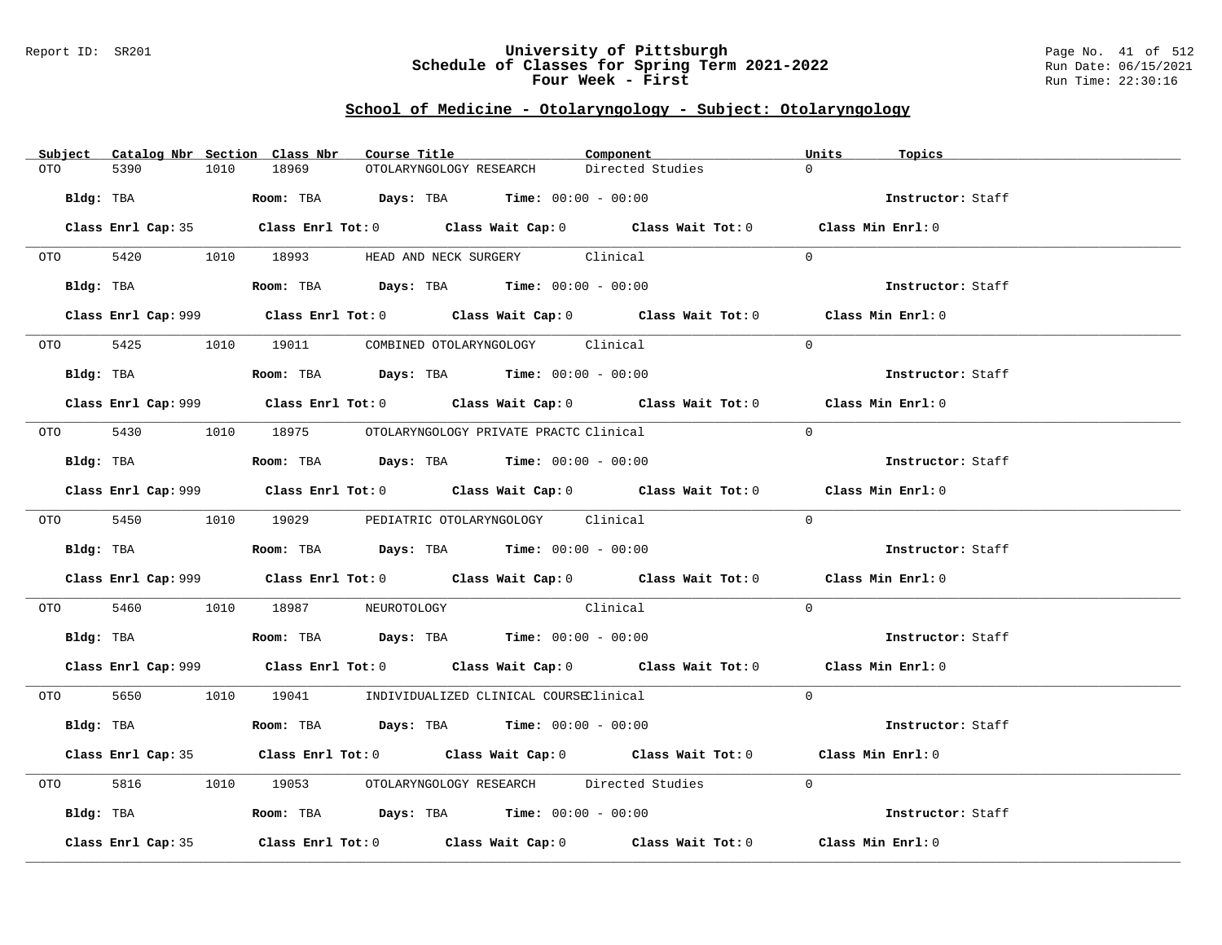Report ID: SR201

# University of Pittsburgh
## Schedule of Classes for Spring Term 2021-2022
## Four Week - First

Run Date: 06/15/2021
Run Time: 22:30:16

### School of Medicine - Otolaryngology - Subject: Otolaryngology

| Subject | Catalog Nbr | Section | Class Nbr | Course Title | Component | Units | Topics |
|---|---|---|---|---|---|---|---|
| OTO | 5390 | 1010 | 18969 | OTOLARYNGOLOGY RESEARCH | Directed Studies | 0 | |

**Bldg:** TBA **Room:** TBA **Days:** TBA **Time:** 00:00 - 00:00 **Instructor:** Staff

**Class Enrl Cap:** 35 **Class Enrl Tot:** 0 **Class Wait Cap:** 0 **Class Wait Tot:** 0 **Class Min Enrl:** 0

| Subject | Catalog Nbr | Section | Class Nbr | Course Title | Component | Units | Topics |
|---|---|---|---|---|---|---|---|
| OTO | 5420 | 1010 | 18993 | HEAD AND NECK SURGERY | Clinical | 0 | |

**Bldg:** TBA **Room:** TBA **Days:** TBA **Time:** 00:00 - 00:00 **Instructor:** Staff

**Class Enrl Cap:** 999 **Class Enrl Tot:** 0 **Class Wait Cap:** 0 **Class Wait Tot:** 0 **Class Min Enrl:** 0

| Subject | Catalog Nbr | Section | Class Nbr | Course Title | Component | Units | Topics |
|---|---|---|---|---|---|---|---|
| OTO | 5425 | 1010 | 19011 | COMBINED OTOLARYNGOLOGY | Clinical | 0 | |

**Bldg:** TBA **Room:** TBA **Days:** TBA **Time:** 00:00 - 00:00 **Instructor:** Staff

**Class Enrl Cap:** 999 **Class Enrl Tot:** 0 **Class Wait Cap:** 0 **Class Wait Tot:** 0 **Class Min Enrl:** 0

| Subject | Catalog Nbr | Section | Class Nbr | Course Title | Component | Units | Topics |
|---|---|---|---|---|---|---|---|
| OTO | 5430 | 1010 | 18975 | OTOLARYNGOLOGY PRIVATE PRACTC | Clinical | 0 | |

**Bldg:** TBA **Room:** TBA **Days:** TBA **Time:** 00:00 - 00:00 **Instructor:** Staff

**Class Enrl Cap:** 999 **Class Enrl Tot:** 0 **Class Wait Cap:** 0 **Class Wait Tot:** 0 **Class Min Enrl:** 0

| Subject | Catalog Nbr | Section | Class Nbr | Course Title | Component | Units | Topics |
|---|---|---|---|---|---|---|---|
| OTO | 5450 | 1010 | 19029 | PEDIATRIC OTOLARYNGOLOGY | Clinical | 0 | |

**Bldg:** TBA **Room:** TBA **Days:** TBA **Time:** 00:00 - 00:00 **Instructor:** Staff

**Class Enrl Cap:** 999 **Class Enrl Tot:** 0 **Class Wait Cap:** 0 **Class Wait Tot:** 0 **Class Min Enrl:** 0

| Subject | Catalog Nbr | Section | Class Nbr | Course Title | Component | Units | Topics |
|---|---|---|---|---|---|---|---|
| OTO | 5460 | 1010 | 18987 | NEUROTOLOGY | Clinical | 0 | |

**Bldg:** TBA **Room:** TBA **Days:** TBA **Time:** 00:00 - 00:00 **Instructor:** Staff

**Class Enrl Cap:** 999 **Class Enrl Tot:** 0 **Class Wait Cap:** 0 **Class Wait Tot:** 0 **Class Min Enrl:** 0

| Subject | Catalog Nbr | Section | Class Nbr | Course Title | Component | Units | Topics |
|---|---|---|---|---|---|---|---|
| OTO | 5650 | 1010 | 19041 | INDIVIDUALIZED CLINICAL COURSE | Clinical | 0 | |

**Bldg:** TBA **Room:** TBA **Days:** TBA **Time:** 00:00 - 00:00 **Instructor:** Staff

**Class Enrl Cap:** 35 **Class Enrl Tot:** 0 **Class Wait Cap:** 0 **Class Wait Tot:** 0 **Class Min Enrl:** 0

| Subject | Catalog Nbr | Section | Class Nbr | Course Title | Component | Units | Topics |
|---|---|---|---|---|---|---|---|
| OTO | 5816 | 1010 | 19053 | OTOLARYNGOLOGY RESEARCH | Directed Studies | 0 | |

**Bldg:** TBA **Room:** TBA **Days:** TBA **Time:** 00:00 - 00:00 **Instructor:** Staff

**Class Enrl Cap:** 35 **Class Enrl Tot:** 0 **Class Wait Cap:** 0 **Class Wait Tot:** 0 **Class Min Enrl:** 0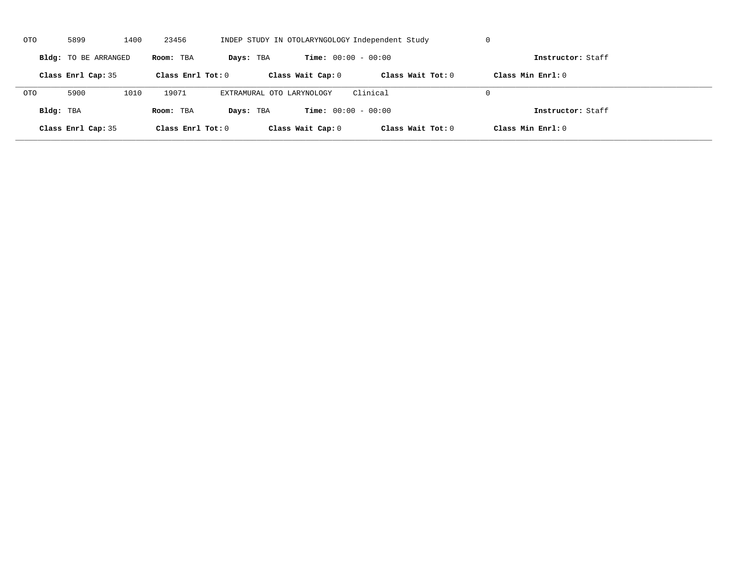OTO 5899 1400 23456 INDEP STUDY IN OTOLARYNGOLOGY Independent Study 0

**Bldg:** TO BE ARRANGED **Room:** TBA **Days:** TBA **Time:** 00:00 - 00:00 **Instructor:** Staff

**Class Enrl Cap:** 35 **Class Enrl Tot:** 0 **Class Wait Cap:** 0 **Class Wait Tot:** 0 **Class Min Enrl:** 0

---

OTO 5900 1010 19071 EXTRAMURAL OTO LARYNOLOGY Clinical 0

**Bldg:** TBA **Room:** TBA **Days:** TBA **Time:** 00:00 - 00:00 **Instructor:** Staff

**Class Enrl Cap:** 35 **Class Enrl Tot:** 0 **Class Wait Cap:** 0 **Class Wait Tot:** 0 **Class Min Enrl:** 0

---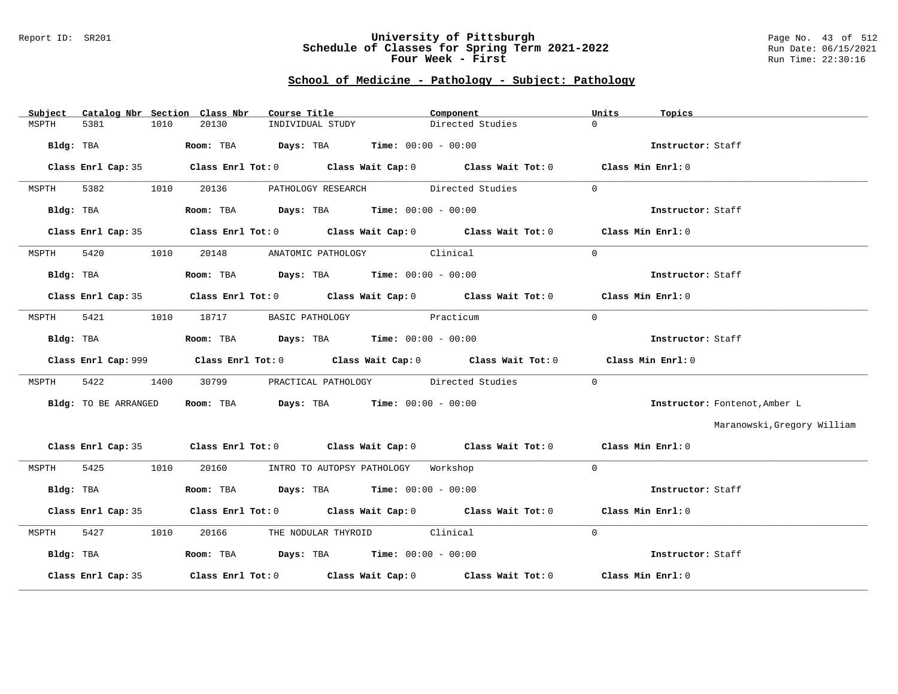Report ID: SR201

# University of Pittsburgh
## Schedule of Classes for Spring Term 2021-2022
## Four Week - First

Run Date: 06/15/2021
Run Time: 22:30:16

### School of Medicine - Pathology - Subject: Pathology

| Subject | Catalog Nbr | Section | Class Nbr | Course Title | Component | Units | Topics |
|---|---|---|---|---|---|---|---|
| MSPTH | 5381 | 1010 | 20130 | INDIVIDUAL STUDY | Directed Studies | 0 | |

**Bldg:** TBA **Room:** TBA **Days:** TBA **Time:** 00:00 - 00:00 **Instructor:** Staff

**Class Enrl Cap:** 35 **Class Enrl Tot:** 0 **Class Wait Cap:** 0 **Class Wait Tot:** 0 **Class Min Enrl:** 0

---

| Subject | Catalog Nbr | Section | Class Nbr | Course Title | Component | Units | Topics |
|---|---|---|---|---|---|---|---|
| MSPTH | 5382 | 1010 | 20136 | PATHOLOGY RESEARCH | Directed Studies | 0 | |

**Bldg:** TBA **Room:** TBA **Days:** TBA **Time:** 00:00 - 00:00 **Instructor:** Staff

**Class Enrl Cap:** 35 **Class Enrl Tot:** 0 **Class Wait Cap:** 0 **Class Wait Tot:** 0 **Class Min Enrl:** 0

---

| Subject | Catalog Nbr | Section | Class Nbr | Course Title | Component | Units | Topics |
|---|---|---|---|---|---|---|---|
| MSPTH | 5420 | 1010 | 20148 | ANATOMIC PATHOLOGY | Clinical | 0 | |

**Bldg:** TBA **Room:** TBA **Days:** TBA **Time:** 00:00 - 00:00 **Instructor:** Staff

**Class Enrl Cap:** 35 **Class Enrl Tot:** 0 **Class Wait Cap:** 0 **Class Wait Tot:** 0 **Class Min Enrl:** 0

---

| Subject | Catalog Nbr | Section | Class Nbr | Course Title | Component | Units | Topics |
|---|---|---|---|---|---|---|---|
| MSPTH | 5421 | 1010 | 18717 | BASIC PATHOLOGY | Practicum | 0 | |

**Bldg:** TBA **Room:** TBA **Days:** TBA **Time:** 00:00 - 00:00 **Instructor:** Staff

**Class Enrl Cap:** 999 **Class Enrl Tot:** 0 **Class Wait Cap:** 0 **Class Wait Tot:** 0 **Class Min Enrl:** 0

---

| Subject | Catalog Nbr | Section | Class Nbr | Course Title | Component | Units | Topics |
|---|---|---|---|---|---|---|---|
| MSPTH | 5422 | 1400 | 30799 | PRACTICAL PATHOLOGY | Directed Studies | 0 | |

**Bldg:** TO BE ARRANGED **Room:** TBA **Days:** TBA **Time:** 00:00 - 00:00 **Instructor:** Fontenot,Amber L
Maranowski,Gregory William

**Class Enrl Cap:** 35 **Class Enrl Tot:** 0 **Class Wait Cap:** 0 **Class Wait Tot:** 0 **Class Min Enrl:** 0

---

| Subject | Catalog Nbr | Section | Class Nbr | Course Title | Component | Units | Topics |
|---|---|---|---|---|---|---|---|
| MSPTH | 5425 | 1010 | 20160 | INTRO TO AUTOPSY PATHOLOGY | Workshop | 0 | |

**Bldg:** TBA **Room:** TBA **Days:** TBA **Time:** 00:00 - 00:00 **Instructor:** Staff

**Class Enrl Cap:** 35 **Class Enrl Tot:** 0 **Class Wait Cap:** 0 **Class Wait Tot:** 0 **Class Min Enrl:** 0

---

| Subject | Catalog Nbr | Section | Class Nbr | Course Title | Component | Units | Topics |
|---|---|---|---|---|---|---|---|
| MSPTH | 5427 | 1010 | 20166 | THE NODULAR THYROID | Clinical | 0 | |

**Bldg:** TBA **Room:** TBA **Days:** TBA **Time:** 00:00 - 00:00 **Instructor:** Staff

**Class Enrl Cap:** 35 **Class Enrl Tot:** 0 **Class Wait Cap:** 0 **Class Wait Tot:** 0 **Class Min Enrl:** 0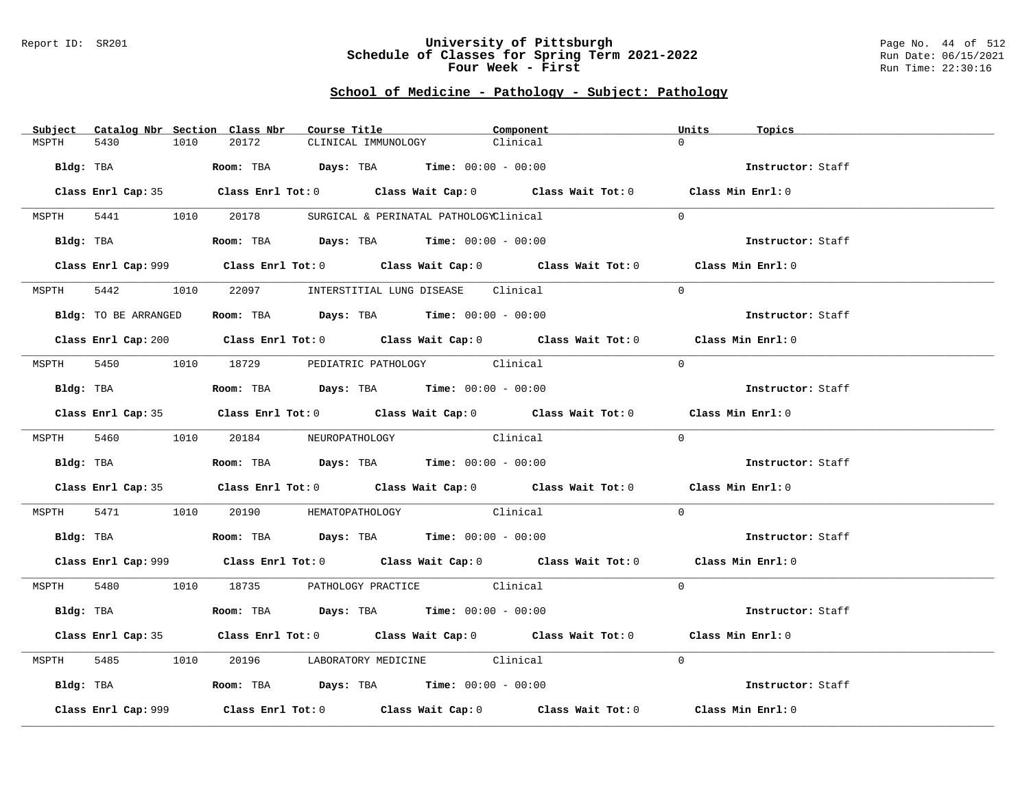## University of Pittsburgh
## Schedule of Classes for Spring Term 2021-2022
## Four Week - First

### School of Medicine - Pathology - Subject: Pathology

| Subject | Catalog Nbr | Section | Class Nbr | Course Title | Component | Units | Topics |
|---|---|---|---|---|---|---|---|
| MSPTH | 5430 | 1010 | 20172 | CLINICAL IMMUNOLOGY | Clinical | 0 | |

**Bldg:** TBA **Room:** TBA **Days:** TBA **Time:** 00:00 - 00:00 **Instructor:** Staff

**Class Enrl Cap:** 35 **Class Enrl Tot:** 0 **Class Wait Cap:** 0 **Class Wait Tot:** 0 **Class Min Enrl:** 0

| Subject | Catalog Nbr | Section | Class Nbr | Course Title | Component | Units | Topics |
|---|---|---|---|---|---|---|---|
| MSPTH | 5441 | 1010 | 20178 | SURGICAL & PERINATAL PATHOLOGY | Clinical | 0 | |

**Bldg:** TBA **Room:** TBA **Days:** TBA **Time:** 00:00 - 00:00 **Instructor:** Staff

**Class Enrl Cap:** 999 **Class Enrl Tot:** 0 **Class Wait Cap:** 0 **Class Wait Tot:** 0 **Class Min Enrl:** 0

| Subject | Catalog Nbr | Section | Class Nbr | Course Title | Component | Units | Topics |
|---|---|---|---|---|---|---|---|
| MSPTH | 5442 | 1010 | 22097 | INTERSTITIAL LUNG DISEASE | Clinical | 0 | |

**Bldg:** TO BE ARRANGED **Room:** TBA **Days:** TBA **Time:** 00:00 - 00:00 **Instructor:** Staff

**Class Enrl Cap:** 200 **Class Enrl Tot:** 0 **Class Wait Cap:** 0 **Class Wait Tot:** 0 **Class Min Enrl:** 0

| Subject | Catalog Nbr | Section | Class Nbr | Course Title | Component | Units | Topics |
|---|---|---|---|---|---|---|---|
| MSPTH | 5450 | 1010 | 18729 | PEDIATRIC PATHOLOGY | Clinical | 0 | |

**Bldg:** TBA **Room:** TBA **Days:** TBA **Time:** 00:00 - 00:00 **Instructor:** Staff

**Class Enrl Cap:** 35 **Class Enrl Tot:** 0 **Class Wait Cap:** 0 **Class Wait Tot:** 0 **Class Min Enrl:** 0

| Subject | Catalog Nbr | Section | Class Nbr | Course Title | Component | Units | Topics |
|---|---|---|---|---|---|---|---|
| MSPTH | 5460 | 1010 | 20184 | NEUROPATHOLOGY | Clinical | 0 | |

**Bldg:** TBA **Room:** TBA **Days:** TBA **Time:** 00:00 - 00:00 **Instructor:** Staff

**Class Enrl Cap:** 35 **Class Enrl Tot:** 0 **Class Wait Cap:** 0 **Class Wait Tot:** 0 **Class Min Enrl:** 0

| Subject | Catalog Nbr | Section | Class Nbr | Course Title | Component | Units | Topics |
|---|---|---|---|---|---|---|---|
| MSPTH | 5471 | 1010 | 20190 | HEMATOPATHOLOGY | Clinical | 0 | |

**Bldg:** TBA **Room:** TBA **Days:** TBA **Time:** 00:00 - 00:00 **Instructor:** Staff

**Class Enrl Cap:** 999 **Class Enrl Tot:** 0 **Class Wait Cap:** 0 **Class Wait Tot:** 0 **Class Min Enrl:** 0

| Subject | Catalog Nbr | Section | Class Nbr | Course Title | Component | Units | Topics |
|---|---|---|---|---|---|---|---|
| MSPTH | 5480 | 1010 | 18735 | PATHOLOGY PRACTICE | Clinical | 0 | |

**Bldg:** TBA **Room:** TBA **Days:** TBA **Time:** 00:00 - 00:00 **Instructor:** Staff

**Class Enrl Cap:** 35 **Class Enrl Tot:** 0 **Class Wait Cap:** 0 **Class Wait Tot:** 0 **Class Min Enrl:** 0

| Subject | Catalog Nbr | Section | Class Nbr | Course Title | Component | Units | Topics |
|---|---|---|---|---|---|---|---|
| MSPTH | 5485 | 1010 | 20196 | LABORATORY MEDICINE | Clinical | 0 | |

**Bldg:** TBA **Room:** TBA **Days:** TBA **Time:** 00:00 - 00:00 **Instructor:** Staff

**Class Enrl Cap:** 999 **Class Enrl Tot:** 0 **Class Wait Cap:** 0 **Class Wait Tot:** 0 **Class Min Enrl:** 0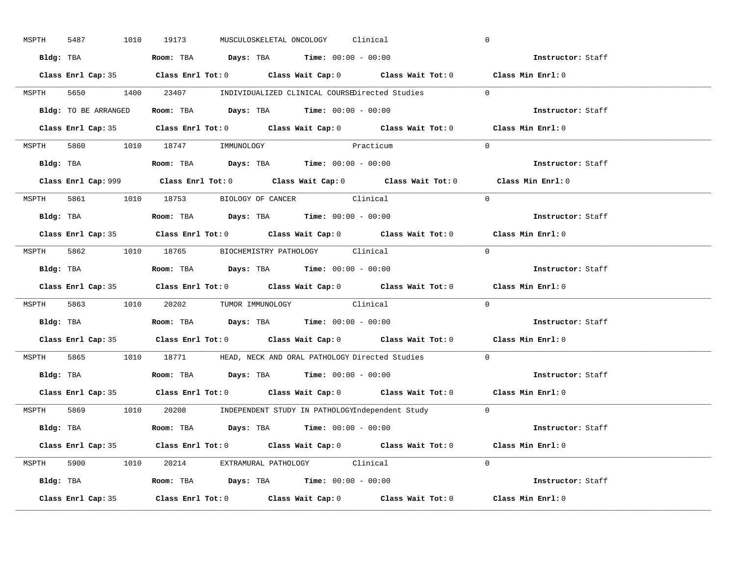MSPTH 5487 1010 19173 MUSCULOSKELETAL ONCOLOGY Clinical 0

**Bldg:** TBA **Room:** TBA **Days:** TBA **Time:** 00:00 - 00:00 **Instructor:** Staff

**Class Enrl Cap:** 35 **Class Enrl Tot:** 0 **Class Wait Cap:** 0 **Class Wait Tot:** 0 **Class Min Enrl:** 0

---

MSPTH 5650 1400 23407 INDIVIDUALIZED CLINICAL COURSE Directed Studies 0

**Bldg:** TO BE ARRANGED **Room:** TBA **Days:** TBA **Time:** 00:00 - 00:00 **Instructor:** Staff

**Class Enrl Cap:** 35 **Class Enrl Tot:** 0 **Class Wait Cap:** 0 **Class Wait Tot:** 0 **Class Min Enrl:** 0

---

MSPTH 5860 1010 18747 IMMUNOLOGY Practicum 0

**Bldg:** TBA **Room:** TBA **Days:** TBA **Time:** 00:00 - 00:00 **Instructor:** Staff

**Class Enrl Cap:** 999 **Class Enrl Tot:** 0 **Class Wait Cap:** 0 **Class Wait Tot:** 0 **Class Min Enrl:** 0

---

MSPTH 5861 1010 18753 BIOLOGY OF CANCER Clinical 0

**Bldg:** TBA **Room:** TBA **Days:** TBA **Time:** 00:00 - 00:00 **Instructor:** Staff

**Class Enrl Cap:** 35 **Class Enrl Tot:** 0 **Class Wait Cap:** 0 **Class Wait Tot:** 0 **Class Min Enrl:** 0

---

MSPTH 5862 1010 18765 BIOCHEMISTRY PATHOLOGY Clinical 0

**Bldg:** TBA **Room:** TBA **Days:** TBA **Time:** 00:00 - 00:00 **Instructor:** Staff

**Class Enrl Cap:** 35 **Class Enrl Tot:** 0 **Class Wait Cap:** 0 **Class Wait Tot:** 0 **Class Min Enrl:** 0

---

MSPTH 5863 1010 20202 TUMOR IMMUNOLOGY Clinical 0

**Bldg:** TBA **Room:** TBA **Days:** TBA **Time:** 00:00 - 00:00 **Instructor:** Staff

**Class Enrl Cap:** 35 **Class Enrl Tot:** 0 **Class Wait Cap:** 0 **Class Wait Tot:** 0 **Class Min Enrl:** 0

---

MSPTH 5865 1010 18771 HEAD, NECK AND ORAL PATHOLOGY Directed Studies 0

**Bldg:** TBA **Room:** TBA **Days:** TBA **Time:** 00:00 - 00:00 **Instructor:** Staff

**Class Enrl Cap:** 35 **Class Enrl Tot:** 0 **Class Wait Cap:** 0 **Class Wait Tot:** 0 **Class Min Enrl:** 0

---

MSPTH 5869 1010 20208 INDEPENDENT STUDY IN PATHOLOGY Independent Study 0

**Bldg:** TBA **Room:** TBA **Days:** TBA **Time:** 00:00 - 00:00 **Instructor:** Staff

**Class Enrl Cap:** 35 **Class Enrl Tot:** 0 **Class Wait Cap:** 0 **Class Wait Tot:** 0 **Class Min Enrl:** 0

---

MSPTH 5900 1010 20214 EXTRAMURAL PATHOLOGY Clinical 0

**Bldg:** TBA **Room:** TBA **Days:** TBA **Time:** 00:00 - 00:00 **Instructor:** Staff

**Class Enrl Cap:** 35 **Class Enrl Tot:** 0 **Class Wait Cap:** 0 **Class Wait Tot:** 0 **Class Min Enrl:** 0

---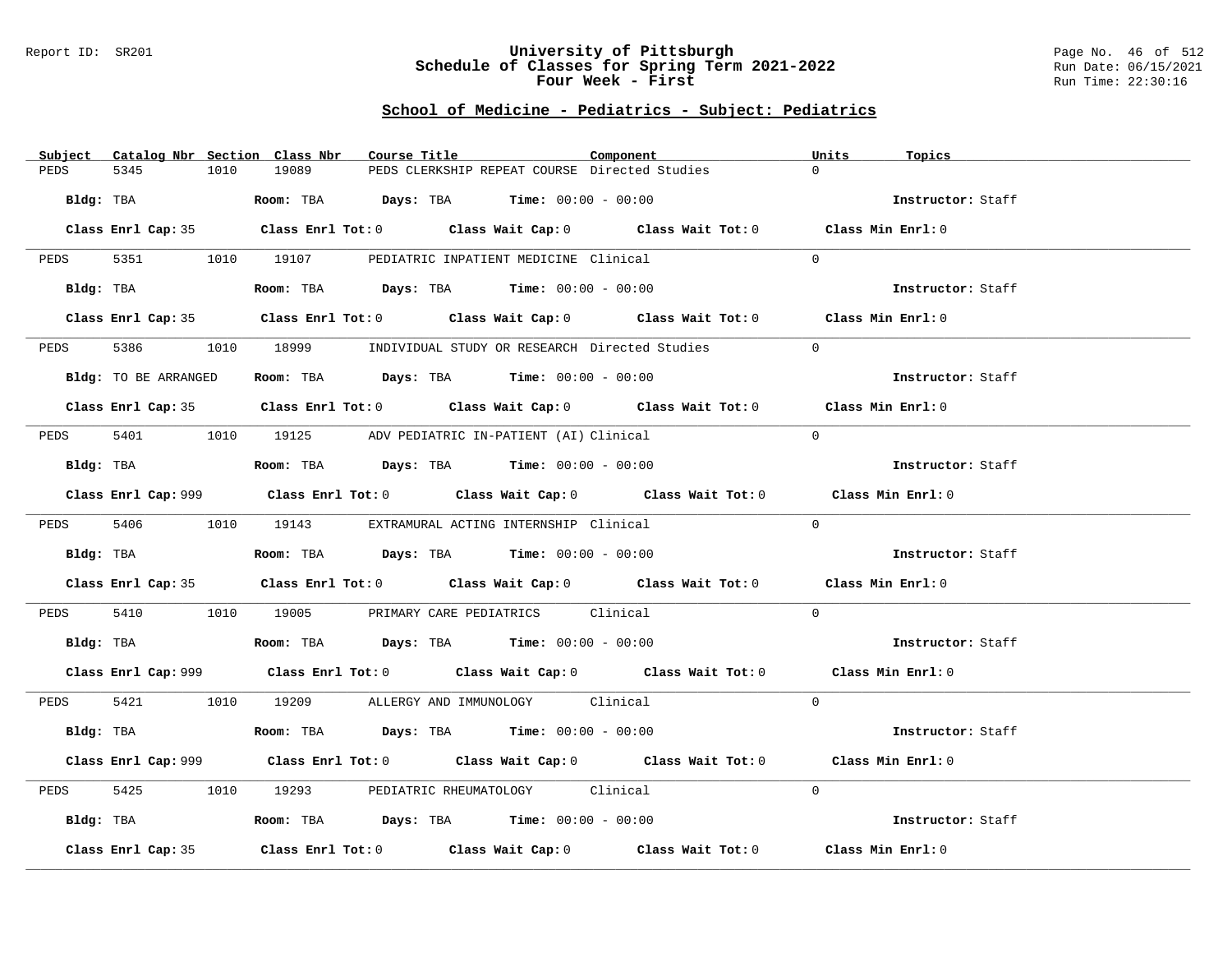## School of Medicine - Pediatrics - Subject: Pediatrics

| Subject | Catalog Nbr | Section | Class Nbr | Course Title | Component | Units | Topics |
|---|---|---|---|---|---|---|---|
| PEDS | 5345 | 1010 | 19089 | PEDS CLERKSHIP REPEAT COURSE | Directed Studies | 0 | |

**Bldg:** TBA **Room:** TBA **Days:** TBA **Time:** 00:00 - 00:00 **Instructor:** Staff

**Class Enrl Cap:** 35 **Class Enrl Tot:** 0 **Class Wait Cap:** 0 **Class Wait Tot:** 0 **Class Min Enrl:** 0

---

| Subject | Catalog Nbr | Section | Class Nbr | Course Title | Component | Units | Topics |
|---|---|---|---|---|---|---|---|
| PEDS | 5351 | 1010 | 19107 | PEDIATRIC INPATIENT MEDICINE | Clinical | 0 | |

**Bldg:** TBA **Room:** TBA **Days:** TBA **Time:** 00:00 - 00:00 **Instructor:** Staff

**Class Enrl Cap:** 35 **Class Enrl Tot:** 0 **Class Wait Cap:** 0 **Class Wait Tot:** 0 **Class Min Enrl:** 0

---

| Subject | Catalog Nbr | Section | Class Nbr | Course Title | Component | Units | Topics |
|---|---|---|---|---|---|---|---|
| PEDS | 5386 | 1010 | 18999 | INDIVIDUAL STUDY OR RESEARCH | Directed Studies | 0 | |

**Bldg:** TO BE ARRANGED **Room:** TBA **Days:** TBA **Time:** 00:00 - 00:00 **Instructor:** Staff

**Class Enrl Cap:** 35 **Class Enrl Tot:** 0 **Class Wait Cap:** 0 **Class Wait Tot:** 0 **Class Min Enrl:** 0

---

| Subject | Catalog Nbr | Section | Class Nbr | Course Title | Component | Units | Topics |
|---|---|---|---|---|---|---|---|
| PEDS | 5401 | 1010 | 19125 | ADV PEDIATRIC IN-PATIENT (AI) | Clinical | 0 | |

**Bldg:** TBA **Room:** TBA **Days:** TBA **Time:** 00:00 - 00:00 **Instructor:** Staff

**Class Enrl Cap:** 999 **Class Enrl Tot:** 0 **Class Wait Cap:** 0 **Class Wait Tot:** 0 **Class Min Enrl:** 0

---

| Subject | Catalog Nbr | Section | Class Nbr | Course Title | Component | Units | Topics |
|---|---|---|---|---|---|---|---|
| PEDS | 5406 | 1010 | 19143 | EXTRAMURAL ACTING INTERNSHIP | Clinical | 0 | |

**Bldg:** TBA **Room:** TBA **Days:** TBA **Time:** 00:00 - 00:00 **Instructor:** Staff

**Class Enrl Cap:** 35 **Class Enrl Tot:** 0 **Class Wait Cap:** 0 **Class Wait Tot:** 0 **Class Min Enrl:** 0

---

| Subject | Catalog Nbr | Section | Class Nbr | Course Title | Component | Units | Topics |
|---|---|---|---|---|---|---|---|
| PEDS | 5410 | 1010 | 19005 | PRIMARY CARE PEDIATRICS | Clinical | 0 | |

**Bldg:** TBA **Room:** TBA **Days:** TBA **Time:** 00:00 - 00:00 **Instructor:** Staff

**Class Enrl Cap:** 999 **Class Enrl Tot:** 0 **Class Wait Cap:** 0 **Class Wait Tot:** 0 **Class Min Enrl:** 0

---

| Subject | Catalog Nbr | Section | Class Nbr | Course Title | Component | Units | Topics |
|---|---|---|---|---|---|---|---|
| PEDS | 5421 | 1010 | 19209 | ALLERGY AND IMMUNOLOGY | Clinical | 0 | |

**Bldg:** TBA **Room:** TBA **Days:** TBA **Time:** 00:00 - 00:00 **Instructor:** Staff

**Class Enrl Cap:** 999 **Class Enrl Tot:** 0 **Class Wait Cap:** 0 **Class Wait Tot:** 0 **Class Min Enrl:** 0

---

| Subject | Catalog Nbr | Section | Class Nbr | Course Title | Component | Units | Topics |
|---|---|---|---|---|---|---|---|
| PEDS | 5425 | 1010 | 19293 | PEDIATRIC RHEUMATOLOGY | Clinical | 0 | |

**Bldg:** TBA **Room:** TBA **Days:** TBA **Time:** 00:00 - 00:00 **Instructor:** Staff

**Class Enrl Cap:** 35 **Class Enrl Tot:** 0 **Class Wait Cap:** 0 **Class Wait Tot:** 0 **Class Min Enrl:** 0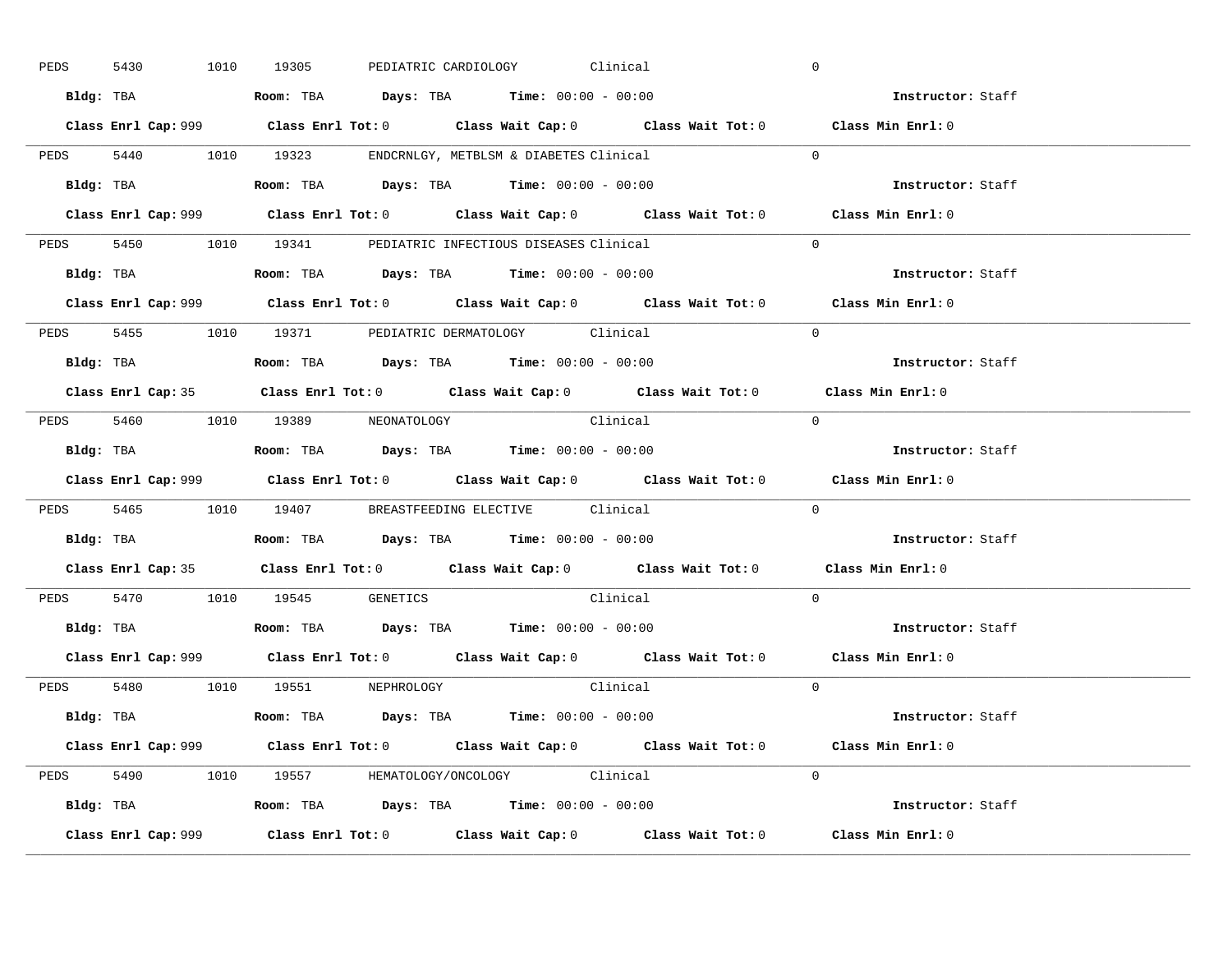PEDS 5430 1010 19305 PEDIATRIC CARDIOLOGY Clinical 0

**Bldg:** TBA **Room:** TBA **Days:** TBA **Time:** 00:00 - 00:00 **Instructor:** Staff

**Class Enrl Cap:** 999 **Class Enrl Tot:** 0 **Class Wait Cap:** 0 **Class Wait Tot:** 0 **Class Min Enrl:** 0

---

PEDS 5440 1010 19323 ENDCRNLGY, METBLSM & DIABETES Clinical 0

**Bldg:** TBA **Room:** TBA **Days:** TBA **Time:** 00:00 - 00:00 **Instructor:** Staff

**Class Enrl Cap:** 999 **Class Enrl Tot:** 0 **Class Wait Cap:** 0 **Class Wait Tot:** 0 **Class Min Enrl:** 0

---

PEDS 5450 1010 19341 PEDIATRIC INFECTIOUS DISEASES Clinical 0

**Bldg:** TBA **Room:** TBA **Days:** TBA **Time:** 00:00 - 00:00 **Instructor:** Staff

**Class Enrl Cap:** 999 **Class Enrl Tot:** 0 **Class Wait Cap:** 0 **Class Wait Tot:** 0 **Class Min Enrl:** 0

---

PEDS 5455 1010 19371 PEDIATRIC DERMATOLOGY Clinical 0

**Bldg:** TBA **Room:** TBA **Days:** TBA **Time:** 00:00 - 00:00 **Instructor:** Staff

**Class Enrl Cap:** 35 **Class Enrl Tot:** 0 **Class Wait Cap:** 0 **Class Wait Tot:** 0 **Class Min Enrl:** 0

---

PEDS 5460 1010 19389 NEONATOLOGY Clinical 0

**Bldg:** TBA **Room:** TBA **Days:** TBA **Time:** 00:00 - 00:00 **Instructor:** Staff

**Class Enrl Cap:** 999 **Class Enrl Tot:** 0 **Class Wait Cap:** 0 **Class Wait Tot:** 0 **Class Min Enrl:** 0

---

PEDS 5465 1010 19407 BREASTFEEDING ELECTIVE Clinical 0

**Bldg:** TBA **Room:** TBA **Days:** TBA **Time:** 00:00 - 00:00 **Instructor:** Staff

**Class Enrl Cap:** 35 **Class Enrl Tot:** 0 **Class Wait Cap:** 0 **Class Wait Tot:** 0 **Class Min Enrl:** 0

---

PEDS 5470 1010 19545 GENETICS Clinical 0

**Bldg:** TBA **Room:** TBA **Days:** TBA **Time:** 00:00 - 00:00 **Instructor:** Staff

**Class Enrl Cap:** 999 **Class Enrl Tot:** 0 **Class Wait Cap:** 0 **Class Wait Tot:** 0 **Class Min Enrl:** 0

---

PEDS 5480 1010 19551 NEPHROLOGY Clinical 0

**Bldg:** TBA **Room:** TBA **Days:** TBA **Time:** 00:00 - 00:00 **Instructor:** Staff

**Class Enrl Cap:** 999 **Class Enrl Tot:** 0 **Class Wait Cap:** 0 **Class Wait Tot:** 0 **Class Min Enrl:** 0

---

PEDS 5490 1010 19557 HEMATOLOGY/ONCOLOGY Clinical 0

**Bldg:** TBA **Room:** TBA **Days:** TBA **Time:** 00:00 - 00:00 **Instructor:** Staff

**Class Enrl Cap:** 999 **Class Enrl Tot:** 0 **Class Wait Cap:** 0 **Class Wait Tot:** 0 **Class Min Enrl:** 0

---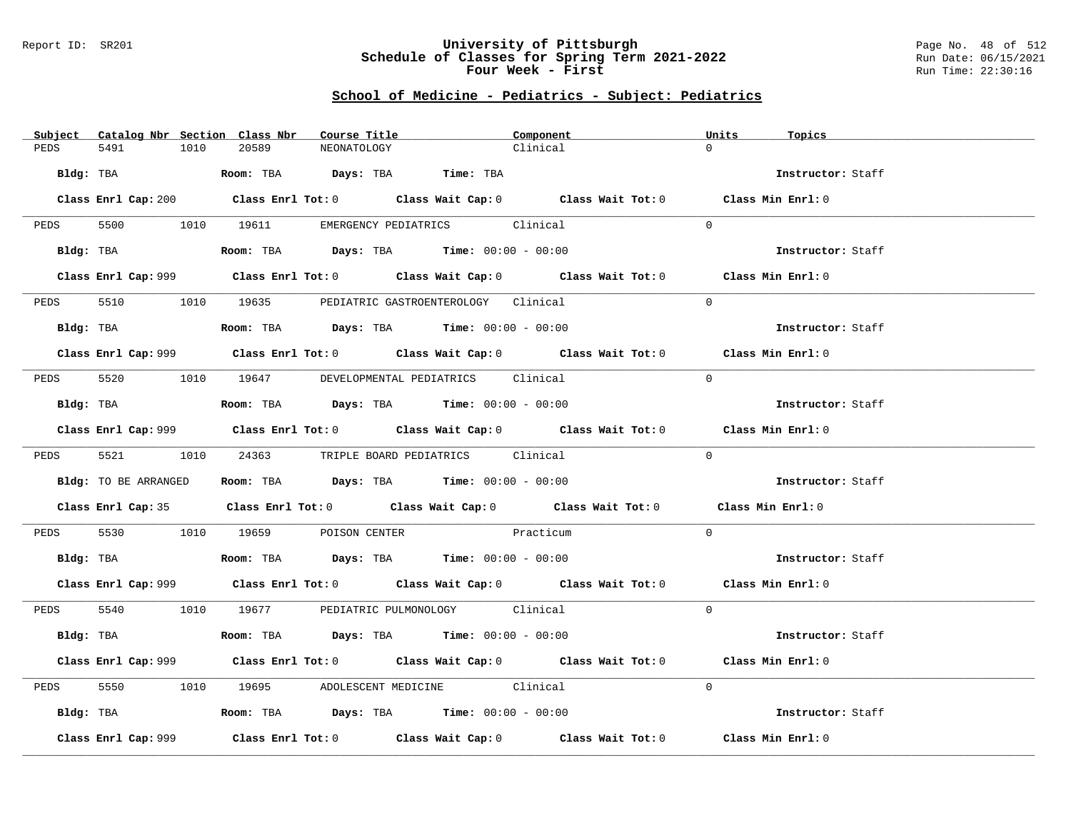# University of Pittsburgh
## Schedule of Classes for Spring Term 2021-2022
## Four Week - First

Report ID: SR201

Run Date: 06/15/2021
Run Time: 22:30:16

### School of Medicine - Pediatrics - Subject: Pediatrics

| Subject | Catalog Nbr | Section | Class Nbr | Course Title | Component | Units | Topics |
|---|---|---|---|---|---|---|---|
| PEDS | 5491 | 1010 | 20589 | NEONATOLOGY | Clinical | 0 | |

**Bldg:** TBA **Room:** TBA **Days:** TBA **Time:** TBA **Instructor:** Staff

**Class Enrl Cap:** 200 **Class Enrl Tot:** 0 **Class Wait Cap:** 0 **Class Wait Tot:** 0 **Class Min Enrl:** 0

---

| Subject | Catalog Nbr | Section | Class Nbr | Course Title | Component | Units | Topics |
|---|---|---|---|---|---|---|---|
| PEDS | 5500 | 1010 | 19611 | EMERGENCY PEDIATRICS | Clinical | 0 | |

**Bldg:** TBA **Room:** TBA **Days:** TBA **Time:** 00:00 - 00:00 **Instructor:** Staff

**Class Enrl Cap:** 999 **Class Enrl Tot:** 0 **Class Wait Cap:** 0 **Class Wait Tot:** 0 **Class Min Enrl:** 0

---

| Subject | Catalog Nbr | Section | Class Nbr | Course Title | Component | Units | Topics |
|---|---|---|---|---|---|---|---|
| PEDS | 5510 | 1010 | 19635 | PEDIATRIC GASTROENTEROLOGY | Clinical | 0 | |

**Bldg:** TBA **Room:** TBA **Days:** TBA **Time:** 00:00 - 00:00 **Instructor:** Staff

**Class Enrl Cap:** 999 **Class Enrl Tot:** 0 **Class Wait Cap:** 0 **Class Wait Tot:** 0 **Class Min Enrl:** 0

---

| Subject | Catalog Nbr | Section | Class Nbr | Course Title | Component | Units | Topics |
|---|---|---|---|---|---|---|---|
| PEDS | 5520 | 1010 | 19647 | DEVELOPMENTAL PEDIATRICS | Clinical | 0 | |

**Bldg:** TBA **Room:** TBA **Days:** TBA **Time:** 00:00 - 00:00 **Instructor:** Staff

**Class Enrl Cap:** 999 **Class Enrl Tot:** 0 **Class Wait Cap:** 0 **Class Wait Tot:** 0 **Class Min Enrl:** 0

---

| Subject | Catalog Nbr | Section | Class Nbr | Course Title | Component | Units | Topics |
|---|---|---|---|---|---|---|---|
| PEDS | 5521 | 1010 | 24363 | TRIPLE BOARD PEDIATRICS | Clinical | 0 | |

**Bldg:** TO BE ARRANGED **Room:** TBA **Days:** TBA **Time:** 00:00 - 00:00 **Instructor:** Staff

**Class Enrl Cap:** 35 **Class Enrl Tot:** 0 **Class Wait Cap:** 0 **Class Wait Tot:** 0 **Class Min Enrl:** 0

---

| Subject | Catalog Nbr | Section | Class Nbr | Course Title | Component | Units | Topics |
|---|---|---|---|---|---|---|---|
| PEDS | 5530 | 1010 | 19659 | POISON CENTER | Practicum | 0 | |

**Bldg:** TBA **Room:** TBA **Days:** TBA **Time:** 00:00 - 00:00 **Instructor:** Staff

**Class Enrl Cap:** 999 **Class Enrl Tot:** 0 **Class Wait Cap:** 0 **Class Wait Tot:** 0 **Class Min Enrl:** 0

---

| Subject | Catalog Nbr | Section | Class Nbr | Course Title | Component | Units | Topics |
|---|---|---|---|---|---|---|---|
| PEDS | 5540 | 1010 | 19677 | PEDIATRIC PULMONOLOGY | Clinical | 0 | |

**Bldg:** TBA **Room:** TBA **Days:** TBA **Time:** 00:00 - 00:00 **Instructor:** Staff

**Class Enrl Cap:** 999 **Class Enrl Tot:** 0 **Class Wait Cap:** 0 **Class Wait Tot:** 0 **Class Min Enrl:** 0

---

| Subject | Catalog Nbr | Section | Class Nbr | Course Title | Component | Units | Topics |
|---|---|---|---|---|---|---|---|
| PEDS | 5550 | 1010 | 19695 | ADOLESCENT MEDICINE | Clinical | 0 | |

**Bldg:** TBA **Room:** TBA **Days:** TBA **Time:** 00:00 - 00:00 **Instructor:** Staff

**Class Enrl Cap:** 999 **Class Enrl Tot:** 0 **Class Wait Cap:** 0 **Class Wait Tot:** 0 **Class Min Enrl:** 0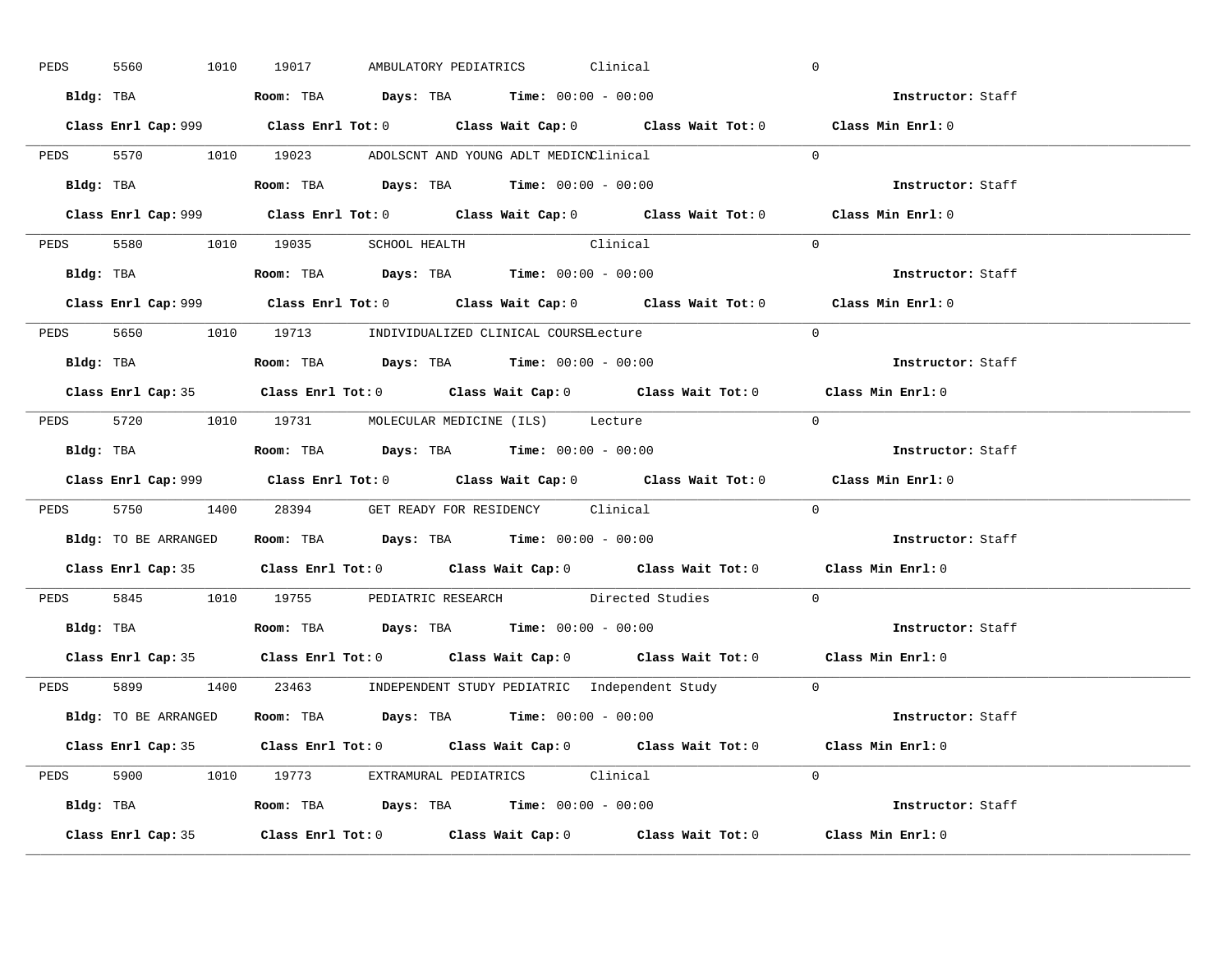PEDS 5560 1010 19017 AMBULATORY PEDIATRICS Clinical 0

**Bldg:** TBA **Room:** TBA **Days:** TBA **Time:** 00:00 - 00:00 **Instructor:** Staff

**Class Enrl Cap:** 999 **Class Enrl Tot:** 0 **Class Wait Cap:** 0 **Class Wait Tot:** 0 **Class Min Enrl:** 0

---

PEDS 5570 1010 19023 ADOLSCNT AND YOUNG ADLT MEDICN Clinical 0

**Bldg:** TBA **Room:** TBA **Days:** TBA **Time:** 00:00 - 00:00 **Instructor:** Staff

**Class Enrl Cap:** 999 **Class Enrl Tot:** 0 **Class Wait Cap:** 0 **Class Wait Tot:** 0 **Class Min Enrl:** 0

---

PEDS 5580 1010 19035 SCHOOL HEALTH Clinical 0

**Bldg:** TBA **Room:** TBA **Days:** TBA **Time:** 00:00 - 00:00 **Instructor:** Staff

**Class Enrl Cap:** 999 **Class Enrl Tot:** 0 **Class Wait Cap:** 0 **Class Wait Tot:** 0 **Class Min Enrl:** 0

---

PEDS 5650 1010 19713 INDIVIDUALIZED CLINICAL COURSE Lecture 0

**Bldg:** TBA **Room:** TBA **Days:** TBA **Time:** 00:00 - 00:00 **Instructor:** Staff

**Class Enrl Cap:** 35 **Class Enrl Tot:** 0 **Class Wait Cap:** 0 **Class Wait Tot:** 0 **Class Min Enrl:** 0

---

PEDS 5720 1010 19731 MOLECULAR MEDICINE (ILS) Lecture 0

**Bldg:** TBA **Room:** TBA **Days:** TBA **Time:** 00:00 - 00:00 **Instructor:** Staff

**Class Enrl Cap:** 999 **Class Enrl Tot:** 0 **Class Wait Cap:** 0 **Class Wait Tot:** 0 **Class Min Enrl:** 0

---

PEDS 5750 1400 28394 GET READY FOR RESIDENCY Clinical 0

**Bldg:** TO BE ARRANGED **Room:** TBA **Days:** TBA **Time:** 00:00 - 00:00 **Instructor:** Staff

**Class Enrl Cap:** 35 **Class Enrl Tot:** 0 **Class Wait Cap:** 0 **Class Wait Tot:** 0 **Class Min Enrl:** 0

---

PEDS 5845 1010 19755 PEDIATRIC RESEARCH Directed Studies 0

**Bldg:** TBA **Room:** TBA **Days:** TBA **Time:** 00:00 - 00:00 **Instructor:** Staff

**Class Enrl Cap:** 35 **Class Enrl Tot:** 0 **Class Wait Cap:** 0 **Class Wait Tot:** 0 **Class Min Enrl:** 0

---

PEDS 5899 1400 23463 INDEPENDENT STUDY PEDIATRIC Independent Study 0

**Bldg:** TO BE ARRANGED **Room:** TBA **Days:** TBA **Time:** 00:00 - 00:00 **Instructor:** Staff

**Class Enrl Cap:** 35 **Class Enrl Tot:** 0 **Class Wait Cap:** 0 **Class Wait Tot:** 0 **Class Min Enrl:** 0

---

PEDS 5900 1010 19773 EXTRAMURAL PEDIATRICS Clinical 0

**Bldg:** TBA **Room:** TBA **Days:** TBA **Time:** 00:00 - 00:00 **Instructor:** Staff

**Class Enrl Cap:** 35 **Class Enrl Tot:** 0 **Class Wait Cap:** 0 **Class Wait Tot:** 0 **Class Min Enrl:** 0

---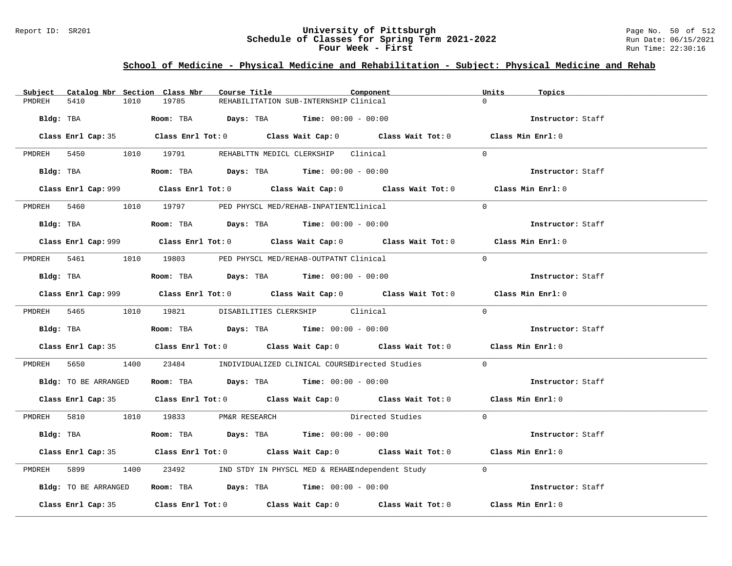# University of Pittsburgh
## Schedule of Classes for Spring Term 2021-2022
### Four Week - First

Report ID: SR201
Run Date: 06/15/2021
Run Time: 22:30:16

## School of Medicine - Physical Medicine and Rehabilitation - Subject: Physical Medicine and Rehab

| Subject | Catalog Nbr | Section | Class Nbr | Course Title | Component | Units | Topics |
|---|---|---|---|---|---|---|---|
| PMDREH | 5410 | 1010 | 19785 | REHABILITATION SUB-INTERNSHIP | Clinical | 0 | |
| **Bldg:** TBA | **Room:** TBA | **Days:** TBA | **Time:** 00:00 - 00:00 | | | **Instructor:** Staff | |
| **Class Enrl Cap:** 35 | **Class Enrl Tot:** 0 | **Class Wait Cap:** 0 | **Class Wait Tot:** 0 | **Class Min Enrl:** 0 | | | |
| PMDREH | 5450 | 1010 | 19791 | REHABLTTN MEDICL CLERKSHIP | Clinical | 0 | |
| **Bldg:** TBA | **Room:** TBA | **Days:** TBA | **Time:** 00:00 - 00:00 | | | **Instructor:** Staff | |
| **Class Enrl Cap:** 999 | **Class Enrl Tot:** 0 | **Class Wait Cap:** 0 | **Class Wait Tot:** 0 | **Class Min Enrl:** 0 | | | |
| PMDREH | 5460 | 1010 | 19797 | PED PHYSCL MED/REHAB-INPATIENT | Clinical | 0 | |
| **Bldg:** TBA | **Room:** TBA | **Days:** TBA | **Time:** 00:00 - 00:00 | | | **Instructor:** Staff | |
| **Class Enrl Cap:** 999 | **Class Enrl Tot:** 0 | **Class Wait Cap:** 0 | **Class Wait Tot:** 0 | **Class Min Enrl:** 0 | | | |
| PMDREH | 5461 | 1010 | 19803 | PED PHYSCL MED/REHAB-OUTPATNT | Clinical | 0 | |
| **Bldg:** TBA | **Room:** TBA | **Days:** TBA | **Time:** 00:00 - 00:00 | | | **Instructor:** Staff | |
| **Class Enrl Cap:** 999 | **Class Enrl Tot:** 0 | **Class Wait Cap:** 0 | **Class Wait Tot:** 0 | **Class Min Enrl:** 0 | | | |
| PMDREH | 5465 | 1010 | 19821 | DISABILITIES CLERKSHIP | Clinical | 0 | |
| **Bldg:** TBA | **Room:** TBA | **Days:** TBA | **Time:** 00:00 - 00:00 | | | **Instructor:** Staff | |
| **Class Enrl Cap:** 35 | **Class Enrl Tot:** 0 | **Class Wait Cap:** 0 | **Class Wait Tot:** 0 | **Class Min Enrl:** 0 | | | |
| PMDREH | 5650 | 1400 | 23484 | INDIVIDUALIZED CLINICAL COURSE | Directed Studies | 0 | |
| **Bldg:** TO BE ARRANGED | **Room:** TBA | **Days:** TBA | **Time:** 00:00 - 00:00 | | | **Instructor:** Staff | |
| **Class Enrl Cap:** 35 | **Class Enrl Tot:** 0 | **Class Wait Cap:** 0 | **Class Wait Tot:** 0 | **Class Min Enrl:** 0 | | | |
| PMDREH | 5810 | 1010 | 19833 | PM&R RESEARCH | Directed Studies | 0 | |
| **Bldg:** TBA | **Room:** TBA | **Days:** TBA | **Time:** 00:00 - 00:00 | | | **Instructor:** Staff | |
| **Class Enrl Cap:** 35 | **Class Enrl Tot:** 0 | **Class Wait Cap:** 0 | **Class Wait Tot:** 0 | **Class Min Enrl:** 0 | | | |
| PMDREH | 5899 | 1400 | 23492 | IND STDY IN PHYSCL MED & REHAB | Independent Study | 0 | |
| **Bldg:** TO BE ARRANGED | **Room:** TBA | **Days:** TBA | **Time:** 00:00 - 00:00 | | | **Instructor:** Staff | |
| **Class Enrl Cap:** 35 | **Class Enrl Tot:** 0 | **Class Wait Cap:** 0 | **Class Wait Tot:** 0 | **Class Min Enrl:** 0 | | | |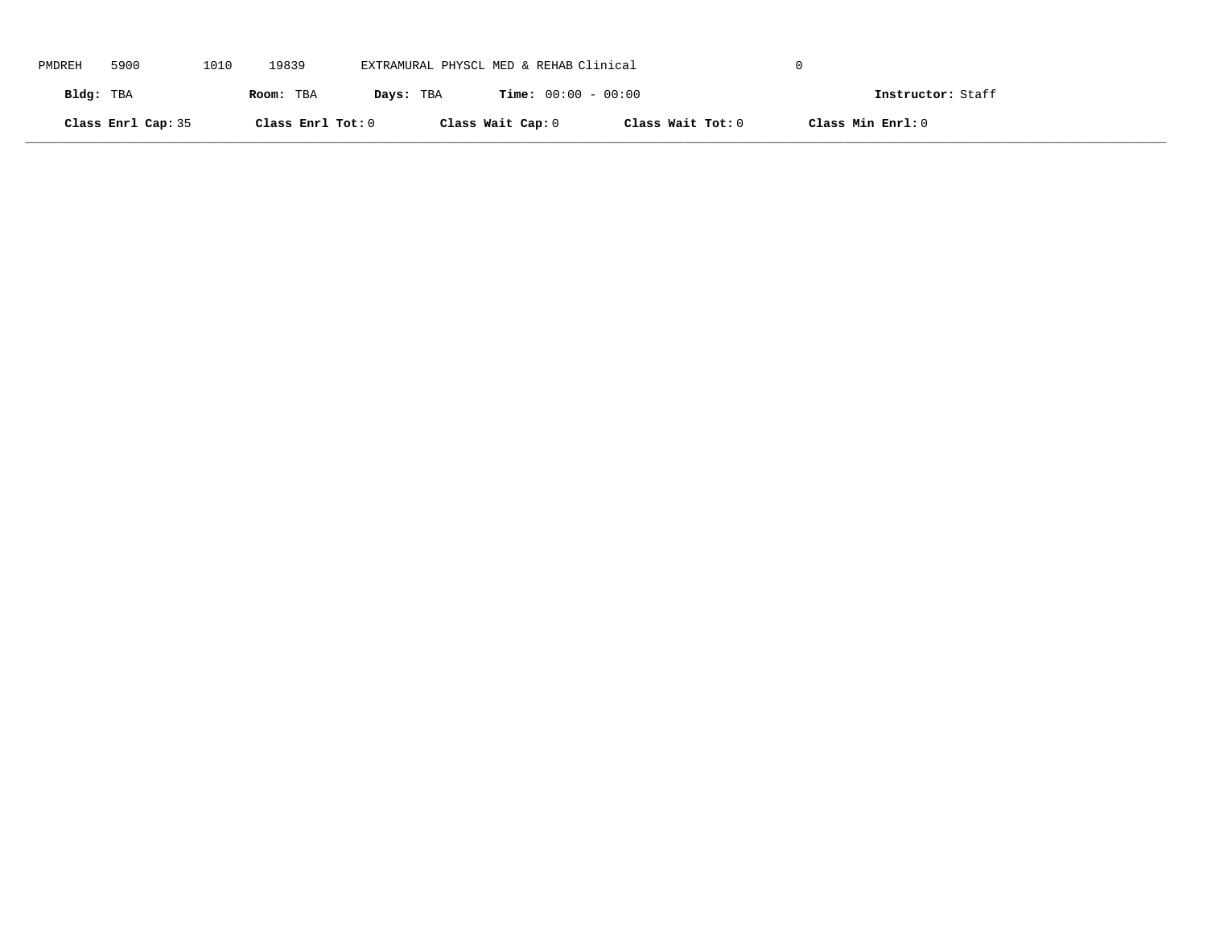PMDREH 5900 1010 19839 EXTRAMURAL PHYSCL MED & REHAB Clinical 0

**Bldg:** TBA **Room:** TBA **Days:** TBA **Time:** 00:00 - 00:00 **Instructor:** Staff

**Class Enrl Cap:** 35 **Class Enrl Tot:** 0 **Class Wait Cap:** 0 **Class Wait Tot:** 0 **Class Min Enrl:** 0

---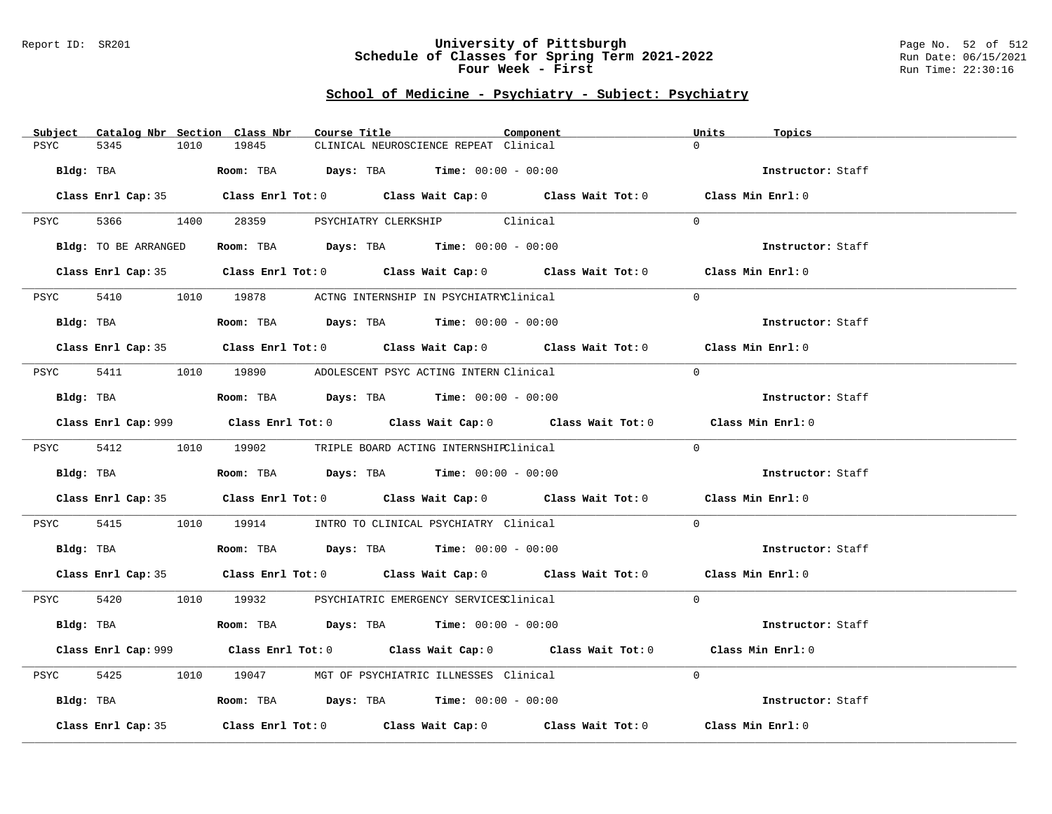# University of Pittsburgh
## Schedule of Classes for Spring Term 2021-2022
### Four Week - First

Report ID: SR201

Run Date: 06/15/2021
Run Time: 22:30:16

## School of Medicine - Psychiatry - Subject: Psychiatry

| Subject | Catalog Nbr | Section | Class Nbr | Course Title | Component | Units | Topics |
|---|---|---|---|---|---|---|---|
| PSYC | 5345 | 1010 | 19845 | CLINICAL NEUROSCIENCE REPEAT | Clinical | 0 | |

**Bldg:** TBA **Room:** TBA **Days:** TBA **Time:** 00:00 - 00:00 **Instructor:** Staff

**Class Enrl Cap:** 35 **Class Enrl Tot:** 0 **Class Wait Cap:** 0 **Class Wait Tot:** 0 **Class Min Enrl:** 0

| Subject | Catalog Nbr | Section | Class Nbr | Course Title | Component | Units | Topics |
|---|---|---|---|---|---|---|---|
| PSYC | 5366 | 1400 | 28359 | PSYCHIATRY CLERKSHIP | Clinical | 0 | |

**Bldg:** TO BE ARRANGED **Room:** TBA **Days:** TBA **Time:** 00:00 - 00:00 **Instructor:** Staff

**Class Enrl Cap:** 35 **Class Enrl Tot:** 0 **Class Wait Cap:** 0 **Class Wait Tot:** 0 **Class Min Enrl:** 0

| Subject | Catalog Nbr | Section | Class Nbr | Course Title | Component | Units | Topics |
|---|---|---|---|---|---|---|---|
| PSYC | 5410 | 1010 | 19878 | ACTNG INTERNSHIP IN PSYCHIATRY | Clinical | 0 | |

**Bldg:** TBA **Room:** TBA **Days:** TBA **Time:** 00:00 - 00:00 **Instructor:** Staff

**Class Enrl Cap:** 35 **Class Enrl Tot:** 0 **Class Wait Cap:** 0 **Class Wait Tot:** 0 **Class Min Enrl:** 0

| Subject | Catalog Nbr | Section | Class Nbr | Course Title | Component | Units | Topics |
|---|---|---|---|---|---|---|---|
| PSYC | 5411 | 1010 | 19890 | ADOLESCENT PSYC ACTING INTERN | Clinical | 0 | |

**Bldg:** TBA **Room:** TBA **Days:** TBA **Time:** 00:00 - 00:00 **Instructor:** Staff

**Class Enrl Cap:** 999 **Class Enrl Tot:** 0 **Class Wait Cap:** 0 **Class Wait Tot:** 0 **Class Min Enrl:** 0

| Subject | Catalog Nbr | Section | Class Nbr | Course Title | Component | Units | Topics |
|---|---|---|---|---|---|---|---|
| PSYC | 5412 | 1010 | 19902 | TRIPLE BOARD ACTING INTERNSHIP | Clinical | 0 | |

**Bldg:** TBA **Room:** TBA **Days:** TBA **Time:** 00:00 - 00:00 **Instructor:** Staff

**Class Enrl Cap:** 35 **Class Enrl Tot:** 0 **Class Wait Cap:** 0 **Class Wait Tot:** 0 **Class Min Enrl:** 0

| Subject | Catalog Nbr | Section | Class Nbr | Course Title | Component | Units | Topics |
|---|---|---|---|---|---|---|---|
| PSYC | 5415 | 1010 | 19914 | INTRO TO CLINICAL PSYCHIATRY | Clinical | 0 | |

**Bldg:** TBA **Room:** TBA **Days:** TBA **Time:** 00:00 - 00:00 **Instructor:** Staff

**Class Enrl Cap:** 35 **Class Enrl Tot:** 0 **Class Wait Cap:** 0 **Class Wait Tot:** 0 **Class Min Enrl:** 0

| Subject | Catalog Nbr | Section | Class Nbr | Course Title | Component | Units | Topics |
|---|---|---|---|---|---|---|---|
| PSYC | 5420 | 1010 | 19932 | PSYCHIATRIC EMERGENCY SERVICES | Clinical | 0 | |

**Bldg:** TBA **Room:** TBA **Days:** TBA **Time:** 00:00 - 00:00 **Instructor:** Staff

**Class Enrl Cap:** 999 **Class Enrl Tot:** 0 **Class Wait Cap:** 0 **Class Wait Tot:** 0 **Class Min Enrl:** 0

| Subject | Catalog Nbr | Section | Class Nbr | Course Title | Component | Units | Topics |
|---|---|---|---|---|---|---|---|
| PSYC | 5425 | 1010 | 19047 | MGT OF PSYCHIATRIC ILLNESSES | Clinical | 0 | |

**Bldg:** TBA **Room:** TBA **Days:** TBA **Time:** 00:00 - 00:00 **Instructor:** Staff

**Class Enrl Cap:** 35 **Class Enrl Tot:** 0 **Class Wait Cap:** 0 **Class Wait Tot:** 0 **Class Min Enrl:** 0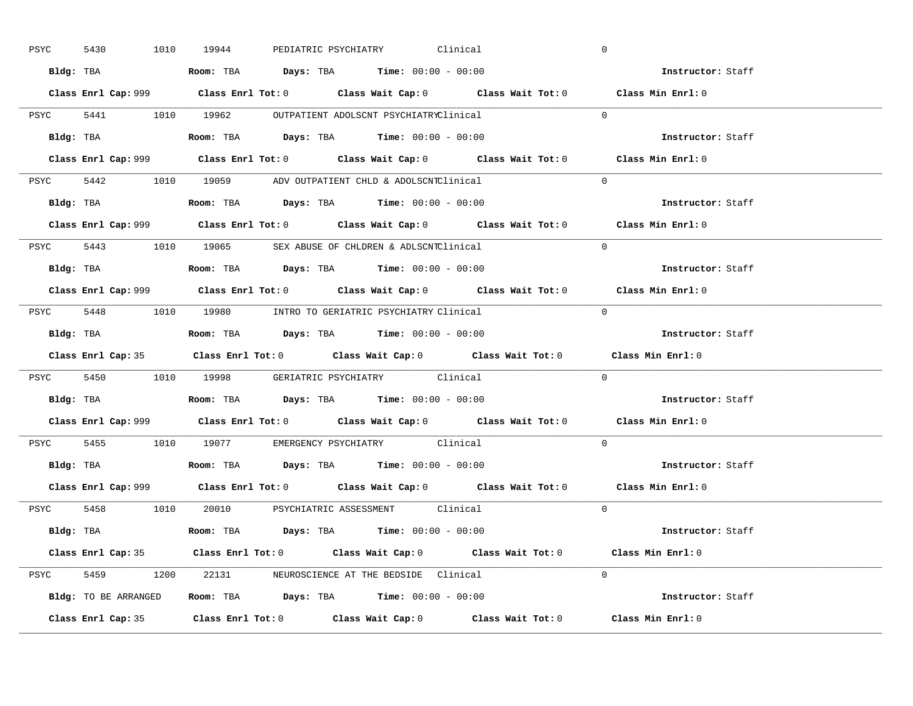PSYC 5430 1010 19944 PEDIATRIC PSYCHIATRY Clinical 0

**Bldg:** TBA **Room:** TBA **Days:** TBA **Time:** 00:00 - 00:00 **Instructor:** Staff

**Class Enrl Cap:** 999 **Class Enrl Tot:** 0 **Class Wait Cap:** 0 **Class Wait Tot:** 0 **Class Min Enrl:** 0

---

PSYC 5441 1010 19962 OUTPATIENT ADOLSCNT PSYCHIATRY Clinical 0

**Bldg:** TBA **Room:** TBA **Days:** TBA **Time:** 00:00 - 00:00 **Instructor:** Staff

**Class Enrl Cap:** 999 **Class Enrl Tot:** 0 **Class Wait Cap:** 0 **Class Wait Tot:** 0 **Class Min Enrl:** 0

---

PSYC 5442 1010 19059 ADV OUTPATIENT CHLD & ADOLSCNT Clinical 0

**Bldg:** TBA **Room:** TBA **Days:** TBA **Time:** 00:00 - 00:00 **Instructor:** Staff

**Class Enrl Cap:** 999 **Class Enrl Tot:** 0 **Class Wait Cap:** 0 **Class Wait Tot:** 0 **Class Min Enrl:** 0

---

PSYC 5443 1010 19065 SEX ABUSE OF CHLDREN & ADLSCNT Clinical 0

**Bldg:** TBA **Room:** TBA **Days:** TBA **Time:** 00:00 - 00:00 **Instructor:** Staff

**Class Enrl Cap:** 999 **Class Enrl Tot:** 0 **Class Wait Cap:** 0 **Class Wait Tot:** 0 **Class Min Enrl:** 0

---

PSYC 5448 1010 19980 INTRO TO GERIATRIC PSYCHIATRY Clinical 0

**Bldg:** TBA **Room:** TBA **Days:** TBA **Time:** 00:00 - 00:00 **Instructor:** Staff

**Class Enrl Cap:** 35 **Class Enrl Tot:** 0 **Class Wait Cap:** 0 **Class Wait Tot:** 0 **Class Min Enrl:** 0

---

PSYC 5450 1010 19998 GERIATRIC PSYCHIATRY Clinical 0

**Bldg:** TBA **Room:** TBA **Days:** TBA **Time:** 00:00 - 00:00 **Instructor:** Staff

**Class Enrl Cap:** 999 **Class Enrl Tot:** 0 **Class Wait Cap:** 0 **Class Wait Tot:** 0 **Class Min Enrl:** 0

---

PSYC 5455 1010 19077 EMERGENCY PSYCHIATRY Clinical 0

**Bldg:** TBA **Room:** TBA **Days:** TBA **Time:** 00:00 - 00:00 **Instructor:** Staff

**Class Enrl Cap:** 999 **Class Enrl Tot:** 0 **Class Wait Cap:** 0 **Class Wait Tot:** 0 **Class Min Enrl:** 0

---

PSYC 5458 1010 20010 PSYCHIATRIC ASSESSMENT Clinical 0

**Bldg:** TBA **Room:** TBA **Days:** TBA **Time:** 00:00 - 00:00 **Instructor:** Staff

**Class Enrl Cap:** 35 **Class Enrl Tot:** 0 **Class Wait Cap:** 0 **Class Wait Tot:** 0 **Class Min Enrl:** 0

---

PSYC 5459 1200 22131 NEUROSCIENCE AT THE BEDSIDE Clinical 0

**Bldg:** TO BE ARRANGED **Room:** TBA **Days:** TBA **Time:** 00:00 - 00:00 **Instructor:** Staff

**Class Enrl Cap:** 35 **Class Enrl Tot:** 0 **Class Wait Cap:** 0 **Class Wait Tot:** 0 **Class Min Enrl:** 0

---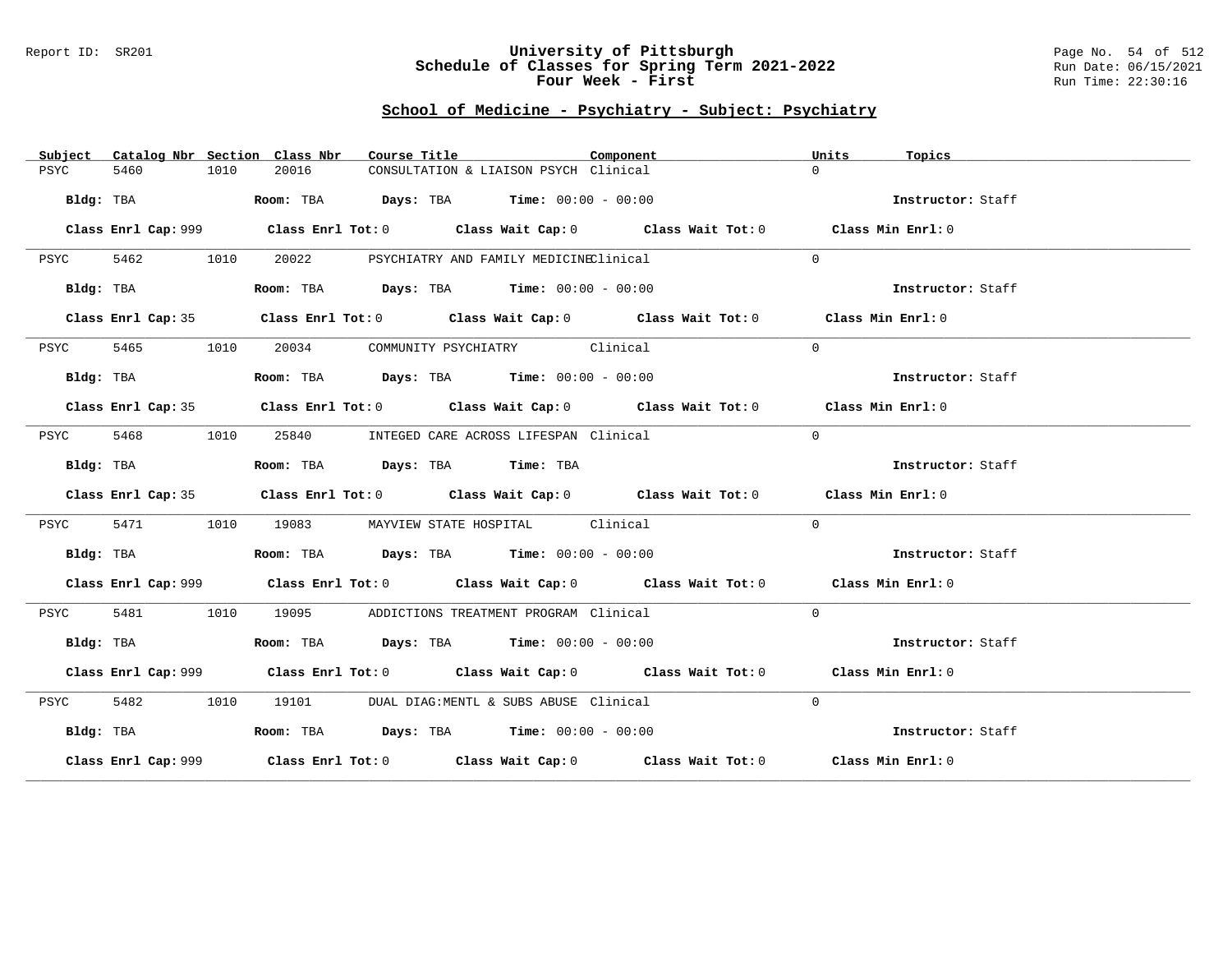## School of Medicine - Psychiatry - Subject: Psychiatry

| Subject | Catalog Nbr | Section | Class Nbr | Course Title | Component | Units | Topics |
|---|---|---|---|---|---|---|---|
| PSYC | 5460 | 1010 | 20016 | CONSULTATION & LIAISON PSYCH | Clinical | 0 | |

**Bldg:** TBA **Room:** TBA **Days:** TBA **Time:** 00:00 - 00:00 **Instructor:** Staff

**Class Enrl Cap:** 999 **Class Enrl Tot:** 0 **Class Wait Cap:** 0 **Class Wait Tot:** 0 **Class Min Enrl:** 0

| Subject | Catalog Nbr | Section | Class Nbr | Course Title | Component | Units | Topics |
|---|---|---|---|---|---|---|---|
| PSYC | 5462 | 1010 | 20022 | PSYCHIATRY AND FAMILY MEDICINE | Clinical | 0 | |

**Bldg:** TBA **Room:** TBA **Days:** TBA **Time:** 00:00 - 00:00 **Instructor:** Staff

**Class Enrl Cap:** 35 **Class Enrl Tot:** 0 **Class Wait Cap:** 0 **Class Wait Tot:** 0 **Class Min Enrl:** 0

| Subject | Catalog Nbr | Section | Class Nbr | Course Title | Component | Units | Topics |
|---|---|---|---|---|---|---|---|
| PSYC | 5465 | 1010 | 20034 | COMMUNITY PSYCHIATRY | Clinical | 0 | |

**Bldg:** TBA **Room:** TBA **Days:** TBA **Time:** 00:00 - 00:00 **Instructor:** Staff

**Class Enrl Cap:** 35 **Class Enrl Tot:** 0 **Class Wait Cap:** 0 **Class Wait Tot:** 0 **Class Min Enrl:** 0

| Subject | Catalog Nbr | Section | Class Nbr | Course Title | Component | Units | Topics |
|---|---|---|---|---|---|---|---|
| PSYC | 5468 | 1010 | 25840 | INTEGED CARE ACROSS LIFESPAN | Clinical | 0 | |

**Bldg:** TBA **Room:** TBA **Days:** TBA **Time:** TBA **Instructor:** Staff

**Class Enrl Cap:** 35 **Class Enrl Tot:** 0 **Class Wait Cap:** 0 **Class Wait Tot:** 0 **Class Min Enrl:** 0

| Subject | Catalog Nbr | Section | Class Nbr | Course Title | Component | Units | Topics |
|---|---|---|---|---|---|---|---|
| PSYC | 5471 | 1010 | 19083 | MAYVIEW STATE HOSPITAL | Clinical | 0 | |

**Bldg:** TBA **Room:** TBA **Days:** TBA **Time:** 00:00 - 00:00 **Instructor:** Staff

**Class Enrl Cap:** 999 **Class Enrl Tot:** 0 **Class Wait Cap:** 0 **Class Wait Tot:** 0 **Class Min Enrl:** 0

| Subject | Catalog Nbr | Section | Class Nbr | Course Title | Component | Units | Topics |
|---|---|---|---|---|---|---|---|
| PSYC | 5481 | 1010 | 19095 | ADDICTIONS TREATMENT PROGRAM | Clinical | 0 | |

**Bldg:** TBA **Room:** TBA **Days:** TBA **Time:** 00:00 - 00:00 **Instructor:** Staff

**Class Enrl Cap:** 999 **Class Enrl Tot:** 0 **Class Wait Cap:** 0 **Class Wait Tot:** 0 **Class Min Enrl:** 0

| Subject | Catalog Nbr | Section | Class Nbr | Course Title | Component | Units | Topics |
|---|---|---|---|---|---|---|---|
| PSYC | 5482 | 1010 | 19101 | DUAL DIAG:MENTL & SUBS ABUSE | Clinical | 0 | |

**Bldg:** TBA **Room:** TBA **Days:** TBA **Time:** 00:00 - 00:00 **Instructor:** Staff

**Class Enrl Cap:** 999 **Class Enrl Tot:** 0 **Class Wait Cap:** 0 **Class Wait Tot:** 0 **Class Min Enrl:** 0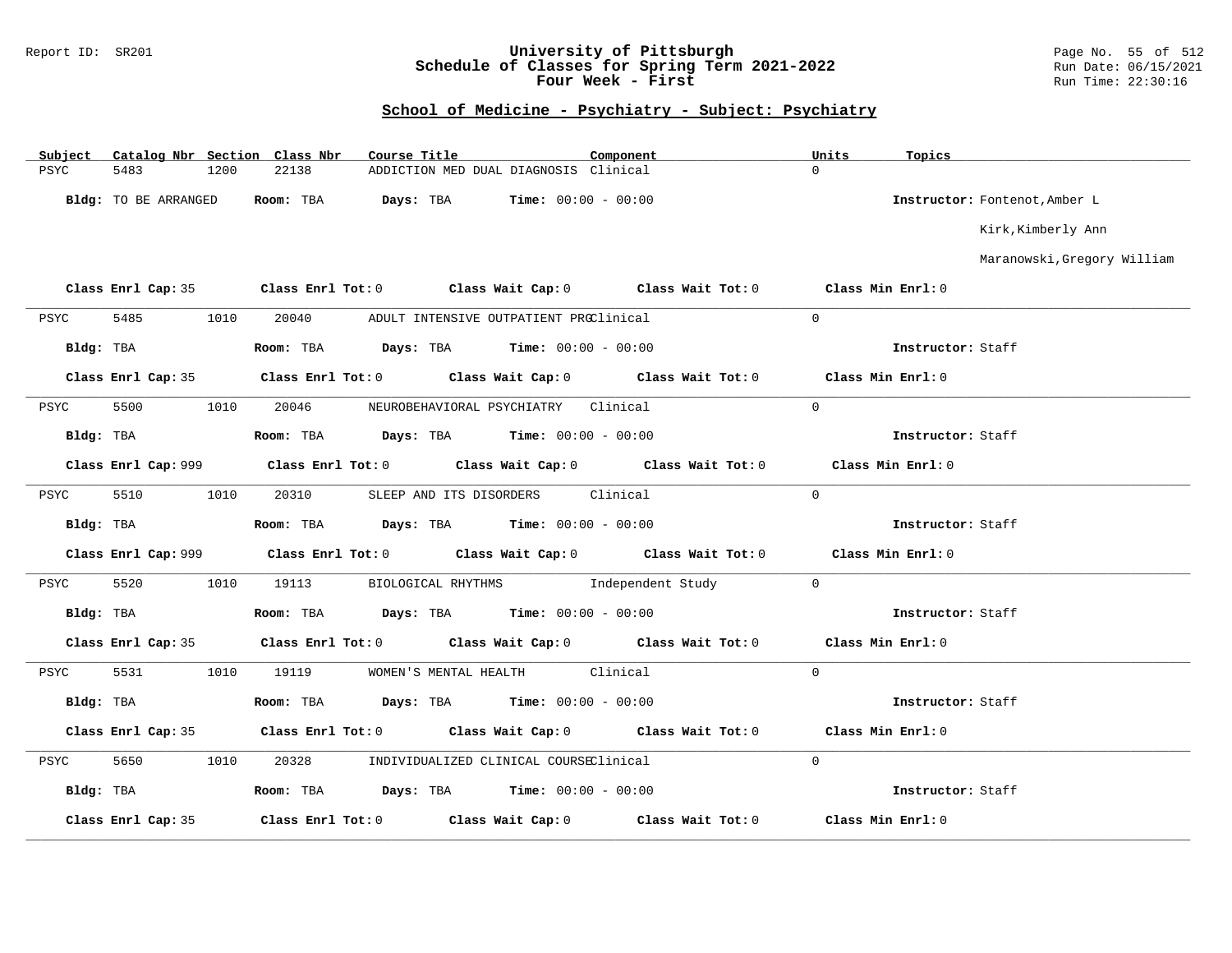University of Pittsburgh
Schedule of Classes for Spring Term 2021-2022
Four Week - First

## School of Medicine - Psychiatry - Subject: Psychiatry

| Subject | Catalog Nbr | Section | Class Nbr | Course Title | Component | Units | Topics |
|---|---|---|---|---|---|---|---|
| PSYC | 5483 | 1200 | 22138 | ADDICTION MED DUAL DIAGNOSIS | Clinical | 0 | |

**Bldg:** TO BE ARRANGED **Room:** TBA **Days:** TBA **Time:** 00:00 - 00:00 **Instructor:** Fontenot,Amber L; Kirk,Kimberly Ann; Maranowski,Gregory William

**Class Enrl Cap:** 35 **Class Enrl Tot:** 0 **Class Wait Cap:** 0 **Class Wait Tot:** 0 **Class Min Enrl:** 0

---

| Subject | Catalog Nbr | Section | Class Nbr | Course Title | Component | Units | Topics |
|---|---|---|---|---|---|---|---|
| PSYC | 5485 | 1010 | 20040 | ADULT INTENSIVE OUTPATIENT PRG | Clinical | 0 | |

**Bldg:** TBA **Room:** TBA **Days:** TBA **Time:** 00:00 - 00:00 **Instructor:** Staff

**Class Enrl Cap:** 35 **Class Enrl Tot:** 0 **Class Wait Cap:** 0 **Class Wait Tot:** 0 **Class Min Enrl:** 0

---

| Subject | Catalog Nbr | Section | Class Nbr | Course Title | Component | Units | Topics |
|---|---|---|---|---|---|---|---|
| PSYC | 5500 | 1010 | 20046 | NEUROBEHAVIORAL PSYCHIATRY | Clinical | 0 | |

**Bldg:** TBA **Room:** TBA **Days:** TBA **Time:** 00:00 - 00:00 **Instructor:** Staff

**Class Enrl Cap:** 999 **Class Enrl Tot:** 0 **Class Wait Cap:** 0 **Class Wait Tot:** 0 **Class Min Enrl:** 0

---

| Subject | Catalog Nbr | Section | Class Nbr | Course Title | Component | Units | Topics |
|---|---|---|---|---|---|---|---|
| PSYC | 5510 | 1010 | 20310 | SLEEP AND ITS DISORDERS | Clinical | 0 | |

**Bldg:** TBA **Room:** TBA **Days:** TBA **Time:** 00:00 - 00:00 **Instructor:** Staff

**Class Enrl Cap:** 999 **Class Enrl Tot:** 0 **Class Wait Cap:** 0 **Class Wait Tot:** 0 **Class Min Enrl:** 0

---

| Subject | Catalog Nbr | Section | Class Nbr | Course Title | Component | Units | Topics |
|---|---|---|---|---|---|---|---|
| PSYC | 5520 | 1010 | 19113 | BIOLOGICAL RHYTHMS | Independent Study | 0 | |

**Bldg:** TBA **Room:** TBA **Days:** TBA **Time:** 00:00 - 00:00 **Instructor:** Staff

**Class Enrl Cap:** 35 **Class Enrl Tot:** 0 **Class Wait Cap:** 0 **Class Wait Tot:** 0 **Class Min Enrl:** 0

---

| Subject | Catalog Nbr | Section | Class Nbr | Course Title | Component | Units | Topics |
|---|---|---|---|---|---|---|---|
| PSYC | 5531 | 1010 | 19119 | WOMEN'S MENTAL HEALTH | Clinical | 0 | |

**Bldg:** TBA **Room:** TBA **Days:** TBA **Time:** 00:00 - 00:00 **Instructor:** Staff

**Class Enrl Cap:** 35 **Class Enrl Tot:** 0 **Class Wait Cap:** 0 **Class Wait Tot:** 0 **Class Min Enrl:** 0

---

| Subject | Catalog Nbr | Section | Class Nbr | Course Title | Component | Units | Topics |
|---|---|---|---|---|---|---|---|
| PSYC | 5650 | 1010 | 20328 | INDIVIDUALIZED CLINICAL COURSE | Clinical | 0 | |

**Bldg:** TBA **Room:** TBA **Days:** TBA **Time:** 00:00 - 00:00 **Instructor:** Staff

**Class Enrl Cap:** 35 **Class Enrl Tot:** 0 **Class Wait Cap:** 0 **Class Wait Tot:** 0 **Class Min Enrl:** 0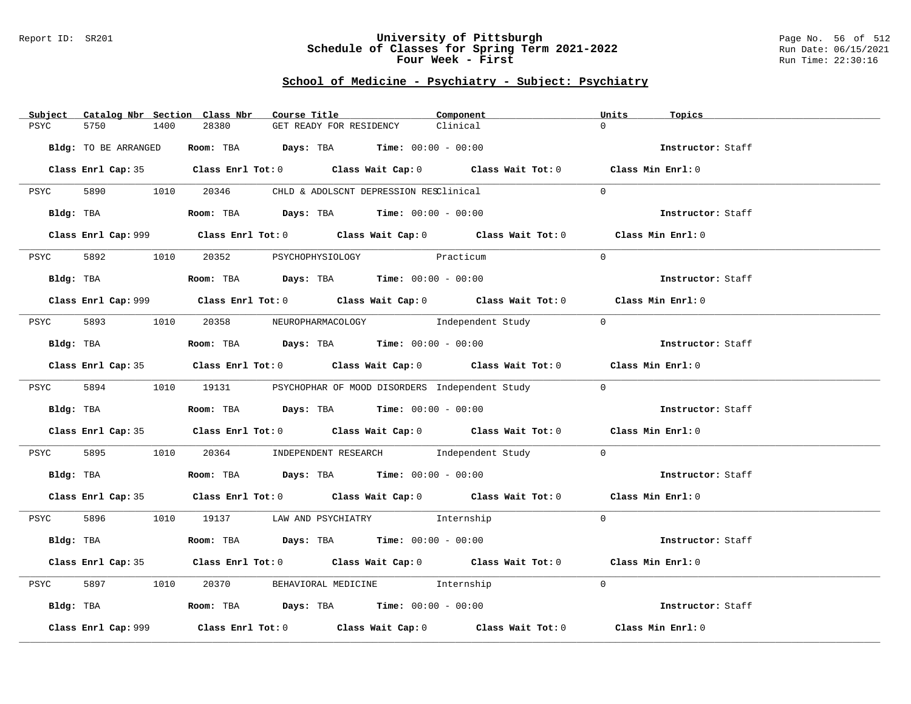# School of Medicine - Psychiatry - Subject: Psychiatry

| Subject | Catalog Nbr | Section | Class Nbr | Course Title | Component | Units | Topics |
|---|---|---|---|---|---|---|---|
| PSYC | 5750 | 1400 | 28380 | GET READY FOR RESIDENCY | Clinical | 0 | |

**Bldg:** TO BE ARRANGED **Room:** TBA **Days:** TBA **Time:** 00:00 - 00:00 **Instructor:** Staff

**Class Enrl Cap:** 35 **Class Enrl Tot:** 0 **Class Wait Cap:** 0 **Class Wait Tot:** 0 **Class Min Enrl:** 0

---

| Subject | Catalog Nbr | Section | Class Nbr | Course Title | Component | Units | Topics |
|---|---|---|---|---|---|---|---|
| PSYC | 5890 | 1010 | 20346 | CHLD & ADOLSCNT DEPRESSION RES | Clinical | 0 | |

**Bldg:** TBA **Room:** TBA **Days:** TBA **Time:** 00:00 - 00:00 **Instructor:** Staff

**Class Enrl Cap:** 999 **Class Enrl Tot:** 0 **Class Wait Cap:** 0 **Class Wait Tot:** 0 **Class Min Enrl:** 0

---

| Subject | Catalog Nbr | Section | Class Nbr | Course Title | Component | Units | Topics |
|---|---|---|---|---|---|---|---|
| PSYC | 5892 | 1010 | 20352 | PSYCHOPHYSIOLOGY | Practicum | 0 | |

**Bldg:** TBA **Room:** TBA **Days:** TBA **Time:** 00:00 - 00:00 **Instructor:** Staff

**Class Enrl Cap:** 999 **Class Enrl Tot:** 0 **Class Wait Cap:** 0 **Class Wait Tot:** 0 **Class Min Enrl:** 0

---

| Subject | Catalog Nbr | Section | Class Nbr | Course Title | Component | Units | Topics |
|---|---|---|---|---|---|---|---|
| PSYC | 5893 | 1010 | 20358 | NEUROPHARMACOLOGY | Independent Study | 0 | |

**Bldg:** TBA **Room:** TBA **Days:** TBA **Time:** 00:00 - 00:00 **Instructor:** Staff

**Class Enrl Cap:** 35 **Class Enrl Tot:** 0 **Class Wait Cap:** 0 **Class Wait Tot:** 0 **Class Min Enrl:** 0

---

| Subject | Catalog Nbr | Section | Class Nbr | Course Title | Component | Units | Topics |
|---|---|---|---|---|---|---|---|
| PSYC | 5894 | 1010 | 19131 | PSYCHOPHAR OF MOOD DISORDERS | Independent Study | 0 | |

**Bldg:** TBA **Room:** TBA **Days:** TBA **Time:** 00:00 - 00:00 **Instructor:** Staff

**Class Enrl Cap:** 35 **Class Enrl Tot:** 0 **Class Wait Cap:** 0 **Class Wait Tot:** 0 **Class Min Enrl:** 0

---

| Subject | Catalog Nbr | Section | Class Nbr | Course Title | Component | Units | Topics |
|---|---|---|---|---|---|---|---|
| PSYC | 5895 | 1010 | 20364 | INDEPENDENT RESEARCH | Independent Study | 0 | |

**Bldg:** TBA **Room:** TBA **Days:** TBA **Time:** 00:00 - 00:00 **Instructor:** Staff

**Class Enrl Cap:** 35 **Class Enrl Tot:** 0 **Class Wait Cap:** 0 **Class Wait Tot:** 0 **Class Min Enrl:** 0

---

| Subject | Catalog Nbr | Section | Class Nbr | Course Title | Component | Units | Topics |
|---|---|---|---|---|---|---|---|
| PSYC | 5896 | 1010 | 19137 | LAW AND PSYCHIATRY | Internship | 0 | |

**Bldg:** TBA **Room:** TBA **Days:** TBA **Time:** 00:00 - 00:00 **Instructor:** Staff

**Class Enrl Cap:** 35 **Class Enrl Tot:** 0 **Class Wait Cap:** 0 **Class Wait Tot:** 0 **Class Min Enrl:** 0

---

| Subject | Catalog Nbr | Section | Class Nbr | Course Title | Component | Units | Topics |
|---|---|---|---|---|---|---|---|
| PSYC | 5897 | 1010 | 20370 | BEHAVIORAL MEDICINE | Internship | 0 | |

**Bldg:** TBA **Room:** TBA **Days:** TBA **Time:** 00:00 - 00:00 **Instructor:** Staff

**Class Enrl Cap:** 999 **Class Enrl Tot:** 0 **Class Wait Cap:** 0 **Class Wait Tot:** 0 **Class Min Enrl:** 0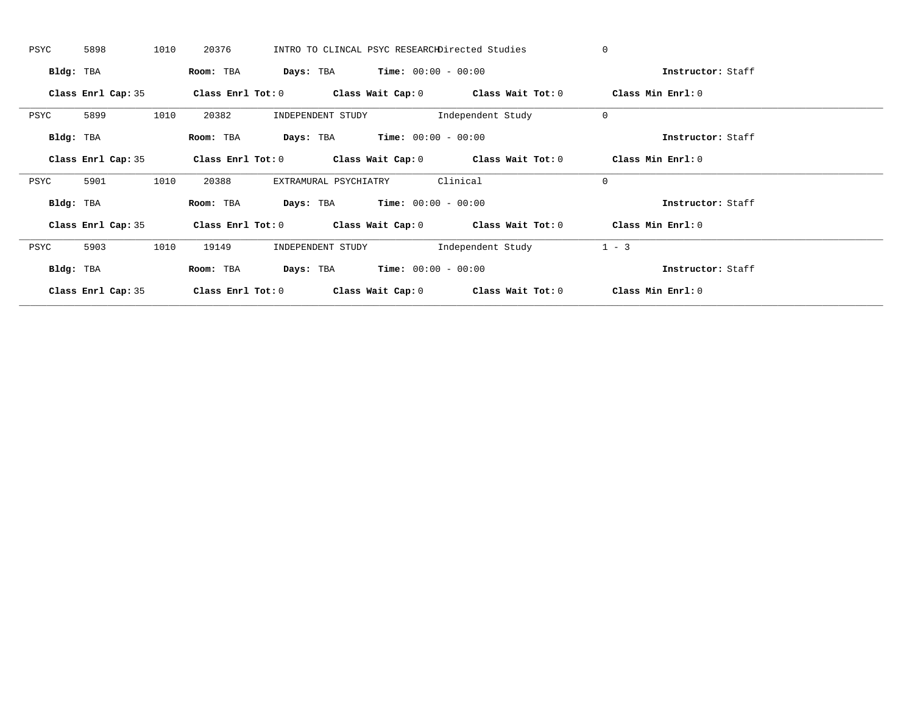PSYC 5898 1010 20376 INTRO TO CLINCAL PSYC RESEARCH Directed Studies 0

**Bldg:** TBA **Room:** TBA **Days:** TBA **Time:** 00:00 - 00:00 **Instructor:** Staff

**Class Enrl Cap:** 35 **Class Enrl Tot:** 0 **Class Wait Cap:** 0 **Class Wait Tot:** 0 **Class Min Enrl:** 0

---

PSYC 5899 1010 20382 INDEPENDENT STUDY Independent Study 0

**Bldg:** TBA **Room:** TBA **Days:** TBA **Time:** 00:00 - 00:00 **Instructor:** Staff

**Class Enrl Cap:** 35 **Class Enrl Tot:** 0 **Class Wait Cap:** 0 **Class Wait Tot:** 0 **Class Min Enrl:** 0

---

PSYC 5901 1010 20388 EXTRAMURAL PSYCHIATRY Clinical 0

**Bldg:** TBA **Room:** TBA **Days:** TBA **Time:** 00:00 - 00:00 **Instructor:** Staff

**Class Enrl Cap:** 35 **Class Enrl Tot:** 0 **Class Wait Cap:** 0 **Class Wait Tot:** 0 **Class Min Enrl:** 0

---

PSYC 5903 1010 19149 INDEPENDENT STUDY Independent Study 1 - 3

**Bldg:** TBA **Room:** TBA **Days:** TBA **Time:** 00:00 - 00:00 **Instructor:** Staff

**Class Enrl Cap:** 35 **Class Enrl Tot:** 0 **Class Wait Cap:** 0 **Class Wait Tot:** 0 **Class Min Enrl:** 0

---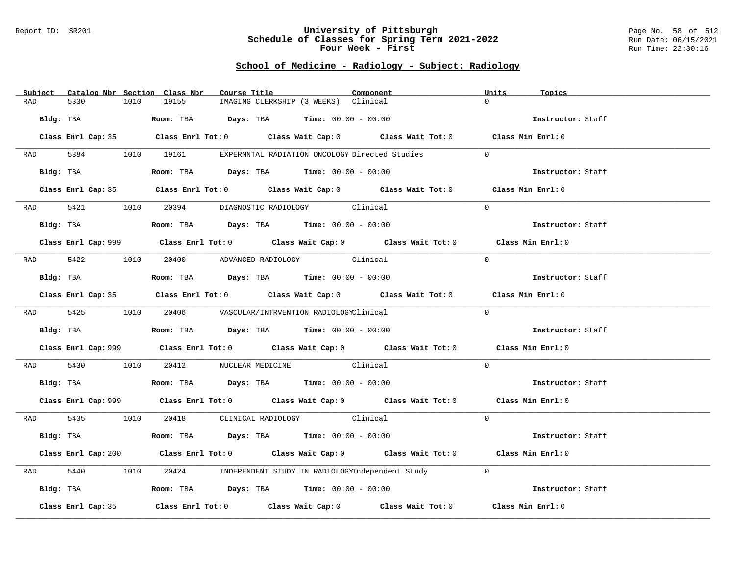# University of Pittsburgh
## Schedule of Classes for Spring Term 2021-2022
### Four Week - First

Report ID: SR201

## School of Medicine - Radiology - Subject: Radiology

| Subject | Catalog Nbr | Section | Class Nbr | Course Title | Component | Units | Topics |
|---|---|---|---|---|---|---|---|
| RAD | 5330 | 1010 | 19155 | IMAGING CLERKSHIP (3 WEEKS) | Clinical | 0 | |

**Bldg:** TBA **Room:** TBA **Days:** TBA **Time:** 00:00 - 00:00 **Instructor:** Staff

**Class Enrl Cap:** 35 **Class Enrl Tot:** 0 **Class Wait Cap:** 0 **Class Wait Tot:** 0 **Class Min Enrl:** 0

---

| Subject | Catalog Nbr | Section | Class Nbr | Course Title | Component | Units | Topics |
|---|---|---|---|---|---|---|---|
| RAD | 5384 | 1010 | 19161 | EXPERMNTAL RADIATION ONCOLOGY | Directed Studies | 0 | |

**Bldg:** TBA **Room:** TBA **Days:** TBA **Time:** 00:00 - 00:00 **Instructor:** Staff

**Class Enrl Cap:** 35 **Class Enrl Tot:** 0 **Class Wait Cap:** 0 **Class Wait Tot:** 0 **Class Min Enrl:** 0

---

| Subject | Catalog Nbr | Section | Class Nbr | Course Title | Component | Units | Topics |
|---|---|---|---|---|---|---|---|
| RAD | 5421 | 1010 | 20394 | DIAGNOSTIC RADIOLOGY | Clinical | 0 | |

**Bldg:** TBA **Room:** TBA **Days:** TBA **Time:** 00:00 - 00:00 **Instructor:** Staff

**Class Enrl Cap:** 999 **Class Enrl Tot:** 0 **Class Wait Cap:** 0 **Class Wait Tot:** 0 **Class Min Enrl:** 0

---

| Subject | Catalog Nbr | Section | Class Nbr | Course Title | Component | Units | Topics |
|---|---|---|---|---|---|---|---|
| RAD | 5422 | 1010 | 20400 | ADVANCED RADIOLOGY | Clinical | 0 | |

**Bldg:** TBA **Room:** TBA **Days:** TBA **Time:** 00:00 - 00:00 **Instructor:** Staff

**Class Enrl Cap:** 35 **Class Enrl Tot:** 0 **Class Wait Cap:** 0 **Class Wait Tot:** 0 **Class Min Enrl:** 0

---

| Subject | Catalog Nbr | Section | Class Nbr | Course Title | Component | Units | Topics |
|---|---|---|---|---|---|---|---|
| RAD | 5425 | 1010 | 20406 | VASCULAR/INTRVENTION RADIOLOGY | Clinical | 0 | |

**Bldg:** TBA **Room:** TBA **Days:** TBA **Time:** 00:00 - 00:00 **Instructor:** Staff

**Class Enrl Cap:** 999 **Class Enrl Tot:** 0 **Class Wait Cap:** 0 **Class Wait Tot:** 0 **Class Min Enrl:** 0

---

| Subject | Catalog Nbr | Section | Class Nbr | Course Title | Component | Units | Topics |
|---|---|---|---|---|---|---|---|
| RAD | 5430 | 1010 | 20412 | NUCLEAR MEDICINE | Clinical | 0 | |

**Bldg:** TBA **Room:** TBA **Days:** TBA **Time:** 00:00 - 00:00 **Instructor:** Staff

**Class Enrl Cap:** 999 **Class Enrl Tot:** 0 **Class Wait Cap:** 0 **Class Wait Tot:** 0 **Class Min Enrl:** 0

---

| Subject | Catalog Nbr | Section | Class Nbr | Course Title | Component | Units | Topics |
|---|---|---|---|---|---|---|---|
| RAD | 5435 | 1010 | 20418 | CLINICAL RADIOLOGY | Clinical | 0 | |

**Bldg:** TBA **Room:** TBA **Days:** TBA **Time:** 00:00 - 00:00 **Instructor:** Staff

**Class Enrl Cap:** 200 **Class Enrl Tot:** 0 **Class Wait Cap:** 0 **Class Wait Tot:** 0 **Class Min Enrl:** 0

---

| Subject | Catalog Nbr | Section | Class Nbr | Course Title | Component | Units | Topics |
|---|---|---|---|---|---|---|---|
| RAD | 5440 | 1010 | 20424 | INDEPENDENT STUDY IN RADIOLOGY | Independent Study | 0 | |

**Bldg:** TBA **Room:** TBA **Days:** TBA **Time:** 00:00 - 00:00 **Instructor:** Staff

**Class Enrl Cap:** 35 **Class Enrl Tot:** 0 **Class Wait Cap:** 0 **Class Wait Tot:** 0 **Class Min Enrl:** 0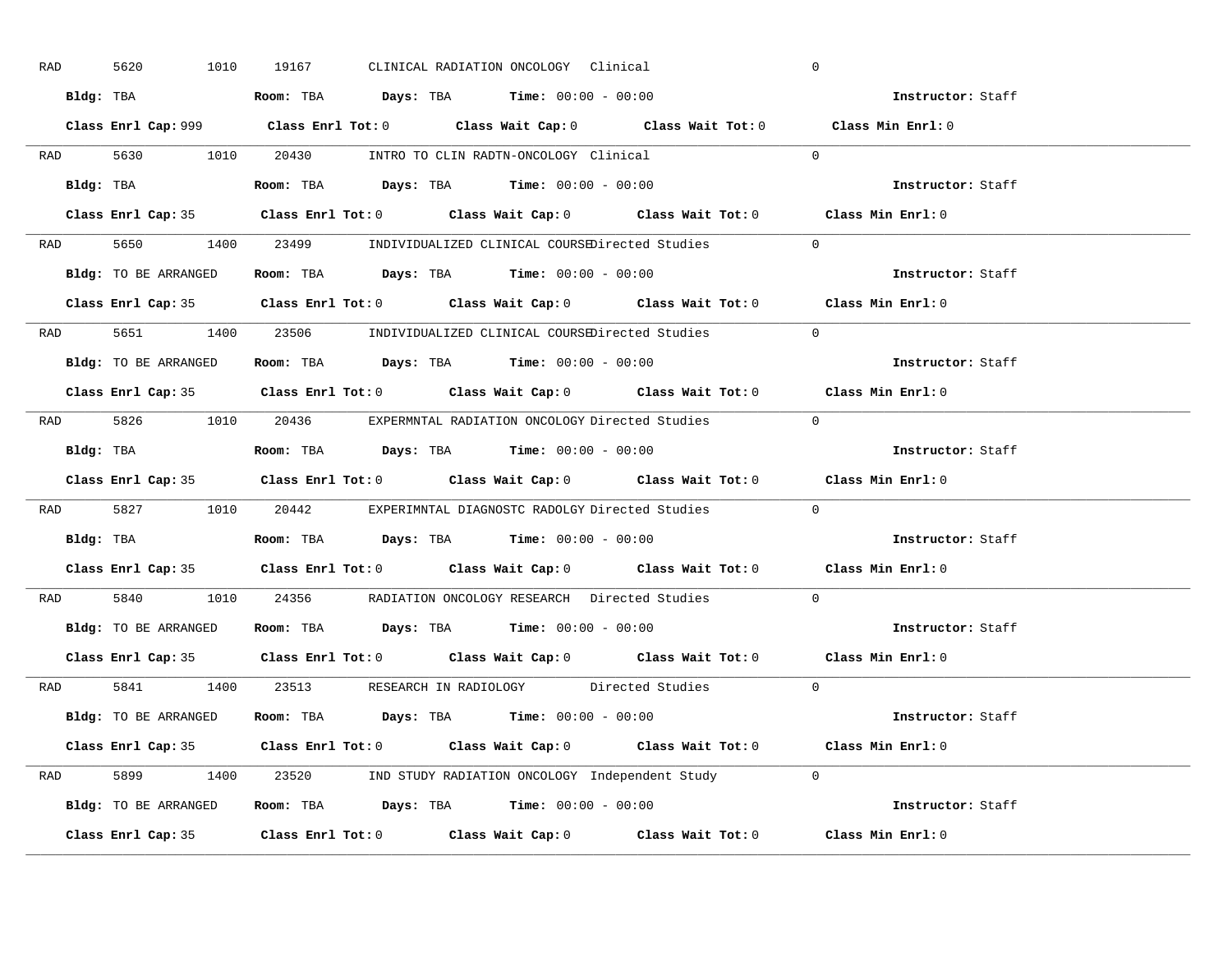RAD 5620 1010 19167 CLINICAL RADIATION ONCOLOGY Clinical 0

**Bldg:** TBA **Room:** TBA **Days:** TBA **Time:** 00:00 - 00:00 **Instructor:** Staff

**Class Enrl Cap:** 999 **Class Enrl Tot:** 0 **Class Wait Cap:** 0 **Class Wait Tot:** 0 **Class Min Enrl:** 0

---

RAD 5630 1010 20430 INTRO TO CLIN RADTN-ONCOLOGY Clinical 0

**Bldg:** TBA **Room:** TBA **Days:** TBA **Time:** 00:00 - 00:00 **Instructor:** Staff

**Class Enrl Cap:** 35 **Class Enrl Tot:** 0 **Class Wait Cap:** 0 **Class Wait Tot:** 0 **Class Min Enrl:** 0

---

RAD 5650 1400 23499 INDIVIDUALIZED CLINICAL COURSE Directed Studies 0

**Bldg:** TO BE ARRANGED **Room:** TBA **Days:** TBA **Time:** 00:00 - 00:00 **Instructor:** Staff

**Class Enrl Cap:** 35 **Class Enrl Tot:** 0 **Class Wait Cap:** 0 **Class Wait Tot:** 0 **Class Min Enrl:** 0

---

RAD 5651 1400 23506 INDIVIDUALIZED CLINICAL COURSE Directed Studies 0

**Bldg:** TO BE ARRANGED **Room:** TBA **Days:** TBA **Time:** 00:00 - 00:00 **Instructor:** Staff

**Class Enrl Cap:** 35 **Class Enrl Tot:** 0 **Class Wait Cap:** 0 **Class Wait Tot:** 0 **Class Min Enrl:** 0

---

RAD 5826 1010 20436 EXPERMNTAL RADIATION ONCOLOGY Directed Studies 0

**Bldg:** TBA **Room:** TBA **Days:** TBA **Time:** 00:00 - 00:00 **Instructor:** Staff

**Class Enrl Cap:** 35 **Class Enrl Tot:** 0 **Class Wait Cap:** 0 **Class Wait Tot:** 0 **Class Min Enrl:** 0

---

RAD 5827 1010 20442 EXPERIMNTAL DIAGNOSTC RADOLGY Directed Studies 0

**Bldg:** TBA **Room:** TBA **Days:** TBA **Time:** 00:00 - 00:00 **Instructor:** Staff

**Class Enrl Cap:** 35 **Class Enrl Tot:** 0 **Class Wait Cap:** 0 **Class Wait Tot:** 0 **Class Min Enrl:** 0

---

RAD 5840 1010 24356 RADIATION ONCOLOGY RESEARCH Directed Studies 0

**Bldg:** TO BE ARRANGED **Room:** TBA **Days:** TBA **Time:** 00:00 - 00:00 **Instructor:** Staff

**Class Enrl Cap:** 35 **Class Enrl Tot:** 0 **Class Wait Cap:** 0 **Class Wait Tot:** 0 **Class Min Enrl:** 0

---

RAD 5841 1400 23513 RESEARCH IN RADIOLOGY Directed Studies 0

**Bldg:** TO BE ARRANGED **Room:** TBA **Days:** TBA **Time:** 00:00 - 00:00 **Instructor:** Staff

**Class Enrl Cap:** 35 **Class Enrl Tot:** 0 **Class Wait Cap:** 0 **Class Wait Tot:** 0 **Class Min Enrl:** 0

---

RAD 5899 1400 23520 IND STUDY RADIATION ONCOLOGY Independent Study 0

**Bldg:** TO BE ARRANGED **Room:** TBA **Days:** TBA **Time:** 00:00 - 00:00 **Instructor:** Staff

**Class Enrl Cap:** 35 **Class Enrl Tot:** 0 **Class Wait Cap:** 0 **Class Wait Tot:** 0 **Class Min Enrl:** 0

---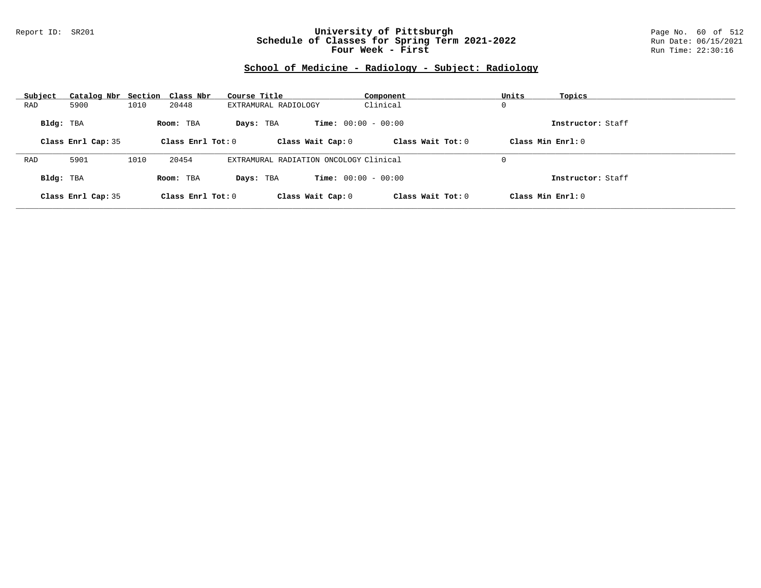# University of Pittsburgh
## Schedule of Classes for Spring Term 2021-2022
## Four Week - First

Report ID: SR201

Run Date: 06/15/2021
Run Time: 22:30:16

### School of Medicine - Radiology - Subject: Radiology

| Subject | Catalog Nbr | Section | Class Nbr | Course Title | Component | Units | Topics |
|---|---|---|---|---|---|---|---|
| RAD | 5900 | 1010 | 20448 | EXTRAMURAL RADIOLOGY | Clinical | 0 | |

**Bldg:** TBA **Room:** TBA **Days:** TBA **Time:** 00:00 - 00:00 **Instructor:** Staff

**Class Enrl Cap:** 35 **Class Enrl Tot:** 0 **Class Wait Cap:** 0 **Class Wait Tot:** 0 **Class Min Enrl:** 0

---

| Subject | Catalog Nbr | Section | Class Nbr | Course Title | Component | Units | Topics |
|---|---|---|---|---|---|---|---|
| RAD | 5901 | 1010 | 20454 | EXTRAMURAL RADIATION ONCOLOGY | Clinical | 0 | |

**Bldg:** TBA **Room:** TBA **Days:** TBA **Time:** 00:00 - 00:00 **Instructor:** Staff

**Class Enrl Cap:** 35 **Class Enrl Tot:** 0 **Class Wait Cap:** 0 **Class Wait Tot:** 0 **Class Min Enrl:** 0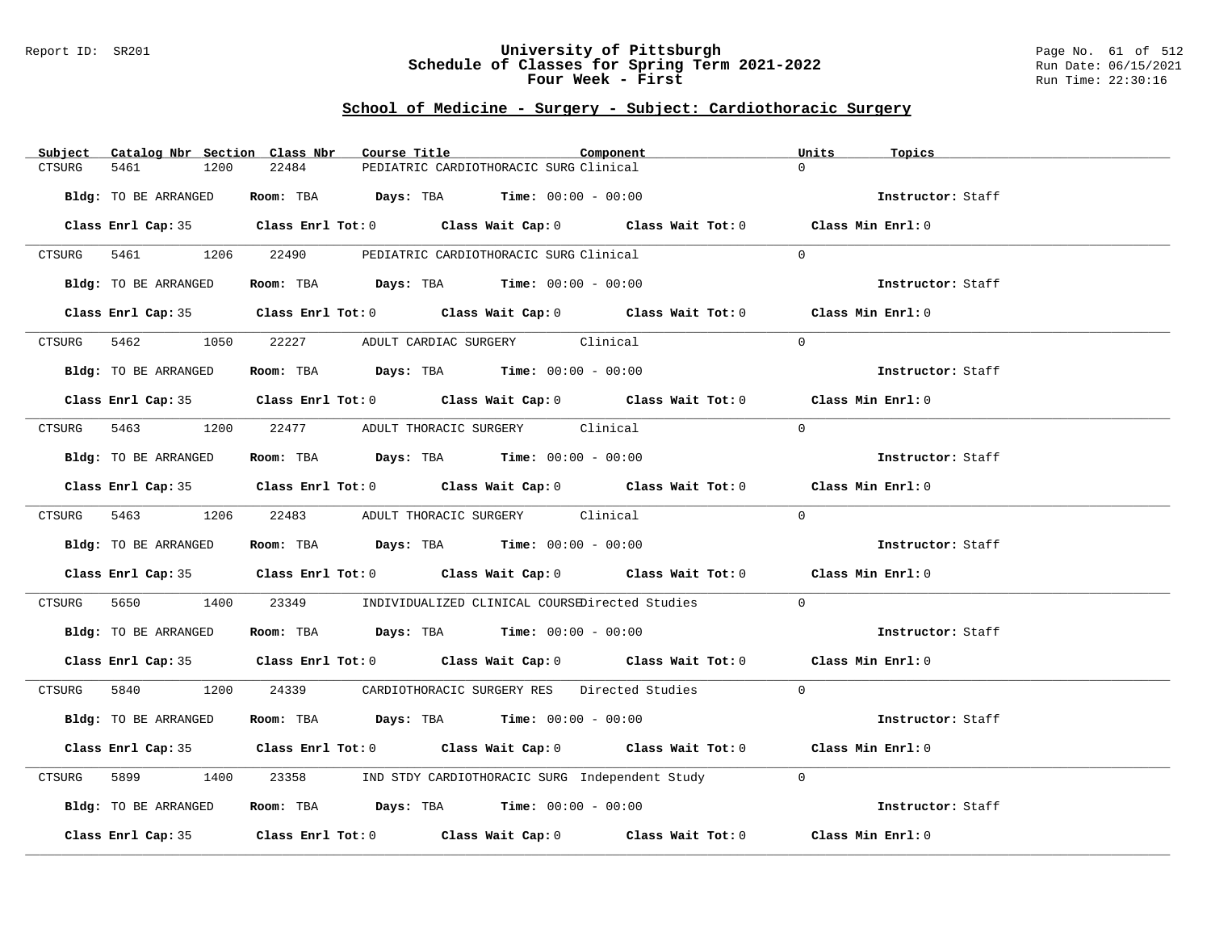## School of Medicine - Surgery - Subject: Cardiothoracic Surgery

| Subject | Catalog Nbr | Section | Class Nbr | Course Title | Component | Units | Topics |
|---|---|---|---|---|---|---|---|
| CTSURG | 5461 | 1200 | 22484 | PEDIATRIC CARDIOTHORACIC SURG | Clinical | 0 | |

**Bldg:** TO BE ARRANGED **Room:** TBA **Days:** TBA **Time:** 00:00 - 00:00 **Instructor:** Staff

**Class Enrl Cap:** 35 **Class Enrl Tot:** 0 **Class Wait Cap:** 0 **Class Wait Tot:** 0 **Class Min Enrl:** 0

| Subject | Catalog Nbr | Section | Class Nbr | Course Title | Component | Units | Topics |
|---|---|---|---|---|---|---|---|
| CTSURG | 5461 | 1206 | 22490 | PEDIATRIC CARDIOTHORACIC SURG | Clinical | 0 | |

**Bldg:** TO BE ARRANGED **Room:** TBA **Days:** TBA **Time:** 00:00 - 00:00 **Instructor:** Staff

**Class Enrl Cap:** 35 **Class Enrl Tot:** 0 **Class Wait Cap:** 0 **Class Wait Tot:** 0 **Class Min Enrl:** 0

| Subject | Catalog Nbr | Section | Class Nbr | Course Title | Component | Units | Topics |
|---|---|---|---|---|---|---|---|
| CTSURG | 5462 | 1050 | 22227 | ADULT CARDIAC SURGERY | Clinical | 0 | |

**Bldg:** TO BE ARRANGED **Room:** TBA **Days:** TBA **Time:** 00:00 - 00:00 **Instructor:** Staff

**Class Enrl Cap:** 35 **Class Enrl Tot:** 0 **Class Wait Cap:** 0 **Class Wait Tot:** 0 **Class Min Enrl:** 0

| Subject | Catalog Nbr | Section | Class Nbr | Course Title | Component | Units | Topics |
|---|---|---|---|---|---|---|---|
| CTSURG | 5463 | 1200 | 22477 | ADULT THORACIC SURGERY | Clinical | 0 | |

**Bldg:** TO BE ARRANGED **Room:** TBA **Days:** TBA **Time:** 00:00 - 00:00 **Instructor:** Staff

**Class Enrl Cap:** 35 **Class Enrl Tot:** 0 **Class Wait Cap:** 0 **Class Wait Tot:** 0 **Class Min Enrl:** 0

| Subject | Catalog Nbr | Section | Class Nbr | Course Title | Component | Units | Topics |
|---|---|---|---|---|---|---|---|
| CTSURG | 5463 | 1206 | 22483 | ADULT THORACIC SURGERY | Clinical | 0 | |

**Bldg:** TO BE ARRANGED **Room:** TBA **Days:** TBA **Time:** 00:00 - 00:00 **Instructor:** Staff

**Class Enrl Cap:** 35 **Class Enrl Tot:** 0 **Class Wait Cap:** 0 **Class Wait Tot:** 0 **Class Min Enrl:** 0

| Subject | Catalog Nbr | Section | Class Nbr | Course Title | Component | Units | Topics |
|---|---|---|---|---|---|---|---|
| CTSURG | 5650 | 1400 | 23349 | INDIVIDUALIZED CLINICAL COURSE | Directed Studies | 0 | |

**Bldg:** TO BE ARRANGED **Room:** TBA **Days:** TBA **Time:** 00:00 - 00:00 **Instructor:** Staff

**Class Enrl Cap:** 35 **Class Enrl Tot:** 0 **Class Wait Cap:** 0 **Class Wait Tot:** 0 **Class Min Enrl:** 0

| Subject | Catalog Nbr | Section | Class Nbr | Course Title | Component | Units | Topics |
|---|---|---|---|---|---|---|---|
| CTSURG | 5840 | 1200 | 24339 | CARDIOTHORACIC SURGERY RES | Directed Studies | 0 | |

**Bldg:** TO BE ARRANGED **Room:** TBA **Days:** TBA **Time:** 00:00 - 00:00 **Instructor:** Staff

**Class Enrl Cap:** 35 **Class Enrl Tot:** 0 **Class Wait Cap:** 0 **Class Wait Tot:** 0 **Class Min Enrl:** 0

| Subject | Catalog Nbr | Section | Class Nbr | Course Title | Component | Units | Topics |
|---|---|---|---|---|---|---|---|
| CTSURG | 5899 | 1400 | 23358 | IND STDY CARDIOTHORACIC SURG | Independent Study | 0 | |

**Bldg:** TO BE ARRANGED **Room:** TBA **Days:** TBA **Time:** 00:00 - 00:00 **Instructor:** Staff

**Class Enrl Cap:** 35 **Class Enrl Tot:** 0 **Class Wait Cap:** 0 **Class Wait Tot:** 0 **Class Min Enrl:** 0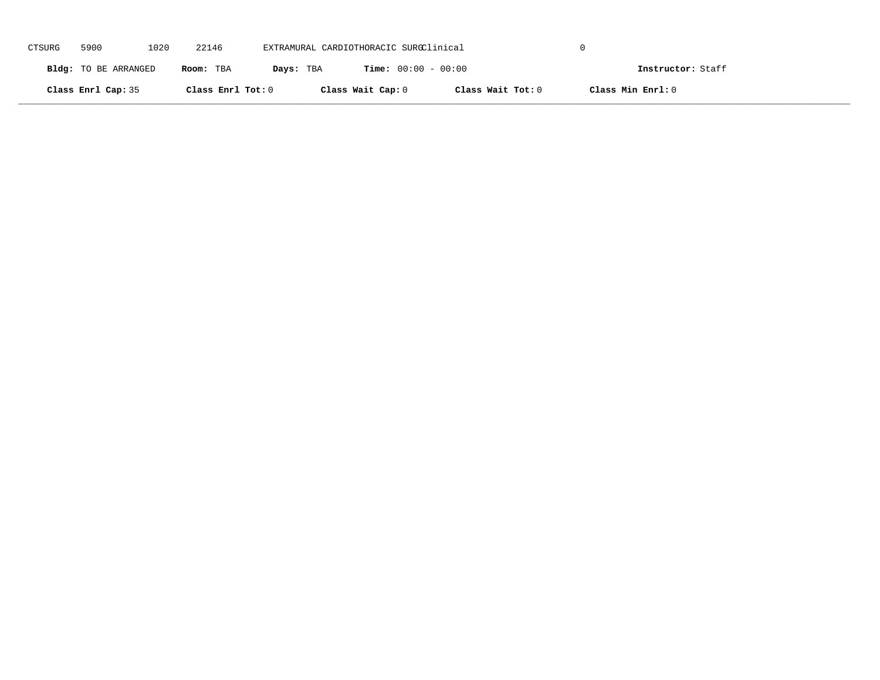CTSURG 5900 1020 22146 EXTRAMURAL CARDIOTHORACIC SURG Clinical 0

**Bldg:** TO BE ARRANGED **Room:** TBA **Days:** TBA **Time:** 00:00 - 00:00 **Instructor:** Staff

**Class Enrl Cap:** 35 **Class Enrl Tot:** 0 **Class Wait Cap:** 0 **Class Wait Tot:** 0 **Class Min Enrl:** 0

---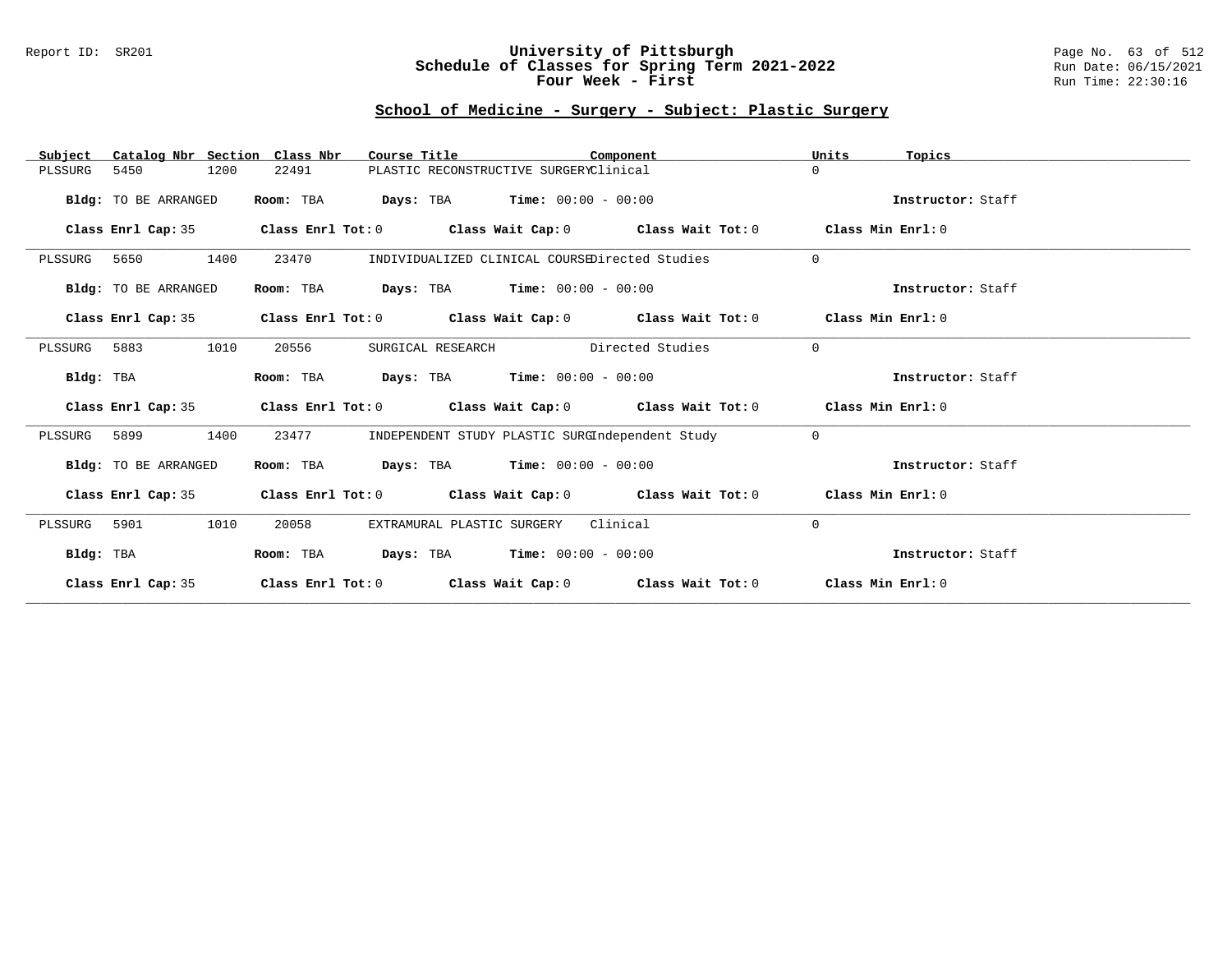# University of Pittsburgh
## Schedule of Classes for Spring Term 2021-2022
### Four Week - First

Report ID: SR201 | Run Date: 06/15/2021 | Run Time: 22:30:16

## School of Medicine - Surgery - Subject: Plastic Surgery

| Subject | Catalog Nbr | Section | Class Nbr | Course Title | Component | Units | Topics |
|---|---|---|---|---|---|---|---|
| PLSSURG | 5450 | 1200 | 22491 | PLASTIC RECONSTRUCTIVE SURGERY | Clinical | 0 | |

**Bldg:** TO BE ARRANGED **Room:** TBA **Days:** TBA **Time:** 00:00 - 00:00 **Instructor:** Staff

**Class Enrl Cap:** 35 **Class Enrl Tot:** 0 **Class Wait Cap:** 0 **Class Wait Tot:** 0 **Class Min Enrl:** 0

| Subject | Catalog Nbr | Section | Class Nbr | Course Title | Component | Units | Topics |
|---|---|---|---|---|---|---|---|
| PLSSURG | 5650 | 1400 | 23470 | INDIVIDUALIZED CLINICAL COURSE | Directed Studies | 0 | |

**Bldg:** TO BE ARRANGED **Room:** TBA **Days:** TBA **Time:** 00:00 - 00:00 **Instructor:** Staff

**Class Enrl Cap:** 35 **Class Enrl Tot:** 0 **Class Wait Cap:** 0 **Class Wait Tot:** 0 **Class Min Enrl:** 0

| Subject | Catalog Nbr | Section | Class Nbr | Course Title | Component | Units | Topics |
|---|---|---|---|---|---|---|---|
| PLSSURG | 5883 | 1010 | 20556 | SURGICAL RESEARCH | Directed Studies | 0 | |

**Bldg:** TBA **Room:** TBA **Days:** TBA **Time:** 00:00 - 00:00 **Instructor:** Staff

**Class Enrl Cap:** 35 **Class Enrl Tot:** 0 **Class Wait Cap:** 0 **Class Wait Tot:** 0 **Class Min Enrl:** 0

| Subject | Catalog Nbr | Section | Class Nbr | Course Title | Component | Units | Topics |
|---|---|---|---|---|---|---|---|
| PLSSURG | 5899 | 1400 | 23477 | INDEPENDENT STUDY PLASTIC SURG | Independent Study | 0 | |

**Bldg:** TO BE ARRANGED **Room:** TBA **Days:** TBA **Time:** 00:00 - 00:00 **Instructor:** Staff

**Class Enrl Cap:** 35 **Class Enrl Tot:** 0 **Class Wait Cap:** 0 **Class Wait Tot:** 0 **Class Min Enrl:** 0

| Subject | Catalog Nbr | Section | Class Nbr | Course Title | Component | Units | Topics |
|---|---|---|---|---|---|---|---|
| PLSSURG | 5901 | 1010 | 20058 | EXTRAMURAL PLASTIC SURGERY | Clinical | 0 | |

**Bldg:** TBA **Room:** TBA **Days:** TBA **Time:** 00:00 - 00:00 **Instructor:** Staff

**Class Enrl Cap:** 35 **Class Enrl Tot:** 0 **Class Wait Cap:** 0 **Class Wait Tot:** 0 **Class Min Enrl:** 0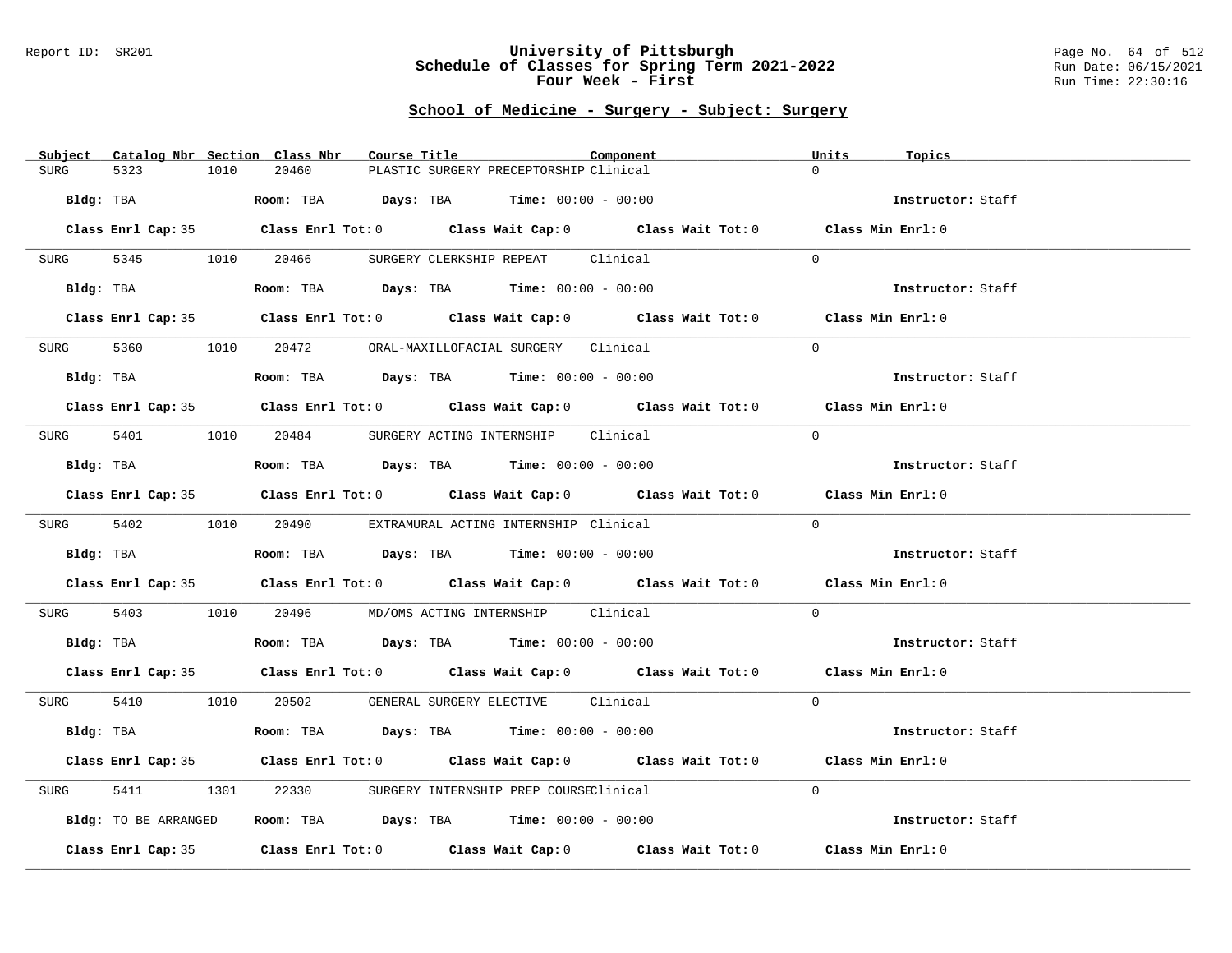## School of Medicine - Surgery - Subject: Surgery

| Subject | Catalog Nbr | Section | Class Nbr | Course Title | Component | Units | Topics |
|---|---|---|---|---|---|---|---|
| SURG | 5323 | 1010 | 20460 | PLASTIC SURGERY PRECEPTORSHIP | Clinical | 0 | |
| | Bldg: TBA | Room: TBA | Days: TBA | Time: 00:00 - 00:00 | | Instructor: Staff | |
| | Class Enrl Cap: 35 | Class Enrl Tot: 0 | Class Wait Cap: 0 | Class Wait Tot: 0 | | Class Min Enrl: 0 | |
| SURG | 5345 | 1010 | 20466 | SURGERY CLERKSHIP REPEAT | Clinical | 0 | |
| | Bldg: TBA | Room: TBA | Days: TBA | Time: 00:00 - 00:00 | | Instructor: Staff | |
| | Class Enrl Cap: 35 | Class Enrl Tot: 0 | Class Wait Cap: 0 | Class Wait Tot: 0 | | Class Min Enrl: 0 | |
| SURG | 5360 | 1010 | 20472 | ORAL-MAXILLOFACIAL SURGERY | Clinical | 0 | |
| | Bldg: TBA | Room: TBA | Days: TBA | Time: 00:00 - 00:00 | | Instructor: Staff | |
| | Class Enrl Cap: 35 | Class Enrl Tot: 0 | Class Wait Cap: 0 | Class Wait Tot: 0 | | Class Min Enrl: 0 | |
| SURG | 5401 | 1010 | 20484 | SURGERY ACTING INTERNSHIP | Clinical | 0 | |
| | Bldg: TBA | Room: TBA | Days: TBA | Time: 00:00 - 00:00 | | Instructor: Staff | |
| | Class Enrl Cap: 35 | Class Enrl Tot: 0 | Class Wait Cap: 0 | Class Wait Tot: 0 | | Class Min Enrl: 0 | |
| SURG | 5402 | 1010 | 20490 | EXTRAMURAL ACTING INTERNSHIP | Clinical | 0 | |
| | Bldg: TBA | Room: TBA | Days: TBA | Time: 00:00 - 00:00 | | Instructor: Staff | |
| | Class Enrl Cap: 35 | Class Enrl Tot: 0 | Class Wait Cap: 0 | Class Wait Tot: 0 | | Class Min Enrl: 0 | |
| SURG | 5403 | 1010 | 20496 | MD/OMS ACTING INTERNSHIP | Clinical | 0 | |
| | Bldg: TBA | Room: TBA | Days: TBA | Time: 00:00 - 00:00 | | Instructor: Staff | |
| | Class Enrl Cap: 35 | Class Enrl Tot: 0 | Class Wait Cap: 0 | Class Wait Tot: 0 | | Class Min Enrl: 0 | |
| SURG | 5410 | 1010 | 20502 | GENERAL SURGERY ELECTIVE | Clinical | 0 | |
| | Bldg: TBA | Room: TBA | Days: TBA | Time: 00:00 - 00:00 | | Instructor: Staff | |
| | Class Enrl Cap: 35 | Class Enrl Tot: 0 | Class Wait Cap: 0 | Class Wait Tot: 0 | | Class Min Enrl: 0 | |
| SURG | 5411 | 1301 | 22330 | SURGERY INTERNSHIP PREP COURSE | Clinical | 0 | |
| | Bldg: TO BE ARRANGED | Room: TBA | Days: TBA | Time: 00:00 - 00:00 | | Instructor: Staff | |
| | Class Enrl Cap: 35 | Class Enrl Tot: 0 | Class Wait Cap: 0 | Class Wait Tot: 0 | | Class Min Enrl: 0 | |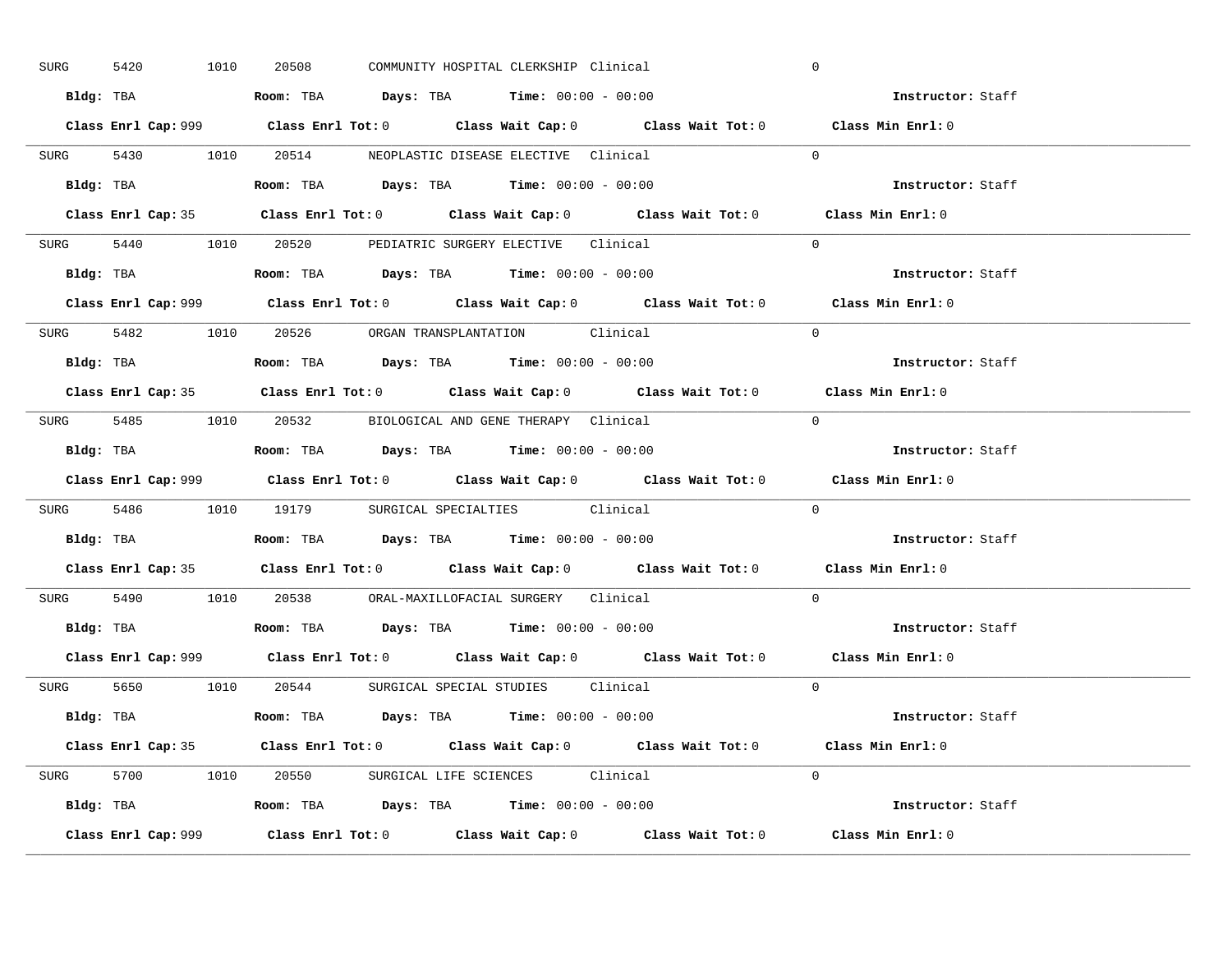SURG 5420 1010 20508 COMMUNITY HOSPITAL CLERKSHIP Clinical 0

**Bldg:** TBA **Room:** TBA **Days:** TBA **Time:** 00:00 - 00:00 **Instructor:** Staff

**Class Enrl Cap:** 999 **Class Enrl Tot:** 0 **Class Wait Cap:** 0 **Class Wait Tot:** 0 **Class Min Enrl:** 0

---

SURG 5430 1010 20514 NEOPLASTIC DISEASE ELECTIVE Clinical 0

**Bldg:** TBA **Room:** TBA **Days:** TBA **Time:** 00:00 - 00:00 **Instructor:** Staff

**Class Enrl Cap:** 35 **Class Enrl Tot:** 0 **Class Wait Cap:** 0 **Class Wait Tot:** 0 **Class Min Enrl:** 0

---

SURG 5440 1010 20520 PEDIATRIC SURGERY ELECTIVE Clinical 0

**Bldg:** TBA **Room:** TBA **Days:** TBA **Time:** 00:00 - 00:00 **Instructor:** Staff

**Class Enrl Cap:** 999 **Class Enrl Tot:** 0 **Class Wait Cap:** 0 **Class Wait Tot:** 0 **Class Min Enrl:** 0

---

SURG 5482 1010 20526 ORGAN TRANSPLANTATION Clinical 0

**Bldg:** TBA **Room:** TBA **Days:** TBA **Time:** 00:00 - 00:00 **Instructor:** Staff

**Class Enrl Cap:** 35 **Class Enrl Tot:** 0 **Class Wait Cap:** 0 **Class Wait Tot:** 0 **Class Min Enrl:** 0

---

SURG 5485 1010 20532 BIOLOGICAL AND GENE THERAPY Clinical 0

**Bldg:** TBA **Room:** TBA **Days:** TBA **Time:** 00:00 - 00:00 **Instructor:** Staff

**Class Enrl Cap:** 999 **Class Enrl Tot:** 0 **Class Wait Cap:** 0 **Class Wait Tot:** 0 **Class Min Enrl:** 0

---

SURG 5486 1010 19179 SURGICAL SPECIALTIES Clinical 0

**Bldg:** TBA **Room:** TBA **Days:** TBA **Time:** 00:00 - 00:00 **Instructor:** Staff

**Class Enrl Cap:** 35 **Class Enrl Tot:** 0 **Class Wait Cap:** 0 **Class Wait Tot:** 0 **Class Min Enrl:** 0

---

SURG 5490 1010 20538 ORAL-MAXILLOFACIAL SURGERY Clinical 0

**Bldg:** TBA **Room:** TBA **Days:** TBA **Time:** 00:00 - 00:00 **Instructor:** Staff

**Class Enrl Cap:** 999 **Class Enrl Tot:** 0 **Class Wait Cap:** 0 **Class Wait Tot:** 0 **Class Min Enrl:** 0

---

SURG 5650 1010 20544 SURGICAL SPECIAL STUDIES Clinical 0

**Bldg:** TBA **Room:** TBA **Days:** TBA **Time:** 00:00 - 00:00 **Instructor:** Staff

**Class Enrl Cap:** 35 **Class Enrl Tot:** 0 **Class Wait Cap:** 0 **Class Wait Tot:** 0 **Class Min Enrl:** 0

---

SURG 5700 1010 20550 SURGICAL LIFE SCIENCES Clinical 0

**Bldg:** TBA **Room:** TBA **Days:** TBA **Time:** 00:00 - 00:00 **Instructor:** Staff

**Class Enrl Cap:** 999 **Class Enrl Tot:** 0 **Class Wait Cap:** 0 **Class Wait Tot:** 0 **Class Min Enrl:** 0

---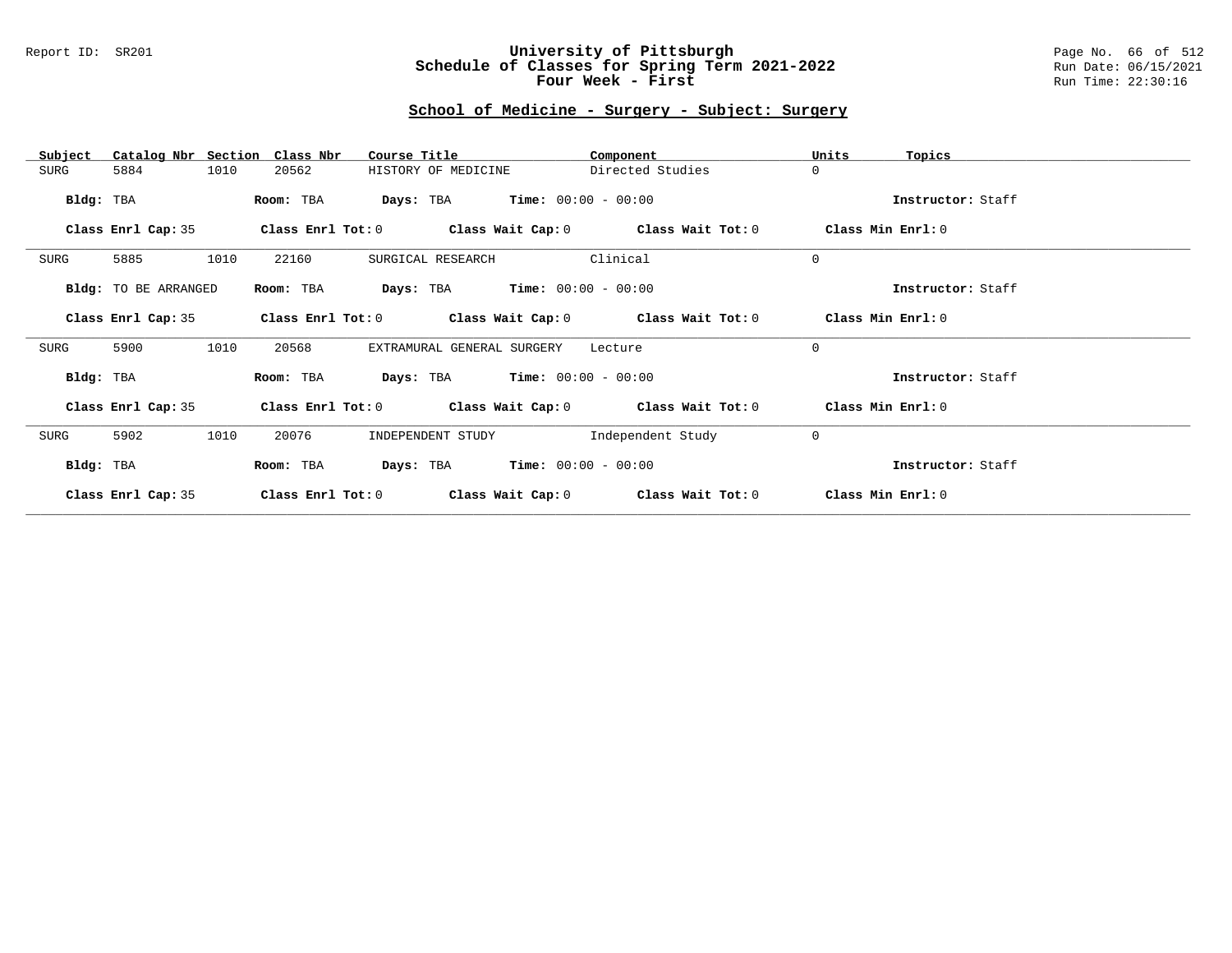## School of Medicine - Surgery - Subject: Surgery

| Subject | Catalog Nbr | Section | Class Nbr | Course Title | Component | Units | Topics |
|---|---|---|---|---|---|---|---|
| SURG | 5884 | 1010 | 20562 | HISTORY OF MEDICINE | Directed Studies | 0 | |

**Bldg:** TBA **Room:** TBA **Days:** TBA **Time:** 00:00 - 00:00 **Instructor:** Staff

**Class Enrl Cap:** 35 **Class Enrl Tot:** 0 **Class Wait Cap:** 0 **Class Wait Tot:** 0 **Class Min Enrl:** 0

---

| Subject | Catalog Nbr | Section | Class Nbr | Course Title | Component | Units | Topics |
|---|---|---|---|---|---|---|---|
| SURG | 5885 | 1010 | 22160 | SURGICAL RESEARCH | Clinical | 0 | |

**Bldg:** TO BE ARRANGED **Room:** TBA **Days:** TBA **Time:** 00:00 - 00:00 **Instructor:** Staff

**Class Enrl Cap:** 35 **Class Enrl Tot:** 0 **Class Wait Cap:** 0 **Class Wait Tot:** 0 **Class Min Enrl:** 0

---

| Subject | Catalog Nbr | Section | Class Nbr | Course Title | Component | Units | Topics |
|---|---|---|---|---|---|---|---|
| SURG | 5900 | 1010 | 20568 | EXTRAMURAL GENERAL SURGERY | Lecture | 0 | |

**Bldg:** TBA **Room:** TBA **Days:** TBA **Time:** 00:00 - 00:00 **Instructor:** Staff

**Class Enrl Cap:** 35 **Class Enrl Tot:** 0 **Class Wait Cap:** 0 **Class Wait Tot:** 0 **Class Min Enrl:** 0

---

| Subject | Catalog Nbr | Section | Class Nbr | Course Title | Component | Units | Topics |
|---|---|---|---|---|---|---|---|
| SURG | 5902 | 1010 | 20076 | INDEPENDENT STUDY | Independent Study | 0 | |

**Bldg:** TBA **Room:** TBA **Days:** TBA **Time:** 00:00 - 00:00 **Instructor:** Staff

**Class Enrl Cap:** 35 **Class Enrl Tot:** 0 **Class Wait Cap:** 0 **Class Wait Tot:** 0 **Class Min Enrl:** 0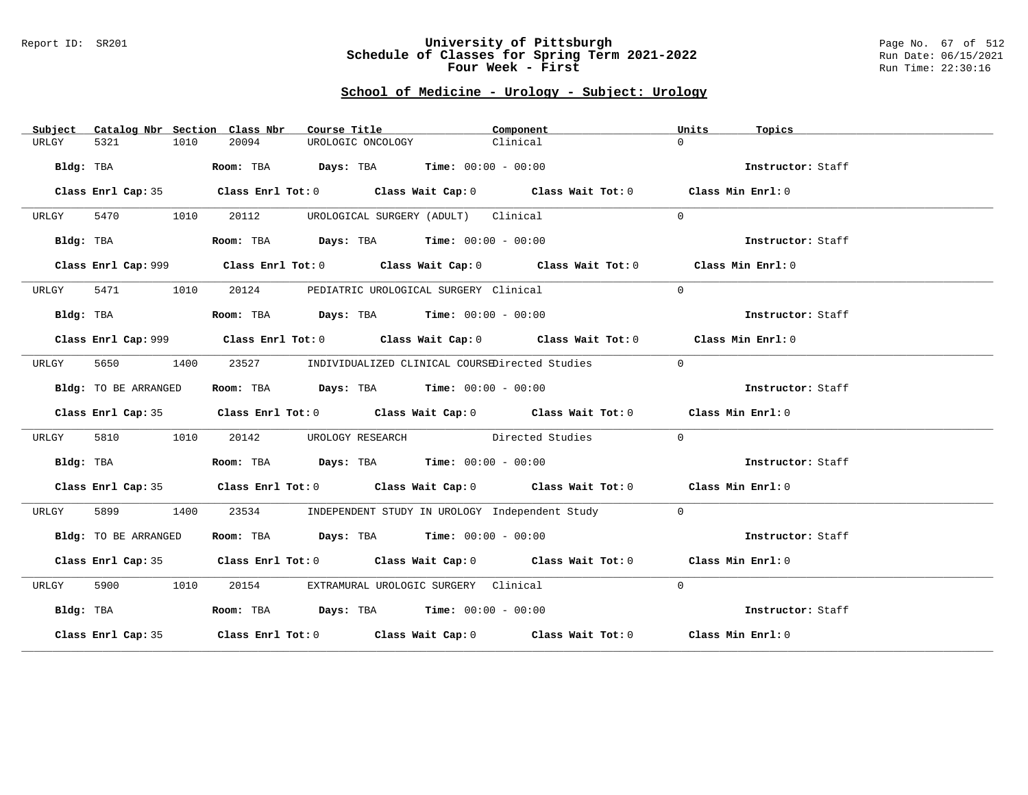Report ID: SR201

# University of Pittsburgh
## Schedule of Classes for Spring Term 2021-2022
## Four Week - First

Run Date: 06/15/2021
Run Time: 22:30:16

## School of Medicine - Urology - Subject: Urology

| Subject | Catalog Nbr | Section | Class Nbr | Course Title | Component | Units | Topics |
|---|---|---|---|---|---|---|---|
| URLGY | 5321 | 1010 | 20094 | UROLOGIC ONCOLOGY | Clinical | 0 | |

**Bldg:** TBA **Room:** TBA **Days:** TBA **Time:** 00:00 - 00:00 **Instructor:** Staff

**Class Enrl Cap:** 35 **Class Enrl Tot:** 0 **Class Wait Cap:** 0 **Class Wait Tot:** 0 **Class Min Enrl:** 0

---

| Subject | Catalog Nbr | Section | Class Nbr | Course Title | Component | Units | Topics |
|---|---|---|---|---|---|---|---|
| URLGY | 5470 | 1010 | 20112 | UROLOGICAL SURGERY (ADULT) | Clinical | 0 | |

**Bldg:** TBA **Room:** TBA **Days:** TBA **Time:** 00:00 - 00:00 **Instructor:** Staff

**Class Enrl Cap:** 999 **Class Enrl Tot:** 0 **Class Wait Cap:** 0 **Class Wait Tot:** 0 **Class Min Enrl:** 0

---

| Subject | Catalog Nbr | Section | Class Nbr | Course Title | Component | Units | Topics |
|---|---|---|---|---|---|---|---|
| URLGY | 5471 | 1010 | 20124 | PEDIATRIC UROLOGICAL SURGERY | Clinical | 0 | |

**Bldg:** TBA **Room:** TBA **Days:** TBA **Time:** 00:00 - 00:00 **Instructor:** Staff

**Class Enrl Cap:** 999 **Class Enrl Tot:** 0 **Class Wait Cap:** 0 **Class Wait Tot:** 0 **Class Min Enrl:** 0

---

| Subject | Catalog Nbr | Section | Class Nbr | Course Title | Component | Units | Topics |
|---|---|---|---|---|---|---|---|
| URLGY | 5650 | 1400 | 23527 | INDIVIDUALIZED CLINICAL COURSE | Directed Studies | 0 | |

**Bldg:** TO BE ARRANGED **Room:** TBA **Days:** TBA **Time:** 00:00 - 00:00 **Instructor:** Staff

**Class Enrl Cap:** 35 **Class Enrl Tot:** 0 **Class Wait Cap:** 0 **Class Wait Tot:** 0 **Class Min Enrl:** 0

---

| Subject | Catalog Nbr | Section | Class Nbr | Course Title | Component | Units | Topics |
|---|---|---|---|---|---|---|---|
| URLGY | 5810 | 1010 | 20142 | UROLOGY RESEARCH | Directed Studies | 0 | |

**Bldg:** TBA **Room:** TBA **Days:** TBA **Time:** 00:00 - 00:00 **Instructor:** Staff

**Class Enrl Cap:** 35 **Class Enrl Tot:** 0 **Class Wait Cap:** 0 **Class Wait Tot:** 0 **Class Min Enrl:** 0

---

| Subject | Catalog Nbr | Section | Class Nbr | Course Title | Component | Units | Topics |
|---|---|---|---|---|---|---|---|
| URLGY | 5899 | 1400 | 23534 | INDEPENDENT STUDY IN UROLOGY | Independent Study | 0 | |

**Bldg:** TO BE ARRANGED **Room:** TBA **Days:** TBA **Time:** 00:00 - 00:00 **Instructor:** Staff

**Class Enrl Cap:** 35 **Class Enrl Tot:** 0 **Class Wait Cap:** 0 **Class Wait Tot:** 0 **Class Min Enrl:** 0

---

| Subject | Catalog Nbr | Section | Class Nbr | Course Title | Component | Units | Topics |
|---|---|---|---|---|---|---|---|
| URLGY | 5900 | 1010 | 20154 | EXTRAMURAL UROLOGIC SURGERY | Clinical | 0 | |

**Bldg:** TBA **Room:** TBA **Days:** TBA **Time:** 00:00 - 00:00 **Instructor:** Staff

**Class Enrl Cap:** 35 **Class Enrl Tot:** 0 **Class Wait Cap:** 0 **Class Wait Tot:** 0 **Class Min Enrl:** 0

---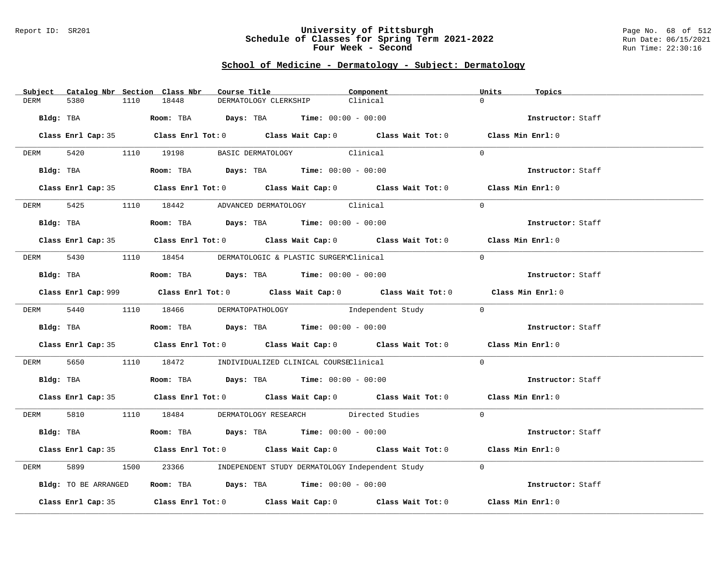Report ID: SR201

# University of Pittsburgh
## Schedule of Classes for Spring Term 2021-2022
## Four Week - Second

Run Date: 06/15/2021
Run Time: 22:30:16

### School of Medicine - Dermatology - Subject: Dermatology

| Subject | Catalog Nbr | Section | Class Nbr | Course Title | Component | Units | Topics |
|---|---|---|---|---|---|---|---|
| DERM | 5380 | 1110 | 18448 | DERMATOLOGY CLERKSHIP | Clinical | 0 | |

**Bldg:** TBA **Room:** TBA **Days:** TBA **Time:** 00:00 - 00:00 **Instructor:** Staff

**Class Enrl Cap:** 35 **Class Enrl Tot:** 0 **Class Wait Cap:** 0 **Class Wait Tot:** 0 **Class Min Enrl:** 0

| Subject | Catalog Nbr | Section | Class Nbr | Course Title | Component | Units | Topics |
|---|---|---|---|---|---|---|---|
| DERM | 5420 | 1110 | 19198 | BASIC DERMATOLOGY | Clinical | 0 | |

**Bldg:** TBA **Room:** TBA **Days:** TBA **Time:** 00:00 - 00:00 **Instructor:** Staff

**Class Enrl Cap:** 35 **Class Enrl Tot:** 0 **Class Wait Cap:** 0 **Class Wait Tot:** 0 **Class Min Enrl:** 0

| Subject | Catalog Nbr | Section | Class Nbr | Course Title | Component | Units | Topics |
|---|---|---|---|---|---|---|---|
| DERM | 5425 | 1110 | 18442 | ADVANCED DERMATOLOGY | Clinical | 0 | |

**Bldg:** TBA **Room:** TBA **Days:** TBA **Time:** 00:00 - 00:00 **Instructor:** Staff

**Class Enrl Cap:** 35 **Class Enrl Tot:** 0 **Class Wait Cap:** 0 **Class Wait Tot:** 0 **Class Min Enrl:** 0

| Subject | Catalog Nbr | Section | Class Nbr | Course Title | Component | Units | Topics |
|---|---|---|---|---|---|---|---|
| DERM | 5430 | 1110 | 18454 | DERMATOLOGIC & PLASTIC SURGERY | Clinical | 0 | |

**Bldg:** TBA **Room:** TBA **Days:** TBA **Time:** 00:00 - 00:00 **Instructor:** Staff

**Class Enrl Cap:** 999 **Class Enrl Tot:** 0 **Class Wait Cap:** 0 **Class Wait Tot:** 0 **Class Min Enrl:** 0

| Subject | Catalog Nbr | Section | Class Nbr | Course Title | Component | Units | Topics |
|---|---|---|---|---|---|---|---|
| DERM | 5440 | 1110 | 18466 | DERMATOPATHOLOGY | Independent Study | 0 | |

**Bldg:** TBA **Room:** TBA **Days:** TBA **Time:** 00:00 - 00:00 **Instructor:** Staff

**Class Enrl Cap:** 35 **Class Enrl Tot:** 0 **Class Wait Cap:** 0 **Class Wait Tot:** 0 **Class Min Enrl:** 0

| Subject | Catalog Nbr | Section | Class Nbr | Course Title | Component | Units | Topics |
|---|---|---|---|---|---|---|---|
| DERM | 5650 | 1110 | 18472 | INDIVIDUALIZED CLINICAL COURSE | Clinical | 0 | |

**Bldg:** TBA **Room:** TBA **Days:** TBA **Time:** 00:00 - 00:00 **Instructor:** Staff

**Class Enrl Cap:** 35 **Class Enrl Tot:** 0 **Class Wait Cap:** 0 **Class Wait Tot:** 0 **Class Min Enrl:** 0

| Subject | Catalog Nbr | Section | Class Nbr | Course Title | Component | Units | Topics |
|---|---|---|---|---|---|---|---|
| DERM | 5810 | 1110 | 18484 | DERMATOLOGY RESEARCH | Directed Studies | 0 | |

**Bldg:** TBA **Room:** TBA **Days:** TBA **Time:** 00:00 - 00:00 **Instructor:** Staff

**Class Enrl Cap:** 35 **Class Enrl Tot:** 0 **Class Wait Cap:** 0 **Class Wait Tot:** 0 **Class Min Enrl:** 0

| Subject | Catalog Nbr | Section | Class Nbr | Course Title | Component | Units | Topics |
|---|---|---|---|---|---|---|---|
| DERM | 5899 | 1500 | 23366 | INDEPENDENT STUDY DERMATOLOGY | Independent Study | 0 | |

**Bldg:** TO BE ARRANGED **Room:** TBA **Days:** TBA **Time:** 00:00 - 00:00 **Instructor:** Staff

**Class Enrl Cap:** 35 **Class Enrl Tot:** 0 **Class Wait Cap:** 0 **Class Wait Tot:** 0 **Class Min Enrl:** 0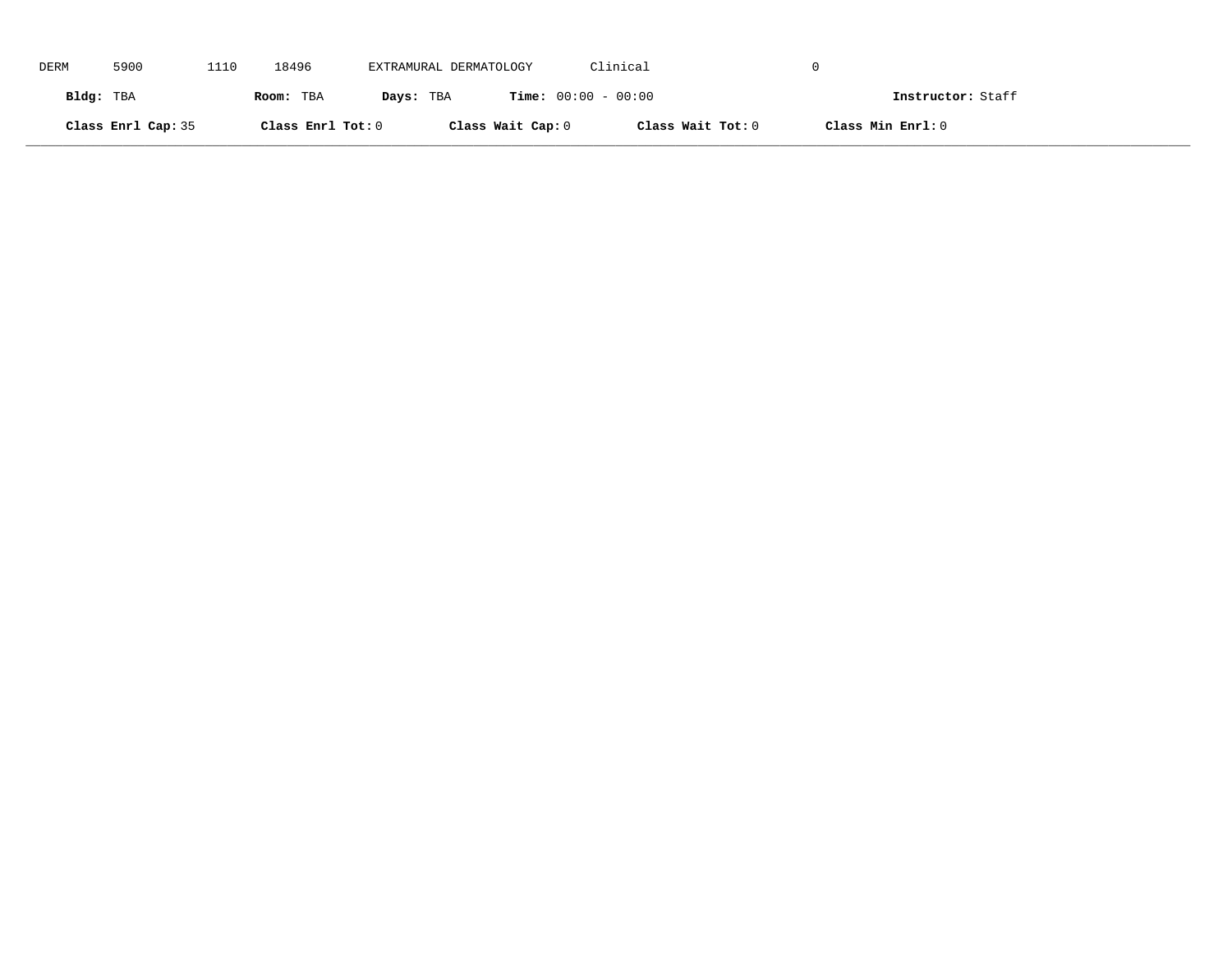DERM 5900 1110 18496 EXTRAMURAL DERMATOLOGY Clinical 0

**Bldg:** TBA **Room:** TBA **Days:** TBA **Time:** 00:00 - 00:00 **Instructor:** Staff

**Class Enrl Cap:** 35 **Class Enrl Tot:** 0 **Class Wait Cap:** 0 **Class Wait Tot:** 0 **Class Min Enrl:** 0

---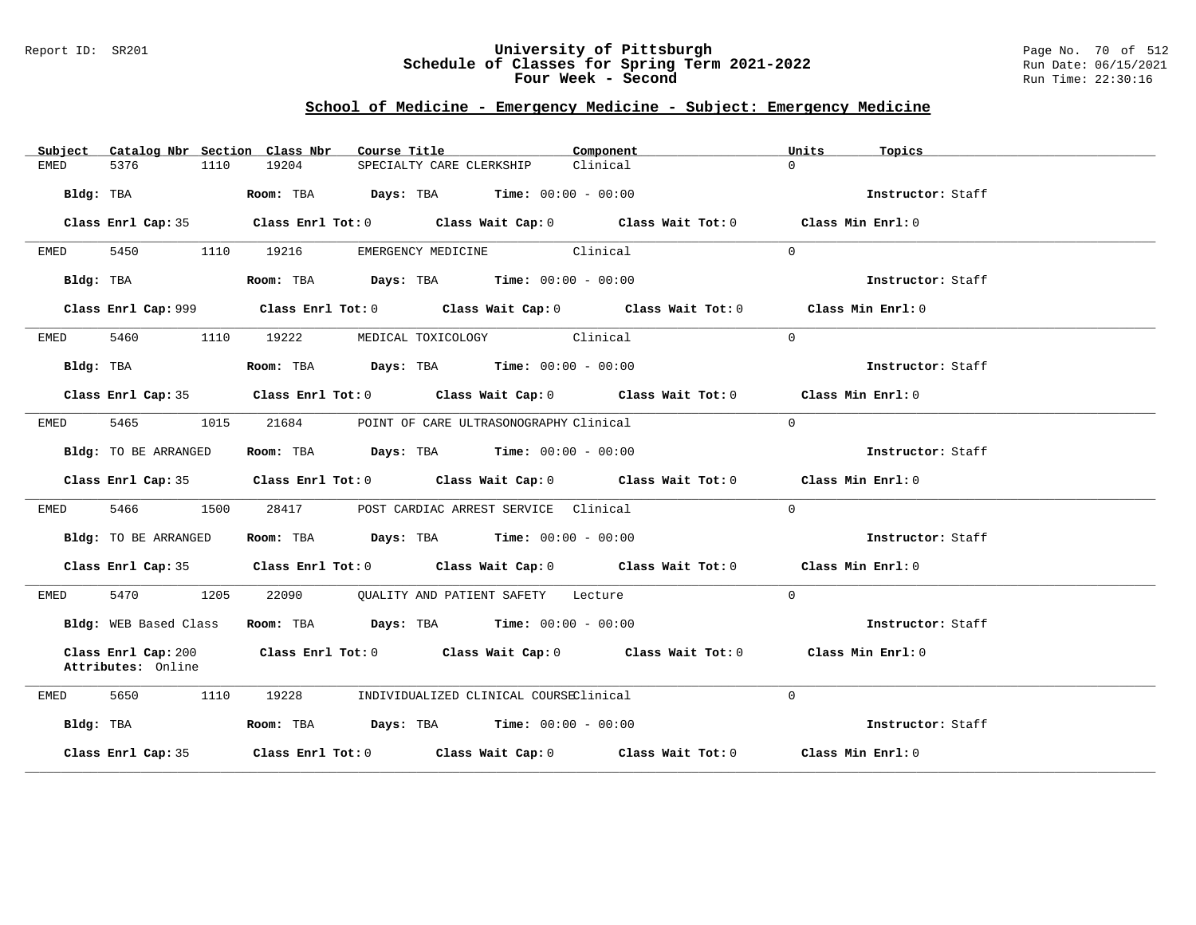## School of Medicine - Emergency Medicine - Subject: Emergency Medicine

| Subject | Catalog Nbr | Section | Class Nbr | Course Title | Component | Units | Topics |
|---|---|---|---|---|---|---|---|
| EMED | 5376 | 1110 | 19204 | SPECIALTY CARE CLERKSHIP | Clinical | 0 | |

**Bldg:** TBA **Room:** TBA **Days:** TBA **Time:** 00:00 - 00:00 **Instructor:** Staff

**Class Enrl Cap:** 35 **Class Enrl Tot:** 0 **Class Wait Cap:** 0 **Class Wait Tot:** 0 **Class Min Enrl:** 0

| Subject | Catalog Nbr | Section | Class Nbr | Course Title | Component | Units | Topics |
|---|---|---|---|---|---|---|---|
| EMED | 5450 | 1110 | 19216 | EMERGENCY MEDICINE | Clinical | 0 | |

**Bldg:** TBA **Room:** TBA **Days:** TBA **Time:** 00:00 - 00:00 **Instructor:** Staff

**Class Enrl Cap:** 999 **Class Enrl Tot:** 0 **Class Wait Cap:** 0 **Class Wait Tot:** 0 **Class Min Enrl:** 0

| Subject | Catalog Nbr | Section | Class Nbr | Course Title | Component | Units | Topics |
|---|---|---|---|---|---|---|---|
| EMED | 5460 | 1110 | 19222 | MEDICAL TOXICOLOGY | Clinical | 0 | |

**Bldg:** TBA **Room:** TBA **Days:** TBA **Time:** 00:00 - 00:00 **Instructor:** Staff

**Class Enrl Cap:** 35 **Class Enrl Tot:** 0 **Class Wait Cap:** 0 **Class Wait Tot:** 0 **Class Min Enrl:** 0

| Subject | Catalog Nbr | Section | Class Nbr | Course Title | Component | Units | Topics |
|---|---|---|---|---|---|---|---|
| EMED | 5465 | 1015 | 21684 | POINT OF CARE ULTRASONOGRAPHY | Clinical | 0 | |

**Bldg:** TO BE ARRANGED **Room:** TBA **Days:** TBA **Time:** 00:00 - 00:00 **Instructor:** Staff

**Class Enrl Cap:** 35 **Class Enrl Tot:** 0 **Class Wait Cap:** 0 **Class Wait Tot:** 0 **Class Min Enrl:** 0

| Subject | Catalog Nbr | Section | Class Nbr | Course Title | Component | Units | Topics |
|---|---|---|---|---|---|---|---|
| EMED | 5466 | 1500 | 28417 | POST CARDIAC ARREST SERVICE | Clinical | 0 | |

**Bldg:** TO BE ARRANGED **Room:** TBA **Days:** TBA **Time:** 00:00 - 00:00 **Instructor:** Staff

**Class Enrl Cap:** 35 **Class Enrl Tot:** 0 **Class Wait Cap:** 0 **Class Wait Tot:** 0 **Class Min Enrl:** 0

| Subject | Catalog Nbr | Section | Class Nbr | Course Title | Component | Units | Topics |
|---|---|---|---|---|---|---|---|
| EMED | 5470 | 1205 | 22090 | QUALITY AND PATIENT SAFETY | Lecture | 0 | |

**Bldg:** WEB Based Class **Room:** TBA **Days:** TBA **Time:** 00:00 - 00:00 **Instructor:** Staff

**Class Enrl Cap:** 200 **Class Enrl Tot:** 0 **Class Wait Cap:** 0 **Class Wait Tot:** 0 **Class Min Enrl:** 0
**Attributes:** Online

| Subject | Catalog Nbr | Section | Class Nbr | Course Title | Component | Units | Topics |
|---|---|---|---|---|---|---|---|
| EMED | 5650 | 1110 | 19228 | INDIVIDUALIZED CLINICAL COURSE | Clinical | 0 | |

**Bldg:** TBA **Room:** TBA **Days:** TBA **Time:** 00:00 - 00:00 **Instructor:** Staff

**Class Enrl Cap:** 35 **Class Enrl Tot:** 0 **Class Wait Cap:** 0 **Class Wait Tot:** 0 **Class Min Enrl:** 0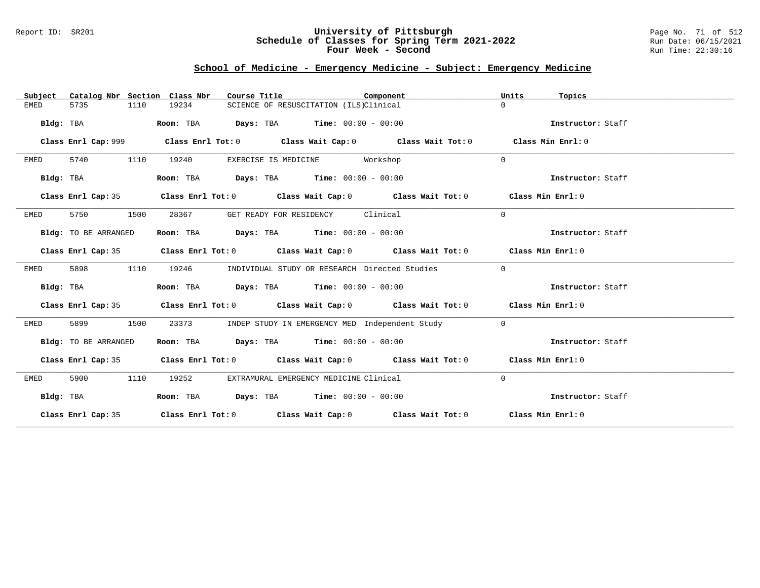## School of Medicine - Emergency Medicine - Subject: Emergency Medicine

| Subject | Catalog Nbr | Section | Class Nbr | Course Title | Component | Units | Topics |
|---|---|---|---|---|---|---|---|
| EMED | 5735 | 1110 | 19234 | SCIENCE OF RESUSCITATION (ILS) | Clinical | 0 | |

**Bldg:** TBA **Room:** TBA **Days:** TBA **Time:** 00:00 - 00:00 **Instructor:** Staff

**Class Enrl Cap:** 999 **Class Enrl Tot:** 0 **Class Wait Cap:** 0 **Class Wait Tot:** 0 **Class Min Enrl:** 0

| Subject | Catalog Nbr | Section | Class Nbr | Course Title | Component | Units | Topics |
|---|---|---|---|---|---|---|---|
| EMED | 5740 | 1110 | 19240 | EXERCISE IS MEDICINE | Workshop | 0 | |

**Bldg:** TBA **Room:** TBA **Days:** TBA **Time:** 00:00 - 00:00 **Instructor:** Staff

**Class Enrl Cap:** 35 **Class Enrl Tot:** 0 **Class Wait Cap:** 0 **Class Wait Tot:** 0 **Class Min Enrl:** 0

| Subject | Catalog Nbr | Section | Class Nbr | Course Title | Component | Units | Topics |
|---|---|---|---|---|---|---|---|
| EMED | 5750 | 1500 | 28367 | GET READY FOR RESIDENCY | Clinical | 0 | |

**Bldg:** TO BE ARRANGED **Room:** TBA **Days:** TBA **Time:** 00:00 - 00:00 **Instructor:** Staff

**Class Enrl Cap:** 35 **Class Enrl Tot:** 0 **Class Wait Cap:** 0 **Class Wait Tot:** 0 **Class Min Enrl:** 0

| Subject | Catalog Nbr | Section | Class Nbr | Course Title | Component | Units | Topics |
|---|---|---|---|---|---|---|---|
| EMED | 5898 | 1110 | 19246 | INDIVIDUAL STUDY OR RESEARCH | Directed Studies | 0 | |

**Bldg:** TBA **Room:** TBA **Days:** TBA **Time:** 00:00 - 00:00 **Instructor:** Staff

**Class Enrl Cap:** 35 **Class Enrl Tot:** 0 **Class Wait Cap:** 0 **Class Wait Tot:** 0 **Class Min Enrl:** 0

| Subject | Catalog Nbr | Section | Class Nbr | Course Title | Component | Units | Topics |
|---|---|---|---|---|---|---|---|
| EMED | 5899 | 1500 | 23373 | INDEP STUDY IN EMERGENCY MED | Independent Study | 0 | |

**Bldg:** TO BE ARRANGED **Room:** TBA **Days:** TBA **Time:** 00:00 - 00:00 **Instructor:** Staff

**Class Enrl Cap:** 35 **Class Enrl Tot:** 0 **Class Wait Cap:** 0 **Class Wait Tot:** 0 **Class Min Enrl:** 0

| Subject | Catalog Nbr | Section | Class Nbr | Course Title | Component | Units | Topics |
|---|---|---|---|---|---|---|---|
| EMED | 5900 | 1110 | 19252 | EXTRAMURAL EMERGENCY MEDICINE | Clinical | 0 | |

**Bldg:** TBA **Room:** TBA **Days:** TBA **Time:** 00:00 - 00:00 **Instructor:** Staff

**Class Enrl Cap:** 35 **Class Enrl Tot:** 0 **Class Wait Cap:** 0 **Class Wait Tot:** 0 **Class Min Enrl:** 0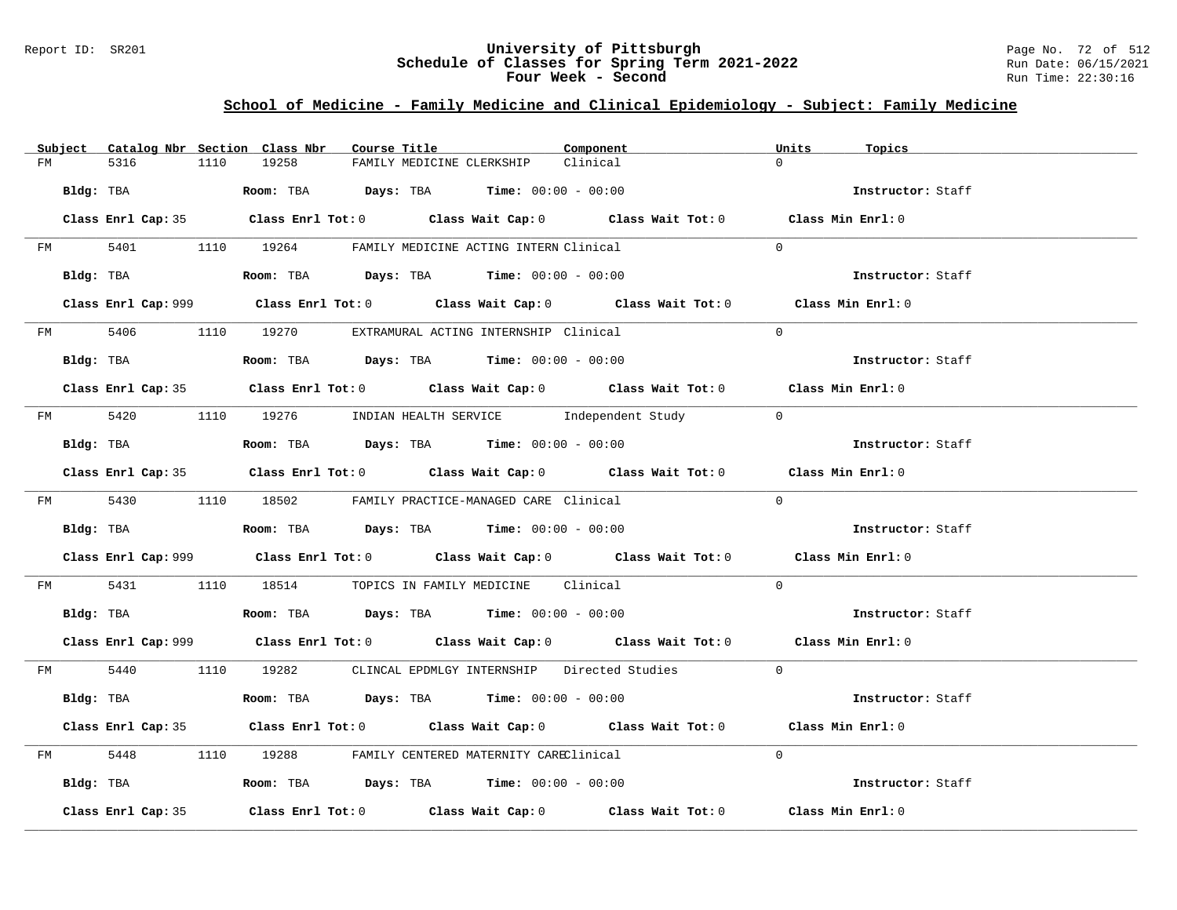Report ID: SR201

# University of Pittsburgh
## Schedule of Classes for Spring Term 2021-2022
## Four Week - Second

Run Date: 06/15/2021
Run Time: 22:30:16

### School of Medicine - Family Medicine and Clinical Epidemiology - Subject: Family Medicine

| Subject | Catalog Nbr | Section | Class Nbr | Course Title | Component | Units | Topics |
|---|---|---|---|---|---|---|---|
| FM | 5316 | 1110 | 19258 | FAMILY MEDICINE CLERKSHIP | Clinical | 0 | |

**Bldg:** TBA **Room:** TBA **Days:** TBA **Time:** 00:00 - 00:00 **Instructor:** Staff

**Class Enrl Cap:** 35 **Class Enrl Tot:** 0 **Class Wait Cap:** 0 **Class Wait Tot:** 0 **Class Min Enrl:** 0

| Subject | Catalog Nbr | Section | Class Nbr | Course Title | Component | Units | Topics |
|---|---|---|---|---|---|---|---|
| FM | 5401 | 1110 | 19264 | FAMILY MEDICINE ACTING INTERN | Clinical | 0 | |

**Bldg:** TBA **Room:** TBA **Days:** TBA **Time:** 00:00 - 00:00 **Instructor:** Staff

**Class Enrl Cap:** 999 **Class Enrl Tot:** 0 **Class Wait Cap:** 0 **Class Wait Tot:** 0 **Class Min Enrl:** 0

| Subject | Catalog Nbr | Section | Class Nbr | Course Title | Component | Units | Topics |
|---|---|---|---|---|---|---|---|
| FM | 5406 | 1110 | 19270 | EXTRAMURAL ACTING INTERNSHIP | Clinical | 0 | |

**Bldg:** TBA **Room:** TBA **Days:** TBA **Time:** 00:00 - 00:00 **Instructor:** Staff

**Class Enrl Cap:** 35 **Class Enrl Tot:** 0 **Class Wait Cap:** 0 **Class Wait Tot:** 0 **Class Min Enrl:** 0

| Subject | Catalog Nbr | Section | Class Nbr | Course Title | Component | Units | Topics |
|---|---|---|---|---|---|---|---|
| FM | 5420 | 1110 | 19276 | INDIAN HEALTH SERVICE | Independent Study | 0 | |

**Bldg:** TBA **Room:** TBA **Days:** TBA **Time:** 00:00 - 00:00 **Instructor:** Staff

**Class Enrl Cap:** 35 **Class Enrl Tot:** 0 **Class Wait Cap:** 0 **Class Wait Tot:** 0 **Class Min Enrl:** 0

| Subject | Catalog Nbr | Section | Class Nbr | Course Title | Component | Units | Topics |
|---|---|---|---|---|---|---|---|
| FM | 5430 | 1110 | 18502 | FAMILY PRACTICE-MANAGED CARE | Clinical | 0 | |

**Bldg:** TBA **Room:** TBA **Days:** TBA **Time:** 00:00 - 00:00 **Instructor:** Staff

**Class Enrl Cap:** 999 **Class Enrl Tot:** 0 **Class Wait Cap:** 0 **Class Wait Tot:** 0 **Class Min Enrl:** 0

| Subject | Catalog Nbr | Section | Class Nbr | Course Title | Component | Units | Topics |
|---|---|---|---|---|---|---|---|
| FM | 5431 | 1110 | 18514 | TOPICS IN FAMILY MEDICINE | Clinical | 0 | |

**Bldg:** TBA **Room:** TBA **Days:** TBA **Time:** 00:00 - 00:00 **Instructor:** Staff

**Class Enrl Cap:** 999 **Class Enrl Tot:** 0 **Class Wait Cap:** 0 **Class Wait Tot:** 0 **Class Min Enrl:** 0

| Subject | Catalog Nbr | Section | Class Nbr | Course Title | Component | Units | Topics |
|---|---|---|---|---|---|---|---|
| FM | 5440 | 1110 | 19282 | CLINCAL EPDMLGY INTERNSHIP | Directed Studies | 0 | |

**Bldg:** TBA **Room:** TBA **Days:** TBA **Time:** 00:00 - 00:00 **Instructor:** Staff

**Class Enrl Cap:** 35 **Class Enrl Tot:** 0 **Class Wait Cap:** 0 **Class Wait Tot:** 0 **Class Min Enrl:** 0

| Subject | Catalog Nbr | Section | Class Nbr | Course Title | Component | Units | Topics |
|---|---|---|---|---|---|---|---|
| FM | 5448 | 1110 | 19288 | FAMILY CENTERED MATERNITY CARE | Clinical | 0 | |

**Bldg:** TBA **Room:** TBA **Days:** TBA **Time:** 00:00 - 00:00 **Instructor:** Staff

**Class Enrl Cap:** 35 **Class Enrl Tot:** 0 **Class Wait Cap:** 0 **Class Wait Tot:** 0 **Class Min Enrl:** 0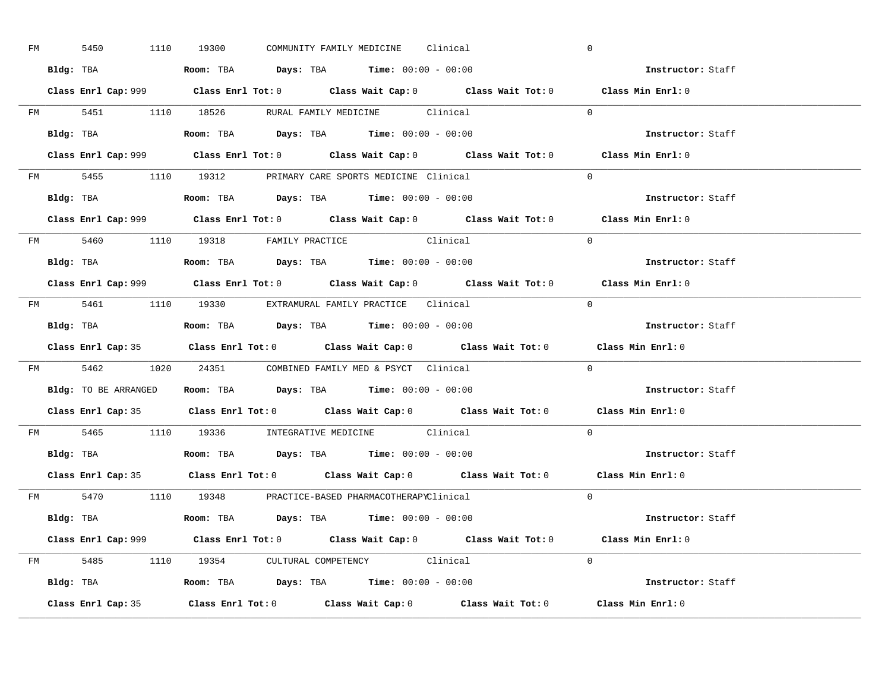FM 5450 1110 19300 COMMUNITY FAMILY MEDICINE Clinical 0

**Bldg:** TBA **Room:** TBA **Days:** TBA **Time:** 00:00 - 00:00 **Instructor:** Staff

**Class Enrl Cap:** 999 **Class Enrl Tot:** 0 **Class Wait Cap:** 0 **Class Wait Tot:** 0 **Class Min Enrl:** 0

---

FM 5451 1110 18526 RURAL FAMILY MEDICINE Clinical 0

**Bldg:** TBA **Room:** TBA **Days:** TBA **Time:** 00:00 - 00:00 **Instructor:** Staff

**Class Enrl Cap:** 999 **Class Enrl Tot:** 0 **Class Wait Cap:** 0 **Class Wait Tot:** 0 **Class Min Enrl:** 0

---

FM 5455 1110 19312 PRIMARY CARE SPORTS MEDICINE Clinical 0

**Bldg:** TBA **Room:** TBA **Days:** TBA **Time:** 00:00 - 00:00 **Instructor:** Staff

**Class Enrl Cap:** 999 **Class Enrl Tot:** 0 **Class Wait Cap:** 0 **Class Wait Tot:** 0 **Class Min Enrl:** 0

---

FM 5460 1110 19318 FAMILY PRACTICE Clinical 0

**Bldg:** TBA **Room:** TBA **Days:** TBA **Time:** 00:00 - 00:00 **Instructor:** Staff

**Class Enrl Cap:** 999 **Class Enrl Tot:** 0 **Class Wait Cap:** 0 **Class Wait Tot:** 0 **Class Min Enrl:** 0

---

FM 5461 1110 19330 EXTRAMURAL FAMILY PRACTICE Clinical 0

**Bldg:** TBA **Room:** TBA **Days:** TBA **Time:** 00:00 - 00:00 **Instructor:** Staff

**Class Enrl Cap:** 35 **Class Enrl Tot:** 0 **Class Wait Cap:** 0 **Class Wait Tot:** 0 **Class Min Enrl:** 0

---

FM 5462 1020 24351 COMBINED FAMILY MED & PSYCT Clinical 0

**Bldg:** TO BE ARRANGED **Room:** TBA **Days:** TBA **Time:** 00:00 - 00:00 **Instructor:** Staff

**Class Enrl Cap:** 35 **Class Enrl Tot:** 0 **Class Wait Cap:** 0 **Class Wait Tot:** 0 **Class Min Enrl:** 0

---

FM 5465 1110 19336 INTEGRATIVE MEDICINE Clinical 0

**Bldg:** TBA **Room:** TBA **Days:** TBA **Time:** 00:00 - 00:00 **Instructor:** Staff

**Class Enrl Cap:** 35 **Class Enrl Tot:** 0 **Class Wait Cap:** 0 **Class Wait Tot:** 0 **Class Min Enrl:** 0

---

FM 5470 1110 19348 PRACTICE-BASED PHARMACOTHERAPY Clinical 0

**Bldg:** TBA **Room:** TBA **Days:** TBA **Time:** 00:00 - 00:00 **Instructor:** Staff

**Class Enrl Cap:** 999 **Class Enrl Tot:** 0 **Class Wait Cap:** 0 **Class Wait Tot:** 0 **Class Min Enrl:** 0

---

FM 5485 1110 19354 CULTURAL COMPETENCY Clinical 0

**Bldg:** TBA **Room:** TBA **Days:** TBA **Time:** 00:00 - 00:00 **Instructor:** Staff

**Class Enrl Cap:** 35 **Class Enrl Tot:** 0 **Class Wait Cap:** 0 **Class Wait Tot:** 0 **Class Min Enrl:** 0

---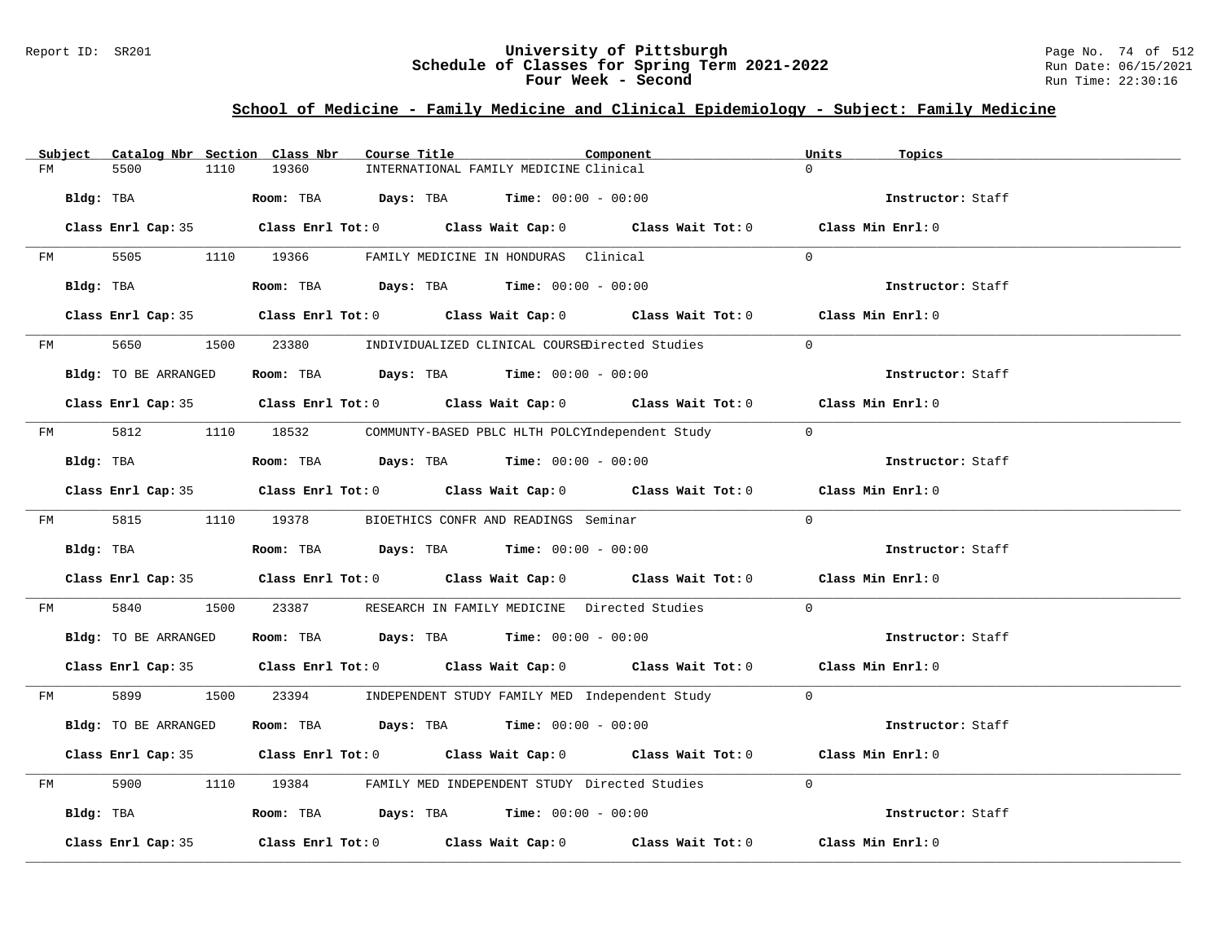## School of Medicine - Family Medicine and Clinical Epidemiology - Subject: Family Medicine

| Subject | Catalog Nbr | Section | Class Nbr | Course Title | Component | Units | Topics |
|---|---|---|---|---|---|---|---|
| FM | 5500 | 1110 | 19360 | INTERNATIONAL FAMILY MEDICINE | Clinical | 0 | |

**Bldg:** TBA **Room:** TBA **Days:** TBA **Time:** 00:00 - 00:00 **Instructor:** Staff

**Class Enrl Cap:** 35 **Class Enrl Tot:** 0 **Class Wait Cap:** 0 **Class Wait Tot:** 0 **Class Min Enrl:** 0

| Subject | Catalog Nbr | Section | Class Nbr | Course Title | Component | Units | Topics |
|---|---|---|---|---|---|---|---|
| FM | 5505 | 1110 | 19366 | FAMILY MEDICINE IN HONDURAS | Clinical | 0 | |

**Bldg:** TBA **Room:** TBA **Days:** TBA **Time:** 00:00 - 00:00 **Instructor:** Staff

**Class Enrl Cap:** 35 **Class Enrl Tot:** 0 **Class Wait Cap:** 0 **Class Wait Tot:** 0 **Class Min Enrl:** 0

| Subject | Catalog Nbr | Section | Class Nbr | Course Title | Component | Units | Topics |
|---|---|---|---|---|---|---|---|
| FM | 5650 | 1500 | 23380 | INDIVIDUALIZED CLINICAL COURSE | Directed Studies | 0 | |

**Bldg:** TO BE ARRANGED **Room:** TBA **Days:** TBA **Time:** 00:00 - 00:00 **Instructor:** Staff

**Class Enrl Cap:** 35 **Class Enrl Tot:** 0 **Class Wait Cap:** 0 **Class Wait Tot:** 0 **Class Min Enrl:** 0

| Subject | Catalog Nbr | Section | Class Nbr | Course Title | Component | Units | Topics |
|---|---|---|---|---|---|---|---|
| FM | 5812 | 1110 | 18532 | COMMUNTY-BASED PBLC HLTH POLCY | Independent Study | 0 | |

**Bldg:** TBA **Room:** TBA **Days:** TBA **Time:** 00:00 - 00:00 **Instructor:** Staff

**Class Enrl Cap:** 35 **Class Enrl Tot:** 0 **Class Wait Cap:** 0 **Class Wait Tot:** 0 **Class Min Enrl:** 0

| Subject | Catalog Nbr | Section | Class Nbr | Course Title | Component | Units | Topics |
|---|---|---|---|---|---|---|---|
| FM | 5815 | 1110 | 19378 | BIOETHICS CONFR AND READINGS | Seminar | 0 | |

**Bldg:** TBA **Room:** TBA **Days:** TBA **Time:** 00:00 - 00:00 **Instructor:** Staff

**Class Enrl Cap:** 35 **Class Enrl Tot:** 0 **Class Wait Cap:** 0 **Class Wait Tot:** 0 **Class Min Enrl:** 0

| Subject | Catalog Nbr | Section | Class Nbr | Course Title | Component | Units | Topics |
|---|---|---|---|---|---|---|---|
| FM | 5840 | 1500 | 23387 | RESEARCH IN FAMILY MEDICINE | Directed Studies | 0 | |

**Bldg:** TO BE ARRANGED **Room:** TBA **Days:** TBA **Time:** 00:00 - 00:00 **Instructor:** Staff

**Class Enrl Cap:** 35 **Class Enrl Tot:** 0 **Class Wait Cap:** 0 **Class Wait Tot:** 0 **Class Min Enrl:** 0

| Subject | Catalog Nbr | Section | Class Nbr | Course Title | Component | Units | Topics |
|---|---|---|---|---|---|---|---|
| FM | 5899 | 1500 | 23394 | INDEPENDENT STUDY FAMILY MED | Independent Study | 0 | |

**Bldg:** TO BE ARRANGED **Room:** TBA **Days:** TBA **Time:** 00:00 - 00:00 **Instructor:** Staff

**Class Enrl Cap:** 35 **Class Enrl Tot:** 0 **Class Wait Cap:** 0 **Class Wait Tot:** 0 **Class Min Enrl:** 0

| Subject | Catalog Nbr | Section | Class Nbr | Course Title | Component | Units | Topics |
|---|---|---|---|---|---|---|---|
| FM | 5900 | 1110 | 19384 | FAMILY MED INDEPENDENT STUDY | Directed Studies | 0 | |

**Bldg:** TBA **Room:** TBA **Days:** TBA **Time:** 00:00 - 00:00 **Instructor:** Staff

**Class Enrl Cap:** 35 **Class Enrl Tot:** 0 **Class Wait Cap:** 0 **Class Wait Tot:** 0 **Class Min Enrl:** 0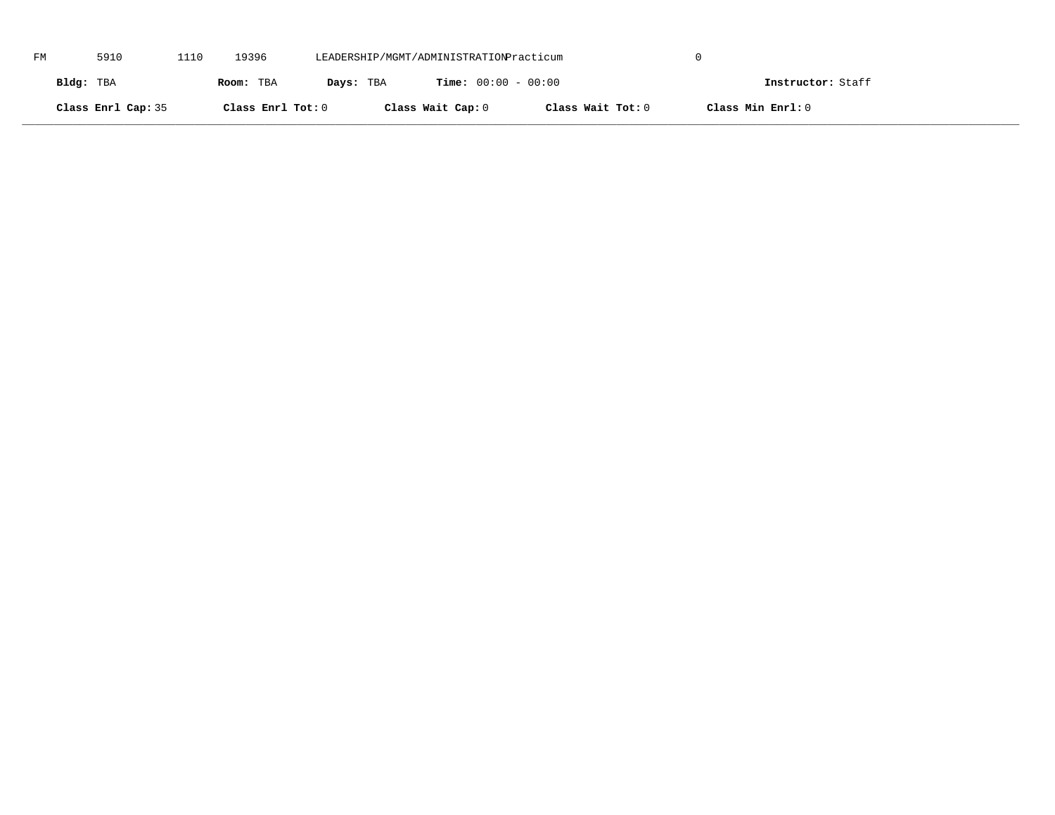FM 5910 1110 19396 LEADERSHIP/MGMT/ADMINISTRATION Practicum 0

**Bldg:** TBA **Room:** TBA **Days:** TBA **Time:** 00:00 - 00:00 **Instructor:** Staff

**Class Enrl Cap:** 35 **Class Enrl Tot:** 0 **Class Wait Cap:** 0 **Class Wait Tot:** 0 **Class Min Enrl:** 0

---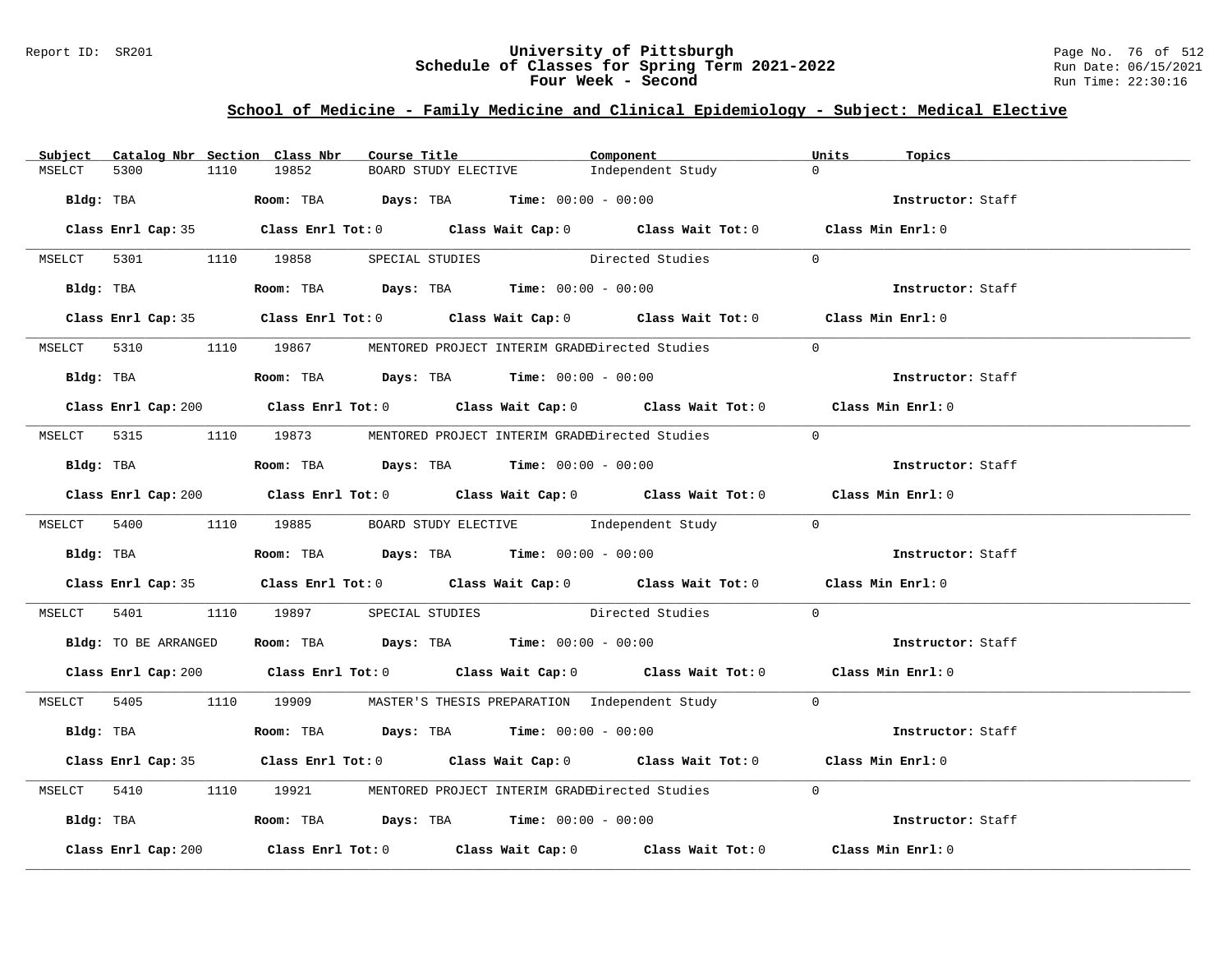## School of Medicine - Family Medicine and Clinical Epidemiology - Subject: Medical Elective

| Subject | Catalog Nbr | Section | Class Nbr | Course Title | Component | Units | Topics |
|---|---|---|---|---|---|---|---|
| MSELCT | 5300 | 1110 | 19852 | BOARD STUDY ELECTIVE | Independent Study | 0 | |

**Bldg:** TBA **Room:** TBA **Days:** TBA **Time:** 00:00 - 00:00 **Instructor:** Staff

**Class Enrl Cap:** 35 **Class Enrl Tot:** 0 **Class Wait Cap:** 0 **Class Wait Tot:** 0 **Class Min Enrl:** 0

---

| Subject | Catalog Nbr | Section | Class Nbr | Course Title | Component | Units | Topics |
|---|---|---|---|---|---|---|---|
| MSELCT | 5301 | 1110 | 19858 | SPECIAL STUDIES | Directed Studies | 0 | |

**Bldg:** TBA **Room:** TBA **Days:** TBA **Time:** 00:00 - 00:00 **Instructor:** Staff

**Class Enrl Cap:** 35 **Class Enrl Tot:** 0 **Class Wait Cap:** 0 **Class Wait Tot:** 0 **Class Min Enrl:** 0

---

| Subject | Catalog Nbr | Section | Class Nbr | Course Title | Component | Units | Topics |
|---|---|---|---|---|---|---|---|
| MSELCT | 5310 | 1110 | 19867 | MENTORED PROJECT INTERIM GRADE | Directed Studies | 0 | |

**Bldg:** TBA **Room:** TBA **Days:** TBA **Time:** 00:00 - 00:00 **Instructor:** Staff

**Class Enrl Cap:** 200 **Class Enrl Tot:** 0 **Class Wait Cap:** 0 **Class Wait Tot:** 0 **Class Min Enrl:** 0

---

| Subject | Catalog Nbr | Section | Class Nbr | Course Title | Component | Units | Topics |
|---|---|---|---|---|---|---|---|
| MSELCT | 5315 | 1110 | 19873 | MENTORED PROJECT INTERIM GRADE | Directed Studies | 0 | |

**Bldg:** TBA **Room:** TBA **Days:** TBA **Time:** 00:00 - 00:00 **Instructor:** Staff

**Class Enrl Cap:** 200 **Class Enrl Tot:** 0 **Class Wait Cap:** 0 **Class Wait Tot:** 0 **Class Min Enrl:** 0

---

| Subject | Catalog Nbr | Section | Class Nbr | Course Title | Component | Units | Topics |
|---|---|---|---|---|---|---|---|
| MSELCT | 5400 | 1110 | 19885 | BOARD STUDY ELECTIVE | Independent Study | 0 | |

**Bldg:** TBA **Room:** TBA **Days:** TBA **Time:** 00:00 - 00:00 **Instructor:** Staff

**Class Enrl Cap:** 35 **Class Enrl Tot:** 0 **Class Wait Cap:** 0 **Class Wait Tot:** 0 **Class Min Enrl:** 0

---

| Subject | Catalog Nbr | Section | Class Nbr | Course Title | Component | Units | Topics |
|---|---|---|---|---|---|---|---|
| MSELCT | 5401 | 1110 | 19897 | SPECIAL STUDIES | Directed Studies | 0 | |

**Bldg:** TO BE ARRANGED **Room:** TBA **Days:** TBA **Time:** 00:00 - 00:00 **Instructor:** Staff

**Class Enrl Cap:** 200 **Class Enrl Tot:** 0 **Class Wait Cap:** 0 **Class Wait Tot:** 0 **Class Min Enrl:** 0

---

| Subject | Catalog Nbr | Section | Class Nbr | Course Title | Component | Units | Topics |
|---|---|---|---|---|---|---|---|
| MSELCT | 5405 | 1110 | 19909 | MASTER'S THESIS PREPARATION | Independent Study | 0 | |

**Bldg:** TBA **Room:** TBA **Days:** TBA **Time:** 00:00 - 00:00 **Instructor:** Staff

**Class Enrl Cap:** 35 **Class Enrl Tot:** 0 **Class Wait Cap:** 0 **Class Wait Tot:** 0 **Class Min Enrl:** 0

---

| Subject | Catalog Nbr | Section | Class Nbr | Course Title | Component | Units | Topics |
|---|---|---|---|---|---|---|---|
| MSELCT | 5410 | 1110 | 19921 | MENTORED PROJECT INTERIM GRADE | Directed Studies | 0 | |

**Bldg:** TBA **Room:** TBA **Days:** TBA **Time:** 00:00 - 00:00 **Instructor:** Staff

**Class Enrl Cap:** 200 **Class Enrl Tot:** 0 **Class Wait Cap:** 0 **Class Wait Tot:** 0 **Class Min Enrl:** 0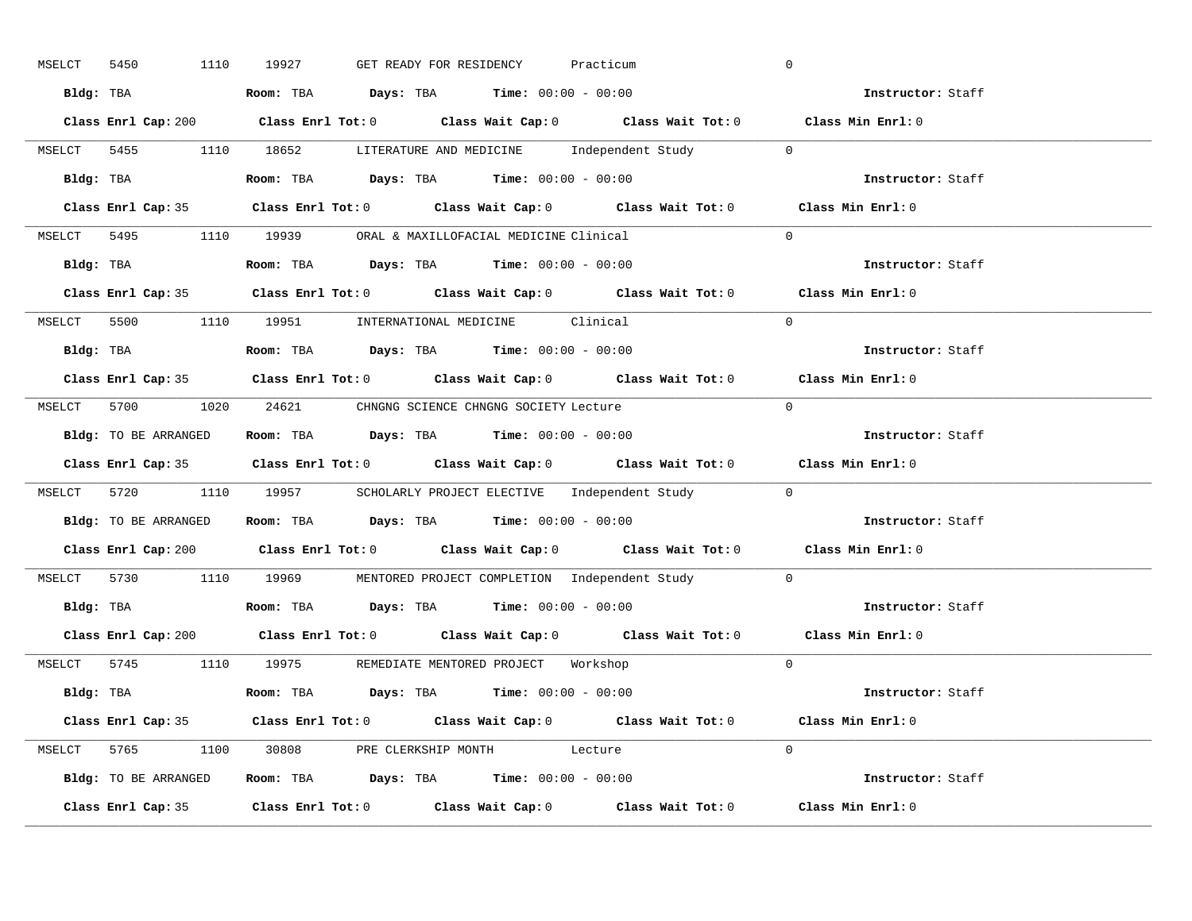MSELCT 5450 1110 19927 GET READY FOR RESIDENCY Practicum 0

**Bldg:** TBA **Room:** TBA **Days:** TBA **Time:** 00:00 - 00:00 **Instructor:** Staff

**Class Enrl Cap:** 200 **Class Enrl Tot:** 0 **Class Wait Cap:** 0 **Class Wait Tot:** 0 **Class Min Enrl:** 0

---

MSELCT 5455 1110 18652 LITERATURE AND MEDICINE Independent Study 0

**Bldg:** TBA **Room:** TBA **Days:** TBA **Time:** 00:00 - 00:00 **Instructor:** Staff

**Class Enrl Cap:** 35 **Class Enrl Tot:** 0 **Class Wait Cap:** 0 **Class Wait Tot:** 0 **Class Min Enrl:** 0

---

MSELCT 5495 1110 19939 ORAL & MAXILLOFACIAL MEDICINE Clinical 0

**Bldg:** TBA **Room:** TBA **Days:** TBA **Time:** 00:00 - 00:00 **Instructor:** Staff

**Class Enrl Cap:** 35 **Class Enrl Tot:** 0 **Class Wait Cap:** 0 **Class Wait Tot:** 0 **Class Min Enrl:** 0

---

MSELCT 5500 1110 19951 INTERNATIONAL MEDICINE Clinical 0

**Bldg:** TBA **Room:** TBA **Days:** TBA **Time:** 00:00 - 00:00 **Instructor:** Staff

**Class Enrl Cap:** 35 **Class Enrl Tot:** 0 **Class Wait Cap:** 0 **Class Wait Tot:** 0 **Class Min Enrl:** 0

---

MSELCT 5700 1020 24621 CHNGNG SCIENCE CHNGNG SOCIETY Lecture 0

**Bldg:** TO BE ARRANGED **Room:** TBA **Days:** TBA **Time:** 00:00 - 00:00 **Instructor:** Staff

**Class Enrl Cap:** 35 **Class Enrl Tot:** 0 **Class Wait Cap:** 0 **Class Wait Tot:** 0 **Class Min Enrl:** 0

---

MSELCT 5720 1110 19957 SCHOLARLY PROJECT ELECTIVE Independent Study 0

**Bldg:** TO BE ARRANGED **Room:** TBA **Days:** TBA **Time:** 00:00 - 00:00 **Instructor:** Staff

**Class Enrl Cap:** 200 **Class Enrl Tot:** 0 **Class Wait Cap:** 0 **Class Wait Tot:** 0 **Class Min Enrl:** 0

---

MSELCT 5730 1110 19969 MENTORED PROJECT COMPLETION Independent Study 0

**Bldg:** TBA **Room:** TBA **Days:** TBA **Time:** 00:00 - 00:00 **Instructor:** Staff

**Class Enrl Cap:** 200 **Class Enrl Tot:** 0 **Class Wait Cap:** 0 **Class Wait Tot:** 0 **Class Min Enrl:** 0

---

MSELCT 5745 1110 19975 REMEDIATE MENTORED PROJECT Workshop 0

**Bldg:** TBA **Room:** TBA **Days:** TBA **Time:** 00:00 - 00:00 **Instructor:** Staff

**Class Enrl Cap:** 35 **Class Enrl Tot:** 0 **Class Wait Cap:** 0 **Class Wait Tot:** 0 **Class Min Enrl:** 0

---

MSELCT 5765 1100 30808 PRE CLERKSHIP MONTH Lecture 0

**Bldg:** TO BE ARRANGED **Room:** TBA **Days:** TBA **Time:** 00:00 - 00:00 **Instructor:** Staff

**Class Enrl Cap:** 35 **Class Enrl Tot:** 0 **Class Wait Cap:** 0 **Class Wait Tot:** 0 **Class Min Enrl:** 0

---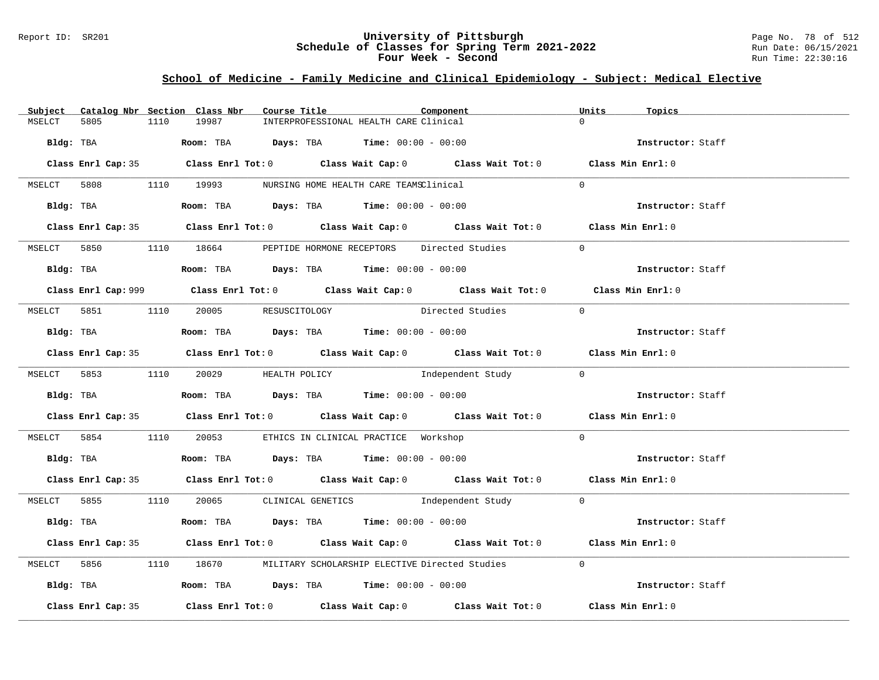## School of Medicine - Family Medicine and Clinical Epidemiology - Subject: Medical Elective

| Subject | Catalog Nbr | Section | Class Nbr | Course Title | Component | Units | Topics |
|---|---|---|---|---|---|---|---|
| MSELCT | 5805 | 1110 | 19987 | INTERPROFESSIONAL HEALTH CARE | Clinical | 0 | |
| | | | | Bldg: TBA Room: TBA Days: TBA Time: 00:00 - 00:00 | | | Instructor: Staff |
| | | | | Class Enrl Cap: 35 Class Enrl Tot: 0 Class Wait Cap: 0 Class Wait Tot: 0 Class Min Enrl: 0 | | | |
| MSELCT | 5808 | 1110 | 19993 | NURSING HOME HEALTH CARE TEAMS | Clinical | 0 | |
| | | | | Bldg: TBA Room: TBA Days: TBA Time: 00:00 - 00:00 | | | Instructor: Staff |
| | | | | Class Enrl Cap: 35 Class Enrl Tot: 0 Class Wait Cap: 0 Class Wait Tot: 0 Class Min Enrl: 0 | | | |
| MSELCT | 5850 | 1110 | 18664 | PEPTIDE HORMONE RECEPTORS | Directed Studies | 0 | |
| | | | | Bldg: TBA Room: TBA Days: TBA Time: 00:00 - 00:00 | | | Instructor: Staff |
| | | | | Class Enrl Cap: 999 Class Enrl Tot: 0 Class Wait Cap: 0 Class Wait Tot: 0 Class Min Enrl: 0 | | | |
| MSELCT | 5851 | 1110 | 20005 | RESUSCITOLOGY | Directed Studies | 0 | |
| | | | | Bldg: TBA Room: TBA Days: TBA Time: 00:00 - 00:00 | | | Instructor: Staff |
| | | | | Class Enrl Cap: 35 Class Enrl Tot: 0 Class Wait Cap: 0 Class Wait Tot: 0 Class Min Enrl: 0 | | | |
| MSELCT | 5853 | 1110 | 20029 | HEALTH POLICY | Independent Study | 0 | |
| | | | | Bldg: TBA Room: TBA Days: TBA Time: 00:00 - 00:00 | | | Instructor: Staff |
| | | | | Class Enrl Cap: 35 Class Enrl Tot: 0 Class Wait Cap: 0 Class Wait Tot: 0 Class Min Enrl: 0 | | | |
| MSELCT | 5854 | 1110 | 20053 | ETHICS IN CLINICAL PRACTICE | Workshop | 0 | |
| | | | | Bldg: TBA Room: TBA Days: TBA Time: 00:00 - 00:00 | | | Instructor: Staff |
| | | | | Class Enrl Cap: 35 Class Enrl Tot: 0 Class Wait Cap: 0 Class Wait Tot: 0 Class Min Enrl: 0 | | | |
| MSELCT | 5855 | 1110 | 20065 | CLINICAL GENETICS | Independent Study | 0 | |
| | | | | Bldg: TBA Room: TBA Days: TBA Time: 00:00 - 00:00 | | | Instructor: Staff |
| | | | | Class Enrl Cap: 35 Class Enrl Tot: 0 Class Wait Cap: 0 Class Wait Tot: 0 Class Min Enrl: 0 | | | |
| MSELCT | 5856 | 1110 | 18670 | MILITARY SCHOLARSHIP ELECTIVE | Directed Studies | 0 | |
| | | | | Bldg: TBA Room: TBA Days: TBA Time: 00:00 - 00:00 | | | Instructor: Staff |
| | | | | Class Enrl Cap: 35 Class Enrl Tot: 0 Class Wait Cap: 0 Class Wait Tot: 0 Class Min Enrl: 0 | | | |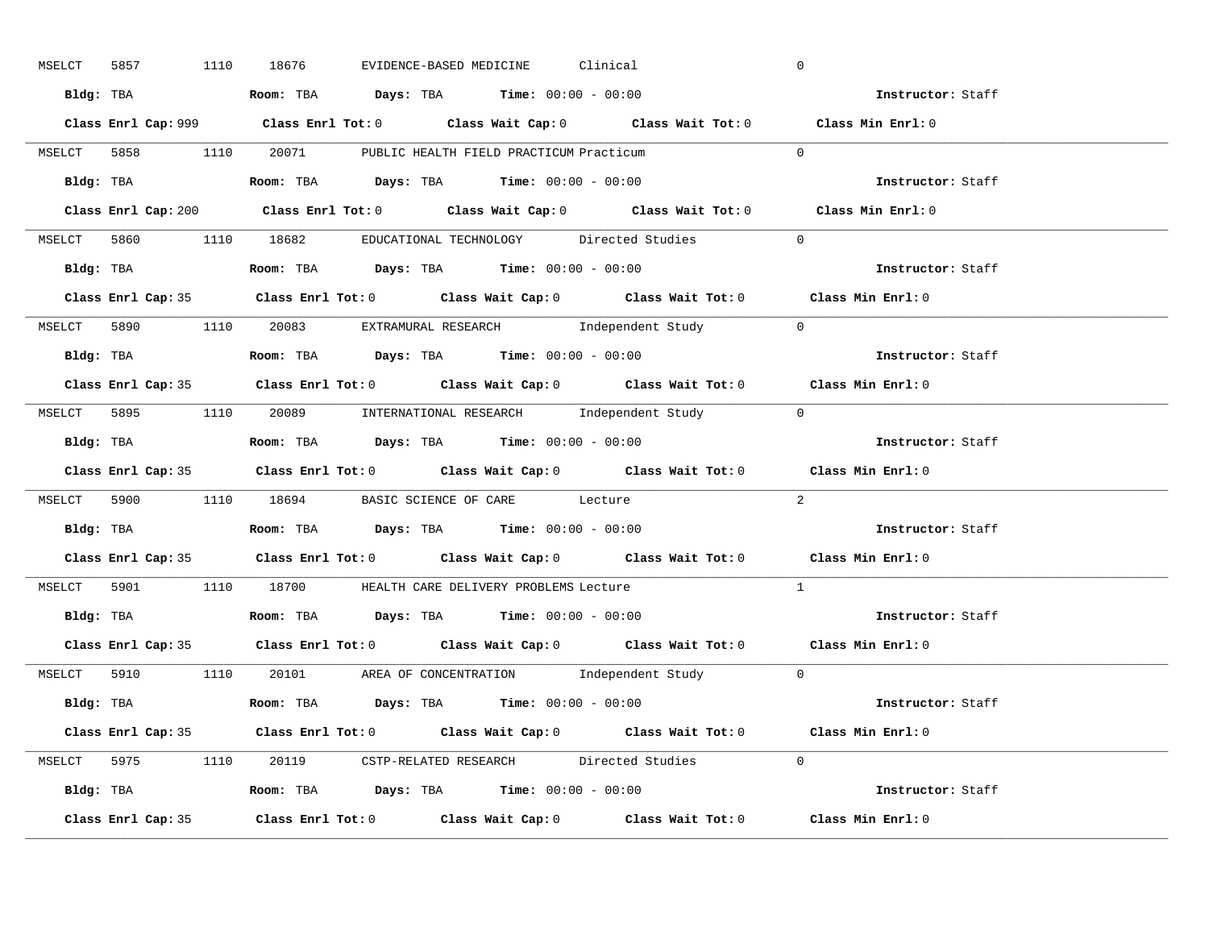MSELCT 5857 1110 18676 EVIDENCE-BASED MEDICINE Clinical 0

**Bldg:** TBA **Room:** TBA **Days:** TBA **Time:** 00:00 - 00:00 **Instructor:** Staff

**Class Enrl Cap:** 999 **Class Enrl Tot:** 0 **Class Wait Cap:** 0 **Class Wait Tot:** 0 **Class Min Enrl:** 0

---

MSELCT 5858 1110 20071 PUBLIC HEALTH FIELD PRACTICUM Practicum 0

**Bldg:** TBA **Room:** TBA **Days:** TBA **Time:** 00:00 - 00:00 **Instructor:** Staff

**Class Enrl Cap:** 200 **Class Enrl Tot:** 0 **Class Wait Cap:** 0 **Class Wait Tot:** 0 **Class Min Enrl:** 0

---

MSELCT 5860 1110 18682 EDUCATIONAL TECHNOLOGY Directed Studies 0

**Bldg:** TBA **Room:** TBA **Days:** TBA **Time:** 00:00 - 00:00 **Instructor:** Staff

**Class Enrl Cap:** 35 **Class Enrl Tot:** 0 **Class Wait Cap:** 0 **Class Wait Tot:** 0 **Class Min Enrl:** 0

---

MSELCT 5890 1110 20083 EXTRAMURAL RESEARCH Independent Study 0

**Bldg:** TBA **Room:** TBA **Days:** TBA **Time:** 00:00 - 00:00 **Instructor:** Staff

**Class Enrl Cap:** 35 **Class Enrl Tot:** 0 **Class Wait Cap:** 0 **Class Wait Tot:** 0 **Class Min Enrl:** 0

---

MSELCT 5895 1110 20089 INTERNATIONAL RESEARCH Independent Study 0

**Bldg:** TBA **Room:** TBA **Days:** TBA **Time:** 00:00 - 00:00 **Instructor:** Staff

**Class Enrl Cap:** 35 **Class Enrl Tot:** 0 **Class Wait Cap:** 0 **Class Wait Tot:** 0 **Class Min Enrl:** 0

---

MSELCT 5900 1110 18694 BASIC SCIENCE OF CARE Lecture 2

**Bldg:** TBA **Room:** TBA **Days:** TBA **Time:** 00:00 - 00:00 **Instructor:** Staff

**Class Enrl Cap:** 35 **Class Enrl Tot:** 0 **Class Wait Cap:** 0 **Class Wait Tot:** 0 **Class Min Enrl:** 0

---

MSELCT 5901 1110 18700 HEALTH CARE DELIVERY PROBLEMS Lecture 1

**Bldg:** TBA **Room:** TBA **Days:** TBA **Time:** 00:00 - 00:00 **Instructor:** Staff

**Class Enrl Cap:** 35 **Class Enrl Tot:** 0 **Class Wait Cap:** 0 **Class Wait Tot:** 0 **Class Min Enrl:** 0

---

MSELCT 5910 1110 20101 AREA OF CONCENTRATION Independent Study 0

**Bldg:** TBA **Room:** TBA **Days:** TBA **Time:** 00:00 - 00:00 **Instructor:** Staff

**Class Enrl Cap:** 35 **Class Enrl Tot:** 0 **Class Wait Cap:** 0 **Class Wait Tot:** 0 **Class Min Enrl:** 0

---

MSELCT 5975 1110 20119 CSTP-RELATED RESEARCH Directed Studies 0

**Bldg:** TBA **Room:** TBA **Days:** TBA **Time:** 00:00 - 00:00 **Instructor:** Staff

**Class Enrl Cap:** 35 **Class Enrl Tot:** 0 **Class Wait Cap:** 0 **Class Wait Tot:** 0 **Class Min Enrl:** 0

---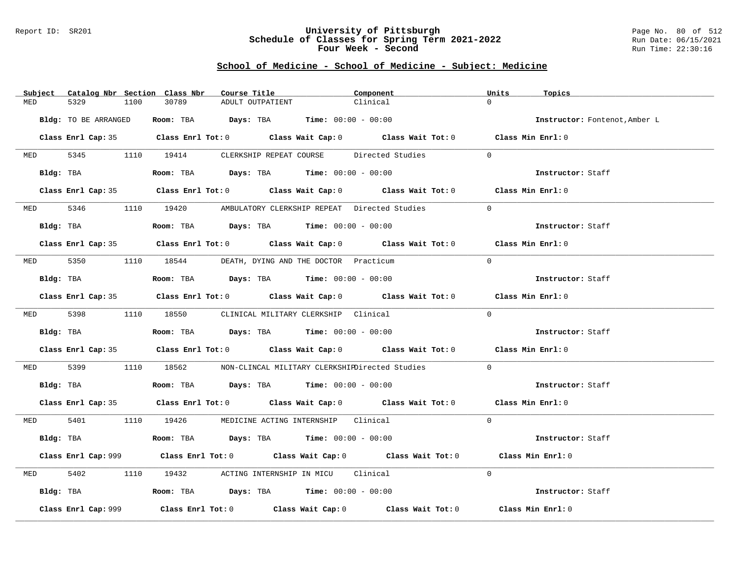# University of Pittsburgh
## Schedule of Classes for Spring Term 2021-2022
### Four Week - Second

Report ID: SR201

Run Date: 06/15/2021
Run Time: 22:30:16

## School of Medicine - School of Medicine - Subject: Medicine

| Subject | Catalog Nbr | Section | Class Nbr | Course Title | Component | Units | Topics |
|---|---|---|---|---|---|---|---|
| MED | 5329 | 1100 | 30789 | ADULT OUTPATIENT | Clinical | 0 | |

**Bldg:** TO BE ARRANGED **Room:** TBA **Days:** TBA **Time:** 00:00 - 00:00 **Instructor:** Fontenot,Amber L

**Class Enrl Cap:** 35 **Class Enrl Tot:** 0 **Class Wait Cap:** 0 **Class Wait Tot:** 0 **Class Min Enrl:** 0

| Subject | Catalog Nbr | Section | Class Nbr | Course Title | Component | Units | Topics |
|---|---|---|---|---|---|---|---|
| MED | 5345 | 1110 | 19414 | CLERKSHIP REPEAT COURSE | Directed Studies | 0 | |

**Bldg:** TBA **Room:** TBA **Days:** TBA **Time:** 00:00 - 00:00 **Instructor:** Staff

**Class Enrl Cap:** 35 **Class Enrl Tot:** 0 **Class Wait Cap:** 0 **Class Wait Tot:** 0 **Class Min Enrl:** 0

| Subject | Catalog Nbr | Section | Class Nbr | Course Title | Component | Units | Topics |
|---|---|---|---|---|---|---|---|
| MED | 5346 | 1110 | 19420 | AMBULATORY CLERKSHIP REPEAT | Directed Studies | 0 | |

**Bldg:** TBA **Room:** TBA **Days:** TBA **Time:** 00:00 - 00:00 **Instructor:** Staff

**Class Enrl Cap:** 35 **Class Enrl Tot:** 0 **Class Wait Cap:** 0 **Class Wait Tot:** 0 **Class Min Enrl:** 0

| Subject | Catalog Nbr | Section | Class Nbr | Course Title | Component | Units | Topics |
|---|---|---|---|---|---|---|---|
| MED | 5350 | 1110 | 18544 | DEATH, DYING AND THE DOCTOR | Practicum | 0 | |

**Bldg:** TBA **Room:** TBA **Days:** TBA **Time:** 00:00 - 00:00 **Instructor:** Staff

**Class Enrl Cap:** 35 **Class Enrl Tot:** 0 **Class Wait Cap:** 0 **Class Wait Tot:** 0 **Class Min Enrl:** 0

| Subject | Catalog Nbr | Section | Class Nbr | Course Title | Component | Units | Topics |
|---|---|---|---|---|---|---|---|
| MED | 5398 | 1110 | 18550 | CLINICAL MILITARY CLERKSHIP | Clinical | 0 | |

**Bldg:** TBA **Room:** TBA **Days:** TBA **Time:** 00:00 - 00:00 **Instructor:** Staff

**Class Enrl Cap:** 35 **Class Enrl Tot:** 0 **Class Wait Cap:** 0 **Class Wait Tot:** 0 **Class Min Enrl:** 0

| Subject | Catalog Nbr | Section | Class Nbr | Course Title | Component | Units | Topics |
|---|---|---|---|---|---|---|---|
| MED | 5399 | 1110 | 18562 | NON-CLINCAL MILITARY CLERKSHIP | Directed Studies | 0 | |

**Bldg:** TBA **Room:** TBA **Days:** TBA **Time:** 00:00 - 00:00 **Instructor:** Staff

**Class Enrl Cap:** 35 **Class Enrl Tot:** 0 **Class Wait Cap:** 0 **Class Wait Tot:** 0 **Class Min Enrl:** 0

| Subject | Catalog Nbr | Section | Class Nbr | Course Title | Component | Units | Topics |
|---|---|---|---|---|---|---|---|
| MED | 5401 | 1110 | 19426 | MEDICINE ACTING INTERNSHIP | Clinical | 0 | |

**Bldg:** TBA **Room:** TBA **Days:** TBA **Time:** 00:00 - 00:00 **Instructor:** Staff

**Class Enrl Cap:** 999 **Class Enrl Tot:** 0 **Class Wait Cap:** 0 **Class Wait Tot:** 0 **Class Min Enrl:** 0

| Subject | Catalog Nbr | Section | Class Nbr | Course Title | Component | Units | Topics |
|---|---|---|---|---|---|---|---|
| MED | 5402 | 1110 | 19432 | ACTING INTERNSHIP IN MICU | Clinical | 0 | |

**Bldg:** TBA **Room:** TBA **Days:** TBA **Time:** 00:00 - 00:00 **Instructor:** Staff

**Class Enrl Cap:** 999 **Class Enrl Tot:** 0 **Class Wait Cap:** 0 **Class Wait Tot:** 0 **Class Min Enrl:** 0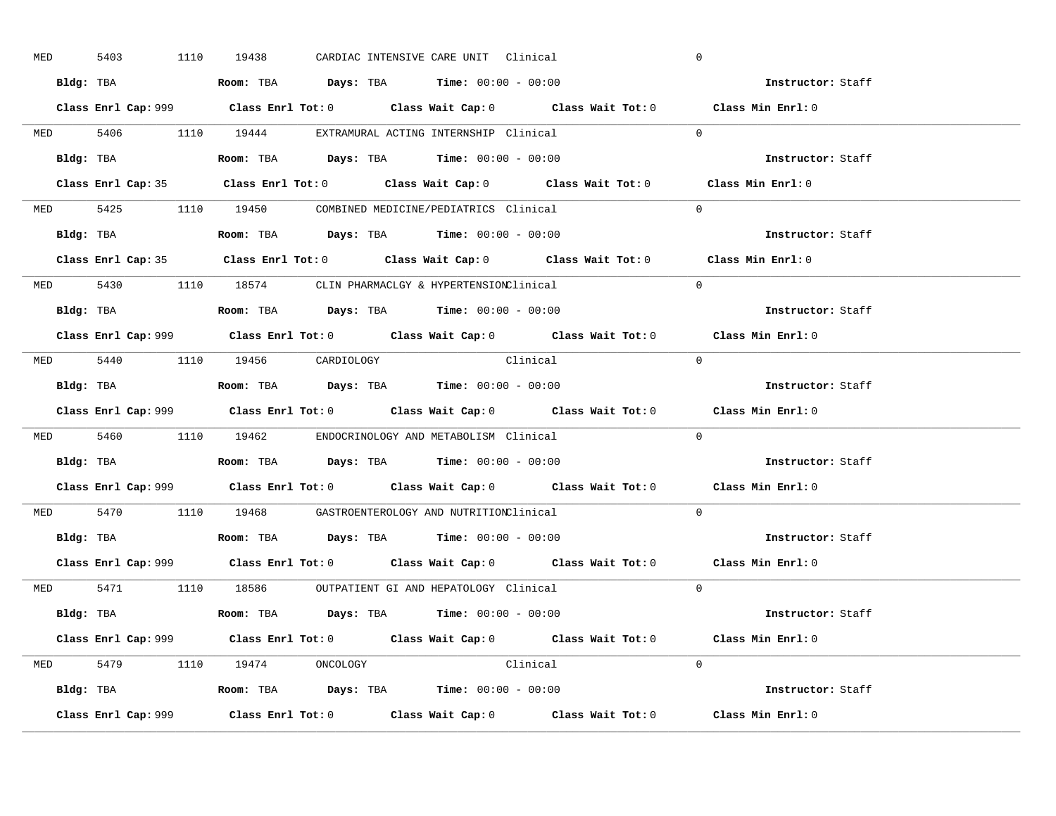MED 5403 1110 19438 CARDIAC INTENSIVE CARE UNIT Clinical 0

**Bldg:** TBA **Room:** TBA **Days:** TBA **Time:** 00:00 - 00:00 **Instructor:** Staff

**Class Enrl Cap:** 999 **Class Enrl Tot:** 0 **Class Wait Cap:** 0 **Class Wait Tot:** 0 **Class Min Enrl:** 0

---

MED 5406 1110 19444 EXTRAMURAL ACTING INTERNSHIP Clinical 0

**Bldg:** TBA **Room:** TBA **Days:** TBA **Time:** 00:00 - 00:00 **Instructor:** Staff

**Class Enrl Cap:** 35 **Class Enrl Tot:** 0 **Class Wait Cap:** 0 **Class Wait Tot:** 0 **Class Min Enrl:** 0

---

MED 5425 1110 19450 COMBINED MEDICINE/PEDIATRICS Clinical 0

**Bldg:** TBA **Room:** TBA **Days:** TBA **Time:** 00:00 - 00:00 **Instructor:** Staff

**Class Enrl Cap:** 35 **Class Enrl Tot:** 0 **Class Wait Cap:** 0 **Class Wait Tot:** 0 **Class Min Enrl:** 0

---

MED 5430 1110 18574 CLIN PHARMACLGY & HYPERTENSION Clinical 0

**Bldg:** TBA **Room:** TBA **Days:** TBA **Time:** 00:00 - 00:00 **Instructor:** Staff

**Class Enrl Cap:** 999 **Class Enrl Tot:** 0 **Class Wait Cap:** 0 **Class Wait Tot:** 0 **Class Min Enrl:** 0

---

MED 5440 1110 19456 CARDIOLOGY Clinical 0

**Bldg:** TBA **Room:** TBA **Days:** TBA **Time:** 00:00 - 00:00 **Instructor:** Staff

**Class Enrl Cap:** 999 **Class Enrl Tot:** 0 **Class Wait Cap:** 0 **Class Wait Tot:** 0 **Class Min Enrl:** 0

---

MED 5460 1110 19462 ENDOCRINOLOGY AND METABOLISM Clinical 0

**Bldg:** TBA **Room:** TBA **Days:** TBA **Time:** 00:00 - 00:00 **Instructor:** Staff

**Class Enrl Cap:** 999 **Class Enrl Tot:** 0 **Class Wait Cap:** 0 **Class Wait Tot:** 0 **Class Min Enrl:** 0

---

MED 5470 1110 19468 GASTROENTEROLOGY AND NUTRITION Clinical 0

**Bldg:** TBA **Room:** TBA **Days:** TBA **Time:** 00:00 - 00:00 **Instructor:** Staff

**Class Enrl Cap:** 999 **Class Enrl Tot:** 0 **Class Wait Cap:** 0 **Class Wait Tot:** 0 **Class Min Enrl:** 0

---

MED 5471 1110 18586 OUTPATIENT GI AND HEPATOLOGY Clinical 0

**Bldg:** TBA **Room:** TBA **Days:** TBA **Time:** 00:00 - 00:00 **Instructor:** Staff

**Class Enrl Cap:** 999 **Class Enrl Tot:** 0 **Class Wait Cap:** 0 **Class Wait Tot:** 0 **Class Min Enrl:** 0

---

MED 5479 1110 19474 ONCOLOGY Clinical 0

**Bldg:** TBA **Room:** TBA **Days:** TBA **Time:** 00:00 - 00:00 **Instructor:** Staff

**Class Enrl Cap:** 999 **Class Enrl Tot:** 0 **Class Wait Cap:** 0 **Class Wait Tot:** 0 **Class Min Enrl:** 0

---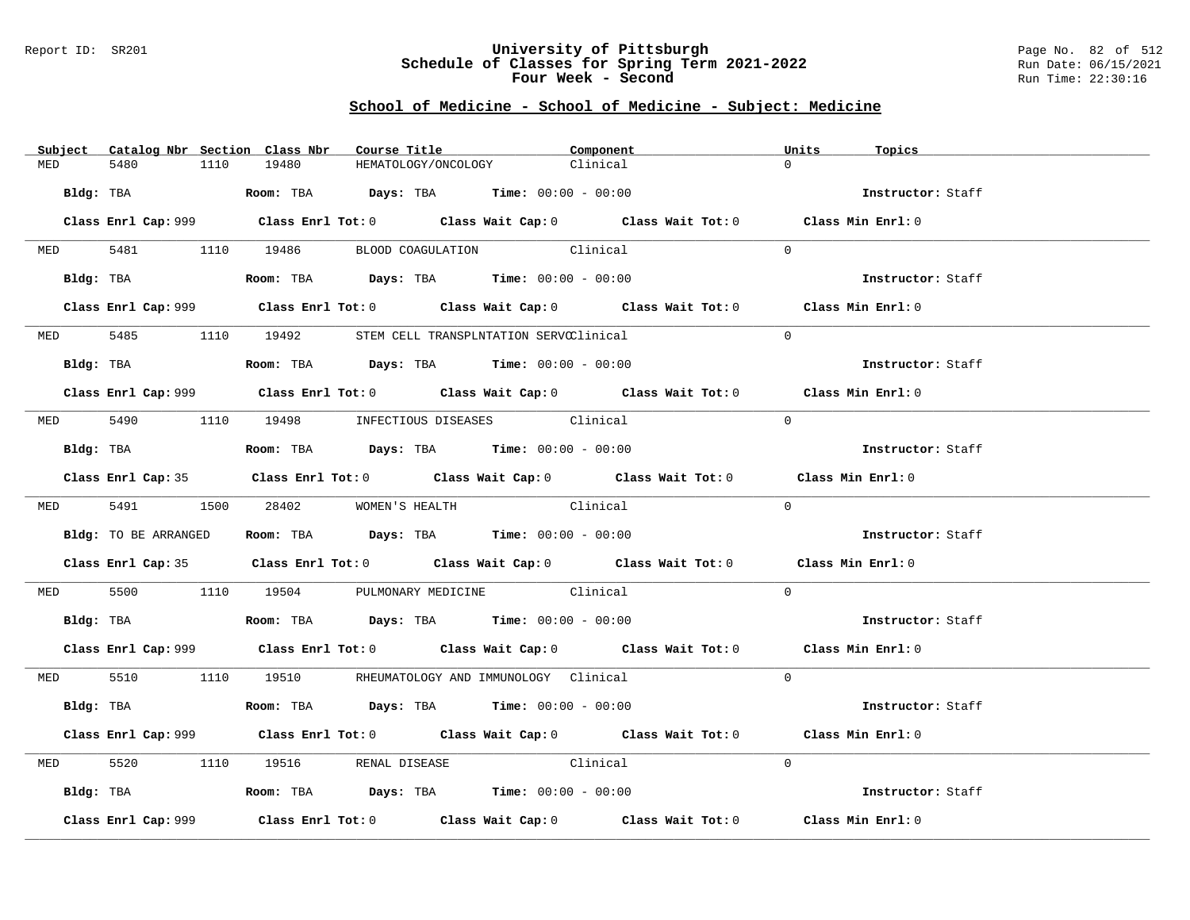Report ID: SR201

# University of Pittsburgh
## Schedule of Classes for Spring Term 2021-2022
## Four Week - Second

Run Date: 06/15/2021
Run Time: 22:30:16

## School of Medicine - School of Medicine - Subject: Medicine

| Subject | Catalog Nbr | Section | Class Nbr | Course Title | Component | Units | Topics |
|---|---|---|---|---|---|---|---|
| MED | 5480 | 1110 | 19480 | HEMATOLOGY/ONCOLOGY | Clinical | 0 | |

**Bldg:** TBA **Room:** TBA **Days:** TBA **Time:** 00:00 - 00:00 **Instructor:** Staff

**Class Enrl Cap:** 999 **Class Enrl Tot:** 0 **Class Wait Cap:** 0 **Class Wait Tot:** 0 **Class Min Enrl:** 0

| Subject | Catalog Nbr | Section | Class Nbr | Course Title | Component | Units | Topics |
|---|---|---|---|---|---|---|---|
| MED | 5481 | 1110 | 19486 | BLOOD COAGULATION | Clinical | 0 | |

**Bldg:** TBA **Room:** TBA **Days:** TBA **Time:** 00:00 - 00:00 **Instructor:** Staff

**Class Enrl Cap:** 999 **Class Enrl Tot:** 0 **Class Wait Cap:** 0 **Class Wait Tot:** 0 **Class Min Enrl:** 0

| Subject | Catalog Nbr | Section | Class Nbr | Course Title | Component | Units | Topics |
|---|---|---|---|---|---|---|---|
| MED | 5485 | 1110 | 19492 | STEM CELL TRANSPLNTATION SERVC | Clinical | 0 | |

**Bldg:** TBA **Room:** TBA **Days:** TBA **Time:** 00:00 - 00:00 **Instructor:** Staff

**Class Enrl Cap:** 999 **Class Enrl Tot:** 0 **Class Wait Cap:** 0 **Class Wait Tot:** 0 **Class Min Enrl:** 0

| Subject | Catalog Nbr | Section | Class Nbr | Course Title | Component | Units | Topics |
|---|---|---|---|---|---|---|---|
| MED | 5490 | 1110 | 19498 | INFECTIOUS DISEASES | Clinical | 0 | |

**Bldg:** TBA **Room:** TBA **Days:** TBA **Time:** 00:00 - 00:00 **Instructor:** Staff

**Class Enrl Cap:** 35 **Class Enrl Tot:** 0 **Class Wait Cap:** 0 **Class Wait Tot:** 0 **Class Min Enrl:** 0

| Subject | Catalog Nbr | Section | Class Nbr | Course Title | Component | Units | Topics |
|---|---|---|---|---|---|---|---|
| MED | 5491 | 1500 | 28402 | WOMEN'S HEALTH | Clinical | 0 | |

**Bldg:** TO BE ARRANGED **Room:** TBA **Days:** TBA **Time:** 00:00 - 00:00 **Instructor:** Staff

**Class Enrl Cap:** 35 **Class Enrl Tot:** 0 **Class Wait Cap:** 0 **Class Wait Tot:** 0 **Class Min Enrl:** 0

| Subject | Catalog Nbr | Section | Class Nbr | Course Title | Component | Units | Topics |
|---|---|---|---|---|---|---|---|
| MED | 5500 | 1110 | 19504 | PULMONARY MEDICINE | Clinical | 0 | |

**Bldg:** TBA **Room:** TBA **Days:** TBA **Time:** 00:00 - 00:00 **Instructor:** Staff

**Class Enrl Cap:** 999 **Class Enrl Tot:** 0 **Class Wait Cap:** 0 **Class Wait Tot:** 0 **Class Min Enrl:** 0

| Subject | Catalog Nbr | Section | Class Nbr | Course Title | Component | Units | Topics |
|---|---|---|---|---|---|---|---|
| MED | 5510 | 1110 | 19510 | RHEUMATOLOGY AND IMMUNOLOGY | Clinical | 0 | |

**Bldg:** TBA **Room:** TBA **Days:** TBA **Time:** 00:00 - 00:00 **Instructor:** Staff

**Class Enrl Cap:** 999 **Class Enrl Tot:** 0 **Class Wait Cap:** 0 **Class Wait Tot:** 0 **Class Min Enrl:** 0

| Subject | Catalog Nbr | Section | Class Nbr | Course Title | Component | Units | Topics |
|---|---|---|---|---|---|---|---|
| MED | 5520 | 1110 | 19516 | RENAL DISEASE | Clinical | 0 | |

**Bldg:** TBA **Room:** TBA **Days:** TBA **Time:** 00:00 - 00:00 **Instructor:** Staff

**Class Enrl Cap:** 999 **Class Enrl Tot:** 0 **Class Wait Cap:** 0 **Class Wait Tot:** 0 **Class Min Enrl:** 0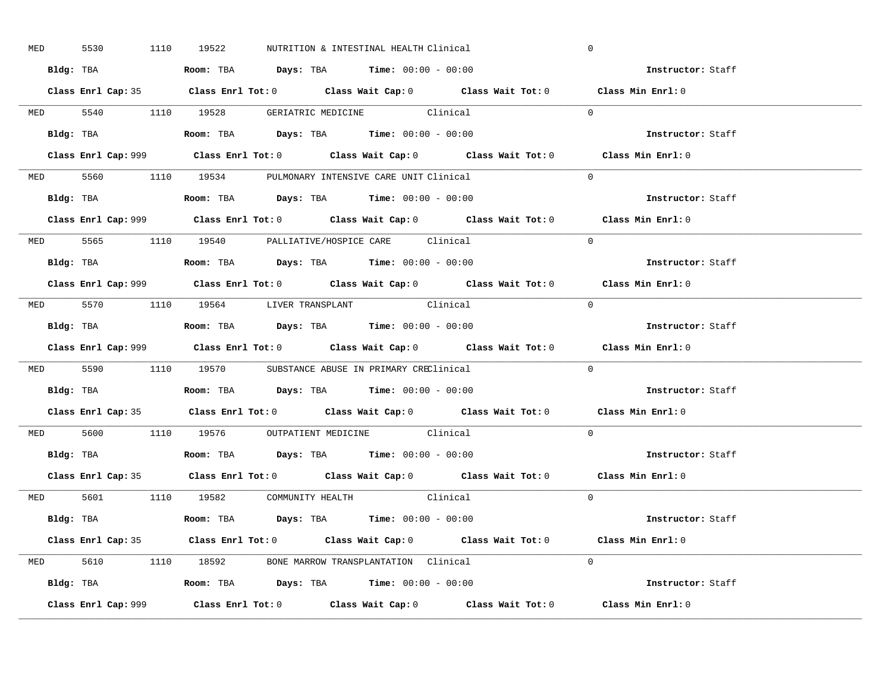MED 5530 1110 19522 NUTRITION & INTESTINAL HEALTH Clinical 0

**Bldg:** TBA **Room:** TBA **Days:** TBA **Time:** 00:00 - 00:00 **Instructor:** Staff

**Class Enrl Cap:** 35 **Class Enrl Tot:** 0 **Class Wait Cap:** 0 **Class Wait Tot:** 0 **Class Min Enrl:** 0

---

MED 5540 1110 19528 GERIATRIC MEDICINE Clinical 0

**Bldg:** TBA **Room:** TBA **Days:** TBA **Time:** 00:00 - 00:00 **Instructor:** Staff

**Class Enrl Cap:** 999 **Class Enrl Tot:** 0 **Class Wait Cap:** 0 **Class Wait Tot:** 0 **Class Min Enrl:** 0

---

MED 5560 1110 19534 PULMONARY INTENSIVE CARE UNIT Clinical 0

**Bldg:** TBA **Room:** TBA **Days:** TBA **Time:** 00:00 - 00:00 **Instructor:** Staff

**Class Enrl Cap:** 999 **Class Enrl Tot:** 0 **Class Wait Cap:** 0 **Class Wait Tot:** 0 **Class Min Enrl:** 0

---

MED 5565 1110 19540 PALLIATIVE/HOSPICE CARE Clinical 0

**Bldg:** TBA **Room:** TBA **Days:** TBA **Time:** 00:00 - 00:00 **Instructor:** Staff

**Class Enrl Cap:** 999 **Class Enrl Tot:** 0 **Class Wait Cap:** 0 **Class Wait Tot:** 0 **Class Min Enrl:** 0

---

MED 5570 1110 19564 LIVER TRANSPLANT Clinical 0

**Bldg:** TBA **Room:** TBA **Days:** TBA **Time:** 00:00 - 00:00 **Instructor:** Staff

**Class Enrl Cap:** 999 **Class Enrl Tot:** 0 **Class Wait Cap:** 0 **Class Wait Tot:** 0 **Class Min Enrl:** 0

---

MED 5590 1110 19570 SUBSTANCE ABUSE IN PRIMARY CREClinical 0

**Bldg:** TBA **Room:** TBA **Days:** TBA **Time:** 00:00 - 00:00 **Instructor:** Staff

**Class Enrl Cap:** 35 **Class Enrl Tot:** 0 **Class Wait Cap:** 0 **Class Wait Tot:** 0 **Class Min Enrl:** 0

---

MED 5600 1110 19576 OUTPATIENT MEDICINE Clinical 0

**Bldg:** TBA **Room:** TBA **Days:** TBA **Time:** 00:00 - 00:00 **Instructor:** Staff

**Class Enrl Cap:** 35 **Class Enrl Tot:** 0 **Class Wait Cap:** 0 **Class Wait Tot:** 0 **Class Min Enrl:** 0

---

MED 5601 1110 19582 COMMUNITY HEALTH Clinical 0

**Bldg:** TBA **Room:** TBA **Days:** TBA **Time:** 00:00 - 00:00 **Instructor:** Staff

**Class Enrl Cap:** 35 **Class Enrl Tot:** 0 **Class Wait Cap:** 0 **Class Wait Tot:** 0 **Class Min Enrl:** 0

---

MED 5610 1110 18592 BONE MARROW TRANSPLANTATION Clinical 0

**Bldg:** TBA **Room:** TBA **Days:** TBA **Time:** 00:00 - 00:00 **Instructor:** Staff

**Class Enrl Cap:** 999 **Class Enrl Tot:** 0 **Class Wait Cap:** 0 **Class Wait Tot:** 0 **Class Min Enrl:** 0

---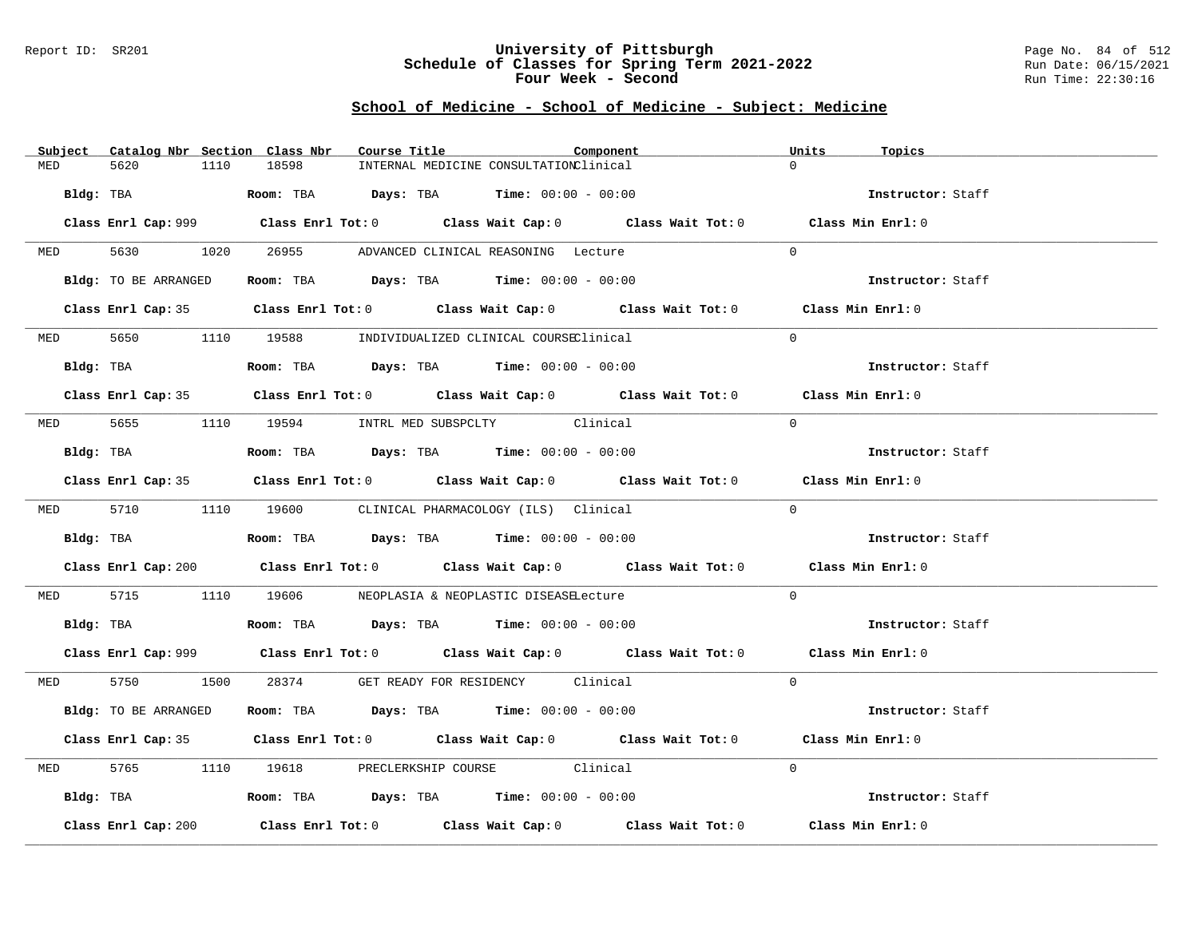# University of Pittsburgh
## Schedule of Classes for Spring Term 2021-2022
### Four Week - Second

Report ID: SR201

Run Date: 06/15/2021
Run Time: 22:30:16

## School of Medicine - School of Medicine - Subject: Medicine

| Subject | Catalog Nbr | Section | Class Nbr | Course Title | Component | Units | Topics |
|---|---|---|---|---|---|---|---|
| MED | 5620 | 1110 | 18598 | INTERNAL MEDICINE CONSULTATION | Clinical | 0 | |

Bldg: TBA | Room: TBA | Days: TBA | Time: 00:00 - 00:00 | Instructor: Staff

Class Enrl Cap: 999 | Class Enrl Tot: 0 | Class Wait Cap: 0 | Class Wait Tot: 0 | Class Min Enrl: 0

---

| Subject | Catalog Nbr | Section | Class Nbr | Course Title | Component | Units | Topics |
|---|---|---|---|---|---|---|---|
| MED | 5630 | 1020 | 26955 | ADVANCED CLINICAL REASONING | Lecture | 0 | |

Bldg: TO BE ARRANGED | Room: TBA | Days: TBA | Time: 00:00 - 00:00 | Instructor: Staff

Class Enrl Cap: 35 | Class Enrl Tot: 0 | Class Wait Cap: 0 | Class Wait Tot: 0 | Class Min Enrl: 0

---

| Subject | Catalog Nbr | Section | Class Nbr | Course Title | Component | Units | Topics |
|---|---|---|---|---|---|---|---|
| MED | 5650 | 1110 | 19588 | INDIVIDUALIZED CLINICAL COURSE | Clinical | 0 | |

Bldg: TBA | Room: TBA | Days: TBA | Time: 00:00 - 00:00 | Instructor: Staff

Class Enrl Cap: 35 | Class Enrl Tot: 0 | Class Wait Cap: 0 | Class Wait Tot: 0 | Class Min Enrl: 0

---

| Subject | Catalog Nbr | Section | Class Nbr | Course Title | Component | Units | Topics |
|---|---|---|---|---|---|---|---|
| MED | 5655 | 1110 | 19594 | INTRL MED SUBSPCLTY | Clinical | 0 | |

Bldg: TBA | Room: TBA | Days: TBA | Time: 00:00 - 00:00 | Instructor: Staff

Class Enrl Cap: 35 | Class Enrl Tot: 0 | Class Wait Cap: 0 | Class Wait Tot: 0 | Class Min Enrl: 0

---

| Subject | Catalog Nbr | Section | Class Nbr | Course Title | Component | Units | Topics |
|---|---|---|---|---|---|---|---|
| MED | 5710 | 1110 | 19600 | CLINICAL PHARMACOLOGY (ILS) | Clinical | 0 | |

Bldg: TBA | Room: TBA | Days: TBA | Time: 00:00 - 00:00 | Instructor: Staff

Class Enrl Cap: 200 | Class Enrl Tot: 0 | Class Wait Cap: 0 | Class Wait Tot: 0 | Class Min Enrl: 0

---

| Subject | Catalog Nbr | Section | Class Nbr | Course Title | Component | Units | Topics |
|---|---|---|---|---|---|---|---|
| MED | 5715 | 1110 | 19606 | NEOPLASIA & NEOPLASTIC DISEASE | Lecture | 0 | |

Bldg: TBA | Room: TBA | Days: TBA | Time: 00:00 - 00:00 | Instructor: Staff

Class Enrl Cap: 999 | Class Enrl Tot: 0 | Class Wait Cap: 0 | Class Wait Tot: 0 | Class Min Enrl: 0

---

| Subject | Catalog Nbr | Section | Class Nbr | Course Title | Component | Units | Topics |
|---|---|---|---|---|---|---|---|
| MED | 5750 | 1500 | 28374 | GET READY FOR RESIDENCY | Clinical | 0 | |

Bldg: TO BE ARRANGED | Room: TBA | Days: TBA | Time: 00:00 - 00:00 | Instructor: Staff

Class Enrl Cap: 35 | Class Enrl Tot: 0 | Class Wait Cap: 0 | Class Wait Tot: 0 | Class Min Enrl: 0

---

| Subject | Catalog Nbr | Section | Class Nbr | Course Title | Component | Units | Topics |
|---|---|---|---|---|---|---|---|
| MED | 5765 | 1110 | 19618 | PRECLERKSHIP COURSE | Clinical | 0 | |

Bldg: TBA | Room: TBA | Days: TBA | Time: 00:00 - 00:00 | Instructor: Staff

Class Enrl Cap: 200 | Class Enrl Tot: 0 | Class Wait Cap: 0 | Class Wait Tot: 0 | Class Min Enrl: 0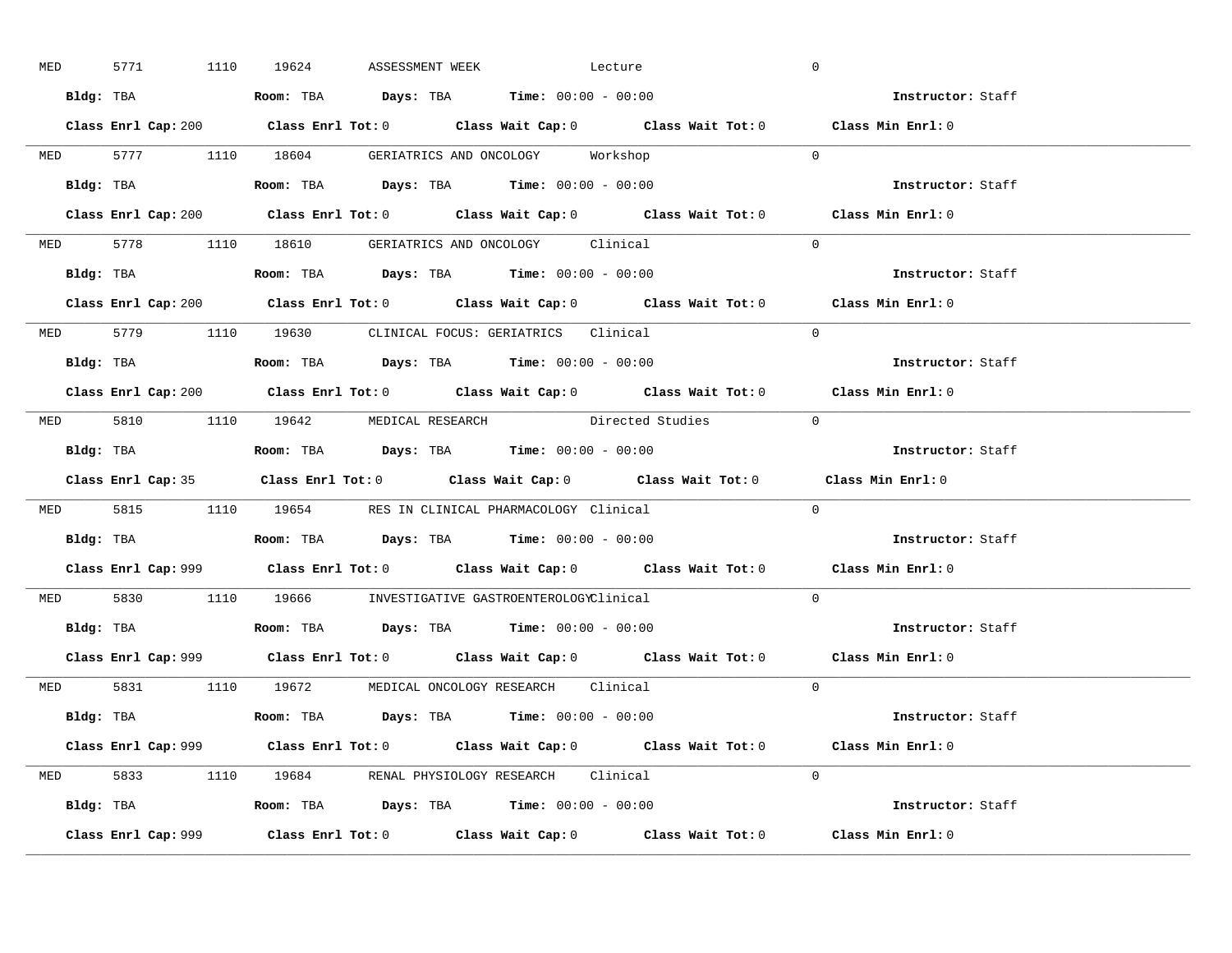MED 5771 1110 19624 ASSESSMENT WEEK Lecture 0

**Bldg:** TBA **Room:** TBA **Days:** TBA **Time:** 00:00 - 00:00 **Instructor:** Staff

**Class Enrl Cap:** 200 **Class Enrl Tot:** 0 **Class Wait Cap:** 0 **Class Wait Tot:** 0 **Class Min Enrl:** 0

---

MED 5777 1110 18604 GERIATRICS AND ONCOLOGY Workshop 0

**Bldg:** TBA **Room:** TBA **Days:** TBA **Time:** 00:00 - 00:00 **Instructor:** Staff

**Class Enrl Cap:** 200 **Class Enrl Tot:** 0 **Class Wait Cap:** 0 **Class Wait Tot:** 0 **Class Min Enrl:** 0

---

MED 5778 1110 18610 GERIATRICS AND ONCOLOGY Clinical 0

**Bldg:** TBA **Room:** TBA **Days:** TBA **Time:** 00:00 - 00:00 **Instructor:** Staff

**Class Enrl Cap:** 200 **Class Enrl Tot:** 0 **Class Wait Cap:** 0 **Class Wait Tot:** 0 **Class Min Enrl:** 0

---

MED 5779 1110 19630 CLINICAL FOCUS: GERIATRICS Clinical 0

**Bldg:** TBA **Room:** TBA **Days:** TBA **Time:** 00:00 - 00:00 **Instructor:** Staff

**Class Enrl Cap:** 200 **Class Enrl Tot:** 0 **Class Wait Cap:** 0 **Class Wait Tot:** 0 **Class Min Enrl:** 0

---

MED 5810 1110 19642 MEDICAL RESEARCH Directed Studies 0

**Bldg:** TBA **Room:** TBA **Days:** TBA **Time:** 00:00 - 00:00 **Instructor:** Staff

**Class Enrl Cap:** 35 **Class Enrl Tot:** 0 **Class Wait Cap:** 0 **Class Wait Tot:** 0 **Class Min Enrl:** 0

---

MED 5815 1110 19654 RES IN CLINICAL PHARMACOLOGY Clinical 0

**Bldg:** TBA **Room:** TBA **Days:** TBA **Time:** 00:00 - 00:00 **Instructor:** Staff

**Class Enrl Cap:** 999 **Class Enrl Tot:** 0 **Class Wait Cap:** 0 **Class Wait Tot:** 0 **Class Min Enrl:** 0

---

MED 5830 1110 19666 INVESTIGATIVE GASTROENTEROLOGY Clinical 0

**Bldg:** TBA **Room:** TBA **Days:** TBA **Time:** 00:00 - 00:00 **Instructor:** Staff

**Class Enrl Cap:** 999 **Class Enrl Tot:** 0 **Class Wait Cap:** 0 **Class Wait Tot:** 0 **Class Min Enrl:** 0

---

MED 5831 1110 19672 MEDICAL ONCOLOGY RESEARCH Clinical 0

**Bldg:** TBA **Room:** TBA **Days:** TBA **Time:** 00:00 - 00:00 **Instructor:** Staff

**Class Enrl Cap:** 999 **Class Enrl Tot:** 0 **Class Wait Cap:** 0 **Class Wait Tot:** 0 **Class Min Enrl:** 0

---

MED 5833 1110 19684 RENAL PHYSIOLOGY RESEARCH Clinical 0

**Bldg:** TBA **Room:** TBA **Days:** TBA **Time:** 00:00 - 00:00 **Instructor:** Staff

**Class Enrl Cap:** 999 **Class Enrl Tot:** 0 **Class Wait Cap:** 0 **Class Wait Tot:** 0 **Class Min Enrl:** 0

---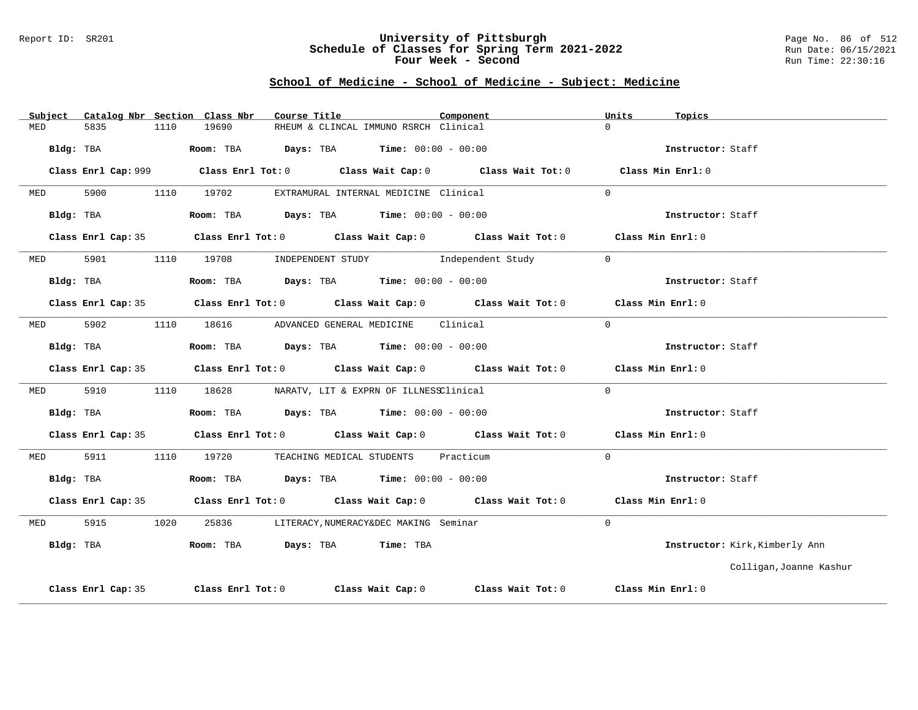**University of Pittsburgh**
**Schedule of Classes for Spring Term 2021-2022**
**Four Week - Second**

Report ID: SR201 | Run Date: 06/15/2021 | Run Time: 22:30:16

## School of Medicine - School of Medicine - Subject: Medicine

| Subject | Catalog Nbr | Section | Class Nbr | Course Title | Component | Units | Topics |
|---|---|---|---|---|---|---|---|
| MED | 5835 | 1110 | 19690 | RHEUM & CLINCAL IMMUNO RSRCH | Clinical | 0 | |

**Bldg:** TBA **Room:** TBA **Days:** TBA **Time:** 00:00 - 00:00 **Instructor:** Staff

**Class Enrl Cap:** 999 **Class Enrl Tot:** 0 **Class Wait Cap:** 0 **Class Wait Tot:** 0 **Class Min Enrl:** 0

---

| Subject | Catalog Nbr | Section | Class Nbr | Course Title | Component | Units | Topics |
|---|---|---|---|---|---|---|---|
| MED | 5900 | 1110 | 19702 | EXTRAMURAL INTERNAL MEDICINE | Clinical | 0 | |

**Bldg:** TBA **Room:** TBA **Days:** TBA **Time:** 00:00 - 00:00 **Instructor:** Staff

**Class Enrl Cap:** 35 **Class Enrl Tot:** 0 **Class Wait Cap:** 0 **Class Wait Tot:** 0 **Class Min Enrl:** 0

---

| Subject | Catalog Nbr | Section | Class Nbr | Course Title | Component | Units | Topics |
|---|---|---|---|---|---|---|---|
| MED | 5901 | 1110 | 19708 | INDEPENDENT STUDY | Independent Study | 0 | |

**Bldg:** TBA **Room:** TBA **Days:** TBA **Time:** 00:00 - 00:00 **Instructor:** Staff

**Class Enrl Cap:** 35 **Class Enrl Tot:** 0 **Class Wait Cap:** 0 **Class Wait Tot:** 0 **Class Min Enrl:** 0

---

| Subject | Catalog Nbr | Section | Class Nbr | Course Title | Component | Units | Topics |
|---|---|---|---|---|---|---|---|
| MED | 5902 | 1110 | 18616 | ADVANCED GENERAL MEDICINE | Clinical | 0 | |

**Bldg:** TBA **Room:** TBA **Days:** TBA **Time:** 00:00 - 00:00 **Instructor:** Staff

**Class Enrl Cap:** 35 **Class Enrl Tot:** 0 **Class Wait Cap:** 0 **Class Wait Tot:** 0 **Class Min Enrl:** 0

---

| Subject | Catalog Nbr | Section | Class Nbr | Course Title | Component | Units | Topics |
|---|---|---|---|---|---|---|---|
| MED | 5910 | 1110 | 18628 | NARATV, LIT & EXPRN OF ILLNESS | Clinical | 0 | |

**Bldg:** TBA **Room:** TBA **Days:** TBA **Time:** 00:00 - 00:00 **Instructor:** Staff

**Class Enrl Cap:** 35 **Class Enrl Tot:** 0 **Class Wait Cap:** 0 **Class Wait Tot:** 0 **Class Min Enrl:** 0

---

| Subject | Catalog Nbr | Section | Class Nbr | Course Title | Component | Units | Topics |
|---|---|---|---|---|---|---|---|
| MED | 5911 | 1110 | 19720 | TEACHING MEDICAL STUDENTS | Practicum | 0 | |

**Bldg:** TBA **Room:** TBA **Days:** TBA **Time:** 00:00 - 00:00 **Instructor:** Staff

**Class Enrl Cap:** 35 **Class Enrl Tot:** 0 **Class Wait Cap:** 0 **Class Wait Tot:** 0 **Class Min Enrl:** 0

---

| Subject | Catalog Nbr | Section | Class Nbr | Course Title | Component | Units | Topics |
|---|---|---|---|---|---|---|---|
| MED | 5915 | 1020 | 25836 | LITERACY,NUMERACY&DEC MAKING | Seminar | 0 | |

**Bldg:** TBA **Room:** TBA **Days:** TBA **Time:** TBA **Instructor:** Kirk,Kimberly Ann; Colligan,Joanne Kashur

**Class Enrl Cap:** 35 **Class Enrl Tot:** 0 **Class Wait Cap:** 0 **Class Wait Tot:** 0 **Class Min Enrl:** 0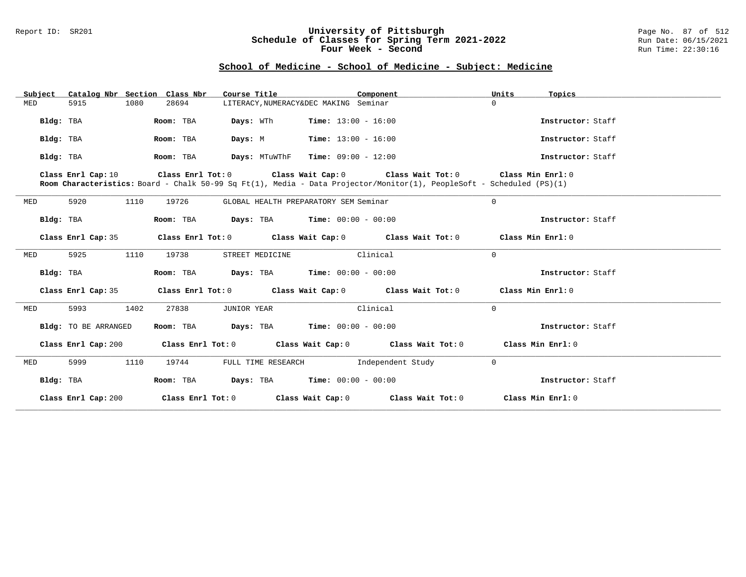## School of Medicine - School of Medicine - Subject: Medicine

| Subject | Catalog Nbr | Section | Class Nbr | Course Title | Component | Units | Topics |
|---|---|---|---|---|---|---|---|
| MED | 5915 | 1080 | 28694 | LITERACY,NUMERACY&DEC MAKING | Seminar | 0 | |

**Bldg:** TBA **Room:** TBA **Days:** WTh **Time:** 13:00 - 16:00 **Instructor:** Staff

**Bldg:** TBA **Room:** TBA **Days:** M **Time:** 13:00 - 16:00 **Instructor:** Staff

**Bldg:** TBA **Room:** TBA **Days:** MTuWThF **Time:** 09:00 - 12:00 **Instructor:** Staff

**Class Enrl Cap:** 10 **Class Enrl Tot:** 0 **Class Wait Cap:** 0 **Class Wait Tot:** 0 **Class Min Enrl:** 0

**Room Characteristics:** Board - Chalk 50-99 Sq Ft(1), Media - Data Projector/Monitor(1), PeopleSoft - Scheduled (PS)(1)

---

| Subject | Catalog Nbr | Section | Class Nbr | Course Title | Component | Units | Topics |
|---|---|---|---|---|---|---|---|
| MED | 5920 | 1110 | 19726 | GLOBAL HEALTH PREPARATORY SEM | Seminar | 0 | |

**Bldg:** TBA **Room:** TBA **Days:** TBA **Time:** 00:00 - 00:00 **Instructor:** Staff

**Class Enrl Cap:** 35 **Class Enrl Tot:** 0 **Class Wait Cap:** 0 **Class Wait Tot:** 0 **Class Min Enrl:** 0

---

| Subject | Catalog Nbr | Section | Class Nbr | Course Title | Component | Units | Topics |
|---|---|---|---|---|---|---|---|
| MED | 5925 | 1110 | 19738 | STREET MEDICINE | Clinical | 0 | |

**Bldg:** TBA **Room:** TBA **Days:** TBA **Time:** 00:00 - 00:00 **Instructor:** Staff

**Class Enrl Cap:** 35 **Class Enrl Tot:** 0 **Class Wait Cap:** 0 **Class Wait Tot:** 0 **Class Min Enrl:** 0

---

| Subject | Catalog Nbr | Section | Class Nbr | Course Title | Component | Units | Topics |
|---|---|---|---|---|---|---|---|
| MED | 5993 | 1402 | 27838 | JUNIOR YEAR | Clinical | 0 | |

**Bldg:** TO BE ARRANGED **Room:** TBA **Days:** TBA **Time:** 00:00 - 00:00 **Instructor:** Staff

**Class Enrl Cap:** 200 **Class Enrl Tot:** 0 **Class Wait Cap:** 0 **Class Wait Tot:** 0 **Class Min Enrl:** 0

---

| Subject | Catalog Nbr | Section | Class Nbr | Course Title | Component | Units | Topics |
|---|---|---|---|---|---|---|---|
| MED | 5999 | 1110 | 19744 | FULL TIME RESEARCH | Independent Study | 0 | |

**Bldg:** TBA **Room:** TBA **Days:** TBA **Time:** 00:00 - 00:00 **Instructor:** Staff

**Class Enrl Cap:** 200 **Class Enrl Tot:** 0 **Class Wait Cap:** 0 **Class Wait Tot:** 0 **Class Min Enrl:** 0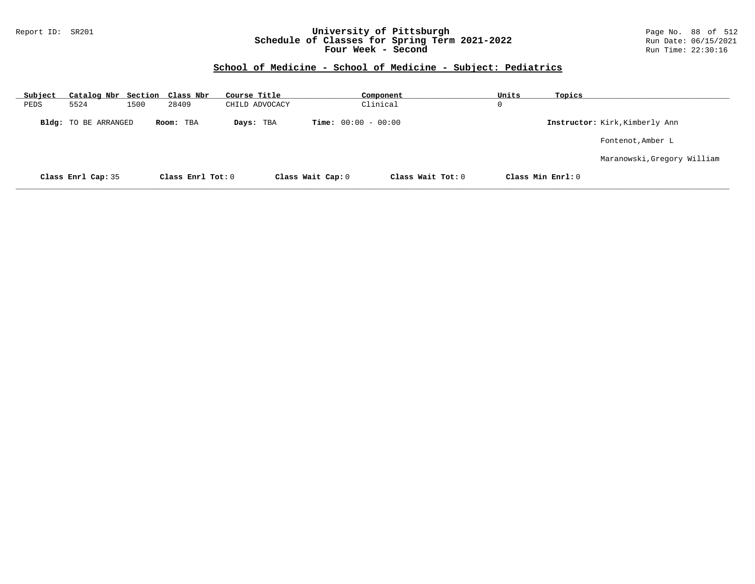Report ID: SR201

# University of Pittsburgh
## Schedule of Classes for Spring Term 2021-2022
### Four Week - Second

Run Date: 06/15/2021
Run Time: 22:30:16

## School of Medicine - School of Medicine - Subject: Pediatrics

| Subject | Catalog Nbr | Section | Class Nbr | Course Title | Component | Units | Topics |
|---|---|---|---|---|---|---|---|
| PEDS | 5524 | 1500 | 28409 | CHILD ADVOCACY | Clinical | 0 | |

**Bldg:** TO BE ARRANGED **Room:** TBA **Days:** TBA **Time:** 00:00 - 00:00 **Instructor:** Kirk,Kimberly Ann
Fontenot,Amber L
Maranowski,Gregory William

**Class Enrl Cap:** 35 **Class Enrl Tot:** 0 **Class Wait Cap:** 0 **Class Wait Tot:** 0 **Class Min Enrl:** 0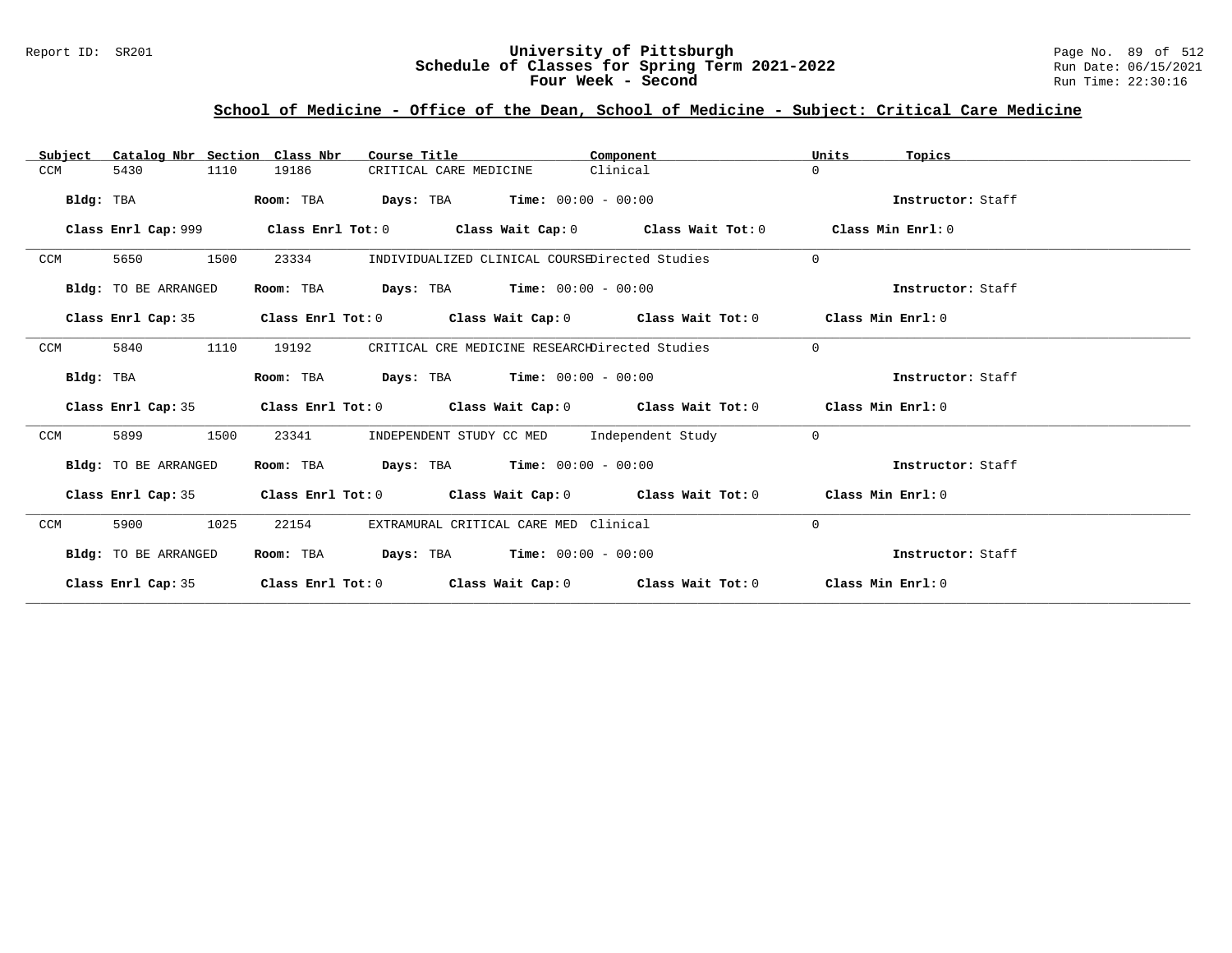## School of Medicine - Office of the Dean, School of Medicine - Subject: Critical Care Medicine

| Subject | Catalog Nbr | Section | Class Nbr | Course Title | Component | Units | Topics |
|---|---|---|---|---|---|---|---|
| CCM | 5430 | 1110 | 19186 | CRITICAL CARE MEDICINE | Clinical | 0 | |

**Bldg:** TBA **Room:** TBA **Days:** TBA **Time:** 00:00 - 00:00 **Instructor:** Staff

**Class Enrl Cap:** 999 **Class Enrl Tot:** 0 **Class Wait Cap:** 0 **Class Wait Tot:** 0 **Class Min Enrl:** 0

| Subject | Catalog Nbr | Section | Class Nbr | Course Title | Component | Units | Topics |
|---|---|---|---|---|---|---|---|
| CCM | 5650 | 1500 | 23334 | INDIVIDUALIZED CLINICAL COURSE | Directed Studies | 0 | |

**Bldg:** TO BE ARRANGED **Room:** TBA **Days:** TBA **Time:** 00:00 - 00:00 **Instructor:** Staff

**Class Enrl Cap:** 35 **Class Enrl Tot:** 0 **Class Wait Cap:** 0 **Class Wait Tot:** 0 **Class Min Enrl:** 0

| Subject | Catalog Nbr | Section | Class Nbr | Course Title | Component | Units | Topics |
|---|---|---|---|---|---|---|---|
| CCM | 5840 | 1110 | 19192 | CRITICAL CRE MEDICINE RESEARCH | Directed Studies | 0 | |

**Bldg:** TBA **Room:** TBA **Days:** TBA **Time:** 00:00 - 00:00 **Instructor:** Staff

**Class Enrl Cap:** 35 **Class Enrl Tot:** 0 **Class Wait Cap:** 0 **Class Wait Tot:** 0 **Class Min Enrl:** 0

| Subject | Catalog Nbr | Section | Class Nbr | Course Title | Component | Units | Topics |
|---|---|---|---|---|---|---|---|
| CCM | 5899 | 1500 | 23341 | INDEPENDENT STUDY CC MED | Independent Study | 0 | |

**Bldg:** TO BE ARRANGED **Room:** TBA **Days:** TBA **Time:** 00:00 - 00:00 **Instructor:** Staff

**Class Enrl Cap:** 35 **Class Enrl Tot:** 0 **Class Wait Cap:** 0 **Class Wait Tot:** 0 **Class Min Enrl:** 0

| Subject | Catalog Nbr | Section | Class Nbr | Course Title | Component | Units | Topics |
|---|---|---|---|---|---|---|---|
| CCM | 5900 | 1025 | 22154 | EXTRAMURAL CRITICAL CARE MED | Clinical | 0 | |

**Bldg:** TO BE ARRANGED **Room:** TBA **Days:** TBA **Time:** 00:00 - 00:00 **Instructor:** Staff

**Class Enrl Cap:** 35 **Class Enrl Tot:** 0 **Class Wait Cap:** 0 **Class Wait Tot:** 0 **Class Min Enrl:** 0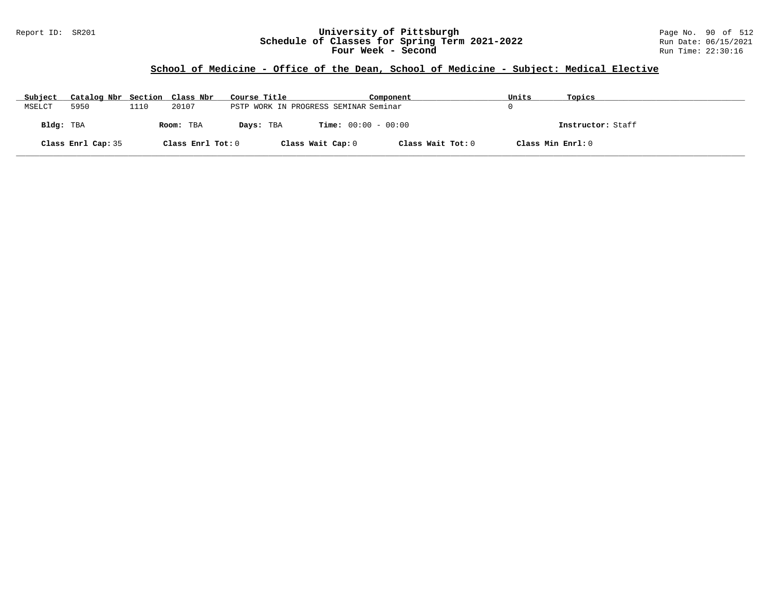Report ID: SR201

# University of Pittsburgh
## Schedule of Classes for Spring Term 2021-2022
## Four Week - Second

Page No. 90 of 512
Run Date: 06/15/2021
Run Time: 22:30:16

### School of Medicine - Office of the Dean, School of Medicine - Subject: Medical Elective

| Subject | Catalog Nbr | Section | Class Nbr | Course Title | Component | Units | Topics |
|---|---|---|---|---|---|---|---|
| MSELCT | 5950 | 1110 | 20107 | PSTP WORK IN PROGRESS SEMINAR | Seminar | 0 | |

**Bldg:** TBA **Room:** TBA **Days:** TBA **Time:** 00:00 - 00:00 **Instructor:** Staff

**Class Enrl Cap:** 35 **Class Enrl Tot:** 0 **Class Wait Cap:** 0 **Class Wait Tot:** 0 **Class Min Enrl:** 0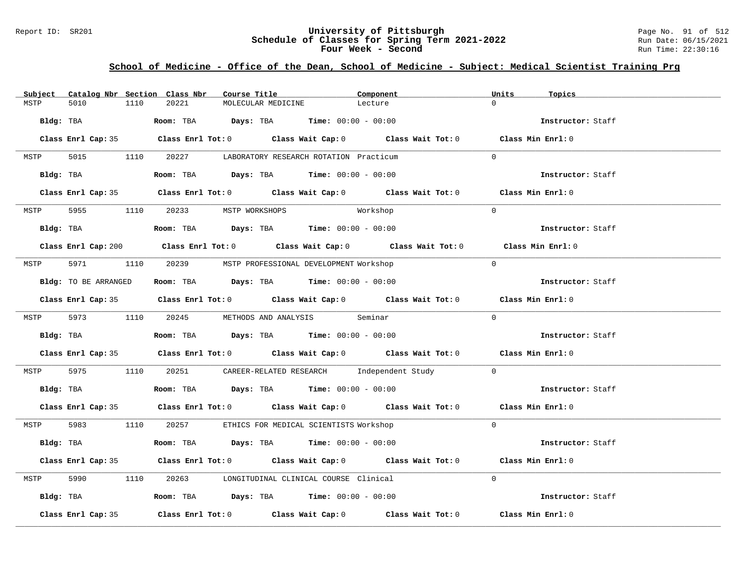Report ID: SR201

# University of Pittsburgh
## Schedule of Classes for Spring Term 2021-2022
### Four Week - Second

Run Date: 06/15/2021
Run Time: 22:30:16

## School of Medicine - Office of the Dean, School of Medicine - Subject: Medical Scientist Training Prg

| Subject | Catalog Nbr | Section | Class Nbr | Course Title | Component | Units | Topics |
|---|---|---|---|---|---|---|---|
| MSTP | 5010 | 1110 | 20221 | MOLECULAR MEDICINE | Lecture | 0 | |

**Bldg:** TBA **Room:** TBA **Days:** TBA **Time:** 00:00 - 00:00 **Instructor:** Staff

**Class Enrl Cap:** 35 **Class Enrl Tot:** 0 **Class Wait Cap:** 0 **Class Wait Tot:** 0 **Class Min Enrl:** 0

| Subject | Catalog Nbr | Section | Class Nbr | Course Title | Component | Units | Topics |
|---|---|---|---|---|---|---|---|
| MSTP | 5015 | 1110 | 20227 | LABORATORY RESEARCH ROTATION | Practicum | 0 | |

**Bldg:** TBA **Room:** TBA **Days:** TBA **Time:** 00:00 - 00:00 **Instructor:** Staff

**Class Enrl Cap:** 35 **Class Enrl Tot:** 0 **Class Wait Cap:** 0 **Class Wait Tot:** 0 **Class Min Enrl:** 0

| Subject | Catalog Nbr | Section | Class Nbr | Course Title | Component | Units | Topics |
|---|---|---|---|---|---|---|---|
| MSTP | 5955 | 1110 | 20233 | MSTP WORKSHOPS | Workshop | 0 | |

**Bldg:** TBA **Room:** TBA **Days:** TBA **Time:** 00:00 - 00:00 **Instructor:** Staff

**Class Enrl Cap:** 200 **Class Enrl Tot:** 0 **Class Wait Cap:** 0 **Class Wait Tot:** 0 **Class Min Enrl:** 0

| Subject | Catalog Nbr | Section | Class Nbr | Course Title | Component | Units | Topics |
|---|---|---|---|---|---|---|---|
| MSTP | 5971 | 1110 | 20239 | MSTP PROFESSIONAL DEVELOPMENT | Workshop | 0 | |

**Bldg:** TO BE ARRANGED **Room:** TBA **Days:** TBA **Time:** 00:00 - 00:00 **Instructor:** Staff

**Class Enrl Cap:** 35 **Class Enrl Tot:** 0 **Class Wait Cap:** 0 **Class Wait Tot:** 0 **Class Min Enrl:** 0

| Subject | Catalog Nbr | Section | Class Nbr | Course Title | Component | Units | Topics |
|---|---|---|---|---|---|---|---|
| MSTP | 5973 | 1110 | 20245 | METHODS AND ANALYSIS | Seminar | 0 | |

**Bldg:** TBA **Room:** TBA **Days:** TBA **Time:** 00:00 - 00:00 **Instructor:** Staff

**Class Enrl Cap:** 35 **Class Enrl Tot:** 0 **Class Wait Cap:** 0 **Class Wait Tot:** 0 **Class Min Enrl:** 0

| Subject | Catalog Nbr | Section | Class Nbr | Course Title | Component | Units | Topics |
|---|---|---|---|---|---|---|---|
| MSTP | 5975 | 1110 | 20251 | CAREER-RELATED RESEARCH | Independent Study | 0 | |

**Bldg:** TBA **Room:** TBA **Days:** TBA **Time:** 00:00 - 00:00 **Instructor:** Staff

**Class Enrl Cap:** 35 **Class Enrl Tot:** 0 **Class Wait Cap:** 0 **Class Wait Tot:** 0 **Class Min Enrl:** 0

| Subject | Catalog Nbr | Section | Class Nbr | Course Title | Component | Units | Topics |
|---|---|---|---|---|---|---|---|
| MSTP | 5983 | 1110 | 20257 | ETHICS FOR MEDICAL SCIENTISTS | Workshop | 0 | |

**Bldg:** TBA **Room:** TBA **Days:** TBA **Time:** 00:00 - 00:00 **Instructor:** Staff

**Class Enrl Cap:** 35 **Class Enrl Tot:** 0 **Class Wait Cap:** 0 **Class Wait Tot:** 0 **Class Min Enrl:** 0

| Subject | Catalog Nbr | Section | Class Nbr | Course Title | Component | Units | Topics |
|---|---|---|---|---|---|---|---|
| MSTP | 5990 | 1110 | 20263 | LONGITUDINAL CLINICAL COURSE | Clinical | 0 | |

**Bldg:** TBA **Room:** TBA **Days:** TBA **Time:** 00:00 - 00:00 **Instructor:** Staff

**Class Enrl Cap:** 35 **Class Enrl Tot:** 0 **Class Wait Cap:** 0 **Class Wait Tot:** 0 **Class Min Enrl:** 0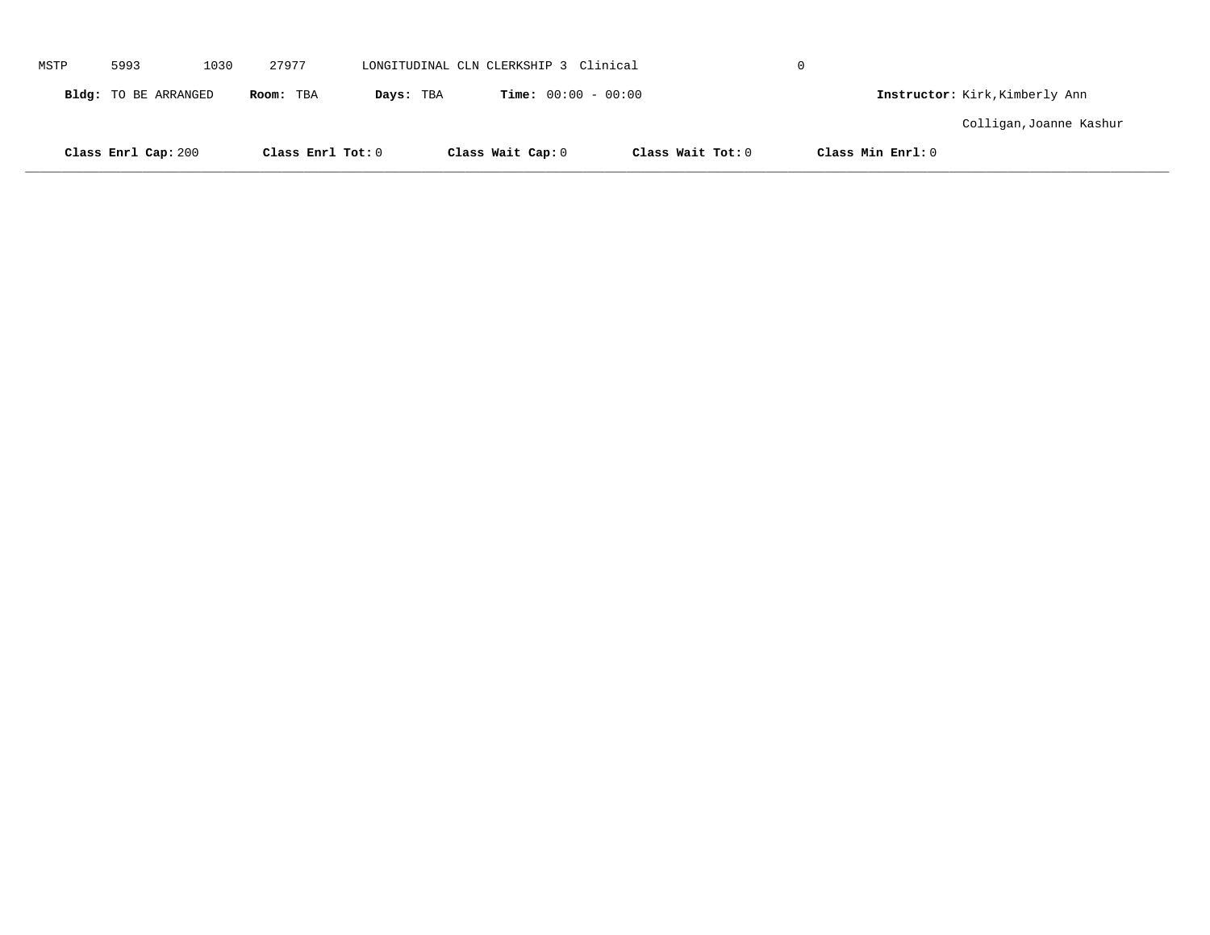MSTP 5993 1030 27977 LONGITUDINAL CLN CLERKSHIP 3 Clinical 0

**Bldg:** TO BE ARRANGED **Room:** TBA **Days:** TBA **Time:** 00:00 - 00:00 **Instructor:** Kirk,Kimberly Ann

Colligan,Joanne Kashur

**Class Enrl Cap:** 200 **Class Enrl Tot:** 0 **Class Wait Cap:** 0 **Class Wait Tot:** 0 **Class Min Enrl:** 0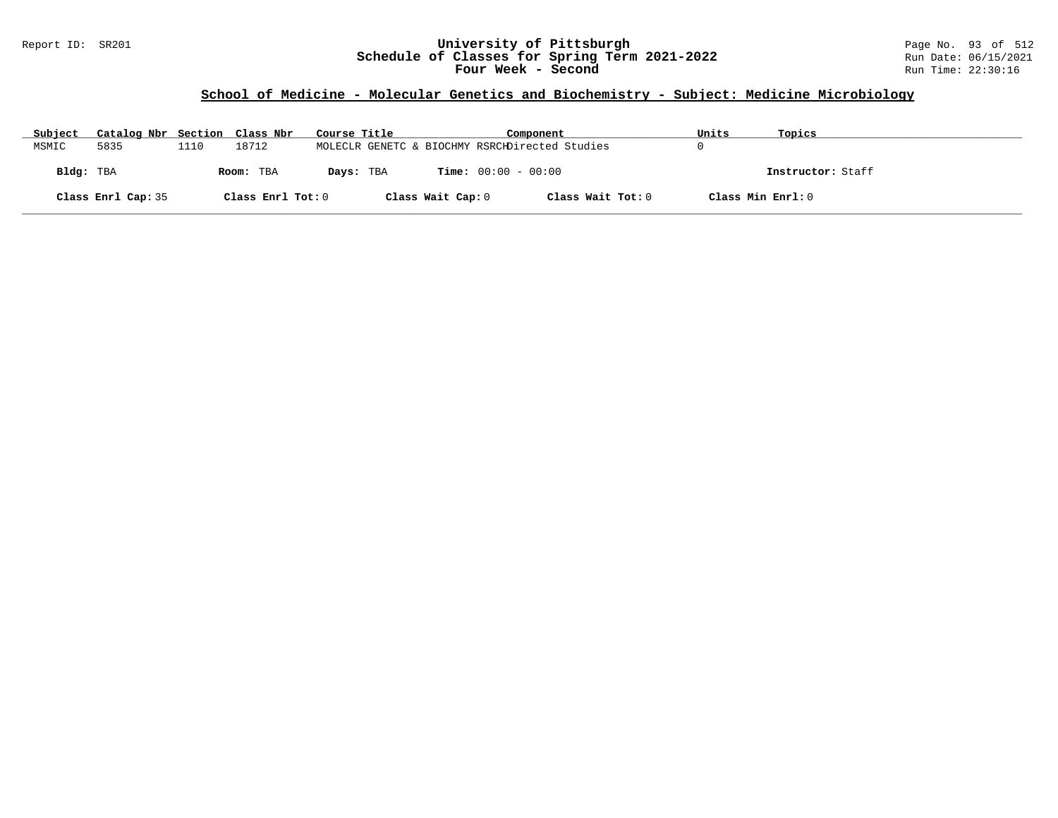## School of Medicine - Molecular Genetics and Biochemistry - Subject: Medicine Microbiology

| Subject | Catalog Nbr | Section | Class Nbr | Course Title | Component | Units | Topics |
|---|---|---|---|---|---|---|---|
| MSMIC | 5835 | 1110 | 18712 | MOLECLR GENETC & BIOCHMY RSRCH | Directed Studies | 0 | |

**Bldg:** TBA **Room:** TBA **Days:** TBA **Time:** 00:00 - 00:00 **Instructor:** Staff

**Class Enrl Cap:** 35 **Class Enrl Tot:** 0 **Class Wait Cap:** 0 **Class Wait Tot:** 0 **Class Min Enrl:** 0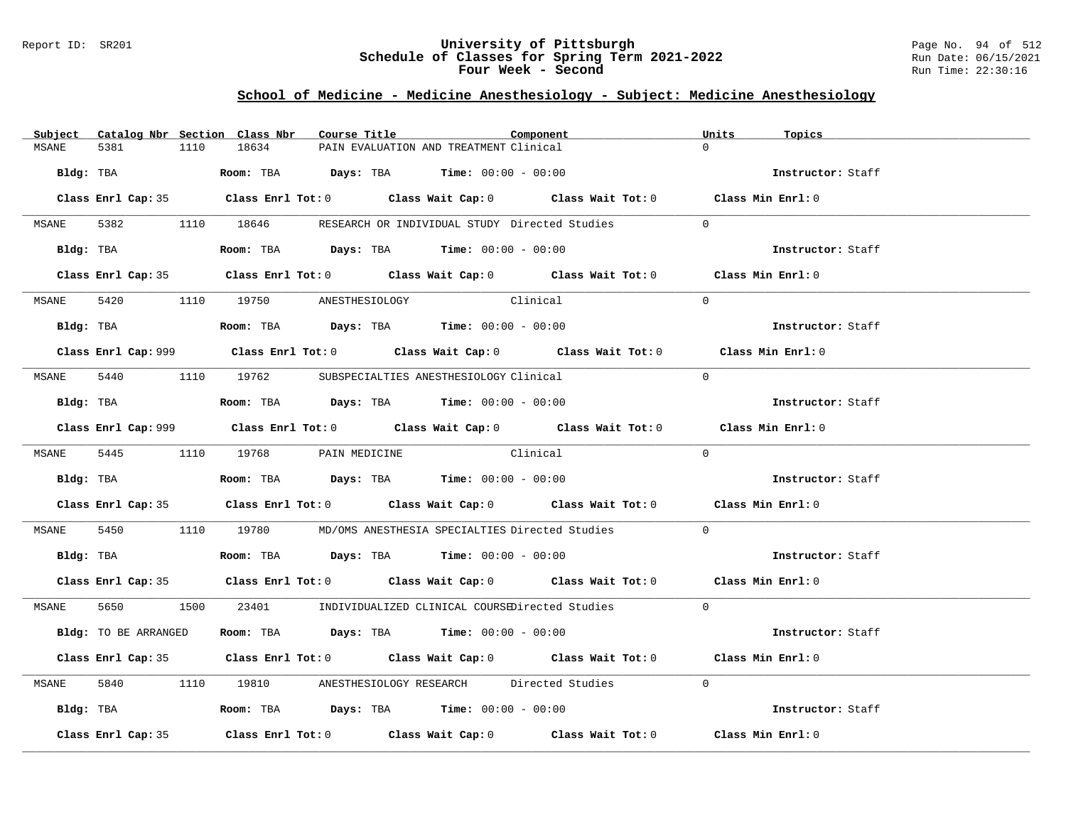Report ID: SR201

# University of Pittsburgh
## Schedule of Classes for Spring Term 2021-2022
### Four Week - Second

Run Date: 06/15/2021
Run Time: 22:30:16

## School of Medicine - Medicine Anesthesiology - Subject: Medicine Anesthesiology

| Subject | Catalog Nbr | Section | Class Nbr | Course Title | Component | Units | Topics |
|---|---|---|---|---|---|---|---|
| MSANE | 5381 | 1110 | 18634 | PAIN EVALUATION AND TREATMENT | Clinical | 0 | |

**Bldg:** TBA **Room:** TBA **Days:** TBA **Time:** 00:00 - 00:00 **Instructor:** Staff

**Class Enrl Cap:** 35 **Class Enrl Tot:** 0 **Class Wait Cap:** 0 **Class Wait Tot:** 0 **Class Min Enrl:** 0

| Subject | Catalog Nbr | Section | Class Nbr | Course Title | Component | Units | Topics |
|---|---|---|---|---|---|---|---|
| MSANE | 5382 | 1110 | 18646 | RESEARCH OR INDIVIDUAL STUDY | Directed Studies | 0 | |

**Bldg:** TBA **Room:** TBA **Days:** TBA **Time:** 00:00 - 00:00 **Instructor:** Staff

**Class Enrl Cap:** 35 **Class Enrl Tot:** 0 **Class Wait Cap:** 0 **Class Wait Tot:** 0 **Class Min Enrl:** 0

| Subject | Catalog Nbr | Section | Class Nbr | Course Title | Component | Units | Topics |
|---|---|---|---|---|---|---|---|
| MSANE | 5420 | 1110 | 19750 | ANESTHESIOLOGY | Clinical | 0 | |

**Bldg:** TBA **Room:** TBA **Days:** TBA **Time:** 00:00 - 00:00 **Instructor:** Staff

**Class Enrl Cap:** 999 **Class Enrl Tot:** 0 **Class Wait Cap:** 0 **Class Wait Tot:** 0 **Class Min Enrl:** 0

| Subject | Catalog Nbr | Section | Class Nbr | Course Title | Component | Units | Topics |
|---|---|---|---|---|---|---|---|
| MSANE | 5440 | 1110 | 19762 | SUBSPECIALTIES ANESTHESIOLOGY | Clinical | 0 | |

**Bldg:** TBA **Room:** TBA **Days:** TBA **Time:** 00:00 - 00:00 **Instructor:** Staff

**Class Enrl Cap:** 999 **Class Enrl Tot:** 0 **Class Wait Cap:** 0 **Class Wait Tot:** 0 **Class Min Enrl:** 0

| Subject | Catalog Nbr | Section | Class Nbr | Course Title | Component | Units | Topics |
|---|---|---|---|---|---|---|---|
| MSANE | 5445 | 1110 | 19768 | PAIN MEDICINE | Clinical | 0 | |

**Bldg:** TBA **Room:** TBA **Days:** TBA **Time:** 00:00 - 00:00 **Instructor:** Staff

**Class Enrl Cap:** 35 **Class Enrl Tot:** 0 **Class Wait Cap:** 0 **Class Wait Tot:** 0 **Class Min Enrl:** 0

| Subject | Catalog Nbr | Section | Class Nbr | Course Title | Component | Units | Topics |
|---|---|---|---|---|---|---|---|
| MSANE | 5450 | 1110 | 19780 | MD/OMS ANESTHESIA SPECIALTIES | Directed Studies | 0 | |

**Bldg:** TBA **Room:** TBA **Days:** TBA **Time:** 00:00 - 00:00 **Instructor:** Staff

**Class Enrl Cap:** 35 **Class Enrl Tot:** 0 **Class Wait Cap:** 0 **Class Wait Tot:** 0 **Class Min Enrl:** 0

| Subject | Catalog Nbr | Section | Class Nbr | Course Title | Component | Units | Topics |
|---|---|---|---|---|---|---|---|
| MSANE | 5650 | 1500 | 23401 | INDIVIDUALIZED CLINICAL COURSE | Directed Studies | 0 | |

**Bldg:** TO BE ARRANGED **Room:** TBA **Days:** TBA **Time:** 00:00 - 00:00 **Instructor:** Staff

**Class Enrl Cap:** 35 **Class Enrl Tot:** 0 **Class Wait Cap:** 0 **Class Wait Tot:** 0 **Class Min Enrl:** 0

| Subject | Catalog Nbr | Section | Class Nbr | Course Title | Component | Units | Topics |
|---|---|---|---|---|---|---|---|
| MSANE | 5840 | 1110 | 19810 | ANESTHESIOLOGY RESEARCH | Directed Studies | 0 | |

**Bldg:** TBA **Room:** TBA **Days:** TBA **Time:** 00:00 - 00:00 **Instructor:** Staff

**Class Enrl Cap:** 35 **Class Enrl Tot:** 0 **Class Wait Cap:** 0 **Class Wait Tot:** 0 **Class Min Enrl:** 0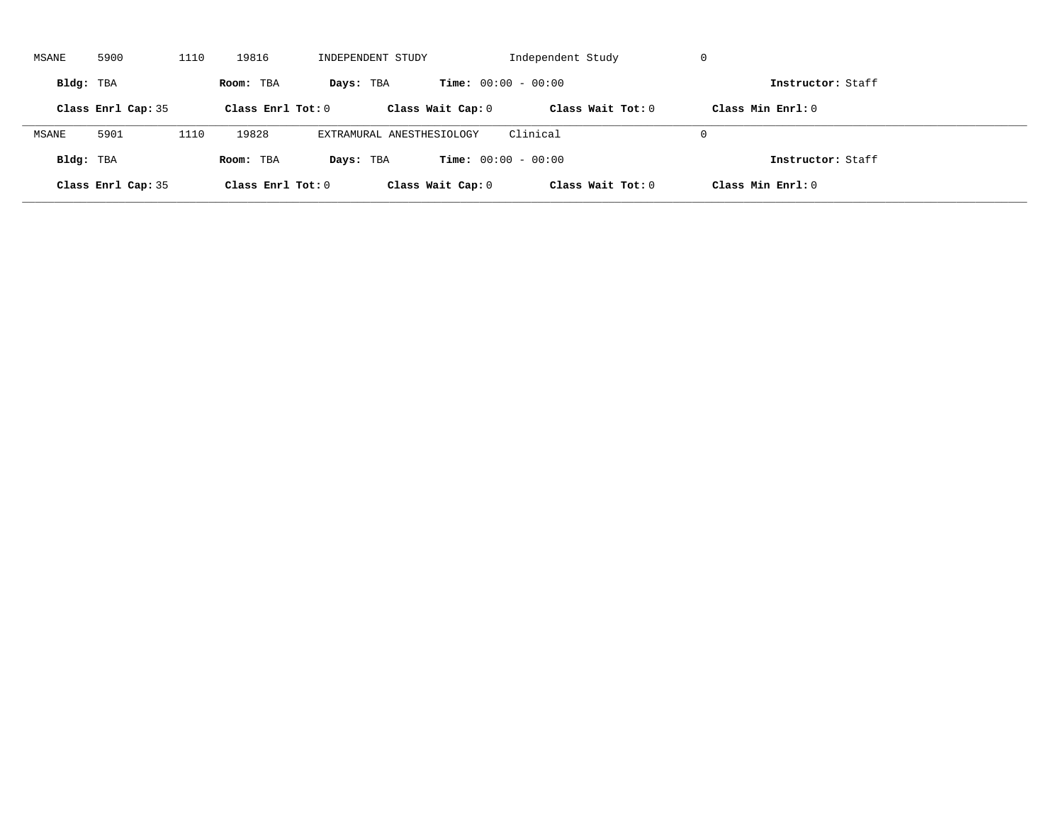MSANE 5900 1110 19816 INDEPENDENT STUDY Independent Study 0

**Bldg:** TBA **Room:** TBA **Days:** TBA **Time:** 00:00 - 00:00 **Instructor:** Staff

**Class Enrl Cap:** 35 **Class Enrl Tot:** 0 **Class Wait Cap:** 0 **Class Wait Tot:** 0 **Class Min Enrl:** 0

---

MSANE 5901 1110 19828 EXTRAMURAL ANESTHESIOLOGY Clinical 0

**Bldg:** TBA **Room:** TBA **Days:** TBA **Time:** 00:00 - 00:00 **Instructor:** Staff

**Class Enrl Cap:** 35 **Class Enrl Tot:** 0 **Class Wait Cap:** 0 **Class Wait Tot:** 0 **Class Min Enrl:** 0

---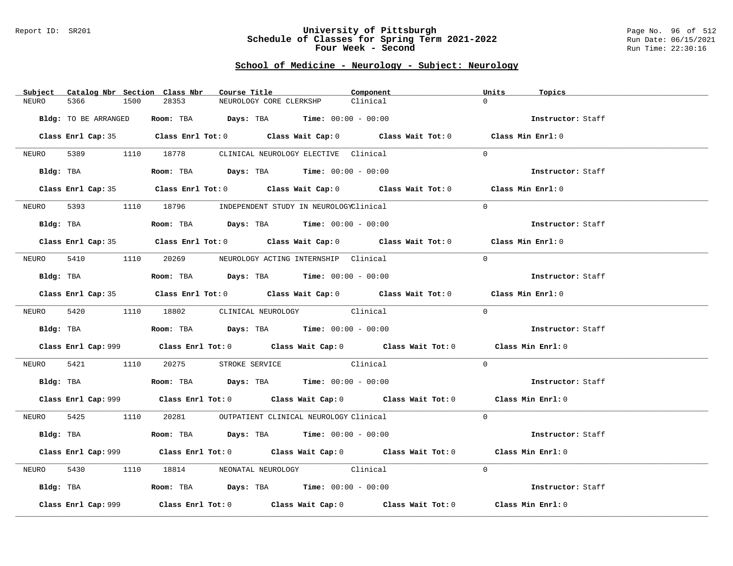Report ID: SR201

# University of Pittsburgh
## Schedule of Classes for Spring Term 2021-2022
## Four Week - Second

Run Date: 06/15/2021
Run Time: 22:30:16

## School of Medicine - Neurology - Subject: Neurology

| Subject | Catalog Nbr | Section | Class Nbr | Course Title | Component | Units | Topics |
|---|---|---|---|---|---|---|---|
| NEURO | 5366 | 1500 | 28353 | NEUROLOGY CORE CLERKSHP | Clinical | 0 | |

**Bldg:** TO BE ARRANGED **Room:** TBA **Days:** TBA **Time:** 00:00 - 00:00 **Instructor:** Staff

**Class Enrl Cap:** 35 **Class Enrl Tot:** 0 **Class Wait Cap:** 0 **Class Wait Tot:** 0 **Class Min Enrl:** 0

---

| Subject | Catalog Nbr | Section | Class Nbr | Course Title | Component | Units | Topics |
|---|---|---|---|---|---|---|---|
| NEURO | 5389 | 1110 | 18778 | CLINICAL NEUROLOGY ELECTIVE | Clinical | 0 | |

**Bldg:** TBA **Room:** TBA **Days:** TBA **Time:** 00:00 - 00:00 **Instructor:** Staff

**Class Enrl Cap:** 35 **Class Enrl Tot:** 0 **Class Wait Cap:** 0 **Class Wait Tot:** 0 **Class Min Enrl:** 0

---

| Subject | Catalog Nbr | Section | Class Nbr | Course Title | Component | Units | Topics |
|---|---|---|---|---|---|---|---|
| NEURO | 5393 | 1110 | 18796 | INDEPENDENT STUDY IN NEUROLOGY | Clinical | 0 | |

**Bldg:** TBA **Room:** TBA **Days:** TBA **Time:** 00:00 - 00:00 **Instructor:** Staff

**Class Enrl Cap:** 35 **Class Enrl Tot:** 0 **Class Wait Cap:** 0 **Class Wait Tot:** 0 **Class Min Enrl:** 0

---

| Subject | Catalog Nbr | Section | Class Nbr | Course Title | Component | Units | Topics |
|---|---|---|---|---|---|---|---|
| NEURO | 5410 | 1110 | 20269 | NEUROLOGY ACTING INTERNSHIP | Clinical | 0 | |

**Bldg:** TBA **Room:** TBA **Days:** TBA **Time:** 00:00 - 00:00 **Instructor:** Staff

**Class Enrl Cap:** 35 **Class Enrl Tot:** 0 **Class Wait Cap:** 0 **Class Wait Tot:** 0 **Class Min Enrl:** 0

---

| Subject | Catalog Nbr | Section | Class Nbr | Course Title | Component | Units | Topics |
|---|---|---|---|---|---|---|---|
| NEURO | 5420 | 1110 | 18802 | CLINICAL NEUROLOGY | Clinical | 0 | |

**Bldg:** TBA **Room:** TBA **Days:** TBA **Time:** 00:00 - 00:00 **Instructor:** Staff

**Class Enrl Cap:** 999 **Class Enrl Tot:** 0 **Class Wait Cap:** 0 **Class Wait Tot:** 0 **Class Min Enrl:** 0

---

| Subject | Catalog Nbr | Section | Class Nbr | Course Title | Component | Units | Topics |
|---|---|---|---|---|---|---|---|
| NEURO | 5421 | 1110 | 20275 | STROKE SERVICE | Clinical | 0 | |

**Bldg:** TBA **Room:** TBA **Days:** TBA **Time:** 00:00 - 00:00 **Instructor:** Staff

**Class Enrl Cap:** 999 **Class Enrl Tot:** 0 **Class Wait Cap:** 0 **Class Wait Tot:** 0 **Class Min Enrl:** 0

---

| Subject | Catalog Nbr | Section | Class Nbr | Course Title | Component | Units | Topics |
|---|---|---|---|---|---|---|---|
| NEURO | 5425 | 1110 | 20281 | OUTPATIENT CLINICAL NEUROLOGY | Clinical | 0 | |

**Bldg:** TBA **Room:** TBA **Days:** TBA **Time:** 00:00 - 00:00 **Instructor:** Staff

**Class Enrl Cap:** 999 **Class Enrl Tot:** 0 **Class Wait Cap:** 0 **Class Wait Tot:** 0 **Class Min Enrl:** 0

---

| Subject | Catalog Nbr | Section | Class Nbr | Course Title | Component | Units | Topics |
|---|---|---|---|---|---|---|---|
| NEURO | 5430 | 1110 | 18814 | NEONATAL NEUROLOGY | Clinical | 0 | |

**Bldg:** TBA **Room:** TBA **Days:** TBA **Time:** 00:00 - 00:00 **Instructor:** Staff

**Class Enrl Cap:** 999 **Class Enrl Tot:** 0 **Class Wait Cap:** 0 **Class Wait Tot:** 0 **Class Min Enrl:** 0

---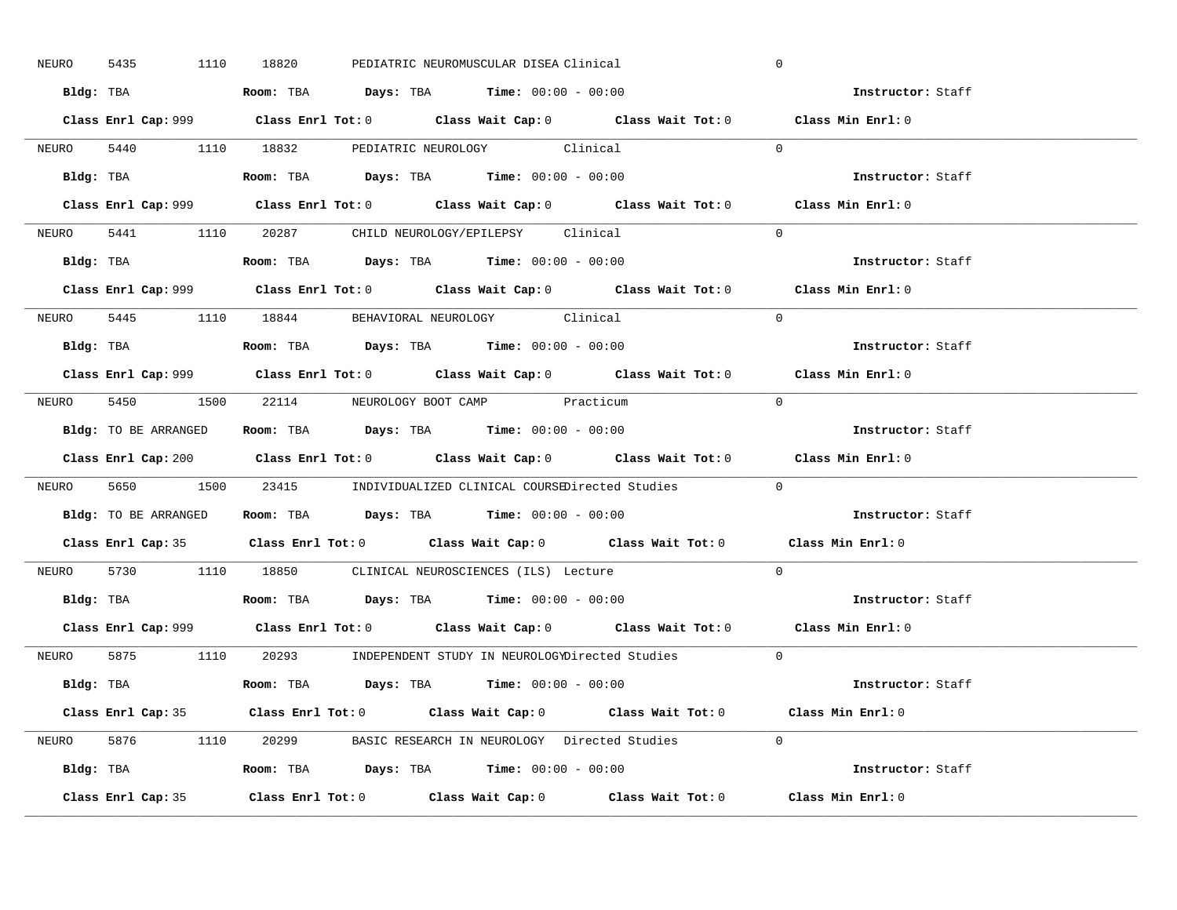NEURO 5435 1110 18820 PEDIATRIC NEUROMUSCULAR DISEA Clinical 0

**Bldg:** TBA **Room:** TBA **Days:** TBA **Time:** 00:00 - 00:00 **Instructor:** Staff

**Class Enrl Cap:** 999 **Class Enrl Tot:** 0 **Class Wait Cap:** 0 **Class Wait Tot:** 0 **Class Min Enrl:** 0

---

NEURO 5440 1110 18832 PEDIATRIC NEUROLOGY Clinical 0

**Bldg:** TBA **Room:** TBA **Days:** TBA **Time:** 00:00 - 00:00 **Instructor:** Staff

**Class Enrl Cap:** 999 **Class Enrl Tot:** 0 **Class Wait Cap:** 0 **Class Wait Tot:** 0 **Class Min Enrl:** 0

---

NEURO 5441 1110 20287 CHILD NEUROLOGY/EPILEPSY Clinical 0

**Bldg:** TBA **Room:** TBA **Days:** TBA **Time:** 00:00 - 00:00 **Instructor:** Staff

**Class Enrl Cap:** 999 **Class Enrl Tot:** 0 **Class Wait Cap:** 0 **Class Wait Tot:** 0 **Class Min Enrl:** 0

---

NEURO 5445 1110 18844 BEHAVIORAL NEUROLOGY Clinical 0

**Bldg:** TBA **Room:** TBA **Days:** TBA **Time:** 00:00 - 00:00 **Instructor:** Staff

**Class Enrl Cap:** 999 **Class Enrl Tot:** 0 **Class Wait Cap:** 0 **Class Wait Tot:** 0 **Class Min Enrl:** 0

---

NEURO 5450 1500 22114 NEUROLOGY BOOT CAMP Practicum 0

**Bldg:** TO BE ARRANGED **Room:** TBA **Days:** TBA **Time:** 00:00 - 00:00 **Instructor:** Staff

**Class Enrl Cap:** 200 **Class Enrl Tot:** 0 **Class Wait Cap:** 0 **Class Wait Tot:** 0 **Class Min Enrl:** 0

---

NEURO 5650 1500 23415 INDIVIDUALIZED CLINICAL COURSE Directed Studies 0

**Bldg:** TO BE ARRANGED **Room:** TBA **Days:** TBA **Time:** 00:00 - 00:00 **Instructor:** Staff

**Class Enrl Cap:** 35 **Class Enrl Tot:** 0 **Class Wait Cap:** 0 **Class Wait Tot:** 0 **Class Min Enrl:** 0

---

NEURO 5730 1110 18850 CLINICAL NEUROSCIENCES (ILS) Lecture 0

**Bldg:** TBA **Room:** TBA **Days:** TBA **Time:** 00:00 - 00:00 **Instructor:** Staff

**Class Enrl Cap:** 999 **Class Enrl Tot:** 0 **Class Wait Cap:** 0 **Class Wait Tot:** 0 **Class Min Enrl:** 0

---

NEURO 5875 1110 20293 INDEPENDENT STUDY IN NEUROLOGY Directed Studies 0

**Bldg:** TBA **Room:** TBA **Days:** TBA **Time:** 00:00 - 00:00 **Instructor:** Staff

**Class Enrl Cap:** 35 **Class Enrl Tot:** 0 **Class Wait Cap:** 0 **Class Wait Tot:** 0 **Class Min Enrl:** 0

---

NEURO 5876 1110 20299 BASIC RESEARCH IN NEUROLOGY Directed Studies 0

**Bldg:** TBA **Room:** TBA **Days:** TBA **Time:** 00:00 - 00:00 **Instructor:** Staff

**Class Enrl Cap:** 35 **Class Enrl Tot:** 0 **Class Wait Cap:** 0 **Class Wait Tot:** 0 **Class Min Enrl:** 0

---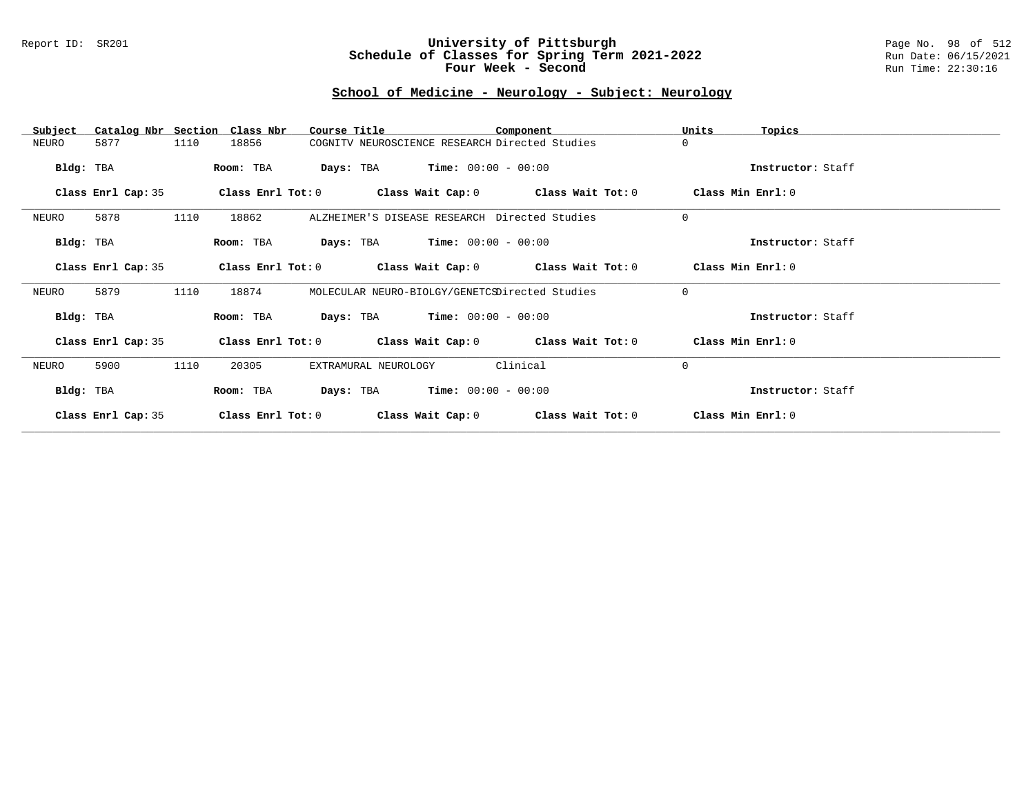# University of Pittsburgh
## Schedule of Classes for Spring Term 2021-2022
## Four Week - Second

Report ID: SR201

Run Date: 06/15/2021
Run Time: 22:30:16

### School of Medicine - Neurology - Subject: Neurology

| Subject | Catalog Nbr | Section | Class Nbr | Course Title | Component | Units | Topics |
|---|---|---|---|---|---|---|---|
| NEURO | 5877 | 1110 | 18856 | COGNITV NEUROSCIENCE RESEARCH | Directed Studies | 0 | |

**Bldg:** TBA **Room:** TBA **Days:** TBA **Time:** 00:00 - 00:00 **Instructor:** Staff

**Class Enrl Cap:** 35 **Class Enrl Tot:** 0 **Class Wait Cap:** 0 **Class Wait Tot:** 0 **Class Min Enrl:** 0

---

| Subject | Catalog Nbr | Section | Class Nbr | Course Title | Component | Units | Topics |
|---|---|---|---|---|---|---|---|
| NEURO | 5878 | 1110 | 18862 | ALZHEIMER'S DISEASE RESEARCH | Directed Studies | 0 | |

**Bldg:** TBA **Room:** TBA **Days:** TBA **Time:** 00:00 - 00:00 **Instructor:** Staff

**Class Enrl Cap:** 35 **Class Enrl Tot:** 0 **Class Wait Cap:** 0 **Class Wait Tot:** 0 **Class Min Enrl:** 0

---

| Subject | Catalog Nbr | Section | Class Nbr | Course Title | Component | Units | Topics |
|---|---|---|---|---|---|---|---|
| NEURO | 5879 | 1110 | 18874 | MOLECULAR NEURO-BIOLGY/GENETCS | Directed Studies | 0 | |

**Bldg:** TBA **Room:** TBA **Days:** TBA **Time:** 00:00 - 00:00 **Instructor:** Staff

**Class Enrl Cap:** 35 **Class Enrl Tot:** 0 **Class Wait Cap:** 0 **Class Wait Tot:** 0 **Class Min Enrl:** 0

---

| Subject | Catalog Nbr | Section | Class Nbr | Course Title | Component | Units | Topics |
|---|---|---|---|---|---|---|---|
| NEURO | 5900 | 1110 | 20305 | EXTRAMURAL NEUROLOGY | Clinical | 0 | |

**Bldg:** TBA **Room:** TBA **Days:** TBA **Time:** 00:00 - 00:00 **Instructor:** Staff

**Class Enrl Cap:** 35 **Class Enrl Tot:** 0 **Class Wait Cap:** 0 **Class Wait Tot:** 0 **Class Min Enrl:** 0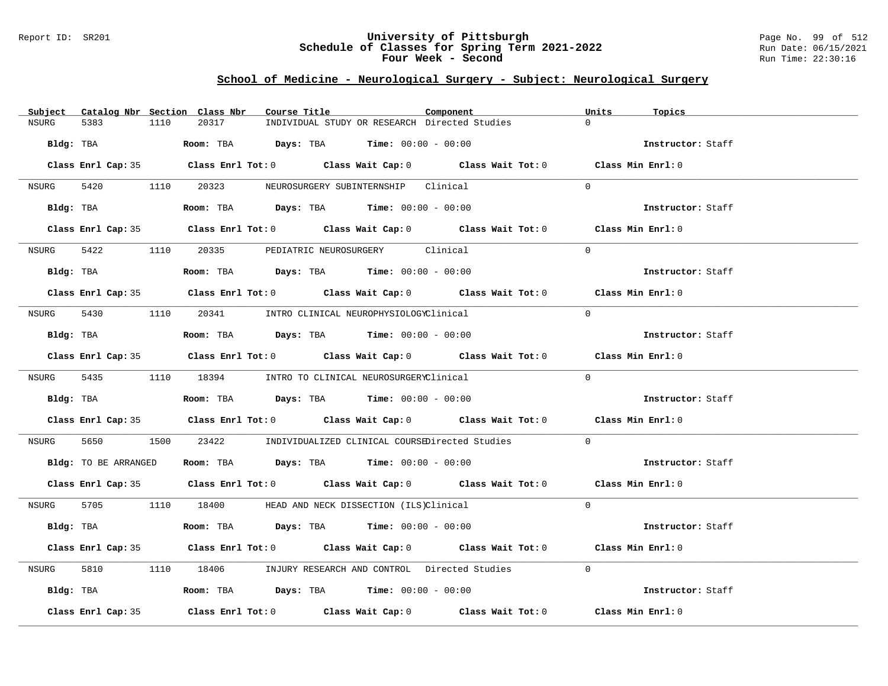## School of Medicine - Neurological Surgery - Subject: Neurological Surgery

| Subject | Catalog Nbr | Section | Class Nbr | Course Title | Component | Units | Topics |
|---|---|---|---|---|---|---|---|
| NSURG | 5383 | 1110 | 20317 | INDIVIDUAL STUDY OR RESEARCH | Directed Studies | 0 | |
| Bldg: TBA | | Room: TBA | Days: TBA | Time: 00:00 - 00:00 | | Instructor: Staff | |
| Class Enrl Cap: 35 | | Class Enrl Tot: 0 | Class Wait Cap: 0 | Class Wait Tot: 0 | | Class Min Enrl: 0 | |
| NSURG | 5420 | 1110 | 20323 | NEUROSURGERY SUBINTERNSHIP | Clinical | 0 | |
| Bldg: TBA | | Room: TBA | Days: TBA | Time: 00:00 - 00:00 | | Instructor: Staff | |
| Class Enrl Cap: 35 | | Class Enrl Tot: 0 | Class Wait Cap: 0 | Class Wait Tot: 0 | | Class Min Enrl: 0 | |
| NSURG | 5422 | 1110 | 20335 | PEDIATRIC NEUROSURGERY | Clinical | 0 | |
| Bldg: TBA | | Room: TBA | Days: TBA | Time: 00:00 - 00:00 | | Instructor: Staff | |
| Class Enrl Cap: 35 | | Class Enrl Tot: 0 | Class Wait Cap: 0 | Class Wait Tot: 0 | | Class Min Enrl: 0 | |
| NSURG | 5430 | 1110 | 20341 | INTRO CLINICAL NEUROPHYSIOLOGY | Clinical | 0 | |
| Bldg: TBA | | Room: TBA | Days: TBA | Time: 00:00 - 00:00 | | Instructor: Staff | |
| Class Enrl Cap: 35 | | Class Enrl Tot: 0 | Class Wait Cap: 0 | Class Wait Tot: 0 | | Class Min Enrl: 0 | |
| NSURG | 5435 | 1110 | 18394 | INTRO TO CLINICAL NEUROSURGERY | Clinical | 0 | |
| Bldg: TBA | | Room: TBA | Days: TBA | Time: 00:00 - 00:00 | | Instructor: Staff | |
| Class Enrl Cap: 35 | | Class Enrl Tot: 0 | Class Wait Cap: 0 | Class Wait Tot: 0 | | Class Min Enrl: 0 | |
| NSURG | 5650 | 1500 | 23422 | INDIVIDUALIZED CLINICAL COURSE | Directed Studies | 0 | |
| Bldg: TO BE ARRANGED | | Room: TBA | Days: TBA | Time: 00:00 - 00:00 | | Instructor: Staff | |
| Class Enrl Cap: 35 | | Class Enrl Tot: 0 | Class Wait Cap: 0 | Class Wait Tot: 0 | | Class Min Enrl: 0 | |
| NSURG | 5705 | 1110 | 18400 | HEAD AND NECK DISSECTION (ILS) | Clinical | 0 | |
| Bldg: TBA | | Room: TBA | Days: TBA | Time: 00:00 - 00:00 | | Instructor: Staff | |
| Class Enrl Cap: 35 | | Class Enrl Tot: 0 | Class Wait Cap: 0 | Class Wait Tot: 0 | | Class Min Enrl: 0 | |
| NSURG | 5810 | 1110 | 18406 | INJURY RESEARCH AND CONTROL | Directed Studies | 0 | |
| Bldg: TBA | | Room: TBA | Days: TBA | Time: 00:00 - 00:00 | | Instructor: Staff | |
| Class Enrl Cap: 35 | | Class Enrl Tot: 0 | Class Wait Cap: 0 | Class Wait Tot: 0 | | Class Min Enrl: 0 | |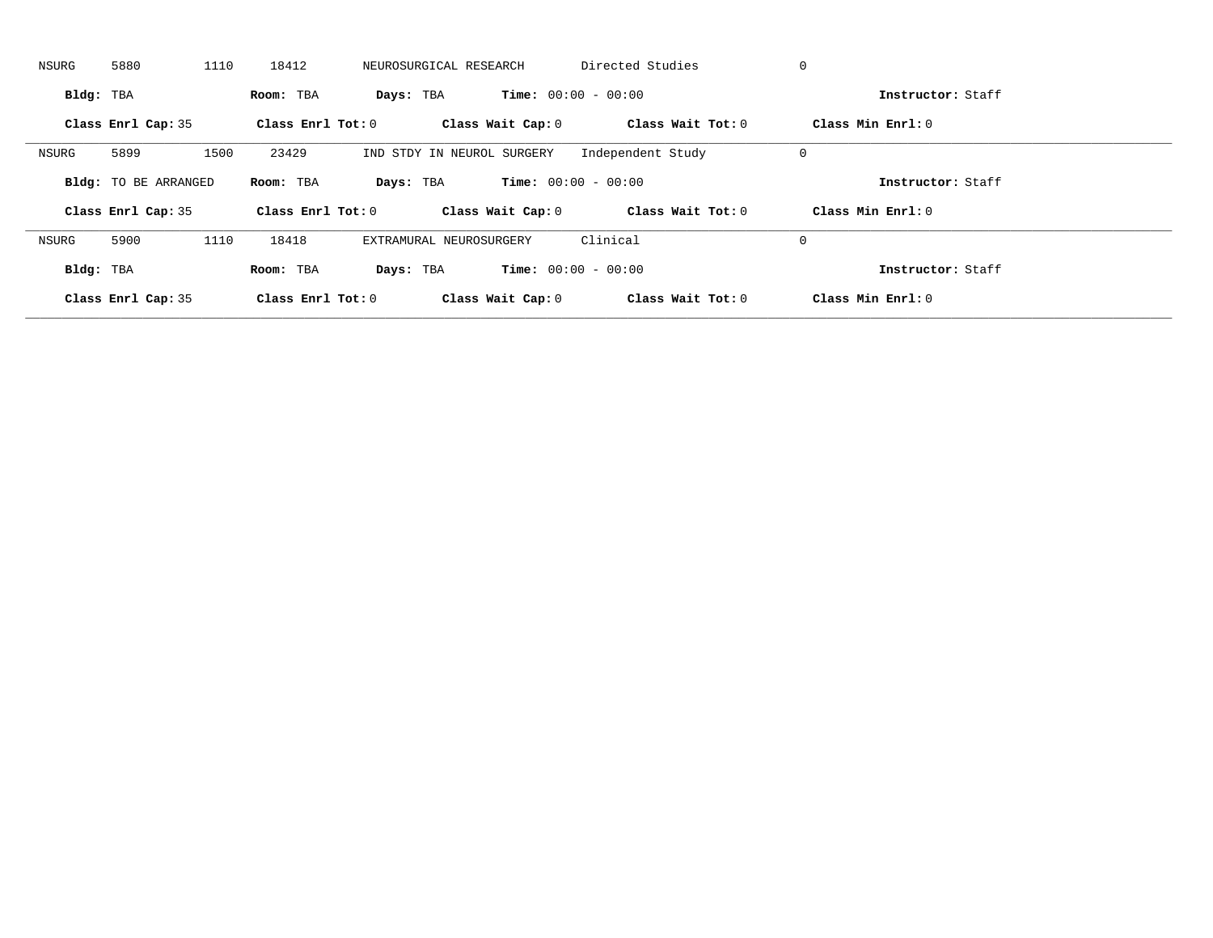NSURG 5880 1110 18412 NEUROSURGICAL RESEARCH Directed Studies 0

**Bldg:** TBA **Room:** TBA **Days:** TBA **Time:** 00:00 - 00:00 **Instructor:** Staff

**Class Enrl Cap:** 35 **Class Enrl Tot:** 0 **Class Wait Cap:** 0 **Class Wait Tot:** 0 **Class Min Enrl:** 0

---

NSURG 5899 1500 23429 IND STDY IN NEUROL SURGERY Independent Study 0

**Bldg:** TO BE ARRANGED **Room:** TBA **Days:** TBA **Time:** 00:00 - 00:00 **Instructor:** Staff

**Class Enrl Cap:** 35 **Class Enrl Tot:** 0 **Class Wait Cap:** 0 **Class Wait Tot:** 0 **Class Min Enrl:** 0

---

NSURG 5900 1110 18418 EXTRAMURAL NEUROSURGERY Clinical 0

**Bldg:** TBA **Room:** TBA **Days:** TBA **Time:** 00:00 - 00:00 **Instructor:** Staff

**Class Enrl Cap:** 35 **Class Enrl Tot:** 0 **Class Wait Cap:** 0 **Class Wait Tot:** 0 **Class Min Enrl:** 0

---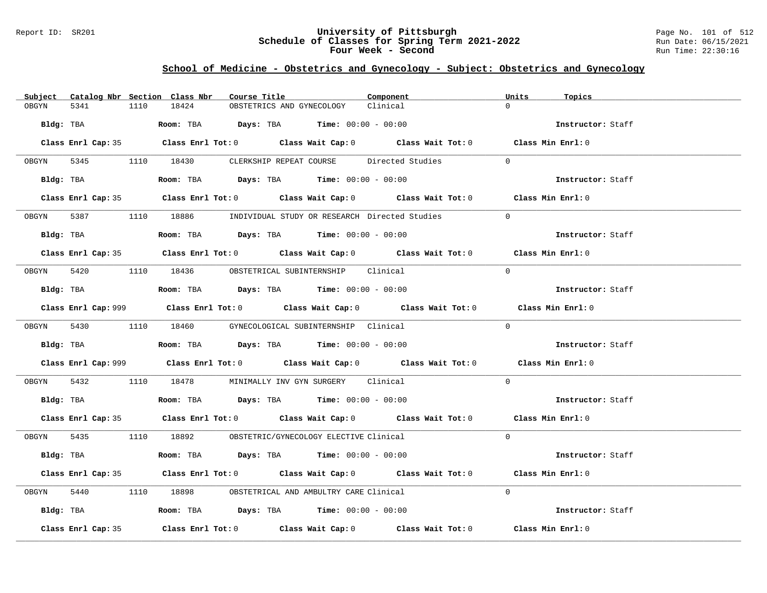## School of Medicine - Obstetrics and Gynecology - Subject: Obstetrics and Gynecology

| Subject | Catalog Nbr | Section | Class Nbr | Course Title | Component | Units | Topics |
|---|---|---|---|---|---|---|---|
| OBGYN | 5341 | 1110 | 18424 | OBSTETRICS AND GYNECOLOGY | Clinical | 0 | |

**Bldg:** TBA **Room:** TBA **Days:** TBA **Time:** 00:00 - 00:00 **Instructor:** Staff

**Class Enrl Cap:** 35 **Class Enrl Tot:** 0 **Class Wait Cap:** 0 **Class Wait Tot:** 0 **Class Min Enrl:** 0

| Subject | Catalog Nbr | Section | Class Nbr | Course Title | Component | Units | Topics |
|---|---|---|---|---|---|---|---|
| OBGYN | 5345 | 1110 | 18430 | CLERKSHIP REPEAT COURSE | Directed Studies | 0 | |

**Bldg:** TBA **Room:** TBA **Days:** TBA **Time:** 00:00 - 00:00 **Instructor:** Staff

**Class Enrl Cap:** 35 **Class Enrl Tot:** 0 **Class Wait Cap:** 0 **Class Wait Tot:** 0 **Class Min Enrl:** 0

| Subject | Catalog Nbr | Section | Class Nbr | Course Title | Component | Units | Topics |
|---|---|---|---|---|---|---|---|
| OBGYN | 5387 | 1110 | 18886 | INDIVIDUAL STUDY OR RESEARCH | Directed Studies | 0 | |

**Bldg:** TBA **Room:** TBA **Days:** TBA **Time:** 00:00 - 00:00 **Instructor:** Staff

**Class Enrl Cap:** 35 **Class Enrl Tot:** 0 **Class Wait Cap:** 0 **Class Wait Tot:** 0 **Class Min Enrl:** 0

| Subject | Catalog Nbr | Section | Class Nbr | Course Title | Component | Units | Topics |
|---|---|---|---|---|---|---|---|
| OBGYN | 5420 | 1110 | 18436 | OBSTETRICAL SUBINTERNSHIP | Clinical | 0 | |

**Bldg:** TBA **Room:** TBA **Days:** TBA **Time:** 00:00 - 00:00 **Instructor:** Staff

**Class Enrl Cap:** 999 **Class Enrl Tot:** 0 **Class Wait Cap:** 0 **Class Wait Tot:** 0 **Class Min Enrl:** 0

| Subject | Catalog Nbr | Section | Class Nbr | Course Title | Component | Units | Topics |
|---|---|---|---|---|---|---|---|
| OBGYN | 5430 | 1110 | 18460 | GYNECOLOGICAL SUBINTERNSHIP | Clinical | 0 | |

**Bldg:** TBA **Room:** TBA **Days:** TBA **Time:** 00:00 - 00:00 **Instructor:** Staff

**Class Enrl Cap:** 999 **Class Enrl Tot:** 0 **Class Wait Cap:** 0 **Class Wait Tot:** 0 **Class Min Enrl:** 0

| Subject | Catalog Nbr | Section | Class Nbr | Course Title | Component | Units | Topics |
|---|---|---|---|---|---|---|---|
| OBGYN | 5432 | 1110 | 18478 | MINIMALLY INV GYN SURGERY | Clinical | 0 | |

**Bldg:** TBA **Room:** TBA **Days:** TBA **Time:** 00:00 - 00:00 **Instructor:** Staff

**Class Enrl Cap:** 35 **Class Enrl Tot:** 0 **Class Wait Cap:** 0 **Class Wait Tot:** 0 **Class Min Enrl:** 0

| Subject | Catalog Nbr | Section | Class Nbr | Course Title | Component | Units | Topics |
|---|---|---|---|---|---|---|---|
| OBGYN | 5435 | 1110 | 18892 | OBSTETRIC/GYNECOLOGY ELECTIVE | Clinical | 0 | |

**Bldg:** TBA **Room:** TBA **Days:** TBA **Time:** 00:00 - 00:00 **Instructor:** Staff

**Class Enrl Cap:** 35 **Class Enrl Tot:** 0 **Class Wait Cap:** 0 **Class Wait Tot:** 0 **Class Min Enrl:** 0

| Subject | Catalog Nbr | Section | Class Nbr | Course Title | Component | Units | Topics |
|---|---|---|---|---|---|---|---|
| OBGYN | 5440 | 1110 | 18898 | OBSTETRICAL AND AMBULTRY CARE | Clinical | 0 | |

**Bldg:** TBA **Room:** TBA **Days:** TBA **Time:** 00:00 - 00:00 **Instructor:** Staff

**Class Enrl Cap:** 35 **Class Enrl Tot:** 0 **Class Wait Cap:** 0 **Class Wait Tot:** 0 **Class Min Enrl:** 0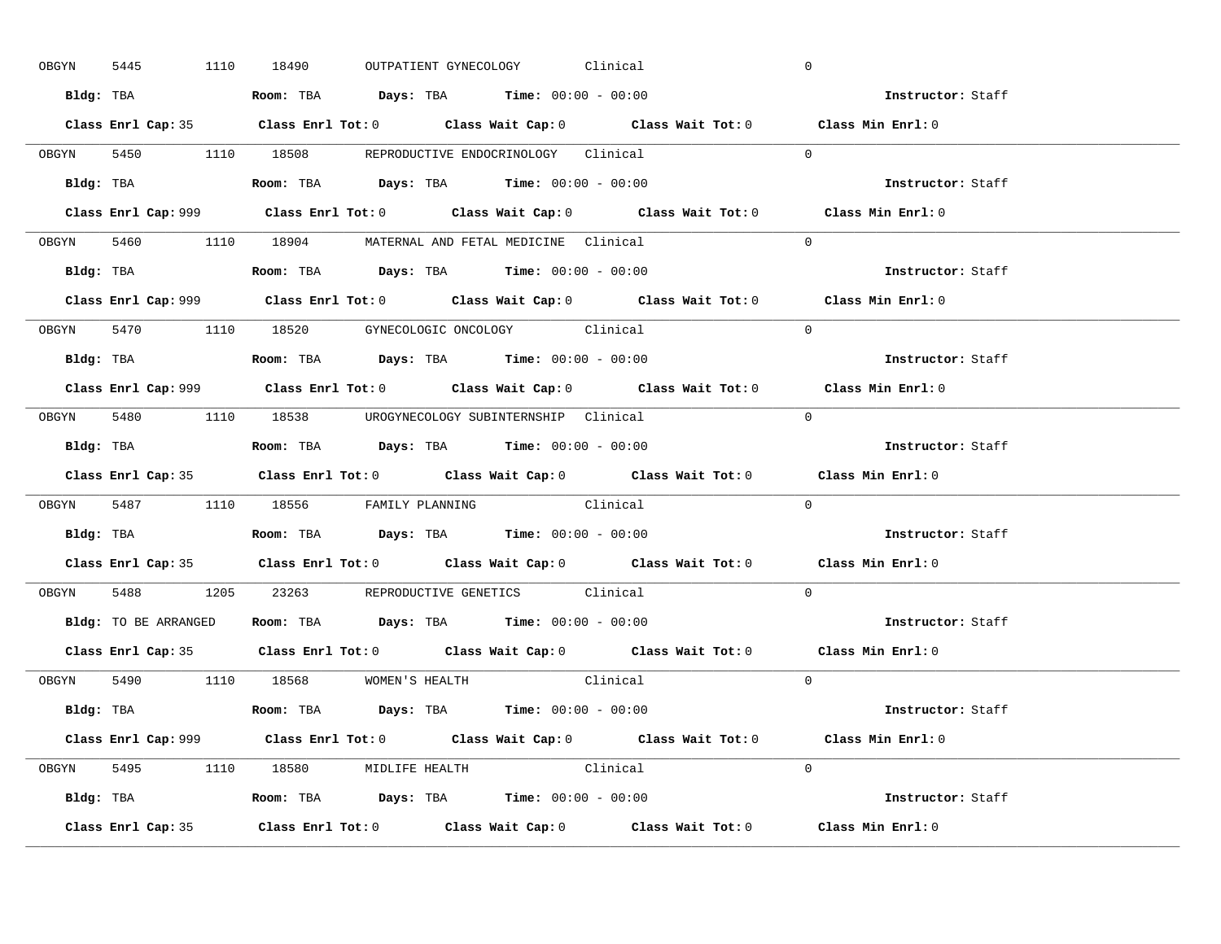OBGYN 5445 1110 18490 OUTPATIENT GYNECOLOGY Clinical 0

**Bldg:** TBA **Room:** TBA **Days:** TBA **Time:** 00:00 - 00:00 **Instructor:** Staff

**Class Enrl Cap:** 35 **Class Enrl Tot:** 0 **Class Wait Cap:** 0 **Class Wait Tot:** 0 **Class Min Enrl:** 0

---

OBGYN 5450 1110 18508 REPRODUCTIVE ENDOCRINOLOGY Clinical 0

**Bldg:** TBA **Room:** TBA **Days:** TBA **Time:** 00:00 - 00:00 **Instructor:** Staff

**Class Enrl Cap:** 999 **Class Enrl Tot:** 0 **Class Wait Cap:** 0 **Class Wait Tot:** 0 **Class Min Enrl:** 0

---

OBGYN 5460 1110 18904 MATERNAL AND FETAL MEDICINE Clinical 0

**Bldg:** TBA **Room:** TBA **Days:** TBA **Time:** 00:00 - 00:00 **Instructor:** Staff

**Class Enrl Cap:** 999 **Class Enrl Tot:** 0 **Class Wait Cap:** 0 **Class Wait Tot:** 0 **Class Min Enrl:** 0

---

OBGYN 5470 1110 18520 GYNECOLOGIC ONCOLOGY Clinical 0

**Bldg:** TBA **Room:** TBA **Days:** TBA **Time:** 00:00 - 00:00 **Instructor:** Staff

**Class Enrl Cap:** 999 **Class Enrl Tot:** 0 **Class Wait Cap:** 0 **Class Wait Tot:** 0 **Class Min Enrl:** 0

---

OBGYN 5480 1110 18538 UROGYNECOLOGY SUBINTERNSHIP Clinical 0

**Bldg:** TBA **Room:** TBA **Days:** TBA **Time:** 00:00 - 00:00 **Instructor:** Staff

**Class Enrl Cap:** 35 **Class Enrl Tot:** 0 **Class Wait Cap:** 0 **Class Wait Tot:** 0 **Class Min Enrl:** 0

---

OBGYN 5487 1110 18556 FAMILY PLANNING Clinical 0

**Bldg:** TBA **Room:** TBA **Days:** TBA **Time:** 00:00 - 00:00 **Instructor:** Staff

**Class Enrl Cap:** 35 **Class Enrl Tot:** 0 **Class Wait Cap:** 0 **Class Wait Tot:** 0 **Class Min Enrl:** 0

---

OBGYN 5488 1205 23263 REPRODUCTIVE GENETICS Clinical 0

**Bldg:** TO BE ARRANGED **Room:** TBA **Days:** TBA **Time:** 00:00 - 00:00 **Instructor:** Staff

**Class Enrl Cap:** 35 **Class Enrl Tot:** 0 **Class Wait Cap:** 0 **Class Wait Tot:** 0 **Class Min Enrl:** 0

---

OBGYN 5490 1110 18568 WOMEN'S HEALTH Clinical 0

**Bldg:** TBA **Room:** TBA **Days:** TBA **Time:** 00:00 - 00:00 **Instructor:** Staff

**Class Enrl Cap:** 999 **Class Enrl Tot:** 0 **Class Wait Cap:** 0 **Class Wait Tot:** 0 **Class Min Enrl:** 0

---

OBGYN 5495 1110 18580 MIDLIFE HEALTH Clinical 0

**Bldg:** TBA **Room:** TBA **Days:** TBA **Time:** 00:00 - 00:00 **Instructor:** Staff

**Class Enrl Cap:** 35 **Class Enrl Tot:** 0 **Class Wait Cap:** 0 **Class Wait Tot:** 0 **Class Min Enrl:** 0

---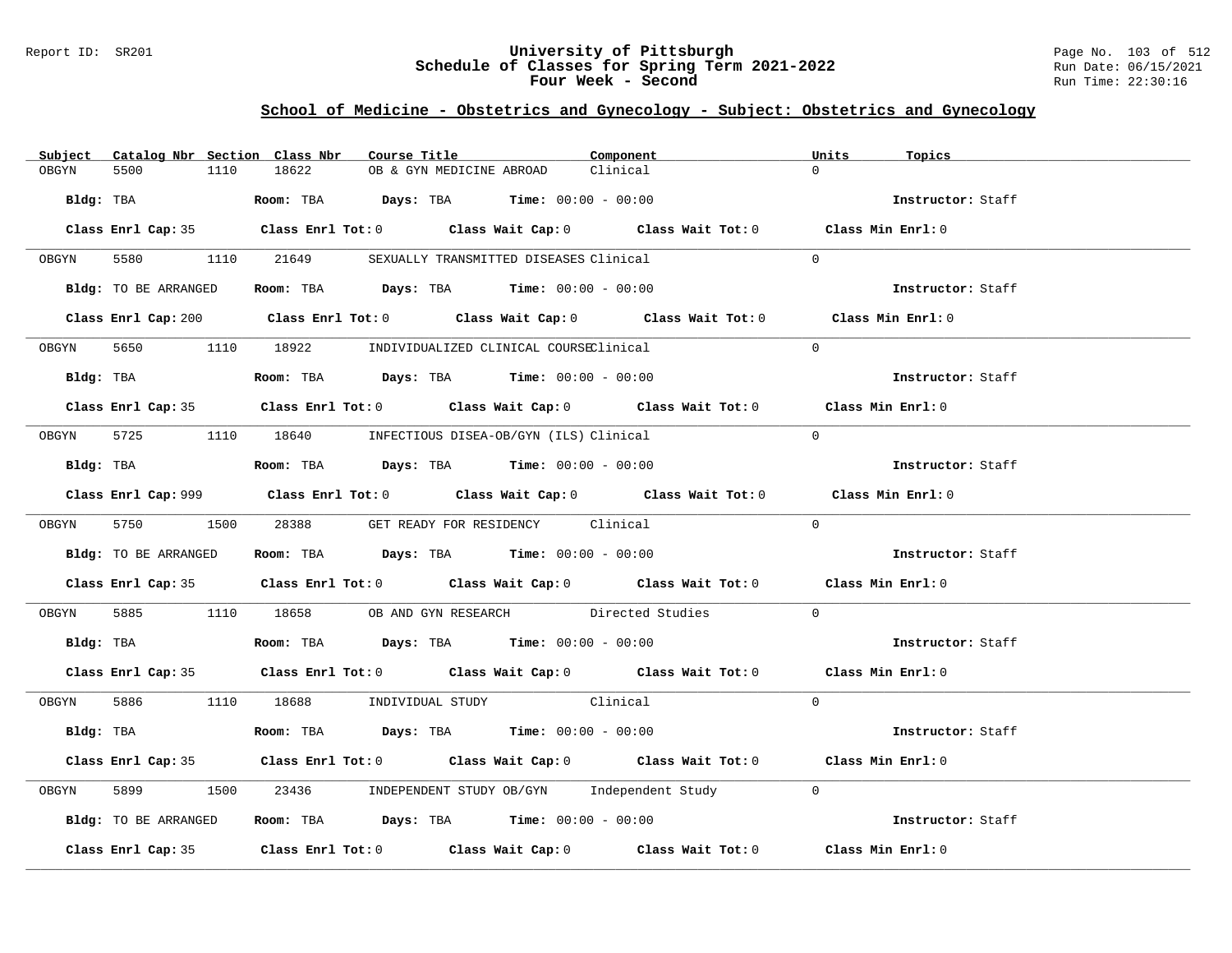## School of Medicine - Obstetrics and Gynecology - Subject: Obstetrics and Gynecology

| Subject | Catalog Nbr | Section | Class Nbr | Course Title | Component | Units | Topics |
|---|---|---|---|---|---|---|---|
| OBGYN | 5500 | 1110 | 18622 | OB & GYN MEDICINE ABROAD | Clinical | 0 | |

**Bldg:** TBA **Room:** TBA **Days:** TBA **Time:** 00:00 - 00:00 **Instructor:** Staff

**Class Enrl Cap:** 35 **Class Enrl Tot:** 0 **Class Wait Cap:** 0 **Class Wait Tot:** 0 **Class Min Enrl:** 0

| Subject | Catalog Nbr | Section | Class Nbr | Course Title | Component | Units | Topics |
|---|---|---|---|---|---|---|---|
| OBGYN | 5580 | 1110 | 21649 | SEXUALLY TRANSMITTED DISEASES | Clinical | 0 | |

**Bldg:** TO BE ARRANGED **Room:** TBA **Days:** TBA **Time:** 00:00 - 00:00 **Instructor:** Staff

**Class Enrl Cap:** 200 **Class Enrl Tot:** 0 **Class Wait Cap:** 0 **Class Wait Tot:** 0 **Class Min Enrl:** 0

| Subject | Catalog Nbr | Section | Class Nbr | Course Title | Component | Units | Topics |
|---|---|---|---|---|---|---|---|
| OBGYN | 5650 | 1110 | 18922 | INDIVIDUALIZED CLINICAL COURSE | Clinical | 0 | |

**Bldg:** TBA **Room:** TBA **Days:** TBA **Time:** 00:00 - 00:00 **Instructor:** Staff

**Class Enrl Cap:** 35 **Class Enrl Tot:** 0 **Class Wait Cap:** 0 **Class Wait Tot:** 0 **Class Min Enrl:** 0

| Subject | Catalog Nbr | Section | Class Nbr | Course Title | Component | Units | Topics |
|---|---|---|---|---|---|---|---|
| OBGYN | 5725 | 1110 | 18640 | INFECTIOUS DISEA-OB/GYN (ILS) | Clinical | 0 | |

**Bldg:** TBA **Room:** TBA **Days:** TBA **Time:** 00:00 - 00:00 **Instructor:** Staff

**Class Enrl Cap:** 999 **Class Enrl Tot:** 0 **Class Wait Cap:** 0 **Class Wait Tot:** 0 **Class Min Enrl:** 0

| Subject | Catalog Nbr | Section | Class Nbr | Course Title | Component | Units | Topics |
|---|---|---|---|---|---|---|---|
| OBGYN | 5750 | 1500 | 28388 | GET READY FOR RESIDENCY | Clinical | 0 | |

**Bldg:** TO BE ARRANGED **Room:** TBA **Days:** TBA **Time:** 00:00 - 00:00 **Instructor:** Staff

**Class Enrl Cap:** 35 **Class Enrl Tot:** 0 **Class Wait Cap:** 0 **Class Wait Tot:** 0 **Class Min Enrl:** 0

| Subject | Catalog Nbr | Section | Class Nbr | Course Title | Component | Units | Topics |
|---|---|---|---|---|---|---|---|
| OBGYN | 5885 | 1110 | 18658 | OB AND GYN RESEARCH | Directed Studies | 0 | |

**Bldg:** TBA **Room:** TBA **Days:** TBA **Time:** 00:00 - 00:00 **Instructor:** Staff

**Class Enrl Cap:** 35 **Class Enrl Tot:** 0 **Class Wait Cap:** 0 **Class Wait Tot:** 0 **Class Min Enrl:** 0

| Subject | Catalog Nbr | Section | Class Nbr | Course Title | Component | Units | Topics |
|---|---|---|---|---|---|---|---|
| OBGYN | 5886 | 1110 | 18688 | INDIVIDUAL STUDY | Clinical | 0 | |

**Bldg:** TBA **Room:** TBA **Days:** TBA **Time:** 00:00 - 00:00 **Instructor:** Staff

**Class Enrl Cap:** 35 **Class Enrl Tot:** 0 **Class Wait Cap:** 0 **Class Wait Tot:** 0 **Class Min Enrl:** 0

| Subject | Catalog Nbr | Section | Class Nbr | Course Title | Component | Units | Topics |
|---|---|---|---|---|---|---|---|
| OBGYN | 5899 | 1500 | 23436 | INDEPENDENT STUDY OB/GYN | Independent Study | 0 | |

**Bldg:** TO BE ARRANGED **Room:** TBA **Days:** TBA **Time:** 00:00 - 00:00 **Instructor:** Staff

**Class Enrl Cap:** 35 **Class Enrl Tot:** 0 **Class Wait Cap:** 0 **Class Wait Tot:** 0 **Class Min Enrl:** 0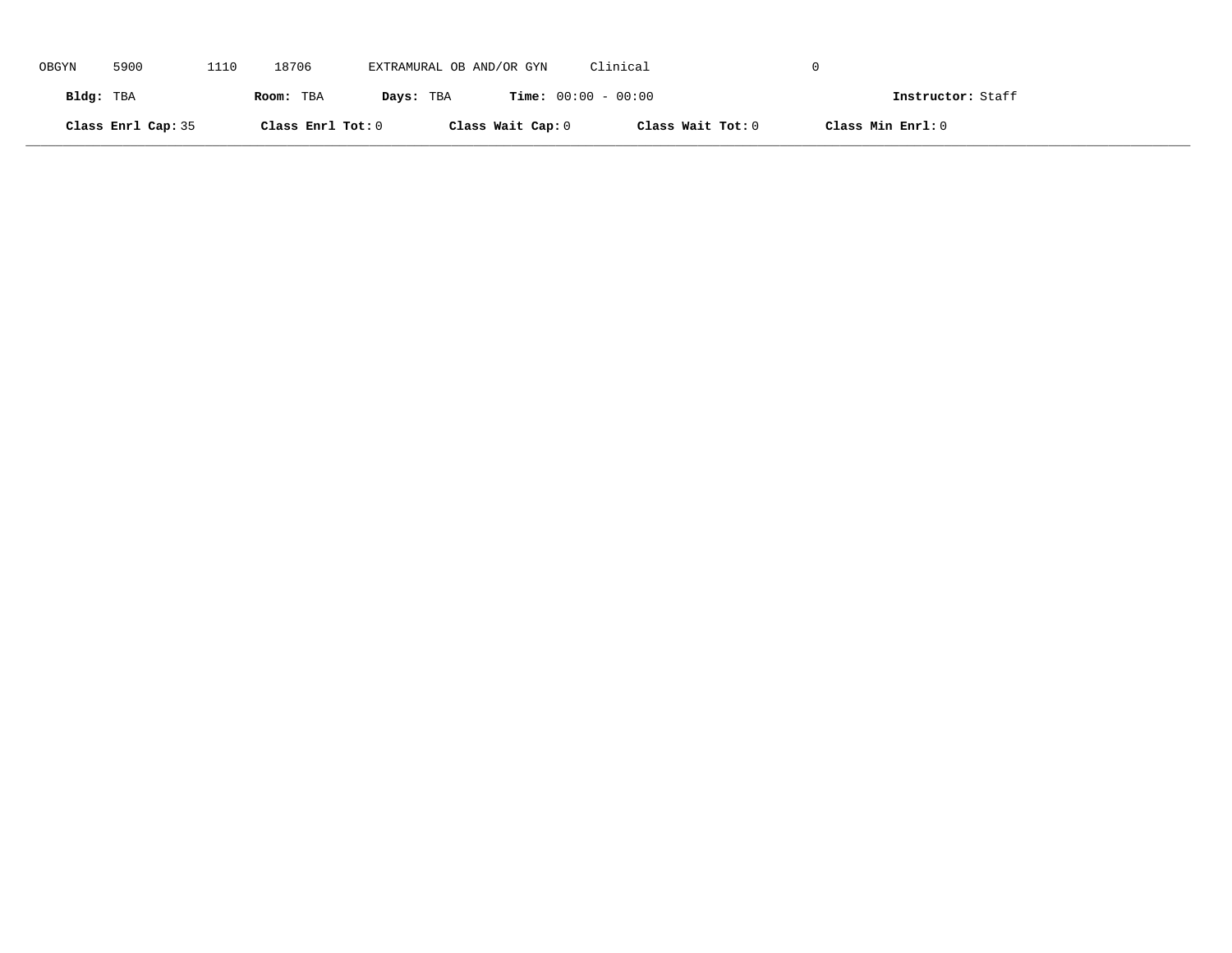OBGYN 5900 1110 18706 EXTRAMURAL OB AND/OR GYN Clinical 0

**Bldg:** TBA **Room:** TBA **Days:** TBA **Time:** 00:00 - 00:00 **Instructor:** Staff

**Class Enrl Cap:** 35 **Class Enrl Tot:** 0 **Class Wait Cap:** 0 **Class Wait Tot:** 0 **Class Min Enrl:** 0

---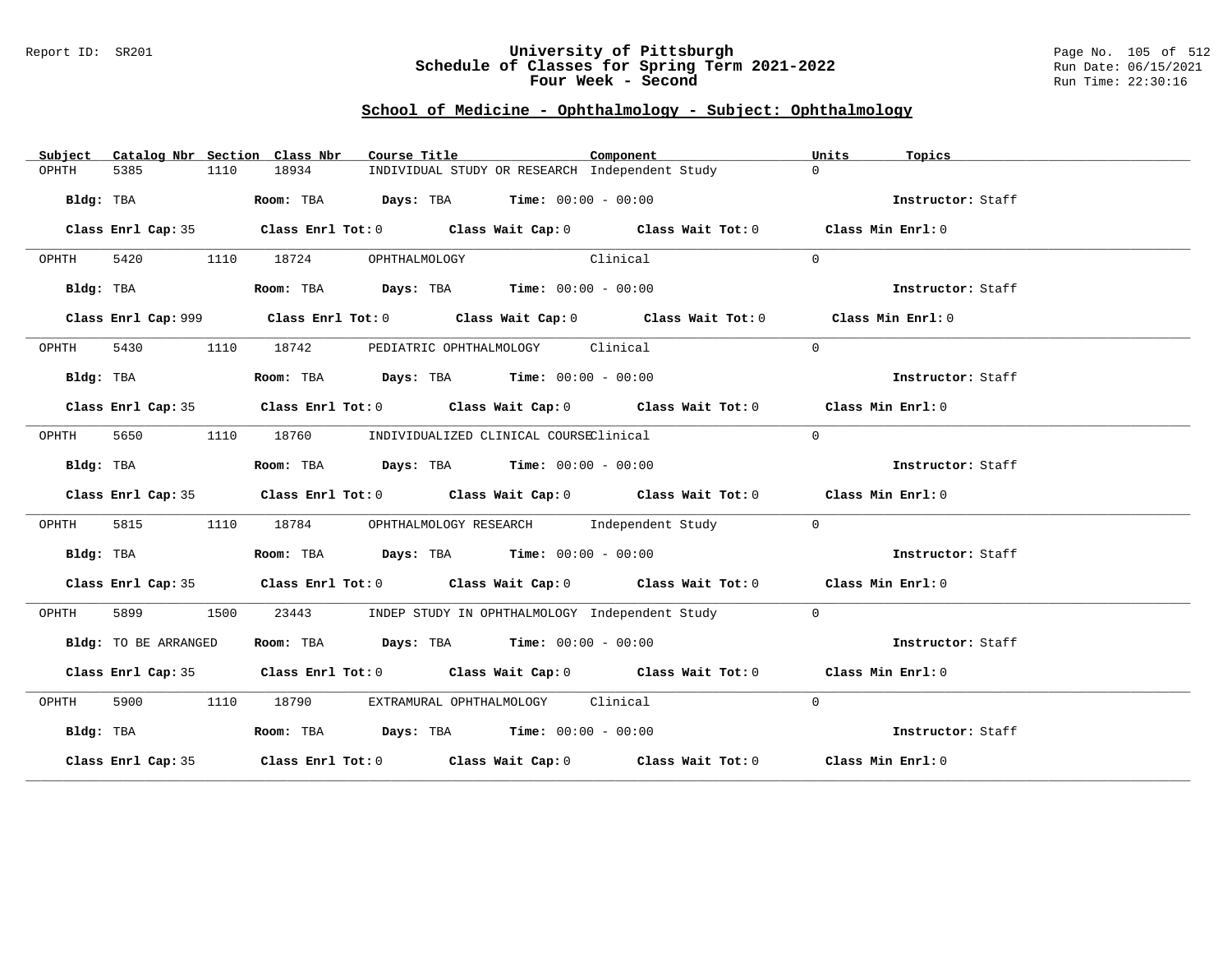## School of Medicine - Ophthalmology - Subject: Ophthalmology

| Subject | Catalog Nbr | Section | Class Nbr | Course Title | Component | Units | Topics |
|---|---|---|---|---|---|---|---|
| OPHTH | 5385 | 1110 | 18934 | INDIVIDUAL STUDY OR RESEARCH | Independent Study | 0 | |

**Bldg:** TBA **Room:** TBA **Days:** TBA **Time:** 00:00 - 00:00 **Instructor:** Staff

**Class Enrl Cap:** 35 **Class Enrl Tot:** 0 **Class Wait Cap:** 0 **Class Wait Tot:** 0 **Class Min Enrl:** 0

---

| Subject | Catalog Nbr | Section | Class Nbr | Course Title | Component | Units | Topics |
|---|---|---|---|---|---|---|---|
| OPHTH | 5420 | 1110 | 18724 | OPHTHALMOLOGY | Clinical | 0 | |

**Bldg:** TBA **Room:** TBA **Days:** TBA **Time:** 00:00 - 00:00 **Instructor:** Staff

**Class Enrl Cap:** 999 **Class Enrl Tot:** 0 **Class Wait Cap:** 0 **Class Wait Tot:** 0 **Class Min Enrl:** 0

---

| Subject | Catalog Nbr | Section | Class Nbr | Course Title | Component | Units | Topics |
|---|---|---|---|---|---|---|---|
| OPHTH | 5430 | 1110 | 18742 | PEDIATRIC OPHTHALMOLOGY | Clinical | 0 | |

**Bldg:** TBA **Room:** TBA **Days:** TBA **Time:** 00:00 - 00:00 **Instructor:** Staff

**Class Enrl Cap:** 35 **Class Enrl Tot:** 0 **Class Wait Cap:** 0 **Class Wait Tot:** 0 **Class Min Enrl:** 0

---

| Subject | Catalog Nbr | Section | Class Nbr | Course Title | Component | Units | Topics |
|---|---|---|---|---|---|---|---|
| OPHTH | 5650 | 1110 | 18760 | INDIVIDUALIZED CLINICAL COURSE | Clinical | 0 | |

**Bldg:** TBA **Room:** TBA **Days:** TBA **Time:** 00:00 - 00:00 **Instructor:** Staff

**Class Enrl Cap:** 35 **Class Enrl Tot:** 0 **Class Wait Cap:** 0 **Class Wait Tot:** 0 **Class Min Enrl:** 0

---

| Subject | Catalog Nbr | Section | Class Nbr | Course Title | Component | Units | Topics |
|---|---|---|---|---|---|---|---|
| OPHTH | 5815 | 1110 | 18784 | OPHTHALMOLOGY RESEARCH | Independent Study | 0 | |

**Bldg:** TBA **Room:** TBA **Days:** TBA **Time:** 00:00 - 00:00 **Instructor:** Staff

**Class Enrl Cap:** 35 **Class Enrl Tot:** 0 **Class Wait Cap:** 0 **Class Wait Tot:** 0 **Class Min Enrl:** 0

---

| Subject | Catalog Nbr | Section | Class Nbr | Course Title | Component | Units | Topics |
|---|---|---|---|---|---|---|---|
| OPHTH | 5899 | 1500 | 23443 | INDEP STUDY IN OPHTHALMOLOGY | Independent Study | 0 | |

**Bldg:** TO BE ARRANGED **Room:** TBA **Days:** TBA **Time:** 00:00 - 00:00 **Instructor:** Staff

**Class Enrl Cap:** 35 **Class Enrl Tot:** 0 **Class Wait Cap:** 0 **Class Wait Tot:** 0 **Class Min Enrl:** 0

---

| Subject | Catalog Nbr | Section | Class Nbr | Course Title | Component | Units | Topics |
|---|---|---|---|---|---|---|---|
| OPHTH | 5900 | 1110 | 18790 | EXTRAMURAL OPHTHALMOLOGY | Clinical | 0 | |

**Bldg:** TBA **Room:** TBA **Days:** TBA **Time:** 00:00 - 00:00 **Instructor:** Staff

**Class Enrl Cap:** 35 **Class Enrl Tot:** 0 **Class Wait Cap:** 0 **Class Wait Tot:** 0 **Class Min Enrl:** 0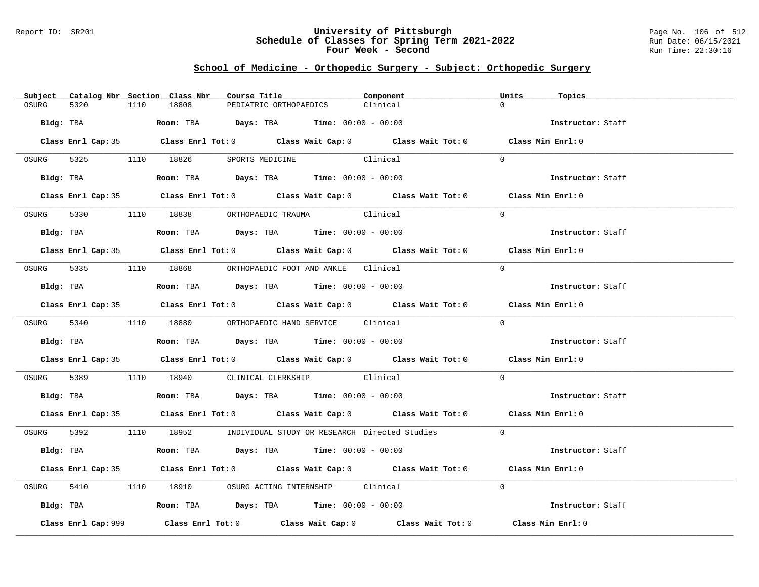# University of Pittsburgh
## Schedule of Classes for Spring Term 2021-2022
## Four Week - Second

Report ID: SR201

Run Date: 06/15/2021
Run Time: 22:30:16

### School of Medicine - Orthopedic Surgery - Subject: Orthopedic Surgery

| Subject | Catalog Nbr | Section | Class Nbr | Course Title | Component | Units | Topics |
|---|---|---|---|---|---|---|---|
| OSURG | 5320 | 1110 | 18808 | PEDIATRIC ORTHOPAEDICS | Clinical | 0 | |

**Bldg:** TBA **Room:** TBA **Days:** TBA **Time:** 00:00 - 00:00 **Instructor:** Staff

**Class Enrl Cap:** 35 **Class Enrl Tot:** 0 **Class Wait Cap:** 0 **Class Wait Tot:** 0 **Class Min Enrl:** 0

---

| Subject | Catalog Nbr | Section | Class Nbr | Course Title | Component | Units | Topics |
|---|---|---|---|---|---|---|---|
| OSURG | 5325 | 1110 | 18826 | SPORTS MEDICINE | Clinical | 0 | |

**Bldg:** TBA **Room:** TBA **Days:** TBA **Time:** 00:00 - 00:00 **Instructor:** Staff

**Class Enrl Cap:** 35 **Class Enrl Tot:** 0 **Class Wait Cap:** 0 **Class Wait Tot:** 0 **Class Min Enrl:** 0

---

| Subject | Catalog Nbr | Section | Class Nbr | Course Title | Component | Units | Topics |
|---|---|---|---|---|---|---|---|
| OSURG | 5330 | 1110 | 18838 | ORTHOPAEDIC TRAUMA | Clinical | 0 | |

**Bldg:** TBA **Room:** TBA **Days:** TBA **Time:** 00:00 - 00:00 **Instructor:** Staff

**Class Enrl Cap:** 35 **Class Enrl Tot:** 0 **Class Wait Cap:** 0 **Class Wait Tot:** 0 **Class Min Enrl:** 0

---

| Subject | Catalog Nbr | Section | Class Nbr | Course Title | Component | Units | Topics |
|---|---|---|---|---|---|---|---|
| OSURG | 5335 | 1110 | 18868 | ORTHOPAEDIC FOOT AND ANKLE | Clinical | 0 | |

**Bldg:** TBA **Room:** TBA **Days:** TBA **Time:** 00:00 - 00:00 **Instructor:** Staff

**Class Enrl Cap:** 35 **Class Enrl Tot:** 0 **Class Wait Cap:** 0 **Class Wait Tot:** 0 **Class Min Enrl:** 0

---

| Subject | Catalog Nbr | Section | Class Nbr | Course Title | Component | Units | Topics |
|---|---|---|---|---|---|---|---|
| OSURG | 5340 | 1110 | 18880 | ORTHOPAEDIC HAND SERVICE | Clinical | 0 | |

**Bldg:** TBA **Room:** TBA **Days:** TBA **Time:** 00:00 - 00:00 **Instructor:** Staff

**Class Enrl Cap:** 35 **Class Enrl Tot:** 0 **Class Wait Cap:** 0 **Class Wait Tot:** 0 **Class Min Enrl:** 0

---

| Subject | Catalog Nbr | Section | Class Nbr | Course Title | Component | Units | Topics |
|---|---|---|---|---|---|---|---|
| OSURG | 5389 | 1110 | 18940 | CLINICAL CLERKSHIP | Clinical | 0 | |

**Bldg:** TBA **Room:** TBA **Days:** TBA **Time:** 00:00 - 00:00 **Instructor:** Staff

**Class Enrl Cap:** 35 **Class Enrl Tot:** 0 **Class Wait Cap:** 0 **Class Wait Tot:** 0 **Class Min Enrl:** 0

---

| Subject | Catalog Nbr | Section | Class Nbr | Course Title | Component | Units | Topics |
|---|---|---|---|---|---|---|---|
| OSURG | 5392 | 1110 | 18952 | INDIVIDUAL STUDY OR RESEARCH | Directed Studies | 0 | |

**Bldg:** TBA **Room:** TBA **Days:** TBA **Time:** 00:00 - 00:00 **Instructor:** Staff

**Class Enrl Cap:** 35 **Class Enrl Tot:** 0 **Class Wait Cap:** 0 **Class Wait Tot:** 0 **Class Min Enrl:** 0

---

| Subject | Catalog Nbr | Section | Class Nbr | Course Title | Component | Units | Topics |
|---|---|---|---|---|---|---|---|
| OSURG | 5410 | 1110 | 18910 | OSURG ACTING INTERNSHIP | Clinical | 0 | |

**Bldg:** TBA **Room:** TBA **Days:** TBA **Time:** 00:00 - 00:00 **Instructor:** Staff

**Class Enrl Cap:** 999 **Class Enrl Tot:** 0 **Class Wait Cap:** 0 **Class Wait Tot:** 0 **Class Min Enrl:** 0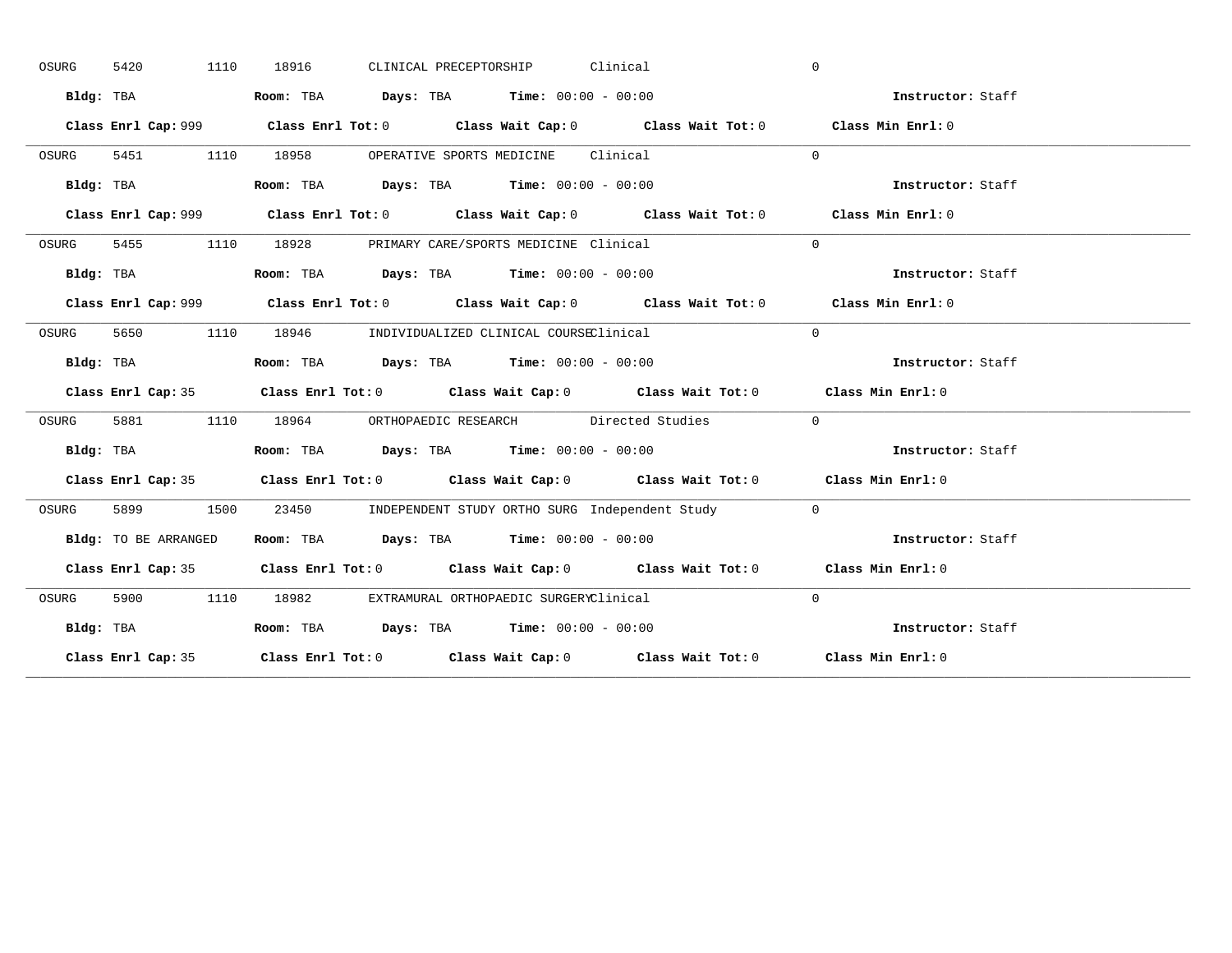OSURG 5420 1110 18916 CLINICAL PRECEPTORSHIP Clinical 0

**Bldg:** TBA **Room:** TBA **Days:** TBA **Time:** 00:00 - 00:00 **Instructor:** Staff

**Class Enrl Cap:** 999 **Class Enrl Tot:** 0 **Class Wait Cap:** 0 **Class Wait Tot:** 0 **Class Min Enrl:** 0

---

OSURG 5451 1110 18958 OPERATIVE SPORTS MEDICINE Clinical 0

**Bldg:** TBA **Room:** TBA **Days:** TBA **Time:** 00:00 - 00:00 **Instructor:** Staff

**Class Enrl Cap:** 999 **Class Enrl Tot:** 0 **Class Wait Cap:** 0 **Class Wait Tot:** 0 **Class Min Enrl:** 0

---

OSURG 5455 1110 18928 PRIMARY CARE/SPORTS MEDICINE Clinical 0

**Bldg:** TBA **Room:** TBA **Days:** TBA **Time:** 00:00 - 00:00 **Instructor:** Staff

**Class Enrl Cap:** 999 **Class Enrl Tot:** 0 **Class Wait Cap:** 0 **Class Wait Tot:** 0 **Class Min Enrl:** 0

---

OSURG 5650 1110 18946 INDIVIDUALIZED CLINICAL COURSE Clinical 0

**Bldg:** TBA **Room:** TBA **Days:** TBA **Time:** 00:00 - 00:00 **Instructor:** Staff

**Class Enrl Cap:** 35 **Class Enrl Tot:** 0 **Class Wait Cap:** 0 **Class Wait Tot:** 0 **Class Min Enrl:** 0

---

OSURG 5881 1110 18964 ORTHOPAEDIC RESEARCH Directed Studies 0

**Bldg:** TBA **Room:** TBA **Days:** TBA **Time:** 00:00 - 00:00 **Instructor:** Staff

**Class Enrl Cap:** 35 **Class Enrl Tot:** 0 **Class Wait Cap:** 0 **Class Wait Tot:** 0 **Class Min Enrl:** 0

---

OSURG 5899 1500 23450 INDEPENDENT STUDY ORTHO SURG Independent Study 0

**Bldg:** TO BE ARRANGED **Room:** TBA **Days:** TBA **Time:** 00:00 - 00:00 **Instructor:** Staff

**Class Enrl Cap:** 35 **Class Enrl Tot:** 0 **Class Wait Cap:** 0 **Class Wait Tot:** 0 **Class Min Enrl:** 0

---

OSURG 5900 1110 18982 EXTRAMURAL ORTHOPAEDIC SURGERY Clinical 0

**Bldg:** TBA **Room:** TBA **Days:** TBA **Time:** 00:00 - 00:00 **Instructor:** Staff

**Class Enrl Cap:** 35 **Class Enrl Tot:** 0 **Class Wait Cap:** 0 **Class Wait Tot:** 0 **Class Min Enrl:** 0

---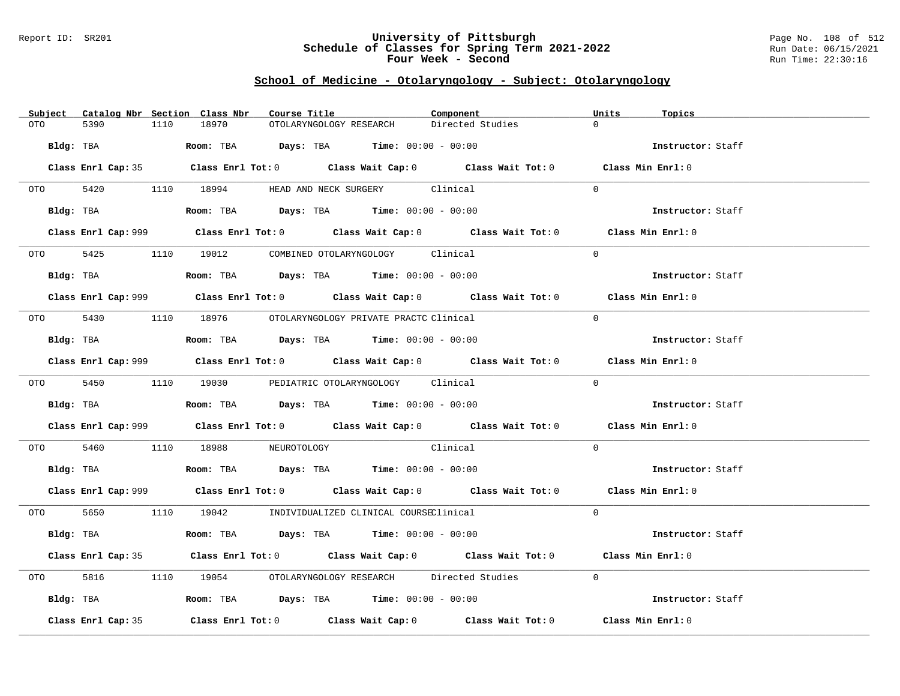## School of Medicine - Otolaryngology - Subject: Otolaryngology

| Subject | Catalog Nbr | Section | Class Nbr | Course Title | Component | Units | Topics |
|---|---|---|---|---|---|---|---|
| OTO | 5390 | 1110 | 18970 | OTOLARYNGOLOGY RESEARCH | Directed Studies | 0 | |

**Bldg:** TBA **Room:** TBA **Days:** TBA **Time:** 00:00 - 00:00 **Instructor:** Staff

**Class Enrl Cap:** 35 **Class Enrl Tot:** 0 **Class Wait Cap:** 0 **Class Wait Tot:** 0 **Class Min Enrl:** 0

| Subject | Catalog Nbr | Section | Class Nbr | Course Title | Component | Units | Topics |
|---|---|---|---|---|---|---|---|
| OTO | 5420 | 1110 | 18994 | HEAD AND NECK SURGERY | Clinical | 0 | |

**Bldg:** TBA **Room:** TBA **Days:** TBA **Time:** 00:00 - 00:00 **Instructor:** Staff

**Class Enrl Cap:** 999 **Class Enrl Tot:** 0 **Class Wait Cap:** 0 **Class Wait Tot:** 0 **Class Min Enrl:** 0

| Subject | Catalog Nbr | Section | Class Nbr | Course Title | Component | Units | Topics |
|---|---|---|---|---|---|---|---|
| OTO | 5425 | 1110 | 19012 | COMBINED OTOLARYNGOLOGY | Clinical | 0 | |

**Bldg:** TBA **Room:** TBA **Days:** TBA **Time:** 00:00 - 00:00 **Instructor:** Staff

**Class Enrl Cap:** 999 **Class Enrl Tot:** 0 **Class Wait Cap:** 0 **Class Wait Tot:** 0 **Class Min Enrl:** 0

| Subject | Catalog Nbr | Section | Class Nbr | Course Title | Component | Units | Topics |
|---|---|---|---|---|---|---|---|
| OTO | 5430 | 1110 | 18976 | OTOLARYNGOLOGY PRIVATE PRACTC | Clinical | 0 | |

**Bldg:** TBA **Room:** TBA **Days:** TBA **Time:** 00:00 - 00:00 **Instructor:** Staff

**Class Enrl Cap:** 999 **Class Enrl Tot:** 0 **Class Wait Cap:** 0 **Class Wait Tot:** 0 **Class Min Enrl:** 0

| Subject | Catalog Nbr | Section | Class Nbr | Course Title | Component | Units | Topics |
|---|---|---|---|---|---|---|---|
| OTO | 5450 | 1110 | 19030 | PEDIATRIC OTOLARYNGOLOGY | Clinical | 0 | |

**Bldg:** TBA **Room:** TBA **Days:** TBA **Time:** 00:00 - 00:00 **Instructor:** Staff

**Class Enrl Cap:** 999 **Class Enrl Tot:** 0 **Class Wait Cap:** 0 **Class Wait Tot:** 0 **Class Min Enrl:** 0

| Subject | Catalog Nbr | Section | Class Nbr | Course Title | Component | Units | Topics |
|---|---|---|---|---|---|---|---|
| OTO | 5460 | 1110 | 18988 | NEUROTOLOGY | Clinical | 0 | |

**Bldg:** TBA **Room:** TBA **Days:** TBA **Time:** 00:00 - 00:00 **Instructor:** Staff

**Class Enrl Cap:** 999 **Class Enrl Tot:** 0 **Class Wait Cap:** 0 **Class Wait Tot:** 0 **Class Min Enrl:** 0

| Subject | Catalog Nbr | Section | Class Nbr | Course Title | Component | Units | Topics |
|---|---|---|---|---|---|---|---|
| OTO | 5650 | 1110 | 19042 | INDIVIDUALIZED CLINICAL COURSE | Clinical | 0 | |

**Bldg:** TBA **Room:** TBA **Days:** TBA **Time:** 00:00 - 00:00 **Instructor:** Staff

**Class Enrl Cap:** 35 **Class Enrl Tot:** 0 **Class Wait Cap:** 0 **Class Wait Tot:** 0 **Class Min Enrl:** 0

| Subject | Catalog Nbr | Section | Class Nbr | Course Title | Component | Units | Topics |
|---|---|---|---|---|---|---|---|
| OTO | 5816 | 1110 | 19054 | OTOLARYNGOLOGY RESEARCH | Directed Studies | 0 | |

**Bldg:** TBA **Room:** TBA **Days:** TBA **Time:** 00:00 - 00:00 **Instructor:** Staff

**Class Enrl Cap:** 35 **Class Enrl Tot:** 0 **Class Wait Cap:** 0 **Class Wait Tot:** 0 **Class Min Enrl:** 0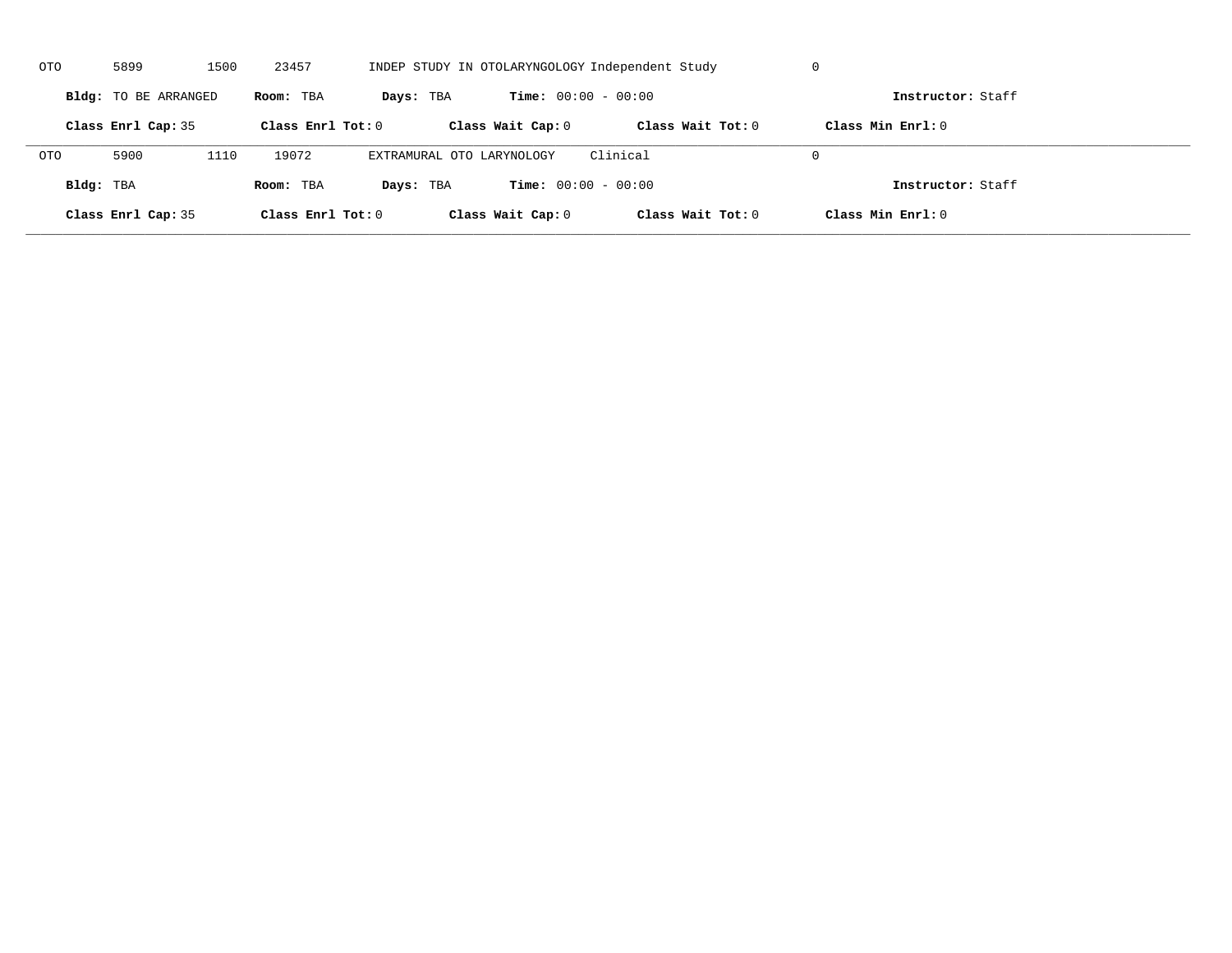OTO 5899 1500 23457 INDEP STUDY IN OTOLARYNGOLOGY Independent Study 0

**Bldg:** TO BE ARRANGED **Room:** TBA **Days:** TBA **Time:** 00:00 - 00:00 **Instructor:** Staff

**Class Enrl Cap:** 35 **Class Enrl Tot:** 0 **Class Wait Cap:** 0 **Class Wait Tot:** 0 **Class Min Enrl:** 0

---

OTO 5900 1110 19072 EXTRAMURAL OTO LARYNOLOGY Clinical 0

**Bldg:** TBA **Room:** TBA **Days:** TBA **Time:** 00:00 - 00:00 **Instructor:** Staff

**Class Enrl Cap:** 35 **Class Enrl Tot:** 0 **Class Wait Cap:** 0 **Class Wait Tot:** 0 **Class Min Enrl:** 0

---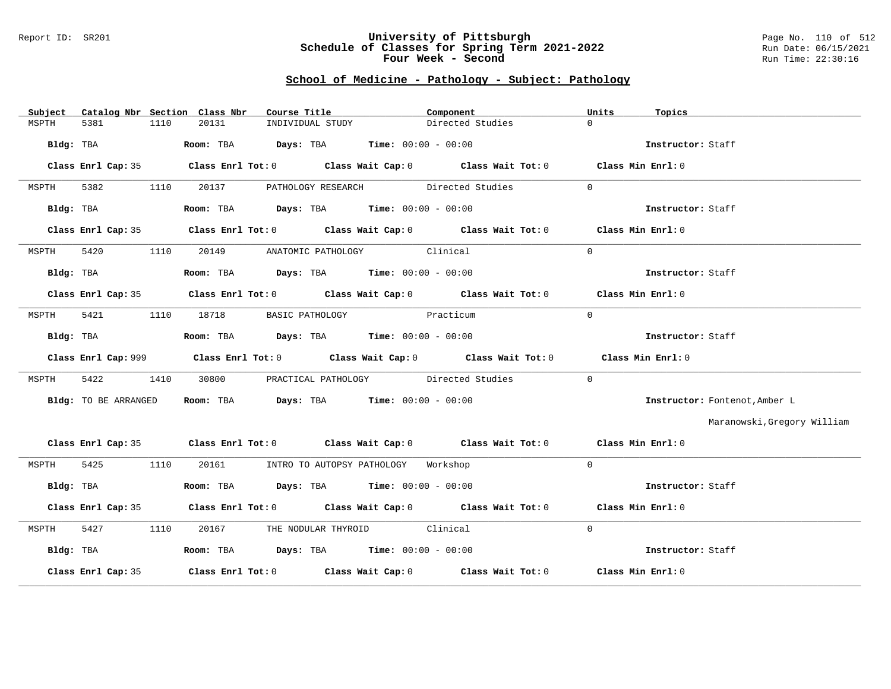# University of Pittsburgh
## Schedule of Classes for Spring Term 2021-2022
## Four Week - Second

Report ID: SR201

### School of Medicine - Pathology - Subject: Pathology

| Subject | Catalog Nbr | Section | Class Nbr | Course Title | Component | Units | Topics |
|---|---|---|---|---|---|---|---|
| MSPTH | 5381 | 1110 | 20131 | INDIVIDUAL STUDY | Directed Studies | 0 | |

**Bldg:** TBA **Room:** TBA **Days:** TBA **Time:** 00:00 - 00:00 **Instructor:** Staff

**Class Enrl Cap:** 35 **Class Enrl Tot:** 0 **Class Wait Cap:** 0 **Class Wait Tot:** 0 **Class Min Enrl:** 0

---

| Subject | Catalog Nbr | Section | Class Nbr | Course Title | Component | Units | Topics |
|---|---|---|---|---|---|---|---|
| MSPTH | 5382 | 1110 | 20137 | PATHOLOGY RESEARCH | Directed Studies | 0 | |

**Bldg:** TBA **Room:** TBA **Days:** TBA **Time:** 00:00 - 00:00 **Instructor:** Staff

**Class Enrl Cap:** 35 **Class Enrl Tot:** 0 **Class Wait Cap:** 0 **Class Wait Tot:** 0 **Class Min Enrl:** 0

---

| Subject | Catalog Nbr | Section | Class Nbr | Course Title | Component | Units | Topics |
|---|---|---|---|---|---|---|---|
| MSPTH | 5420 | 1110 | 20149 | ANATOMIC PATHOLOGY | Clinical | 0 | |

**Bldg:** TBA **Room:** TBA **Days:** TBA **Time:** 00:00 - 00:00 **Instructor:** Staff

**Class Enrl Cap:** 35 **Class Enrl Tot:** 0 **Class Wait Cap:** 0 **Class Wait Tot:** 0 **Class Min Enrl:** 0

---

| Subject | Catalog Nbr | Section | Class Nbr | Course Title | Component | Units | Topics |
|---|---|---|---|---|---|---|---|
| MSPTH | 5421 | 1110 | 18718 | BASIC PATHOLOGY | Practicum | 0 | |

**Bldg:** TBA **Room:** TBA **Days:** TBA **Time:** 00:00 - 00:00 **Instructor:** Staff

**Class Enrl Cap:** 999 **Class Enrl Tot:** 0 **Class Wait Cap:** 0 **Class Wait Tot:** 0 **Class Min Enrl:** 0

---

| Subject | Catalog Nbr | Section | Class Nbr | Course Title | Component | Units | Topics |
|---|---|---|---|---|---|---|---|
| MSPTH | 5422 | 1410 | 30800 | PRACTICAL PATHOLOGY | Directed Studies | 0 | |

**Bldg:** TO BE ARRANGED **Room:** TBA **Days:** TBA **Time:** 00:00 - 00:00 **Instructor:** Fontenot,Amber L

Maranowski,Gregory William

**Class Enrl Cap:** 35 **Class Enrl Tot:** 0 **Class Wait Cap:** 0 **Class Wait Tot:** 0 **Class Min Enrl:** 0

---

| Subject | Catalog Nbr | Section | Class Nbr | Course Title | Component | Units | Topics |
|---|---|---|---|---|---|---|---|
| MSPTH | 5425 | 1110 | 20161 | INTRO TO AUTOPSY PATHOLOGY | Workshop | 0 | |

**Bldg:** TBA **Room:** TBA **Days:** TBA **Time:** 00:00 - 00:00 **Instructor:** Staff

**Class Enrl Cap:** 35 **Class Enrl Tot:** 0 **Class Wait Cap:** 0 **Class Wait Tot:** 0 **Class Min Enrl:** 0

---

| Subject | Catalog Nbr | Section | Class Nbr | Course Title | Component | Units | Topics |
|---|---|---|---|---|---|---|---|
| MSPTH | 5427 | 1110 | 20167 | THE NODULAR THYROID | Clinical | 0 | |

**Bldg:** TBA **Room:** TBA **Days:** TBA **Time:** 00:00 - 00:00 **Instructor:** Staff

**Class Enrl Cap:** 35 **Class Enrl Tot:** 0 **Class Wait Cap:** 0 **Class Wait Tot:** 0 **Class Min Enrl:** 0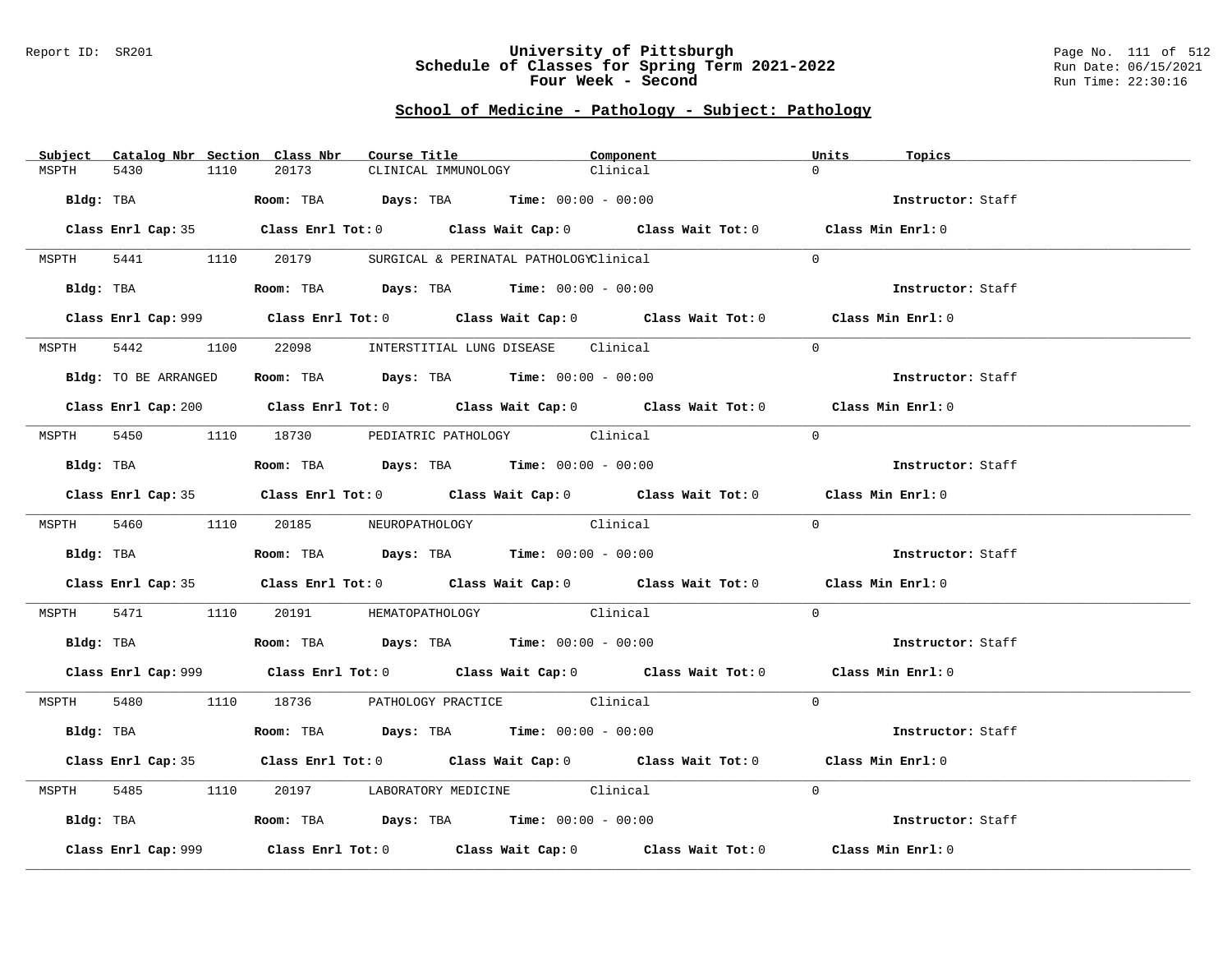Report ID: SR201

# University of Pittsburgh
## Schedule of Classes for Spring Term 2021-2022
### Four Week - Second

Run Date: 06/15/2021
Run Time: 22:30:16

## School of Medicine - Pathology - Subject: Pathology

| Subject | Catalog Nbr | Section | Class Nbr | Course Title | Component | Units | Topics |
|---|---|---|---|---|---|---|---|
| MSPTH | 5430 | 1110 | 20173 | CLINICAL IMMUNOLOGY | Clinical | 0 | |

**Bldg:** TBA **Room:** TBA **Days:** TBA **Time:** 00:00 - 00:00 **Instructor:** Staff

**Class Enrl Cap:** 35 **Class Enrl Tot:** 0 **Class Wait Cap:** 0 **Class Wait Tot:** 0 **Class Min Enrl:** 0

| Subject | Catalog Nbr | Section | Class Nbr | Course Title | Component | Units | Topics |
|---|---|---|---|---|---|---|---|
| MSPTH | 5441 | 1110 | 20179 | SURGICAL & PERINATAL PATHOLOGY | Clinical | 0 | |

**Bldg:** TBA **Room:** TBA **Days:** TBA **Time:** 00:00 - 00:00 **Instructor:** Staff

**Class Enrl Cap:** 999 **Class Enrl Tot:** 0 **Class Wait Cap:** 0 **Class Wait Tot:** 0 **Class Min Enrl:** 0

| Subject | Catalog Nbr | Section | Class Nbr | Course Title | Component | Units | Topics |
|---|---|---|---|---|---|---|---|
| MSPTH | 5442 | 1100 | 22098 | INTERSTITIAL LUNG DISEASE | Clinical | 0 | |

**Bldg:** TO BE ARRANGED **Room:** TBA **Days:** TBA **Time:** 00:00 - 00:00 **Instructor:** Staff

**Class Enrl Cap:** 200 **Class Enrl Tot:** 0 **Class Wait Cap:** 0 **Class Wait Tot:** 0 **Class Min Enrl:** 0

| Subject | Catalog Nbr | Section | Class Nbr | Course Title | Component | Units | Topics |
|---|---|---|---|---|---|---|---|
| MSPTH | 5450 | 1110 | 18730 | PEDIATRIC PATHOLOGY | Clinical | 0 | |

**Bldg:** TBA **Room:** TBA **Days:** TBA **Time:** 00:00 - 00:00 **Instructor:** Staff

**Class Enrl Cap:** 35 **Class Enrl Tot:** 0 **Class Wait Cap:** 0 **Class Wait Tot:** 0 **Class Min Enrl:** 0

| Subject | Catalog Nbr | Section | Class Nbr | Course Title | Component | Units | Topics |
|---|---|---|---|---|---|---|---|
| MSPTH | 5460 | 1110 | 20185 | NEUROPATHOLOGY | Clinical | 0 | |

**Bldg:** TBA **Room:** TBA **Days:** TBA **Time:** 00:00 - 00:00 **Instructor:** Staff

**Class Enrl Cap:** 35 **Class Enrl Tot:** 0 **Class Wait Cap:** 0 **Class Wait Tot:** 0 **Class Min Enrl:** 0

| Subject | Catalog Nbr | Section | Class Nbr | Course Title | Component | Units | Topics |
|---|---|---|---|---|---|---|---|
| MSPTH | 5471 | 1110 | 20191 | HEMATOPATHOLOGY | Clinical | 0 | |

**Bldg:** TBA **Room:** TBA **Days:** TBA **Time:** 00:00 - 00:00 **Instructor:** Staff

**Class Enrl Cap:** 999 **Class Enrl Tot:** 0 **Class Wait Cap:** 0 **Class Wait Tot:** 0 **Class Min Enrl:** 0

| Subject | Catalog Nbr | Section | Class Nbr | Course Title | Component | Units | Topics |
|---|---|---|---|---|---|---|---|
| MSPTH | 5480 | 1110 | 18736 | PATHOLOGY PRACTICE | Clinical | 0 | |

**Bldg:** TBA **Room:** TBA **Days:** TBA **Time:** 00:00 - 00:00 **Instructor:** Staff

**Class Enrl Cap:** 35 **Class Enrl Tot:** 0 **Class Wait Cap:** 0 **Class Wait Tot:** 0 **Class Min Enrl:** 0

| Subject | Catalog Nbr | Section | Class Nbr | Course Title | Component | Units | Topics |
|---|---|---|---|---|---|---|---|
| MSPTH | 5485 | 1110 | 20197 | LABORATORY MEDICINE | Clinical | 0 | |

**Bldg:** TBA **Room:** TBA **Days:** TBA **Time:** 00:00 - 00:00 **Instructor:** Staff

**Class Enrl Cap:** 999 **Class Enrl Tot:** 0 **Class Wait Cap:** 0 **Class Wait Tot:** 0 **Class Min Enrl:** 0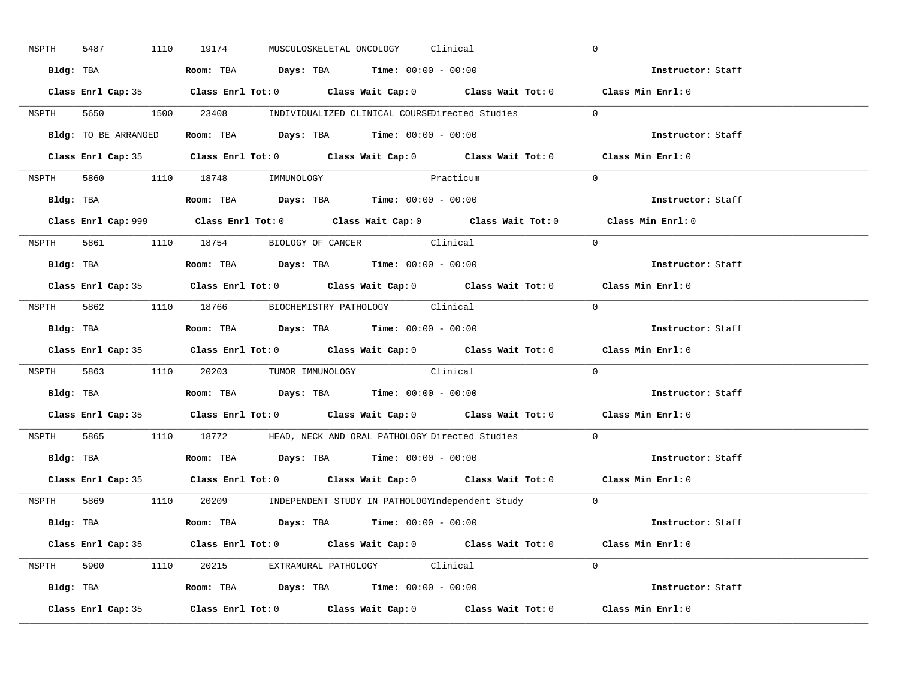MSPTH 5487 1110 19174 MUSCULOSKELETAL ONCOLOGY Clinical 0

**Bldg:** TBA **Room:** TBA **Days:** TBA **Time:** 00:00 - 00:00 **Instructor:** Staff

**Class Enrl Cap:** 35 **Class Enrl Tot:** 0 **Class Wait Cap:** 0 **Class Wait Tot:** 0 **Class Min Enrl:** 0

---

MSPTH 5650 1500 23408 INDIVIDUALIZED CLINICAL COURSE Directed Studies 0

**Bldg:** TO BE ARRANGED **Room:** TBA **Days:** TBA **Time:** 00:00 - 00:00 **Instructor:** Staff

**Class Enrl Cap:** 35 **Class Enrl Tot:** 0 **Class Wait Cap:** 0 **Class Wait Tot:** 0 **Class Min Enrl:** 0

---

MSPTH 5860 1110 18748 IMMUNOLOGY Practicum 0

**Bldg:** TBA **Room:** TBA **Days:** TBA **Time:** 00:00 - 00:00 **Instructor:** Staff

**Class Enrl Cap:** 999 **Class Enrl Tot:** 0 **Class Wait Cap:** 0 **Class Wait Tot:** 0 **Class Min Enrl:** 0

---

MSPTH 5861 1110 18754 BIOLOGY OF CANCER Clinical 0

**Bldg:** TBA **Room:** TBA **Days:** TBA **Time:** 00:00 - 00:00 **Instructor:** Staff

**Class Enrl Cap:** 35 **Class Enrl Tot:** 0 **Class Wait Cap:** 0 **Class Wait Tot:** 0 **Class Min Enrl:** 0

---

MSPTH 5862 1110 18766 BIOCHEMISTRY PATHOLOGY Clinical 0

**Bldg:** TBA **Room:** TBA **Days:** TBA **Time:** 00:00 - 00:00 **Instructor:** Staff

**Class Enrl Cap:** 35 **Class Enrl Tot:** 0 **Class Wait Cap:** 0 **Class Wait Tot:** 0 **Class Min Enrl:** 0

---

MSPTH 5863 1110 20203 TUMOR IMMUNOLOGY Clinical 0

**Bldg:** TBA **Room:** TBA **Days:** TBA **Time:** 00:00 - 00:00 **Instructor:** Staff

**Class Enrl Cap:** 35 **Class Enrl Tot:** 0 **Class Wait Cap:** 0 **Class Wait Tot:** 0 **Class Min Enrl:** 0

---

MSPTH 5865 1110 18772 HEAD, NECK AND ORAL PATHOLOGY Directed Studies 0

**Bldg:** TBA **Room:** TBA **Days:** TBA **Time:** 00:00 - 00:00 **Instructor:** Staff

**Class Enrl Cap:** 35 **Class Enrl Tot:** 0 **Class Wait Cap:** 0 **Class Wait Tot:** 0 **Class Min Enrl:** 0

---

MSPTH 5869 1110 20209 INDEPENDENT STUDY IN PATHOLOGY Independent Study 0

**Bldg:** TBA **Room:** TBA **Days:** TBA **Time:** 00:00 - 00:00 **Instructor:** Staff

**Class Enrl Cap:** 35 **Class Enrl Tot:** 0 **Class Wait Cap:** 0 **Class Wait Tot:** 0 **Class Min Enrl:** 0

---

MSPTH 5900 1110 20215 EXTRAMURAL PATHOLOGY Clinical 0

**Bldg:** TBA **Room:** TBA **Days:** TBA **Time:** 00:00 - 00:00 **Instructor:** Staff

**Class Enrl Cap:** 35 **Class Enrl Tot:** 0 **Class Wait Cap:** 0 **Class Wait Tot:** 0 **Class Min Enrl:** 0

---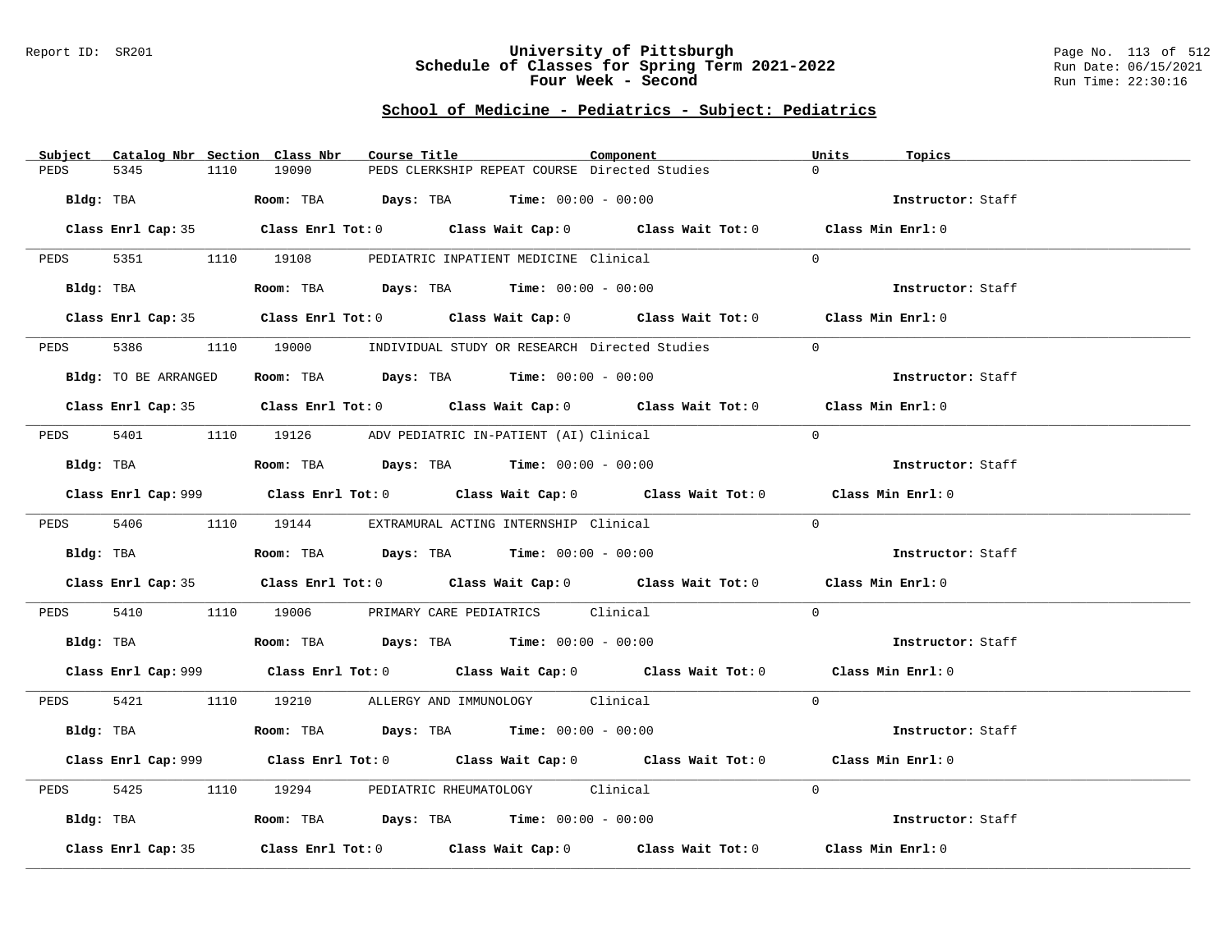Report ID: SR201

# University of Pittsburgh
## Schedule of Classes for Spring Term 2021-2022
## Four Week - Second

Run Date: 06/15/2021
Run Time: 22:30:16

### School of Medicine - Pediatrics - Subject: Pediatrics

| Subject | Catalog Nbr | Section | Class Nbr | Course Title | Component | Units | Topics |
|---|---|---|---|---|---|---|---|
| PEDS | 5345 | 1110 | 19090 | PEDS CLERKSHIP REPEAT COURSE | Directed Studies | 0 | |

**Bldg:** TBA **Room:** TBA **Days:** TBA **Time:** 00:00 - 00:00 **Instructor:** Staff

**Class Enrl Cap:** 35 **Class Enrl Tot:** 0 **Class Wait Cap:** 0 **Class Wait Tot:** 0 **Class Min Enrl:** 0

| Subject | Catalog Nbr | Section | Class Nbr | Course Title | Component | Units | Topics |
|---|---|---|---|---|---|---|---|
| PEDS | 5351 | 1110 | 19108 | PEDIATRIC INPATIENT MEDICINE | Clinical | 0 | |

**Bldg:** TBA **Room:** TBA **Days:** TBA **Time:** 00:00 - 00:00 **Instructor:** Staff

**Class Enrl Cap:** 35 **Class Enrl Tot:** 0 **Class Wait Cap:** 0 **Class Wait Tot:** 0 **Class Min Enrl:** 0

| Subject | Catalog Nbr | Section | Class Nbr | Course Title | Component | Units | Topics |
|---|---|---|---|---|---|---|---|
| PEDS | 5386 | 1110 | 19000 | INDIVIDUAL STUDY OR RESEARCH | Directed Studies | 0 | |

**Bldg:** TO BE ARRANGED **Room:** TBA **Days:** TBA **Time:** 00:00 - 00:00 **Instructor:** Staff

**Class Enrl Cap:** 35 **Class Enrl Tot:** 0 **Class Wait Cap:** 0 **Class Wait Tot:** 0 **Class Min Enrl:** 0

| Subject | Catalog Nbr | Section | Class Nbr | Course Title | Component | Units | Topics |
|---|---|---|---|---|---|---|---|
| PEDS | 5401 | 1110 | 19126 | ADV PEDIATRIC IN-PATIENT (AI) | Clinical | 0 | |

**Bldg:** TBA **Room:** TBA **Days:** TBA **Time:** 00:00 - 00:00 **Instructor:** Staff

**Class Enrl Cap:** 999 **Class Enrl Tot:** 0 **Class Wait Cap:** 0 **Class Wait Tot:** 0 **Class Min Enrl:** 0

| Subject | Catalog Nbr | Section | Class Nbr | Course Title | Component | Units | Topics |
|---|---|---|---|---|---|---|---|
| PEDS | 5406 | 1110 | 19144 | EXTRAMURAL ACTING INTERNSHIP | Clinical | 0 | |

**Bldg:** TBA **Room:** TBA **Days:** TBA **Time:** 00:00 - 00:00 **Instructor:** Staff

**Class Enrl Cap:** 35 **Class Enrl Tot:** 0 **Class Wait Cap:** 0 **Class Wait Tot:** 0 **Class Min Enrl:** 0

| Subject | Catalog Nbr | Section | Class Nbr | Course Title | Component | Units | Topics |
|---|---|---|---|---|---|---|---|
| PEDS | 5410 | 1110 | 19006 | PRIMARY CARE PEDIATRICS | Clinical | 0 | |

**Bldg:** TBA **Room:** TBA **Days:** TBA **Time:** 00:00 - 00:00 **Instructor:** Staff

**Class Enrl Cap:** 999 **Class Enrl Tot:** 0 **Class Wait Cap:** 0 **Class Wait Tot:** 0 **Class Min Enrl:** 0

| Subject | Catalog Nbr | Section | Class Nbr | Course Title | Component | Units | Topics |
|---|---|---|---|---|---|---|---|
| PEDS | 5421 | 1110 | 19210 | ALLERGY AND IMMUNOLOGY | Clinical | 0 | |

**Bldg:** TBA **Room:** TBA **Days:** TBA **Time:** 00:00 - 00:00 **Instructor:** Staff

**Class Enrl Cap:** 999 **Class Enrl Tot:** 0 **Class Wait Cap:** 0 **Class Wait Tot:** 0 **Class Min Enrl:** 0

| Subject | Catalog Nbr | Section | Class Nbr | Course Title | Component | Units | Topics |
|---|---|---|---|---|---|---|---|
| PEDS | 5425 | 1110 | 19294 | PEDIATRIC RHEUMATOLOGY | Clinical | 0 | |

**Bldg:** TBA **Room:** TBA **Days:** TBA **Time:** 00:00 - 00:00 **Instructor:** Staff

**Class Enrl Cap:** 35 **Class Enrl Tot:** 0 **Class Wait Cap:** 0 **Class Wait Tot:** 0 **Class Min Enrl:** 0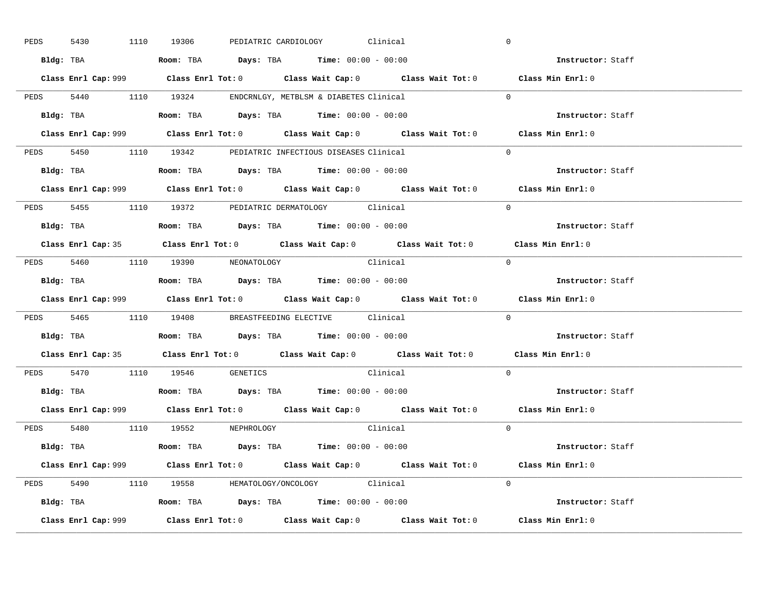PEDS 5430 1110 19306 PEDIATRIC CARDIOLOGY Clinical 0

**Bldg:** TBA **Room:** TBA **Days:** TBA **Time:** 00:00 - 00:00 **Instructor:** Staff

**Class Enrl Cap:** 999 **Class Enrl Tot:** 0 **Class Wait Cap:** 0 **Class Wait Tot:** 0 **Class Min Enrl:** 0

---

PEDS 5440 1110 19324 ENDCRNLGY, METBLSM & DIABETES Clinical 0

**Bldg:** TBA **Room:** TBA **Days:** TBA **Time:** 00:00 - 00:00 **Instructor:** Staff

**Class Enrl Cap:** 999 **Class Enrl Tot:** 0 **Class Wait Cap:** 0 **Class Wait Tot:** 0 **Class Min Enrl:** 0

---

PEDS 5450 1110 19342 PEDIATRIC INFECTIOUS DISEASES Clinical 0

**Bldg:** TBA **Room:** TBA **Days:** TBA **Time:** 00:00 - 00:00 **Instructor:** Staff

**Class Enrl Cap:** 999 **Class Enrl Tot:** 0 **Class Wait Cap:** 0 **Class Wait Tot:** 0 **Class Min Enrl:** 0

---

PEDS 5455 1110 19372 PEDIATRIC DERMATOLOGY Clinical 0

**Bldg:** TBA **Room:** TBA **Days:** TBA **Time:** 00:00 - 00:00 **Instructor:** Staff

**Class Enrl Cap:** 35 **Class Enrl Tot:** 0 **Class Wait Cap:** 0 **Class Wait Tot:** 0 **Class Min Enrl:** 0

---

PEDS 5460 1110 19390 NEONATOLOGY Clinical 0

**Bldg:** TBA **Room:** TBA **Days:** TBA **Time:** 00:00 - 00:00 **Instructor:** Staff

**Class Enrl Cap:** 999 **Class Enrl Tot:** 0 **Class Wait Cap:** 0 **Class Wait Tot:** 0 **Class Min Enrl:** 0

---

PEDS 5465 1110 19408 BREASTFEEDING ELECTIVE Clinical 0

**Bldg:** TBA **Room:** TBA **Days:** TBA **Time:** 00:00 - 00:00 **Instructor:** Staff

**Class Enrl Cap:** 35 **Class Enrl Tot:** 0 **Class Wait Cap:** 0 **Class Wait Tot:** 0 **Class Min Enrl:** 0

---

PEDS 5470 1110 19546 GENETICS Clinical 0

**Bldg:** TBA **Room:** TBA **Days:** TBA **Time:** 00:00 - 00:00 **Instructor:** Staff

**Class Enrl Cap:** 999 **Class Enrl Tot:** 0 **Class Wait Cap:** 0 **Class Wait Tot:** 0 **Class Min Enrl:** 0

---

PEDS 5480 1110 19552 NEPHROLOGY Clinical 0

**Bldg:** TBA **Room:** TBA **Days:** TBA **Time:** 00:00 - 00:00 **Instructor:** Staff

**Class Enrl Cap:** 999 **Class Enrl Tot:** 0 **Class Wait Cap:** 0 **Class Wait Tot:** 0 **Class Min Enrl:** 0

---

PEDS 5490 1110 19558 HEMATOLOGY/ONCOLOGY Clinical 0

**Bldg:** TBA **Room:** TBA **Days:** TBA **Time:** 00:00 - 00:00 **Instructor:** Staff

**Class Enrl Cap:** 999 **Class Enrl Tot:** 0 **Class Wait Cap:** 0 **Class Wait Tot:** 0 **Class Min Enrl:** 0

---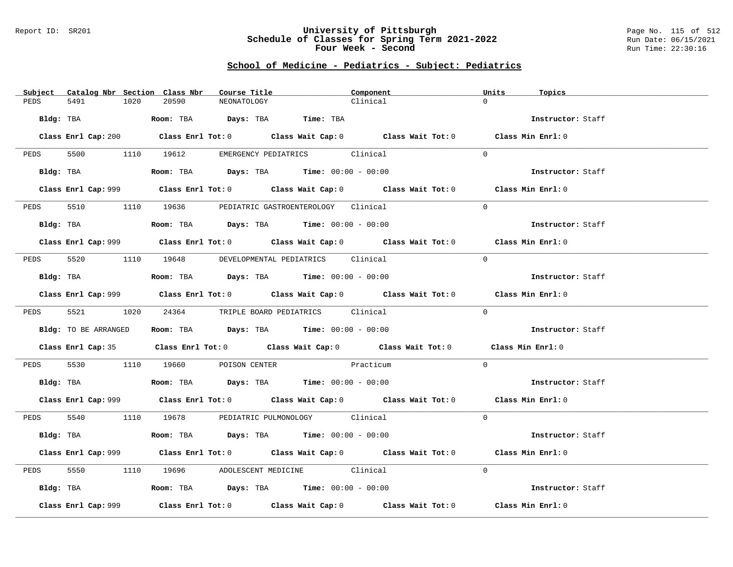## School of Medicine - Pediatrics - Subject: Pediatrics

| Subject | Catalog Nbr | Section | Class Nbr | Course Title | Component | Units | Topics |
|---|---|---|---|---|---|---|---|
| PEDS | 5491 | 1020 | 20590 | NEONATOLOGY | Clinical | 0 | |

**Bldg:** TBA **Room:** TBA **Days:** TBA **Time:** TBA **Instructor:** Staff

**Class Enrl Cap:** 200 **Class Enrl Tot:** 0 **Class Wait Cap:** 0 **Class Wait Tot:** 0 **Class Min Enrl:** 0

---

| Subject | Catalog Nbr | Section | Class Nbr | Course Title | Component | Units | Topics |
|---|---|---|---|---|---|---|---|
| PEDS | 5500 | 1110 | 19612 | EMERGENCY PEDIATRICS | Clinical | 0 | |

**Bldg:** TBA **Room:** TBA **Days:** TBA **Time:** 00:00 - 00:00 **Instructor:** Staff

**Class Enrl Cap:** 999 **Class Enrl Tot:** 0 **Class Wait Cap:** 0 **Class Wait Tot:** 0 **Class Min Enrl:** 0

---

| Subject | Catalog Nbr | Section | Class Nbr | Course Title | Component | Units | Topics |
|---|---|---|---|---|---|---|---|
| PEDS | 5510 | 1110 | 19636 | PEDIATRIC GASTROENTEROLOGY | Clinical | 0 | |

**Bldg:** TBA **Room:** TBA **Days:** TBA **Time:** 00:00 - 00:00 **Instructor:** Staff

**Class Enrl Cap:** 999 **Class Enrl Tot:** 0 **Class Wait Cap:** 0 **Class Wait Tot:** 0 **Class Min Enrl:** 0

---

| Subject | Catalog Nbr | Section | Class Nbr | Course Title | Component | Units | Topics |
|---|---|---|---|---|---|---|---|
| PEDS | 5520 | 1110 | 19648 | DEVELOPMENTAL PEDIATRICS | Clinical | 0 | |

**Bldg:** TBA **Room:** TBA **Days:** TBA **Time:** 00:00 - 00:00 **Instructor:** Staff

**Class Enrl Cap:** 999 **Class Enrl Tot:** 0 **Class Wait Cap:** 0 **Class Wait Tot:** 0 **Class Min Enrl:** 0

---

| Subject | Catalog Nbr | Section | Class Nbr | Course Title | Component | Units | Topics |
|---|---|---|---|---|---|---|---|
| PEDS | 5521 | 1020 | 24364 | TRIPLE BOARD PEDIATRICS | Clinical | 0 | |

**Bldg:** TO BE ARRANGED **Room:** TBA **Days:** TBA **Time:** 00:00 - 00:00 **Instructor:** Staff

**Class Enrl Cap:** 35 **Class Enrl Tot:** 0 **Class Wait Cap:** 0 **Class Wait Tot:** 0 **Class Min Enrl:** 0

---

| Subject | Catalog Nbr | Section | Class Nbr | Course Title | Component | Units | Topics |
|---|---|---|---|---|---|---|---|
| PEDS | 5530 | 1110 | 19660 | POISON CENTER | Practicum | 0 | |

**Bldg:** TBA **Room:** TBA **Days:** TBA **Time:** 00:00 - 00:00 **Instructor:** Staff

**Class Enrl Cap:** 999 **Class Enrl Tot:** 0 **Class Wait Cap:** 0 **Class Wait Tot:** 0 **Class Min Enrl:** 0

---

| Subject | Catalog Nbr | Section | Class Nbr | Course Title | Component | Units | Topics |
|---|---|---|---|---|---|---|---|
| PEDS | 5540 | 1110 | 19678 | PEDIATRIC PULMONOLOGY | Clinical | 0 | |

**Bldg:** TBA **Room:** TBA **Days:** TBA **Time:** 00:00 - 00:00 **Instructor:** Staff

**Class Enrl Cap:** 999 **Class Enrl Tot:** 0 **Class Wait Cap:** 0 **Class Wait Tot:** 0 **Class Min Enrl:** 0

---

| Subject | Catalog Nbr | Section | Class Nbr | Course Title | Component | Units | Topics |
|---|---|---|---|---|---|---|---|
| PEDS | 5550 | 1110 | 19696 | ADOLESCENT MEDICINE | Clinical | 0 | |

**Bldg:** TBA **Room:** TBA **Days:** TBA **Time:** 00:00 - 00:00 **Instructor:** Staff

**Class Enrl Cap:** 999 **Class Enrl Tot:** 0 **Class Wait Cap:** 0 **Class Wait Tot:** 0 **Class Min Enrl:** 0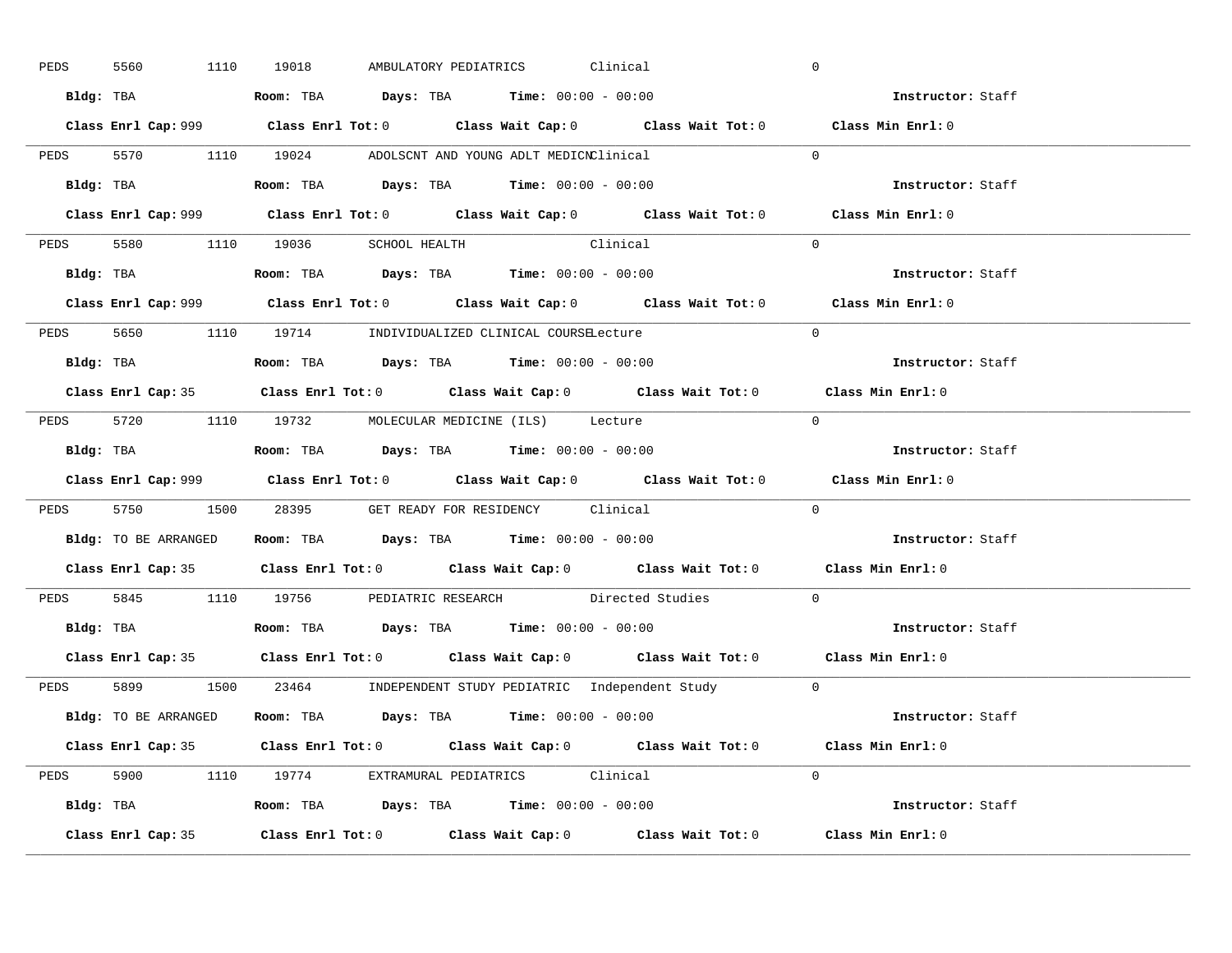PEDS 5560 1110 19018 AMBULATORY PEDIATRICS Clinical 0

**Bldg:** TBA **Room:** TBA **Days:** TBA **Time:** 00:00 - 00:00 **Instructor:** Staff

**Class Enrl Cap:** 999 **Class Enrl Tot:** 0 **Class Wait Cap:** 0 **Class Wait Tot:** 0 **Class Min Enrl:** 0

---

PEDS 5570 1110 19024 ADOLSCNT AND YOUNG ADLT MEDICN Clinical 0

**Bldg:** TBA **Room:** TBA **Days:** TBA **Time:** 00:00 - 00:00 **Instructor:** Staff

**Class Enrl Cap:** 999 **Class Enrl Tot:** 0 **Class Wait Cap:** 0 **Class Wait Tot:** 0 **Class Min Enrl:** 0

---

PEDS 5580 1110 19036 SCHOOL HEALTH Clinical 0

**Bldg:** TBA **Room:** TBA **Days:** TBA **Time:** 00:00 - 00:00 **Instructor:** Staff

**Class Enrl Cap:** 999 **Class Enrl Tot:** 0 **Class Wait Cap:** 0 **Class Wait Tot:** 0 **Class Min Enrl:** 0

---

PEDS 5650 1110 19714 INDIVIDUALIZED CLINICAL COURSE Lecture 0

**Bldg:** TBA **Room:** TBA **Days:** TBA **Time:** 00:00 - 00:00 **Instructor:** Staff

**Class Enrl Cap:** 35 **Class Enrl Tot:** 0 **Class Wait Cap:** 0 **Class Wait Tot:** 0 **Class Min Enrl:** 0

---

PEDS 5720 1110 19732 MOLECULAR MEDICINE (ILS) Lecture 0

**Bldg:** TBA **Room:** TBA **Days:** TBA **Time:** 00:00 - 00:00 **Instructor:** Staff

**Class Enrl Cap:** 999 **Class Enrl Tot:** 0 **Class Wait Cap:** 0 **Class Wait Tot:** 0 **Class Min Enrl:** 0

---

PEDS 5750 1500 28395 GET READY FOR RESIDENCY Clinical 0

**Bldg:** TO BE ARRANGED **Room:** TBA **Days:** TBA **Time:** 00:00 - 00:00 **Instructor:** Staff

**Class Enrl Cap:** 35 **Class Enrl Tot:** 0 **Class Wait Cap:** 0 **Class Wait Tot:** 0 **Class Min Enrl:** 0

---

PEDS 5845 1110 19756 PEDIATRIC RESEARCH Directed Studies 0

**Bldg:** TBA **Room:** TBA **Days:** TBA **Time:** 00:00 - 00:00 **Instructor:** Staff

**Class Enrl Cap:** 35 **Class Enrl Tot:** 0 **Class Wait Cap:** 0 **Class Wait Tot:** 0 **Class Min Enrl:** 0

---

PEDS 5899 1500 23464 INDEPENDENT STUDY PEDIATRIC Independent Study 0

**Bldg:** TO BE ARRANGED **Room:** TBA **Days:** TBA **Time:** 00:00 - 00:00 **Instructor:** Staff

**Class Enrl Cap:** 35 **Class Enrl Tot:** 0 **Class Wait Cap:** 0 **Class Wait Tot:** 0 **Class Min Enrl:** 0

---

PEDS 5900 1110 19774 EXTRAMURAL PEDIATRICS Clinical 0

**Bldg:** TBA **Room:** TBA **Days:** TBA **Time:** 00:00 - 00:00 **Instructor:** Staff

**Class Enrl Cap:** 35 **Class Enrl Tot:** 0 **Class Wait Cap:** 0 **Class Wait Tot:** 0 **Class Min Enrl:** 0

---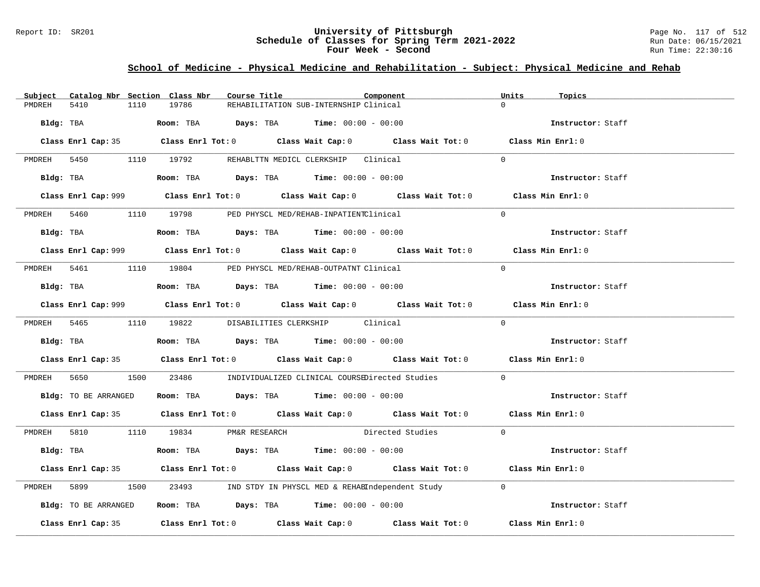Report ID: SR201

# University of Pittsburgh
## Schedule of Classes for Spring Term 2021-2022
## Four Week - Second

Run Date: 06/15/2021
Run Time: 22:30:16

### School of Medicine - Physical Medicine and Rehabilitation - Subject: Physical Medicine and Rehab

| Subject | Catalog Nbr | Section | Class Nbr | Course Title | Component | Units | Topics |
|---|---|---|---|---|---|---|---|
| PMDREH | 5410 | 1110 | 19786 | REHABILITATION SUB-INTERNSHIP | Clinical | 0 | |

**Bldg:** TBA **Room:** TBA **Days:** TBA **Time:** 00:00 - 00:00 **Instructor:** Staff

**Class Enrl Cap:** 35 **Class Enrl Tot:** 0 **Class Wait Cap:** 0 **Class Wait Tot:** 0 **Class Min Enrl:** 0

---

| Subject | Catalog Nbr | Section | Class Nbr | Course Title | Component | Units | Topics |
|---|---|---|---|---|---|---|---|
| PMDREH | 5450 | 1110 | 19792 | REHABLTTN MEDICL CLERKSHIP | Clinical | 0 | |

**Bldg:** TBA **Room:** TBA **Days:** TBA **Time:** 00:00 - 00:00 **Instructor:** Staff

**Class Enrl Cap:** 999 **Class Enrl Tot:** 0 **Class Wait Cap:** 0 **Class Wait Tot:** 0 **Class Min Enrl:** 0

---

| Subject | Catalog Nbr | Section | Class Nbr | Course Title | Component | Units | Topics |
|---|---|---|---|---|---|---|---|
| PMDREH | 5460 | 1110 | 19798 | PED PHYSCL MED/REHAB-INPATIENT | Clinical | 0 | |

**Bldg:** TBA **Room:** TBA **Days:** TBA **Time:** 00:00 - 00:00 **Instructor:** Staff

**Class Enrl Cap:** 999 **Class Enrl Tot:** 0 **Class Wait Cap:** 0 **Class Wait Tot:** 0 **Class Min Enrl:** 0

---

| Subject | Catalog Nbr | Section | Class Nbr | Course Title | Component | Units | Topics |
|---|---|---|---|---|---|---|---|
| PMDREH | 5461 | 1110 | 19804 | PED PHYSCL MED/REHAB-OUTPATNT | Clinical | 0 | |

**Bldg:** TBA **Room:** TBA **Days:** TBA **Time:** 00:00 - 00:00 **Instructor:** Staff

**Class Enrl Cap:** 999 **Class Enrl Tot:** 0 **Class Wait Cap:** 0 **Class Wait Tot:** 0 **Class Min Enrl:** 0

---

| Subject | Catalog Nbr | Section | Class Nbr | Course Title | Component | Units | Topics |
|---|---|---|---|---|---|---|---|
| PMDREH | 5465 | 1110 | 19822 | DISABILITIES CLERKSHIP | Clinical | 0 | |

**Bldg:** TBA **Room:** TBA **Days:** TBA **Time:** 00:00 - 00:00 **Instructor:** Staff

**Class Enrl Cap:** 35 **Class Enrl Tot:** 0 **Class Wait Cap:** 0 **Class Wait Tot:** 0 **Class Min Enrl:** 0

---

| Subject | Catalog Nbr | Section | Class Nbr | Course Title | Component | Units | Topics |
|---|---|---|---|---|---|---|---|
| PMDREH | 5650 | 1500 | 23486 | INDIVIDUALIZED CLINICAL COURSE | Directed Studies | 0 | |

**Bldg:** TO BE ARRANGED **Room:** TBA **Days:** TBA **Time:** 00:00 - 00:00 **Instructor:** Staff

**Class Enrl Cap:** 35 **Class Enrl Tot:** 0 **Class Wait Cap:** 0 **Class Wait Tot:** 0 **Class Min Enrl:** 0

---

| Subject | Catalog Nbr | Section | Class Nbr | Course Title | Component | Units | Topics |
|---|---|---|---|---|---|---|---|
| PMDREH | 5810 | 1110 | 19834 | PM&R RESEARCH | Directed Studies | 0 | |

**Bldg:** TBA **Room:** TBA **Days:** TBA **Time:** 00:00 - 00:00 **Instructor:** Staff

**Class Enrl Cap:** 35 **Class Enrl Tot:** 0 **Class Wait Cap:** 0 **Class Wait Tot:** 0 **Class Min Enrl:** 0

---

| Subject | Catalog Nbr | Section | Class Nbr | Course Title | Component | Units | Topics |
|---|---|---|---|---|---|---|---|
| PMDREH | 5899 | 1500 | 23493 | IND STDY IN PHYSCL MED & REHAB | Independent Study | 0 | |

**Bldg:** TO BE ARRANGED **Room:** TBA **Days:** TBA **Time:** 00:00 - 00:00 **Instructor:** Staff

**Class Enrl Cap:** 35 **Class Enrl Tot:** 0 **Class Wait Cap:** 0 **Class Wait Tot:** 0 **Class Min Enrl:** 0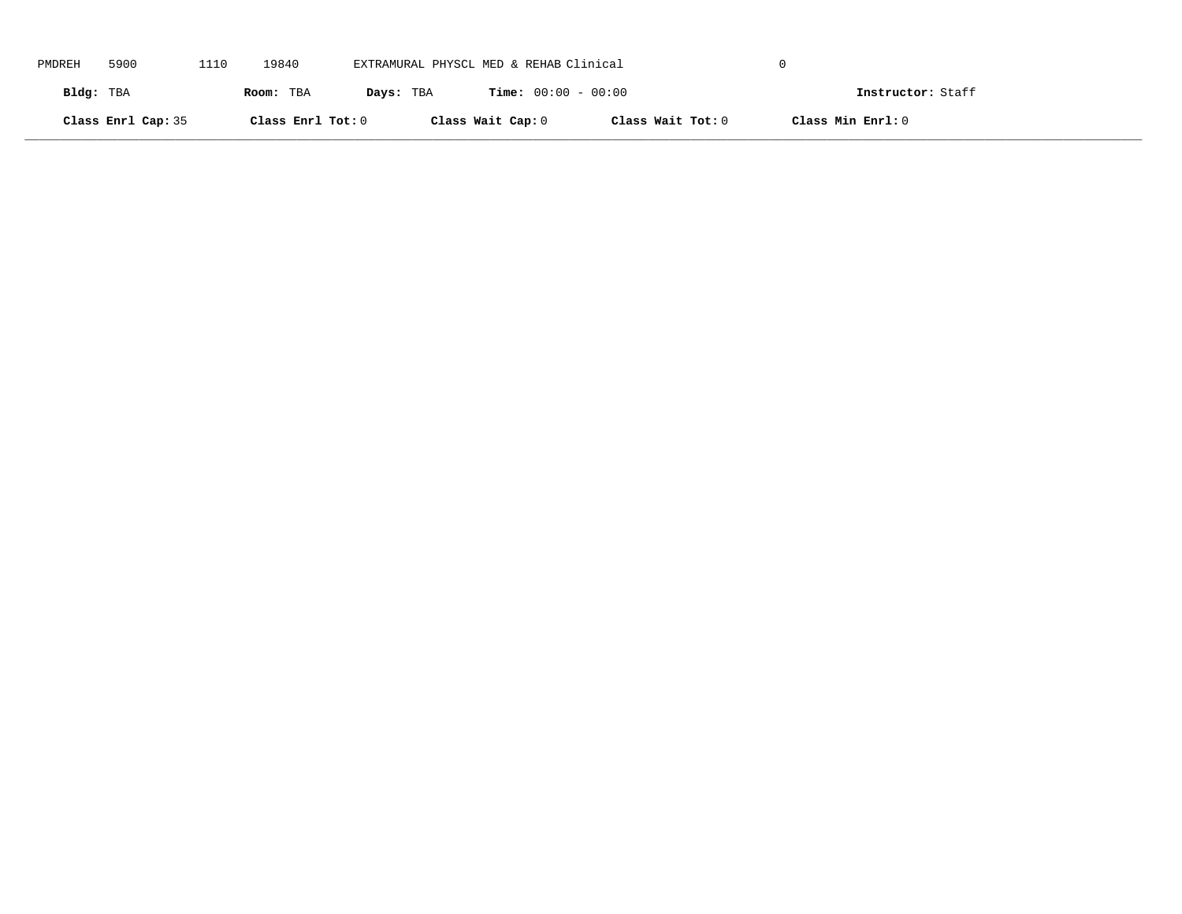PMDREH 5900 1110 19840 EXTRAMURAL PHYSCL MED & REHAB Clinical 0

**Bldg:** TBA **Room:** TBA **Days:** TBA **Time:** 00:00 - 00:00 **Instructor:** Staff

**Class Enrl Cap:** 35 **Class Enrl Tot:** 0 **Class Wait Cap:** 0 **Class Wait Tot:** 0 **Class Min Enrl:** 0

---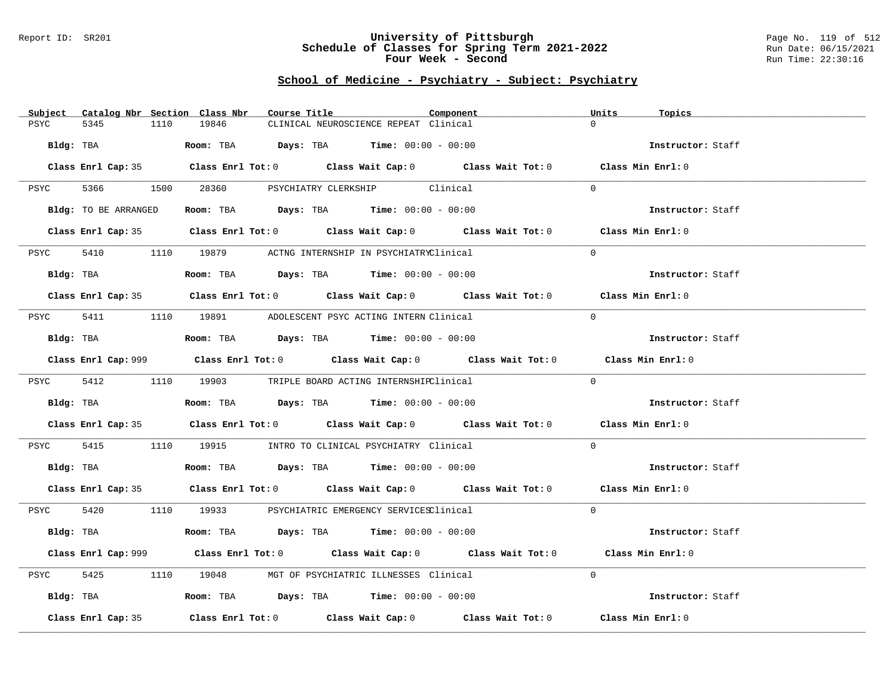# University of Pittsburgh
## Schedule of Classes for Spring Term 2021-2022
## Four Week - Second

Report ID: SR201

Run Date: 06/15/2021
Run Time: 22:30:16

### School of Medicine - Psychiatry - Subject: Psychiatry

| Subject | Catalog Nbr | Section | Class Nbr | Course Title | Component | Units | Topics |
|---|---|---|---|---|---|---|---|
| PSYC | 5345 | 1110 | 19846 | CLINICAL NEUROSCIENCE REPEAT | Clinical | 0 | |

Bldg: TBA  Room: TBA  Days: TBA  Time: 00:00 - 00:00  Instructor: Staff

Class Enrl Cap: 35  Class Enrl Tot: 0  Class Wait Cap: 0  Class Wait Tot: 0  Class Min Enrl: 0

---

| Subject | Catalog Nbr | Section | Class Nbr | Course Title | Component | Units | Topics |
|---|---|---|---|---|---|---|---|
| PSYC | 5366 | 1500 | 28360 | PSYCHIATRY CLERKSHIP | Clinical | 0 | |

Bldg: TO BE ARRANGED  Room: TBA  Days: TBA  Time: 00:00 - 00:00  Instructor: Staff

Class Enrl Cap: 35  Class Enrl Tot: 0  Class Wait Cap: 0  Class Wait Tot: 0  Class Min Enrl: 0

---

| Subject | Catalog Nbr | Section | Class Nbr | Course Title | Component | Units | Topics |
|---|---|---|---|---|---|---|---|
| PSYC | 5410 | 1110 | 19879 | ACTNG INTERNSHIP IN PSYCHIATRY | Clinical | 0 | |

Bldg: TBA  Room: TBA  Days: TBA  Time: 00:00 - 00:00  Instructor: Staff

Class Enrl Cap: 35  Class Enrl Tot: 0  Class Wait Cap: 0  Class Wait Tot: 0  Class Min Enrl: 0

---

| Subject | Catalog Nbr | Section | Class Nbr | Course Title | Component | Units | Topics |
|---|---|---|---|---|---|---|---|
| PSYC | 5411 | 1110 | 19891 | ADOLESCENT PSYC ACTING INTERN | Clinical | 0 | |

Bldg: TBA  Room: TBA  Days: TBA  Time: 00:00 - 00:00  Instructor: Staff

Class Enrl Cap: 999  Class Enrl Tot: 0  Class Wait Cap: 0  Class Wait Tot: 0  Class Min Enrl: 0

---

| Subject | Catalog Nbr | Section | Class Nbr | Course Title | Component | Units | Topics |
|---|---|---|---|---|---|---|---|
| PSYC | 5412 | 1110 | 19903 | TRIPLE BOARD ACTING INTERNSHIP | Clinical | 0 | |

Bldg: TBA  Room: TBA  Days: TBA  Time: 00:00 - 00:00  Instructor: Staff

Class Enrl Cap: 35  Class Enrl Tot: 0  Class Wait Cap: 0  Class Wait Tot: 0  Class Min Enrl: 0

---

| Subject | Catalog Nbr | Section | Class Nbr | Course Title | Component | Units | Topics |
|---|---|---|---|---|---|---|---|
| PSYC | 5415 | 1110 | 19915 | INTRO TO CLINICAL PSYCHIATRY | Clinical | 0 | |

Bldg: TBA  Room: TBA  Days: TBA  Time: 00:00 - 00:00  Instructor: Staff

Class Enrl Cap: 35  Class Enrl Tot: 0  Class Wait Cap: 0  Class Wait Tot: 0  Class Min Enrl: 0

---

| Subject | Catalog Nbr | Section | Class Nbr | Course Title | Component | Units | Topics |
|---|---|---|---|---|---|---|---|
| PSYC | 5420 | 1110 | 19933 | PSYCHIATRIC EMERGENCY SERVICES | Clinical | 0 | |

Bldg: TBA  Room: TBA  Days: TBA  Time: 00:00 - 00:00  Instructor: Staff

Class Enrl Cap: 999  Class Enrl Tot: 0  Class Wait Cap: 0  Class Wait Tot: 0  Class Min Enrl: 0

---

| Subject | Catalog Nbr | Section | Class Nbr | Course Title | Component | Units | Topics |
|---|---|---|---|---|---|---|---|
| PSYC | 5425 | 1110 | 19048 | MGT OF PSYCHIATRIC ILLNESSES | Clinical | 0 | |

Bldg: TBA  Room: TBA  Days: TBA  Time: 00:00 - 00:00  Instructor: Staff

Class Enrl Cap: 35  Class Enrl Tot: 0  Class Wait Cap: 0  Class Wait Tot: 0  Class Min Enrl: 0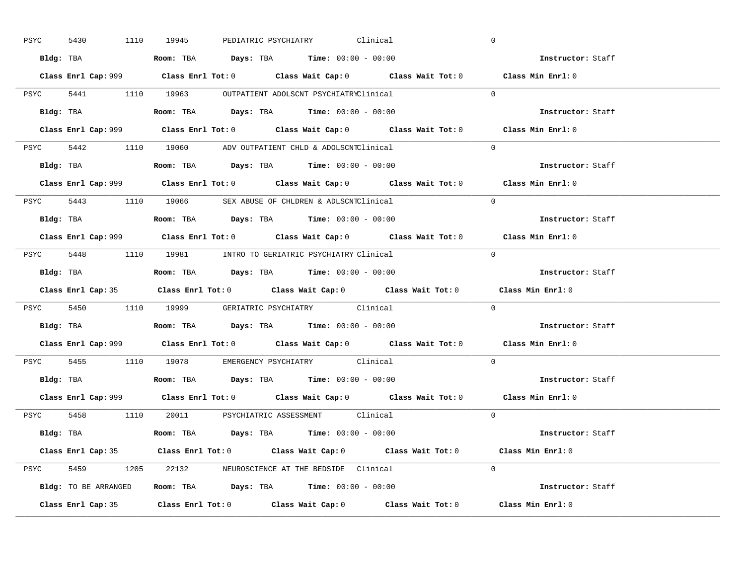PSYC 5430 1110 19945 PEDIATRIC PSYCHIATRY Clinical 0

**Bldg:** TBA **Room:** TBA **Days:** TBA **Time:** 00:00 - 00:00 **Instructor:** Staff

**Class Enrl Cap:** 999 **Class Enrl Tot:** 0 **Class Wait Cap:** 0 **Class Wait Tot:** 0 **Class Min Enrl:** 0

---

PSYC 5441 1110 19963 OUTPATIENT ADOLSCNT PSYCHIATRY Clinical 0

**Bldg:** TBA **Room:** TBA **Days:** TBA **Time:** 00:00 - 00:00 **Instructor:** Staff

**Class Enrl Cap:** 999 **Class Enrl Tot:** 0 **Class Wait Cap:** 0 **Class Wait Tot:** 0 **Class Min Enrl:** 0

---

PSYC 5442 1110 19060 ADV OUTPATIENT CHLD & ADOLSCNT Clinical 0

**Bldg:** TBA **Room:** TBA **Days:** TBA **Time:** 00:00 - 00:00 **Instructor:** Staff

**Class Enrl Cap:** 999 **Class Enrl Tot:** 0 **Class Wait Cap:** 0 **Class Wait Tot:** 0 **Class Min Enrl:** 0

---

PSYC 5443 1110 19066 SEX ABUSE OF CHLDREN & ADLSCNT Clinical 0

**Bldg:** TBA **Room:** TBA **Days:** TBA **Time:** 00:00 - 00:00 **Instructor:** Staff

**Class Enrl Cap:** 999 **Class Enrl Tot:** 0 **Class Wait Cap:** 0 **Class Wait Tot:** 0 **Class Min Enrl:** 0

---

PSYC 5448 1110 19981 INTRO TO GERIATRIC PSYCHIATRY Clinical 0

**Bldg:** TBA **Room:** TBA **Days:** TBA **Time:** 00:00 - 00:00 **Instructor:** Staff

**Class Enrl Cap:** 35 **Class Enrl Tot:** 0 **Class Wait Cap:** 0 **Class Wait Tot:** 0 **Class Min Enrl:** 0

---

PSYC 5450 1110 19999 GERIATRIC PSYCHIATRY Clinical 0

**Bldg:** TBA **Room:** TBA **Days:** TBA **Time:** 00:00 - 00:00 **Instructor:** Staff

**Class Enrl Cap:** 999 **Class Enrl Tot:** 0 **Class Wait Cap:** 0 **Class Wait Tot:** 0 **Class Min Enrl:** 0

---

PSYC 5455 1110 19078 EMERGENCY PSYCHIATRY Clinical 0

**Bldg:** TBA **Room:** TBA **Days:** TBA **Time:** 00:00 - 00:00 **Instructor:** Staff

**Class Enrl Cap:** 999 **Class Enrl Tot:** 0 **Class Wait Cap:** 0 **Class Wait Tot:** 0 **Class Min Enrl:** 0

---

PSYC 5458 1110 20011 PSYCHIATRIC ASSESSMENT Clinical 0

**Bldg:** TBA **Room:** TBA **Days:** TBA **Time:** 00:00 - 00:00 **Instructor:** Staff

**Class Enrl Cap:** 35 **Class Enrl Tot:** 0 **Class Wait Cap:** 0 **Class Wait Tot:** 0 **Class Min Enrl:** 0

---

PSYC 5459 1205 22132 NEUROSCIENCE AT THE BEDSIDE Clinical 0

**Bldg:** TO BE ARRANGED **Room:** TBA **Days:** TBA **Time:** 00:00 - 00:00 **Instructor:** Staff

**Class Enrl Cap:** 35 **Class Enrl Tot:** 0 **Class Wait Cap:** 0 **Class Wait Tot:** 0 **Class Min Enrl:** 0

---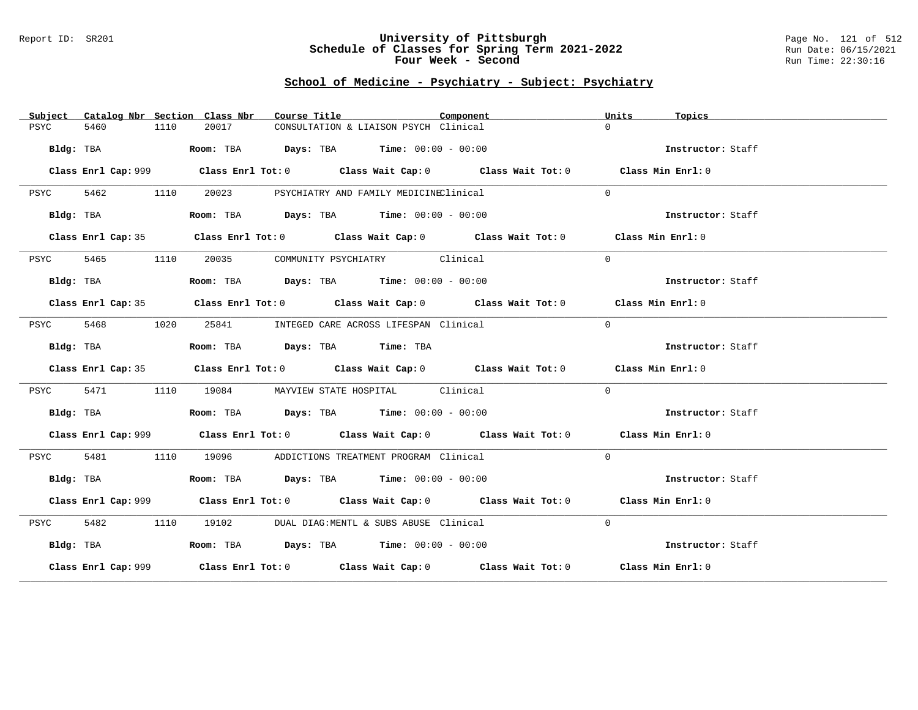Report ID: SR201

# University of Pittsburgh
## Schedule of Classes for Spring Term 2021-2022
### Four Week - Second

Run Date: 06/15/2021
Run Time: 22:30:16

## School of Medicine - Psychiatry - Subject: Psychiatry

| Subject | Catalog Nbr | Section | Class Nbr | Course Title | Component | Units | Topics |
|---|---|---|---|---|---|---|---|
| PSYC | 5460 | 1110 | 20017 | CONSULTATION & LIAISON PSYCH | Clinical | 0 | |

**Bldg:** TBA **Room:** TBA **Days:** TBA **Time:** 00:00 - 00:00 **Instructor:** Staff

**Class Enrl Cap:** 999 **Class Enrl Tot:** 0 **Class Wait Cap:** 0 **Class Wait Tot:** 0 **Class Min Enrl:** 0

| Subject | Catalog Nbr | Section | Class Nbr | Course Title | Component | Units | Topics |
|---|---|---|---|---|---|---|---|
| PSYC | 5462 | 1110 | 20023 | PSYCHIATRY AND FAMILY MEDICINE | Clinical | 0 | |

**Bldg:** TBA **Room:** TBA **Days:** TBA **Time:** 00:00 - 00:00 **Instructor:** Staff

**Class Enrl Cap:** 35 **Class Enrl Tot:** 0 **Class Wait Cap:** 0 **Class Wait Tot:** 0 **Class Min Enrl:** 0

| Subject | Catalog Nbr | Section | Class Nbr | Course Title | Component | Units | Topics |
|---|---|---|---|---|---|---|---|
| PSYC | 5465 | 1110 | 20035 | COMMUNITY PSYCHIATRY | Clinical | 0 | |

**Bldg:** TBA **Room:** TBA **Days:** TBA **Time:** 00:00 - 00:00 **Instructor:** Staff

**Class Enrl Cap:** 35 **Class Enrl Tot:** 0 **Class Wait Cap:** 0 **Class Wait Tot:** 0 **Class Min Enrl:** 0

| Subject | Catalog Nbr | Section | Class Nbr | Course Title | Component | Units | Topics |
|---|---|---|---|---|---|---|---|
| PSYC | 5468 | 1020 | 25841 | INTEGED CARE ACROSS LIFESPAN | Clinical | 0 | |

**Bldg:** TBA **Room:** TBA **Days:** TBA **Time:** TBA **Instructor:** Staff

**Class Enrl Cap:** 35 **Class Enrl Tot:** 0 **Class Wait Cap:** 0 **Class Wait Tot:** 0 **Class Min Enrl:** 0

| Subject | Catalog Nbr | Section | Class Nbr | Course Title | Component | Units | Topics |
|---|---|---|---|---|---|---|---|
| PSYC | 5471 | 1110 | 19084 | MAYVIEW STATE HOSPITAL | Clinical | 0 | |

**Bldg:** TBA **Room:** TBA **Days:** TBA **Time:** 00:00 - 00:00 **Instructor:** Staff

**Class Enrl Cap:** 999 **Class Enrl Tot:** 0 **Class Wait Cap:** 0 **Class Wait Tot:** 0 **Class Min Enrl:** 0

| Subject | Catalog Nbr | Section | Class Nbr | Course Title | Component | Units | Topics |
|---|---|---|---|---|---|---|---|
| PSYC | 5481 | 1110 | 19096 | ADDICTIONS TREATMENT PROGRAM | Clinical | 0 | |

**Bldg:** TBA **Room:** TBA **Days:** TBA **Time:** 00:00 - 00:00 **Instructor:** Staff

**Class Enrl Cap:** 999 **Class Enrl Tot:** 0 **Class Wait Cap:** 0 **Class Wait Tot:** 0 **Class Min Enrl:** 0

| Subject | Catalog Nbr | Section | Class Nbr | Course Title | Component | Units | Topics |
|---|---|---|---|---|---|---|---|
| PSYC | 5482 | 1110 | 19102 | DUAL DIAG:MENTL & SUBS ABUSE | Clinical | 0 | |

**Bldg:** TBA **Room:** TBA **Days:** TBA **Time:** 00:00 - 00:00 **Instructor:** Staff

**Class Enrl Cap:** 999 **Class Enrl Tot:** 0 **Class Wait Cap:** 0 **Class Wait Tot:** 0 **Class Min Enrl:** 0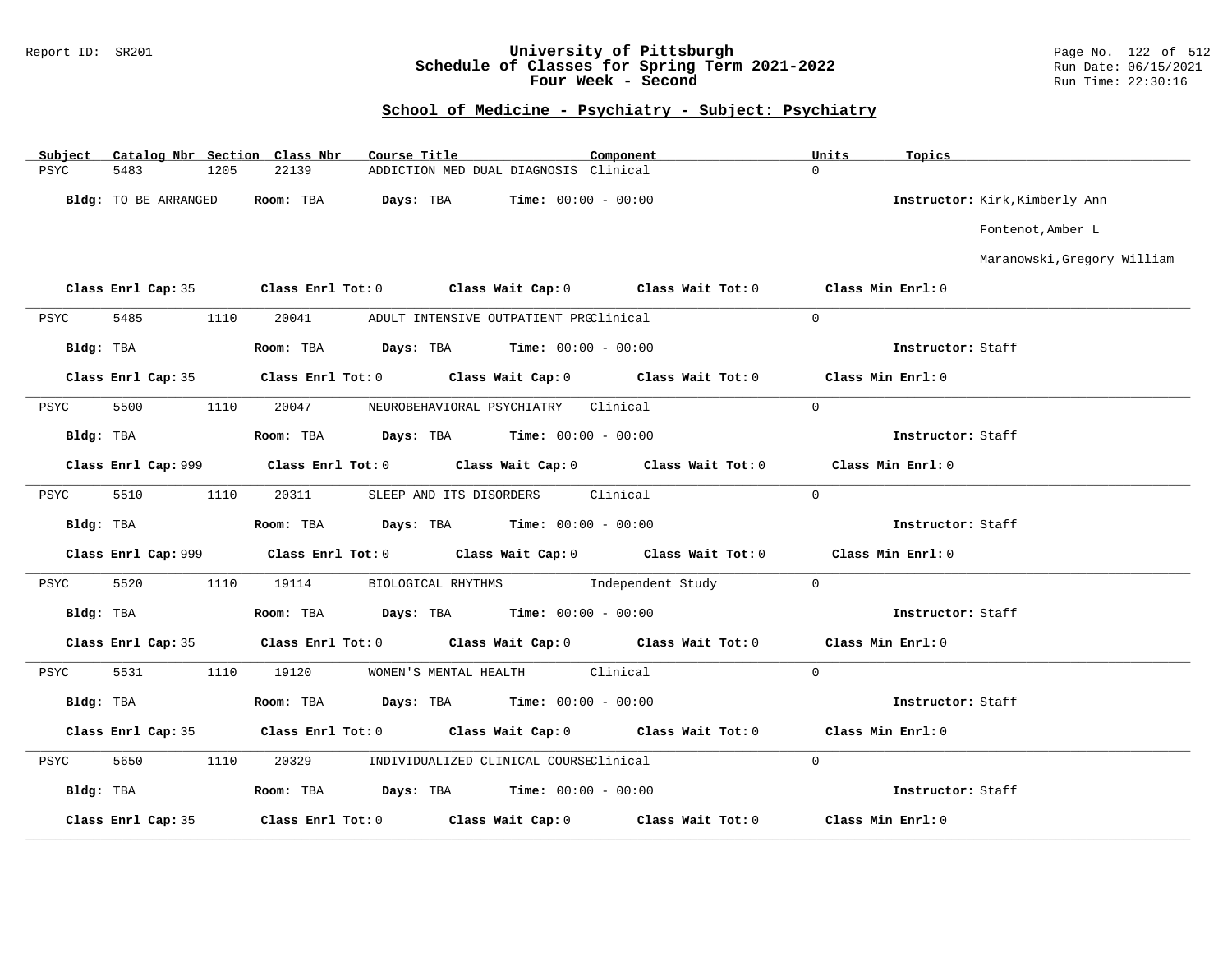Report ID: SR201

# University of Pittsburgh
## Schedule of Classes for Spring Term 2021-2022
### Four Week - Second

Run Date: 06/15/2021
Run Time: 22:30:16

## School of Medicine - Psychiatry - Subject: Psychiatry

| Subject | Catalog Nbr | Section | Class Nbr | Course Title | Component | Units | Topics |
|---|---|---|---|---|---|---|---|
| PSYC | 5483 | 1205 | 22139 | ADDICTION MED DUAL DIAGNOSIS | Clinical | 0 | |

**Bldg:** TO BE ARRANGED **Room:** TBA **Days:** TBA **Time:** 00:00 - 00:00 **Instructor:** Kirk,Kimberly Ann; Fontenot,Amber L; Maranowski,Gregory William

**Class Enrl Cap:** 35 **Class Enrl Tot:** 0 **Class Wait Cap:** 0 **Class Wait Tot:** 0 **Class Min Enrl:** 0

---

| Subject | Catalog Nbr | Section | Class Nbr | Course Title | Component | Units | Topics |
|---|---|---|---|---|---|---|---|
| PSYC | 5485 | 1110 | 20041 | ADULT INTENSIVE OUTPATIENT PRG | Clinical | 0 | |

**Bldg:** TBA **Room:** TBA **Days:** TBA **Time:** 00:00 - 00:00 **Instructor:** Staff

**Class Enrl Cap:** 35 **Class Enrl Tot:** 0 **Class Wait Cap:** 0 **Class Wait Tot:** 0 **Class Min Enrl:** 0

---

| Subject | Catalog Nbr | Section | Class Nbr | Course Title | Component | Units | Topics |
|---|---|---|---|---|---|---|---|
| PSYC | 5500 | 1110 | 20047 | NEUROBEHAVIORAL PSYCHIATRY | Clinical | 0 | |

**Bldg:** TBA **Room:** TBA **Days:** TBA **Time:** 00:00 - 00:00 **Instructor:** Staff

**Class Enrl Cap:** 999 **Class Enrl Tot:** 0 **Class Wait Cap:** 0 **Class Wait Tot:** 0 **Class Min Enrl:** 0

---

| Subject | Catalog Nbr | Section | Class Nbr | Course Title | Component | Units | Topics |
|---|---|---|---|---|---|---|---|
| PSYC | 5510 | 1110 | 20311 | SLEEP AND ITS DISORDERS | Clinical | 0 | |

**Bldg:** TBA **Room:** TBA **Days:** TBA **Time:** 00:00 - 00:00 **Instructor:** Staff

**Class Enrl Cap:** 999 **Class Enrl Tot:** 0 **Class Wait Cap:** 0 **Class Wait Tot:** 0 **Class Min Enrl:** 0

---

| Subject | Catalog Nbr | Section | Class Nbr | Course Title | Component | Units | Topics |
|---|---|---|---|---|---|---|---|
| PSYC | 5520 | 1110 | 19114 | BIOLOGICAL RHYTHMS | Independent Study | 0 | |

**Bldg:** TBA **Room:** TBA **Days:** TBA **Time:** 00:00 - 00:00 **Instructor:** Staff

**Class Enrl Cap:** 35 **Class Enrl Tot:** 0 **Class Wait Cap:** 0 **Class Wait Tot:** 0 **Class Min Enrl:** 0

---

| Subject | Catalog Nbr | Section | Class Nbr | Course Title | Component | Units | Topics |
|---|---|---|---|---|---|---|---|
| PSYC | 5531 | 1110 | 19120 | WOMEN'S MENTAL HEALTH | Clinical | 0 | |

**Bldg:** TBA **Room:** TBA **Days:** TBA **Time:** 00:00 - 00:00 **Instructor:** Staff

**Class Enrl Cap:** 35 **Class Enrl Tot:** 0 **Class Wait Cap:** 0 **Class Wait Tot:** 0 **Class Min Enrl:** 0

---

| Subject | Catalog Nbr | Section | Class Nbr | Course Title | Component | Units | Topics |
|---|---|---|---|---|---|---|---|
| PSYC | 5650 | 1110 | 20329 | INDIVIDUALIZED CLINICAL COURSE | Clinical | 0 | |

**Bldg:** TBA **Room:** TBA **Days:** TBA **Time:** 00:00 - 00:00 **Instructor:** Staff

**Class Enrl Cap:** 35 **Class Enrl Tot:** 0 **Class Wait Cap:** 0 **Class Wait Tot:** 0 **Class Min Enrl:** 0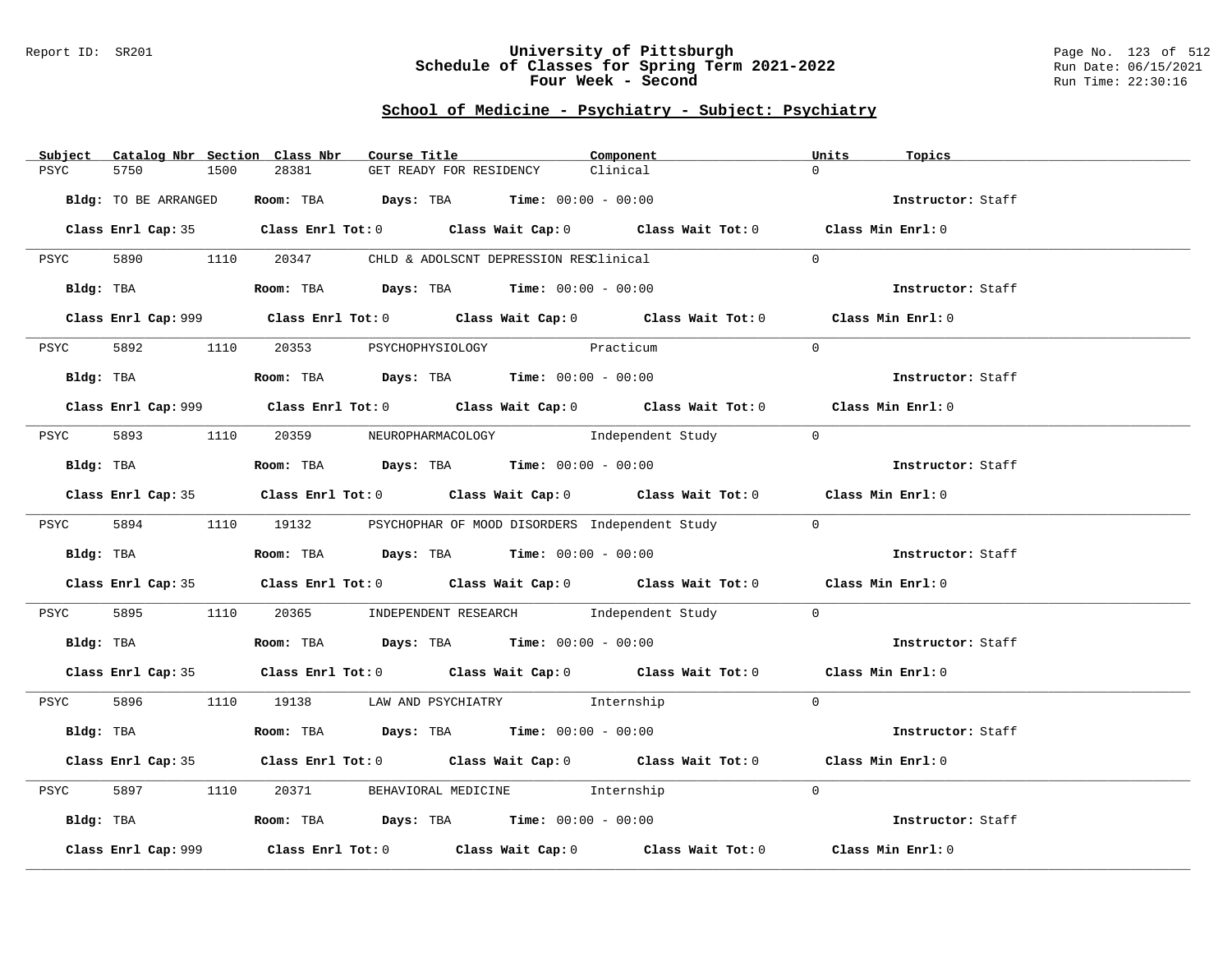## School of Medicine - Psychiatry - Subject: Psychiatry

| Subject | Catalog Nbr | Section | Class Nbr | Course Title | Component | Units | Topics |
|---|---|---|---|---|---|---|---|
| PSYC | 5750 | 1500 | 28381 | GET READY FOR RESIDENCY | Clinical | 0 | |

**Bldg:** TO BE ARRANGED **Room:** TBA **Days:** TBA **Time:** 00:00 - 00:00 **Instructor:** Staff

**Class Enrl Cap:** 35 **Class Enrl Tot:** 0 **Class Wait Cap:** 0 **Class Wait Tot:** 0 **Class Min Enrl:** 0

---

| Subject | Catalog Nbr | Section | Class Nbr | Course Title | Component | Units | Topics |
|---|---|---|---|---|---|---|---|
| PSYC | 5890 | 1110 | 20347 | CHLD & ADOLSCNT DEPRESSION RES | Clinical | 0 | |

**Bldg:** TBA **Room:** TBA **Days:** TBA **Time:** 00:00 - 00:00 **Instructor:** Staff

**Class Enrl Cap:** 999 **Class Enrl Tot:** 0 **Class Wait Cap:** 0 **Class Wait Tot:** 0 **Class Min Enrl:** 0

---

| Subject | Catalog Nbr | Section | Class Nbr | Course Title | Component | Units | Topics |
|---|---|---|---|---|---|---|---|
| PSYC | 5892 | 1110 | 20353 | PSYCHOPHYSIOLOGY | Practicum | 0 | |

**Bldg:** TBA **Room:** TBA **Days:** TBA **Time:** 00:00 - 00:00 **Instructor:** Staff

**Class Enrl Cap:** 999 **Class Enrl Tot:** 0 **Class Wait Cap:** 0 **Class Wait Tot:** 0 **Class Min Enrl:** 0

---

| Subject | Catalog Nbr | Section | Class Nbr | Course Title | Component | Units | Topics |
|---|---|---|---|---|---|---|---|
| PSYC | 5893 | 1110 | 20359 | NEUROPHARMACOLOGY | Independent Study | 0 | |

**Bldg:** TBA **Room:** TBA **Days:** TBA **Time:** 00:00 - 00:00 **Instructor:** Staff

**Class Enrl Cap:** 35 **Class Enrl Tot:** 0 **Class Wait Cap:** 0 **Class Wait Tot:** 0 **Class Min Enrl:** 0

---

| Subject | Catalog Nbr | Section | Class Nbr | Course Title | Component | Units | Topics |
|---|---|---|---|---|---|---|---|
| PSYC | 5894 | 1110 | 19132 | PSYCHOPHAR OF MOOD DISORDERS | Independent Study | 0 | |

**Bldg:** TBA **Room:** TBA **Days:** TBA **Time:** 00:00 - 00:00 **Instructor:** Staff

**Class Enrl Cap:** 35 **Class Enrl Tot:** 0 **Class Wait Cap:** 0 **Class Wait Tot:** 0 **Class Min Enrl:** 0

---

| Subject | Catalog Nbr | Section | Class Nbr | Course Title | Component | Units | Topics |
|---|---|---|---|---|---|---|---|
| PSYC | 5895 | 1110 | 20365 | INDEPENDENT RESEARCH | Independent Study | 0 | |

**Bldg:** TBA **Room:** TBA **Days:** TBA **Time:** 00:00 - 00:00 **Instructor:** Staff

**Class Enrl Cap:** 35 **Class Enrl Tot:** 0 **Class Wait Cap:** 0 **Class Wait Tot:** 0 **Class Min Enrl:** 0

---

| Subject | Catalog Nbr | Section | Class Nbr | Course Title | Component | Units | Topics |
|---|---|---|---|---|---|---|---|
| PSYC | 5896 | 1110 | 19138 | LAW AND PSYCHIATRY | Internship | 0 | |

**Bldg:** TBA **Room:** TBA **Days:** TBA **Time:** 00:00 - 00:00 **Instructor:** Staff

**Class Enrl Cap:** 35 **Class Enrl Tot:** 0 **Class Wait Cap:** 0 **Class Wait Tot:** 0 **Class Min Enrl:** 0

---

| Subject | Catalog Nbr | Section | Class Nbr | Course Title | Component | Units | Topics |
|---|---|---|---|---|---|---|---|
| PSYC | 5897 | 1110 | 20371 | BEHAVIORAL MEDICINE | Internship | 0 | |

**Bldg:** TBA **Room:** TBA **Days:** TBA **Time:** 00:00 - 00:00 **Instructor:** Staff

**Class Enrl Cap:** 999 **Class Enrl Tot:** 0 **Class Wait Cap:** 0 **Class Wait Tot:** 0 **Class Min Enrl:** 0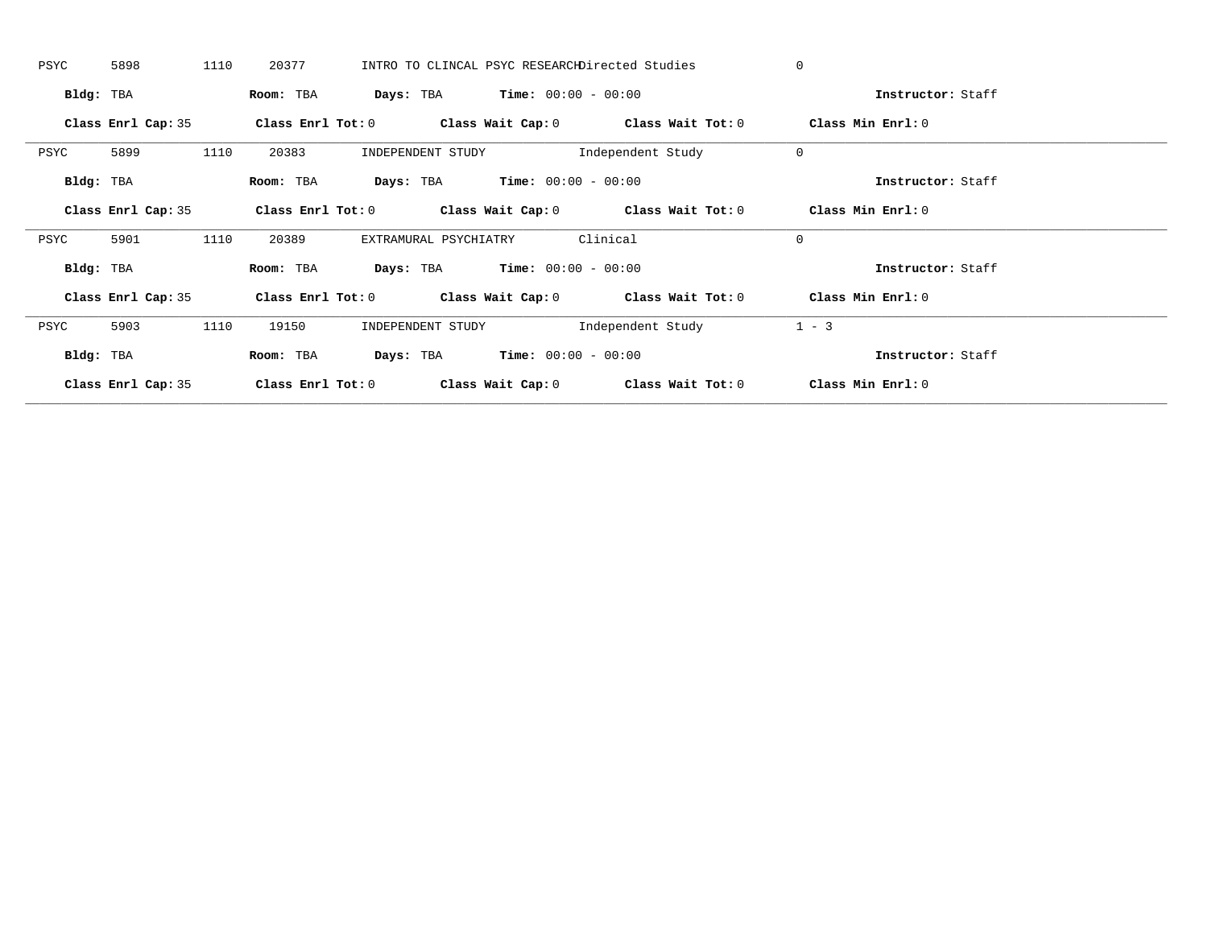PSYC 5898 1110 20377 INTRO TO CLINCAL PSYC RESEARCH Directed Studies 0

**Bldg:** TBA **Room:** TBA **Days:** TBA **Time:** 00:00 - 00:00 **Instructor:** Staff

**Class Enrl Cap:** 35 **Class Enrl Tot:** 0 **Class Wait Cap:** 0 **Class Wait Tot:** 0 **Class Min Enrl:** 0

---

PSYC 5899 1110 20383 INDEPENDENT STUDY Independent Study 0

**Bldg:** TBA **Room:** TBA **Days:** TBA **Time:** 00:00 - 00:00 **Instructor:** Staff

**Class Enrl Cap:** 35 **Class Enrl Tot:** 0 **Class Wait Cap:** 0 **Class Wait Tot:** 0 **Class Min Enrl:** 0

---

PSYC 5901 1110 20389 EXTRAMURAL PSYCHIATRY Clinical 0

**Bldg:** TBA **Room:** TBA **Days:** TBA **Time:** 00:00 - 00:00 **Instructor:** Staff

**Class Enrl Cap:** 35 **Class Enrl Tot:** 0 **Class Wait Cap:** 0 **Class Wait Tot:** 0 **Class Min Enrl:** 0

---

PSYC 5903 1110 19150 INDEPENDENT STUDY Independent Study 1 - 3

**Bldg:** TBA **Room:** TBA **Days:** TBA **Time:** 00:00 - 00:00 **Instructor:** Staff

**Class Enrl Cap:** 35 **Class Enrl Tot:** 0 **Class Wait Cap:** 0 **Class Wait Tot:** 0 **Class Min Enrl:** 0

---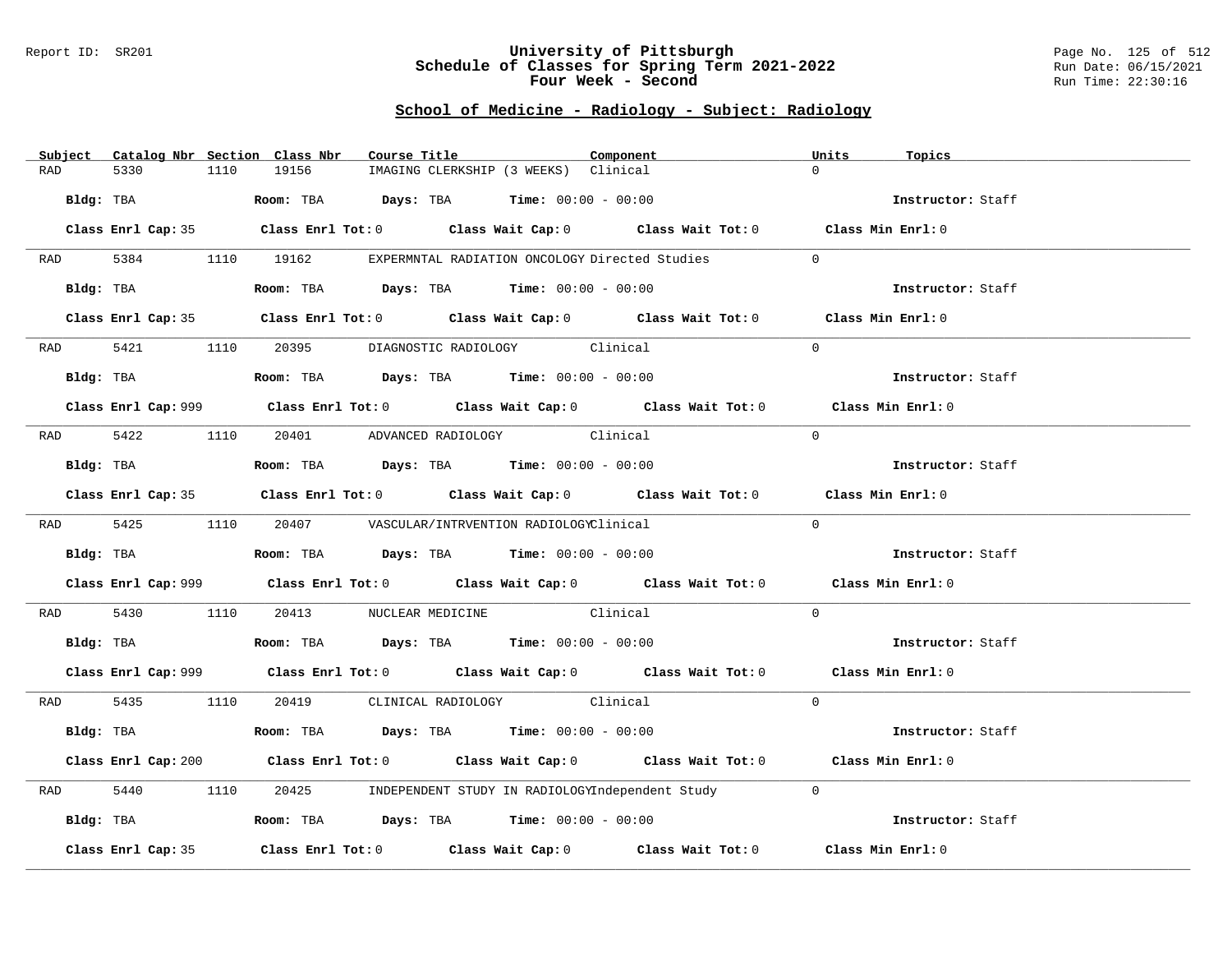Report ID: SR201

# University of Pittsburgh
## Schedule of Classes for Spring Term 2021-2022
## Four Week - Second

Run Date: 06/15/2021
Run Time: 22:30:16

### School of Medicine - Radiology - Subject: Radiology

| Subject | Catalog Nbr | Section | Class Nbr | Course Title | Component | Units | Topics |
|---|---|---|---|---|---|---|---|
| RAD | 5330 | 1110 | 19156 | IMAGING CLERKSHIP (3 WEEKS) | Clinical | 0 | |

**Bldg:** TBA **Room:** TBA **Days:** TBA **Time:** 00:00 - 00:00 **Instructor:** Staff

**Class Enrl Cap:** 35 **Class Enrl Tot:** 0 **Class Wait Cap:** 0 **Class Wait Tot:** 0 **Class Min Enrl:** 0

| Subject | Catalog Nbr | Section | Class Nbr | Course Title | Component | Units | Topics |
|---|---|---|---|---|---|---|---|
| RAD | 5384 | 1110 | 19162 | EXPERMNTAL RADIATION ONCOLOGY | Directed Studies | 0 | |

**Bldg:** TBA **Room:** TBA **Days:** TBA **Time:** 00:00 - 00:00 **Instructor:** Staff

**Class Enrl Cap:** 35 **Class Enrl Tot:** 0 **Class Wait Cap:** 0 **Class Wait Tot:** 0 **Class Min Enrl:** 0

| Subject | Catalog Nbr | Section | Class Nbr | Course Title | Component | Units | Topics |
|---|---|---|---|---|---|---|---|
| RAD | 5421 | 1110 | 20395 | DIAGNOSTIC RADIOLOGY | Clinical | 0 | |

**Bldg:** TBA **Room:** TBA **Days:** TBA **Time:** 00:00 - 00:00 **Instructor:** Staff

**Class Enrl Cap:** 999 **Class Enrl Tot:** 0 **Class Wait Cap:** 0 **Class Wait Tot:** 0 **Class Min Enrl:** 0

| Subject | Catalog Nbr | Section | Class Nbr | Course Title | Component | Units | Topics |
|---|---|---|---|---|---|---|---|
| RAD | 5422 | 1110 | 20401 | ADVANCED RADIOLOGY | Clinical | 0 | |

**Bldg:** TBA **Room:** TBA **Days:** TBA **Time:** 00:00 - 00:00 **Instructor:** Staff

**Class Enrl Cap:** 35 **Class Enrl Tot:** 0 **Class Wait Cap:** 0 **Class Wait Tot:** 0 **Class Min Enrl:** 0

| Subject | Catalog Nbr | Section | Class Nbr | Course Title | Component | Units | Topics |
|---|---|---|---|---|---|---|---|
| RAD | 5425 | 1110 | 20407 | VASCULAR/INTRVENTION RADIOLOGY | Clinical | 0 | |

**Bldg:** TBA **Room:** TBA **Days:** TBA **Time:** 00:00 - 00:00 **Instructor:** Staff

**Class Enrl Cap:** 999 **Class Enrl Tot:** 0 **Class Wait Cap:** 0 **Class Wait Tot:** 0 **Class Min Enrl:** 0

| Subject | Catalog Nbr | Section | Class Nbr | Course Title | Component | Units | Topics |
|---|---|---|---|---|---|---|---|
| RAD | 5430 | 1110 | 20413 | NUCLEAR MEDICINE | Clinical | 0 | |

**Bldg:** TBA **Room:** TBA **Days:** TBA **Time:** 00:00 - 00:00 **Instructor:** Staff

**Class Enrl Cap:** 999 **Class Enrl Tot:** 0 **Class Wait Cap:** 0 **Class Wait Tot:** 0 **Class Min Enrl:** 0

| Subject | Catalog Nbr | Section | Class Nbr | Course Title | Component | Units | Topics |
|---|---|---|---|---|---|---|---|
| RAD | 5435 | 1110 | 20419 | CLINICAL RADIOLOGY | Clinical | 0 | |

**Bldg:** TBA **Room:** TBA **Days:** TBA **Time:** 00:00 - 00:00 **Instructor:** Staff

**Class Enrl Cap:** 200 **Class Enrl Tot:** 0 **Class Wait Cap:** 0 **Class Wait Tot:** 0 **Class Min Enrl:** 0

| Subject | Catalog Nbr | Section | Class Nbr | Course Title | Component | Units | Topics |
|---|---|---|---|---|---|---|---|
| RAD | 5440 | 1110 | 20425 | INDEPENDENT STUDY IN RADIOLOGY | Independent Study | 0 | |

**Bldg:** TBA **Room:** TBA **Days:** TBA **Time:** 00:00 - 00:00 **Instructor:** Staff

**Class Enrl Cap:** 35 **Class Enrl Tot:** 0 **Class Wait Cap:** 0 **Class Wait Tot:** 0 **Class Min Enrl:** 0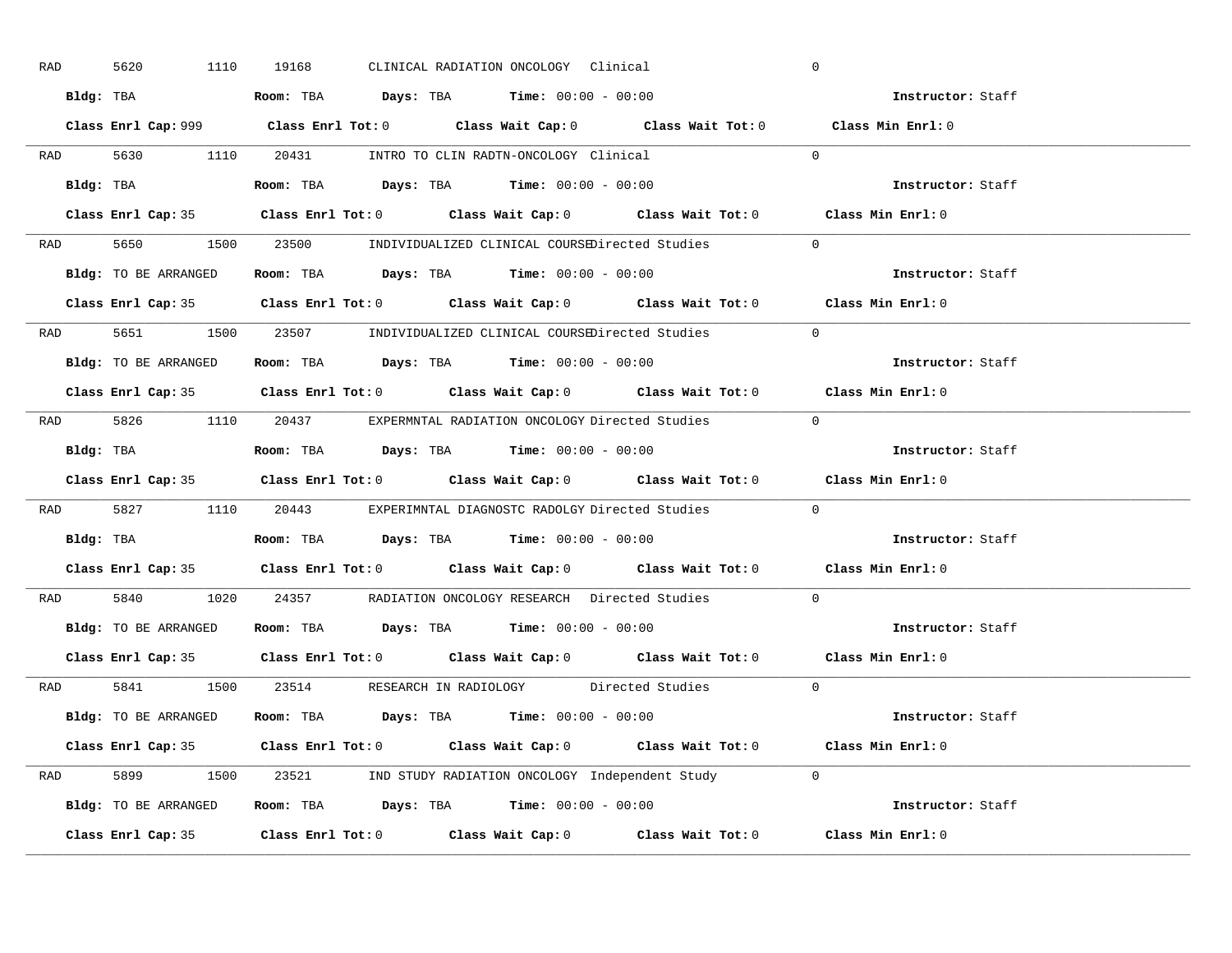RAD 5620 1110 19168 CLINICAL RADIATION ONCOLOGY Clinical 0

**Bldg:** TBA **Room:** TBA **Days:** TBA **Time:** 00:00 - 00:00 **Instructor:** Staff

**Class Enrl Cap:** 999 **Class Enrl Tot:** 0 **Class Wait Cap:** 0 **Class Wait Tot:** 0 **Class Min Enrl:** 0

---

RAD 5630 1110 20431 INTRO TO CLIN RADTN-ONCOLOGY Clinical 0

**Bldg:** TBA **Room:** TBA **Days:** TBA **Time:** 00:00 - 00:00 **Instructor:** Staff

**Class Enrl Cap:** 35 **Class Enrl Tot:** 0 **Class Wait Cap:** 0 **Class Wait Tot:** 0 **Class Min Enrl:** 0

---

RAD 5650 1500 23500 INDIVIDUALIZED CLINICAL COURSE Directed Studies 0

**Bldg:** TO BE ARRANGED **Room:** TBA **Days:** TBA **Time:** 00:00 - 00:00 **Instructor:** Staff

**Class Enrl Cap:** 35 **Class Enrl Tot:** 0 **Class Wait Cap:** 0 **Class Wait Tot:** 0 **Class Min Enrl:** 0

---

RAD 5651 1500 23507 INDIVIDUALIZED CLINICAL COURSE Directed Studies 0

**Bldg:** TO BE ARRANGED **Room:** TBA **Days:** TBA **Time:** 00:00 - 00:00 **Instructor:** Staff

**Class Enrl Cap:** 35 **Class Enrl Tot:** 0 **Class Wait Cap:** 0 **Class Wait Tot:** 0 **Class Min Enrl:** 0

---

RAD 5826 1110 20437 EXPERMNTAL RADIATION ONCOLOGY Directed Studies 0

**Bldg:** TBA **Room:** TBA **Days:** TBA **Time:** 00:00 - 00:00 **Instructor:** Staff

**Class Enrl Cap:** 35 **Class Enrl Tot:** 0 **Class Wait Cap:** 0 **Class Wait Tot:** 0 **Class Min Enrl:** 0

---

RAD 5827 1110 20443 EXPERIMNTAL DIAGNOSTC RADOLGY Directed Studies 0

**Bldg:** TBA **Room:** TBA **Days:** TBA **Time:** 00:00 - 00:00 **Instructor:** Staff

**Class Enrl Cap:** 35 **Class Enrl Tot:** 0 **Class Wait Cap:** 0 **Class Wait Tot:** 0 **Class Min Enrl:** 0

---

RAD 5840 1020 24357 RADIATION ONCOLOGY RESEARCH Directed Studies 0

**Bldg:** TO BE ARRANGED **Room:** TBA **Days:** TBA **Time:** 00:00 - 00:00 **Instructor:** Staff

**Class Enrl Cap:** 35 **Class Enrl Tot:** 0 **Class Wait Cap:** 0 **Class Wait Tot:** 0 **Class Min Enrl:** 0

---

RAD 5841 1500 23514 RESEARCH IN RADIOLOGY Directed Studies 0

**Bldg:** TO BE ARRANGED **Room:** TBA **Days:** TBA **Time:** 00:00 - 00:00 **Instructor:** Staff

**Class Enrl Cap:** 35 **Class Enrl Tot:** 0 **Class Wait Cap:** 0 **Class Wait Tot:** 0 **Class Min Enrl:** 0

---

RAD 5899 1500 23521 IND STUDY RADIATION ONCOLOGY Independent Study 0

**Bldg:** TO BE ARRANGED **Room:** TBA **Days:** TBA **Time:** 00:00 - 00:00 **Instructor:** Staff

**Class Enrl Cap:** 35 **Class Enrl Tot:** 0 **Class Wait Cap:** 0 **Class Wait Tot:** 0 **Class Min Enrl:** 0

---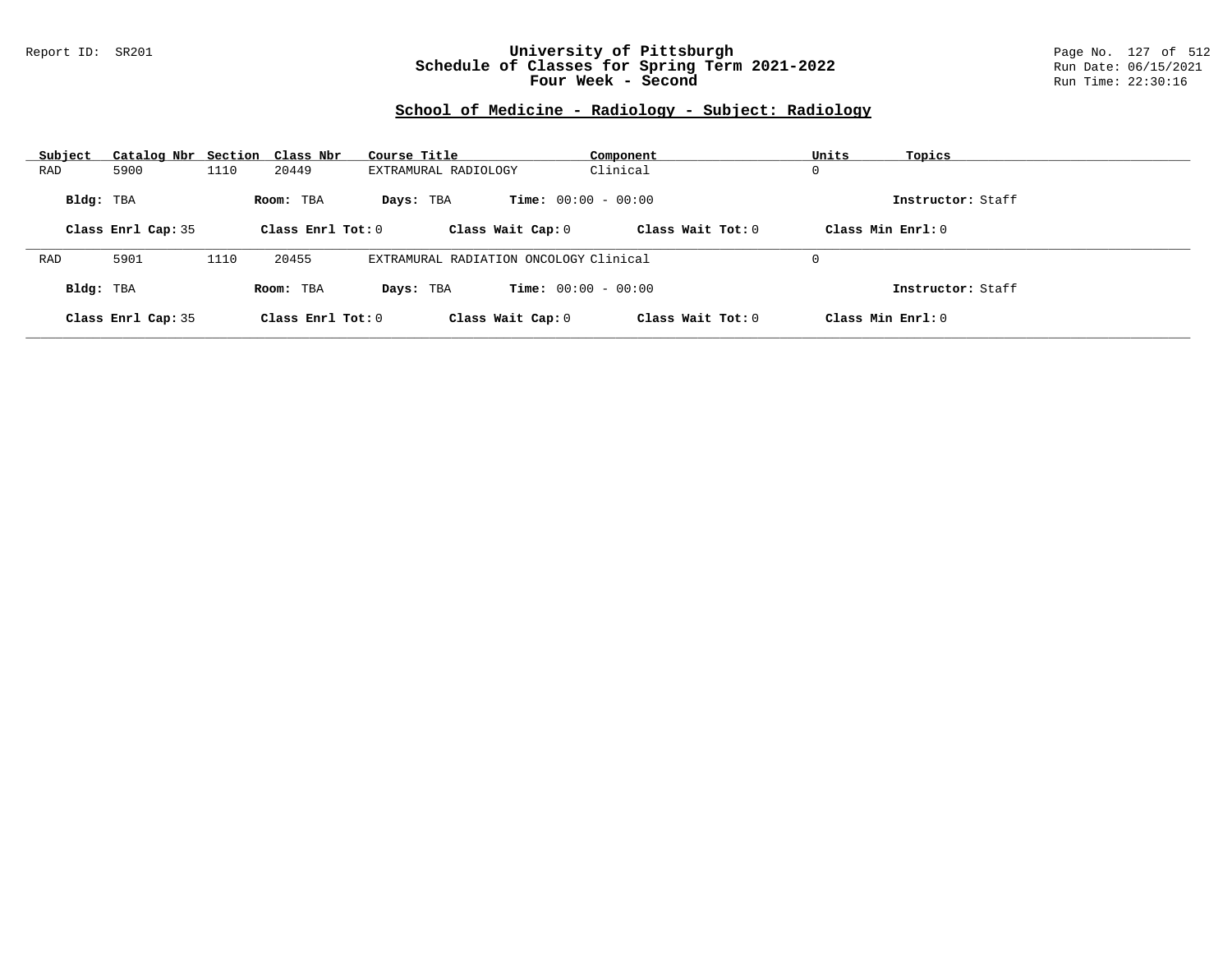# University of Pittsburgh
## Schedule of Classes for Spring Term 2021-2022
### Four Week - Second

Report ID: SR201

Run Date: 06/15/2021
Run Time: 22:30:16

## School of Medicine - Radiology - Subject: Radiology

| Subject | Catalog Nbr | Section | Class Nbr | Course Title | Component | Units | Topics |
|---|---|---|---|---|---|---|---|
| RAD | 5900 | 1110 | 20449 | EXTRAMURAL RADIOLOGY | Clinical | 0 | |

**Bldg:** TBA **Room:** TBA **Days:** TBA **Time:** 00:00 - 00:00 **Instructor:** Staff

**Class Enrl Cap:** 35 **Class Enrl Tot:** 0 **Class Wait Cap:** 0 **Class Wait Tot:** 0 **Class Min Enrl:** 0

| Subject | Catalog Nbr | Section | Class Nbr | Course Title | Component | Units | Topics |
|---|---|---|---|---|---|---|---|
| RAD | 5901 | 1110 | 20455 | EXTRAMURAL RADIATION ONCOLOGY | Clinical | 0 | |

**Bldg:** TBA **Room:** TBA **Days:** TBA **Time:** 00:00 - 00:00 **Instructor:** Staff

**Class Enrl Cap:** 35 **Class Enrl Tot:** 0 **Class Wait Cap:** 0 **Class Wait Tot:** 0 **Class Min Enrl:** 0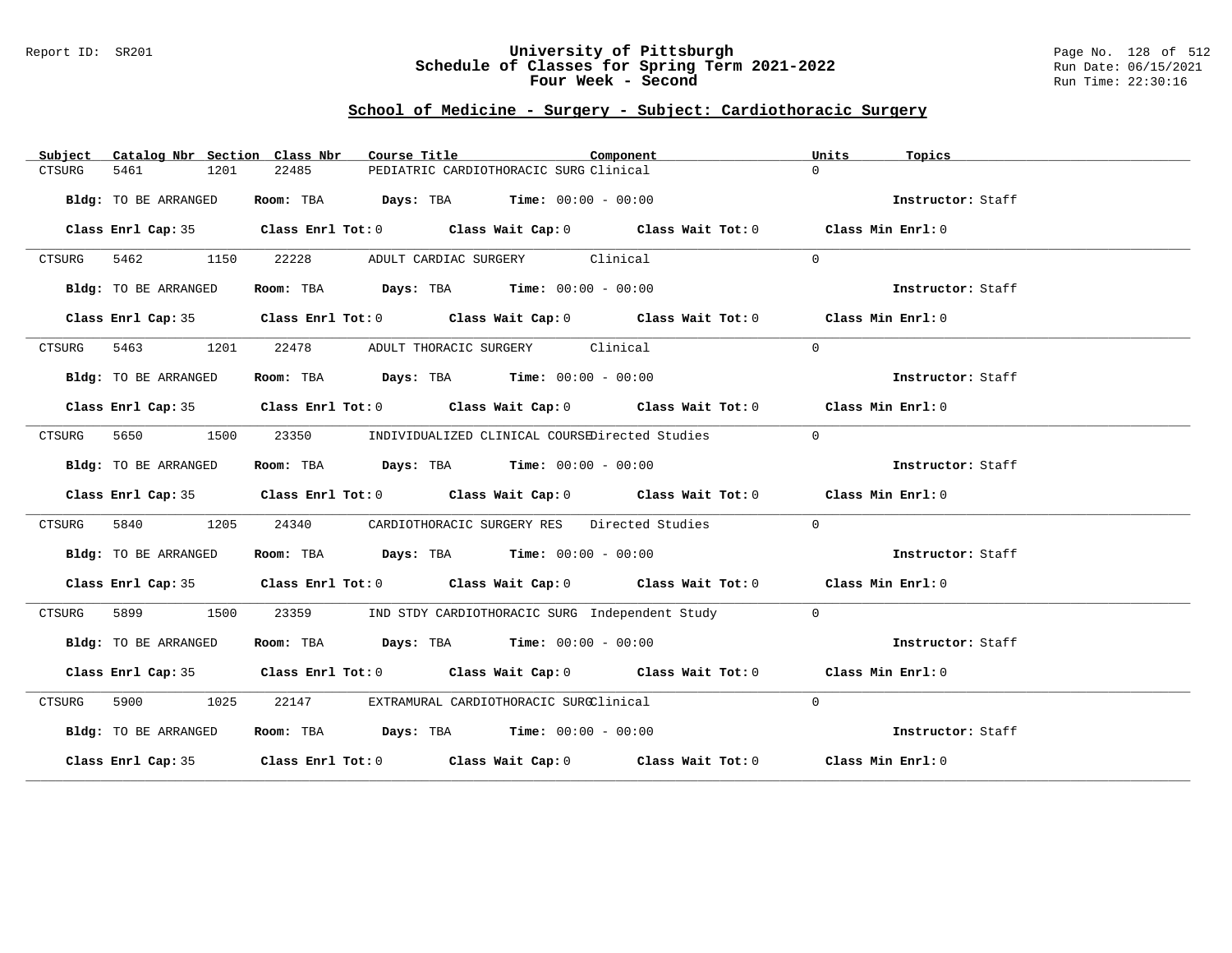Report ID: SR201

# University of Pittsburgh
## Schedule of Classes for Spring Term 2021-2022
## Four Week - Second

Run Date: 06/15/2021
Run Time: 22:30:16

### School of Medicine - Surgery - Subject: Cardiothoracic Surgery

| Subject | Catalog Nbr | Section | Class Nbr | Course Title | Component | Units | Topics |
|---|---|---|---|---|---|---|---|
| CTSURG | 5461 | 1201 | 22485 | PEDIATRIC CARDIOTHORACIC SURG | Clinical | 0 | |

**Bldg:** TO BE ARRANGED **Room:** TBA **Days:** TBA **Time:** 00:00 - 00:00 **Instructor:** Staff

**Class Enrl Cap:** 35 **Class Enrl Tot:** 0 **Class Wait Cap:** 0 **Class Wait Tot:** 0 **Class Min Enrl:** 0

| Subject | Catalog Nbr | Section | Class Nbr | Course Title | Component | Units | Topics |
|---|---|---|---|---|---|---|---|
| CTSURG | 5462 | 1150 | 22228 | ADULT CARDIAC SURGERY | Clinical | 0 | |

**Bldg:** TO BE ARRANGED **Room:** TBA **Days:** TBA **Time:** 00:00 - 00:00 **Instructor:** Staff

**Class Enrl Cap:** 35 **Class Enrl Tot:** 0 **Class Wait Cap:** 0 **Class Wait Tot:** 0 **Class Min Enrl:** 0

| Subject | Catalog Nbr | Section | Class Nbr | Course Title | Component | Units | Topics |
|---|---|---|---|---|---|---|---|
| CTSURG | 5463 | 1201 | 22478 | ADULT THORACIC SURGERY | Clinical | 0 | |

**Bldg:** TO BE ARRANGED **Room:** TBA **Days:** TBA **Time:** 00:00 - 00:00 **Instructor:** Staff

**Class Enrl Cap:** 35 **Class Enrl Tot:** 0 **Class Wait Cap:** 0 **Class Wait Tot:** 0 **Class Min Enrl:** 0

| Subject | Catalog Nbr | Section | Class Nbr | Course Title | Component | Units | Topics |
|---|---|---|---|---|---|---|---|
| CTSURG | 5650 | 1500 | 23350 | INDIVIDUALIZED CLINICAL COURSE | Directed Studies | 0 | |

**Bldg:** TO BE ARRANGED **Room:** TBA **Days:** TBA **Time:** 00:00 - 00:00 **Instructor:** Staff

**Class Enrl Cap:** 35 **Class Enrl Tot:** 0 **Class Wait Cap:** 0 **Class Wait Tot:** 0 **Class Min Enrl:** 0

| Subject | Catalog Nbr | Section | Class Nbr | Course Title | Component | Units | Topics |
|---|---|---|---|---|---|---|---|
| CTSURG | 5840 | 1205 | 24340 | CARDIOTHORACIC SURGERY RES | Directed Studies | 0 | |

**Bldg:** TO BE ARRANGED **Room:** TBA **Days:** TBA **Time:** 00:00 - 00:00 **Instructor:** Staff

**Class Enrl Cap:** 35 **Class Enrl Tot:** 0 **Class Wait Cap:** 0 **Class Wait Tot:** 0 **Class Min Enrl:** 0

| Subject | Catalog Nbr | Section | Class Nbr | Course Title | Component | Units | Topics |
|---|---|---|---|---|---|---|---|
| CTSURG | 5899 | 1500 | 23359 | IND STDY CARDIOTHORACIC SURG | Independent Study | 0 | |

**Bldg:** TO BE ARRANGED **Room:** TBA **Days:** TBA **Time:** 00:00 - 00:00 **Instructor:** Staff

**Class Enrl Cap:** 35 **Class Enrl Tot:** 0 **Class Wait Cap:** 0 **Class Wait Tot:** 0 **Class Min Enrl:** 0

| Subject | Catalog Nbr | Section | Class Nbr | Course Title | Component | Units | Topics |
|---|---|---|---|---|---|---|---|
| CTSURG | 5900 | 1025 | 22147 | EXTRAMURAL CARDIOTHORACIC SURG | Clinical | 0 | |

**Bldg:** TO BE ARRANGED **Room:** TBA **Days:** TBA **Time:** 00:00 - 00:00 **Instructor:** Staff

**Class Enrl Cap:** 35 **Class Enrl Tot:** 0 **Class Wait Cap:** 0 **Class Wait Tot:** 0 **Class Min Enrl:** 0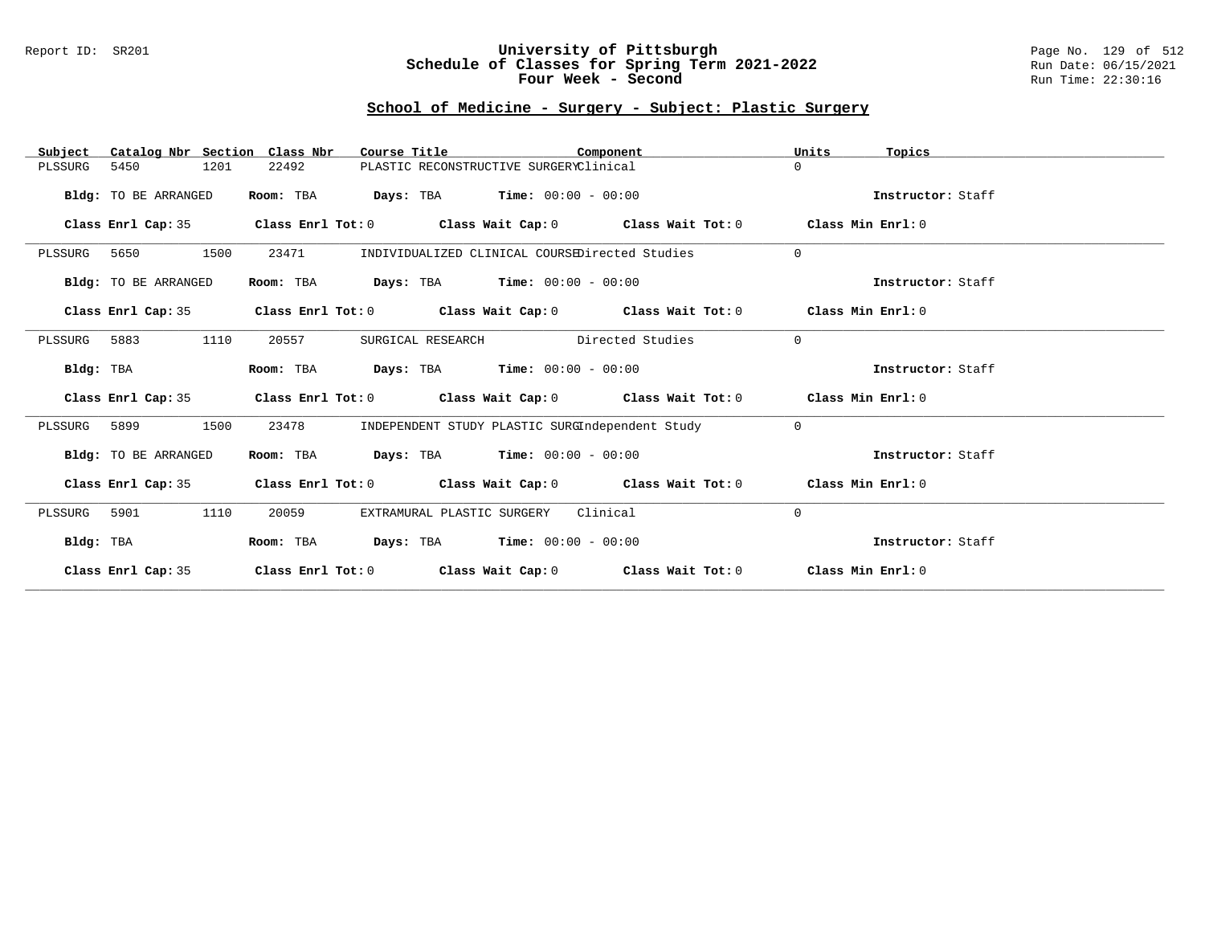# University of Pittsburgh
## Schedule of Classes for Spring Term 2021-2022
### Four Week - Second

Report ID: SR201

Run Date: 06/15/2021
Run Time: 22:30:16

## School of Medicine - Surgery - Subject: Plastic Surgery

| Subject | Catalog Nbr | Section | Class Nbr | Course Title | Component | Units | Topics |
|---|---|---|---|---|---|---|---|
| PLSSURG | 5450 | 1201 | 22492 | PLASTIC RECONSTRUCTIVE SURGERY | Clinical | 0 | |

**Bldg:** TO BE ARRANGED **Room:** TBA **Days:** TBA **Time:** 00:00 - 00:00 **Instructor:** Staff

**Class Enrl Cap:** 35 **Class Enrl Tot:** 0 **Class Wait Cap:** 0 **Class Wait Tot:** 0 **Class Min Enrl:** 0

| Subject | Catalog Nbr | Section | Class Nbr | Course Title | Component | Units | Topics |
|---|---|---|---|---|---|---|---|
| PLSSURG | 5650 | 1500 | 23471 | INDIVIDUALIZED CLINICAL COURSE | Directed Studies | 0 | |

**Bldg:** TO BE ARRANGED **Room:** TBA **Days:** TBA **Time:** 00:00 - 00:00 **Instructor:** Staff

**Class Enrl Cap:** 35 **Class Enrl Tot:** 0 **Class Wait Cap:** 0 **Class Wait Tot:** 0 **Class Min Enrl:** 0

| Subject | Catalog Nbr | Section | Class Nbr | Course Title | Component | Units | Topics |
|---|---|---|---|---|---|---|---|
| PLSSURG | 5883 | 1110 | 20557 | SURGICAL RESEARCH | Directed Studies | 0 | |

**Bldg:** TBA **Room:** TBA **Days:** TBA **Time:** 00:00 - 00:00 **Instructor:** Staff

**Class Enrl Cap:** 35 **Class Enrl Tot:** 0 **Class Wait Cap:** 0 **Class Wait Tot:** 0 **Class Min Enrl:** 0

| Subject | Catalog Nbr | Section | Class Nbr | Course Title | Component | Units | Topics |
|---|---|---|---|---|---|---|---|
| PLSSURG | 5899 | 1500 | 23478 | INDEPENDENT STUDY PLASTIC SURG | Independent Study | 0 | |

**Bldg:** TO BE ARRANGED **Room:** TBA **Days:** TBA **Time:** 00:00 - 00:00 **Instructor:** Staff

**Class Enrl Cap:** 35 **Class Enrl Tot:** 0 **Class Wait Cap:** 0 **Class Wait Tot:** 0 **Class Min Enrl:** 0

| Subject | Catalog Nbr | Section | Class Nbr | Course Title | Component | Units | Topics |
|---|---|---|---|---|---|---|---|
| PLSSURG | 5901 | 1110 | 20059 | EXTRAMURAL PLASTIC SURGERY | Clinical | 0 | |

**Bldg:** TBA **Room:** TBA **Days:** TBA **Time:** 00:00 - 00:00 **Instructor:** Staff

**Class Enrl Cap:** 35 **Class Enrl Tot:** 0 **Class Wait Cap:** 0 **Class Wait Tot:** 0 **Class Min Enrl:** 0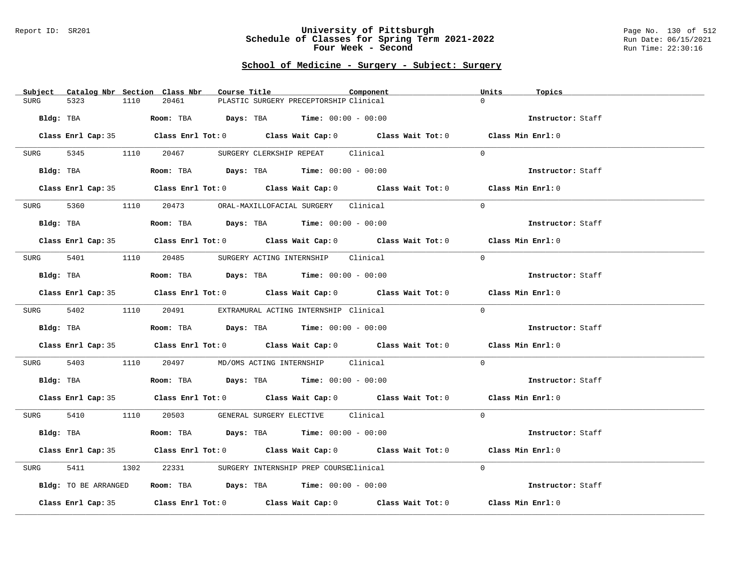# University of Pittsburgh
## Schedule of Classes for Spring Term 2021-2022
### Four Week - Second

Report ID: SR201 | Run Date: 06/15/2021 | Run Time: 22:30:16

## School of Medicine - Surgery - Subject: Surgery

| Subject | Catalog Nbr | Section | Class Nbr | Course Title | Component | Units | Topics |
|---|---|---|---|---|---|---|---|
| SURG | 5323 | 1110 | 20461 | PLASTIC SURGERY PRECEPTORSHIP | Clinical | 0 | |

**Bldg:** TBA **Room:** TBA **Days:** TBA **Time:** 00:00 - 00:00 **Instructor:** Staff

**Class Enrl Cap:** 35 **Class Enrl Tot:** 0 **Class Wait Cap:** 0 **Class Wait Tot:** 0 **Class Min Enrl:** 0

| Subject | Catalog Nbr | Section | Class Nbr | Course Title | Component | Units | Topics |
|---|---|---|---|---|---|---|---|
| SURG | 5345 | 1110 | 20467 | SURGERY CLERKSHIP REPEAT | Clinical | 0 | |

**Bldg:** TBA **Room:** TBA **Days:** TBA **Time:** 00:00 - 00:00 **Instructor:** Staff

**Class Enrl Cap:** 35 **Class Enrl Tot:** 0 **Class Wait Cap:** 0 **Class Wait Tot:** 0 **Class Min Enrl:** 0

| Subject | Catalog Nbr | Section | Class Nbr | Course Title | Component | Units | Topics |
|---|---|---|---|---|---|---|---|
| SURG | 5360 | 1110 | 20473 | ORAL-MAXILLOFACIAL SURGERY | Clinical | 0 | |

**Bldg:** TBA **Room:** TBA **Days:** TBA **Time:** 00:00 - 00:00 **Instructor:** Staff

**Class Enrl Cap:** 35 **Class Enrl Tot:** 0 **Class Wait Cap:** 0 **Class Wait Tot:** 0 **Class Min Enrl:** 0

| Subject | Catalog Nbr | Section | Class Nbr | Course Title | Component | Units | Topics |
|---|---|---|---|---|---|---|---|
| SURG | 5401 | 1110 | 20485 | SURGERY ACTING INTERNSHIP | Clinical | 0 | |

**Bldg:** TBA **Room:** TBA **Days:** TBA **Time:** 00:00 - 00:00 **Instructor:** Staff

**Class Enrl Cap:** 35 **Class Enrl Tot:** 0 **Class Wait Cap:** 0 **Class Wait Tot:** 0 **Class Min Enrl:** 0

| Subject | Catalog Nbr | Section | Class Nbr | Course Title | Component | Units | Topics |
|---|---|---|---|---|---|---|---|
| SURG | 5402 | 1110 | 20491 | EXTRAMURAL ACTING INTERNSHIP | Clinical | 0 | |

**Bldg:** TBA **Room:** TBA **Days:** TBA **Time:** 00:00 - 00:00 **Instructor:** Staff

**Class Enrl Cap:** 35 **Class Enrl Tot:** 0 **Class Wait Cap:** 0 **Class Wait Tot:** 0 **Class Min Enrl:** 0

| Subject | Catalog Nbr | Section | Class Nbr | Course Title | Component | Units | Topics |
|---|---|---|---|---|---|---|---|
| SURG | 5403 | 1110 | 20497 | MD/OMS ACTING INTERNSHIP | Clinical | 0 | |

**Bldg:** TBA **Room:** TBA **Days:** TBA **Time:** 00:00 - 00:00 **Instructor:** Staff

**Class Enrl Cap:** 35 **Class Enrl Tot:** 0 **Class Wait Cap:** 0 **Class Wait Tot:** 0 **Class Min Enrl:** 0

| Subject | Catalog Nbr | Section | Class Nbr | Course Title | Component | Units | Topics |
|---|---|---|---|---|---|---|---|
| SURG | 5410 | 1110 | 20503 | GENERAL SURGERY ELECTIVE | Clinical | 0 | |

**Bldg:** TBA **Room:** TBA **Days:** TBA **Time:** 00:00 - 00:00 **Instructor:** Staff

**Class Enrl Cap:** 35 **Class Enrl Tot:** 0 **Class Wait Cap:** 0 **Class Wait Tot:** 0 **Class Min Enrl:** 0

| Subject | Catalog Nbr | Section | Class Nbr | Course Title | Component | Units | Topics |
|---|---|---|---|---|---|---|---|
| SURG | 5411 | 1302 | 22331 | SURGERY INTERNSHIP PREP COURSE | Clinical | 0 | |

**Bldg:** TO BE ARRANGED **Room:** TBA **Days:** TBA **Time:** 00:00 - 00:00 **Instructor:** Staff

**Class Enrl Cap:** 35 **Class Enrl Tot:** 0 **Class Wait Cap:** 0 **Class Wait Tot:** 0 **Class Min Enrl:** 0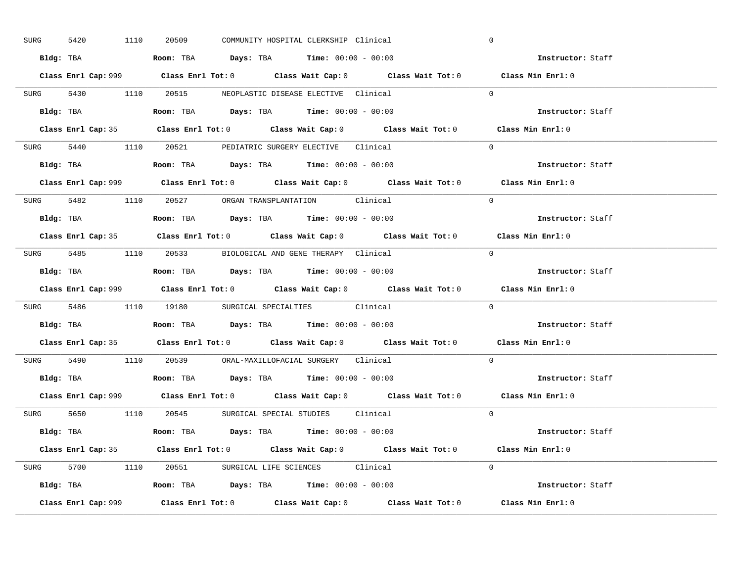SURG 5420 1110 20509 COMMUNITY HOSPITAL CLERKSHIP Clinical 0

**Bldg:** TBA **Room:** TBA **Days:** TBA **Time:** 00:00 - 00:00 **Instructor:** Staff

**Class Enrl Cap:** 999 **Class Enrl Tot:** 0 **Class Wait Cap:** 0 **Class Wait Tot:** 0 **Class Min Enrl:** 0

---

SURG 5430 1110 20515 NEOPLASTIC DISEASE ELECTIVE Clinical 0

**Bldg:** TBA **Room:** TBA **Days:** TBA **Time:** 00:00 - 00:00 **Instructor:** Staff

**Class Enrl Cap:** 35 **Class Enrl Tot:** 0 **Class Wait Cap:** 0 **Class Wait Tot:** 0 **Class Min Enrl:** 0

---

SURG 5440 1110 20521 PEDIATRIC SURGERY ELECTIVE Clinical 0

**Bldg:** TBA **Room:** TBA **Days:** TBA **Time:** 00:00 - 00:00 **Instructor:** Staff

**Class Enrl Cap:** 999 **Class Enrl Tot:** 0 **Class Wait Cap:** 0 **Class Wait Tot:** 0 **Class Min Enrl:** 0

---

SURG 5482 1110 20527 ORGAN TRANSPLANTATION Clinical 0

**Bldg:** TBA **Room:** TBA **Days:** TBA **Time:** 00:00 - 00:00 **Instructor:** Staff

**Class Enrl Cap:** 35 **Class Enrl Tot:** 0 **Class Wait Cap:** 0 **Class Wait Tot:** 0 **Class Min Enrl:** 0

---

SURG 5485 1110 20533 BIOLOGICAL AND GENE THERAPY Clinical 0

**Bldg:** TBA **Room:** TBA **Days:** TBA **Time:** 00:00 - 00:00 **Instructor:** Staff

**Class Enrl Cap:** 999 **Class Enrl Tot:** 0 **Class Wait Cap:** 0 **Class Wait Tot:** 0 **Class Min Enrl:** 0

---

SURG 5486 1110 19180 SURGICAL SPECIALTIES Clinical 0

**Bldg:** TBA **Room:** TBA **Days:** TBA **Time:** 00:00 - 00:00 **Instructor:** Staff

**Class Enrl Cap:** 35 **Class Enrl Tot:** 0 **Class Wait Cap:** 0 **Class Wait Tot:** 0 **Class Min Enrl:** 0

---

SURG 5490 1110 20539 ORAL-MAXILLOFACIAL SURGERY Clinical 0

**Bldg:** TBA **Room:** TBA **Days:** TBA **Time:** 00:00 - 00:00 **Instructor:** Staff

**Class Enrl Cap:** 999 **Class Enrl Tot:** 0 **Class Wait Cap:** 0 **Class Wait Tot:** 0 **Class Min Enrl:** 0

---

SURG 5650 1110 20545 SURGICAL SPECIAL STUDIES Clinical 0

**Bldg:** TBA **Room:** TBA **Days:** TBA **Time:** 00:00 - 00:00 **Instructor:** Staff

**Class Enrl Cap:** 35 **Class Enrl Tot:** 0 **Class Wait Cap:** 0 **Class Wait Tot:** 0 **Class Min Enrl:** 0

---

SURG 5700 1110 20551 SURGICAL LIFE SCIENCES Clinical 0

**Bldg:** TBA **Room:** TBA **Days:** TBA **Time:** 00:00 - 00:00 **Instructor:** Staff

**Class Enrl Cap:** 999 **Class Enrl Tot:** 0 **Class Wait Cap:** 0 **Class Wait Tot:** 0 **Class Min Enrl:** 0

---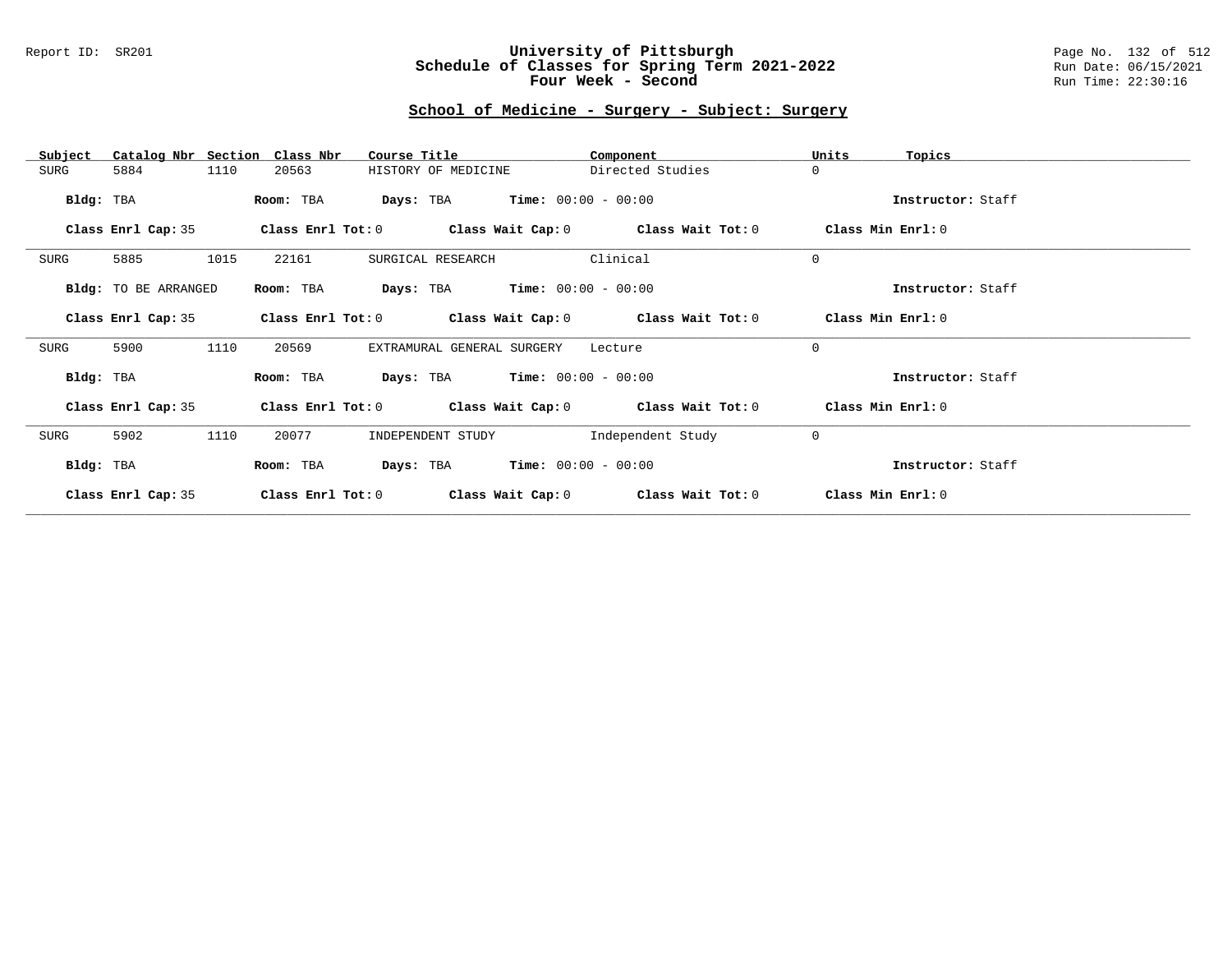## School of Medicine - Surgery - Subject: Surgery

| Subject | Catalog Nbr | Section | Class Nbr | Course Title | Component | Units | Topics |
|---|---|---|---|---|---|---|---|
| SURG | 5884 | 1110 | 20563 | HISTORY OF MEDICINE | Directed Studies | 0 | |

**Bldg:** TBA **Room:** TBA **Days:** TBA **Time:** 00:00 - 00:00 **Instructor:** Staff

**Class Enrl Cap:** 35 **Class Enrl Tot:** 0 **Class Wait Cap:** 0 **Class Wait Tot:** 0 **Class Min Enrl:** 0

---

| Subject | Catalog Nbr | Section | Class Nbr | Course Title | Component | Units | Topics |
|---|---|---|---|---|---|---|---|
| SURG | 5885 | 1015 | 22161 | SURGICAL RESEARCH | Clinical | 0 | |

**Bldg:** TO BE ARRANGED **Room:** TBA **Days:** TBA **Time:** 00:00 - 00:00 **Instructor:** Staff

**Class Enrl Cap:** 35 **Class Enrl Tot:** 0 **Class Wait Cap:** 0 **Class Wait Tot:** 0 **Class Min Enrl:** 0

---

| Subject | Catalog Nbr | Section | Class Nbr | Course Title | Component | Units | Topics |
|---|---|---|---|---|---|---|---|
| SURG | 5900 | 1110 | 20569 | EXTRAMURAL GENERAL SURGERY | Lecture | 0 | |

**Bldg:** TBA **Room:** TBA **Days:** TBA **Time:** 00:00 - 00:00 **Instructor:** Staff

**Class Enrl Cap:** 35 **Class Enrl Tot:** 0 **Class Wait Cap:** 0 **Class Wait Tot:** 0 **Class Min Enrl:** 0

---

| Subject | Catalog Nbr | Section | Class Nbr | Course Title | Component | Units | Topics |
|---|---|---|---|---|---|---|---|
| SURG | 5902 | 1110 | 20077 | INDEPENDENT STUDY | Independent Study | 0 | |

**Bldg:** TBA **Room:** TBA **Days:** TBA **Time:** 00:00 - 00:00 **Instructor:** Staff

**Class Enrl Cap:** 35 **Class Enrl Tot:** 0 **Class Wait Cap:** 0 **Class Wait Tot:** 0 **Class Min Enrl:** 0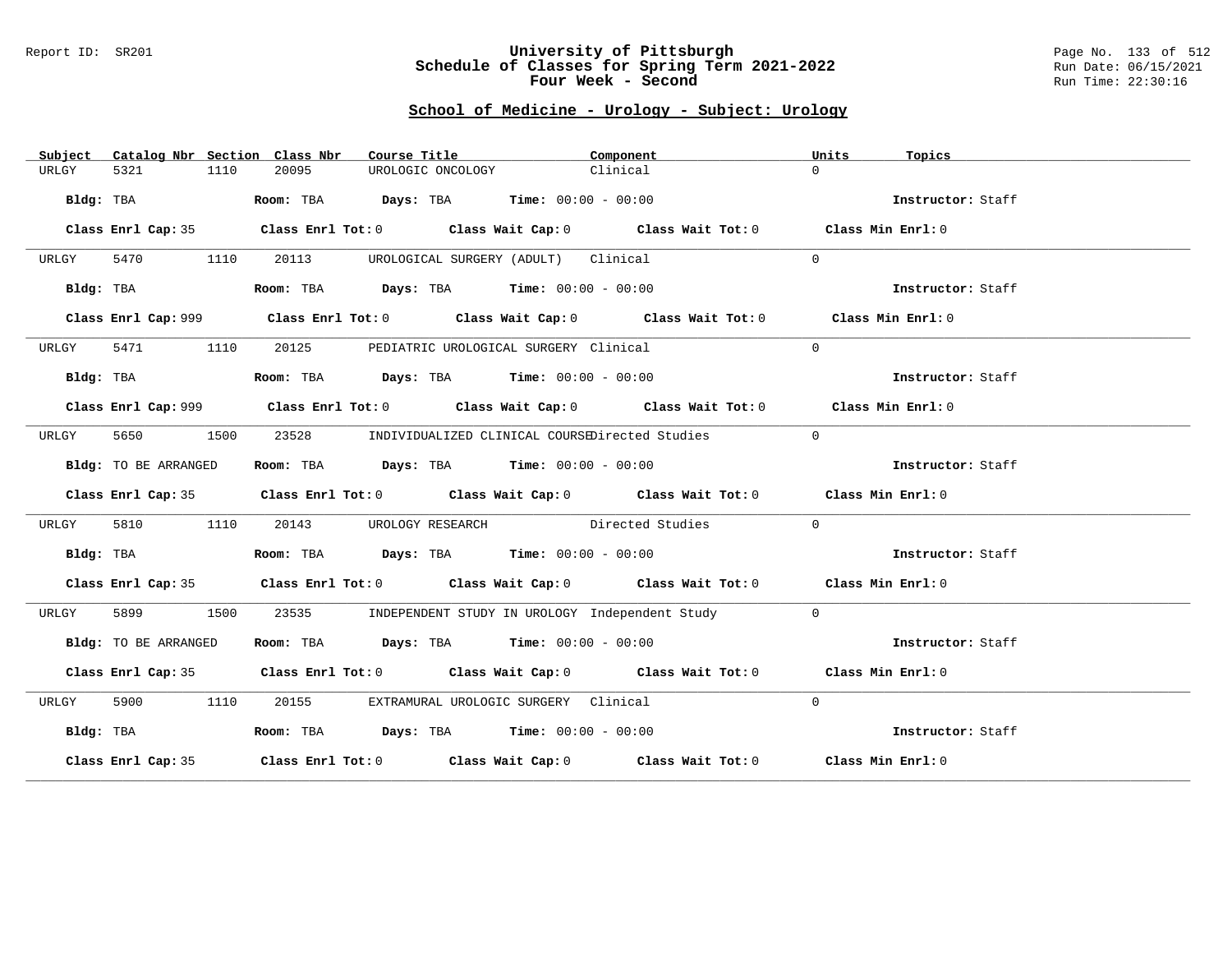University of Pittsburgh
Schedule of Classes for Spring Term 2021-2022
Four Week - Second

## School of Medicine - Urology - Subject: Urology

| Subject | Catalog Nbr | Section | Class Nbr | Course Title | Component | Units | Topics |
|---|---|---|---|---|---|---|---|
| URLGY | 5321 | 1110 | 20095 | UROLOGIC ONCOLOGY | Clinical | 0 | |

**Bldg:** TBA **Room:** TBA **Days:** TBA **Time:** 00:00 - 00:00 **Instructor:** Staff

**Class Enrl Cap:** 35 **Class Enrl Tot:** 0 **Class Wait Cap:** 0 **Class Wait Tot:** 0 **Class Min Enrl:** 0

| Subject | Catalog Nbr | Section | Class Nbr | Course Title | Component | Units | Topics |
|---|---|---|---|---|---|---|---|
| URLGY | 5470 | 1110 | 20113 | UROLOGICAL SURGERY (ADULT) | Clinical | 0 | |

**Bldg:** TBA **Room:** TBA **Days:** TBA **Time:** 00:00 - 00:00 **Instructor:** Staff

**Class Enrl Cap:** 999 **Class Enrl Tot:** 0 **Class Wait Cap:** 0 **Class Wait Tot:** 0 **Class Min Enrl:** 0

| Subject | Catalog Nbr | Section | Class Nbr | Course Title | Component | Units | Topics |
|---|---|---|---|---|---|---|---|
| URLGY | 5471 | 1110 | 20125 | PEDIATRIC UROLOGICAL SURGERY | Clinical | 0 | |

**Bldg:** TBA **Room:** TBA **Days:** TBA **Time:** 00:00 - 00:00 **Instructor:** Staff

**Class Enrl Cap:** 999 **Class Enrl Tot:** 0 **Class Wait Cap:** 0 **Class Wait Tot:** 0 **Class Min Enrl:** 0

| Subject | Catalog Nbr | Section | Class Nbr | Course Title | Component | Units | Topics |
|---|---|---|---|---|---|---|---|
| URLGY | 5650 | 1500 | 23528 | INDIVIDUALIZED CLINICAL COURSE | Directed Studies | 0 | |

**Bldg:** TO BE ARRANGED **Room:** TBA **Days:** TBA **Time:** 00:00 - 00:00 **Instructor:** Staff

**Class Enrl Cap:** 35 **Class Enrl Tot:** 0 **Class Wait Cap:** 0 **Class Wait Tot:** 0 **Class Min Enrl:** 0

| Subject | Catalog Nbr | Section | Class Nbr | Course Title | Component | Units | Topics |
|---|---|---|---|---|---|---|---|
| URLGY | 5810 | 1110 | 20143 | UROLOGY RESEARCH | Directed Studies | 0 | |

**Bldg:** TBA **Room:** TBA **Days:** TBA **Time:** 00:00 - 00:00 **Instructor:** Staff

**Class Enrl Cap:** 35 **Class Enrl Tot:** 0 **Class Wait Cap:** 0 **Class Wait Tot:** 0 **Class Min Enrl:** 0

| Subject | Catalog Nbr | Section | Class Nbr | Course Title | Component | Units | Topics |
|---|---|---|---|---|---|---|---|
| URLGY | 5899 | 1500 | 23535 | INDEPENDENT STUDY IN UROLOGY | Independent Study | 0 | |

**Bldg:** TO BE ARRANGED **Room:** TBA **Days:** TBA **Time:** 00:00 - 00:00 **Instructor:** Staff

**Class Enrl Cap:** 35 **Class Enrl Tot:** 0 **Class Wait Cap:** 0 **Class Wait Tot:** 0 **Class Min Enrl:** 0

| Subject | Catalog Nbr | Section | Class Nbr | Course Title | Component | Units | Topics |
|---|---|---|---|---|---|---|---|
| URLGY | 5900 | 1110 | 20155 | EXTRAMURAL UROLOGIC SURGERY | Clinical | 0 | |

**Bldg:** TBA **Room:** TBA **Days:** TBA **Time:** 00:00 - 00:00 **Instructor:** Staff

**Class Enrl Cap:** 35 **Class Enrl Tot:** 0 **Class Wait Cap:** 0 **Class Wait Tot:** 0 **Class Min Enrl:** 0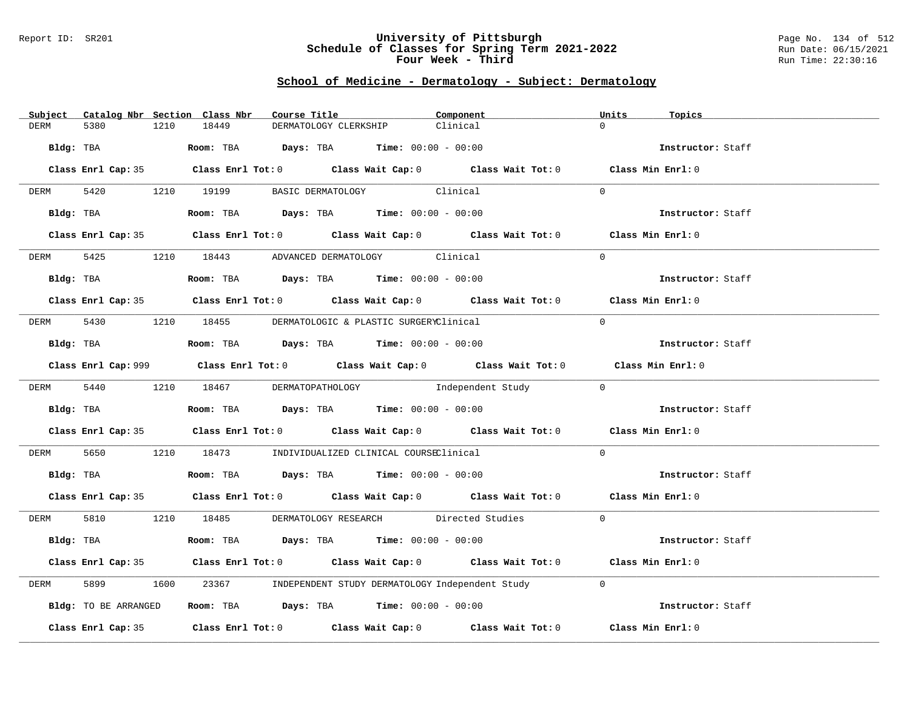Report ID: SR201

# University of Pittsburgh
## Schedule of Classes for Spring Term 2021-2022
### Four Week - Third

Run Date: 06/15/2021
Run Time: 22:30:16

## School of Medicine - Dermatology - Subject: Dermatology

| Subject | Catalog Nbr | Section | Class Nbr | Course Title | Component | Units | Topics |
|---|---|---|---|---|---|---|---|
| DERM | 5380 | 1210 | 18449 | DERMATOLOGY CLERKSHIP | Clinical | 0 | |

**Bldg:** TBA **Room:** TBA **Days:** TBA **Time:** 00:00 - 00:00 **Instructor:** Staff

**Class Enrl Cap:** 35 **Class Enrl Tot:** 0 **Class Wait Cap:** 0 **Class Wait Tot:** 0 **Class Min Enrl:** 0

| Subject | Catalog Nbr | Section | Class Nbr | Course Title | Component | Units | Topics |
|---|---|---|---|---|---|---|---|
| DERM | 5420 | 1210 | 19199 | BASIC DERMATOLOGY | Clinical | 0 | |

**Bldg:** TBA **Room:** TBA **Days:** TBA **Time:** 00:00 - 00:00 **Instructor:** Staff

**Class Enrl Cap:** 35 **Class Enrl Tot:** 0 **Class Wait Cap:** 0 **Class Wait Tot:** 0 **Class Min Enrl:** 0

| Subject | Catalog Nbr | Section | Class Nbr | Course Title | Component | Units | Topics |
|---|---|---|---|---|---|---|---|
| DERM | 5425 | 1210 | 18443 | ADVANCED DERMATOLOGY | Clinical | 0 | |

**Bldg:** TBA **Room:** TBA **Days:** TBA **Time:** 00:00 - 00:00 **Instructor:** Staff

**Class Enrl Cap:** 35 **Class Enrl Tot:** 0 **Class Wait Cap:** 0 **Class Wait Tot:** 0 **Class Min Enrl:** 0

| Subject | Catalog Nbr | Section | Class Nbr | Course Title | Component | Units | Topics |
|---|---|---|---|---|---|---|---|
| DERM | 5430 | 1210 | 18455 | DERMATOLOGIC & PLASTIC SURGERY | Clinical | 0 | |

**Bldg:** TBA **Room:** TBA **Days:** TBA **Time:** 00:00 - 00:00 **Instructor:** Staff

**Class Enrl Cap:** 999 **Class Enrl Tot:** 0 **Class Wait Cap:** 0 **Class Wait Tot:** 0 **Class Min Enrl:** 0

| Subject | Catalog Nbr | Section | Class Nbr | Course Title | Component | Units | Topics |
|---|---|---|---|---|---|---|---|
| DERM | 5440 | 1210 | 18467 | DERMATOPATHOLOGY | Independent Study | 0 | |

**Bldg:** TBA **Room:** TBA **Days:** TBA **Time:** 00:00 - 00:00 **Instructor:** Staff

**Class Enrl Cap:** 35 **Class Enrl Tot:** 0 **Class Wait Cap:** 0 **Class Wait Tot:** 0 **Class Min Enrl:** 0

| Subject | Catalog Nbr | Section | Class Nbr | Course Title | Component | Units | Topics |
|---|---|---|---|---|---|---|---|
| DERM | 5650 | 1210 | 18473 | INDIVIDUALIZED CLINICAL COURSE | Clinical | 0 | |

**Bldg:** TBA **Room:** TBA **Days:** TBA **Time:** 00:00 - 00:00 **Instructor:** Staff

**Class Enrl Cap:** 35 **Class Enrl Tot:** 0 **Class Wait Cap:** 0 **Class Wait Tot:** 0 **Class Min Enrl:** 0

| Subject | Catalog Nbr | Section | Class Nbr | Course Title | Component | Units | Topics |
|---|---|---|---|---|---|---|---|
| DERM | 5810 | 1210 | 18485 | DERMATOLOGY RESEARCH | Directed Studies | 0 | |

**Bldg:** TBA **Room:** TBA **Days:** TBA **Time:** 00:00 - 00:00 **Instructor:** Staff

**Class Enrl Cap:** 35 **Class Enrl Tot:** 0 **Class Wait Cap:** 0 **Class Wait Tot:** 0 **Class Min Enrl:** 0

| Subject | Catalog Nbr | Section | Class Nbr | Course Title | Component | Units | Topics |
|---|---|---|---|---|---|---|---|
| DERM | 5899 | 1600 | 23367 | INDEPENDENT STUDY DERMATOLOGY | Independent Study | 0 | |

**Bldg:** TO BE ARRANGED **Room:** TBA **Days:** TBA **Time:** 00:00 - 00:00 **Instructor:** Staff

**Class Enrl Cap:** 35 **Class Enrl Tot:** 0 **Class Wait Cap:** 0 **Class Wait Tot:** 0 **Class Min Enrl:** 0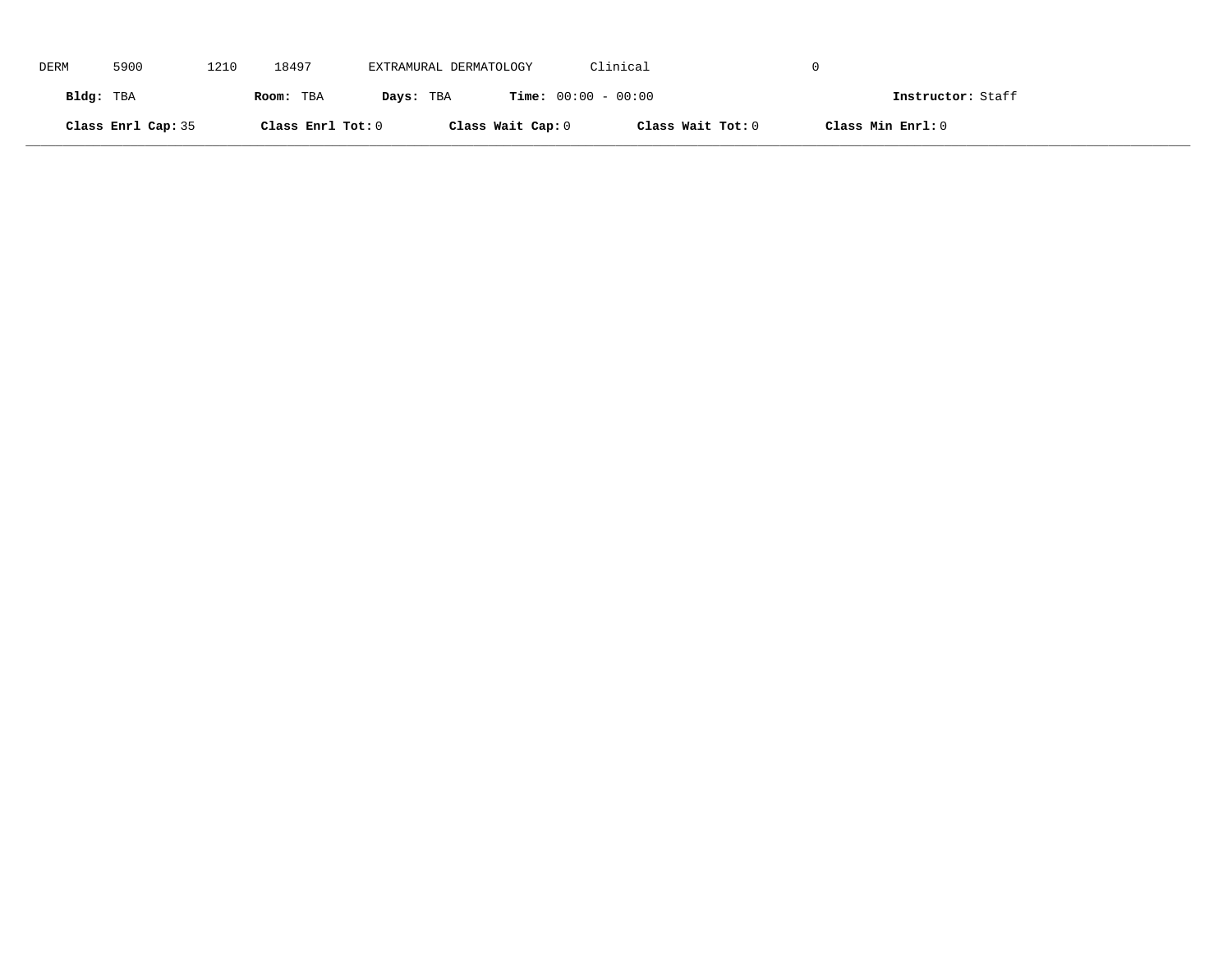DERM 5900 1210 18497 EXTRAMURAL DERMATOLOGY Clinical 0

**Bldg:** TBA **Room:** TBA **Days:** TBA **Time:** 00:00 - 00:00 **Instructor:** Staff

**Class Enrl Cap:** 35 **Class Enrl Tot:** 0 **Class Wait Cap:** 0 **Class Wait Tot:** 0 **Class Min Enrl:** 0

---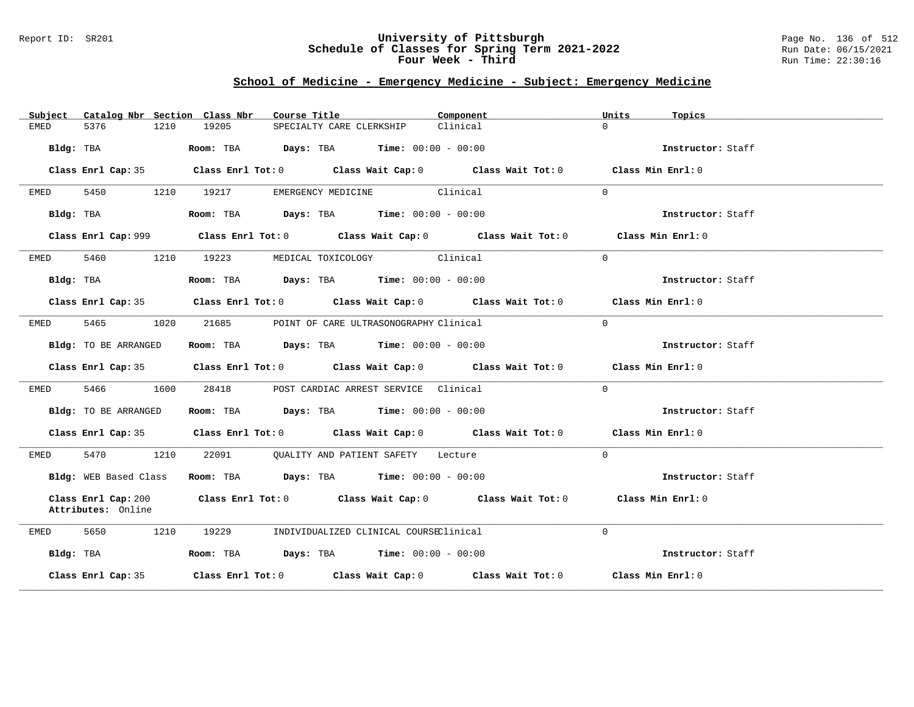## School of Medicine - Emergency Medicine - Subject: Emergency Medicine

| Subject | Catalog Nbr | Section | Class Nbr | Course Title | Component | Units | Topics |
|---|---|---|---|---|---|---|---|
| EMED | 5376 | 1210 | 19205 | SPECIALTY CARE CLERKSHIP | Clinical | 0 | |

**Bldg:** TBA **Room:** TBA **Days:** TBA **Time:** 00:00 - 00:00 **Instructor:** Staff

**Class Enrl Cap:** 35 **Class Enrl Tot:** 0 **Class Wait Cap:** 0 **Class Wait Tot:** 0 **Class Min Enrl:** 0

---

| Subject | Catalog Nbr | Section | Class Nbr | Course Title | Component | Units | Topics |
|---|---|---|---|---|---|---|---|
| EMED | 5450 | 1210 | 19217 | EMERGENCY MEDICINE | Clinical | 0 | |

**Bldg:** TBA **Room:** TBA **Days:** TBA **Time:** 00:00 - 00:00 **Instructor:** Staff

**Class Enrl Cap:** 999 **Class Enrl Tot:** 0 **Class Wait Cap:** 0 **Class Wait Tot:** 0 **Class Min Enrl:** 0

---

| Subject | Catalog Nbr | Section | Class Nbr | Course Title | Component | Units | Topics |
|---|---|---|---|---|---|---|---|
| EMED | 5460 | 1210 | 19223 | MEDICAL TOXICOLOGY | Clinical | 0 | |

**Bldg:** TBA **Room:** TBA **Days:** TBA **Time:** 00:00 - 00:00 **Instructor:** Staff

**Class Enrl Cap:** 35 **Class Enrl Tot:** 0 **Class Wait Cap:** 0 **Class Wait Tot:** 0 **Class Min Enrl:** 0

---

| Subject | Catalog Nbr | Section | Class Nbr | Course Title | Component | Units | Topics |
|---|---|---|---|---|---|---|---|
| EMED | 5465 | 1020 | 21685 | POINT OF CARE ULTRASONOGRAPHY | Clinical | 0 | |

**Bldg:** TO BE ARRANGED **Room:** TBA **Days:** TBA **Time:** 00:00 - 00:00 **Instructor:** Staff

**Class Enrl Cap:** 35 **Class Enrl Tot:** 0 **Class Wait Cap:** 0 **Class Wait Tot:** 0 **Class Min Enrl:** 0

---

| Subject | Catalog Nbr | Section | Class Nbr | Course Title | Component | Units | Topics |
|---|---|---|---|---|---|---|---|
| EMED | 5466 | 1600 | 28418 | POST CARDIAC ARREST SERVICE | Clinical | 0 | |

**Bldg:** TO BE ARRANGED **Room:** TBA **Days:** TBA **Time:** 00:00 - 00:00 **Instructor:** Staff

**Class Enrl Cap:** 35 **Class Enrl Tot:** 0 **Class Wait Cap:** 0 **Class Wait Tot:** 0 **Class Min Enrl:** 0

---

| Subject | Catalog Nbr | Section | Class Nbr | Course Title | Component | Units | Topics |
|---|---|---|---|---|---|---|---|
| EMED | 5470 | 1210 | 22091 | QUALITY AND PATIENT SAFETY | Lecture | 0 | |

**Bldg:** WEB Based Class **Room:** TBA **Days:** TBA **Time:** 00:00 - 00:00 **Instructor:** Staff

**Class Enrl Cap:** 200 **Class Enrl Tot:** 0 **Class Wait Cap:** 0 **Class Wait Tot:** 0 **Class Min Enrl:** 0

**Attributes:** Online

---

| Subject | Catalog Nbr | Section | Class Nbr | Course Title | Component | Units | Topics |
|---|---|---|---|---|---|---|---|
| EMED | 5650 | 1210 | 19229 | INDIVIDUALIZED CLINICAL COURSE | Clinical | 0 | |

**Bldg:** TBA **Room:** TBA **Days:** TBA **Time:** 00:00 - 00:00 **Instructor:** Staff

**Class Enrl Cap:** 35 **Class Enrl Tot:** 0 **Class Wait Cap:** 0 **Class Wait Tot:** 0 **Class Min Enrl:** 0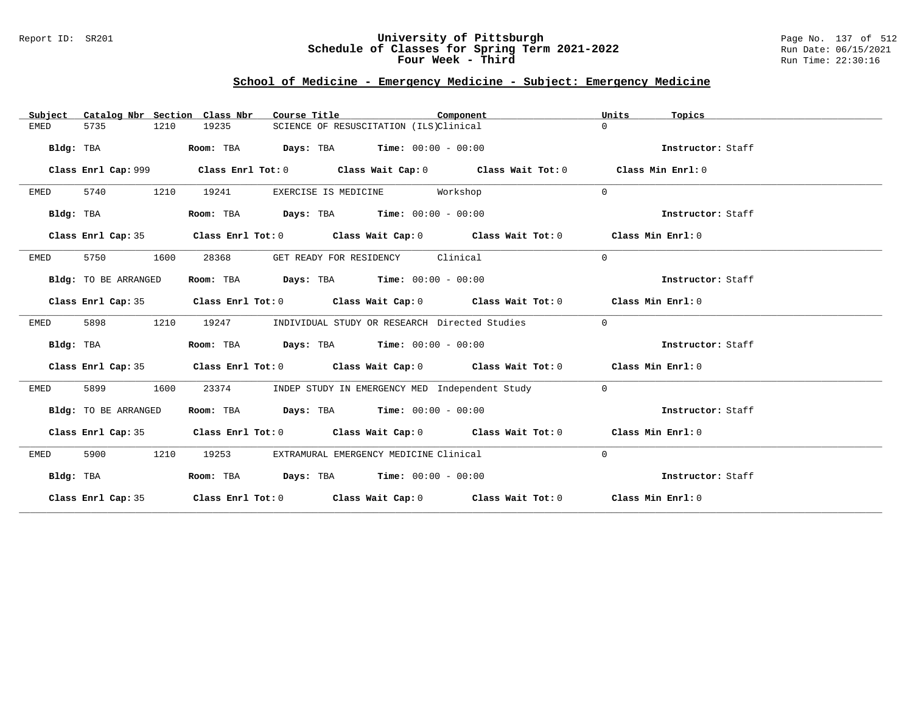## School of Medicine - Emergency Medicine - Subject: Emergency Medicine

| Subject | Catalog Nbr | Section | Class Nbr | Course Title | Component | Units | Topics |
|---|---|---|---|---|---|---|---|
| EMED | 5735 | 1210 | 19235 | SCIENCE OF RESUSCITATION (ILS) | Clinical | 0 | |

**Bldg:** TBA **Room:** TBA **Days:** TBA **Time:** 00:00 - 00:00 **Instructor:** Staff

**Class Enrl Cap:** 999 **Class Enrl Tot:** 0 **Class Wait Cap:** 0 **Class Wait Tot:** 0 **Class Min Enrl:** 0

---

| Subject | Catalog Nbr | Section | Class Nbr | Course Title | Component | Units | Topics |
|---|---|---|---|---|---|---|---|
| EMED | 5740 | 1210 | 19241 | EXERCISE IS MEDICINE | Workshop | 0 | |

**Bldg:** TBA **Room:** TBA **Days:** TBA **Time:** 00:00 - 00:00 **Instructor:** Staff

**Class Enrl Cap:** 35 **Class Enrl Tot:** 0 **Class Wait Cap:** 0 **Class Wait Tot:** 0 **Class Min Enrl:** 0

---

| Subject | Catalog Nbr | Section | Class Nbr | Course Title | Component | Units | Topics |
|---|---|---|---|---|---|---|---|
| EMED | 5750 | 1600 | 28368 | GET READY FOR RESIDENCY | Clinical | 0 | |

**Bldg:** TO BE ARRANGED **Room:** TBA **Days:** TBA **Time:** 00:00 - 00:00 **Instructor:** Staff

**Class Enrl Cap:** 35 **Class Enrl Tot:** 0 **Class Wait Cap:** 0 **Class Wait Tot:** 0 **Class Min Enrl:** 0

---

| Subject | Catalog Nbr | Section | Class Nbr | Course Title | Component | Units | Topics |
|---|---|---|---|---|---|---|---|
| EMED | 5898 | 1210 | 19247 | INDIVIDUAL STUDY OR RESEARCH | Directed Studies | 0 | |

**Bldg:** TBA **Room:** TBA **Days:** TBA **Time:** 00:00 - 00:00 **Instructor:** Staff

**Class Enrl Cap:** 35 **Class Enrl Tot:** 0 **Class Wait Cap:** 0 **Class Wait Tot:** 0 **Class Min Enrl:** 0

---

| Subject | Catalog Nbr | Section | Class Nbr | Course Title | Component | Units | Topics |
|---|---|---|---|---|---|---|---|
| EMED | 5899 | 1600 | 23374 | INDEP STUDY IN EMERGENCY MED | Independent Study | 0 | |

**Bldg:** TO BE ARRANGED **Room:** TBA **Days:** TBA **Time:** 00:00 - 00:00 **Instructor:** Staff

**Class Enrl Cap:** 35 **Class Enrl Tot:** 0 **Class Wait Cap:** 0 **Class Wait Tot:** 0 **Class Min Enrl:** 0

---

| Subject | Catalog Nbr | Section | Class Nbr | Course Title | Component | Units | Topics |
|---|---|---|---|---|---|---|---|
| EMED | 5900 | 1210 | 19253 | EXTRAMURAL EMERGENCY MEDICINE | Clinical | 0 | |

**Bldg:** TBA **Room:** TBA **Days:** TBA **Time:** 00:00 - 00:00 **Instructor:** Staff

**Class Enrl Cap:** 35 **Class Enrl Tot:** 0 **Class Wait Cap:** 0 **Class Wait Tot:** 0 **Class Min Enrl:** 0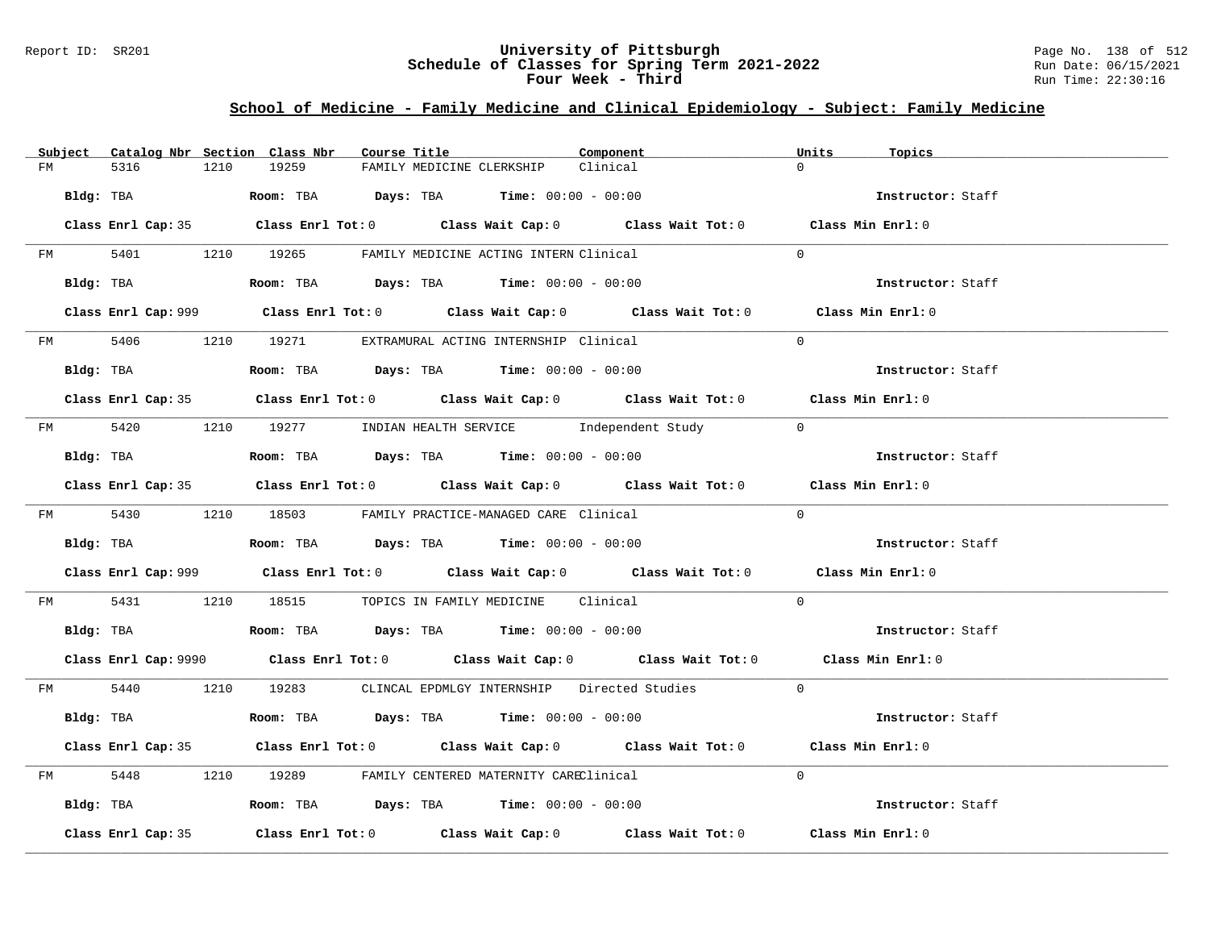Report ID: SR201

# University of Pittsburgh
## Schedule of Classes for Spring Term 2021-2022
### Four Week - Third

Page No. 138 of 512
Run Date: 06/15/2021
Run Time: 22:30:16

## School of Medicine - Family Medicine and Clinical Epidemiology - Subject: Family Medicine

| Subject | Catalog Nbr | Section | Class Nbr | Course Title | Component | Units | Topics |
|---|---|---|---|---|---|---|---|
| FM | 5316 | 1210 | 19259 | FAMILY MEDICINE CLERKSHIP | Clinical | 0 | |

**Bldg:** TBA **Room:** TBA **Days:** TBA **Time:** 00:00 - 00:00 **Instructor:** Staff

**Class Enrl Cap:** 35 **Class Enrl Tot:** 0 **Class Wait Cap:** 0 **Class Wait Tot:** 0 **Class Min Enrl:** 0

| Subject | Catalog Nbr | Section | Class Nbr | Course Title | Component | Units | Topics |
|---|---|---|---|---|---|---|---|
| FM | 5401 | 1210 | 19265 | FAMILY MEDICINE ACTING INTERN | Clinical | 0 | |

**Bldg:** TBA **Room:** TBA **Days:** TBA **Time:** 00:00 - 00:00 **Instructor:** Staff

**Class Enrl Cap:** 999 **Class Enrl Tot:** 0 **Class Wait Cap:** 0 **Class Wait Tot:** 0 **Class Min Enrl:** 0

| Subject | Catalog Nbr | Section | Class Nbr | Course Title | Component | Units | Topics |
|---|---|---|---|---|---|---|---|
| FM | 5406 | 1210 | 19271 | EXTRAMURAL ACTING INTERNSHIP | Clinical | 0 | |

**Bldg:** TBA **Room:** TBA **Days:** TBA **Time:** 00:00 - 00:00 **Instructor:** Staff

**Class Enrl Cap:** 35 **Class Enrl Tot:** 0 **Class Wait Cap:** 0 **Class Wait Tot:** 0 **Class Min Enrl:** 0

| Subject | Catalog Nbr | Section | Class Nbr | Course Title | Component | Units | Topics |
|---|---|---|---|---|---|---|---|
| FM | 5420 | 1210 | 19277 | INDIAN HEALTH SERVICE | Independent Study | 0 | |

**Bldg:** TBA **Room:** TBA **Days:** TBA **Time:** 00:00 - 00:00 **Instructor:** Staff

**Class Enrl Cap:** 35 **Class Enrl Tot:** 0 **Class Wait Cap:** 0 **Class Wait Tot:** 0 **Class Min Enrl:** 0

| Subject | Catalog Nbr | Section | Class Nbr | Course Title | Component | Units | Topics |
|---|---|---|---|---|---|---|---|
| FM | 5430 | 1210 | 18503 | FAMILY PRACTICE-MANAGED CARE | Clinical | 0 | |

**Bldg:** TBA **Room:** TBA **Days:** TBA **Time:** 00:00 - 00:00 **Instructor:** Staff

**Class Enrl Cap:** 999 **Class Enrl Tot:** 0 **Class Wait Cap:** 0 **Class Wait Tot:** 0 **Class Min Enrl:** 0

| Subject | Catalog Nbr | Section | Class Nbr | Course Title | Component | Units | Topics |
|---|---|---|---|---|---|---|---|
| FM | 5431 | 1210 | 18515 | TOPICS IN FAMILY MEDICINE | Clinical | 0 | |

**Bldg:** TBA **Room:** TBA **Days:** TBA **Time:** 00:00 - 00:00 **Instructor:** Staff

**Class Enrl Cap:** 9990 **Class Enrl Tot:** 0 **Class Wait Cap:** 0 **Class Wait Tot:** 0 **Class Min Enrl:** 0

| Subject | Catalog Nbr | Section | Class Nbr | Course Title | Component | Units | Topics |
|---|---|---|---|---|---|---|---|
| FM | 5440 | 1210 | 19283 | CLINCAL EPDMLGY INTERNSHIP | Directed Studies | 0 | |

**Bldg:** TBA **Room:** TBA **Days:** TBA **Time:** 00:00 - 00:00 **Instructor:** Staff

**Class Enrl Cap:** 35 **Class Enrl Tot:** 0 **Class Wait Cap:** 0 **Class Wait Tot:** 0 **Class Min Enrl:** 0

| Subject | Catalog Nbr | Section | Class Nbr | Course Title | Component | Units | Topics |
|---|---|---|---|---|---|---|---|
| FM | 5448 | 1210 | 19289 | FAMILY CENTERED MATERNITY CARE | Clinical | 0 | |

**Bldg:** TBA **Room:** TBA **Days:** TBA **Time:** 00:00 - 00:00 **Instructor:** Staff

**Class Enrl Cap:** 35 **Class Enrl Tot:** 0 **Class Wait Cap:** 0 **Class Wait Tot:** 0 **Class Min Enrl:** 0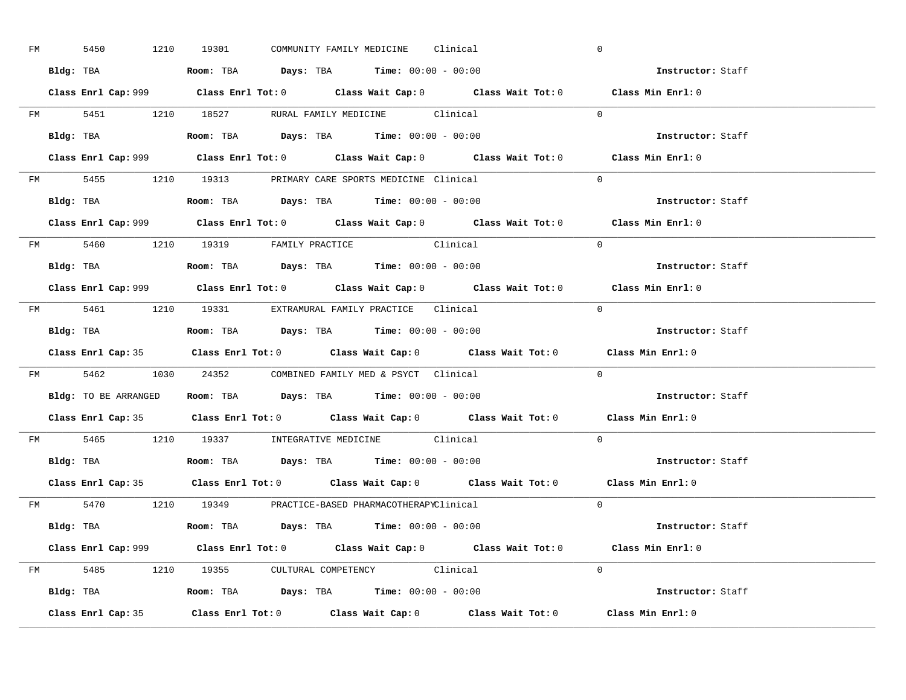FM 5450 1210 19301 COMMUNITY FAMILY MEDICINE Clinical 0

**Bldg:** TBA **Room:** TBA **Days:** TBA **Time:** 00:00 - 00:00 **Instructor:** Staff

**Class Enrl Cap:** 999 **Class Enrl Tot:** 0 **Class Wait Cap:** 0 **Class Wait Tot:** 0 **Class Min Enrl:** 0

---

FM 5451 1210 18527 RURAL FAMILY MEDICINE Clinical 0

**Bldg:** TBA **Room:** TBA **Days:** TBA **Time:** 00:00 - 00:00 **Instructor:** Staff

**Class Enrl Cap:** 999 **Class Enrl Tot:** 0 **Class Wait Cap:** 0 **Class Wait Tot:** 0 **Class Min Enrl:** 0

---

FM 5455 1210 19313 PRIMARY CARE SPORTS MEDICINE Clinical 0

**Bldg:** TBA **Room:** TBA **Days:** TBA **Time:** 00:00 - 00:00 **Instructor:** Staff

**Class Enrl Cap:** 999 **Class Enrl Tot:** 0 **Class Wait Cap:** 0 **Class Wait Tot:** 0 **Class Min Enrl:** 0

---

FM 5460 1210 19319 FAMILY PRACTICE Clinical 0

**Bldg:** TBA **Room:** TBA **Days:** TBA **Time:** 00:00 - 00:00 **Instructor:** Staff

**Class Enrl Cap:** 999 **Class Enrl Tot:** 0 **Class Wait Cap:** 0 **Class Wait Tot:** 0 **Class Min Enrl:** 0

---

FM 5461 1210 19331 EXTRAMURAL FAMILY PRACTICE Clinical 0

**Bldg:** TBA **Room:** TBA **Days:** TBA **Time:** 00:00 - 00:00 **Instructor:** Staff

**Class Enrl Cap:** 35 **Class Enrl Tot:** 0 **Class Wait Cap:** 0 **Class Wait Tot:** 0 **Class Min Enrl:** 0

---

FM 5462 1030 24352 COMBINED FAMILY MED & PSYCT Clinical 0

**Bldg:** TO BE ARRANGED **Room:** TBA **Days:** TBA **Time:** 00:00 - 00:00 **Instructor:** Staff

**Class Enrl Cap:** 35 **Class Enrl Tot:** 0 **Class Wait Cap:** 0 **Class Wait Tot:** 0 **Class Min Enrl:** 0

---

FM 5465 1210 19337 INTEGRATIVE MEDICINE Clinical 0

**Bldg:** TBA **Room:** TBA **Days:** TBA **Time:** 00:00 - 00:00 **Instructor:** Staff

**Class Enrl Cap:** 35 **Class Enrl Tot:** 0 **Class Wait Cap:** 0 **Class Wait Tot:** 0 **Class Min Enrl:** 0

---

FM 5470 1210 19349 PRACTICE-BASED PHARMACOTHERAPY Clinical 0

**Bldg:** TBA **Room:** TBA **Days:** TBA **Time:** 00:00 - 00:00 **Instructor:** Staff

**Class Enrl Cap:** 999 **Class Enrl Tot:** 0 **Class Wait Cap:** 0 **Class Wait Tot:** 0 **Class Min Enrl:** 0

---

FM 5485 1210 19355 CULTURAL COMPETENCY Clinical 0

**Bldg:** TBA **Room:** TBA **Days:** TBA **Time:** 00:00 - 00:00 **Instructor:** Staff

**Class Enrl Cap:** 35 **Class Enrl Tot:** 0 **Class Wait Cap:** 0 **Class Wait Tot:** 0 **Class Min Enrl:** 0

---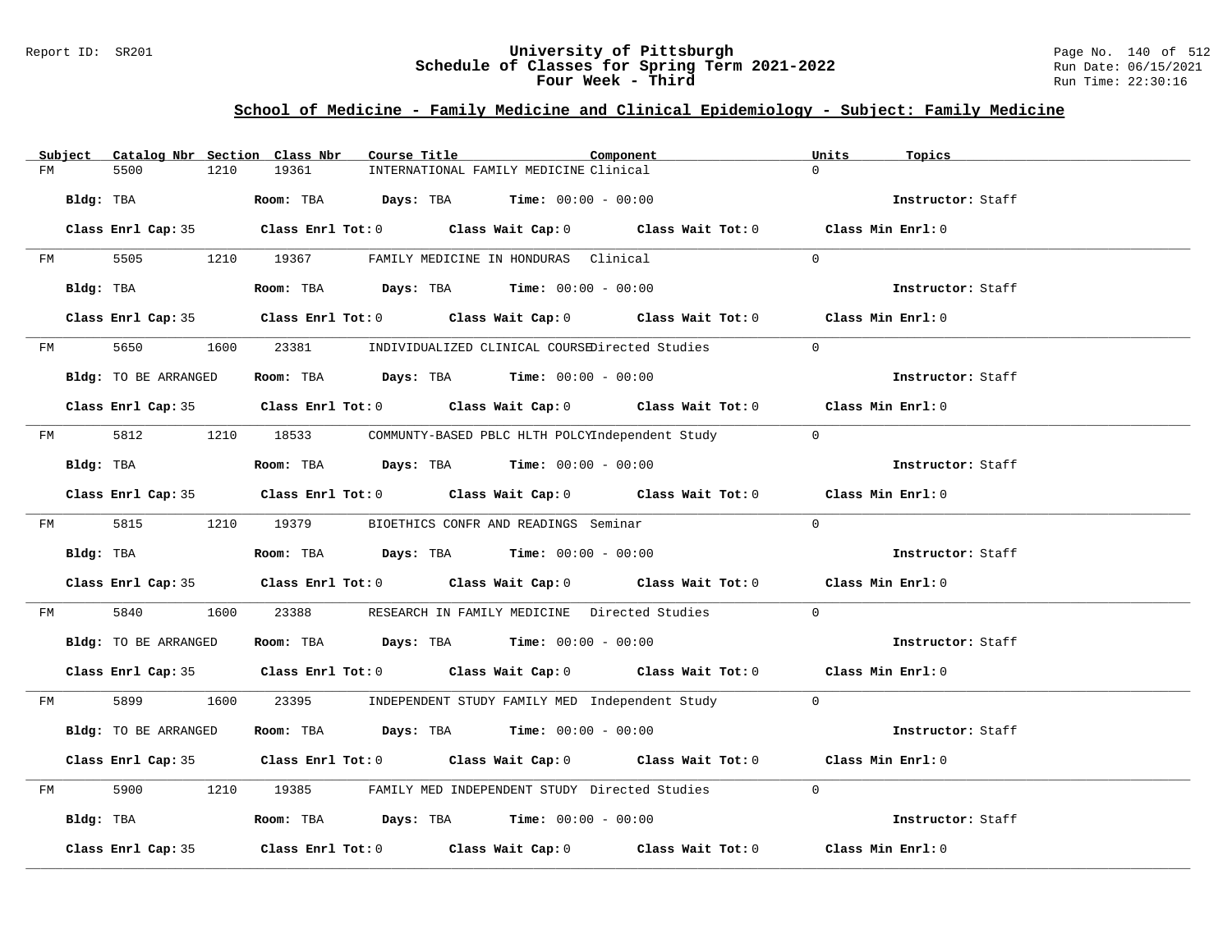University of Pittsburgh
Schedule of Classes for Spring Term 2021-2022
Four Week - Third

## School of Medicine - Family Medicine and Clinical Epidemiology - Subject: Family Medicine

| Subject | Catalog Nbr | Section | Class Nbr | Course Title | Component | Units | Topics |
|---|---|---|---|---|---|---|---|
| FM | 5500 | 1210 | 19361 | INTERNATIONAL FAMILY MEDICINE | Clinical | 0 | |

**Bldg:** TBA **Room:** TBA **Days:** TBA **Time:** 00:00 - 00:00 **Instructor:** Staff

**Class Enrl Cap:** 35 **Class Enrl Tot:** 0 **Class Wait Cap:** 0 **Class Wait Tot:** 0 **Class Min Enrl:** 0

| Subject | Catalog Nbr | Section | Class Nbr | Course Title | Component | Units | Topics |
|---|---|---|---|---|---|---|---|
| FM | 5505 | 1210 | 19367 | FAMILY MEDICINE IN HONDURAS | Clinical | 0 | |

**Bldg:** TBA **Room:** TBA **Days:** TBA **Time:** 00:00 - 00:00 **Instructor:** Staff

**Class Enrl Cap:** 35 **Class Enrl Tot:** 0 **Class Wait Cap:** 0 **Class Wait Tot:** 0 **Class Min Enrl:** 0

| Subject | Catalog Nbr | Section | Class Nbr | Course Title | Component | Units | Topics |
|---|---|---|---|---|---|---|---|
| FM | 5650 | 1600 | 23381 | INDIVIDUALIZED CLINICAL COURSE | Directed Studies | 0 | |

**Bldg:** TO BE ARRANGED **Room:** TBA **Days:** TBA **Time:** 00:00 - 00:00 **Instructor:** Staff

**Class Enrl Cap:** 35 **Class Enrl Tot:** 0 **Class Wait Cap:** 0 **Class Wait Tot:** 0 **Class Min Enrl:** 0

| Subject | Catalog Nbr | Section | Class Nbr | Course Title | Component | Units | Topics |
|---|---|---|---|---|---|---|---|
| FM | 5812 | 1210 | 18533 | COMMUNTY-BASED PBLC HLTH POLCY | Independent Study | 0 | |

**Bldg:** TBA **Room:** TBA **Days:** TBA **Time:** 00:00 - 00:00 **Instructor:** Staff

**Class Enrl Cap:** 35 **Class Enrl Tot:** 0 **Class Wait Cap:** 0 **Class Wait Tot:** 0 **Class Min Enrl:** 0

| Subject | Catalog Nbr | Section | Class Nbr | Course Title | Component | Units | Topics |
|---|---|---|---|---|---|---|---|
| FM | 5815 | 1210 | 19379 | BIOETHICS CONFR AND READINGS | Seminar | 0 | |

**Bldg:** TBA **Room:** TBA **Days:** TBA **Time:** 00:00 - 00:00 **Instructor:** Staff

**Class Enrl Cap:** 35 **Class Enrl Tot:** 0 **Class Wait Cap:** 0 **Class Wait Tot:** 0 **Class Min Enrl:** 0

| Subject | Catalog Nbr | Section | Class Nbr | Course Title | Component | Units | Topics |
|---|---|---|---|---|---|---|---|
| FM | 5840 | 1600 | 23388 | RESEARCH IN FAMILY MEDICINE | Directed Studies | 0 | |

**Bldg:** TO BE ARRANGED **Room:** TBA **Days:** TBA **Time:** 00:00 - 00:00 **Instructor:** Staff

**Class Enrl Cap:** 35 **Class Enrl Tot:** 0 **Class Wait Cap:** 0 **Class Wait Tot:** 0 **Class Min Enrl:** 0

| Subject | Catalog Nbr | Section | Class Nbr | Course Title | Component | Units | Topics |
|---|---|---|---|---|---|---|---|
| FM | 5899 | 1600 | 23395 | INDEPENDENT STUDY FAMILY MED | Independent Study | 0 | |

**Bldg:** TO BE ARRANGED **Room:** TBA **Days:** TBA **Time:** 00:00 - 00:00 **Instructor:** Staff

**Class Enrl Cap:** 35 **Class Enrl Tot:** 0 **Class Wait Cap:** 0 **Class Wait Tot:** 0 **Class Min Enrl:** 0

| Subject | Catalog Nbr | Section | Class Nbr | Course Title | Component | Units | Topics |
|---|---|---|---|---|---|---|---|
| FM | 5900 | 1210 | 19385 | FAMILY MED INDEPENDENT STUDY | Directed Studies | 0 | |

**Bldg:** TBA **Room:** TBA **Days:** TBA **Time:** 00:00 - 00:00 **Instructor:** Staff

**Class Enrl Cap:** 35 **Class Enrl Tot:** 0 **Class Wait Cap:** 0 **Class Wait Tot:** 0 **Class Min Enrl:** 0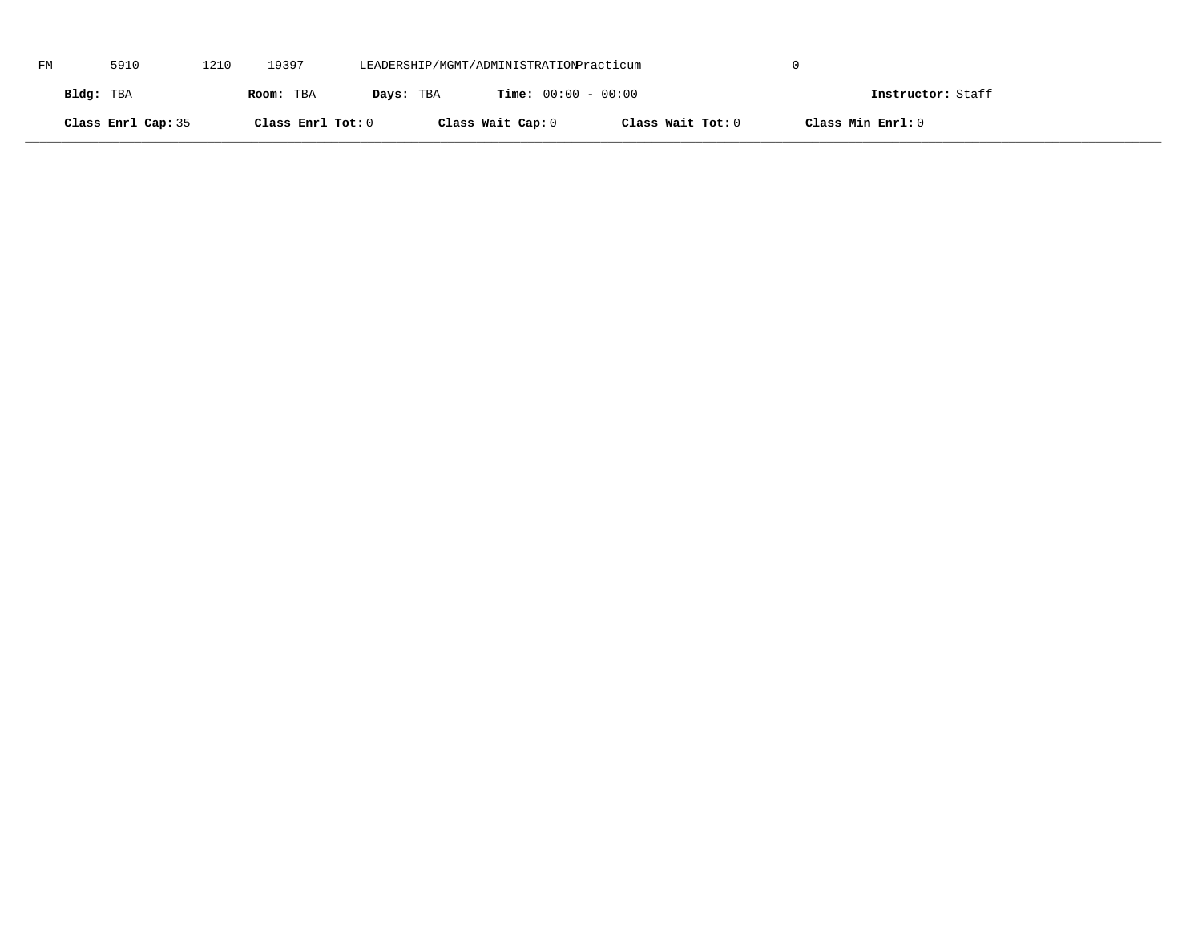FM 5910 1210 19397 LEADERSHIP/MGMT/ADMINISTRATION Practicum 0

**Bldg:** TBA **Room:** TBA **Days:** TBA **Time:** 00:00 - 00:00 **Instructor:** Staff

**Class Enrl Cap:** 35 **Class Enrl Tot:** 0 **Class Wait Cap:** 0 **Class Wait Tot:** 0 **Class Min Enrl:** 0

---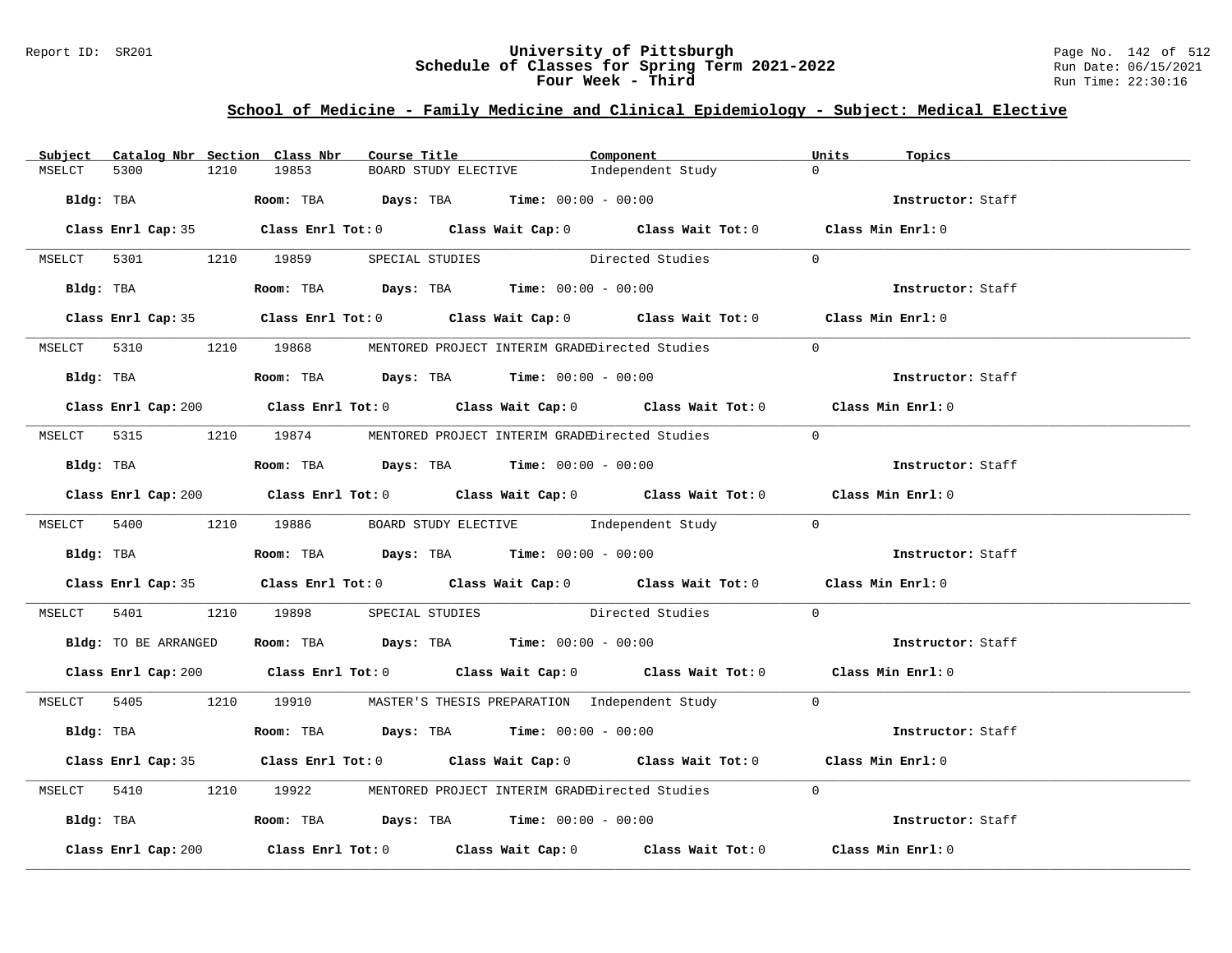## School of Medicine - Family Medicine and Clinical Epidemiology - Subject: Medical Elective

| Subject | Catalog Nbr | Section | Class Nbr | Course Title | Component | Units | Topics |
|---|---|---|---|---|---|---|---|
| MSELCT | 5300 | 1210 | 19853 | BOARD STUDY ELECTIVE | Independent Study | 0 | |

**Bldg:** TBA **Room:** TBA **Days:** TBA **Time:** 00:00 - 00:00 **Instructor:** Staff

**Class Enrl Cap:** 35 **Class Enrl Tot:** 0 **Class Wait Cap:** 0 **Class Wait Tot:** 0 **Class Min Enrl:** 0

---

| Subject | Catalog Nbr | Section | Class Nbr | Course Title | Component | Units | Topics |
|---|---|---|---|---|---|---|---|
| MSELCT | 5301 | 1210 | 19859 | SPECIAL STUDIES | Directed Studies | 0 | |

**Bldg:** TBA **Room:** TBA **Days:** TBA **Time:** 00:00 - 00:00 **Instructor:** Staff

**Class Enrl Cap:** 35 **Class Enrl Tot:** 0 **Class Wait Cap:** 0 **Class Wait Tot:** 0 **Class Min Enrl:** 0

---

| Subject | Catalog Nbr | Section | Class Nbr | Course Title | Component | Units | Topics |
|---|---|---|---|---|---|---|---|
| MSELCT | 5310 | 1210 | 19868 | MENTORED PROJECT INTERIM GRADE | Directed Studies | 0 | |

**Bldg:** TBA **Room:** TBA **Days:** TBA **Time:** 00:00 - 00:00 **Instructor:** Staff

**Class Enrl Cap:** 200 **Class Enrl Tot:** 0 **Class Wait Cap:** 0 **Class Wait Tot:** 0 **Class Min Enrl:** 0

---

| Subject | Catalog Nbr | Section | Class Nbr | Course Title | Component | Units | Topics |
|---|---|---|---|---|---|---|---|
| MSELCT | 5315 | 1210 | 19874 | MENTORED PROJECT INTERIM GRADE | Directed Studies | 0 | |

**Bldg:** TBA **Room:** TBA **Days:** TBA **Time:** 00:00 - 00:00 **Instructor:** Staff

**Class Enrl Cap:** 200 **Class Enrl Tot:** 0 **Class Wait Cap:** 0 **Class Wait Tot:** 0 **Class Min Enrl:** 0

---

| Subject | Catalog Nbr | Section | Class Nbr | Course Title | Component | Units | Topics |
|---|---|---|---|---|---|---|---|
| MSELCT | 5400 | 1210 | 19886 | BOARD STUDY ELECTIVE | Independent Study | 0 | |

**Bldg:** TBA **Room:** TBA **Days:** TBA **Time:** 00:00 - 00:00 **Instructor:** Staff

**Class Enrl Cap:** 35 **Class Enrl Tot:** 0 **Class Wait Cap:** 0 **Class Wait Tot:** 0 **Class Min Enrl:** 0

---

| Subject | Catalog Nbr | Section | Class Nbr | Course Title | Component | Units | Topics |
|---|---|---|---|---|---|---|---|
| MSELCT | 5401 | 1210 | 19898 | SPECIAL STUDIES | Directed Studies | 0 | |

**Bldg:** TO BE ARRANGED **Room:** TBA **Days:** TBA **Time:** 00:00 - 00:00 **Instructor:** Staff

**Class Enrl Cap:** 200 **Class Enrl Tot:** 0 **Class Wait Cap:** 0 **Class Wait Tot:** 0 **Class Min Enrl:** 0

---

| Subject | Catalog Nbr | Section | Class Nbr | Course Title | Component | Units | Topics |
|---|---|---|---|---|---|---|---|
| MSELCT | 5405 | 1210 | 19910 | MASTER'S THESIS PREPARATION | Independent Study | 0 | |

**Bldg:** TBA **Room:** TBA **Days:** TBA **Time:** 00:00 - 00:00 **Instructor:** Staff

**Class Enrl Cap:** 35 **Class Enrl Tot:** 0 **Class Wait Cap:** 0 **Class Wait Tot:** 0 **Class Min Enrl:** 0

---

| Subject | Catalog Nbr | Section | Class Nbr | Course Title | Component | Units | Topics |
|---|---|---|---|---|---|---|---|
| MSELCT | 5410 | 1210 | 19922 | MENTORED PROJECT INTERIM GRADE | Directed Studies | 0 | |

**Bldg:** TBA **Room:** TBA **Days:** TBA **Time:** 00:00 - 00:00 **Instructor:** Staff

**Class Enrl Cap:** 200 **Class Enrl Tot:** 0 **Class Wait Cap:** 0 **Class Wait Tot:** 0 **Class Min Enrl:** 0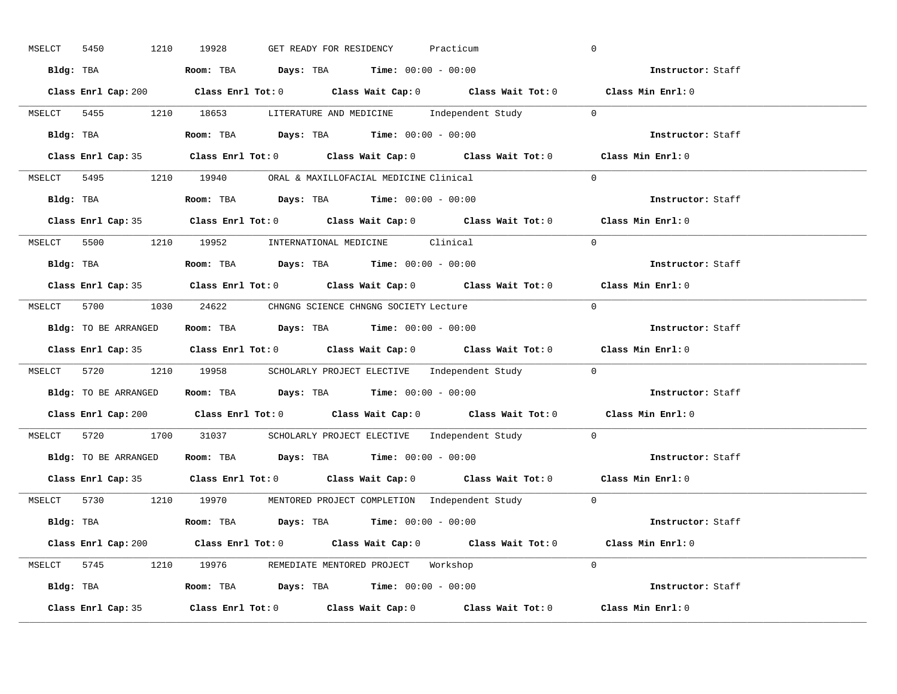MSELCT 5450 1210 19928 GET READY FOR RESIDENCY Practicum 0

**Bldg:** TBA **Room:** TBA **Days:** TBA **Time:** 00:00 - 00:00 **Instructor:** Staff

**Class Enrl Cap:** 200 **Class Enrl Tot:** 0 **Class Wait Cap:** 0 **Class Wait Tot:** 0 **Class Min Enrl:** 0

---

MSELCT 5455 1210 18653 LITERATURE AND MEDICINE Independent Study 0

**Bldg:** TBA **Room:** TBA **Days:** TBA **Time:** 00:00 - 00:00 **Instructor:** Staff

**Class Enrl Cap:** 35 **Class Enrl Tot:** 0 **Class Wait Cap:** 0 **Class Wait Tot:** 0 **Class Min Enrl:** 0

---

MSELCT 5495 1210 19940 ORAL & MAXILLOFACIAL MEDICINE Clinical 0

**Bldg:** TBA **Room:** TBA **Days:** TBA **Time:** 00:00 - 00:00 **Instructor:** Staff

**Class Enrl Cap:** 35 **Class Enrl Tot:** 0 **Class Wait Cap:** 0 **Class Wait Tot:** 0 **Class Min Enrl:** 0

---

MSELCT 5500 1210 19952 INTERNATIONAL MEDICINE Clinical 0

**Bldg:** TBA **Room:** TBA **Days:** TBA **Time:** 00:00 - 00:00 **Instructor:** Staff

**Class Enrl Cap:** 35 **Class Enrl Tot:** 0 **Class Wait Cap:** 0 **Class Wait Tot:** 0 **Class Min Enrl:** 0

---

MSELCT 5700 1030 24622 CHNGNG SCIENCE CHNGNG SOCIETY Lecture 0

**Bldg:** TO BE ARRANGED **Room:** TBA **Days:** TBA **Time:** 00:00 - 00:00 **Instructor:** Staff

**Class Enrl Cap:** 35 **Class Enrl Tot:** 0 **Class Wait Cap:** 0 **Class Wait Tot:** 0 **Class Min Enrl:** 0

---

MSELCT 5720 1210 19958 SCHOLARLY PROJECT ELECTIVE Independent Study 0

**Bldg:** TO BE ARRANGED **Room:** TBA **Days:** TBA **Time:** 00:00 - 00:00 **Instructor:** Staff

**Class Enrl Cap:** 200 **Class Enrl Tot:** 0 **Class Wait Cap:** 0 **Class Wait Tot:** 0 **Class Min Enrl:** 0

---

MSELCT 5720 1700 31037 SCHOLARLY PROJECT ELECTIVE Independent Study 0

**Bldg:** TO BE ARRANGED **Room:** TBA **Days:** TBA **Time:** 00:00 - 00:00 **Instructor:** Staff

**Class Enrl Cap:** 35 **Class Enrl Tot:** 0 **Class Wait Cap:** 0 **Class Wait Tot:** 0 **Class Min Enrl:** 0

---

MSELCT 5730 1210 19970 MENTORED PROJECT COMPLETION Independent Study 0

**Bldg:** TBA **Room:** TBA **Days:** TBA **Time:** 00:00 - 00:00 **Instructor:** Staff

**Class Enrl Cap:** 200 **Class Enrl Tot:** 0 **Class Wait Cap:** 0 **Class Wait Tot:** 0 **Class Min Enrl:** 0

---

MSELCT 5745 1210 19976 REMEDIATE MENTORED PROJECT Workshop 0

**Bldg:** TBA **Room:** TBA **Days:** TBA **Time:** 00:00 - 00:00 **Instructor:** Staff

**Class Enrl Cap:** 35 **Class Enrl Tot:** 0 **Class Wait Cap:** 0 **Class Wait Tot:** 0 **Class Min Enrl:** 0

---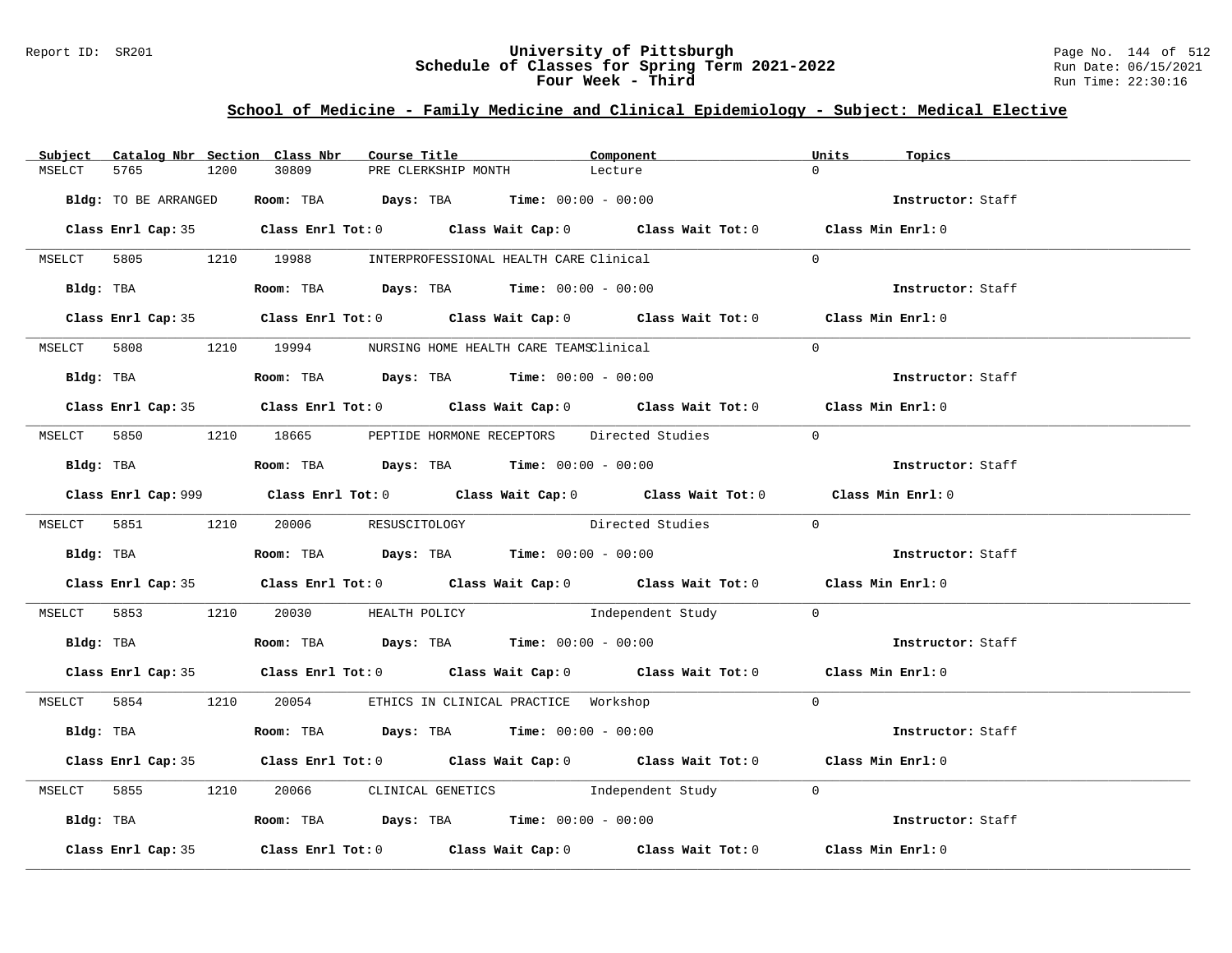## School of Medicine - Family Medicine and Clinical Epidemiology - Subject: Medical Elective

| Subject | Catalog Nbr | Section | Class Nbr | Course Title | Component | Units | Topics |
|---|---|---|---|---|---|---|---|
| MSELCT | 5765 | 1200 | 30809 | PRE CLERKSHIP MONTH | Lecture | 0 | |

**Bldg:** TO BE ARRANGED **Room:** TBA **Days:** TBA **Time:** 00:00 - 00:00 **Instructor:** Staff

**Class Enrl Cap:** 35 **Class Enrl Tot:** 0 **Class Wait Cap:** 0 **Class Wait Tot:** 0 **Class Min Enrl:** 0

| Subject | Catalog Nbr | Section | Class Nbr | Course Title | Component | Units | Topics |
|---|---|---|---|---|---|---|---|
| MSELCT | 5805 | 1210 | 19988 | INTERPROFESSIONAL HEALTH CARE | Clinical | 0 | |

**Bldg:** TBA **Room:** TBA **Days:** TBA **Time:** 00:00 - 00:00 **Instructor:** Staff

**Class Enrl Cap:** 35 **Class Enrl Tot:** 0 **Class Wait Cap:** 0 **Class Wait Tot:** 0 **Class Min Enrl:** 0

| Subject | Catalog Nbr | Section | Class Nbr | Course Title | Component | Units | Topics |
|---|---|---|---|---|---|---|---|
| MSELCT | 5808 | 1210 | 19994 | NURSING HOME HEALTH CARE TEAMS | Clinical | 0 | |

**Bldg:** TBA **Room:** TBA **Days:** TBA **Time:** 00:00 - 00:00 **Instructor:** Staff

**Class Enrl Cap:** 35 **Class Enrl Tot:** 0 **Class Wait Cap:** 0 **Class Wait Tot:** 0 **Class Min Enrl:** 0

| Subject | Catalog Nbr | Section | Class Nbr | Course Title | Component | Units | Topics |
|---|---|---|---|---|---|---|---|
| MSELCT | 5850 | 1210 | 18665 | PEPTIDE HORMONE RECEPTORS | Directed Studies | 0 | |

**Bldg:** TBA **Room:** TBA **Days:** TBA **Time:** 00:00 - 00:00 **Instructor:** Staff

**Class Enrl Cap:** 999 **Class Enrl Tot:** 0 **Class Wait Cap:** 0 **Class Wait Tot:** 0 **Class Min Enrl:** 0

| Subject | Catalog Nbr | Section | Class Nbr | Course Title | Component | Units | Topics |
|---|---|---|---|---|---|---|---|
| MSELCT | 5851 | 1210 | 20006 | RESUSCITOLOGY | Directed Studies | 0 | |

**Bldg:** TBA **Room:** TBA **Days:** TBA **Time:** 00:00 - 00:00 **Instructor:** Staff

**Class Enrl Cap:** 35 **Class Enrl Tot:** 0 **Class Wait Cap:** 0 **Class Wait Tot:** 0 **Class Min Enrl:** 0

| Subject | Catalog Nbr | Section | Class Nbr | Course Title | Component | Units | Topics |
|---|---|---|---|---|---|---|---|
| MSELCT | 5853 | 1210 | 20030 | HEALTH POLICY | Independent Study | 0 | |

**Bldg:** TBA **Room:** TBA **Days:** TBA **Time:** 00:00 - 00:00 **Instructor:** Staff

**Class Enrl Cap:** 35 **Class Enrl Tot:** 0 **Class Wait Cap:** 0 **Class Wait Tot:** 0 **Class Min Enrl:** 0

| Subject | Catalog Nbr | Section | Class Nbr | Course Title | Component | Units | Topics |
|---|---|---|---|---|---|---|---|
| MSELCT | 5854 | 1210 | 20054 | ETHICS IN CLINICAL PRACTICE | Workshop | 0 | |

**Bldg:** TBA **Room:** TBA **Days:** TBA **Time:** 00:00 - 00:00 **Instructor:** Staff

**Class Enrl Cap:** 35 **Class Enrl Tot:** 0 **Class Wait Cap:** 0 **Class Wait Tot:** 0 **Class Min Enrl:** 0

| Subject | Catalog Nbr | Section | Class Nbr | Course Title | Component | Units | Topics |
|---|---|---|---|---|---|---|---|
| MSELCT | 5855 | 1210 | 20066 | CLINICAL GENETICS | Independent Study | 0 | |

**Bldg:** TBA **Room:** TBA **Days:** TBA **Time:** 00:00 - 00:00 **Instructor:** Staff

**Class Enrl Cap:** 35 **Class Enrl Tot:** 0 **Class Wait Cap:** 0 **Class Wait Tot:** 0 **Class Min Enrl:** 0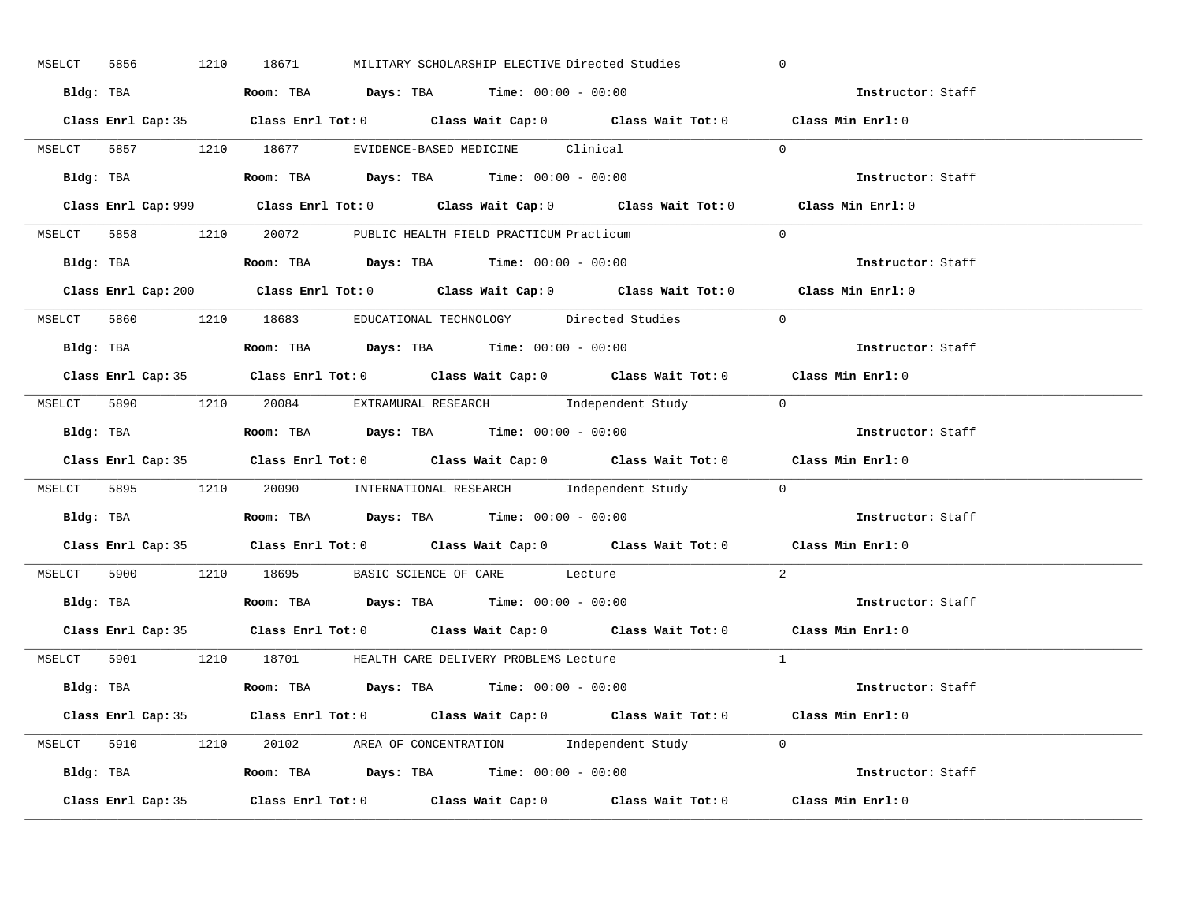MSELCT 5856 1210 18671 MILITARY SCHOLARSHIP ELECTIVE Directed Studies 0

**Bldg:** TBA **Room:** TBA **Days:** TBA **Time:** 00:00 - 00:00 **Instructor:** Staff

**Class Enrl Cap:** 35 **Class Enrl Tot:** 0 **Class Wait Cap:** 0 **Class Wait Tot:** 0 **Class Min Enrl:** 0

---

MSELCT 5857 1210 18677 EVIDENCE-BASED MEDICINE Clinical 0

**Bldg:** TBA **Room:** TBA **Days:** TBA **Time:** 00:00 - 00:00 **Instructor:** Staff

**Class Enrl Cap:** 999 **Class Enrl Tot:** 0 **Class Wait Cap:** 0 **Class Wait Tot:** 0 **Class Min Enrl:** 0

---

MSELCT 5858 1210 20072 PUBLIC HEALTH FIELD PRACTICUM Practicum 0

**Bldg:** TBA **Room:** TBA **Days:** TBA **Time:** 00:00 - 00:00 **Instructor:** Staff

**Class Enrl Cap:** 200 **Class Enrl Tot:** 0 **Class Wait Cap:** 0 **Class Wait Tot:** 0 **Class Min Enrl:** 0

---

MSELCT 5860 1210 18683 EDUCATIONAL TECHNOLOGY Directed Studies 0

**Bldg:** TBA **Room:** TBA **Days:** TBA **Time:** 00:00 - 00:00 **Instructor:** Staff

**Class Enrl Cap:** 35 **Class Enrl Tot:** 0 **Class Wait Cap:** 0 **Class Wait Tot:** 0 **Class Min Enrl:** 0

---

MSELCT 5890 1210 20084 EXTRAMURAL RESEARCH Independent Study 0

**Bldg:** TBA **Room:** TBA **Days:** TBA **Time:** 00:00 - 00:00 **Instructor:** Staff

**Class Enrl Cap:** 35 **Class Enrl Tot:** 0 **Class Wait Cap:** 0 **Class Wait Tot:** 0 **Class Min Enrl:** 0

---

MSELCT 5895 1210 20090 INTERNATIONAL RESEARCH Independent Study 0

**Bldg:** TBA **Room:** TBA **Days:** TBA **Time:** 00:00 - 00:00 **Instructor:** Staff

**Class Enrl Cap:** 35 **Class Enrl Tot:** 0 **Class Wait Cap:** 0 **Class Wait Tot:** 0 **Class Min Enrl:** 0

---

MSELCT 5900 1210 18695 BASIC SCIENCE OF CARE Lecture 2

**Bldg:** TBA **Room:** TBA **Days:** TBA **Time:** 00:00 - 00:00 **Instructor:** Staff

**Class Enrl Cap:** 35 **Class Enrl Tot:** 0 **Class Wait Cap:** 0 **Class Wait Tot:** 0 **Class Min Enrl:** 0

---

MSELCT 5901 1210 18701 HEALTH CARE DELIVERY PROBLEMS Lecture 1

**Bldg:** TBA **Room:** TBA **Days:** TBA **Time:** 00:00 - 00:00 **Instructor:** Staff

**Class Enrl Cap:** 35 **Class Enrl Tot:** 0 **Class Wait Cap:** 0 **Class Wait Tot:** 0 **Class Min Enrl:** 0

---

MSELCT 5910 1210 20102 AREA OF CONCENTRATION Independent Study 0

**Bldg:** TBA **Room:** TBA **Days:** TBA **Time:** 00:00 - 00:00 **Instructor:** Staff

**Class Enrl Cap:** 35 **Class Enrl Tot:** 0 **Class Wait Cap:** 0 **Class Wait Tot:** 0 **Class Min Enrl:** 0

---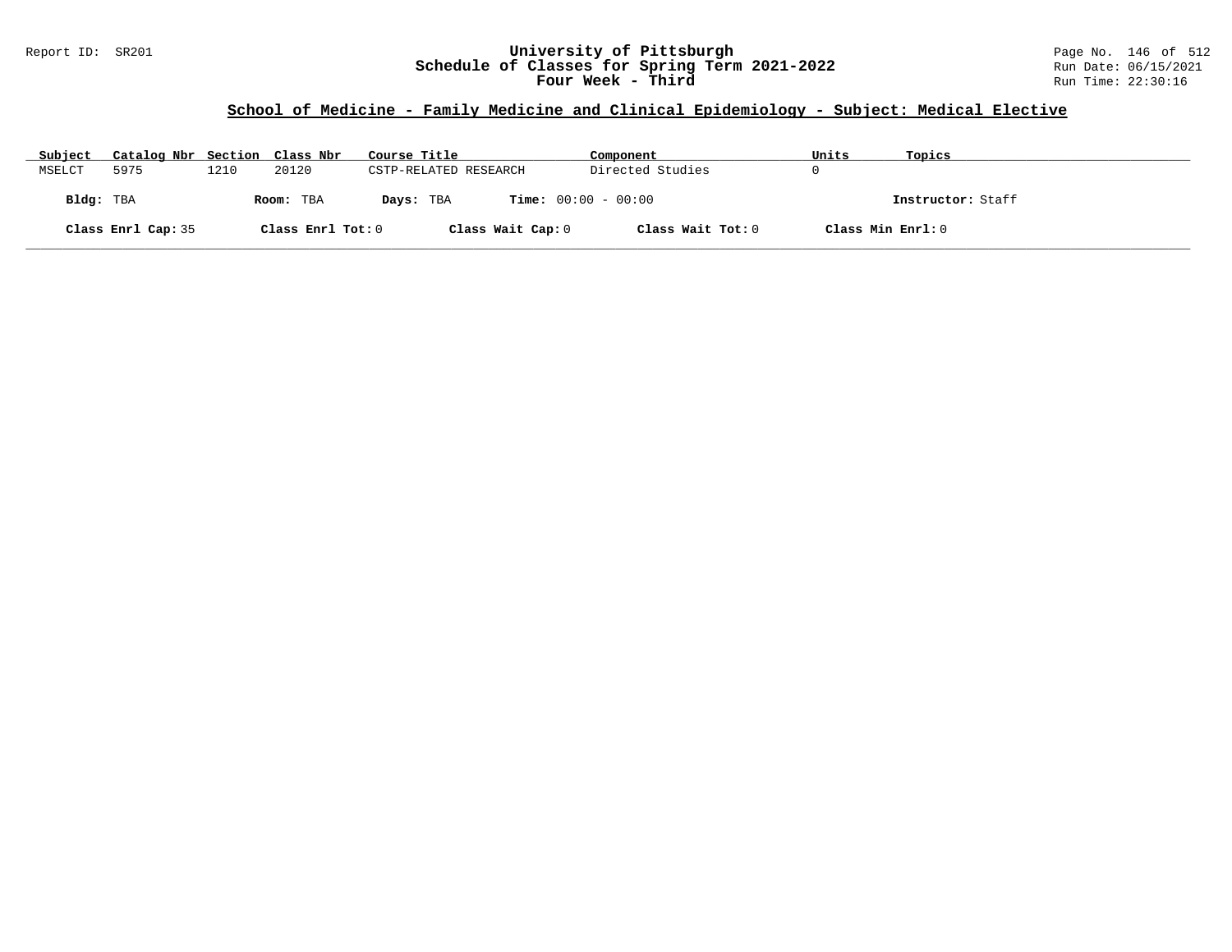Report ID: SR201

# University of Pittsburgh
## Schedule of Classes for Spring Term 2021-2022
### Four Week - Third

Run Date: 06/15/2021
Run Time: 22:30:16

## School of Medicine - Family Medicine and Clinical Epidemiology - Subject: Medical Elective

| Subject | Catalog Nbr | Section | Class Nbr | Course Title | Component | Units | Topics |
|---|---|---|---|---|---|---|---|
| MSELCT | 5975 | 1210 | 20120 | CSTP-RELATED RESEARCH | Directed Studies | 0 | |

**Bldg:** TBA **Room:** TBA **Days:** TBA **Time:** 00:00 - 00:00 **Instructor:** Staff

**Class Enrl Cap:** 35 **Class Enrl Tot:** 0 **Class Wait Cap:** 0 **Class Wait Tot:** 0 **Class Min Enrl:** 0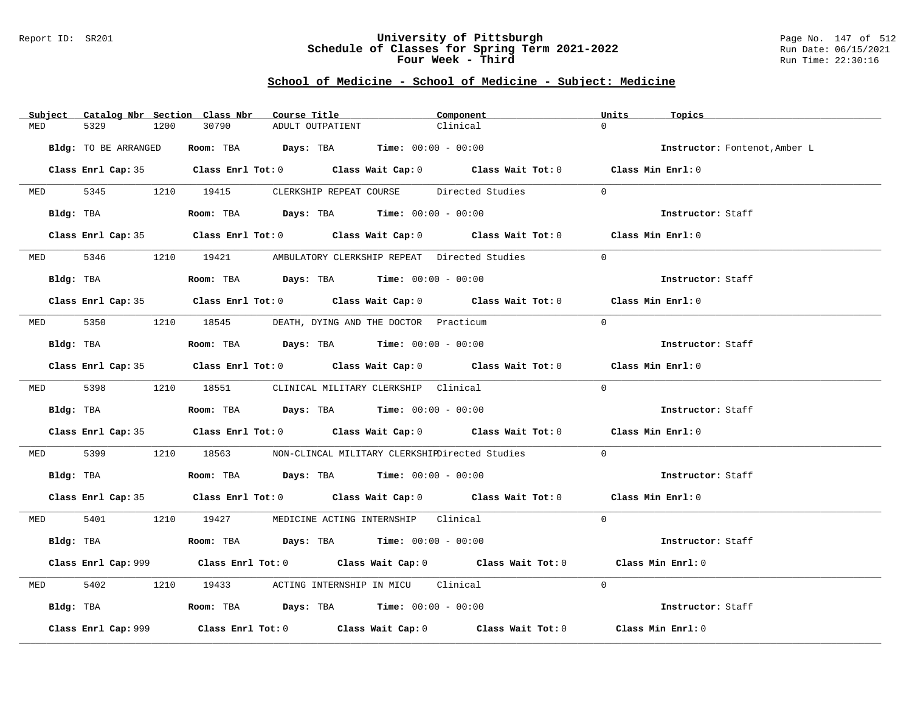Report ID: SR201

# University of Pittsburgh
## Schedule of Classes for Spring Term 2021-2022
### Four Week - Third

Run Date: 06/15/2021
Run Time: 22:30:16

## School of Medicine - School of Medicine - Subject: Medicine

| Subject | Catalog Nbr | Section | Class Nbr | Course Title | Component | Units | Topics |
|---|---|---|---|---|---|---|---|
| MED | 5329 | 1200 | 30790 | ADULT OUTPATIENT | Clinical | 0 | |

**Bldg:** TO BE ARRANGED **Room:** TBA **Days:** TBA **Time:** 00:00 - 00:00 **Instructor:** Fontenot,Amber L

**Class Enrl Cap:** 35 **Class Enrl Tot:** 0 **Class Wait Cap:** 0 **Class Wait Tot:** 0 **Class Min Enrl:** 0

| Subject | Catalog Nbr | Section | Class Nbr | Course Title | Component | Units | Topics |
|---|---|---|---|---|---|---|---|
| MED | 5345 | 1210 | 19415 | CLERKSHIP REPEAT COURSE | Directed Studies | 0 | |

**Bldg:** TBA **Room:** TBA **Days:** TBA **Time:** 00:00 - 00:00 **Instructor:** Staff

**Class Enrl Cap:** 35 **Class Enrl Tot:** 0 **Class Wait Cap:** 0 **Class Wait Tot:** 0 **Class Min Enrl:** 0

| Subject | Catalog Nbr | Section | Class Nbr | Course Title | Component | Units | Topics |
|---|---|---|---|---|---|---|---|
| MED | 5346 | 1210 | 19421 | AMBULATORY CLERKSHIP REPEAT | Directed Studies | 0 | |

**Bldg:** TBA **Room:** TBA **Days:** TBA **Time:** 00:00 - 00:00 **Instructor:** Staff

**Class Enrl Cap:** 35 **Class Enrl Tot:** 0 **Class Wait Cap:** 0 **Class Wait Tot:** 0 **Class Min Enrl:** 0

| Subject | Catalog Nbr | Section | Class Nbr | Course Title | Component | Units | Topics |
|---|---|---|---|---|---|---|---|
| MED | 5350 | 1210 | 18545 | DEATH, DYING AND THE DOCTOR | Practicum | 0 | |

**Bldg:** TBA **Room:** TBA **Days:** TBA **Time:** 00:00 - 00:00 **Instructor:** Staff

**Class Enrl Cap:** 35 **Class Enrl Tot:** 0 **Class Wait Cap:** 0 **Class Wait Tot:** 0 **Class Min Enrl:** 0

| Subject | Catalog Nbr | Section | Class Nbr | Course Title | Component | Units | Topics |
|---|---|---|---|---|---|---|---|
| MED | 5398 | 1210 | 18551 | CLINICAL MILITARY CLERKSHIP | Clinical | 0 | |

**Bldg:** TBA **Room:** TBA **Days:** TBA **Time:** 00:00 - 00:00 **Instructor:** Staff

**Class Enrl Cap:** 35 **Class Enrl Tot:** 0 **Class Wait Cap:** 0 **Class Wait Tot:** 0 **Class Min Enrl:** 0

| Subject | Catalog Nbr | Section | Class Nbr | Course Title | Component | Units | Topics |
|---|---|---|---|---|---|---|---|
| MED | 5399 | 1210 | 18563 | NON-CLINCAL MILITARY CLERKSHIP | Directed Studies | 0 | |

**Bldg:** TBA **Room:** TBA **Days:** TBA **Time:** 00:00 - 00:00 **Instructor:** Staff

**Class Enrl Cap:** 35 **Class Enrl Tot:** 0 **Class Wait Cap:** 0 **Class Wait Tot:** 0 **Class Min Enrl:** 0

| Subject | Catalog Nbr | Section | Class Nbr | Course Title | Component | Units | Topics |
|---|---|---|---|---|---|---|---|
| MED | 5401 | 1210 | 19427 | MEDICINE ACTING INTERNSHIP | Clinical | 0 | |

**Bldg:** TBA **Room:** TBA **Days:** TBA **Time:** 00:00 - 00:00 **Instructor:** Staff

**Class Enrl Cap:** 999 **Class Enrl Tot:** 0 **Class Wait Cap:** 0 **Class Wait Tot:** 0 **Class Min Enrl:** 0

| Subject | Catalog Nbr | Section | Class Nbr | Course Title | Component | Units | Topics |
|---|---|---|---|---|---|---|---|
| MED | 5402 | 1210 | 19433 | ACTING INTERNSHIP IN MICU | Clinical | 0 | |

**Bldg:** TBA **Room:** TBA **Days:** TBA **Time:** 00:00 - 00:00 **Instructor:** Staff

**Class Enrl Cap:** 999 **Class Enrl Tot:** 0 **Class Wait Cap:** 0 **Class Wait Tot:** 0 **Class Min Enrl:** 0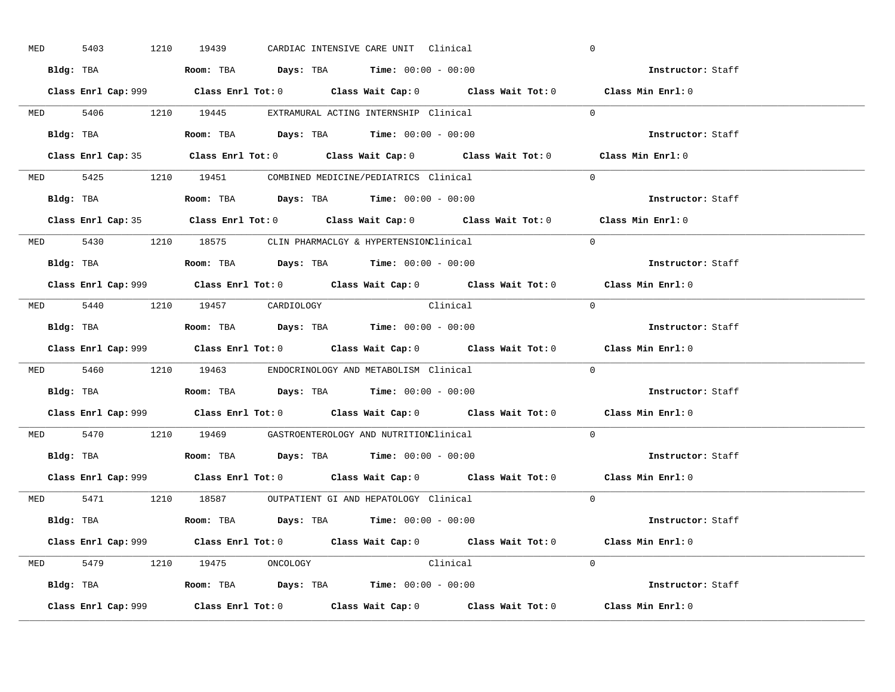MED 5403 1210 19439 CARDIAC INTENSIVE CARE UNIT Clinical 0

**Bldg:** TBA **Room:** TBA **Days:** TBA **Time:** 00:00 - 00:00 **Instructor:** Staff

**Class Enrl Cap:** 999 **Class Enrl Tot:** 0 **Class Wait Cap:** 0 **Class Wait Tot:** 0 **Class Min Enrl:** 0

---

MED 5406 1210 19445 EXTRAMURAL ACTING INTERNSHIP Clinical 0

**Bldg:** TBA **Room:** TBA **Days:** TBA **Time:** 00:00 - 00:00 **Instructor:** Staff

**Class Enrl Cap:** 35 **Class Enrl Tot:** 0 **Class Wait Cap:** 0 **Class Wait Tot:** 0 **Class Min Enrl:** 0

---

MED 5425 1210 19451 COMBINED MEDICINE/PEDIATRICS Clinical 0

**Bldg:** TBA **Room:** TBA **Days:** TBA **Time:** 00:00 - 00:00 **Instructor:** Staff

**Class Enrl Cap:** 35 **Class Enrl Tot:** 0 **Class Wait Cap:** 0 **Class Wait Tot:** 0 **Class Min Enrl:** 0

---

MED 5430 1210 18575 CLIN PHARMACLGY & HYPERTENSION Clinical 0

**Bldg:** TBA **Room:** TBA **Days:** TBA **Time:** 00:00 - 00:00 **Instructor:** Staff

**Class Enrl Cap:** 999 **Class Enrl Tot:** 0 **Class Wait Cap:** 0 **Class Wait Tot:** 0 **Class Min Enrl:** 0

---

MED 5440 1210 19457 CARDIOLOGY Clinical 0

**Bldg:** TBA **Room:** TBA **Days:** TBA **Time:** 00:00 - 00:00 **Instructor:** Staff

**Class Enrl Cap:** 999 **Class Enrl Tot:** 0 **Class Wait Cap:** 0 **Class Wait Tot:** 0 **Class Min Enrl:** 0

---

MED 5460 1210 19463 ENDOCRINOLOGY AND METABOLISM Clinical 0

**Bldg:** TBA **Room:** TBA **Days:** TBA **Time:** 00:00 - 00:00 **Instructor:** Staff

**Class Enrl Cap:** 999 **Class Enrl Tot:** 0 **Class Wait Cap:** 0 **Class Wait Tot:** 0 **Class Min Enrl:** 0

---

MED 5470 1210 19469 GASTROENTEROLOGY AND NUTRITION Clinical 0

**Bldg:** TBA **Room:** TBA **Days:** TBA **Time:** 00:00 - 00:00 **Instructor:** Staff

**Class Enrl Cap:** 999 **Class Enrl Tot:** 0 **Class Wait Cap:** 0 **Class Wait Tot:** 0 **Class Min Enrl:** 0

---

MED 5471 1210 18587 OUTPATIENT GI AND HEPATOLOGY Clinical 0

**Bldg:** TBA **Room:** TBA **Days:** TBA **Time:** 00:00 - 00:00 **Instructor:** Staff

**Class Enrl Cap:** 999 **Class Enrl Tot:** 0 **Class Wait Cap:** 0 **Class Wait Tot:** 0 **Class Min Enrl:** 0

---

MED 5479 1210 19475 ONCOLOGY Clinical 0

**Bldg:** TBA **Room:** TBA **Days:** TBA **Time:** 00:00 - 00:00 **Instructor:** Staff

**Class Enrl Cap:** 999 **Class Enrl Tot:** 0 **Class Wait Cap:** 0 **Class Wait Tot:** 0 **Class Min Enrl:** 0

---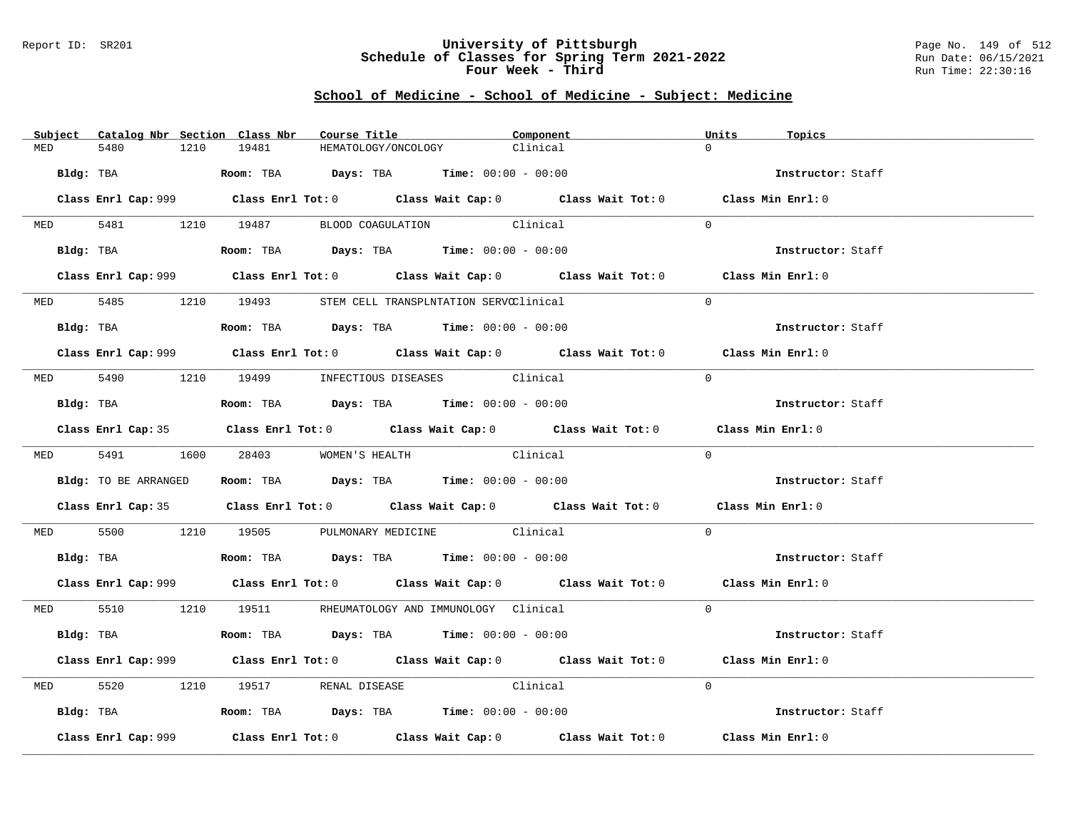Report ID: SR201

# University of Pittsburgh
## Schedule of Classes for Spring Term 2021-2022
### Four Week - Third

Run Date: 06/15/2021
Run Time: 22:30:16

## School of Medicine - School of Medicine - Subject: Medicine

| Subject | Catalog Nbr | Section | Class Nbr | Course Title | Component | Units | Topics |
|---|---|---|---|---|---|---|---|
| MED | 5480 | 1210 | 19481 | HEMATOLOGY/ONCOLOGY | Clinical | 0 | |

**Bldg:** TBA **Room:** TBA **Days:** TBA **Time:** 00:00 - 00:00 **Instructor:** Staff

**Class Enrl Cap:** 999 **Class Enrl Tot:** 0 **Class Wait Cap:** 0 **Class Wait Tot:** 0 **Class Min Enrl:** 0

---

| Subject | Catalog Nbr | Section | Class Nbr | Course Title | Component | Units | Topics |
|---|---|---|---|---|---|---|---|
| MED | 5481 | 1210 | 19487 | BLOOD COAGULATION | Clinical | 0 | |

**Bldg:** TBA **Room:** TBA **Days:** TBA **Time:** 00:00 - 00:00 **Instructor:** Staff

**Class Enrl Cap:** 999 **Class Enrl Tot:** 0 **Class Wait Cap:** 0 **Class Wait Tot:** 0 **Class Min Enrl:** 0

---

| Subject | Catalog Nbr | Section | Class Nbr | Course Title | Component | Units | Topics |
|---|---|---|---|---|---|---|---|
| MED | 5485 | 1210 | 19493 | STEM CELL TRANSPLNTATION SERVC | Clinical | 0 | |

**Bldg:** TBA **Room:** TBA **Days:** TBA **Time:** 00:00 - 00:00 **Instructor:** Staff

**Class Enrl Cap:** 999 **Class Enrl Tot:** 0 **Class Wait Cap:** 0 **Class Wait Tot:** 0 **Class Min Enrl:** 0

---

| Subject | Catalog Nbr | Section | Class Nbr | Course Title | Component | Units | Topics |
|---|---|---|---|---|---|---|---|
| MED | 5490 | 1210 | 19499 | INFECTIOUS DISEASES | Clinical | 0 | |

**Bldg:** TBA **Room:** TBA **Days:** TBA **Time:** 00:00 - 00:00 **Instructor:** Staff

**Class Enrl Cap:** 35 **Class Enrl Tot:** 0 **Class Wait Cap:** 0 **Class Wait Tot:** 0 **Class Min Enrl:** 0

---

| Subject | Catalog Nbr | Section | Class Nbr | Course Title | Component | Units | Topics |
|---|---|---|---|---|---|---|---|
| MED | 5491 | 1600 | 28403 | WOMEN'S HEALTH | Clinical | 0 | |

**Bldg:** TO BE ARRANGED **Room:** TBA **Days:** TBA **Time:** 00:00 - 00:00 **Instructor:** Staff

**Class Enrl Cap:** 35 **Class Enrl Tot:** 0 **Class Wait Cap:** 0 **Class Wait Tot:** 0 **Class Min Enrl:** 0

---

| Subject | Catalog Nbr | Section | Class Nbr | Course Title | Component | Units | Topics |
|---|---|---|---|---|---|---|---|
| MED | 5500 | 1210 | 19505 | PULMONARY MEDICINE | Clinical | 0 | |

**Bldg:** TBA **Room:** TBA **Days:** TBA **Time:** 00:00 - 00:00 **Instructor:** Staff

**Class Enrl Cap:** 999 **Class Enrl Tot:** 0 **Class Wait Cap:** 0 **Class Wait Tot:** 0 **Class Min Enrl:** 0

---

| Subject | Catalog Nbr | Section | Class Nbr | Course Title | Component | Units | Topics |
|---|---|---|---|---|---|---|---|
| MED | 5510 | 1210 | 19511 | RHEUMATOLOGY AND IMMUNOLOGY | Clinical | 0 | |

**Bldg:** TBA **Room:** TBA **Days:** TBA **Time:** 00:00 - 00:00 **Instructor:** Staff

**Class Enrl Cap:** 999 **Class Enrl Tot:** 0 **Class Wait Cap:** 0 **Class Wait Tot:** 0 **Class Min Enrl:** 0

---

| Subject | Catalog Nbr | Section | Class Nbr | Course Title | Component | Units | Topics |
|---|---|---|---|---|---|---|---|
| MED | 5520 | 1210 | 19517 | RENAL DISEASE | Clinical | 0 | |

**Bldg:** TBA **Room:** TBA **Days:** TBA **Time:** 00:00 - 00:00 **Instructor:** Staff

**Class Enrl Cap:** 999 **Class Enrl Tot:** 0 **Class Wait Cap:** 0 **Class Wait Tot:** 0 **Class Min Enrl:** 0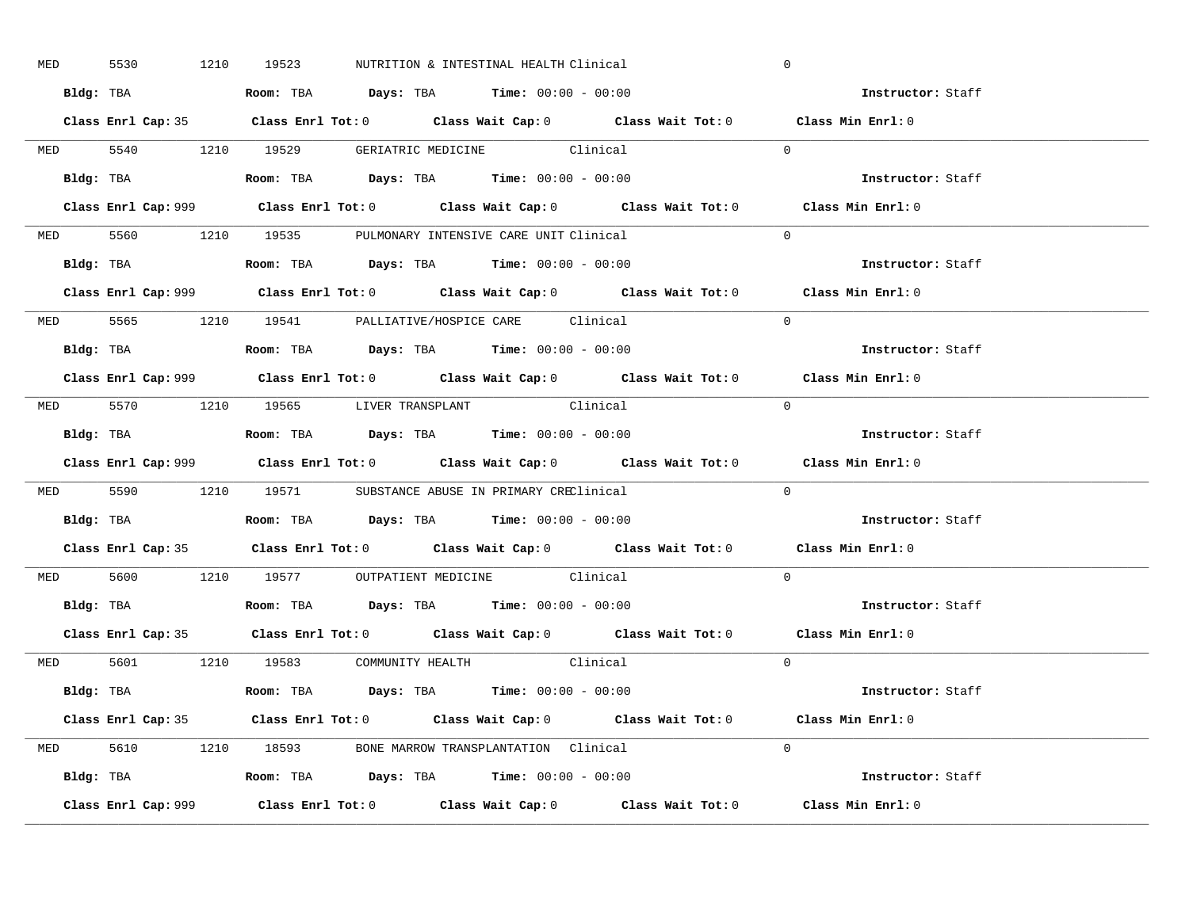MED 5530 1210 19523 NUTRITION & INTESTINAL HEALTH Clinical 0

**Bldg:** TBA **Room:** TBA **Days:** TBA **Time:** 00:00 - 00:00 **Instructor:** Staff

**Class Enrl Cap:** 35 **Class Enrl Tot:** 0 **Class Wait Cap:** 0 **Class Wait Tot:** 0 **Class Min Enrl:** 0

---

MED 5540 1210 19529 GERIATRIC MEDICINE Clinical 0

**Bldg:** TBA **Room:** TBA **Days:** TBA **Time:** 00:00 - 00:00 **Instructor:** Staff

**Class Enrl Cap:** 999 **Class Enrl Tot:** 0 **Class Wait Cap:** 0 **Class Wait Tot:** 0 **Class Min Enrl:** 0

---

MED 5560 1210 19535 PULMONARY INTENSIVE CARE UNIT Clinical 0

**Bldg:** TBA **Room:** TBA **Days:** TBA **Time:** 00:00 - 00:00 **Instructor:** Staff

**Class Enrl Cap:** 999 **Class Enrl Tot:** 0 **Class Wait Cap:** 0 **Class Wait Tot:** 0 **Class Min Enrl:** 0

---

MED 5565 1210 19541 PALLIATIVE/HOSPICE CARE Clinical 0

**Bldg:** TBA **Room:** TBA **Days:** TBA **Time:** 00:00 - 00:00 **Instructor:** Staff

**Class Enrl Cap:** 999 **Class Enrl Tot:** 0 **Class Wait Cap:** 0 **Class Wait Tot:** 0 **Class Min Enrl:** 0

---

MED 5570 1210 19565 LIVER TRANSPLANT Clinical 0

**Bldg:** TBA **Room:** TBA **Days:** TBA **Time:** 00:00 - 00:00 **Instructor:** Staff

**Class Enrl Cap:** 999 **Class Enrl Tot:** 0 **Class Wait Cap:** 0 **Class Wait Tot:** 0 **Class Min Enrl:** 0

---

MED 5590 1210 19571 SUBSTANCE ABUSE IN PRIMARY CRE Clinical 0

**Bldg:** TBA **Room:** TBA **Days:** TBA **Time:** 00:00 - 00:00 **Instructor:** Staff

**Class Enrl Cap:** 35 **Class Enrl Tot:** 0 **Class Wait Cap:** 0 **Class Wait Tot:** 0 **Class Min Enrl:** 0

---

MED 5600 1210 19577 OUTPATIENT MEDICINE Clinical 0

**Bldg:** TBA **Room:** TBA **Days:** TBA **Time:** 00:00 - 00:00 **Instructor:** Staff

**Class Enrl Cap:** 35 **Class Enrl Tot:** 0 **Class Wait Cap:** 0 **Class Wait Tot:** 0 **Class Min Enrl:** 0

---

MED 5601 1210 19583 COMMUNITY HEALTH Clinical 0

**Bldg:** TBA **Room:** TBA **Days:** TBA **Time:** 00:00 - 00:00 **Instructor:** Staff

**Class Enrl Cap:** 35 **Class Enrl Tot:** 0 **Class Wait Cap:** 0 **Class Wait Tot:** 0 **Class Min Enrl:** 0

---

MED 5610 1210 18593 BONE MARROW TRANSPLANTATION Clinical 0

**Bldg:** TBA **Room:** TBA **Days:** TBA **Time:** 00:00 - 00:00 **Instructor:** Staff

**Class Enrl Cap:** 999 **Class Enrl Tot:** 0 **Class Wait Cap:** 0 **Class Wait Tot:** 0 **Class Min Enrl:** 0

---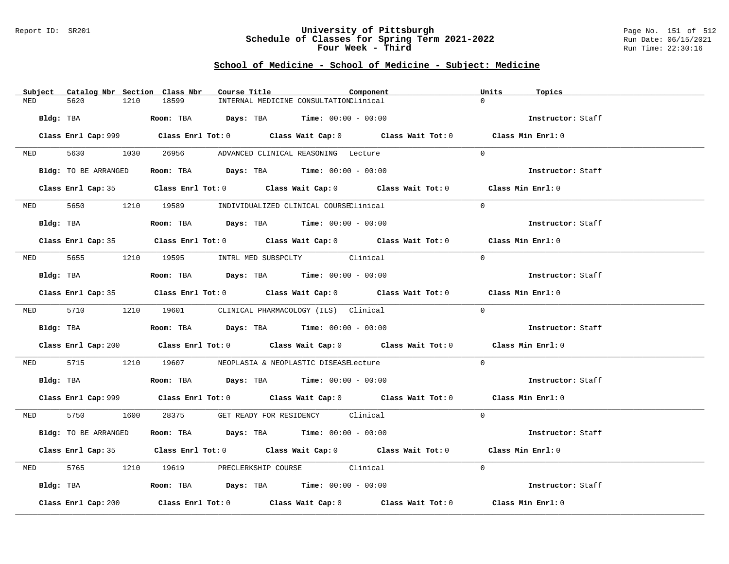# University of Pittsburgh
## Schedule of Classes for Spring Term 2021-2022
### Four Week - Third

## School of Medicine - School of Medicine - Subject: Medicine

| Subject | Catalog Nbr | Section | Class Nbr | Course Title | Component | Units | Topics |
|---|---|---|---|---|---|---|---|
| MED | 5620 | 1210 | 18599 | INTERNAL MEDICINE CONSULTATION | Clinical | 0 | |

Bldg: TBA | Room: TBA | Days: TBA | Time: 00:00 - 00:00 | Instructor: Staff

Class Enrl Cap: 999 | Class Enrl Tot: 0 | Class Wait Cap: 0 | Class Wait Tot: 0 | Class Min Enrl: 0

---

| Subject | Catalog Nbr | Section | Class Nbr | Course Title | Component | Units | Topics |
|---|---|---|---|---|---|---|---|
| MED | 5630 | 1030 | 26956 | ADVANCED CLINICAL REASONING | Lecture | 0 | |

Bldg: TO BE ARRANGED | Room: TBA | Days: TBA | Time: 00:00 - 00:00 | Instructor: Staff

Class Enrl Cap: 35 | Class Enrl Tot: 0 | Class Wait Cap: 0 | Class Wait Tot: 0 | Class Min Enrl: 0

---

| Subject | Catalog Nbr | Section | Class Nbr | Course Title | Component | Units | Topics |
|---|---|---|---|---|---|---|---|
| MED | 5650 | 1210 | 19589 | INDIVIDUALIZED CLINICAL COURSE | Clinical | 0 | |

Bldg: TBA | Room: TBA | Days: TBA | Time: 00:00 - 00:00 | Instructor: Staff

Class Enrl Cap: 35 | Class Enrl Tot: 0 | Class Wait Cap: 0 | Class Wait Tot: 0 | Class Min Enrl: 0

---

| Subject | Catalog Nbr | Section | Class Nbr | Course Title | Component | Units | Topics |
|---|---|---|---|---|---|---|---|
| MED | 5655 | 1210 | 19595 | INTRL MED SUBSPCLTY | Clinical | 0 | |

Bldg: TBA | Room: TBA | Days: TBA | Time: 00:00 - 00:00 | Instructor: Staff

Class Enrl Cap: 35 | Class Enrl Tot: 0 | Class Wait Cap: 0 | Class Wait Tot: 0 | Class Min Enrl: 0

---

| Subject | Catalog Nbr | Section | Class Nbr | Course Title | Component | Units | Topics |
|---|---|---|---|---|---|---|---|
| MED | 5710 | 1210 | 19601 | CLINICAL PHARMACOLOGY (ILS) | Clinical | 0 | |

Bldg: TBA | Room: TBA | Days: TBA | Time: 00:00 - 00:00 | Instructor: Staff

Class Enrl Cap: 200 | Class Enrl Tot: 0 | Class Wait Cap: 0 | Class Wait Tot: 0 | Class Min Enrl: 0

---

| Subject | Catalog Nbr | Section | Class Nbr | Course Title | Component | Units | Topics |
|---|---|---|---|---|---|---|---|
| MED | 5715 | 1210 | 19607 | NEOPLASIA & NEOPLASTIC DISEASE | Lecture | 0 | |

Bldg: TBA | Room: TBA | Days: TBA | Time: 00:00 - 00:00 | Instructor: Staff

Class Enrl Cap: 999 | Class Enrl Tot: 0 | Class Wait Cap: 0 | Class Wait Tot: 0 | Class Min Enrl: 0

---

| Subject | Catalog Nbr | Section | Class Nbr | Course Title | Component | Units | Topics |
|---|---|---|---|---|---|---|---|
| MED | 5750 | 1600 | 28375 | GET READY FOR RESIDENCY | Clinical | 0 | |

Bldg: TO BE ARRANGED | Room: TBA | Days: TBA | Time: 00:00 - 00:00 | Instructor: Staff

Class Enrl Cap: 35 | Class Enrl Tot: 0 | Class Wait Cap: 0 | Class Wait Tot: 0 | Class Min Enrl: 0

---

| Subject | Catalog Nbr | Section | Class Nbr | Course Title | Component | Units | Topics |
|---|---|---|---|---|---|---|---|
| MED | 5765 | 1210 | 19619 | PRECLERKSHIP COURSE | Clinical | 0 | |

Bldg: TBA | Room: TBA | Days: TBA | Time: 00:00 - 00:00 | Instructor: Staff

Class Enrl Cap: 200 | Class Enrl Tot: 0 | Class Wait Cap: 0 | Class Wait Tot: 0 | Class Min Enrl: 0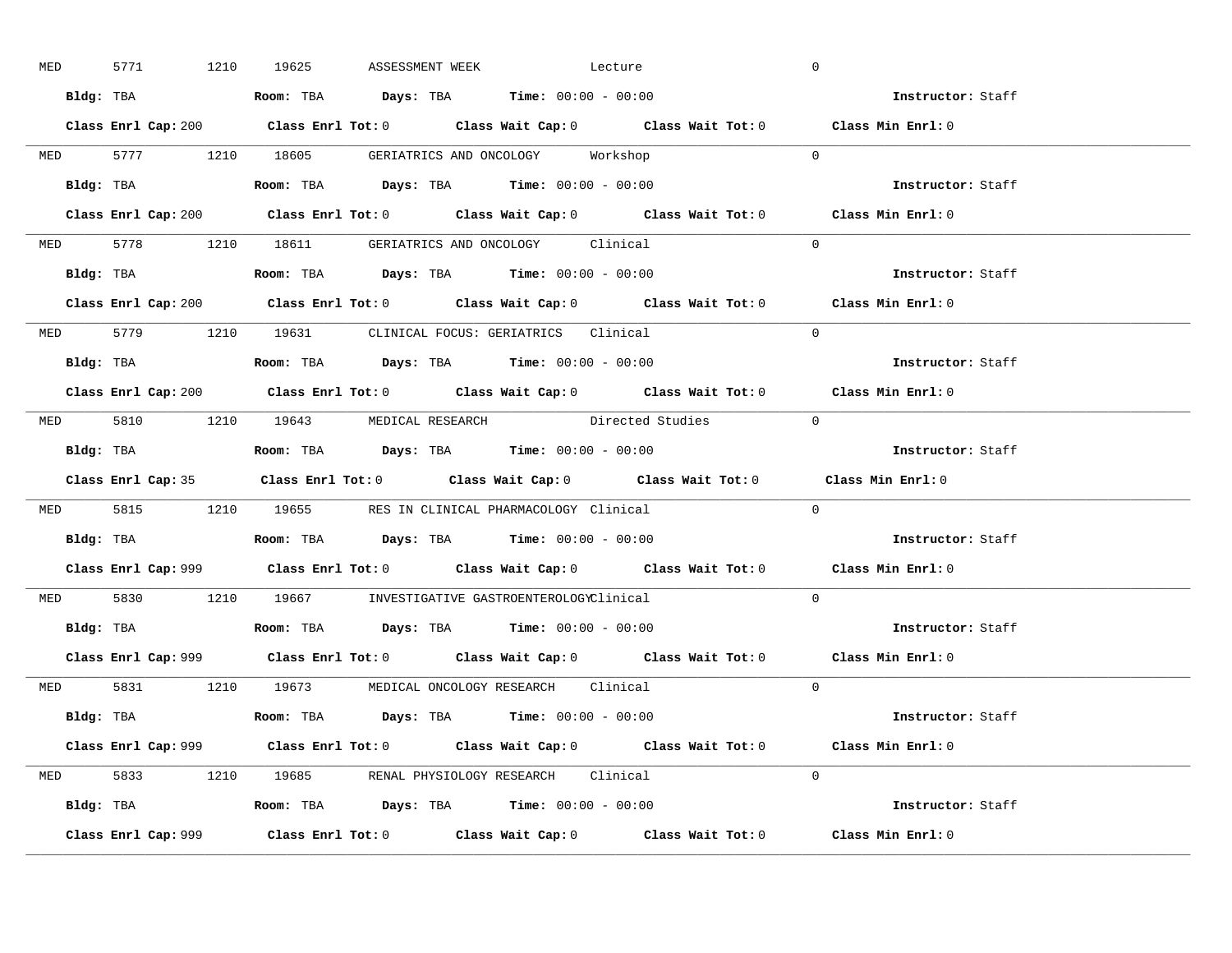MED 5771 1210 19625 ASSESSMENT WEEK Lecture 0

**Bldg:** TBA **Room:** TBA **Days:** TBA **Time:** 00:00 - 00:00 **Instructor:** Staff

**Class Enrl Cap:** 200 **Class Enrl Tot:** 0 **Class Wait Cap:** 0 **Class Wait Tot:** 0 **Class Min Enrl:** 0

---

MED 5777 1210 18605 GERIATRICS AND ONCOLOGY Workshop 0

**Bldg:** TBA **Room:** TBA **Days:** TBA **Time:** 00:00 - 00:00 **Instructor:** Staff

**Class Enrl Cap:** 200 **Class Enrl Tot:** 0 **Class Wait Cap:** 0 **Class Wait Tot:** 0 **Class Min Enrl:** 0

---

MED 5778 1210 18611 GERIATRICS AND ONCOLOGY Clinical 0

**Bldg:** TBA **Room:** TBA **Days:** TBA **Time:** 00:00 - 00:00 **Instructor:** Staff

**Class Enrl Cap:** 200 **Class Enrl Tot:** 0 **Class Wait Cap:** 0 **Class Wait Tot:** 0 **Class Min Enrl:** 0

---

MED 5779 1210 19631 CLINICAL FOCUS: GERIATRICS Clinical 0

**Bldg:** TBA **Room:** TBA **Days:** TBA **Time:** 00:00 - 00:00 **Instructor:** Staff

**Class Enrl Cap:** 200 **Class Enrl Tot:** 0 **Class Wait Cap:** 0 **Class Wait Tot:** 0 **Class Min Enrl:** 0

---

MED 5810 1210 19643 MEDICAL RESEARCH Directed Studies 0

**Bldg:** TBA **Room:** TBA **Days:** TBA **Time:** 00:00 - 00:00 **Instructor:** Staff

**Class Enrl Cap:** 35 **Class Enrl Tot:** 0 **Class Wait Cap:** 0 **Class Wait Tot:** 0 **Class Min Enrl:** 0

---

MED 5815 1210 19655 RES IN CLINICAL PHARMACOLOGY Clinical 0

**Bldg:** TBA **Room:** TBA **Days:** TBA **Time:** 00:00 - 00:00 **Instructor:** Staff

**Class Enrl Cap:** 999 **Class Enrl Tot:** 0 **Class Wait Cap:** 0 **Class Wait Tot:** 0 **Class Min Enrl:** 0

---

MED 5830 1210 19667 INVESTIGATIVE GASTROENTEROLOGY Clinical 0

**Bldg:** TBA **Room:** TBA **Days:** TBA **Time:** 00:00 - 00:00 **Instructor:** Staff

**Class Enrl Cap:** 999 **Class Enrl Tot:** 0 **Class Wait Cap:** 0 **Class Wait Tot:** 0 **Class Min Enrl:** 0

---

MED 5831 1210 19673 MEDICAL ONCOLOGY RESEARCH Clinical 0

**Bldg:** TBA **Room:** TBA **Days:** TBA **Time:** 00:00 - 00:00 **Instructor:** Staff

**Class Enrl Cap:** 999 **Class Enrl Tot:** 0 **Class Wait Cap:** 0 **Class Wait Tot:** 0 **Class Min Enrl:** 0

---

MED 5833 1210 19685 RENAL PHYSIOLOGY RESEARCH Clinical 0

**Bldg:** TBA **Room:** TBA **Days:** TBA **Time:** 00:00 - 00:00 **Instructor:** Staff

**Class Enrl Cap:** 999 **Class Enrl Tot:** 0 **Class Wait Cap:** 0 **Class Wait Tot:** 0 **Class Min Enrl:** 0

---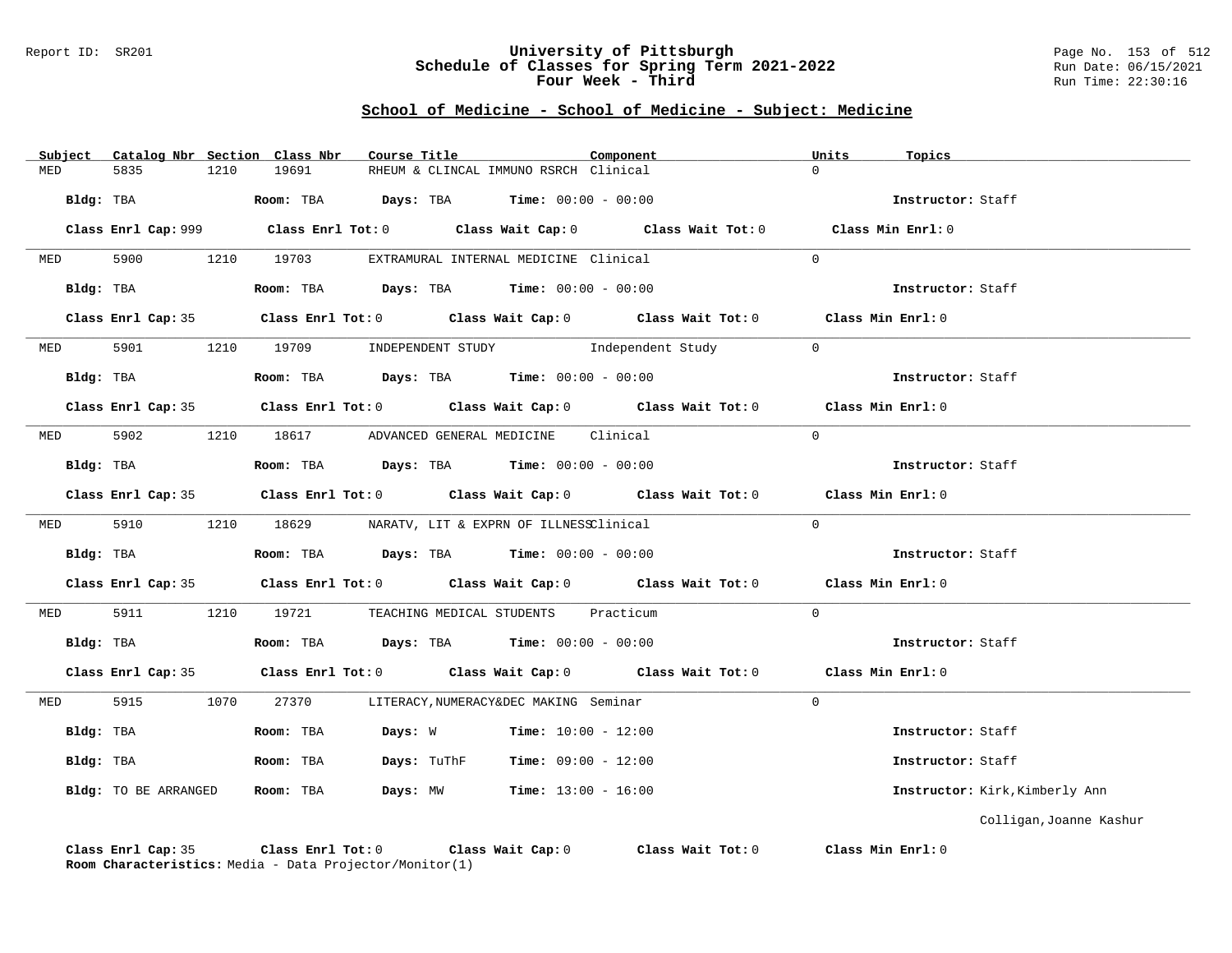# University of Pittsburgh
## Schedule of Classes for Spring Term 2021-2022
### Four Week - Third

Report ID: SR201

Run Date: 06/15/2021
Run Time: 22:30:16

## School of Medicine - School of Medicine - Subject: Medicine

| Subject | Catalog Nbr | Section | Class Nbr | Course Title | Component | Units | Topics |
|---|---|---|---|---|---|---|---|
| MED | 5835 | 1210 | 19691 | RHEUM & CLINCAL IMMUNO RSRCH | Clinical | 0 | |

Bldg: TBA Room: TBA Days: TBA Time: 00:00 - 00:00 Instructor: Staff

Class Enrl Cap: 999 Class Enrl Tot: 0 Class Wait Cap: 0 Class Wait Tot: 0 Class Min Enrl: 0

---

| Subject | Catalog Nbr | Section | Class Nbr | Course Title | Component | Units | Topics |
|---|---|---|---|---|---|---|---|
| MED | 5900 | 1210 | 19703 | EXTRAMURAL INTERNAL MEDICINE | Clinical | 0 | |

Bldg: TBA Room: TBA Days: TBA Time: 00:00 - 00:00 Instructor: Staff

Class Enrl Cap: 35 Class Enrl Tot: 0 Class Wait Cap: 0 Class Wait Tot: 0 Class Min Enrl: 0

---

| Subject | Catalog Nbr | Section | Class Nbr | Course Title | Component | Units | Topics |
|---|---|---|---|---|---|---|---|
| MED | 5901 | 1210 | 19709 | INDEPENDENT STUDY | Independent Study | 0 | |

Bldg: TBA Room: TBA Days: TBA Time: 00:00 - 00:00 Instructor: Staff

Class Enrl Cap: 35 Class Enrl Tot: 0 Class Wait Cap: 0 Class Wait Tot: 0 Class Min Enrl: 0

---

| Subject | Catalog Nbr | Section | Class Nbr | Course Title | Component | Units | Topics |
|---|---|---|---|---|---|---|---|
| MED | 5902 | 1210 | 18617 | ADVANCED GENERAL MEDICINE | Clinical | 0 | |

Bldg: TBA Room: TBA Days: TBA Time: 00:00 - 00:00 Instructor: Staff

Class Enrl Cap: 35 Class Enrl Tot: 0 Class Wait Cap: 0 Class Wait Tot: 0 Class Min Enrl: 0

---

| Subject | Catalog Nbr | Section | Class Nbr | Course Title | Component | Units | Topics |
|---|---|---|---|---|---|---|---|
| MED | 5910 | 1210 | 18629 | NARATV, LIT & EXPRN OF ILLNESS | Clinical | 0 | |

Bldg: TBA Room: TBA Days: TBA Time: 00:00 - 00:00 Instructor: Staff

Class Enrl Cap: 35 Class Enrl Tot: 0 Class Wait Cap: 0 Class Wait Tot: 0 Class Min Enrl: 0

---

| Subject | Catalog Nbr | Section | Class Nbr | Course Title | Component | Units | Topics |
|---|---|---|---|---|---|---|---|
| MED | 5911 | 1210 | 19721 | TEACHING MEDICAL STUDENTS | Practicum | 0 | |

Bldg: TBA Room: TBA Days: TBA Time: 00:00 - 00:00 Instructor: Staff

Class Enrl Cap: 35 Class Enrl Tot: 0 Class Wait Cap: 0 Class Wait Tot: 0 Class Min Enrl: 0

---

| Subject | Catalog Nbr | Section | Class Nbr | Course Title | Component | Units | Topics |
|---|---|---|---|---|---|---|---|
| MED | 5915 | 1070 | 27370 | LITERACY,NUMERACY&DEC MAKING | Seminar | 0 | |

Bldg: TBA Room: TBA Days: W Time: 10:00 - 12:00 Instructor: Staff

Bldg: TBA Room: TBA Days: TuThF Time: 09:00 - 12:00 Instructor: Staff

Bldg: TO BE ARRANGED Room: TBA Days: MW Time: 13:00 - 16:00 Instructor: Kirk,Kimberly Ann
Colligan,Joanne Kashur

Class Enrl Cap: 35 Class Enrl Tot: 0 Class Wait Cap: 0 Class Wait Tot: 0 Class Min Enrl: 0
Room Characteristics: Media - Data Projector/Monitor(1)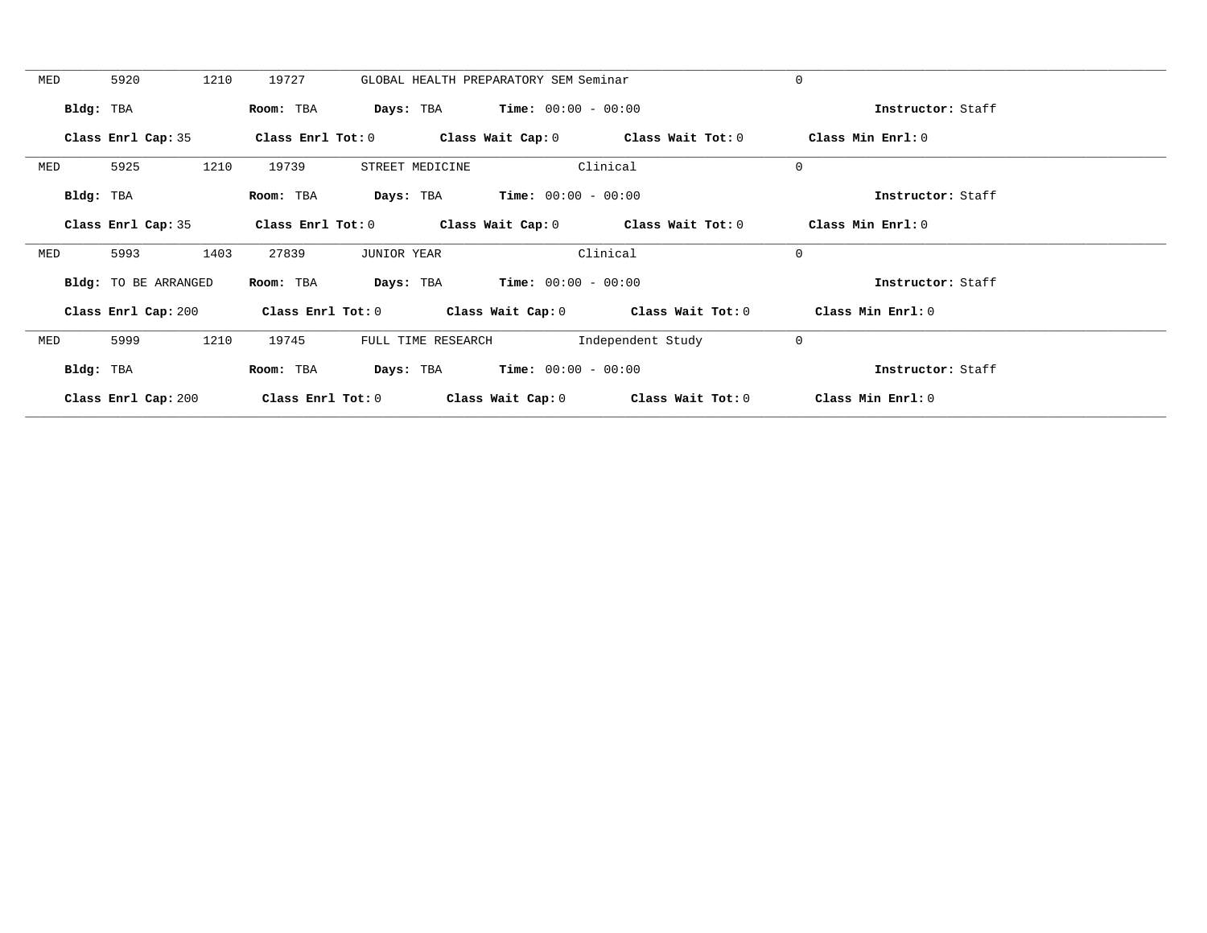MED 5920 1210 19727 GLOBAL HEALTH PREPARATORY SEM Seminar 0

**Bldg:** TBA **Room:** TBA **Days:** TBA **Time:** 00:00 - 00:00 **Instructor:** Staff

**Class Enrl Cap:** 35 **Class Enrl Tot:** 0 **Class Wait Cap:** 0 **Class Wait Tot:** 0 **Class Min Enrl:** 0

---

MED 5925 1210 19739 STREET MEDICINE Clinical 0

**Bldg:** TBA **Room:** TBA **Days:** TBA **Time:** 00:00 - 00:00 **Instructor:** Staff

**Class Enrl Cap:** 35 **Class Enrl Tot:** 0 **Class Wait Cap:** 0 **Class Wait Tot:** 0 **Class Min Enrl:** 0

---

MED 5993 1403 27839 JUNIOR YEAR Clinical 0

**Bldg:** TO BE ARRANGED **Room:** TBA **Days:** TBA **Time:** 00:00 - 00:00 **Instructor:** Staff

**Class Enrl Cap:** 200 **Class Enrl Tot:** 0 **Class Wait Cap:** 0 **Class Wait Tot:** 0 **Class Min Enrl:** 0

---

MED 5999 1210 19745 FULL TIME RESEARCH Independent Study 0

**Bldg:** TBA **Room:** TBA **Days:** TBA **Time:** 00:00 - 00:00 **Instructor:** Staff

**Class Enrl Cap:** 200 **Class Enrl Tot:** 0 **Class Wait Cap:** 0 **Class Wait Tot:** 0 **Class Min Enrl:** 0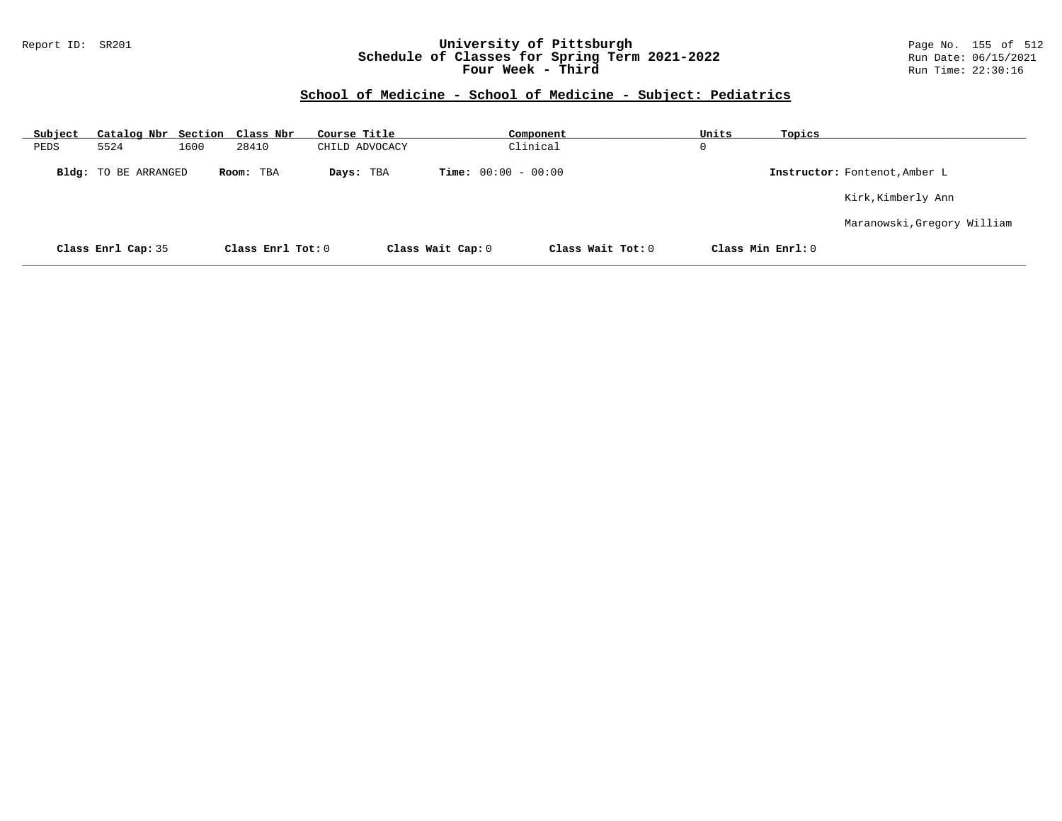Report ID: SR201

# University of Pittsburgh
# Schedule of Classes for Spring Term 2021-2022
# Four Week - Third

Run Date: 06/15/2021
Run Time: 22:30:16

## School of Medicine - School of Medicine - Subject: Pediatrics

| Subject | Catalog Nbr | Section | Class Nbr | Course Title | Component | Units | Topics |
|---|---|---|---|---|---|---|---|
| PEDS | 5524 | 1600 | 28410 | CHILD ADVOCACY | Clinical | 0 | |

**Bldg:** TO BE ARRANGED **Room:** TBA **Days:** TBA **Time:** 00:00 - 00:00 **Instructor:** Fontenot,Amber L

Kirk,Kimberly Ann

Maranowski,Gregory William

**Class Enrl Cap:** 35 **Class Enrl Tot:** 0 **Class Wait Cap:** 0 **Class Wait Tot:** 0 **Class Min Enrl:** 0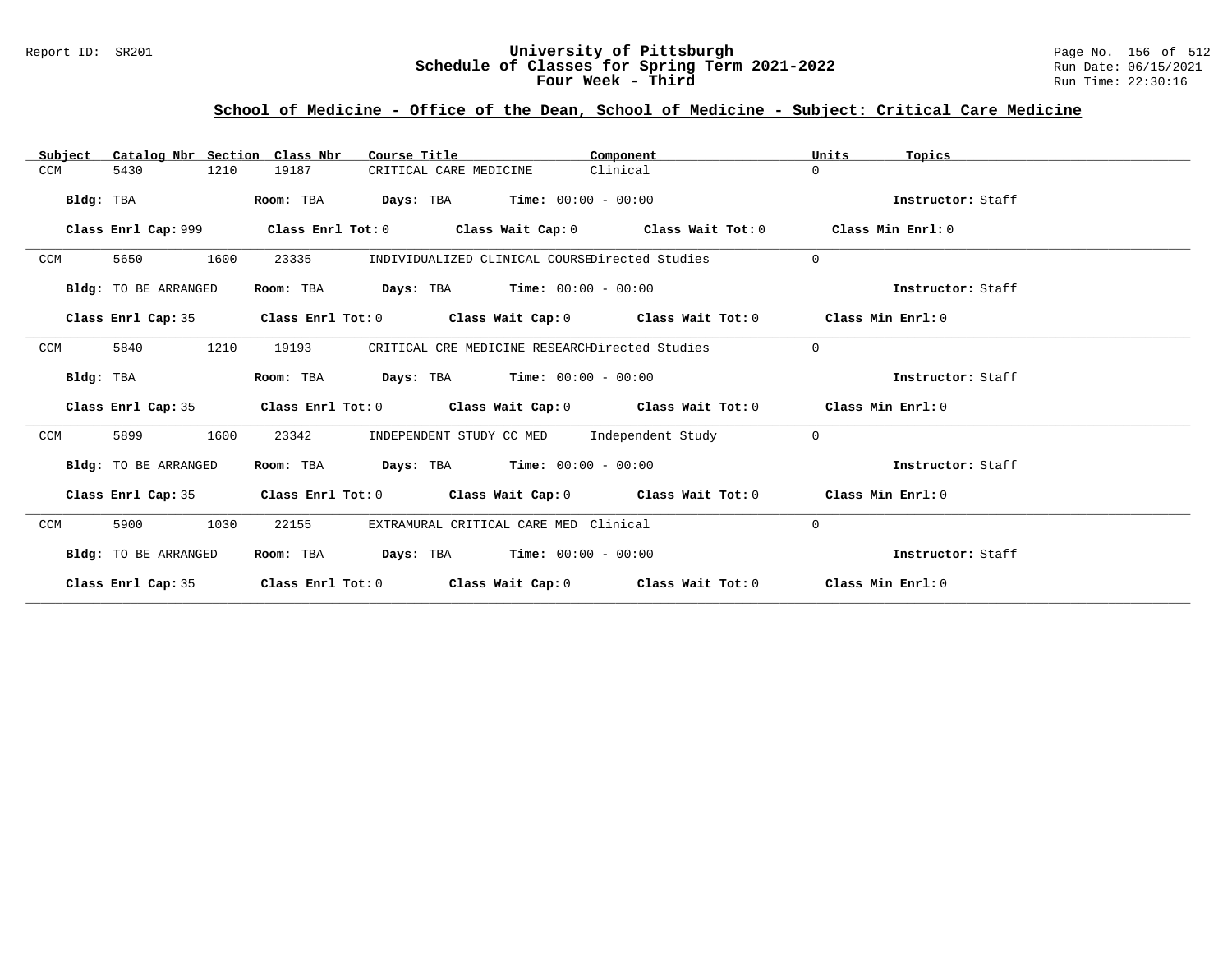## School of Medicine - Office of the Dean, School of Medicine - Subject: Critical Care Medicine

| Subject | Catalog Nbr | Section | Class Nbr | Course Title | Component | Units | Topics |
|---|---|---|---|---|---|---|---|
| CCM | 5430 | 1210 | 19187 | CRITICAL CARE MEDICINE | Clinical | 0 | |

**Bldg:** TBA **Room:** TBA **Days:** TBA **Time:** 00:00 - 00:00 **Instructor:** Staff

**Class Enrl Cap:** 999 **Class Enrl Tot:** 0 **Class Wait Cap:** 0 **Class Wait Tot:** 0 **Class Min Enrl:** 0

| Subject | Catalog Nbr | Section | Class Nbr | Course Title | Component | Units | Topics |
|---|---|---|---|---|---|---|---|
| CCM | 5650 | 1600 | 23335 | INDIVIDUALIZED CLINICAL COURSE | Directed Studies | 0 | |

**Bldg:** TO BE ARRANGED **Room:** TBA **Days:** TBA **Time:** 00:00 - 00:00 **Instructor:** Staff

**Class Enrl Cap:** 35 **Class Enrl Tot:** 0 **Class Wait Cap:** 0 **Class Wait Tot:** 0 **Class Min Enrl:** 0

| Subject | Catalog Nbr | Section | Class Nbr | Course Title | Component | Units | Topics |
|---|---|---|---|---|---|---|---|
| CCM | 5840 | 1210 | 19193 | CRITICAL CRE MEDICINE RESEARCH | Directed Studies | 0 | |

**Bldg:** TBA **Room:** TBA **Days:** TBA **Time:** 00:00 - 00:00 **Instructor:** Staff

**Class Enrl Cap:** 35 **Class Enrl Tot:** 0 **Class Wait Cap:** 0 **Class Wait Tot:** 0 **Class Min Enrl:** 0

| Subject | Catalog Nbr | Section | Class Nbr | Course Title | Component | Units | Topics |
|---|---|---|---|---|---|---|---|
| CCM | 5899 | 1600 | 23342 | INDEPENDENT STUDY CC MED | Independent Study | 0 | |

**Bldg:** TO BE ARRANGED **Room:** TBA **Days:** TBA **Time:** 00:00 - 00:00 **Instructor:** Staff

**Class Enrl Cap:** 35 **Class Enrl Tot:** 0 **Class Wait Cap:** 0 **Class Wait Tot:** 0 **Class Min Enrl:** 0

| Subject | Catalog Nbr | Section | Class Nbr | Course Title | Component | Units | Topics |
|---|---|---|---|---|---|---|---|
| CCM | 5900 | 1030 | 22155 | EXTRAMURAL CRITICAL CARE MED | Clinical | 0 | |

**Bldg:** TO BE ARRANGED **Room:** TBA **Days:** TBA **Time:** 00:00 - 00:00 **Instructor:** Staff

**Class Enrl Cap:** 35 **Class Enrl Tot:** 0 **Class Wait Cap:** 0 **Class Wait Tot:** 0 **Class Min Enrl:** 0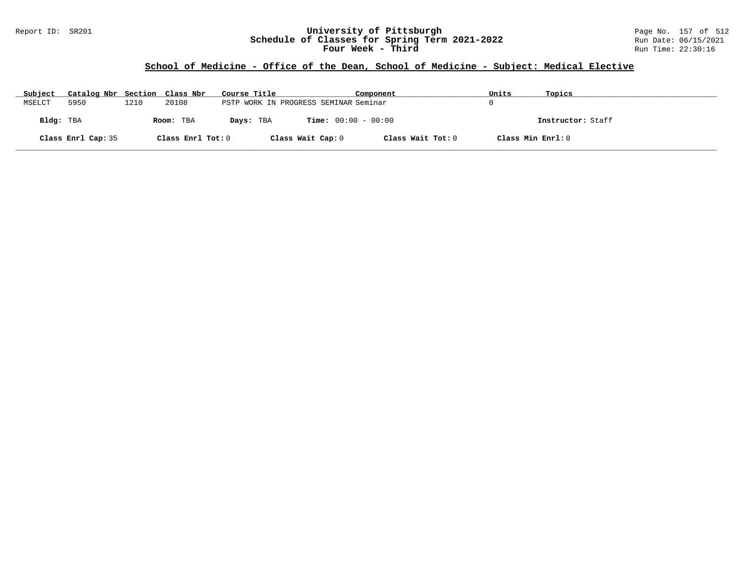## School of Medicine - Office of the Dean, School of Medicine - Subject: Medical Elective

| Subject | Catalog Nbr | Section | Class Nbr | Course Title | Component | Units | Topics |
|---|---|---|---|---|---|---|---|
| MSELCT | 5950 | 1210 | 20108 | PSTP WORK IN PROGRESS SEMINAR | Seminar | 0 | |

**Bldg:** TBA **Room:** TBA **Days:** TBA **Time:** 00:00 - 00:00 **Instructor:** Staff

**Class Enrl Cap:** 35 **Class Enrl Tot:** 0 **Class Wait Cap:** 0 **Class Wait Tot:** 0 **Class Min Enrl:** 0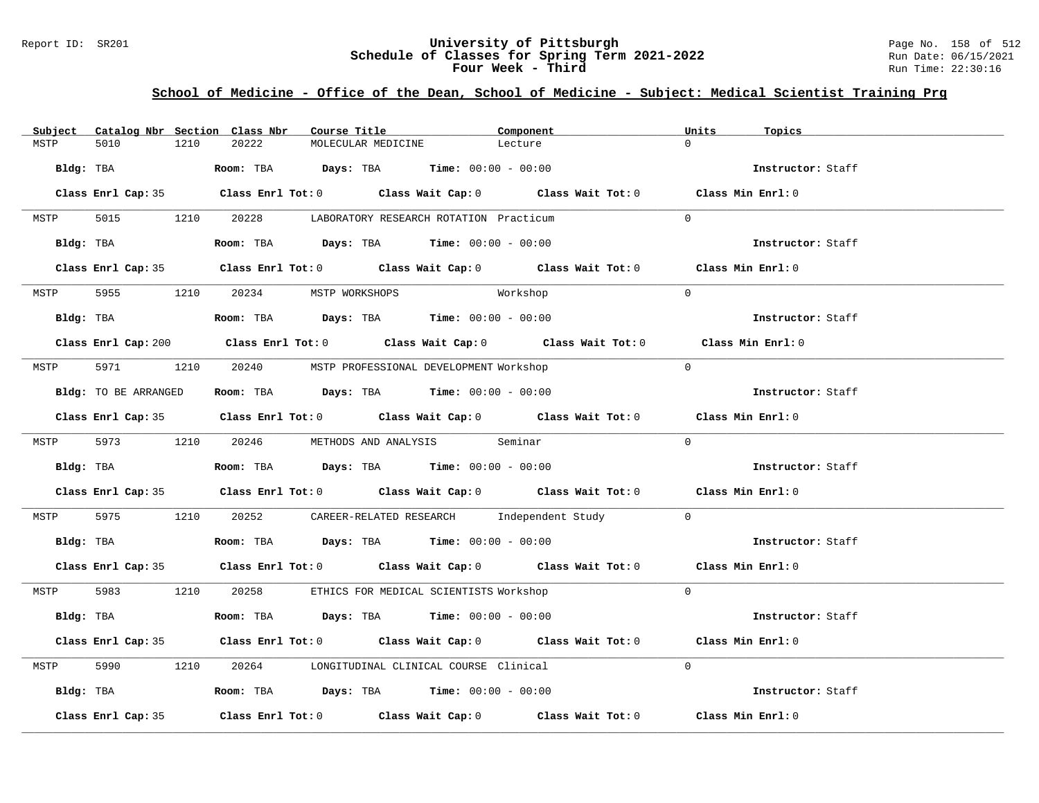University of Pittsburgh
Schedule of Classes for Spring Term 2021-2022
Four Week - Third

Report ID: SR201

Run Date: 06/15/2021
Run Time: 22:30:16

## School of Medicine - Office of the Dean, School of Medicine - Subject: Medical Scientist Training Prg

| Subject | Catalog Nbr | Section | Class Nbr | Course Title | Component | Units | Topics |
|---|---|---|---|---|---|---|---|
| MSTP | 5010 | 1210 | 20222 | MOLECULAR MEDICINE | Lecture | 0 | |

**Bldg:** TBA **Room:** TBA **Days:** TBA **Time:** 00:00 - 00:00 **Instructor:** Staff

**Class Enrl Cap:** 35 **Class Enrl Tot:** 0 **Class Wait Cap:** 0 **Class Wait Tot:** 0 **Class Min Enrl:** 0

---

| Subject | Catalog Nbr | Section | Class Nbr | Course Title | Component | Units | Topics |
|---|---|---|---|---|---|---|---|
| MSTP | 5015 | 1210 | 20228 | LABORATORY RESEARCH ROTATION | Practicum | 0 | |

**Bldg:** TBA **Room:** TBA **Days:** TBA **Time:** 00:00 - 00:00 **Instructor:** Staff

**Class Enrl Cap:** 35 **Class Enrl Tot:** 0 **Class Wait Cap:** 0 **Class Wait Tot:** 0 **Class Min Enrl:** 0

---

| Subject | Catalog Nbr | Section | Class Nbr | Course Title | Component | Units | Topics |
|---|---|---|---|---|---|---|---|
| MSTP | 5955 | 1210 | 20234 | MSTP WORKSHOPS | Workshop | 0 | |

**Bldg:** TBA **Room:** TBA **Days:** TBA **Time:** 00:00 - 00:00 **Instructor:** Staff

**Class Enrl Cap:** 200 **Class Enrl Tot:** 0 **Class Wait Cap:** 0 **Class Wait Tot:** 0 **Class Min Enrl:** 0

---

| Subject | Catalog Nbr | Section | Class Nbr | Course Title | Component | Units | Topics |
|---|---|---|---|---|---|---|---|
| MSTP | 5971 | 1210 | 20240 | MSTP PROFESSIONAL DEVELOPMENT | Workshop | 0 | |

**Bldg:** TO BE ARRANGED **Room:** TBA **Days:** TBA **Time:** 00:00 - 00:00 **Instructor:** Staff

**Class Enrl Cap:** 35 **Class Enrl Tot:** 0 **Class Wait Cap:** 0 **Class Wait Tot:** 0 **Class Min Enrl:** 0

---

| Subject | Catalog Nbr | Section | Class Nbr | Course Title | Component | Units | Topics |
|---|---|---|---|---|---|---|---|
| MSTP | 5973 | 1210 | 20246 | METHODS AND ANALYSIS | Seminar | 0 | |

**Bldg:** TBA **Room:** TBA **Days:** TBA **Time:** 00:00 - 00:00 **Instructor:** Staff

**Class Enrl Cap:** 35 **Class Enrl Tot:** 0 **Class Wait Cap:** 0 **Class Wait Tot:** 0 **Class Min Enrl:** 0

---

| Subject | Catalog Nbr | Section | Class Nbr | Course Title | Component | Units | Topics |
|---|---|---|---|---|---|---|---|
| MSTP | 5975 | 1210 | 20252 | CAREER-RELATED RESEARCH | Independent Study | 0 | |

**Bldg:** TBA **Room:** TBA **Days:** TBA **Time:** 00:00 - 00:00 **Instructor:** Staff

**Class Enrl Cap:** 35 **Class Enrl Tot:** 0 **Class Wait Cap:** 0 **Class Wait Tot:** 0 **Class Min Enrl:** 0

---

| Subject | Catalog Nbr | Section | Class Nbr | Course Title | Component | Units | Topics |
|---|---|---|---|---|---|---|---|
| MSTP | 5983 | 1210 | 20258 | ETHICS FOR MEDICAL SCIENTISTS | Workshop | 0 | |

**Bldg:** TBA **Room:** TBA **Days:** TBA **Time:** 00:00 - 00:00 **Instructor:** Staff

**Class Enrl Cap:** 35 **Class Enrl Tot:** 0 **Class Wait Cap:** 0 **Class Wait Tot:** 0 **Class Min Enrl:** 0

---

| Subject | Catalog Nbr | Section | Class Nbr | Course Title | Component | Units | Topics |
|---|---|---|---|---|---|---|---|
| MSTP | 5990 | 1210 | 20264 | LONGITUDINAL CLINICAL COURSE | Clinical | 0 | |

**Bldg:** TBA **Room:** TBA **Days:** TBA **Time:** 00:00 - 00:00 **Instructor:** Staff

**Class Enrl Cap:** 35 **Class Enrl Tot:** 0 **Class Wait Cap:** 0 **Class Wait Tot:** 0 **Class Min Enrl:** 0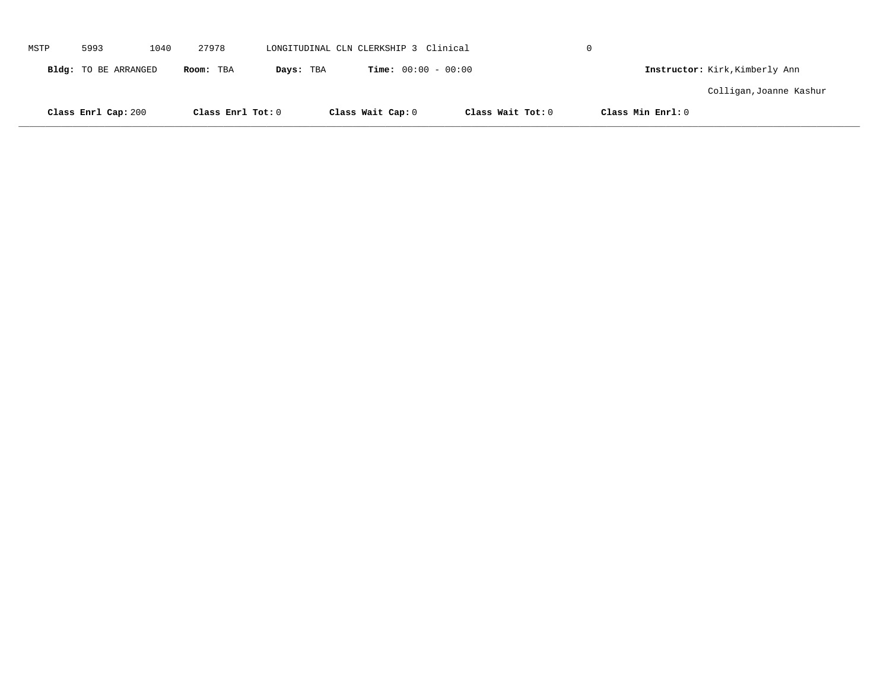MSTP 5993 1040 27978 LONGITUDINAL CLN CLERKSHIP 3 Clinical 0

**Bldg:** TO BE ARRANGED **Room:** TBA **Days:** TBA **Time:** 00:00 - 00:00 **Instructor:** Kirk,Kimberly Ann

Colligan,Joanne Kashur

**Class Enrl Cap:** 200 **Class Enrl Tot:** 0 **Class Wait Cap:** 0 **Class Wait Tot:** 0 **Class Min Enrl:** 0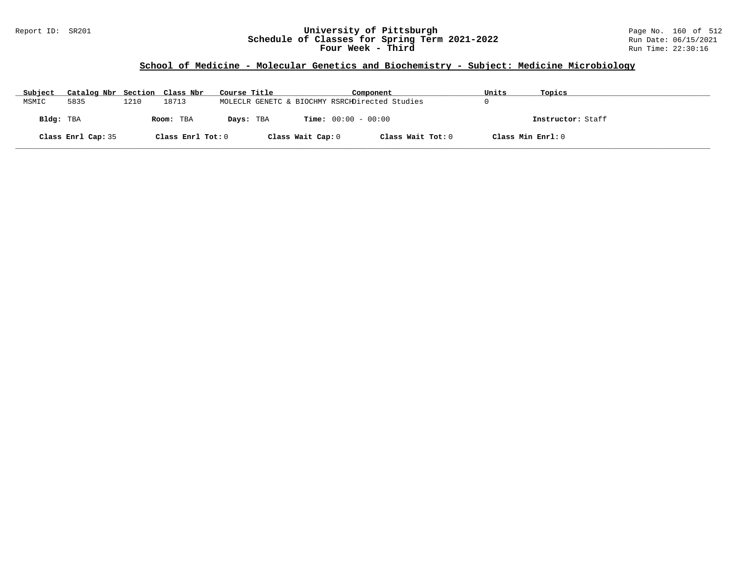# University of Pittsburgh
## Schedule of Classes for Spring Term 2021-2022
### Four Week - Third

Report ID: SR201

Run Date: 06/15/2021
Run Time: 22:30:16

## School of Medicine - Molecular Genetics and Biochemistry - Subject: Medicine Microbiology

| Subject | Catalog Nbr | Section | Class Nbr | Course Title | Component | Units | Topics |
|---|---|---|---|---|---|---|---|
| MSMIC | 5835 | 1210 | 18713 | MOLECLR GENETC & BIOCHMY RSRCH | Directed Studies | 0 | |

**Bldg:** TBA **Room:** TBA **Days:** TBA **Time:** 00:00 - 00:00 **Instructor:** Staff

**Class Enrl Cap:** 35 **Class Enrl Tot:** 0 **Class Wait Cap:** 0 **Class Wait Tot:** 0 **Class Min Enrl:** 0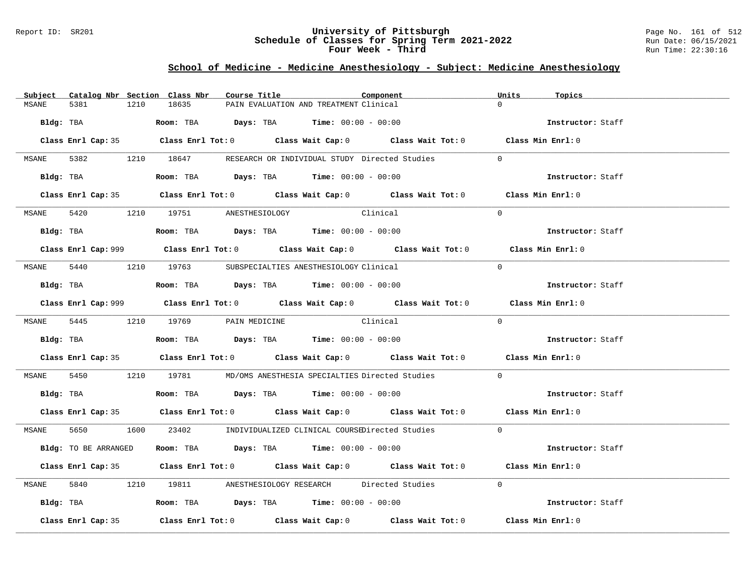Report ID: SR201

# University of Pittsburgh
## Schedule of Classes for Spring Term 2021-2022
### Four Week - Third

Run Date: 06/15/2021
Run Time: 22:30:16

## School of Medicine - Medicine Anesthesiology - Subject: Medicine Anesthesiology

| Subject | Catalog Nbr | Section | Class Nbr | Course Title | Component | Units | Topics |
|---|---|---|---|---|---|---|---|
| MSANE | 5381 | 1210 | 18635 | PAIN EVALUATION AND TREATMENT | Clinical | 0 | |

**Bldg:** TBA **Room:** TBA **Days:** TBA **Time:** 00:00 - 00:00 **Instructor:** Staff

**Class Enrl Cap:** 35 **Class Enrl Tot:** 0 **Class Wait Cap:** 0 **Class Wait Tot:** 0 **Class Min Enrl:** 0

| Subject | Catalog Nbr | Section | Class Nbr | Course Title | Component | Units | Topics |
|---|---|---|---|---|---|---|---|
| MSANE | 5382 | 1210 | 18647 | RESEARCH OR INDIVIDUAL STUDY | Directed Studies | 0 | |

**Bldg:** TBA **Room:** TBA **Days:** TBA **Time:** 00:00 - 00:00 **Instructor:** Staff

**Class Enrl Cap:** 35 **Class Enrl Tot:** 0 **Class Wait Cap:** 0 **Class Wait Tot:** 0 **Class Min Enrl:** 0

| Subject | Catalog Nbr | Section | Class Nbr | Course Title | Component | Units | Topics |
|---|---|---|---|---|---|---|---|
| MSANE | 5420 | 1210 | 19751 | ANESTHESIOLOGY | Clinical | 0 | |

**Bldg:** TBA **Room:** TBA **Days:** TBA **Time:** 00:00 - 00:00 **Instructor:** Staff

**Class Enrl Cap:** 999 **Class Enrl Tot:** 0 **Class Wait Cap:** 0 **Class Wait Tot:** 0 **Class Min Enrl:** 0

| Subject | Catalog Nbr | Section | Class Nbr | Course Title | Component | Units | Topics |
|---|---|---|---|---|---|---|---|
| MSANE | 5440 | 1210 | 19763 | SUBSPECIALTIES ANESTHESIOLOGY | Clinical | 0 | |

**Bldg:** TBA **Room:** TBA **Days:** TBA **Time:** 00:00 - 00:00 **Instructor:** Staff

**Class Enrl Cap:** 999 **Class Enrl Tot:** 0 **Class Wait Cap:** 0 **Class Wait Tot:** 0 **Class Min Enrl:** 0

| Subject | Catalog Nbr | Section | Class Nbr | Course Title | Component | Units | Topics |
|---|---|---|---|---|---|---|---|
| MSANE | 5445 | 1210 | 19769 | PAIN MEDICINE | Clinical | 0 | |

**Bldg:** TBA **Room:** TBA **Days:** TBA **Time:** 00:00 - 00:00 **Instructor:** Staff

**Class Enrl Cap:** 35 **Class Enrl Tot:** 0 **Class Wait Cap:** 0 **Class Wait Tot:** 0 **Class Min Enrl:** 0

| Subject | Catalog Nbr | Section | Class Nbr | Course Title | Component | Units | Topics |
|---|---|---|---|---|---|---|---|
| MSANE | 5450 | 1210 | 19781 | MD/OMS ANESTHESIA SPECIALTIES | Directed Studies | 0 | |

**Bldg:** TBA **Room:** TBA **Days:** TBA **Time:** 00:00 - 00:00 **Instructor:** Staff

**Class Enrl Cap:** 35 **Class Enrl Tot:** 0 **Class Wait Cap:** 0 **Class Wait Tot:** 0 **Class Min Enrl:** 0

| Subject | Catalog Nbr | Section | Class Nbr | Course Title | Component | Units | Topics |
|---|---|---|---|---|---|---|---|
| MSANE | 5650 | 1600 | 23402 | INDIVIDUALIZED CLINICAL COURSE | Directed Studies | 0 | |

**Bldg:** TO BE ARRANGED **Room:** TBA **Days:** TBA **Time:** 00:00 - 00:00 **Instructor:** Staff

**Class Enrl Cap:** 35 **Class Enrl Tot:** 0 **Class Wait Cap:** 0 **Class Wait Tot:** 0 **Class Min Enrl:** 0

| Subject | Catalog Nbr | Section | Class Nbr | Course Title | Component | Units | Topics |
|---|---|---|---|---|---|---|---|
| MSANE | 5840 | 1210 | 19811 | ANESTHESIOLOGY RESEARCH | Directed Studies | 0 | |

**Bldg:** TBA **Room:** TBA **Days:** TBA **Time:** 00:00 - 00:00 **Instructor:** Staff

**Class Enrl Cap:** 35 **Class Enrl Tot:** 0 **Class Wait Cap:** 0 **Class Wait Tot:** 0 **Class Min Enrl:** 0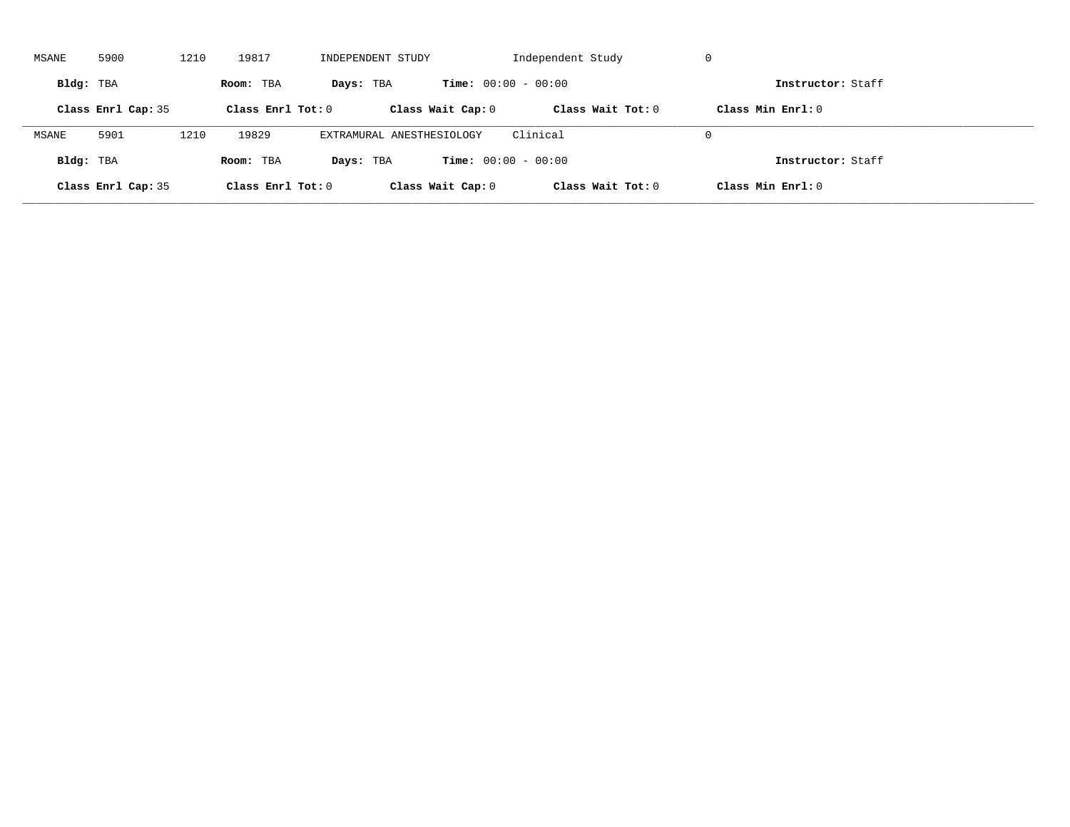MSANE 5900 1210 19817 INDEPENDENT STUDY Independent Study 0

**Bldg:** TBA **Room:** TBA **Days:** TBA **Time:** 00:00 - 00:00 **Instructor:** Staff

**Class Enrl Cap:** 35 **Class Enrl Tot:** 0 **Class Wait Cap:** 0 **Class Wait Tot:** 0 **Class Min Enrl:** 0

---

MSANE 5901 1210 19829 EXTRAMURAL ANESTHESIOLOGY Clinical 0

**Bldg:** TBA **Room:** TBA **Days:** TBA **Time:** 00:00 - 00:00 **Instructor:** Staff

**Class Enrl Cap:** 35 **Class Enrl Tot:** 0 **Class Wait Cap:** 0 **Class Wait Tot:** 0 **Class Min Enrl:** 0

---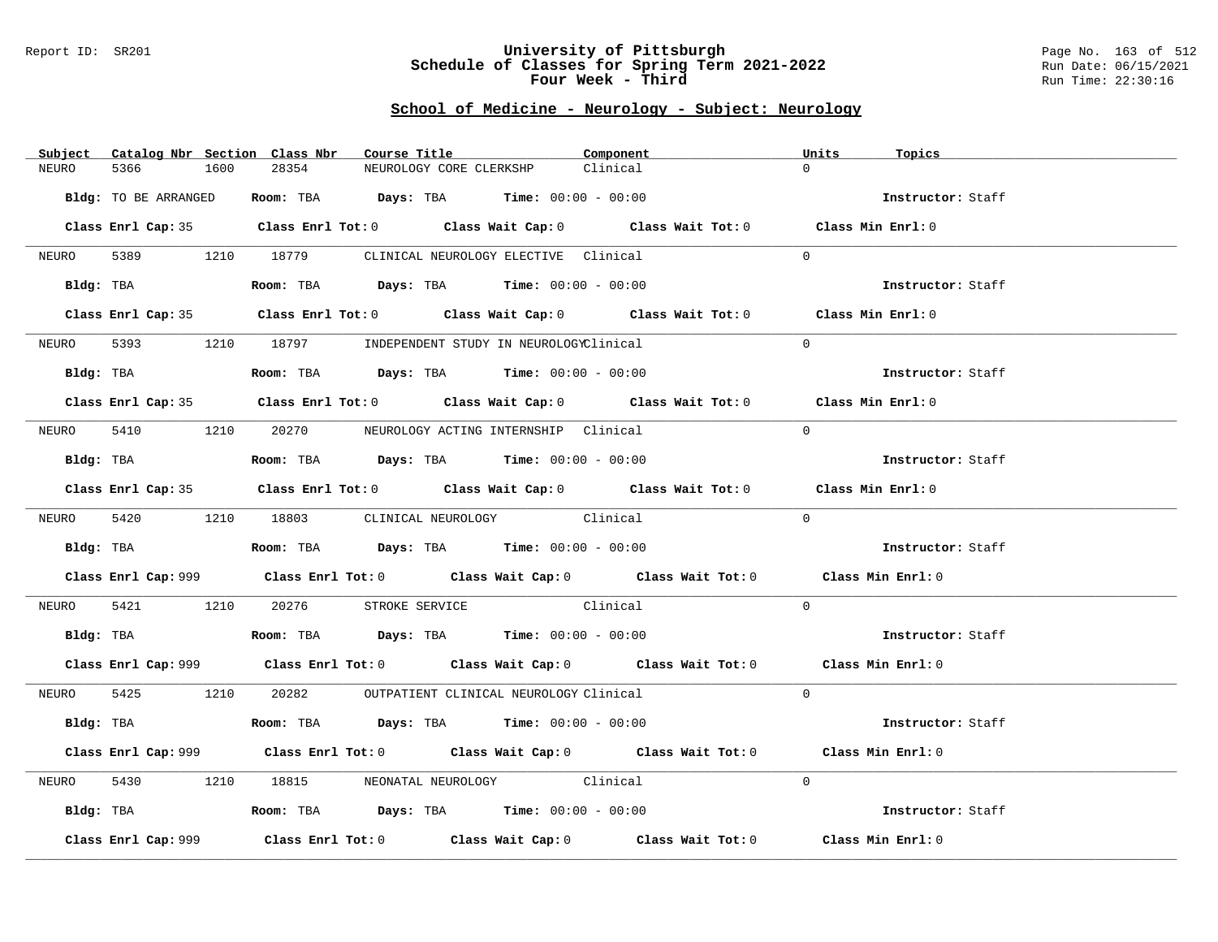Report ID: SR201

# University of Pittsburgh
# Schedule of Classes for Spring Term 2021-2022
# Four Week - Third

Run Date: 06/15/2021
Run Time: 22:30:16

## School of Medicine - Neurology - Subject: Neurology

| Subject | Catalog Nbr | Section | Class Nbr | Course Title | Component | Units | Topics |
|---|---|---|---|---|---|---|---|
| NEURO | 5366 | 1600 | 28354 | NEUROLOGY CORE CLERKSHP | Clinical | 0 | |

**Bldg:** TO BE ARRANGED **Room:** TBA **Days:** TBA **Time:** 00:00 - 00:00 **Instructor:** Staff

**Class Enrl Cap:** 35 **Class Enrl Tot:** 0 **Class Wait Cap:** 0 **Class Wait Tot:** 0 **Class Min Enrl:** 0

| Subject | Catalog Nbr | Section | Class Nbr | Course Title | Component | Units | Topics |
|---|---|---|---|---|---|---|---|
| NEURO | 5389 | 1210 | 18779 | CLINICAL NEUROLOGY ELECTIVE | Clinical | 0 | |

**Bldg:** TBA **Room:** TBA **Days:** TBA **Time:** 00:00 - 00:00 **Instructor:** Staff

**Class Enrl Cap:** 35 **Class Enrl Tot:** 0 **Class Wait Cap:** 0 **Class Wait Tot:** 0 **Class Min Enrl:** 0

| Subject | Catalog Nbr | Section | Class Nbr | Course Title | Component | Units | Topics |
|---|---|---|---|---|---|---|---|
| NEURO | 5393 | 1210 | 18797 | INDEPENDENT STUDY IN NEUROLOGY | Clinical | 0 | |

**Bldg:** TBA **Room:** TBA **Days:** TBA **Time:** 00:00 - 00:00 **Instructor:** Staff

**Class Enrl Cap:** 35 **Class Enrl Tot:** 0 **Class Wait Cap:** 0 **Class Wait Tot:** 0 **Class Min Enrl:** 0

| Subject | Catalog Nbr | Section | Class Nbr | Course Title | Component | Units | Topics |
|---|---|---|---|---|---|---|---|
| NEURO | 5410 | 1210 | 20270 | NEUROLOGY ACTING INTERNSHIP | Clinical | 0 | |

**Bldg:** TBA **Room:** TBA **Days:** TBA **Time:** 00:00 - 00:00 **Instructor:** Staff

**Class Enrl Cap:** 35 **Class Enrl Tot:** 0 **Class Wait Cap:** 0 **Class Wait Tot:** 0 **Class Min Enrl:** 0

| Subject | Catalog Nbr | Section | Class Nbr | Course Title | Component | Units | Topics |
|---|---|---|---|---|---|---|---|
| NEURO | 5420 | 1210 | 18803 | CLINICAL NEUROLOGY | Clinical | 0 | |

**Bldg:** TBA **Room:** TBA **Days:** TBA **Time:** 00:00 - 00:00 **Instructor:** Staff

**Class Enrl Cap:** 999 **Class Enrl Tot:** 0 **Class Wait Cap:** 0 **Class Wait Tot:** 0 **Class Min Enrl:** 0

| Subject | Catalog Nbr | Section | Class Nbr | Course Title | Component | Units | Topics |
|---|---|---|---|---|---|---|---|
| NEURO | 5421 | 1210 | 20276 | STROKE SERVICE | Clinical | 0 | |

**Bldg:** TBA **Room:** TBA **Days:** TBA **Time:** 00:00 - 00:00 **Instructor:** Staff

**Class Enrl Cap:** 999 **Class Enrl Tot:** 0 **Class Wait Cap:** 0 **Class Wait Tot:** 0 **Class Min Enrl:** 0

| Subject | Catalog Nbr | Section | Class Nbr | Course Title | Component | Units | Topics |
|---|---|---|---|---|---|---|---|
| NEURO | 5425 | 1210 | 20282 | OUTPATIENT CLINICAL NEUROLOGY | Clinical | 0 | |

**Bldg:** TBA **Room:** TBA **Days:** TBA **Time:** 00:00 - 00:00 **Instructor:** Staff

**Class Enrl Cap:** 999 **Class Enrl Tot:** 0 **Class Wait Cap:** 0 **Class Wait Tot:** 0 **Class Min Enrl:** 0

| Subject | Catalog Nbr | Section | Class Nbr | Course Title | Component | Units | Topics |
|---|---|---|---|---|---|---|---|
| NEURO | 5430 | 1210 | 18815 | NEONATAL NEUROLOGY | Clinical | 0 | |

**Bldg:** TBA **Room:** TBA **Days:** TBA **Time:** 00:00 - 00:00 **Instructor:** Staff

**Class Enrl Cap:** 999 **Class Enrl Tot:** 0 **Class Wait Cap:** 0 **Class Wait Tot:** 0 **Class Min Enrl:** 0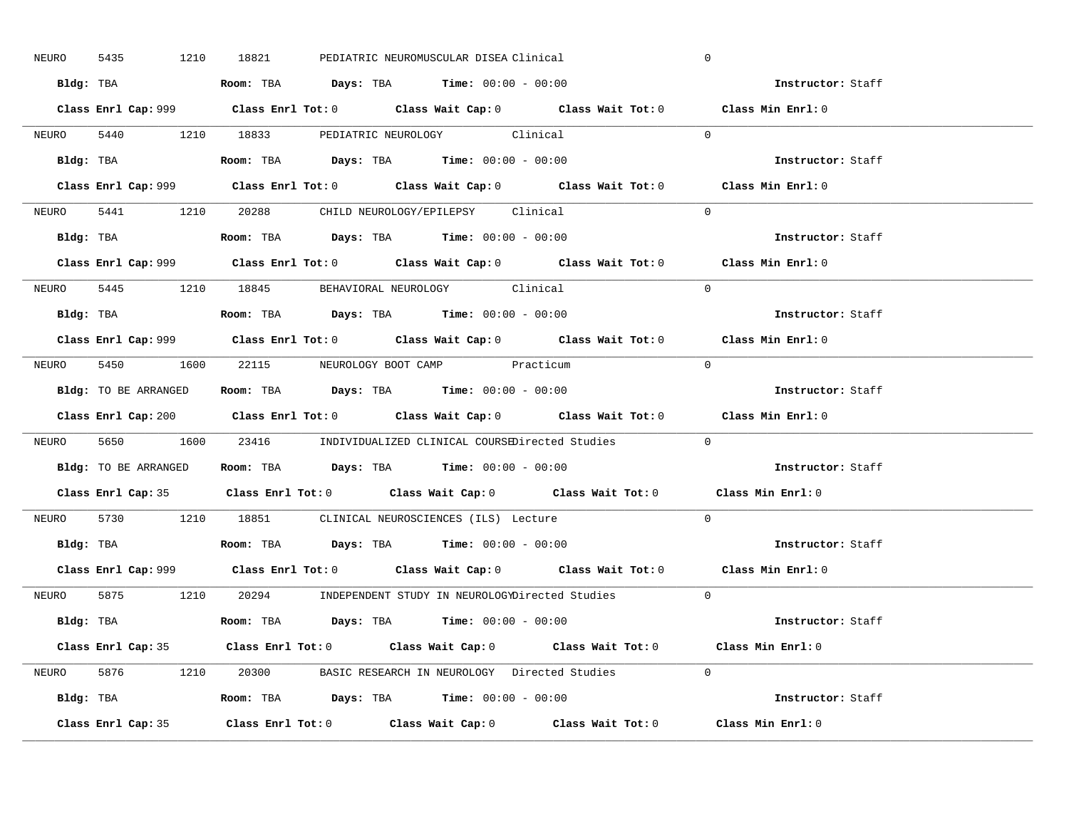NEURO 5435 1210 18821 PEDIATRIC NEUROMUSCULAR DISEA Clinical 0

**Bldg:** TBA **Room:** TBA **Days:** TBA **Time:** 00:00 - 00:00 **Instructor:** Staff

**Class Enrl Cap:** 999 **Class Enrl Tot:** 0 **Class Wait Cap:** 0 **Class Wait Tot:** 0 **Class Min Enrl:** 0

---

NEURO 5440 1210 18833 PEDIATRIC NEUROLOGY Clinical 0

**Bldg:** TBA **Room:** TBA **Days:** TBA **Time:** 00:00 - 00:00 **Instructor:** Staff

**Class Enrl Cap:** 999 **Class Enrl Tot:** 0 **Class Wait Cap:** 0 **Class Wait Tot:** 0 **Class Min Enrl:** 0

---

NEURO 5441 1210 20288 CHILD NEUROLOGY/EPILEPSY Clinical 0

**Bldg:** TBA **Room:** TBA **Days:** TBA **Time:** 00:00 - 00:00 **Instructor:** Staff

**Class Enrl Cap:** 999 **Class Enrl Tot:** 0 **Class Wait Cap:** 0 **Class Wait Tot:** 0 **Class Min Enrl:** 0

---

NEURO 5445 1210 18845 BEHAVIORAL NEUROLOGY Clinical 0

**Bldg:** TBA **Room:** TBA **Days:** TBA **Time:** 00:00 - 00:00 **Instructor:** Staff

**Class Enrl Cap:** 999 **Class Enrl Tot:** 0 **Class Wait Cap:** 0 **Class Wait Tot:** 0 **Class Min Enrl:** 0

---

NEURO 5450 1600 22115 NEUROLOGY BOOT CAMP Practicum 0

**Bldg:** TO BE ARRANGED **Room:** TBA **Days:** TBA **Time:** 00:00 - 00:00 **Instructor:** Staff

**Class Enrl Cap:** 200 **Class Enrl Tot:** 0 **Class Wait Cap:** 0 **Class Wait Tot:** 0 **Class Min Enrl:** 0

---

NEURO 5650 1600 23416 INDIVIDUALIZED CLINICAL COURSE Directed Studies 0

**Bldg:** TO BE ARRANGED **Room:** TBA **Days:** TBA **Time:** 00:00 - 00:00 **Instructor:** Staff

**Class Enrl Cap:** 35 **Class Enrl Tot:** 0 **Class Wait Cap:** 0 **Class Wait Tot:** 0 **Class Min Enrl:** 0

---

NEURO 5730 1210 18851 CLINICAL NEUROSCIENCES (ILS) Lecture 0

**Bldg:** TBA **Room:** TBA **Days:** TBA **Time:** 00:00 - 00:00 **Instructor:** Staff

**Class Enrl Cap:** 999 **Class Enrl Tot:** 0 **Class Wait Cap:** 0 **Class Wait Tot:** 0 **Class Min Enrl:** 0

---

NEURO 5875 1210 20294 INDEPENDENT STUDY IN NEUROLOGY Directed Studies 0

**Bldg:** TBA **Room:** TBA **Days:** TBA **Time:** 00:00 - 00:00 **Instructor:** Staff

**Class Enrl Cap:** 35 **Class Enrl Tot:** 0 **Class Wait Cap:** 0 **Class Wait Tot:** 0 **Class Min Enrl:** 0

---

NEURO 5876 1210 20300 BASIC RESEARCH IN NEUROLOGY Directed Studies 0

**Bldg:** TBA **Room:** TBA **Days:** TBA **Time:** 00:00 - 00:00 **Instructor:** Staff

**Class Enrl Cap:** 35 **Class Enrl Tot:** 0 **Class Wait Cap:** 0 **Class Wait Tot:** 0 **Class Min Enrl:** 0

---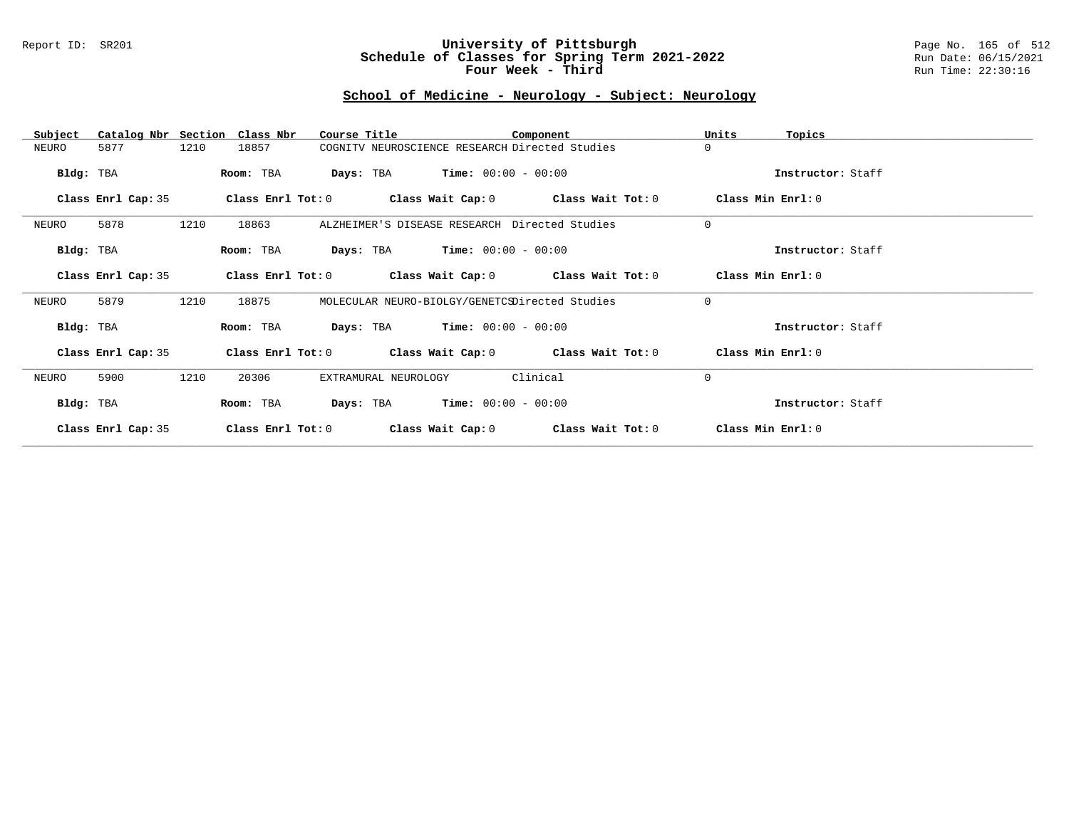# University of Pittsburgh
## Schedule of Classes for Spring Term 2021-2022
## Four Week - Third

Report ID: SR201

Run Date: 06/15/2021
Run Time: 22:30:16

### School of Medicine - Neurology - Subject: Neurology

| Subject | Catalog Nbr | Section | Class Nbr | Course Title | Component | Units | Topics |
|---|---|---|---|---|---|---|---|
| NEURO | 5877 | 1210 | 18857 | COGNITV NEUROSCIENCE RESEARCH | Directed Studies | 0 | |

**Bldg:** TBA **Room:** TBA **Days:** TBA **Time:** 00:00 - 00:00 **Instructor:** Staff

**Class Enrl Cap:** 35 **Class Enrl Tot:** 0 **Class Wait Cap:** 0 **Class Wait Tot:** 0 **Class Min Enrl:** 0

---

| Subject | Catalog Nbr | Section | Class Nbr | Course Title | Component | Units | Topics |
|---|---|---|---|---|---|---|---|
| NEURO | 5878 | 1210 | 18863 | ALZHEIMER'S DISEASE RESEARCH | Directed Studies | 0 | |

**Bldg:** TBA **Room:** TBA **Days:** TBA **Time:** 00:00 - 00:00 **Instructor:** Staff

**Class Enrl Cap:** 35 **Class Enrl Tot:** 0 **Class Wait Cap:** 0 **Class Wait Tot:** 0 **Class Min Enrl:** 0

---

| Subject | Catalog Nbr | Section | Class Nbr | Course Title | Component | Units | Topics |
|---|---|---|---|---|---|---|---|
| NEURO | 5879 | 1210 | 18875 | MOLECULAR NEURO-BIOLGY/GENETCS | Directed Studies | 0 | |

**Bldg:** TBA **Room:** TBA **Days:** TBA **Time:** 00:00 - 00:00 **Instructor:** Staff

**Class Enrl Cap:** 35 **Class Enrl Tot:** 0 **Class Wait Cap:** 0 **Class Wait Tot:** 0 **Class Min Enrl:** 0

---

| Subject | Catalog Nbr | Section | Class Nbr | Course Title | Component | Units | Topics |
|---|---|---|---|---|---|---|---|
| NEURO | 5900 | 1210 | 20306 | EXTRAMURAL NEUROLOGY | Clinical | 0 | |

**Bldg:** TBA **Room:** TBA **Days:** TBA **Time:** 00:00 - 00:00 **Instructor:** Staff

**Class Enrl Cap:** 35 **Class Enrl Tot:** 0 **Class Wait Cap:** 0 **Class Wait Tot:** 0 **Class Min Enrl:** 0

---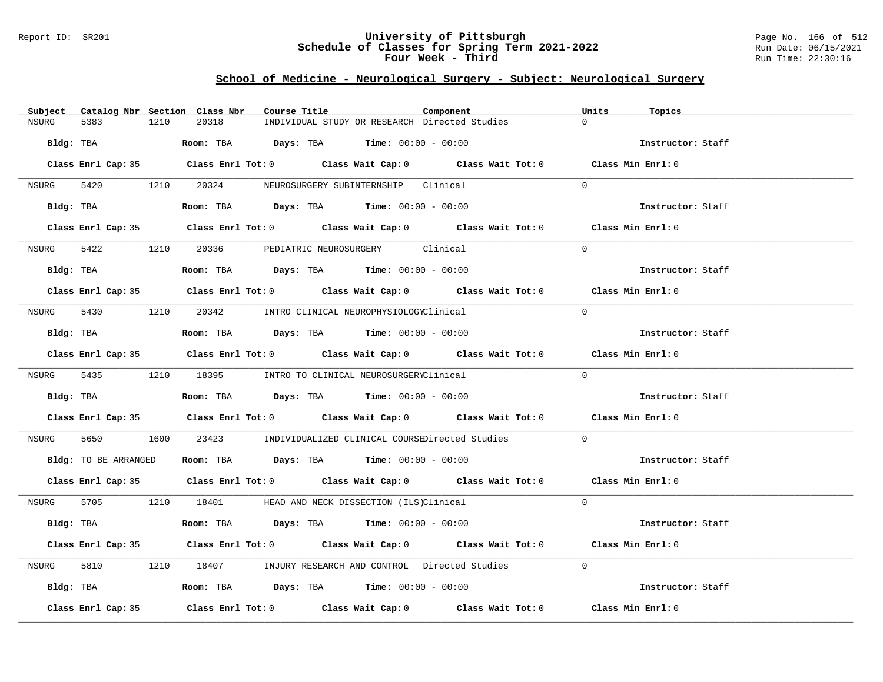## School of Medicine - Neurological Surgery - Subject: Neurological Surgery

| Subject | Catalog Nbr | Section | Class Nbr | Course Title | Component | Units | Topics |
|---|---|---|---|---|---|---|---|
| NSURG | 5383 | 1210 | 20318 | INDIVIDUAL STUDY OR RESEARCH | Directed Studies | 0 | |
| NSURG | 5420 | 1210 | 20324 | NEUROSURGERY SUBINTERNSHIP | Clinical | 0 | |
| NSURG | 5422 | 1210 | 20336 | PEDIATRIC NEUROSURGERY | Clinical | 0 | |
| NSURG | 5430 | 1210 | 20342 | INTRO CLINICAL NEUROPHYSIOLOGY | Clinical | 0 | |
| NSURG | 5435 | 1210 | 18395 | INTRO TO CLINICAL NEUROSURGERY | Clinical | 0 | |
| NSURG | 5650 | 1600 | 23423 | INDIVIDUALIZED CLINICAL COURSE | Directed Studies | 0 | |
| NSURG | 5705 | 1210 | 18401 | HEAD AND NECK DISSECTION (ILS) | Clinical | 0 | |
| NSURG | 5810 | 1210 | 18407 | INJURY RESEARCH AND CONTROL | Directed Studies | 0 | |

**NSURG 5383 (20318):** **Bldg:** TBA **Room:** TBA **Days:** TBA **Time:** 00:00 - 00:00 **Instructor:** Staff
**Class Enrl Cap:** 35 **Class Enrl Tot:** 0 **Class Wait Cap:** 0 **Class Wait Tot:** 0 **Class Min Enrl:** 0

**NSURG 5420 (20324):** **Bldg:** TBA **Room:** TBA **Days:** TBA **Time:** 00:00 - 00:00 **Instructor:** Staff
**Class Enrl Cap:** 35 **Class Enrl Tot:** 0 **Class Wait Cap:** 0 **Class Wait Tot:** 0 **Class Min Enrl:** 0

**NSURG 5422 (20336):** **Bldg:** TBA **Room:** TBA **Days:** TBA **Time:** 00:00 - 00:00 **Instructor:** Staff
**Class Enrl Cap:** 35 **Class Enrl Tot:** 0 **Class Wait Cap:** 0 **Class Wait Tot:** 0 **Class Min Enrl:** 0

**NSURG 5430 (20342):** **Bldg:** TBA **Room:** TBA **Days:** TBA **Time:** 00:00 - 00:00 **Instructor:** Staff
**Class Enrl Cap:** 35 **Class Enrl Tot:** 0 **Class Wait Cap:** 0 **Class Wait Tot:** 0 **Class Min Enrl:** 0

**NSURG 5435 (18395):** **Bldg:** TBA **Room:** TBA **Days:** TBA **Time:** 00:00 - 00:00 **Instructor:** Staff
**Class Enrl Cap:** 35 **Class Enrl Tot:** 0 **Class Wait Cap:** 0 **Class Wait Tot:** 0 **Class Min Enrl:** 0

**NSURG 5650 (23423):** **Bldg:** TO BE ARRANGED **Room:** TBA **Days:** TBA **Time:** 00:00 - 00:00 **Instructor:** Staff
**Class Enrl Cap:** 35 **Class Enrl Tot:** 0 **Class Wait Cap:** 0 **Class Wait Tot:** 0 **Class Min Enrl:** 0

**NSURG 5705 (18401):** **Bldg:** TBA **Room:** TBA **Days:** TBA **Time:** 00:00 - 00:00 **Instructor:** Staff
**Class Enrl Cap:** 35 **Class Enrl Tot:** 0 **Class Wait Cap:** 0 **Class Wait Tot:** 0 **Class Min Enrl:** 0

**NSURG 5810 (18407):** **Bldg:** TBA **Room:** TBA **Days:** TBA **Time:** 00:00 - 00:00 **Instructor:** Staff
**Class Enrl Cap:** 35 **Class Enrl Tot:** 0 **Class Wait Cap:** 0 **Class Wait Tot:** 0 **Class Min Enrl:** 0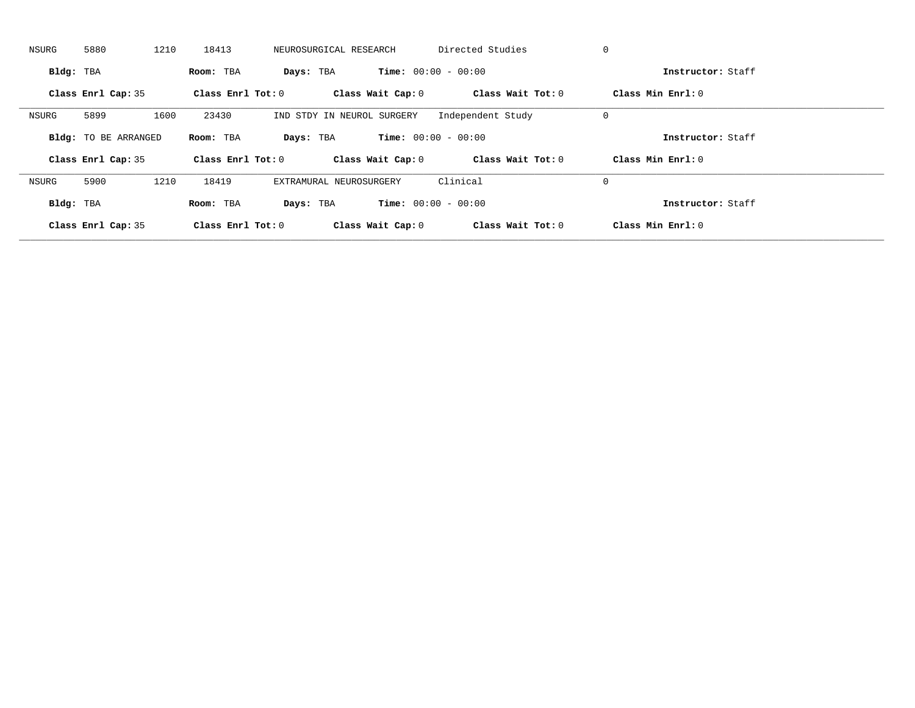NSURG 5880 1210 18413 NEUROSURGICAL RESEARCH Directed Studies 0

**Bldg:** TBA **Room:** TBA **Days:** TBA **Time:** 00:00 - 00:00 **Instructor:** Staff

**Class Enrl Cap:** 35 **Class Enrl Tot:** 0 **Class Wait Cap:** 0 **Class Wait Tot:** 0 **Class Min Enrl:** 0

---

NSURG 5899 1600 23430 IND STDY IN NEUROL SURGERY Independent Study 0

**Bldg:** TO BE ARRANGED **Room:** TBA **Days:** TBA **Time:** 00:00 - 00:00 **Instructor:** Staff

**Class Enrl Cap:** 35 **Class Enrl Tot:** 0 **Class Wait Cap:** 0 **Class Wait Tot:** 0 **Class Min Enrl:** 0

---

NSURG 5900 1210 18419 EXTRAMURAL NEUROSURGERY Clinical 0

**Bldg:** TBA **Room:** TBA **Days:** TBA **Time:** 00:00 - 00:00 **Instructor:** Staff

**Class Enrl Cap:** 35 **Class Enrl Tot:** 0 **Class Wait Cap:** 0 **Class Wait Tot:** 0 **Class Min Enrl:** 0

---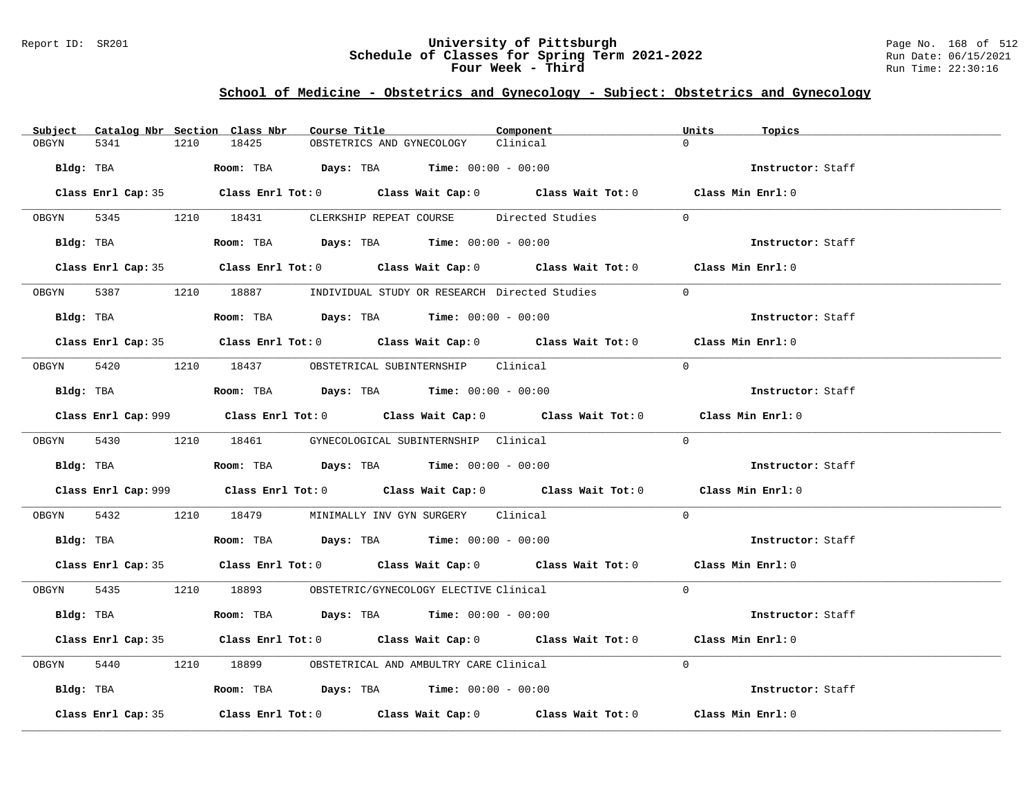## School of Medicine - Obstetrics and Gynecology - Subject: Obstetrics and Gynecology

| Subject | Catalog Nbr | Section | Class Nbr | Course Title | Component | Units | Topics |
|---|---|---|---|---|---|---|---|
| OBGYN | 5341 | 1210 | 18425 | OBSTETRICS AND GYNECOLOGY | Clinical | 0 | |

**Bldg:** TBA **Room:** TBA **Days:** TBA **Time:** 00:00 - 00:00 **Instructor:** Staff

**Class Enrl Cap:** 35 **Class Enrl Tot:** 0 **Class Wait Cap:** 0 **Class Wait Tot:** 0 **Class Min Enrl:** 0

| Subject | Catalog Nbr | Section | Class Nbr | Course Title | Component | Units | Topics |
|---|---|---|---|---|---|---|---|
| OBGYN | 5345 | 1210 | 18431 | CLERKSHIP REPEAT COURSE | Directed Studies | 0 | |

**Bldg:** TBA **Room:** TBA **Days:** TBA **Time:** 00:00 - 00:00 **Instructor:** Staff

**Class Enrl Cap:** 35 **Class Enrl Tot:** 0 **Class Wait Cap:** 0 **Class Wait Tot:** 0 **Class Min Enrl:** 0

| Subject | Catalog Nbr | Section | Class Nbr | Course Title | Component | Units | Topics |
|---|---|---|---|---|---|---|---|
| OBGYN | 5387 | 1210 | 18887 | INDIVIDUAL STUDY OR RESEARCH | Directed Studies | 0 | |

**Bldg:** TBA **Room:** TBA **Days:** TBA **Time:** 00:00 - 00:00 **Instructor:** Staff

**Class Enrl Cap:** 35 **Class Enrl Tot:** 0 **Class Wait Cap:** 0 **Class Wait Tot:** 0 **Class Min Enrl:** 0

| Subject | Catalog Nbr | Section | Class Nbr | Course Title | Component | Units | Topics |
|---|---|---|---|---|---|---|---|
| OBGYN | 5420 | 1210 | 18437 | OBSTETRICAL SUBINTERNSHIP | Clinical | 0 | |

**Bldg:** TBA **Room:** TBA **Days:** TBA **Time:** 00:00 - 00:00 **Instructor:** Staff

**Class Enrl Cap:** 999 **Class Enrl Tot:** 0 **Class Wait Cap:** 0 **Class Wait Tot:** 0 **Class Min Enrl:** 0

| Subject | Catalog Nbr | Section | Class Nbr | Course Title | Component | Units | Topics |
|---|---|---|---|---|---|---|---|
| OBGYN | 5430 | 1210 | 18461 | GYNECOLOGICAL SUBINTERNSHIP | Clinical | 0 | |

**Bldg:** TBA **Room:** TBA **Days:** TBA **Time:** 00:00 - 00:00 **Instructor:** Staff

**Class Enrl Cap:** 999 **Class Enrl Tot:** 0 **Class Wait Cap:** 0 **Class Wait Tot:** 0 **Class Min Enrl:** 0

| Subject | Catalog Nbr | Section | Class Nbr | Course Title | Component | Units | Topics |
|---|---|---|---|---|---|---|---|
| OBGYN | 5432 | 1210 | 18479 | MINIMALLY INV GYN SURGERY | Clinical | 0 | |

**Bldg:** TBA **Room:** TBA **Days:** TBA **Time:** 00:00 - 00:00 **Instructor:** Staff

**Class Enrl Cap:** 35 **Class Enrl Tot:** 0 **Class Wait Cap:** 0 **Class Wait Tot:** 0 **Class Min Enrl:** 0

| Subject | Catalog Nbr | Section | Class Nbr | Course Title | Component | Units | Topics |
|---|---|---|---|---|---|---|---|
| OBGYN | 5435 | 1210 | 18893 | OBSTETRIC/GYNECOLOGY ELECTIVE | Clinical | 0 | |

**Bldg:** TBA **Room:** TBA **Days:** TBA **Time:** 00:00 - 00:00 **Instructor:** Staff

**Class Enrl Cap:** 35 **Class Enrl Tot:** 0 **Class Wait Cap:** 0 **Class Wait Tot:** 0 **Class Min Enrl:** 0

| Subject | Catalog Nbr | Section | Class Nbr | Course Title | Component | Units | Topics |
|---|---|---|---|---|---|---|---|
| OBGYN | 5440 | 1210 | 18899 | OBSTETRICAL AND AMBULTRY CARE | Clinical | 0 | |

**Bldg:** TBA **Room:** TBA **Days:** TBA **Time:** 00:00 - 00:00 **Instructor:** Staff

**Class Enrl Cap:** 35 **Class Enrl Tot:** 0 **Class Wait Cap:** 0 **Class Wait Tot:** 0 **Class Min Enrl:** 0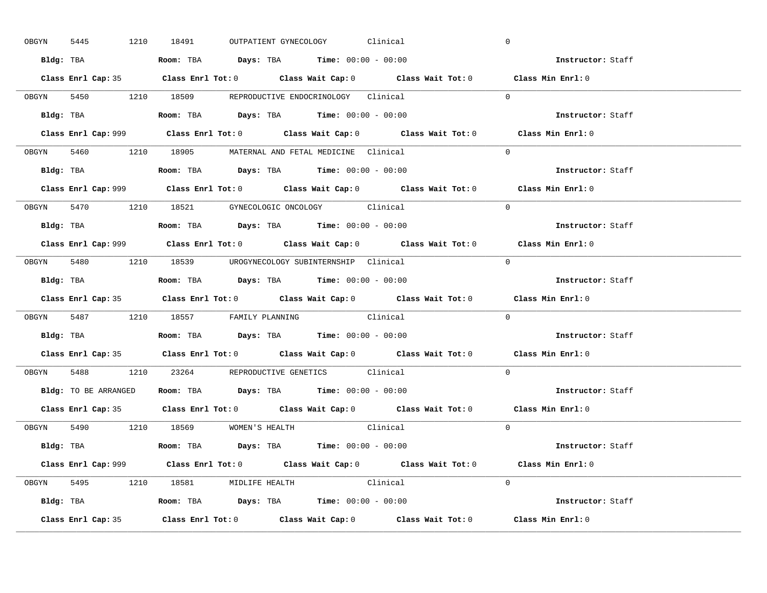OBGYN 5445 1210 18491 OUTPATIENT GYNECOLOGY Clinical 0

**Bldg:** TBA **Room:** TBA **Days:** TBA **Time:** 00:00 - 00:00 **Instructor:** Staff

**Class Enrl Cap:** 35 **Class Enrl Tot:** 0 **Class Wait Cap:** 0 **Class Wait Tot:** 0 **Class Min Enrl:** 0

---

OBGYN 5450 1210 18509 REPRODUCTIVE ENDOCRINOLOGY Clinical 0

**Bldg:** TBA **Room:** TBA **Days:** TBA **Time:** 00:00 - 00:00 **Instructor:** Staff

**Class Enrl Cap:** 999 **Class Enrl Tot:** 0 **Class Wait Cap:** 0 **Class Wait Tot:** 0 **Class Min Enrl:** 0

---

OBGYN 5460 1210 18905 MATERNAL AND FETAL MEDICINE Clinical 0

**Bldg:** TBA **Room:** TBA **Days:** TBA **Time:** 00:00 - 00:00 **Instructor:** Staff

**Class Enrl Cap:** 999 **Class Enrl Tot:** 0 **Class Wait Cap:** 0 **Class Wait Tot:** 0 **Class Min Enrl:** 0

---

OBGYN 5470 1210 18521 GYNECOLOGIC ONCOLOGY Clinical 0

**Bldg:** TBA **Room:** TBA **Days:** TBA **Time:** 00:00 - 00:00 **Instructor:** Staff

**Class Enrl Cap:** 999 **Class Enrl Tot:** 0 **Class Wait Cap:** 0 **Class Wait Tot:** 0 **Class Min Enrl:** 0

---

OBGYN 5480 1210 18539 UROGYNECOLOGY SUBINTERNSHIP Clinical 0

**Bldg:** TBA **Room:** TBA **Days:** TBA **Time:** 00:00 - 00:00 **Instructor:** Staff

**Class Enrl Cap:** 35 **Class Enrl Tot:** 0 **Class Wait Cap:** 0 **Class Wait Tot:** 0 **Class Min Enrl:** 0

---

OBGYN 5487 1210 18557 FAMILY PLANNING Clinical 0

**Bldg:** TBA **Room:** TBA **Days:** TBA **Time:** 00:00 - 00:00 **Instructor:** Staff

**Class Enrl Cap:** 35 **Class Enrl Tot:** 0 **Class Wait Cap:** 0 **Class Wait Tot:** 0 **Class Min Enrl:** 0

---

OBGYN 5488 1210 23264 REPRODUCTIVE GENETICS Clinical 0

**Bldg:** TO BE ARRANGED **Room:** TBA **Days:** TBA **Time:** 00:00 - 00:00 **Instructor:** Staff

**Class Enrl Cap:** 35 **Class Enrl Tot:** 0 **Class Wait Cap:** 0 **Class Wait Tot:** 0 **Class Min Enrl:** 0

---

OBGYN 5490 1210 18569 WOMEN'S HEALTH Clinical 0

**Bldg:** TBA **Room:** TBA **Days:** TBA **Time:** 00:00 - 00:00 **Instructor:** Staff

**Class Enrl Cap:** 999 **Class Enrl Tot:** 0 **Class Wait Cap:** 0 **Class Wait Tot:** 0 **Class Min Enrl:** 0

---

OBGYN 5495 1210 18581 MIDLIFE HEALTH Clinical 0

**Bldg:** TBA **Room:** TBA **Days:** TBA **Time:** 00:00 - 00:00 **Instructor:** Staff

**Class Enrl Cap:** 35 **Class Enrl Tot:** 0 **Class Wait Cap:** 0 **Class Wait Tot:** 0 **Class Min Enrl:** 0

---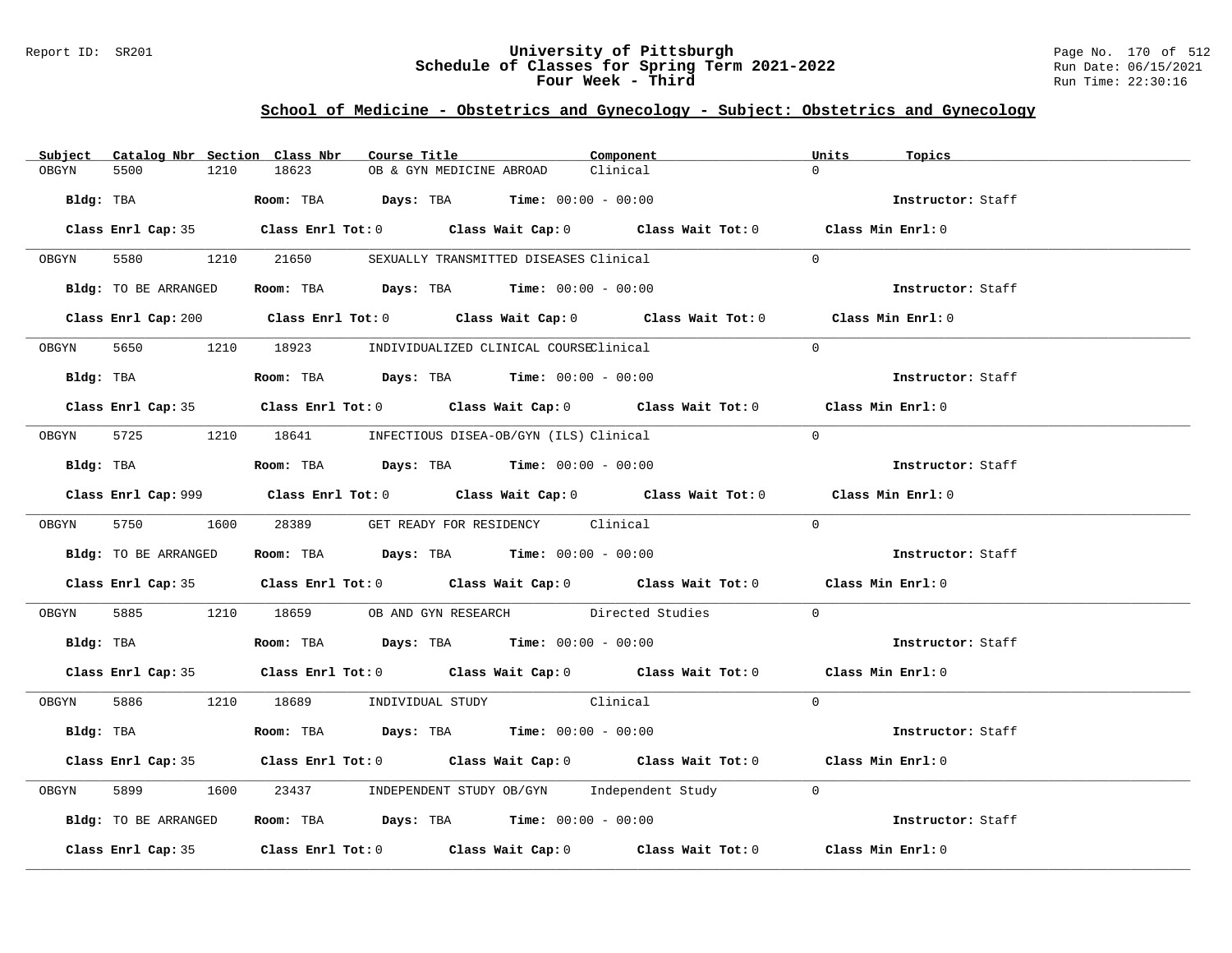Report ID: SR201

# University of Pittsburgh
## Schedule of Classes for Spring Term 2021-2022
## Four Week - Third

Run Date: 06/15/2021
Run Time: 22:30:16

### School of Medicine - Obstetrics and Gynecology - Subject: Obstetrics and Gynecology

| Subject | Catalog Nbr | Section | Class Nbr | Course Title | Component | Units | Topics |
|---|---|---|---|---|---|---|---|
| OBGYN | 5500 | 1210 | 18623 | OB & GYN MEDICINE ABROAD | Clinical | 0 | |

**Bldg:** TBA **Room:** TBA **Days:** TBA **Time:** 00:00 - 00:00 **Instructor:** Staff

**Class Enrl Cap:** 35 **Class Enrl Tot:** 0 **Class Wait Cap:** 0 **Class Wait Tot:** 0 **Class Min Enrl:** 0

| Subject | Catalog Nbr | Section | Class Nbr | Course Title | Component | Units | Topics |
|---|---|---|---|---|---|---|---|
| OBGYN | 5580 | 1210 | 21650 | SEXUALLY TRANSMITTED DISEASES | Clinical | 0 | |

**Bldg:** TO BE ARRANGED **Room:** TBA **Days:** TBA **Time:** 00:00 - 00:00 **Instructor:** Staff

**Class Enrl Cap:** 200 **Class Enrl Tot:** 0 **Class Wait Cap:** 0 **Class Wait Tot:** 0 **Class Min Enrl:** 0

| Subject | Catalog Nbr | Section | Class Nbr | Course Title | Component | Units | Topics |
|---|---|---|---|---|---|---|---|
| OBGYN | 5650 | 1210 | 18923 | INDIVIDUALIZED CLINICAL COURSE | Clinical | 0 | |

**Bldg:** TBA **Room:** TBA **Days:** TBA **Time:** 00:00 - 00:00 **Instructor:** Staff

**Class Enrl Cap:** 35 **Class Enrl Tot:** 0 **Class Wait Cap:** 0 **Class Wait Tot:** 0 **Class Min Enrl:** 0

| Subject | Catalog Nbr | Section | Class Nbr | Course Title | Component | Units | Topics |
|---|---|---|---|---|---|---|---|
| OBGYN | 5725 | 1210 | 18641 | INFECTIOUS DISEA-OB/GYN (ILS) | Clinical | 0 | |

**Bldg:** TBA **Room:** TBA **Days:** TBA **Time:** 00:00 - 00:00 **Instructor:** Staff

**Class Enrl Cap:** 999 **Class Enrl Tot:** 0 **Class Wait Cap:** 0 **Class Wait Tot:** 0 **Class Min Enrl:** 0

| Subject | Catalog Nbr | Section | Class Nbr | Course Title | Component | Units | Topics |
|---|---|---|---|---|---|---|---|
| OBGYN | 5750 | 1600 | 28389 | GET READY FOR RESIDENCY | Clinical | 0 | |

**Bldg:** TO BE ARRANGED **Room:** TBA **Days:** TBA **Time:** 00:00 - 00:00 **Instructor:** Staff

**Class Enrl Cap:** 35 **Class Enrl Tot:** 0 **Class Wait Cap:** 0 **Class Wait Tot:** 0 **Class Min Enrl:** 0

| Subject | Catalog Nbr | Section | Class Nbr | Course Title | Component | Units | Topics |
|---|---|---|---|---|---|---|---|
| OBGYN | 5885 | 1210 | 18659 | OB AND GYN RESEARCH | Directed Studies | 0 | |

**Bldg:** TBA **Room:** TBA **Days:** TBA **Time:** 00:00 - 00:00 **Instructor:** Staff

**Class Enrl Cap:** 35 **Class Enrl Tot:** 0 **Class Wait Cap:** 0 **Class Wait Tot:** 0 **Class Min Enrl:** 0

| Subject | Catalog Nbr | Section | Class Nbr | Course Title | Component | Units | Topics |
|---|---|---|---|---|---|---|---|
| OBGYN | 5886 | 1210 | 18689 | INDIVIDUAL STUDY | Clinical | 0 | |

**Bldg:** TBA **Room:** TBA **Days:** TBA **Time:** 00:00 - 00:00 **Instructor:** Staff

**Class Enrl Cap:** 35 **Class Enrl Tot:** 0 **Class Wait Cap:** 0 **Class Wait Tot:** 0 **Class Min Enrl:** 0

| Subject | Catalog Nbr | Section | Class Nbr | Course Title | Component | Units | Topics |
|---|---|---|---|---|---|---|---|
| OBGYN | 5899 | 1600 | 23437 | INDEPENDENT STUDY OB/GYN | Independent Study | 0 | |

**Bldg:** TO BE ARRANGED **Room:** TBA **Days:** TBA **Time:** 00:00 - 00:00 **Instructor:** Staff

**Class Enrl Cap:** 35 **Class Enrl Tot:** 0 **Class Wait Cap:** 0 **Class Wait Tot:** 0 **Class Min Enrl:** 0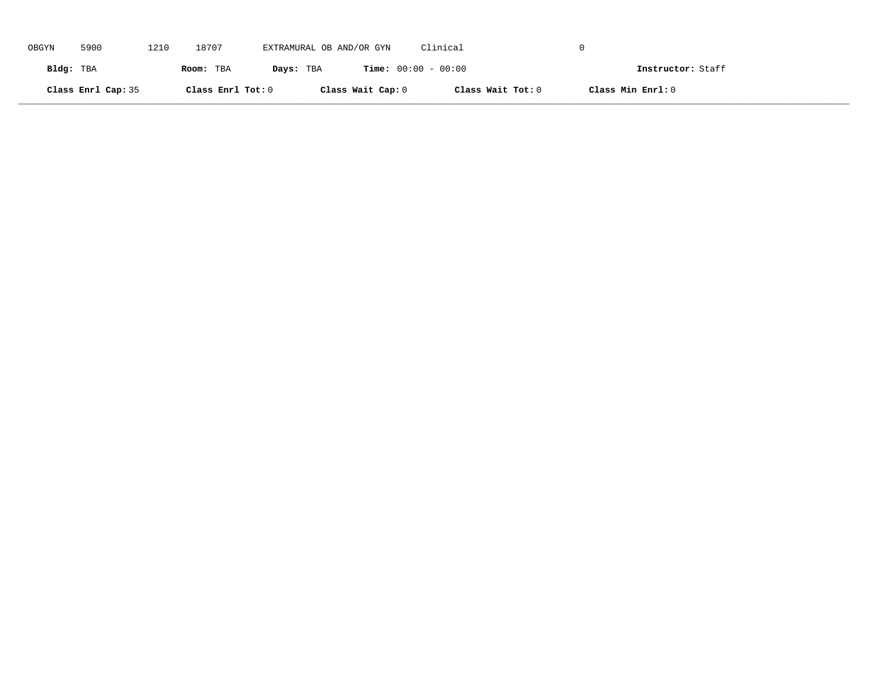OBGYN 5900 1210 18707 EXTRAMURAL OB AND/OR GYN Clinical 0

**Bldg:** TBA **Room:** TBA **Days:** TBA **Time:** 00:00 - 00:00 **Instructor:** Staff

**Class Enrl Cap:** 35 **Class Enrl Tot:** 0 **Class Wait Cap:** 0 **Class Wait Tot:** 0 **Class Min Enrl:** 0

---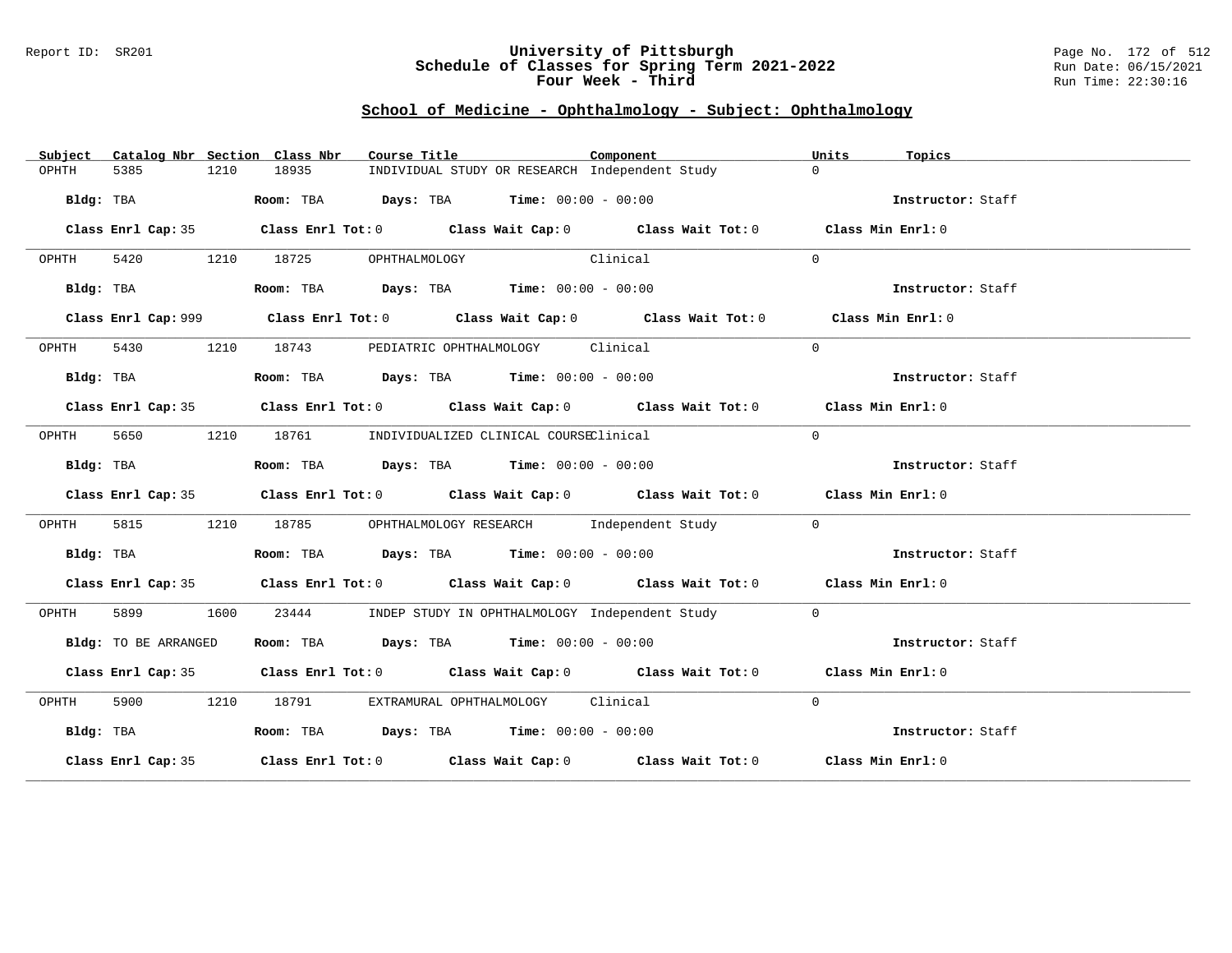Report ID: SR201

# University of Pittsburgh
## Schedule of Classes for Spring Term 2021-2022
### Four Week - Third

Run Date: 06/15/2021
Run Time: 22:30:16

## School of Medicine - Ophthalmology - Subject: Ophthalmology

| Subject | Catalog Nbr | Section | Class Nbr | Course Title | Component | Units | Topics |
|---|---|---|---|---|---|---|---|
| OPHTH | 5385 | 1210 | 18935 | INDIVIDUAL STUDY OR RESEARCH | Independent Study | 0 | |

**Bldg:** TBA **Room:** TBA **Days:** TBA **Time:** 00:00 - 00:00 **Instructor:** Staff

**Class Enrl Cap:** 35 **Class Enrl Tot:** 0 **Class Wait Cap:** 0 **Class Wait Tot:** 0 **Class Min Enrl:** 0

| Subject | Catalog Nbr | Section | Class Nbr | Course Title | Component | Units | Topics |
|---|---|---|---|---|---|---|---|
| OPHTH | 5420 | 1210 | 18725 | OPHTHALMOLOGY | Clinical | 0 | |

**Bldg:** TBA **Room:** TBA **Days:** TBA **Time:** 00:00 - 00:00 **Instructor:** Staff

**Class Enrl Cap:** 999 **Class Enrl Tot:** 0 **Class Wait Cap:** 0 **Class Wait Tot:** 0 **Class Min Enrl:** 0

| Subject | Catalog Nbr | Section | Class Nbr | Course Title | Component | Units | Topics |
|---|---|---|---|---|---|---|---|
| OPHTH | 5430 | 1210 | 18743 | PEDIATRIC OPHTHALMOLOGY | Clinical | 0 | |

**Bldg:** TBA **Room:** TBA **Days:** TBA **Time:** 00:00 - 00:00 **Instructor:** Staff

**Class Enrl Cap:** 35 **Class Enrl Tot:** 0 **Class Wait Cap:** 0 **Class Wait Tot:** 0 **Class Min Enrl:** 0

| Subject | Catalog Nbr | Section | Class Nbr | Course Title | Component | Units | Topics |
|---|---|---|---|---|---|---|---|
| OPHTH | 5650 | 1210 | 18761 | INDIVIDUALIZED CLINICAL COURSE | Clinical | 0 | |

**Bldg:** TBA **Room:** TBA **Days:** TBA **Time:** 00:00 - 00:00 **Instructor:** Staff

**Class Enrl Cap:** 35 **Class Enrl Tot:** 0 **Class Wait Cap:** 0 **Class Wait Tot:** 0 **Class Min Enrl:** 0

| Subject | Catalog Nbr | Section | Class Nbr | Course Title | Component | Units | Topics |
|---|---|---|---|---|---|---|---|
| OPHTH | 5815 | 1210 | 18785 | OPHTHALMOLOGY RESEARCH | Independent Study | 0 | |

**Bldg:** TBA **Room:** TBA **Days:** TBA **Time:** 00:00 - 00:00 **Instructor:** Staff

**Class Enrl Cap:** 35 **Class Enrl Tot:** 0 **Class Wait Cap:** 0 **Class Wait Tot:** 0 **Class Min Enrl:** 0

| Subject | Catalog Nbr | Section | Class Nbr | Course Title | Component | Units | Topics |
|---|---|---|---|---|---|---|---|
| OPHTH | 5899 | 1600 | 23444 | INDEP STUDY IN OPHTHALMOLOGY | Independent Study | 0 | |

**Bldg:** TO BE ARRANGED **Room:** TBA **Days:** TBA **Time:** 00:00 - 00:00 **Instructor:** Staff

**Class Enrl Cap:** 35 **Class Enrl Tot:** 0 **Class Wait Cap:** 0 **Class Wait Tot:** 0 **Class Min Enrl:** 0

| Subject | Catalog Nbr | Section | Class Nbr | Course Title | Component | Units | Topics |
|---|---|---|---|---|---|---|---|
| OPHTH | 5900 | 1210 | 18791 | EXTRAMURAL OPHTHALMOLOGY | Clinical | 0 | |

**Bldg:** TBA **Room:** TBA **Days:** TBA **Time:** 00:00 - 00:00 **Instructor:** Staff

**Class Enrl Cap:** 35 **Class Enrl Tot:** 0 **Class Wait Cap:** 0 **Class Wait Tot:** 0 **Class Min Enrl:** 0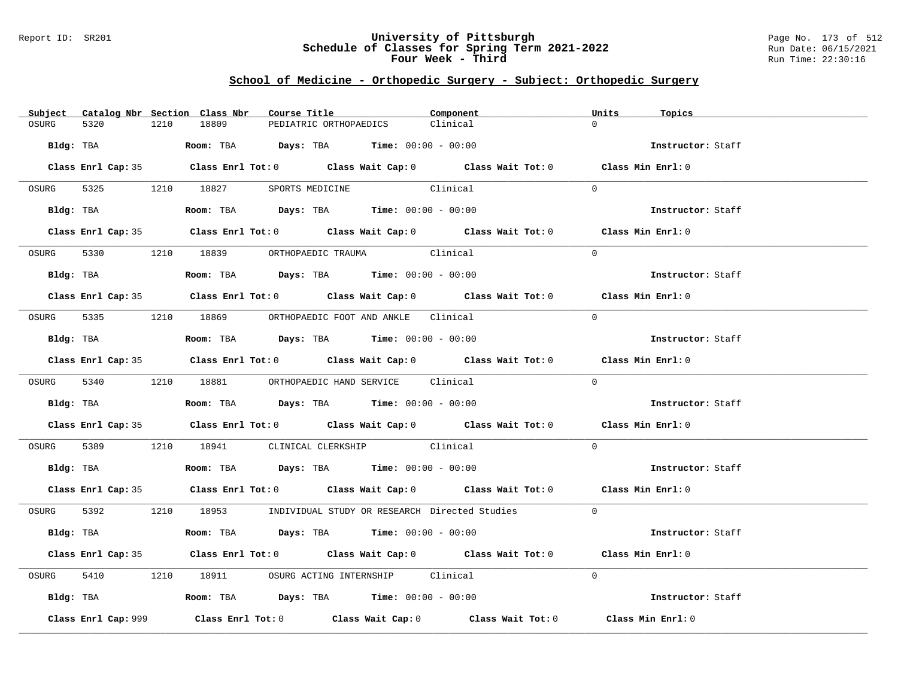## School of Medicine - Orthopedic Surgery - Subject: Orthopedic Surgery

| Subject | Catalog Nbr | Section | Class Nbr | Course Title | Component | Units | Topics |
|---|---|---|---|---|---|---|---|
| OSURG | 5320 | 1210 | 18809 | PEDIATRIC ORTHOPAEDICS | Clinical | 0 | |

**Bldg:** TBA **Room:** TBA **Days:** TBA **Time:** 00:00 - 00:00 **Instructor:** Staff

**Class Enrl Cap:** 35 **Class Enrl Tot:** 0 **Class Wait Cap:** 0 **Class Wait Tot:** 0 **Class Min Enrl:** 0

| Subject | Catalog Nbr | Section | Class Nbr | Course Title | Component | Units | Topics |
|---|---|---|---|---|---|---|---|
| OSURG | 5325 | 1210 | 18827 | SPORTS MEDICINE | Clinical | 0 | |

**Bldg:** TBA **Room:** TBA **Days:** TBA **Time:** 00:00 - 00:00 **Instructor:** Staff

**Class Enrl Cap:** 35 **Class Enrl Tot:** 0 **Class Wait Cap:** 0 **Class Wait Tot:** 0 **Class Min Enrl:** 0

| Subject | Catalog Nbr | Section | Class Nbr | Course Title | Component | Units | Topics |
|---|---|---|---|---|---|---|---|
| OSURG | 5330 | 1210 | 18839 | ORTHOPAEDIC TRAUMA | Clinical | 0 | |

**Bldg:** TBA **Room:** TBA **Days:** TBA **Time:** 00:00 - 00:00 **Instructor:** Staff

**Class Enrl Cap:** 35 **Class Enrl Tot:** 0 **Class Wait Cap:** 0 **Class Wait Tot:** 0 **Class Min Enrl:** 0

| Subject | Catalog Nbr | Section | Class Nbr | Course Title | Component | Units | Topics |
|---|---|---|---|---|---|---|---|
| OSURG | 5335 | 1210 | 18869 | ORTHOPAEDIC FOOT AND ANKLE | Clinical | 0 | |

**Bldg:** TBA **Room:** TBA **Days:** TBA **Time:** 00:00 - 00:00 **Instructor:** Staff

**Class Enrl Cap:** 35 **Class Enrl Tot:** 0 **Class Wait Cap:** 0 **Class Wait Tot:** 0 **Class Min Enrl:** 0

| Subject | Catalog Nbr | Section | Class Nbr | Course Title | Component | Units | Topics |
|---|---|---|---|---|---|---|---|
| OSURG | 5340 | 1210 | 18881 | ORTHOPAEDIC HAND SERVICE | Clinical | 0 | |

**Bldg:** TBA **Room:** TBA **Days:** TBA **Time:** 00:00 - 00:00 **Instructor:** Staff

**Class Enrl Cap:** 35 **Class Enrl Tot:** 0 **Class Wait Cap:** 0 **Class Wait Tot:** 0 **Class Min Enrl:** 0

| Subject | Catalog Nbr | Section | Class Nbr | Course Title | Component | Units | Topics |
|---|---|---|---|---|---|---|---|
| OSURG | 5389 | 1210 | 18941 | CLINICAL CLERKSHIP | Clinical | 0 | |

**Bldg:** TBA **Room:** TBA **Days:** TBA **Time:** 00:00 - 00:00 **Instructor:** Staff

**Class Enrl Cap:** 35 **Class Enrl Tot:** 0 **Class Wait Cap:** 0 **Class Wait Tot:** 0 **Class Min Enrl:** 0

| Subject | Catalog Nbr | Section | Class Nbr | Course Title | Component | Units | Topics |
|---|---|---|---|---|---|---|---|
| OSURG | 5392 | 1210 | 18953 | INDIVIDUAL STUDY OR RESEARCH | Directed Studies | 0 | |

**Bldg:** TBA **Room:** TBA **Days:** TBA **Time:** 00:00 - 00:00 **Instructor:** Staff

**Class Enrl Cap:** 35 **Class Enrl Tot:** 0 **Class Wait Cap:** 0 **Class Wait Tot:** 0 **Class Min Enrl:** 0

| Subject | Catalog Nbr | Section | Class Nbr | Course Title | Component | Units | Topics |
|---|---|---|---|---|---|---|---|
| OSURG | 5410 | 1210 | 18911 | OSURG ACTING INTERNSHIP | Clinical | 0 | |

**Bldg:** TBA **Room:** TBA **Days:** TBA **Time:** 00:00 - 00:00 **Instructor:** Staff

**Class Enrl Cap:** 999 **Class Enrl Tot:** 0 **Class Wait Cap:** 0 **Class Wait Tot:** 0 **Class Min Enrl:** 0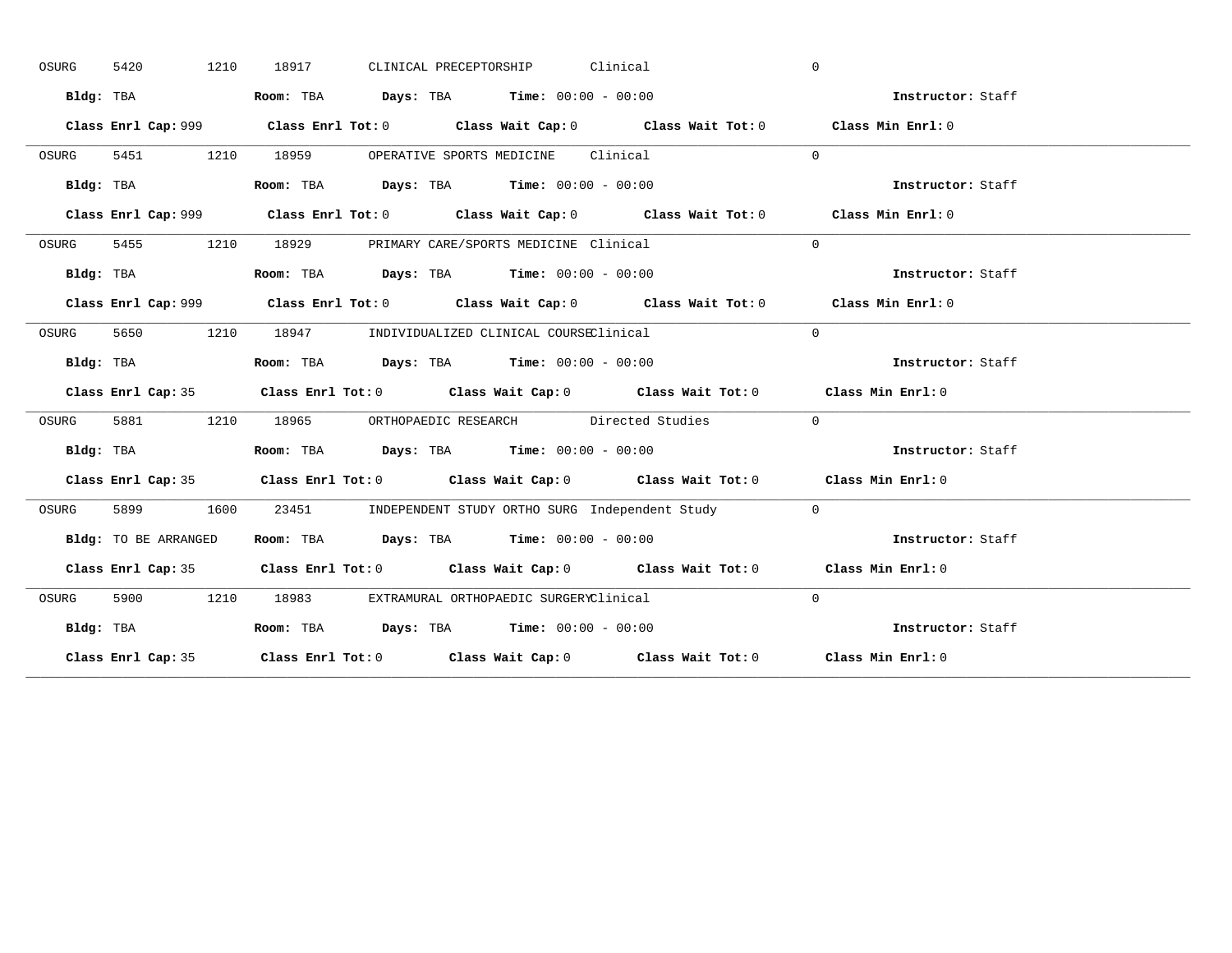OSURG 5420 1210 18917 CLINICAL PRECEPTORSHIP Clinical 0

**Bldg:** TBA **Room:** TBA **Days:** TBA **Time:** 00:00 - 00:00 **Instructor:** Staff

**Class Enrl Cap:** 999 **Class Enrl Tot:** 0 **Class Wait Cap:** 0 **Class Wait Tot:** 0 **Class Min Enrl:** 0

---

OSURG 5451 1210 18959 OPERATIVE SPORTS MEDICINE Clinical 0

**Bldg:** TBA **Room:** TBA **Days:** TBA **Time:** 00:00 - 00:00 **Instructor:** Staff

**Class Enrl Cap:** 999 **Class Enrl Tot:** 0 **Class Wait Cap:** 0 **Class Wait Tot:** 0 **Class Min Enrl:** 0

---

OSURG 5455 1210 18929 PRIMARY CARE/SPORTS MEDICINE Clinical 0

**Bldg:** TBA **Room:** TBA **Days:** TBA **Time:** 00:00 - 00:00 **Instructor:** Staff

**Class Enrl Cap:** 999 **Class Enrl Tot:** 0 **Class Wait Cap:** 0 **Class Wait Tot:** 0 **Class Min Enrl:** 0

---

OSURG 5650 1210 18947 INDIVIDUALIZED CLINICAL COURSE Clinical 0

**Bldg:** TBA **Room:** TBA **Days:** TBA **Time:** 00:00 - 00:00 **Instructor:** Staff

**Class Enrl Cap:** 35 **Class Enrl Tot:** 0 **Class Wait Cap:** 0 **Class Wait Tot:** 0 **Class Min Enrl:** 0

---

OSURG 5881 1210 18965 ORTHOPAEDIC RESEARCH Directed Studies 0

**Bldg:** TBA **Room:** TBA **Days:** TBA **Time:** 00:00 - 00:00 **Instructor:** Staff

**Class Enrl Cap:** 35 **Class Enrl Tot:** 0 **Class Wait Cap:** 0 **Class Wait Tot:** 0 **Class Min Enrl:** 0

---

OSURG 5899 1600 23451 INDEPENDENT STUDY ORTHO SURG Independent Study 0

**Bldg:** TO BE ARRANGED **Room:** TBA **Days:** TBA **Time:** 00:00 - 00:00 **Instructor:** Staff

**Class Enrl Cap:** 35 **Class Enrl Tot:** 0 **Class Wait Cap:** 0 **Class Wait Tot:** 0 **Class Min Enrl:** 0

---

OSURG 5900 1210 18983 EXTRAMURAL ORTHOPAEDIC SURGERY Clinical 0

**Bldg:** TBA **Room:** TBA **Days:** TBA **Time:** 00:00 - 00:00 **Instructor:** Staff

**Class Enrl Cap:** 35 **Class Enrl Tot:** 0 **Class Wait Cap:** 0 **Class Wait Tot:** 0 **Class Min Enrl:** 0

---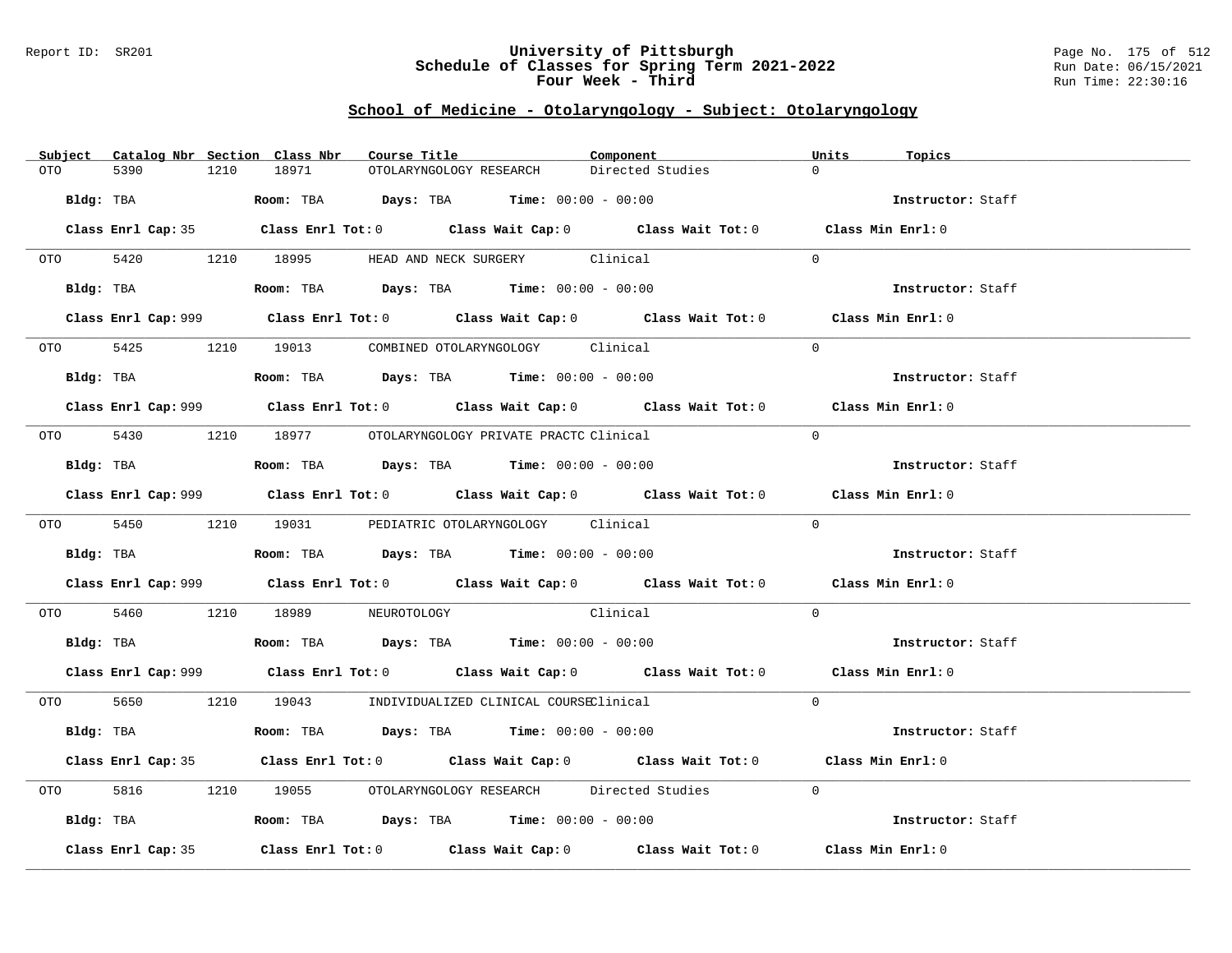## School of Medicine - Otolaryngology - Subject: Otolaryngology

| Subject | Catalog Nbr | Section | Class Nbr | Course Title | Component | Units | Topics |
|---|---|---|---|---|---|---|---|
| OTO | 5390 | 1210 | 18971 | OTOLARYNGOLOGY RESEARCH | Directed Studies | 0 | |

**Bldg:** TBA **Room:** TBA **Days:** TBA **Time:** 00:00 - 00:00 **Instructor:** Staff

**Class Enrl Cap:** 35 **Class Enrl Tot:** 0 **Class Wait Cap:** 0 **Class Wait Tot:** 0 **Class Min Enrl:** 0

---

| Subject | Catalog Nbr | Section | Class Nbr | Course Title | Component | Units | Topics |
|---|---|---|---|---|---|---|---|
| OTO | 5420 | 1210 | 18995 | HEAD AND NECK SURGERY | Clinical | 0 | |

**Bldg:** TBA **Room:** TBA **Days:** TBA **Time:** 00:00 - 00:00 **Instructor:** Staff

**Class Enrl Cap:** 999 **Class Enrl Tot:** 0 **Class Wait Cap:** 0 **Class Wait Tot:** 0 **Class Min Enrl:** 0

---

| Subject | Catalog Nbr | Section | Class Nbr | Course Title | Component | Units | Topics |
|---|---|---|---|---|---|---|---|
| OTO | 5425 | 1210 | 19013 | COMBINED OTOLARYNGOLOGY | Clinical | 0 | |

**Bldg:** TBA **Room:** TBA **Days:** TBA **Time:** 00:00 - 00:00 **Instructor:** Staff

**Class Enrl Cap:** 999 **Class Enrl Tot:** 0 **Class Wait Cap:** 0 **Class Wait Tot:** 0 **Class Min Enrl:** 0

---

| Subject | Catalog Nbr | Section | Class Nbr | Course Title | Component | Units | Topics |
|---|---|---|---|---|---|---|---|
| OTO | 5430 | 1210 | 18977 | OTOLARYNGOLOGY PRIVATE PRACTC | Clinical | 0 | |

**Bldg:** TBA **Room:** TBA **Days:** TBA **Time:** 00:00 - 00:00 **Instructor:** Staff

**Class Enrl Cap:** 999 **Class Enrl Tot:** 0 **Class Wait Cap:** 0 **Class Wait Tot:** 0 **Class Min Enrl:** 0

---

| Subject | Catalog Nbr | Section | Class Nbr | Course Title | Component | Units | Topics |
|---|---|---|---|---|---|---|---|
| OTO | 5450 | 1210 | 19031 | PEDIATRIC OTOLARYNGOLOGY | Clinical | 0 | |

**Bldg:** TBA **Room:** TBA **Days:** TBA **Time:** 00:00 - 00:00 **Instructor:** Staff

**Class Enrl Cap:** 999 **Class Enrl Tot:** 0 **Class Wait Cap:** 0 **Class Wait Tot:** 0 **Class Min Enrl:** 0

---

| Subject | Catalog Nbr | Section | Class Nbr | Course Title | Component | Units | Topics |
|---|---|---|---|---|---|---|---|
| OTO | 5460 | 1210 | 18989 | NEUROTOLOGY | Clinical | 0 | |

**Bldg:** TBA **Room:** TBA **Days:** TBA **Time:** 00:00 - 00:00 **Instructor:** Staff

**Class Enrl Cap:** 999 **Class Enrl Tot:** 0 **Class Wait Cap:** 0 **Class Wait Tot:** 0 **Class Min Enrl:** 0

---

| Subject | Catalog Nbr | Section | Class Nbr | Course Title | Component | Units | Topics |
|---|---|---|---|---|---|---|---|
| OTO | 5650 | 1210 | 19043 | INDIVIDUALIZED CLINICAL COURSE | Clinical | 0 | |

**Bldg:** TBA **Room:** TBA **Days:** TBA **Time:** 00:00 - 00:00 **Instructor:** Staff

**Class Enrl Cap:** 35 **Class Enrl Tot:** 0 **Class Wait Cap:** 0 **Class Wait Tot:** 0 **Class Min Enrl:** 0

---

| Subject | Catalog Nbr | Section | Class Nbr | Course Title | Component | Units | Topics |
|---|---|---|---|---|---|---|---|
| OTO | 5816 | 1210 | 19055 | OTOLARYNGOLOGY RESEARCH | Directed Studies | 0 | |

**Bldg:** TBA **Room:** TBA **Days:** TBA **Time:** 00:00 - 00:00 **Instructor:** Staff

**Class Enrl Cap:** 35 **Class Enrl Tot:** 0 **Class Wait Cap:** 0 **Class Wait Tot:** 0 **Class Min Enrl:** 0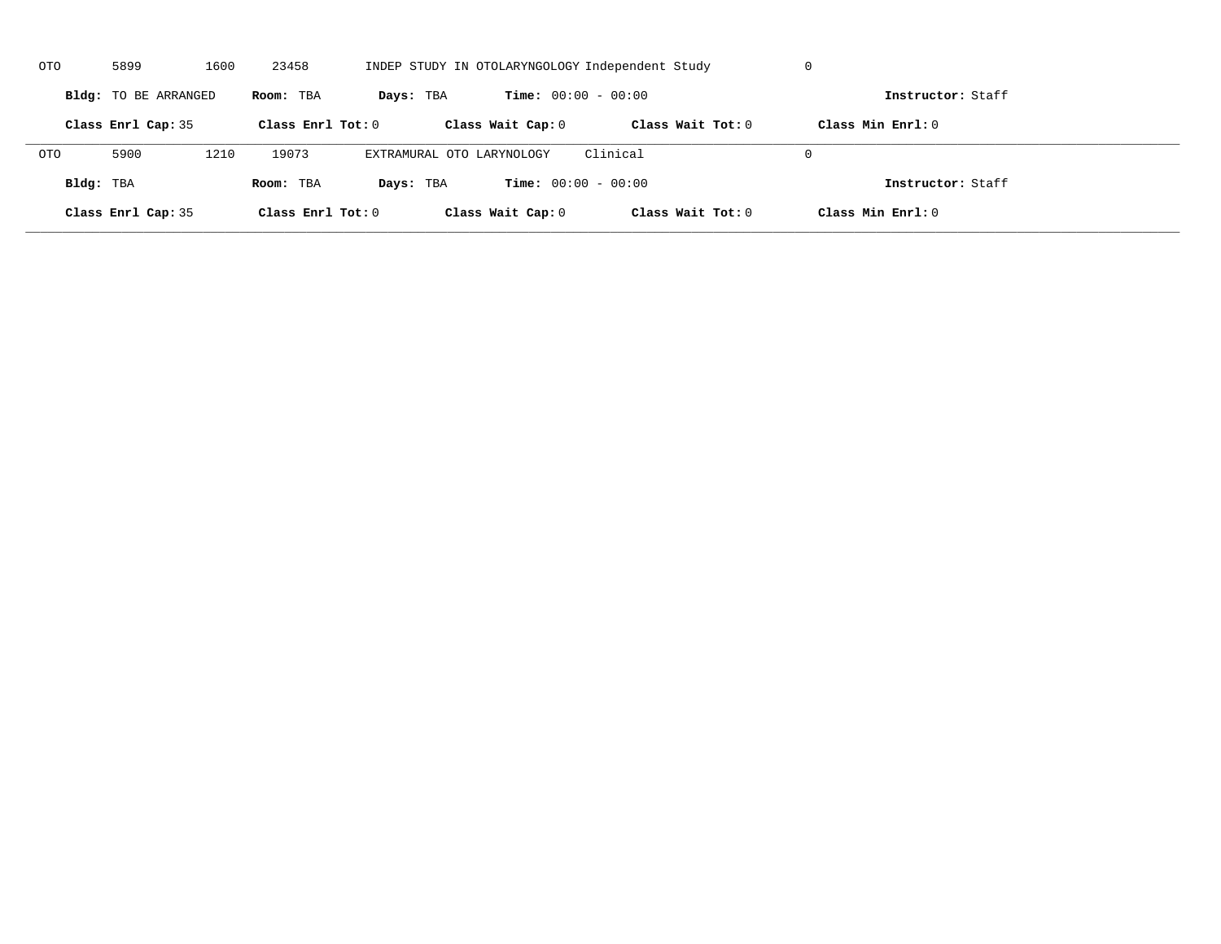OTO 5899 1600 23458 INDEP STUDY IN OTOLARYNGOLOGY Independent Study 0

**Bldg:** TO BE ARRANGED **Room:** TBA **Days:** TBA **Time:** 00:00 - 00:00 **Instructor:** Staff

**Class Enrl Cap:** 35 **Class Enrl Tot:** 0 **Class Wait Cap:** 0 **Class Wait Tot:** 0 **Class Min Enrl:** 0

---

OTO 5900 1210 19073 EXTRAMURAL OTO LARYNOLOGY Clinical 0

**Bldg:** TBA **Room:** TBA **Days:** TBA **Time:** 00:00 - 00:00 **Instructor:** Staff

**Class Enrl Cap:** 35 **Class Enrl Tot:** 0 **Class Wait Cap:** 0 **Class Wait Tot:** 0 **Class Min Enrl:** 0

---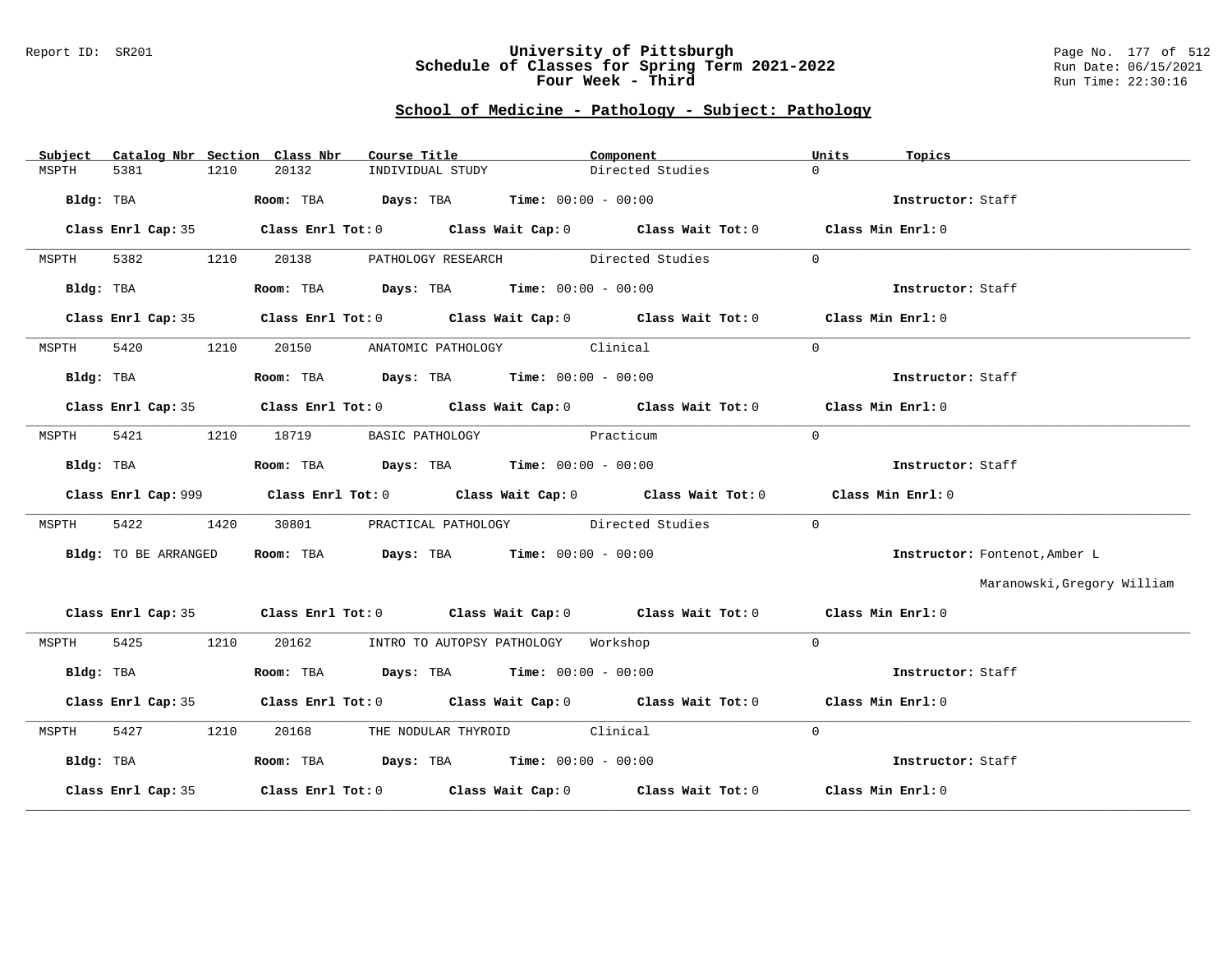Report ID: SR201

# University of Pittsburgh
## Schedule of Classes for Spring Term 2021-2022
### Four Week - Third

Run Date: 06/15/2021
Run Time: 22:30:16

## School of Medicine - Pathology - Subject: Pathology

| Subject | Catalog Nbr | Section | Class Nbr | Course Title | Component | Units | Topics |
|---|---|---|---|---|---|---|---|
| MSPTH | 5381 | 1210 | 20132 | INDIVIDUAL STUDY | Directed Studies | 0 | |

**Bldg:** TBA **Room:** TBA **Days:** TBA **Time:** 00:00 - 00:00 **Instructor:** Staff

**Class Enrl Cap:** 35 **Class Enrl Tot:** 0 **Class Wait Cap:** 0 **Class Wait Tot:** 0 **Class Min Enrl:** 0

---

| Subject | Catalog Nbr | Section | Class Nbr | Course Title | Component | Units | Topics |
|---|---|---|---|---|---|---|---|
| MSPTH | 5382 | 1210 | 20138 | PATHOLOGY RESEARCH | Directed Studies | 0 | |

**Bldg:** TBA **Room:** TBA **Days:** TBA **Time:** 00:00 - 00:00 **Instructor:** Staff

**Class Enrl Cap:** 35 **Class Enrl Tot:** 0 **Class Wait Cap:** 0 **Class Wait Tot:** 0 **Class Min Enrl:** 0

---

| Subject | Catalog Nbr | Section | Class Nbr | Course Title | Component | Units | Topics |
|---|---|---|---|---|---|---|---|
| MSPTH | 5420 | 1210 | 20150 | ANATOMIC PATHOLOGY | Clinical | 0 | |

**Bldg:** TBA **Room:** TBA **Days:** TBA **Time:** 00:00 - 00:00 **Instructor:** Staff

**Class Enrl Cap:** 35 **Class Enrl Tot:** 0 **Class Wait Cap:** 0 **Class Wait Tot:** 0 **Class Min Enrl:** 0

---

| Subject | Catalog Nbr | Section | Class Nbr | Course Title | Component | Units | Topics |
|---|---|---|---|---|---|---|---|
| MSPTH | 5421 | 1210 | 18719 | BASIC PATHOLOGY | Practicum | 0 | |

**Bldg:** TBA **Room:** TBA **Days:** TBA **Time:** 00:00 - 00:00 **Instructor:** Staff

**Class Enrl Cap:** 999 **Class Enrl Tot:** 0 **Class Wait Cap:** 0 **Class Wait Tot:** 0 **Class Min Enrl:** 0

---

| Subject | Catalog Nbr | Section | Class Nbr | Course Title | Component | Units | Topics |
|---|---|---|---|---|---|---|---|
| MSPTH | 5422 | 1420 | 30801 | PRACTICAL PATHOLOGY | Directed Studies | 0 | |

**Bldg:** TO BE ARRANGED **Room:** TBA **Days:** TBA **Time:** 00:00 - 00:00 **Instructor:** Fontenot,Amber L; Maranowski,Gregory William

**Class Enrl Cap:** 35 **Class Enrl Tot:** 0 **Class Wait Cap:** 0 **Class Wait Tot:** 0 **Class Min Enrl:** 0

---

| Subject | Catalog Nbr | Section | Class Nbr | Course Title | Component | Units | Topics |
|---|---|---|---|---|---|---|---|
| MSPTH | 5425 | 1210 | 20162 | INTRO TO AUTOPSY PATHOLOGY | Workshop | 0 | |

**Bldg:** TBA **Room:** TBA **Days:** TBA **Time:** 00:00 - 00:00 **Instructor:** Staff

**Class Enrl Cap:** 35 **Class Enrl Tot:** 0 **Class Wait Cap:** 0 **Class Wait Tot:** 0 **Class Min Enrl:** 0

---

| Subject | Catalog Nbr | Section | Class Nbr | Course Title | Component | Units | Topics |
|---|---|---|---|---|---|---|---|
| MSPTH | 5427 | 1210 | 20168 | THE NODULAR THYROID | Clinical | 0 | |

**Bldg:** TBA **Room:** TBA **Days:** TBA **Time:** 00:00 - 00:00 **Instructor:** Staff

**Class Enrl Cap:** 35 **Class Enrl Tot:** 0 **Class Wait Cap:** 0 **Class Wait Tot:** 0 **Class Min Enrl:** 0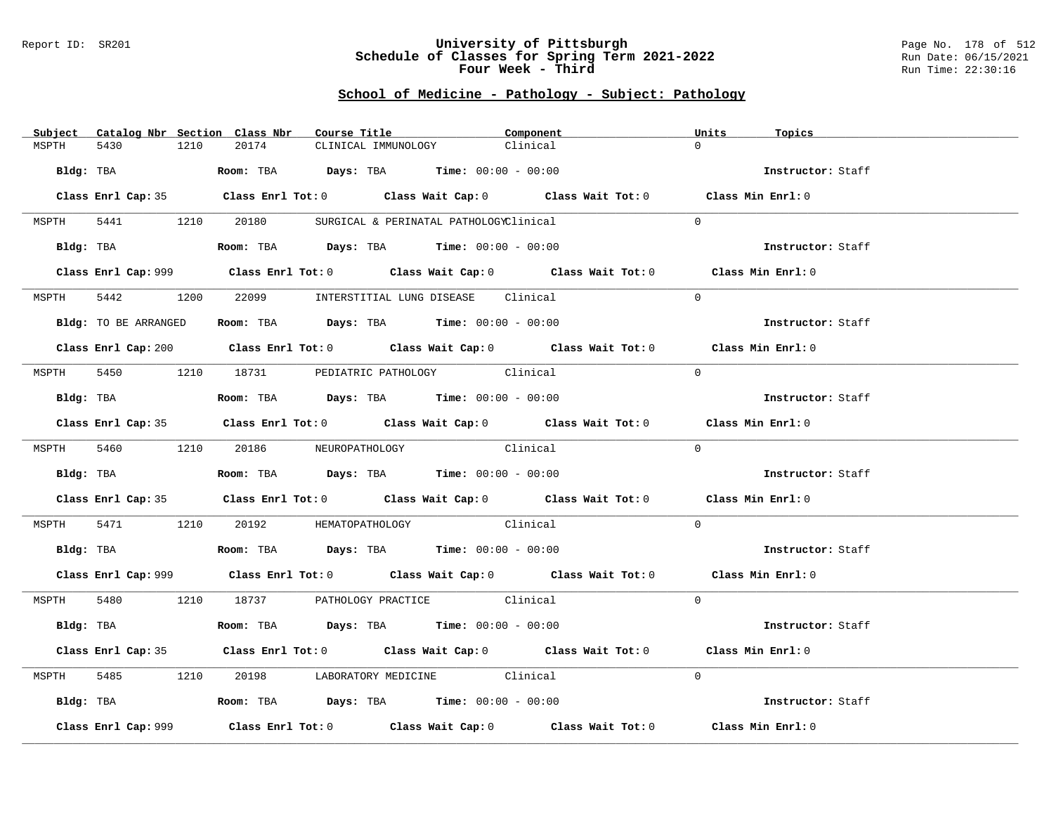Report ID: SR201

# University of Pittsburgh
## Schedule of Classes for Spring Term 2021-2022
### Four Week - Third

Run Date: 06/15/2021
Run Time: 22:30:16

## School of Medicine - Pathology - Subject: Pathology

| Subject | Catalog Nbr | Section | Class Nbr | Course Title | Component | Units | Topics |
|---|---|---|---|---|---|---|---|
| MSPTH | 5430 | 1210 | 20174 | CLINICAL IMMUNOLOGY | Clinical | 0 | |

**Bldg:** TBA **Room:** TBA **Days:** TBA **Time:** 00:00 - 00:00 **Instructor:** Staff

**Class Enrl Cap:** 35 **Class Enrl Tot:** 0 **Class Wait Cap:** 0 **Class Wait Tot:** 0 **Class Min Enrl:** 0

| Subject | Catalog Nbr | Section | Class Nbr | Course Title | Component | Units | Topics |
|---|---|---|---|---|---|---|---|
| MSPTH | 5441 | 1210 | 20180 | SURGICAL & PERINATAL PATHOLOGY | Clinical | 0 | |

**Bldg:** TBA **Room:** TBA **Days:** TBA **Time:** 00:00 - 00:00 **Instructor:** Staff

**Class Enrl Cap:** 999 **Class Enrl Tot:** 0 **Class Wait Cap:** 0 **Class Wait Tot:** 0 **Class Min Enrl:** 0

| Subject | Catalog Nbr | Section | Class Nbr | Course Title | Component | Units | Topics |
|---|---|---|---|---|---|---|---|
| MSPTH | 5442 | 1200 | 22099 | INTERSTITIAL LUNG DISEASE | Clinical | 0 | |

**Bldg:** TO BE ARRANGED **Room:** TBA **Days:** TBA **Time:** 00:00 - 00:00 **Instructor:** Staff

**Class Enrl Cap:** 200 **Class Enrl Tot:** 0 **Class Wait Cap:** 0 **Class Wait Tot:** 0 **Class Min Enrl:** 0

| Subject | Catalog Nbr | Section | Class Nbr | Course Title | Component | Units | Topics |
|---|---|---|---|---|---|---|---|
| MSPTH | 5450 | 1210 | 18731 | PEDIATRIC PATHOLOGY | Clinical | 0 | |

**Bldg:** TBA **Room:** TBA **Days:** TBA **Time:** 00:00 - 00:00 **Instructor:** Staff

**Class Enrl Cap:** 35 **Class Enrl Tot:** 0 **Class Wait Cap:** 0 **Class Wait Tot:** 0 **Class Min Enrl:** 0

| Subject | Catalog Nbr | Section | Class Nbr | Course Title | Component | Units | Topics |
|---|---|---|---|---|---|---|---|
| MSPTH | 5460 | 1210 | 20186 | NEUROPATHOLOGY | Clinical | 0 | |

**Bldg:** TBA **Room:** TBA **Days:** TBA **Time:** 00:00 - 00:00 **Instructor:** Staff

**Class Enrl Cap:** 35 **Class Enrl Tot:** 0 **Class Wait Cap:** 0 **Class Wait Tot:** 0 **Class Min Enrl:** 0

| Subject | Catalog Nbr | Section | Class Nbr | Course Title | Component | Units | Topics |
|---|---|---|---|---|---|---|---|
| MSPTH | 5471 | 1210 | 20192 | HEMATOPATHOLOGY | Clinical | 0 | |

**Bldg:** TBA **Room:** TBA **Days:** TBA **Time:** 00:00 - 00:00 **Instructor:** Staff

**Class Enrl Cap:** 999 **Class Enrl Tot:** 0 **Class Wait Cap:** 0 **Class Wait Tot:** 0 **Class Min Enrl:** 0

| Subject | Catalog Nbr | Section | Class Nbr | Course Title | Component | Units | Topics |
|---|---|---|---|---|---|---|---|
| MSPTH | 5480 | 1210 | 18737 | PATHOLOGY PRACTICE | Clinical | 0 | |

**Bldg:** TBA **Room:** TBA **Days:** TBA **Time:** 00:00 - 00:00 **Instructor:** Staff

**Class Enrl Cap:** 35 **Class Enrl Tot:** 0 **Class Wait Cap:** 0 **Class Wait Tot:** 0 **Class Min Enrl:** 0

| Subject | Catalog Nbr | Section | Class Nbr | Course Title | Component | Units | Topics |
|---|---|---|---|---|---|---|---|
| MSPTH | 5485 | 1210 | 20198 | LABORATORY MEDICINE | Clinical | 0 | |

**Bldg:** TBA **Room:** TBA **Days:** TBA **Time:** 00:00 - 00:00 **Instructor:** Staff

**Class Enrl Cap:** 999 **Class Enrl Tot:** 0 **Class Wait Cap:** 0 **Class Wait Tot:** 0 **Class Min Enrl:** 0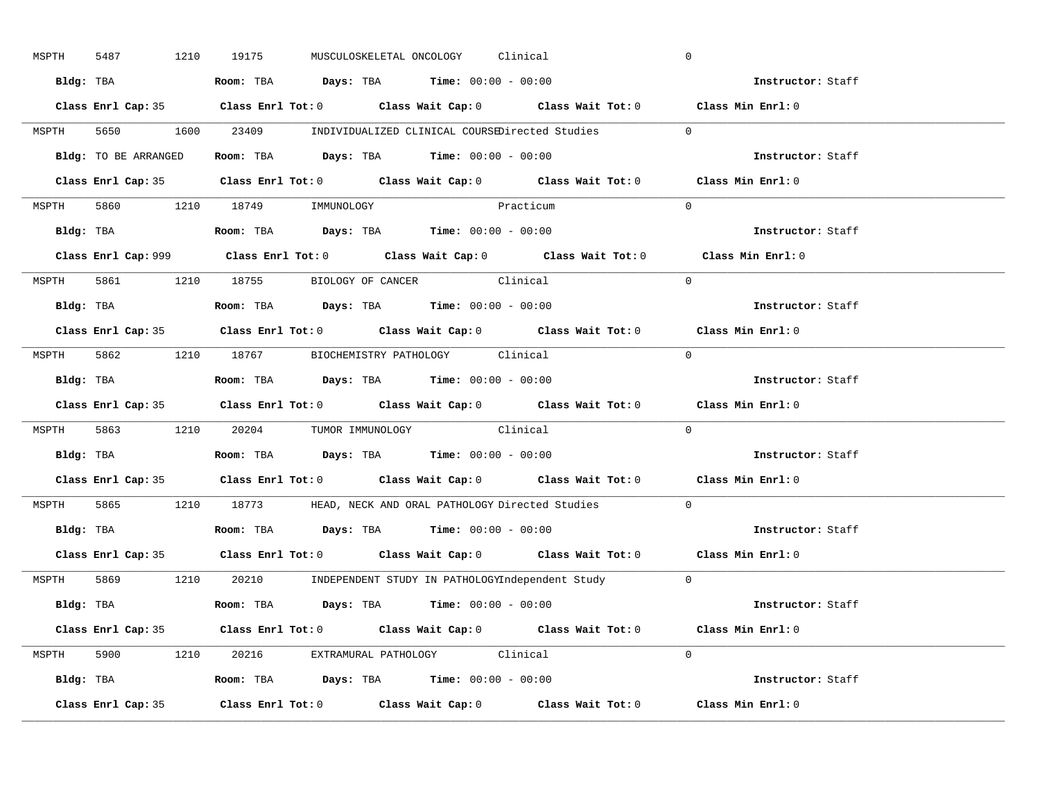MSPTH 5487 1210 19175 MUSCULOSKELETAL ONCOLOGY Clinical 0

**Bldg:** TBA **Room:** TBA **Days:** TBA **Time:** 00:00 - 00:00 **Instructor:** Staff

**Class Enrl Cap:** 35 **Class Enrl Tot:** 0 **Class Wait Cap:** 0 **Class Wait Tot:** 0 **Class Min Enrl:** 0

---

MSPTH 5650 1600 23409 INDIVIDUALIZED CLINICAL COURSE Directed Studies 0

**Bldg:** TO BE ARRANGED **Room:** TBA **Days:** TBA **Time:** 00:00 - 00:00 **Instructor:** Staff

**Class Enrl Cap:** 35 **Class Enrl Tot:** 0 **Class Wait Cap:** 0 **Class Wait Tot:** 0 **Class Min Enrl:** 0

---

MSPTH 5860 1210 18749 IMMUNOLOGY Practicum 0

**Bldg:** TBA **Room:** TBA **Days:** TBA **Time:** 00:00 - 00:00 **Instructor:** Staff

**Class Enrl Cap:** 999 **Class Enrl Tot:** 0 **Class Wait Cap:** 0 **Class Wait Tot:** 0 **Class Min Enrl:** 0

---

MSPTH 5861 1210 18755 BIOLOGY OF CANCER Clinical 0

**Bldg:** TBA **Room:** TBA **Days:** TBA **Time:** 00:00 - 00:00 **Instructor:** Staff

**Class Enrl Cap:** 35 **Class Enrl Tot:** 0 **Class Wait Cap:** 0 **Class Wait Tot:** 0 **Class Min Enrl:** 0

---

MSPTH 5862 1210 18767 BIOCHEMISTRY PATHOLOGY Clinical 0

**Bldg:** TBA **Room:** TBA **Days:** TBA **Time:** 00:00 - 00:00 **Instructor:** Staff

**Class Enrl Cap:** 35 **Class Enrl Tot:** 0 **Class Wait Cap:** 0 **Class Wait Tot:** 0 **Class Min Enrl:** 0

---

MSPTH 5863 1210 20204 TUMOR IMMUNOLOGY Clinical 0

**Bldg:** TBA **Room:** TBA **Days:** TBA **Time:** 00:00 - 00:00 **Instructor:** Staff

**Class Enrl Cap:** 35 **Class Enrl Tot:** 0 **Class Wait Cap:** 0 **Class Wait Tot:** 0 **Class Min Enrl:** 0

---

MSPTH 5865 1210 18773 HEAD, NECK AND ORAL PATHOLOGY Directed Studies 0

**Bldg:** TBA **Room:** TBA **Days:** TBA **Time:** 00:00 - 00:00 **Instructor:** Staff

**Class Enrl Cap:** 35 **Class Enrl Tot:** 0 **Class Wait Cap:** 0 **Class Wait Tot:** 0 **Class Min Enrl:** 0

---

MSPTH 5869 1210 20210 INDEPENDENT STUDY IN PATHOLOGY Independent Study 0

**Bldg:** TBA **Room:** TBA **Days:** TBA **Time:** 00:00 - 00:00 **Instructor:** Staff

**Class Enrl Cap:** 35 **Class Enrl Tot:** 0 **Class Wait Cap:** 0 **Class Wait Tot:** 0 **Class Min Enrl:** 0

---

MSPTH 5900 1210 20216 EXTRAMURAL PATHOLOGY Clinical 0

**Bldg:** TBA **Room:** TBA **Days:** TBA **Time:** 00:00 - 00:00 **Instructor:** Staff

**Class Enrl Cap:** 35 **Class Enrl Tot:** 0 **Class Wait Cap:** 0 **Class Wait Tot:** 0 **Class Min Enrl:** 0

---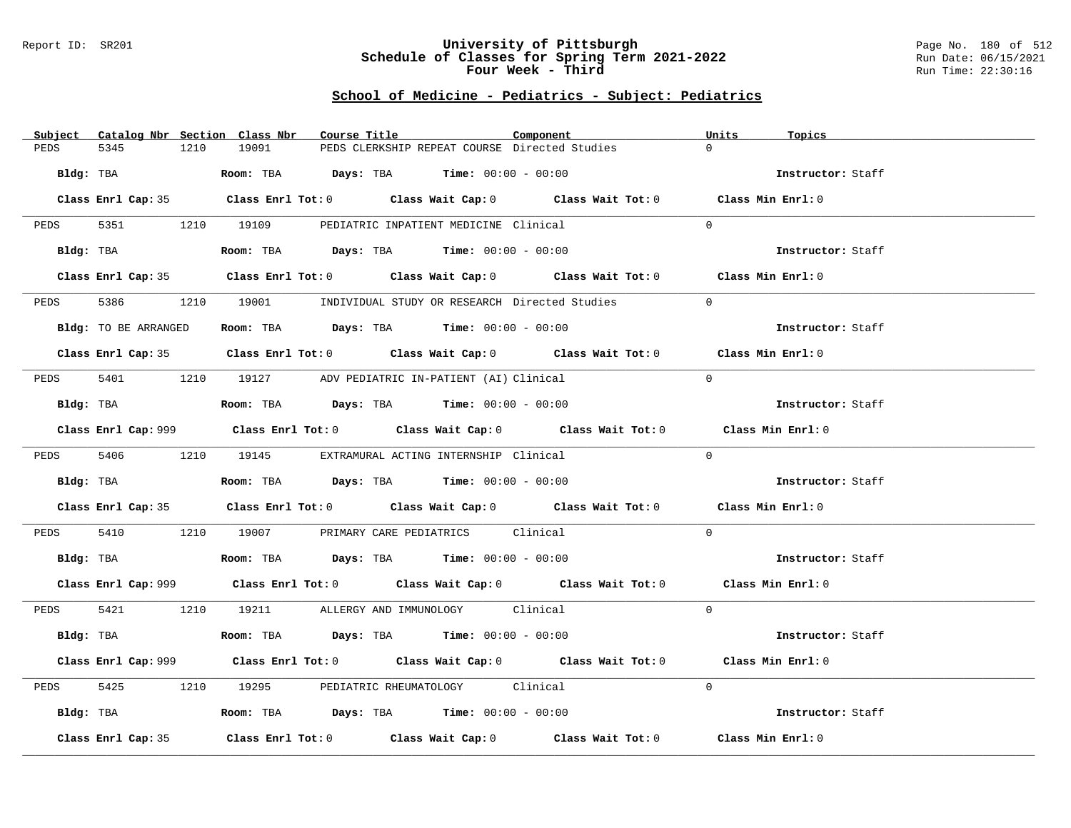## School of Medicine - Pediatrics - Subject: Pediatrics

| Subject | Catalog Nbr | Section | Class Nbr | Course Title | Component | Units | Topics |
|---|---|---|---|---|---|---|---|
| PEDS | 5345 | 1210 | 19091 | PEDS CLERKSHIP REPEAT COURSE | Directed Studies | 0 | |

**Bldg:** TBA **Room:** TBA **Days:** TBA **Time:** 00:00 - 00:00 **Instructor:** Staff

**Class Enrl Cap:** 35 **Class Enrl Tot:** 0 **Class Wait Cap:** 0 **Class Wait Tot:** 0 **Class Min Enrl:** 0

| Subject | Catalog Nbr | Section | Class Nbr | Course Title | Component | Units | Topics |
|---|---|---|---|---|---|---|---|
| PEDS | 5351 | 1210 | 19109 | PEDIATRIC INPATIENT MEDICINE | Clinical | 0 | |

**Bldg:** TBA **Room:** TBA **Days:** TBA **Time:** 00:00 - 00:00 **Instructor:** Staff

**Class Enrl Cap:** 35 **Class Enrl Tot:** 0 **Class Wait Cap:** 0 **Class Wait Tot:** 0 **Class Min Enrl:** 0

| Subject | Catalog Nbr | Section | Class Nbr | Course Title | Component | Units | Topics |
|---|---|---|---|---|---|---|---|
| PEDS | 5386 | 1210 | 19001 | INDIVIDUAL STUDY OR RESEARCH | Directed Studies | 0 | |

**Bldg:** TO BE ARRANGED **Room:** TBA **Days:** TBA **Time:** 00:00 - 00:00 **Instructor:** Staff

**Class Enrl Cap:** 35 **Class Enrl Tot:** 0 **Class Wait Cap:** 0 **Class Wait Tot:** 0 **Class Min Enrl:** 0

| Subject | Catalog Nbr | Section | Class Nbr | Course Title | Component | Units | Topics |
|---|---|---|---|---|---|---|---|
| PEDS | 5401 | 1210 | 19127 | ADV PEDIATRIC IN-PATIENT (AI) | Clinical | 0 | |

**Bldg:** TBA **Room:** TBA **Days:** TBA **Time:** 00:00 - 00:00 **Instructor:** Staff

**Class Enrl Cap:** 999 **Class Enrl Tot:** 0 **Class Wait Cap:** 0 **Class Wait Tot:** 0 **Class Min Enrl:** 0

| Subject | Catalog Nbr | Section | Class Nbr | Course Title | Component | Units | Topics |
|---|---|---|---|---|---|---|---|
| PEDS | 5406 | 1210 | 19145 | EXTRAMURAL ACTING INTERNSHIP | Clinical | 0 | |

**Bldg:** TBA **Room:** TBA **Days:** TBA **Time:** 00:00 - 00:00 **Instructor:** Staff

**Class Enrl Cap:** 35 **Class Enrl Tot:** 0 **Class Wait Cap:** 0 **Class Wait Tot:** 0 **Class Min Enrl:** 0

| Subject | Catalog Nbr | Section | Class Nbr | Course Title | Component | Units | Topics |
|---|---|---|---|---|---|---|---|
| PEDS | 5410 | 1210 | 19007 | PRIMARY CARE PEDIATRICS | Clinical | 0 | |

**Bldg:** TBA **Room:** TBA **Days:** TBA **Time:** 00:00 - 00:00 **Instructor:** Staff

**Class Enrl Cap:** 999 **Class Enrl Tot:** 0 **Class Wait Cap:** 0 **Class Wait Tot:** 0 **Class Min Enrl:** 0

| Subject | Catalog Nbr | Section | Class Nbr | Course Title | Component | Units | Topics |
|---|---|---|---|---|---|---|---|
| PEDS | 5421 | 1210 | 19211 | ALLERGY AND IMMUNOLOGY | Clinical | 0 | |

**Bldg:** TBA **Room:** TBA **Days:** TBA **Time:** 00:00 - 00:00 **Instructor:** Staff

**Class Enrl Cap:** 999 **Class Enrl Tot:** 0 **Class Wait Cap:** 0 **Class Wait Tot:** 0 **Class Min Enrl:** 0

| Subject | Catalog Nbr | Section | Class Nbr | Course Title | Component | Units | Topics |
|---|---|---|---|---|---|---|---|
| PEDS | 5425 | 1210 | 19295 | PEDIATRIC RHEUMATOLOGY | Clinical | 0 | |

**Bldg:** TBA **Room:** TBA **Days:** TBA **Time:** 00:00 - 00:00 **Instructor:** Staff

**Class Enrl Cap:** 35 **Class Enrl Tot:** 0 **Class Wait Cap:** 0 **Class Wait Tot:** 0 **Class Min Enrl:** 0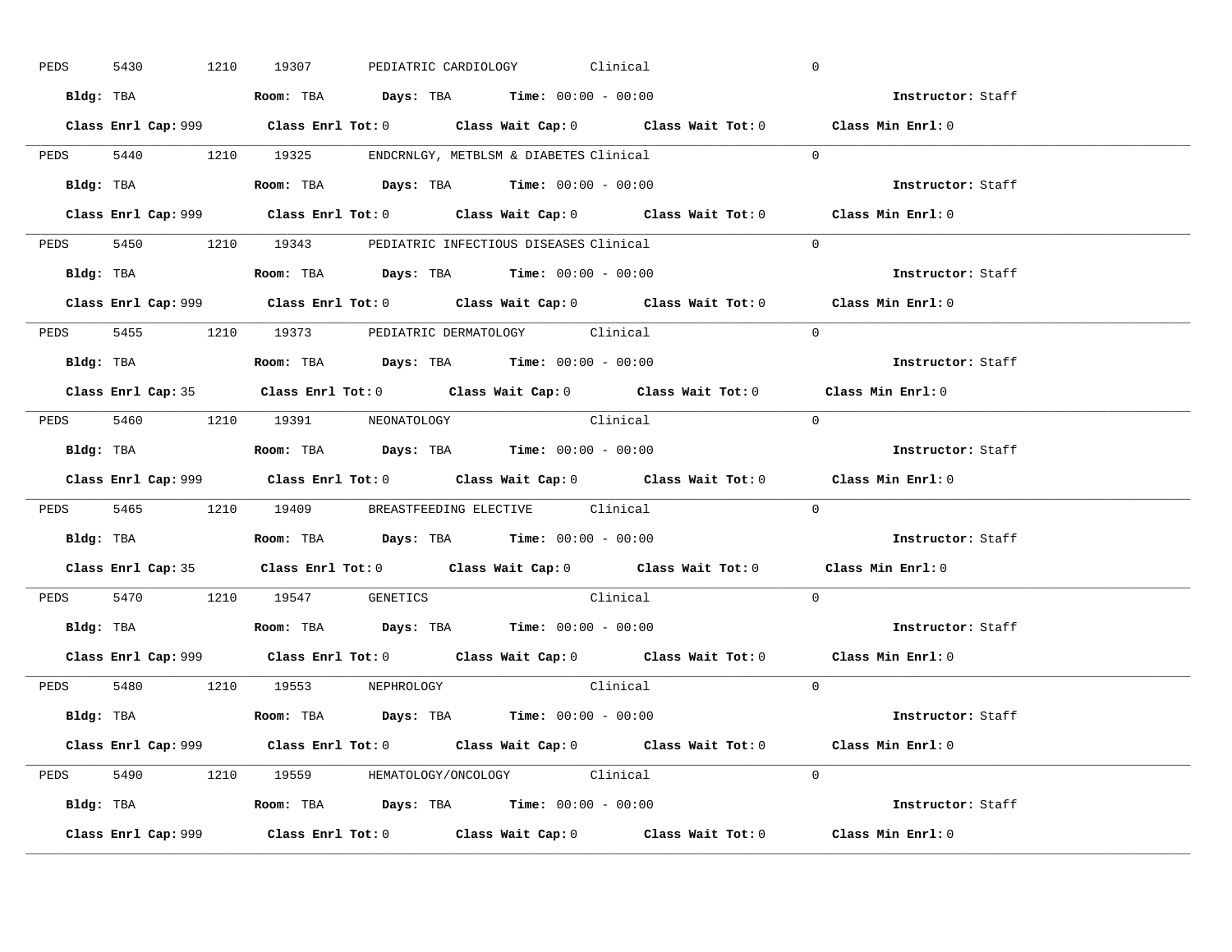PEDS 5430 1210 19307 PEDIATRIC CARDIOLOGY Clinical 0

**Bldg:** TBA **Room:** TBA **Days:** TBA **Time:** 00:00 - 00:00 **Instructor:** Staff

**Class Enrl Cap:** 999 **Class Enrl Tot:** 0 **Class Wait Cap:** 0 **Class Wait Tot:** 0 **Class Min Enrl:** 0

---

PEDS 5440 1210 19325 ENDCRNLGY, METBLSM & DIABETES Clinical 0

**Bldg:** TBA **Room:** TBA **Days:** TBA **Time:** 00:00 - 00:00 **Instructor:** Staff

**Class Enrl Cap:** 999 **Class Enrl Tot:** 0 **Class Wait Cap:** 0 **Class Wait Tot:** 0 **Class Min Enrl:** 0

---

PEDS 5450 1210 19343 PEDIATRIC INFECTIOUS DISEASES Clinical 0

**Bldg:** TBA **Room:** TBA **Days:** TBA **Time:** 00:00 - 00:00 **Instructor:** Staff

**Class Enrl Cap:** 999 **Class Enrl Tot:** 0 **Class Wait Cap:** 0 **Class Wait Tot:** 0 **Class Min Enrl:** 0

---

PEDS 5455 1210 19373 PEDIATRIC DERMATOLOGY Clinical 0

**Bldg:** TBA **Room:** TBA **Days:** TBA **Time:** 00:00 - 00:00 **Instructor:** Staff

**Class Enrl Cap:** 35 **Class Enrl Tot:** 0 **Class Wait Cap:** 0 **Class Wait Tot:** 0 **Class Min Enrl:** 0

---

PEDS 5460 1210 19391 NEONATOLOGY Clinical 0

**Bldg:** TBA **Room:** TBA **Days:** TBA **Time:** 00:00 - 00:00 **Instructor:** Staff

**Class Enrl Cap:** 999 **Class Enrl Tot:** 0 **Class Wait Cap:** 0 **Class Wait Tot:** 0 **Class Min Enrl:** 0

---

PEDS 5465 1210 19409 BREASTFEEDING ELECTIVE Clinical 0

**Bldg:** TBA **Room:** TBA **Days:** TBA **Time:** 00:00 - 00:00 **Instructor:** Staff

**Class Enrl Cap:** 35 **Class Enrl Tot:** 0 **Class Wait Cap:** 0 **Class Wait Tot:** 0 **Class Min Enrl:** 0

---

PEDS 5470 1210 19547 GENETICS Clinical 0

**Bldg:** TBA **Room:** TBA **Days:** TBA **Time:** 00:00 - 00:00 **Instructor:** Staff

**Class Enrl Cap:** 999 **Class Enrl Tot:** 0 **Class Wait Cap:** 0 **Class Wait Tot:** 0 **Class Min Enrl:** 0

---

PEDS 5480 1210 19553 NEPHROLOGY Clinical 0

**Bldg:** TBA **Room:** TBA **Days:** TBA **Time:** 00:00 - 00:00 **Instructor:** Staff

**Class Enrl Cap:** 999 **Class Enrl Tot:** 0 **Class Wait Cap:** 0 **Class Wait Tot:** 0 **Class Min Enrl:** 0

---

PEDS 5490 1210 19559 HEMATOLOGY/ONCOLOGY Clinical 0

**Bldg:** TBA **Room:** TBA **Days:** TBA **Time:** 00:00 - 00:00 **Instructor:** Staff

**Class Enrl Cap:** 999 **Class Enrl Tot:** 0 **Class Wait Cap:** 0 **Class Wait Tot:** 0 **Class Min Enrl:** 0

---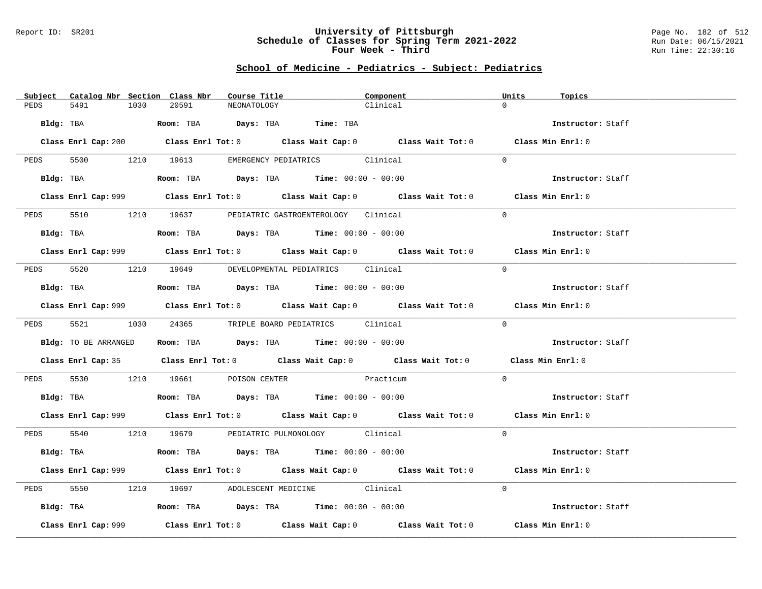# University of Pittsburgh
## Schedule of Classes for Spring Term 2021-2022
### Four Week - Third

Report ID: SR201 | Run Date: 06/15/2021 | Run Time: 22:30:16

## School of Medicine - Pediatrics - Subject: Pediatrics

| Subject | Catalog Nbr | Section | Class Nbr | Course Title | Component | Units | Topics |
|---|---|---|---|---|---|---|---|
| PEDS | 5491 | 1030 | 20591 | NEONATOLOGY | Clinical | 0 | |

**Bldg:** TBA **Room:** TBA **Days:** TBA **Time:** TBA **Instructor:** Staff

**Class Enrl Cap:** 200 **Class Enrl Tot:** 0 **Class Wait Cap:** 0 **Class Wait Tot:** 0 **Class Min Enrl:** 0

---

| Subject | Catalog Nbr | Section | Class Nbr | Course Title | Component | Units | Topics |
|---|---|---|---|---|---|---|---|
| PEDS | 5500 | 1210 | 19613 | EMERGENCY PEDIATRICS | Clinical | 0 | |

**Bldg:** TBA **Room:** TBA **Days:** TBA **Time:** 00:00 - 00:00 **Instructor:** Staff

**Class Enrl Cap:** 999 **Class Enrl Tot:** 0 **Class Wait Cap:** 0 **Class Wait Tot:** 0 **Class Min Enrl:** 0

---

| Subject | Catalog Nbr | Section | Class Nbr | Course Title | Component | Units | Topics |
|---|---|---|---|---|---|---|---|
| PEDS | 5510 | 1210 | 19637 | PEDIATRIC GASTROENTEROLOGY | Clinical | 0 | |

**Bldg:** TBA **Room:** TBA **Days:** TBA **Time:** 00:00 - 00:00 **Instructor:** Staff

**Class Enrl Cap:** 999 **Class Enrl Tot:** 0 **Class Wait Cap:** 0 **Class Wait Tot:** 0 **Class Min Enrl:** 0

---

| Subject | Catalog Nbr | Section | Class Nbr | Course Title | Component | Units | Topics |
|---|---|---|---|---|---|---|---|
| PEDS | 5520 | 1210 | 19649 | DEVELOPMENTAL PEDIATRICS | Clinical | 0 | |

**Bldg:** TBA **Room:** TBA **Days:** TBA **Time:** 00:00 - 00:00 **Instructor:** Staff

**Class Enrl Cap:** 999 **Class Enrl Tot:** 0 **Class Wait Cap:** 0 **Class Wait Tot:** 0 **Class Min Enrl:** 0

---

| Subject | Catalog Nbr | Section | Class Nbr | Course Title | Component | Units | Topics |
|---|---|---|---|---|---|---|---|
| PEDS | 5521 | 1030 | 24365 | TRIPLE BOARD PEDIATRICS | Clinical | 0 | |

**Bldg:** TO BE ARRANGED **Room:** TBA **Days:** TBA **Time:** 00:00 - 00:00 **Instructor:** Staff

**Class Enrl Cap:** 35 **Class Enrl Tot:** 0 **Class Wait Cap:** 0 **Class Wait Tot:** 0 **Class Min Enrl:** 0

---

| Subject | Catalog Nbr | Section | Class Nbr | Course Title | Component | Units | Topics |
|---|---|---|---|---|---|---|---|
| PEDS | 5530 | 1210 | 19661 | POISON CENTER | Practicum | 0 | |

**Bldg:** TBA **Room:** TBA **Days:** TBA **Time:** 00:00 - 00:00 **Instructor:** Staff

**Class Enrl Cap:** 999 **Class Enrl Tot:** 0 **Class Wait Cap:** 0 **Class Wait Tot:** 0 **Class Min Enrl:** 0

---

| Subject | Catalog Nbr | Section | Class Nbr | Course Title | Component | Units | Topics |
|---|---|---|---|---|---|---|---|
| PEDS | 5540 | 1210 | 19679 | PEDIATRIC PULMONOLOGY | Clinical | 0 | |

**Bldg:** TBA **Room:** TBA **Days:** TBA **Time:** 00:00 - 00:00 **Instructor:** Staff

**Class Enrl Cap:** 999 **Class Enrl Tot:** 0 **Class Wait Cap:** 0 **Class Wait Tot:** 0 **Class Min Enrl:** 0

---

| Subject | Catalog Nbr | Section | Class Nbr | Course Title | Component | Units | Topics |
|---|---|---|---|---|---|---|---|
| PEDS | 5550 | 1210 | 19697 | ADOLESCENT MEDICINE | Clinical | 0 | |

**Bldg:** TBA **Room:** TBA **Days:** TBA **Time:** 00:00 - 00:00 **Instructor:** Staff

**Class Enrl Cap:** 999 **Class Enrl Tot:** 0 **Class Wait Cap:** 0 **Class Wait Tot:** 0 **Class Min Enrl:** 0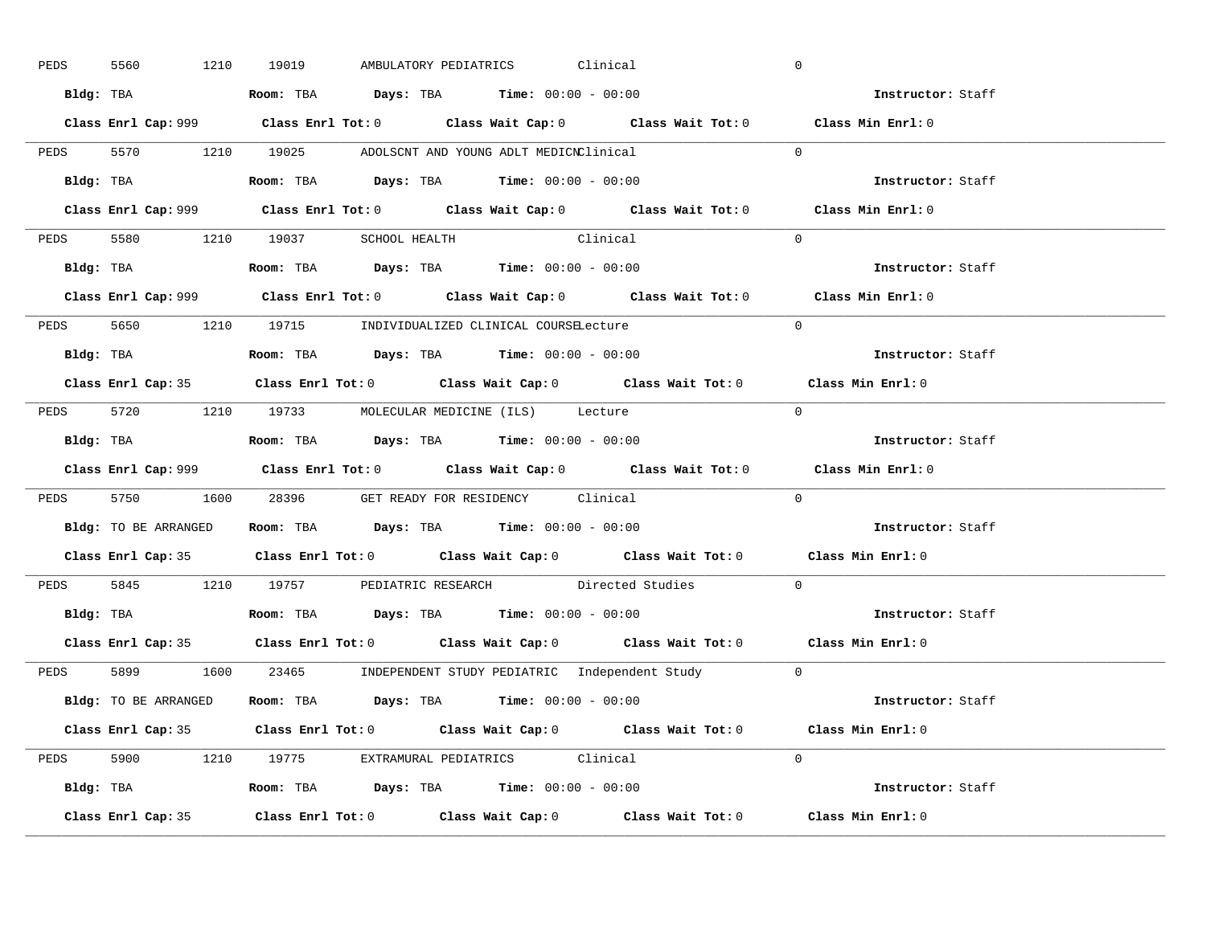PEDS 5560 1210 19019 AMBULATORY PEDIATRICS Clinical 0

**Bldg:** TBA **Room:** TBA **Days:** TBA **Time:** 00:00 - 00:00 **Instructor:** Staff

**Class Enrl Cap:** 999 **Class Enrl Tot:** 0 **Class Wait Cap:** 0 **Class Wait Tot:** 0 **Class Min Enrl:** 0

---

PEDS 5570 1210 19025 ADOLSCNT AND YOUNG ADLT MEDICN Clinical 0

**Bldg:** TBA **Room:** TBA **Days:** TBA **Time:** 00:00 - 00:00 **Instructor:** Staff

**Class Enrl Cap:** 999 **Class Enrl Tot:** 0 **Class Wait Cap:** 0 **Class Wait Tot:** 0 **Class Min Enrl:** 0

---

PEDS 5580 1210 19037 SCHOOL HEALTH Clinical 0

**Bldg:** TBA **Room:** TBA **Days:** TBA **Time:** 00:00 - 00:00 **Instructor:** Staff

**Class Enrl Cap:** 999 **Class Enrl Tot:** 0 **Class Wait Cap:** 0 **Class Wait Tot:** 0 **Class Min Enrl:** 0

---

PEDS 5650 1210 19715 INDIVIDUALIZED CLINICAL COURSE Lecture 0

**Bldg:** TBA **Room:** TBA **Days:** TBA **Time:** 00:00 - 00:00 **Instructor:** Staff

**Class Enrl Cap:** 35 **Class Enrl Tot:** 0 **Class Wait Cap:** 0 **Class Wait Tot:** 0 **Class Min Enrl:** 0

---

PEDS 5720 1210 19733 MOLECULAR MEDICINE (ILS) Lecture 0

**Bldg:** TBA **Room:** TBA **Days:** TBA **Time:** 00:00 - 00:00 **Instructor:** Staff

**Class Enrl Cap:** 999 **Class Enrl Tot:** 0 **Class Wait Cap:** 0 **Class Wait Tot:** 0 **Class Min Enrl:** 0

---

PEDS 5750 1600 28396 GET READY FOR RESIDENCY Clinical 0

**Bldg:** TO BE ARRANGED **Room:** TBA **Days:** TBA **Time:** 00:00 - 00:00 **Instructor:** Staff

**Class Enrl Cap:** 35 **Class Enrl Tot:** 0 **Class Wait Cap:** 0 **Class Wait Tot:** 0 **Class Min Enrl:** 0

---

PEDS 5845 1210 19757 PEDIATRIC RESEARCH Directed Studies 0

**Bldg:** TBA **Room:** TBA **Days:** TBA **Time:** 00:00 - 00:00 **Instructor:** Staff

**Class Enrl Cap:** 35 **Class Enrl Tot:** 0 **Class Wait Cap:** 0 **Class Wait Tot:** 0 **Class Min Enrl:** 0

---

PEDS 5899 1600 23465 INDEPENDENT STUDY PEDIATRIC Independent Study 0

**Bldg:** TO BE ARRANGED **Room:** TBA **Days:** TBA **Time:** 00:00 - 00:00 **Instructor:** Staff

**Class Enrl Cap:** 35 **Class Enrl Tot:** 0 **Class Wait Cap:** 0 **Class Wait Tot:** 0 **Class Min Enrl:** 0

---

PEDS 5900 1210 19775 EXTRAMURAL PEDIATRICS Clinical 0

**Bldg:** TBA **Room:** TBA **Days:** TBA **Time:** 00:00 - 00:00 **Instructor:** Staff

**Class Enrl Cap:** 35 **Class Enrl Tot:** 0 **Class Wait Cap:** 0 **Class Wait Tot:** 0 **Class Min Enrl:** 0

---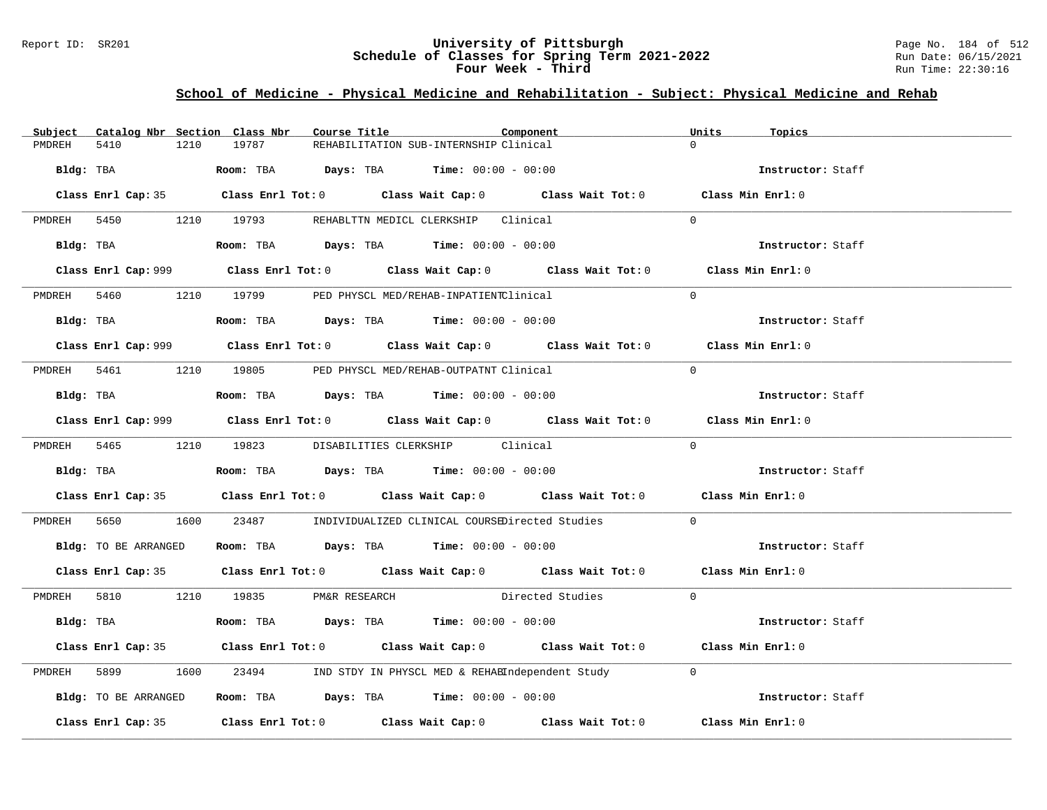## School of Medicine - Physical Medicine and Rehabilitation - Subject: Physical Medicine and Rehab

| Subject | Catalog Nbr | Section | Class Nbr | Course Title | Component | Units | Topics |
|---|---|---|---|---|---|---|---|
| PMDREH | 5410 | 1210 | 19787 | REHABILITATION SUB-INTERNSHIP | Clinical | 0 | |

**Bldg:** TBA **Room:** TBA **Days:** TBA **Time:** 00:00 - 00:00 **Instructor:** Staff

**Class Enrl Cap:** 35 **Class Enrl Tot:** 0 **Class Wait Cap:** 0 **Class Wait Tot:** 0 **Class Min Enrl:** 0

| Subject | Catalog Nbr | Section | Class Nbr | Course Title | Component | Units | Topics |
|---|---|---|---|---|---|---|---|
| PMDREH | 5450 | 1210 | 19793 | REHABLTTN MEDICL CLERKSHIP | Clinical | 0 | |

**Bldg:** TBA **Room:** TBA **Days:** TBA **Time:** 00:00 - 00:00 **Instructor:** Staff

**Class Enrl Cap:** 999 **Class Enrl Tot:** 0 **Class Wait Cap:** 0 **Class Wait Tot:** 0 **Class Min Enrl:** 0

| Subject | Catalog Nbr | Section | Class Nbr | Course Title | Component | Units | Topics |
|---|---|---|---|---|---|---|---|
| PMDREH | 5460 | 1210 | 19799 | PED PHYSCL MED/REHAB-INPATIENT | Clinical | 0 | |

**Bldg:** TBA **Room:** TBA **Days:** TBA **Time:** 00:00 - 00:00 **Instructor:** Staff

**Class Enrl Cap:** 999 **Class Enrl Tot:** 0 **Class Wait Cap:** 0 **Class Wait Tot:** 0 **Class Min Enrl:** 0

| Subject | Catalog Nbr | Section | Class Nbr | Course Title | Component | Units | Topics |
|---|---|---|---|---|---|---|---|
| PMDREH | 5461 | 1210 | 19805 | PED PHYSCL MED/REHAB-OUTPATNT | Clinical | 0 | |

**Bldg:** TBA **Room:** TBA **Days:** TBA **Time:** 00:00 - 00:00 **Instructor:** Staff

**Class Enrl Cap:** 999 **Class Enrl Tot:** 0 **Class Wait Cap:** 0 **Class Wait Tot:** 0 **Class Min Enrl:** 0

| Subject | Catalog Nbr | Section | Class Nbr | Course Title | Component | Units | Topics |
|---|---|---|---|---|---|---|---|
| PMDREH | 5465 | 1210 | 19823 | DISABILITIES CLERKSHIP | Clinical | 0 | |

**Bldg:** TBA **Room:** TBA **Days:** TBA **Time:** 00:00 - 00:00 **Instructor:** Staff

**Class Enrl Cap:** 35 **Class Enrl Tot:** 0 **Class Wait Cap:** 0 **Class Wait Tot:** 0 **Class Min Enrl:** 0

| Subject | Catalog Nbr | Section | Class Nbr | Course Title | Component | Units | Topics |
|---|---|---|---|---|---|---|---|
| PMDREH | 5650 | 1600 | 23487 | INDIVIDUALIZED CLINICAL COURSE | Directed Studies | 0 | |

**Bldg:** TO BE ARRANGED **Room:** TBA **Days:** TBA **Time:** 00:00 - 00:00 **Instructor:** Staff

**Class Enrl Cap:** 35 **Class Enrl Tot:** 0 **Class Wait Cap:** 0 **Class Wait Tot:** 0 **Class Min Enrl:** 0

| Subject | Catalog Nbr | Section | Class Nbr | Course Title | Component | Units | Topics |
|---|---|---|---|---|---|---|---|
| PMDREH | 5810 | 1210 | 19835 | PM&R RESEARCH | Directed Studies | 0 | |

**Bldg:** TBA **Room:** TBA **Days:** TBA **Time:** 00:00 - 00:00 **Instructor:** Staff

**Class Enrl Cap:** 35 **Class Enrl Tot:** 0 **Class Wait Cap:** 0 **Class Wait Tot:** 0 **Class Min Enrl:** 0

| Subject | Catalog Nbr | Section | Class Nbr | Course Title | Component | Units | Topics |
|---|---|---|---|---|---|---|---|
| PMDREH | 5899 | 1600 | 23494 | IND STDY IN PHYSCL MED & REHAB | Independent Study | 0 | |

**Bldg:** TO BE ARRANGED **Room:** TBA **Days:** TBA **Time:** 00:00 - 00:00 **Instructor:** Staff

**Class Enrl Cap:** 35 **Class Enrl Tot:** 0 **Class Wait Cap:** 0 **Class Wait Tot:** 0 **Class Min Enrl:** 0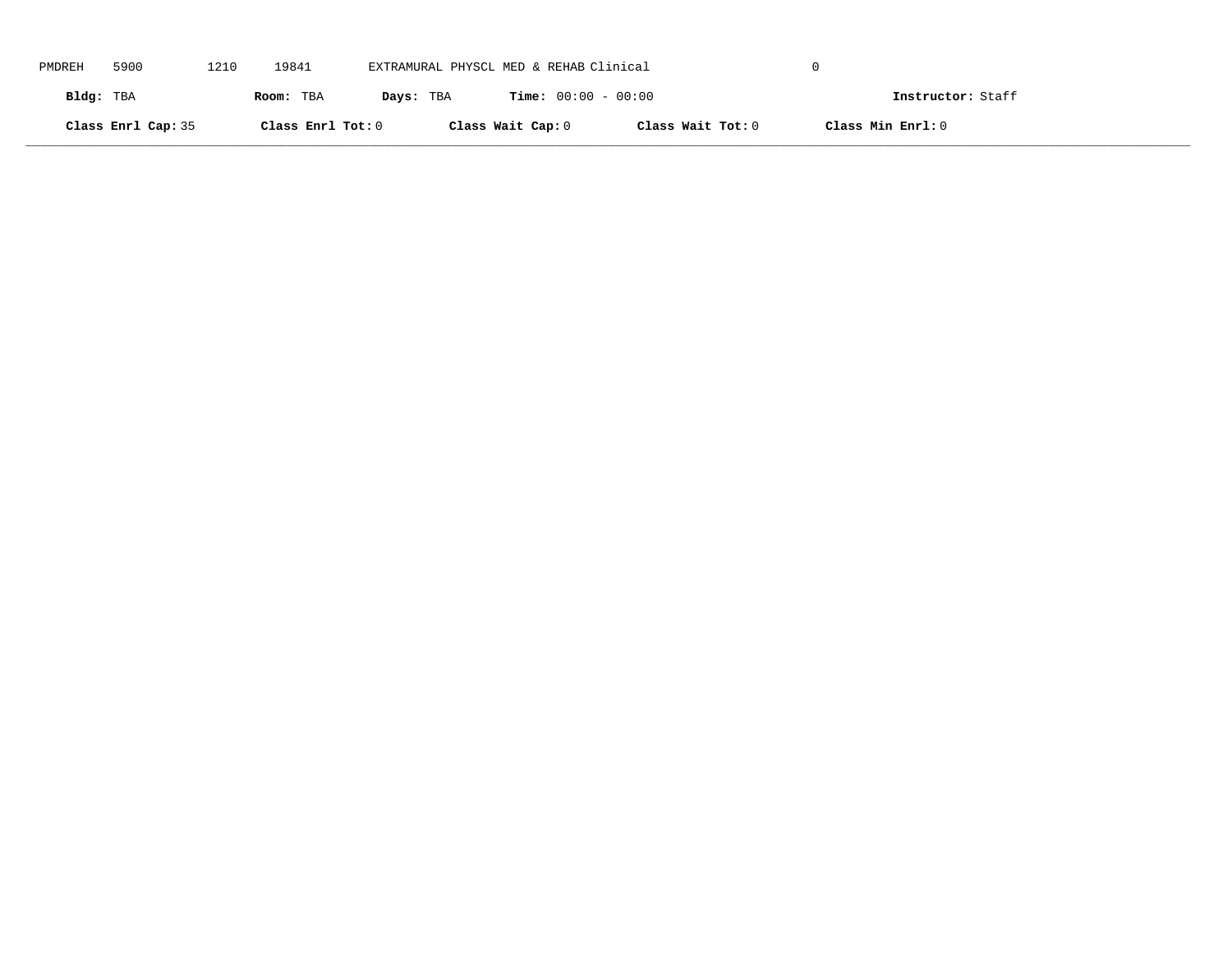PMDREH 5900 1210 19841 EXTRAMURAL PHYSCL MED & REHAB Clinical 0

**Bldg:** TBA **Room:** TBA **Days:** TBA **Time:** 00:00 - 00:00 **Instructor:** Staff

**Class Enrl Cap:** 35 **Class Enrl Tot:** 0 **Class Wait Cap:** 0 **Class Wait Tot:** 0 **Class Min Enrl:** 0

---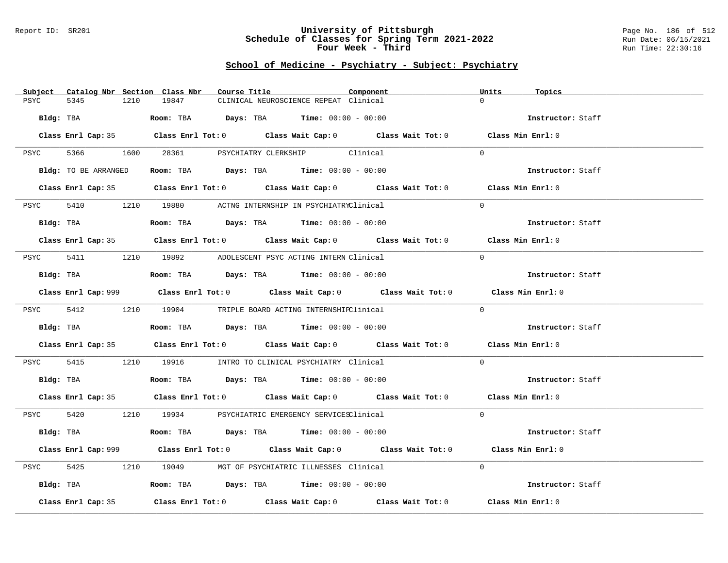University of Pittsburgh
Schedule of Classes for Spring Term 2021-2022
Four Week - Third

## School of Medicine - Psychiatry - Subject: Psychiatry

| Subject | Catalog Nbr | Section | Class Nbr | Course Title | Component | Units | Topics |
|---|---|---|---|---|---|---|---|
| PSYC | 5345 | 1210 | 19847 | CLINICAL NEUROSCIENCE REPEAT | Clinical | 0 | |

**Bldg:** TBA **Room:** TBA **Days:** TBA **Time:** 00:00 - 00:00 **Instructor:** Staff

**Class Enrl Cap:** 35 **Class Enrl Tot:** 0 **Class Wait Cap:** 0 **Class Wait Tot:** 0 **Class Min Enrl:** 0

| Subject | Catalog Nbr | Section | Class Nbr | Course Title | Component | Units | Topics |
|---|---|---|---|---|---|---|---|
| PSYC | 5366 | 1600 | 28361 | PSYCHIATRY CLERKSHIP | Clinical | 0 | |

**Bldg:** TO BE ARRANGED **Room:** TBA **Days:** TBA **Time:** 00:00 - 00:00 **Instructor:** Staff

**Class Enrl Cap:** 35 **Class Enrl Tot:** 0 **Class Wait Cap:** 0 **Class Wait Tot:** 0 **Class Min Enrl:** 0

| Subject | Catalog Nbr | Section | Class Nbr | Course Title | Component | Units | Topics |
|---|---|---|---|---|---|---|---|
| PSYC | 5410 | 1210 | 19880 | ACTNG INTERNSHIP IN PSYCHIATRY | Clinical | 0 | |

**Bldg:** TBA **Room:** TBA **Days:** TBA **Time:** 00:00 - 00:00 **Instructor:** Staff

**Class Enrl Cap:** 35 **Class Enrl Tot:** 0 **Class Wait Cap:** 0 **Class Wait Tot:** 0 **Class Min Enrl:** 0

| Subject | Catalog Nbr | Section | Class Nbr | Course Title | Component | Units | Topics |
|---|---|---|---|---|---|---|---|
| PSYC | 5411 | 1210 | 19892 | ADOLESCENT PSYC ACTING INTERN | Clinical | 0 | |

**Bldg:** TBA **Room:** TBA **Days:** TBA **Time:** 00:00 - 00:00 **Instructor:** Staff

**Class Enrl Cap:** 999 **Class Enrl Tot:** 0 **Class Wait Cap:** 0 **Class Wait Tot:** 0 **Class Min Enrl:** 0

| Subject | Catalog Nbr | Section | Class Nbr | Course Title | Component | Units | Topics |
|---|---|---|---|---|---|---|---|
| PSYC | 5412 | 1210 | 19904 | TRIPLE BOARD ACTING INTERNSHIP | Clinical | 0 | |

**Bldg:** TBA **Room:** TBA **Days:** TBA **Time:** 00:00 - 00:00 **Instructor:** Staff

**Class Enrl Cap:** 35 **Class Enrl Tot:** 0 **Class Wait Cap:** 0 **Class Wait Tot:** 0 **Class Min Enrl:** 0

| Subject | Catalog Nbr | Section | Class Nbr | Course Title | Component | Units | Topics |
|---|---|---|---|---|---|---|---|
| PSYC | 5415 | 1210 | 19916 | INTRO TO CLINICAL PSYCHIATRY | Clinical | 0 | |

**Bldg:** TBA **Room:** TBA **Days:** TBA **Time:** 00:00 - 00:00 **Instructor:** Staff

**Class Enrl Cap:** 35 **Class Enrl Tot:** 0 **Class Wait Cap:** 0 **Class Wait Tot:** 0 **Class Min Enrl:** 0

| Subject | Catalog Nbr | Section | Class Nbr | Course Title | Component | Units | Topics |
|---|---|---|---|---|---|---|---|
| PSYC | 5420 | 1210 | 19934 | PSYCHIATRIC EMERGENCY SERVICES | Clinical | 0 | |

**Bldg:** TBA **Room:** TBA **Days:** TBA **Time:** 00:00 - 00:00 **Instructor:** Staff

**Class Enrl Cap:** 999 **Class Enrl Tot:** 0 **Class Wait Cap:** 0 **Class Wait Tot:** 0 **Class Min Enrl:** 0

| Subject | Catalog Nbr | Section | Class Nbr | Course Title | Component | Units | Topics |
|---|---|---|---|---|---|---|---|
| PSYC | 5425 | 1210 | 19049 | MGT OF PSYCHIATRIC ILLNESSES | Clinical | 0 | |

**Bldg:** TBA **Room:** TBA **Days:** TBA **Time:** 00:00 - 00:00 **Instructor:** Staff

**Class Enrl Cap:** 35 **Class Enrl Tot:** 0 **Class Wait Cap:** 0 **Class Wait Tot:** 0 **Class Min Enrl:** 0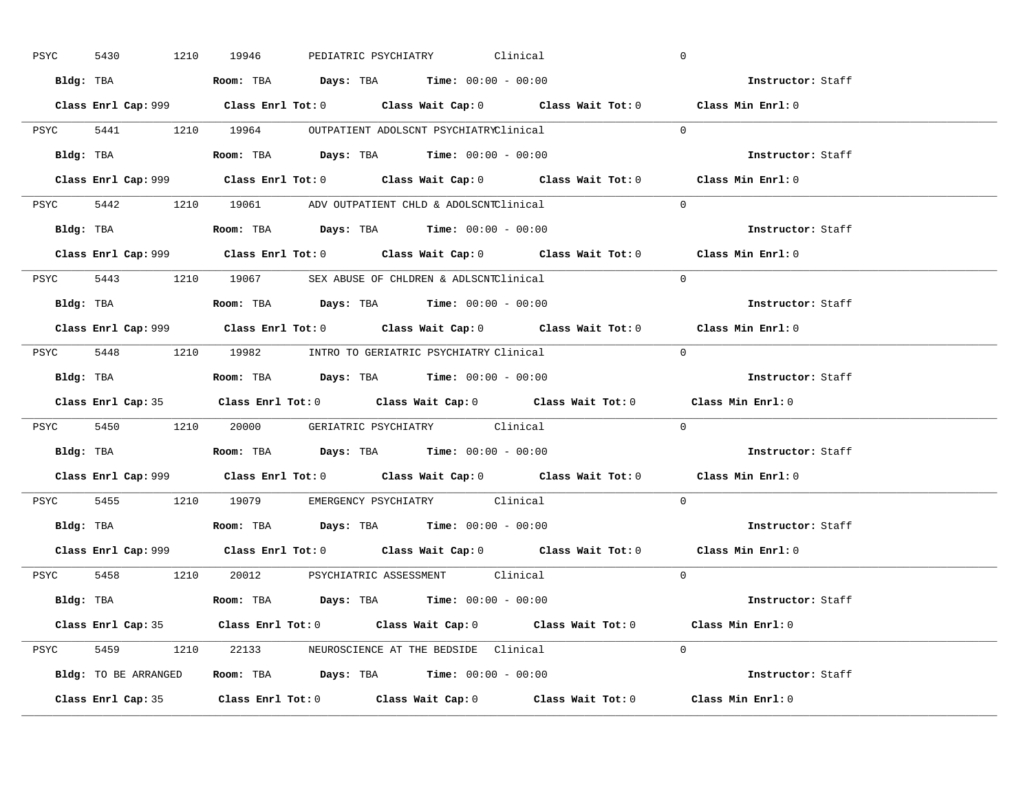PSYC 5430 1210 19946 PEDIATRIC PSYCHIATRY Clinical 0

**Bldg:** TBA **Room:** TBA **Days:** TBA **Time:** 00:00 - 00:00 **Instructor:** Staff

**Class Enrl Cap:** 999 **Class Enrl Tot:** 0 **Class Wait Cap:** 0 **Class Wait Tot:** 0 **Class Min Enrl:** 0

---

PSYC 5441 1210 19964 OUTPATIENT ADOLSCNT PSYCHIATRY Clinical 0

**Bldg:** TBA **Room:** TBA **Days:** TBA **Time:** 00:00 - 00:00 **Instructor:** Staff

**Class Enrl Cap:** 999 **Class Enrl Tot:** 0 **Class Wait Cap:** 0 **Class Wait Tot:** 0 **Class Min Enrl:** 0

---

PSYC 5442 1210 19061 ADV OUTPATIENT CHLD & ADOLSCNT Clinical 0

**Bldg:** TBA **Room:** TBA **Days:** TBA **Time:** 00:00 - 00:00 **Instructor:** Staff

**Class Enrl Cap:** 999 **Class Enrl Tot:** 0 **Class Wait Cap:** 0 **Class Wait Tot:** 0 **Class Min Enrl:** 0

---

PSYC 5443 1210 19067 SEX ABUSE OF CHLDREN & ADLSCNT Clinical 0

**Bldg:** TBA **Room:** TBA **Days:** TBA **Time:** 00:00 - 00:00 **Instructor:** Staff

**Class Enrl Cap:** 999 **Class Enrl Tot:** 0 **Class Wait Cap:** 0 **Class Wait Tot:** 0 **Class Min Enrl:** 0

---

PSYC 5448 1210 19982 INTRO TO GERIATRIC PSYCHIATRY Clinical 0

**Bldg:** TBA **Room:** TBA **Days:** TBA **Time:** 00:00 - 00:00 **Instructor:** Staff

**Class Enrl Cap:** 35 **Class Enrl Tot:** 0 **Class Wait Cap:** 0 **Class Wait Tot:** 0 **Class Min Enrl:** 0

---

PSYC 5450 1210 20000 GERIATRIC PSYCHIATRY Clinical 0

**Bldg:** TBA **Room:** TBA **Days:** TBA **Time:** 00:00 - 00:00 **Instructor:** Staff

**Class Enrl Cap:** 999 **Class Enrl Tot:** 0 **Class Wait Cap:** 0 **Class Wait Tot:** 0 **Class Min Enrl:** 0

---

PSYC 5455 1210 19079 EMERGENCY PSYCHIATRY Clinical 0

**Bldg:** TBA **Room:** TBA **Days:** TBA **Time:** 00:00 - 00:00 **Instructor:** Staff

**Class Enrl Cap:** 999 **Class Enrl Tot:** 0 **Class Wait Cap:** 0 **Class Wait Tot:** 0 **Class Min Enrl:** 0

---

PSYC 5458 1210 20012 PSYCHIATRIC ASSESSMENT Clinical 0

**Bldg:** TBA **Room:** TBA **Days:** TBA **Time:** 00:00 - 00:00 **Instructor:** Staff

**Class Enrl Cap:** 35 **Class Enrl Tot:** 0 **Class Wait Cap:** 0 **Class Wait Tot:** 0 **Class Min Enrl:** 0

---

PSYC 5459 1210 22133 NEUROSCIENCE AT THE BEDSIDE Clinical 0

**Bldg:** TO BE ARRANGED **Room:** TBA **Days:** TBA **Time:** 00:00 - 00:00 **Instructor:** Staff

**Class Enrl Cap:** 35 **Class Enrl Tot:** 0 **Class Wait Cap:** 0 **Class Wait Tot:** 0 **Class Min Enrl:** 0

---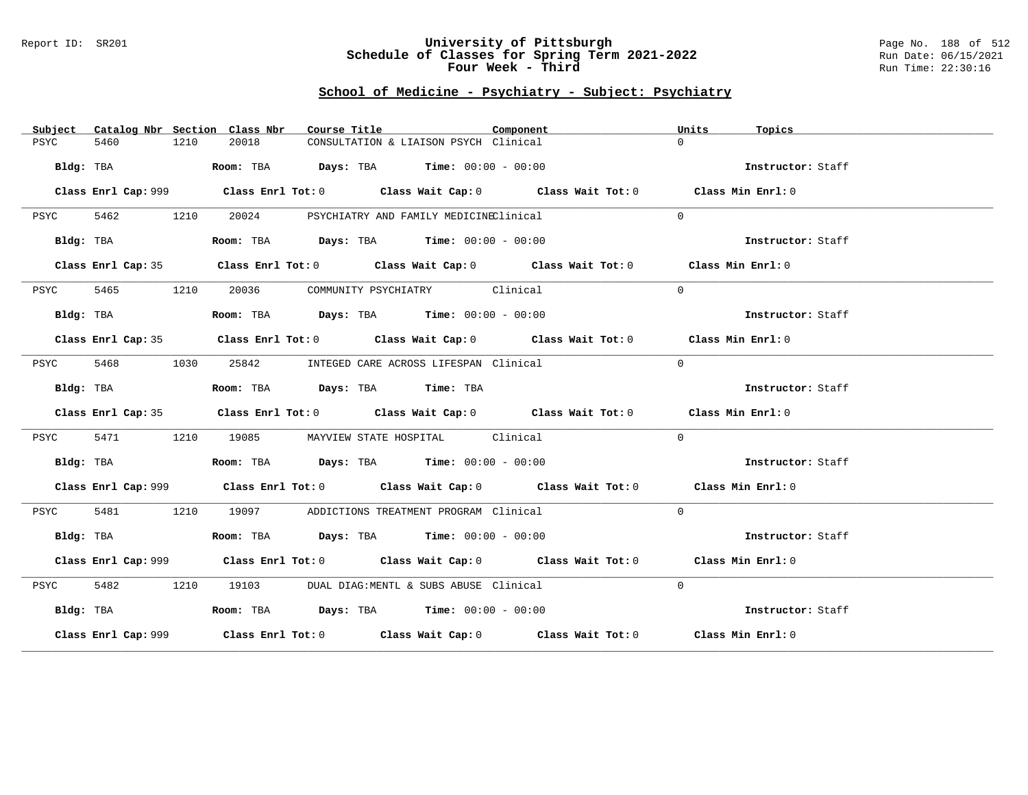Report ID: SR201

# University of Pittsburgh
## Schedule of Classes for Spring Term 2021-2022
### Four Week - Third

Run Date: 06/15/2021
Run Time: 22:30:16

## School of Medicine - Psychiatry - Subject: Psychiatry

| Subject | Catalog Nbr | Section | Class Nbr | Course Title | Component | Units | Topics |
|---|---|---|---|---|---|---|---|
| PSYC | 5460 | 1210 | 20018 | CONSULTATION & LIAISON PSYCH | Clinical | 0 | |

**Bldg:** TBA **Room:** TBA **Days:** TBA **Time:** 00:00 - 00:00 **Instructor:** Staff

**Class Enrl Cap:** 999 **Class Enrl Tot:** 0 **Class Wait Cap:** 0 **Class Wait Tot:** 0 **Class Min Enrl:** 0

---

| Subject | Catalog Nbr | Section | Class Nbr | Course Title | Component | Units | Topics |
|---|---|---|---|---|---|---|---|
| PSYC | 5462 | 1210 | 20024 | PSYCHIATRY AND FAMILY MEDICINE | Clinical | 0 | |

**Bldg:** TBA **Room:** TBA **Days:** TBA **Time:** 00:00 - 00:00 **Instructor:** Staff

**Class Enrl Cap:** 35 **Class Enrl Tot:** 0 **Class Wait Cap:** 0 **Class Wait Tot:** 0 **Class Min Enrl:** 0

---

| Subject | Catalog Nbr | Section | Class Nbr | Course Title | Component | Units | Topics |
|---|---|---|---|---|---|---|---|
| PSYC | 5465 | 1210 | 20036 | COMMUNITY PSYCHIATRY | Clinical | 0 | |

**Bldg:** TBA **Room:** TBA **Days:** TBA **Time:** 00:00 - 00:00 **Instructor:** Staff

**Class Enrl Cap:** 35 **Class Enrl Tot:** 0 **Class Wait Cap:** 0 **Class Wait Tot:** 0 **Class Min Enrl:** 0

---

| Subject | Catalog Nbr | Section | Class Nbr | Course Title | Component | Units | Topics |
|---|---|---|---|---|---|---|---|
| PSYC | 5468 | 1030 | 25842 | INTEGED CARE ACROSS LIFESPAN | Clinical | 0 | |

**Bldg:** TBA **Room:** TBA **Days:** TBA **Time:** TBA **Instructor:** Staff

**Class Enrl Cap:** 35 **Class Enrl Tot:** 0 **Class Wait Cap:** 0 **Class Wait Tot:** 0 **Class Min Enrl:** 0

---

| Subject | Catalog Nbr | Section | Class Nbr | Course Title | Component | Units | Topics |
|---|---|---|---|---|---|---|---|
| PSYC | 5471 | 1210 | 19085 | MAYVIEW STATE HOSPITAL | Clinical | 0 | |

**Bldg:** TBA **Room:** TBA **Days:** TBA **Time:** 00:00 - 00:00 **Instructor:** Staff

**Class Enrl Cap:** 999 **Class Enrl Tot:** 0 **Class Wait Cap:** 0 **Class Wait Tot:** 0 **Class Min Enrl:** 0

---

| Subject | Catalog Nbr | Section | Class Nbr | Course Title | Component | Units | Topics |
|---|---|---|---|---|---|---|---|
| PSYC | 5481 | 1210 | 19097 | ADDICTIONS TREATMENT PROGRAM | Clinical | 0 | |

**Bldg:** TBA **Room:** TBA **Days:** TBA **Time:** 00:00 - 00:00 **Instructor:** Staff

**Class Enrl Cap:** 999 **Class Enrl Tot:** 0 **Class Wait Cap:** 0 **Class Wait Tot:** 0 **Class Min Enrl:** 0

---

| Subject | Catalog Nbr | Section | Class Nbr | Course Title | Component | Units | Topics |
|---|---|---|---|---|---|---|---|
| PSYC | 5482 | 1210 | 19103 | DUAL DIAG:MENTL & SUBS ABUSE | Clinical | 0 | |

**Bldg:** TBA **Room:** TBA **Days:** TBA **Time:** 00:00 - 00:00 **Instructor:** Staff

**Class Enrl Cap:** 999 **Class Enrl Tot:** 0 **Class Wait Cap:** 0 **Class Wait Tot:** 0 **Class Min Enrl:** 0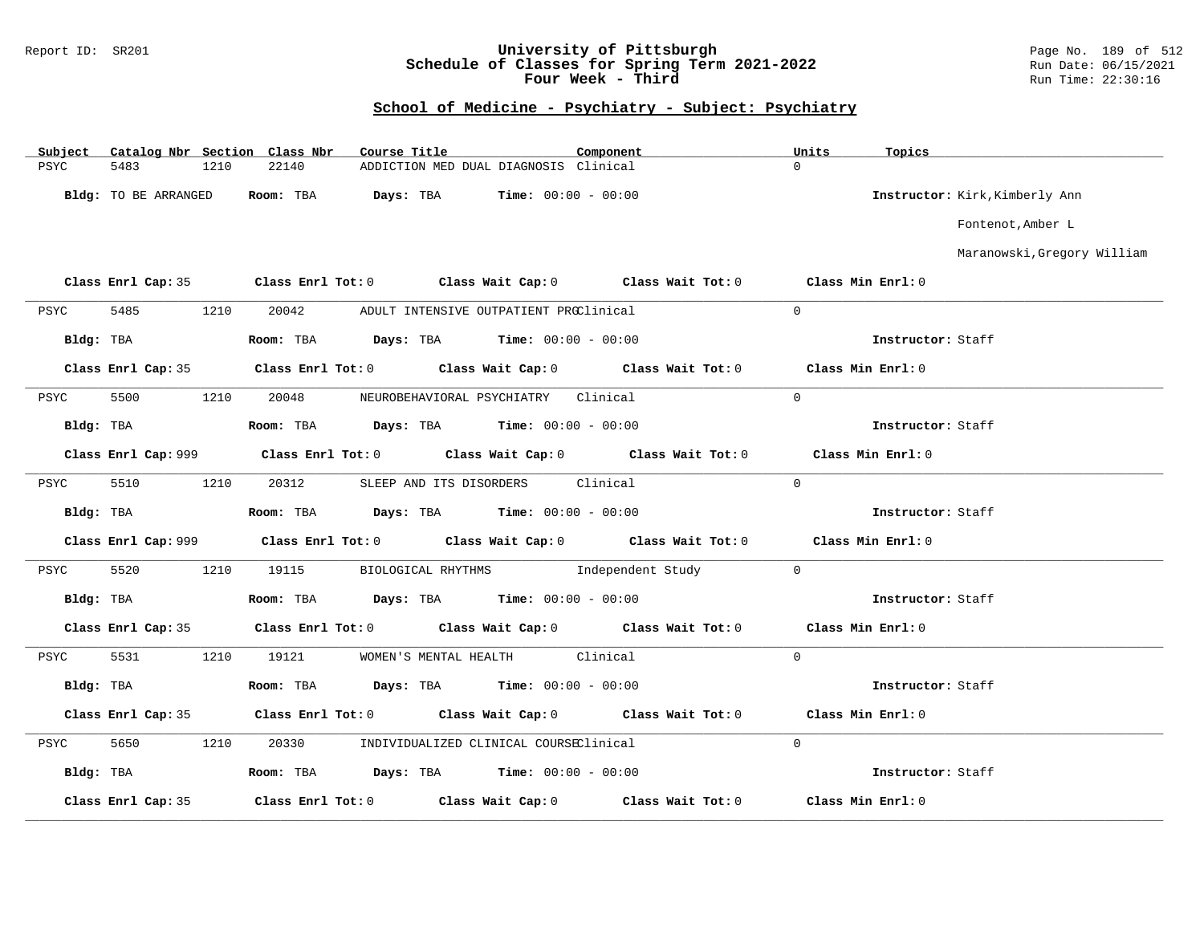## School of Medicine - Psychiatry - Subject: Psychiatry

| Subject | Catalog Nbr | Section | Class Nbr | Course Title | Component | Units | Topics |
|---|---|---|---|---|---|---|---|
| PSYC | 5483 | 1210 | 22140 | ADDICTION MED DUAL DIAGNOSIS | Clinical | 0 | |

**Bldg:** TO BE ARRANGED **Room:** TBA **Days:** TBA **Time:** 00:00 - 00:00 **Instructor:** Kirk,Kimberly Ann; Fontenot,Amber L; Maranowski,Gregory William

**Class Enrl Cap:** 35 **Class Enrl Tot:** 0 **Class Wait Cap:** 0 **Class Wait Tot:** 0 **Class Min Enrl:** 0

---

| Subject | Catalog Nbr | Section | Class Nbr | Course Title | Component | Units | Topics |
|---|---|---|---|---|---|---|---|
| PSYC | 5485 | 1210 | 20042 | ADULT INTENSIVE OUTPATIENT PRG | Clinical | 0 | |

**Bldg:** TBA **Room:** TBA **Days:** TBA **Time:** 00:00 - 00:00 **Instructor:** Staff

**Class Enrl Cap:** 35 **Class Enrl Tot:** 0 **Class Wait Cap:** 0 **Class Wait Tot:** 0 **Class Min Enrl:** 0

---

| Subject | Catalog Nbr | Section | Class Nbr | Course Title | Component | Units | Topics |
|---|---|---|---|---|---|---|---|
| PSYC | 5500 | 1210 | 20048 | NEUROBEHAVIORAL PSYCHIATRY | Clinical | 0 | |

**Bldg:** TBA **Room:** TBA **Days:** TBA **Time:** 00:00 - 00:00 **Instructor:** Staff

**Class Enrl Cap:** 999 **Class Enrl Tot:** 0 **Class Wait Cap:** 0 **Class Wait Tot:** 0 **Class Min Enrl:** 0

---

| Subject | Catalog Nbr | Section | Class Nbr | Course Title | Component | Units | Topics |
|---|---|---|---|---|---|---|---|
| PSYC | 5510 | 1210 | 20312 | SLEEP AND ITS DISORDERS | Clinical | 0 | |

**Bldg:** TBA **Room:** TBA **Days:** TBA **Time:** 00:00 - 00:00 **Instructor:** Staff

**Class Enrl Cap:** 999 **Class Enrl Tot:** 0 **Class Wait Cap:** 0 **Class Wait Tot:** 0 **Class Min Enrl:** 0

---

| Subject | Catalog Nbr | Section | Class Nbr | Course Title | Component | Units | Topics |
|---|---|---|---|---|---|---|---|
| PSYC | 5520 | 1210 | 19115 | BIOLOGICAL RHYTHMS | Independent Study | 0 | |

**Bldg:** TBA **Room:** TBA **Days:** TBA **Time:** 00:00 - 00:00 **Instructor:** Staff

**Class Enrl Cap:** 35 **Class Enrl Tot:** 0 **Class Wait Cap:** 0 **Class Wait Tot:** 0 **Class Min Enrl:** 0

---

| Subject | Catalog Nbr | Section | Class Nbr | Course Title | Component | Units | Topics |
|---|---|---|---|---|---|---|---|
| PSYC | 5531 | 1210 | 19121 | WOMEN'S MENTAL HEALTH | Clinical | 0 | |

**Bldg:** TBA **Room:** TBA **Days:** TBA **Time:** 00:00 - 00:00 **Instructor:** Staff

**Class Enrl Cap:** 35 **Class Enrl Tot:** 0 **Class Wait Cap:** 0 **Class Wait Tot:** 0 **Class Min Enrl:** 0

---

| Subject | Catalog Nbr | Section | Class Nbr | Course Title | Component | Units | Topics |
|---|---|---|---|---|---|---|---|
| PSYC | 5650 | 1210 | 20330 | INDIVIDUALIZED CLINICAL COURSE | Clinical | 0 | |

**Bldg:** TBA **Room:** TBA **Days:** TBA **Time:** 00:00 - 00:00 **Instructor:** Staff

**Class Enrl Cap:** 35 **Class Enrl Tot:** 0 **Class Wait Cap:** 0 **Class Wait Tot:** 0 **Class Min Enrl:** 0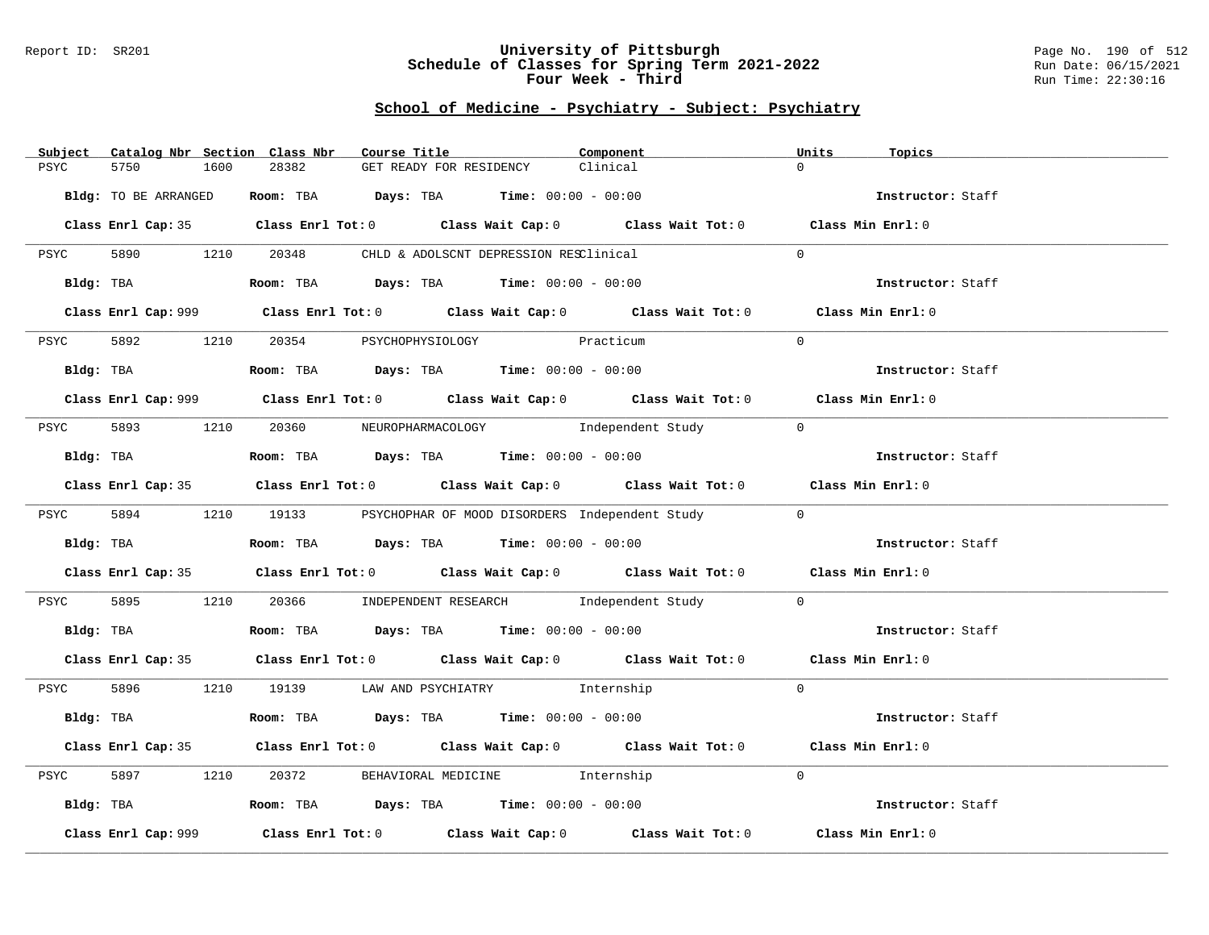Report ID: SR201

# University of Pittsburgh
## Schedule of Classes for Spring Term 2021-2022
### Four Week - Third

Run Date: 06/15/2021
Run Time: 22:30:16

## School of Medicine - Psychiatry - Subject: Psychiatry

| Subject | Catalog Nbr | Section | Class Nbr | Course Title | Component | Units | Topics |
|---|---|---|---|---|---|---|---|
| PSYC | 5750 | 1600 | 28382 | GET READY FOR RESIDENCY | Clinical | 0 | |

**Bldg:** TO BE ARRANGED **Room:** TBA **Days:** TBA **Time:** 00:00 - 00:00 **Instructor:** Staff

**Class Enrl Cap:** 35 **Class Enrl Tot:** 0 **Class Wait Cap:** 0 **Class Wait Tot:** 0 **Class Min Enrl:** 0

---

| Subject | Catalog Nbr | Section | Class Nbr | Course Title | Component | Units | Topics |
|---|---|---|---|---|---|---|---|
| PSYC | 5890 | 1210 | 20348 | CHLD & ADOLSCNT DEPRESSION RES | Clinical | 0 | |

**Bldg:** TBA **Room:** TBA **Days:** TBA **Time:** 00:00 - 00:00 **Instructor:** Staff

**Class Enrl Cap:** 999 **Class Enrl Tot:** 0 **Class Wait Cap:** 0 **Class Wait Tot:** 0 **Class Min Enrl:** 0

---

| Subject | Catalog Nbr | Section | Class Nbr | Course Title | Component | Units | Topics |
|---|---|---|---|---|---|---|---|
| PSYC | 5892 | 1210 | 20354 | PSYCHOPHYSIOLOGY | Practicum | 0 | |

**Bldg:** TBA **Room:** TBA **Days:** TBA **Time:** 00:00 - 00:00 **Instructor:** Staff

**Class Enrl Cap:** 999 **Class Enrl Tot:** 0 **Class Wait Cap:** 0 **Class Wait Tot:** 0 **Class Min Enrl:** 0

---

| Subject | Catalog Nbr | Section | Class Nbr | Course Title | Component | Units | Topics |
|---|---|---|---|---|---|---|---|
| PSYC | 5893 | 1210 | 20360 | NEUROPHARMACOLOGY | Independent Study | 0 | |

**Bldg:** TBA **Room:** TBA **Days:** TBA **Time:** 00:00 - 00:00 **Instructor:** Staff

**Class Enrl Cap:** 35 **Class Enrl Tot:** 0 **Class Wait Cap:** 0 **Class Wait Tot:** 0 **Class Min Enrl:** 0

---

| Subject | Catalog Nbr | Section | Class Nbr | Course Title | Component | Units | Topics |
|---|---|---|---|---|---|---|---|
| PSYC | 5894 | 1210 | 19133 | PSYCHOPHAR OF MOOD DISORDERS | Independent Study | 0 | |

**Bldg:** TBA **Room:** TBA **Days:** TBA **Time:** 00:00 - 00:00 **Instructor:** Staff

**Class Enrl Cap:** 35 **Class Enrl Tot:** 0 **Class Wait Cap:** 0 **Class Wait Tot:** 0 **Class Min Enrl:** 0

---

| Subject | Catalog Nbr | Section | Class Nbr | Course Title | Component | Units | Topics |
|---|---|---|---|---|---|---|---|
| PSYC | 5895 | 1210 | 20366 | INDEPENDENT RESEARCH | Independent Study | 0 | |

**Bldg:** TBA **Room:** TBA **Days:** TBA **Time:** 00:00 - 00:00 **Instructor:** Staff

**Class Enrl Cap:** 35 **Class Enrl Tot:** 0 **Class Wait Cap:** 0 **Class Wait Tot:** 0 **Class Min Enrl:** 0

---

| Subject | Catalog Nbr | Section | Class Nbr | Course Title | Component | Units | Topics |
|---|---|---|---|---|---|---|---|
| PSYC | 5896 | 1210 | 19139 | LAW AND PSYCHIATRY | Internship | 0 | |

**Bldg:** TBA **Room:** TBA **Days:** TBA **Time:** 00:00 - 00:00 **Instructor:** Staff

**Class Enrl Cap:** 35 **Class Enrl Tot:** 0 **Class Wait Cap:** 0 **Class Wait Tot:** 0 **Class Min Enrl:** 0

---

| Subject | Catalog Nbr | Section | Class Nbr | Course Title | Component | Units | Topics |
|---|---|---|---|---|---|---|---|
| PSYC | 5897 | 1210 | 20372 | BEHAVIORAL MEDICINE | Internship | 0 | |

**Bldg:** TBA **Room:** TBA **Days:** TBA **Time:** 00:00 - 00:00 **Instructor:** Staff

**Class Enrl Cap:** 999 **Class Enrl Tot:** 0 **Class Wait Cap:** 0 **Class Wait Tot:** 0 **Class Min Enrl:** 0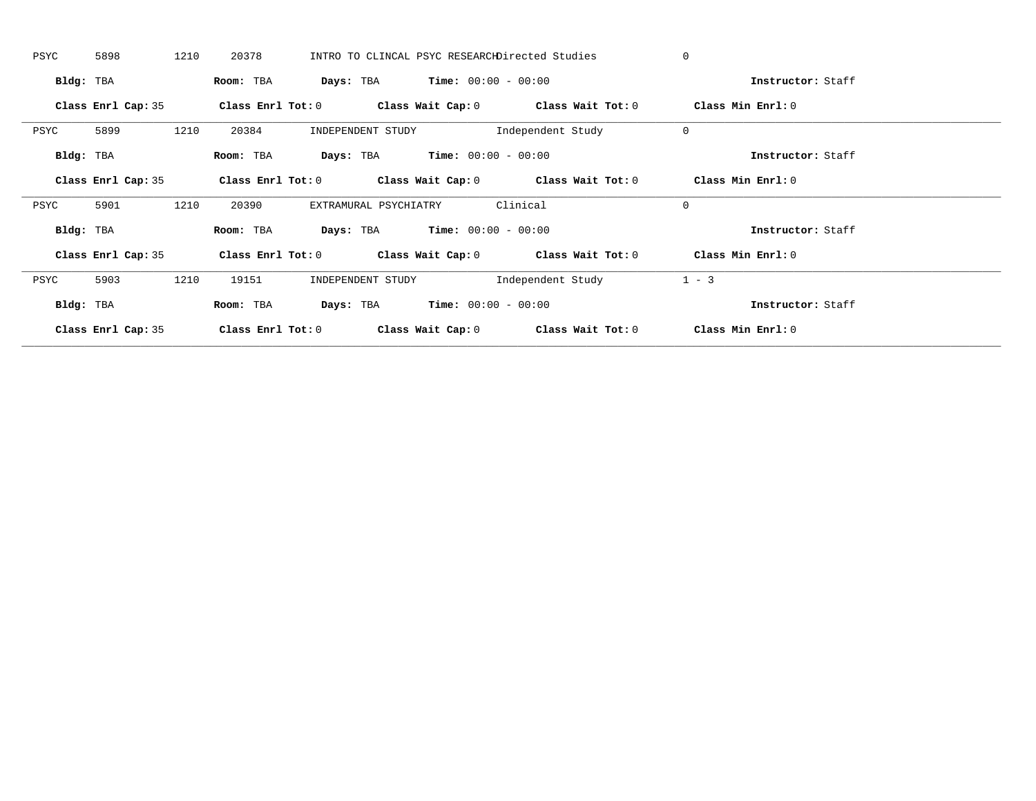PSYC 5898 1210 20378 INTRO TO CLINCAL PSYC RESEARCH Directed Studies 0

**Bldg:** TBA **Room:** TBA **Days:** TBA **Time:** 00:00 - 00:00 **Instructor:** Staff

**Class Enrl Cap:** 35 **Class Enrl Tot:** 0 **Class Wait Cap:** 0 **Class Wait Tot:** 0 **Class Min Enrl:** 0

---

PSYC 5899 1210 20384 INDEPENDENT STUDY Independent Study 0

**Bldg:** TBA **Room:** TBA **Days:** TBA **Time:** 00:00 - 00:00 **Instructor:** Staff

**Class Enrl Cap:** 35 **Class Enrl Tot:** 0 **Class Wait Cap:** 0 **Class Wait Tot:** 0 **Class Min Enrl:** 0

---

PSYC 5901 1210 20390 EXTRAMURAL PSYCHIATRY Clinical 0

**Bldg:** TBA **Room:** TBA **Days:** TBA **Time:** 00:00 - 00:00 **Instructor:** Staff

**Class Enrl Cap:** 35 **Class Enrl Tot:** 0 **Class Wait Cap:** 0 **Class Wait Tot:** 0 **Class Min Enrl:** 0

---

PSYC 5903 1210 19151 INDEPENDENT STUDY Independent Study 1 - 3

**Bldg:** TBA **Room:** TBA **Days:** TBA **Time:** 00:00 - 00:00 **Instructor:** Staff

**Class Enrl Cap:** 35 **Class Enrl Tot:** 0 **Class Wait Cap:** 0 **Class Wait Tot:** 0 **Class Min Enrl:** 0

---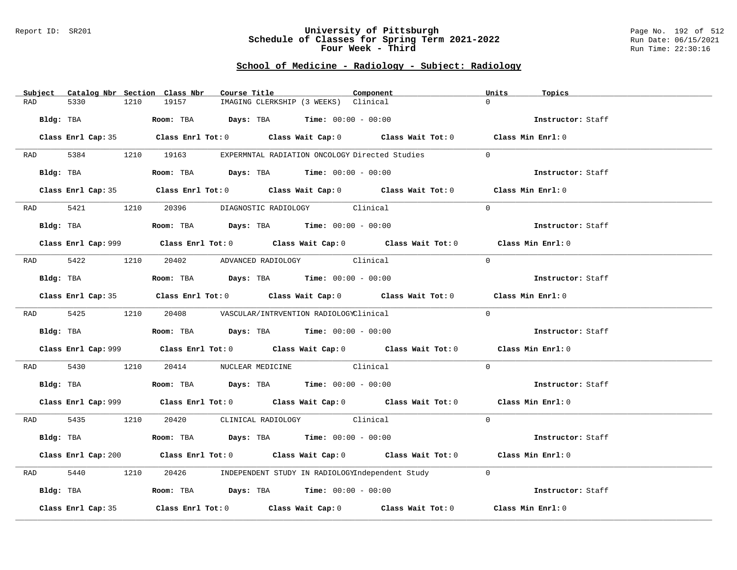Report ID: SR201

# University of Pittsburgh
## Schedule of Classes for Spring Term 2021-2022
### Four Week - Third

Run Date: 06/15/2021
Run Time: 22:30:16

## School of Medicine - Radiology - Subject: Radiology

| Subject | Catalog Nbr | Section | Class Nbr | Course Title | Component | Units | Topics |
|---|---|---|---|---|---|---|---|
| RAD | 5330 | 1210 | 19157 | IMAGING CLERKSHIP (3 WEEKS) | Clinical | 0 | |

**Bldg:** TBA **Room:** TBA **Days:** TBA **Time:** 00:00 - 00:00 **Instructor:** Staff

**Class Enrl Cap:** 35 **Class Enrl Tot:** 0 **Class Wait Cap:** 0 **Class Wait Tot:** 0 **Class Min Enrl:** 0

| Subject | Catalog Nbr | Section | Class Nbr | Course Title | Component | Units | Topics |
|---|---|---|---|---|---|---|---|
| RAD | 5384 | 1210 | 19163 | EXPERMNTAL RADIATION ONCOLOGY | Directed Studies | 0 | |

**Bldg:** TBA **Room:** TBA **Days:** TBA **Time:** 00:00 - 00:00 **Instructor:** Staff

**Class Enrl Cap:** 35 **Class Enrl Tot:** 0 **Class Wait Cap:** 0 **Class Wait Tot:** 0 **Class Min Enrl:** 0

| Subject | Catalog Nbr | Section | Class Nbr | Course Title | Component | Units | Topics |
|---|---|---|---|---|---|---|---|
| RAD | 5421 | 1210 | 20396 | DIAGNOSTIC RADIOLOGY | Clinical | 0 | |

**Bldg:** TBA **Room:** TBA **Days:** TBA **Time:** 00:00 - 00:00 **Instructor:** Staff

**Class Enrl Cap:** 999 **Class Enrl Tot:** 0 **Class Wait Cap:** 0 **Class Wait Tot:** 0 **Class Min Enrl:** 0

| Subject | Catalog Nbr | Section | Class Nbr | Course Title | Component | Units | Topics |
|---|---|---|---|---|---|---|---|
| RAD | 5422 | 1210 | 20402 | ADVANCED RADIOLOGY | Clinical | 0 | |

**Bldg:** TBA **Room:** TBA **Days:** TBA **Time:** 00:00 - 00:00 **Instructor:** Staff

**Class Enrl Cap:** 35 **Class Enrl Tot:** 0 **Class Wait Cap:** 0 **Class Wait Tot:** 0 **Class Min Enrl:** 0

| Subject | Catalog Nbr | Section | Class Nbr | Course Title | Component | Units | Topics |
|---|---|---|---|---|---|---|---|
| RAD | 5425 | 1210 | 20408 | VASCULAR/INTRVENTION RADIOLOGY | Clinical | 0 | |

**Bldg:** TBA **Room:** TBA **Days:** TBA **Time:** 00:00 - 00:00 **Instructor:** Staff

**Class Enrl Cap:** 999 **Class Enrl Tot:** 0 **Class Wait Cap:** 0 **Class Wait Tot:** 0 **Class Min Enrl:** 0

| Subject | Catalog Nbr | Section | Class Nbr | Course Title | Component | Units | Topics |
|---|---|---|---|---|---|---|---|
| RAD | 5430 | 1210 | 20414 | NUCLEAR MEDICINE | Clinical | 0 | |

**Bldg:** TBA **Room:** TBA **Days:** TBA **Time:** 00:00 - 00:00 **Instructor:** Staff

**Class Enrl Cap:** 999 **Class Enrl Tot:** 0 **Class Wait Cap:** 0 **Class Wait Tot:** 0 **Class Min Enrl:** 0

| Subject | Catalog Nbr | Section | Class Nbr | Course Title | Component | Units | Topics |
|---|---|---|---|---|---|---|---|
| RAD | 5435 | 1210 | 20420 | CLINICAL RADIOLOGY | Clinical | 0 | |

**Bldg:** TBA **Room:** TBA **Days:** TBA **Time:** 00:00 - 00:00 **Instructor:** Staff

**Class Enrl Cap:** 200 **Class Enrl Tot:** 0 **Class Wait Cap:** 0 **Class Wait Tot:** 0 **Class Min Enrl:** 0

| Subject | Catalog Nbr | Section | Class Nbr | Course Title | Component | Units | Topics |
|---|---|---|---|---|---|---|---|
| RAD | 5440 | 1210 | 20426 | INDEPENDENT STUDY IN RADIOLOGY | Independent Study | 0 | |

**Bldg:** TBA **Room:** TBA **Days:** TBA **Time:** 00:00 - 00:00 **Instructor:** Staff

**Class Enrl Cap:** 35 **Class Enrl Tot:** 0 **Class Wait Cap:** 0 **Class Wait Tot:** 0 **Class Min Enrl:** 0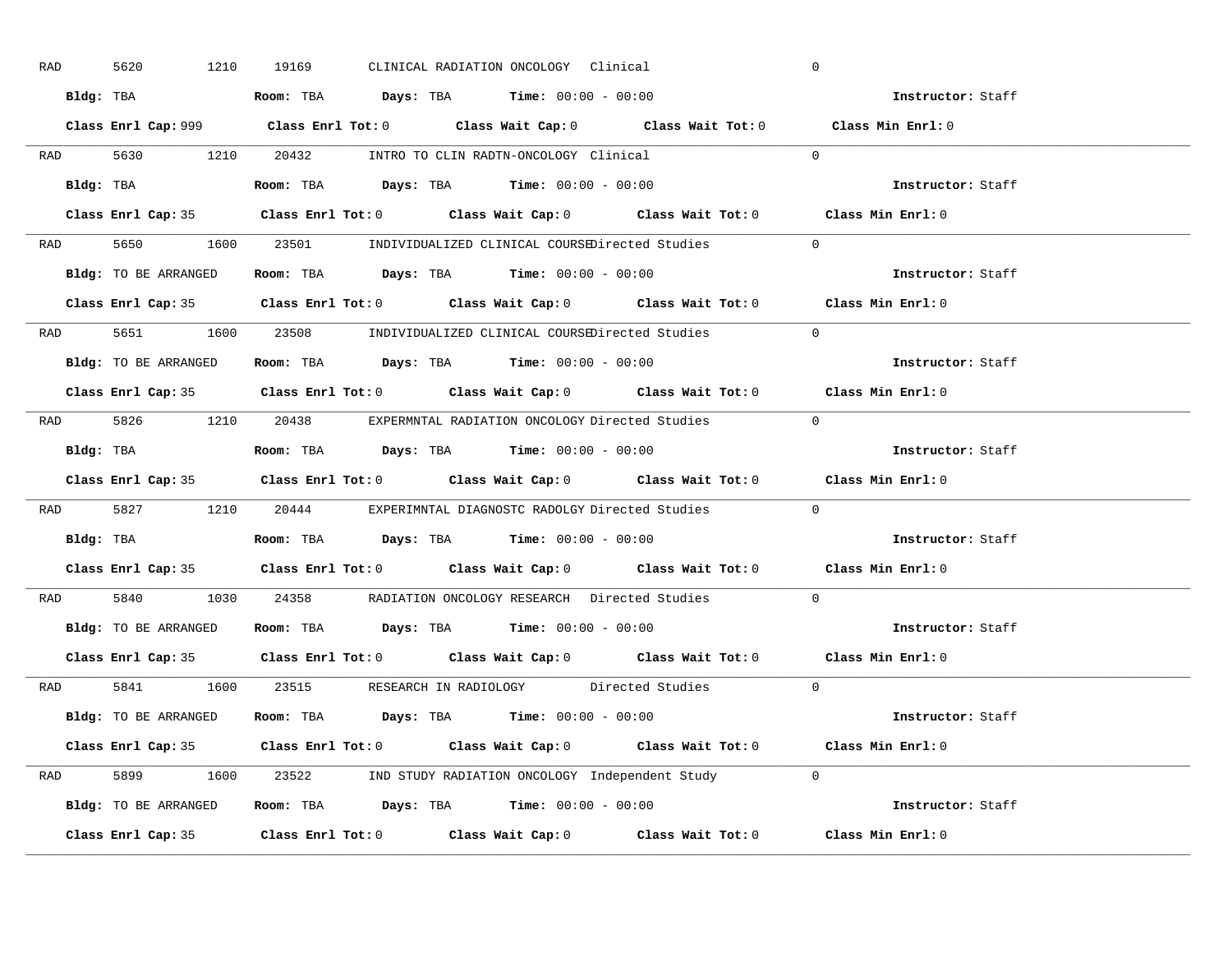RAD 5620 1210 19169 CLINICAL RADIATION ONCOLOGY Clinical 0

**Bldg:** TBA **Room:** TBA **Days:** TBA **Time:** 00:00 - 00:00 **Instructor:** Staff

**Class Enrl Cap:** 999 **Class Enrl Tot:** 0 **Class Wait Cap:** 0 **Class Wait Tot:** 0 **Class Min Enrl:** 0

---

RAD 5630 1210 20432 INTRO TO CLIN RADTN-ONCOLOGY Clinical 0

**Bldg:** TBA **Room:** TBA **Days:** TBA **Time:** 00:00 - 00:00 **Instructor:** Staff

**Class Enrl Cap:** 35 **Class Enrl Tot:** 0 **Class Wait Cap:** 0 **Class Wait Tot:** 0 **Class Min Enrl:** 0

---

RAD 5650 1600 23501 INDIVIDUALIZED CLINICAL COURSE Directed Studies 0

**Bldg:** TO BE ARRANGED **Room:** TBA **Days:** TBA **Time:** 00:00 - 00:00 **Instructor:** Staff

**Class Enrl Cap:** 35 **Class Enrl Tot:** 0 **Class Wait Cap:** 0 **Class Wait Tot:** 0 **Class Min Enrl:** 0

---

RAD 5651 1600 23508 INDIVIDUALIZED CLINICAL COURSE Directed Studies 0

**Bldg:** TO BE ARRANGED **Room:** TBA **Days:** TBA **Time:** 00:00 - 00:00 **Instructor:** Staff

**Class Enrl Cap:** 35 **Class Enrl Tot:** 0 **Class Wait Cap:** 0 **Class Wait Tot:** 0 **Class Min Enrl:** 0

---

RAD 5826 1210 20438 EXPERMNTAL RADIATION ONCOLOGY Directed Studies 0

**Bldg:** TBA **Room:** TBA **Days:** TBA **Time:** 00:00 - 00:00 **Instructor:** Staff

**Class Enrl Cap:** 35 **Class Enrl Tot:** 0 **Class Wait Cap:** 0 **Class Wait Tot:** 0 **Class Min Enrl:** 0

---

RAD 5827 1210 20444 EXPERIMNTAL DIAGNOSTC RADOLGY Directed Studies 0

**Bldg:** TBA **Room:** TBA **Days:** TBA **Time:** 00:00 - 00:00 **Instructor:** Staff

**Class Enrl Cap:** 35 **Class Enrl Tot:** 0 **Class Wait Cap:** 0 **Class Wait Tot:** 0 **Class Min Enrl:** 0

---

RAD 5840 1030 24358 RADIATION ONCOLOGY RESEARCH Directed Studies 0

**Bldg:** TO BE ARRANGED **Room:** TBA **Days:** TBA **Time:** 00:00 - 00:00 **Instructor:** Staff

**Class Enrl Cap:** 35 **Class Enrl Tot:** 0 **Class Wait Cap:** 0 **Class Wait Tot:** 0 **Class Min Enrl:** 0

---

RAD 5841 1600 23515 RESEARCH IN RADIOLOGY Directed Studies 0

**Bldg:** TO BE ARRANGED **Room:** TBA **Days:** TBA **Time:** 00:00 - 00:00 **Instructor:** Staff

**Class Enrl Cap:** 35 **Class Enrl Tot:** 0 **Class Wait Cap:** 0 **Class Wait Tot:** 0 **Class Min Enrl:** 0

---

RAD 5899 1600 23522 IND STUDY RADIATION ONCOLOGY Independent Study 0

**Bldg:** TO BE ARRANGED **Room:** TBA **Days:** TBA **Time:** 00:00 - 00:00 **Instructor:** Staff

**Class Enrl Cap:** 35 **Class Enrl Tot:** 0 **Class Wait Cap:** 0 **Class Wait Tot:** 0 **Class Min Enrl:** 0

---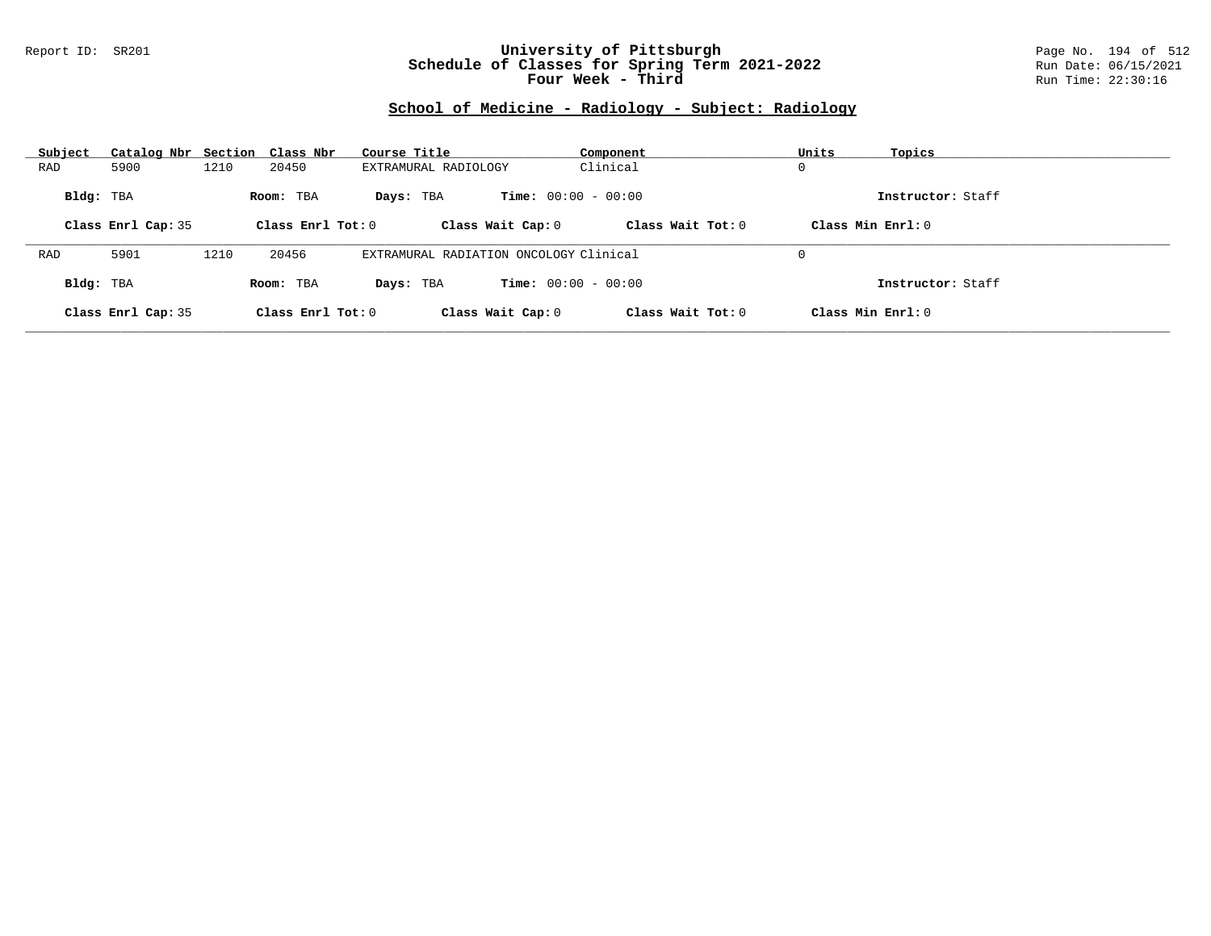Report ID: SR201

# University of Pittsburgh
## Schedule of Classes for Spring Term 2021-2022
### Four Week - Third

Run Date: 06/15/2021
Run Time: 22:30:16

## School of Medicine - Radiology - Subject: Radiology

| Subject | Catalog Nbr | Section | Class Nbr | Course Title | Component | Units | Topics |
|---|---|---|---|---|---|---|---|
| RAD | 5900 | 1210 | 20450 | EXTRAMURAL RADIOLOGY | Clinical | 0 | |

**Bldg:** TBA **Room:** TBA **Days:** TBA **Time:** 00:00 - 00:00 **Instructor:** Staff

**Class Enrl Cap:** 35 **Class Enrl Tot:** 0 **Class Wait Cap:** 0 **Class Wait Tot:** 0 **Class Min Enrl:** 0

---

| Subject | Catalog Nbr | Section | Class Nbr | Course Title | Component | Units | Topics |
|---|---|---|---|---|---|---|---|
| RAD | 5901 | 1210 | 20456 | EXTRAMURAL RADIATION ONCOLOGY | Clinical | 0 | |

**Bldg:** TBA **Room:** TBA **Days:** TBA **Time:** 00:00 - 00:00 **Instructor:** Staff

**Class Enrl Cap:** 35 **Class Enrl Tot:** 0 **Class Wait Cap:** 0 **Class Wait Tot:** 0 **Class Min Enrl:** 0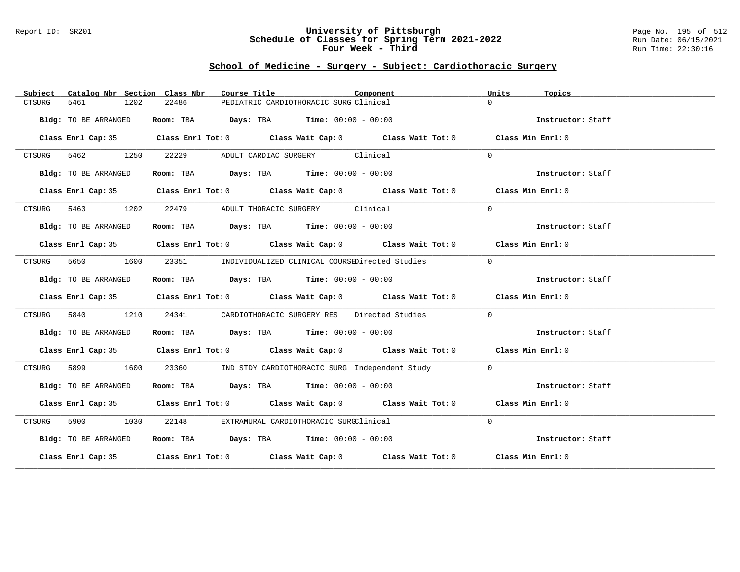Report ID: SR201

# University of Pittsburgh
## Schedule of Classes for Spring Term 2021-2022
### Four Week - Third

Run Date: 06/15/2021
Run Time: 22:30:16

## School of Medicine - Surgery - Subject: Cardiothoracic Surgery

| Subject | Catalog Nbr | Section | Class Nbr | Course Title | Component | Units | Topics |
|---|---|---|---|---|---|---|---|
| CTSURG | 5461 | 1202 | 22486 | PEDIATRIC CARDIOTHORACIC SURG | Clinical | 0 | |

**Bldg:** TO BE ARRANGED **Room:** TBA **Days:** TBA **Time:** 00:00 - 00:00 **Instructor:** Staff

**Class Enrl Cap:** 35 **Class Enrl Tot:** 0 **Class Wait Cap:** 0 **Class Wait Tot:** 0 **Class Min Enrl:** 0

| Subject | Catalog Nbr | Section | Class Nbr | Course Title | Component | Units | Topics |
|---|---|---|---|---|---|---|---|
| CTSURG | 5462 | 1250 | 22229 | ADULT CARDIAC SURGERY | Clinical | 0 | |

**Bldg:** TO BE ARRANGED **Room:** TBA **Days:** TBA **Time:** 00:00 - 00:00 **Instructor:** Staff

**Class Enrl Cap:** 35 **Class Enrl Tot:** 0 **Class Wait Cap:** 0 **Class Wait Tot:** 0 **Class Min Enrl:** 0

| Subject | Catalog Nbr | Section | Class Nbr | Course Title | Component | Units | Topics |
|---|---|---|---|---|---|---|---|
| CTSURG | 5463 | 1202 | 22479 | ADULT THORACIC SURGERY | Clinical | 0 | |

**Bldg:** TO BE ARRANGED **Room:** TBA **Days:** TBA **Time:** 00:00 - 00:00 **Instructor:** Staff

**Class Enrl Cap:** 35 **Class Enrl Tot:** 0 **Class Wait Cap:** 0 **Class Wait Tot:** 0 **Class Min Enrl:** 0

| Subject | Catalog Nbr | Section | Class Nbr | Course Title | Component | Units | Topics |
|---|---|---|---|---|---|---|---|
| CTSURG | 5650 | 1600 | 23351 | INDIVIDUALIZED CLINICAL COURSE | Directed Studies | 0 | |

**Bldg:** TO BE ARRANGED **Room:** TBA **Days:** TBA **Time:** 00:00 - 00:00 **Instructor:** Staff

**Class Enrl Cap:** 35 **Class Enrl Tot:** 0 **Class Wait Cap:** 0 **Class Wait Tot:** 0 **Class Min Enrl:** 0

| Subject | Catalog Nbr | Section | Class Nbr | Course Title | Component | Units | Topics |
|---|---|---|---|---|---|---|---|
| CTSURG | 5840 | 1210 | 24341 | CARDIOTHORACIC SURGERY RES | Directed Studies | 0 | |

**Bldg:** TO BE ARRANGED **Room:** TBA **Days:** TBA **Time:** 00:00 - 00:00 **Instructor:** Staff

**Class Enrl Cap:** 35 **Class Enrl Tot:** 0 **Class Wait Cap:** 0 **Class Wait Tot:** 0 **Class Min Enrl:** 0

| Subject | Catalog Nbr | Section | Class Nbr | Course Title | Component | Units | Topics |
|---|---|---|---|---|---|---|---|
| CTSURG | 5899 | 1600 | 23360 | IND STDY CARDIOTHORACIC SURG | Independent Study | 0 | |

**Bldg:** TO BE ARRANGED **Room:** TBA **Days:** TBA **Time:** 00:00 - 00:00 **Instructor:** Staff

**Class Enrl Cap:** 35 **Class Enrl Tot:** 0 **Class Wait Cap:** 0 **Class Wait Tot:** 0 **Class Min Enrl:** 0

| Subject | Catalog Nbr | Section | Class Nbr | Course Title | Component | Units | Topics |
|---|---|---|---|---|---|---|---|
| CTSURG | 5900 | 1030 | 22148 | EXTRAMURAL CARDIOTHORACIC SURG | Clinical | 0 | |

**Bldg:** TO BE ARRANGED **Room:** TBA **Days:** TBA **Time:** 00:00 - 00:00 **Instructor:** Staff

**Class Enrl Cap:** 35 **Class Enrl Tot:** 0 **Class Wait Cap:** 0 **Class Wait Tot:** 0 **Class Min Enrl:** 0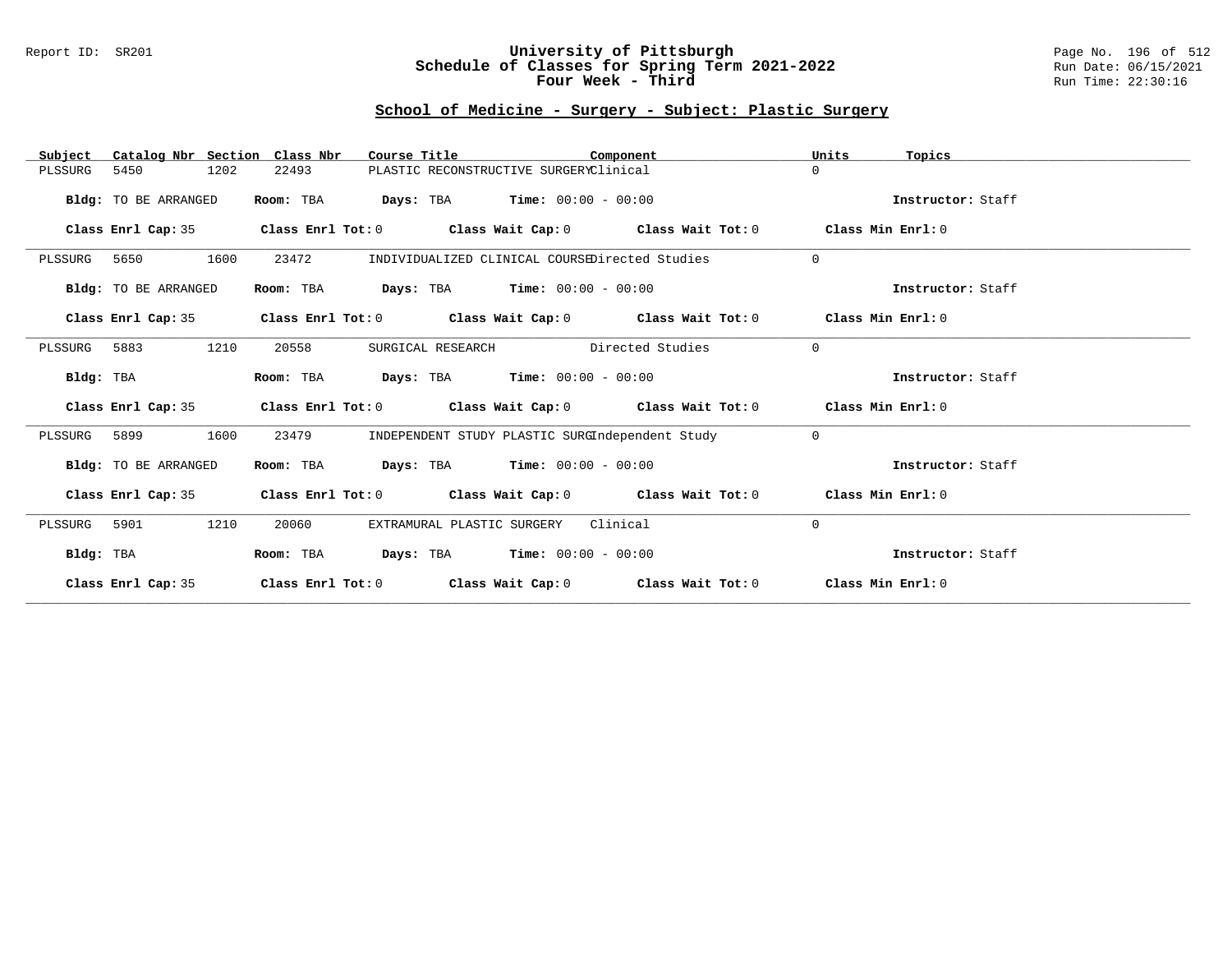# University of Pittsburgh
## Schedule of Classes for Spring Term 2021-2022
## Four Week - Third

Report ID: SR201 | Run Date: 06/15/2021 | Run Time: 22:30:16

### School of Medicine - Surgery - Subject: Plastic Surgery

| Subject | Catalog Nbr | Section | Class Nbr | Course Title | Component | Units | Topics |
|---|---|---|---|---|---|---|---|
| PLSSURG | 5450 | 1202 | 22493 | PLASTIC RECONSTRUCTIVE SURGERY | Clinical | 0 | |

**Bldg:** TO BE ARRANGED **Room:** TBA **Days:** TBA **Time:** 00:00 - 00:00 **Instructor:** Staff

**Class Enrl Cap:** 35 **Class Enrl Tot:** 0 **Class Wait Cap:** 0 **Class Wait Tot:** 0 **Class Min Enrl:** 0

---

| Subject | Catalog Nbr | Section | Class Nbr | Course Title | Component | Units | Topics |
|---|---|---|---|---|---|---|---|
| PLSSURG | 5650 | 1600 | 23472 | INDIVIDUALIZED CLINICAL COURSE | Directed Studies | 0 | |

**Bldg:** TO BE ARRANGED **Room:** TBA **Days:** TBA **Time:** 00:00 - 00:00 **Instructor:** Staff

**Class Enrl Cap:** 35 **Class Enrl Tot:** 0 **Class Wait Cap:** 0 **Class Wait Tot:** 0 **Class Min Enrl:** 0

---

| Subject | Catalog Nbr | Section | Class Nbr | Course Title | Component | Units | Topics |
|---|---|---|---|---|---|---|---|
| PLSSURG | 5883 | 1210 | 20558 | SURGICAL RESEARCH | Directed Studies | 0 | |

**Bldg:** TBA **Room:** TBA **Days:** TBA **Time:** 00:00 - 00:00 **Instructor:** Staff

**Class Enrl Cap:** 35 **Class Enrl Tot:** 0 **Class Wait Cap:** 0 **Class Wait Tot:** 0 **Class Min Enrl:** 0

---

| Subject | Catalog Nbr | Section | Class Nbr | Course Title | Component | Units | Topics |
|---|---|---|---|---|---|---|---|
| PLSSURG | 5899 | 1600 | 23479 | INDEPENDENT STUDY PLASTIC SURG | Independent Study | 0 | |

**Bldg:** TO BE ARRANGED **Room:** TBA **Days:** TBA **Time:** 00:00 - 00:00 **Instructor:** Staff

**Class Enrl Cap:** 35 **Class Enrl Tot:** 0 **Class Wait Cap:** 0 **Class Wait Tot:** 0 **Class Min Enrl:** 0

---

| Subject | Catalog Nbr | Section | Class Nbr | Course Title | Component | Units | Topics |
|---|---|---|---|---|---|---|---|
| PLSSURG | 5901 | 1210 | 20060 | EXTRAMURAL PLASTIC SURGERY | Clinical | 0 | |

**Bldg:** TBA **Room:** TBA **Days:** TBA **Time:** 00:00 - 00:00 **Instructor:** Staff

**Class Enrl Cap:** 35 **Class Enrl Tot:** 0 **Class Wait Cap:** 0 **Class Wait Tot:** 0 **Class Min Enrl:** 0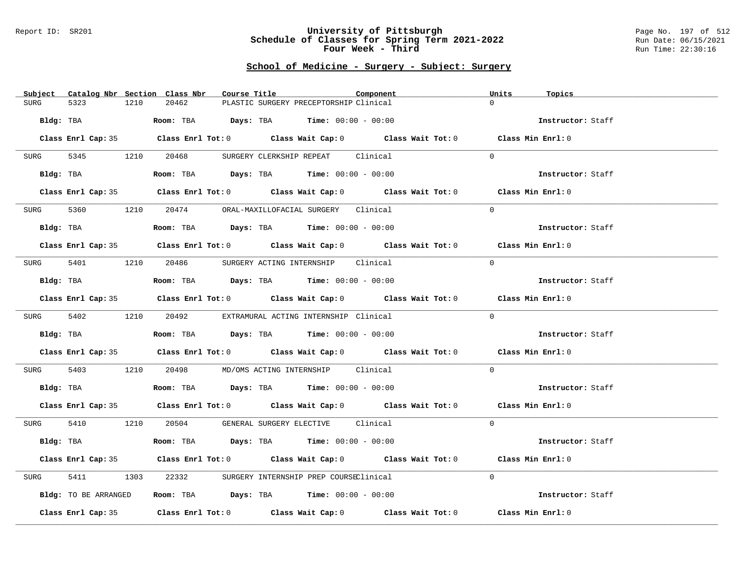## School of Medicine - Surgery - Subject: Surgery

| Subject | Catalog Nbr | Section | Class Nbr | Course Title | Component | Units | Topics |
|---|---|---|---|---|---|---|---|
| SURG | 5323 | 1210 | 20462 | PLASTIC SURGERY PRECEPTORSHIP | Clinical | 0 | |

Bldg: TBA  Room: TBA  Days: TBA  Time: 00:00 - 00:00  Instructor: Staff

Class Enrl Cap: 35  Class Enrl Tot: 0  Class Wait Cap: 0  Class Wait Tot: 0  Class Min Enrl: 0

| Subject | Catalog Nbr | Section | Class Nbr | Course Title | Component | Units | Topics |
|---|---|---|---|---|---|---|---|
| SURG | 5345 | 1210 | 20468 | SURGERY CLERKSHIP REPEAT | Clinical | 0 | |

Bldg: TBA  Room: TBA  Days: TBA  Time: 00:00 - 00:00  Instructor: Staff

Class Enrl Cap: 35  Class Enrl Tot: 0  Class Wait Cap: 0  Class Wait Tot: 0  Class Min Enrl: 0

| Subject | Catalog Nbr | Section | Class Nbr | Course Title | Component | Units | Topics |
|---|---|---|---|---|---|---|---|
| SURG | 5360 | 1210 | 20474 | ORAL-MAXILLOFACIAL SURGERY | Clinical | 0 | |

Bldg: TBA  Room: TBA  Days: TBA  Time: 00:00 - 00:00  Instructor: Staff

Class Enrl Cap: 35  Class Enrl Tot: 0  Class Wait Cap: 0  Class Wait Tot: 0  Class Min Enrl: 0

| Subject | Catalog Nbr | Section | Class Nbr | Course Title | Component | Units | Topics |
|---|---|---|---|---|---|---|---|
| SURG | 5401 | 1210 | 20486 | SURGERY ACTING INTERNSHIP | Clinical | 0 | |

Bldg: TBA  Room: TBA  Days: TBA  Time: 00:00 - 00:00  Instructor: Staff

Class Enrl Cap: 35  Class Enrl Tot: 0  Class Wait Cap: 0  Class Wait Tot: 0  Class Min Enrl: 0

| Subject | Catalog Nbr | Section | Class Nbr | Course Title | Component | Units | Topics |
|---|---|---|---|---|---|---|---|
| SURG | 5402 | 1210 | 20492 | EXTRAMURAL ACTING INTERNSHIP | Clinical | 0 | |

Bldg: TBA  Room: TBA  Days: TBA  Time: 00:00 - 00:00  Instructor: Staff

Class Enrl Cap: 35  Class Enrl Tot: 0  Class Wait Cap: 0  Class Wait Tot: 0  Class Min Enrl: 0

| Subject | Catalog Nbr | Section | Class Nbr | Course Title | Component | Units | Topics |
|---|---|---|---|---|---|---|---|
| SURG | 5403 | 1210 | 20498 | MD/OMS ACTING INTERNSHIP | Clinical | 0 | |

Bldg: TBA  Room: TBA  Days: TBA  Time: 00:00 - 00:00  Instructor: Staff

Class Enrl Cap: 35  Class Enrl Tot: 0  Class Wait Cap: 0  Class Wait Tot: 0  Class Min Enrl: 0

| Subject | Catalog Nbr | Section | Class Nbr | Course Title | Component | Units | Topics |
|---|---|---|---|---|---|---|---|
| SURG | 5410 | 1210 | 20504 | GENERAL SURGERY ELECTIVE | Clinical | 0 | |

Bldg: TBA  Room: TBA  Days: TBA  Time: 00:00 - 00:00  Instructor: Staff

Class Enrl Cap: 35  Class Enrl Tot: 0  Class Wait Cap: 0  Class Wait Tot: 0  Class Min Enrl: 0

| Subject | Catalog Nbr | Section | Class Nbr | Course Title | Component | Units | Topics |
|---|---|---|---|---|---|---|---|
| SURG | 5411 | 1303 | 22332 | SURGERY INTERNSHIP PREP COURSE | Clinical | 0 | |

Bldg: TO BE ARRANGED  Room: TBA  Days: TBA  Time: 00:00 - 00:00  Instructor: Staff

Class Enrl Cap: 35  Class Enrl Tot: 0  Class Wait Cap: 0  Class Wait Tot: 0  Class Min Enrl: 0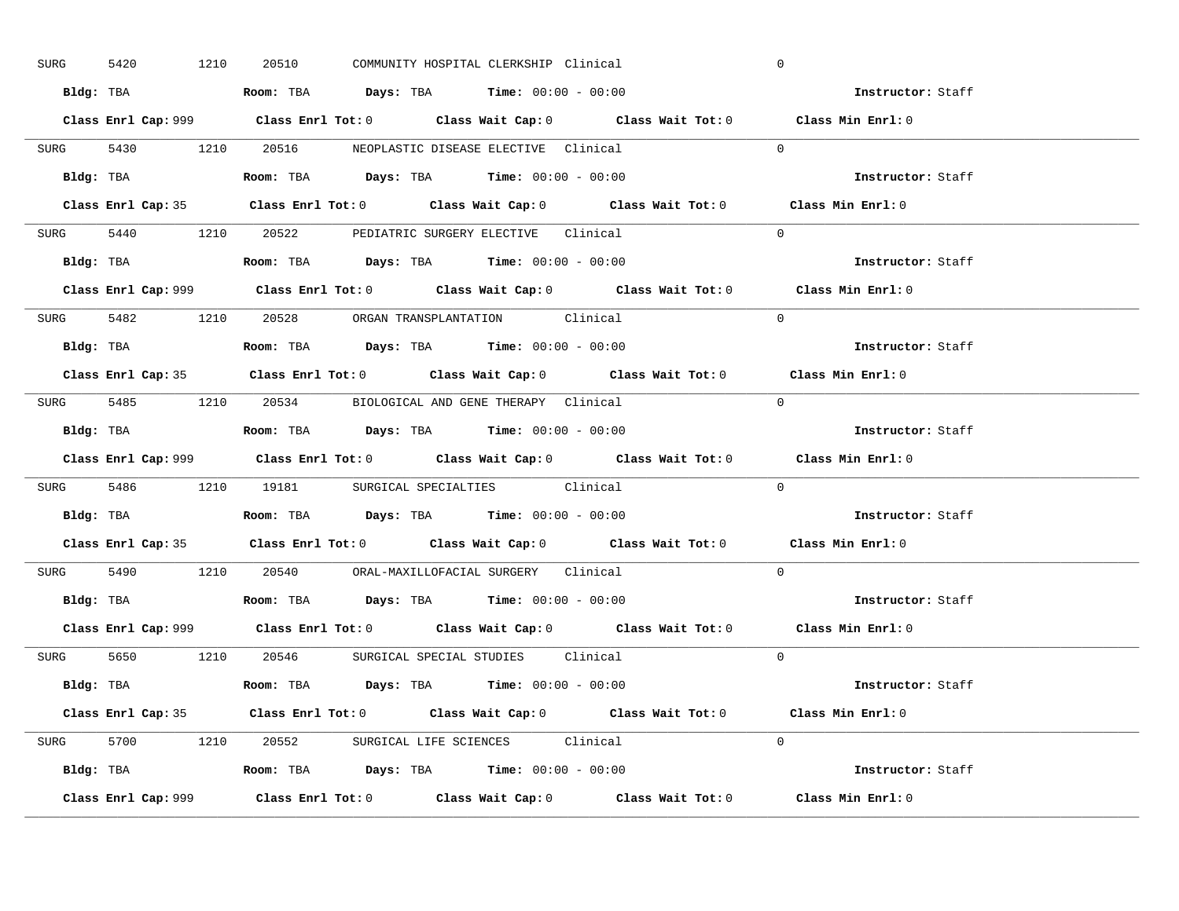SURG 5420 1210 20510 COMMUNITY HOSPITAL CLERKSHIP Clinical 0

**Bldg:** TBA **Room:** TBA **Days:** TBA **Time:** 00:00 - 00:00 **Instructor:** Staff

**Class Enrl Cap:** 999 **Class Enrl Tot:** 0 **Class Wait Cap:** 0 **Class Wait Tot:** 0 **Class Min Enrl:** 0

---

SURG 5430 1210 20516 NEOPLASTIC DISEASE ELECTIVE Clinical 0

**Bldg:** TBA **Room:** TBA **Days:** TBA **Time:** 00:00 - 00:00 **Instructor:** Staff

**Class Enrl Cap:** 35 **Class Enrl Tot:** 0 **Class Wait Cap:** 0 **Class Wait Tot:** 0 **Class Min Enrl:** 0

---

SURG 5440 1210 20522 PEDIATRIC SURGERY ELECTIVE Clinical 0

**Bldg:** TBA **Room:** TBA **Days:** TBA **Time:** 00:00 - 00:00 **Instructor:** Staff

**Class Enrl Cap:** 999 **Class Enrl Tot:** 0 **Class Wait Cap:** 0 **Class Wait Tot:** 0 **Class Min Enrl:** 0

---

SURG 5482 1210 20528 ORGAN TRANSPLANTATION Clinical 0

**Bldg:** TBA **Room:** TBA **Days:** TBA **Time:** 00:00 - 00:00 **Instructor:** Staff

**Class Enrl Cap:** 35 **Class Enrl Tot:** 0 **Class Wait Cap:** 0 **Class Wait Tot:** 0 **Class Min Enrl:** 0

---

SURG 5485 1210 20534 BIOLOGICAL AND GENE THERAPY Clinical 0

**Bldg:** TBA **Room:** TBA **Days:** TBA **Time:** 00:00 - 00:00 **Instructor:** Staff

**Class Enrl Cap:** 999 **Class Enrl Tot:** 0 **Class Wait Cap:** 0 **Class Wait Tot:** 0 **Class Min Enrl:** 0

---

SURG 5486 1210 19181 SURGICAL SPECIALTIES Clinical 0

**Bldg:** TBA **Room:** TBA **Days:** TBA **Time:** 00:00 - 00:00 **Instructor:** Staff

**Class Enrl Cap:** 35 **Class Enrl Tot:** 0 **Class Wait Cap:** 0 **Class Wait Tot:** 0 **Class Min Enrl:** 0

---

SURG 5490 1210 20540 ORAL-MAXILLOFACIAL SURGERY Clinical 0

**Bldg:** TBA **Room:** TBA **Days:** TBA **Time:** 00:00 - 00:00 **Instructor:** Staff

**Class Enrl Cap:** 999 **Class Enrl Tot:** 0 **Class Wait Cap:** 0 **Class Wait Tot:** 0 **Class Min Enrl:** 0

---

SURG 5650 1210 20546 SURGICAL SPECIAL STUDIES Clinical 0

**Bldg:** TBA **Room:** TBA **Days:** TBA **Time:** 00:00 - 00:00 **Instructor:** Staff

**Class Enrl Cap:** 35 **Class Enrl Tot:** 0 **Class Wait Cap:** 0 **Class Wait Tot:** 0 **Class Min Enrl:** 0

---

SURG 5700 1210 20552 SURGICAL LIFE SCIENCES Clinical 0

**Bldg:** TBA **Room:** TBA **Days:** TBA **Time:** 00:00 - 00:00 **Instructor:** Staff

**Class Enrl Cap:** 999 **Class Enrl Tot:** 0 **Class Wait Cap:** 0 **Class Wait Tot:** 0 **Class Min Enrl:** 0

---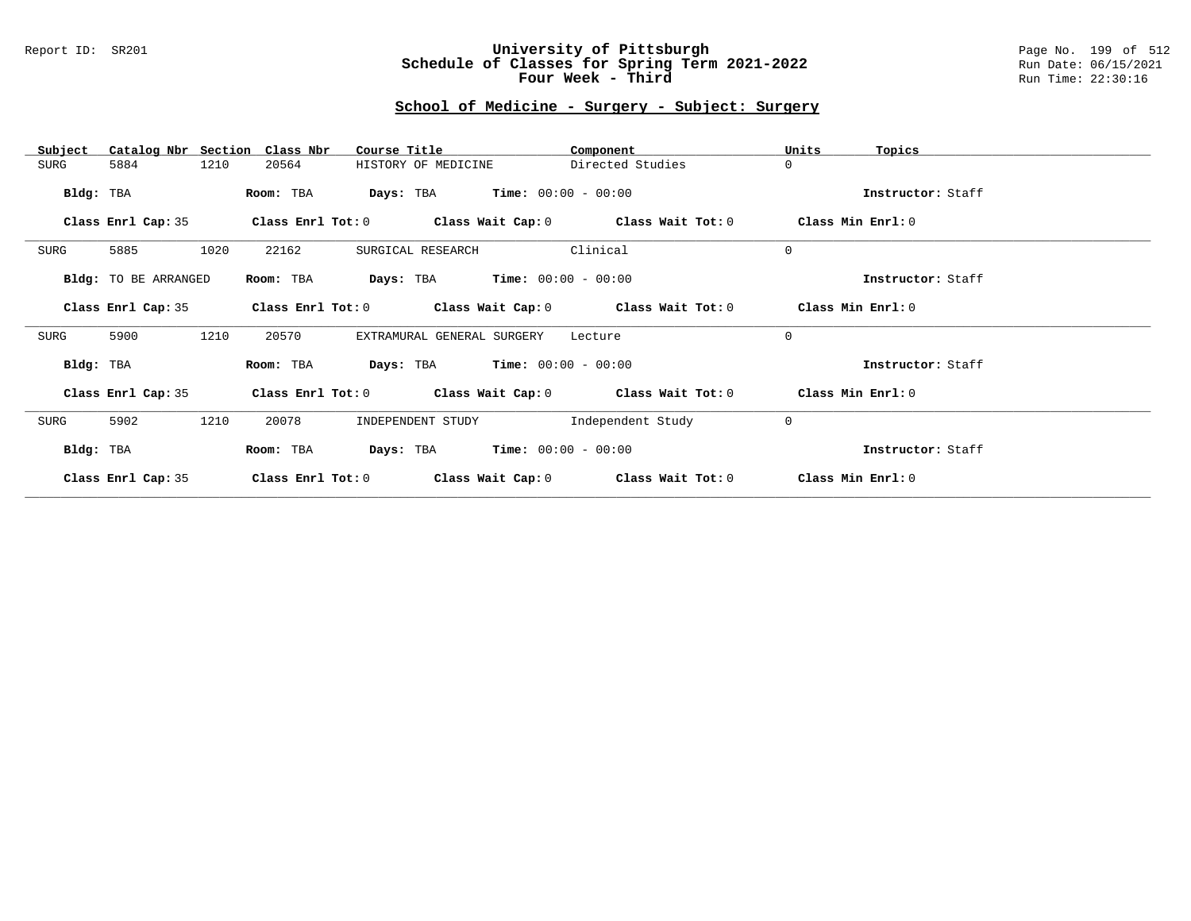Report ID: SR201

# University of Pittsburgh
## Schedule of Classes for Spring Term 2021-2022
## Four Week - Third

Run Date: 06/15/2021
Run Time: 22:30:16

## School of Medicine - Surgery - Subject: Surgery

| Subject | Catalog Nbr | Section | Class Nbr | Course Title | Component | Units | Topics |
|---|---|---|---|---|---|---|---|
| SURG | 5884 | 1210 | 20564 | HISTORY OF MEDICINE | Directed Studies | 0 | |

**Bldg:** TBA **Room:** TBA **Days:** TBA **Time:** 00:00 - 00:00 **Instructor:** Staff

**Class Enrl Cap:** 35 **Class Enrl Tot:** 0 **Class Wait Cap:** 0 **Class Wait Tot:** 0 **Class Min Enrl:** 0

---

| Subject | Catalog Nbr | Section | Class Nbr | Course Title | Component | Units | Topics |
|---|---|---|---|---|---|---|---|
| SURG | 5885 | 1020 | 22162 | SURGICAL RESEARCH | Clinical | 0 | |

**Bldg:** TO BE ARRANGED **Room:** TBA **Days:** TBA **Time:** 00:00 - 00:00 **Instructor:** Staff

**Class Enrl Cap:** 35 **Class Enrl Tot:** 0 **Class Wait Cap:** 0 **Class Wait Tot:** 0 **Class Min Enrl:** 0

---

| Subject | Catalog Nbr | Section | Class Nbr | Course Title | Component | Units | Topics |
|---|---|---|---|---|---|---|---|
| SURG | 5900 | 1210 | 20570 | EXTRAMURAL GENERAL SURGERY | Lecture | 0 | |

**Bldg:** TBA **Room:** TBA **Days:** TBA **Time:** 00:00 - 00:00 **Instructor:** Staff

**Class Enrl Cap:** 35 **Class Enrl Tot:** 0 **Class Wait Cap:** 0 **Class Wait Tot:** 0 **Class Min Enrl:** 0

---

| Subject | Catalog Nbr | Section | Class Nbr | Course Title | Component | Units | Topics |
|---|---|---|---|---|---|---|---|
| SURG | 5902 | 1210 | 20078 | INDEPENDENT STUDY | Independent Study | 0 | |

**Bldg:** TBA **Room:** TBA **Days:** TBA **Time:** 00:00 - 00:00 **Instructor:** Staff

**Class Enrl Cap:** 35 **Class Enrl Tot:** 0 **Class Wait Cap:** 0 **Class Wait Tot:** 0 **Class Min Enrl:** 0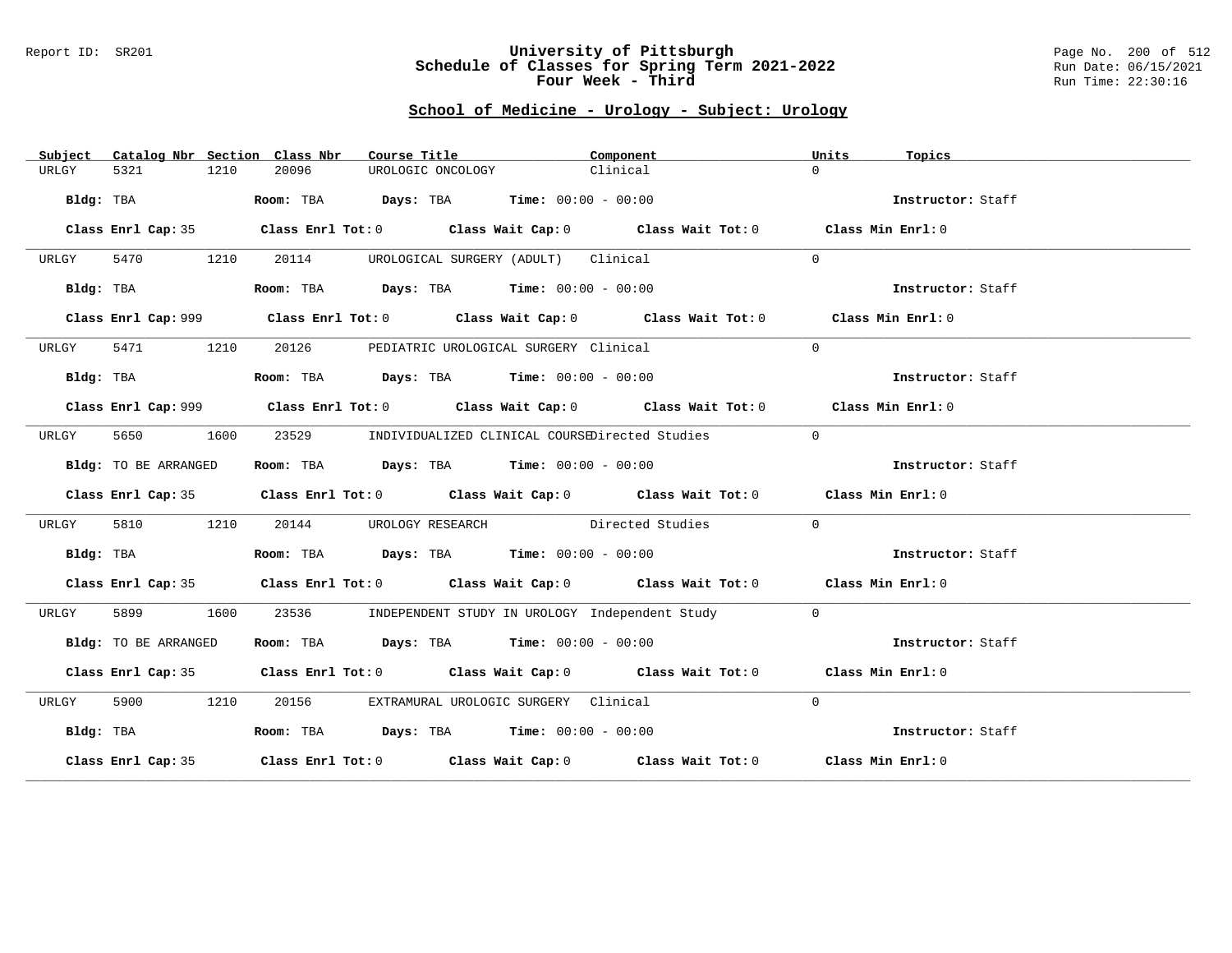Report ID: SR201

# University of Pittsburgh
## Schedule of Classes for Spring Term 2021-2022
### Four Week - Third

Run Date: 06/15/2021
Run Time: 22:30:16

## School of Medicine - Urology - Subject: Urology

| Subject | Catalog Nbr | Section | Class Nbr | Course Title | Component | Units | Topics |
|---|---|---|---|---|---|---|---|
| URLGY | 5321 | 1210 | 20096 | UROLOGIC ONCOLOGY | Clinical | 0 | |

**Bldg:** TBA **Room:** TBA **Days:** TBA **Time:** 00:00 - 00:00 **Instructor:** Staff

**Class Enrl Cap:** 35 **Class Enrl Tot:** 0 **Class Wait Cap:** 0 **Class Wait Tot:** 0 **Class Min Enrl:** 0

---

| Subject | Catalog Nbr | Section | Class Nbr | Course Title | Component | Units | Topics |
|---|---|---|---|---|---|---|---|
| URLGY | 5470 | 1210 | 20114 | UROLOGICAL SURGERY (ADULT) | Clinical | 0 | |

**Bldg:** TBA **Room:** TBA **Days:** TBA **Time:** 00:00 - 00:00 **Instructor:** Staff

**Class Enrl Cap:** 999 **Class Enrl Tot:** 0 **Class Wait Cap:** 0 **Class Wait Tot:** 0 **Class Min Enrl:** 0

---

| Subject | Catalog Nbr | Section | Class Nbr | Course Title | Component | Units | Topics |
|---|---|---|---|---|---|---|---|
| URLGY | 5471 | 1210 | 20126 | PEDIATRIC UROLOGICAL SURGERY | Clinical | 0 | |

**Bldg:** TBA **Room:** TBA **Days:** TBA **Time:** 00:00 - 00:00 **Instructor:** Staff

**Class Enrl Cap:** 999 **Class Enrl Tot:** 0 **Class Wait Cap:** 0 **Class Wait Tot:** 0 **Class Min Enrl:** 0

---

| Subject | Catalog Nbr | Section | Class Nbr | Course Title | Component | Units | Topics |
|---|---|---|---|---|---|---|---|
| URLGY | 5650 | 1600 | 23529 | INDIVIDUALIZED CLINICAL COURSE | Directed Studies | 0 | |

**Bldg:** TO BE ARRANGED **Room:** TBA **Days:** TBA **Time:** 00:00 - 00:00 **Instructor:** Staff

**Class Enrl Cap:** 35 **Class Enrl Tot:** 0 **Class Wait Cap:** 0 **Class Wait Tot:** 0 **Class Min Enrl:** 0

---

| Subject | Catalog Nbr | Section | Class Nbr | Course Title | Component | Units | Topics |
|---|---|---|---|---|---|---|---|
| URLGY | 5810 | 1210 | 20144 | UROLOGY RESEARCH | Directed Studies | 0 | |

**Bldg:** TBA **Room:** TBA **Days:** TBA **Time:** 00:00 - 00:00 **Instructor:** Staff

**Class Enrl Cap:** 35 **Class Enrl Tot:** 0 **Class Wait Cap:** 0 **Class Wait Tot:** 0 **Class Min Enrl:** 0

---

| Subject | Catalog Nbr | Section | Class Nbr | Course Title | Component | Units | Topics |
|---|---|---|---|---|---|---|---|
| URLGY | 5899 | 1600 | 23536 | INDEPENDENT STUDY IN UROLOGY | Independent Study | 0 | |

**Bldg:** TO BE ARRANGED **Room:** TBA **Days:** TBA **Time:** 00:00 - 00:00 **Instructor:** Staff

**Class Enrl Cap:** 35 **Class Enrl Tot:** 0 **Class Wait Cap:** 0 **Class Wait Tot:** 0 **Class Min Enrl:** 0

---

| Subject | Catalog Nbr | Section | Class Nbr | Course Title | Component | Units | Topics |
|---|---|---|---|---|---|---|---|
| URLGY | 5900 | 1210 | 20156 | EXTRAMURAL UROLOGIC SURGERY | Clinical | 0 | |

**Bldg:** TBA **Room:** TBA **Days:** TBA **Time:** 00:00 - 00:00 **Instructor:** Staff

**Class Enrl Cap:** 35 **Class Enrl Tot:** 0 **Class Wait Cap:** 0 **Class Wait Tot:** 0 **Class Min Enrl:** 0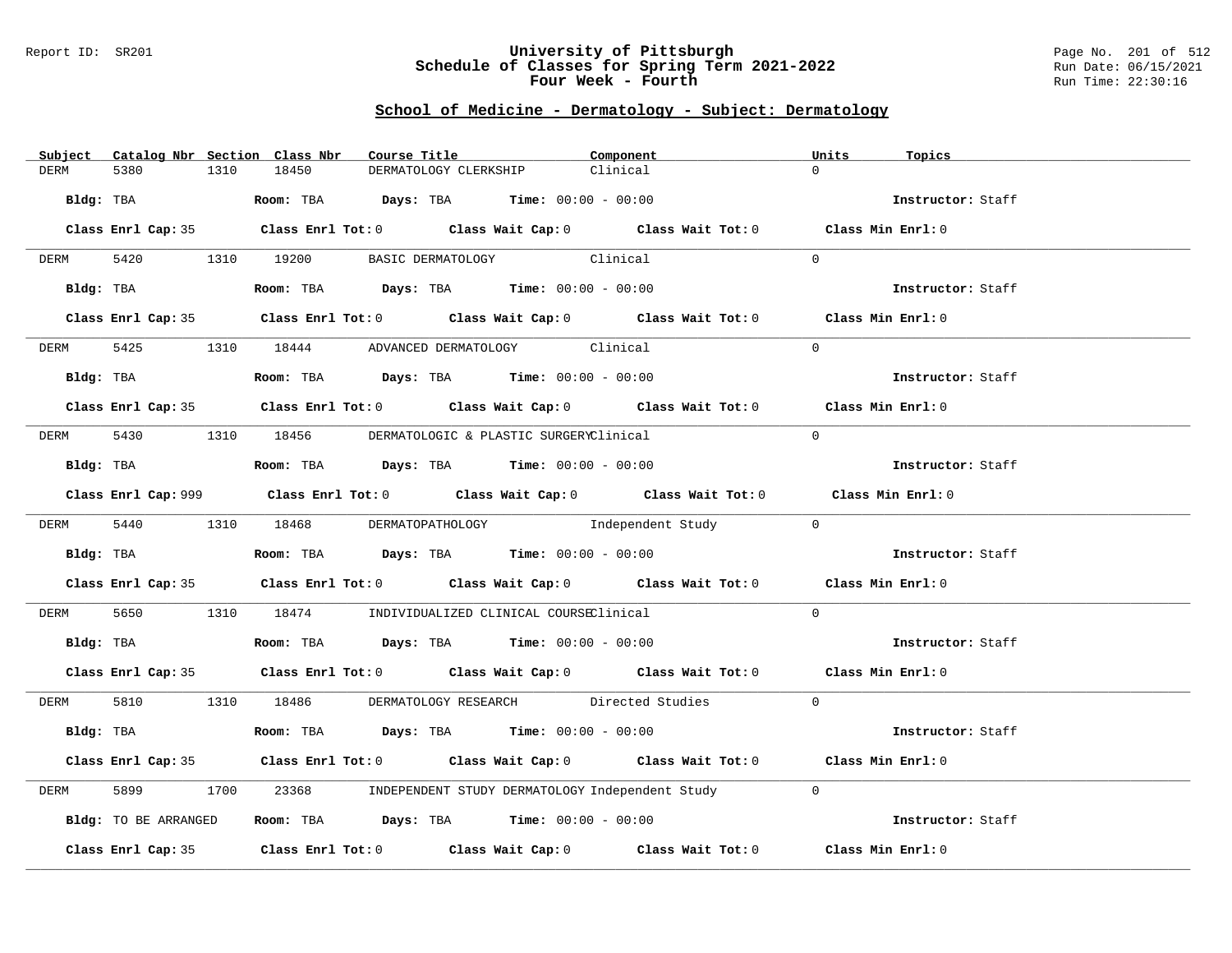# University of Pittsburgh
## Schedule of Classes for Spring Term 2021-2022
## Four Week - Fourth

Report ID: SR201 | Run Date: 06/15/2021 | Run Time: 22:30:16

### School of Medicine - Dermatology - Subject: Dermatology

| Subject | Catalog Nbr | Section | Class Nbr | Course Title | Component | Units | Topics |
|---|---|---|---|---|---|---|---|
| DERM | 5380 | 1310 | 18450 | DERMATOLOGY CLERKSHIP | Clinical | 0 | |

Bldg: TBA | Room: TBA | Days: TBA | Time: 00:00 - 00:00 | Instructor: Staff

Class Enrl Cap: 35 | Class Enrl Tot: 0 | Class Wait Cap: 0 | Class Wait Tot: 0 | Class Min Enrl: 0

---

| Subject | Catalog Nbr | Section | Class Nbr | Course Title | Component | Units | Topics |
|---|---|---|---|---|---|---|---|
| DERM | 5420 | 1310 | 19200 | BASIC DERMATOLOGY | Clinical | 0 | |

Bldg: TBA | Room: TBA | Days: TBA | Time: 00:00 - 00:00 | Instructor: Staff

Class Enrl Cap: 35 | Class Enrl Tot: 0 | Class Wait Cap: 0 | Class Wait Tot: 0 | Class Min Enrl: 0

---

| Subject | Catalog Nbr | Section | Class Nbr | Course Title | Component | Units | Topics |
|---|---|---|---|---|---|---|---|
| DERM | 5425 | 1310 | 18444 | ADVANCED DERMATOLOGY | Clinical | 0 | |

Bldg: TBA | Room: TBA | Days: TBA | Time: 00:00 - 00:00 | Instructor: Staff

Class Enrl Cap: 35 | Class Enrl Tot: 0 | Class Wait Cap: 0 | Class Wait Tot: 0 | Class Min Enrl: 0

---

| Subject | Catalog Nbr | Section | Class Nbr | Course Title | Component | Units | Topics |
|---|---|---|---|---|---|---|---|
| DERM | 5430 | 1310 | 18456 | DERMATOLOGIC & PLASTIC SURGERY | Clinical | 0 | |

Bldg: TBA | Room: TBA | Days: TBA | Time: 00:00 - 00:00 | Instructor: Staff

Class Enrl Cap: 999 | Class Enrl Tot: 0 | Class Wait Cap: 0 | Class Wait Tot: 0 | Class Min Enrl: 0

---

| Subject | Catalog Nbr | Section | Class Nbr | Course Title | Component | Units | Topics |
|---|---|---|---|---|---|---|---|
| DERM | 5440 | 1310 | 18468 | DERMATOPATHOLOGY | Independent Study | 0 | |

Bldg: TBA | Room: TBA | Days: TBA | Time: 00:00 - 00:00 | Instructor: Staff

Class Enrl Cap: 35 | Class Enrl Tot: 0 | Class Wait Cap: 0 | Class Wait Tot: 0 | Class Min Enrl: 0

---

| Subject | Catalog Nbr | Section | Class Nbr | Course Title | Component | Units | Topics |
|---|---|---|---|---|---|---|---|
| DERM | 5650 | 1310 | 18474 | INDIVIDUALIZED CLINICAL COURSE | Clinical | 0 | |

Bldg: TBA | Room: TBA | Days: TBA | Time: 00:00 - 00:00 | Instructor: Staff

Class Enrl Cap: 35 | Class Enrl Tot: 0 | Class Wait Cap: 0 | Class Wait Tot: 0 | Class Min Enrl: 0

---

| Subject | Catalog Nbr | Section | Class Nbr | Course Title | Component | Units | Topics |
|---|---|---|---|---|---|---|---|
| DERM | 5810 | 1310 | 18486 | DERMATOLOGY RESEARCH | Directed Studies | 0 | |

Bldg: TBA | Room: TBA | Days: TBA | Time: 00:00 - 00:00 | Instructor: Staff

Class Enrl Cap: 35 | Class Enrl Tot: 0 | Class Wait Cap: 0 | Class Wait Tot: 0 | Class Min Enrl: 0

---

| Subject | Catalog Nbr | Section | Class Nbr | Course Title | Component | Units | Topics |
|---|---|---|---|---|---|---|---|
| DERM | 5899 | 1700 | 23368 | INDEPENDENT STUDY DERMATOLOGY | Independent Study | 0 | |

Bldg: TO BE ARRANGED | Room: TBA | Days: TBA | Time: 00:00 - 00:00 | Instructor: Staff

Class Enrl Cap: 35 | Class Enrl Tot: 0 | Class Wait Cap: 0 | Class Wait Tot: 0 | Class Min Enrl: 0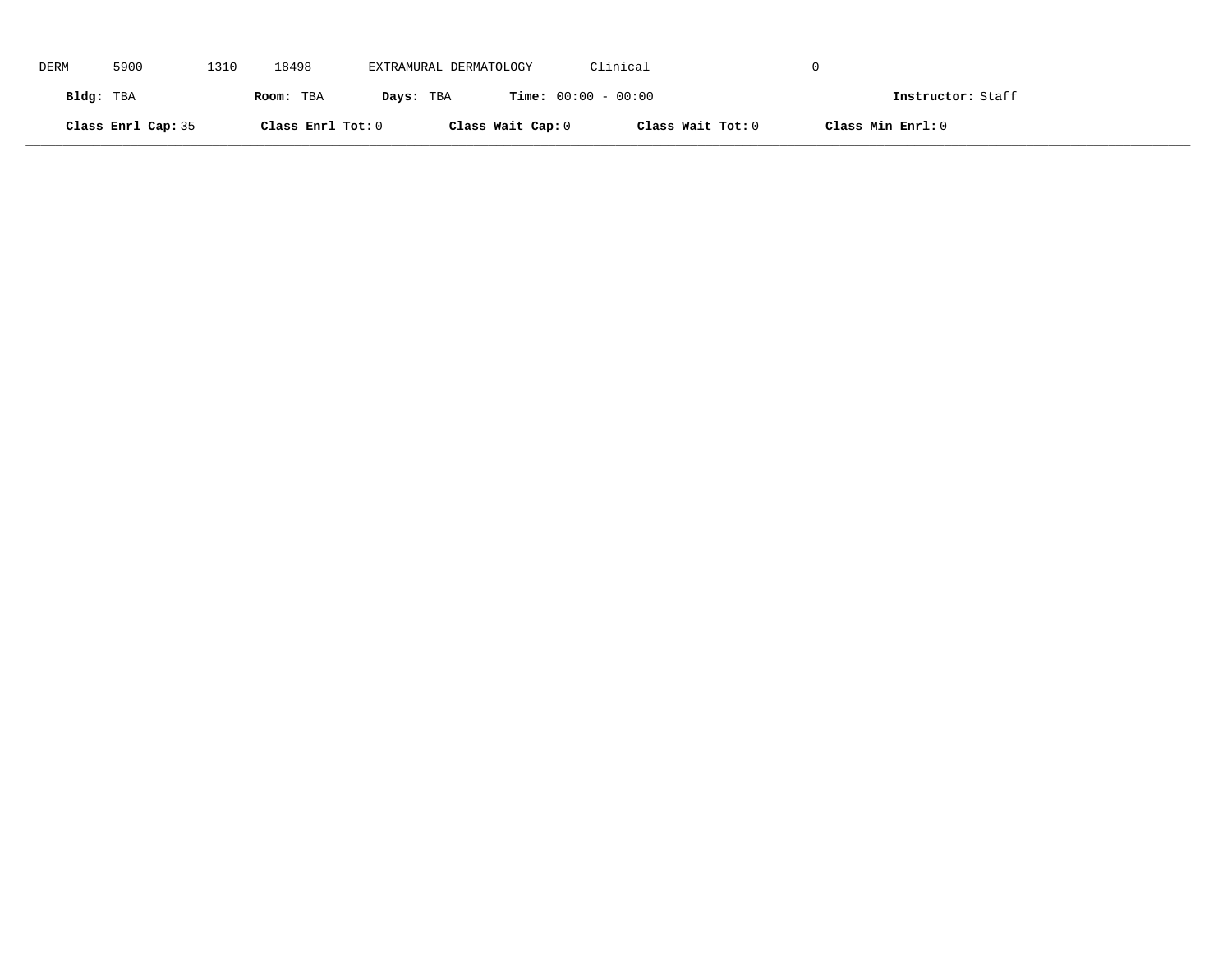DERM 5900 1310 18498 EXTRAMURAL DERMATOLOGY Clinical 0

**Bldg:** TBA **Room:** TBA **Days:** TBA **Time:** 00:00 - 00:00 **Instructor:** Staff

**Class Enrl Cap:** 35 **Class Enrl Tot:** 0 **Class Wait Cap:** 0 **Class Wait Tot:** 0 **Class Min Enrl:** 0

---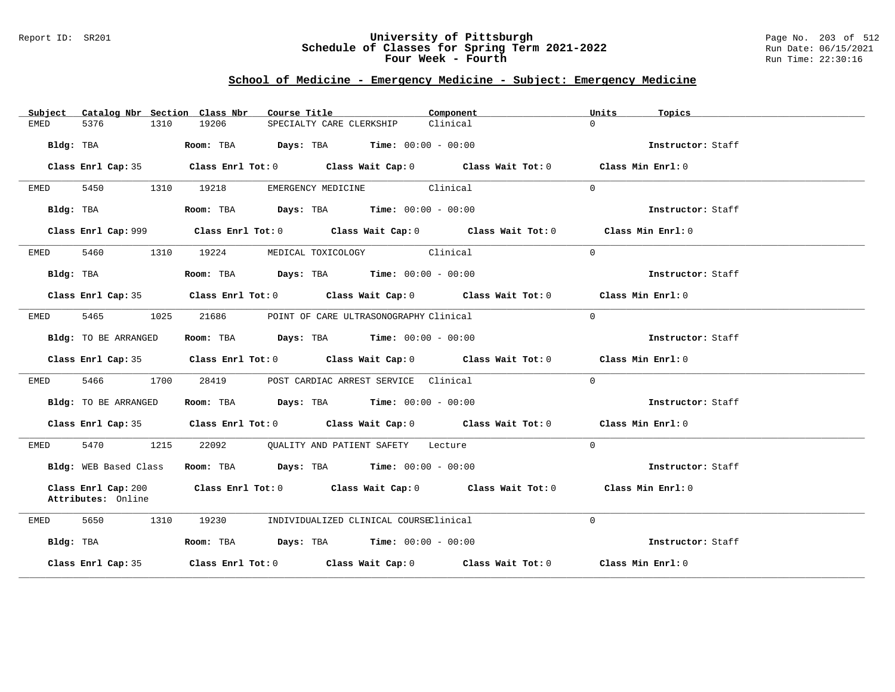Report ID: SR201

# University of Pittsburgh
## Schedule of Classes for Spring Term 2021-2022
### Four Week - Fourth

Run Date: 06/15/2021
Run Time: 22:30:16

## School of Medicine - Emergency Medicine - Subject: Emergency Medicine

| Subject | Catalog Nbr | Section | Class Nbr | Course Title | Component | Units | Topics |
|---|---|---|---|---|---|---|---|
| EMED | 5376 | 1310 | 19206 | SPECIALTY CARE CLERKSHIP | Clinical | 0 | |

**Bldg:** TBA **Room:** TBA **Days:** TBA **Time:** 00:00 - 00:00 **Instructor:** Staff

**Class Enrl Cap:** 35 **Class Enrl Tot:** 0 **Class Wait Cap:** 0 **Class Wait Tot:** 0 **Class Min Enrl:** 0

---

| Subject | Catalog Nbr | Section | Class Nbr | Course Title | Component | Units | Topics |
|---|---|---|---|---|---|---|---|
| EMED | 5450 | 1310 | 19218 | EMERGENCY MEDICINE | Clinical | 0 | |

**Bldg:** TBA **Room:** TBA **Days:** TBA **Time:** 00:00 - 00:00 **Instructor:** Staff

**Class Enrl Cap:** 999 **Class Enrl Tot:** 0 **Class Wait Cap:** 0 **Class Wait Tot:** 0 **Class Min Enrl:** 0

---

| Subject | Catalog Nbr | Section | Class Nbr | Course Title | Component | Units | Topics |
|---|---|---|---|---|---|---|---|
| EMED | 5460 | 1310 | 19224 | MEDICAL TOXICOLOGY | Clinical | 0 | |

**Bldg:** TBA **Room:** TBA **Days:** TBA **Time:** 00:00 - 00:00 **Instructor:** Staff

**Class Enrl Cap:** 35 **Class Enrl Tot:** 0 **Class Wait Cap:** 0 **Class Wait Tot:** 0 **Class Min Enrl:** 0

---

| Subject | Catalog Nbr | Section | Class Nbr | Course Title | Component | Units | Topics |
|---|---|---|---|---|---|---|---|
| EMED | 5465 | 1025 | 21686 | POINT OF CARE ULTRASONOGRAPHY | Clinical | 0 | |

**Bldg:** TO BE ARRANGED **Room:** TBA **Days:** TBA **Time:** 00:00 - 00:00 **Instructor:** Staff

**Class Enrl Cap:** 35 **Class Enrl Tot:** 0 **Class Wait Cap:** 0 **Class Wait Tot:** 0 **Class Min Enrl:** 0

---

| Subject | Catalog Nbr | Section | Class Nbr | Course Title | Component | Units | Topics |
|---|---|---|---|---|---|---|---|
| EMED | 5466 | 1700 | 28419 | POST CARDIAC ARREST SERVICE | Clinical | 0 | |

**Bldg:** TO BE ARRANGED **Room:** TBA **Days:** TBA **Time:** 00:00 - 00:00 **Instructor:** Staff

**Class Enrl Cap:** 35 **Class Enrl Tot:** 0 **Class Wait Cap:** 0 **Class Wait Tot:** 0 **Class Min Enrl:** 0

---

| Subject | Catalog Nbr | Section | Class Nbr | Course Title | Component | Units | Topics |
|---|---|---|---|---|---|---|---|
| EMED | 5470 | 1215 | 22092 | QUALITY AND PATIENT SAFETY | Lecture | 0 | |

**Bldg:** WEB Based Class **Room:** TBA **Days:** TBA **Time:** 00:00 - 00:00 **Instructor:** Staff

**Class Enrl Cap:** 200 **Class Enrl Tot:** 0 **Class Wait Cap:** 0 **Class Wait Tot:** 0 **Class Min Enrl:** 0
**Attributes:** Online

---

| Subject | Catalog Nbr | Section | Class Nbr | Course Title | Component | Units | Topics |
|---|---|---|---|---|---|---|---|
| EMED | 5650 | 1310 | 19230 | INDIVIDUALIZED CLINICAL COURSE | Clinical | 0 | |

**Bldg:** TBA **Room:** TBA **Days:** TBA **Time:** 00:00 - 00:00 **Instructor:** Staff

**Class Enrl Cap:** 35 **Class Enrl Tot:** 0 **Class Wait Cap:** 0 **Class Wait Tot:** 0 **Class Min Enrl:** 0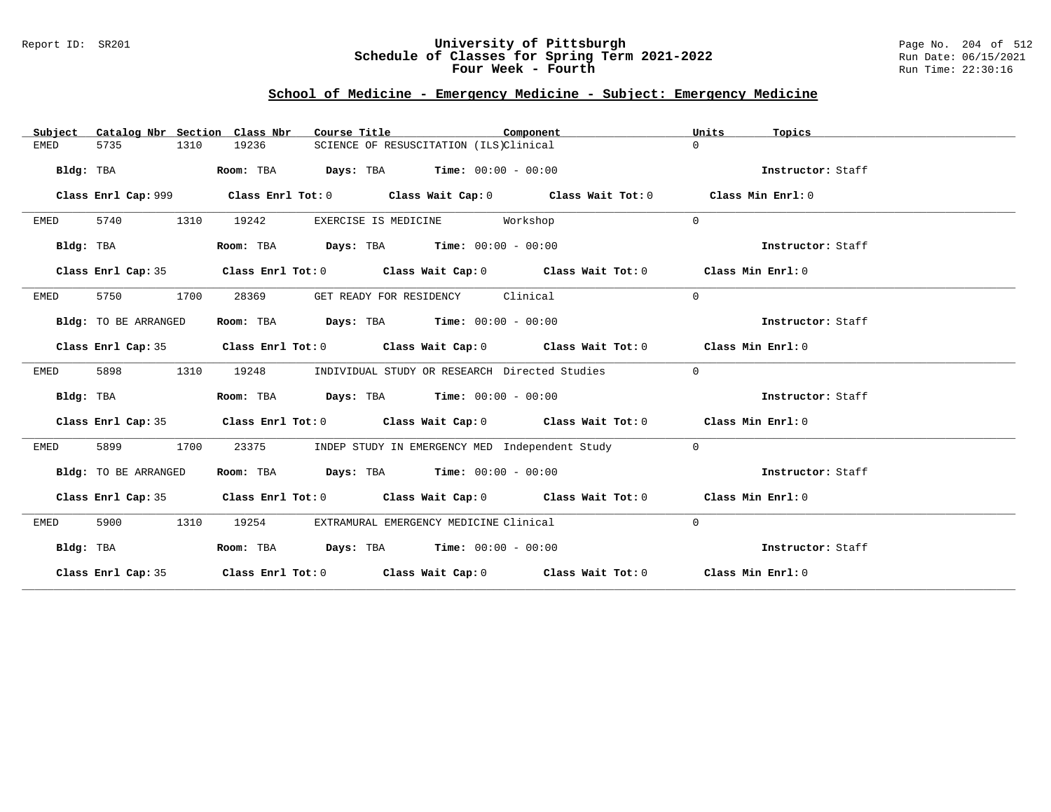University of Pittsburgh
Schedule of Classes for Spring Term 2021-2022
Four Week - Fourth

Report ID: SR201

Run Date: 06/15/2021
Run Time: 22:30:16

## School of Medicine - Emergency Medicine - Subject: Emergency Medicine

| Subject | Catalog Nbr | Section | Class Nbr | Course Title | Component | Units | Topics |
|---|---|---|---|---|---|---|---|
| EMED | 5735 | 1310 | 19236 | SCIENCE OF RESUSCITATION (ILS) | Clinical | 0 | |

**Bldg:** TBA **Room:** TBA **Days:** TBA **Time:** 00:00 - 00:00 **Instructor:** Staff

**Class Enrl Cap:** 999 **Class Enrl Tot:** 0 **Class Wait Cap:** 0 **Class Wait Tot:** 0 **Class Min Enrl:** 0

| Subject | Catalog Nbr | Section | Class Nbr | Course Title | Component | Units | Topics |
|---|---|---|---|---|---|---|---|
| EMED | 5740 | 1310 | 19242 | EXERCISE IS MEDICINE | Workshop | 0 | |

**Bldg:** TBA **Room:** TBA **Days:** TBA **Time:** 00:00 - 00:00 **Instructor:** Staff

**Class Enrl Cap:** 35 **Class Enrl Tot:** 0 **Class Wait Cap:** 0 **Class Wait Tot:** 0 **Class Min Enrl:** 0

| Subject | Catalog Nbr | Section | Class Nbr | Course Title | Component | Units | Topics |
|---|---|---|---|---|---|---|---|
| EMED | 5750 | 1700 | 28369 | GET READY FOR RESIDENCY | Clinical | 0 | |

**Bldg:** TO BE ARRANGED **Room:** TBA **Days:** TBA **Time:** 00:00 - 00:00 **Instructor:** Staff

**Class Enrl Cap:** 35 **Class Enrl Tot:** 0 **Class Wait Cap:** 0 **Class Wait Tot:** 0 **Class Min Enrl:** 0

| Subject | Catalog Nbr | Section | Class Nbr | Course Title | Component | Units | Topics |
|---|---|---|---|---|---|---|---|
| EMED | 5898 | 1310 | 19248 | INDIVIDUAL STUDY OR RESEARCH | Directed Studies | 0 | |

**Bldg:** TBA **Room:** TBA **Days:** TBA **Time:** 00:00 - 00:00 **Instructor:** Staff

**Class Enrl Cap:** 35 **Class Enrl Tot:** 0 **Class Wait Cap:** 0 **Class Wait Tot:** 0 **Class Min Enrl:** 0

| Subject | Catalog Nbr | Section | Class Nbr | Course Title | Component | Units | Topics |
|---|---|---|---|---|---|---|---|
| EMED | 5899 | 1700 | 23375 | INDEP STUDY IN EMERGENCY MED | Independent Study | 0 | |

**Bldg:** TO BE ARRANGED **Room:** TBA **Days:** TBA **Time:** 00:00 - 00:00 **Instructor:** Staff

**Class Enrl Cap:** 35 **Class Enrl Tot:** 0 **Class Wait Cap:** 0 **Class Wait Tot:** 0 **Class Min Enrl:** 0

| Subject | Catalog Nbr | Section | Class Nbr | Course Title | Component | Units | Topics |
|---|---|---|---|---|---|---|---|
| EMED | 5900 | 1310 | 19254 | EXTRAMURAL EMERGENCY MEDICINE | Clinical | 0 | |

**Bldg:** TBA **Room:** TBA **Days:** TBA **Time:** 00:00 - 00:00 **Instructor:** Staff

**Class Enrl Cap:** 35 **Class Enrl Tot:** 0 **Class Wait Cap:** 0 **Class Wait Tot:** 0 **Class Min Enrl:** 0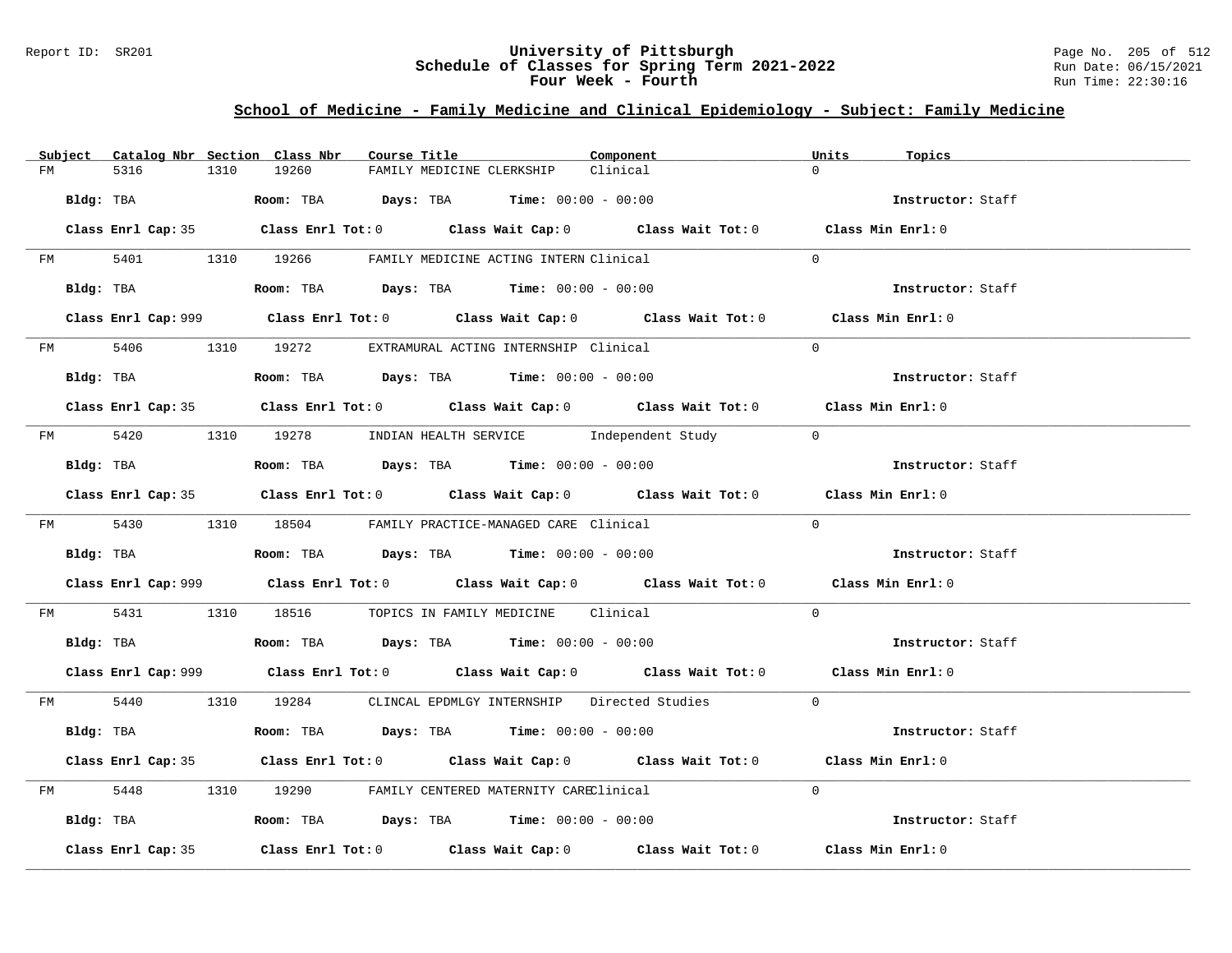University of Pittsburgh
Schedule of Classes for Spring Term 2021-2022
Four Week - Fourth

## School of Medicine - Family Medicine and Clinical Epidemiology - Subject: Family Medicine

| Subject | Catalog Nbr | Section | Class Nbr | Course Title | Component | Units | Topics |
|---|---|---|---|---|---|---|---|
| FM | 5316 | 1310 | 19260 | FAMILY MEDICINE CLERKSHIP | Clinical | 0 | |

**Bldg:** TBA **Room:** TBA **Days:** TBA **Time:** 00:00 - 00:00 **Instructor:** Staff

**Class Enrl Cap:** 35 **Class Enrl Tot:** 0 **Class Wait Cap:** 0 **Class Wait Tot:** 0 **Class Min Enrl:** 0

| Subject | Catalog Nbr | Section | Class Nbr | Course Title | Component | Units | Topics |
|---|---|---|---|---|---|---|---|
| FM | 5401 | 1310 | 19266 | FAMILY MEDICINE ACTING INTERN | Clinical | 0 | |

**Bldg:** TBA **Room:** TBA **Days:** TBA **Time:** 00:00 - 00:00 **Instructor:** Staff

**Class Enrl Cap:** 999 **Class Enrl Tot:** 0 **Class Wait Cap:** 0 **Class Wait Tot:** 0 **Class Min Enrl:** 0

| Subject | Catalog Nbr | Section | Class Nbr | Course Title | Component | Units | Topics |
|---|---|---|---|---|---|---|---|
| FM | 5406 | 1310 | 19272 | EXTRAMURAL ACTING INTERNSHIP | Clinical | 0 | |

**Bldg:** TBA **Room:** TBA **Days:** TBA **Time:** 00:00 - 00:00 **Instructor:** Staff

**Class Enrl Cap:** 35 **Class Enrl Tot:** 0 **Class Wait Cap:** 0 **Class Wait Tot:** 0 **Class Min Enrl:** 0

| Subject | Catalog Nbr | Section | Class Nbr | Course Title | Component | Units | Topics |
|---|---|---|---|---|---|---|---|
| FM | 5420 | 1310 | 19278 | INDIAN HEALTH SERVICE | Independent Study | 0 | |

**Bldg:** TBA **Room:** TBA **Days:** TBA **Time:** 00:00 - 00:00 **Instructor:** Staff

**Class Enrl Cap:** 35 **Class Enrl Tot:** 0 **Class Wait Cap:** 0 **Class Wait Tot:** 0 **Class Min Enrl:** 0

| Subject | Catalog Nbr | Section | Class Nbr | Course Title | Component | Units | Topics |
|---|---|---|---|---|---|---|---|
| FM | 5430 | 1310 | 18504 | FAMILY PRACTICE-MANAGED CARE | Clinical | 0 | |

**Bldg:** TBA **Room:** TBA **Days:** TBA **Time:** 00:00 - 00:00 **Instructor:** Staff

**Class Enrl Cap:** 999 **Class Enrl Tot:** 0 **Class Wait Cap:** 0 **Class Wait Tot:** 0 **Class Min Enrl:** 0

| Subject | Catalog Nbr | Section | Class Nbr | Course Title | Component | Units | Topics |
|---|---|---|---|---|---|---|---|
| FM | 5431 | 1310 | 18516 | TOPICS IN FAMILY MEDICINE | Clinical | 0 | |

**Bldg:** TBA **Room:** TBA **Days:** TBA **Time:** 00:00 - 00:00 **Instructor:** Staff

**Class Enrl Cap:** 999 **Class Enrl Tot:** 0 **Class Wait Cap:** 0 **Class Wait Tot:** 0 **Class Min Enrl:** 0

| Subject | Catalog Nbr | Section | Class Nbr | Course Title | Component | Units | Topics |
|---|---|---|---|---|---|---|---|
| FM | 5440 | 1310 | 19284 | CLINCAL EPDMLGY INTERNSHIP | Directed Studies | 0 | |

**Bldg:** TBA **Room:** TBA **Days:** TBA **Time:** 00:00 - 00:00 **Instructor:** Staff

**Class Enrl Cap:** 35 **Class Enrl Tot:** 0 **Class Wait Cap:** 0 **Class Wait Tot:** 0 **Class Min Enrl:** 0

| Subject | Catalog Nbr | Section | Class Nbr | Course Title | Component | Units | Topics |
|---|---|---|---|---|---|---|---|
| FM | 5448 | 1310 | 19290 | FAMILY CENTERED MATERNITY CARE | Clinical | 0 | |

**Bldg:** TBA **Room:** TBA **Days:** TBA **Time:** 00:00 - 00:00 **Instructor:** Staff

**Class Enrl Cap:** 35 **Class Enrl Tot:** 0 **Class Wait Cap:** 0 **Class Wait Tot:** 0 **Class Min Enrl:** 0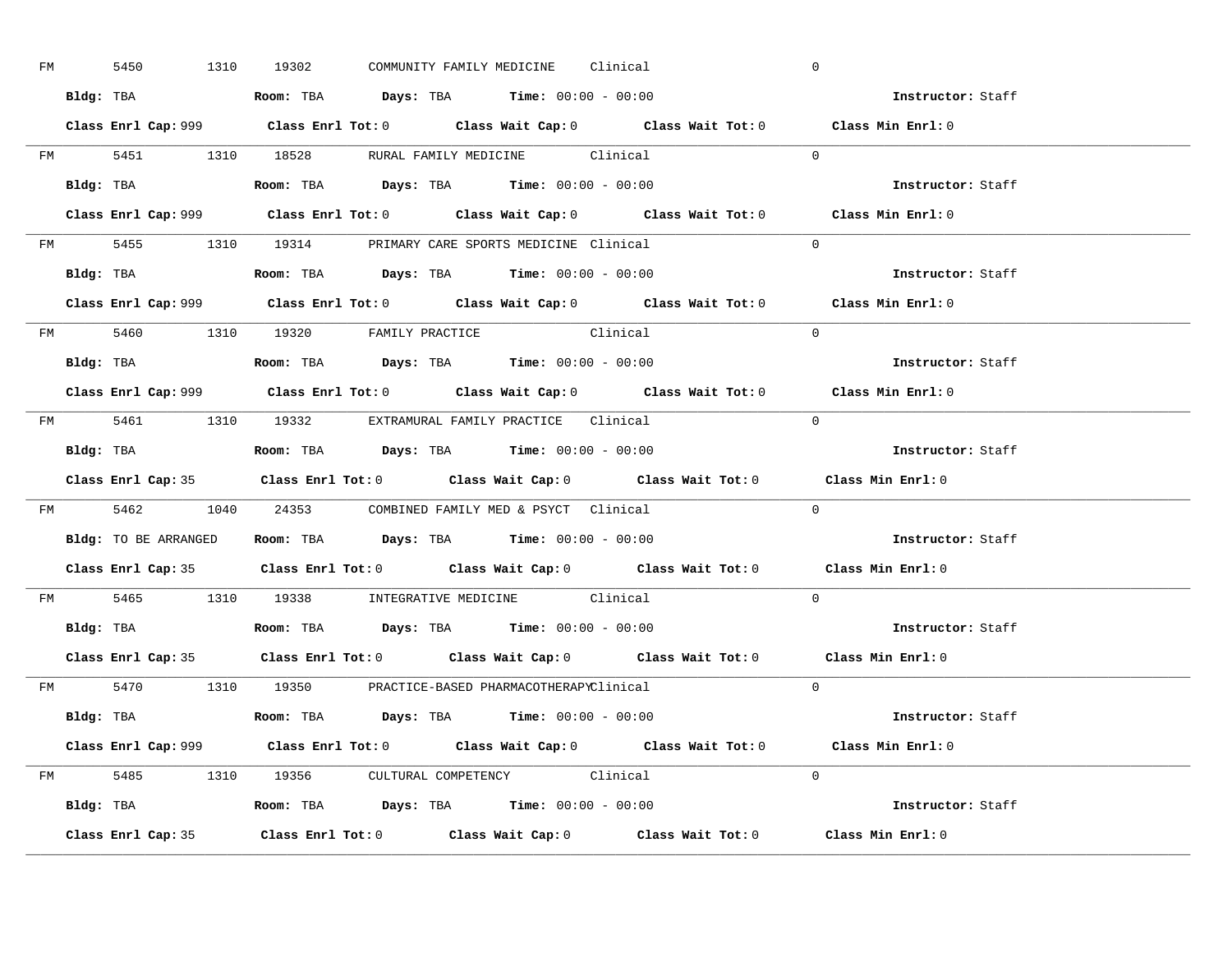FM 5450 1310 19302 COMMUNITY FAMILY MEDICINE Clinical 0

**Bldg:** TBA **Room:** TBA **Days:** TBA **Time:** 00:00 - 00:00 **Instructor:** Staff

**Class Enrl Cap:** 999 **Class Enrl Tot:** 0 **Class Wait Cap:** 0 **Class Wait Tot:** 0 **Class Min Enrl:** 0

---

FM 5451 1310 18528 RURAL FAMILY MEDICINE Clinical 0

**Bldg:** TBA **Room:** TBA **Days:** TBA **Time:** 00:00 - 00:00 **Instructor:** Staff

**Class Enrl Cap:** 999 **Class Enrl Tot:** 0 **Class Wait Cap:** 0 **Class Wait Tot:** 0 **Class Min Enrl:** 0

---

FM 5455 1310 19314 PRIMARY CARE SPORTS MEDICINE Clinical 0

**Bldg:** TBA **Room:** TBA **Days:** TBA **Time:** 00:00 - 00:00 **Instructor:** Staff

**Class Enrl Cap:** 999 **Class Enrl Tot:** 0 **Class Wait Cap:** 0 **Class Wait Tot:** 0 **Class Min Enrl:** 0

---

FM 5460 1310 19320 FAMILY PRACTICE Clinical 0

**Bldg:** TBA **Room:** TBA **Days:** TBA **Time:** 00:00 - 00:00 **Instructor:** Staff

**Class Enrl Cap:** 999 **Class Enrl Tot:** 0 **Class Wait Cap:** 0 **Class Wait Tot:** 0 **Class Min Enrl:** 0

---

FM 5461 1310 19332 EXTRAMURAL FAMILY PRACTICE Clinical 0

**Bldg:** TBA **Room:** TBA **Days:** TBA **Time:** 00:00 - 00:00 **Instructor:** Staff

**Class Enrl Cap:** 35 **Class Enrl Tot:** 0 **Class Wait Cap:** 0 **Class Wait Tot:** 0 **Class Min Enrl:** 0

---

FM 5462 1040 24353 COMBINED FAMILY MED & PSYCT Clinical 0

**Bldg:** TO BE ARRANGED **Room:** TBA **Days:** TBA **Time:** 00:00 - 00:00 **Instructor:** Staff

**Class Enrl Cap:** 35 **Class Enrl Tot:** 0 **Class Wait Cap:** 0 **Class Wait Tot:** 0 **Class Min Enrl:** 0

---

FM 5465 1310 19338 INTEGRATIVE MEDICINE Clinical 0

**Bldg:** TBA **Room:** TBA **Days:** TBA **Time:** 00:00 - 00:00 **Instructor:** Staff

**Class Enrl Cap:** 35 **Class Enrl Tot:** 0 **Class Wait Cap:** 0 **Class Wait Tot:** 0 **Class Min Enrl:** 0

---

FM 5470 1310 19350 PRACTICE-BASED PHARMACOTHERAPY Clinical 0

**Bldg:** TBA **Room:** TBA **Days:** TBA **Time:** 00:00 - 00:00 **Instructor:** Staff

**Class Enrl Cap:** 999 **Class Enrl Tot:** 0 **Class Wait Cap:** 0 **Class Wait Tot:** 0 **Class Min Enrl:** 0

---

FM 5485 1310 19356 CULTURAL COMPETENCY Clinical 0

**Bldg:** TBA **Room:** TBA **Days:** TBA **Time:** 00:00 - 00:00 **Instructor:** Staff

**Class Enrl Cap:** 35 **Class Enrl Tot:** 0 **Class Wait Cap:** 0 **Class Wait Tot:** 0 **Class Min Enrl:** 0

---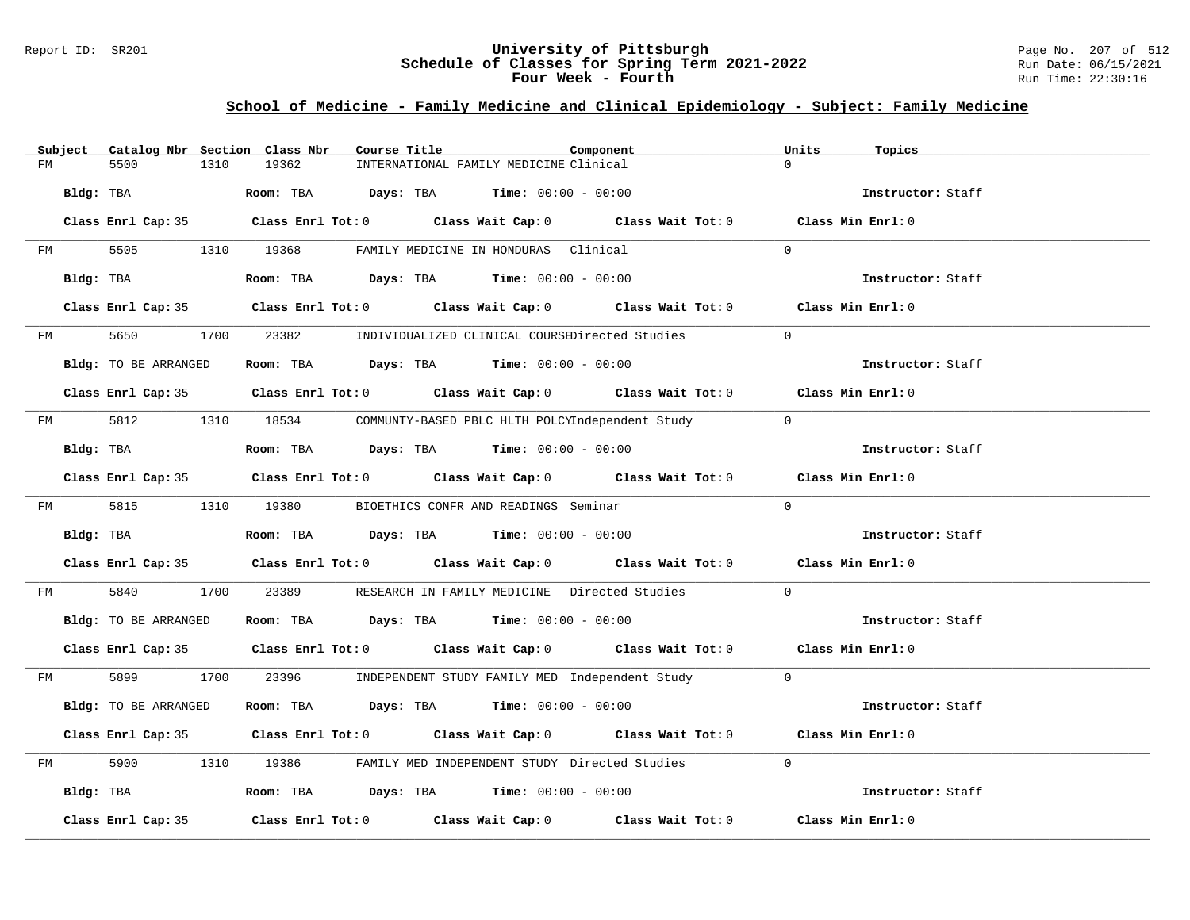Report ID: SR201

# University of Pittsburgh
## Schedule of Classes for Spring Term 2021-2022
### Four Week - Fourth

Run Date: 06/15/2021
Run Time: 22:30:16

## School of Medicine - Family Medicine and Clinical Epidemiology - Subject: Family Medicine

| Subject | Catalog Nbr | Section | Class Nbr | Course Title | Component | Units | Topics |
|---|---|---|---|---|---|---|---|
| FM | 5500 | 1310 | 19362 | INTERNATIONAL FAMILY MEDICINE | Clinical | 0 | |

**Bldg:** TBA **Room:** TBA **Days:** TBA **Time:** 00:00 - 00:00 **Instructor:** Staff

**Class Enrl Cap:** 35 **Class Enrl Tot:** 0 **Class Wait Cap:** 0 **Class Wait Tot:** 0 **Class Min Enrl:** 0

| Subject | Catalog Nbr | Section | Class Nbr | Course Title | Component | Units | Topics |
|---|---|---|---|---|---|---|---|
| FM | 5505 | 1310 | 19368 | FAMILY MEDICINE IN HONDURAS | Clinical | 0 | |

**Bldg:** TBA **Room:** TBA **Days:** TBA **Time:** 00:00 - 00:00 **Instructor:** Staff

**Class Enrl Cap:** 35 **Class Enrl Tot:** 0 **Class Wait Cap:** 0 **Class Wait Tot:** 0 **Class Min Enrl:** 0

| Subject | Catalog Nbr | Section | Class Nbr | Course Title | Component | Units | Topics |
|---|---|---|---|---|---|---|---|
| FM | 5650 | 1700 | 23382 | INDIVIDUALIZED CLINICAL COURSE | Directed Studies | 0 | |

**Bldg:** TO BE ARRANGED **Room:** TBA **Days:** TBA **Time:** 00:00 - 00:00 **Instructor:** Staff

**Class Enrl Cap:** 35 **Class Enrl Tot:** 0 **Class Wait Cap:** 0 **Class Wait Tot:** 0 **Class Min Enrl:** 0

| Subject | Catalog Nbr | Section | Class Nbr | Course Title | Component | Units | Topics |
|---|---|---|---|---|---|---|---|
| FM | 5812 | 1310 | 18534 | COMMUNTY-BASED PBLC HLTH POLCY | Independent Study | 0 | |

**Bldg:** TBA **Room:** TBA **Days:** TBA **Time:** 00:00 - 00:00 **Instructor:** Staff

**Class Enrl Cap:** 35 **Class Enrl Tot:** 0 **Class Wait Cap:** 0 **Class Wait Tot:** 0 **Class Min Enrl:** 0

| Subject | Catalog Nbr | Section | Class Nbr | Course Title | Component | Units | Topics |
|---|---|---|---|---|---|---|---|
| FM | 5815 | 1310 | 19380 | BIOETHICS CONFR AND READINGS | Seminar | 0 | |

**Bldg:** TBA **Room:** TBA **Days:** TBA **Time:** 00:00 - 00:00 **Instructor:** Staff

**Class Enrl Cap:** 35 **Class Enrl Tot:** 0 **Class Wait Cap:** 0 **Class Wait Tot:** 0 **Class Min Enrl:** 0

| Subject | Catalog Nbr | Section | Class Nbr | Course Title | Component | Units | Topics |
|---|---|---|---|---|---|---|---|
| FM | 5840 | 1700 | 23389 | RESEARCH IN FAMILY MEDICINE | Directed Studies | 0 | |

**Bldg:** TO BE ARRANGED **Room:** TBA **Days:** TBA **Time:** 00:00 - 00:00 **Instructor:** Staff

**Class Enrl Cap:** 35 **Class Enrl Tot:** 0 **Class Wait Cap:** 0 **Class Wait Tot:** 0 **Class Min Enrl:** 0

| Subject | Catalog Nbr | Section | Class Nbr | Course Title | Component | Units | Topics |
|---|---|---|---|---|---|---|---|
| FM | 5899 | 1700 | 23396 | INDEPENDENT STUDY FAMILY MED | Independent Study | 0 | |

**Bldg:** TO BE ARRANGED **Room:** TBA **Days:** TBA **Time:** 00:00 - 00:00 **Instructor:** Staff

**Class Enrl Cap:** 35 **Class Enrl Tot:** 0 **Class Wait Cap:** 0 **Class Wait Tot:** 0 **Class Min Enrl:** 0

| Subject | Catalog Nbr | Section | Class Nbr | Course Title | Component | Units | Topics |
|---|---|---|---|---|---|---|---|
| FM | 5900 | 1310 | 19386 | FAMILY MED INDEPENDENT STUDY | Directed Studies | 0 | |

**Bldg:** TBA **Room:** TBA **Days:** TBA **Time:** 00:00 - 00:00 **Instructor:** Staff

**Class Enrl Cap:** 35 **Class Enrl Tot:** 0 **Class Wait Cap:** 0 **Class Wait Tot:** 0 **Class Min Enrl:** 0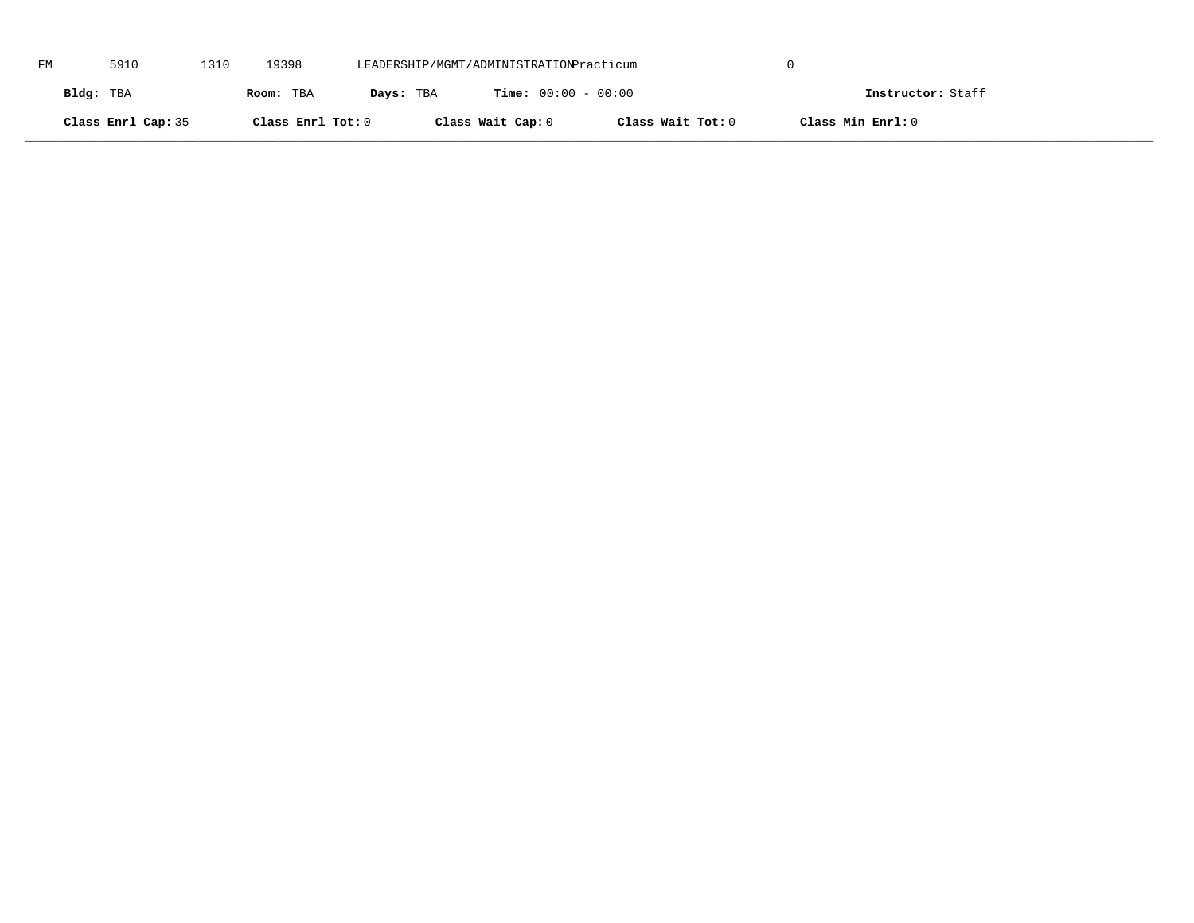FM 5910 1310 19398 LEADERSHIP/MGMT/ADMINISTRATION Practicum 0

**Bldg:** TBA **Room:** TBA **Days:** TBA **Time:** 00:00 - 00:00 **Instructor:** Staff

**Class Enrl Cap:** 35 **Class Enrl Tot:** 0 **Class Wait Cap:** 0 **Class Wait Tot:** 0 **Class Min Enrl:** 0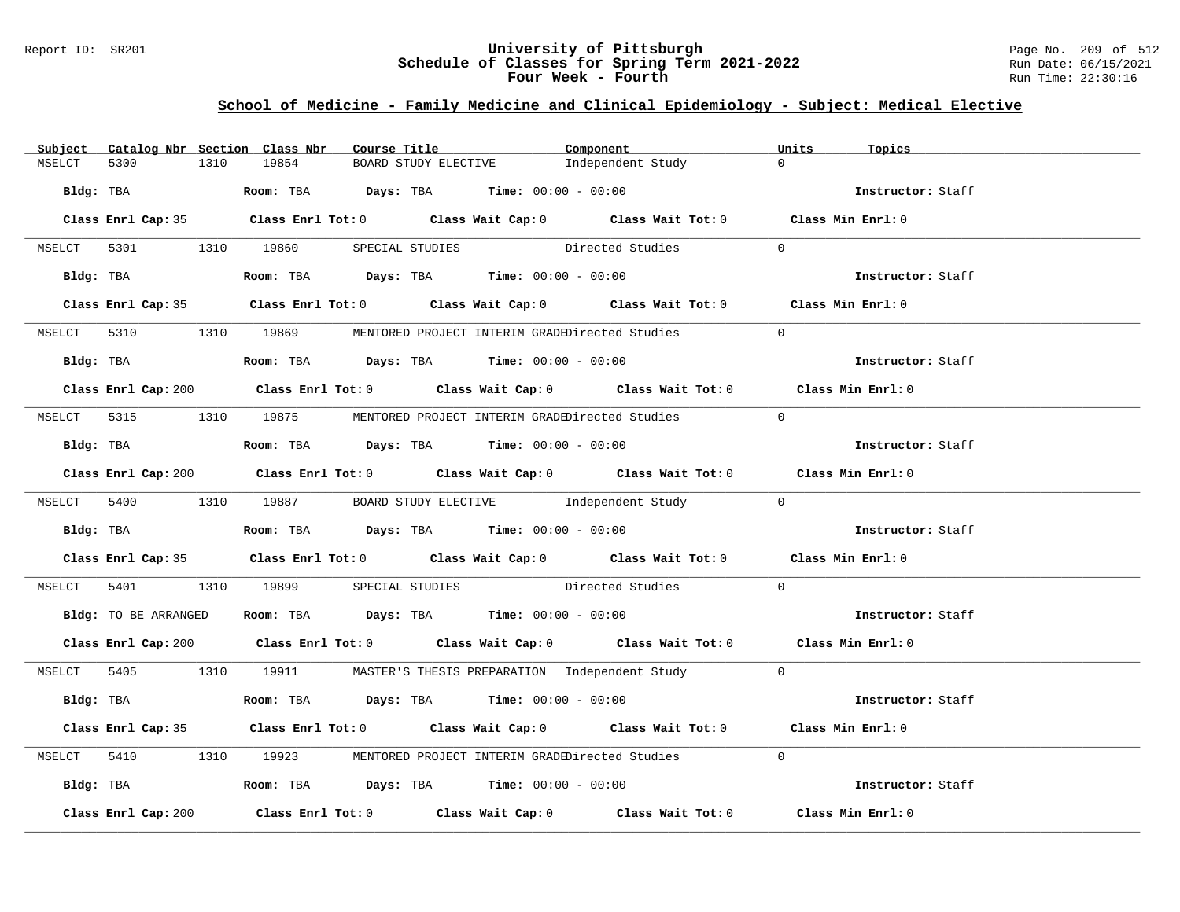Report ID: SR201

# University of Pittsburgh
## Schedule of Classes for Spring Term 2021-2022
### Four Week - Fourth

Run Date: 06/15/2021
Run Time: 22:30:16

## School of Medicine - Family Medicine and Clinical Epidemiology - Subject: Medical Elective

| Subject | Catalog Nbr | Section | Class Nbr | Course Title | Component | Units | Topics |
|---|---|---|---|---|---|---|---|
| MSELCT | 5300 | 1310 | 19854 | BOARD STUDY ELECTIVE | Independent Study | 0 | |

**Bldg:** TBA **Room:** TBA **Days:** TBA **Time:** 00:00 - 00:00 **Instructor:** Staff

**Class Enrl Cap:** 35 **Class Enrl Tot:** 0 **Class Wait Cap:** 0 **Class Wait Tot:** 0 **Class Min Enrl:** 0

| Subject | Catalog Nbr | Section | Class Nbr | Course Title | Component | Units | Topics |
|---|---|---|---|---|---|---|---|
| MSELCT | 5301 | 1310 | 19860 | SPECIAL STUDIES | Directed Studies | 0 | |

**Bldg:** TBA **Room:** TBA **Days:** TBA **Time:** 00:00 - 00:00 **Instructor:** Staff

**Class Enrl Cap:** 35 **Class Enrl Tot:** 0 **Class Wait Cap:** 0 **Class Wait Tot:** 0 **Class Min Enrl:** 0

| Subject | Catalog Nbr | Section | Class Nbr | Course Title | Component | Units | Topics |
|---|---|---|---|---|---|---|---|
| MSELCT | 5310 | 1310 | 19869 | MENTORED PROJECT INTERIM GRADE | Directed Studies | 0 | |

**Bldg:** TBA **Room:** TBA **Days:** TBA **Time:** 00:00 - 00:00 **Instructor:** Staff

**Class Enrl Cap:** 200 **Class Enrl Tot:** 0 **Class Wait Cap:** 0 **Class Wait Tot:** 0 **Class Min Enrl:** 0

| Subject | Catalog Nbr | Section | Class Nbr | Course Title | Component | Units | Topics |
|---|---|---|---|---|---|---|---|
| MSELCT | 5315 | 1310 | 19875 | MENTORED PROJECT INTERIM GRADE | Directed Studies | 0 | |

**Bldg:** TBA **Room:** TBA **Days:** TBA **Time:** 00:00 - 00:00 **Instructor:** Staff

**Class Enrl Cap:** 200 **Class Enrl Tot:** 0 **Class Wait Cap:** 0 **Class Wait Tot:** 0 **Class Min Enrl:** 0

| Subject | Catalog Nbr | Section | Class Nbr | Course Title | Component | Units | Topics |
|---|---|---|---|---|---|---|---|
| MSELCT | 5400 | 1310 | 19887 | BOARD STUDY ELECTIVE | Independent Study | 0 | |

**Bldg:** TBA **Room:** TBA **Days:** TBA **Time:** 00:00 - 00:00 **Instructor:** Staff

**Class Enrl Cap:** 35 **Class Enrl Tot:** 0 **Class Wait Cap:** 0 **Class Wait Tot:** 0 **Class Min Enrl:** 0

| Subject | Catalog Nbr | Section | Class Nbr | Course Title | Component | Units | Topics |
|---|---|---|---|---|---|---|---|
| MSELCT | 5401 | 1310 | 19899 | SPECIAL STUDIES | Directed Studies | 0 | |

**Bldg:** TO BE ARRANGED **Room:** TBA **Days:** TBA **Time:** 00:00 - 00:00 **Instructor:** Staff

**Class Enrl Cap:** 200 **Class Enrl Tot:** 0 **Class Wait Cap:** 0 **Class Wait Tot:** 0 **Class Min Enrl:** 0

| Subject | Catalog Nbr | Section | Class Nbr | Course Title | Component | Units | Topics |
|---|---|---|---|---|---|---|---|
| MSELCT | 5405 | 1310 | 19911 | MASTER'S THESIS PREPARATION | Independent Study | 0 | |

**Bldg:** TBA **Room:** TBA **Days:** TBA **Time:** 00:00 - 00:00 **Instructor:** Staff

**Class Enrl Cap:** 35 **Class Enrl Tot:** 0 **Class Wait Cap:** 0 **Class Wait Tot:** 0 **Class Min Enrl:** 0

| Subject | Catalog Nbr | Section | Class Nbr | Course Title | Component | Units | Topics |
|---|---|---|---|---|---|---|---|
| MSELCT | 5410 | 1310 | 19923 | MENTORED PROJECT INTERIM GRADE | Directed Studies | 0 | |

**Bldg:** TBA **Room:** TBA **Days:** TBA **Time:** 00:00 - 00:00 **Instructor:** Staff

**Class Enrl Cap:** 200 **Class Enrl Tot:** 0 **Class Wait Cap:** 0 **Class Wait Tot:** 0 **Class Min Enrl:** 0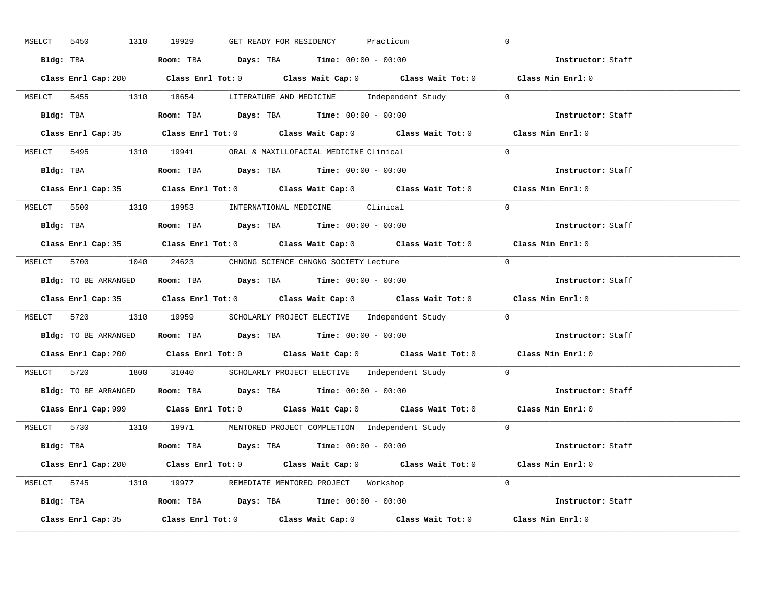MSELCT 5450 1310 19929 GET READY FOR RESIDENCY Practicum 0

**Bldg:** TBA **Room:** TBA **Days:** TBA **Time:** 00:00 - 00:00 **Instructor:** Staff

**Class Enrl Cap:** 200 **Class Enrl Tot:** 0 **Class Wait Cap:** 0 **Class Wait Tot:** 0 **Class Min Enrl:** 0

---

MSELCT 5455 1310 18654 LITERATURE AND MEDICINE Independent Study 0

**Bldg:** TBA **Room:** TBA **Days:** TBA **Time:** 00:00 - 00:00 **Instructor:** Staff

**Class Enrl Cap:** 35 **Class Enrl Tot:** 0 **Class Wait Cap:** 0 **Class Wait Tot:** 0 **Class Min Enrl:** 0

---

MSELCT 5495 1310 19941 ORAL & MAXILLOFACIAL MEDICINE Clinical 0

**Bldg:** TBA **Room:** TBA **Days:** TBA **Time:** 00:00 - 00:00 **Instructor:** Staff

**Class Enrl Cap:** 35 **Class Enrl Tot:** 0 **Class Wait Cap:** 0 **Class Wait Tot:** 0 **Class Min Enrl:** 0

---

MSELCT 5500 1310 19953 INTERNATIONAL MEDICINE Clinical 0

**Bldg:** TBA **Room:** TBA **Days:** TBA **Time:** 00:00 - 00:00 **Instructor:** Staff

**Class Enrl Cap:** 35 **Class Enrl Tot:** 0 **Class Wait Cap:** 0 **Class Wait Tot:** 0 **Class Min Enrl:** 0

---

MSELCT 5700 1040 24623 CHNGNG SCIENCE CHNGNG SOCIETY Lecture 0

**Bldg:** TO BE ARRANGED **Room:** TBA **Days:** TBA **Time:** 00:00 - 00:00 **Instructor:** Staff

**Class Enrl Cap:** 35 **Class Enrl Tot:** 0 **Class Wait Cap:** 0 **Class Wait Tot:** 0 **Class Min Enrl:** 0

---

MSELCT 5720 1310 19959 SCHOLARLY PROJECT ELECTIVE Independent Study 0

**Bldg:** TO BE ARRANGED **Room:** TBA **Days:** TBA **Time:** 00:00 - 00:00 **Instructor:** Staff

**Class Enrl Cap:** 200 **Class Enrl Tot:** 0 **Class Wait Cap:** 0 **Class Wait Tot:** 0 **Class Min Enrl:** 0

---

MSELCT 5720 1800 31040 SCHOLARLY PROJECT ELECTIVE Independent Study 0

**Bldg:** TO BE ARRANGED **Room:** TBA **Days:** TBA **Time:** 00:00 - 00:00 **Instructor:** Staff

**Class Enrl Cap:** 999 **Class Enrl Tot:** 0 **Class Wait Cap:** 0 **Class Wait Tot:** 0 **Class Min Enrl:** 0

---

MSELCT 5730 1310 19971 MENTORED PROJECT COMPLETION Independent Study 0

**Bldg:** TBA **Room:** TBA **Days:** TBA **Time:** 00:00 - 00:00 **Instructor:** Staff

**Class Enrl Cap:** 200 **Class Enrl Tot:** 0 **Class Wait Cap:** 0 **Class Wait Tot:** 0 **Class Min Enrl:** 0

---

MSELCT 5745 1310 19977 REMEDIATE MENTORED PROJECT Workshop 0

**Bldg:** TBA **Room:** TBA **Days:** TBA **Time:** 00:00 - 00:00 **Instructor:** Staff

**Class Enrl Cap:** 35 **Class Enrl Tot:** 0 **Class Wait Cap:** 0 **Class Wait Tot:** 0 **Class Min Enrl:** 0

---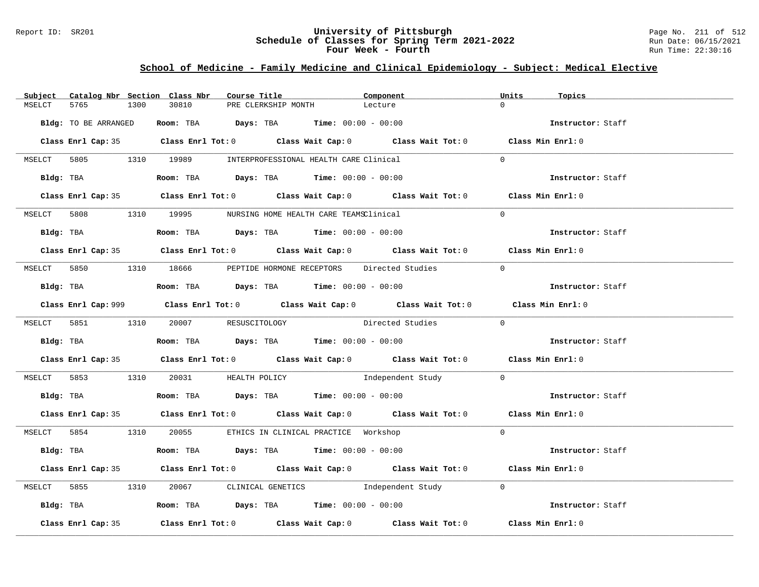Report ID: SR201

# University of Pittsburgh
## Schedule of Classes for Spring Term 2021-2022
### Four Week - Fourth

Run Date: 06/15/2021
Run Time: 22:30:16

## School of Medicine - Family Medicine and Clinical Epidemiology - Subject: Medical Elective

| Subject | Catalog Nbr | Section | Class Nbr | Course Title | Component | Units | Topics |
|---|---|---|---|---|---|---|---|
| MSELCT | 5765 | 1300 | 30810 | PRE CLERKSHIP MONTH | Lecture | 0 | |

**Bldg:** TO BE ARRANGED **Room:** TBA **Days:** TBA **Time:** 00:00 - 00:00 **Instructor:** Staff

**Class Enrl Cap:** 35 **Class Enrl Tot:** 0 **Class Wait Cap:** 0 **Class Wait Tot:** 0 **Class Min Enrl:** 0

| Subject | Catalog Nbr | Section | Class Nbr | Course Title | Component | Units | Topics |
|---|---|---|---|---|---|---|---|
| MSELCT | 5805 | 1310 | 19989 | INTERPROFESSIONAL HEALTH CARE | Clinical | 0 | |

**Bldg:** TBA **Room:** TBA **Days:** TBA **Time:** 00:00 - 00:00 **Instructor:** Staff

**Class Enrl Cap:** 35 **Class Enrl Tot:** 0 **Class Wait Cap:** 0 **Class Wait Tot:** 0 **Class Min Enrl:** 0

| Subject | Catalog Nbr | Section | Class Nbr | Course Title | Component | Units | Topics |
|---|---|---|---|---|---|---|---|
| MSELCT | 5808 | 1310 | 19995 | NURSING HOME HEALTH CARE TEAMS | Clinical | 0 | |

**Bldg:** TBA **Room:** TBA **Days:** TBA **Time:** 00:00 - 00:00 **Instructor:** Staff

**Class Enrl Cap:** 35 **Class Enrl Tot:** 0 **Class Wait Cap:** 0 **Class Wait Tot:** 0 **Class Min Enrl:** 0

| Subject | Catalog Nbr | Section | Class Nbr | Course Title | Component | Units | Topics |
|---|---|---|---|---|---|---|---|
| MSELCT | 5850 | 1310 | 18666 | PEPTIDE HORMONE RECEPTORS | Directed Studies | 0 | |

**Bldg:** TBA **Room:** TBA **Days:** TBA **Time:** 00:00 - 00:00 **Instructor:** Staff

**Class Enrl Cap:** 999 **Class Enrl Tot:** 0 **Class Wait Cap:** 0 **Class Wait Tot:** 0 **Class Min Enrl:** 0

| Subject | Catalog Nbr | Section | Class Nbr | Course Title | Component | Units | Topics |
|---|---|---|---|---|---|---|---|
| MSELCT | 5851 | 1310 | 20007 | RESUSCITOLOGY | Directed Studies | 0 | |

**Bldg:** TBA **Room:** TBA **Days:** TBA **Time:** 00:00 - 00:00 **Instructor:** Staff

**Class Enrl Cap:** 35 **Class Enrl Tot:** 0 **Class Wait Cap:** 0 **Class Wait Tot:** 0 **Class Min Enrl:** 0

| Subject | Catalog Nbr | Section | Class Nbr | Course Title | Component | Units | Topics |
|---|---|---|---|---|---|---|---|
| MSELCT | 5853 | 1310 | 20031 | HEALTH POLICY | Independent Study | 0 | |

**Bldg:** TBA **Room:** TBA **Days:** TBA **Time:** 00:00 - 00:00 **Instructor:** Staff

**Class Enrl Cap:** 35 **Class Enrl Tot:** 0 **Class Wait Cap:** 0 **Class Wait Tot:** 0 **Class Min Enrl:** 0

| Subject | Catalog Nbr | Section | Class Nbr | Course Title | Component | Units | Topics |
|---|---|---|---|---|---|---|---|
| MSELCT | 5854 | 1310 | 20055 | ETHICS IN CLINICAL PRACTICE | Workshop | 0 | |

**Bldg:** TBA **Room:** TBA **Days:** TBA **Time:** 00:00 - 00:00 **Instructor:** Staff

**Class Enrl Cap:** 35 **Class Enrl Tot:** 0 **Class Wait Cap:** 0 **Class Wait Tot:** 0 **Class Min Enrl:** 0

| Subject | Catalog Nbr | Section | Class Nbr | Course Title | Component | Units | Topics |
|---|---|---|---|---|---|---|---|
| MSELCT | 5855 | 1310 | 20067 | CLINICAL GENETICS | Independent Study | 0 | |

**Bldg:** TBA **Room:** TBA **Days:** TBA **Time:** 00:00 - 00:00 **Instructor:** Staff

**Class Enrl Cap:** 35 **Class Enrl Tot:** 0 **Class Wait Cap:** 0 **Class Wait Tot:** 0 **Class Min Enrl:** 0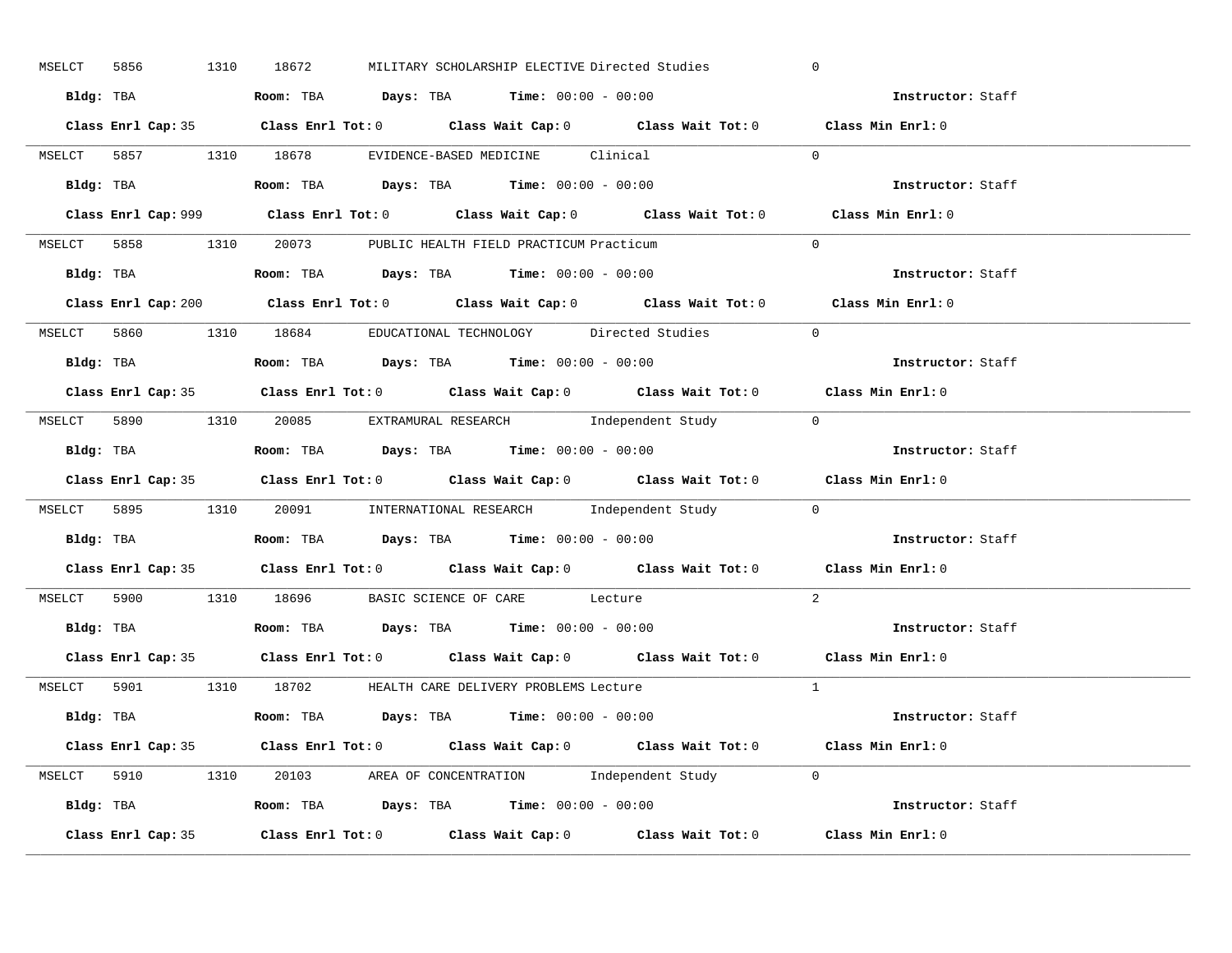MSELCT 5856 1310 18672 MILITARY SCHOLARSHIP ELECTIVE Directed Studies 0

**Bldg:** TBA **Room:** TBA **Days:** TBA **Time:** 00:00 - 00:00 **Instructor:** Staff

**Class Enrl Cap:** 35 **Class Enrl Tot:** 0 **Class Wait Cap:** 0 **Class Wait Tot:** 0 **Class Min Enrl:** 0

---

MSELCT 5857 1310 18678 EVIDENCE-BASED MEDICINE Clinical 0

**Bldg:** TBA **Room:** TBA **Days:** TBA **Time:** 00:00 - 00:00 **Instructor:** Staff

**Class Enrl Cap:** 999 **Class Enrl Tot:** 0 **Class Wait Cap:** 0 **Class Wait Tot:** 0 **Class Min Enrl:** 0

---

MSELCT 5858 1310 20073 PUBLIC HEALTH FIELD PRACTICUM Practicum 0

**Bldg:** TBA **Room:** TBA **Days:** TBA **Time:** 00:00 - 00:00 **Instructor:** Staff

**Class Enrl Cap:** 200 **Class Enrl Tot:** 0 **Class Wait Cap:** 0 **Class Wait Tot:** 0 **Class Min Enrl:** 0

---

MSELCT 5860 1310 18684 EDUCATIONAL TECHNOLOGY Directed Studies 0

**Bldg:** TBA **Room:** TBA **Days:** TBA **Time:** 00:00 - 00:00 **Instructor:** Staff

**Class Enrl Cap:** 35 **Class Enrl Tot:** 0 **Class Wait Cap:** 0 **Class Wait Tot:** 0 **Class Min Enrl:** 0

---

MSELCT 5890 1310 20085 EXTRAMURAL RESEARCH Independent Study 0

**Bldg:** TBA **Room:** TBA **Days:** TBA **Time:** 00:00 - 00:00 **Instructor:** Staff

**Class Enrl Cap:** 35 **Class Enrl Tot:** 0 **Class Wait Cap:** 0 **Class Wait Tot:** 0 **Class Min Enrl:** 0

---

MSELCT 5895 1310 20091 INTERNATIONAL RESEARCH Independent Study 0

**Bldg:** TBA **Room:** TBA **Days:** TBA **Time:** 00:00 - 00:00 **Instructor:** Staff

**Class Enrl Cap:** 35 **Class Enrl Tot:** 0 **Class Wait Cap:** 0 **Class Wait Tot:** 0 **Class Min Enrl:** 0

---

MSELCT 5900 1310 18696 BASIC SCIENCE OF CARE Lecture 2

**Bldg:** TBA **Room:** TBA **Days:** TBA **Time:** 00:00 - 00:00 **Instructor:** Staff

**Class Enrl Cap:** 35 **Class Enrl Tot:** 0 **Class Wait Cap:** 0 **Class Wait Tot:** 0 **Class Min Enrl:** 0

---

MSELCT 5901 1310 18702 HEALTH CARE DELIVERY PROBLEMS Lecture 1

**Bldg:** TBA **Room:** TBA **Days:** TBA **Time:** 00:00 - 00:00 **Instructor:** Staff

**Class Enrl Cap:** 35 **Class Enrl Tot:** 0 **Class Wait Cap:** 0 **Class Wait Tot:** 0 **Class Min Enrl:** 0

---

MSELCT 5910 1310 20103 AREA OF CONCENTRATION Independent Study 0

**Bldg:** TBA **Room:** TBA **Days:** TBA **Time:** 00:00 - 00:00 **Instructor:** Staff

**Class Enrl Cap:** 35 **Class Enrl Tot:** 0 **Class Wait Cap:** 0 **Class Wait Tot:** 0 **Class Min Enrl:** 0

---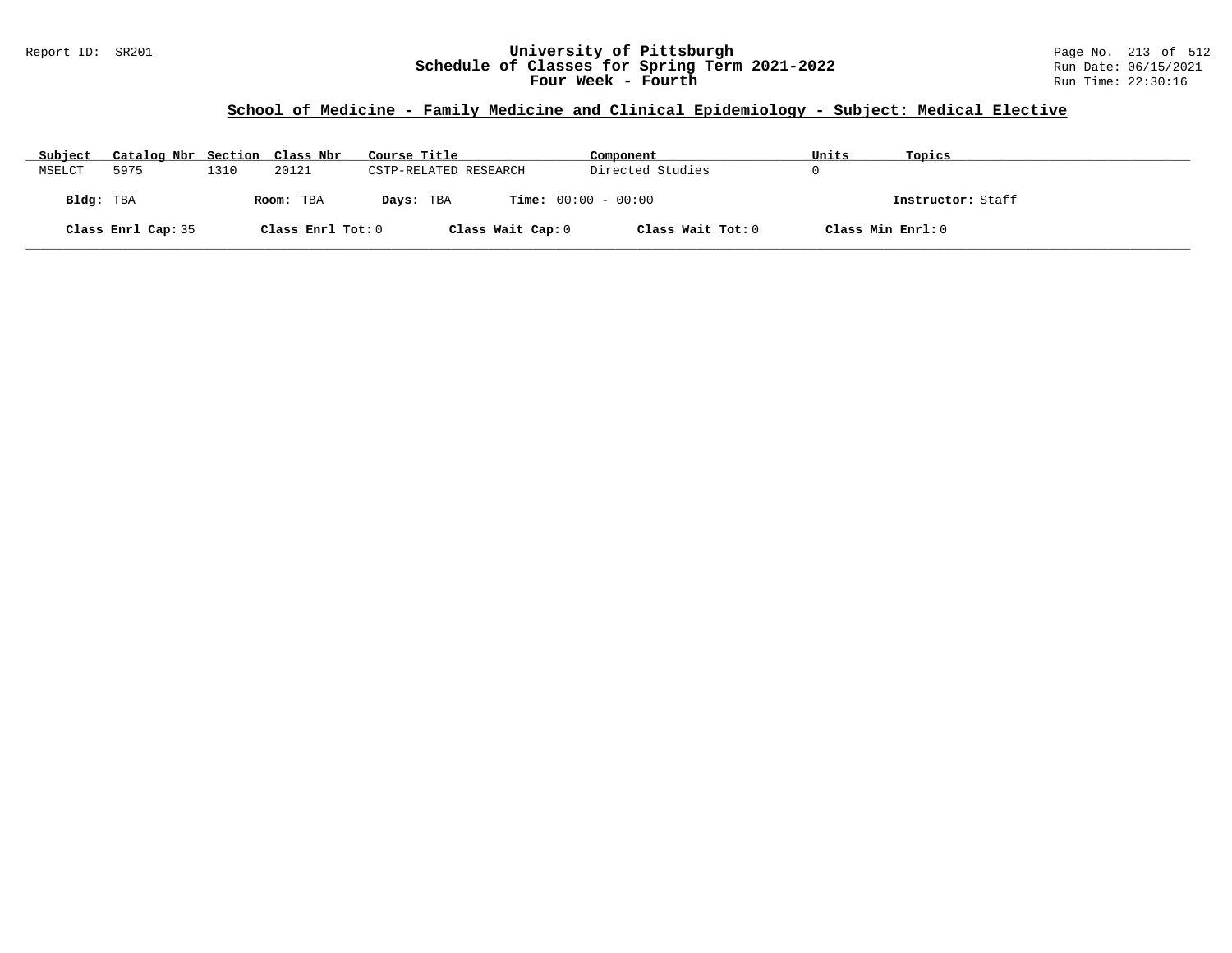Report ID: SR201

# University of Pittsburgh
## Schedule of Classes for Spring Term 2021-2022
### Four Week - Fourth

Run Date: 06/15/2021
Run Time: 22:30:16

## School of Medicine - Family Medicine and Clinical Epidemiology - Subject: Medical Elective

| Subject | Catalog Nbr | Section | Class Nbr | Course Title | Component | Units | Topics |
|---|---|---|---|---|---|---|---|
| MSELCT | 5975 | 1310 | 20121 | CSTP-RELATED RESEARCH | Directed Studies | 0 | |

**Bldg:** TBA **Room:** TBA **Days:** TBA **Time:** 00:00 - 00:00 **Instructor:** Staff

**Class Enrl Cap:** 35 **Class Enrl Tot:** 0 **Class Wait Cap:** 0 **Class Wait Tot:** 0 **Class Min Enrl:** 0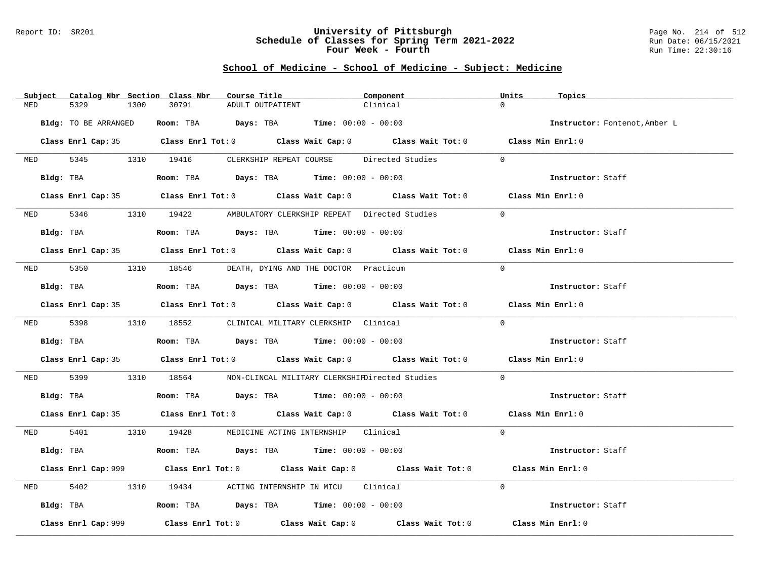## University of Pittsburgh
## Schedule of Classes for Spring Term 2021-2022
## Four Week - Fourth

### School of Medicine - School of Medicine - Subject: Medicine

| Subject | Catalog Nbr | Section | Class Nbr | Course Title | Component | Units | Topics |
|---|---|---|---|---|---|---|---|
| MED | 5329 | 1300 | 30791 | ADULT OUTPATIENT | Clinical | 0 | |

**Bldg:** TO BE ARRANGED **Room:** TBA **Days:** TBA **Time:** 00:00 - 00:00 **Instructor:** Fontenot,Amber L

**Class Enrl Cap:** 35 **Class Enrl Tot:** 0 **Class Wait Cap:** 0 **Class Wait Tot:** 0 **Class Min Enrl:** 0

---

| Subject | Catalog Nbr | Section | Class Nbr | Course Title | Component | Units | Topics |
|---|---|---|---|---|---|---|---|
| MED | 5345 | 1310 | 19416 | CLERKSHIP REPEAT COURSE | Directed Studies | 0 | |

**Bldg:** TBA **Room:** TBA **Days:** TBA **Time:** 00:00 - 00:00 **Instructor:** Staff

**Class Enrl Cap:** 35 **Class Enrl Tot:** 0 **Class Wait Cap:** 0 **Class Wait Tot:** 0 **Class Min Enrl:** 0

---

| Subject | Catalog Nbr | Section | Class Nbr | Course Title | Component | Units | Topics |
|---|---|---|---|---|---|---|---|
| MED | 5346 | 1310 | 19422 | AMBULATORY CLERKSHIP REPEAT | Directed Studies | 0 | |

**Bldg:** TBA **Room:** TBA **Days:** TBA **Time:** 00:00 - 00:00 **Instructor:** Staff

**Class Enrl Cap:** 35 **Class Enrl Tot:** 0 **Class Wait Cap:** 0 **Class Wait Tot:** 0 **Class Min Enrl:** 0

---

| Subject | Catalog Nbr | Section | Class Nbr | Course Title | Component | Units | Topics |
|---|---|---|---|---|---|---|---|
| MED | 5350 | 1310 | 18546 | DEATH, DYING AND THE DOCTOR | Practicum | 0 | |

**Bldg:** TBA **Room:** TBA **Days:** TBA **Time:** 00:00 - 00:00 **Instructor:** Staff

**Class Enrl Cap:** 35 **Class Enrl Tot:** 0 **Class Wait Cap:** 0 **Class Wait Tot:** 0 **Class Min Enrl:** 0

---

| Subject | Catalog Nbr | Section | Class Nbr | Course Title | Component | Units | Topics |
|---|---|---|---|---|---|---|---|
| MED | 5398 | 1310 | 18552 | CLINICAL MILITARY CLERKSHIP | Clinical | 0 | |

**Bldg:** TBA **Room:** TBA **Days:** TBA **Time:** 00:00 - 00:00 **Instructor:** Staff

**Class Enrl Cap:** 35 **Class Enrl Tot:** 0 **Class Wait Cap:** 0 **Class Wait Tot:** 0 **Class Min Enrl:** 0

---

| Subject | Catalog Nbr | Section | Class Nbr | Course Title | Component | Units | Topics |
|---|---|---|---|---|---|---|---|
| MED | 5399 | 1310 | 18564 | NON-CLINCAL MILITARY CLERKSHIP | Directed Studies | 0 | |

**Bldg:** TBA **Room:** TBA **Days:** TBA **Time:** 00:00 - 00:00 **Instructor:** Staff

**Class Enrl Cap:** 35 **Class Enrl Tot:** 0 **Class Wait Cap:** 0 **Class Wait Tot:** 0 **Class Min Enrl:** 0

---

| Subject | Catalog Nbr | Section | Class Nbr | Course Title | Component | Units | Topics |
|---|---|---|---|---|---|---|---|
| MED | 5401 | 1310 | 19428 | MEDICINE ACTING INTERNSHIP | Clinical | 0 | |

**Bldg:** TBA **Room:** TBA **Days:** TBA **Time:** 00:00 - 00:00 **Instructor:** Staff

**Class Enrl Cap:** 999 **Class Enrl Tot:** 0 **Class Wait Cap:** 0 **Class Wait Tot:** 0 **Class Min Enrl:** 0

---

| Subject | Catalog Nbr | Section | Class Nbr | Course Title | Component | Units | Topics |
|---|---|---|---|---|---|---|---|
| MED | 5402 | 1310 | 19434 | ACTING INTERNSHIP IN MICU | Clinical | 0 | |

**Bldg:** TBA **Room:** TBA **Days:** TBA **Time:** 00:00 - 00:00 **Instructor:** Staff

**Class Enrl Cap:** 999 **Class Enrl Tot:** 0 **Class Wait Cap:** 0 **Class Wait Tot:** 0 **Class Min Enrl:** 0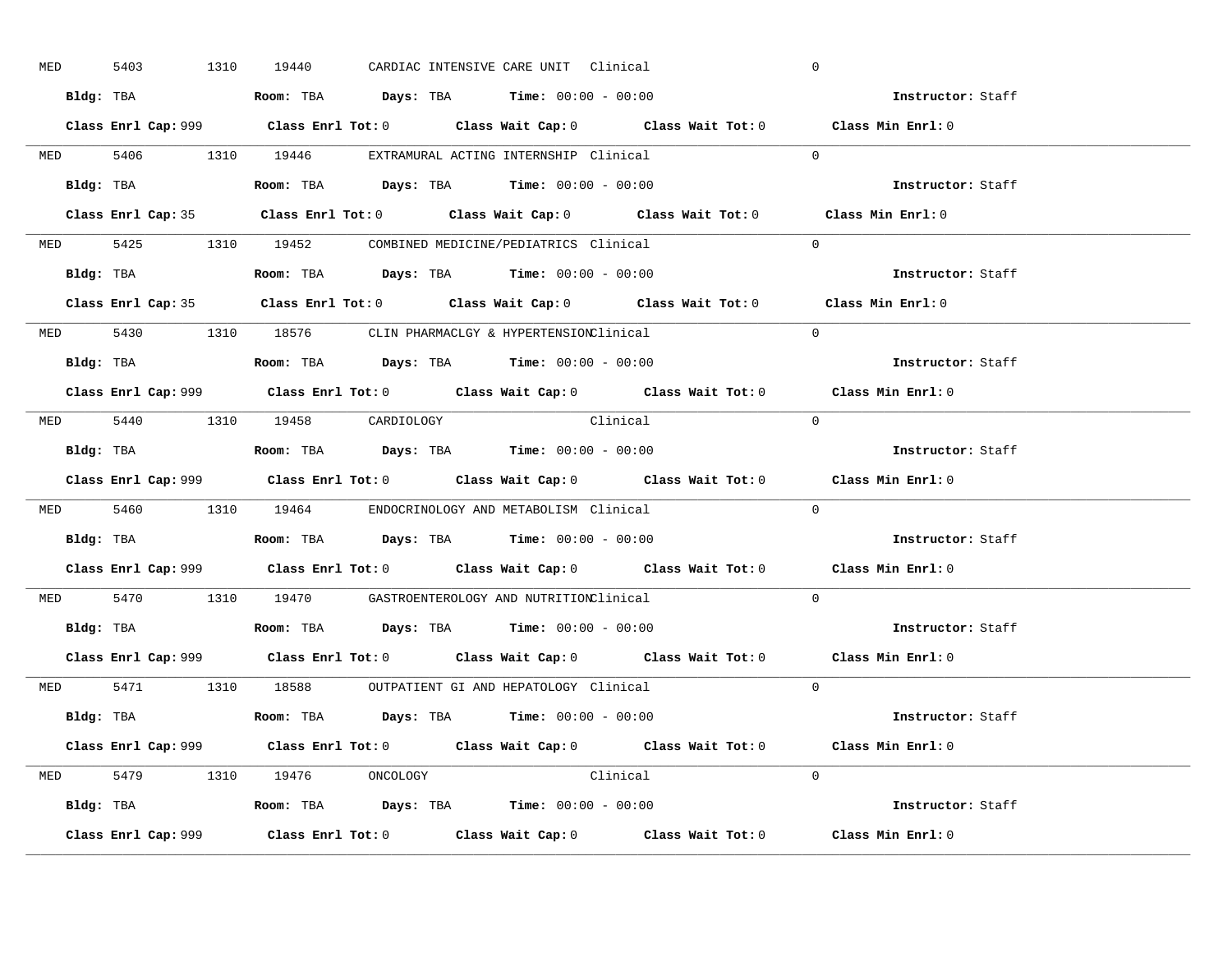MED 5403 1310 19440 CARDIAC INTENSIVE CARE UNIT Clinical 0

**Bldg:** TBA **Room:** TBA **Days:** TBA **Time:** 00:00 - 00:00 **Instructor:** Staff

**Class Enrl Cap:** 999 **Class Enrl Tot:** 0 **Class Wait Cap:** 0 **Class Wait Tot:** 0 **Class Min Enrl:** 0

---

MED 5406 1310 19446 EXTRAMURAL ACTING INTERNSHIP Clinical 0

**Bldg:** TBA **Room:** TBA **Days:** TBA **Time:** 00:00 - 00:00 **Instructor:** Staff

**Class Enrl Cap:** 35 **Class Enrl Tot:** 0 **Class Wait Cap:** 0 **Class Wait Tot:** 0 **Class Min Enrl:** 0

---

MED 5425 1310 19452 COMBINED MEDICINE/PEDIATRICS Clinical 0

**Bldg:** TBA **Room:** TBA **Days:** TBA **Time:** 00:00 - 00:00 **Instructor:** Staff

**Class Enrl Cap:** 35 **Class Enrl Tot:** 0 **Class Wait Cap:** 0 **Class Wait Tot:** 0 **Class Min Enrl:** 0

---

MED 5430 1310 18576 CLIN PHARMACLGY & HYPERTENSION Clinical 0

**Bldg:** TBA **Room:** TBA **Days:** TBA **Time:** 00:00 - 00:00 **Instructor:** Staff

**Class Enrl Cap:** 999 **Class Enrl Tot:** 0 **Class Wait Cap:** 0 **Class Wait Tot:** 0 **Class Min Enrl:** 0

---

MED 5440 1310 19458 CARDIOLOGY Clinical 0

**Bldg:** TBA **Room:** TBA **Days:** TBA **Time:** 00:00 - 00:00 **Instructor:** Staff

**Class Enrl Cap:** 999 **Class Enrl Tot:** 0 **Class Wait Cap:** 0 **Class Wait Tot:** 0 **Class Min Enrl:** 0

---

MED 5460 1310 19464 ENDOCRINOLOGY AND METABOLISM Clinical 0

**Bldg:** TBA **Room:** TBA **Days:** TBA **Time:** 00:00 - 00:00 **Instructor:** Staff

**Class Enrl Cap:** 999 **Class Enrl Tot:** 0 **Class Wait Cap:** 0 **Class Wait Tot:** 0 **Class Min Enrl:** 0

---

MED 5470 1310 19470 GASTROENTEROLOGY AND NUTRITION Clinical 0

**Bldg:** TBA **Room:** TBA **Days:** TBA **Time:** 00:00 - 00:00 **Instructor:** Staff

**Class Enrl Cap:** 999 **Class Enrl Tot:** 0 **Class Wait Cap:** 0 **Class Wait Tot:** 0 **Class Min Enrl:** 0

---

MED 5471 1310 18588 OUTPATIENT GI AND HEPATOLOGY Clinical 0

**Bldg:** TBA **Room:** TBA **Days:** TBA **Time:** 00:00 - 00:00 **Instructor:** Staff

**Class Enrl Cap:** 999 **Class Enrl Tot:** 0 **Class Wait Cap:** 0 **Class Wait Tot:** 0 **Class Min Enrl:** 0

---

MED 5479 1310 19476 ONCOLOGY Clinical 0

**Bldg:** TBA **Room:** TBA **Days:** TBA **Time:** 00:00 - 00:00 **Instructor:** Staff

**Class Enrl Cap:** 999 **Class Enrl Tot:** 0 **Class Wait Cap:** 0 **Class Wait Tot:** 0 **Class Min Enrl:** 0

---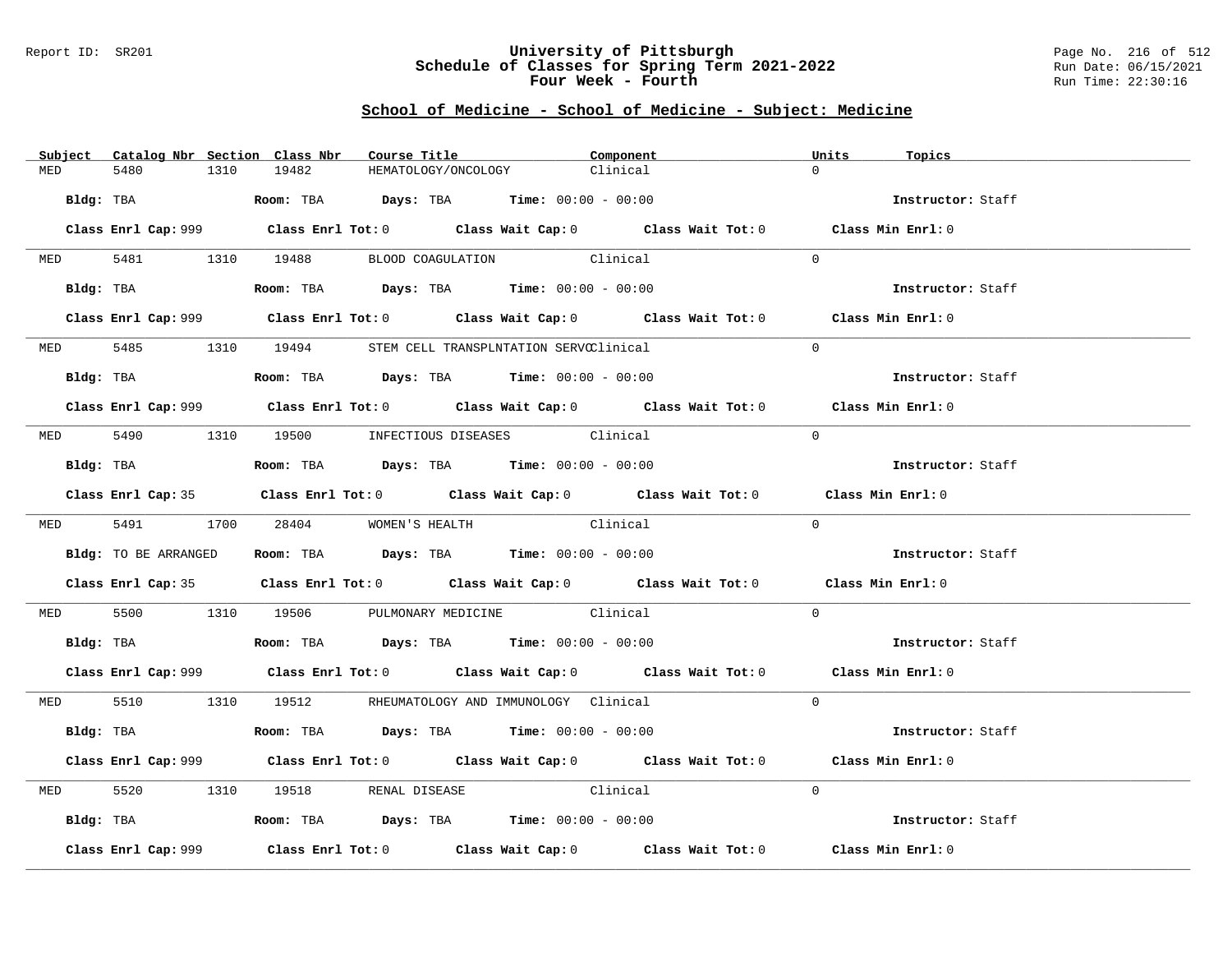## School of Medicine - School of Medicine - Subject: Medicine

| Subject | Catalog Nbr | Section | Class Nbr | Course Title | Component | Units | Topics |
|---|---|---|---|---|---|---|---|
| MED | 5480 | 1310 | 19482 | HEMATOLOGY/ONCOLOGY | Clinical | 0 | |

**Bldg:** TBA **Room:** TBA **Days:** TBA **Time:** 00:00 - 00:00 **Instructor:** Staff

**Class Enrl Cap:** 999 **Class Enrl Tot:** 0 **Class Wait Cap:** 0 **Class Wait Tot:** 0 **Class Min Enrl:** 0

| Subject | Catalog Nbr | Section | Class Nbr | Course Title | Component | Units | Topics |
|---|---|---|---|---|---|---|---|
| MED | 5481 | 1310 | 19488 | BLOOD COAGULATION | Clinical | 0 | |

**Bldg:** TBA **Room:** TBA **Days:** TBA **Time:** 00:00 - 00:00 **Instructor:** Staff

**Class Enrl Cap:** 999 **Class Enrl Tot:** 0 **Class Wait Cap:** 0 **Class Wait Tot:** 0 **Class Min Enrl:** 0

| Subject | Catalog Nbr | Section | Class Nbr | Course Title | Component | Units | Topics |
|---|---|---|---|---|---|---|---|
| MED | 5485 | 1310 | 19494 | STEM CELL TRANSPLNTATION SERVC | Clinical | 0 | |

**Bldg:** TBA **Room:** TBA **Days:** TBA **Time:** 00:00 - 00:00 **Instructor:** Staff

**Class Enrl Cap:** 999 **Class Enrl Tot:** 0 **Class Wait Cap:** 0 **Class Wait Tot:** 0 **Class Min Enrl:** 0

| Subject | Catalog Nbr | Section | Class Nbr | Course Title | Component | Units | Topics |
|---|---|---|---|---|---|---|---|
| MED | 5490 | 1310 | 19500 | INFECTIOUS DISEASES | Clinical | 0 | |

**Bldg:** TBA **Room:** TBA **Days:** TBA **Time:** 00:00 - 00:00 **Instructor:** Staff

**Class Enrl Cap:** 35 **Class Enrl Tot:** 0 **Class Wait Cap:** 0 **Class Wait Tot:** 0 **Class Min Enrl:** 0

| Subject | Catalog Nbr | Section | Class Nbr | Course Title | Component | Units | Topics |
|---|---|---|---|---|---|---|---|
| MED | 5491 | 1700 | 28404 | WOMEN'S HEALTH | Clinical | 0 | |

**Bldg:** TO BE ARRANGED **Room:** TBA **Days:** TBA **Time:** 00:00 - 00:00 **Instructor:** Staff

**Class Enrl Cap:** 35 **Class Enrl Tot:** 0 **Class Wait Cap:** 0 **Class Wait Tot:** 0 **Class Min Enrl:** 0

| Subject | Catalog Nbr | Section | Class Nbr | Course Title | Component | Units | Topics |
|---|---|---|---|---|---|---|---|
| MED | 5500 | 1310 | 19506 | PULMONARY MEDICINE | Clinical | 0 | |

**Bldg:** TBA **Room:** TBA **Days:** TBA **Time:** 00:00 - 00:00 **Instructor:** Staff

**Class Enrl Cap:** 999 **Class Enrl Tot:** 0 **Class Wait Cap:** 0 **Class Wait Tot:** 0 **Class Min Enrl:** 0

| Subject | Catalog Nbr | Section | Class Nbr | Course Title | Component | Units | Topics |
|---|---|---|---|---|---|---|---|
| MED | 5510 | 1310 | 19512 | RHEUMATOLOGY AND IMMUNOLOGY | Clinical | 0 | |

**Bldg:** TBA **Room:** TBA **Days:** TBA **Time:** 00:00 - 00:00 **Instructor:** Staff

**Class Enrl Cap:** 999 **Class Enrl Tot:** 0 **Class Wait Cap:** 0 **Class Wait Tot:** 0 **Class Min Enrl:** 0

| Subject | Catalog Nbr | Section | Class Nbr | Course Title | Component | Units | Topics |
|---|---|---|---|---|---|---|---|
| MED | 5520 | 1310 | 19518 | RENAL DISEASE | Clinical | 0 | |

**Bldg:** TBA **Room:** TBA **Days:** TBA **Time:** 00:00 - 00:00 **Instructor:** Staff

**Class Enrl Cap:** 999 **Class Enrl Tot:** 0 **Class Wait Cap:** 0 **Class Wait Tot:** 0 **Class Min Enrl:** 0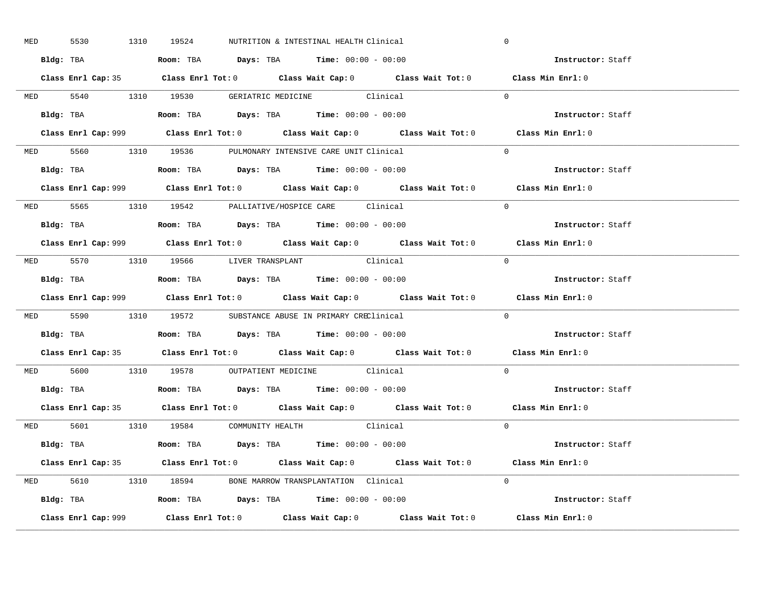MED 5530 1310 19524 NUTRITION & INTESTINAL HEALTH Clinical 0

**Bldg:** TBA **Room:** TBA **Days:** TBA **Time:** 00:00 - 00:00 **Instructor:** Staff

**Class Enrl Cap:** 35 **Class Enrl Tot:** 0 **Class Wait Cap:** 0 **Class Wait Tot:** 0 **Class Min Enrl:** 0

---

MED 5540 1310 19530 GERIATRIC MEDICINE Clinical 0

**Bldg:** TBA **Room:** TBA **Days:** TBA **Time:** 00:00 - 00:00 **Instructor:** Staff

**Class Enrl Cap:** 999 **Class Enrl Tot:** 0 **Class Wait Cap:** 0 **Class Wait Tot:** 0 **Class Min Enrl:** 0

---

MED 5560 1310 19536 PULMONARY INTENSIVE CARE UNIT Clinical 0

**Bldg:** TBA **Room:** TBA **Days:** TBA **Time:** 00:00 - 00:00 **Instructor:** Staff

**Class Enrl Cap:** 999 **Class Enrl Tot:** 0 **Class Wait Cap:** 0 **Class Wait Tot:** 0 **Class Min Enrl:** 0

---

MED 5565 1310 19542 PALLIATIVE/HOSPICE CARE Clinical 0

**Bldg:** TBA **Room:** TBA **Days:** TBA **Time:** 00:00 - 00:00 **Instructor:** Staff

**Class Enrl Cap:** 999 **Class Enrl Tot:** 0 **Class Wait Cap:** 0 **Class Wait Tot:** 0 **Class Min Enrl:** 0

---

MED 5570 1310 19566 LIVER TRANSPLANT Clinical 0

**Bldg:** TBA **Room:** TBA **Days:** TBA **Time:** 00:00 - 00:00 **Instructor:** Staff

**Class Enrl Cap:** 999 **Class Enrl Tot:** 0 **Class Wait Cap:** 0 **Class Wait Tot:** 0 **Class Min Enrl:** 0

---

MED 5590 1310 19572 SUBSTANCE ABUSE IN PRIMARY CRE Clinical 0

**Bldg:** TBA **Room:** TBA **Days:** TBA **Time:** 00:00 - 00:00 **Instructor:** Staff

**Class Enrl Cap:** 35 **Class Enrl Tot:** 0 **Class Wait Cap:** 0 **Class Wait Tot:** 0 **Class Min Enrl:** 0

---

MED 5600 1310 19578 OUTPATIENT MEDICINE Clinical 0

**Bldg:** TBA **Room:** TBA **Days:** TBA **Time:** 00:00 - 00:00 **Instructor:** Staff

**Class Enrl Cap:** 35 **Class Enrl Tot:** 0 **Class Wait Cap:** 0 **Class Wait Tot:** 0 **Class Min Enrl:** 0

---

MED 5601 1310 19584 COMMUNITY HEALTH Clinical 0

**Bldg:** TBA **Room:** TBA **Days:** TBA **Time:** 00:00 - 00:00 **Instructor:** Staff

**Class Enrl Cap:** 35 **Class Enrl Tot:** 0 **Class Wait Cap:** 0 **Class Wait Tot:** 0 **Class Min Enrl:** 0

---

MED 5610 1310 18594 BONE MARROW TRANSPLANTATION Clinical 0

**Bldg:** TBA **Room:** TBA **Days:** TBA **Time:** 00:00 - 00:00 **Instructor:** Staff

**Class Enrl Cap:** 999 **Class Enrl Tot:** 0 **Class Wait Cap:** 0 **Class Wait Tot:** 0 **Class Min Enrl:** 0

---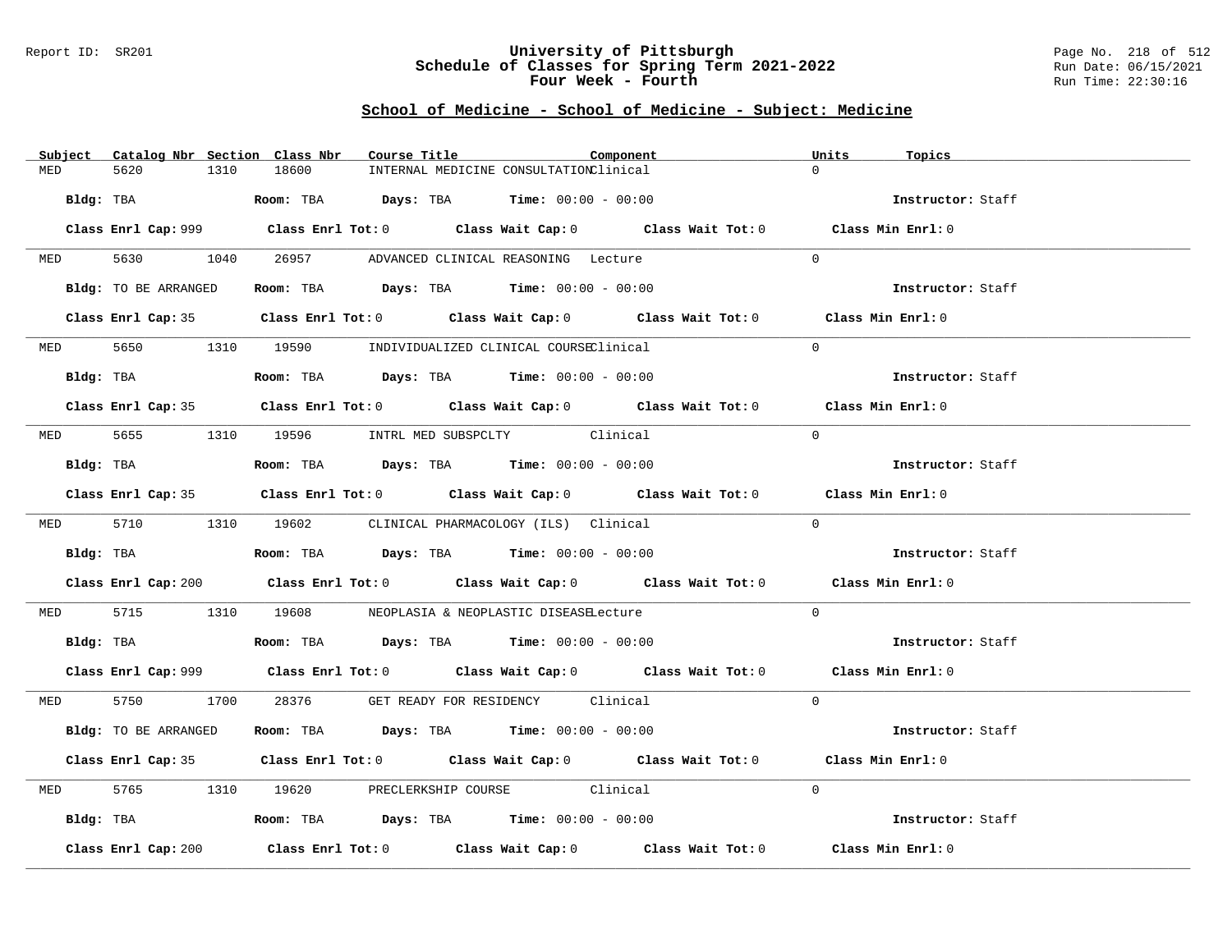Report ID: SR201

# University of Pittsburgh
## Schedule of Classes for Spring Term 2021-2022
### Four Week - Fourth

Run Date: 06/15/2021
Run Time: 22:30:16

## School of Medicine - School of Medicine - Subject: Medicine

| Subject | Catalog Nbr | Section | Class Nbr | Course Title | Component | Units | Topics |
|---|---|---|---|---|---|---|---|
| MED | 5620 | 1310 | 18600 | INTERNAL MEDICINE CONSULTATION | Clinical | 0 | |

**Bldg:** TBA **Room:** TBA **Days:** TBA **Time:** 00:00 - 00:00 **Instructor:** Staff

**Class Enrl Cap:** 999 **Class Enrl Tot:** 0 **Class Wait Cap:** 0 **Class Wait Tot:** 0 **Class Min Enrl:** 0

| Subject | Catalog Nbr | Section | Class Nbr | Course Title | Component | Units | Topics |
|---|---|---|---|---|---|---|---|
| MED | 5630 | 1040 | 26957 | ADVANCED CLINICAL REASONING | Lecture | 0 | |

**Bldg:** TO BE ARRANGED **Room:** TBA **Days:** TBA **Time:** 00:00 - 00:00 **Instructor:** Staff

**Class Enrl Cap:** 35 **Class Enrl Tot:** 0 **Class Wait Cap:** 0 **Class Wait Tot:** 0 **Class Min Enrl:** 0

| Subject | Catalog Nbr | Section | Class Nbr | Course Title | Component | Units | Topics |
|---|---|---|---|---|---|---|---|
| MED | 5650 | 1310 | 19590 | INDIVIDUALIZED CLINICAL COURSE | Clinical | 0 | |

**Bldg:** TBA **Room:** TBA **Days:** TBA **Time:** 00:00 - 00:00 **Instructor:** Staff

**Class Enrl Cap:** 35 **Class Enrl Tot:** 0 **Class Wait Cap:** 0 **Class Wait Tot:** 0 **Class Min Enrl:** 0

| Subject | Catalog Nbr | Section | Class Nbr | Course Title | Component | Units | Topics |
|---|---|---|---|---|---|---|---|
| MED | 5655 | 1310 | 19596 | INTRL MED SUBSPCLTY | Clinical | 0 | |

**Bldg:** TBA **Room:** TBA **Days:** TBA **Time:** 00:00 - 00:00 **Instructor:** Staff

**Class Enrl Cap:** 35 **Class Enrl Tot:** 0 **Class Wait Cap:** 0 **Class Wait Tot:** 0 **Class Min Enrl:** 0

| Subject | Catalog Nbr | Section | Class Nbr | Course Title | Component | Units | Topics |
|---|---|---|---|---|---|---|---|
| MED | 5710 | 1310 | 19602 | CLINICAL PHARMACOLOGY (ILS) | Clinical | 0 | |

**Bldg:** TBA **Room:** TBA **Days:** TBA **Time:** 00:00 - 00:00 **Instructor:** Staff

**Class Enrl Cap:** 200 **Class Enrl Tot:** 0 **Class Wait Cap:** 0 **Class Wait Tot:** 0 **Class Min Enrl:** 0

| Subject | Catalog Nbr | Section | Class Nbr | Course Title | Component | Units | Topics |
|---|---|---|---|---|---|---|---|
| MED | 5715 | 1310 | 19608 | NEOPLASIA & NEOPLASTIC DISEASE | Lecture | 0 | |

**Bldg:** TBA **Room:** TBA **Days:** TBA **Time:** 00:00 - 00:00 **Instructor:** Staff

**Class Enrl Cap:** 999 **Class Enrl Tot:** 0 **Class Wait Cap:** 0 **Class Wait Tot:** 0 **Class Min Enrl:** 0

| Subject | Catalog Nbr | Section | Class Nbr | Course Title | Component | Units | Topics |
|---|---|---|---|---|---|---|---|
| MED | 5750 | 1700 | 28376 | GET READY FOR RESIDENCY | Clinical | 0 | |

**Bldg:** TO BE ARRANGED **Room:** TBA **Days:** TBA **Time:** 00:00 - 00:00 **Instructor:** Staff

**Class Enrl Cap:** 35 **Class Enrl Tot:** 0 **Class Wait Cap:** 0 **Class Wait Tot:** 0 **Class Min Enrl:** 0

| Subject | Catalog Nbr | Section | Class Nbr | Course Title | Component | Units | Topics |
|---|---|---|---|---|---|---|---|
| MED | 5765 | 1310 | 19620 | PRECLERKSHIP COURSE | Clinical | 0 | |

**Bldg:** TBA **Room:** TBA **Days:** TBA **Time:** 00:00 - 00:00 **Instructor:** Staff

**Class Enrl Cap:** 200 **Class Enrl Tot:** 0 **Class Wait Cap:** 0 **Class Wait Tot:** 0 **Class Min Enrl:** 0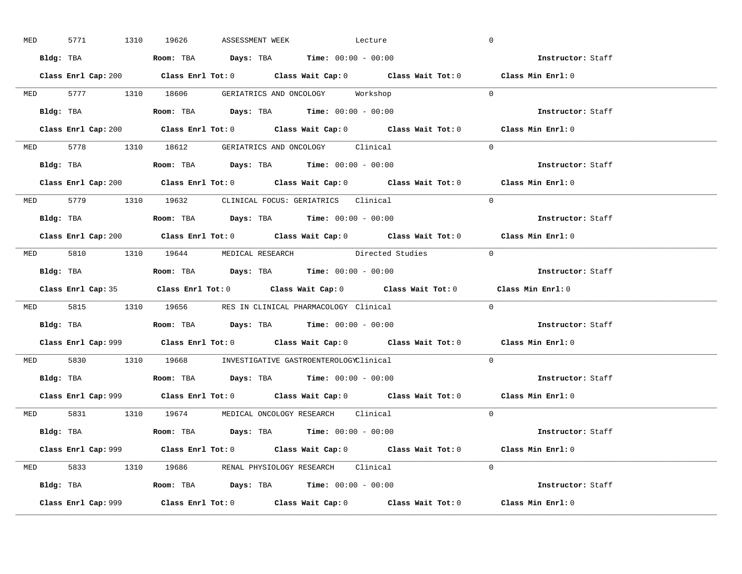MED 5771 1310 19626 ASSESSMENT WEEK Lecture 0

**Bldg:** TBA **Room:** TBA **Days:** TBA **Time:** 00:00 - 00:00 **Instructor:** Staff

**Class Enrl Cap:** 200 **Class Enrl Tot:** 0 **Class Wait Cap:** 0 **Class Wait Tot:** 0 **Class Min Enrl:** 0

---

MED 5777 1310 18606 GERIATRICS AND ONCOLOGY Workshop 0

**Bldg:** TBA **Room:** TBA **Days:** TBA **Time:** 00:00 - 00:00 **Instructor:** Staff

**Class Enrl Cap:** 200 **Class Enrl Tot:** 0 **Class Wait Cap:** 0 **Class Wait Tot:** 0 **Class Min Enrl:** 0

---

MED 5778 1310 18612 GERIATRICS AND ONCOLOGY Clinical 0

**Bldg:** TBA **Room:** TBA **Days:** TBA **Time:** 00:00 - 00:00 **Instructor:** Staff

**Class Enrl Cap:** 200 **Class Enrl Tot:** 0 **Class Wait Cap:** 0 **Class Wait Tot:** 0 **Class Min Enrl:** 0

---

MED 5779 1310 19632 CLINICAL FOCUS: GERIATRICS Clinical 0

**Bldg:** TBA **Room:** TBA **Days:** TBA **Time:** 00:00 - 00:00 **Instructor:** Staff

**Class Enrl Cap:** 200 **Class Enrl Tot:** 0 **Class Wait Cap:** 0 **Class Wait Tot:** 0 **Class Min Enrl:** 0

---

MED 5810 1310 19644 MEDICAL RESEARCH Directed Studies 0

**Bldg:** TBA **Room:** TBA **Days:** TBA **Time:** 00:00 - 00:00 **Instructor:** Staff

**Class Enrl Cap:** 35 **Class Enrl Tot:** 0 **Class Wait Cap:** 0 **Class Wait Tot:** 0 **Class Min Enrl:** 0

---

MED 5815 1310 19656 RES IN CLINICAL PHARMACOLOGY Clinical 0

**Bldg:** TBA **Room:** TBA **Days:** TBA **Time:** 00:00 - 00:00 **Instructor:** Staff

**Class Enrl Cap:** 999 **Class Enrl Tot:** 0 **Class Wait Cap:** 0 **Class Wait Tot:** 0 **Class Min Enrl:** 0

---

MED 5830 1310 19668 INVESTIGATIVE GASTROENTEROLOGY Clinical 0

**Bldg:** TBA **Room:** TBA **Days:** TBA **Time:** 00:00 - 00:00 **Instructor:** Staff

**Class Enrl Cap:** 999 **Class Enrl Tot:** 0 **Class Wait Cap:** 0 **Class Wait Tot:** 0 **Class Min Enrl:** 0

---

MED 5831 1310 19674 MEDICAL ONCOLOGY RESEARCH Clinical 0

**Bldg:** TBA **Room:** TBA **Days:** TBA **Time:** 00:00 - 00:00 **Instructor:** Staff

**Class Enrl Cap:** 999 **Class Enrl Tot:** 0 **Class Wait Cap:** 0 **Class Wait Tot:** 0 **Class Min Enrl:** 0

---

MED 5833 1310 19686 RENAL PHYSIOLOGY RESEARCH Clinical 0

**Bldg:** TBA **Room:** TBA **Days:** TBA **Time:** 00:00 - 00:00 **Instructor:** Staff

**Class Enrl Cap:** 999 **Class Enrl Tot:** 0 **Class Wait Cap:** 0 **Class Wait Tot:** 0 **Class Min Enrl:** 0

---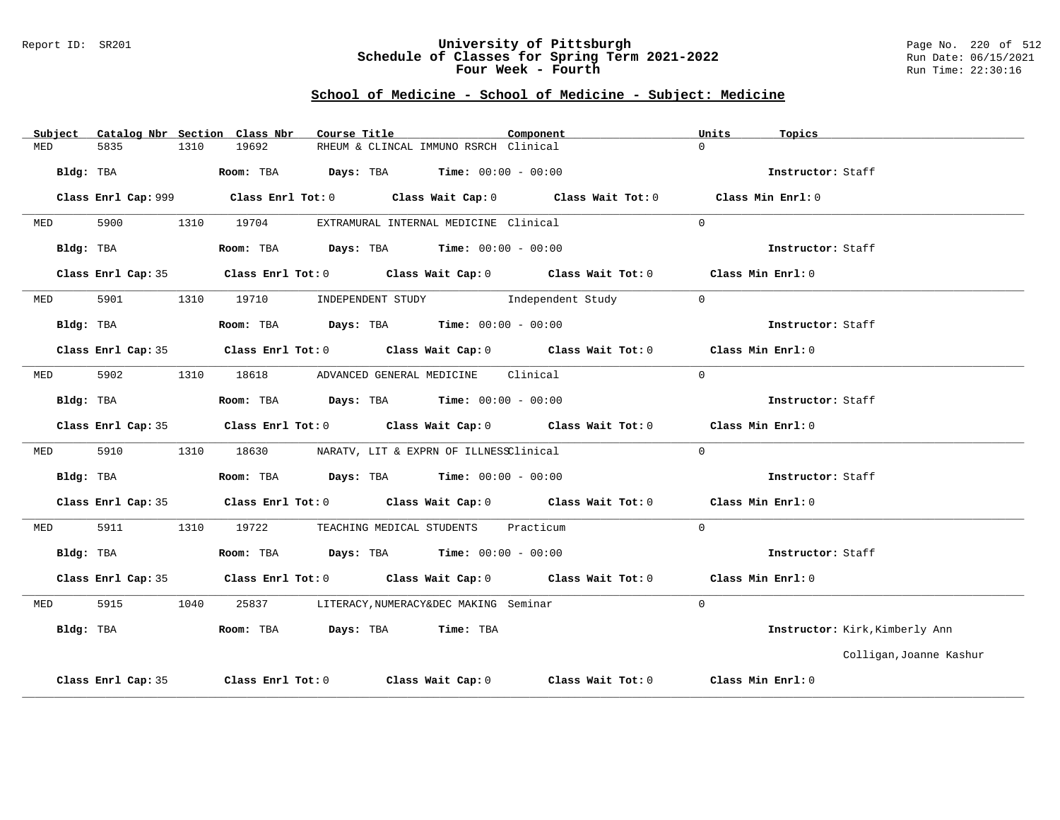## School of Medicine - School of Medicine - Subject: Medicine

| Subject | Catalog Nbr | Section | Class Nbr | Course Title | Component | Units | Topics |
|---|---|---|---|---|---|---|---|
| MED | 5835 | 1310 | 19692 | RHEUM & CLINCAL IMMUNO RSRCH | Clinical | 0 | |

**Bldg:** TBA **Room:** TBA **Days:** TBA **Time:** 00:00 - 00:00 **Instructor:** Staff

**Class Enrl Cap:** 999 **Class Enrl Tot:** 0 **Class Wait Cap:** 0 **Class Wait Tot:** 0 **Class Min Enrl:** 0

---

| Subject | Catalog Nbr | Section | Class Nbr | Course Title | Component | Units | Topics |
|---|---|---|---|---|---|---|---|
| MED | 5900 | 1310 | 19704 | EXTRAMURAL INTERNAL MEDICINE | Clinical | 0 | |

**Bldg:** TBA **Room:** TBA **Days:** TBA **Time:** 00:00 - 00:00 **Instructor:** Staff

**Class Enrl Cap:** 35 **Class Enrl Tot:** 0 **Class Wait Cap:** 0 **Class Wait Tot:** 0 **Class Min Enrl:** 0

---

| Subject | Catalog Nbr | Section | Class Nbr | Course Title | Component | Units | Topics |
|---|---|---|---|---|---|---|---|
| MED | 5901 | 1310 | 19710 | INDEPENDENT STUDY | Independent Study | 0 | |

**Bldg:** TBA **Room:** TBA **Days:** TBA **Time:** 00:00 - 00:00 **Instructor:** Staff

**Class Enrl Cap:** 35 **Class Enrl Tot:** 0 **Class Wait Cap:** 0 **Class Wait Tot:** 0 **Class Min Enrl:** 0

---

| Subject | Catalog Nbr | Section | Class Nbr | Course Title | Component | Units | Topics |
|---|---|---|---|---|---|---|---|
| MED | 5902 | 1310 | 18618 | ADVANCED GENERAL MEDICINE | Clinical | 0 | |

**Bldg:** TBA **Room:** TBA **Days:** TBA **Time:** 00:00 - 00:00 **Instructor:** Staff

**Class Enrl Cap:** 35 **Class Enrl Tot:** 0 **Class Wait Cap:** 0 **Class Wait Tot:** 0 **Class Min Enrl:** 0

---

| Subject | Catalog Nbr | Section | Class Nbr | Course Title | Component | Units | Topics |
|---|---|---|---|---|---|---|---|
| MED | 5910 | 1310 | 18630 | NARATV, LIT & EXPRN OF ILLNESS | Clinical | 0 | |

**Bldg:** TBA **Room:** TBA **Days:** TBA **Time:** 00:00 - 00:00 **Instructor:** Staff

**Class Enrl Cap:** 35 **Class Enrl Tot:** 0 **Class Wait Cap:** 0 **Class Wait Tot:** 0 **Class Min Enrl:** 0

---

| Subject | Catalog Nbr | Section | Class Nbr | Course Title | Component | Units | Topics |
|---|---|---|---|---|---|---|---|
| MED | 5911 | 1310 | 19722 | TEACHING MEDICAL STUDENTS | Practicum | 0 | |

**Bldg:** TBA **Room:** TBA **Days:** TBA **Time:** 00:00 - 00:00 **Instructor:** Staff

**Class Enrl Cap:** 35 **Class Enrl Tot:** 0 **Class Wait Cap:** 0 **Class Wait Tot:** 0 **Class Min Enrl:** 0

---

| Subject | Catalog Nbr | Section | Class Nbr | Course Title | Component | Units | Topics |
|---|---|---|---|---|---|---|---|
| MED | 5915 | 1040 | 25837 | LITERACY,NUMERACY&DEC MAKING | Seminar | 0 | |

**Bldg:** TBA **Room:** TBA **Days:** TBA **Time:** TBA **Instructor:** Kirk,Kimberly Ann; Colligan,Joanne Kashur

**Class Enrl Cap:** 35 **Class Enrl Tot:** 0 **Class Wait Cap:** 0 **Class Wait Tot:** 0 **Class Min Enrl:** 0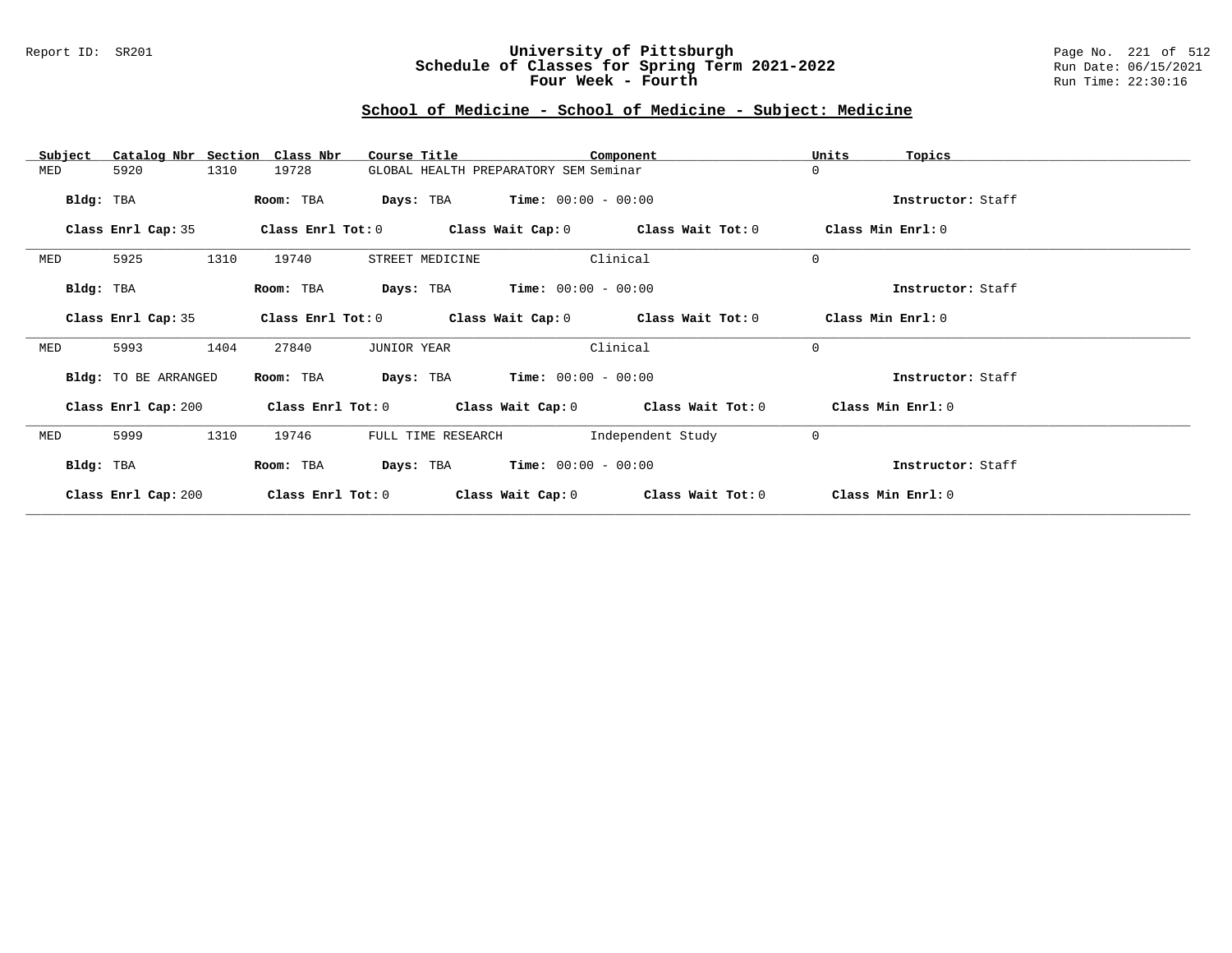# University of Pittsburgh
## Schedule of Classes for Spring Term 2021-2022
## Four Week - Fourth

Report ID: SR201

Run Date: 06/15/2021
Run Time: 22:30:16

### School of Medicine - School of Medicine - Subject: Medicine

| Subject | Catalog Nbr | Section | Class Nbr | Course Title | Component | Units | Topics |
|---|---|---|---|---|---|---|---|
| MED | 5920 | 1310 | 19728 | GLOBAL HEALTH PREPARATORY SEM | Seminar | 0 | |

**Bldg:** TBA **Room:** TBA **Days:** TBA **Time:** 00:00 - 00:00 **Instructor:** Staff

**Class Enrl Cap:** 35 **Class Enrl Tot:** 0 **Class Wait Cap:** 0 **Class Wait Tot:** 0 **Class Min Enrl:** 0

| Subject | Catalog Nbr | Section | Class Nbr | Course Title | Component | Units | Topics |
|---|---|---|---|---|---|---|---|
| MED | 5925 | 1310 | 19740 | STREET MEDICINE | Clinical | 0 | |

**Bldg:** TBA **Room:** TBA **Days:** TBA **Time:** 00:00 - 00:00 **Instructor:** Staff

**Class Enrl Cap:** 35 **Class Enrl Tot:** 0 **Class Wait Cap:** 0 **Class Wait Tot:** 0 **Class Min Enrl:** 0

| Subject | Catalog Nbr | Section | Class Nbr | Course Title | Component | Units | Topics |
|---|---|---|---|---|---|---|---|
| MED | 5993 | 1404 | 27840 | JUNIOR YEAR | Clinical | 0 | |

**Bldg:** TO BE ARRANGED **Room:** TBA **Days:** TBA **Time:** 00:00 - 00:00 **Instructor:** Staff

**Class Enrl Cap:** 200 **Class Enrl Tot:** 0 **Class Wait Cap:** 0 **Class Wait Tot:** 0 **Class Min Enrl:** 0

| Subject | Catalog Nbr | Section | Class Nbr | Course Title | Component | Units | Topics |
|---|---|---|---|---|---|---|---|
| MED | 5999 | 1310 | 19746 | FULL TIME RESEARCH | Independent Study | 0 | |

**Bldg:** TBA **Room:** TBA **Days:** TBA **Time:** 00:00 - 00:00 **Instructor:** Staff

**Class Enrl Cap:** 200 **Class Enrl Tot:** 0 **Class Wait Cap:** 0 **Class Wait Tot:** 0 **Class Min Enrl:** 0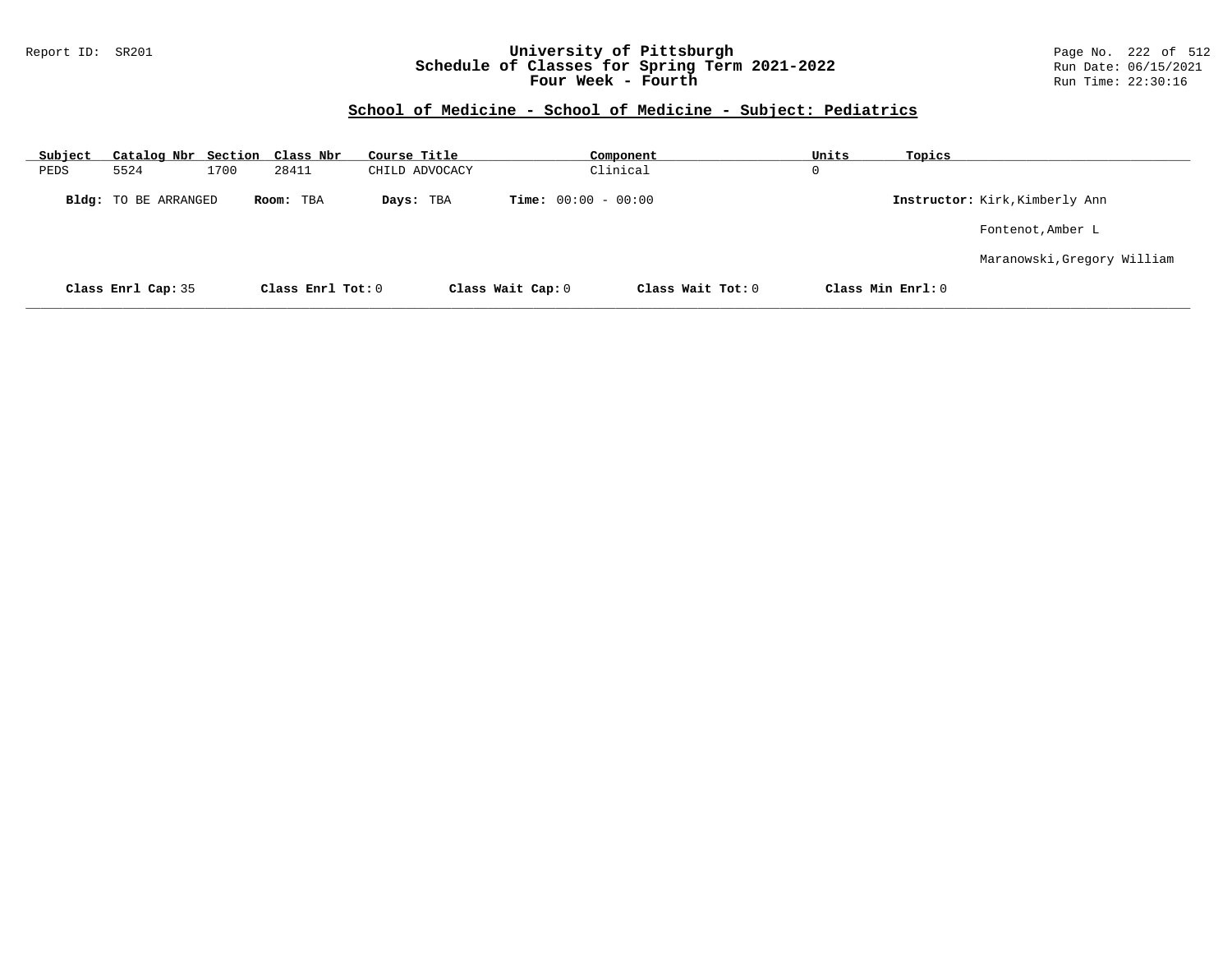**University of Pittsburgh**
**Schedule of Classes for Spring Term 2021-2022**
**Four Week - Fourth**

Report ID: SR201

Run Date: 06/15/2021
Run Time: 22:30:16

## School of Medicine - School of Medicine - Subject: Pediatrics

| Subject | Catalog Nbr | Section | Class Nbr | Course Title | Component | Units | Topics |
|---|---|---|---|---|---|---|---|
| PEDS | 5524 | 1700 | 28411 | CHILD ADVOCACY | Clinical | 0 | |

**Bldg:** TO BE ARRANGED **Room:** TBA **Days:** TBA **Time:** 00:00 - 00:00 **Instructor:** Kirk,Kimberly Ann

Fontenot,Amber L

Maranowski,Gregory William

**Class Enrl Cap:** 35 **Class Enrl Tot:** 0 **Class Wait Cap:** 0 **Class Wait Tot:** 0 **Class Min Enrl:** 0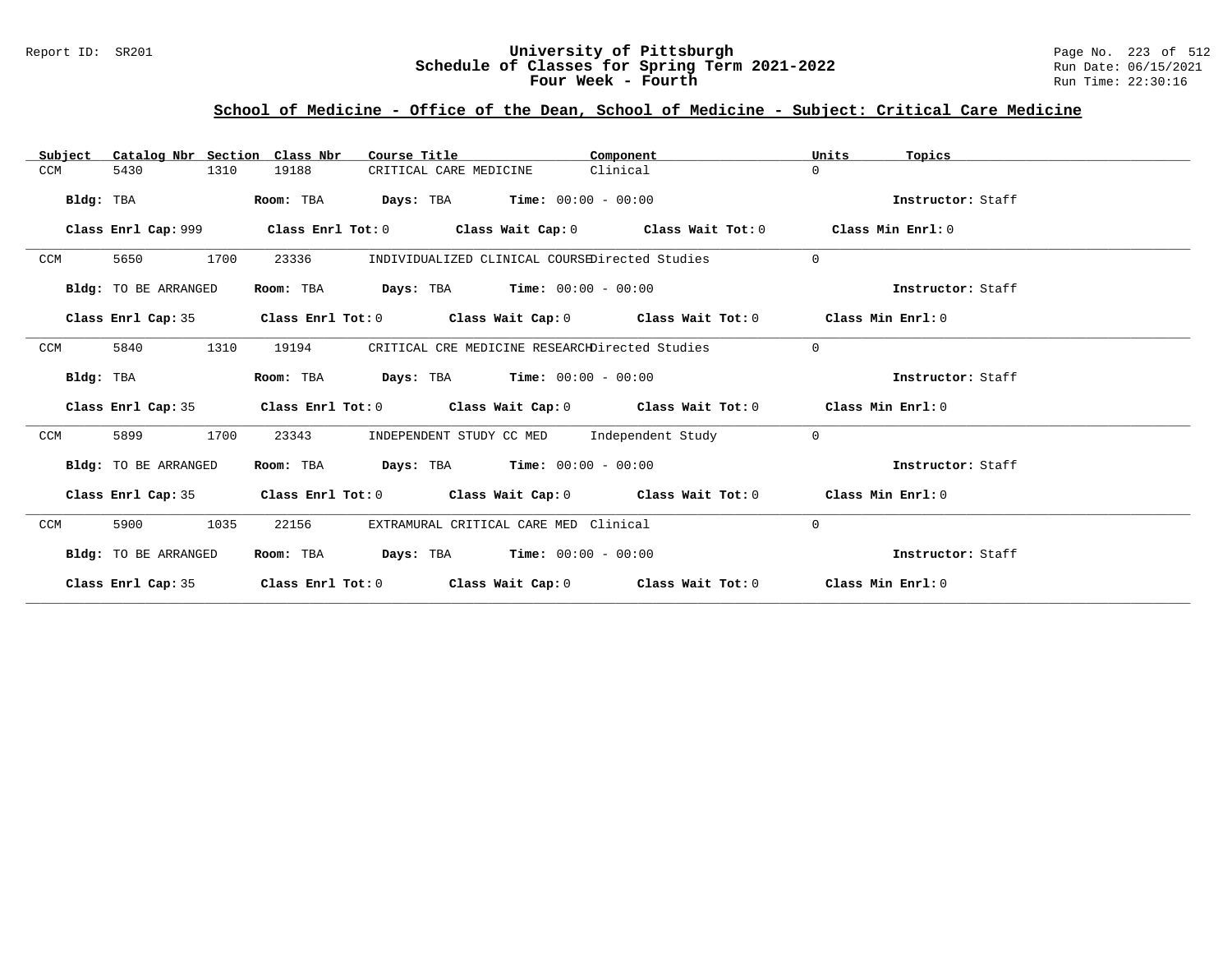## School of Medicine - Office of the Dean, School of Medicine - Subject: Critical Care Medicine

| Subject | Catalog Nbr | Section | Class Nbr | Course Title | Component | Units | Topics |
|---|---|---|---|---|---|---|---|
| CCM | 5430 | 1310 | 19188 | CRITICAL CARE MEDICINE | Clinical | 0 | |

**Bldg:** TBA **Room:** TBA **Days:** TBA **Time:** 00:00 - 00:00 **Instructor:** Staff

**Class Enrl Cap:** 999 **Class Enrl Tot:** 0 **Class Wait Cap:** 0 **Class Wait Tot:** 0 **Class Min Enrl:** 0

| Subject | Catalog Nbr | Section | Class Nbr | Course Title | Component | Units | Topics |
|---|---|---|---|---|---|---|---|
| CCM | 5650 | 1700 | 23336 | INDIVIDUALIZED CLINICAL COURSE | Directed Studies | 0 | |

**Bldg:** TO BE ARRANGED **Room:** TBA **Days:** TBA **Time:** 00:00 - 00:00 **Instructor:** Staff

**Class Enrl Cap:** 35 **Class Enrl Tot:** 0 **Class Wait Cap:** 0 **Class Wait Tot:** 0 **Class Min Enrl:** 0

| Subject | Catalog Nbr | Section | Class Nbr | Course Title | Component | Units | Topics |
|---|---|---|---|---|---|---|---|
| CCM | 5840 | 1310 | 19194 | CRITICAL CRE MEDICINE RESEARCH | Directed Studies | 0 | |

**Bldg:** TBA **Room:** TBA **Days:** TBA **Time:** 00:00 - 00:00 **Instructor:** Staff

**Class Enrl Cap:** 35 **Class Enrl Tot:** 0 **Class Wait Cap:** 0 **Class Wait Tot:** 0 **Class Min Enrl:** 0

| Subject | Catalog Nbr | Section | Class Nbr | Course Title | Component | Units | Topics |
|---|---|---|---|---|---|---|---|
| CCM | 5899 | 1700 | 23343 | INDEPENDENT STUDY CC MED | Independent Study | 0 | |

**Bldg:** TO BE ARRANGED **Room:** TBA **Days:** TBA **Time:** 00:00 - 00:00 **Instructor:** Staff

**Class Enrl Cap:** 35 **Class Enrl Tot:** 0 **Class Wait Cap:** 0 **Class Wait Tot:** 0 **Class Min Enrl:** 0

| Subject | Catalog Nbr | Section | Class Nbr | Course Title | Component | Units | Topics |
|---|---|---|---|---|---|---|---|
| CCM | 5900 | 1035 | 22156 | EXTRAMURAL CRITICAL CARE MED | Clinical | 0 | |

**Bldg:** TO BE ARRANGED **Room:** TBA **Days:** TBA **Time:** 00:00 - 00:00 **Instructor:** Staff

**Class Enrl Cap:** 35 **Class Enrl Tot:** 0 **Class Wait Cap:** 0 **Class Wait Tot:** 0 **Class Min Enrl:** 0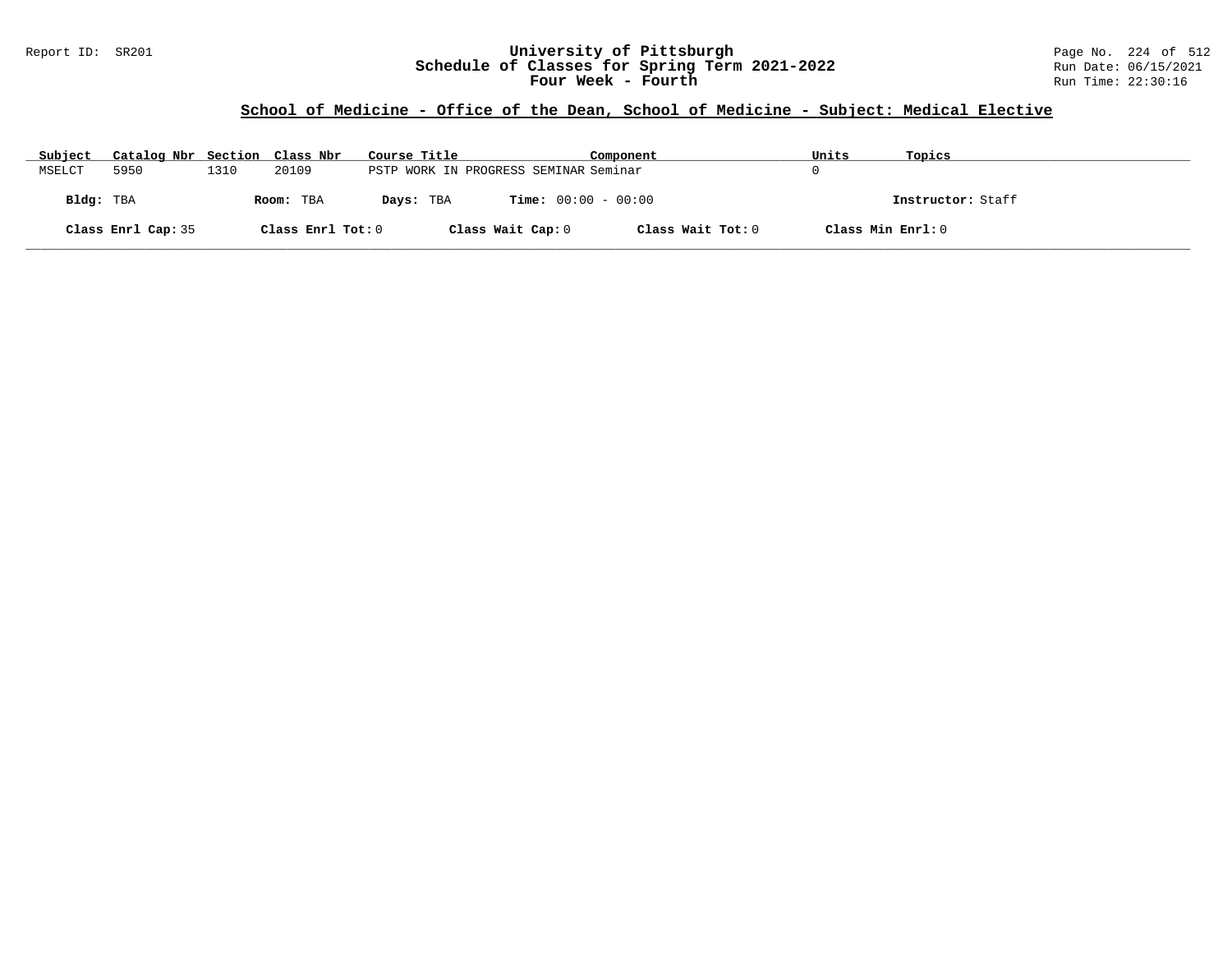## School of Medicine - Office of the Dean, School of Medicine - Subject: Medical Elective

| Subject | Catalog Nbr | Section | Class Nbr | Course Title | Component | Units | Topics |
|---|---|---|---|---|---|---|---|
| MSELCT | 5950 | 1310 | 20109 | PSTP WORK IN PROGRESS SEMINAR | Seminar | 0 | |

**Bldg:** TBA **Room:** TBA **Days:** TBA **Time:** 00:00 - 00:00 **Instructor:** Staff

**Class Enrl Cap:** 35 **Class Enrl Tot:** 0 **Class Wait Cap:** 0 **Class Wait Tot:** 0 **Class Min Enrl:** 0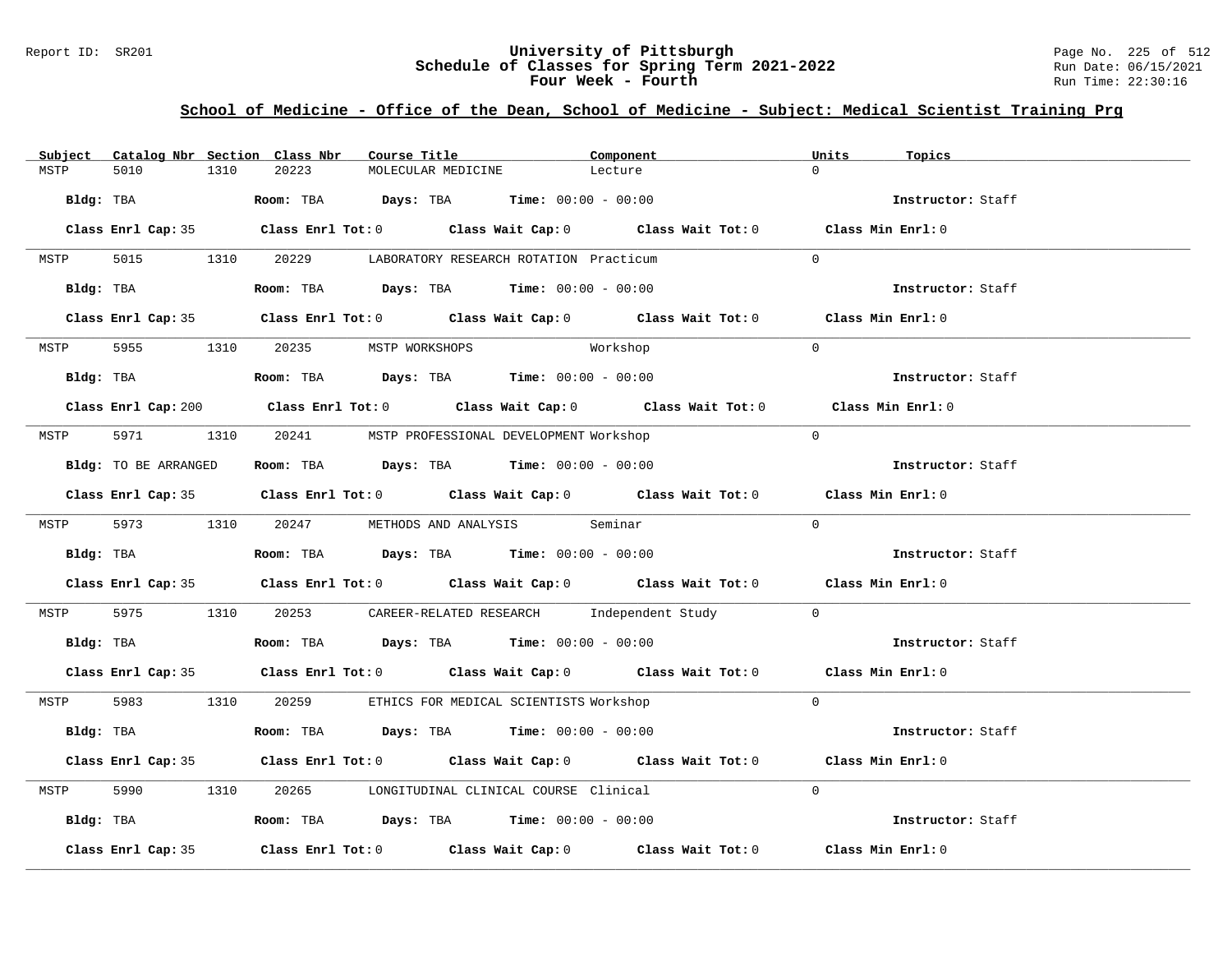## School of Medicine - Office of the Dean, School of Medicine - Subject: Medical Scientist Training Prg

| Subject | Catalog Nbr | Section | Class Nbr | Course Title | Component | Units | Topics |
|---|---|---|---|---|---|---|---|
| MSTP | 5010 | 1310 | 20223 | MOLECULAR MEDICINE | Lecture | 0 | |

**Bldg:** TBA **Room:** TBA **Days:** TBA **Time:** 00:00 - 00:00 **Instructor:** Staff

**Class Enrl Cap:** 35 **Class Enrl Tot:** 0 **Class Wait Cap:** 0 **Class Wait Tot:** 0 **Class Min Enrl:** 0

| Subject | Catalog Nbr | Section | Class Nbr | Course Title | Component | Units | Topics |
|---|---|---|---|---|---|---|---|
| MSTP | 5015 | 1310 | 20229 | LABORATORY RESEARCH ROTATION | Practicum | 0 | |

**Bldg:** TBA **Room:** TBA **Days:** TBA **Time:** 00:00 - 00:00 **Instructor:** Staff

**Class Enrl Cap:** 35 **Class Enrl Tot:** 0 **Class Wait Cap:** 0 **Class Wait Tot:** 0 **Class Min Enrl:** 0

| Subject | Catalog Nbr | Section | Class Nbr | Course Title | Component | Units | Topics |
|---|---|---|---|---|---|---|---|
| MSTP | 5955 | 1310 | 20235 | MSTP WORKSHOPS | Workshop | 0 | |

**Bldg:** TBA **Room:** TBA **Days:** TBA **Time:** 00:00 - 00:00 **Instructor:** Staff

**Class Enrl Cap:** 200 **Class Enrl Tot:** 0 **Class Wait Cap:** 0 **Class Wait Tot:** 0 **Class Min Enrl:** 0

| Subject | Catalog Nbr | Section | Class Nbr | Course Title | Component | Units | Topics |
|---|---|---|---|---|---|---|---|
| MSTP | 5971 | 1310 | 20241 | MSTP PROFESSIONAL DEVELOPMENT | Workshop | 0 | |

**Bldg:** TO BE ARRANGED **Room:** TBA **Days:** TBA **Time:** 00:00 - 00:00 **Instructor:** Staff

**Class Enrl Cap:** 35 **Class Enrl Tot:** 0 **Class Wait Cap:** 0 **Class Wait Tot:** 0 **Class Min Enrl:** 0

| Subject | Catalog Nbr | Section | Class Nbr | Course Title | Component | Units | Topics |
|---|---|---|---|---|---|---|---|
| MSTP | 5973 | 1310 | 20247 | METHODS AND ANALYSIS | Seminar | 0 | |

**Bldg:** TBA **Room:** TBA **Days:** TBA **Time:** 00:00 - 00:00 **Instructor:** Staff

**Class Enrl Cap:** 35 **Class Enrl Tot:** 0 **Class Wait Cap:** 0 **Class Wait Tot:** 0 **Class Min Enrl:** 0

| Subject | Catalog Nbr | Section | Class Nbr | Course Title | Component | Units | Topics |
|---|---|---|---|---|---|---|---|
| MSTP | 5975 | 1310 | 20253 | CAREER-RELATED RESEARCH | Independent Study | 0 | |

**Bldg:** TBA **Room:** TBA **Days:** TBA **Time:** 00:00 - 00:00 **Instructor:** Staff

**Class Enrl Cap:** 35 **Class Enrl Tot:** 0 **Class Wait Cap:** 0 **Class Wait Tot:** 0 **Class Min Enrl:** 0

| Subject | Catalog Nbr | Section | Class Nbr | Course Title | Component | Units | Topics |
|---|---|---|---|---|---|---|---|
| MSTP | 5983 | 1310 | 20259 | ETHICS FOR MEDICAL SCIENTISTS | Workshop | 0 | |

**Bldg:** TBA **Room:** TBA **Days:** TBA **Time:** 00:00 - 00:00 **Instructor:** Staff

**Class Enrl Cap:** 35 **Class Enrl Tot:** 0 **Class Wait Cap:** 0 **Class Wait Tot:** 0 **Class Min Enrl:** 0

| Subject | Catalog Nbr | Section | Class Nbr | Course Title | Component | Units | Topics |
|---|---|---|---|---|---|---|---|
| MSTP | 5990 | 1310 | 20265 | LONGITUDINAL CLINICAL COURSE | Clinical | 0 | |

**Bldg:** TBA **Room:** TBA **Days:** TBA **Time:** 00:00 - 00:00 **Instructor:** Staff

**Class Enrl Cap:** 35 **Class Enrl Tot:** 0 **Class Wait Cap:** 0 **Class Wait Tot:** 0 **Class Min Enrl:** 0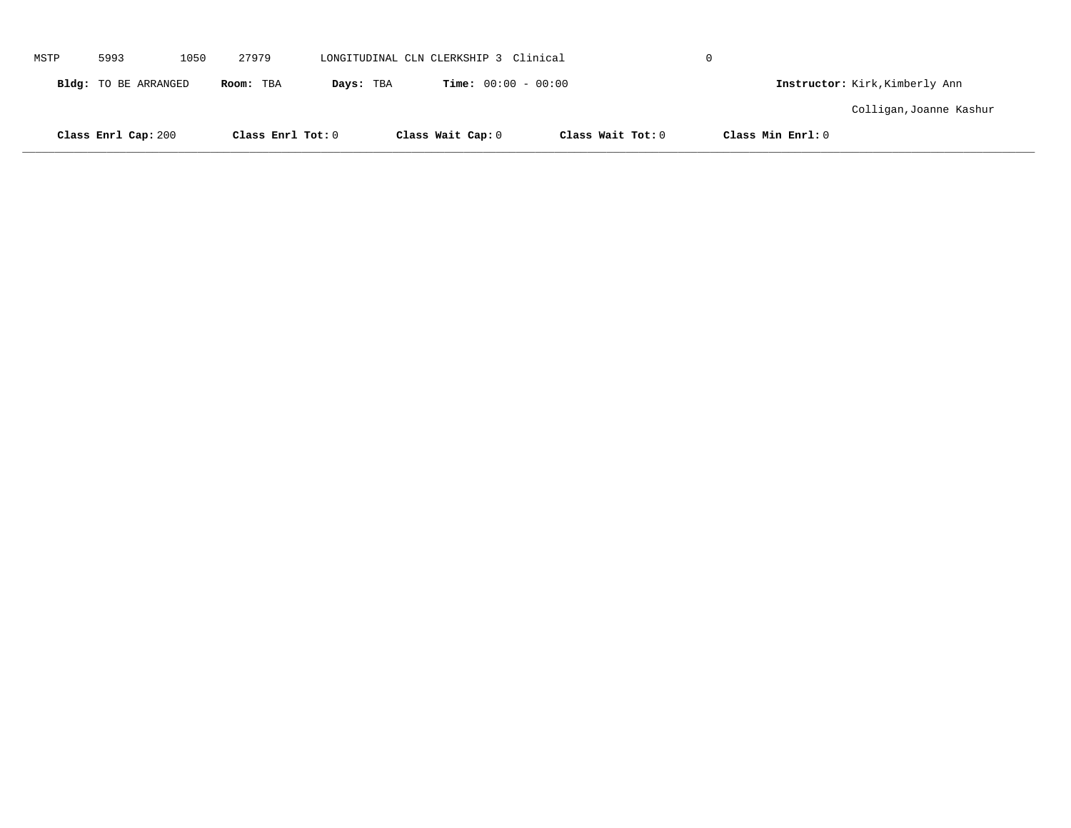MSTP 5993 1050 27979 LONGITUDINAL CLN CLERKSHIP 3 Clinical 0

**Bldg:** TO BE ARRANGED **Room:** TBA **Days:** TBA **Time:** 00:00 - 00:00 **Instructor:** Kirk,Kimberly Ann

Colligan,Joanne Kashur

**Class Enrl Cap:** 200 **Class Enrl Tot:** 0 **Class Wait Cap:** 0 **Class Wait Tot:** 0 **Class Min Enrl:** 0

---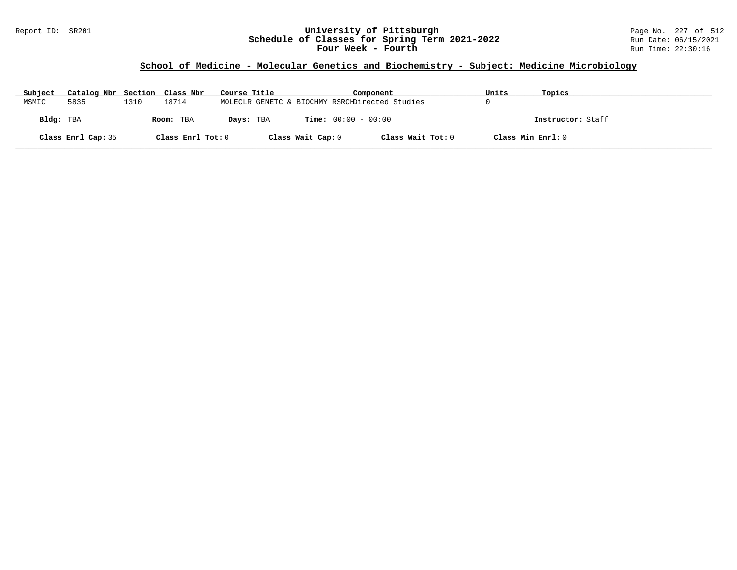Report ID: SR201

# University of Pittsburgh
## Schedule of Classes for Spring Term 2021-2022
## Four Week - Fourth

Run Date: 06/15/2021
Run Time: 22:30:16

### School of Medicine - Molecular Genetics and Biochemistry - Subject: Medicine Microbiology

| Subject | Catalog Nbr | Section | Class Nbr | Course Title | Component | Units | Topics |
|---|---|---|---|---|---|---|---|
| MSMIC | 5835 | 1310 | 18714 | MOLECLR GENETC & BIOCHMY RSRCH | Directed Studies | 0 | |

**Bldg:** TBA **Room:** TBA **Days:** TBA **Time:** 00:00 - 00:00 **Instructor:** Staff

**Class Enrl Cap:** 35 **Class Enrl Tot:** 0 **Class Wait Cap:** 0 **Class Wait Tot:** 0 **Class Min Enrl:** 0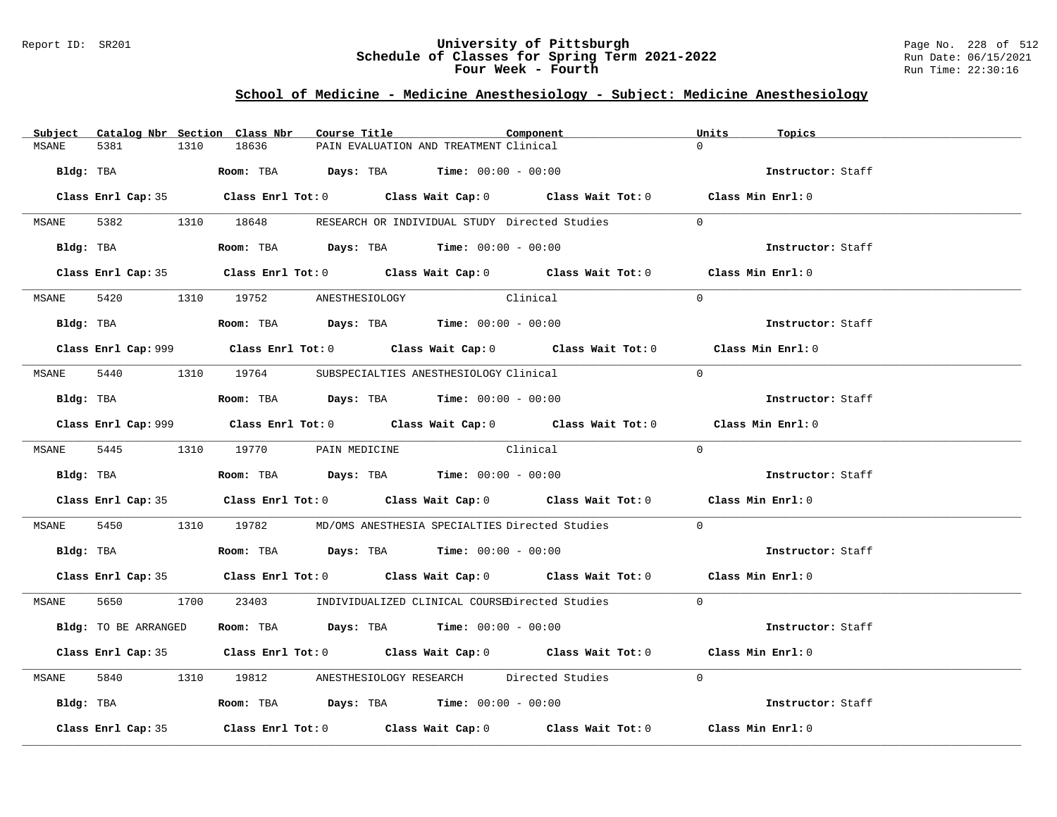## School of Medicine - Medicine Anesthesiology - Subject: Medicine Anesthesiology

| Subject | Catalog Nbr | Section | Class Nbr | Course Title | Component | Units | Topics |
|---|---|---|---|---|---|---|---|
| MSANE | 5381 | 1310 | 18636 | PAIN EVALUATION AND TREATMENT | Clinical | 0 | |

**Bldg:** TBA **Room:** TBA **Days:** TBA **Time:** 00:00 - 00:00 **Instructor:** Staff

**Class Enrl Cap:** 35 **Class Enrl Tot:** 0 **Class Wait Cap:** 0 **Class Wait Tot:** 0 **Class Min Enrl:** 0

| Subject | Catalog Nbr | Section | Class Nbr | Course Title | Component | Units | Topics |
|---|---|---|---|---|---|---|---|
| MSANE | 5382 | 1310 | 18648 | RESEARCH OR INDIVIDUAL STUDY | Directed Studies | 0 | |

**Bldg:** TBA **Room:** TBA **Days:** TBA **Time:** 00:00 - 00:00 **Instructor:** Staff

**Class Enrl Cap:** 35 **Class Enrl Tot:** 0 **Class Wait Cap:** 0 **Class Wait Tot:** 0 **Class Min Enrl:** 0

| Subject | Catalog Nbr | Section | Class Nbr | Course Title | Component | Units | Topics |
|---|---|---|---|---|---|---|---|
| MSANE | 5420 | 1310 | 19752 | ANESTHESIOLOGY | Clinical | 0 | |

**Bldg:** TBA **Room:** TBA **Days:** TBA **Time:** 00:00 - 00:00 **Instructor:** Staff

**Class Enrl Cap:** 999 **Class Enrl Tot:** 0 **Class Wait Cap:** 0 **Class Wait Tot:** 0 **Class Min Enrl:** 0

| Subject | Catalog Nbr | Section | Class Nbr | Course Title | Component | Units | Topics |
|---|---|---|---|---|---|---|---|
| MSANE | 5440 | 1310 | 19764 | SUBSPECIALTIES ANESTHESIOLOGY | Clinical | 0 | |

**Bldg:** TBA **Room:** TBA **Days:** TBA **Time:** 00:00 - 00:00 **Instructor:** Staff

**Class Enrl Cap:** 999 **Class Enrl Tot:** 0 **Class Wait Cap:** 0 **Class Wait Tot:** 0 **Class Min Enrl:** 0

| Subject | Catalog Nbr | Section | Class Nbr | Course Title | Component | Units | Topics |
|---|---|---|---|---|---|---|---|
| MSANE | 5445 | 1310 | 19770 | PAIN MEDICINE | Clinical | 0 | |

**Bldg:** TBA **Room:** TBA **Days:** TBA **Time:** 00:00 - 00:00 **Instructor:** Staff

**Class Enrl Cap:** 35 **Class Enrl Tot:** 0 **Class Wait Cap:** 0 **Class Wait Tot:** 0 **Class Min Enrl:** 0

| Subject | Catalog Nbr | Section | Class Nbr | Course Title | Component | Units | Topics |
|---|---|---|---|---|---|---|---|
| MSANE | 5450 | 1310 | 19782 | MD/OMS ANESTHESIA SPECIALTIES | Directed Studies | 0 | |

**Bldg:** TBA **Room:** TBA **Days:** TBA **Time:** 00:00 - 00:00 **Instructor:** Staff

**Class Enrl Cap:** 35 **Class Enrl Tot:** 0 **Class Wait Cap:** 0 **Class Wait Tot:** 0 **Class Min Enrl:** 0

| Subject | Catalog Nbr | Section | Class Nbr | Course Title | Component | Units | Topics |
|---|---|---|---|---|---|---|---|
| MSANE | 5650 | 1700 | 23403 | INDIVIDUALIZED CLINICAL COURSE | Directed Studies | 0 | |

**Bldg:** TO BE ARRANGED **Room:** TBA **Days:** TBA **Time:** 00:00 - 00:00 **Instructor:** Staff

**Class Enrl Cap:** 35 **Class Enrl Tot:** 0 **Class Wait Cap:** 0 **Class Wait Tot:** 0 **Class Min Enrl:** 0

| Subject | Catalog Nbr | Section | Class Nbr | Course Title | Component | Units | Topics |
|---|---|---|---|---|---|---|---|
| MSANE | 5840 | 1310 | 19812 | ANESTHESIOLOGY RESEARCH | Directed Studies | 0 | |

**Bldg:** TBA **Room:** TBA **Days:** TBA **Time:** 00:00 - 00:00 **Instructor:** Staff

**Class Enrl Cap:** 35 **Class Enrl Tot:** 0 **Class Wait Cap:** 0 **Class Wait Tot:** 0 **Class Min Enrl:** 0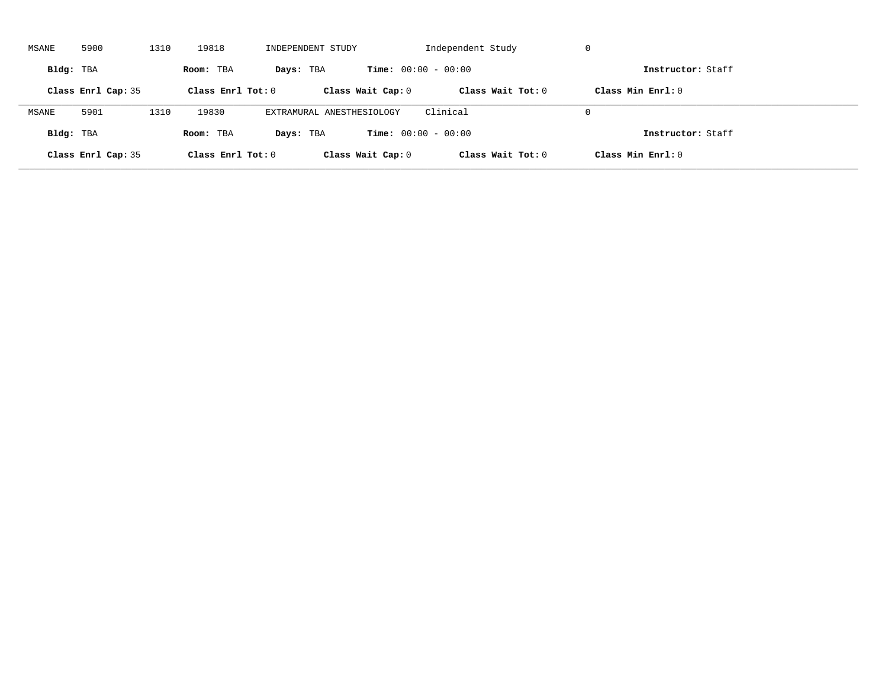MSANE 5900 1310 19818 INDEPENDENT STUDY Independent Study 0

**Bldg:** TBA **Room:** TBA **Days:** TBA **Time:** 00:00 - 00:00 **Instructor:** Staff

**Class Enrl Cap:** 35 **Class Enrl Tot:** 0 **Class Wait Cap:** 0 **Class Wait Tot:** 0 **Class Min Enrl:** 0

---

MSANE 5901 1310 19830 EXTRAMURAL ANESTHESIOLOGY Clinical 0

**Bldg:** TBA **Room:** TBA **Days:** TBA **Time:** 00:00 - 00:00 **Instructor:** Staff

**Class Enrl Cap:** 35 **Class Enrl Tot:** 0 **Class Wait Cap:** 0 **Class Wait Tot:** 0 **Class Min Enrl:** 0

---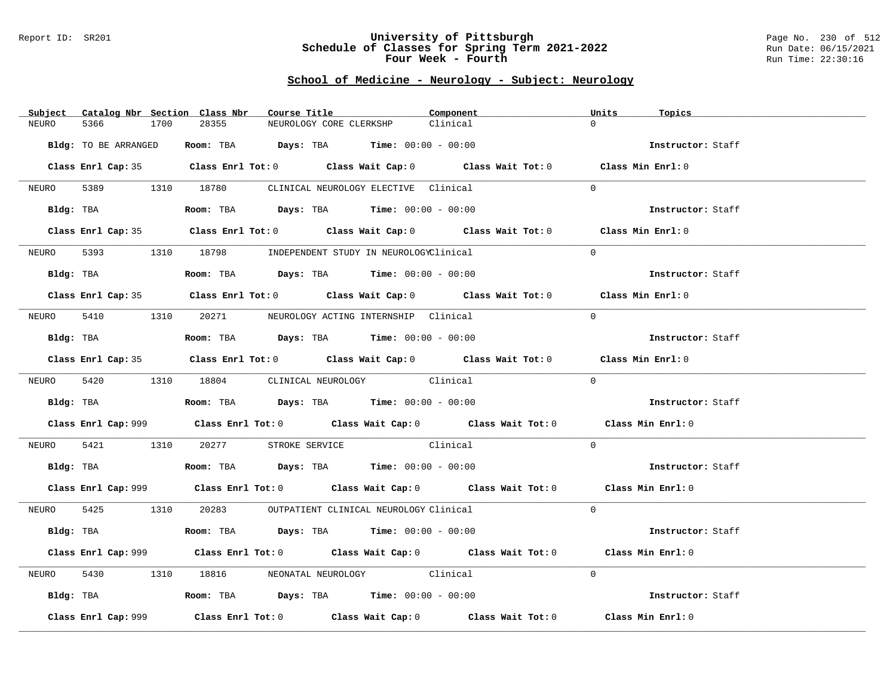## School of Medicine - Neurology - Subject: Neurology

| Subject | Catalog Nbr | Section | Class Nbr | Course Title | Component | Units | Topics |
|---|---|---|---|---|---|---|---|
| NEURO | 5366 | 1700 | 28355 | NEUROLOGY CORE CLERKSHP | Clinical | 0 | |

**Bldg:** TO BE ARRANGED **Room:** TBA **Days:** TBA **Time:** 00:00 - 00:00 **Instructor:** Staff

**Class Enrl Cap:** 35 **Class Enrl Tot:** 0 **Class Wait Cap:** 0 **Class Wait Tot:** 0 **Class Min Enrl:** 0

| Subject | Catalog Nbr | Section | Class Nbr | Course Title | Component | Units | Topics |
|---|---|---|---|---|---|---|---|
| NEURO | 5389 | 1310 | 18780 | CLINICAL NEUROLOGY ELECTIVE | Clinical | 0 | |

**Bldg:** TBA **Room:** TBA **Days:** TBA **Time:** 00:00 - 00:00 **Instructor:** Staff

**Class Enrl Cap:** 35 **Class Enrl Tot:** 0 **Class Wait Cap:** 0 **Class Wait Tot:** 0 **Class Min Enrl:** 0

| Subject | Catalog Nbr | Section | Class Nbr | Course Title | Component | Units | Topics |
|---|---|---|---|---|---|---|---|
| NEURO | 5393 | 1310 | 18798 | INDEPENDENT STUDY IN NEUROLOGY | Clinical | 0 | |

**Bldg:** TBA **Room:** TBA **Days:** TBA **Time:** 00:00 - 00:00 **Instructor:** Staff

**Class Enrl Cap:** 35 **Class Enrl Tot:** 0 **Class Wait Cap:** 0 **Class Wait Tot:** 0 **Class Min Enrl:** 0

| Subject | Catalog Nbr | Section | Class Nbr | Course Title | Component | Units | Topics |
|---|---|---|---|---|---|---|---|
| NEURO | 5410 | 1310 | 20271 | NEUROLOGY ACTING INTERNSHIP | Clinical | 0 | |

**Bldg:** TBA **Room:** TBA **Days:** TBA **Time:** 00:00 - 00:00 **Instructor:** Staff

**Class Enrl Cap:** 35 **Class Enrl Tot:** 0 **Class Wait Cap:** 0 **Class Wait Tot:** 0 **Class Min Enrl:** 0

| Subject | Catalog Nbr | Section | Class Nbr | Course Title | Component | Units | Topics |
|---|---|---|---|---|---|---|---|
| NEURO | 5420 | 1310 | 18804 | CLINICAL NEUROLOGY | Clinical | 0 | |

**Bldg:** TBA **Room:** TBA **Days:** TBA **Time:** 00:00 - 00:00 **Instructor:** Staff

**Class Enrl Cap:** 999 **Class Enrl Tot:** 0 **Class Wait Cap:** 0 **Class Wait Tot:** 0 **Class Min Enrl:** 0

| Subject | Catalog Nbr | Section | Class Nbr | Course Title | Component | Units | Topics |
|---|---|---|---|---|---|---|---|
| NEURO | 5421 | 1310 | 20277 | STROKE SERVICE | Clinical | 0 | |

**Bldg:** TBA **Room:** TBA **Days:** TBA **Time:** 00:00 - 00:00 **Instructor:** Staff

**Class Enrl Cap:** 999 **Class Enrl Tot:** 0 **Class Wait Cap:** 0 **Class Wait Tot:** 0 **Class Min Enrl:** 0

| Subject | Catalog Nbr | Section | Class Nbr | Course Title | Component | Units | Topics |
|---|---|---|---|---|---|---|---|
| NEURO | 5425 | 1310 | 20283 | OUTPATIENT CLINICAL NEUROLOGY | Clinical | 0 | |

**Bldg:** TBA **Room:** TBA **Days:** TBA **Time:** 00:00 - 00:00 **Instructor:** Staff

**Class Enrl Cap:** 999 **Class Enrl Tot:** 0 **Class Wait Cap:** 0 **Class Wait Tot:** 0 **Class Min Enrl:** 0

| Subject | Catalog Nbr | Section | Class Nbr | Course Title | Component | Units | Topics |
|---|---|---|---|---|---|---|---|
| NEURO | 5430 | 1310 | 18816 | NEONATAL NEUROLOGY | Clinical | 0 | |

**Bldg:** TBA **Room:** TBA **Days:** TBA **Time:** 00:00 - 00:00 **Instructor:** Staff

**Class Enrl Cap:** 999 **Class Enrl Tot:** 0 **Class Wait Cap:** 0 **Class Wait Tot:** 0 **Class Min Enrl:** 0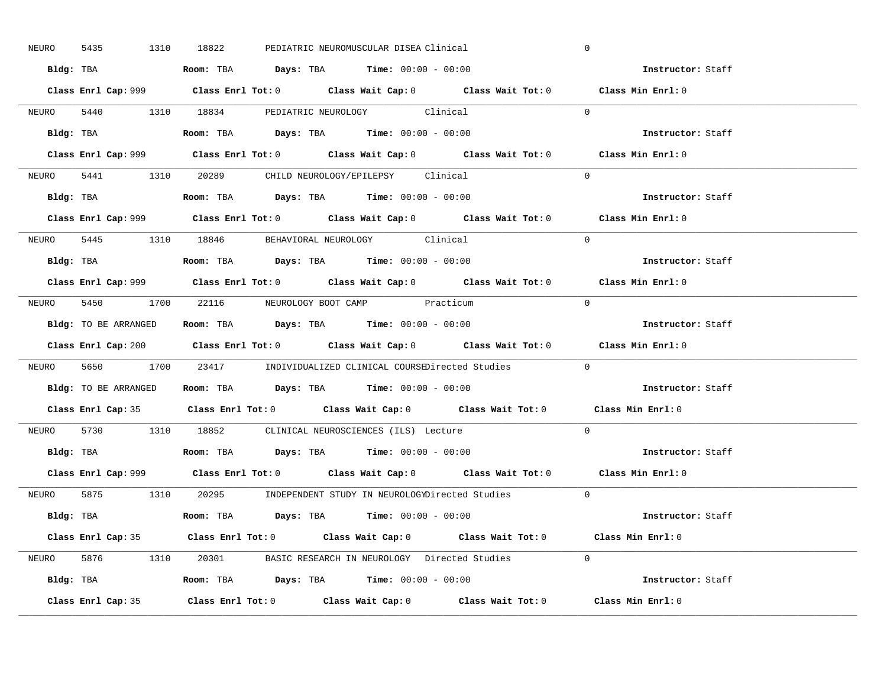NEURO 5435 1310 18822 PEDIATRIC NEUROMUSCULAR DISEA Clinical 0

**Bldg:** TBA **Room:** TBA **Days:** TBA **Time:** 00:00 - 00:00 **Instructor:** Staff

**Class Enrl Cap:** 999 **Class Enrl Tot:** 0 **Class Wait Cap:** 0 **Class Wait Tot:** 0 **Class Min Enrl:** 0

---

NEURO 5440 1310 18834 PEDIATRIC NEUROLOGY Clinical 0

**Bldg:** TBA **Room:** TBA **Days:** TBA **Time:** 00:00 - 00:00 **Instructor:** Staff

**Class Enrl Cap:** 999 **Class Enrl Tot:** 0 **Class Wait Cap:** 0 **Class Wait Tot:** 0 **Class Min Enrl:** 0

---

NEURO 5441 1310 20289 CHILD NEUROLOGY/EPILEPSY Clinical 0

**Bldg:** TBA **Room:** TBA **Days:** TBA **Time:** 00:00 - 00:00 **Instructor:** Staff

**Class Enrl Cap:** 999 **Class Enrl Tot:** 0 **Class Wait Cap:** 0 **Class Wait Tot:** 0 **Class Min Enrl:** 0

---

NEURO 5445 1310 18846 BEHAVIORAL NEUROLOGY Clinical 0

**Bldg:** TBA **Room:** TBA **Days:** TBA **Time:** 00:00 - 00:00 **Instructor:** Staff

**Class Enrl Cap:** 999 **Class Enrl Tot:** 0 **Class Wait Cap:** 0 **Class Wait Tot:** 0 **Class Min Enrl:** 0

---

NEURO 5450 1700 22116 NEUROLOGY BOOT CAMP Practicum 0

**Bldg:** TO BE ARRANGED **Room:** TBA **Days:** TBA **Time:** 00:00 - 00:00 **Instructor:** Staff

**Class Enrl Cap:** 200 **Class Enrl Tot:** 0 **Class Wait Cap:** 0 **Class Wait Tot:** 0 **Class Min Enrl:** 0

---

NEURO 5650 1700 23417 INDIVIDUALIZED CLINICAL COURSE Directed Studies 0

**Bldg:** TO BE ARRANGED **Room:** TBA **Days:** TBA **Time:** 00:00 - 00:00 **Instructor:** Staff

**Class Enrl Cap:** 35 **Class Enrl Tot:** 0 **Class Wait Cap:** 0 **Class Wait Tot:** 0 **Class Min Enrl:** 0

---

NEURO 5730 1310 18852 CLINICAL NEUROSCIENCES (ILS) Lecture 0

**Bldg:** TBA **Room:** TBA **Days:** TBA **Time:** 00:00 - 00:00 **Instructor:** Staff

**Class Enrl Cap:** 999 **Class Enrl Tot:** 0 **Class Wait Cap:** 0 **Class Wait Tot:** 0 **Class Min Enrl:** 0

---

NEURO 5875 1310 20295 INDEPENDENT STUDY IN NEUROLOGY Directed Studies 0

**Bldg:** TBA **Room:** TBA **Days:** TBA **Time:** 00:00 - 00:00 **Instructor:** Staff

**Class Enrl Cap:** 35 **Class Enrl Tot:** 0 **Class Wait Cap:** 0 **Class Wait Tot:** 0 **Class Min Enrl:** 0

---

NEURO 5876 1310 20301 BASIC RESEARCH IN NEUROLOGY Directed Studies 0

**Bldg:** TBA **Room:** TBA **Days:** TBA **Time:** 00:00 - 00:00 **Instructor:** Staff

**Class Enrl Cap:** 35 **Class Enrl Tot:** 0 **Class Wait Cap:** 0 **Class Wait Tot:** 0 **Class Min Enrl:** 0

---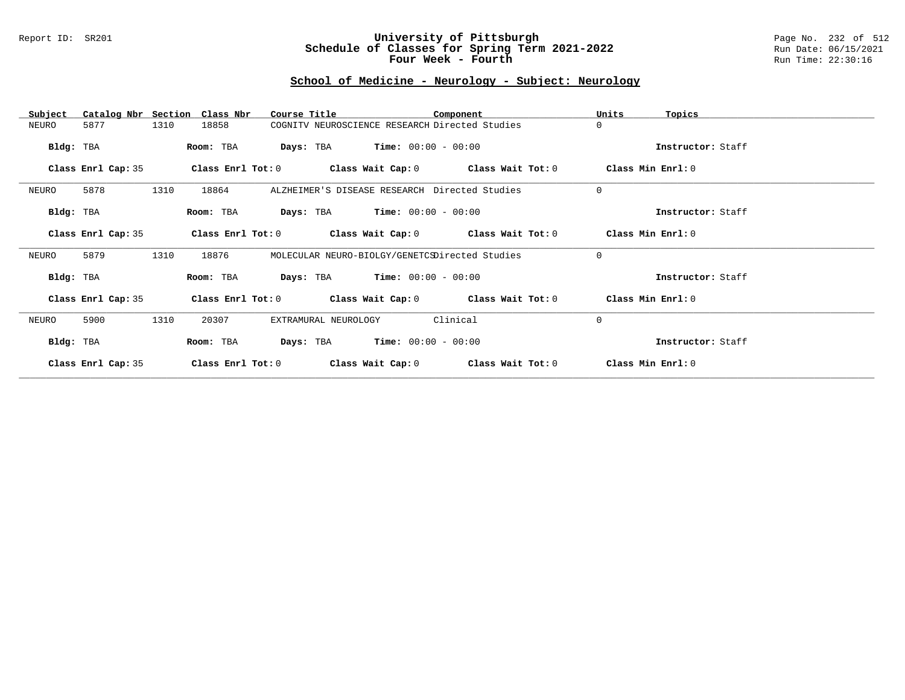Report ID: SR201

# University of Pittsburgh
## Schedule of Classes for Spring Term 2021-2022
## Four Week - Fourth

Run Date: 06/15/2021
Run Time: 22:30:16

### School of Medicine - Neurology - Subject: Neurology

| Subject | Catalog Nbr | Section | Class Nbr | Course Title | Component | Units | Topics |
|---|---|---|---|---|---|---|---|
| NEURO | 5877 | 1310 | 18858 | COGNITV NEUROSCIENCE RESEARCH | Directed Studies | 0 | |

**Bldg:** TBA **Room:** TBA **Days:** TBA **Time:** 00:00 - 00:00 **Instructor:** Staff

**Class Enrl Cap:** 35 **Class Enrl Tot:** 0 **Class Wait Cap:** 0 **Class Wait Tot:** 0 **Class Min Enrl:** 0

---

| Subject | Catalog Nbr | Section | Class Nbr | Course Title | Component | Units | Topics |
|---|---|---|---|---|---|---|---|
| NEURO | 5878 | 1310 | 18864 | ALZHEIMER'S DISEASE RESEARCH | Directed Studies | 0 | |

**Bldg:** TBA **Room:** TBA **Days:** TBA **Time:** 00:00 - 00:00 **Instructor:** Staff

**Class Enrl Cap:** 35 **Class Enrl Tot:** 0 **Class Wait Cap:** 0 **Class Wait Tot:** 0 **Class Min Enrl:** 0

---

| Subject | Catalog Nbr | Section | Class Nbr | Course Title | Component | Units | Topics |
|---|---|---|---|---|---|---|---|
| NEURO | 5879 | 1310 | 18876 | MOLECULAR NEURO-BIOLGY/GENETCS | Directed Studies | 0 | |

**Bldg:** TBA **Room:** TBA **Days:** TBA **Time:** 00:00 - 00:00 **Instructor:** Staff

**Class Enrl Cap:** 35 **Class Enrl Tot:** 0 **Class Wait Cap:** 0 **Class Wait Tot:** 0 **Class Min Enrl:** 0

---

| Subject | Catalog Nbr | Section | Class Nbr | Course Title | Component | Units | Topics |
|---|---|---|---|---|---|---|---|
| NEURO | 5900 | 1310 | 20307 | EXTRAMURAL NEUROLOGY | Clinical | 0 | |

**Bldg:** TBA **Room:** TBA **Days:** TBA **Time:** 00:00 - 00:00 **Instructor:** Staff

**Class Enrl Cap:** 35 **Class Enrl Tot:** 0 **Class Wait Cap:** 0 **Class Wait Tot:** 0 **Class Min Enrl:** 0

---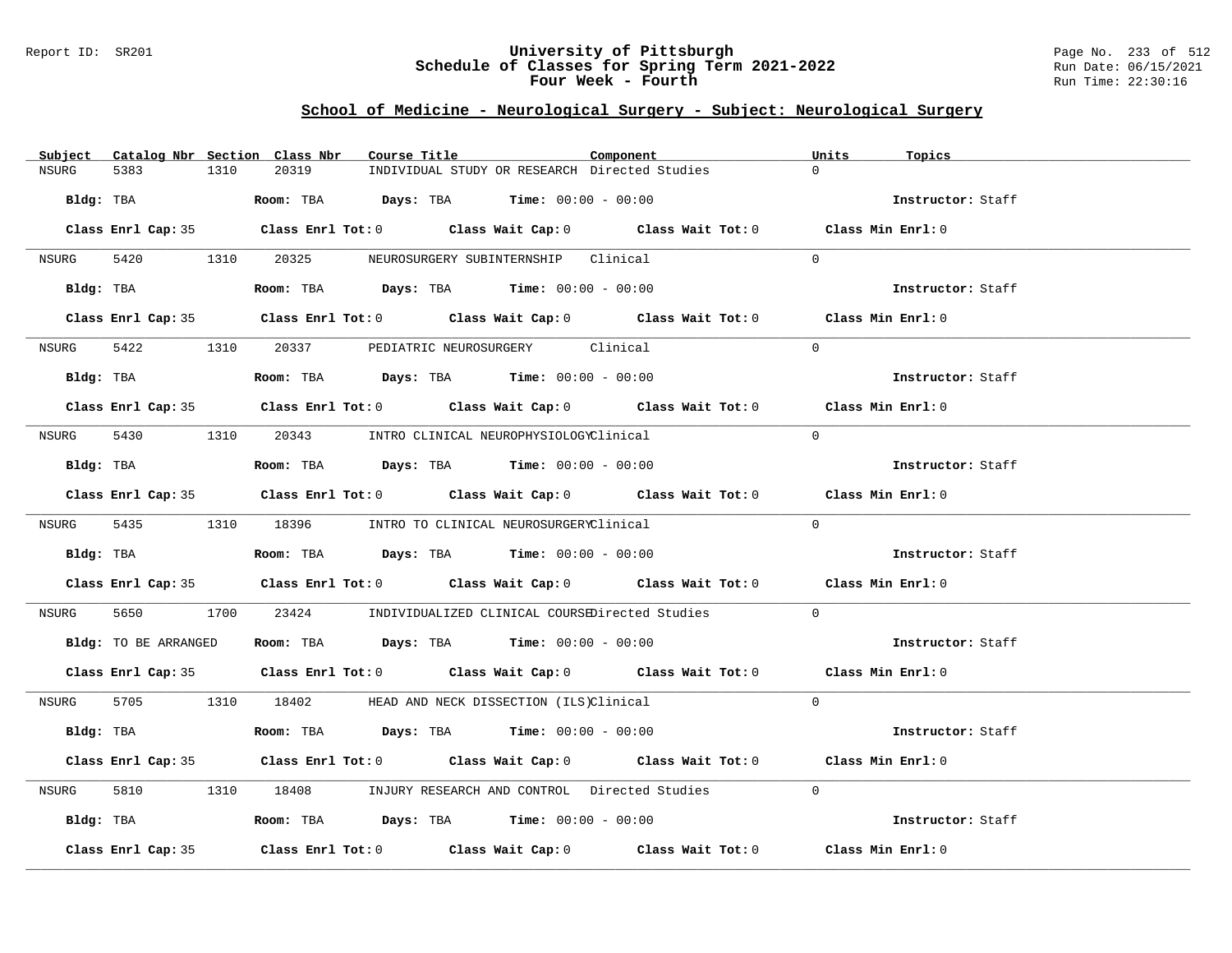University of Pittsburgh
Schedule of Classes for Spring Term 2021-2022
Four Week - Fourth

## School of Medicine - Neurological Surgery - Subject: Neurological Surgery

| Subject | Catalog Nbr | Section | Class Nbr | Course Title | Component | Units | Topics |
|---|---|---|---|---|---|---|---|
| NSURG | 5383 | 1310 | 20319 | INDIVIDUAL STUDY OR RESEARCH | Directed Studies | 0 | |
| Bldg: TBA | | Room: TBA | Days: TBA | Time: 00:00 - 00:00 | | Instructor: Staff | |
| Class Enrl Cap: 35 | | Class Enrl Tot: 0 | | Class Wait Cap: 0 | Class Wait Tot: 0 | Class Min Enrl: 0 | |
| NSURG | 5420 | 1310 | 20325 | NEUROSURGERY SUBINTERNSHIP | Clinical | 0 | |
| Bldg: TBA | | Room: TBA | Days: TBA | Time: 00:00 - 00:00 | | Instructor: Staff | |
| Class Enrl Cap: 35 | | Class Enrl Tot: 0 | | Class Wait Cap: 0 | Class Wait Tot: 0 | Class Min Enrl: 0 | |
| NSURG | 5422 | 1310 | 20337 | PEDIATRIC NEUROSURGERY | Clinical | 0 | |
| Bldg: TBA | | Room: TBA | Days: TBA | Time: 00:00 - 00:00 | | Instructor: Staff | |
| Class Enrl Cap: 35 | | Class Enrl Tot: 0 | | Class Wait Cap: 0 | Class Wait Tot: 0 | Class Min Enrl: 0 | |
| NSURG | 5430 | 1310 | 20343 | INTRO CLINICAL NEUROPHYSIOLOGY | Clinical | 0 | |
| Bldg: TBA | | Room: TBA | Days: TBA | Time: 00:00 - 00:00 | | Instructor: Staff | |
| Class Enrl Cap: 35 | | Class Enrl Tot: 0 | | Class Wait Cap: 0 | Class Wait Tot: 0 | Class Min Enrl: 0 | |
| NSURG | 5435 | 1310 | 18396 | INTRO TO CLINICAL NEUROSURGERY | Clinical | 0 | |
| Bldg: TBA | | Room: TBA | Days: TBA | Time: 00:00 - 00:00 | | Instructor: Staff | |
| Class Enrl Cap: 35 | | Class Enrl Tot: 0 | | Class Wait Cap: 0 | Class Wait Tot: 0 | Class Min Enrl: 0 | |
| NSURG | 5650 | 1700 | 23424 | INDIVIDUALIZED CLINICAL COURSE | Directed Studies | 0 | |
| Bldg: TO BE ARRANGED | | Room: TBA | Days: TBA | Time: 00:00 - 00:00 | | Instructor: Staff | |
| Class Enrl Cap: 35 | | Class Enrl Tot: 0 | | Class Wait Cap: 0 | Class Wait Tot: 0 | Class Min Enrl: 0 | |
| NSURG | 5705 | 1310 | 18402 | HEAD AND NECK DISSECTION (ILS) | Clinical | 0 | |
| Bldg: TBA | | Room: TBA | Days: TBA | Time: 00:00 - 00:00 | | Instructor: Staff | |
| Class Enrl Cap: 35 | | Class Enrl Tot: 0 | | Class Wait Cap: 0 | Class Wait Tot: 0 | Class Min Enrl: 0 | |
| NSURG | 5810 | 1310 | 18408 | INJURY RESEARCH AND CONTROL | Directed Studies | 0 | |
| Bldg: TBA | | Room: TBA | Days: TBA | Time: 00:00 - 00:00 | | Instructor: Staff | |
| Class Enrl Cap: 35 | | Class Enrl Tot: 0 | | Class Wait Cap: 0 | Class Wait Tot: 0 | Class Min Enrl: 0 | |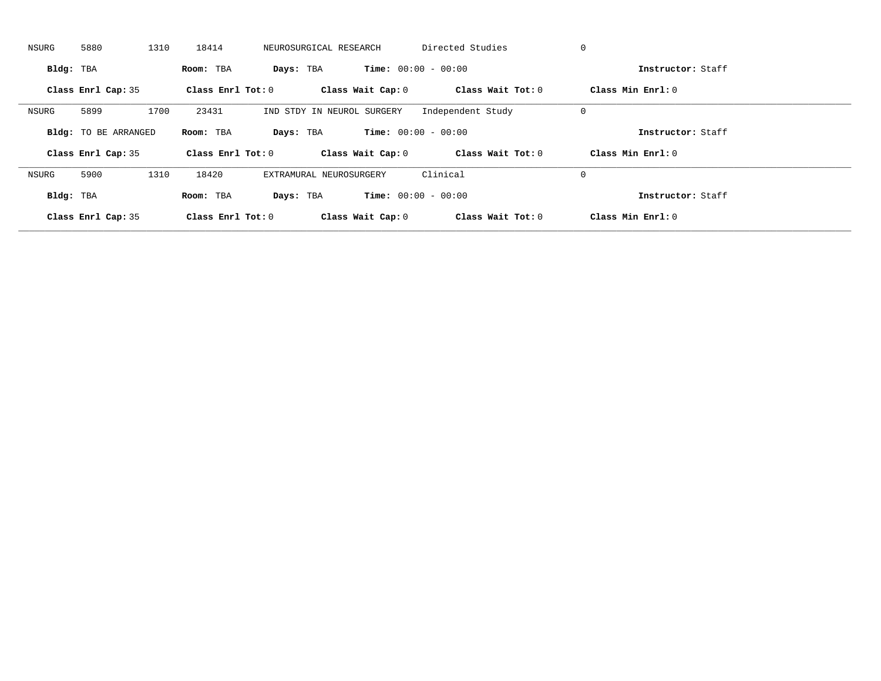NSURG 5880 1310 18414 NEUROSURGICAL RESEARCH Directed Studies 0

**Bldg:** TBA **Room:** TBA **Days:** TBA **Time:** 00:00 - 00:00 **Instructor:** Staff

**Class Enrl Cap:** 35 **Class Enrl Tot:** 0 **Class Wait Cap:** 0 **Class Wait Tot:** 0 **Class Min Enrl:** 0

---

NSURG 5899 1700 23431 IND STDY IN NEUROL SURGERY Independent Study 0

**Bldg:** TO BE ARRANGED **Room:** TBA **Days:** TBA **Time:** 00:00 - 00:00 **Instructor:** Staff

**Class Enrl Cap:** 35 **Class Enrl Tot:** 0 **Class Wait Cap:** 0 **Class Wait Tot:** 0 **Class Min Enrl:** 0

---

NSURG 5900 1310 18420 EXTRAMURAL NEUROSURGERY Clinical 0

**Bldg:** TBA **Room:** TBA **Days:** TBA **Time:** 00:00 - 00:00 **Instructor:** Staff

**Class Enrl Cap:** 35 **Class Enrl Tot:** 0 **Class Wait Cap:** 0 **Class Wait Tot:** 0 **Class Min Enrl:** 0

---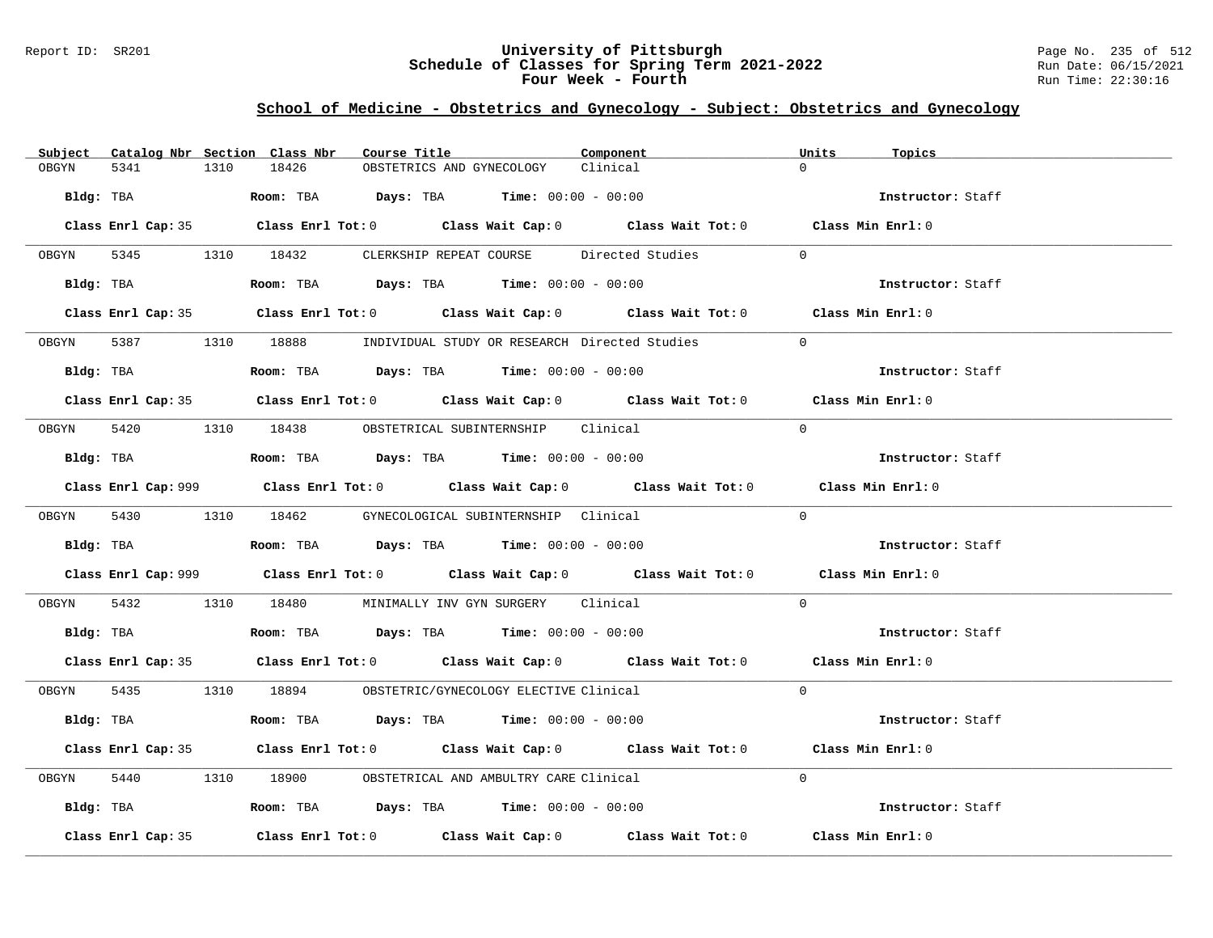Report ID: SR201

# University of Pittsburgh
## Schedule of Classes for Spring Term 2021-2022
### Four Week - Fourth

Run Date: 06/15/2021
Run Time: 22:30:16

## School of Medicine - Obstetrics and Gynecology - Subject: Obstetrics and Gynecology

| Subject | Catalog Nbr | Section | Class Nbr | Course Title | Component | Units | Topics |
|---|---|---|---|---|---|---|---|
| OBGYN | 5341 | 1310 | 18426 | OBSTETRICS AND GYNECOLOGY | Clinical | 0 | |

**Bldg:** TBA **Room:** TBA **Days:** TBA **Time:** 00:00 - 00:00 **Instructor:** Staff

**Class Enrl Cap:** 35 **Class Enrl Tot:** 0 **Class Wait Cap:** 0 **Class Wait Tot:** 0 **Class Min Enrl:** 0

---

| Subject | Catalog Nbr | Section | Class Nbr | Course Title | Component | Units | Topics |
|---|---|---|---|---|---|---|---|
| OBGYN | 5345 | 1310 | 18432 | CLERKSHIP REPEAT COURSE | Directed Studies | 0 | |

**Bldg:** TBA **Room:** TBA **Days:** TBA **Time:** 00:00 - 00:00 **Instructor:** Staff

**Class Enrl Cap:** 35 **Class Enrl Tot:** 0 **Class Wait Cap:** 0 **Class Wait Tot:** 0 **Class Min Enrl:** 0

---

| Subject | Catalog Nbr | Section | Class Nbr | Course Title | Component | Units | Topics |
|---|---|---|---|---|---|---|---|
| OBGYN | 5387 | 1310 | 18888 | INDIVIDUAL STUDY OR RESEARCH | Directed Studies | 0 | |

**Bldg:** TBA **Room:** TBA **Days:** TBA **Time:** 00:00 - 00:00 **Instructor:** Staff

**Class Enrl Cap:** 35 **Class Enrl Tot:** 0 **Class Wait Cap:** 0 **Class Wait Tot:** 0 **Class Min Enrl:** 0

---

| Subject | Catalog Nbr | Section | Class Nbr | Course Title | Component | Units | Topics |
|---|---|---|---|---|---|---|---|
| OBGYN | 5420 | 1310 | 18438 | OBSTETRICAL SUBINTERNSHIP | Clinical | 0 | |

**Bldg:** TBA **Room:** TBA **Days:** TBA **Time:** 00:00 - 00:00 **Instructor:** Staff

**Class Enrl Cap:** 999 **Class Enrl Tot:** 0 **Class Wait Cap:** 0 **Class Wait Tot:** 0 **Class Min Enrl:** 0

---

| Subject | Catalog Nbr | Section | Class Nbr | Course Title | Component | Units | Topics |
|---|---|---|---|---|---|---|---|
| OBGYN | 5430 | 1310 | 18462 | GYNECOLOGICAL SUBINTERNSHIP | Clinical | 0 | |

**Bldg:** TBA **Room:** TBA **Days:** TBA **Time:** 00:00 - 00:00 **Instructor:** Staff

**Class Enrl Cap:** 999 **Class Enrl Tot:** 0 **Class Wait Cap:** 0 **Class Wait Tot:** 0 **Class Min Enrl:** 0

---

| Subject | Catalog Nbr | Section | Class Nbr | Course Title | Component | Units | Topics |
|---|---|---|---|---|---|---|---|
| OBGYN | 5432 | 1310 | 18480 | MINIMALLY INV GYN SURGERY | Clinical | 0 | |

**Bldg:** TBA **Room:** TBA **Days:** TBA **Time:** 00:00 - 00:00 **Instructor:** Staff

**Class Enrl Cap:** 35 **Class Enrl Tot:** 0 **Class Wait Cap:** 0 **Class Wait Tot:** 0 **Class Min Enrl:** 0

---

| Subject | Catalog Nbr | Section | Class Nbr | Course Title | Component | Units | Topics |
|---|---|---|---|---|---|---|---|
| OBGYN | 5435 | 1310 | 18894 | OBSTETRIC/GYNECOLOGY ELECTIVE | Clinical | 0 | |

**Bldg:** TBA **Room:** TBA **Days:** TBA **Time:** 00:00 - 00:00 **Instructor:** Staff

**Class Enrl Cap:** 35 **Class Enrl Tot:** 0 **Class Wait Cap:** 0 **Class Wait Tot:** 0 **Class Min Enrl:** 0

---

| Subject | Catalog Nbr | Section | Class Nbr | Course Title | Component | Units | Topics |
|---|---|---|---|---|---|---|---|
| OBGYN | 5440 | 1310 | 18900 | OBSTETRICAL AND AMBULTRY CARE | Clinical | 0 | |

**Bldg:** TBA **Room:** TBA **Days:** TBA **Time:** 00:00 - 00:00 **Instructor:** Staff

**Class Enrl Cap:** 35 **Class Enrl Tot:** 0 **Class Wait Cap:** 0 **Class Wait Tot:** 0 **Class Min Enrl:** 0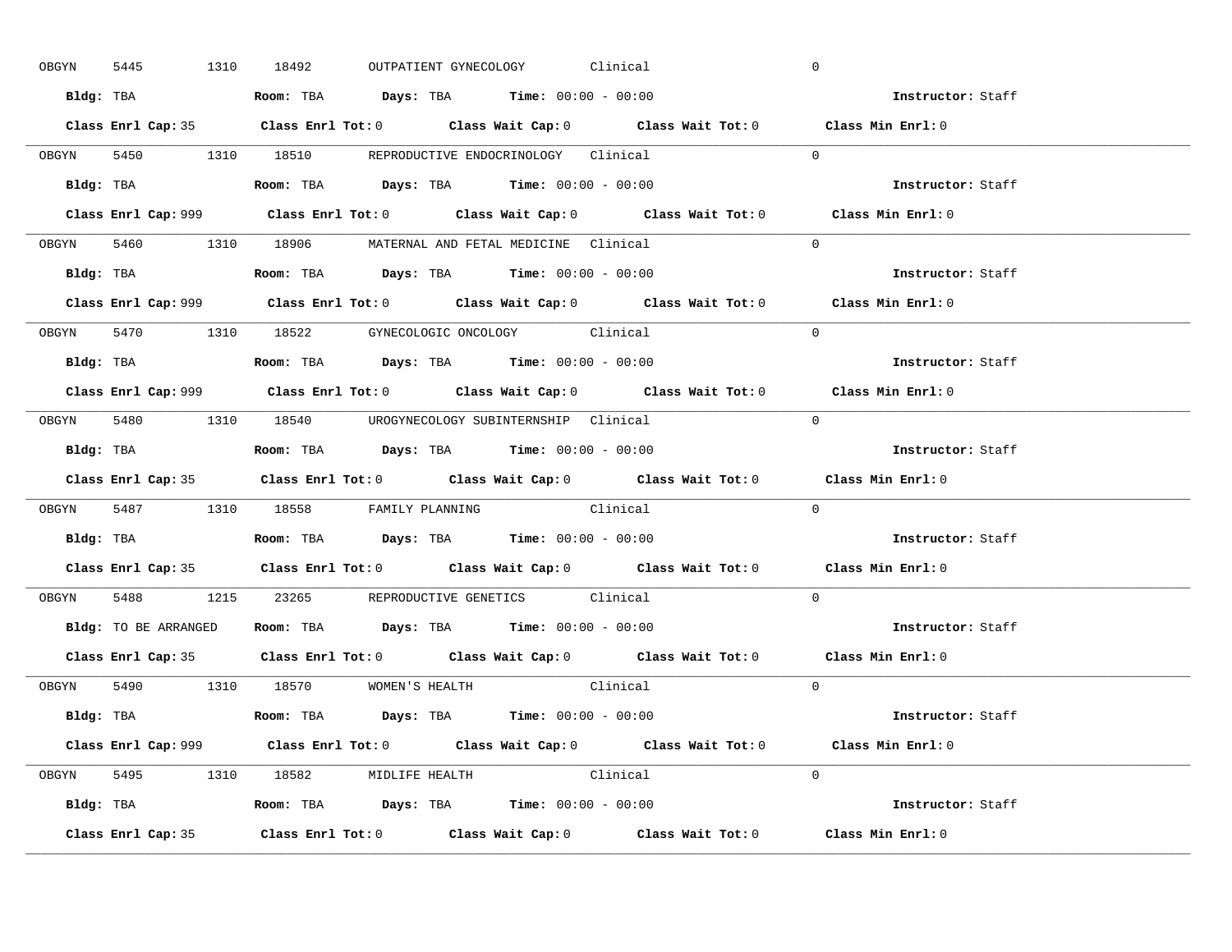OBGYN 5445 1310 18492 OUTPATIENT GYNECOLOGY Clinical 0

**Bldg:** TBA **Room:** TBA **Days:** TBA **Time:** 00:00 - 00:00 **Instructor:** Staff

**Class Enrl Cap:** 35 **Class Enrl Tot:** 0 **Class Wait Cap:** 0 **Class Wait Tot:** 0 **Class Min Enrl:** 0

---

OBGYN 5450 1310 18510 REPRODUCTIVE ENDOCRINOLOGY Clinical 0

**Bldg:** TBA **Room:** TBA **Days:** TBA **Time:** 00:00 - 00:00 **Instructor:** Staff

**Class Enrl Cap:** 999 **Class Enrl Tot:** 0 **Class Wait Cap:** 0 **Class Wait Tot:** 0 **Class Min Enrl:** 0

---

OBGYN 5460 1310 18906 MATERNAL AND FETAL MEDICINE Clinical 0

**Bldg:** TBA **Room:** TBA **Days:** TBA **Time:** 00:00 - 00:00 **Instructor:** Staff

**Class Enrl Cap:** 999 **Class Enrl Tot:** 0 **Class Wait Cap:** 0 **Class Wait Tot:** 0 **Class Min Enrl:** 0

---

OBGYN 5470 1310 18522 GYNECOLOGIC ONCOLOGY Clinical 0

**Bldg:** TBA **Room:** TBA **Days:** TBA **Time:** 00:00 - 00:00 **Instructor:** Staff

**Class Enrl Cap:** 999 **Class Enrl Tot:** 0 **Class Wait Cap:** 0 **Class Wait Tot:** 0 **Class Min Enrl:** 0

---

OBGYN 5480 1310 18540 UROGYNECOLOGY SUBINTERNSHIP Clinical 0

**Bldg:** TBA **Room:** TBA **Days:** TBA **Time:** 00:00 - 00:00 **Instructor:** Staff

**Class Enrl Cap:** 35 **Class Enrl Tot:** 0 **Class Wait Cap:** 0 **Class Wait Tot:** 0 **Class Min Enrl:** 0

---

OBGYN 5487 1310 18558 FAMILY PLANNING Clinical 0

**Bldg:** TBA **Room:** TBA **Days:** TBA **Time:** 00:00 - 00:00 **Instructor:** Staff

**Class Enrl Cap:** 35 **Class Enrl Tot:** 0 **Class Wait Cap:** 0 **Class Wait Tot:** 0 **Class Min Enrl:** 0

---

OBGYN 5488 1215 23265 REPRODUCTIVE GENETICS Clinical 0

**Bldg:** TO BE ARRANGED **Room:** TBA **Days:** TBA **Time:** 00:00 - 00:00 **Instructor:** Staff

**Class Enrl Cap:** 35 **Class Enrl Tot:** 0 **Class Wait Cap:** 0 **Class Wait Tot:** 0 **Class Min Enrl:** 0

---

OBGYN 5490 1310 18570 WOMEN'S HEALTH Clinical 0

**Bldg:** TBA **Room:** TBA **Days:** TBA **Time:** 00:00 - 00:00 **Instructor:** Staff

**Class Enrl Cap:** 999 **Class Enrl Tot:** 0 **Class Wait Cap:** 0 **Class Wait Tot:** 0 **Class Min Enrl:** 0

---

OBGYN 5495 1310 18582 MIDLIFE HEALTH Clinical 0

**Bldg:** TBA **Room:** TBA **Days:** TBA **Time:** 00:00 - 00:00 **Instructor:** Staff

**Class Enrl Cap:** 35 **Class Enrl Tot:** 0 **Class Wait Cap:** 0 **Class Wait Tot:** 0 **Class Min Enrl:** 0

---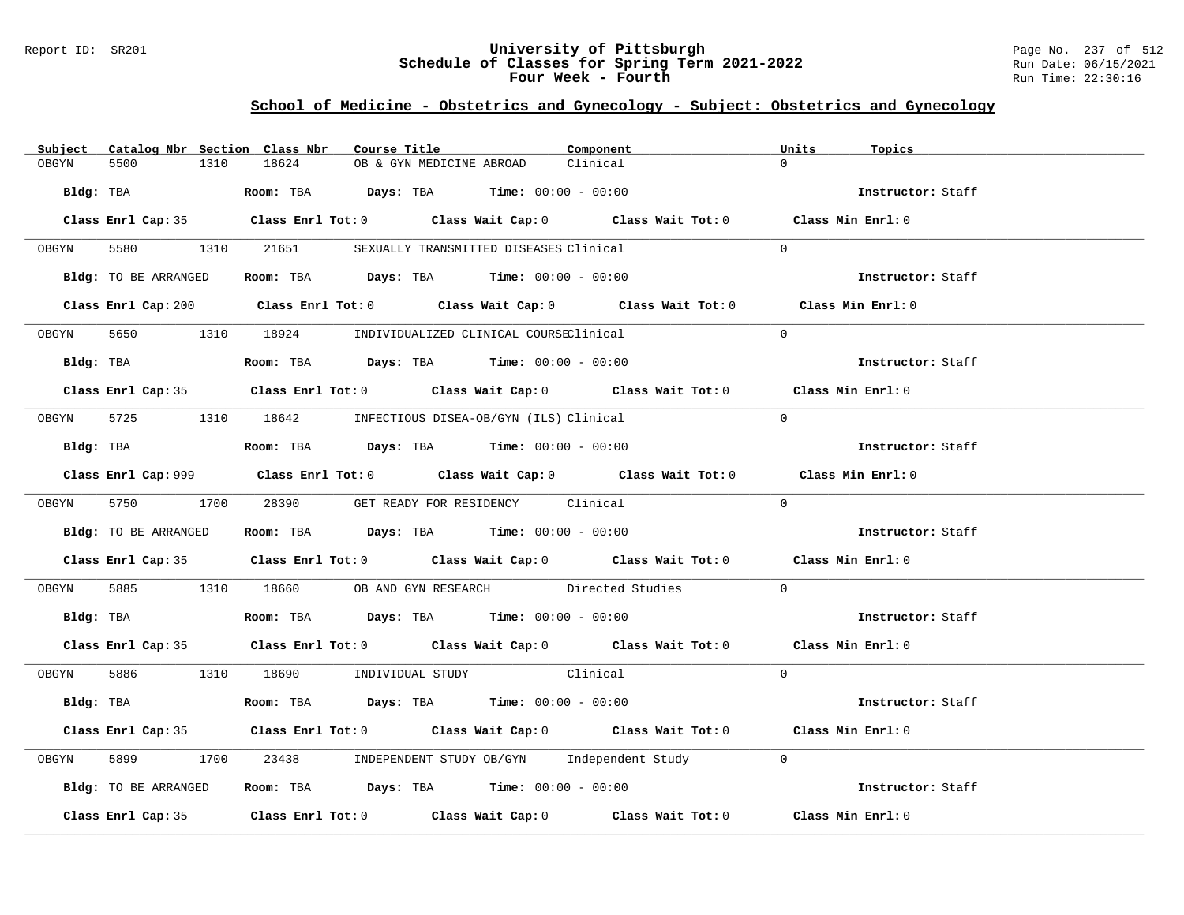## School of Medicine - Obstetrics and Gynecology - Subject: Obstetrics and Gynecology

| Subject | Catalog Nbr | Section | Class Nbr | Course Title | Component | Units | Topics |
|---|---|---|---|---|---|---|---|
| OBGYN | 5500 | 1310 | 18624 | OB & GYN MEDICINE ABROAD | Clinical | 0 | |

**Bldg:** TBA **Room:** TBA **Days:** TBA **Time:** 00:00 - 00:00 **Instructor:** Staff

**Class Enrl Cap:** 35 **Class Enrl Tot:** 0 **Class Wait Cap:** 0 **Class Wait Tot:** 0 **Class Min Enrl:** 0

| Subject | Catalog Nbr | Section | Class Nbr | Course Title | Component | Units | Topics |
|---|---|---|---|---|---|---|---|
| OBGYN | 5580 | 1310 | 21651 | SEXUALLY TRANSMITTED DISEASES | Clinical | 0 | |

**Bldg:** TO BE ARRANGED **Room:** TBA **Days:** TBA **Time:** 00:00 - 00:00 **Instructor:** Staff

**Class Enrl Cap:** 200 **Class Enrl Tot:** 0 **Class Wait Cap:** 0 **Class Wait Tot:** 0 **Class Min Enrl:** 0

| Subject | Catalog Nbr | Section | Class Nbr | Course Title | Component | Units | Topics |
|---|---|---|---|---|---|---|---|
| OBGYN | 5650 | 1310 | 18924 | INDIVIDUALIZED CLINICAL COURSE | Clinical | 0 | |

**Bldg:** TBA **Room:** TBA **Days:** TBA **Time:** 00:00 - 00:00 **Instructor:** Staff

**Class Enrl Cap:** 35 **Class Enrl Tot:** 0 **Class Wait Cap:** 0 **Class Wait Tot:** 0 **Class Min Enrl:** 0

| Subject | Catalog Nbr | Section | Class Nbr | Course Title | Component | Units | Topics |
|---|---|---|---|---|---|---|---|
| OBGYN | 5725 | 1310 | 18642 | INFECTIOUS DISEA-OB/GYN (ILS) | Clinical | 0 | |

**Bldg:** TBA **Room:** TBA **Days:** TBA **Time:** 00:00 - 00:00 **Instructor:** Staff

**Class Enrl Cap:** 999 **Class Enrl Tot:** 0 **Class Wait Cap:** 0 **Class Wait Tot:** 0 **Class Min Enrl:** 0

| Subject | Catalog Nbr | Section | Class Nbr | Course Title | Component | Units | Topics |
|---|---|---|---|---|---|---|---|
| OBGYN | 5750 | 1700 | 28390 | GET READY FOR RESIDENCY | Clinical | 0 | |

**Bldg:** TO BE ARRANGED **Room:** TBA **Days:** TBA **Time:** 00:00 - 00:00 **Instructor:** Staff

**Class Enrl Cap:** 35 **Class Enrl Tot:** 0 **Class Wait Cap:** 0 **Class Wait Tot:** 0 **Class Min Enrl:** 0

| Subject | Catalog Nbr | Section | Class Nbr | Course Title | Component | Units | Topics |
|---|---|---|---|---|---|---|---|
| OBGYN | 5885 | 1310 | 18660 | OB AND GYN RESEARCH | Directed Studies | 0 | |

**Bldg:** TBA **Room:** TBA **Days:** TBA **Time:** 00:00 - 00:00 **Instructor:** Staff

**Class Enrl Cap:** 35 **Class Enrl Tot:** 0 **Class Wait Cap:** 0 **Class Wait Tot:** 0 **Class Min Enrl:** 0

| Subject | Catalog Nbr | Section | Class Nbr | Course Title | Component | Units | Topics |
|---|---|---|---|---|---|---|---|
| OBGYN | 5886 | 1310 | 18690 | INDIVIDUAL STUDY | Clinical | 0 | |

**Bldg:** TBA **Room:** TBA **Days:** TBA **Time:** 00:00 - 00:00 **Instructor:** Staff

**Class Enrl Cap:** 35 **Class Enrl Tot:** 0 **Class Wait Cap:** 0 **Class Wait Tot:** 0 **Class Min Enrl:** 0

| Subject | Catalog Nbr | Section | Class Nbr | Course Title | Component | Units | Topics |
|---|---|---|---|---|---|---|---|
| OBGYN | 5899 | 1700 | 23438 | INDEPENDENT STUDY OB/GYN | Independent Study | 0 | |

**Bldg:** TO BE ARRANGED **Room:** TBA **Days:** TBA **Time:** 00:00 - 00:00 **Instructor:** Staff

**Class Enrl Cap:** 35 **Class Enrl Tot:** 0 **Class Wait Cap:** 0 **Class Wait Tot:** 0 **Class Min Enrl:** 0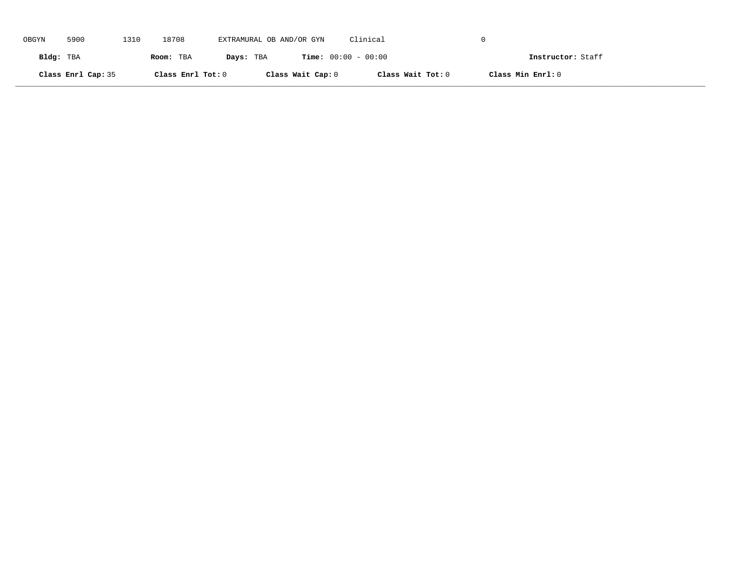OBGYN 5900 1310 18708 EXTRAMURAL OB AND/OR GYN Clinical 0

**Bldg:** TBA **Room:** TBA **Days:** TBA **Time:** 00:00 - 00:00 **Instructor:** Staff

**Class Enrl Cap:** 35 **Class Enrl Tot:** 0 **Class Wait Cap:** 0 **Class Wait Tot:** 0 **Class Min Enrl:** 0

---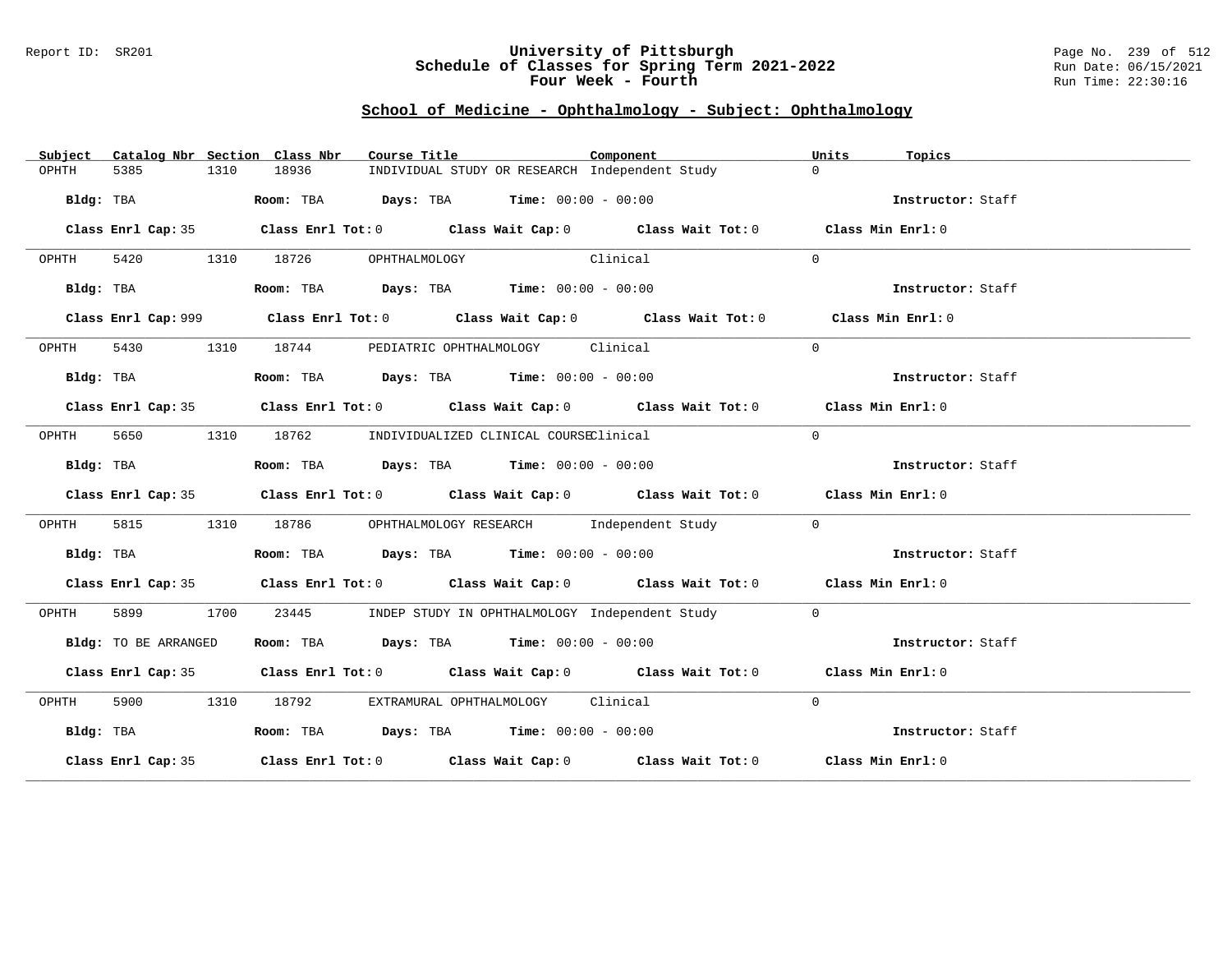Report ID: SR201

# University of Pittsburgh
## Schedule of Classes for Spring Term 2021-2022
### Four Week - Fourth

Run Date: 06/15/2021
Run Time: 22:30:16

## School of Medicine - Ophthalmology - Subject: Ophthalmology

| Subject | Catalog Nbr | Section | Class Nbr | Course Title | Component | Units | Topics |
|---|---|---|---|---|---|---|---|
| OPHTH | 5385 | 1310 | 18936 | INDIVIDUAL STUDY OR RESEARCH | Independent Study | 0 | |

**Bldg:** TBA **Room:** TBA **Days:** TBA **Time:** 00:00 - 00:00 **Instructor:** Staff

**Class Enrl Cap:** 35 **Class Enrl Tot:** 0 **Class Wait Cap:** 0 **Class Wait Tot:** 0 **Class Min Enrl:** 0

| Subject | Catalog Nbr | Section | Class Nbr | Course Title | Component | Units | Topics |
|---|---|---|---|---|---|---|---|
| OPHTH | 5420 | 1310 | 18726 | OPHTHALMOLOGY | Clinical | 0 | |

**Bldg:** TBA **Room:** TBA **Days:** TBA **Time:** 00:00 - 00:00 **Instructor:** Staff

**Class Enrl Cap:** 999 **Class Enrl Tot:** 0 **Class Wait Cap:** 0 **Class Wait Tot:** 0 **Class Min Enrl:** 0

| Subject | Catalog Nbr | Section | Class Nbr | Course Title | Component | Units | Topics |
|---|---|---|---|---|---|---|---|
| OPHTH | 5430 | 1310 | 18744 | PEDIATRIC OPHTHALMOLOGY | Clinical | 0 | |

**Bldg:** TBA **Room:** TBA **Days:** TBA **Time:** 00:00 - 00:00 **Instructor:** Staff

**Class Enrl Cap:** 35 **Class Enrl Tot:** 0 **Class Wait Cap:** 0 **Class Wait Tot:** 0 **Class Min Enrl:** 0

| Subject | Catalog Nbr | Section | Class Nbr | Course Title | Component | Units | Topics |
|---|---|---|---|---|---|---|---|
| OPHTH | 5650 | 1310 | 18762 | INDIVIDUALIZED CLINICAL COURSE | Clinical | 0 | |

**Bldg:** TBA **Room:** TBA **Days:** TBA **Time:** 00:00 - 00:00 **Instructor:** Staff

**Class Enrl Cap:** 35 **Class Enrl Tot:** 0 **Class Wait Cap:** 0 **Class Wait Tot:** 0 **Class Min Enrl:** 0

| Subject | Catalog Nbr | Section | Class Nbr | Course Title | Component | Units | Topics |
|---|---|---|---|---|---|---|---|
| OPHTH | 5815 | 1310 | 18786 | OPHTHALMOLOGY RESEARCH | Independent Study | 0 | |

**Bldg:** TBA **Room:** TBA **Days:** TBA **Time:** 00:00 - 00:00 **Instructor:** Staff

**Class Enrl Cap:** 35 **Class Enrl Tot:** 0 **Class Wait Cap:** 0 **Class Wait Tot:** 0 **Class Min Enrl:** 0

| Subject | Catalog Nbr | Section | Class Nbr | Course Title | Component | Units | Topics |
|---|---|---|---|---|---|---|---|
| OPHTH | 5899 | 1700 | 23445 | INDEP STUDY IN OPHTHALMOLOGY | Independent Study | 0 | |

**Bldg:** TO BE ARRANGED **Room:** TBA **Days:** TBA **Time:** 00:00 - 00:00 **Instructor:** Staff

**Class Enrl Cap:** 35 **Class Enrl Tot:** 0 **Class Wait Cap:** 0 **Class Wait Tot:** 0 **Class Min Enrl:** 0

| Subject | Catalog Nbr | Section | Class Nbr | Course Title | Component | Units | Topics |
|---|---|---|---|---|---|---|---|
| OPHTH | 5900 | 1310 | 18792 | EXTRAMURAL OPHTHALMOLOGY | Clinical | 0 | |

**Bldg:** TBA **Room:** TBA **Days:** TBA **Time:** 00:00 - 00:00 **Instructor:** Staff

**Class Enrl Cap:** 35 **Class Enrl Tot:** 0 **Class Wait Cap:** 0 **Class Wait Tot:** 0 **Class Min Enrl:** 0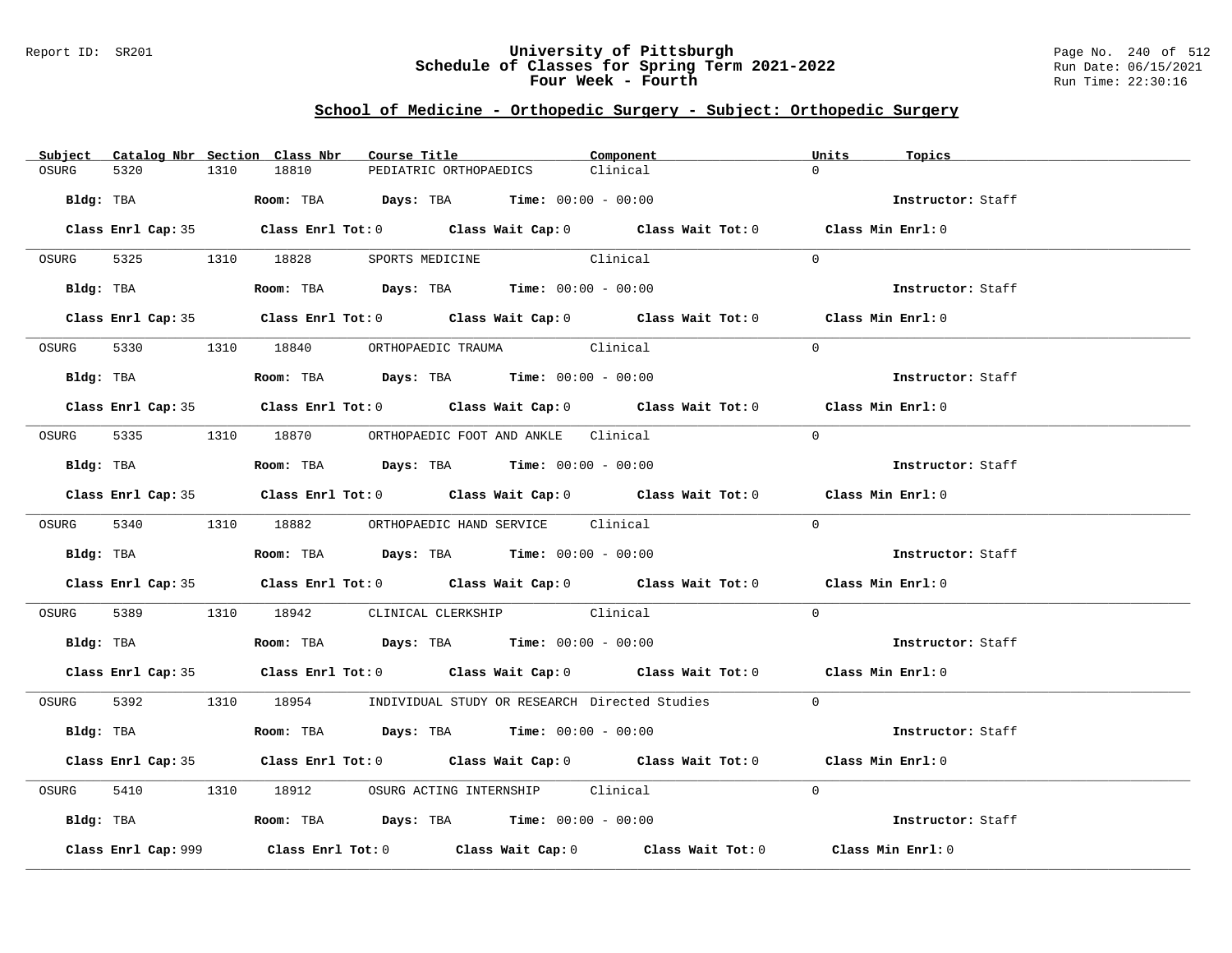## School of Medicine - Orthopedic Surgery - Subject: Orthopedic Surgery

| Subject | Catalog Nbr | Section | Class Nbr | Course Title | Component | Units | Topics |
|---|---|---|---|---|---|---|---|
| OSURG | 5320 | 1310 | 18810 | PEDIATRIC ORTHOPAEDICS | Clinical | 0 | |

**Bldg:** TBA **Room:** TBA **Days:** TBA **Time:** 00:00 - 00:00 **Instructor:** Staff

**Class Enrl Cap:** 35 **Class Enrl Tot:** 0 **Class Wait Cap:** 0 **Class Wait Tot:** 0 **Class Min Enrl:** 0

| Subject | Catalog Nbr | Section | Class Nbr | Course Title | Component | Units | Topics |
|---|---|---|---|---|---|---|---|
| OSURG | 5325 | 1310 | 18828 | SPORTS MEDICINE | Clinical | 0 | |

**Bldg:** TBA **Room:** TBA **Days:** TBA **Time:** 00:00 - 00:00 **Instructor:** Staff

**Class Enrl Cap:** 35 **Class Enrl Tot:** 0 **Class Wait Cap:** 0 **Class Wait Tot:** 0 **Class Min Enrl:** 0

| Subject | Catalog Nbr | Section | Class Nbr | Course Title | Component | Units | Topics |
|---|---|---|---|---|---|---|---|
| OSURG | 5330 | 1310 | 18840 | ORTHOPAEDIC TRAUMA | Clinical | 0 | |

**Bldg:** TBA **Room:** TBA **Days:** TBA **Time:** 00:00 - 00:00 **Instructor:** Staff

**Class Enrl Cap:** 35 **Class Enrl Tot:** 0 **Class Wait Cap:** 0 **Class Wait Tot:** 0 **Class Min Enrl:** 0

| Subject | Catalog Nbr | Section | Class Nbr | Course Title | Component | Units | Topics |
|---|---|---|---|---|---|---|---|
| OSURG | 5335 | 1310 | 18870 | ORTHOPAEDIC FOOT AND ANKLE | Clinical | 0 | |

**Bldg:** TBA **Room:** TBA **Days:** TBA **Time:** 00:00 - 00:00 **Instructor:** Staff

**Class Enrl Cap:** 35 **Class Enrl Tot:** 0 **Class Wait Cap:** 0 **Class Wait Tot:** 0 **Class Min Enrl:** 0

| Subject | Catalog Nbr | Section | Class Nbr | Course Title | Component | Units | Topics |
|---|---|---|---|---|---|---|---|
| OSURG | 5340 | 1310 | 18882 | ORTHOPAEDIC HAND SERVICE | Clinical | 0 | |

**Bldg:** TBA **Room:** TBA **Days:** TBA **Time:** 00:00 - 00:00 **Instructor:** Staff

**Class Enrl Cap:** 35 **Class Enrl Tot:** 0 **Class Wait Cap:** 0 **Class Wait Tot:** 0 **Class Min Enrl:** 0

| Subject | Catalog Nbr | Section | Class Nbr | Course Title | Component | Units | Topics |
|---|---|---|---|---|---|---|---|
| OSURG | 5389 | 1310 | 18942 | CLINICAL CLERKSHIP | Clinical | 0 | |

**Bldg:** TBA **Room:** TBA **Days:** TBA **Time:** 00:00 - 00:00 **Instructor:** Staff

**Class Enrl Cap:** 35 **Class Enrl Tot:** 0 **Class Wait Cap:** 0 **Class Wait Tot:** 0 **Class Min Enrl:** 0

| Subject | Catalog Nbr | Section | Class Nbr | Course Title | Component | Units | Topics |
|---|---|---|---|---|---|---|---|
| OSURG | 5392 | 1310 | 18954 | INDIVIDUAL STUDY OR RESEARCH | Directed Studies | 0 | |

**Bldg:** TBA **Room:** TBA **Days:** TBA **Time:** 00:00 - 00:00 **Instructor:** Staff

**Class Enrl Cap:** 35 **Class Enrl Tot:** 0 **Class Wait Cap:** 0 **Class Wait Tot:** 0 **Class Min Enrl:** 0

| Subject | Catalog Nbr | Section | Class Nbr | Course Title | Component | Units | Topics |
|---|---|---|---|---|---|---|---|
| OSURG | 5410 | 1310 | 18912 | OSURG ACTING INTERNSHIP | Clinical | 0 | |

**Bldg:** TBA **Room:** TBA **Days:** TBA **Time:** 00:00 - 00:00 **Instructor:** Staff

**Class Enrl Cap:** 999 **Class Enrl Tot:** 0 **Class Wait Cap:** 0 **Class Wait Tot:** 0 **Class Min Enrl:** 0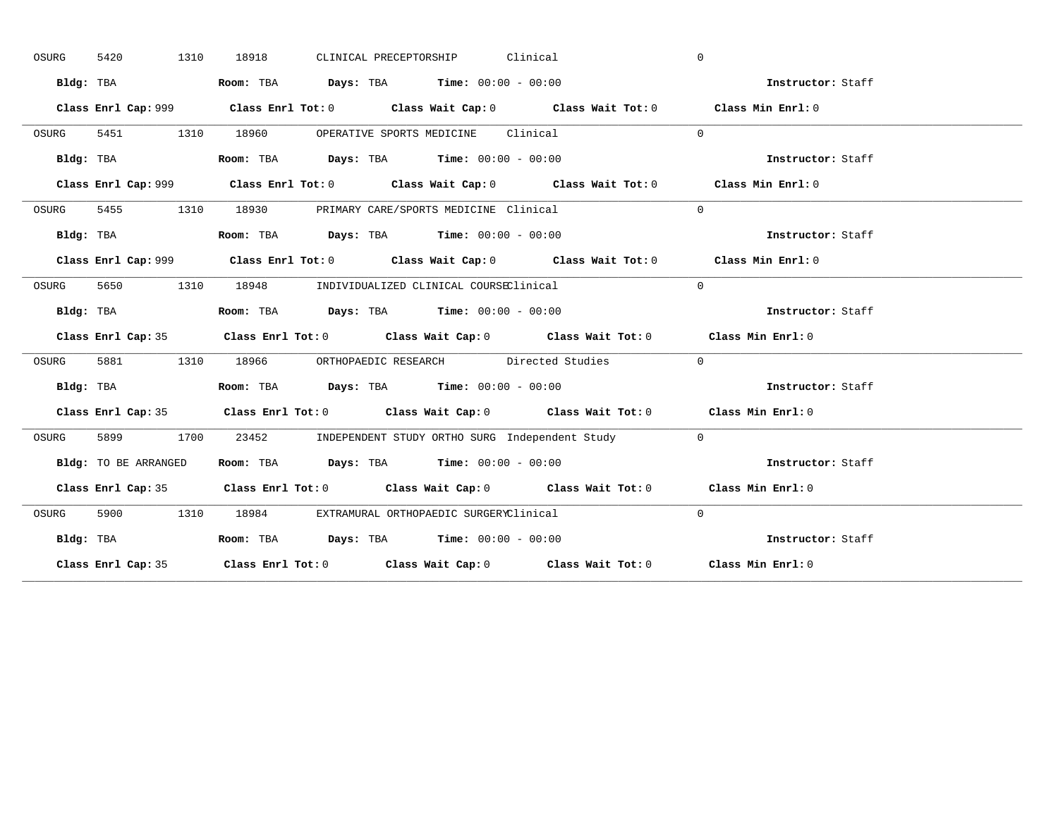OSURG 5420 1310 18918 CLINICAL PRECEPTORSHIP Clinical 0

**Bldg:** TBA **Room:** TBA **Days:** TBA **Time:** 00:00 - 00:00 **Instructor:** Staff

**Class Enrl Cap:** 999 **Class Enrl Tot:** 0 **Class Wait Cap:** 0 **Class Wait Tot:** 0 **Class Min Enrl:** 0

---

OSURG 5451 1310 18960 OPERATIVE SPORTS MEDICINE Clinical 0

**Bldg:** TBA **Room:** TBA **Days:** TBA **Time:** 00:00 - 00:00 **Instructor:** Staff

**Class Enrl Cap:** 999 **Class Enrl Tot:** 0 **Class Wait Cap:** 0 **Class Wait Tot:** 0 **Class Min Enrl:** 0

---

OSURG 5455 1310 18930 PRIMARY CARE/SPORTS MEDICINE Clinical 0

**Bldg:** TBA **Room:** TBA **Days:** TBA **Time:** 00:00 - 00:00 **Instructor:** Staff

**Class Enrl Cap:** 999 **Class Enrl Tot:** 0 **Class Wait Cap:** 0 **Class Wait Tot:** 0 **Class Min Enrl:** 0

---

OSURG 5650 1310 18948 INDIVIDUALIZED CLINICAL COURSE Clinical 0

**Bldg:** TBA **Room:** TBA **Days:** TBA **Time:** 00:00 - 00:00 **Instructor:** Staff

**Class Enrl Cap:** 35 **Class Enrl Tot:** 0 **Class Wait Cap:** 0 **Class Wait Tot:** 0 **Class Min Enrl:** 0

---

OSURG 5881 1310 18966 ORTHOPAEDIC RESEARCH Directed Studies 0

**Bldg:** TBA **Room:** TBA **Days:** TBA **Time:** 00:00 - 00:00 **Instructor:** Staff

**Class Enrl Cap:** 35 **Class Enrl Tot:** 0 **Class Wait Cap:** 0 **Class Wait Tot:** 0 **Class Min Enrl:** 0

---

OSURG 5899 1700 23452 INDEPENDENT STUDY ORTHO SURG Independent Study 0

**Bldg:** TO BE ARRANGED **Room:** TBA **Days:** TBA **Time:** 00:00 - 00:00 **Instructor:** Staff

**Class Enrl Cap:** 35 **Class Enrl Tot:** 0 **Class Wait Cap:** 0 **Class Wait Tot:** 0 **Class Min Enrl:** 0

---

OSURG 5900 1310 18984 EXTRAMURAL ORTHOPAEDIC SURGERY Clinical 0

**Bldg:** TBA **Room:** TBA **Days:** TBA **Time:** 00:00 - 00:00 **Instructor:** Staff

**Class Enrl Cap:** 35 **Class Enrl Tot:** 0 **Class Wait Cap:** 0 **Class Wait Tot:** 0 **Class Min Enrl:** 0

---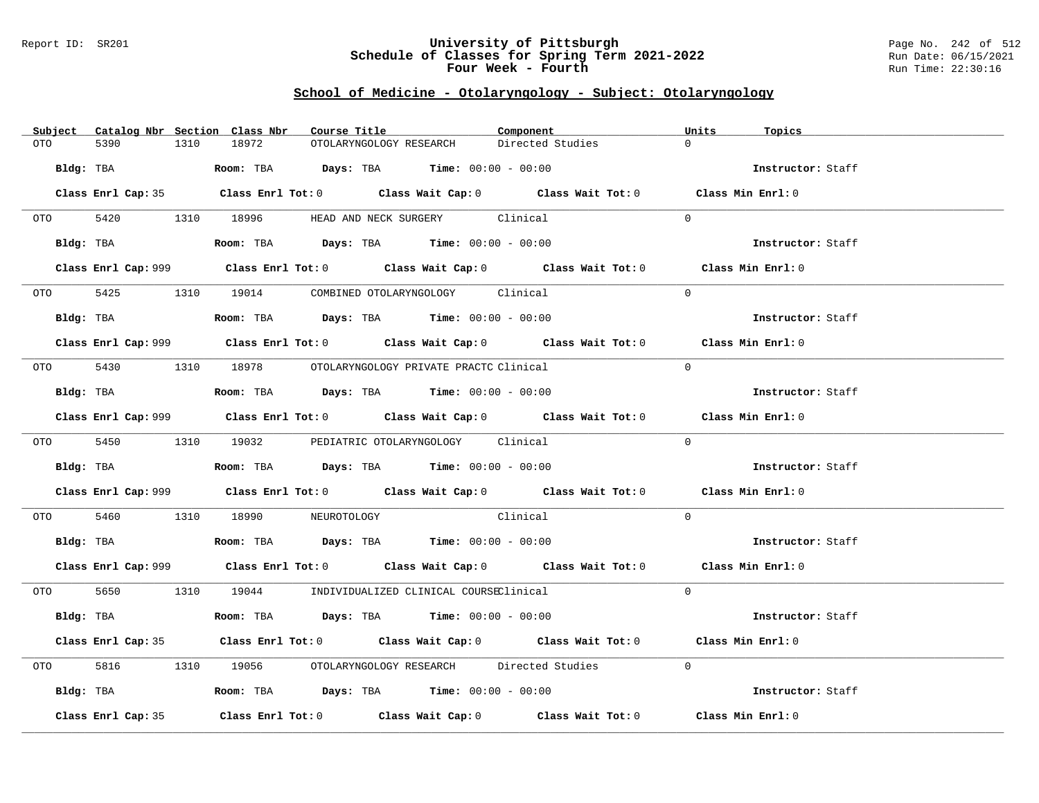## School of Medicine - Otolaryngology - Subject: Otolaryngology

| Subject | Catalog Nbr | Section | Class Nbr | Course Title | Component | Units | Topics |
|---|---|---|---|---|---|---|---|
| OTO | 5390 | 1310 | 18972 | OTOLARYNGOLOGY RESEARCH | Directed Studies | 0 | |

Bldg: TBA Room: TBA Days: TBA Time: 00:00 - 00:00 Instructor: Staff

Class Enrl Cap: 35 Class Enrl Tot: 0 Class Wait Cap: 0 Class Wait Tot: 0 Class Min Enrl: 0

| Subject | Catalog Nbr | Section | Class Nbr | Course Title | Component | Units | Topics |
|---|---|---|---|---|---|---|---|
| OTO | 5420 | 1310 | 18996 | HEAD AND NECK SURGERY | Clinical | 0 | |

Bldg: TBA Room: TBA Days: TBA Time: 00:00 - 00:00 Instructor: Staff

Class Enrl Cap: 999 Class Enrl Tot: 0 Class Wait Cap: 0 Class Wait Tot: 0 Class Min Enrl: 0

| Subject | Catalog Nbr | Section | Class Nbr | Course Title | Component | Units | Topics |
|---|---|---|---|---|---|---|---|
| OTO | 5425 | 1310 | 19014 | COMBINED OTOLARYNGOLOGY | Clinical | 0 | |

Bldg: TBA Room: TBA Days: TBA Time: 00:00 - 00:00 Instructor: Staff

Class Enrl Cap: 999 Class Enrl Tot: 0 Class Wait Cap: 0 Class Wait Tot: 0 Class Min Enrl: 0

| Subject | Catalog Nbr | Section | Class Nbr | Course Title | Component | Units | Topics |
|---|---|---|---|---|---|---|---|
| OTO | 5430 | 1310 | 18978 | OTOLARYNGOLOGY PRIVATE PRACTC | Clinical | 0 | |

Bldg: TBA Room: TBA Days: TBA Time: 00:00 - 00:00 Instructor: Staff

Class Enrl Cap: 999 Class Enrl Tot: 0 Class Wait Cap: 0 Class Wait Tot: 0 Class Min Enrl: 0

| Subject | Catalog Nbr | Section | Class Nbr | Course Title | Component | Units | Topics |
|---|---|---|---|---|---|---|---|
| OTO | 5450 | 1310 | 19032 | PEDIATRIC OTOLARYNGOLOGY | Clinical | 0 | |

Bldg: TBA Room: TBA Days: TBA Time: 00:00 - 00:00 Instructor: Staff

Class Enrl Cap: 999 Class Enrl Tot: 0 Class Wait Cap: 0 Class Wait Tot: 0 Class Min Enrl: 0

| Subject | Catalog Nbr | Section | Class Nbr | Course Title | Component | Units | Topics |
|---|---|---|---|---|---|---|---|
| OTO | 5460 | 1310 | 18990 | NEUROTOLOGY | Clinical | 0 | |

Bldg: TBA Room: TBA Days: TBA Time: 00:00 - 00:00 Instructor: Staff

Class Enrl Cap: 999 Class Enrl Tot: 0 Class Wait Cap: 0 Class Wait Tot: 0 Class Min Enrl: 0

| Subject | Catalog Nbr | Section | Class Nbr | Course Title | Component | Units | Topics |
|---|---|---|---|---|---|---|---|
| OTO | 5650 | 1310 | 19044 | INDIVIDUALIZED CLINICAL COURSE | Clinical | 0 | |

Bldg: TBA Room: TBA Days: TBA Time: 00:00 - 00:00 Instructor: Staff

Class Enrl Cap: 35 Class Enrl Tot: 0 Class Wait Cap: 0 Class Wait Tot: 0 Class Min Enrl: 0

| Subject | Catalog Nbr | Section | Class Nbr | Course Title | Component | Units | Topics |
|---|---|---|---|---|---|---|---|
| OTO | 5816 | 1310 | 19056 | OTOLARYNGOLOGY RESEARCH | Directed Studies | 0 | |

Bldg: TBA Room: TBA Days: TBA Time: 00:00 - 00:00 Instructor: Staff

Class Enrl Cap: 35 Class Enrl Tot: 0 Class Wait Cap: 0 Class Wait Tot: 0 Class Min Enrl: 0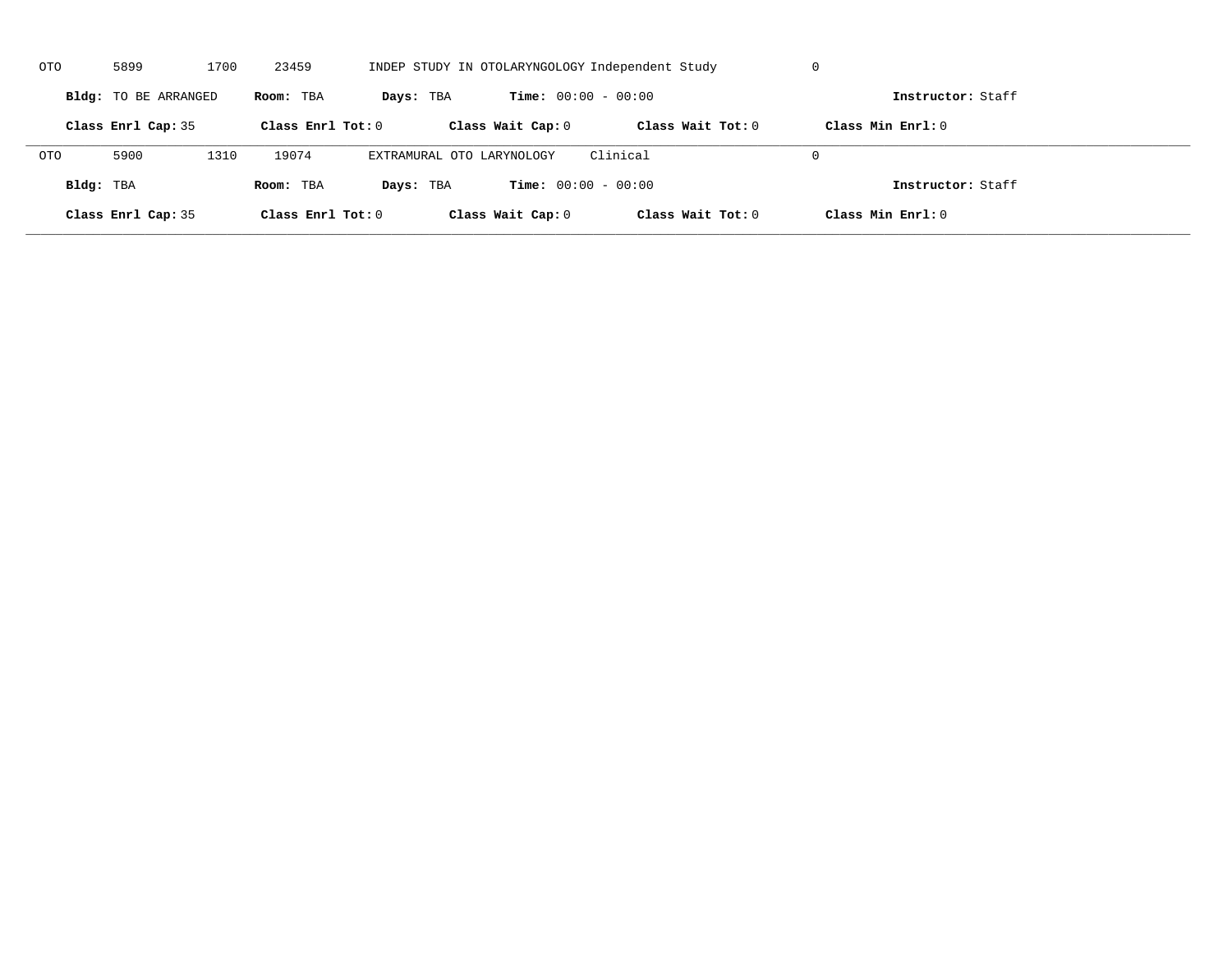OTO 5899 1700 23459 INDEP STUDY IN OTOLARYNGOLOGY Independent Study 0

**Bldg:** TO BE ARRANGED **Room:** TBA **Days:** TBA **Time:** 00:00 - 00:00 **Instructor:** Staff

**Class Enrl Cap:** 35 **Class Enrl Tot:** 0 **Class Wait Cap:** 0 **Class Wait Tot:** 0 **Class Min Enrl:** 0

---

OTO 5900 1310 19074 EXTRAMURAL OTO LARYNOLOGY Clinical 0

**Bldg:** TBA **Room:** TBA **Days:** TBA **Time:** 00:00 - 00:00 **Instructor:** Staff

**Class Enrl Cap:** 35 **Class Enrl Tot:** 0 **Class Wait Cap:** 0 **Class Wait Tot:** 0 **Class Min Enrl:** 0

---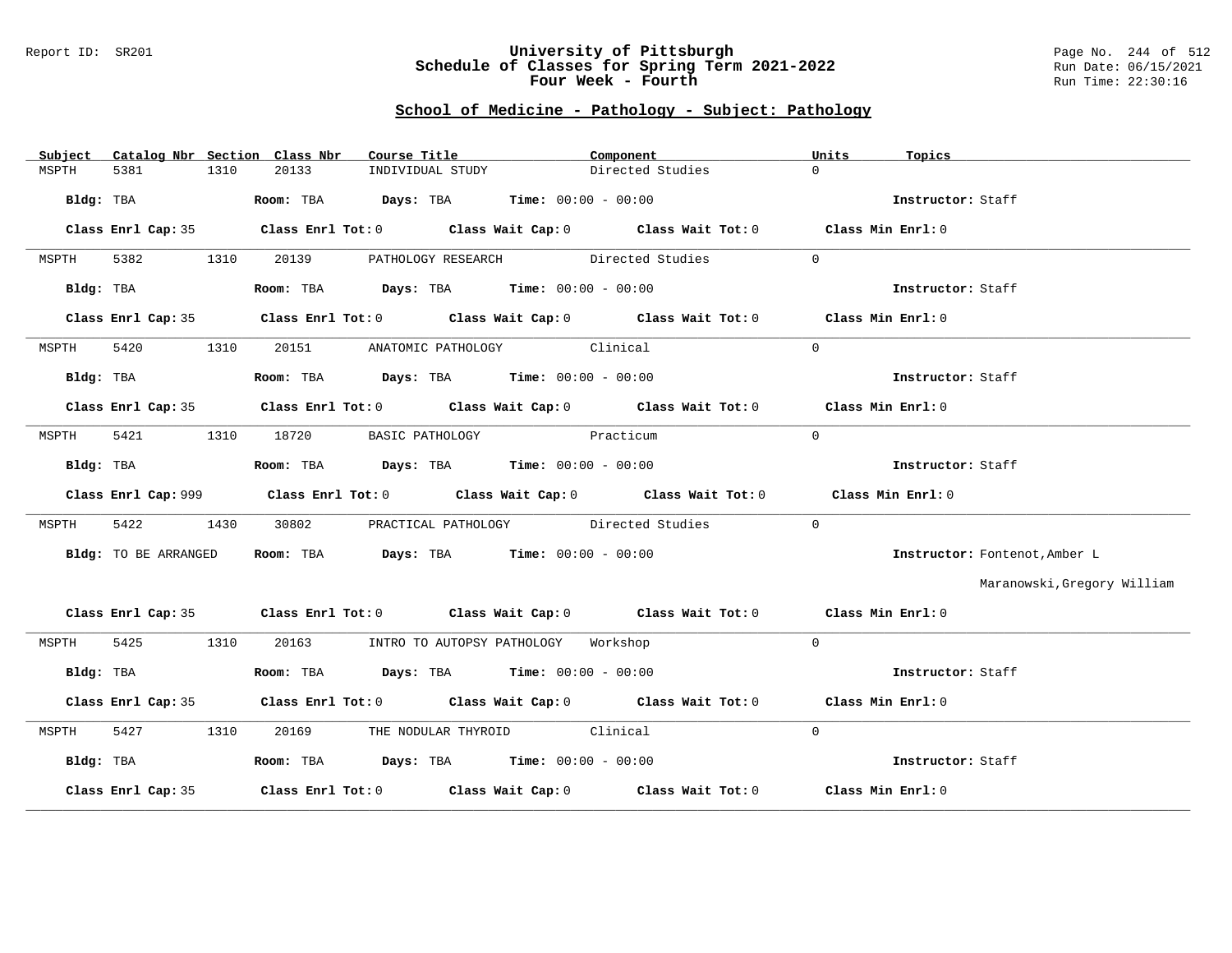Report ID: SR201

# University of Pittsburgh
## Schedule of Classes for Spring Term 2021-2022
### Four Week - Fourth

Run Date: 06/15/2021
Run Time: 22:30:16

## School of Medicine - Pathology - Subject: Pathology

| Subject | Catalog Nbr | Section | Class Nbr | Course Title | Component | Units | Topics |
|---|---|---|---|---|---|---|---|
| MSPTH | 5381 | 1310 | 20133 | INDIVIDUAL STUDY | Directed Studies | 0 | |

**Bldg:** TBA **Room:** TBA **Days:** TBA **Time:** 00:00 - 00:00 **Instructor:** Staff

**Class Enrl Cap:** 35 **Class Enrl Tot:** 0 **Class Wait Cap:** 0 **Class Wait Tot:** 0 **Class Min Enrl:** 0

---

| Subject | Catalog Nbr | Section | Class Nbr | Course Title | Component | Units | Topics |
|---|---|---|---|---|---|---|---|
| MSPTH | 5382 | 1310 | 20139 | PATHOLOGY RESEARCH | Directed Studies | 0 | |

**Bldg:** TBA **Room:** TBA **Days:** TBA **Time:** 00:00 - 00:00 **Instructor:** Staff

**Class Enrl Cap:** 35 **Class Enrl Tot:** 0 **Class Wait Cap:** 0 **Class Wait Tot:** 0 **Class Min Enrl:** 0

---

| Subject | Catalog Nbr | Section | Class Nbr | Course Title | Component | Units | Topics |
|---|---|---|---|---|---|---|---|
| MSPTH | 5420 | 1310 | 20151 | ANATOMIC PATHOLOGY | Clinical | 0 | |

**Bldg:** TBA **Room:** TBA **Days:** TBA **Time:** 00:00 - 00:00 **Instructor:** Staff

**Class Enrl Cap:** 35 **Class Enrl Tot:** 0 **Class Wait Cap:** 0 **Class Wait Tot:** 0 **Class Min Enrl:** 0

---

| Subject | Catalog Nbr | Section | Class Nbr | Course Title | Component | Units | Topics |
|---|---|---|---|---|---|---|---|
| MSPTH | 5421 | 1310 | 18720 | BASIC PATHOLOGY | Practicum | 0 | |

**Bldg:** TBA **Room:** TBA **Days:** TBA **Time:** 00:00 - 00:00 **Instructor:** Staff

**Class Enrl Cap:** 999 **Class Enrl Tot:** 0 **Class Wait Cap:** 0 **Class Wait Tot:** 0 **Class Min Enrl:** 0

---

| Subject | Catalog Nbr | Section | Class Nbr | Course Title | Component | Units | Topics |
|---|---|---|---|---|---|---|---|
| MSPTH | 5422 | 1430 | 30802 | PRACTICAL PATHOLOGY | Directed Studies | 0 | |

**Bldg:** TO BE ARRANGED **Room:** TBA **Days:** TBA **Time:** 00:00 - 00:00 **Instructor:** Fontenot,Amber L; Maranowski,Gregory William

**Class Enrl Cap:** 35 **Class Enrl Tot:** 0 **Class Wait Cap:** 0 **Class Wait Tot:** 0 **Class Min Enrl:** 0

---

| Subject | Catalog Nbr | Section | Class Nbr | Course Title | Component | Units | Topics |
|---|---|---|---|---|---|---|---|
| MSPTH | 5425 | 1310 | 20163 | INTRO TO AUTOPSY PATHOLOGY | Workshop | 0 | |

**Bldg:** TBA **Room:** TBA **Days:** TBA **Time:** 00:00 - 00:00 **Instructor:** Staff

**Class Enrl Cap:** 35 **Class Enrl Tot:** 0 **Class Wait Cap:** 0 **Class Wait Tot:** 0 **Class Min Enrl:** 0

---

| Subject | Catalog Nbr | Section | Class Nbr | Course Title | Component | Units | Topics |
|---|---|---|---|---|---|---|---|
| MSPTH | 5427 | 1310 | 20169 | THE NODULAR THYROID | Clinical | 0 | |

**Bldg:** TBA **Room:** TBA **Days:** TBA **Time:** 00:00 - 00:00 **Instructor:** Staff

**Class Enrl Cap:** 35 **Class Enrl Tot:** 0 **Class Wait Cap:** 0 **Class Wait Tot:** 0 **Class Min Enrl:** 0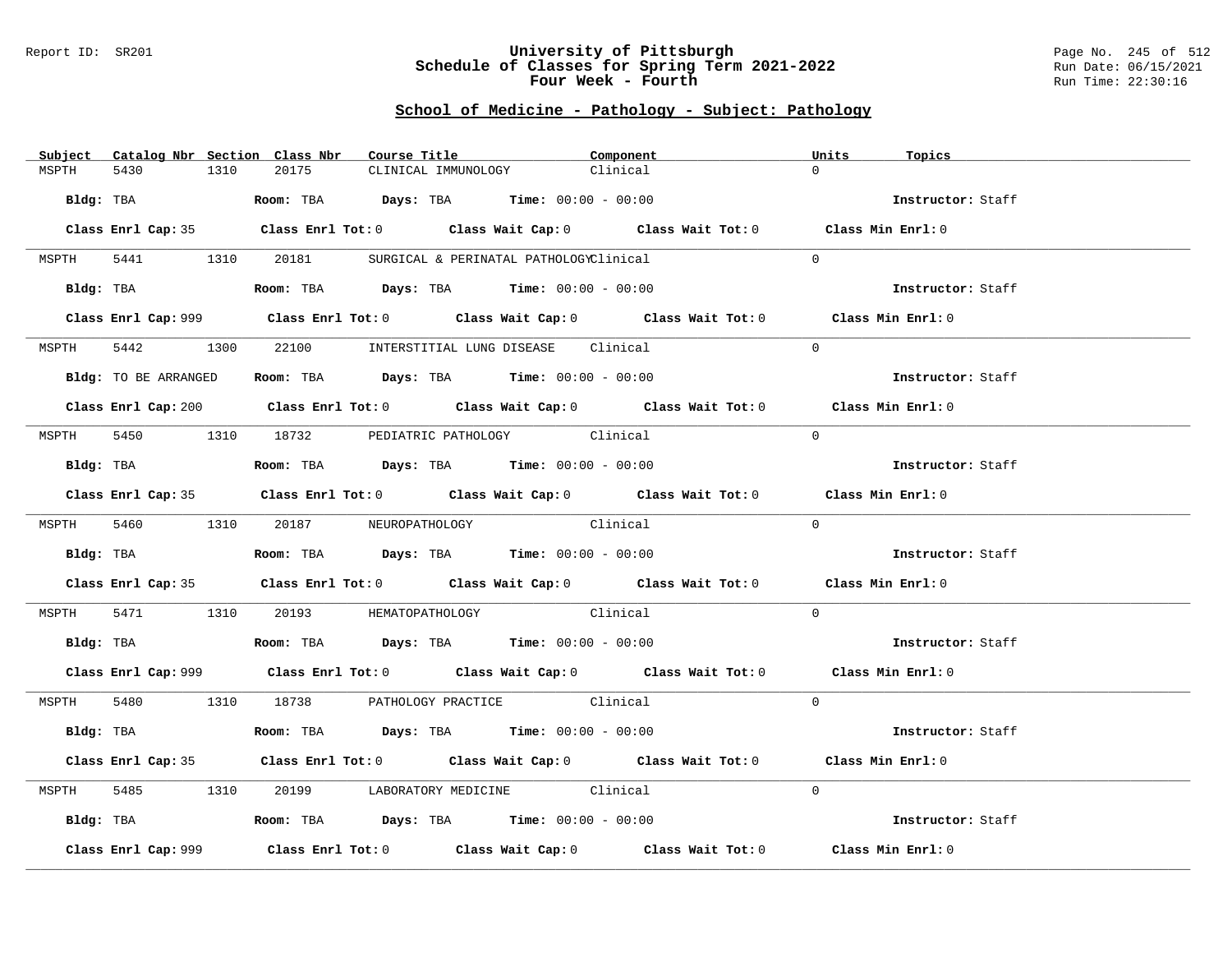Report ID: SR201

# University of Pittsburgh
## Schedule of Classes for Spring Term 2021-2022
### Four Week - Fourth

Run Date: 06/15/2021
Run Time: 22:30:16

## School of Medicine - Pathology - Subject: Pathology

| Subject | Catalog Nbr | Section | Class Nbr | Course Title | Component | Units | Topics |
|---|---|---|---|---|---|---|---|
| MSPTH | 5430 | 1310 | 20175 | CLINICAL IMMUNOLOGY | Clinical | 0 | |

**Bldg:** TBA **Room:** TBA **Days:** TBA **Time:** 00:00 - 00:00 **Instructor:** Staff

**Class Enrl Cap:** 35 **Class Enrl Tot:** 0 **Class Wait Cap:** 0 **Class Wait Tot:** 0 **Class Min Enrl:** 0

| Subject | Catalog Nbr | Section | Class Nbr | Course Title | Component | Units | Topics |
|---|---|---|---|---|---|---|---|
| MSPTH | 5441 | 1310 | 20181 | SURGICAL & PERINATAL PATHOLOGY | Clinical | 0 | |

**Bldg:** TBA **Room:** TBA **Days:** TBA **Time:** 00:00 - 00:00 **Instructor:** Staff

**Class Enrl Cap:** 999 **Class Enrl Tot:** 0 **Class Wait Cap:** 0 **Class Wait Tot:** 0 **Class Min Enrl:** 0

| Subject | Catalog Nbr | Section | Class Nbr | Course Title | Component | Units | Topics |
|---|---|---|---|---|---|---|---|
| MSPTH | 5442 | 1300 | 22100 | INTERSTITIAL LUNG DISEASE | Clinical | 0 | |

**Bldg:** TO BE ARRANGED **Room:** TBA **Days:** TBA **Time:** 00:00 - 00:00 **Instructor:** Staff

**Class Enrl Cap:** 200 **Class Enrl Tot:** 0 **Class Wait Cap:** 0 **Class Wait Tot:** 0 **Class Min Enrl:** 0

| Subject | Catalog Nbr | Section | Class Nbr | Course Title | Component | Units | Topics |
|---|---|---|---|---|---|---|---|
| MSPTH | 5450 | 1310 | 18732 | PEDIATRIC PATHOLOGY | Clinical | 0 | |

**Bldg:** TBA **Room:** TBA **Days:** TBA **Time:** 00:00 - 00:00 **Instructor:** Staff

**Class Enrl Cap:** 35 **Class Enrl Tot:** 0 **Class Wait Cap:** 0 **Class Wait Tot:** 0 **Class Min Enrl:** 0

| Subject | Catalog Nbr | Section | Class Nbr | Course Title | Component | Units | Topics |
|---|---|---|---|---|---|---|---|
| MSPTH | 5460 | 1310 | 20187 | NEUROPATHOLOGY | Clinical | 0 | |

**Bldg:** TBA **Room:** TBA **Days:** TBA **Time:** 00:00 - 00:00 **Instructor:** Staff

**Class Enrl Cap:** 35 **Class Enrl Tot:** 0 **Class Wait Cap:** 0 **Class Wait Tot:** 0 **Class Min Enrl:** 0

| Subject | Catalog Nbr | Section | Class Nbr | Course Title | Component | Units | Topics |
|---|---|---|---|---|---|---|---|
| MSPTH | 5471 | 1310 | 20193 | HEMATOPATHOLOGY | Clinical | 0 | |

**Bldg:** TBA **Room:** TBA **Days:** TBA **Time:** 00:00 - 00:00 **Instructor:** Staff

**Class Enrl Cap:** 999 **Class Enrl Tot:** 0 **Class Wait Cap:** 0 **Class Wait Tot:** 0 **Class Min Enrl:** 0

| Subject | Catalog Nbr | Section | Class Nbr | Course Title | Component | Units | Topics |
|---|---|---|---|---|---|---|---|
| MSPTH | 5480 | 1310 | 18738 | PATHOLOGY PRACTICE | Clinical | 0 | |

**Bldg:** TBA **Room:** TBA **Days:** TBA **Time:** 00:00 - 00:00 **Instructor:** Staff

**Class Enrl Cap:** 35 **Class Enrl Tot:** 0 **Class Wait Cap:** 0 **Class Wait Tot:** 0 **Class Min Enrl:** 0

| Subject | Catalog Nbr | Section | Class Nbr | Course Title | Component | Units | Topics |
|---|---|---|---|---|---|---|---|
| MSPTH | 5485 | 1310 | 20199 | LABORATORY MEDICINE | Clinical | 0 | |

**Bldg:** TBA **Room:** TBA **Days:** TBA **Time:** 00:00 - 00:00 **Instructor:** Staff

**Class Enrl Cap:** 999 **Class Enrl Tot:** 0 **Class Wait Cap:** 0 **Class Wait Tot:** 0 **Class Min Enrl:** 0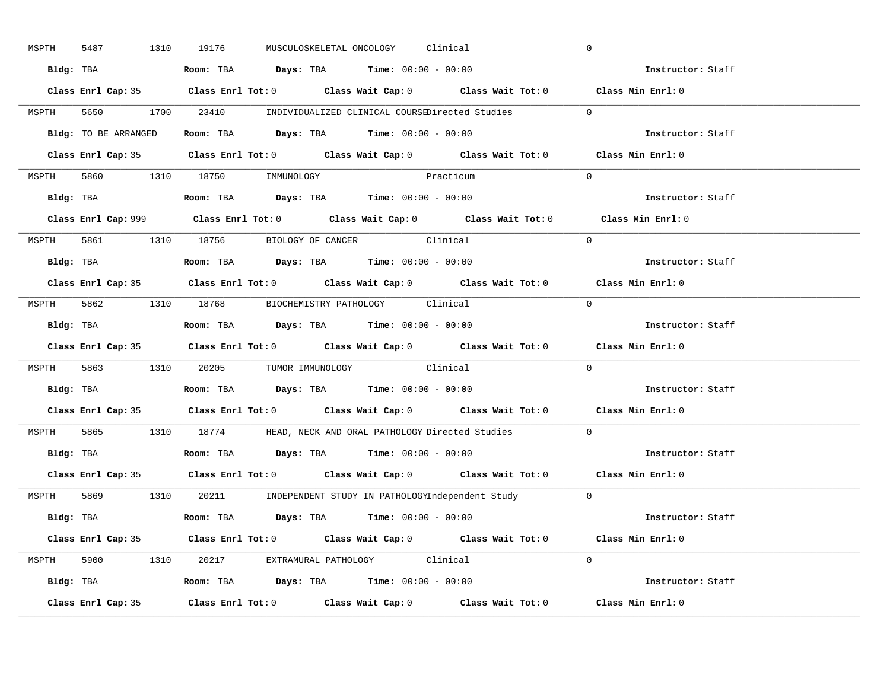MSPTH 5487 1310 19176 MUSCULOSKELETAL ONCOLOGY Clinical 0

**Bldg:** TBA **Room:** TBA **Days:** TBA **Time:** 00:00 - 00:00 **Instructor:** Staff

**Class Enrl Cap:** 35 **Class Enrl Tot:** 0 **Class Wait Cap:** 0 **Class Wait Tot:** 0 **Class Min Enrl:** 0

---

MSPTH 5650 1700 23410 INDIVIDUALIZED CLINICAL COURSE Directed Studies 0

**Bldg:** TO BE ARRANGED **Room:** TBA **Days:** TBA **Time:** 00:00 - 00:00 **Instructor:** Staff

**Class Enrl Cap:** 35 **Class Enrl Tot:** 0 **Class Wait Cap:** 0 **Class Wait Tot:** 0 **Class Min Enrl:** 0

---

MSPTH 5860 1310 18750 IMMUNOLOGY Practicum 0

**Bldg:** TBA **Room:** TBA **Days:** TBA **Time:** 00:00 - 00:00 **Instructor:** Staff

**Class Enrl Cap:** 999 **Class Enrl Tot:** 0 **Class Wait Cap:** 0 **Class Wait Tot:** 0 **Class Min Enrl:** 0

---

MSPTH 5861 1310 18756 BIOLOGY OF CANCER Clinical 0

**Bldg:** TBA **Room:** TBA **Days:** TBA **Time:** 00:00 - 00:00 **Instructor:** Staff

**Class Enrl Cap:** 35 **Class Enrl Tot:** 0 **Class Wait Cap:** 0 **Class Wait Tot:** 0 **Class Min Enrl:** 0

---

MSPTH 5862 1310 18768 BIOCHEMISTRY PATHOLOGY Clinical 0

**Bldg:** TBA **Room:** TBA **Days:** TBA **Time:** 00:00 - 00:00 **Instructor:** Staff

**Class Enrl Cap:** 35 **Class Enrl Tot:** 0 **Class Wait Cap:** 0 **Class Wait Tot:** 0 **Class Min Enrl:** 0

---

MSPTH 5863 1310 20205 TUMOR IMMUNOLOGY Clinical 0

**Bldg:** TBA **Room:** TBA **Days:** TBA **Time:** 00:00 - 00:00 **Instructor:** Staff

**Class Enrl Cap:** 35 **Class Enrl Tot:** 0 **Class Wait Cap:** 0 **Class Wait Tot:** 0 **Class Min Enrl:** 0

---

MSPTH 5865 1310 18774 HEAD, NECK AND ORAL PATHOLOGY Directed Studies 0

**Bldg:** TBA **Room:** TBA **Days:** TBA **Time:** 00:00 - 00:00 **Instructor:** Staff

**Class Enrl Cap:** 35 **Class Enrl Tot:** 0 **Class Wait Cap:** 0 **Class Wait Tot:** 0 **Class Min Enrl:** 0

---

MSPTH 5869 1310 20211 INDEPENDENT STUDY IN PATHOLOGY Independent Study 0

**Bldg:** TBA **Room:** TBA **Days:** TBA **Time:** 00:00 - 00:00 **Instructor:** Staff

**Class Enrl Cap:** 35 **Class Enrl Tot:** 0 **Class Wait Cap:** 0 **Class Wait Tot:** 0 **Class Min Enrl:** 0

---

MSPTH 5900 1310 20217 EXTRAMURAL PATHOLOGY Clinical 0

**Bldg:** TBA **Room:** TBA **Days:** TBA **Time:** 00:00 - 00:00 **Instructor:** Staff

**Class Enrl Cap:** 35 **Class Enrl Tot:** 0 **Class Wait Cap:** 0 **Class Wait Tot:** 0 **Class Min Enrl:** 0

---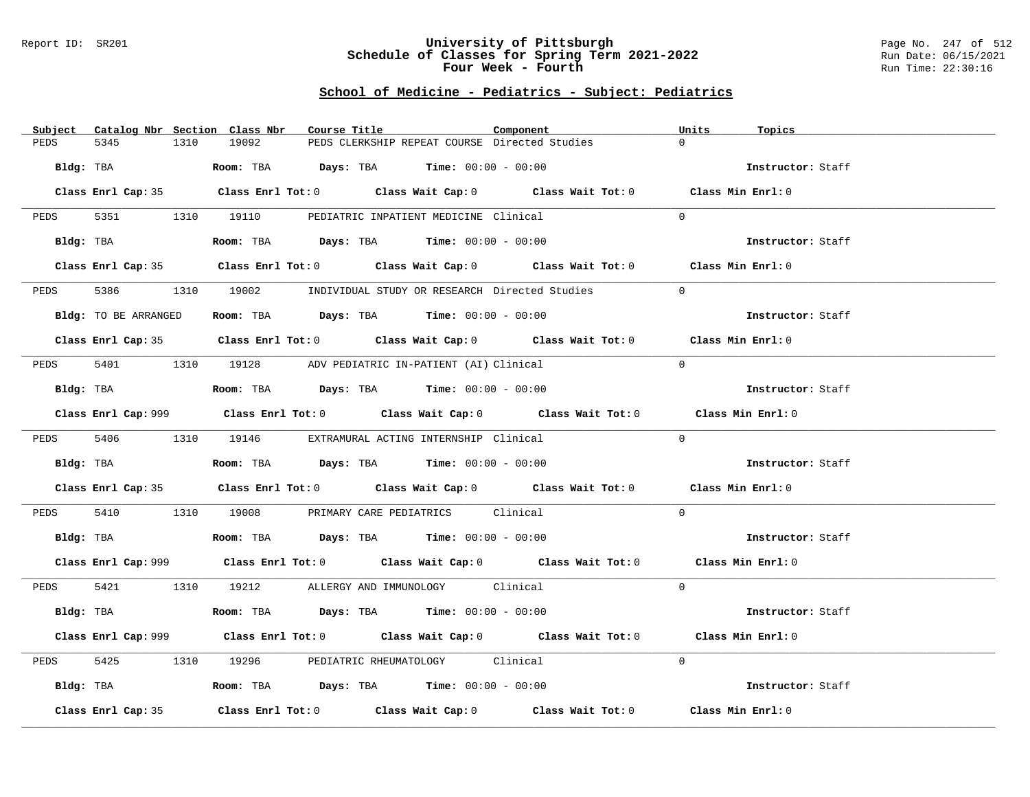Report ID: SR201

# University of Pittsburgh
## Schedule of Classes for Spring Term 2021-2022
### Four Week - Fourth

Run Date: 06/15/2021
Run Time: 22:30:16

## School of Medicine - Pediatrics - Subject: Pediatrics

| Subject | Catalog Nbr | Section | Class Nbr | Course Title | Component | Units | Topics |
|---|---|---|---|---|---|---|---|
| PEDS | 5345 | 1310 | 19092 | PEDS CLERKSHIP REPEAT COURSE | Directed Studies | 0 | |

**Bldg:** TBA **Room:** TBA **Days:** TBA **Time:** 00:00 - 00:00 **Instructor:** Staff

**Class Enrl Cap:** 35 **Class Enrl Tot:** 0 **Class Wait Cap:** 0 **Class Wait Tot:** 0 **Class Min Enrl:** 0

---

| Subject | Catalog Nbr | Section | Class Nbr | Course Title | Component | Units | Topics |
|---|---|---|---|---|---|---|---|
| PEDS | 5351 | 1310 | 19110 | PEDIATRIC INPATIENT MEDICINE | Clinical | 0 | |

**Bldg:** TBA **Room:** TBA **Days:** TBA **Time:** 00:00 - 00:00 **Instructor:** Staff

**Class Enrl Cap:** 35 **Class Enrl Tot:** 0 **Class Wait Cap:** 0 **Class Wait Tot:** 0 **Class Min Enrl:** 0

---

| Subject | Catalog Nbr | Section | Class Nbr | Course Title | Component | Units | Topics |
|---|---|---|---|---|---|---|---|
| PEDS | 5386 | 1310 | 19002 | INDIVIDUAL STUDY OR RESEARCH | Directed Studies | 0 | |

**Bldg:** TO BE ARRANGED **Room:** TBA **Days:** TBA **Time:** 00:00 - 00:00 **Instructor:** Staff

**Class Enrl Cap:** 35 **Class Enrl Tot:** 0 **Class Wait Cap:** 0 **Class Wait Tot:** 0 **Class Min Enrl:** 0

---

| Subject | Catalog Nbr | Section | Class Nbr | Course Title | Component | Units | Topics |
|---|---|---|---|---|---|---|---|
| PEDS | 5401 | 1310 | 19128 | ADV PEDIATRIC IN-PATIENT (AI) | Clinical | 0 | |

**Bldg:** TBA **Room:** TBA **Days:** TBA **Time:** 00:00 - 00:00 **Instructor:** Staff

**Class Enrl Cap:** 999 **Class Enrl Tot:** 0 **Class Wait Cap:** 0 **Class Wait Tot:** 0 **Class Min Enrl:** 0

---

| Subject | Catalog Nbr | Section | Class Nbr | Course Title | Component | Units | Topics |
|---|---|---|---|---|---|---|---|
| PEDS | 5406 | 1310 | 19146 | EXTRAMURAL ACTING INTERNSHIP | Clinical | 0 | |

**Bldg:** TBA **Room:** TBA **Days:** TBA **Time:** 00:00 - 00:00 **Instructor:** Staff

**Class Enrl Cap:** 35 **Class Enrl Tot:** 0 **Class Wait Cap:** 0 **Class Wait Tot:** 0 **Class Min Enrl:** 0

---

| Subject | Catalog Nbr | Section | Class Nbr | Course Title | Component | Units | Topics |
|---|---|---|---|---|---|---|---|
| PEDS | 5410 | 1310 | 19008 | PRIMARY CARE PEDIATRICS | Clinical | 0 | |

**Bldg:** TBA **Room:** TBA **Days:** TBA **Time:** 00:00 - 00:00 **Instructor:** Staff

**Class Enrl Cap:** 999 **Class Enrl Tot:** 0 **Class Wait Cap:** 0 **Class Wait Tot:** 0 **Class Min Enrl:** 0

---

| Subject | Catalog Nbr | Section | Class Nbr | Course Title | Component | Units | Topics |
|---|---|---|---|---|---|---|---|
| PEDS | 5421 | 1310 | 19212 | ALLERGY AND IMMUNOLOGY | Clinical | 0 | |

**Bldg:** TBA **Room:** TBA **Days:** TBA **Time:** 00:00 - 00:00 **Instructor:** Staff

**Class Enrl Cap:** 999 **Class Enrl Tot:** 0 **Class Wait Cap:** 0 **Class Wait Tot:** 0 **Class Min Enrl:** 0

---

| Subject | Catalog Nbr | Section | Class Nbr | Course Title | Component | Units | Topics |
|---|---|---|---|---|---|---|---|
| PEDS | 5425 | 1310 | 19296 | PEDIATRIC RHEUMATOLOGY | Clinical | 0 | |

**Bldg:** TBA **Room:** TBA **Days:** TBA **Time:** 00:00 - 00:00 **Instructor:** Staff

**Class Enrl Cap:** 35 **Class Enrl Tot:** 0 **Class Wait Cap:** 0 **Class Wait Tot:** 0 **Class Min Enrl:** 0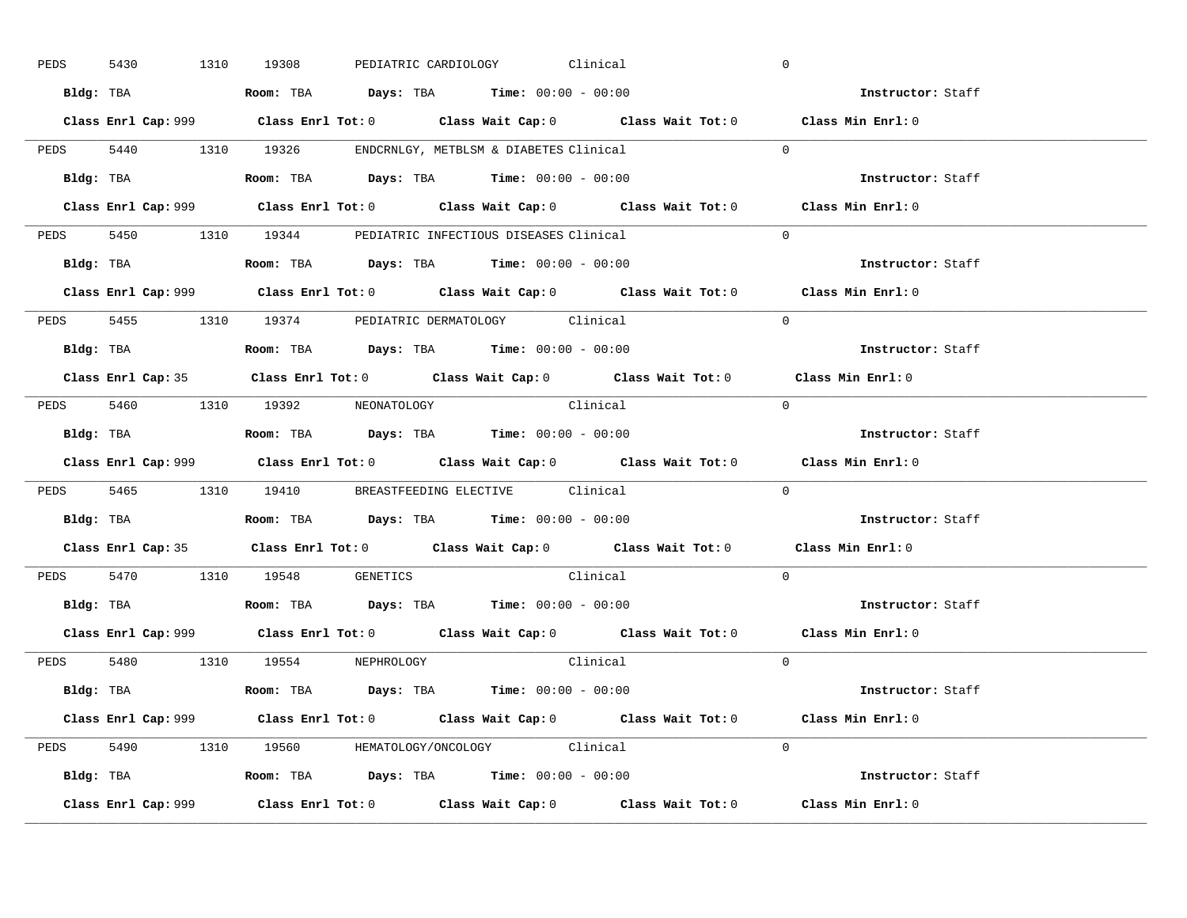PEDS 5430 1310 19308 PEDIATRIC CARDIOLOGY Clinical 0

**Bldg:** TBA **Room:** TBA **Days:** TBA **Time:** 00:00 - 00:00 **Instructor:** Staff

**Class Enrl Cap:** 999 **Class Enrl Tot:** 0 **Class Wait Cap:** 0 **Class Wait Tot:** 0 **Class Min Enrl:** 0

---

PEDS 5440 1310 19326 ENDCRNLGY, METBLSM & DIABETES Clinical 0

**Bldg:** TBA **Room:** TBA **Days:** TBA **Time:** 00:00 - 00:00 **Instructor:** Staff

**Class Enrl Cap:** 999 **Class Enrl Tot:** 0 **Class Wait Cap:** 0 **Class Wait Tot:** 0 **Class Min Enrl:** 0

---

PEDS 5450 1310 19344 PEDIATRIC INFECTIOUS DISEASES Clinical 0

**Bldg:** TBA **Room:** TBA **Days:** TBA **Time:** 00:00 - 00:00 **Instructor:** Staff

**Class Enrl Cap:** 999 **Class Enrl Tot:** 0 **Class Wait Cap:** 0 **Class Wait Tot:** 0 **Class Min Enrl:** 0

---

PEDS 5455 1310 19374 PEDIATRIC DERMATOLOGY Clinical 0

**Bldg:** TBA **Room:** TBA **Days:** TBA **Time:** 00:00 - 00:00 **Instructor:** Staff

**Class Enrl Cap:** 35 **Class Enrl Tot:** 0 **Class Wait Cap:** 0 **Class Wait Tot:** 0 **Class Min Enrl:** 0

---

PEDS 5460 1310 19392 NEONATOLOGY Clinical 0

**Bldg:** TBA **Room:** TBA **Days:** TBA **Time:** 00:00 - 00:00 **Instructor:** Staff

**Class Enrl Cap:** 999 **Class Enrl Tot:** 0 **Class Wait Cap:** 0 **Class Wait Tot:** 0 **Class Min Enrl:** 0

---

PEDS 5465 1310 19410 BREASTFEEDING ELECTIVE Clinical 0

**Bldg:** TBA **Room:** TBA **Days:** TBA **Time:** 00:00 - 00:00 **Instructor:** Staff

**Class Enrl Cap:** 35 **Class Enrl Tot:** 0 **Class Wait Cap:** 0 **Class Wait Tot:** 0 **Class Min Enrl:** 0

---

PEDS 5470 1310 19548 GENETICS Clinical 0

**Bldg:** TBA **Room:** TBA **Days:** TBA **Time:** 00:00 - 00:00 **Instructor:** Staff

**Class Enrl Cap:** 999 **Class Enrl Tot:** 0 **Class Wait Cap:** 0 **Class Wait Tot:** 0 **Class Min Enrl:** 0

---

PEDS 5480 1310 19554 NEPHROLOGY Clinical 0

**Bldg:** TBA **Room:** TBA **Days:** TBA **Time:** 00:00 - 00:00 **Instructor:** Staff

**Class Enrl Cap:** 999 **Class Enrl Tot:** 0 **Class Wait Cap:** 0 **Class Wait Tot:** 0 **Class Min Enrl:** 0

---

PEDS 5490 1310 19560 HEMATOLOGY/ONCOLOGY Clinical 0

**Bldg:** TBA **Room:** TBA **Days:** TBA **Time:** 00:00 - 00:00 **Instructor:** Staff

**Class Enrl Cap:** 999 **Class Enrl Tot:** 0 **Class Wait Cap:** 0 **Class Wait Tot:** 0 **Class Min Enrl:** 0

---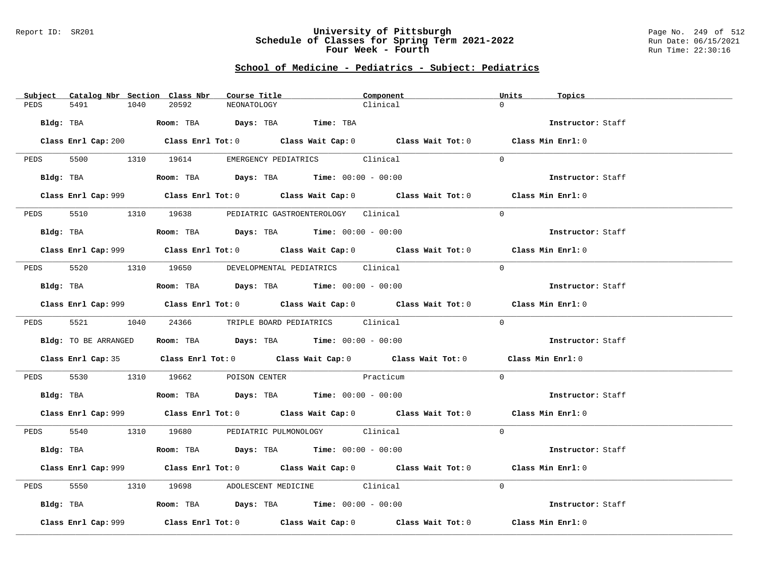## School of Medicine - Pediatrics - Subject: Pediatrics

| Subject | Catalog Nbr | Section | Class Nbr | Course Title | Component | Units | Topics |
|---|---|---|---|---|---|---|---|
| PEDS | 5491 | 1040 | 20592 | NEONATOLOGY | Clinical | 0 | |

**Bldg:** TBA **Room:** TBA **Days:** TBA **Time:** TBA **Instructor:** Staff

**Class Enrl Cap:** 200 **Class Enrl Tot:** 0 **Class Wait Cap:** 0 **Class Wait Tot:** 0 **Class Min Enrl:** 0

| Subject | Catalog Nbr | Section | Class Nbr | Course Title | Component | Units | Topics |
|---|---|---|---|---|---|---|---|
| PEDS | 5500 | 1310 | 19614 | EMERGENCY PEDIATRICS | Clinical | 0 | |

**Bldg:** TBA **Room:** TBA **Days:** TBA **Time:** 00:00 - 00:00 **Instructor:** Staff

**Class Enrl Cap:** 999 **Class Enrl Tot:** 0 **Class Wait Cap:** 0 **Class Wait Tot:** 0 **Class Min Enrl:** 0

| Subject | Catalog Nbr | Section | Class Nbr | Course Title | Component | Units | Topics |
|---|---|---|---|---|---|---|---|
| PEDS | 5510 | 1310 | 19638 | PEDIATRIC GASTROENTEROLOGY | Clinical | 0 | |

**Bldg:** TBA **Room:** TBA **Days:** TBA **Time:** 00:00 - 00:00 **Instructor:** Staff

**Class Enrl Cap:** 999 **Class Enrl Tot:** 0 **Class Wait Cap:** 0 **Class Wait Tot:** 0 **Class Min Enrl:** 0

| Subject | Catalog Nbr | Section | Class Nbr | Course Title | Component | Units | Topics |
|---|---|---|---|---|---|---|---|
| PEDS | 5520 | 1310 | 19650 | DEVELOPMENTAL PEDIATRICS | Clinical | 0 | |

**Bldg:** TBA **Room:** TBA **Days:** TBA **Time:** 00:00 - 00:00 **Instructor:** Staff

**Class Enrl Cap:** 999 **Class Enrl Tot:** 0 **Class Wait Cap:** 0 **Class Wait Tot:** 0 **Class Min Enrl:** 0

| Subject | Catalog Nbr | Section | Class Nbr | Course Title | Component | Units | Topics |
|---|---|---|---|---|---|---|---|
| PEDS | 5521 | 1040 | 24366 | TRIPLE BOARD PEDIATRICS | Clinical | 0 | |

**Bldg:** TO BE ARRANGED **Room:** TBA **Days:** TBA **Time:** 00:00 - 00:00 **Instructor:** Staff

**Class Enrl Cap:** 35 **Class Enrl Tot:** 0 **Class Wait Cap:** 0 **Class Wait Tot:** 0 **Class Min Enrl:** 0

| Subject | Catalog Nbr | Section | Class Nbr | Course Title | Component | Units | Topics |
|---|---|---|---|---|---|---|---|
| PEDS | 5530 | 1310 | 19662 | POISON CENTER | Practicum | 0 | |

**Bldg:** TBA **Room:** TBA **Days:** TBA **Time:** 00:00 - 00:00 **Instructor:** Staff

**Class Enrl Cap:** 999 **Class Enrl Tot:** 0 **Class Wait Cap:** 0 **Class Wait Tot:** 0 **Class Min Enrl:** 0

| Subject | Catalog Nbr | Section | Class Nbr | Course Title | Component | Units | Topics |
|---|---|---|---|---|---|---|---|
| PEDS | 5540 | 1310 | 19680 | PEDIATRIC PULMONOLOGY | Clinical | 0 | |

**Bldg:** TBA **Room:** TBA **Days:** TBA **Time:** 00:00 - 00:00 **Instructor:** Staff

**Class Enrl Cap:** 999 **Class Enrl Tot:** 0 **Class Wait Cap:** 0 **Class Wait Tot:** 0 **Class Min Enrl:** 0

| Subject | Catalog Nbr | Section | Class Nbr | Course Title | Component | Units | Topics |
|---|---|---|---|---|---|---|---|
| PEDS | 5550 | 1310 | 19698 | ADOLESCENT MEDICINE | Clinical | 0 | |

**Bldg:** TBA **Room:** TBA **Days:** TBA **Time:** 00:00 - 00:00 **Instructor:** Staff

**Class Enrl Cap:** 999 **Class Enrl Tot:** 0 **Class Wait Cap:** 0 **Class Wait Tot:** 0 **Class Min Enrl:** 0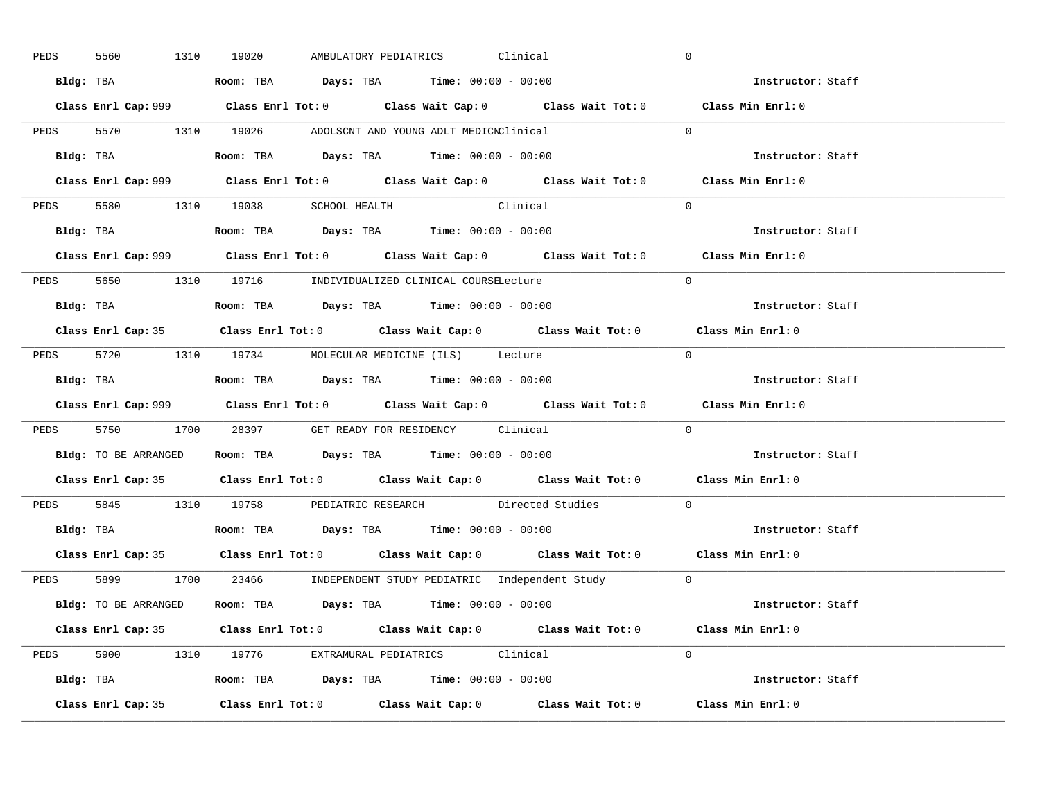PEDS 5560 1310 19020 AMBULATORY PEDIATRICS Clinical 0

**Bldg:** TBA **Room:** TBA **Days:** TBA **Time:** 00:00 - 00:00 **Instructor:** Staff

**Class Enrl Cap:** 999 **Class Enrl Tot:** 0 **Class Wait Cap:** 0 **Class Wait Tot:** 0 **Class Min Enrl:** 0

---

PEDS 5570 1310 19026 ADOLSCNT AND YOUNG ADLT MEDICN Clinical 0

**Bldg:** TBA **Room:** TBA **Days:** TBA **Time:** 00:00 - 00:00 **Instructor:** Staff

**Class Enrl Cap:** 999 **Class Enrl Tot:** 0 **Class Wait Cap:** 0 **Class Wait Tot:** 0 **Class Min Enrl:** 0

---

PEDS 5580 1310 19038 SCHOOL HEALTH Clinical 0

**Bldg:** TBA **Room:** TBA **Days:** TBA **Time:** 00:00 - 00:00 **Instructor:** Staff

**Class Enrl Cap:** 999 **Class Enrl Tot:** 0 **Class Wait Cap:** 0 **Class Wait Tot:** 0 **Class Min Enrl:** 0

---

PEDS 5650 1310 19716 INDIVIDUALIZED CLINICAL COURSE Lecture 0

**Bldg:** TBA **Room:** TBA **Days:** TBA **Time:** 00:00 - 00:00 **Instructor:** Staff

**Class Enrl Cap:** 35 **Class Enrl Tot:** 0 **Class Wait Cap:** 0 **Class Wait Tot:** 0 **Class Min Enrl:** 0

---

PEDS 5720 1310 19734 MOLECULAR MEDICINE (ILS) Lecture 0

**Bldg:** TBA **Room:** TBA **Days:** TBA **Time:** 00:00 - 00:00 **Instructor:** Staff

**Class Enrl Cap:** 999 **Class Enrl Tot:** 0 **Class Wait Cap:** 0 **Class Wait Tot:** 0 **Class Min Enrl:** 0

---

PEDS 5750 1700 28397 GET READY FOR RESIDENCY Clinical 0

**Bldg:** TO BE ARRANGED **Room:** TBA **Days:** TBA **Time:** 00:00 - 00:00 **Instructor:** Staff

**Class Enrl Cap:** 35 **Class Enrl Tot:** 0 **Class Wait Cap:** 0 **Class Wait Tot:** 0 **Class Min Enrl:** 0

---

PEDS 5845 1310 19758 PEDIATRIC RESEARCH Directed Studies 0

**Bldg:** TBA **Room:** TBA **Days:** TBA **Time:** 00:00 - 00:00 **Instructor:** Staff

**Class Enrl Cap:** 35 **Class Enrl Tot:** 0 **Class Wait Cap:** 0 **Class Wait Tot:** 0 **Class Min Enrl:** 0

---

PEDS 5899 1700 23466 INDEPENDENT STUDY PEDIATRIC Independent Study 0

**Bldg:** TO BE ARRANGED **Room:** TBA **Days:** TBA **Time:** 00:00 - 00:00 **Instructor:** Staff

**Class Enrl Cap:** 35 **Class Enrl Tot:** 0 **Class Wait Cap:** 0 **Class Wait Tot:** 0 **Class Min Enrl:** 0

---

PEDS 5900 1310 19776 EXTRAMURAL PEDIATRICS Clinical 0

**Bldg:** TBA **Room:** TBA **Days:** TBA **Time:** 00:00 - 00:00 **Instructor:** Staff

**Class Enrl Cap:** 35 **Class Enrl Tot:** 0 **Class Wait Cap:** 0 **Class Wait Tot:** 0 **Class Min Enrl:** 0

---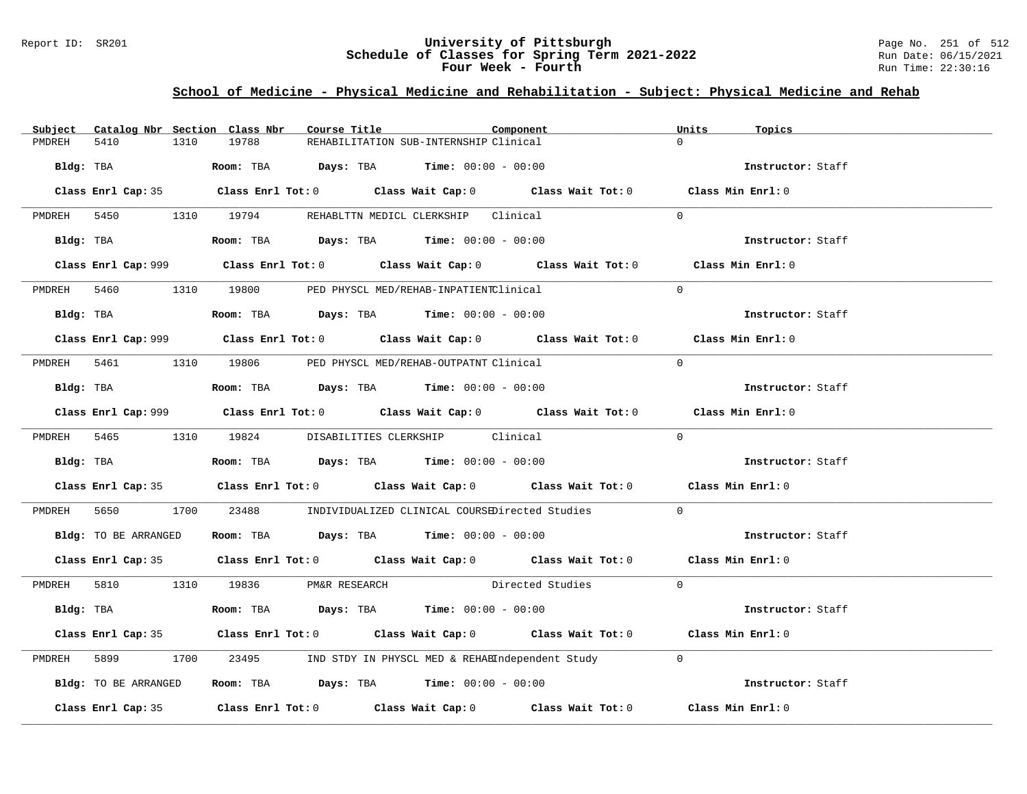## School of Medicine - Physical Medicine and Rehabilitation - Subject: Physical Medicine and Rehab

| Subject | Catalog Nbr | Section | Class Nbr | Course Title | Component | Units | Topics |
|---|---|---|---|---|---|---|---|
| PMDREH | 5410 | 1310 | 19788 | REHABILITATION SUB-INTERNSHIP | Clinical | 0 | |

Bldg: TBA | Room: TBA | Days: TBA | Time: 00:00 - 00:00 | Instructor: Staff

Class Enrl Cap: 35 | Class Enrl Tot: 0 | Class Wait Cap: 0 | Class Wait Tot: 0 | Class Min Enrl: 0

| Subject | Catalog Nbr | Section | Class Nbr | Course Title | Component | Units | Topics |
|---|---|---|---|---|---|---|---|
| PMDREH | 5450 | 1310 | 19794 | REHABLTTN MEDICL CLERKSHIP | Clinical | 0 | |

Bldg: TBA | Room: TBA | Days: TBA | Time: 00:00 - 00:00 | Instructor: Staff

Class Enrl Cap: 999 | Class Enrl Tot: 0 | Class Wait Cap: 0 | Class Wait Tot: 0 | Class Min Enrl: 0

| Subject | Catalog Nbr | Section | Class Nbr | Course Title | Component | Units | Topics |
|---|---|---|---|---|---|---|---|
| PMDREH | 5460 | 1310 | 19800 | PED PHYSCL MED/REHAB-INPATIENT | Clinical | 0 | |

Bldg: TBA | Room: TBA | Days: TBA | Time: 00:00 - 00:00 | Instructor: Staff

Class Enrl Cap: 999 | Class Enrl Tot: 0 | Class Wait Cap: 0 | Class Wait Tot: 0 | Class Min Enrl: 0

| Subject | Catalog Nbr | Section | Class Nbr | Course Title | Component | Units | Topics |
|---|---|---|---|---|---|---|---|
| PMDREH | 5461 | 1310 | 19806 | PED PHYSCL MED/REHAB-OUTPATNT | Clinical | 0 | |

Bldg: TBA | Room: TBA | Days: TBA | Time: 00:00 - 00:00 | Instructor: Staff

Class Enrl Cap: 999 | Class Enrl Tot: 0 | Class Wait Cap: 0 | Class Wait Tot: 0 | Class Min Enrl: 0

| Subject | Catalog Nbr | Section | Class Nbr | Course Title | Component | Units | Topics |
|---|---|---|---|---|---|---|---|
| PMDREH | 5465 | 1310 | 19824 | DISABILITIES CLERKSHIP | Clinical | 0 | |

Bldg: TBA | Room: TBA | Days: TBA | Time: 00:00 - 00:00 | Instructor: Staff

Class Enrl Cap: 35 | Class Enrl Tot: 0 | Class Wait Cap: 0 | Class Wait Tot: 0 | Class Min Enrl: 0

| Subject | Catalog Nbr | Section | Class Nbr | Course Title | Component | Units | Topics |
|---|---|---|---|---|---|---|---|
| PMDREH | 5650 | 1700 | 23488 | INDIVIDUALIZED CLINICAL COURSE | Directed Studies | 0 | |

Bldg: TO BE ARRANGED | Room: TBA | Days: TBA | Time: 00:00 - 00:00 | Instructor: Staff

Class Enrl Cap: 35 | Class Enrl Tot: 0 | Class Wait Cap: 0 | Class Wait Tot: 0 | Class Min Enrl: 0

| Subject | Catalog Nbr | Section | Class Nbr | Course Title | Component | Units | Topics |
|---|---|---|---|---|---|---|---|
| PMDREH | 5810 | 1310 | 19836 | PM&R RESEARCH | Directed Studies | 0 | |

Bldg: TBA | Room: TBA | Days: TBA | Time: 00:00 - 00:00 | Instructor: Staff

Class Enrl Cap: 35 | Class Enrl Tot: 0 | Class Wait Cap: 0 | Class Wait Tot: 0 | Class Min Enrl: 0

| Subject | Catalog Nbr | Section | Class Nbr | Course Title | Component | Units | Topics |
|---|---|---|---|---|---|---|---|
| PMDREH | 5899 | 1700 | 23495 | IND STDY IN PHYSCL MED & REHAB | Independent Study | 0 | |

Bldg: TO BE ARRANGED | Room: TBA | Days: TBA | Time: 00:00 - 00:00 | Instructor: Staff

Class Enrl Cap: 35 | Class Enrl Tot: 0 | Class Wait Cap: 0 | Class Wait Tot: 0 | Class Min Enrl: 0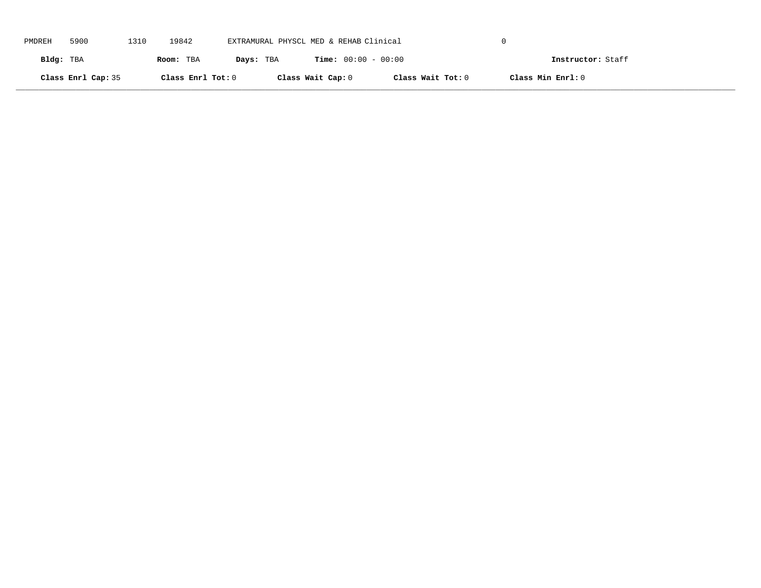PMDREH 5900 1310 19842 EXTRAMURAL PHYSCL MED & REHAB Clinical 0

**Bldg:** TBA **Room:** TBA **Days:** TBA **Time:** 00:00 - 00:00 **Instructor:** Staff

**Class Enrl Cap:** 35 **Class Enrl Tot:** 0 **Class Wait Cap:** 0 **Class Wait Tot:** 0 **Class Min Enrl:** 0

---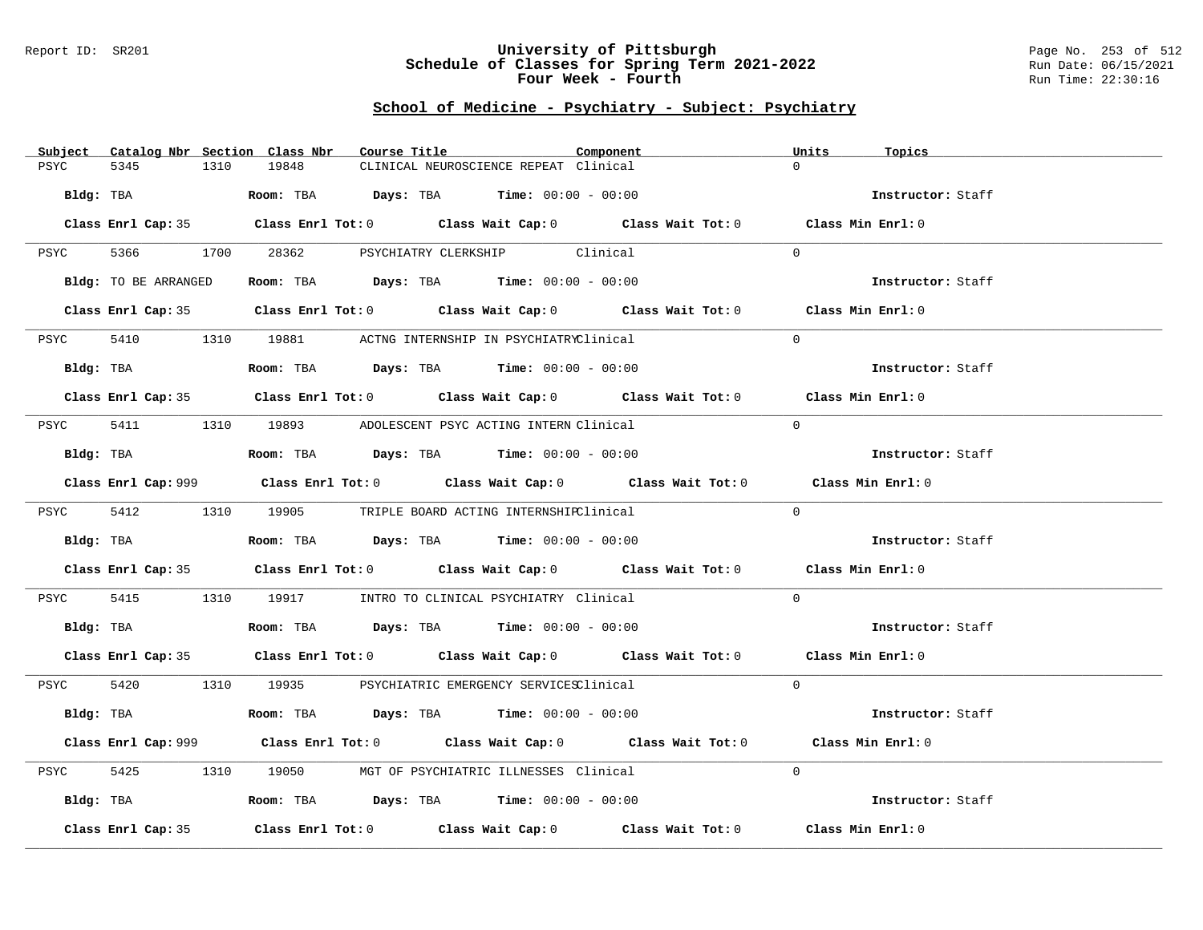Report ID: SR201

# University of Pittsburgh
## Schedule of Classes for Spring Term 2021-2022
### Four Week - Fourth

Run Date: 06/15/2021
Run Time: 22:30:16

## School of Medicine - Psychiatry - Subject: Psychiatry

| Subject | Catalog Nbr | Section | Class Nbr | Course Title | Component | Units | Topics |
|---|---|---|---|---|---|---|---|
| PSYC | 5345 | 1310 | 19848 | CLINICAL NEUROSCIENCE REPEAT | Clinical | 0 | |

**Bldg:** TBA **Room:** TBA **Days:** TBA **Time:** 00:00 - 00:00 **Instructor:** Staff

**Class Enrl Cap:** 35 **Class Enrl Tot:** 0 **Class Wait Cap:** 0 **Class Wait Tot:** 0 **Class Min Enrl:** 0

| Subject | Catalog Nbr | Section | Class Nbr | Course Title | Component | Units | Topics |
|---|---|---|---|---|---|---|---|
| PSYC | 5366 | 1700 | 28362 | PSYCHIATRY CLERKSHIP | Clinical | 0 | |

**Bldg:** TO BE ARRANGED **Room:** TBA **Days:** TBA **Time:** 00:00 - 00:00 **Instructor:** Staff

**Class Enrl Cap:** 35 **Class Enrl Tot:** 0 **Class Wait Cap:** 0 **Class Wait Tot:** 0 **Class Min Enrl:** 0

| Subject | Catalog Nbr | Section | Class Nbr | Course Title | Component | Units | Topics |
|---|---|---|---|---|---|---|---|
| PSYC | 5410 | 1310 | 19881 | ACTNG INTERNSHIP IN PSYCHIATRY | Clinical | 0 | |

**Bldg:** TBA **Room:** TBA **Days:** TBA **Time:** 00:00 - 00:00 **Instructor:** Staff

**Class Enrl Cap:** 35 **Class Enrl Tot:** 0 **Class Wait Cap:** 0 **Class Wait Tot:** 0 **Class Min Enrl:** 0

| Subject | Catalog Nbr | Section | Class Nbr | Course Title | Component | Units | Topics |
|---|---|---|---|---|---|---|---|
| PSYC | 5411 | 1310 | 19893 | ADOLESCENT PSYC ACTING INTERN | Clinical | 0 | |

**Bldg:** TBA **Room:** TBA **Days:** TBA **Time:** 00:00 - 00:00 **Instructor:** Staff

**Class Enrl Cap:** 999 **Class Enrl Tot:** 0 **Class Wait Cap:** 0 **Class Wait Tot:** 0 **Class Min Enrl:** 0

| Subject | Catalog Nbr | Section | Class Nbr | Course Title | Component | Units | Topics |
|---|---|---|---|---|---|---|---|
| PSYC | 5412 | 1310 | 19905 | TRIPLE BOARD ACTING INTERNSHIP | Clinical | 0 | |

**Bldg:** TBA **Room:** TBA **Days:** TBA **Time:** 00:00 - 00:00 **Instructor:** Staff

**Class Enrl Cap:** 35 **Class Enrl Tot:** 0 **Class Wait Cap:** 0 **Class Wait Tot:** 0 **Class Min Enrl:** 0

| Subject | Catalog Nbr | Section | Class Nbr | Course Title | Component | Units | Topics |
|---|---|---|---|---|---|---|---|
| PSYC | 5415 | 1310 | 19917 | INTRO TO CLINICAL PSYCHIATRY | Clinical | 0 | |

**Bldg:** TBA **Room:** TBA **Days:** TBA **Time:** 00:00 - 00:00 **Instructor:** Staff

**Class Enrl Cap:** 35 **Class Enrl Tot:** 0 **Class Wait Cap:** 0 **Class Wait Tot:** 0 **Class Min Enrl:** 0

| Subject | Catalog Nbr | Section | Class Nbr | Course Title | Component | Units | Topics |
|---|---|---|---|---|---|---|---|
| PSYC | 5420 | 1310 | 19935 | PSYCHIATRIC EMERGENCY SERVICES | Clinical | 0 | |

**Bldg:** TBA **Room:** TBA **Days:** TBA **Time:** 00:00 - 00:00 **Instructor:** Staff

**Class Enrl Cap:** 999 **Class Enrl Tot:** 0 **Class Wait Cap:** 0 **Class Wait Tot:** 0 **Class Min Enrl:** 0

| Subject | Catalog Nbr | Section | Class Nbr | Course Title | Component | Units | Topics |
|---|---|---|---|---|---|---|---|
| PSYC | 5425 | 1310 | 19050 | MGT OF PSYCHIATRIC ILLNESSES | Clinical | 0 | |

**Bldg:** TBA **Room:** TBA **Days:** TBA **Time:** 00:00 - 00:00 **Instructor:** Staff

**Class Enrl Cap:** 35 **Class Enrl Tot:** 0 **Class Wait Cap:** 0 **Class Wait Tot:** 0 **Class Min Enrl:** 0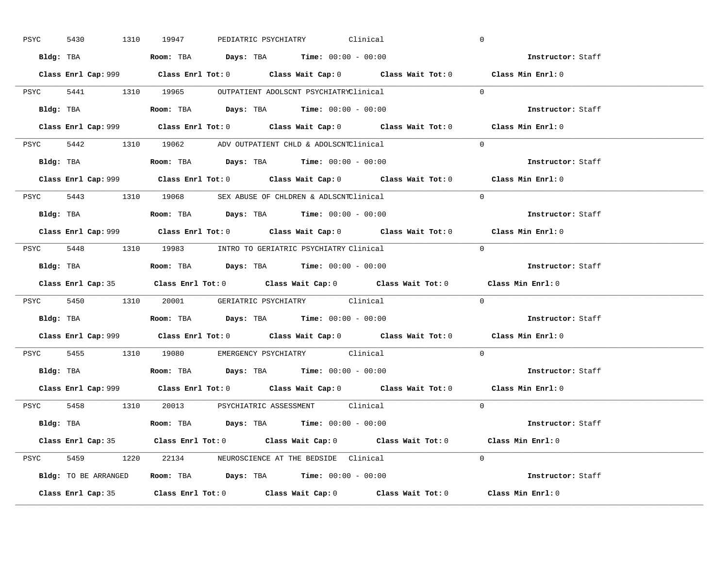PSYC 5430 1310 19947 PEDIATRIC PSYCHIATRY Clinical 0

**Bldg:** TBA **Room:** TBA **Days:** TBA **Time:** 00:00 - 00:00 **Instructor:** Staff

**Class Enrl Cap:** 999 **Class Enrl Tot:** 0 **Class Wait Cap:** 0 **Class Wait Tot:** 0 **Class Min Enrl:** 0

---

PSYC 5441 1310 19965 OUTPATIENT ADOLSCNT PSYCHIATRY Clinical 0

**Bldg:** TBA **Room:** TBA **Days:** TBA **Time:** 00:00 - 00:00 **Instructor:** Staff

**Class Enrl Cap:** 999 **Class Enrl Tot:** 0 **Class Wait Cap:** 0 **Class Wait Tot:** 0 **Class Min Enrl:** 0

---

PSYC 5442 1310 19062 ADV OUTPATIENT CHLD & ADOLSCNT Clinical 0

**Bldg:** TBA **Room:** TBA **Days:** TBA **Time:** 00:00 - 00:00 **Instructor:** Staff

**Class Enrl Cap:** 999 **Class Enrl Tot:** 0 **Class Wait Cap:** 0 **Class Wait Tot:** 0 **Class Min Enrl:** 0

---

PSYC 5443 1310 19068 SEX ABUSE OF CHLDREN & ADLSCNT Clinical 0

**Bldg:** TBA **Room:** TBA **Days:** TBA **Time:** 00:00 - 00:00 **Instructor:** Staff

**Class Enrl Cap:** 999 **Class Enrl Tot:** 0 **Class Wait Cap:** 0 **Class Wait Tot:** 0 **Class Min Enrl:** 0

---

PSYC 5448 1310 19983 INTRO TO GERIATRIC PSYCHIATRY Clinical 0

**Bldg:** TBA **Room:** TBA **Days:** TBA **Time:** 00:00 - 00:00 **Instructor:** Staff

**Class Enrl Cap:** 35 **Class Enrl Tot:** 0 **Class Wait Cap:** 0 **Class Wait Tot:** 0 **Class Min Enrl:** 0

---

PSYC 5450 1310 20001 GERIATRIC PSYCHIATRY Clinical 0

**Bldg:** TBA **Room:** TBA **Days:** TBA **Time:** 00:00 - 00:00 **Instructor:** Staff

**Class Enrl Cap:** 999 **Class Enrl Tot:** 0 **Class Wait Cap:** 0 **Class Wait Tot:** 0 **Class Min Enrl:** 0

---

PSYC 5455 1310 19080 EMERGENCY PSYCHIATRY Clinical 0

**Bldg:** TBA **Room:** TBA **Days:** TBA **Time:** 00:00 - 00:00 **Instructor:** Staff

**Class Enrl Cap:** 999 **Class Enrl Tot:** 0 **Class Wait Cap:** 0 **Class Wait Tot:** 0 **Class Min Enrl:** 0

---

PSYC 5458 1310 20013 PSYCHIATRIC ASSESSMENT Clinical 0

**Bldg:** TBA **Room:** TBA **Days:** TBA **Time:** 00:00 - 00:00 **Instructor:** Staff

**Class Enrl Cap:** 35 **Class Enrl Tot:** 0 **Class Wait Cap:** 0 **Class Wait Tot:** 0 **Class Min Enrl:** 0

---

PSYC 5459 1220 22134 NEUROSCIENCE AT THE BEDSIDE Clinical 0

**Bldg:** TO BE ARRANGED **Room:** TBA **Days:** TBA **Time:** 00:00 - 00:00 **Instructor:** Staff

**Class Enrl Cap:** 35 **Class Enrl Tot:** 0 **Class Wait Cap:** 0 **Class Wait Tot:** 0 **Class Min Enrl:** 0

---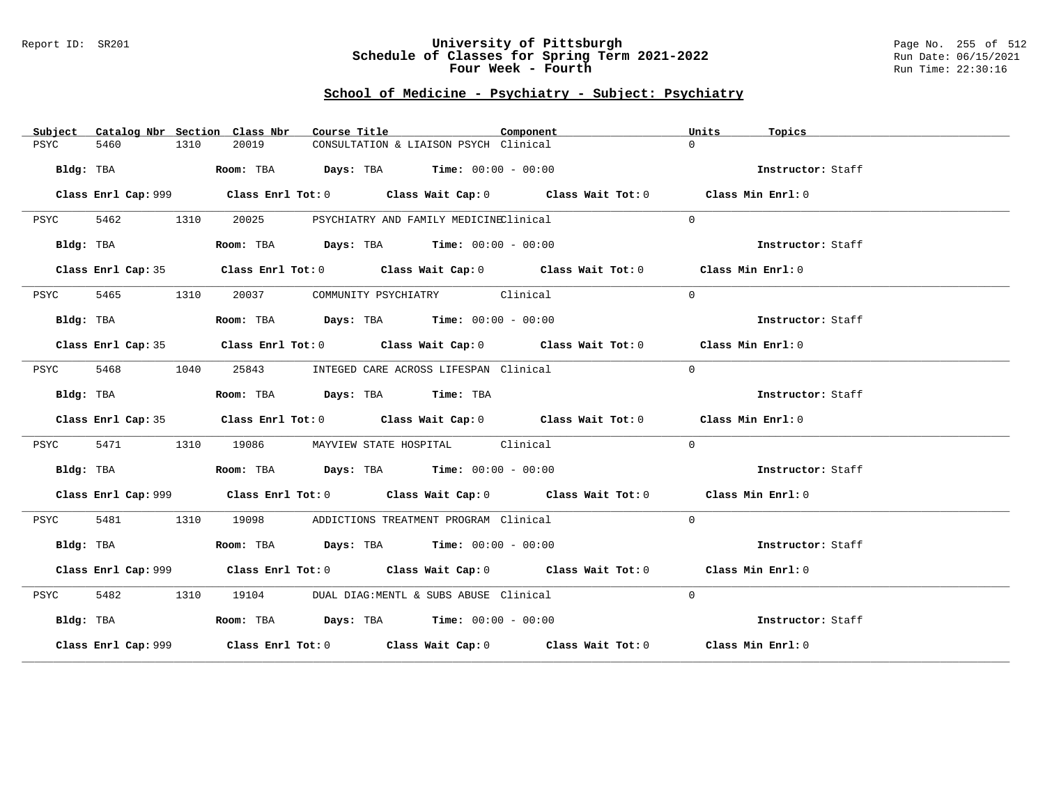Report ID: SR201

# University of Pittsburgh
## Schedule of Classes for Spring Term 2021-2022
### Four Week - Fourth

Run Date: 06/15/2021
Run Time: 22:30:16

## School of Medicine - Psychiatry - Subject: Psychiatry

| Subject | Catalog Nbr | Section | Class Nbr | Course Title | Component | Units | Topics |
|---|---|---|---|---|---|---|---|
| PSYC | 5460 | 1310 | 20019 | CONSULTATION & LIAISON PSYCH | Clinical | 0 | |

**Bldg:** TBA **Room:** TBA **Days:** TBA **Time:** 00:00 - 00:00 **Instructor:** Staff

**Class Enrl Cap:** 999 **Class Enrl Tot:** 0 **Class Wait Cap:** 0 **Class Wait Tot:** 0 **Class Min Enrl:** 0

| Subject | Catalog Nbr | Section | Class Nbr | Course Title | Component | Units | Topics |
|---|---|---|---|---|---|---|---|
| PSYC | 5462 | 1310 | 20025 | PSYCHIATRY AND FAMILY MEDICINE | Clinical | 0 | |

**Bldg:** TBA **Room:** TBA **Days:** TBA **Time:** 00:00 - 00:00 **Instructor:** Staff

**Class Enrl Cap:** 35 **Class Enrl Tot:** 0 **Class Wait Cap:** 0 **Class Wait Tot:** 0 **Class Min Enrl:** 0

| Subject | Catalog Nbr | Section | Class Nbr | Course Title | Component | Units | Topics |
|---|---|---|---|---|---|---|---|
| PSYC | 5465 | 1310 | 20037 | COMMUNITY PSYCHIATRY | Clinical | 0 | |

**Bldg:** TBA **Room:** TBA **Days:** TBA **Time:** 00:00 - 00:00 **Instructor:** Staff

**Class Enrl Cap:** 35 **Class Enrl Tot:** 0 **Class Wait Cap:** 0 **Class Wait Tot:** 0 **Class Min Enrl:** 0

| Subject | Catalog Nbr | Section | Class Nbr | Course Title | Component | Units | Topics |
|---|---|---|---|---|---|---|---|
| PSYC | 5468 | 1040 | 25843 | INTEGED CARE ACROSS LIFESPAN | Clinical | 0 | |

**Bldg:** TBA **Room:** TBA **Days:** TBA **Time:** TBA **Instructor:** Staff

**Class Enrl Cap:** 35 **Class Enrl Tot:** 0 **Class Wait Cap:** 0 **Class Wait Tot:** 0 **Class Min Enrl:** 0

| Subject | Catalog Nbr | Section | Class Nbr | Course Title | Component | Units | Topics |
|---|---|---|---|---|---|---|---|
| PSYC | 5471 | 1310 | 19086 | MAYVIEW STATE HOSPITAL | Clinical | 0 | |

**Bldg:** TBA **Room:** TBA **Days:** TBA **Time:** 00:00 - 00:00 **Instructor:** Staff

**Class Enrl Cap:** 999 **Class Enrl Tot:** 0 **Class Wait Cap:** 0 **Class Wait Tot:** 0 **Class Min Enrl:** 0

| Subject | Catalog Nbr | Section | Class Nbr | Course Title | Component | Units | Topics |
|---|---|---|---|---|---|---|---|
| PSYC | 5481 | 1310 | 19098 | ADDICTIONS TREATMENT PROGRAM | Clinical | 0 | |

**Bldg:** TBA **Room:** TBA **Days:** TBA **Time:** 00:00 - 00:00 **Instructor:** Staff

**Class Enrl Cap:** 999 **Class Enrl Tot:** 0 **Class Wait Cap:** 0 **Class Wait Tot:** 0 **Class Min Enrl:** 0

| Subject | Catalog Nbr | Section | Class Nbr | Course Title | Component | Units | Topics |
|---|---|---|---|---|---|---|---|
| PSYC | 5482 | 1310 | 19104 | DUAL DIAG:MENTL & SUBS ABUSE | Clinical | 0 | |

**Bldg:** TBA **Room:** TBA **Days:** TBA **Time:** 00:00 - 00:00 **Instructor:** Staff

**Class Enrl Cap:** 999 **Class Enrl Tot:** 0 **Class Wait Cap:** 0 **Class Wait Tot:** 0 **Class Min Enrl:** 0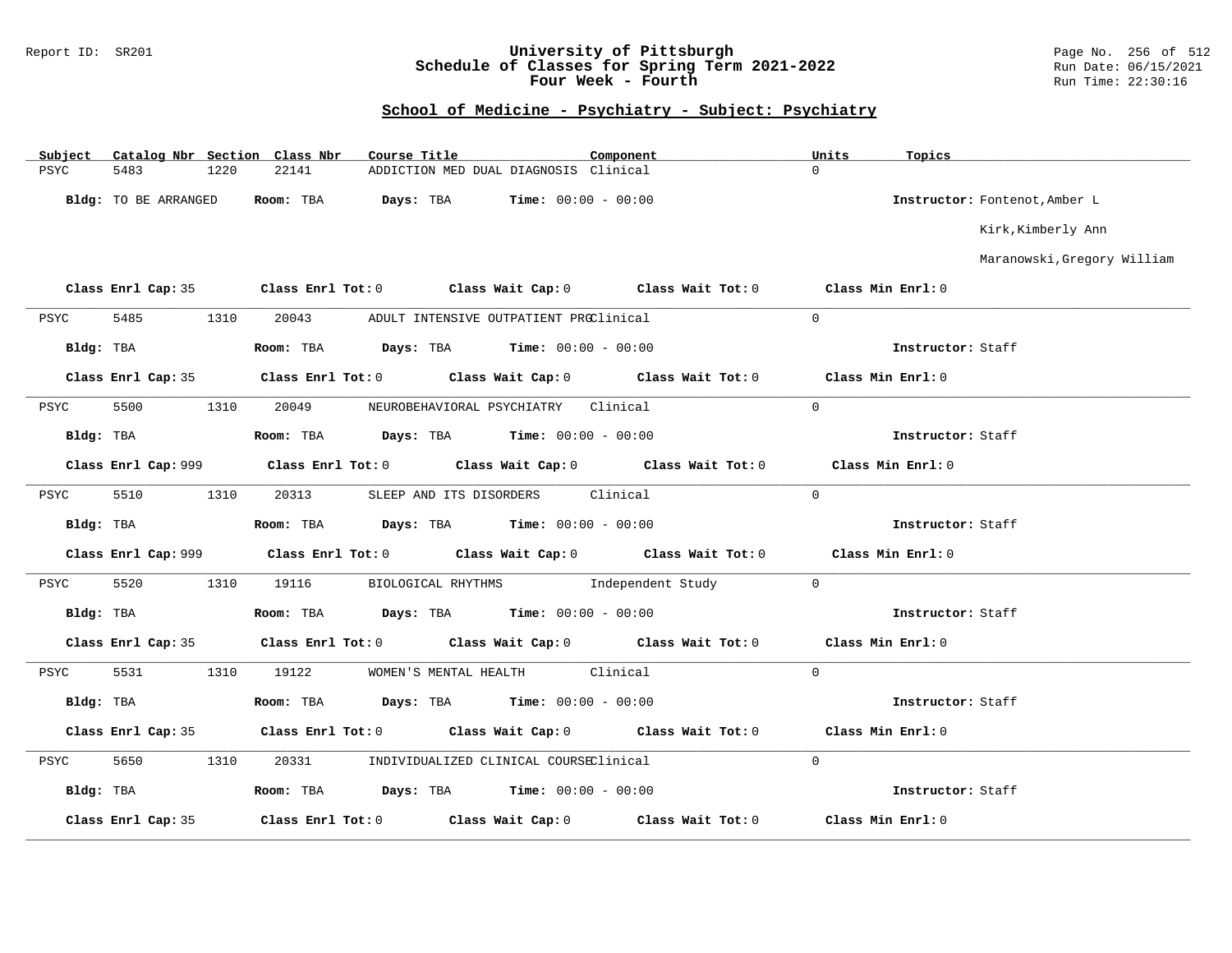Report ID: SR201

# University of Pittsburgh
## Schedule of Classes for Spring Term 2021-2022
### Four Week - Fourth

Run Date: 06/15/2021
Run Time: 22:30:16

## School of Medicine - Psychiatry - Subject: Psychiatry

| Subject | Catalog Nbr | Section | Class Nbr | Course Title | Component | Units | Topics |
|---|---|---|---|---|---|---|---|
| PSYC | 5483 | 1220 | 22141 | ADDICTION MED DUAL DIAGNOSIS | Clinical | 0 | |

**Bldg:** TO BE ARRANGED **Room:** TBA **Days:** TBA **Time:** 00:00 - 00:00 **Instructor:** Fontenot,Amber L; Kirk,Kimberly Ann; Maranowski,Gregory William

**Class Enrl Cap:** 35 **Class Enrl Tot:** 0 **Class Wait Cap:** 0 **Class Wait Tot:** 0 **Class Min Enrl:** 0

---

| Subject | Catalog Nbr | Section | Class Nbr | Course Title | Component | Units | Topics |
|---|---|---|---|---|---|---|---|
| PSYC | 5485 | 1310 | 20043 | ADULT INTENSIVE OUTPATIENT PRG | Clinical | 0 | |

**Bldg:** TBA **Room:** TBA **Days:** TBA **Time:** 00:00 - 00:00 **Instructor:** Staff

**Class Enrl Cap:** 35 **Class Enrl Tot:** 0 **Class Wait Cap:** 0 **Class Wait Tot:** 0 **Class Min Enrl:** 0

---

| Subject | Catalog Nbr | Section | Class Nbr | Course Title | Component | Units | Topics |
|---|---|---|---|---|---|---|---|
| PSYC | 5500 | 1310 | 20049 | NEUROBEHAVIORAL PSYCHIATRY | Clinical | 0 | |

**Bldg:** TBA **Room:** TBA **Days:** TBA **Time:** 00:00 - 00:00 **Instructor:** Staff

**Class Enrl Cap:** 999 **Class Enrl Tot:** 0 **Class Wait Cap:** 0 **Class Wait Tot:** 0 **Class Min Enrl:** 0

---

| Subject | Catalog Nbr | Section | Class Nbr | Course Title | Component | Units | Topics |
|---|---|---|---|---|---|---|---|
| PSYC | 5510 | 1310 | 20313 | SLEEP AND ITS DISORDERS | Clinical | 0 | |

**Bldg:** TBA **Room:** TBA **Days:** TBA **Time:** 00:00 - 00:00 **Instructor:** Staff

**Class Enrl Cap:** 999 **Class Enrl Tot:** 0 **Class Wait Cap:** 0 **Class Wait Tot:** 0 **Class Min Enrl:** 0

---

| Subject | Catalog Nbr | Section | Class Nbr | Course Title | Component | Units | Topics |
|---|---|---|---|---|---|---|---|
| PSYC | 5520 | 1310 | 19116 | BIOLOGICAL RHYTHMS | Independent Study | 0 | |

**Bldg:** TBA **Room:** TBA **Days:** TBA **Time:** 00:00 - 00:00 **Instructor:** Staff

**Class Enrl Cap:** 35 **Class Enrl Tot:** 0 **Class Wait Cap:** 0 **Class Wait Tot:** 0 **Class Min Enrl:** 0

---

| Subject | Catalog Nbr | Section | Class Nbr | Course Title | Component | Units | Topics |
|---|---|---|---|---|---|---|---|
| PSYC | 5531 | 1310 | 19122 | WOMEN'S MENTAL HEALTH | Clinical | 0 | |

**Bldg:** TBA **Room:** TBA **Days:** TBA **Time:** 00:00 - 00:00 **Instructor:** Staff

**Class Enrl Cap:** 35 **Class Enrl Tot:** 0 **Class Wait Cap:** 0 **Class Wait Tot:** 0 **Class Min Enrl:** 0

---

| Subject | Catalog Nbr | Section | Class Nbr | Course Title | Component | Units | Topics |
|---|---|---|---|---|---|---|---|
| PSYC | 5650 | 1310 | 20331 | INDIVIDUALIZED CLINICAL COURSE | Clinical | 0 | |

**Bldg:** TBA **Room:** TBA **Days:** TBA **Time:** 00:00 - 00:00 **Instructor:** Staff

**Class Enrl Cap:** 35 **Class Enrl Tot:** 0 **Class Wait Cap:** 0 **Class Wait Tot:** 0 **Class Min Enrl:** 0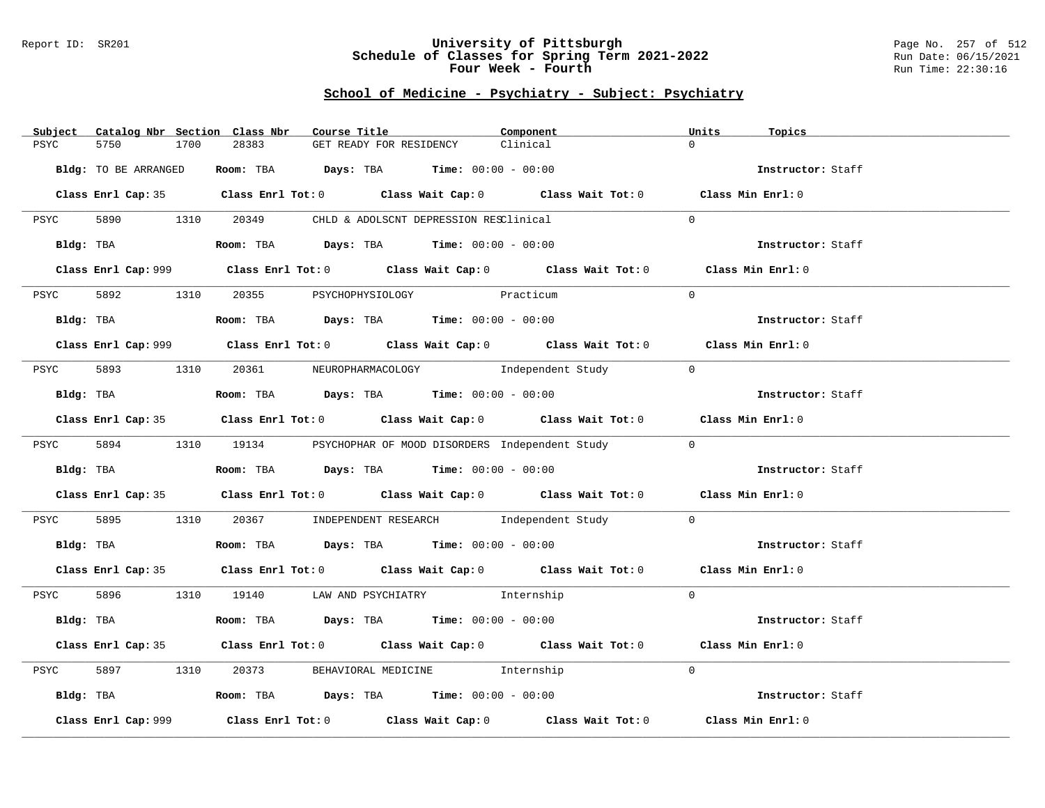## School of Medicine - Psychiatry - Subject: Psychiatry

| Subject | Catalog Nbr | Section | Class Nbr | Course Title | Component | Units | Topics |
|---|---|---|---|---|---|---|---|
| PSYC | 5750 | 1700 | 28383 | GET READY FOR RESIDENCY | Clinical | 0 | |

**Bldg:** TO BE ARRANGED **Room:** TBA **Days:** TBA **Time:** 00:00 - 00:00 **Instructor:** Staff

**Class Enrl Cap:** 35 **Class Enrl Tot:** 0 **Class Wait Cap:** 0 **Class Wait Tot:** 0 **Class Min Enrl:** 0

| Subject | Catalog Nbr | Section | Class Nbr | Course Title | Component | Units | Topics |
|---|---|---|---|---|---|---|---|
| PSYC | 5890 | 1310 | 20349 | CHLD & ADOLSCNT DEPRESSION RES | Clinical | 0 | |

**Bldg:** TBA **Room:** TBA **Days:** TBA **Time:** 00:00 - 00:00 **Instructor:** Staff

**Class Enrl Cap:** 999 **Class Enrl Tot:** 0 **Class Wait Cap:** 0 **Class Wait Tot:** 0 **Class Min Enrl:** 0

| Subject | Catalog Nbr | Section | Class Nbr | Course Title | Component | Units | Topics |
|---|---|---|---|---|---|---|---|
| PSYC | 5892 | 1310 | 20355 | PSYCHOPHYSIOLOGY | Practicum | 0 | |

**Bldg:** TBA **Room:** TBA **Days:** TBA **Time:** 00:00 - 00:00 **Instructor:** Staff

**Class Enrl Cap:** 999 **Class Enrl Tot:** 0 **Class Wait Cap:** 0 **Class Wait Tot:** 0 **Class Min Enrl:** 0

| Subject | Catalog Nbr | Section | Class Nbr | Course Title | Component | Units | Topics |
|---|---|---|---|---|---|---|---|
| PSYC | 5893 | 1310 | 20361 | NEUROPHARMACOLOGY | Independent Study | 0 | |

**Bldg:** TBA **Room:** TBA **Days:** TBA **Time:** 00:00 - 00:00 **Instructor:** Staff

**Class Enrl Cap:** 35 **Class Enrl Tot:** 0 **Class Wait Cap:** 0 **Class Wait Tot:** 0 **Class Min Enrl:** 0

| Subject | Catalog Nbr | Section | Class Nbr | Course Title | Component | Units | Topics |
|---|---|---|---|---|---|---|---|
| PSYC | 5894 | 1310 | 19134 | PSYCHOPHAR OF MOOD DISORDERS | Independent Study | 0 | |

**Bldg:** TBA **Room:** TBA **Days:** TBA **Time:** 00:00 - 00:00 **Instructor:** Staff

**Class Enrl Cap:** 35 **Class Enrl Tot:** 0 **Class Wait Cap:** 0 **Class Wait Tot:** 0 **Class Min Enrl:** 0

| Subject | Catalog Nbr | Section | Class Nbr | Course Title | Component | Units | Topics |
|---|---|---|---|---|---|---|---|
| PSYC | 5895 | 1310 | 20367 | INDEPENDENT RESEARCH | Independent Study | 0 | |

**Bldg:** TBA **Room:** TBA **Days:** TBA **Time:** 00:00 - 00:00 **Instructor:** Staff

**Class Enrl Cap:** 35 **Class Enrl Tot:** 0 **Class Wait Cap:** 0 **Class Wait Tot:** 0 **Class Min Enrl:** 0

| Subject | Catalog Nbr | Section | Class Nbr | Course Title | Component | Units | Topics |
|---|---|---|---|---|---|---|---|
| PSYC | 5896 | 1310 | 19140 | LAW AND PSYCHIATRY | Internship | 0 | |

**Bldg:** TBA **Room:** TBA **Days:** TBA **Time:** 00:00 - 00:00 **Instructor:** Staff

**Class Enrl Cap:** 35 **Class Enrl Tot:** 0 **Class Wait Cap:** 0 **Class Wait Tot:** 0 **Class Min Enrl:** 0

| Subject | Catalog Nbr | Section | Class Nbr | Course Title | Component | Units | Topics |
|---|---|---|---|---|---|---|---|
| PSYC | 5897 | 1310 | 20373 | BEHAVIORAL MEDICINE | Internship | 0 | |

**Bldg:** TBA **Room:** TBA **Days:** TBA **Time:** 00:00 - 00:00 **Instructor:** Staff

**Class Enrl Cap:** 999 **Class Enrl Tot:** 0 **Class Wait Cap:** 0 **Class Wait Tot:** 0 **Class Min Enrl:** 0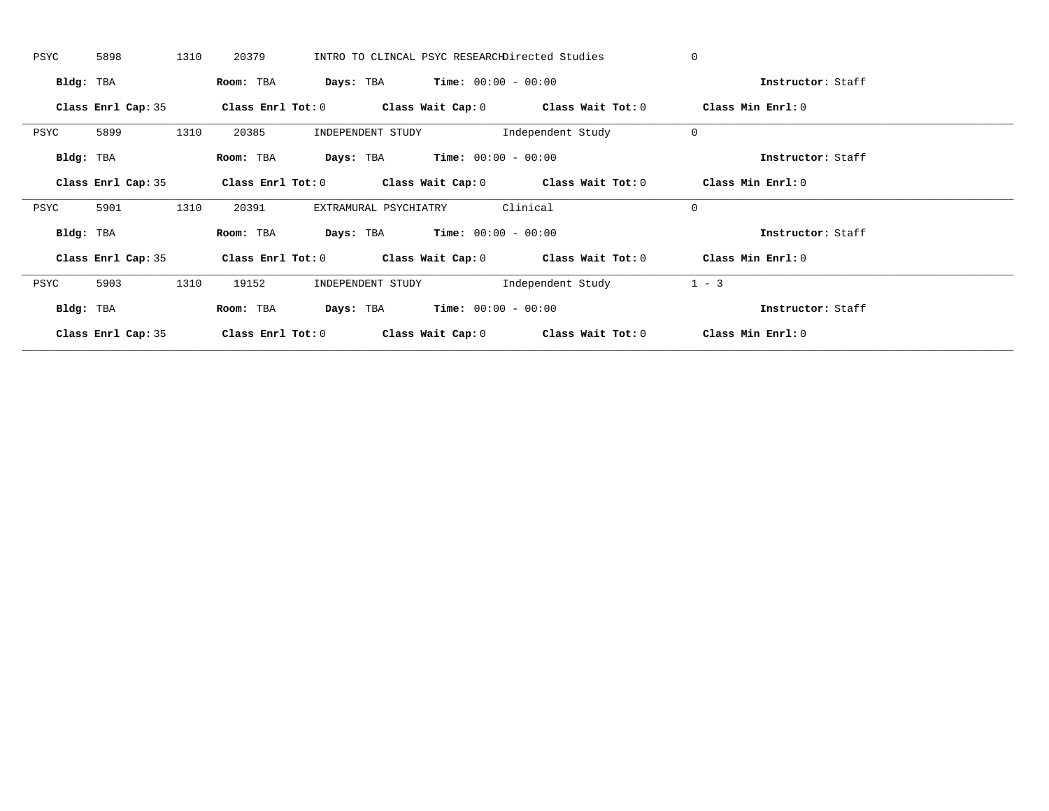PSYC 5898 1310 20379 INTRO TO CLINCAL PSYC RESEARCH Directed Studies 0

**Bldg:** TBA **Room:** TBA **Days:** TBA **Time:** 00:00 - 00:00 **Instructor:** Staff

**Class Enrl Cap:** 35 **Class Enrl Tot:** 0 **Class Wait Cap:** 0 **Class Wait Tot:** 0 **Class Min Enrl:** 0

---

PSYC 5899 1310 20385 INDEPENDENT STUDY Independent Study 0

**Bldg:** TBA **Room:** TBA **Days:** TBA **Time:** 00:00 - 00:00 **Instructor:** Staff

**Class Enrl Cap:** 35 **Class Enrl Tot:** 0 **Class Wait Cap:** 0 **Class Wait Tot:** 0 **Class Min Enrl:** 0

---

PSYC 5901 1310 20391 EXTRAMURAL PSYCHIATRY Clinical 0

**Bldg:** TBA **Room:** TBA **Days:** TBA **Time:** 00:00 - 00:00 **Instructor:** Staff

**Class Enrl Cap:** 35 **Class Enrl Tot:** 0 **Class Wait Cap:** 0 **Class Wait Tot:** 0 **Class Min Enrl:** 0

---

PSYC 5903 1310 19152 INDEPENDENT STUDY Independent Study 1 - 3

**Bldg:** TBA **Room:** TBA **Days:** TBA **Time:** 00:00 - 00:00 **Instructor:** Staff

**Class Enrl Cap:** 35 **Class Enrl Tot:** 0 **Class Wait Cap:** 0 **Class Wait Tot:** 0 **Class Min Enrl:** 0

---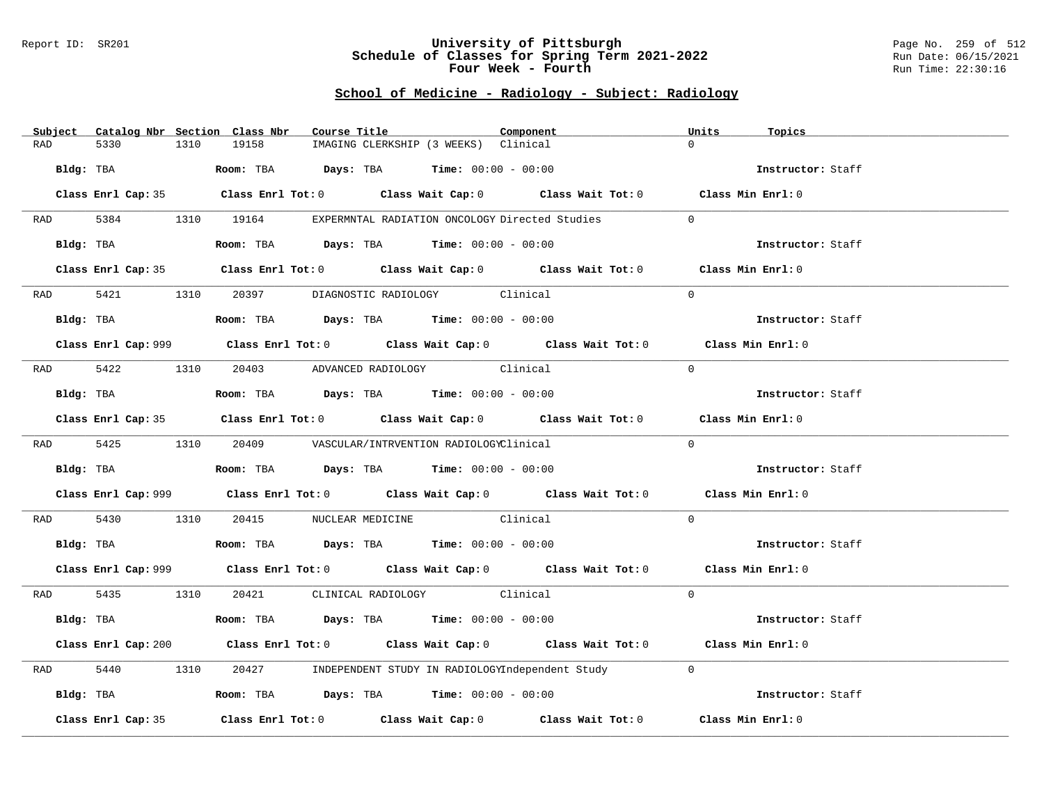Report ID: SR201

# University of Pittsburgh
## Schedule of Classes for Spring Term 2021-2022
### Four Week - Fourth

Run Date: 06/15/2021
Run Time: 22:30:16

## School of Medicine - Radiology - Subject: Radiology

| Subject | Catalog Nbr | Section | Class Nbr | Course Title | Component | Units | Topics |
|---|---|---|---|---|---|---|---|
| RAD | 5330 | 1310 | 19158 | IMAGING CLERKSHIP (3 WEEKS) | Clinical | 0 | |

**Bldg:** TBA **Room:** TBA **Days:** TBA **Time:** 00:00 - 00:00 **Instructor:** Staff

**Class Enrl Cap:** 35 **Class Enrl Tot:** 0 **Class Wait Cap:** 0 **Class Wait Tot:** 0 **Class Min Enrl:** 0

| Subject | Catalog Nbr | Section | Class Nbr | Course Title | Component | Units | Topics |
|---|---|---|---|---|---|---|---|
| RAD | 5384 | 1310 | 19164 | EXPERMNTAL RADIATION ONCOLOGY | Directed Studies | 0 | |

**Bldg:** TBA **Room:** TBA **Days:** TBA **Time:** 00:00 - 00:00 **Instructor:** Staff

**Class Enrl Cap:** 35 **Class Enrl Tot:** 0 **Class Wait Cap:** 0 **Class Wait Tot:** 0 **Class Min Enrl:** 0

| Subject | Catalog Nbr | Section | Class Nbr | Course Title | Component | Units | Topics |
|---|---|---|---|---|---|---|---|
| RAD | 5421 | 1310 | 20397 | DIAGNOSTIC RADIOLOGY | Clinical | 0 | |

**Bldg:** TBA **Room:** TBA **Days:** TBA **Time:** 00:00 - 00:00 **Instructor:** Staff

**Class Enrl Cap:** 999 **Class Enrl Tot:** 0 **Class Wait Cap:** 0 **Class Wait Tot:** 0 **Class Min Enrl:** 0

| Subject | Catalog Nbr | Section | Class Nbr | Course Title | Component | Units | Topics |
|---|---|---|---|---|---|---|---|
| RAD | 5422 | 1310 | 20403 | ADVANCED RADIOLOGY | Clinical | 0 | |

**Bldg:** TBA **Room:** TBA **Days:** TBA **Time:** 00:00 - 00:00 **Instructor:** Staff

**Class Enrl Cap:** 35 **Class Enrl Tot:** 0 **Class Wait Cap:** 0 **Class Wait Tot:** 0 **Class Min Enrl:** 0

| Subject | Catalog Nbr | Section | Class Nbr | Course Title | Component | Units | Topics |
|---|---|---|---|---|---|---|---|
| RAD | 5425 | 1310 | 20409 | VASCULAR/INTRVENTION RADIOLOGY | Clinical | 0 | |

**Bldg:** TBA **Room:** TBA **Days:** TBA **Time:** 00:00 - 00:00 **Instructor:** Staff

**Class Enrl Cap:** 999 **Class Enrl Tot:** 0 **Class Wait Cap:** 0 **Class Wait Tot:** 0 **Class Min Enrl:** 0

| Subject | Catalog Nbr | Section | Class Nbr | Course Title | Component | Units | Topics |
|---|---|---|---|---|---|---|---|
| RAD | 5430 | 1310 | 20415 | NUCLEAR MEDICINE | Clinical | 0 | |

**Bldg:** TBA **Room:** TBA **Days:** TBA **Time:** 00:00 - 00:00 **Instructor:** Staff

**Class Enrl Cap:** 999 **Class Enrl Tot:** 0 **Class Wait Cap:** 0 **Class Wait Tot:** 0 **Class Min Enrl:** 0

| Subject | Catalog Nbr | Section | Class Nbr | Course Title | Component | Units | Topics |
|---|---|---|---|---|---|---|---|
| RAD | 5435 | 1310 | 20421 | CLINICAL RADIOLOGY | Clinical | 0 | |

**Bldg:** TBA **Room:** TBA **Days:** TBA **Time:** 00:00 - 00:00 **Instructor:** Staff

**Class Enrl Cap:** 200 **Class Enrl Tot:** 0 **Class Wait Cap:** 0 **Class Wait Tot:** 0 **Class Min Enrl:** 0

| Subject | Catalog Nbr | Section | Class Nbr | Course Title | Component | Units | Topics |
|---|---|---|---|---|---|---|---|
| RAD | 5440 | 1310 | 20427 | INDEPENDENT STUDY IN RADIOLOGY | Independent Study | 0 | |

**Bldg:** TBA **Room:** TBA **Days:** TBA **Time:** 00:00 - 00:00 **Instructor:** Staff

**Class Enrl Cap:** 35 **Class Enrl Tot:** 0 **Class Wait Cap:** 0 **Class Wait Tot:** 0 **Class Min Enrl:** 0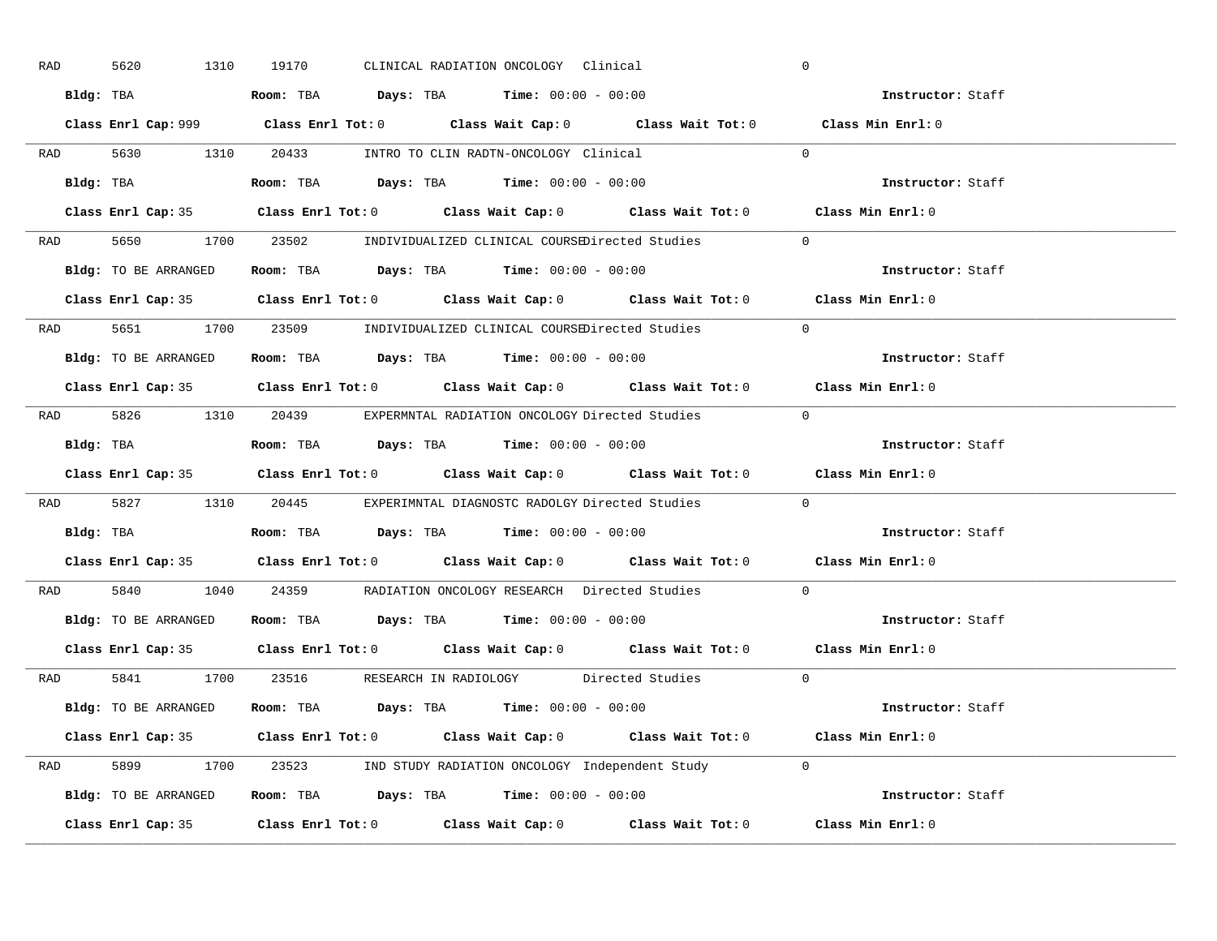RAD 5620 1310 19170 CLINICAL RADIATION ONCOLOGY Clinical 0

**Bldg:** TBA **Room:** TBA **Days:** TBA **Time:** 00:00 - 00:00 **Instructor:** Staff

**Class Enrl Cap:** 999 **Class Enrl Tot:** 0 **Class Wait Cap:** 0 **Class Wait Tot:** 0 **Class Min Enrl:** 0

---

RAD 5630 1310 20433 INTRO TO CLIN RADTN-ONCOLOGY Clinical 0

**Bldg:** TBA **Room:** TBA **Days:** TBA **Time:** 00:00 - 00:00 **Instructor:** Staff

**Class Enrl Cap:** 35 **Class Enrl Tot:** 0 **Class Wait Cap:** 0 **Class Wait Tot:** 0 **Class Min Enrl:** 0

---

RAD 5650 1700 23502 INDIVIDUALIZED CLINICAL COURSE Directed Studies 0

**Bldg:** TO BE ARRANGED **Room:** TBA **Days:** TBA **Time:** 00:00 - 00:00 **Instructor:** Staff

**Class Enrl Cap:** 35 **Class Enrl Tot:** 0 **Class Wait Cap:** 0 **Class Wait Tot:** 0 **Class Min Enrl:** 0

---

RAD 5651 1700 23509 INDIVIDUALIZED CLINICAL COURSE Directed Studies 0

**Bldg:** TO BE ARRANGED **Room:** TBA **Days:** TBA **Time:** 00:00 - 00:00 **Instructor:** Staff

**Class Enrl Cap:** 35 **Class Enrl Tot:** 0 **Class Wait Cap:** 0 **Class Wait Tot:** 0 **Class Min Enrl:** 0

---

RAD 5826 1310 20439 EXPERMNTAL RADIATION ONCOLOGY Directed Studies 0

**Bldg:** TBA **Room:** TBA **Days:** TBA **Time:** 00:00 - 00:00 **Instructor:** Staff

**Class Enrl Cap:** 35 **Class Enrl Tot:** 0 **Class Wait Cap:** 0 **Class Wait Tot:** 0 **Class Min Enrl:** 0

---

RAD 5827 1310 20445 EXPERIMNTAL DIAGNOSTC RADOLGY Directed Studies 0

**Bldg:** TBA **Room:** TBA **Days:** TBA **Time:** 00:00 - 00:00 **Instructor:** Staff

**Class Enrl Cap:** 35 **Class Enrl Tot:** 0 **Class Wait Cap:** 0 **Class Wait Tot:** 0 **Class Min Enrl:** 0

---

RAD 5840 1040 24359 RADIATION ONCOLOGY RESEARCH Directed Studies 0

**Bldg:** TO BE ARRANGED **Room:** TBA **Days:** TBA **Time:** 00:00 - 00:00 **Instructor:** Staff

**Class Enrl Cap:** 35 **Class Enrl Tot:** 0 **Class Wait Cap:** 0 **Class Wait Tot:** 0 **Class Min Enrl:** 0

---

RAD 5841 1700 23516 RESEARCH IN RADIOLOGY Directed Studies 0

**Bldg:** TO BE ARRANGED **Room:** TBA **Days:** TBA **Time:** 00:00 - 00:00 **Instructor:** Staff

**Class Enrl Cap:** 35 **Class Enrl Tot:** 0 **Class Wait Cap:** 0 **Class Wait Tot:** 0 **Class Min Enrl:** 0

---

RAD 5899 1700 23523 IND STUDY RADIATION ONCOLOGY Independent Study 0

**Bldg:** TO BE ARRANGED **Room:** TBA **Days:** TBA **Time:** 00:00 - 00:00 **Instructor:** Staff

**Class Enrl Cap:** 35 **Class Enrl Tot:** 0 **Class Wait Cap:** 0 **Class Wait Tot:** 0 **Class Min Enrl:** 0

---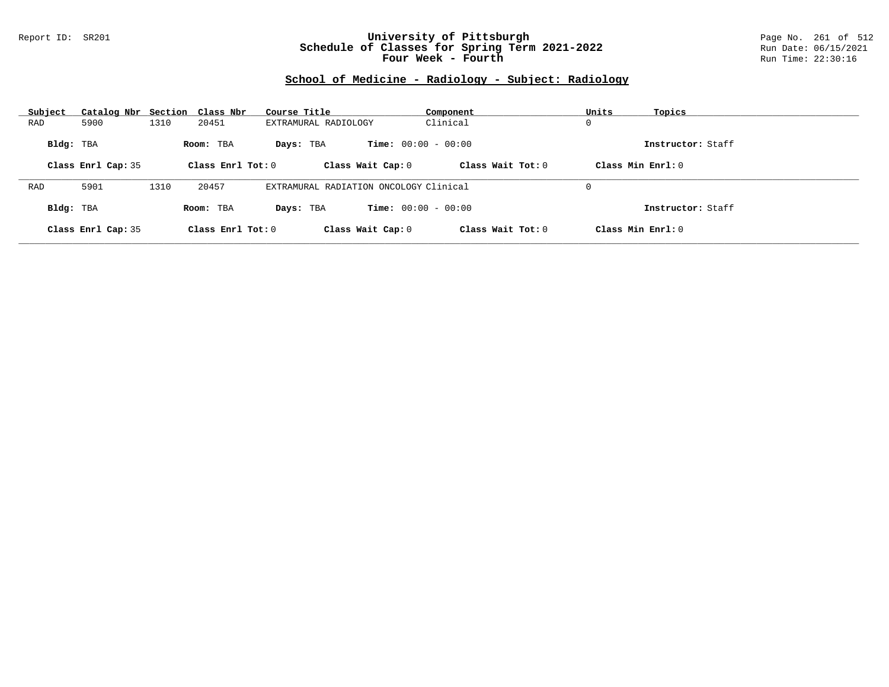## School of Medicine - Radiology - Subject: Radiology

| Subject | Catalog Nbr | Section | Class Nbr | Course Title | Component | Units | Topics |
|---|---|---|---|---|---|---|---|
| RAD | 5900 | 1310 | 20451 | EXTRAMURAL RADIOLOGY | Clinical | 0 | |

**Bldg:** TBA **Room:** TBA **Days:** TBA **Time:** 00:00 - 00:00 **Instructor:** Staff

**Class Enrl Cap:** 35 **Class Enrl Tot:** 0 **Class Wait Cap:** 0 **Class Wait Tot:** 0 **Class Min Enrl:** 0

---

| Subject | Catalog Nbr | Section | Class Nbr | Course Title | Component | Units | Topics |
|---|---|---|---|---|---|---|---|
| RAD | 5901 | 1310 | 20457 | EXTRAMURAL RADIATION ONCOLOGY | Clinical | 0 | |

**Bldg:** TBA **Room:** TBA **Days:** TBA **Time:** 00:00 - 00:00 **Instructor:** Staff

**Class Enrl Cap:** 35 **Class Enrl Tot:** 0 **Class Wait Cap:** 0 **Class Wait Tot:** 0 **Class Min Enrl:** 0

---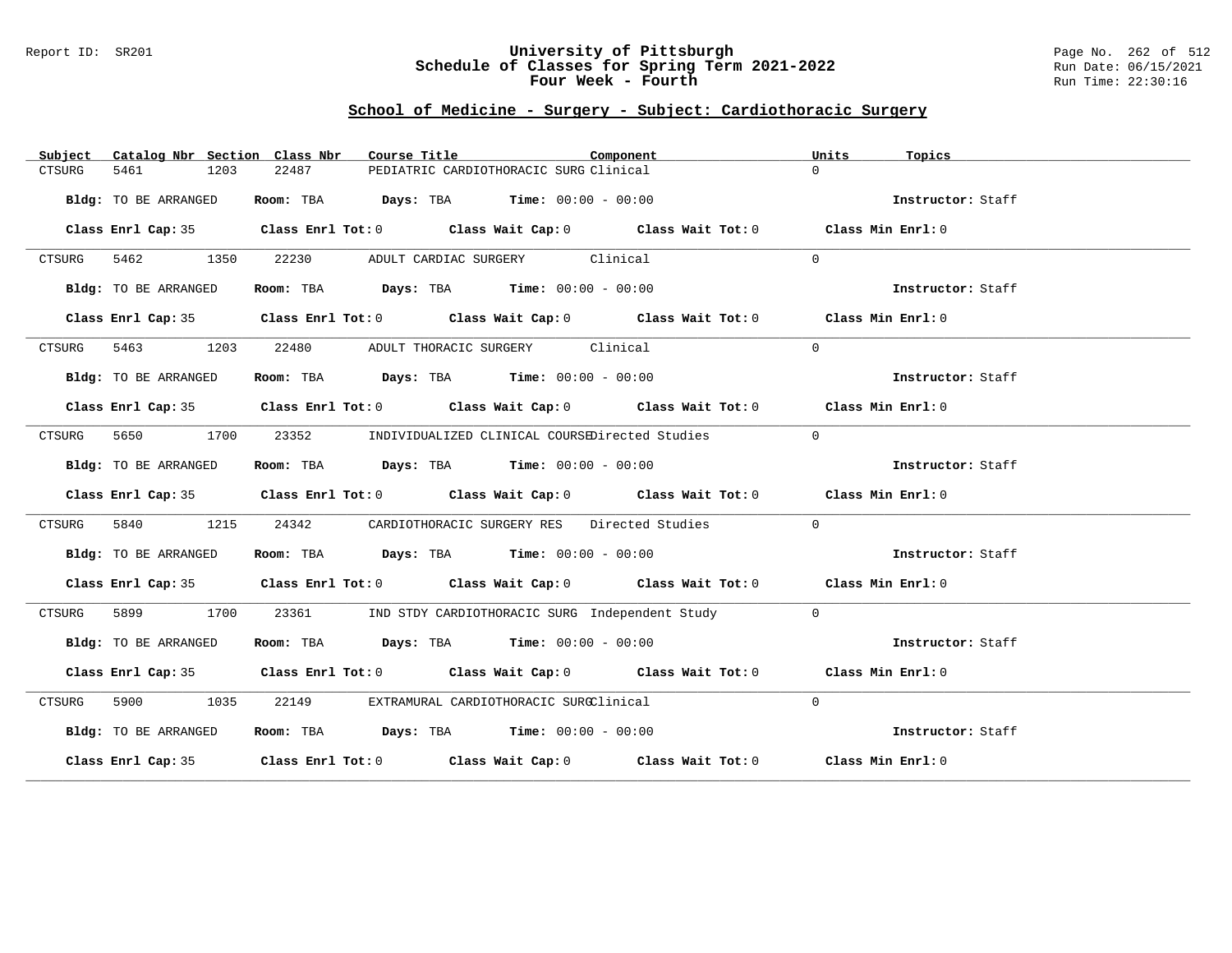Report ID: SR201

# University of Pittsburgh
## Schedule of Classes for Spring Term 2021-2022
## Four Week - Fourth

Run Date: 06/15/2021
Run Time: 22:30:16

### School of Medicine - Surgery - Subject: Cardiothoracic Surgery

| Subject | Catalog Nbr | Section | Class Nbr | Course Title | Component | Units | Topics |
|---|---|---|---|---|---|---|---|
| CTSURG | 5461 | 1203 | 22487 | PEDIATRIC CARDIOTHORACIC SURG | Clinical | 0 | |

**Bldg:** TO BE ARRANGED **Room:** TBA **Days:** TBA **Time:** 00:00 - 00:00 **Instructor:** Staff

**Class Enrl Cap:** 35 **Class Enrl Tot:** 0 **Class Wait Cap:** 0 **Class Wait Tot:** 0 **Class Min Enrl:** 0

| Subject | Catalog Nbr | Section | Class Nbr | Course Title | Component | Units | Topics |
|---|---|---|---|---|---|---|---|
| CTSURG | 5462 | 1350 | 22230 | ADULT CARDIAC SURGERY | Clinical | 0 | |

**Bldg:** TO BE ARRANGED **Room:** TBA **Days:** TBA **Time:** 00:00 - 00:00 **Instructor:** Staff

**Class Enrl Cap:** 35 **Class Enrl Tot:** 0 **Class Wait Cap:** 0 **Class Wait Tot:** 0 **Class Min Enrl:** 0

| Subject | Catalog Nbr | Section | Class Nbr | Course Title | Component | Units | Topics |
|---|---|---|---|---|---|---|---|
| CTSURG | 5463 | 1203 | 22480 | ADULT THORACIC SURGERY | Clinical | 0 | |

**Bldg:** TO BE ARRANGED **Room:** TBA **Days:** TBA **Time:** 00:00 - 00:00 **Instructor:** Staff

**Class Enrl Cap:** 35 **Class Enrl Tot:** 0 **Class Wait Cap:** 0 **Class Wait Tot:** 0 **Class Min Enrl:** 0

| Subject | Catalog Nbr | Section | Class Nbr | Course Title | Component | Units | Topics |
|---|---|---|---|---|---|---|---|
| CTSURG | 5650 | 1700 | 23352 | INDIVIDUALIZED CLINICAL COURSE | Directed Studies | 0 | |

**Bldg:** TO BE ARRANGED **Room:** TBA **Days:** TBA **Time:** 00:00 - 00:00 **Instructor:** Staff

**Class Enrl Cap:** 35 **Class Enrl Tot:** 0 **Class Wait Cap:** 0 **Class Wait Tot:** 0 **Class Min Enrl:** 0

| Subject | Catalog Nbr | Section | Class Nbr | Course Title | Component | Units | Topics |
|---|---|---|---|---|---|---|---|
| CTSURG | 5840 | 1215 | 24342 | CARDIOTHORACIC SURGERY RES | Directed Studies | 0 | |

**Bldg:** TO BE ARRANGED **Room:** TBA **Days:** TBA **Time:** 00:00 - 00:00 **Instructor:** Staff

**Class Enrl Cap:** 35 **Class Enrl Tot:** 0 **Class Wait Cap:** 0 **Class Wait Tot:** 0 **Class Min Enrl:** 0

| Subject | Catalog Nbr | Section | Class Nbr | Course Title | Component | Units | Topics |
|---|---|---|---|---|---|---|---|
| CTSURG | 5899 | 1700 | 23361 | IND STDY CARDIOTHORACIC SURG | Independent Study | 0 | |

**Bldg:** TO BE ARRANGED **Room:** TBA **Days:** TBA **Time:** 00:00 - 00:00 **Instructor:** Staff

**Class Enrl Cap:** 35 **Class Enrl Tot:** 0 **Class Wait Cap:** 0 **Class Wait Tot:** 0 **Class Min Enrl:** 0

| Subject | Catalog Nbr | Section | Class Nbr | Course Title | Component | Units | Topics |
|---|---|---|---|---|---|---|---|
| CTSURG | 5900 | 1035 | 22149 | EXTRAMURAL CARDIOTHORACIC SURG | Clinical | 0 | |

**Bldg:** TO BE ARRANGED **Room:** TBA **Days:** TBA **Time:** 00:00 - 00:00 **Instructor:** Staff

**Class Enrl Cap:** 35 **Class Enrl Tot:** 0 **Class Wait Cap:** 0 **Class Wait Tot:** 0 **Class Min Enrl:** 0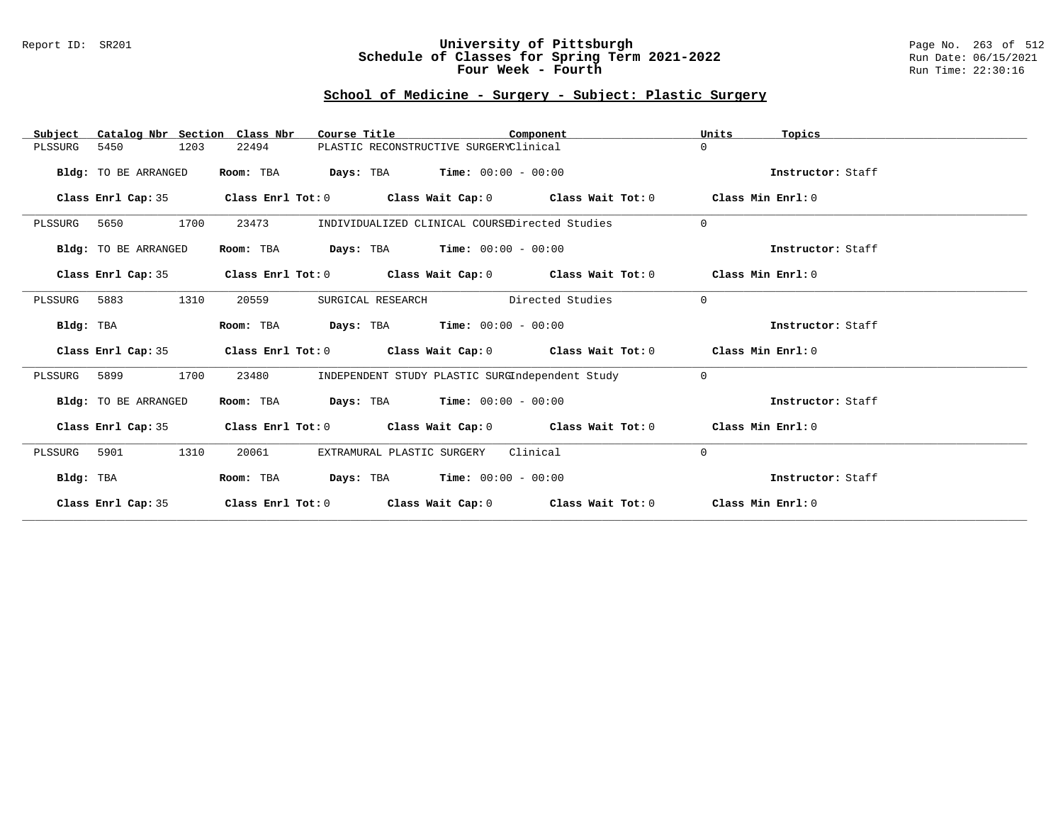## School of Medicine - Surgery - Subject: Plastic Surgery

| Subject | Catalog Nbr | Section | Class Nbr | Course Title | Component | Units | Topics |
|---|---|---|---|---|---|---|---|
| PLSSURG | 5450 | 1203 | 22494 | PLASTIC RECONSTRUCTIVE SURGERY | Clinical | 0 | |

**Bldg:** TO BE ARRANGED **Room:** TBA **Days:** TBA **Time:** 00:00 - 00:00 **Instructor:** Staff

**Class Enrl Cap:** 35 **Class Enrl Tot:** 0 **Class Wait Cap:** 0 **Class Wait Tot:** 0 **Class Min Enrl:** 0

---

| Subject | Catalog Nbr | Section | Class Nbr | Course Title | Component | Units | Topics |
|---|---|---|---|---|---|---|---|
| PLSSURG | 5650 | 1700 | 23473 | INDIVIDUALIZED CLINICAL COURSE | Directed Studies | 0 | |

**Bldg:** TO BE ARRANGED **Room:** TBA **Days:** TBA **Time:** 00:00 - 00:00 **Instructor:** Staff

**Class Enrl Cap:** 35 **Class Enrl Tot:** 0 **Class Wait Cap:** 0 **Class Wait Tot:** 0 **Class Min Enrl:** 0

---

| Subject | Catalog Nbr | Section | Class Nbr | Course Title | Component | Units | Topics |
|---|---|---|---|---|---|---|---|
| PLSSURG | 5883 | 1310 | 20559 | SURGICAL RESEARCH | Directed Studies | 0 | |

**Bldg:** TBA **Room:** TBA **Days:** TBA **Time:** 00:00 - 00:00 **Instructor:** Staff

**Class Enrl Cap:** 35 **Class Enrl Tot:** 0 **Class Wait Cap:** 0 **Class Wait Tot:** 0 **Class Min Enrl:** 0

---

| Subject | Catalog Nbr | Section | Class Nbr | Course Title | Component | Units | Topics |
|---|---|---|---|---|---|---|---|
| PLSSURG | 5899 | 1700 | 23480 | INDEPENDENT STUDY PLASTIC SURG | Independent Study | 0 | |

**Bldg:** TO BE ARRANGED **Room:** TBA **Days:** TBA **Time:** 00:00 - 00:00 **Instructor:** Staff

**Class Enrl Cap:** 35 **Class Enrl Tot:** 0 **Class Wait Cap:** 0 **Class Wait Tot:** 0 **Class Min Enrl:** 0

---

| Subject | Catalog Nbr | Section | Class Nbr | Course Title | Component | Units | Topics |
|---|---|---|---|---|---|---|---|
| PLSSURG | 5901 | 1310 | 20061 | EXTRAMURAL PLASTIC SURGERY | Clinical | 0 | |

**Bldg:** TBA **Room:** TBA **Days:** TBA **Time:** 00:00 - 00:00 **Instructor:** Staff

**Class Enrl Cap:** 35 **Class Enrl Tot:** 0 **Class Wait Cap:** 0 **Class Wait Tot:** 0 **Class Min Enrl:** 0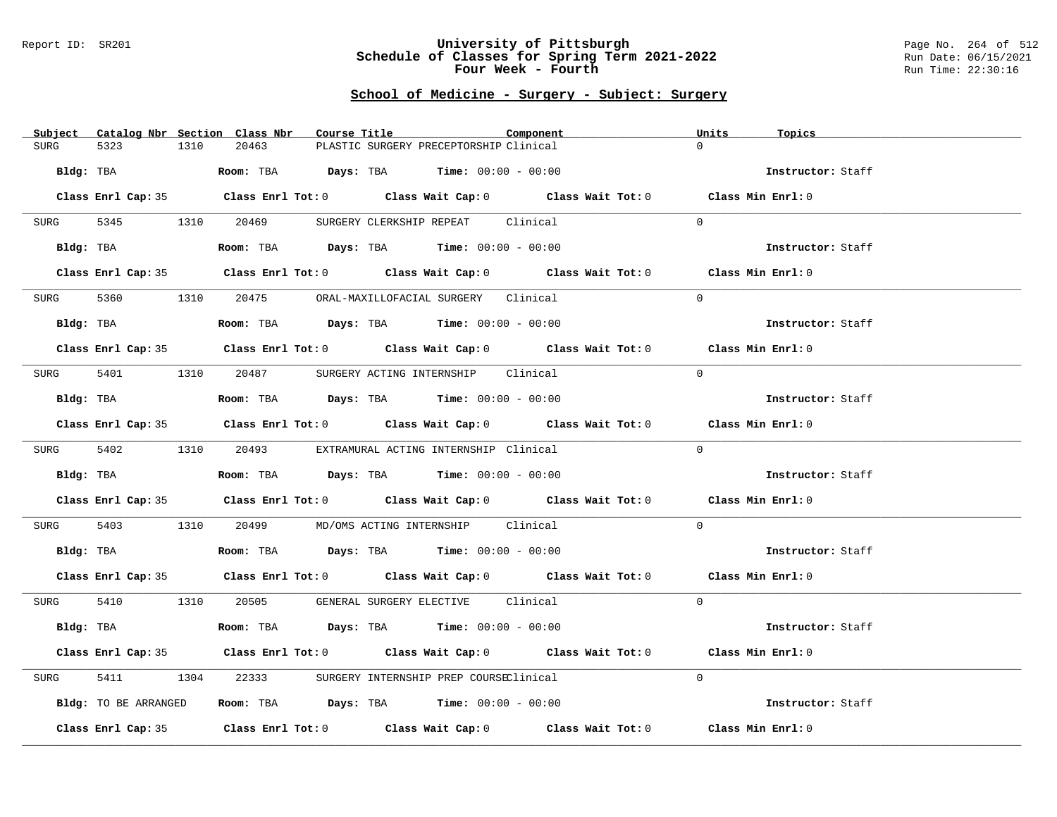# University of Pittsburgh
## Schedule of Classes for Spring Term 2021-2022
### Four Week - Fourth

## School of Medicine - Surgery - Subject: Surgery

| Subject | Catalog Nbr | Section | Class Nbr | Course Title | Component | Units | Topics |
|---|---|---|---|---|---|---|---|
| SURG | 5323 | 1310 | 20463 | PLASTIC SURGERY PRECEPTORSHIP | Clinical | 0 | |

**Bldg:** TBA **Room:** TBA **Days:** TBA **Time:** 00:00 - 00:00 **Instructor:** Staff

**Class Enrl Cap:** 35 **Class Enrl Tot:** 0 **Class Wait Cap:** 0 **Class Wait Tot:** 0 **Class Min Enrl:** 0

---

| Subject | Catalog Nbr | Section | Class Nbr | Course Title | Component | Units | Topics |
|---|---|---|---|---|---|---|---|
| SURG | 5345 | 1310 | 20469 | SURGERY CLERKSHIP REPEAT | Clinical | 0 | |

**Bldg:** TBA **Room:** TBA **Days:** TBA **Time:** 00:00 - 00:00 **Instructor:** Staff

**Class Enrl Cap:** 35 **Class Enrl Tot:** 0 **Class Wait Cap:** 0 **Class Wait Tot:** 0 **Class Min Enrl:** 0

---

| Subject | Catalog Nbr | Section | Class Nbr | Course Title | Component | Units | Topics |
|---|---|---|---|---|---|---|---|
| SURG | 5360 | 1310 | 20475 | ORAL-MAXILLOFACIAL SURGERY | Clinical | 0 | |

**Bldg:** TBA **Room:** TBA **Days:** TBA **Time:** 00:00 - 00:00 **Instructor:** Staff

**Class Enrl Cap:** 35 **Class Enrl Tot:** 0 **Class Wait Cap:** 0 **Class Wait Tot:** 0 **Class Min Enrl:** 0

---

| Subject | Catalog Nbr | Section | Class Nbr | Course Title | Component | Units | Topics |
|---|---|---|---|---|---|---|---|
| SURG | 5401 | 1310 | 20487 | SURGERY ACTING INTERNSHIP | Clinical | 0 | |

**Bldg:** TBA **Room:** TBA **Days:** TBA **Time:** 00:00 - 00:00 **Instructor:** Staff

**Class Enrl Cap:** 35 **Class Enrl Tot:** 0 **Class Wait Cap:** 0 **Class Wait Tot:** 0 **Class Min Enrl:** 0

---

| Subject | Catalog Nbr | Section | Class Nbr | Course Title | Component | Units | Topics |
|---|---|---|---|---|---|---|---|
| SURG | 5402 | 1310 | 20493 | EXTRAMURAL ACTING INTERNSHIP | Clinical | 0 | |

**Bldg:** TBA **Room:** TBA **Days:** TBA **Time:** 00:00 - 00:00 **Instructor:** Staff

**Class Enrl Cap:** 35 **Class Enrl Tot:** 0 **Class Wait Cap:** 0 **Class Wait Tot:** 0 **Class Min Enrl:** 0

---

| Subject | Catalog Nbr | Section | Class Nbr | Course Title | Component | Units | Topics |
|---|---|---|---|---|---|---|---|
| SURG | 5403 | 1310 | 20499 | MD/OMS ACTING INTERNSHIP | Clinical | 0 | |

**Bldg:** TBA **Room:** TBA **Days:** TBA **Time:** 00:00 - 00:00 **Instructor:** Staff

**Class Enrl Cap:** 35 **Class Enrl Tot:** 0 **Class Wait Cap:** 0 **Class Wait Tot:** 0 **Class Min Enrl:** 0

---

| Subject | Catalog Nbr | Section | Class Nbr | Course Title | Component | Units | Topics |
|---|---|---|---|---|---|---|---|
| SURG | 5410 | 1310 | 20505 | GENERAL SURGERY ELECTIVE | Clinical | 0 | |

**Bldg:** TBA **Room:** TBA **Days:** TBA **Time:** 00:00 - 00:00 **Instructor:** Staff

**Class Enrl Cap:** 35 **Class Enrl Tot:** 0 **Class Wait Cap:** 0 **Class Wait Tot:** 0 **Class Min Enrl:** 0

---

| Subject | Catalog Nbr | Section | Class Nbr | Course Title | Component | Units | Topics |
|---|---|---|---|---|---|---|---|
| SURG | 5411 | 1304 | 22333 | SURGERY INTERNSHIP PREP COURSE | Clinical | 0 | |

**Bldg:** TO BE ARRANGED **Room:** TBA **Days:** TBA **Time:** 00:00 - 00:00 **Instructor:** Staff

**Class Enrl Cap:** 35 **Class Enrl Tot:** 0 **Class Wait Cap:** 0 **Class Wait Tot:** 0 **Class Min Enrl:** 0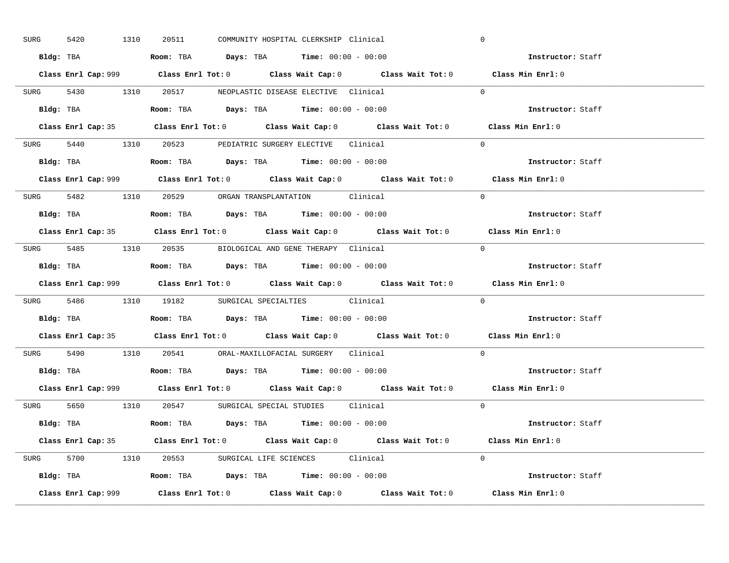SURG 5420 1310 20511 COMMUNITY HOSPITAL CLERKSHIP Clinical 0

**Bldg:** TBA **Room:** TBA **Days:** TBA **Time:** 00:00 - 00:00 **Instructor:** Staff

**Class Enrl Cap:** 999 **Class Enrl Tot:** 0 **Class Wait Cap:** 0 **Class Wait Tot:** 0 **Class Min Enrl:** 0

---

SURG 5430 1310 20517 NEOPLASTIC DISEASE ELECTIVE Clinical 0

**Bldg:** TBA **Room:** TBA **Days:** TBA **Time:** 00:00 - 00:00 **Instructor:** Staff

**Class Enrl Cap:** 35 **Class Enrl Tot:** 0 **Class Wait Cap:** 0 **Class Wait Tot:** 0 **Class Min Enrl:** 0

---

SURG 5440 1310 20523 PEDIATRIC SURGERY ELECTIVE Clinical 0

**Bldg:** TBA **Room:** TBA **Days:** TBA **Time:** 00:00 - 00:00 **Instructor:** Staff

**Class Enrl Cap:** 999 **Class Enrl Tot:** 0 **Class Wait Cap:** 0 **Class Wait Tot:** 0 **Class Min Enrl:** 0

---

SURG 5482 1310 20529 ORGAN TRANSPLANTATION Clinical 0

**Bldg:** TBA **Room:** TBA **Days:** TBA **Time:** 00:00 - 00:00 **Instructor:** Staff

**Class Enrl Cap:** 35 **Class Enrl Tot:** 0 **Class Wait Cap:** 0 **Class Wait Tot:** 0 **Class Min Enrl:** 0

---

SURG 5485 1310 20535 BIOLOGICAL AND GENE THERAPY Clinical 0

**Bldg:** TBA **Room:** TBA **Days:** TBA **Time:** 00:00 - 00:00 **Instructor:** Staff

**Class Enrl Cap:** 999 **Class Enrl Tot:** 0 **Class Wait Cap:** 0 **Class Wait Tot:** 0 **Class Min Enrl:** 0

---

SURG 5486 1310 19182 SURGICAL SPECIALTIES Clinical 0

**Bldg:** TBA **Room:** TBA **Days:** TBA **Time:** 00:00 - 00:00 **Instructor:** Staff

**Class Enrl Cap:** 35 **Class Enrl Tot:** 0 **Class Wait Cap:** 0 **Class Wait Tot:** 0 **Class Min Enrl:** 0

---

SURG 5490 1310 20541 ORAL-MAXILLOFACIAL SURGERY Clinical 0

**Bldg:** TBA **Room:** TBA **Days:** TBA **Time:** 00:00 - 00:00 **Instructor:** Staff

**Class Enrl Cap:** 999 **Class Enrl Tot:** 0 **Class Wait Cap:** 0 **Class Wait Tot:** 0 **Class Min Enrl:** 0

---

SURG 5650 1310 20547 SURGICAL SPECIAL STUDIES Clinical 0

**Bldg:** TBA **Room:** TBA **Days:** TBA **Time:** 00:00 - 00:00 **Instructor:** Staff

**Class Enrl Cap:** 35 **Class Enrl Tot:** 0 **Class Wait Cap:** 0 **Class Wait Tot:** 0 **Class Min Enrl:** 0

---

SURG 5700 1310 20553 SURGICAL LIFE SCIENCES Clinical 0

**Bldg:** TBA **Room:** TBA **Days:** TBA **Time:** 00:00 - 00:00 **Instructor:** Staff

**Class Enrl Cap:** 999 **Class Enrl Tot:** 0 **Class Wait Cap:** 0 **Class Wait Tot:** 0 **Class Min Enrl:** 0

---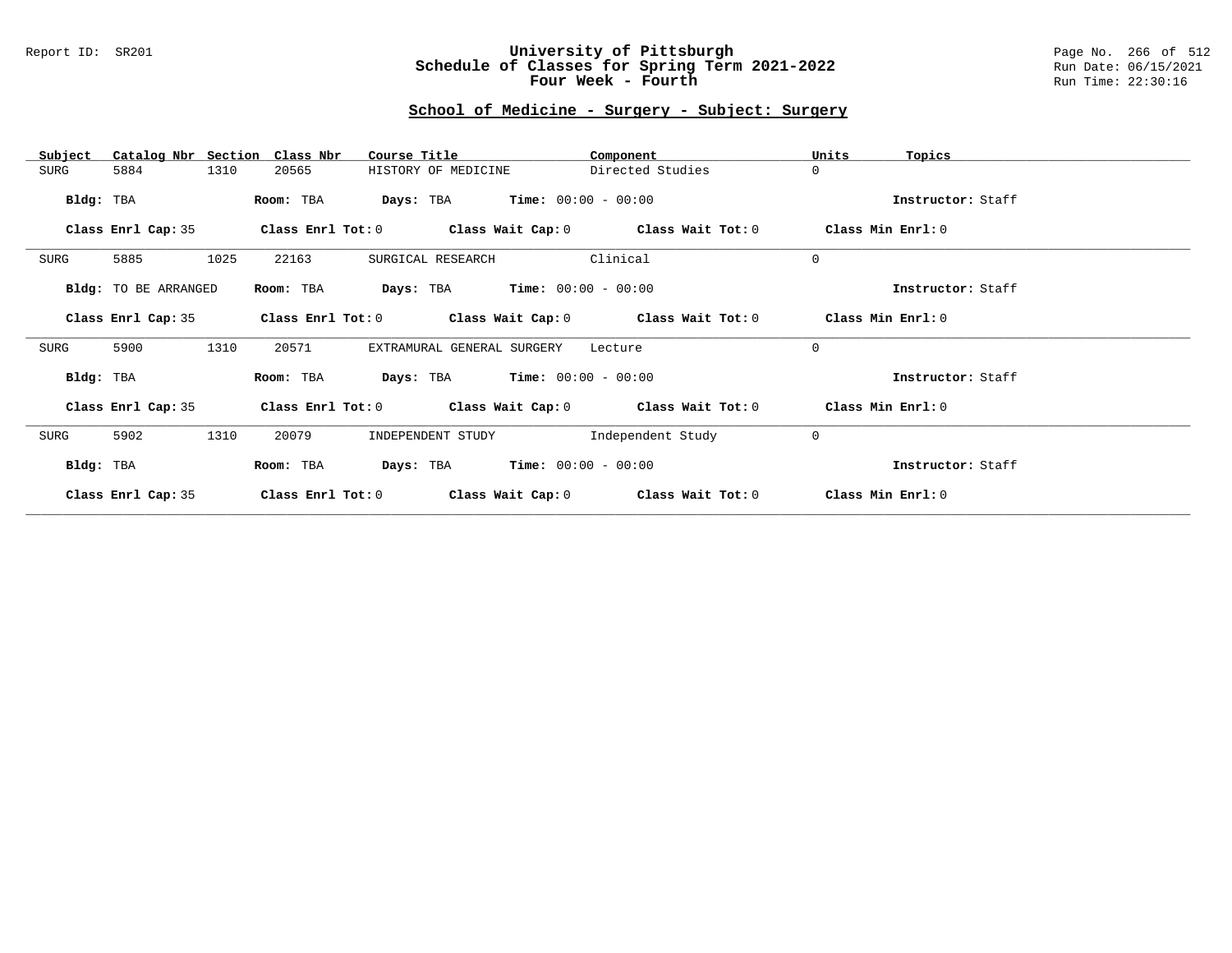# University of Pittsburgh
## Schedule of Classes for Spring Term 2021-2022
## Four Week - Fourth

Report ID: SR201

Run Date: 06/15/2021
Run Time: 22:30:16

## School of Medicine - Surgery - Subject: Surgery

| Subject | Catalog Nbr | Section | Class Nbr | Course Title | Component | Units | Topics |
|---|---|---|---|---|---|---|---|
| SURG | 5884 | 1310 | 20565 | HISTORY OF MEDICINE | Directed Studies | 0 | |

**Bldg:** TBA **Room:** TBA **Days:** TBA **Time:** 00:00 - 00:00 **Instructor:** Staff

**Class Enrl Cap:** 35 **Class Enrl Tot:** 0 **Class Wait Cap:** 0 **Class Wait Tot:** 0 **Class Min Enrl:** 0

| Subject | Catalog Nbr | Section | Class Nbr | Course Title | Component | Units | Topics |
|---|---|---|---|---|---|---|---|
| SURG | 5885 | 1025 | 22163 | SURGICAL RESEARCH | Clinical | 0 | |

**Bldg:** TO BE ARRANGED **Room:** TBA **Days:** TBA **Time:** 00:00 - 00:00 **Instructor:** Staff

**Class Enrl Cap:** 35 **Class Enrl Tot:** 0 **Class Wait Cap:** 0 **Class Wait Tot:** 0 **Class Min Enrl:** 0

| Subject | Catalog Nbr | Section | Class Nbr | Course Title | Component | Units | Topics |
|---|---|---|---|---|---|---|---|
| SURG | 5900 | 1310 | 20571 | EXTRAMURAL GENERAL SURGERY | Lecture | 0 | |

**Bldg:** TBA **Room:** TBA **Days:** TBA **Time:** 00:00 - 00:00 **Instructor:** Staff

**Class Enrl Cap:** 35 **Class Enrl Tot:** 0 **Class Wait Cap:** 0 **Class Wait Tot:** 0 **Class Min Enrl:** 0

| Subject | Catalog Nbr | Section | Class Nbr | Course Title | Component | Units | Topics |
|---|---|---|---|---|---|---|---|
| SURG | 5902 | 1310 | 20079 | INDEPENDENT STUDY | Independent Study | 0 | |

**Bldg:** TBA **Room:** TBA **Days:** TBA **Time:** 00:00 - 00:00 **Instructor:** Staff

**Class Enrl Cap:** 35 **Class Enrl Tot:** 0 **Class Wait Cap:** 0 **Class Wait Tot:** 0 **Class Min Enrl:** 0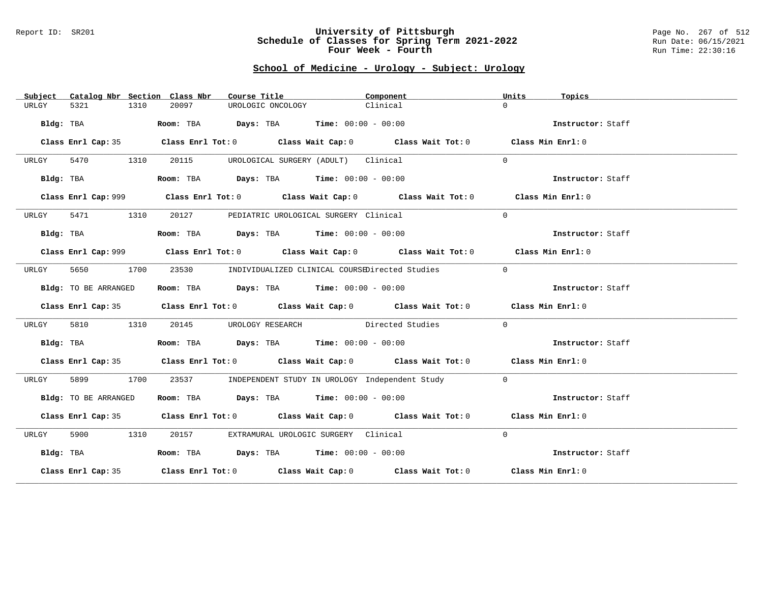Report ID: SR201

# University of Pittsburgh
## Schedule of Classes for Spring Term 2021-2022
### Four Week - Fourth

Run Date: 06/15/2021
Run Time: 22:30:16

## School of Medicine - Urology - Subject: Urology

| Subject | Catalog Nbr | Section | Class Nbr | Course Title | Component | Units | Topics |
|---|---|---|---|---|---|---|---|
| URLGY | 5321 | 1310 | 20097 | UROLOGIC ONCOLOGY | Clinical | 0 | |

**Bldg:** TBA **Room:** TBA **Days:** TBA **Time:** 00:00 - 00:00 **Instructor:** Staff

**Class Enrl Cap:** 35 **Class Enrl Tot:** 0 **Class Wait Cap:** 0 **Class Wait Tot:** 0 **Class Min Enrl:** 0

---

| Subject | Catalog Nbr | Section | Class Nbr | Course Title | Component | Units | Topics |
|---|---|---|---|---|---|---|---|
| URLGY | 5470 | 1310 | 20115 | UROLOGICAL SURGERY (ADULT) | Clinical | 0 | |

**Bldg:** TBA **Room:** TBA **Days:** TBA **Time:** 00:00 - 00:00 **Instructor:** Staff

**Class Enrl Cap:** 999 **Class Enrl Tot:** 0 **Class Wait Cap:** 0 **Class Wait Tot:** 0 **Class Min Enrl:** 0

---

| Subject | Catalog Nbr | Section | Class Nbr | Course Title | Component | Units | Topics |
|---|---|---|---|---|---|---|---|
| URLGY | 5471 | 1310 | 20127 | PEDIATRIC UROLOGICAL SURGERY | Clinical | 0 | |

**Bldg:** TBA **Room:** TBA **Days:** TBA **Time:** 00:00 - 00:00 **Instructor:** Staff

**Class Enrl Cap:** 999 **Class Enrl Tot:** 0 **Class Wait Cap:** 0 **Class Wait Tot:** 0 **Class Min Enrl:** 0

---

| Subject | Catalog Nbr | Section | Class Nbr | Course Title | Component | Units | Topics |
|---|---|---|---|---|---|---|---|
| URLGY | 5650 | 1700 | 23530 | INDIVIDUALIZED CLINICAL COURSE | Directed Studies | 0 | |

**Bldg:** TO BE ARRANGED **Room:** TBA **Days:** TBA **Time:** 00:00 - 00:00 **Instructor:** Staff

**Class Enrl Cap:** 35 **Class Enrl Tot:** 0 **Class Wait Cap:** 0 **Class Wait Tot:** 0 **Class Min Enrl:** 0

---

| Subject | Catalog Nbr | Section | Class Nbr | Course Title | Component | Units | Topics |
|---|---|---|---|---|---|---|---|
| URLGY | 5810 | 1310 | 20145 | UROLOGY RESEARCH | Directed Studies | 0 | |

**Bldg:** TBA **Room:** TBA **Days:** TBA **Time:** 00:00 - 00:00 **Instructor:** Staff

**Class Enrl Cap:** 35 **Class Enrl Tot:** 0 **Class Wait Cap:** 0 **Class Wait Tot:** 0 **Class Min Enrl:** 0

---

| Subject | Catalog Nbr | Section | Class Nbr | Course Title | Component | Units | Topics |
|---|---|---|---|---|---|---|---|
| URLGY | 5899 | 1700 | 23537 | INDEPENDENT STUDY IN UROLOGY | Independent Study | 0 | |

**Bldg:** TO BE ARRANGED **Room:** TBA **Days:** TBA **Time:** 00:00 - 00:00 **Instructor:** Staff

**Class Enrl Cap:** 35 **Class Enrl Tot:** 0 **Class Wait Cap:** 0 **Class Wait Tot:** 0 **Class Min Enrl:** 0

---

| Subject | Catalog Nbr | Section | Class Nbr | Course Title | Component | Units | Topics |
|---|---|---|---|---|---|---|---|
| URLGY | 5900 | 1310 | 20157 | EXTRAMURAL UROLOGIC SURGERY | Clinical | 0 | |

**Bldg:** TBA **Room:** TBA **Days:** TBA **Time:** 00:00 - 00:00 **Instructor:** Staff

**Class Enrl Cap:** 35 **Class Enrl Tot:** 0 **Class Wait Cap:** 0 **Class Wait Tot:** 0 **Class Min Enrl:** 0

---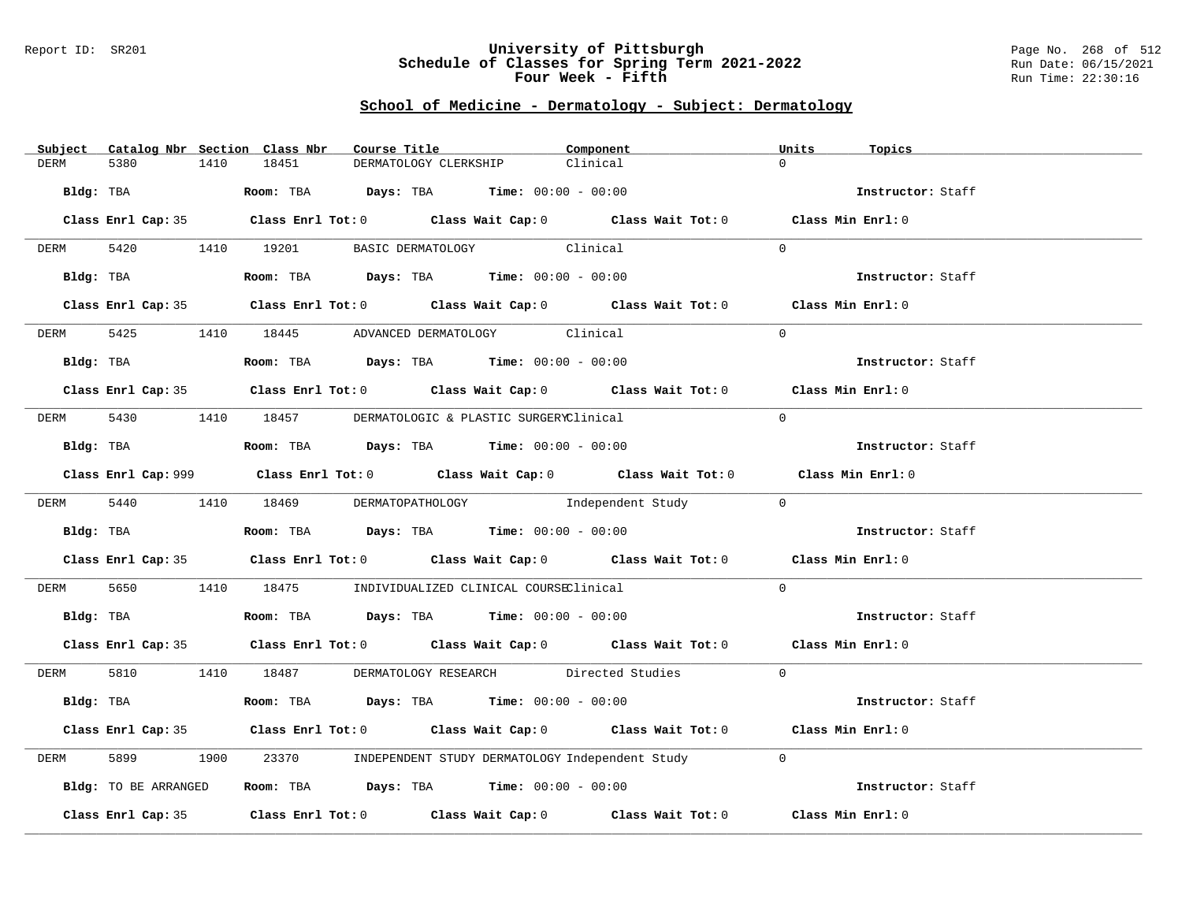# University of Pittsburgh
## Schedule of Classes for Spring Term 2021-2022
### Four Week - Fifth

Report ID: SR201

Run Date: 06/15/2021
Run Time: 22:30:16

## School of Medicine - Dermatology - Subject: Dermatology

| Subject | Catalog Nbr | Section | Class Nbr | Course Title | Component | Units | Topics |
|---|---|---|---|---|---|---|---|
| DERM | 5380 | 1410 | 18451 | DERMATOLOGY CLERKSHIP | Clinical | 0 | |

**Bldg:** TBA **Room:** TBA **Days:** TBA **Time:** 00:00 - 00:00 **Instructor:** Staff

**Class Enrl Cap:** 35 **Class Enrl Tot:** 0 **Class Wait Cap:** 0 **Class Wait Tot:** 0 **Class Min Enrl:** 0

| Subject | Catalog Nbr | Section | Class Nbr | Course Title | Component | Units | Topics |
|---|---|---|---|---|---|---|---|
| DERM | 5420 | 1410 | 19201 | BASIC DERMATOLOGY | Clinical | 0 | |

**Bldg:** TBA **Room:** TBA **Days:** TBA **Time:** 00:00 - 00:00 **Instructor:** Staff

**Class Enrl Cap:** 35 **Class Enrl Tot:** 0 **Class Wait Cap:** 0 **Class Wait Tot:** 0 **Class Min Enrl:** 0

| Subject | Catalog Nbr | Section | Class Nbr | Course Title | Component | Units | Topics |
|---|---|---|---|---|---|---|---|
| DERM | 5425 | 1410 | 18445 | ADVANCED DERMATOLOGY | Clinical | 0 | |

**Bldg:** TBA **Room:** TBA **Days:** TBA **Time:** 00:00 - 00:00 **Instructor:** Staff

**Class Enrl Cap:** 35 **Class Enrl Tot:** 0 **Class Wait Cap:** 0 **Class Wait Tot:** 0 **Class Min Enrl:** 0

| Subject | Catalog Nbr | Section | Class Nbr | Course Title | Component | Units | Topics |
|---|---|---|---|---|---|---|---|
| DERM | 5430 | 1410 | 18457 | DERMATOLOGIC & PLASTIC SURGERY | Clinical | 0 | |

**Bldg:** TBA **Room:** TBA **Days:** TBA **Time:** 00:00 - 00:00 **Instructor:** Staff

**Class Enrl Cap:** 999 **Class Enrl Tot:** 0 **Class Wait Cap:** 0 **Class Wait Tot:** 0 **Class Min Enrl:** 0

| Subject | Catalog Nbr | Section | Class Nbr | Course Title | Component | Units | Topics |
|---|---|---|---|---|---|---|---|
| DERM | 5440 | 1410 | 18469 | DERMATOPATHOLOGY | Independent Study | 0 | |

**Bldg:** TBA **Room:** TBA **Days:** TBA **Time:** 00:00 - 00:00 **Instructor:** Staff

**Class Enrl Cap:** 35 **Class Enrl Tot:** 0 **Class Wait Cap:** 0 **Class Wait Tot:** 0 **Class Min Enrl:** 0

| Subject | Catalog Nbr | Section | Class Nbr | Course Title | Component | Units | Topics |
|---|---|---|---|---|---|---|---|
| DERM | 5650 | 1410 | 18475 | INDIVIDUALIZED CLINICAL COURSE | Clinical | 0 | |

**Bldg:** TBA **Room:** TBA **Days:** TBA **Time:** 00:00 - 00:00 **Instructor:** Staff

**Class Enrl Cap:** 35 **Class Enrl Tot:** 0 **Class Wait Cap:** 0 **Class Wait Tot:** 0 **Class Min Enrl:** 0

| Subject | Catalog Nbr | Section | Class Nbr | Course Title | Component | Units | Topics |
|---|---|---|---|---|---|---|---|
| DERM | 5810 | 1410 | 18487 | DERMATOLOGY RESEARCH | Directed Studies | 0 | |

**Bldg:** TBA **Room:** TBA **Days:** TBA **Time:** 00:00 - 00:00 **Instructor:** Staff

**Class Enrl Cap:** 35 **Class Enrl Tot:** 0 **Class Wait Cap:** 0 **Class Wait Tot:** 0 **Class Min Enrl:** 0

| Subject | Catalog Nbr | Section | Class Nbr | Course Title | Component | Units | Topics |
|---|---|---|---|---|---|---|---|
| DERM | 5899 | 1900 | 23370 | INDEPENDENT STUDY DERMATOLOGY | Independent Study | 0 | |

**Bldg:** TO BE ARRANGED **Room:** TBA **Days:** TBA **Time:** 00:00 - 00:00 **Instructor:** Staff

**Class Enrl Cap:** 35 **Class Enrl Tot:** 0 **Class Wait Cap:** 0 **Class Wait Tot:** 0 **Class Min Enrl:** 0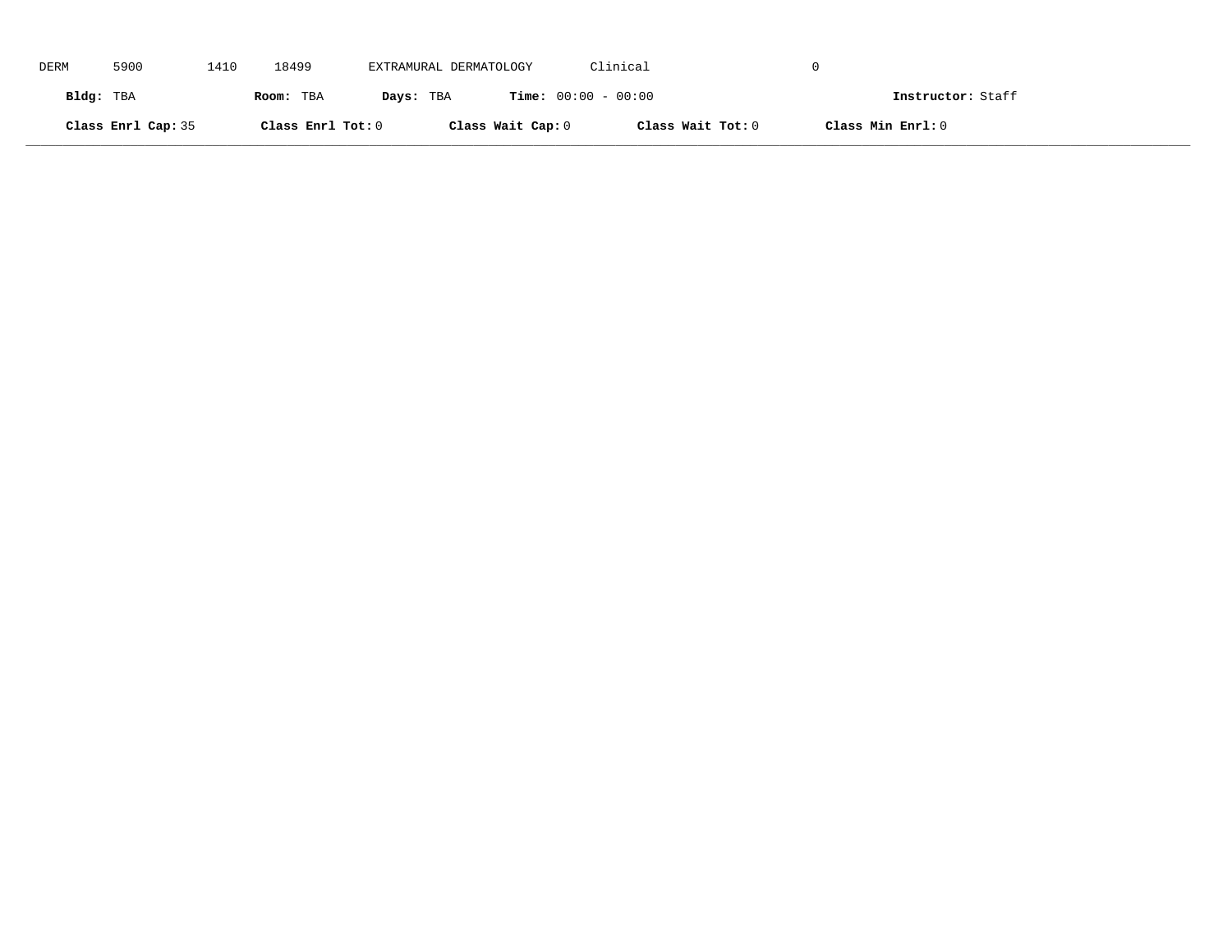DERM 5900 1410 18499 EXTRAMURAL DERMATOLOGY Clinical 0

**Bldg:** TBA **Room:** TBA **Days:** TBA **Time:** 00:00 - 00:00 **Instructor:** Staff

**Class Enrl Cap:** 35 **Class Enrl Tot:** 0 **Class Wait Cap:** 0 **Class Wait Tot:** 0 **Class Min Enrl:** 0

---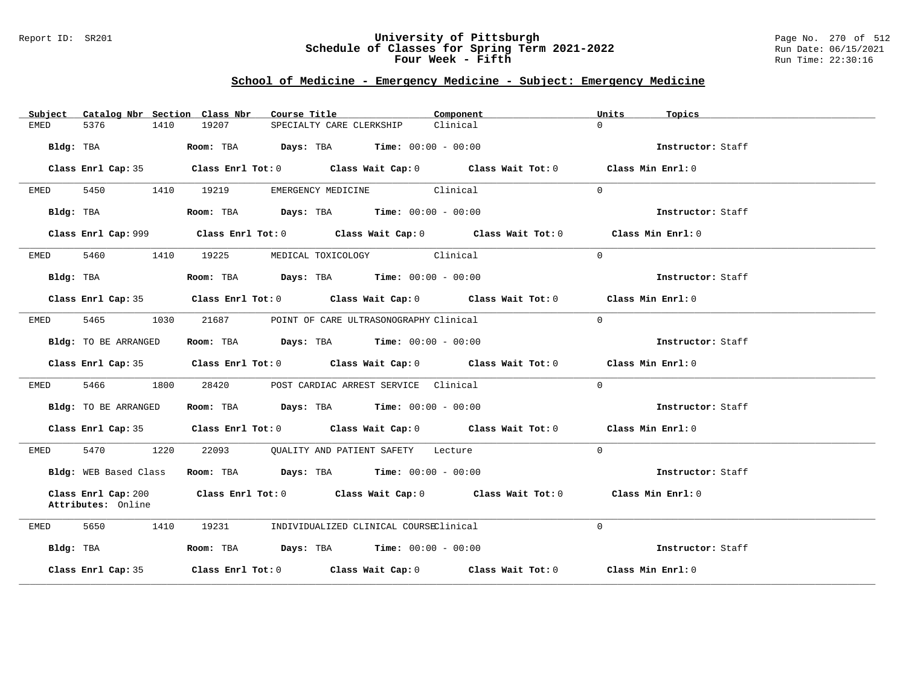## School of Medicine - Emergency Medicine - Subject: Emergency Medicine

| Subject | Catalog Nbr | Section | Class Nbr | Course Title | Component | Units | Topics |
|---|---|---|---|---|---|---|---|
| EMED | 5376 | 1410 | 19207 | SPECIALTY CARE CLERKSHIP | Clinical | 0 | |

**Bldg:** TBA **Room:** TBA **Days:** TBA **Time:** 00:00 - 00:00 **Instructor:** Staff

**Class Enrl Cap:** 35 **Class Enrl Tot:** 0 **Class Wait Cap:** 0 **Class Wait Tot:** 0 **Class Min Enrl:** 0

---

| Subject | Catalog Nbr | Section | Class Nbr | Course Title | Component | Units | Topics |
|---|---|---|---|---|---|---|---|
| EMED | 5450 | 1410 | 19219 | EMERGENCY MEDICINE | Clinical | 0 | |

**Bldg:** TBA **Room:** TBA **Days:** TBA **Time:** 00:00 - 00:00 **Instructor:** Staff

**Class Enrl Cap:** 999 **Class Enrl Tot:** 0 **Class Wait Cap:** 0 **Class Wait Tot:** 0 **Class Min Enrl:** 0

---

| Subject | Catalog Nbr | Section | Class Nbr | Course Title | Component | Units | Topics |
|---|---|---|---|---|---|---|---|
| EMED | 5460 | 1410 | 19225 | MEDICAL TOXICOLOGY | Clinical | 0 | |

**Bldg:** TBA **Room:** TBA **Days:** TBA **Time:** 00:00 - 00:00 **Instructor:** Staff

**Class Enrl Cap:** 35 **Class Enrl Tot:** 0 **Class Wait Cap:** 0 **Class Wait Tot:** 0 **Class Min Enrl:** 0

---

| Subject | Catalog Nbr | Section | Class Nbr | Course Title | Component | Units | Topics |
|---|---|---|---|---|---|---|---|
| EMED | 5465 | 1030 | 21687 | POINT OF CARE ULTRASONOGRAPHY | Clinical | 0 | |

**Bldg:** TO BE ARRANGED **Room:** TBA **Days:** TBA **Time:** 00:00 - 00:00 **Instructor:** Staff

**Class Enrl Cap:** 35 **Class Enrl Tot:** 0 **Class Wait Cap:** 0 **Class Wait Tot:** 0 **Class Min Enrl:** 0

---

| Subject | Catalog Nbr | Section | Class Nbr | Course Title | Component | Units | Topics |
|---|---|---|---|---|---|---|---|
| EMED | 5466 | 1800 | 28420 | POST CARDIAC ARREST SERVICE | Clinical | 0 | |

**Bldg:** TO BE ARRANGED **Room:** TBA **Days:** TBA **Time:** 00:00 - 00:00 **Instructor:** Staff

**Class Enrl Cap:** 35 **Class Enrl Tot:** 0 **Class Wait Cap:** 0 **Class Wait Tot:** 0 **Class Min Enrl:** 0

---

| Subject | Catalog Nbr | Section | Class Nbr | Course Title | Component | Units | Topics |
|---|---|---|---|---|---|---|---|
| EMED | 5470 | 1220 | 22093 | QUALITY AND PATIENT SAFETY | Lecture | 0 | |

**Bldg:** WEB Based Class **Room:** TBA **Days:** TBA **Time:** 00:00 - 00:00 **Instructor:** Staff

**Class Enrl Cap:** 200 **Class Enrl Tot:** 0 **Class Wait Cap:** 0 **Class Wait Tot:** 0 **Class Min Enrl:** 0
**Attributes:** Online

---

| Subject | Catalog Nbr | Section | Class Nbr | Course Title | Component | Units | Topics |
|---|---|---|---|---|---|---|---|
| EMED | 5650 | 1410 | 19231 | INDIVIDUALIZED CLINICAL COURSE | Clinical | 0 | |

**Bldg:** TBA **Room:** TBA **Days:** TBA **Time:** 00:00 - 00:00 **Instructor:** Staff

**Class Enrl Cap:** 35 **Class Enrl Tot:** 0 **Class Wait Cap:** 0 **Class Wait Tot:** 0 **Class Min Enrl:** 0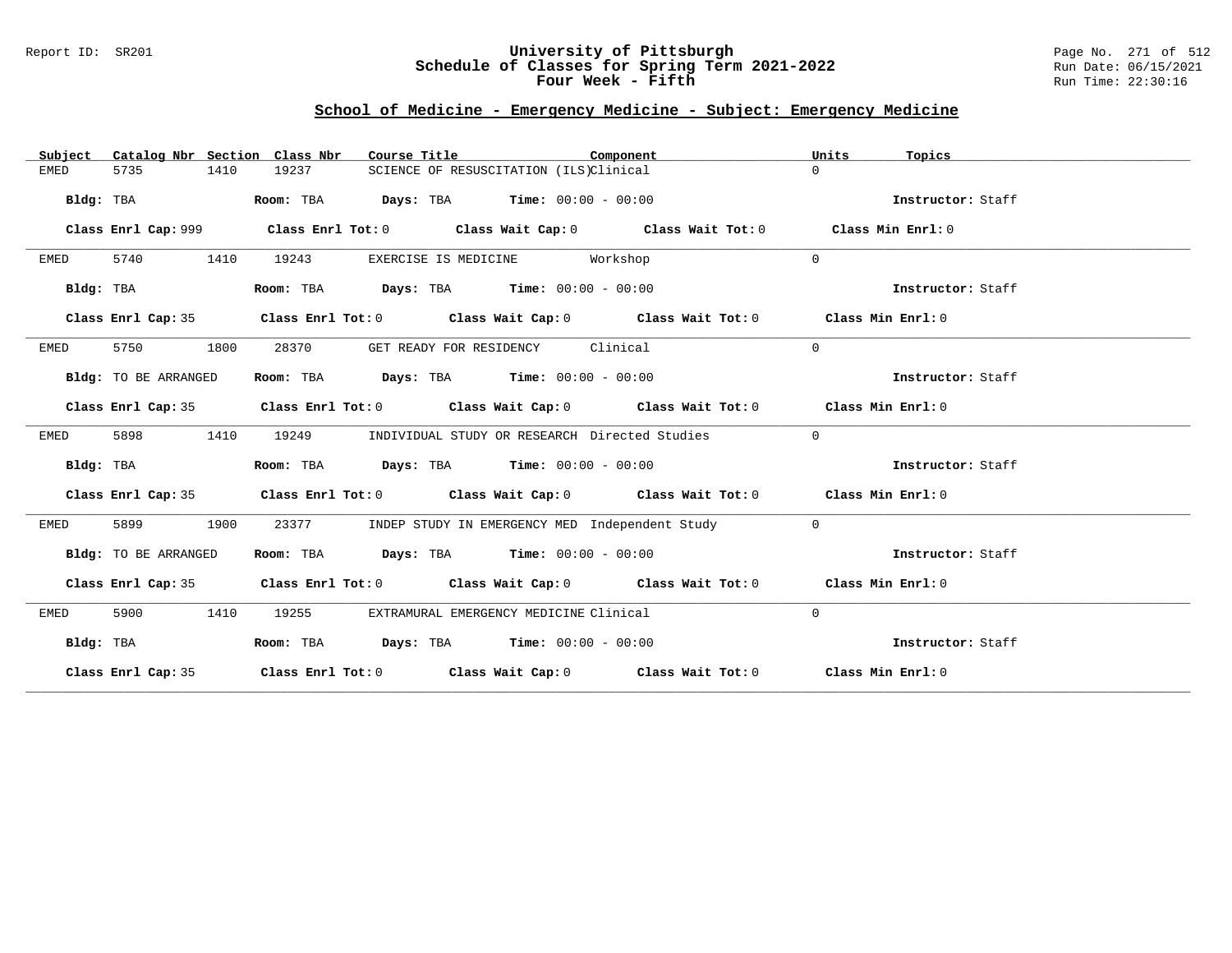Report ID: SR201

# University of Pittsburgh
## Schedule of Classes for Spring Term 2021-2022
### Four Week - Fifth

Run Date: 06/15/2021
Run Time: 22:30:16

## School of Medicine - Emergency Medicine - Subject: Emergency Medicine

| Subject | Catalog Nbr | Section | Class Nbr | Course Title | Component | Units | Topics |
|---|---|---|---|---|---|---|---|
| EMED | 5735 | 1410 | 19237 | SCIENCE OF RESUSCITATION (ILS) | Clinical | 0 | |

**Bldg:** TBA **Room:** TBA **Days:** TBA **Time:** 00:00 - 00:00 **Instructor:** Staff

**Class Enrl Cap:** 999 **Class Enrl Tot:** 0 **Class Wait Cap:** 0 **Class Wait Tot:** 0 **Class Min Enrl:** 0

---

| Subject | Catalog Nbr | Section | Class Nbr | Course Title | Component | Units | Topics |
|---|---|---|---|---|---|---|---|
| EMED | 5740 | 1410 | 19243 | EXERCISE IS MEDICINE | Workshop | 0 | |

**Bldg:** TBA **Room:** TBA **Days:** TBA **Time:** 00:00 - 00:00 **Instructor:** Staff

**Class Enrl Cap:** 35 **Class Enrl Tot:** 0 **Class Wait Cap:** 0 **Class Wait Tot:** 0 **Class Min Enrl:** 0

---

| Subject | Catalog Nbr | Section | Class Nbr | Course Title | Component | Units | Topics |
|---|---|---|---|---|---|---|---|
| EMED | 5750 | 1800 | 28370 | GET READY FOR RESIDENCY | Clinical | 0 | |

**Bldg:** TO BE ARRANGED **Room:** TBA **Days:** TBA **Time:** 00:00 - 00:00 **Instructor:** Staff

**Class Enrl Cap:** 35 **Class Enrl Tot:** 0 **Class Wait Cap:** 0 **Class Wait Tot:** 0 **Class Min Enrl:** 0

---

| Subject | Catalog Nbr | Section | Class Nbr | Course Title | Component | Units | Topics |
|---|---|---|---|---|---|---|---|
| EMED | 5898 | 1410 | 19249 | INDIVIDUAL STUDY OR RESEARCH | Directed Studies | 0 | |

**Bldg:** TBA **Room:** TBA **Days:** TBA **Time:** 00:00 - 00:00 **Instructor:** Staff

**Class Enrl Cap:** 35 **Class Enrl Tot:** 0 **Class Wait Cap:** 0 **Class Wait Tot:** 0 **Class Min Enrl:** 0

---

| Subject | Catalog Nbr | Section | Class Nbr | Course Title | Component | Units | Topics |
|---|---|---|---|---|---|---|---|
| EMED | 5899 | 1900 | 23377 | INDEP STUDY IN EMERGENCY MED | Independent Study | 0 | |

**Bldg:** TO BE ARRANGED **Room:** TBA **Days:** TBA **Time:** 00:00 - 00:00 **Instructor:** Staff

**Class Enrl Cap:** 35 **Class Enrl Tot:** 0 **Class Wait Cap:** 0 **Class Wait Tot:** 0 **Class Min Enrl:** 0

---

| Subject | Catalog Nbr | Section | Class Nbr | Course Title | Component | Units | Topics |
|---|---|---|---|---|---|---|---|
| EMED | 5900 | 1410 | 19255 | EXTRAMURAL EMERGENCY MEDICINE | Clinical | 0 | |

**Bldg:** TBA **Room:** TBA **Days:** TBA **Time:** 00:00 - 00:00 **Instructor:** Staff

**Class Enrl Cap:** 35 **Class Enrl Tot:** 0 **Class Wait Cap:** 0 **Class Wait Tot:** 0 **Class Min Enrl:** 0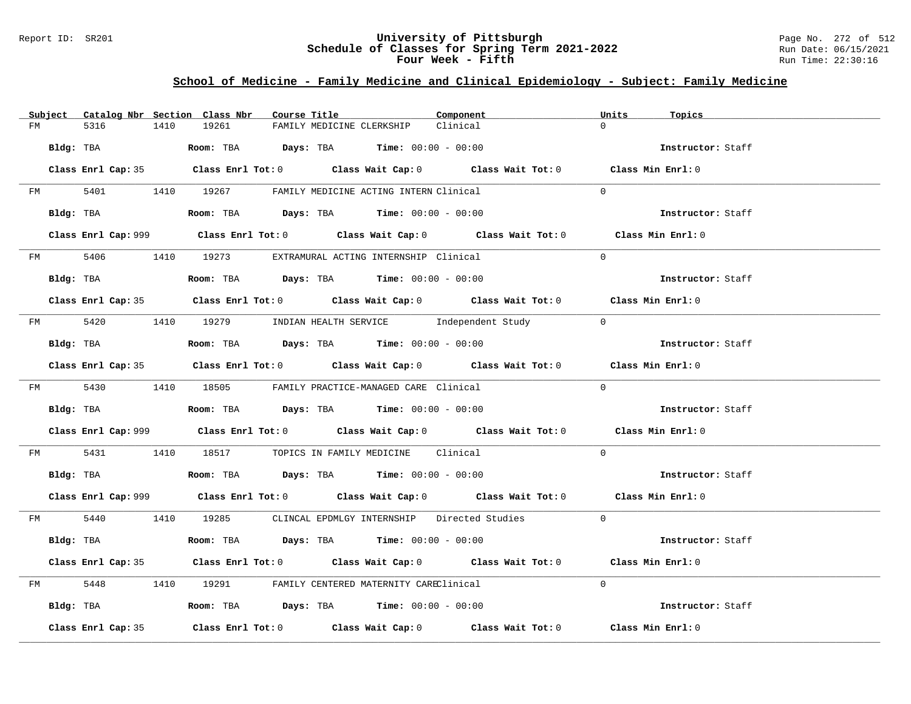## University of Pittsburgh
## Schedule of Classes for Spring Term 2021-2022
## Four Week - Fifth

Report ID: SR201

Run Date: 06/15/2021
Run Time: 22:30:16

### School of Medicine - Family Medicine and Clinical Epidemiology - Subject: Family Medicine

| Subject | Catalog Nbr | Section | Class Nbr | Course Title | Component | Units | Topics |
|---|---|---|---|---|---|---|---|
| FM | 5316 | 1410 | 19261 | FAMILY MEDICINE CLERKSHIP | Clinical | 0 | |

**Bldg:** TBA **Room:** TBA **Days:** TBA **Time:** 00:00 - 00:00 **Instructor:** Staff

**Class Enrl Cap:** 35 **Class Enrl Tot:** 0 **Class Wait Cap:** 0 **Class Wait Tot:** 0 **Class Min Enrl:** 0

---

| Subject | Catalog Nbr | Section | Class Nbr | Course Title | Component | Units | Topics |
|---|---|---|---|---|---|---|---|
| FM | 5401 | 1410 | 19267 | FAMILY MEDICINE ACTING INTERN | Clinical | 0 | |

**Bldg:** TBA **Room:** TBA **Days:** TBA **Time:** 00:00 - 00:00 **Instructor:** Staff

**Class Enrl Cap:** 999 **Class Enrl Tot:** 0 **Class Wait Cap:** 0 **Class Wait Tot:** 0 **Class Min Enrl:** 0

---

| Subject | Catalog Nbr | Section | Class Nbr | Course Title | Component | Units | Topics |
|---|---|---|---|---|---|---|---|
| FM | 5406 | 1410 | 19273 | EXTRAMURAL ACTING INTERNSHIP | Clinical | 0 | |

**Bldg:** TBA **Room:** TBA **Days:** TBA **Time:** 00:00 - 00:00 **Instructor:** Staff

**Class Enrl Cap:** 35 **Class Enrl Tot:** 0 **Class Wait Cap:** 0 **Class Wait Tot:** 0 **Class Min Enrl:** 0

---

| Subject | Catalog Nbr | Section | Class Nbr | Course Title | Component | Units | Topics |
|---|---|---|---|---|---|---|---|
| FM | 5420 | 1410 | 19279 | INDIAN HEALTH SERVICE | Independent Study | 0 | |

**Bldg:** TBA **Room:** TBA **Days:** TBA **Time:** 00:00 - 00:00 **Instructor:** Staff

**Class Enrl Cap:** 35 **Class Enrl Tot:** 0 **Class Wait Cap:** 0 **Class Wait Tot:** 0 **Class Min Enrl:** 0

---

| Subject | Catalog Nbr | Section | Class Nbr | Course Title | Component | Units | Topics |
|---|---|---|---|---|---|---|---|
| FM | 5430 | 1410 | 18505 | FAMILY PRACTICE-MANAGED CARE | Clinical | 0 | |

**Bldg:** TBA **Room:** TBA **Days:** TBA **Time:** 00:00 - 00:00 **Instructor:** Staff

**Class Enrl Cap:** 999 **Class Enrl Tot:** 0 **Class Wait Cap:** 0 **Class Wait Tot:** 0 **Class Min Enrl:** 0

---

| Subject | Catalog Nbr | Section | Class Nbr | Course Title | Component | Units | Topics |
|---|---|---|---|---|---|---|---|
| FM | 5431 | 1410 | 18517 | TOPICS IN FAMILY MEDICINE | Clinical | 0 | |

**Bldg:** TBA **Room:** TBA **Days:** TBA **Time:** 00:00 - 00:00 **Instructor:** Staff

**Class Enrl Cap:** 999 **Class Enrl Tot:** 0 **Class Wait Cap:** 0 **Class Wait Tot:** 0 **Class Min Enrl:** 0

---

| Subject | Catalog Nbr | Section | Class Nbr | Course Title | Component | Units | Topics |
|---|---|---|---|---|---|---|---|
| FM | 5440 | 1410 | 19285 | CLINCAL EPDMLGY INTERNSHIP | Directed Studies | 0 | |

**Bldg:** TBA **Room:** TBA **Days:** TBA **Time:** 00:00 - 00:00 **Instructor:** Staff

**Class Enrl Cap:** 35 **Class Enrl Tot:** 0 **Class Wait Cap:** 0 **Class Wait Tot:** 0 **Class Min Enrl:** 0

---

| Subject | Catalog Nbr | Section | Class Nbr | Course Title | Component | Units | Topics |
|---|---|---|---|---|---|---|---|
| FM | 5448 | 1410 | 19291 | FAMILY CENTERED MATERNITY CARE | Clinical | 0 | |

**Bldg:** TBA **Room:** TBA **Days:** TBA **Time:** 00:00 - 00:00 **Instructor:** Staff

**Class Enrl Cap:** 35 **Class Enrl Tot:** 0 **Class Wait Cap:** 0 **Class Wait Tot:** 0 **Class Min Enrl:** 0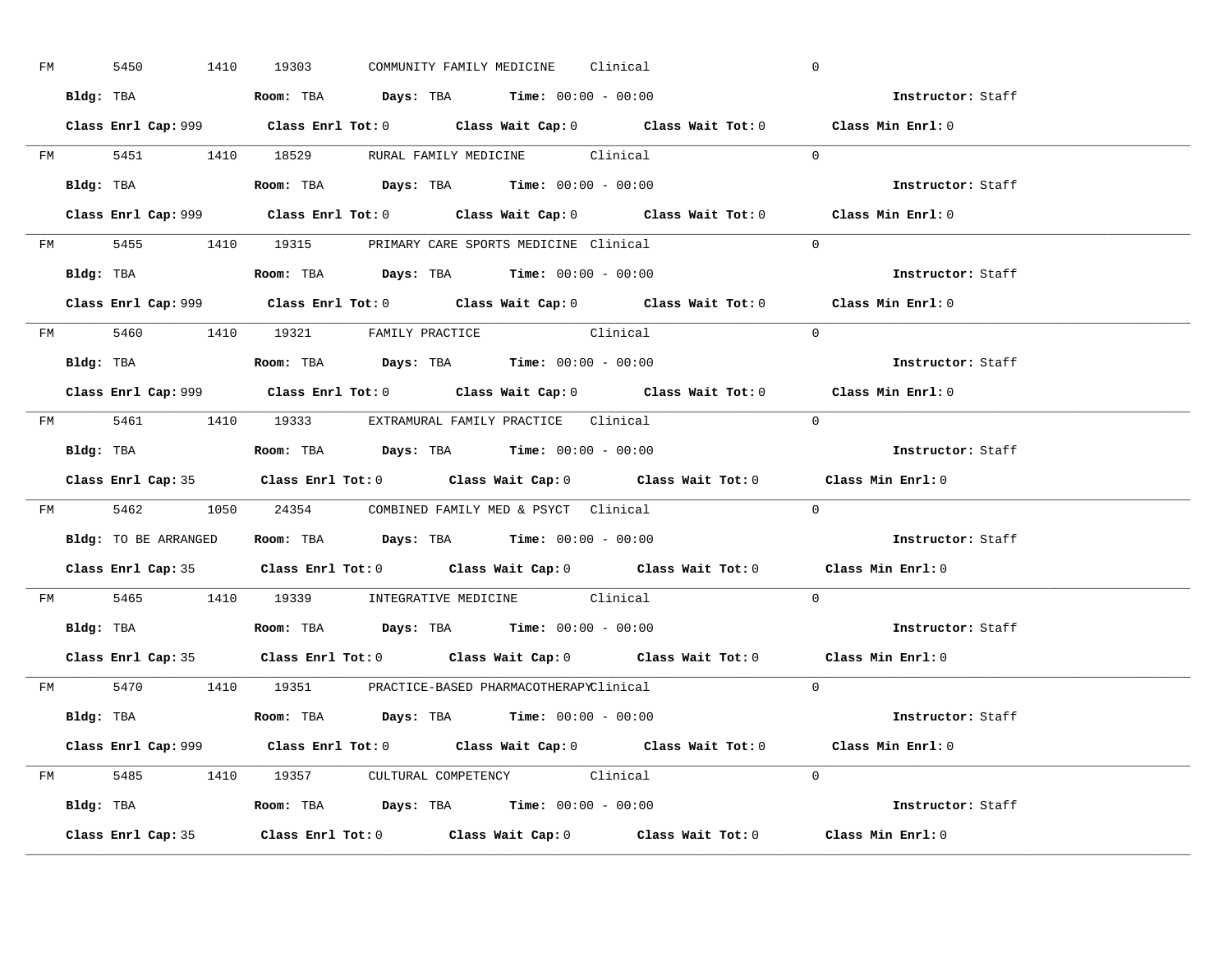FM 5450 1410 19303 COMMUNITY FAMILY MEDICINE Clinical 0

**Bldg:** TBA **Room:** TBA **Days:** TBA **Time:** 00:00 - 00:00 **Instructor:** Staff

**Class Enrl Cap:** 999 **Class Enrl Tot:** 0 **Class Wait Cap:** 0 **Class Wait Tot:** 0 **Class Min Enrl:** 0

---

FM 5451 1410 18529 RURAL FAMILY MEDICINE Clinical 0

**Bldg:** TBA **Room:** TBA **Days:** TBA **Time:** 00:00 - 00:00 **Instructor:** Staff

**Class Enrl Cap:** 999 **Class Enrl Tot:** 0 **Class Wait Cap:** 0 **Class Wait Tot:** 0 **Class Min Enrl:** 0

---

FM 5455 1410 19315 PRIMARY CARE SPORTS MEDICINE Clinical 0

**Bldg:** TBA **Room:** TBA **Days:** TBA **Time:** 00:00 - 00:00 **Instructor:** Staff

**Class Enrl Cap:** 999 **Class Enrl Tot:** 0 **Class Wait Cap:** 0 **Class Wait Tot:** 0 **Class Min Enrl:** 0

---

FM 5460 1410 19321 FAMILY PRACTICE Clinical 0

**Bldg:** TBA **Room:** TBA **Days:** TBA **Time:** 00:00 - 00:00 **Instructor:** Staff

**Class Enrl Cap:** 999 **Class Enrl Tot:** 0 **Class Wait Cap:** 0 **Class Wait Tot:** 0 **Class Min Enrl:** 0

---

FM 5461 1410 19333 EXTRAMURAL FAMILY PRACTICE Clinical 0

**Bldg:** TBA **Room:** TBA **Days:** TBA **Time:** 00:00 - 00:00 **Instructor:** Staff

**Class Enrl Cap:** 35 **Class Enrl Tot:** 0 **Class Wait Cap:** 0 **Class Wait Tot:** 0 **Class Min Enrl:** 0

---

FM 5462 1050 24354 COMBINED FAMILY MED & PSYCT Clinical 0

**Bldg:** TO BE ARRANGED **Room:** TBA **Days:** TBA **Time:** 00:00 - 00:00 **Instructor:** Staff

**Class Enrl Cap:** 35 **Class Enrl Tot:** 0 **Class Wait Cap:** 0 **Class Wait Tot:** 0 **Class Min Enrl:** 0

---

FM 5465 1410 19339 INTEGRATIVE MEDICINE Clinical 0

**Bldg:** TBA **Room:** TBA **Days:** TBA **Time:** 00:00 - 00:00 **Instructor:** Staff

**Class Enrl Cap:** 35 **Class Enrl Tot:** 0 **Class Wait Cap:** 0 **Class Wait Tot:** 0 **Class Min Enrl:** 0

---

FM 5470 1410 19351 PRACTICE-BASED PHARMACOTHERAPY Clinical 0

**Bldg:** TBA **Room:** TBA **Days:** TBA **Time:** 00:00 - 00:00 **Instructor:** Staff

**Class Enrl Cap:** 999 **Class Enrl Tot:** 0 **Class Wait Cap:** 0 **Class Wait Tot:** 0 **Class Min Enrl:** 0

---

FM 5485 1410 19357 CULTURAL COMPETENCY Clinical 0

**Bldg:** TBA **Room:** TBA **Days:** TBA **Time:** 00:00 - 00:00 **Instructor:** Staff

**Class Enrl Cap:** 35 **Class Enrl Tot:** 0 **Class Wait Cap:** 0 **Class Wait Tot:** 0 **Class Min Enrl:** 0

---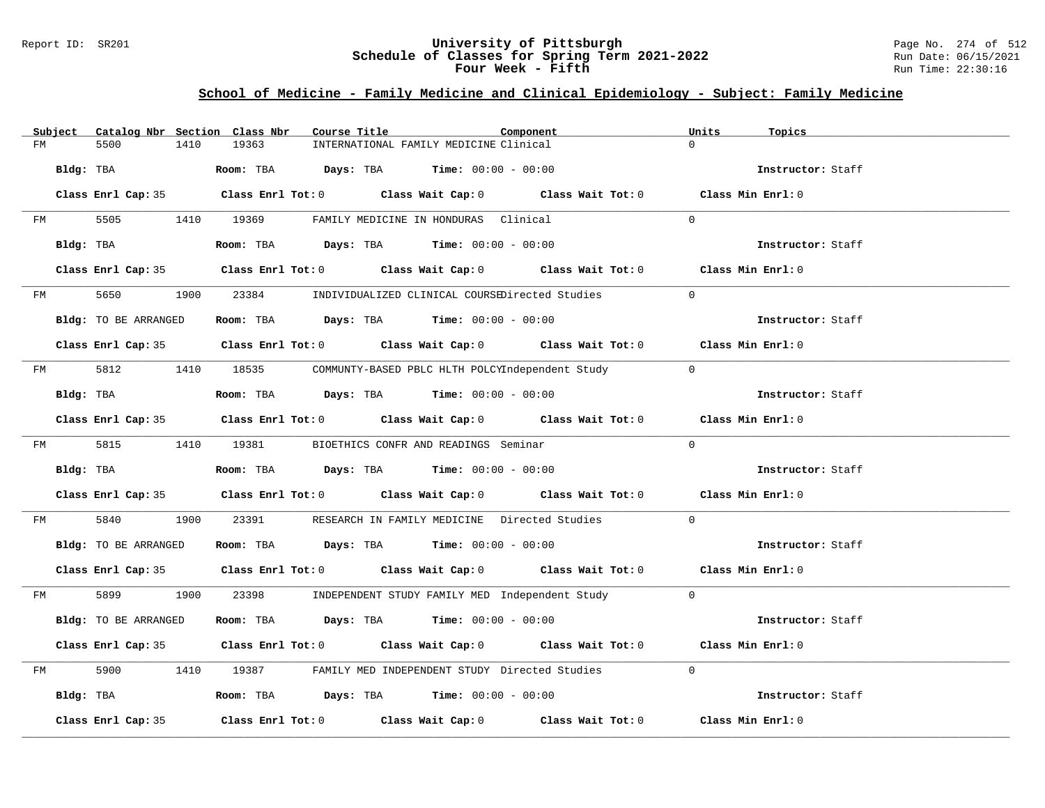## School of Medicine - Family Medicine and Clinical Epidemiology - Subject: Family Medicine

| Subject | Catalog Nbr | Section | Class Nbr | Course Title | Component | Units | Topics |
|---|---|---|---|---|---|---|---|
| FM | 5500 | 1410 | 19363 | INTERNATIONAL FAMILY MEDICINE | Clinical | 0 | |

**Bldg:** TBA **Room:** TBA **Days:** TBA **Time:** 00:00 - 00:00 **Instructor:** Staff

**Class Enrl Cap:** 35 **Class Enrl Tot:** 0 **Class Wait Cap:** 0 **Class Wait Tot:** 0 **Class Min Enrl:** 0

| Subject | Catalog Nbr | Section | Class Nbr | Course Title | Component | Units | Topics |
|---|---|---|---|---|---|---|---|
| FM | 5505 | 1410 | 19369 | FAMILY MEDICINE IN HONDURAS | Clinical | 0 | |

**Bldg:** TBA **Room:** TBA **Days:** TBA **Time:** 00:00 - 00:00 **Instructor:** Staff

**Class Enrl Cap:** 35 **Class Enrl Tot:** 0 **Class Wait Cap:** 0 **Class Wait Tot:** 0 **Class Min Enrl:** 0

| Subject | Catalog Nbr | Section | Class Nbr | Course Title | Component | Units | Topics |
|---|---|---|---|---|---|---|---|
| FM | 5650 | 1900 | 23384 | INDIVIDUALIZED CLINICAL COURSE | Directed Studies | 0 | |

**Bldg:** TO BE ARRANGED **Room:** TBA **Days:** TBA **Time:** 00:00 - 00:00 **Instructor:** Staff

**Class Enrl Cap:** 35 **Class Enrl Tot:** 0 **Class Wait Cap:** 0 **Class Wait Tot:** 0 **Class Min Enrl:** 0

| Subject | Catalog Nbr | Section | Class Nbr | Course Title | Component | Units | Topics |
|---|---|---|---|---|---|---|---|
| FM | 5812 | 1410 | 18535 | COMMUNTY-BASED PBLC HLTH POLCY | Independent Study | 0 | |

**Bldg:** TBA **Room:** TBA **Days:** TBA **Time:** 00:00 - 00:00 **Instructor:** Staff

**Class Enrl Cap:** 35 **Class Enrl Tot:** 0 **Class Wait Cap:** 0 **Class Wait Tot:** 0 **Class Min Enrl:** 0

| Subject | Catalog Nbr | Section | Class Nbr | Course Title | Component | Units | Topics |
|---|---|---|---|---|---|---|---|
| FM | 5815 | 1410 | 19381 | BIOETHICS CONFR AND READINGS | Seminar | 0 | |

**Bldg:** TBA **Room:** TBA **Days:** TBA **Time:** 00:00 - 00:00 **Instructor:** Staff

**Class Enrl Cap:** 35 **Class Enrl Tot:** 0 **Class Wait Cap:** 0 **Class Wait Tot:** 0 **Class Min Enrl:** 0

| Subject | Catalog Nbr | Section | Class Nbr | Course Title | Component | Units | Topics |
|---|---|---|---|---|---|---|---|
| FM | 5840 | 1900 | 23391 | RESEARCH IN FAMILY MEDICINE | Directed Studies | 0 | |

**Bldg:** TO BE ARRANGED **Room:** TBA **Days:** TBA **Time:** 00:00 - 00:00 **Instructor:** Staff

**Class Enrl Cap:** 35 **Class Enrl Tot:** 0 **Class Wait Cap:** 0 **Class Wait Tot:** 0 **Class Min Enrl:** 0

| Subject | Catalog Nbr | Section | Class Nbr | Course Title | Component | Units | Topics |
|---|---|---|---|---|---|---|---|
| FM | 5899 | 1900 | 23398 | INDEPENDENT STUDY FAMILY MED | Independent Study | 0 | |

**Bldg:** TO BE ARRANGED **Room:** TBA **Days:** TBA **Time:** 00:00 - 00:00 **Instructor:** Staff

**Class Enrl Cap:** 35 **Class Enrl Tot:** 0 **Class Wait Cap:** 0 **Class Wait Tot:** 0 **Class Min Enrl:** 0

| Subject | Catalog Nbr | Section | Class Nbr | Course Title | Component | Units | Topics |
|---|---|---|---|---|---|---|---|
| FM | 5900 | 1410 | 19387 | FAMILY MED INDEPENDENT STUDY | Directed Studies | 0 | |

**Bldg:** TBA **Room:** TBA **Days:** TBA **Time:** 00:00 - 00:00 **Instructor:** Staff

**Class Enrl Cap:** 35 **Class Enrl Tot:** 0 **Class Wait Cap:** 0 **Class Wait Tot:** 0 **Class Min Enrl:** 0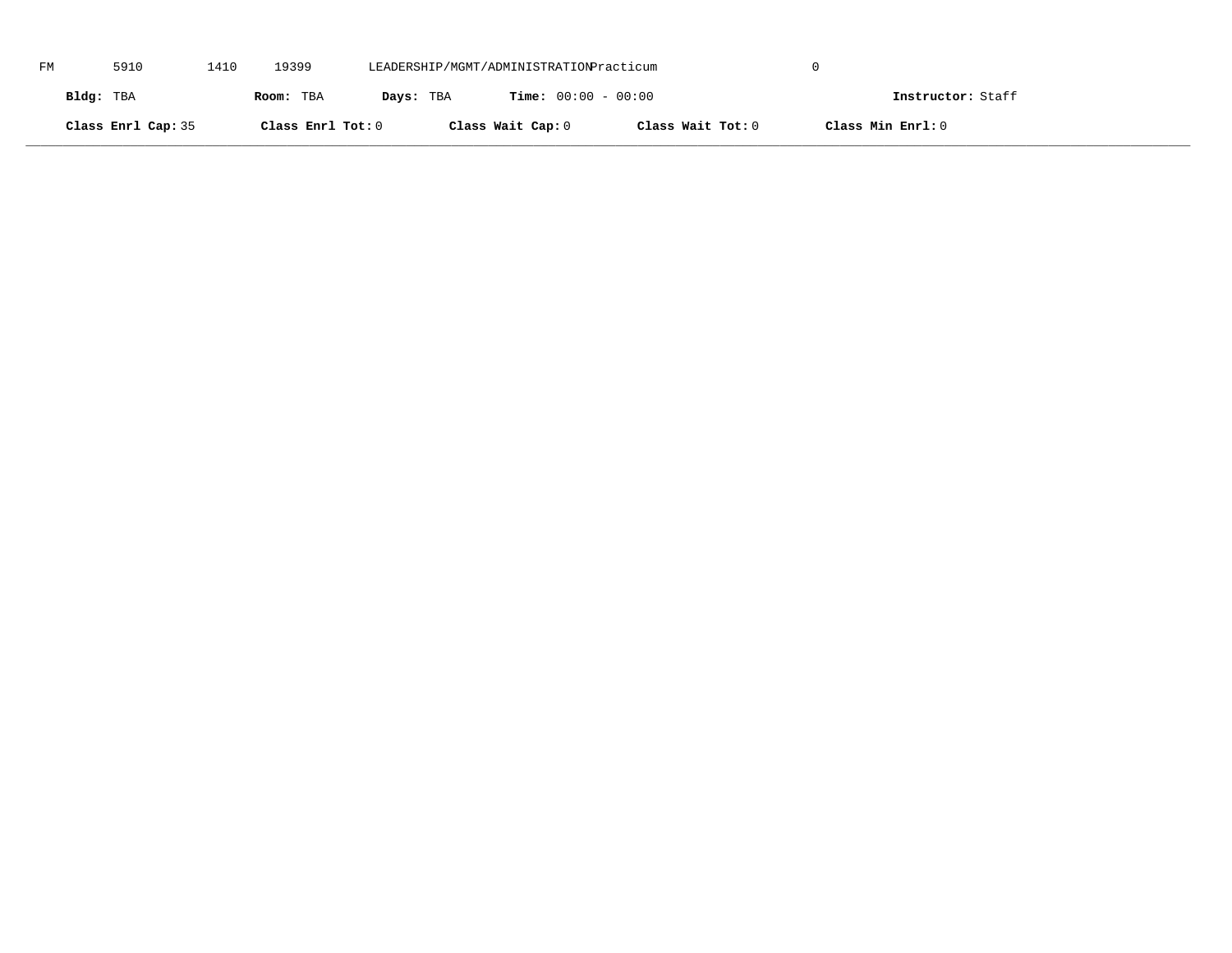FM 5910 1410 19399 LEADERSHIP/MGMT/ADMINISTRATION Practicum 0

**Bldg:** TBA **Room:** TBA **Days:** TBA **Time:** 00:00 - 00:00 **Instructor:** Staff

**Class Enrl Cap:** 35 **Class Enrl Tot:** 0 **Class Wait Cap:** 0 **Class Wait Tot:** 0 **Class Min Enrl:** 0

---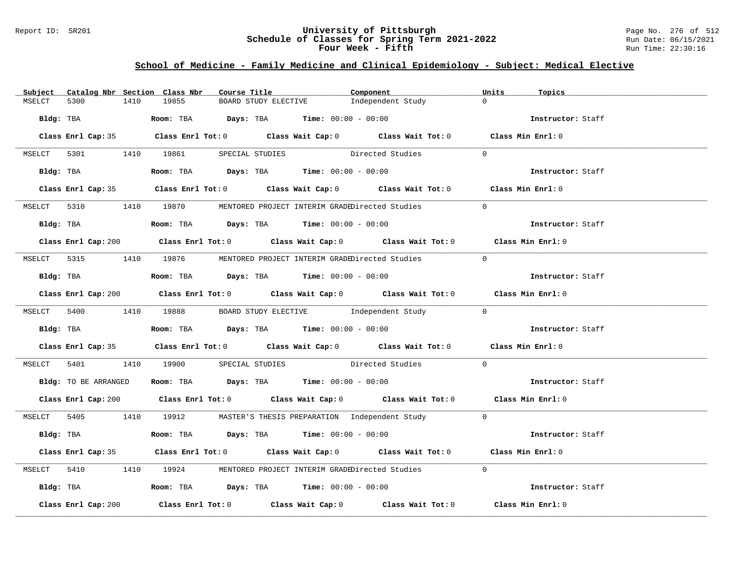## School of Medicine - Family Medicine and Clinical Epidemiology - Subject: Medical Elective

| Subject | Catalog Nbr | Section | Class Nbr | Course Title | Component | Units | Topics |
|---|---|---|---|---|---|---|---|
| MSELCT | 5300 | 1410 | 19855 | BOARD STUDY ELECTIVE | Independent Study | 0 | |

**Bldg:** TBA **Room:** TBA **Days:** TBA **Time:** 00:00 - 00:00 **Instructor:** Staff

**Class Enrl Cap:** 35 **Class Enrl Tot:** 0 **Class Wait Cap:** 0 **Class Wait Tot:** 0 **Class Min Enrl:** 0

---

| Subject | Catalog Nbr | Section | Class Nbr | Course Title | Component | Units | Topics |
|---|---|---|---|---|---|---|---|
| MSELCT | 5301 | 1410 | 19861 | SPECIAL STUDIES | Directed Studies | 0 | |

**Bldg:** TBA **Room:** TBA **Days:** TBA **Time:** 00:00 - 00:00 **Instructor:** Staff

**Class Enrl Cap:** 35 **Class Enrl Tot:** 0 **Class Wait Cap:** 0 **Class Wait Tot:** 0 **Class Min Enrl:** 0

---

| Subject | Catalog Nbr | Section | Class Nbr | Course Title | Component | Units | Topics |
|---|---|---|---|---|---|---|---|
| MSELCT | 5310 | 1410 | 19870 | MENTORED PROJECT INTERIM GRADE | Directed Studies | 0 | |

**Bldg:** TBA **Room:** TBA **Days:** TBA **Time:** 00:00 - 00:00 **Instructor:** Staff

**Class Enrl Cap:** 200 **Class Enrl Tot:** 0 **Class Wait Cap:** 0 **Class Wait Tot:** 0 **Class Min Enrl:** 0

---

| Subject | Catalog Nbr | Section | Class Nbr | Course Title | Component | Units | Topics |
|---|---|---|---|---|---|---|---|
| MSELCT | 5315 | 1410 | 19876 | MENTORED PROJECT INTERIM GRADE | Directed Studies | 0 | |

**Bldg:** TBA **Room:** TBA **Days:** TBA **Time:** 00:00 - 00:00 **Instructor:** Staff

**Class Enrl Cap:** 200 **Class Enrl Tot:** 0 **Class Wait Cap:** 0 **Class Wait Tot:** 0 **Class Min Enrl:** 0

---

| Subject | Catalog Nbr | Section | Class Nbr | Course Title | Component | Units | Topics |
|---|---|---|---|---|---|---|---|
| MSELCT | 5400 | 1410 | 19888 | BOARD STUDY ELECTIVE | Independent Study | 0 | |

**Bldg:** TBA **Room:** TBA **Days:** TBA **Time:** 00:00 - 00:00 **Instructor:** Staff

**Class Enrl Cap:** 35 **Class Enrl Tot:** 0 **Class Wait Cap:** 0 **Class Wait Tot:** 0 **Class Min Enrl:** 0

---

| Subject | Catalog Nbr | Section | Class Nbr | Course Title | Component | Units | Topics |
|---|---|---|---|---|---|---|---|
| MSELCT | 5401 | 1410 | 19900 | SPECIAL STUDIES | Directed Studies | 0 | |

**Bldg:** TO BE ARRANGED **Room:** TBA **Days:** TBA **Time:** 00:00 - 00:00 **Instructor:** Staff

**Class Enrl Cap:** 200 **Class Enrl Tot:** 0 **Class Wait Cap:** 0 **Class Wait Tot:** 0 **Class Min Enrl:** 0

---

| Subject | Catalog Nbr | Section | Class Nbr | Course Title | Component | Units | Topics |
|---|---|---|---|---|---|---|---|
| MSELCT | 5405 | 1410 | 19912 | MASTER'S THESIS PREPARATION | Independent Study | 0 | |

**Bldg:** TBA **Room:** TBA **Days:** TBA **Time:** 00:00 - 00:00 **Instructor:** Staff

**Class Enrl Cap:** 35 **Class Enrl Tot:** 0 **Class Wait Cap:** 0 **Class Wait Tot:** 0 **Class Min Enrl:** 0

---

| Subject | Catalog Nbr | Section | Class Nbr | Course Title | Component | Units | Topics |
|---|---|---|---|---|---|---|---|
| MSELCT | 5410 | 1410 | 19924 | MENTORED PROJECT INTERIM GRADE | Directed Studies | 0 | |

**Bldg:** TBA **Room:** TBA **Days:** TBA **Time:** 00:00 - 00:00 **Instructor:** Staff

**Class Enrl Cap:** 200 **Class Enrl Tot:** 0 **Class Wait Cap:** 0 **Class Wait Tot:** 0 **Class Min Enrl:** 0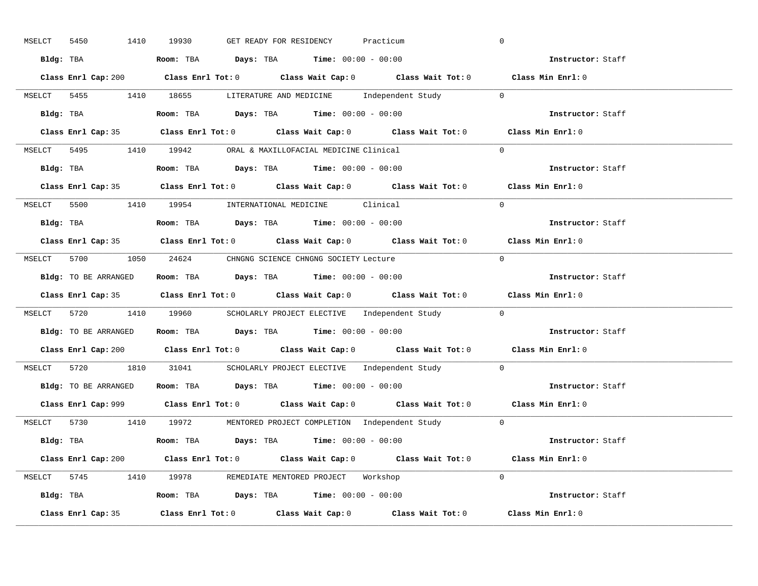MSELCT 5450 1410 19930 GET READY FOR RESIDENCY Practicum 0

**Bldg:** TBA **Room:** TBA **Days:** TBA **Time:** 00:00 - 00:00 **Instructor:** Staff

**Class Enrl Cap:** 200 **Class Enrl Tot:** 0 **Class Wait Cap:** 0 **Class Wait Tot:** 0 **Class Min Enrl:** 0

---

MSELCT 5455 1410 18655 LITERATURE AND MEDICINE Independent Study 0

**Bldg:** TBA **Room:** TBA **Days:** TBA **Time:** 00:00 - 00:00 **Instructor:** Staff

**Class Enrl Cap:** 35 **Class Enrl Tot:** 0 **Class Wait Cap:** 0 **Class Wait Tot:** 0 **Class Min Enrl:** 0

---

MSELCT 5495 1410 19942 ORAL & MAXILLOFACIAL MEDICINE Clinical 0

**Bldg:** TBA **Room:** TBA **Days:** TBA **Time:** 00:00 - 00:00 **Instructor:** Staff

**Class Enrl Cap:** 35 **Class Enrl Tot:** 0 **Class Wait Cap:** 0 **Class Wait Tot:** 0 **Class Min Enrl:** 0

---

MSELCT 5500 1410 19954 INTERNATIONAL MEDICINE Clinical 0

**Bldg:** TBA **Room:** TBA **Days:** TBA **Time:** 00:00 - 00:00 **Instructor:** Staff

**Class Enrl Cap:** 35 **Class Enrl Tot:** 0 **Class Wait Cap:** 0 **Class Wait Tot:** 0 **Class Min Enrl:** 0

---

MSELCT 5700 1050 24624 CHNGNG SCIENCE CHNGNG SOCIETY Lecture 0

**Bldg:** TO BE ARRANGED **Room:** TBA **Days:** TBA **Time:** 00:00 - 00:00 **Instructor:** Staff

**Class Enrl Cap:** 35 **Class Enrl Tot:** 0 **Class Wait Cap:** 0 **Class Wait Tot:** 0 **Class Min Enrl:** 0

---

MSELCT 5720 1410 19960 SCHOLARLY PROJECT ELECTIVE Independent Study 0

**Bldg:** TO BE ARRANGED **Room:** TBA **Days:** TBA **Time:** 00:00 - 00:00 **Instructor:** Staff

**Class Enrl Cap:** 200 **Class Enrl Tot:** 0 **Class Wait Cap:** 0 **Class Wait Tot:** 0 **Class Min Enrl:** 0

---

MSELCT 5720 1810 31041 SCHOLARLY PROJECT ELECTIVE Independent Study 0

**Bldg:** TO BE ARRANGED **Room:** TBA **Days:** TBA **Time:** 00:00 - 00:00 **Instructor:** Staff

**Class Enrl Cap:** 999 **Class Enrl Tot:** 0 **Class Wait Cap:** 0 **Class Wait Tot:** 0 **Class Min Enrl:** 0

---

MSELCT 5730 1410 19972 MENTORED PROJECT COMPLETION Independent Study 0

**Bldg:** TBA **Room:** TBA **Days:** TBA **Time:** 00:00 - 00:00 **Instructor:** Staff

**Class Enrl Cap:** 200 **Class Enrl Tot:** 0 **Class Wait Cap:** 0 **Class Wait Tot:** 0 **Class Min Enrl:** 0

---

MSELCT 5745 1410 19978 REMEDIATE MENTORED PROJECT Workshop 0

**Bldg:** TBA **Room:** TBA **Days:** TBA **Time:** 00:00 - 00:00 **Instructor:** Staff

**Class Enrl Cap:** 35 **Class Enrl Tot:** 0 **Class Wait Cap:** 0 **Class Wait Tot:** 0 **Class Min Enrl:** 0

---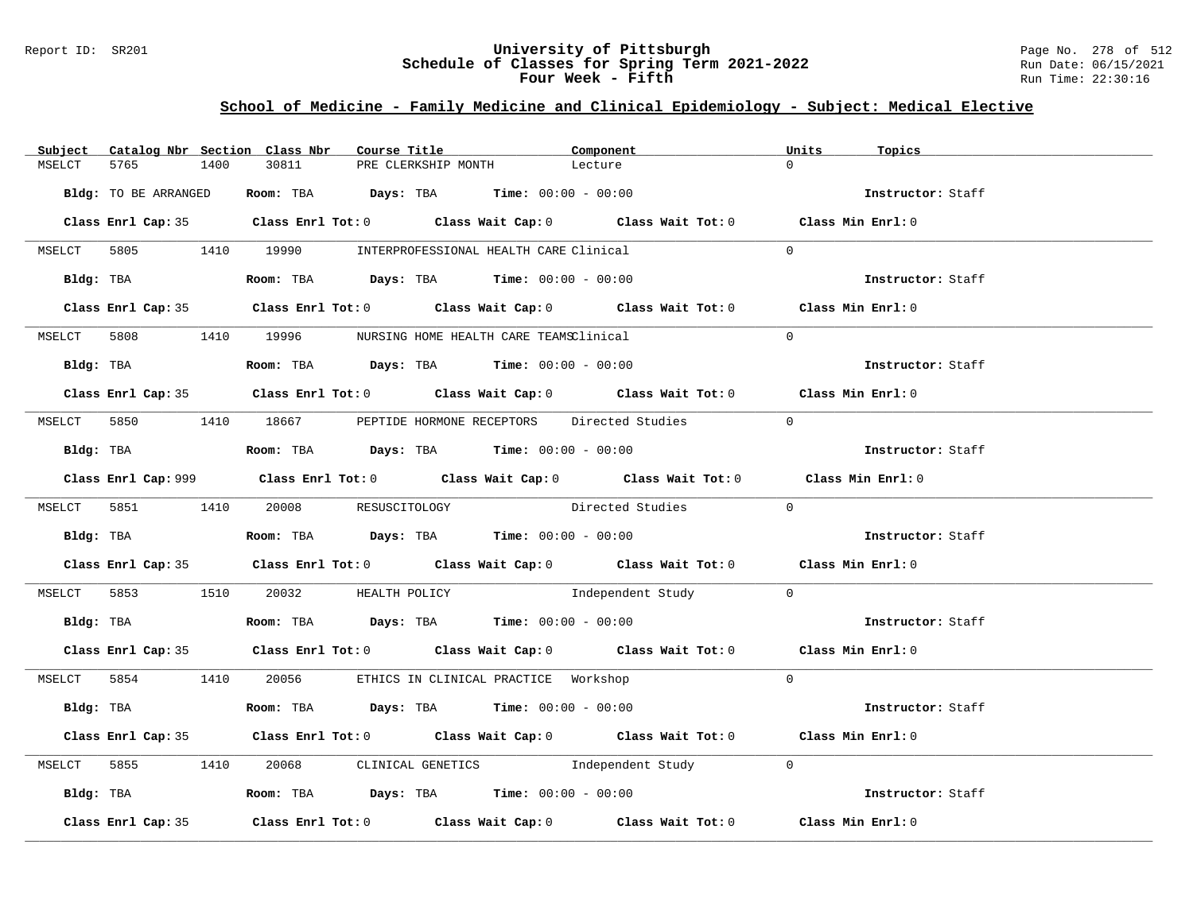Report ID: SR201

# University of Pittsburgh
## Schedule of Classes for Spring Term 2021-2022
## Four Week - Fifth

Run Date: 06/15/2021
Run Time: 22:30:16

## School of Medicine - Family Medicine and Clinical Epidemiology - Subject: Medical Elective

| Subject | Catalog Nbr | Section | Class Nbr | Course Title | Component | Units | Topics |
|---|---|---|---|---|---|---|---|
| MSELCT | 5765 | 1400 | 30811 | PRE CLERKSHIP MONTH | Lecture | 0 | |

**Bldg:** TO BE ARRANGED **Room:** TBA **Days:** TBA **Time:** 00:00 - 00:00 **Instructor:** Staff

**Class Enrl Cap:** 35 **Class Enrl Tot:** 0 **Class Wait Cap:** 0 **Class Wait Tot:** 0 **Class Min Enrl:** 0

| Subject | Catalog Nbr | Section | Class Nbr | Course Title | Component | Units | Topics |
|---|---|---|---|---|---|---|---|
| MSELCT | 5805 | 1410 | 19990 | INTERPROFESSIONAL HEALTH CARE | Clinical | 0 | |

**Bldg:** TBA **Room:** TBA **Days:** TBA **Time:** 00:00 - 00:00 **Instructor:** Staff

**Class Enrl Cap:** 35 **Class Enrl Tot:** 0 **Class Wait Cap:** 0 **Class Wait Tot:** 0 **Class Min Enrl:** 0

| Subject | Catalog Nbr | Section | Class Nbr | Course Title | Component | Units | Topics |
|---|---|---|---|---|---|---|---|
| MSELCT | 5808 | 1410 | 19996 | NURSING HOME HEALTH CARE TEAMS | Clinical | 0 | |

**Bldg:** TBA **Room:** TBA **Days:** TBA **Time:** 00:00 - 00:00 **Instructor:** Staff

**Class Enrl Cap:** 35 **Class Enrl Tot:** 0 **Class Wait Cap:** 0 **Class Wait Tot:** 0 **Class Min Enrl:** 0

| Subject | Catalog Nbr | Section | Class Nbr | Course Title | Component | Units | Topics |
|---|---|---|---|---|---|---|---|
| MSELCT | 5850 | 1410 | 18667 | PEPTIDE HORMONE RECEPTORS | Directed Studies | 0 | |

**Bldg:** TBA **Room:** TBA **Days:** TBA **Time:** 00:00 - 00:00 **Instructor:** Staff

**Class Enrl Cap:** 999 **Class Enrl Tot:** 0 **Class Wait Cap:** 0 **Class Wait Tot:** 0 **Class Min Enrl:** 0

| Subject | Catalog Nbr | Section | Class Nbr | Course Title | Component | Units | Topics |
|---|---|---|---|---|---|---|---|
| MSELCT | 5851 | 1410 | 20008 | RESUSCITOLOGY | Directed Studies | 0 | |

**Bldg:** TBA **Room:** TBA **Days:** TBA **Time:** 00:00 - 00:00 **Instructor:** Staff

**Class Enrl Cap:** 35 **Class Enrl Tot:** 0 **Class Wait Cap:** 0 **Class Wait Tot:** 0 **Class Min Enrl:** 0

| Subject | Catalog Nbr | Section | Class Nbr | Course Title | Component | Units | Topics |
|---|---|---|---|---|---|---|---|
| MSELCT | 5853 | 1510 | 20032 | HEALTH POLICY | Independent Study | 0 | |

**Bldg:** TBA **Room:** TBA **Days:** TBA **Time:** 00:00 - 00:00 **Instructor:** Staff

**Class Enrl Cap:** 35 **Class Enrl Tot:** 0 **Class Wait Cap:** 0 **Class Wait Tot:** 0 **Class Min Enrl:** 0

| Subject | Catalog Nbr | Section | Class Nbr | Course Title | Component | Units | Topics |
|---|---|---|---|---|---|---|---|
| MSELCT | 5854 | 1410 | 20056 | ETHICS IN CLINICAL PRACTICE | Workshop | 0 | |

**Bldg:** TBA **Room:** TBA **Days:** TBA **Time:** 00:00 - 00:00 **Instructor:** Staff

**Class Enrl Cap:** 35 **Class Enrl Tot:** 0 **Class Wait Cap:** 0 **Class Wait Tot:** 0 **Class Min Enrl:** 0

| Subject | Catalog Nbr | Section | Class Nbr | Course Title | Component | Units | Topics |
|---|---|---|---|---|---|---|---|
| MSELCT | 5855 | 1410 | 20068 | CLINICAL GENETICS | Independent Study | 0 | |

**Bldg:** TBA **Room:** TBA **Days:** TBA **Time:** 00:00 - 00:00 **Instructor:** Staff

**Class Enrl Cap:** 35 **Class Enrl Tot:** 0 **Class Wait Cap:** 0 **Class Wait Tot:** 0 **Class Min Enrl:** 0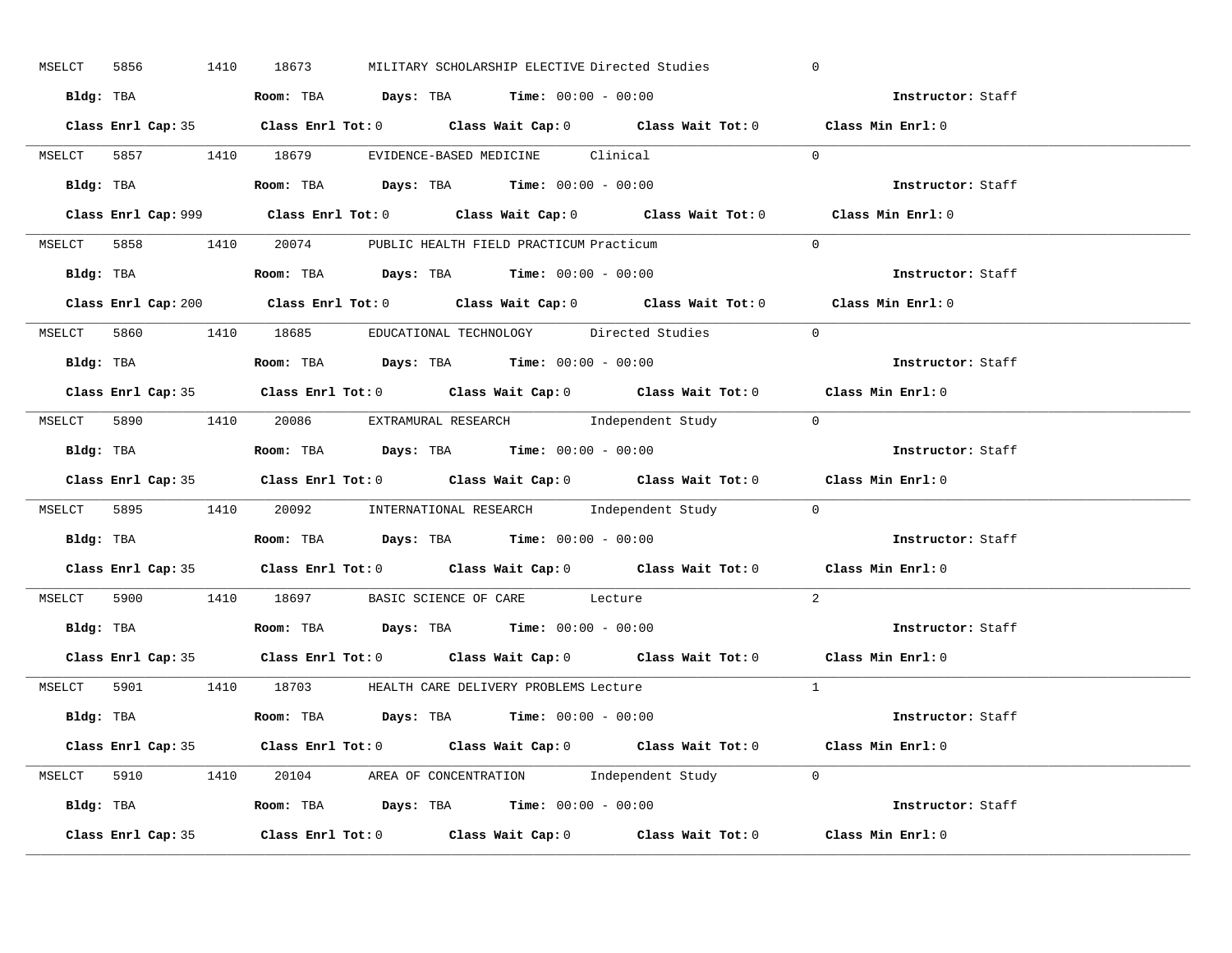MSELCT 5856 1410 18673 MILITARY SCHOLARSHIP ELECTIVE Directed Studies 0

**Bldg:** TBA **Room:** TBA **Days:** TBA **Time:** 00:00 - 00:00 **Instructor:** Staff

**Class Enrl Cap:** 35 **Class Enrl Tot:** 0 **Class Wait Cap:** 0 **Class Wait Tot:** 0 **Class Min Enrl:** 0

---

MSELCT 5857 1410 18679 EVIDENCE-BASED MEDICINE Clinical 0

**Bldg:** TBA **Room:** TBA **Days:** TBA **Time:** 00:00 - 00:00 **Instructor:** Staff

**Class Enrl Cap:** 999 **Class Enrl Tot:** 0 **Class Wait Cap:** 0 **Class Wait Tot:** 0 **Class Min Enrl:** 0

---

MSELCT 5858 1410 20074 PUBLIC HEALTH FIELD PRACTICUM Practicum 0

**Bldg:** TBA **Room:** TBA **Days:** TBA **Time:** 00:00 - 00:00 **Instructor:** Staff

**Class Enrl Cap:** 200 **Class Enrl Tot:** 0 **Class Wait Cap:** 0 **Class Wait Tot:** 0 **Class Min Enrl:** 0

---

MSELCT 5860 1410 18685 EDUCATIONAL TECHNOLOGY Directed Studies 0

**Bldg:** TBA **Room:** TBA **Days:** TBA **Time:** 00:00 - 00:00 **Instructor:** Staff

**Class Enrl Cap:** 35 **Class Enrl Tot:** 0 **Class Wait Cap:** 0 **Class Wait Tot:** 0 **Class Min Enrl:** 0

---

MSELCT 5890 1410 20086 EXTRAMURAL RESEARCH Independent Study 0

**Bldg:** TBA **Room:** TBA **Days:** TBA **Time:** 00:00 - 00:00 **Instructor:** Staff

**Class Enrl Cap:** 35 **Class Enrl Tot:** 0 **Class Wait Cap:** 0 **Class Wait Tot:** 0 **Class Min Enrl:** 0

---

MSELCT 5895 1410 20092 INTERNATIONAL RESEARCH Independent Study 0

**Bldg:** TBA **Room:** TBA **Days:** TBA **Time:** 00:00 - 00:00 **Instructor:** Staff

**Class Enrl Cap:** 35 **Class Enrl Tot:** 0 **Class Wait Cap:** 0 **Class Wait Tot:** 0 **Class Min Enrl:** 0

---

MSELCT 5900 1410 18697 BASIC SCIENCE OF CARE Lecture 2

**Bldg:** TBA **Room:** TBA **Days:** TBA **Time:** 00:00 - 00:00 **Instructor:** Staff

**Class Enrl Cap:** 35 **Class Enrl Tot:** 0 **Class Wait Cap:** 0 **Class Wait Tot:** 0 **Class Min Enrl:** 0

---

MSELCT 5901 1410 18703 HEALTH CARE DELIVERY PROBLEMS Lecture 1

**Bldg:** TBA **Room:** TBA **Days:** TBA **Time:** 00:00 - 00:00 **Instructor:** Staff

**Class Enrl Cap:** 35 **Class Enrl Tot:** 0 **Class Wait Cap:** 0 **Class Wait Tot:** 0 **Class Min Enrl:** 0

---

MSELCT 5910 1410 20104 AREA OF CONCENTRATION Independent Study 0

**Bldg:** TBA **Room:** TBA **Days:** TBA **Time:** 00:00 - 00:00 **Instructor:** Staff

**Class Enrl Cap:** 35 **Class Enrl Tot:** 0 **Class Wait Cap:** 0 **Class Wait Tot:** 0 **Class Min Enrl:** 0

---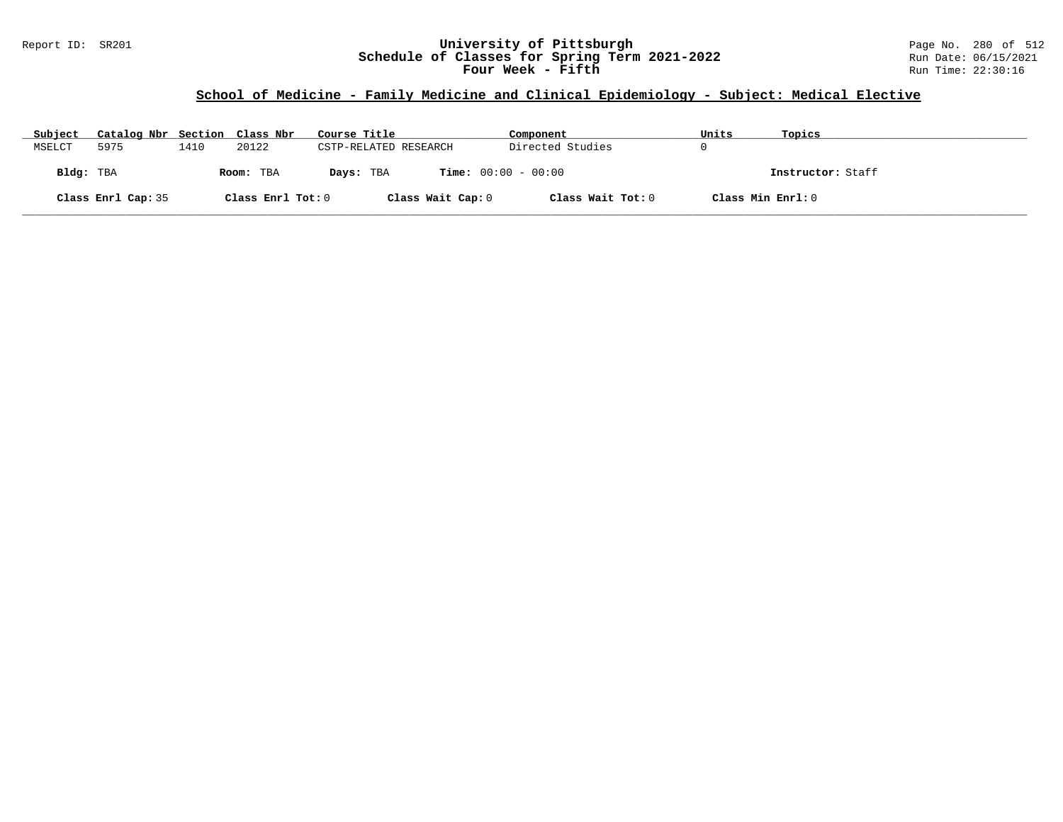## School of Medicine - Family Medicine and Clinical Epidemiology - Subject: Medical Elective

| Subject | Catalog Nbr | Section | Class Nbr | Course Title | Component | Units | Topics |
|---|---|---|---|---|---|---|---|
| MSELCT | 5975 | 1410 | 20122 | CSTP-RELATED RESEARCH | Directed Studies | 0 | |

**Bldg:** TBA **Room:** TBA **Days:** TBA **Time:** 00:00 - 00:00 **Instructor:** Staff

**Class Enrl Cap:** 35 **Class Enrl Tot:** 0 **Class Wait Cap:** 0 **Class Wait Tot:** 0 **Class Min Enrl:** 0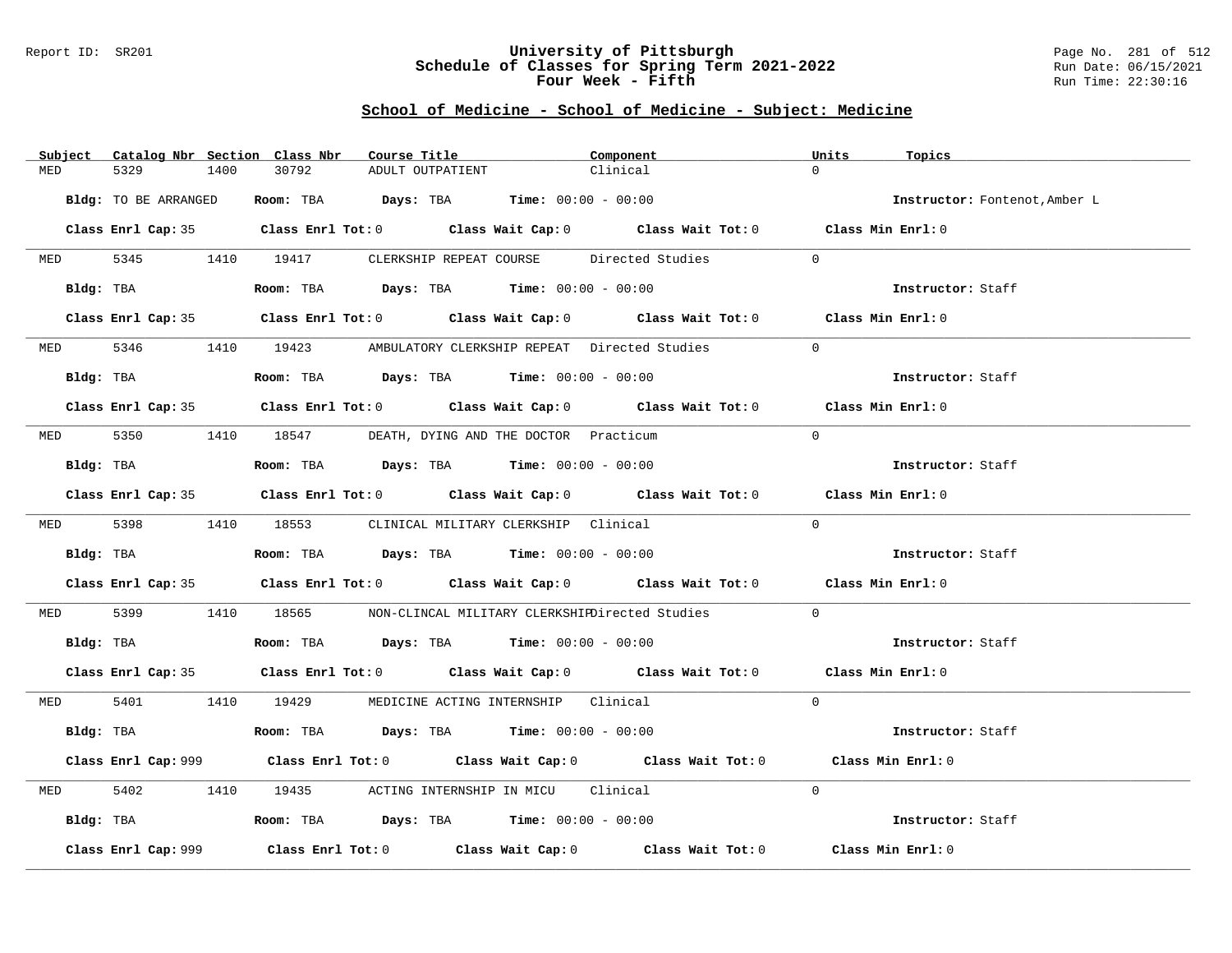## School of Medicine - School of Medicine - Subject: Medicine

| Subject | Catalog Nbr | Section | Class Nbr | Course Title | Component | Units | Topics |
|---|---|---|---|---|---|---|---|
| MED | 5329 | 1400 | 30792 | ADULT OUTPATIENT | Clinical | 0 | |

**Bldg:** TO BE ARRANGED **Room:** TBA **Days:** TBA **Time:** 00:00 - 00:00 **Instructor:** Fontenot,Amber L

**Class Enrl Cap:** 35 **Class Enrl Tot:** 0 **Class Wait Cap:** 0 **Class Wait Tot:** 0 **Class Min Enrl:** 0

---

| Subject | Catalog Nbr | Section | Class Nbr | Course Title | Component | Units | Topics |
|---|---|---|---|---|---|---|---|
| MED | 5345 | 1410 | 19417 | CLERKSHIP REPEAT COURSE | Directed Studies | 0 | |

**Bldg:** TBA **Room:** TBA **Days:** TBA **Time:** 00:00 - 00:00 **Instructor:** Staff

**Class Enrl Cap:** 35 **Class Enrl Tot:** 0 **Class Wait Cap:** 0 **Class Wait Tot:** 0 **Class Min Enrl:** 0

---

| Subject | Catalog Nbr | Section | Class Nbr | Course Title | Component | Units | Topics |
|---|---|---|---|---|---|---|---|
| MED | 5346 | 1410 | 19423 | AMBULATORY CLERKSHIP REPEAT | Directed Studies | 0 | |

**Bldg:** TBA **Room:** TBA **Days:** TBA **Time:** 00:00 - 00:00 **Instructor:** Staff

**Class Enrl Cap:** 35 **Class Enrl Tot:** 0 **Class Wait Cap:** 0 **Class Wait Tot:** 0 **Class Min Enrl:** 0

---

| Subject | Catalog Nbr | Section | Class Nbr | Course Title | Component | Units | Topics |
|---|---|---|---|---|---|---|---|
| MED | 5350 | 1410 | 18547 | DEATH, DYING AND THE DOCTOR | Practicum | 0 | |

**Bldg:** TBA **Room:** TBA **Days:** TBA **Time:** 00:00 - 00:00 **Instructor:** Staff

**Class Enrl Cap:** 35 **Class Enrl Tot:** 0 **Class Wait Cap:** 0 **Class Wait Tot:** 0 **Class Min Enrl:** 0

---

| Subject | Catalog Nbr | Section | Class Nbr | Course Title | Component | Units | Topics |
|---|---|---|---|---|---|---|---|
| MED | 5398 | 1410 | 18553 | CLINICAL MILITARY CLERKSHIP | Clinical | 0 | |

**Bldg:** TBA **Room:** TBA **Days:** TBA **Time:** 00:00 - 00:00 **Instructor:** Staff

**Class Enrl Cap:** 35 **Class Enrl Tot:** 0 **Class Wait Cap:** 0 **Class Wait Tot:** 0 **Class Min Enrl:** 0

---

| Subject | Catalog Nbr | Section | Class Nbr | Course Title | Component | Units | Topics |
|---|---|---|---|---|---|---|---|
| MED | 5399 | 1410 | 18565 | NON-CLINCAL MILITARY CLERKSHIP | Directed Studies | 0 | |

**Bldg:** TBA **Room:** TBA **Days:** TBA **Time:** 00:00 - 00:00 **Instructor:** Staff

**Class Enrl Cap:** 35 **Class Enrl Tot:** 0 **Class Wait Cap:** 0 **Class Wait Tot:** 0 **Class Min Enrl:** 0

---

| Subject | Catalog Nbr | Section | Class Nbr | Course Title | Component | Units | Topics |
|---|---|---|---|---|---|---|---|
| MED | 5401 | 1410 | 19429 | MEDICINE ACTING INTERNSHIP | Clinical | 0 | |

**Bldg:** TBA **Room:** TBA **Days:** TBA **Time:** 00:00 - 00:00 **Instructor:** Staff

**Class Enrl Cap:** 999 **Class Enrl Tot:** 0 **Class Wait Cap:** 0 **Class Wait Tot:** 0 **Class Min Enrl:** 0

---

| Subject | Catalog Nbr | Section | Class Nbr | Course Title | Component | Units | Topics |
|---|---|---|---|---|---|---|---|
| MED | 5402 | 1410 | 19435 | ACTING INTERNSHIP IN MICU | Clinical | 0 | |

**Bldg:** TBA **Room:** TBA **Days:** TBA **Time:** 00:00 - 00:00 **Instructor:** Staff

**Class Enrl Cap:** 999 **Class Enrl Tot:** 0 **Class Wait Cap:** 0 **Class Wait Tot:** 0 **Class Min Enrl:** 0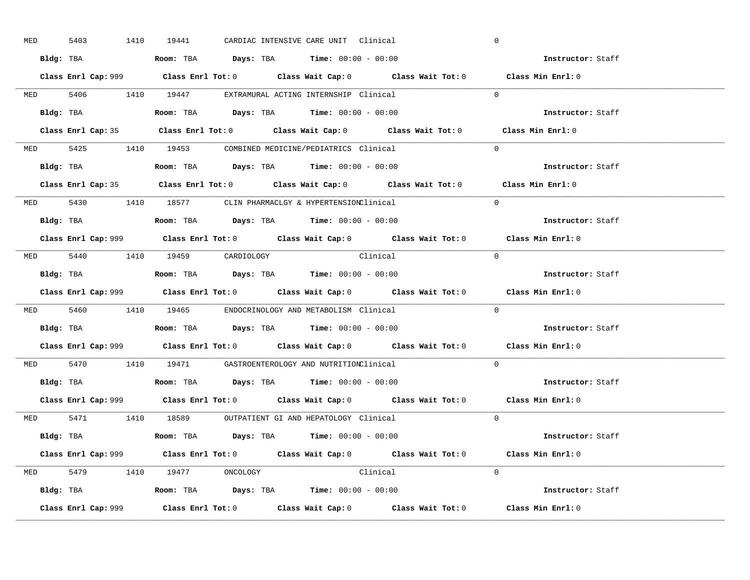MED 5403 1410 19441 CARDIAC INTENSIVE CARE UNIT Clinical 0

**Bldg:** TBA **Room:** TBA **Days:** TBA **Time:** 00:00 - 00:00 **Instructor:** Staff

**Class Enrl Cap:** 999 **Class Enrl Tot:** 0 **Class Wait Cap:** 0 **Class Wait Tot:** 0 **Class Min Enrl:** 0

---

MED 5406 1410 19447 EXTRAMURAL ACTING INTERNSHIP Clinical 0

**Bldg:** TBA **Room:** TBA **Days:** TBA **Time:** 00:00 - 00:00 **Instructor:** Staff

**Class Enrl Cap:** 35 **Class Enrl Tot:** 0 **Class Wait Cap:** 0 **Class Wait Tot:** 0 **Class Min Enrl:** 0

---

MED 5425 1410 19453 COMBINED MEDICINE/PEDIATRICS Clinical 0

**Bldg:** TBA **Room:** TBA **Days:** TBA **Time:** 00:00 - 00:00 **Instructor:** Staff

**Class Enrl Cap:** 35 **Class Enrl Tot:** 0 **Class Wait Cap:** 0 **Class Wait Tot:** 0 **Class Min Enrl:** 0

---

MED 5430 1410 18577 CLIN PHARMACLGY & HYPERTENSION Clinical 0

**Bldg:** TBA **Room:** TBA **Days:** TBA **Time:** 00:00 - 00:00 **Instructor:** Staff

**Class Enrl Cap:** 999 **Class Enrl Tot:** 0 **Class Wait Cap:** 0 **Class Wait Tot:** 0 **Class Min Enrl:** 0

---

MED 5440 1410 19459 CARDIOLOGY Clinical 0

**Bldg:** TBA **Room:** TBA **Days:** TBA **Time:** 00:00 - 00:00 **Instructor:** Staff

**Class Enrl Cap:** 999 **Class Enrl Tot:** 0 **Class Wait Cap:** 0 **Class Wait Tot:** 0 **Class Min Enrl:** 0

---

MED 5460 1410 19465 ENDOCRINOLOGY AND METABOLISM Clinical 0

**Bldg:** TBA **Room:** TBA **Days:** TBA **Time:** 00:00 - 00:00 **Instructor:** Staff

**Class Enrl Cap:** 999 **Class Enrl Tot:** 0 **Class Wait Cap:** 0 **Class Wait Tot:** 0 **Class Min Enrl:** 0

---

MED 5470 1410 19471 GASTROENTEROLOGY AND NUTRITION Clinical 0

**Bldg:** TBA **Room:** TBA **Days:** TBA **Time:** 00:00 - 00:00 **Instructor:** Staff

**Class Enrl Cap:** 999 **Class Enrl Tot:** 0 **Class Wait Cap:** 0 **Class Wait Tot:** 0 **Class Min Enrl:** 0

---

MED 5471 1410 18589 OUTPATIENT GI AND HEPATOLOGY Clinical 0

**Bldg:** TBA **Room:** TBA **Days:** TBA **Time:** 00:00 - 00:00 **Instructor:** Staff

**Class Enrl Cap:** 999 **Class Enrl Tot:** 0 **Class Wait Cap:** 0 **Class Wait Tot:** 0 **Class Min Enrl:** 0

---

MED 5479 1410 19477 ONCOLOGY Clinical 0

**Bldg:** TBA **Room:** TBA **Days:** TBA **Time:** 00:00 - 00:00 **Instructor:** Staff

**Class Enrl Cap:** 999 **Class Enrl Tot:** 0 **Class Wait Cap:** 0 **Class Wait Tot:** 0 **Class Min Enrl:** 0

---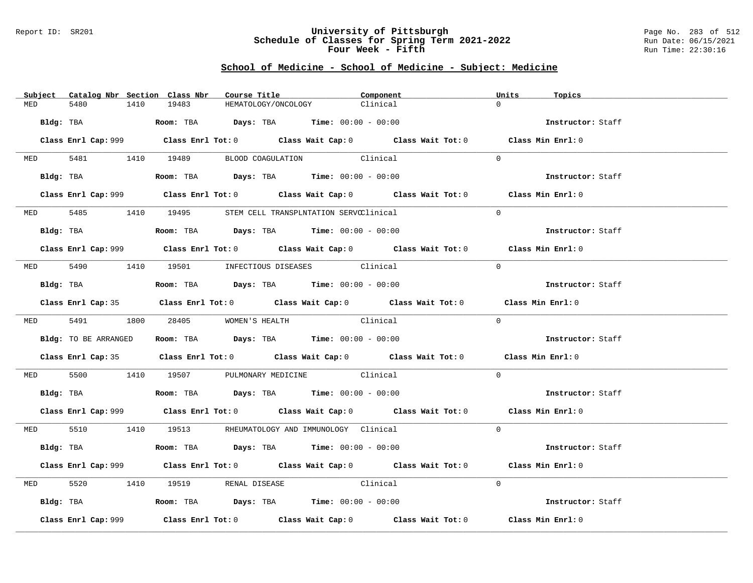University of Pittsburgh
Schedule of Classes for Spring Term 2021-2022
Four Week - Fifth

## School of Medicine - School of Medicine - Subject: Medicine

| Subject | Catalog Nbr | Section | Class Nbr | Course Title | Component | Units | Topics |
|---|---|---|---|---|---|---|---|
| MED | 5480 | 1410 | 19483 | HEMATOLOGY/ONCOLOGY | Clinical | 0 | |

Bldg: TBA    Room: TBA    Days: TBA    Time: 00:00 - 00:00    Instructor: Staff

Class Enrl Cap: 999    Class Enrl Tot: 0    Class Wait Cap: 0    Class Wait Tot: 0    Class Min Enrl: 0

| Subject | Catalog Nbr | Section | Class Nbr | Course Title | Component | Units | Topics |
|---|---|---|---|---|---|---|---|
| MED | 5481 | 1410 | 19489 | BLOOD COAGULATION | Clinical | 0 | |

Bldg: TBA    Room: TBA    Days: TBA    Time: 00:00 - 00:00    Instructor: Staff

Class Enrl Cap: 999    Class Enrl Tot: 0    Class Wait Cap: 0    Class Wait Tot: 0    Class Min Enrl: 0

| Subject | Catalog Nbr | Section | Class Nbr | Course Title | Component | Units | Topics |
|---|---|---|---|---|---|---|---|
| MED | 5485 | 1410 | 19495 | STEM CELL TRANSPLNTATION SERVC | Clinical | 0 | |

Bldg: TBA    Room: TBA    Days: TBA    Time: 00:00 - 00:00    Instructor: Staff

Class Enrl Cap: 999    Class Enrl Tot: 0    Class Wait Cap: 0    Class Wait Tot: 0    Class Min Enrl: 0

| Subject | Catalog Nbr | Section | Class Nbr | Course Title | Component | Units | Topics |
|---|---|---|---|---|---|---|---|
| MED | 5490 | 1410 | 19501 | INFECTIOUS DISEASES | Clinical | 0 | |

Bldg: TBA    Room: TBA    Days: TBA    Time: 00:00 - 00:00    Instructor: Staff

Class Enrl Cap: 35    Class Enrl Tot: 0    Class Wait Cap: 0    Class Wait Tot: 0    Class Min Enrl: 0

| Subject | Catalog Nbr | Section | Class Nbr | Course Title | Component | Units | Topics |
|---|---|---|---|---|---|---|---|
| MED | 5491 | 1800 | 28405 | WOMEN'S HEALTH | Clinical | 0 | |

Bldg: TO BE ARRANGED    Room: TBA    Days: TBA    Time: 00:00 - 00:00    Instructor: Staff

Class Enrl Cap: 35    Class Enrl Tot: 0    Class Wait Cap: 0    Class Wait Tot: 0    Class Min Enrl: 0

| Subject | Catalog Nbr | Section | Class Nbr | Course Title | Component | Units | Topics |
|---|---|---|---|---|---|---|---|
| MED | 5500 | 1410 | 19507 | PULMONARY MEDICINE | Clinical | 0 | |

Bldg: TBA    Room: TBA    Days: TBA    Time: 00:00 - 00:00    Instructor: Staff

Class Enrl Cap: 999    Class Enrl Tot: 0    Class Wait Cap: 0    Class Wait Tot: 0    Class Min Enrl: 0

| Subject | Catalog Nbr | Section | Class Nbr | Course Title | Component | Units | Topics |
|---|---|---|---|---|---|---|---|
| MED | 5510 | 1410 | 19513 | RHEUMATOLOGY AND IMMUNOLOGY | Clinical | 0 | |

Bldg: TBA    Room: TBA    Days: TBA    Time: 00:00 - 00:00    Instructor: Staff

Class Enrl Cap: 999    Class Enrl Tot: 0    Class Wait Cap: 0    Class Wait Tot: 0    Class Min Enrl: 0

| Subject | Catalog Nbr | Section | Class Nbr | Course Title | Component | Units | Topics |
|---|---|---|---|---|---|---|---|
| MED | 5520 | 1410 | 19519 | RENAL DISEASE | Clinical | 0 | |

Bldg: TBA    Room: TBA    Days: TBA    Time: 00:00 - 00:00    Instructor: Staff

Class Enrl Cap: 999    Class Enrl Tot: 0    Class Wait Cap: 0    Class Wait Tot: 0    Class Min Enrl: 0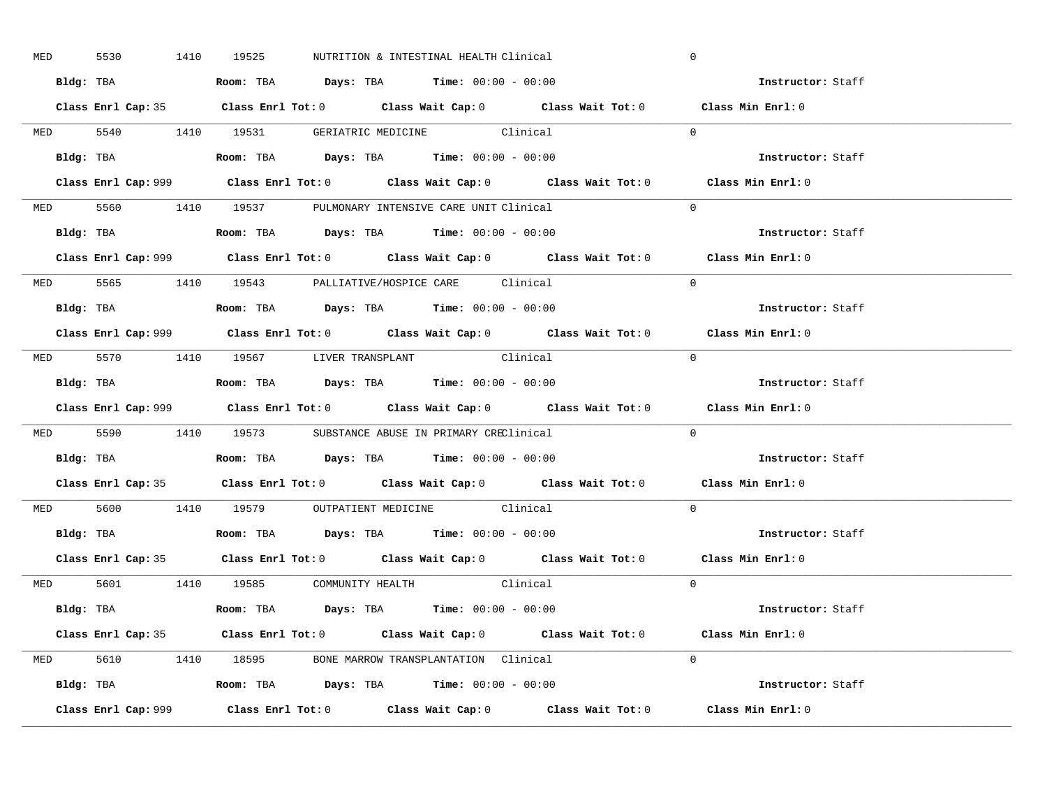MED 5530 1410 19525 NUTRITION & INTESTINAL HEALTH Clinical 0

**Bldg:** TBA **Room:** TBA **Days:** TBA **Time:** 00:00 - 00:00 **Instructor:** Staff

**Class Enrl Cap:** 35 **Class Enrl Tot:** 0 **Class Wait Cap:** 0 **Class Wait Tot:** 0 **Class Min Enrl:** 0

---

MED 5540 1410 19531 GERIATRIC MEDICINE Clinical 0

**Bldg:** TBA **Room:** TBA **Days:** TBA **Time:** 00:00 - 00:00 **Instructor:** Staff

**Class Enrl Cap:** 999 **Class Enrl Tot:** 0 **Class Wait Cap:** 0 **Class Wait Tot:** 0 **Class Min Enrl:** 0

---

MED 5560 1410 19537 PULMONARY INTENSIVE CARE UNIT Clinical 0

**Bldg:** TBA **Room:** TBA **Days:** TBA **Time:** 00:00 - 00:00 **Instructor:** Staff

**Class Enrl Cap:** 999 **Class Enrl Tot:** 0 **Class Wait Cap:** 0 **Class Wait Tot:** 0 **Class Min Enrl:** 0

---

MED 5565 1410 19543 PALLIATIVE/HOSPICE CARE Clinical 0

**Bldg:** TBA **Room:** TBA **Days:** TBA **Time:** 00:00 - 00:00 **Instructor:** Staff

**Class Enrl Cap:** 999 **Class Enrl Tot:** 0 **Class Wait Cap:** 0 **Class Wait Tot:** 0 **Class Min Enrl:** 0

---

MED 5570 1410 19567 LIVER TRANSPLANT Clinical 0

**Bldg:** TBA **Room:** TBA **Days:** TBA **Time:** 00:00 - 00:00 **Instructor:** Staff

**Class Enrl Cap:** 999 **Class Enrl Tot:** 0 **Class Wait Cap:** 0 **Class Wait Tot:** 0 **Class Min Enrl:** 0

---

MED 5590 1410 19573 SUBSTANCE ABUSE IN PRIMARY CRE Clinical 0

**Bldg:** TBA **Room:** TBA **Days:** TBA **Time:** 00:00 - 00:00 **Instructor:** Staff

**Class Enrl Cap:** 35 **Class Enrl Tot:** 0 **Class Wait Cap:** 0 **Class Wait Tot:** 0 **Class Min Enrl:** 0

---

MED 5600 1410 19579 OUTPATIENT MEDICINE Clinical 0

**Bldg:** TBA **Room:** TBA **Days:** TBA **Time:** 00:00 - 00:00 **Instructor:** Staff

**Class Enrl Cap:** 35 **Class Enrl Tot:** 0 **Class Wait Cap:** 0 **Class Wait Tot:** 0 **Class Min Enrl:** 0

---

MED 5601 1410 19585 COMMUNITY HEALTH Clinical 0

**Bldg:** TBA **Room:** TBA **Days:** TBA **Time:** 00:00 - 00:00 **Instructor:** Staff

**Class Enrl Cap:** 35 **Class Enrl Tot:** 0 **Class Wait Cap:** 0 **Class Wait Tot:** 0 **Class Min Enrl:** 0

---

MED 5610 1410 18595 BONE MARROW TRANSPLANTATION Clinical 0

**Bldg:** TBA **Room:** TBA **Days:** TBA **Time:** 00:00 - 00:00 **Instructor:** Staff

**Class Enrl Cap:** 999 **Class Enrl Tot:** 0 **Class Wait Cap:** 0 **Class Wait Tot:** 0 **Class Min Enrl:** 0

---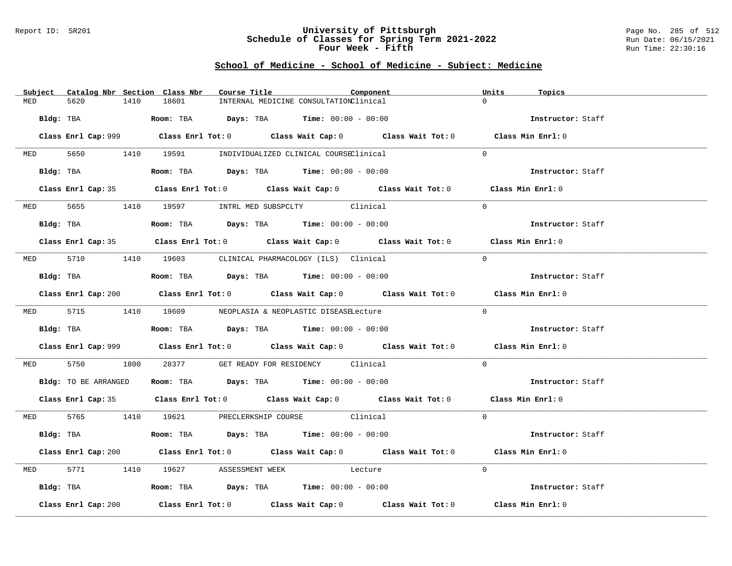Report ID: SR201

# University of Pittsburgh
## Schedule of Classes for Spring Term 2021-2022
## Four Week - Fifth

Run Date: 06/15/2021
Run Time: 22:30:16

## School of Medicine - School of Medicine - Subject: Medicine

| Subject | Catalog Nbr | Section | Class Nbr | Course Title | Component | Units | Topics |
|---|---|---|---|---|---|---|---|
| MED | 5620 | 1410 | 18601 | INTERNAL MEDICINE CONSULTATION | Clinical | 0 | |

Bldg: TBA    Room: TBA    Days: TBA    Time: 00:00 - 00:00    Instructor: Staff

Class Enrl Cap: 999    Class Enrl Tot: 0    Class Wait Cap: 0    Class Wait Tot: 0    Class Min Enrl: 0

| Subject | Catalog Nbr | Section | Class Nbr | Course Title | Component | Units | Topics |
|---|---|---|---|---|---|---|---|
| MED | 5650 | 1410 | 19591 | INDIVIDUALIZED CLINICAL COURSE | Clinical | 0 | |

Bldg: TBA    Room: TBA    Days: TBA    Time: 00:00 - 00:00    Instructor: Staff

Class Enrl Cap: 35    Class Enrl Tot: 0    Class Wait Cap: 0    Class Wait Tot: 0    Class Min Enrl: 0

| Subject | Catalog Nbr | Section | Class Nbr | Course Title | Component | Units | Topics |
|---|---|---|---|---|---|---|---|
| MED | 5655 | 1410 | 19597 | INTRL MED SUBSPCLTY | Clinical | 0 | |

Bldg: TBA    Room: TBA    Days: TBA    Time: 00:00 - 00:00    Instructor: Staff

Class Enrl Cap: 35    Class Enrl Tot: 0    Class Wait Cap: 0    Class Wait Tot: 0    Class Min Enrl: 0

| Subject | Catalog Nbr | Section | Class Nbr | Course Title | Component | Units | Topics |
|---|---|---|---|---|---|---|---|
| MED | 5710 | 1410 | 19603 | CLINICAL PHARMACOLOGY (ILS) | Clinical | 0 | |

Bldg: TBA    Room: TBA    Days: TBA    Time: 00:00 - 00:00    Instructor: Staff

Class Enrl Cap: 200    Class Enrl Tot: 0    Class Wait Cap: 0    Class Wait Tot: 0    Class Min Enrl: 0

| Subject | Catalog Nbr | Section | Class Nbr | Course Title | Component | Units | Topics |
|---|---|---|---|---|---|---|---|
| MED | 5715 | 1410 | 19609 | NEOPLASIA & NEOPLASTIC DISEASE | Lecture | 0 | |

Bldg: TBA    Room: TBA    Days: TBA    Time: 00:00 - 00:00    Instructor: Staff

Class Enrl Cap: 999    Class Enrl Tot: 0    Class Wait Cap: 0    Class Wait Tot: 0    Class Min Enrl: 0

| Subject | Catalog Nbr | Section | Class Nbr | Course Title | Component | Units | Topics |
|---|---|---|---|---|---|---|---|
| MED | 5750 | 1800 | 28377 | GET READY FOR RESIDENCY | Clinical | 0 | |

Bldg: TO BE ARRANGED    Room: TBA    Days: TBA    Time: 00:00 - 00:00    Instructor: Staff

Class Enrl Cap: 35    Class Enrl Tot: 0    Class Wait Cap: 0    Class Wait Tot: 0    Class Min Enrl: 0

| Subject | Catalog Nbr | Section | Class Nbr | Course Title | Component | Units | Topics |
|---|---|---|---|---|---|---|---|
| MED | 5765 | 1410 | 19621 | PRECLERKSHIP COURSE | Clinical | 0 | |

Bldg: TBA    Room: TBA    Days: TBA    Time: 00:00 - 00:00    Instructor: Staff

Class Enrl Cap: 200    Class Enrl Tot: 0    Class Wait Cap: 0    Class Wait Tot: 0    Class Min Enrl: 0

| Subject | Catalog Nbr | Section | Class Nbr | Course Title | Component | Units | Topics |
|---|---|---|---|---|---|---|---|
| MED | 5771 | 1410 | 19627 | ASSESSMENT WEEK | Lecture | 0 | |

Bldg: TBA    Room: TBA    Days: TBA    Time: 00:00 - 00:00    Instructor: Staff

Class Enrl Cap: 200    Class Enrl Tot: 0    Class Wait Cap: 0    Class Wait Tot: 0    Class Min Enrl: 0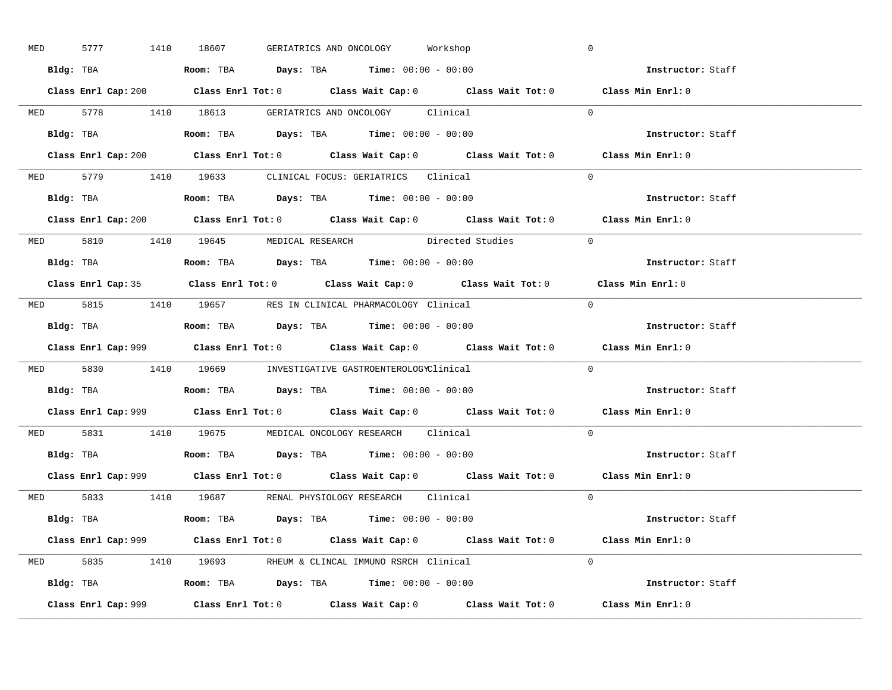MED 5777 1410 18607 GERIATRICS AND ONCOLOGY Workshop 0

**Bldg:** TBA **Room:** TBA **Days:** TBA **Time:** 00:00 - 00:00 **Instructor:** Staff

**Class Enrl Cap:** 200 **Class Enrl Tot:** 0 **Class Wait Cap:** 0 **Class Wait Tot:** 0 **Class Min Enrl:** 0

---

MED 5778 1410 18613 GERIATRICS AND ONCOLOGY Clinical 0

**Bldg:** TBA **Room:** TBA **Days:** TBA **Time:** 00:00 - 00:00 **Instructor:** Staff

**Class Enrl Cap:** 200 **Class Enrl Tot:** 0 **Class Wait Cap:** 0 **Class Wait Tot:** 0 **Class Min Enrl:** 0

---

MED 5779 1410 19633 CLINICAL FOCUS: GERIATRICS Clinical 0

**Bldg:** TBA **Room:** TBA **Days:** TBA **Time:** 00:00 - 00:00 **Instructor:** Staff

**Class Enrl Cap:** 200 **Class Enrl Tot:** 0 **Class Wait Cap:** 0 **Class Wait Tot:** 0 **Class Min Enrl:** 0

---

MED 5810 1410 19645 MEDICAL RESEARCH Directed Studies 0

**Bldg:** TBA **Room:** TBA **Days:** TBA **Time:** 00:00 - 00:00 **Instructor:** Staff

**Class Enrl Cap:** 35 **Class Enrl Tot:** 0 **Class Wait Cap:** 0 **Class Wait Tot:** 0 **Class Min Enrl:** 0

---

MED 5815 1410 19657 RES IN CLINICAL PHARMACOLOGY Clinical 0

**Bldg:** TBA **Room:** TBA **Days:** TBA **Time:** 00:00 - 00:00 **Instructor:** Staff

**Class Enrl Cap:** 999 **Class Enrl Tot:** 0 **Class Wait Cap:** 0 **Class Wait Tot:** 0 **Class Min Enrl:** 0

---

MED 5830 1410 19669 INVESTIGATIVE GASTROENTEROLOGY Clinical 0

**Bldg:** TBA **Room:** TBA **Days:** TBA **Time:** 00:00 - 00:00 **Instructor:** Staff

**Class Enrl Cap:** 999 **Class Enrl Tot:** 0 **Class Wait Cap:** 0 **Class Wait Tot:** 0 **Class Min Enrl:** 0

---

MED 5831 1410 19675 MEDICAL ONCOLOGY RESEARCH Clinical 0

**Bldg:** TBA **Room:** TBA **Days:** TBA **Time:** 00:00 - 00:00 **Instructor:** Staff

**Class Enrl Cap:** 999 **Class Enrl Tot:** 0 **Class Wait Cap:** 0 **Class Wait Tot:** 0 **Class Min Enrl:** 0

---

MED 5833 1410 19687 RENAL PHYSIOLOGY RESEARCH Clinical 0

**Bldg:** TBA **Room:** TBA **Days:** TBA **Time:** 00:00 - 00:00 **Instructor:** Staff

**Class Enrl Cap:** 999 **Class Enrl Tot:** 0 **Class Wait Cap:** 0 **Class Wait Tot:** 0 **Class Min Enrl:** 0

---

MED 5835 1410 19693 RHEUM & CLINCAL IMMUNO RSRCH Clinical 0

**Bldg:** TBA **Room:** TBA **Days:** TBA **Time:** 00:00 - 00:00 **Instructor:** Staff

**Class Enrl Cap:** 999 **Class Enrl Tot:** 0 **Class Wait Cap:** 0 **Class Wait Tot:** 0 **Class Min Enrl:** 0

---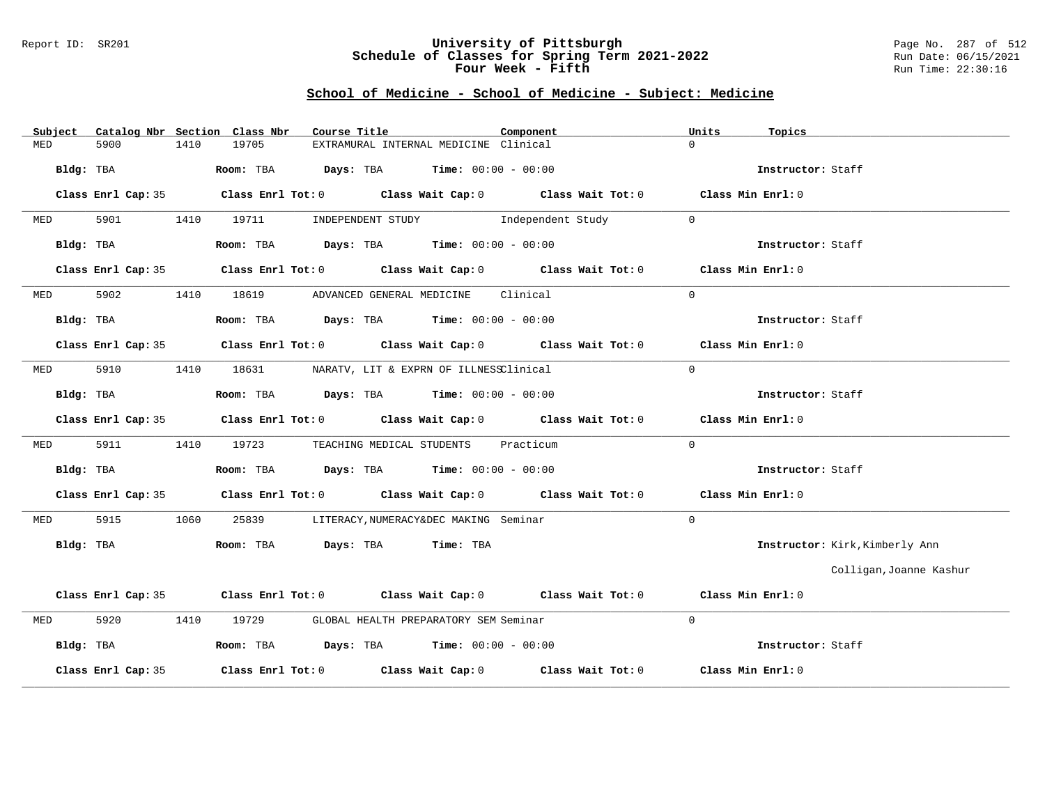Report ID: SR201

# University of Pittsburgh
## Schedule of Classes for Spring Term 2021-2022
### Four Week - Fifth

Run Date: 06/15/2021
Run Time: 22:30:16

## School of Medicine - School of Medicine - Subject: Medicine

| Subject | Catalog Nbr | Section | Class Nbr | Course Title | Component | Units | Topics |
|---|---|---|---|---|---|---|---|
| MED | 5900 | 1410 | 19705 | EXTRAMURAL INTERNAL MEDICINE | Clinical | 0 | |

**Bldg:** TBA **Room:** TBA **Days:** TBA **Time:** 00:00 - 00:00 **Instructor:** Staff

**Class Enrl Cap:** 35 **Class Enrl Tot:** 0 **Class Wait Cap:** 0 **Class Wait Tot:** 0 **Class Min Enrl:** 0

---

| Subject | Catalog Nbr | Section | Class Nbr | Course Title | Component | Units | Topics |
|---|---|---|---|---|---|---|---|
| MED | 5901 | 1410 | 19711 | INDEPENDENT STUDY | Independent Study | 0 | |

**Bldg:** TBA **Room:** TBA **Days:** TBA **Time:** 00:00 - 00:00 **Instructor:** Staff

**Class Enrl Cap:** 35 **Class Enrl Tot:** 0 **Class Wait Cap:** 0 **Class Wait Tot:** 0 **Class Min Enrl:** 0

---

| Subject | Catalog Nbr | Section | Class Nbr | Course Title | Component | Units | Topics |
|---|---|---|---|---|---|---|---|
| MED | 5902 | 1410 | 18619 | ADVANCED GENERAL MEDICINE | Clinical | 0 | |

**Bldg:** TBA **Room:** TBA **Days:** TBA **Time:** 00:00 - 00:00 **Instructor:** Staff

**Class Enrl Cap:** 35 **Class Enrl Tot:** 0 **Class Wait Cap:** 0 **Class Wait Tot:** 0 **Class Min Enrl:** 0

---

| Subject | Catalog Nbr | Section | Class Nbr | Course Title | Component | Units | Topics |
|---|---|---|---|---|---|---|---|
| MED | 5910 | 1410 | 18631 | NARATV, LIT & EXPRN OF ILLNESS | Clinical | 0 | |

**Bldg:** TBA **Room:** TBA **Days:** TBA **Time:** 00:00 - 00:00 **Instructor:** Staff

**Class Enrl Cap:** 35 **Class Enrl Tot:** 0 **Class Wait Cap:** 0 **Class Wait Tot:** 0 **Class Min Enrl:** 0

---

| Subject | Catalog Nbr | Section | Class Nbr | Course Title | Component | Units | Topics |
|---|---|---|---|---|---|---|---|
| MED | 5911 | 1410 | 19723 | TEACHING MEDICAL STUDENTS | Practicum | 0 | |

**Bldg:** TBA **Room:** TBA **Days:** TBA **Time:** 00:00 - 00:00 **Instructor:** Staff

**Class Enrl Cap:** 35 **Class Enrl Tot:** 0 **Class Wait Cap:** 0 **Class Wait Tot:** 0 **Class Min Enrl:** 0

---

| Subject | Catalog Nbr | Section | Class Nbr | Course Title | Component | Units | Topics |
|---|---|---|---|---|---|---|---|
| MED | 5915 | 1060 | 25839 | LITERACY,NUMERACY&DEC MAKING | Seminar | 0 | |

**Bldg:** TBA **Room:** TBA **Days:** TBA **Time:** TBA **Instructor:** Kirk,Kimberly Ann; Colligan,Joanne Kashur

**Class Enrl Cap:** 35 **Class Enrl Tot:** 0 **Class Wait Cap:** 0 **Class Wait Tot:** 0 **Class Min Enrl:** 0

---

| Subject | Catalog Nbr | Section | Class Nbr | Course Title | Component | Units | Topics |
|---|---|---|---|---|---|---|---|
| MED | 5920 | 1410 | 19729 | GLOBAL HEALTH PREPARATORY SEM | Seminar | 0 | |

**Bldg:** TBA **Room:** TBA **Days:** TBA **Time:** 00:00 - 00:00 **Instructor:** Staff

**Class Enrl Cap:** 35 **Class Enrl Tot:** 0 **Class Wait Cap:** 0 **Class Wait Tot:** 0 **Class Min Enrl:** 0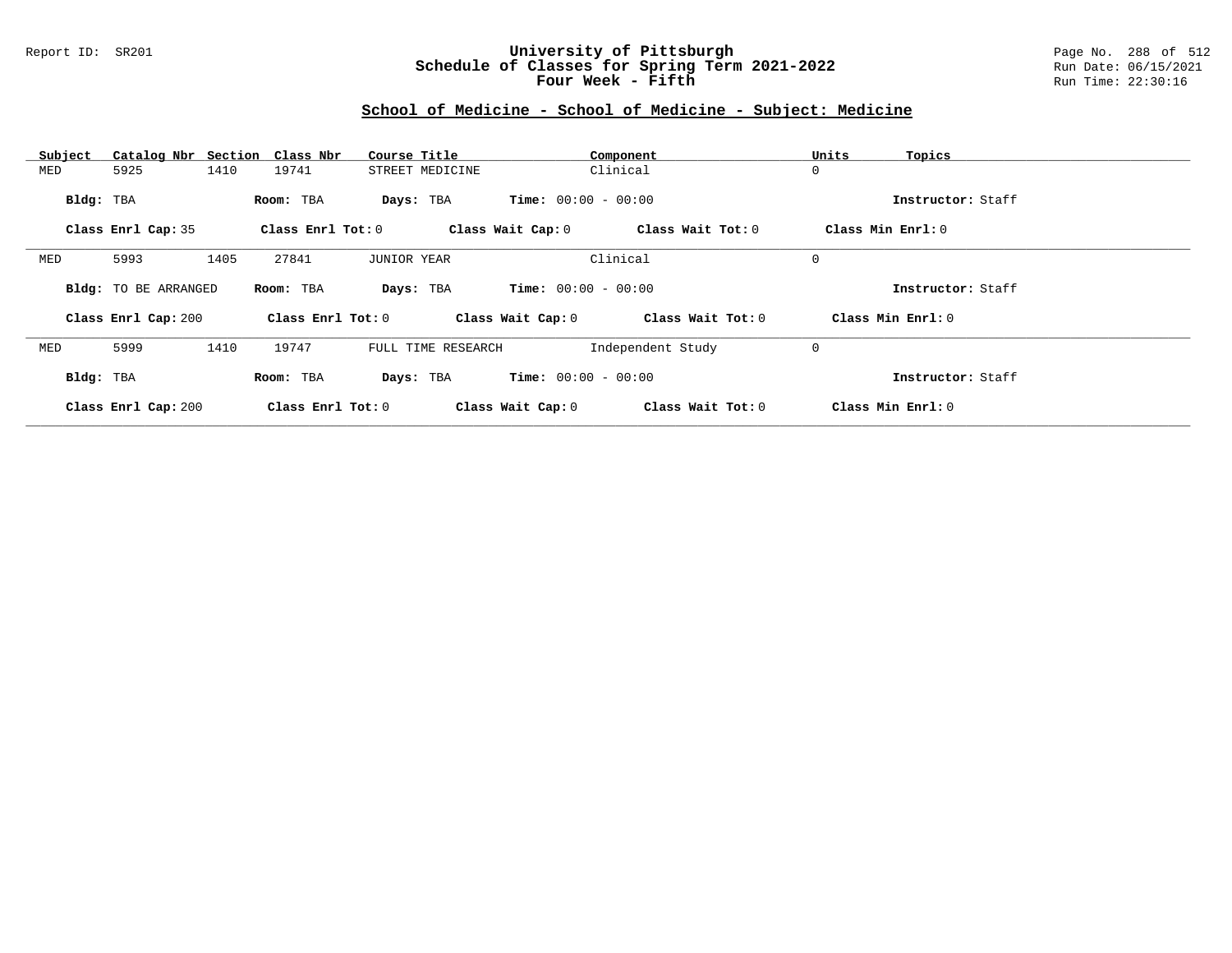Report ID: SR201

# University of Pittsburgh
## Schedule of Classes for Spring Term 2021-2022
### Four Week - Fifth

Run Date: 06/15/2021
Run Time: 22:30:16

## School of Medicine - School of Medicine - Subject: Medicine

| Subject | Catalog Nbr | Section | Class Nbr | Course Title | Component | Units | Topics |
|---|---|---|---|---|---|---|---|
| MED | 5925 | 1410 | 19741 | STREET MEDICINE | Clinical | 0 | |

**Bldg:** TBA **Room:** TBA **Days:** TBA **Time:** 00:00 - 00:00 **Instructor:** Staff

**Class Enrl Cap:** 35 **Class Enrl Tot:** 0 **Class Wait Cap:** 0 **Class Wait Tot:** 0 **Class Min Enrl:** 0

---

| Subject | Catalog Nbr | Section | Class Nbr | Course Title | Component | Units | Topics |
|---|---|---|---|---|---|---|---|
| MED | 5993 | 1405 | 27841 | JUNIOR YEAR | Clinical | 0 | |

**Bldg:** TO BE ARRANGED **Room:** TBA **Days:** TBA **Time:** 00:00 - 00:00 **Instructor:** Staff

**Class Enrl Cap:** 200 **Class Enrl Tot:** 0 **Class Wait Cap:** 0 **Class Wait Tot:** 0 **Class Min Enrl:** 0

---

| Subject | Catalog Nbr | Section | Class Nbr | Course Title | Component | Units | Topics |
|---|---|---|---|---|---|---|---|
| MED | 5999 | 1410 | 19747 | FULL TIME RESEARCH | Independent Study | 0 | |

**Bldg:** TBA **Room:** TBA **Days:** TBA **Time:** 00:00 - 00:00 **Instructor:** Staff

**Class Enrl Cap:** 200 **Class Enrl Tot:** 0 **Class Wait Cap:** 0 **Class Wait Tot:** 0 **Class Min Enrl:** 0

---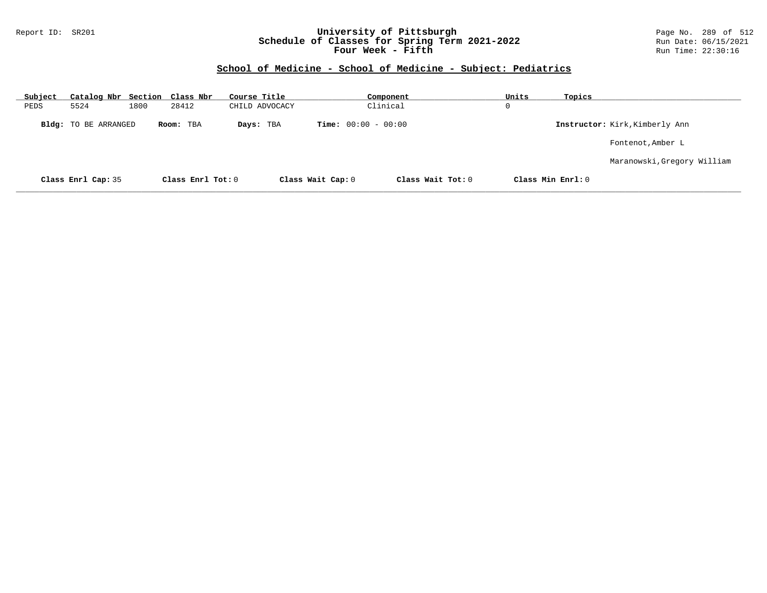Report ID: SR201

# University of Pittsburgh
## Schedule of Classes for Spring Term 2021-2022
### Four Week - Fifth

Run Date: 06/15/2021
Run Time: 22:30:16

## School of Medicine - School of Medicine - Subject: Pediatrics

| Subject | Catalog Nbr | Section | Class Nbr | Course Title | Component | Units | Topics |
|---|---|---|---|---|---|---|---|
| PEDS | 5524 | 1800 | 28412 | CHILD ADVOCACY | Clinical | 0 | |

**Bldg:** TO BE ARRANGED **Room:** TBA **Days:** TBA **Time:** 00:00 - 00:00 **Instructor:** Kirk,Kimberly Ann

Fontenot,Amber L

Maranowski,Gregory William

**Class Enrl Cap:** 35 **Class Enrl Tot:** 0 **Class Wait Cap:** 0 **Class Wait Tot:** 0 **Class Min Enrl:** 0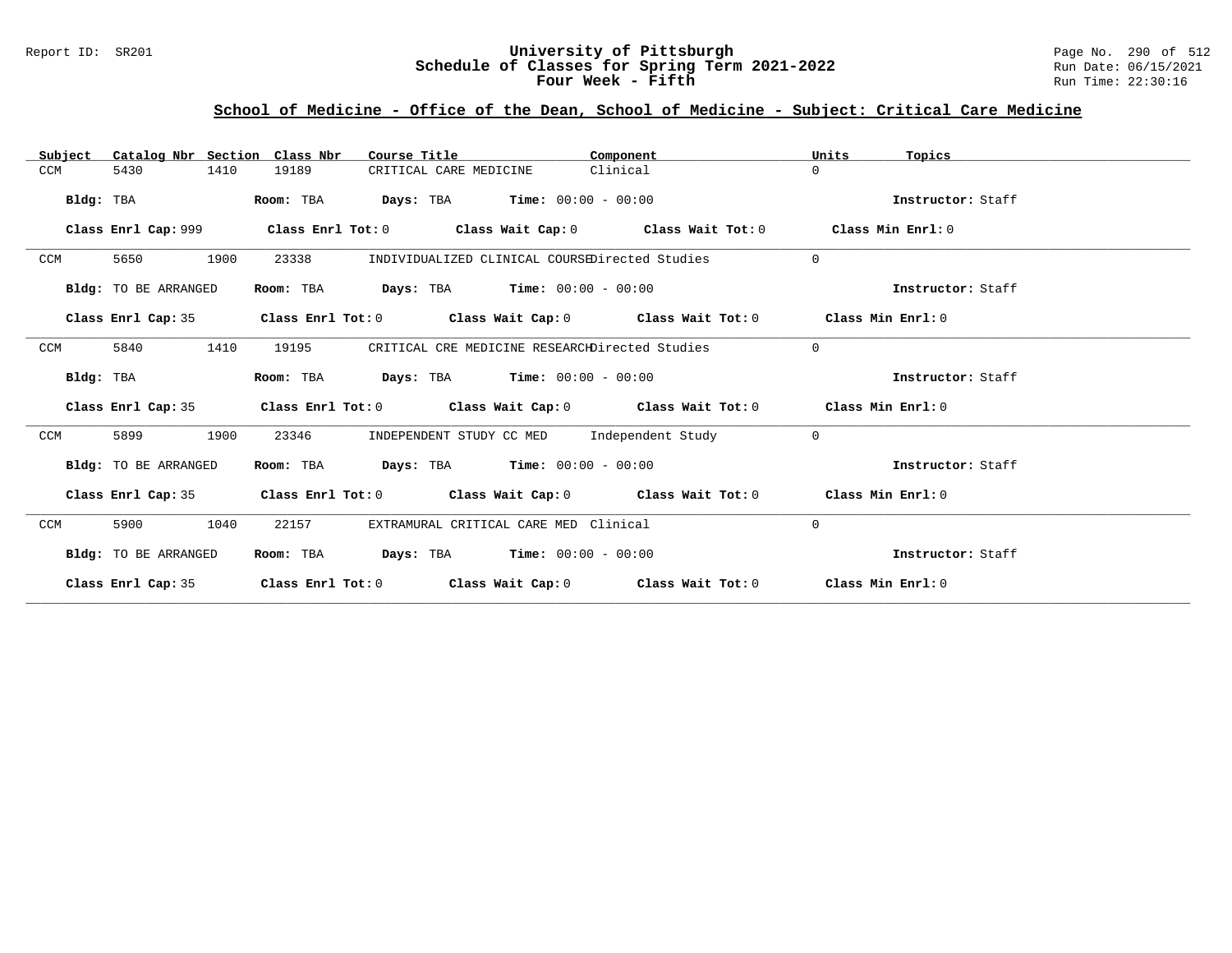Report ID: SR201

# University of Pittsburgh
## Schedule of Classes for Spring Term 2021-2022
### Four Week - Fifth

Run Date: 06/15/2021
Run Time: 22:30:16

## School of Medicine - Office of the Dean, School of Medicine - Subject: Critical Care Medicine

| Subject | Catalog Nbr | Section | Class Nbr | Course Title | Component | Units | Topics |
|---|---|---|---|---|---|---|---|
| CCM | 5430 | 1410 | 19189 | CRITICAL CARE MEDICINE | Clinical | 0 | |

**Bldg:** TBA **Room:** TBA **Days:** TBA **Time:** 00:00 - 00:00 **Instructor:** Staff

**Class Enrl Cap:** 999 **Class Enrl Tot:** 0 **Class Wait Cap:** 0 **Class Wait Tot:** 0 **Class Min Enrl:** 0

| Subject | Catalog Nbr | Section | Class Nbr | Course Title | Component | Units | Topics |
|---|---|---|---|---|---|---|---|
| CCM | 5650 | 1900 | 23338 | INDIVIDUALIZED CLINICAL COURSE | Directed Studies | 0 | |

**Bldg:** TO BE ARRANGED **Room:** TBA **Days:** TBA **Time:** 00:00 - 00:00 **Instructor:** Staff

**Class Enrl Cap:** 35 **Class Enrl Tot:** 0 **Class Wait Cap:** 0 **Class Wait Tot:** 0 **Class Min Enrl:** 0

| Subject | Catalog Nbr | Section | Class Nbr | Course Title | Component | Units | Topics |
|---|---|---|---|---|---|---|---|
| CCM | 5840 | 1410 | 19195 | CRITICAL CRE MEDICINE RESEARCH | Directed Studies | 0 | |

**Bldg:** TBA **Room:** TBA **Days:** TBA **Time:** 00:00 - 00:00 **Instructor:** Staff

**Class Enrl Cap:** 35 **Class Enrl Tot:** 0 **Class Wait Cap:** 0 **Class Wait Tot:** 0 **Class Min Enrl:** 0

| Subject | Catalog Nbr | Section | Class Nbr | Course Title | Component | Units | Topics |
|---|---|---|---|---|---|---|---|
| CCM | 5899 | 1900 | 23346 | INDEPENDENT STUDY CC MED | Independent Study | 0 | |

**Bldg:** TO BE ARRANGED **Room:** TBA **Days:** TBA **Time:** 00:00 - 00:00 **Instructor:** Staff

**Class Enrl Cap:** 35 **Class Enrl Tot:** 0 **Class Wait Cap:** 0 **Class Wait Tot:** 0 **Class Min Enrl:** 0

| Subject | Catalog Nbr | Section | Class Nbr | Course Title | Component | Units | Topics |
|---|---|---|---|---|---|---|---|
| CCM | 5900 | 1040 | 22157 | EXTRAMURAL CRITICAL CARE MED | Clinical | 0 | |

**Bldg:** TO BE ARRANGED **Room:** TBA **Days:** TBA **Time:** 00:00 - 00:00 **Instructor:** Staff

**Class Enrl Cap:** 35 **Class Enrl Tot:** 0 **Class Wait Cap:** 0 **Class Wait Tot:** 0 **Class Min Enrl:** 0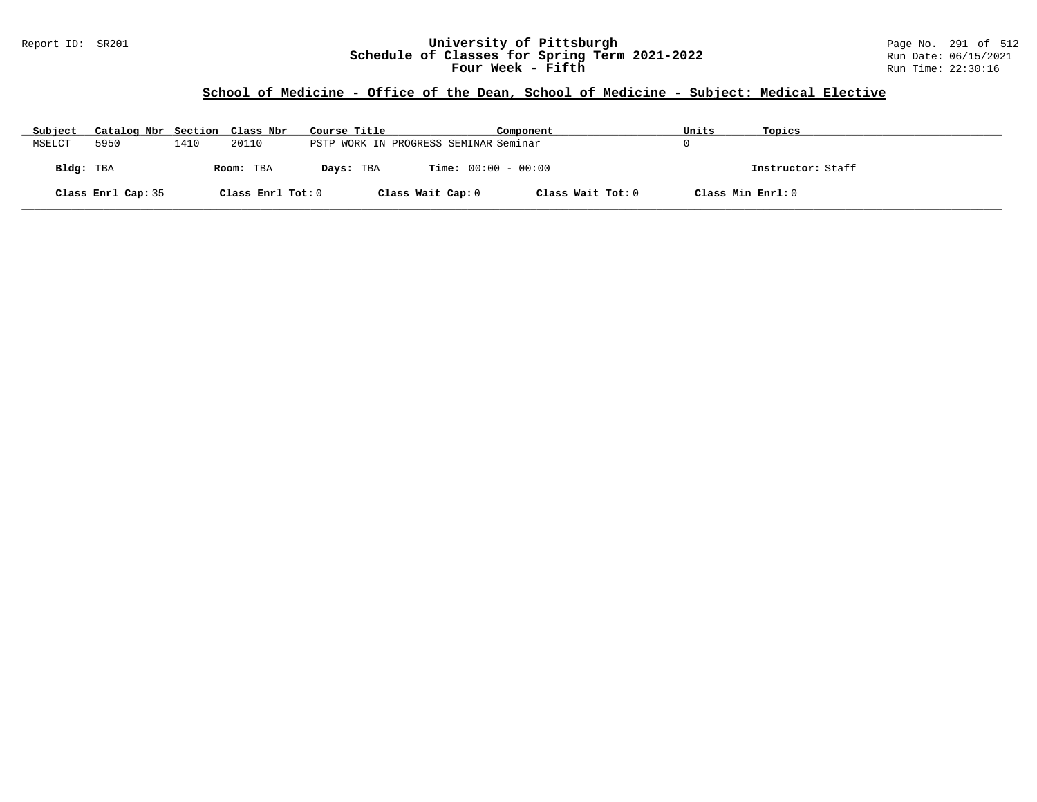University of Pittsburgh
Schedule of Classes for Spring Term 2021-2022
Four Week - Fifth

## School of Medicine - Office of the Dean, School of Medicine - Subject: Medical Elective

| Subject | Catalog Nbr | Section | Class Nbr | Course Title | Component | Units | Topics |
|---|---|---|---|---|---|---|---|
| MSELCT | 5950 | 1410 | 20110 | PSTP WORK IN PROGRESS SEMINAR | Seminar | 0 | |

**Bldg:** TBA **Room:** TBA **Days:** TBA **Time:** 00:00 - 00:00 **Instructor:** Staff

**Class Enrl Cap:** 35 **Class Enrl Tot:** 0 **Class Wait Cap:** 0 **Class Wait Tot:** 0 **Class Min Enrl:** 0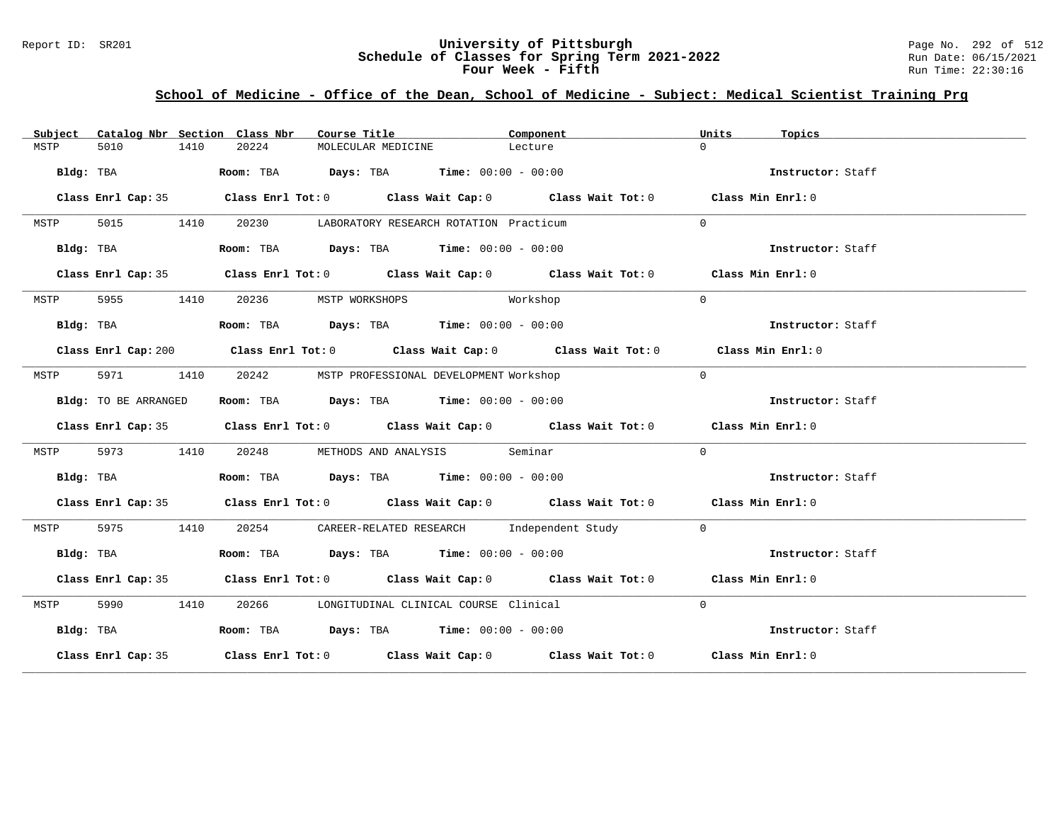# University of Pittsburgh
## Schedule of Classes for Spring Term 2021-2022
### Four Week - Fifth

Report ID: SR201

Run Date: 06/15/2021
Run Time: 22:30:16

## School of Medicine - Office of the Dean, School of Medicine - Subject: Medical Scientist Training Prg

| Subject | Catalog Nbr | Section | Class Nbr | Course Title | Component | Units | Topics |
|---|---|---|---|---|---|---|---|
| MSTP | 5010 | 1410 | 20224 | MOLECULAR MEDICINE | Lecture | 0 | |

**Bldg:** TBA **Room:** TBA **Days:** TBA **Time:** 00:00 - 00:00 **Instructor:** Staff

**Class Enrl Cap:** 35 **Class Enrl Tot:** 0 **Class Wait Cap:** 0 **Class Wait Tot:** 0 **Class Min Enrl:** 0

| Subject | Catalog Nbr | Section | Class Nbr | Course Title | Component | Units | Topics |
|---|---|---|---|---|---|---|---|
| MSTP | 5015 | 1410 | 20230 | LABORATORY RESEARCH ROTATION | Practicum | 0 | |

**Bldg:** TBA **Room:** TBA **Days:** TBA **Time:** 00:00 - 00:00 **Instructor:** Staff

**Class Enrl Cap:** 35 **Class Enrl Tot:** 0 **Class Wait Cap:** 0 **Class Wait Tot:** 0 **Class Min Enrl:** 0

| Subject | Catalog Nbr | Section | Class Nbr | Course Title | Component | Units | Topics |
|---|---|---|---|---|---|---|---|
| MSTP | 5955 | 1410 | 20236 | MSTP WORKSHOPS | Workshop | 0 | |

**Bldg:** TBA **Room:** TBA **Days:** TBA **Time:** 00:00 - 00:00 **Instructor:** Staff

**Class Enrl Cap:** 200 **Class Enrl Tot:** 0 **Class Wait Cap:** 0 **Class Wait Tot:** 0 **Class Min Enrl:** 0

| Subject | Catalog Nbr | Section | Class Nbr | Course Title | Component | Units | Topics |
|---|---|---|---|---|---|---|---|
| MSTP | 5971 | 1410 | 20242 | MSTP PROFESSIONAL DEVELOPMENT | Workshop | 0 | |

**Bldg:** TO BE ARRANGED **Room:** TBA **Days:** TBA **Time:** 00:00 - 00:00 **Instructor:** Staff

**Class Enrl Cap:** 35 **Class Enrl Tot:** 0 **Class Wait Cap:** 0 **Class Wait Tot:** 0 **Class Min Enrl:** 0

| Subject | Catalog Nbr | Section | Class Nbr | Course Title | Component | Units | Topics |
|---|---|---|---|---|---|---|---|
| MSTP | 5973 | 1410 | 20248 | METHODS AND ANALYSIS | Seminar | 0 | |

**Bldg:** TBA **Room:** TBA **Days:** TBA **Time:** 00:00 - 00:00 **Instructor:** Staff

**Class Enrl Cap:** 35 **Class Enrl Tot:** 0 **Class Wait Cap:** 0 **Class Wait Tot:** 0 **Class Min Enrl:** 0

| Subject | Catalog Nbr | Section | Class Nbr | Course Title | Component | Units | Topics |
|---|---|---|---|---|---|---|---|
| MSTP | 5975 | 1410 | 20254 | CAREER-RELATED RESEARCH | Independent Study | 0 | |

**Bldg:** TBA **Room:** TBA **Days:** TBA **Time:** 00:00 - 00:00 **Instructor:** Staff

**Class Enrl Cap:** 35 **Class Enrl Tot:** 0 **Class Wait Cap:** 0 **Class Wait Tot:** 0 **Class Min Enrl:** 0

| Subject | Catalog Nbr | Section | Class Nbr | Course Title | Component | Units | Topics |
|---|---|---|---|---|---|---|---|
| MSTP | 5990 | 1410 | 20266 | LONGITUDINAL CLINICAL COURSE | Clinical | 0 | |

**Bldg:** TBA **Room:** TBA **Days:** TBA **Time:** 00:00 - 00:00 **Instructor:** Staff

**Class Enrl Cap:** 35 **Class Enrl Tot:** 0 **Class Wait Cap:** 0 **Class Wait Tot:** 0 **Class Min Enrl:** 0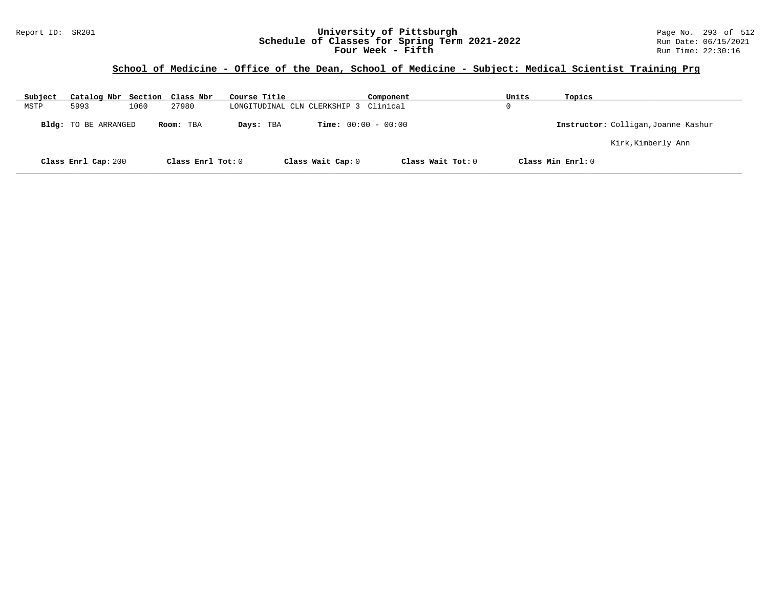## School of Medicine - Office of the Dean, School of Medicine - Subject: Medical Scientist Training Prg

| Subject | Catalog Nbr | Section | Class Nbr | Course Title | Component | Units | Topics |
|---|---|---|---|---|---|---|---|
| MSTP | 5993 | 1060 | 27980 | LONGITUDINAL CLN CLERKSHIP 3 | Clinical | 0 | |

**Bldg:** TO BE ARRANGED **Room:** TBA **Days:** TBA **Time:** 00:00 - 00:00 **Instructor:** Colligan,Joanne Kashur; Kirk,Kimberly Ann

**Class Enrl Cap:** 200 **Class Enrl Tot:** 0 **Class Wait Cap:** 0 **Class Wait Tot:** 0 **Class Min Enrl:** 0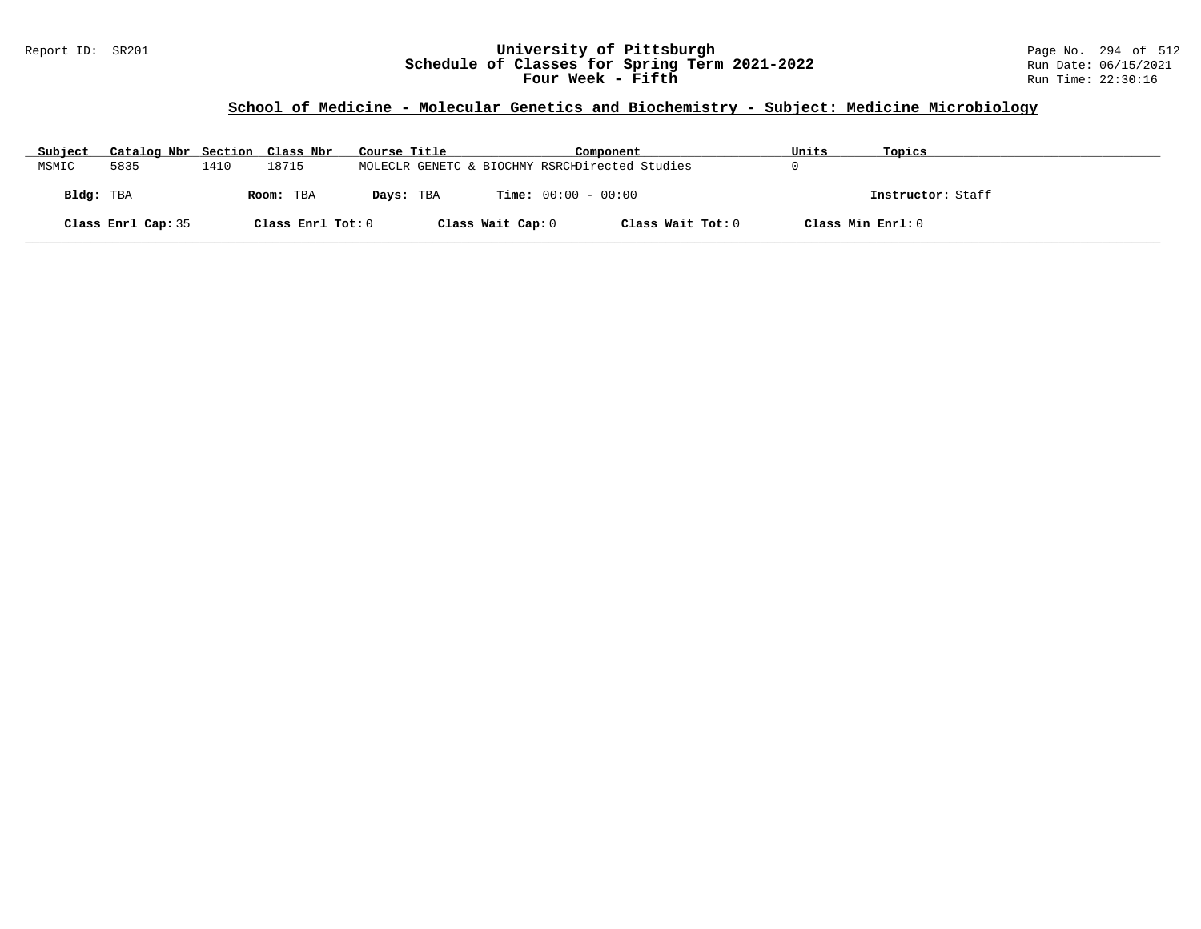Report ID: SR201

# University of Pittsburgh
## Schedule of Classes for Spring Term 2021-2022
## Four Week - Fifth

Run Date: 06/15/2021
Run Time: 22:30:16

### School of Medicine - Molecular Genetics and Biochemistry - Subject: Medicine Microbiology

| Subject | Catalog Nbr | Section | Class Nbr | Course Title | Component | Units | Topics |
|---|---|---|---|---|---|---|---|
| MSMIC | 5835 | 1410 | 18715 | MOLECLR GENETC & BIOCHMY RSRCH | Directed Studies | 0 | |

**Bldg:** TBA **Room:** TBA **Days:** TBA **Time:** 00:00 - 00:00 **Instructor:** Staff

**Class Enrl Cap:** 35 **Class Enrl Tot:** 0 **Class Wait Cap:** 0 **Class Wait Tot:** 0 **Class Min Enrl:** 0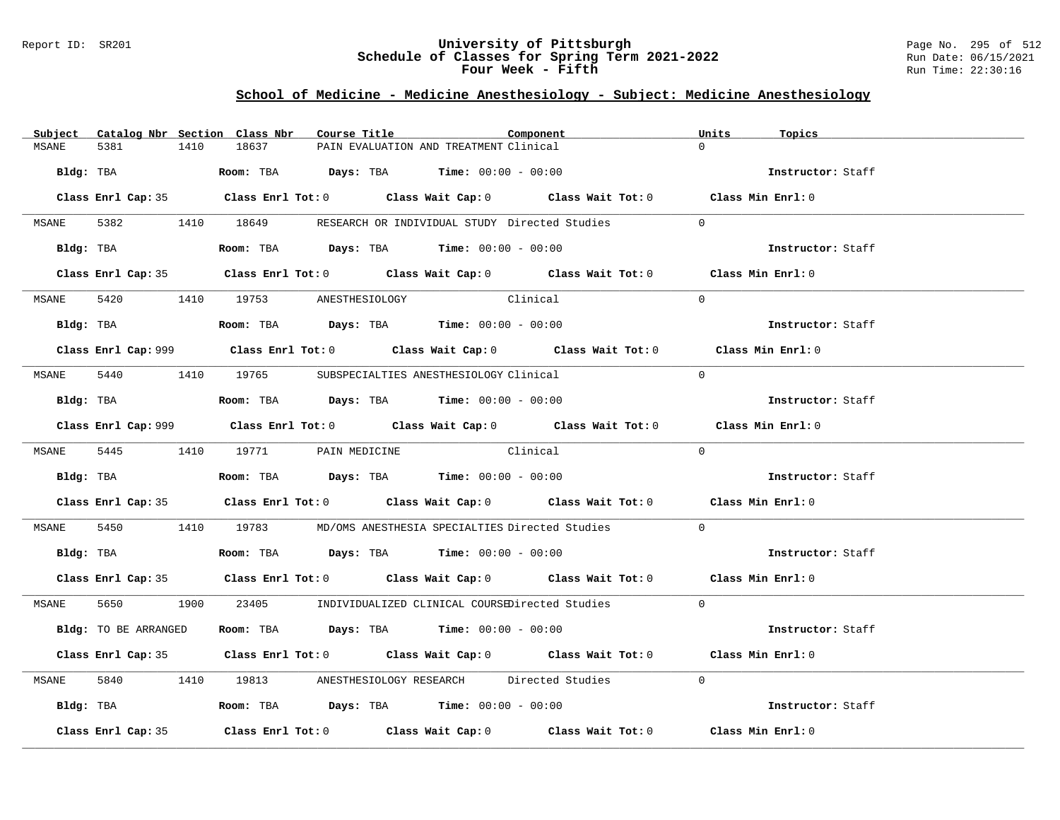## School of Medicine - Medicine Anesthesiology - Subject: Medicine Anesthesiology

| Subject | Catalog Nbr | Section | Class Nbr | Course Title | Component | Units | Topics |
|---|---|---|---|---|---|---|---|
| MSANE | 5381 | 1410 | 18637 | PAIN EVALUATION AND TREATMENT | Clinical | 0 | |

**Bldg:** TBA **Room:** TBA **Days:** TBA **Time:** 00:00 - 00:00 **Instructor:** Staff

**Class Enrl Cap:** 35 **Class Enrl Tot:** 0 **Class Wait Cap:** 0 **Class Wait Tot:** 0 **Class Min Enrl:** 0

| Subject | Catalog Nbr | Section | Class Nbr | Course Title | Component | Units | Topics |
|---|---|---|---|---|---|---|---|
| MSANE | 5382 | 1410 | 18649 | RESEARCH OR INDIVIDUAL STUDY | Directed Studies | 0 | |

**Bldg:** TBA **Room:** TBA **Days:** TBA **Time:** 00:00 - 00:00 **Instructor:** Staff

**Class Enrl Cap:** 35 **Class Enrl Tot:** 0 **Class Wait Cap:** 0 **Class Wait Tot:** 0 **Class Min Enrl:** 0

| Subject | Catalog Nbr | Section | Class Nbr | Course Title | Component | Units | Topics |
|---|---|---|---|---|---|---|---|
| MSANE | 5420 | 1410 | 19753 | ANESTHESIOLOGY | Clinical | 0 | |

**Bldg:** TBA **Room:** TBA **Days:** TBA **Time:** 00:00 - 00:00 **Instructor:** Staff

**Class Enrl Cap:** 999 **Class Enrl Tot:** 0 **Class Wait Cap:** 0 **Class Wait Tot:** 0 **Class Min Enrl:** 0

| Subject | Catalog Nbr | Section | Class Nbr | Course Title | Component | Units | Topics |
|---|---|---|---|---|---|---|---|
| MSANE | 5440 | 1410 | 19765 | SUBSPECIALTIES ANESTHESIOLOGY | Clinical | 0 | |

**Bldg:** TBA **Room:** TBA **Days:** TBA **Time:** 00:00 - 00:00 **Instructor:** Staff

**Class Enrl Cap:** 999 **Class Enrl Tot:** 0 **Class Wait Cap:** 0 **Class Wait Tot:** 0 **Class Min Enrl:** 0

| Subject | Catalog Nbr | Section | Class Nbr | Course Title | Component | Units | Topics |
|---|---|---|---|---|---|---|---|
| MSANE | 5445 | 1410 | 19771 | PAIN MEDICINE | Clinical | 0 | |

**Bldg:** TBA **Room:** TBA **Days:** TBA **Time:** 00:00 - 00:00 **Instructor:** Staff

**Class Enrl Cap:** 35 **Class Enrl Tot:** 0 **Class Wait Cap:** 0 **Class Wait Tot:** 0 **Class Min Enrl:** 0

| Subject | Catalog Nbr | Section | Class Nbr | Course Title | Component | Units | Topics |
|---|---|---|---|---|---|---|---|
| MSANE | 5450 | 1410 | 19783 | MD/OMS ANESTHESIA SPECIALTIES | Directed Studies | 0 | |

**Bldg:** TBA **Room:** TBA **Days:** TBA **Time:** 00:00 - 00:00 **Instructor:** Staff

**Class Enrl Cap:** 35 **Class Enrl Tot:** 0 **Class Wait Cap:** 0 **Class Wait Tot:** 0 **Class Min Enrl:** 0

| Subject | Catalog Nbr | Section | Class Nbr | Course Title | Component | Units | Topics |
|---|---|---|---|---|---|---|---|
| MSANE | 5650 | 1900 | 23405 | INDIVIDUALIZED CLINICAL COURSE | Directed Studies | 0 | |

**Bldg:** TO BE ARRANGED **Room:** TBA **Days:** TBA **Time:** 00:00 - 00:00 **Instructor:** Staff

**Class Enrl Cap:** 35 **Class Enrl Tot:** 0 **Class Wait Cap:** 0 **Class Wait Tot:** 0 **Class Min Enrl:** 0

| Subject | Catalog Nbr | Section | Class Nbr | Course Title | Component | Units | Topics |
|---|---|---|---|---|---|---|---|
| MSANE | 5840 | 1410 | 19813 | ANESTHESIOLOGY RESEARCH | Directed Studies | 0 | |

**Bldg:** TBA **Room:** TBA **Days:** TBA **Time:** 00:00 - 00:00 **Instructor:** Staff

**Class Enrl Cap:** 35 **Class Enrl Tot:** 0 **Class Wait Cap:** 0 **Class Wait Tot:** 0 **Class Min Enrl:** 0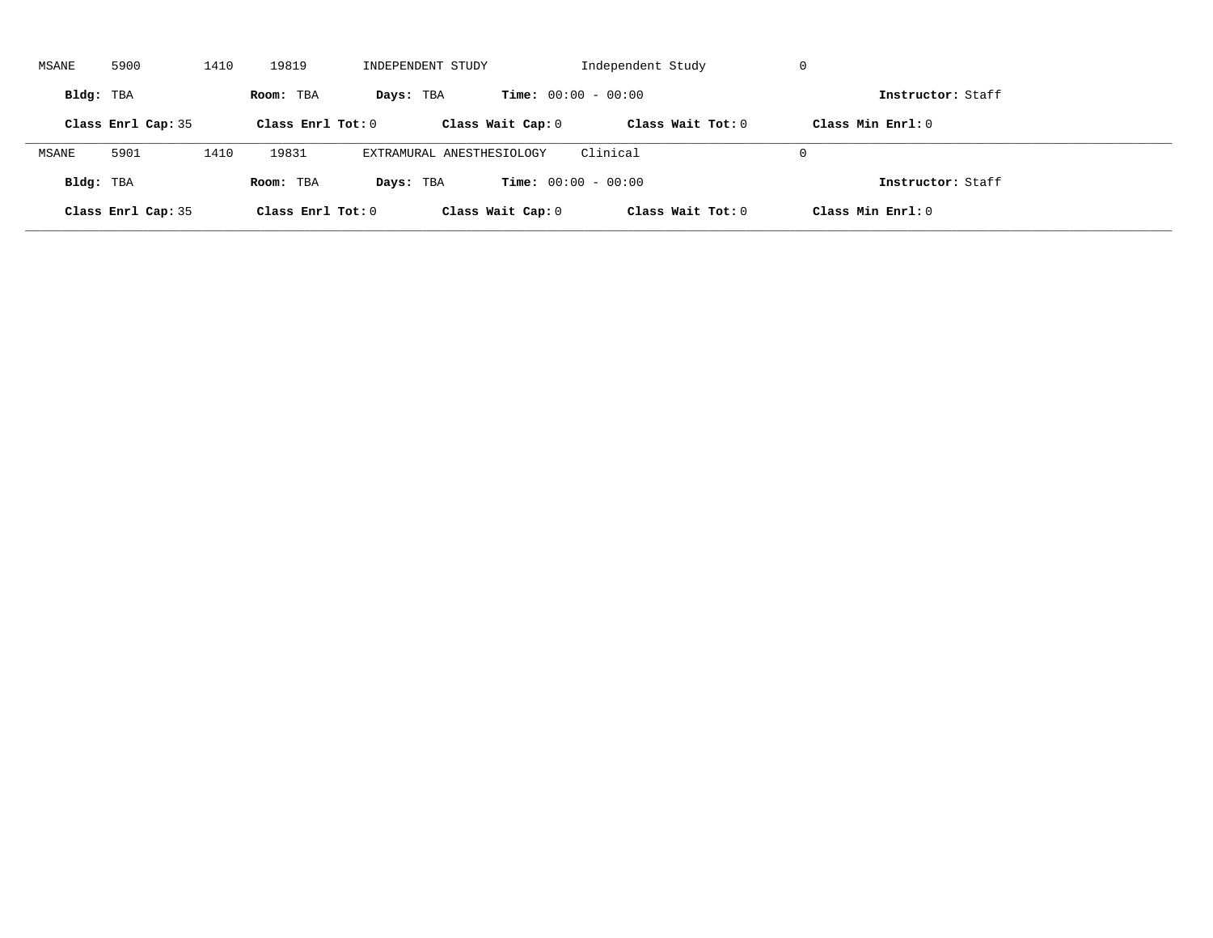MSANE 5900 1410 19819 INDEPENDENT STUDY Independent Study 0

**Bldg:** TBA **Room:** TBA **Days:** TBA **Time:** 00:00 - 00:00 **Instructor:** Staff

**Class Enrl Cap:** 35 **Class Enrl Tot:** 0 **Class Wait Cap:** 0 **Class Wait Tot:** 0 **Class Min Enrl:** 0

---

MSANE 5901 1410 19831 EXTRAMURAL ANESTHESIOLOGY Clinical 0

**Bldg:** TBA **Room:** TBA **Days:** TBA **Time:** 00:00 - 00:00 **Instructor:** Staff

**Class Enrl Cap:** 35 **Class Enrl Tot:** 0 **Class Wait Cap:** 0 **Class Wait Tot:** 0 **Class Min Enrl:** 0

---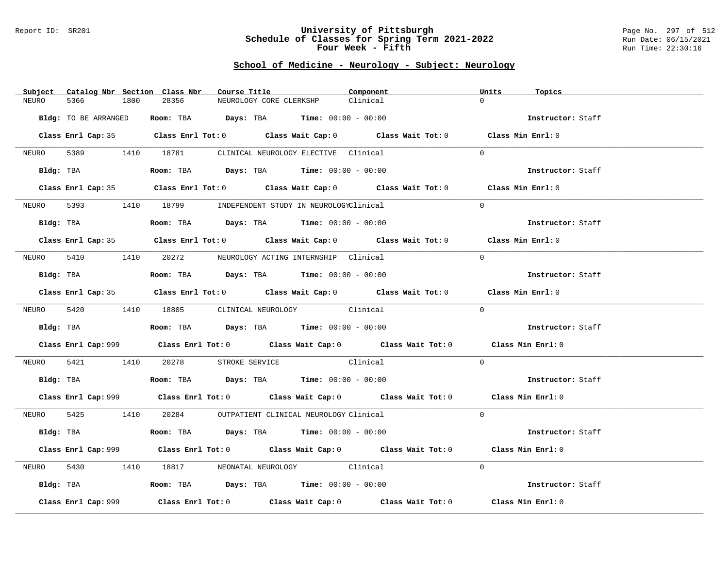Report ID: SR201

# University of Pittsburgh
## Schedule of Classes for Spring Term 2021-2022
### Four Week - Fifth

Run Date: 06/15/2021
Run Time: 22:30:16

## School of Medicine - Neurology - Subject: Neurology

| Subject | Catalog Nbr | Section | Class Nbr | Course Title | Component | Units | Topics |
|---|---|---|---|---|---|---|---|
| NEURO | 5366 | 1800 | 28356 | NEUROLOGY CORE CLERKSHP | Clinical | 0 | |

**Bldg:** TO BE ARRANGED **Room:** TBA **Days:** TBA **Time:** 00:00 - 00:00 **Instructor:** Staff

**Class Enrl Cap:** 35 **Class Enrl Tot:** 0 **Class Wait Cap:** 0 **Class Wait Tot:** 0 **Class Min Enrl:** 0

| Subject | Catalog Nbr | Section | Class Nbr | Course Title | Component | Units | Topics |
|---|---|---|---|---|---|---|---|
| NEURO | 5389 | 1410 | 18781 | CLINICAL NEUROLOGY ELECTIVE | Clinical | 0 | |

**Bldg:** TBA **Room:** TBA **Days:** TBA **Time:** 00:00 - 00:00 **Instructor:** Staff

**Class Enrl Cap:** 35 **Class Enrl Tot:** 0 **Class Wait Cap:** 0 **Class Wait Tot:** 0 **Class Min Enrl:** 0

| Subject | Catalog Nbr | Section | Class Nbr | Course Title | Component | Units | Topics |
|---|---|---|---|---|---|---|---|
| NEURO | 5393 | 1410 | 18799 | INDEPENDENT STUDY IN NEUROLOGY | Clinical | 0 | |

**Bldg:** TBA **Room:** TBA **Days:** TBA **Time:** 00:00 - 00:00 **Instructor:** Staff

**Class Enrl Cap:** 35 **Class Enrl Tot:** 0 **Class Wait Cap:** 0 **Class Wait Tot:** 0 **Class Min Enrl:** 0

| Subject | Catalog Nbr | Section | Class Nbr | Course Title | Component | Units | Topics |
|---|---|---|---|---|---|---|---|
| NEURO | 5410 | 1410 | 20272 | NEUROLOGY ACTING INTERNSHIP | Clinical | 0 | |

**Bldg:** TBA **Room:** TBA **Days:** TBA **Time:** 00:00 - 00:00 **Instructor:** Staff

**Class Enrl Cap:** 35 **Class Enrl Tot:** 0 **Class Wait Cap:** 0 **Class Wait Tot:** 0 **Class Min Enrl:** 0

| Subject | Catalog Nbr | Section | Class Nbr | Course Title | Component | Units | Topics |
|---|---|---|---|---|---|---|---|
| NEURO | 5420 | 1410 | 18805 | CLINICAL NEUROLOGY | Clinical | 0 | |

**Bldg:** TBA **Room:** TBA **Days:** TBA **Time:** 00:00 - 00:00 **Instructor:** Staff

**Class Enrl Cap:** 999 **Class Enrl Tot:** 0 **Class Wait Cap:** 0 **Class Wait Tot:** 0 **Class Min Enrl:** 0

| Subject | Catalog Nbr | Section | Class Nbr | Course Title | Component | Units | Topics |
|---|---|---|---|---|---|---|---|
| NEURO | 5421 | 1410 | 20278 | STROKE SERVICE | Clinical | 0 | |

**Bldg:** TBA **Room:** TBA **Days:** TBA **Time:** 00:00 - 00:00 **Instructor:** Staff

**Class Enrl Cap:** 999 **Class Enrl Tot:** 0 **Class Wait Cap:** 0 **Class Wait Tot:** 0 **Class Min Enrl:** 0

| Subject | Catalog Nbr | Section | Class Nbr | Course Title | Component | Units | Topics |
|---|---|---|---|---|---|---|---|
| NEURO | 5425 | 1410 | 20284 | OUTPATIENT CLINICAL NEUROLOGY | Clinical | 0 | |

**Bldg:** TBA **Room:** TBA **Days:** TBA **Time:** 00:00 - 00:00 **Instructor:** Staff

**Class Enrl Cap:** 999 **Class Enrl Tot:** 0 **Class Wait Cap:** 0 **Class Wait Tot:** 0 **Class Min Enrl:** 0

| Subject | Catalog Nbr | Section | Class Nbr | Course Title | Component | Units | Topics |
|---|---|---|---|---|---|---|---|
| NEURO | 5430 | 1410 | 18817 | NEONATAL NEUROLOGY | Clinical | 0 | |

**Bldg:** TBA **Room:** TBA **Days:** TBA **Time:** 00:00 - 00:00 **Instructor:** Staff

**Class Enrl Cap:** 999 **Class Enrl Tot:** 0 **Class Wait Cap:** 0 **Class Wait Tot:** 0 **Class Min Enrl:** 0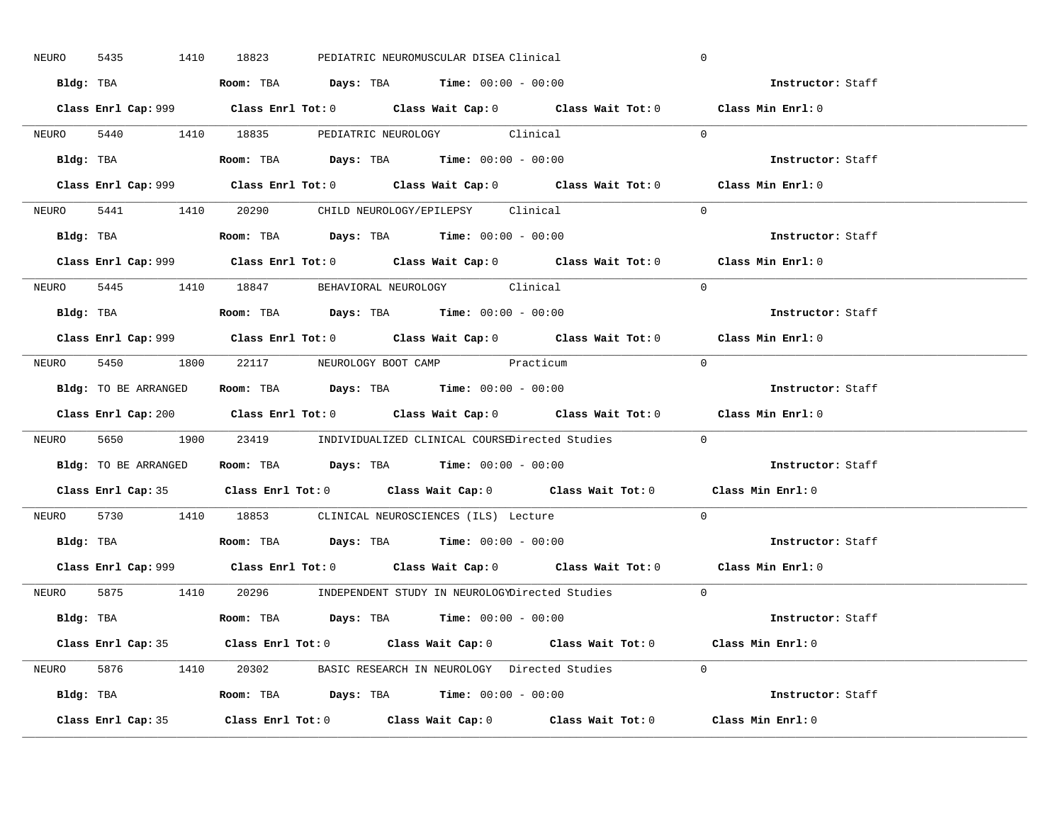NEURO 5435 1410 18823 PEDIATRIC NEUROMUSCULAR DISEA Clinical 0

**Bldg:** TBA **Room:** TBA **Days:** TBA **Time:** 00:00 - 00:00 **Instructor:** Staff

**Class Enrl Cap:** 999 **Class Enrl Tot:** 0 **Class Wait Cap:** 0 **Class Wait Tot:** 0 **Class Min Enrl:** 0

---

NEURO 5440 1410 18835 PEDIATRIC NEUROLOGY Clinical 0

**Bldg:** TBA **Room:** TBA **Days:** TBA **Time:** 00:00 - 00:00 **Instructor:** Staff

**Class Enrl Cap:** 999 **Class Enrl Tot:** 0 **Class Wait Cap:** 0 **Class Wait Tot:** 0 **Class Min Enrl:** 0

---

NEURO 5441 1410 20290 CHILD NEUROLOGY/EPILEPSY Clinical 0

**Bldg:** TBA **Room:** TBA **Days:** TBA **Time:** 00:00 - 00:00 **Instructor:** Staff

**Class Enrl Cap:** 999 **Class Enrl Tot:** 0 **Class Wait Cap:** 0 **Class Wait Tot:** 0 **Class Min Enrl:** 0

---

NEURO 5445 1410 18847 BEHAVIORAL NEUROLOGY Clinical 0

**Bldg:** TBA **Room:** TBA **Days:** TBA **Time:** 00:00 - 00:00 **Instructor:** Staff

**Class Enrl Cap:** 999 **Class Enrl Tot:** 0 **Class Wait Cap:** 0 **Class Wait Tot:** 0 **Class Min Enrl:** 0

---

NEURO 5450 1800 22117 NEUROLOGY BOOT CAMP Practicum 0

**Bldg:** TO BE ARRANGED **Room:** TBA **Days:** TBA **Time:** 00:00 - 00:00 **Instructor:** Staff

**Class Enrl Cap:** 200 **Class Enrl Tot:** 0 **Class Wait Cap:** 0 **Class Wait Tot:** 0 **Class Min Enrl:** 0

---

NEURO 5650 1900 23419 INDIVIDUALIZED CLINICAL COURSE Directed Studies 0

**Bldg:** TO BE ARRANGED **Room:** TBA **Days:** TBA **Time:** 00:00 - 00:00 **Instructor:** Staff

**Class Enrl Cap:** 35 **Class Enrl Tot:** 0 **Class Wait Cap:** 0 **Class Wait Tot:** 0 **Class Min Enrl:** 0

---

NEURO 5730 1410 18853 CLINICAL NEUROSCIENCES (ILS) Lecture 0

**Bldg:** TBA **Room:** TBA **Days:** TBA **Time:** 00:00 - 00:00 **Instructor:** Staff

**Class Enrl Cap:** 999 **Class Enrl Tot:** 0 **Class Wait Cap:** 0 **Class Wait Tot:** 0 **Class Min Enrl:** 0

---

NEURO 5875 1410 20296 INDEPENDENT STUDY IN NEUROLOGY Directed Studies 0

**Bldg:** TBA **Room:** TBA **Days:** TBA **Time:** 00:00 - 00:00 **Instructor:** Staff

**Class Enrl Cap:** 35 **Class Enrl Tot:** 0 **Class Wait Cap:** 0 **Class Wait Tot:** 0 **Class Min Enrl:** 0

---

NEURO 5876 1410 20302 BASIC RESEARCH IN NEUROLOGY Directed Studies 0

**Bldg:** TBA **Room:** TBA **Days:** TBA **Time:** 00:00 - 00:00 **Instructor:** Staff

**Class Enrl Cap:** 35 **Class Enrl Tot:** 0 **Class Wait Cap:** 0 **Class Wait Tot:** 0 **Class Min Enrl:** 0

---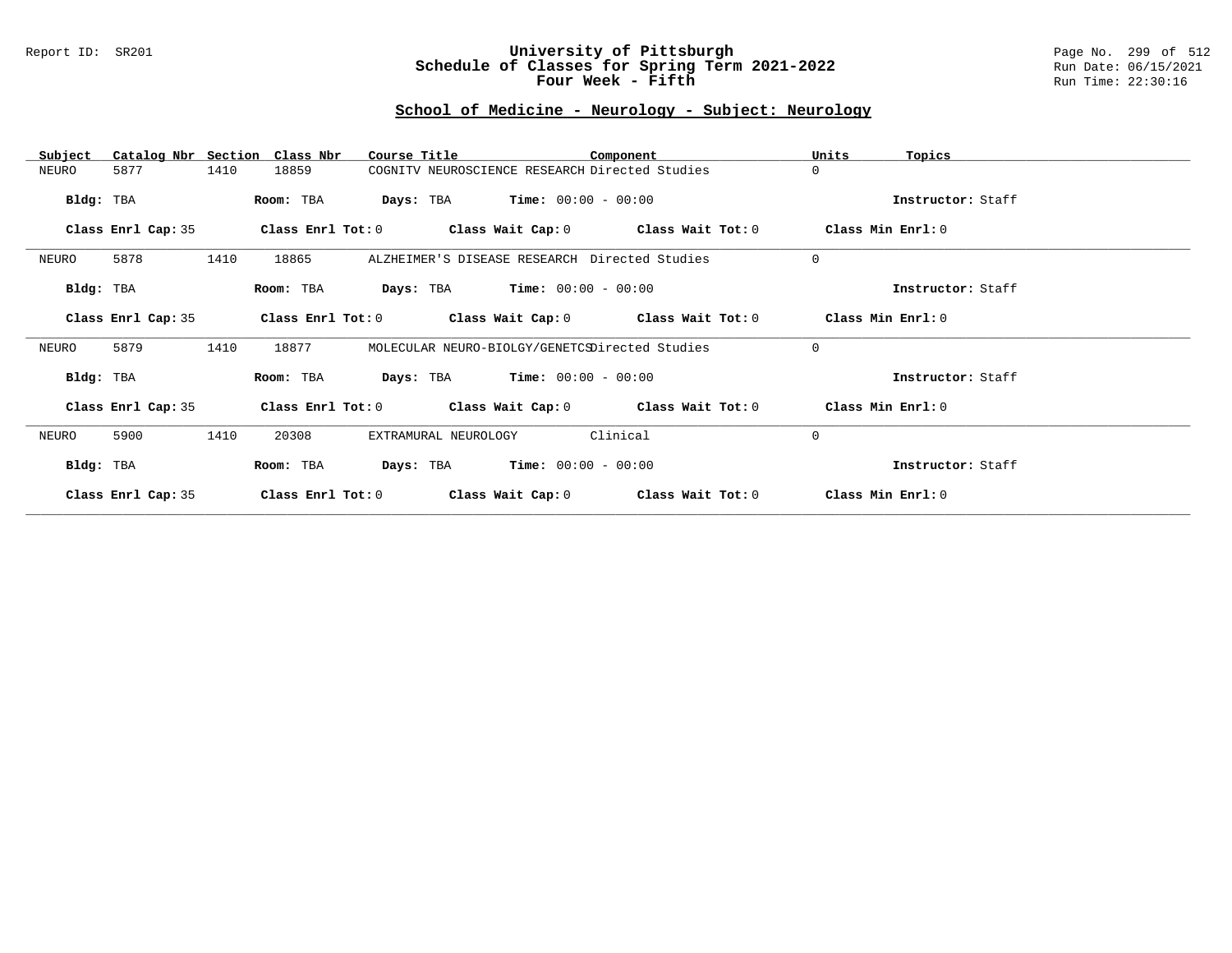Report ID: SR201

# University of Pittsburgh
## Schedule of Classes for Spring Term 2021-2022
## Four Week - Fifth

Run Date: 06/15/2021
Run Time: 22:30:16

### School of Medicine - Neurology - Subject: Neurology

| Subject | Catalog Nbr | Section | Class Nbr | Course Title | Component | Units | Topics |
|---|---|---|---|---|---|---|---|
| NEURO | 5877 | 1410 | 18859 | COGNITV NEUROSCIENCE RESEARCH | Directed Studies | 0 | |

**Bldg:** TBA **Room:** TBA **Days:** TBA **Time:** 00:00 - 00:00 **Instructor:** Staff

**Class Enrl Cap:** 35 **Class Enrl Tot:** 0 **Class Wait Cap:** 0 **Class Wait Tot:** 0 **Class Min Enrl:** 0

| Subject | Catalog Nbr | Section | Class Nbr | Course Title | Component | Units | Topics |
|---|---|---|---|---|---|---|---|
| NEURO | 5878 | 1410 | 18865 | ALZHEIMER'S DISEASE RESEARCH | Directed Studies | 0 | |

**Bldg:** TBA **Room:** TBA **Days:** TBA **Time:** 00:00 - 00:00 **Instructor:** Staff

**Class Enrl Cap:** 35 **Class Enrl Tot:** 0 **Class Wait Cap:** 0 **Class Wait Tot:** 0 **Class Min Enrl:** 0

| Subject | Catalog Nbr | Section | Class Nbr | Course Title | Component | Units | Topics |
|---|---|---|---|---|---|---|---|
| NEURO | 5879 | 1410 | 18877 | MOLECULAR NEURO-BIOLGY/GENETCS | Directed Studies | 0 | |

**Bldg:** TBA **Room:** TBA **Days:** TBA **Time:** 00:00 - 00:00 **Instructor:** Staff

**Class Enrl Cap:** 35 **Class Enrl Tot:** 0 **Class Wait Cap:** 0 **Class Wait Tot:** 0 **Class Min Enrl:** 0

| Subject | Catalog Nbr | Section | Class Nbr | Course Title | Component | Units | Topics |
|---|---|---|---|---|---|---|---|
| NEURO | 5900 | 1410 | 20308 | EXTRAMURAL NEUROLOGY | Clinical | 0 | |

**Bldg:** TBA **Room:** TBA **Days:** TBA **Time:** 00:00 - 00:00 **Instructor:** Staff

**Class Enrl Cap:** 35 **Class Enrl Tot:** 0 **Class Wait Cap:** 0 **Class Wait Tot:** 0 **Class Min Enrl:** 0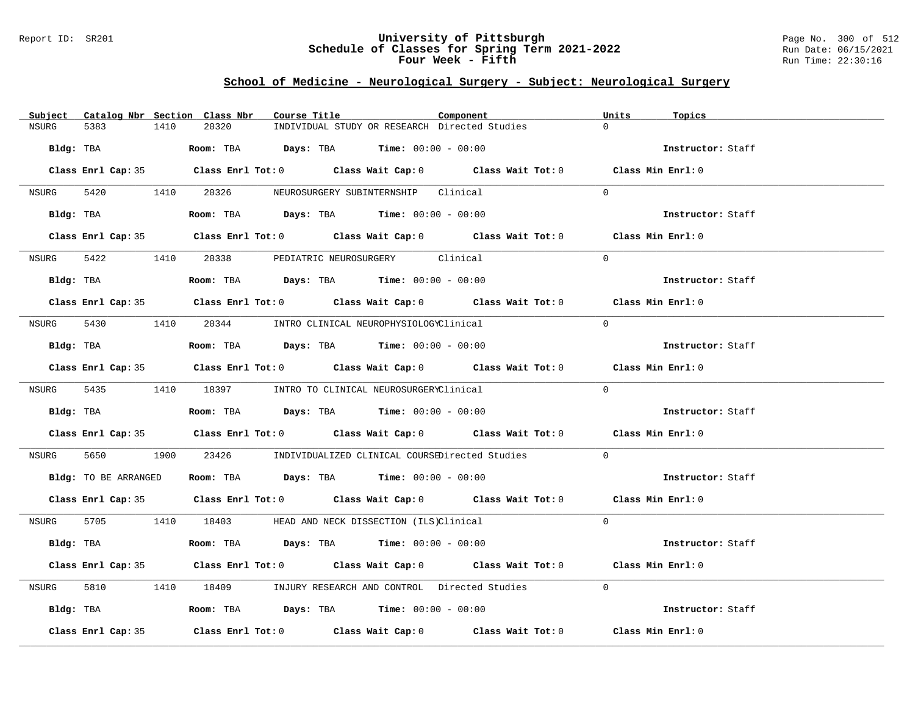University of Pittsburgh
Schedule of Classes for Spring Term 2021-2022
Four Week - Fifth

## School of Medicine - Neurological Surgery - Subject: Neurological Surgery

| Subject | Catalog Nbr | Section | Class Nbr | Course Title | Component | Units | Topics |
|---|---|---|---|---|---|---|---|
| NSURG | 5383 | 1410 | 20320 | INDIVIDUAL STUDY OR RESEARCH | Directed Studies | 0 | |
| **Bldg:** TBA | **Room:** TBA | **Days:** TBA | **Time:** 00:00 - 00:00 | | | **Instructor:** Staff | |
| **Class Enrl Cap:** 35 | **Class Enrl Tot:** 0 | **Class Wait Cap:** 0 | **Class Wait Tot:** 0 | **Class Min Enrl:** 0 | | | |
| NSURG | 5420 | 1410 | 20326 | NEUROSURGERY SUBINTERNSHIP | Clinical | 0 | |
| **Bldg:** TBA | **Room:** TBA | **Days:** TBA | **Time:** 00:00 - 00:00 | | | **Instructor:** Staff | |
| **Class Enrl Cap:** 35 | **Class Enrl Tot:** 0 | **Class Wait Cap:** 0 | **Class Wait Tot:** 0 | **Class Min Enrl:** 0 | | | |
| NSURG | 5422 | 1410 | 20338 | PEDIATRIC NEUROSURGERY | Clinical | 0 | |
| **Bldg:** TBA | **Room:** TBA | **Days:** TBA | **Time:** 00:00 - 00:00 | | | **Instructor:** Staff | |
| **Class Enrl Cap:** 35 | **Class Enrl Tot:** 0 | **Class Wait Cap:** 0 | **Class Wait Tot:** 0 | **Class Min Enrl:** 0 | | | |
| NSURG | 5430 | 1410 | 20344 | INTRO CLINICAL NEUROPHYSIOLOGY | Clinical | 0 | |
| **Bldg:** TBA | **Room:** TBA | **Days:** TBA | **Time:** 00:00 - 00:00 | | | **Instructor:** Staff | |
| **Class Enrl Cap:** 35 | **Class Enrl Tot:** 0 | **Class Wait Cap:** 0 | **Class Wait Tot:** 0 | **Class Min Enrl:** 0 | | | |
| NSURG | 5435 | 1410 | 18397 | INTRO TO CLINICAL NEUROSURGERY | Clinical | 0 | |
| **Bldg:** TBA | **Room:** TBA | **Days:** TBA | **Time:** 00:00 - 00:00 | | | **Instructor:** Staff | |
| **Class Enrl Cap:** 35 | **Class Enrl Tot:** 0 | **Class Wait Cap:** 0 | **Class Wait Tot:** 0 | **Class Min Enrl:** 0 | | | |
| NSURG | 5650 | 1900 | 23426 | INDIVIDUALIZED CLINICAL COURSE | Directed Studies | 0 | |
| **Bldg:** TO BE ARRANGED | **Room:** TBA | **Days:** TBA | **Time:** 00:00 - 00:00 | | | **Instructor:** Staff | |
| **Class Enrl Cap:** 35 | **Class Enrl Tot:** 0 | **Class Wait Cap:** 0 | **Class Wait Tot:** 0 | **Class Min Enrl:** 0 | | | |
| NSURG | 5705 | 1410 | 18403 | HEAD AND NECK DISSECTION (ILS) | Clinical | 0 | |
| **Bldg:** TBA | **Room:** TBA | **Days:** TBA | **Time:** 00:00 - 00:00 | | | **Instructor:** Staff | |
| **Class Enrl Cap:** 35 | **Class Enrl Tot:** 0 | **Class Wait Cap:** 0 | **Class Wait Tot:** 0 | **Class Min Enrl:** 0 | | | |
| NSURG | 5810 | 1410 | 18409 | INJURY RESEARCH AND CONTROL | Directed Studies | 0 | |
| **Bldg:** TBA | **Room:** TBA | **Days:** TBA | **Time:** 00:00 - 00:00 | | | **Instructor:** Staff | |
| **Class Enrl Cap:** 35 | **Class Enrl Tot:** 0 | **Class Wait Cap:** 0 | **Class Wait Tot:** 0 | **Class Min Enrl:** 0 | | | |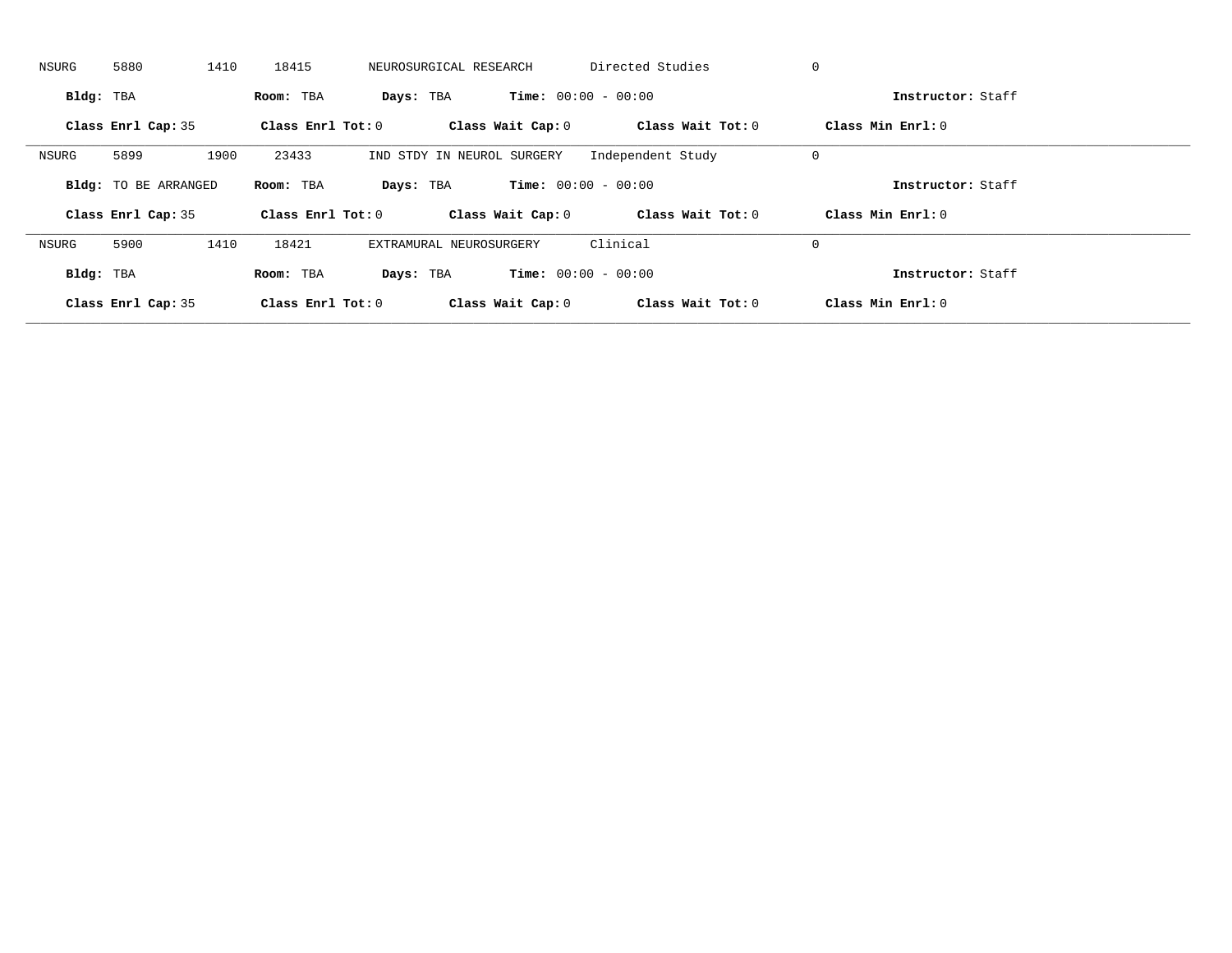NSURG 5880 1410 18415 NEUROSURGICAL RESEARCH Directed Studies 0

**Bldg:** TBA **Room:** TBA **Days:** TBA **Time:** 00:00 - 00:00 **Instructor:** Staff

**Class Enrl Cap:** 35 **Class Enrl Tot:** 0 **Class Wait Cap:** 0 **Class Wait Tot:** 0 **Class Min Enrl:** 0

---

NSURG 5899 1900 23433 IND STDY IN NEUROL SURGERY Independent Study 0

**Bldg:** TO BE ARRANGED **Room:** TBA **Days:** TBA **Time:** 00:00 - 00:00 **Instructor:** Staff

**Class Enrl Cap:** 35 **Class Enrl Tot:** 0 **Class Wait Cap:** 0 **Class Wait Tot:** 0 **Class Min Enrl:** 0

---

NSURG 5900 1410 18421 EXTRAMURAL NEUROSURGERY Clinical 0

**Bldg:** TBA **Room:** TBA **Days:** TBA **Time:** 00:00 - 00:00 **Instructor:** Staff

**Class Enrl Cap:** 35 **Class Enrl Tot:** 0 **Class Wait Cap:** 0 **Class Wait Tot:** 0 **Class Min Enrl:** 0

---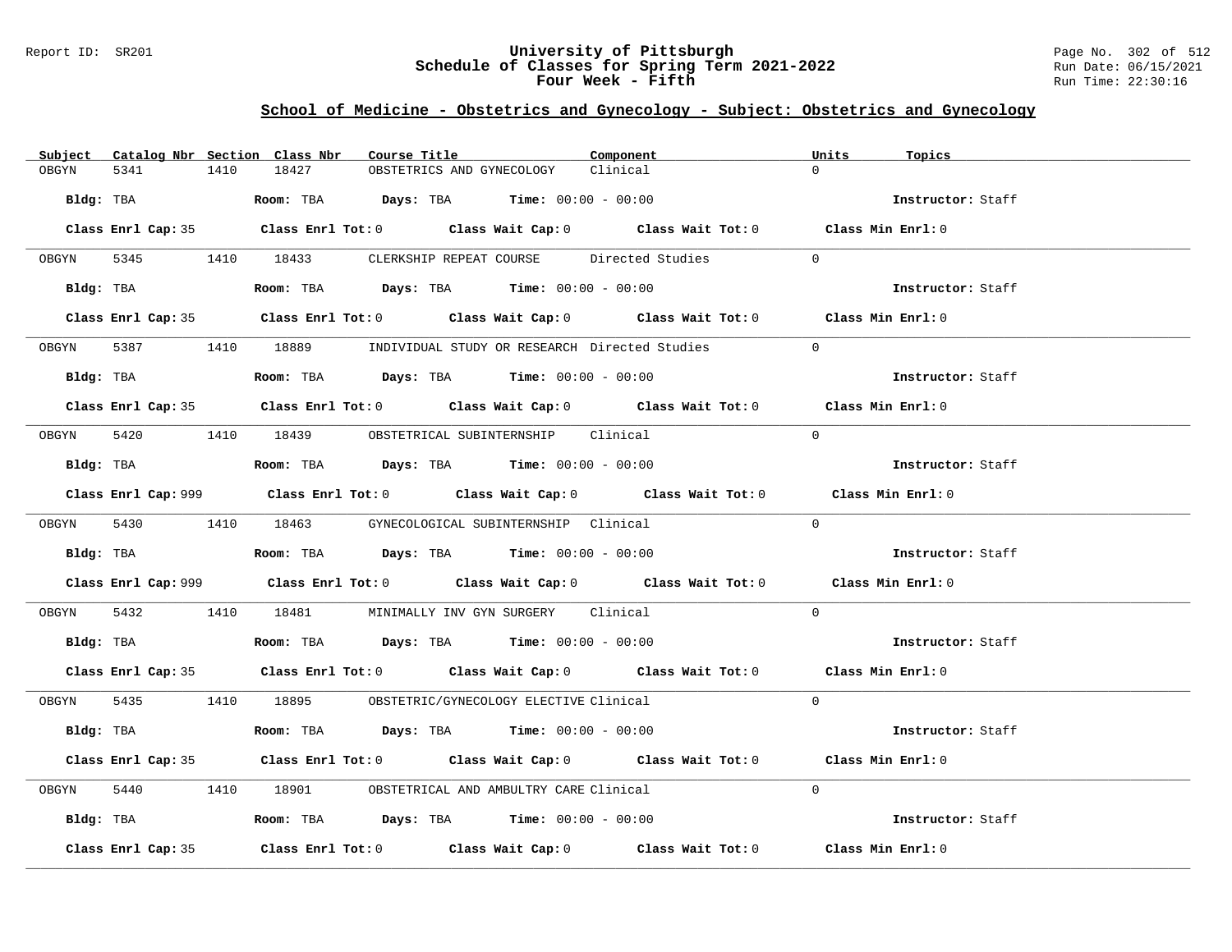## School of Medicine - Obstetrics and Gynecology - Subject: Obstetrics and Gynecology

| Subject | Catalog Nbr | Section | Class Nbr | Course Title | Component | Units | Topics |
|---|---|---|---|---|---|---|---|
| OBGYN | 5341 | 1410 | 18427 | OBSTETRICS AND GYNECOLOGY | Clinical | 0 | |

**Bldg:** TBA **Room:** TBA **Days:** TBA **Time:** 00:00 - 00:00 **Instructor:** Staff

**Class Enrl Cap:** 35 **Class Enrl Tot:** 0 **Class Wait Cap:** 0 **Class Wait Tot:** 0 **Class Min Enrl:** 0

| Subject | Catalog Nbr | Section | Class Nbr | Course Title | Component | Units | Topics |
|---|---|---|---|---|---|---|---|
| OBGYN | 5345 | 1410 | 18433 | CLERKSHIP REPEAT COURSE | Directed Studies | 0 | |

**Bldg:** TBA **Room:** TBA **Days:** TBA **Time:** 00:00 - 00:00 **Instructor:** Staff

**Class Enrl Cap:** 35 **Class Enrl Tot:** 0 **Class Wait Cap:** 0 **Class Wait Tot:** 0 **Class Min Enrl:** 0

| Subject | Catalog Nbr | Section | Class Nbr | Course Title | Component | Units | Topics |
|---|---|---|---|---|---|---|---|
| OBGYN | 5387 | 1410 | 18889 | INDIVIDUAL STUDY OR RESEARCH | Directed Studies | 0 | |

**Bldg:** TBA **Room:** TBA **Days:** TBA **Time:** 00:00 - 00:00 **Instructor:** Staff

**Class Enrl Cap:** 35 **Class Enrl Tot:** 0 **Class Wait Cap:** 0 **Class Wait Tot:** 0 **Class Min Enrl:** 0

| Subject | Catalog Nbr | Section | Class Nbr | Course Title | Component | Units | Topics |
|---|---|---|---|---|---|---|---|
| OBGYN | 5420 | 1410 | 18439 | OBSTETRICAL SUBINTERNSHIP | Clinical | 0 | |

**Bldg:** TBA **Room:** TBA **Days:** TBA **Time:** 00:00 - 00:00 **Instructor:** Staff

**Class Enrl Cap:** 999 **Class Enrl Tot:** 0 **Class Wait Cap:** 0 **Class Wait Tot:** 0 **Class Min Enrl:** 0

| Subject | Catalog Nbr | Section | Class Nbr | Course Title | Component | Units | Topics |
|---|---|---|---|---|---|---|---|
| OBGYN | 5430 | 1410 | 18463 | GYNECOLOGICAL SUBINTERNSHIP | Clinical | 0 | |

**Bldg:** TBA **Room:** TBA **Days:** TBA **Time:** 00:00 - 00:00 **Instructor:** Staff

**Class Enrl Cap:** 999 **Class Enrl Tot:** 0 **Class Wait Cap:** 0 **Class Wait Tot:** 0 **Class Min Enrl:** 0

| Subject | Catalog Nbr | Section | Class Nbr | Course Title | Component | Units | Topics |
|---|---|---|---|---|---|---|---|
| OBGYN | 5432 | 1410 | 18481 | MINIMALLY INV GYN SURGERY | Clinical | 0 | |

**Bldg:** TBA **Room:** TBA **Days:** TBA **Time:** 00:00 - 00:00 **Instructor:** Staff

**Class Enrl Cap:** 35 **Class Enrl Tot:** 0 **Class Wait Cap:** 0 **Class Wait Tot:** 0 **Class Min Enrl:** 0

| Subject | Catalog Nbr | Section | Class Nbr | Course Title | Component | Units | Topics |
|---|---|---|---|---|---|---|---|
| OBGYN | 5435 | 1410 | 18895 | OBSTETRIC/GYNECOLOGY ELECTIVE | Clinical | 0 | |

**Bldg:** TBA **Room:** TBA **Days:** TBA **Time:** 00:00 - 00:00 **Instructor:** Staff

**Class Enrl Cap:** 35 **Class Enrl Tot:** 0 **Class Wait Cap:** 0 **Class Wait Tot:** 0 **Class Min Enrl:** 0

| Subject | Catalog Nbr | Section | Class Nbr | Course Title | Component | Units | Topics |
|---|---|---|---|---|---|---|---|
| OBGYN | 5440 | 1410 | 18901 | OBSTETRICAL AND AMBULTRY CARE | Clinical | 0 | |

**Bldg:** TBA **Room:** TBA **Days:** TBA **Time:** 00:00 - 00:00 **Instructor:** Staff

**Class Enrl Cap:** 35 **Class Enrl Tot:** 0 **Class Wait Cap:** 0 **Class Wait Tot:** 0 **Class Min Enrl:** 0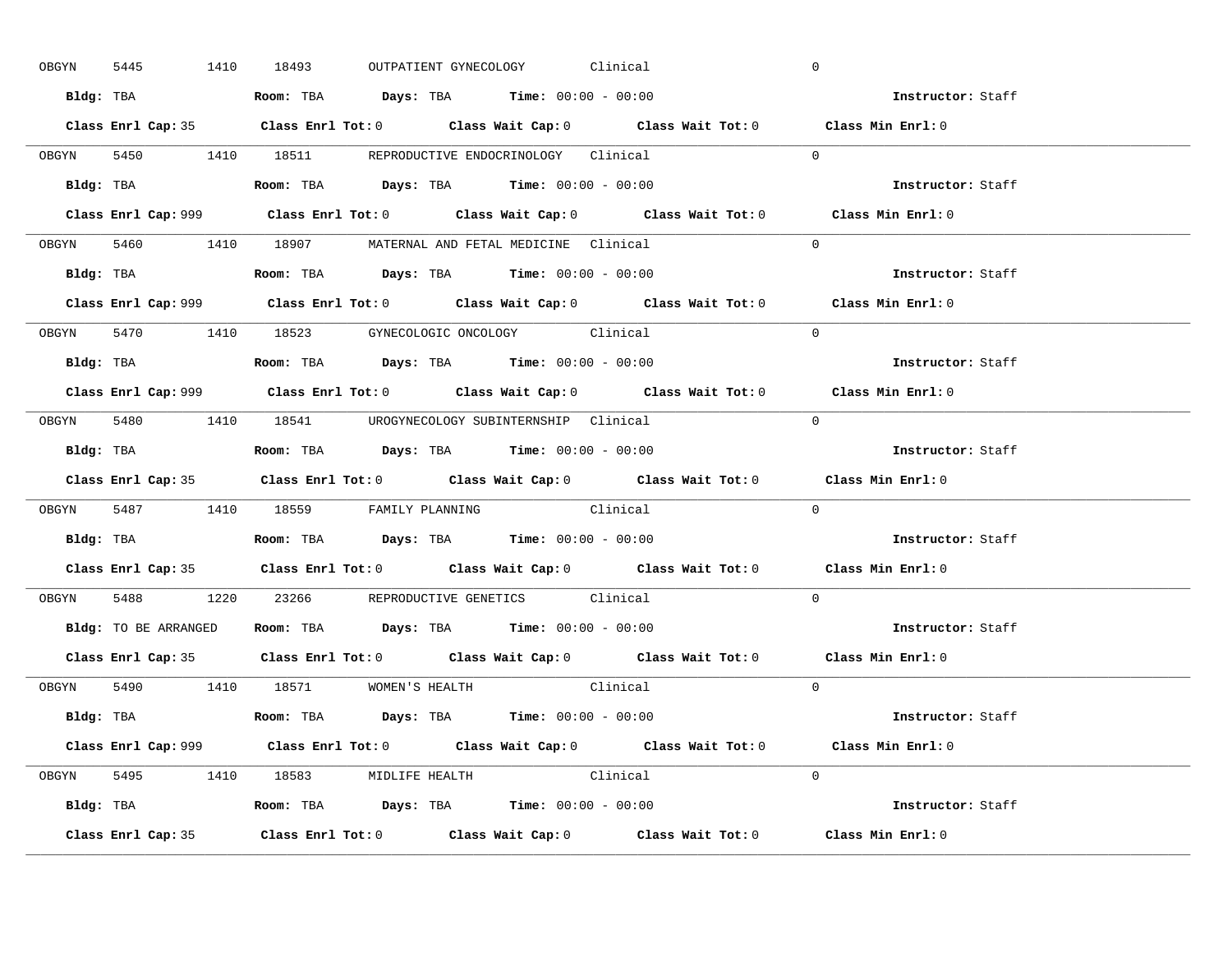OBGYN 5445 1410 18493 OUTPATIENT GYNECOLOGY Clinical 0

**Bldg:** TBA **Room:** TBA **Days:** TBA **Time:** 00:00 - 00:00 **Instructor:** Staff

**Class Enrl Cap:** 35 **Class Enrl Tot:** 0 **Class Wait Cap:** 0 **Class Wait Tot:** 0 **Class Min Enrl:** 0

---

OBGYN 5450 1410 18511 REPRODUCTIVE ENDOCRINOLOGY Clinical 0

**Bldg:** TBA **Room:** TBA **Days:** TBA **Time:** 00:00 - 00:00 **Instructor:** Staff

**Class Enrl Cap:** 999 **Class Enrl Tot:** 0 **Class Wait Cap:** 0 **Class Wait Tot:** 0 **Class Min Enrl:** 0

---

OBGYN 5460 1410 18907 MATERNAL AND FETAL MEDICINE Clinical 0

**Bldg:** TBA **Room:** TBA **Days:** TBA **Time:** 00:00 - 00:00 **Instructor:** Staff

**Class Enrl Cap:** 999 **Class Enrl Tot:** 0 **Class Wait Cap:** 0 **Class Wait Tot:** 0 **Class Min Enrl:** 0

---

OBGYN 5470 1410 18523 GYNECOLOGIC ONCOLOGY Clinical 0

**Bldg:** TBA **Room:** TBA **Days:** TBA **Time:** 00:00 - 00:00 **Instructor:** Staff

**Class Enrl Cap:** 999 **Class Enrl Tot:** 0 **Class Wait Cap:** 0 **Class Wait Tot:** 0 **Class Min Enrl:** 0

---

OBGYN 5480 1410 18541 UROGYNECOLOGY SUBINTERNSHIP Clinical 0

**Bldg:** TBA **Room:** TBA **Days:** TBA **Time:** 00:00 - 00:00 **Instructor:** Staff

**Class Enrl Cap:** 35 **Class Enrl Tot:** 0 **Class Wait Cap:** 0 **Class Wait Tot:** 0 **Class Min Enrl:** 0

---

OBGYN 5487 1410 18559 FAMILY PLANNING Clinical 0

**Bldg:** TBA **Room:** TBA **Days:** TBA **Time:** 00:00 - 00:00 **Instructor:** Staff

**Class Enrl Cap:** 35 **Class Enrl Tot:** 0 **Class Wait Cap:** 0 **Class Wait Tot:** 0 **Class Min Enrl:** 0

---

OBGYN 5488 1220 23266 REPRODUCTIVE GENETICS Clinical 0

**Bldg:** TO BE ARRANGED **Room:** TBA **Days:** TBA **Time:** 00:00 - 00:00 **Instructor:** Staff

**Class Enrl Cap:** 35 **Class Enrl Tot:** 0 **Class Wait Cap:** 0 **Class Wait Tot:** 0 **Class Min Enrl:** 0

---

OBGYN 5490 1410 18571 WOMEN'S HEALTH Clinical 0

**Bldg:** TBA **Room:** TBA **Days:** TBA **Time:** 00:00 - 00:00 **Instructor:** Staff

**Class Enrl Cap:** 999 **Class Enrl Tot:** 0 **Class Wait Cap:** 0 **Class Wait Tot:** 0 **Class Min Enrl:** 0

---

OBGYN 5495 1410 18583 MIDLIFE HEALTH Clinical 0

**Bldg:** TBA **Room:** TBA **Days:** TBA **Time:** 00:00 - 00:00 **Instructor:** Staff

**Class Enrl Cap:** 35 **Class Enrl Tot:** 0 **Class Wait Cap:** 0 **Class Wait Tot:** 0 **Class Min Enrl:** 0

---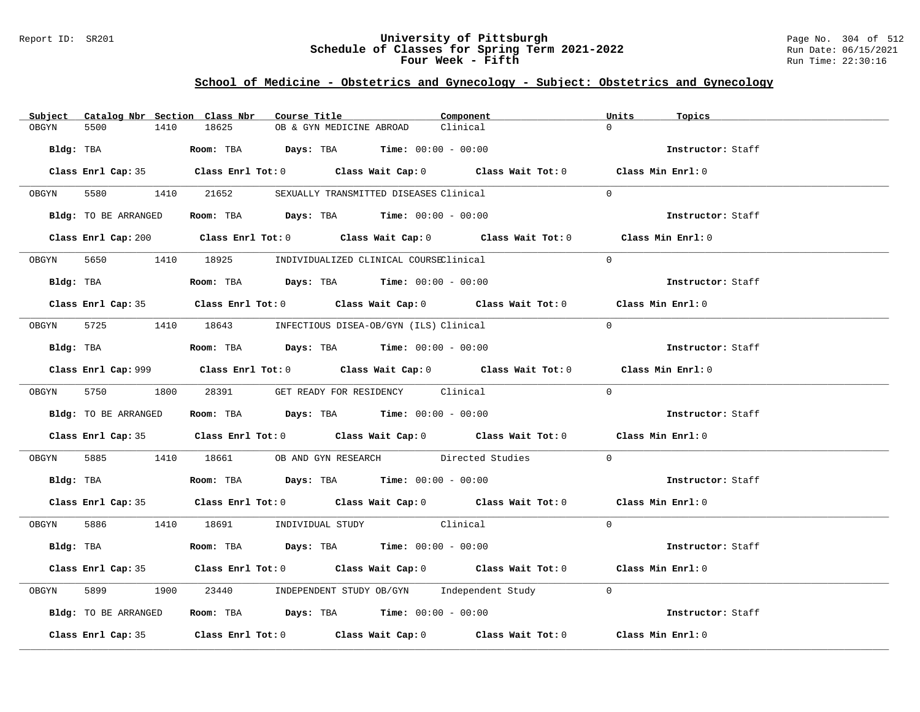Report ID: SR201

# University of Pittsburgh
## Schedule of Classes for Spring Term 2021-2022
### Four Week - Fifth

Run Date: 06/15/2021
Run Time: 22:30:16

## School of Medicine - Obstetrics and Gynecology - Subject: Obstetrics and Gynecology

| Subject | Catalog Nbr | Section | Class Nbr | Course Title | Component | Units | Topics |
|---|---|---|---|---|---|---|---|
| OBGYN | 5500 | 1410 | 18625 | OB & GYN MEDICINE ABROAD | Clinical | 0 | |

**Bldg:** TBA **Room:** TBA **Days:** TBA **Time:** 00:00 - 00:00 **Instructor:** Staff

**Class Enrl Cap:** 35 **Class Enrl Tot:** 0 **Class Wait Cap:** 0 **Class Wait Tot:** 0 **Class Min Enrl:** 0

| Subject | Catalog Nbr | Section | Class Nbr | Course Title | Component | Units | Topics |
|---|---|---|---|---|---|---|---|
| OBGYN | 5580 | 1410 | 21652 | SEXUALLY TRANSMITTED DISEASES | Clinical | 0 | |

**Bldg:** TO BE ARRANGED **Room:** TBA **Days:** TBA **Time:** 00:00 - 00:00 **Instructor:** Staff

**Class Enrl Cap:** 200 **Class Enrl Tot:** 0 **Class Wait Cap:** 0 **Class Wait Tot:** 0 **Class Min Enrl:** 0

| Subject | Catalog Nbr | Section | Class Nbr | Course Title | Component | Units | Topics |
|---|---|---|---|---|---|---|---|
| OBGYN | 5650 | 1410 | 18925 | INDIVIDUALIZED CLINICAL COURSE | Clinical | 0 | |

**Bldg:** TBA **Room:** TBA **Days:** TBA **Time:** 00:00 - 00:00 **Instructor:** Staff

**Class Enrl Cap:** 35 **Class Enrl Tot:** 0 **Class Wait Cap:** 0 **Class Wait Tot:** 0 **Class Min Enrl:** 0

| Subject | Catalog Nbr | Section | Class Nbr | Course Title | Component | Units | Topics |
|---|---|---|---|---|---|---|---|
| OBGYN | 5725 | 1410 | 18643 | INFECTIOUS DISEA-OB/GYN (ILS) | Clinical | 0 | |

**Bldg:** TBA **Room:** TBA **Days:** TBA **Time:** 00:00 - 00:00 **Instructor:** Staff

**Class Enrl Cap:** 999 **Class Enrl Tot:** 0 **Class Wait Cap:** 0 **Class Wait Tot:** 0 **Class Min Enrl:** 0

| Subject | Catalog Nbr | Section | Class Nbr | Course Title | Component | Units | Topics |
|---|---|---|---|---|---|---|---|
| OBGYN | 5750 | 1800 | 28391 | GET READY FOR RESIDENCY | Clinical | 0 | |

**Bldg:** TO BE ARRANGED **Room:** TBA **Days:** TBA **Time:** 00:00 - 00:00 **Instructor:** Staff

**Class Enrl Cap:** 35 **Class Enrl Tot:** 0 **Class Wait Cap:** 0 **Class Wait Tot:** 0 **Class Min Enrl:** 0

| Subject | Catalog Nbr | Section | Class Nbr | Course Title | Component | Units | Topics |
|---|---|---|---|---|---|---|---|
| OBGYN | 5885 | 1410 | 18661 | OB AND GYN RESEARCH | Directed Studies | 0 | |

**Bldg:** TBA **Room:** TBA **Days:** TBA **Time:** 00:00 - 00:00 **Instructor:** Staff

**Class Enrl Cap:** 35 **Class Enrl Tot:** 0 **Class Wait Cap:** 0 **Class Wait Tot:** 0 **Class Min Enrl:** 0

| Subject | Catalog Nbr | Section | Class Nbr | Course Title | Component | Units | Topics |
|---|---|---|---|---|---|---|---|
| OBGYN | 5886 | 1410 | 18691 | INDIVIDUAL STUDY | Clinical | 0 | |

**Bldg:** TBA **Room:** TBA **Days:** TBA **Time:** 00:00 - 00:00 **Instructor:** Staff

**Class Enrl Cap:** 35 **Class Enrl Tot:** 0 **Class Wait Cap:** 0 **Class Wait Tot:** 0 **Class Min Enrl:** 0

| Subject | Catalog Nbr | Section | Class Nbr | Course Title | Component | Units | Topics |
|---|---|---|---|---|---|---|---|
| OBGYN | 5899 | 1900 | 23440 | INDEPENDENT STUDY OB/GYN | Independent Study | 0 | |

**Bldg:** TO BE ARRANGED **Room:** TBA **Days:** TBA **Time:** 00:00 - 00:00 **Instructor:** Staff

**Class Enrl Cap:** 35 **Class Enrl Tot:** 0 **Class Wait Cap:** 0 **Class Wait Tot:** 0 **Class Min Enrl:** 0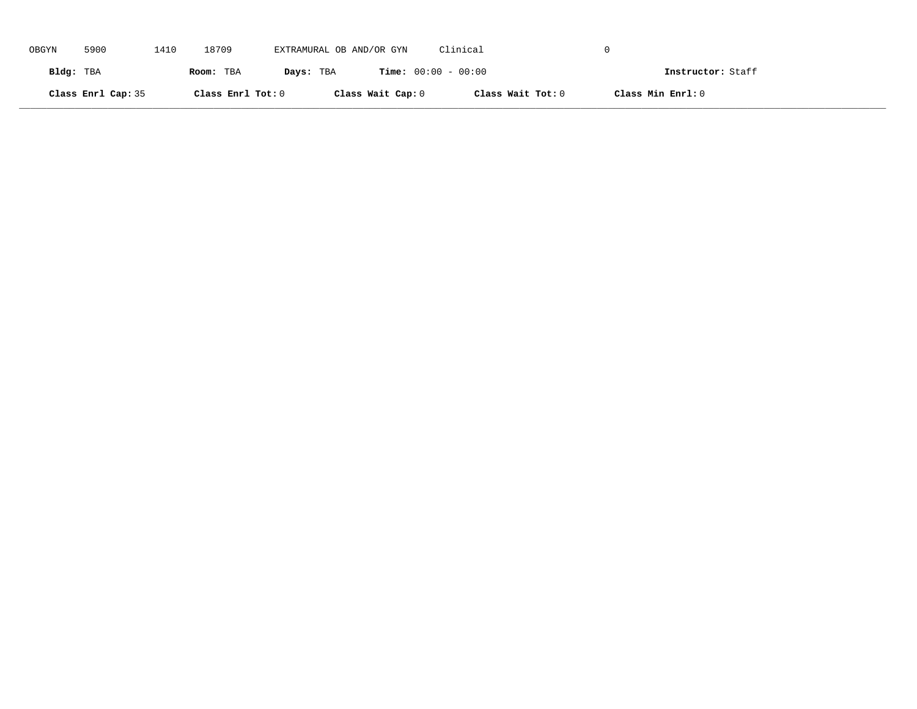OBGYN 5900 1410 18709 EXTRAMURAL OB AND/OR GYN Clinical 0

**Bldg:** TBA **Room:** TBA **Days:** TBA **Time:** 00:00 - 00:00 **Instructor:** Staff

**Class Enrl Cap:** 35 **Class Enrl Tot:** 0 **Class Wait Cap:** 0 **Class Wait Tot:** 0 **Class Min Enrl:** 0

---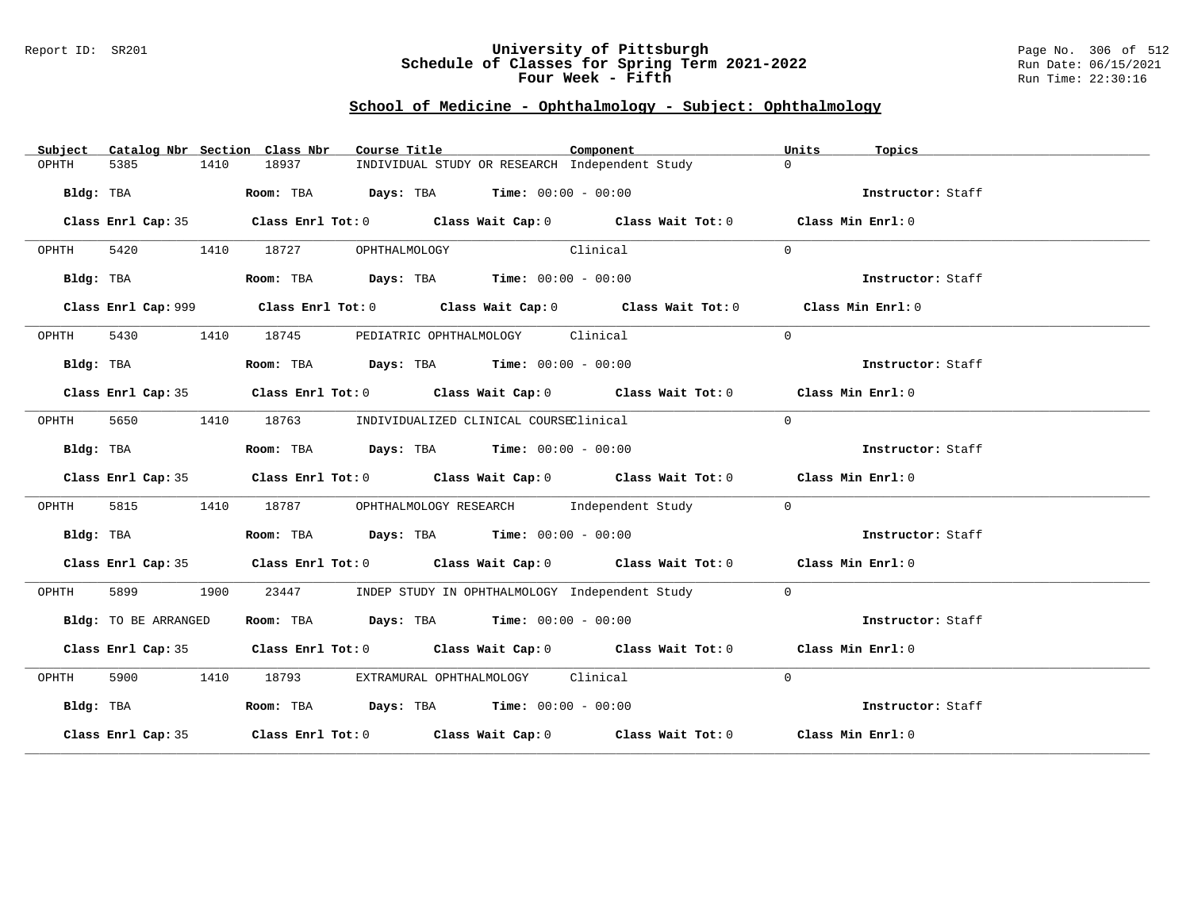# University of Pittsburgh
## Schedule of Classes for Spring Term 2021-2022
### Four Week - Fifth

Report ID: SR201

Run Date: 06/15/2021
Run Time: 22:30:16

## School of Medicine - Ophthalmology - Subject: Ophthalmology

| Subject | Catalog Nbr | Section | Class Nbr | Course Title | Component | Units | Topics |
|---|---|---|---|---|---|---|---|
| OPHTH | 5385 | 1410 | 18937 | INDIVIDUAL STUDY OR RESEARCH | Independent Study | 0 | |

**Bldg:** TBA **Room:** TBA **Days:** TBA **Time:** 00:00 - 00:00 **Instructor:** Staff

**Class Enrl Cap:** 35 **Class Enrl Tot:** 0 **Class Wait Cap:** 0 **Class Wait Tot:** 0 **Class Min Enrl:** 0

---

| Subject | Catalog Nbr | Section | Class Nbr | Course Title | Component | Units | Topics |
|---|---|---|---|---|---|---|---|
| OPHTH | 5420 | 1410 | 18727 | OPHTHALMOLOGY | Clinical | 0 | |

**Bldg:** TBA **Room:** TBA **Days:** TBA **Time:** 00:00 - 00:00 **Instructor:** Staff

**Class Enrl Cap:** 999 **Class Enrl Tot:** 0 **Class Wait Cap:** 0 **Class Wait Tot:** 0 **Class Min Enrl:** 0

---

| Subject | Catalog Nbr | Section | Class Nbr | Course Title | Component | Units | Topics |
|---|---|---|---|---|---|---|---|
| OPHTH | 5430 | 1410 | 18745 | PEDIATRIC OPHTHALMOLOGY | Clinical | 0 | |

**Bldg:** TBA **Room:** TBA **Days:** TBA **Time:** 00:00 - 00:00 **Instructor:** Staff

**Class Enrl Cap:** 35 **Class Enrl Tot:** 0 **Class Wait Cap:** 0 **Class Wait Tot:** 0 **Class Min Enrl:** 0

---

| Subject | Catalog Nbr | Section | Class Nbr | Course Title | Component | Units | Topics |
|---|---|---|---|---|---|---|---|
| OPHTH | 5650 | 1410 | 18763 | INDIVIDUALIZED CLINICAL COURSE | Clinical | 0 | |

**Bldg:** TBA **Room:** TBA **Days:** TBA **Time:** 00:00 - 00:00 **Instructor:** Staff

**Class Enrl Cap:** 35 **Class Enrl Tot:** 0 **Class Wait Cap:** 0 **Class Wait Tot:** 0 **Class Min Enrl:** 0

---

| Subject | Catalog Nbr | Section | Class Nbr | Course Title | Component | Units | Topics |
|---|---|---|---|---|---|---|---|
| OPHTH | 5815 | 1410 | 18787 | OPHTHALMOLOGY RESEARCH | Independent Study | 0 | |

**Bldg:** TBA **Room:** TBA **Days:** TBA **Time:** 00:00 - 00:00 **Instructor:** Staff

**Class Enrl Cap:** 35 **Class Enrl Tot:** 0 **Class Wait Cap:** 0 **Class Wait Tot:** 0 **Class Min Enrl:** 0

---

| Subject | Catalog Nbr | Section | Class Nbr | Course Title | Component | Units | Topics |
|---|---|---|---|---|---|---|---|
| OPHTH | 5899 | 1900 | 23447 | INDEP STUDY IN OPHTHALMOLOGY | Independent Study | 0 | |

**Bldg:** TO BE ARRANGED **Room:** TBA **Days:** TBA **Time:** 00:00 - 00:00 **Instructor:** Staff

**Class Enrl Cap:** 35 **Class Enrl Tot:** 0 **Class Wait Cap:** 0 **Class Wait Tot:** 0 **Class Min Enrl:** 0

---

| Subject | Catalog Nbr | Section | Class Nbr | Course Title | Component | Units | Topics |
|---|---|---|---|---|---|---|---|
| OPHTH | 5900 | 1410 | 18793 | EXTRAMURAL OPHTHALMOLOGY | Clinical | 0 | |

**Bldg:** TBA **Room:** TBA **Days:** TBA **Time:** 00:00 - 00:00 **Instructor:** Staff

**Class Enrl Cap:** 35 **Class Enrl Tot:** 0 **Class Wait Cap:** 0 **Class Wait Tot:** 0 **Class Min Enrl:** 0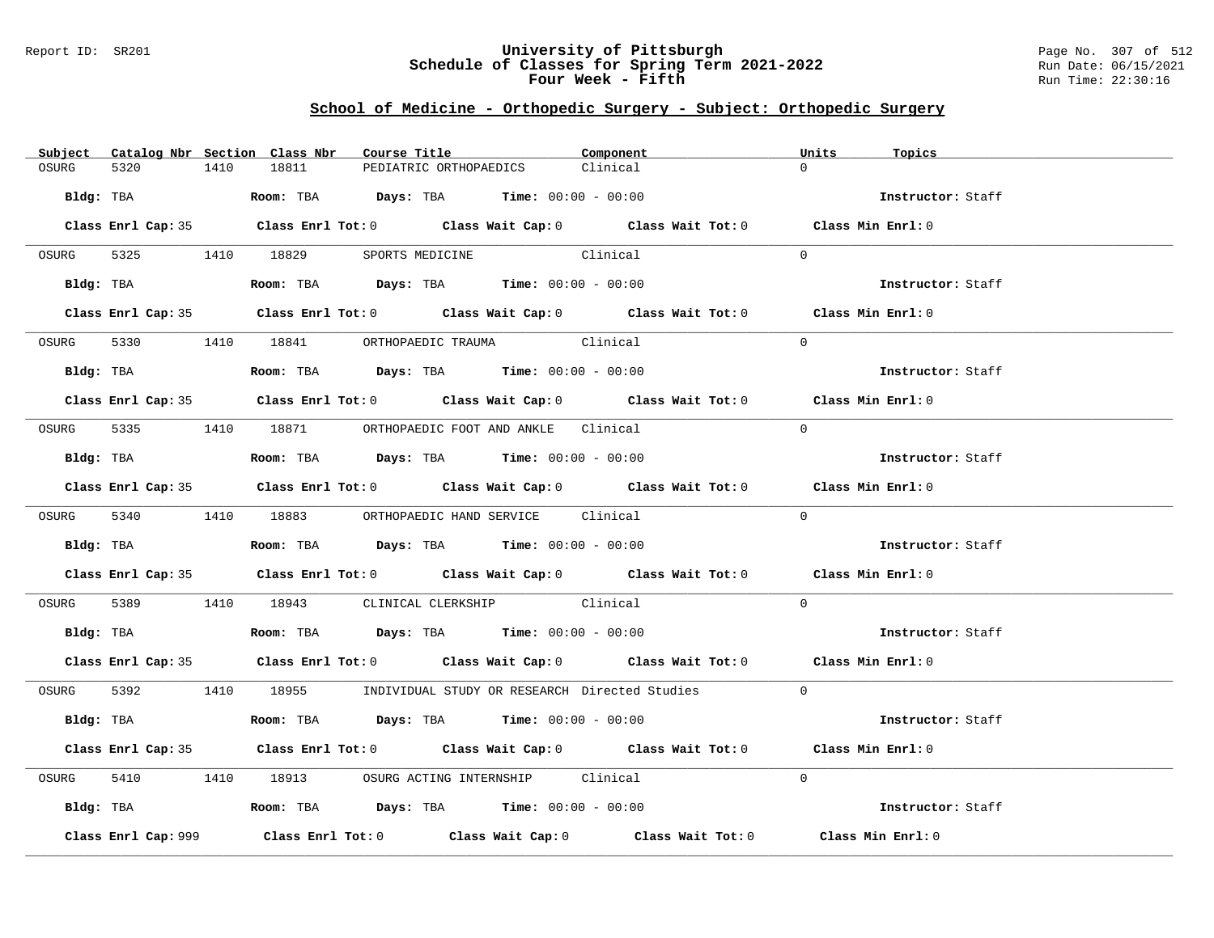Report ID: SR201

# University of Pittsburgh
## Schedule of Classes for Spring Term 2021-2022
## Four Week - Fifth

Page No. 307 of 512
Run Date: 06/15/2021
Run Time: 22:30:16

### School of Medicine - Orthopedic Surgery - Subject: Orthopedic Surgery

| Subject | Catalog Nbr | Section | Class Nbr | Course Title | Component | Units | Topics |
|---|---|---|---|---|---|---|---|
| OSURG | 5320 | 1410 | 18811 | PEDIATRIC ORTHOPAEDICS | Clinical | 0 | |

**Bldg:** TBA **Room:** TBA **Days:** TBA **Time:** 00:00 - 00:00 **Instructor:** Staff

**Class Enrl Cap:** 35 **Class Enrl Tot:** 0 **Class Wait Cap:** 0 **Class Wait Tot:** 0 **Class Min Enrl:** 0

| Subject | Catalog Nbr | Section | Class Nbr | Course Title | Component | Units | Topics |
|---|---|---|---|---|---|---|---|
| OSURG | 5325 | 1410 | 18829 | SPORTS MEDICINE | Clinical | 0 | |

**Bldg:** TBA **Room:** TBA **Days:** TBA **Time:** 00:00 - 00:00 **Instructor:** Staff

**Class Enrl Cap:** 35 **Class Enrl Tot:** 0 **Class Wait Cap:** 0 **Class Wait Tot:** 0 **Class Min Enrl:** 0

| Subject | Catalog Nbr | Section | Class Nbr | Course Title | Component | Units | Topics |
|---|---|---|---|---|---|---|---|
| OSURG | 5330 | 1410 | 18841 | ORTHOPAEDIC TRAUMA | Clinical | 0 | |

**Bldg:** TBA **Room:** TBA **Days:** TBA **Time:** 00:00 - 00:00 **Instructor:** Staff

**Class Enrl Cap:** 35 **Class Enrl Tot:** 0 **Class Wait Cap:** 0 **Class Wait Tot:** 0 **Class Min Enrl:** 0

| Subject | Catalog Nbr | Section | Class Nbr | Course Title | Component | Units | Topics |
|---|---|---|---|---|---|---|---|
| OSURG | 5335 | 1410 | 18871 | ORTHOPAEDIC FOOT AND ANKLE | Clinical | 0 | |

**Bldg:** TBA **Room:** TBA **Days:** TBA **Time:** 00:00 - 00:00 **Instructor:** Staff

**Class Enrl Cap:** 35 **Class Enrl Tot:** 0 **Class Wait Cap:** 0 **Class Wait Tot:** 0 **Class Min Enrl:** 0

| Subject | Catalog Nbr | Section | Class Nbr | Course Title | Component | Units | Topics |
|---|---|---|---|---|---|---|---|
| OSURG | 5340 | 1410 | 18883 | ORTHOPAEDIC HAND SERVICE | Clinical | 0 | |

**Bldg:** TBA **Room:** TBA **Days:** TBA **Time:** 00:00 - 00:00 **Instructor:** Staff

**Class Enrl Cap:** 35 **Class Enrl Tot:** 0 **Class Wait Cap:** 0 **Class Wait Tot:** 0 **Class Min Enrl:** 0

| Subject | Catalog Nbr | Section | Class Nbr | Course Title | Component | Units | Topics |
|---|---|---|---|---|---|---|---|
| OSURG | 5389 | 1410 | 18943 | CLINICAL CLERKSHIP | Clinical | 0 | |

**Bldg:** TBA **Room:** TBA **Days:** TBA **Time:** 00:00 - 00:00 **Instructor:** Staff

**Class Enrl Cap:** 35 **Class Enrl Tot:** 0 **Class Wait Cap:** 0 **Class Wait Tot:** 0 **Class Min Enrl:** 0

| Subject | Catalog Nbr | Section | Class Nbr | Course Title | Component | Units | Topics |
|---|---|---|---|---|---|---|---|
| OSURG | 5392 | 1410 | 18955 | INDIVIDUAL STUDY OR RESEARCH | Directed Studies | 0 | |

**Bldg:** TBA **Room:** TBA **Days:** TBA **Time:** 00:00 - 00:00 **Instructor:** Staff

**Class Enrl Cap:** 35 **Class Enrl Tot:** 0 **Class Wait Cap:** 0 **Class Wait Tot:** 0 **Class Min Enrl:** 0

| Subject | Catalog Nbr | Section | Class Nbr | Course Title | Component | Units | Topics |
|---|---|---|---|---|---|---|---|
| OSURG | 5410 | 1410 | 18913 | OSURG ACTING INTERNSHIP | Clinical | 0 | |

**Bldg:** TBA **Room:** TBA **Days:** TBA **Time:** 00:00 - 00:00 **Instructor:** Staff

**Class Enrl Cap:** 999 **Class Enrl Tot:** 0 **Class Wait Cap:** 0 **Class Wait Tot:** 0 **Class Min Enrl:** 0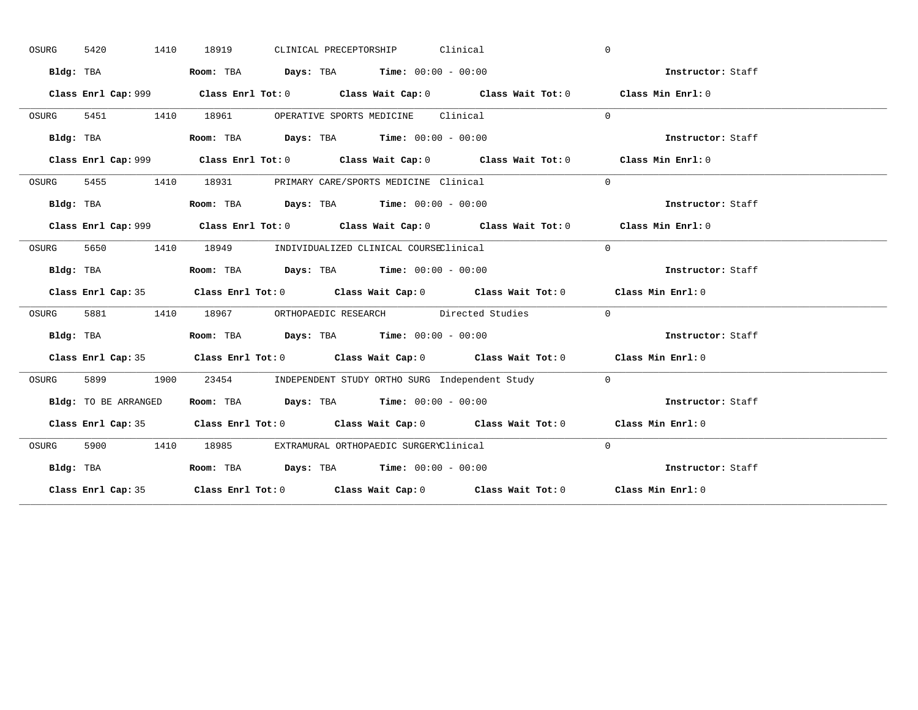OSURG 5420 1410 18919 CLINICAL PRECEPTORSHIP Clinical 0

**Bldg:** TBA **Room:** TBA **Days:** TBA **Time:** 00:00 - 00:00 **Instructor:** Staff

**Class Enrl Cap:** 999 **Class Enrl Tot:** 0 **Class Wait Cap:** 0 **Class Wait Tot:** 0 **Class Min Enrl:** 0

---

OSURG 5451 1410 18961 OPERATIVE SPORTS MEDICINE Clinical 0

**Bldg:** TBA **Room:** TBA **Days:** TBA **Time:** 00:00 - 00:00 **Instructor:** Staff

**Class Enrl Cap:** 999 **Class Enrl Tot:** 0 **Class Wait Cap:** 0 **Class Wait Tot:** 0 **Class Min Enrl:** 0

---

OSURG 5455 1410 18931 PRIMARY CARE/SPORTS MEDICINE Clinical 0

**Bldg:** TBA **Room:** TBA **Days:** TBA **Time:** 00:00 - 00:00 **Instructor:** Staff

**Class Enrl Cap:** 999 **Class Enrl Tot:** 0 **Class Wait Cap:** 0 **Class Wait Tot:** 0 **Class Min Enrl:** 0

---

OSURG 5650 1410 18949 INDIVIDUALIZED CLINICAL COURSE Clinical 0

**Bldg:** TBA **Room:** TBA **Days:** TBA **Time:** 00:00 - 00:00 **Instructor:** Staff

**Class Enrl Cap:** 35 **Class Enrl Tot:** 0 **Class Wait Cap:** 0 **Class Wait Tot:** 0 **Class Min Enrl:** 0

---

OSURG 5881 1410 18967 ORTHOPAEDIC RESEARCH Directed Studies 0

**Bldg:** TBA **Room:** TBA **Days:** TBA **Time:** 00:00 - 00:00 **Instructor:** Staff

**Class Enrl Cap:** 35 **Class Enrl Tot:** 0 **Class Wait Cap:** 0 **Class Wait Tot:** 0 **Class Min Enrl:** 0

---

OSURG 5899 1900 23454 INDEPENDENT STUDY ORTHO SURG Independent Study 0

**Bldg:** TO BE ARRANGED **Room:** TBA **Days:** TBA **Time:** 00:00 - 00:00 **Instructor:** Staff

**Class Enrl Cap:** 35 **Class Enrl Tot:** 0 **Class Wait Cap:** 0 **Class Wait Tot:** 0 **Class Min Enrl:** 0

---

OSURG 5900 1410 18985 EXTRAMURAL ORTHOPAEDIC SURGERY Clinical 0

**Bldg:** TBA **Room:** TBA **Days:** TBA **Time:** 00:00 - 00:00 **Instructor:** Staff

**Class Enrl Cap:** 35 **Class Enrl Tot:** 0 **Class Wait Cap:** 0 **Class Wait Tot:** 0 **Class Min Enrl:** 0

---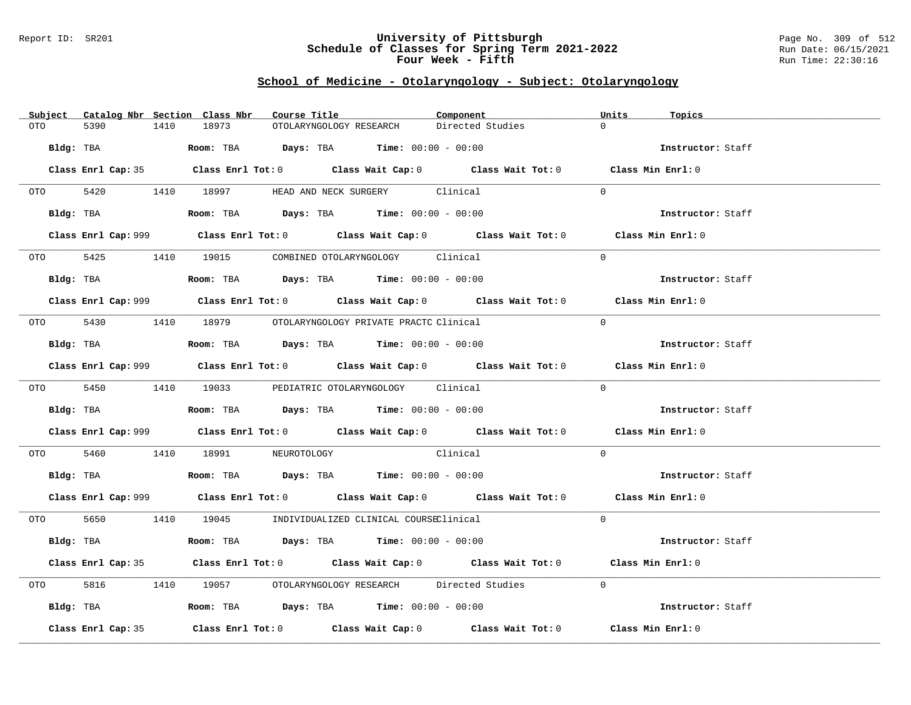Report ID: SR201

# University of Pittsburgh
## Schedule of Classes for Spring Term 2021-2022
### Four Week - Fifth

Run Date: 06/15/2021
Run Time: 22:30:16

## School of Medicine - Otolaryngology - Subject: Otolaryngology

| Subject | Catalog Nbr | Section | Class Nbr | Course Title | Component | Units | Topics |
|---|---|---|---|---|---|---|---|
| OTO | 5390 | 1410 | 18973 | OTOLARYNGOLOGY RESEARCH | Directed Studies | 0 | |

**Bldg:** TBA **Room:** TBA **Days:** TBA **Time:** 00:00 - 00:00 **Instructor:** Staff

**Class Enrl Cap:** 35 **Class Enrl Tot:** 0 **Class Wait Cap:** 0 **Class Wait Tot:** 0 **Class Min Enrl:** 0

| Subject | Catalog Nbr | Section | Class Nbr | Course Title | Component | Units | Topics |
|---|---|---|---|---|---|---|---|
| OTO | 5420 | 1410 | 18997 | HEAD AND NECK SURGERY | Clinical | 0 | |

**Bldg:** TBA **Room:** TBA **Days:** TBA **Time:** 00:00 - 00:00 **Instructor:** Staff

**Class Enrl Cap:** 999 **Class Enrl Tot:** 0 **Class Wait Cap:** 0 **Class Wait Tot:** 0 **Class Min Enrl:** 0

| Subject | Catalog Nbr | Section | Class Nbr | Course Title | Component | Units | Topics |
|---|---|---|---|---|---|---|---|
| OTO | 5425 | 1410 | 19015 | COMBINED OTOLARYNGOLOGY | Clinical | 0 | |

**Bldg:** TBA **Room:** TBA **Days:** TBA **Time:** 00:00 - 00:00 **Instructor:** Staff

**Class Enrl Cap:** 999 **Class Enrl Tot:** 0 **Class Wait Cap:** 0 **Class Wait Tot:** 0 **Class Min Enrl:** 0

| Subject | Catalog Nbr | Section | Class Nbr | Course Title | Component | Units | Topics |
|---|---|---|---|---|---|---|---|
| OTO | 5430 | 1410 | 18979 | OTOLARYNGOLOGY PRIVATE PRACTC | Clinical | 0 | |

**Bldg:** TBA **Room:** TBA **Days:** TBA **Time:** 00:00 - 00:00 **Instructor:** Staff

**Class Enrl Cap:** 999 **Class Enrl Tot:** 0 **Class Wait Cap:** 0 **Class Wait Tot:** 0 **Class Min Enrl:** 0

| Subject | Catalog Nbr | Section | Class Nbr | Course Title | Component | Units | Topics |
|---|---|---|---|---|---|---|---|
| OTO | 5450 | 1410 | 19033 | PEDIATRIC OTOLARYNGOLOGY | Clinical | 0 | |

**Bldg:** TBA **Room:** TBA **Days:** TBA **Time:** 00:00 - 00:00 **Instructor:** Staff

**Class Enrl Cap:** 999 **Class Enrl Tot:** 0 **Class Wait Cap:** 0 **Class Wait Tot:** 0 **Class Min Enrl:** 0

| Subject | Catalog Nbr | Section | Class Nbr | Course Title | Component | Units | Topics |
|---|---|---|---|---|---|---|---|
| OTO | 5460 | 1410 | 18991 | NEUROTOLOGY | Clinical | 0 | |

**Bldg:** TBA **Room:** TBA **Days:** TBA **Time:** 00:00 - 00:00 **Instructor:** Staff

**Class Enrl Cap:** 999 **Class Enrl Tot:** 0 **Class Wait Cap:** 0 **Class Wait Tot:** 0 **Class Min Enrl:** 0

| Subject | Catalog Nbr | Section | Class Nbr | Course Title | Component | Units | Topics |
|---|---|---|---|---|---|---|---|
| OTO | 5650 | 1410 | 19045 | INDIVIDUALIZED CLINICAL COURSE | Clinical | 0 | |

**Bldg:** TBA **Room:** TBA **Days:** TBA **Time:** 00:00 - 00:00 **Instructor:** Staff

**Class Enrl Cap:** 35 **Class Enrl Tot:** 0 **Class Wait Cap:** 0 **Class Wait Tot:** 0 **Class Min Enrl:** 0

| Subject | Catalog Nbr | Section | Class Nbr | Course Title | Component | Units | Topics |
|---|---|---|---|---|---|---|---|
| OTO | 5816 | 1410 | 19057 | OTOLARYNGOLOGY RESEARCH | Directed Studies | 0 | |

**Bldg:** TBA **Room:** TBA **Days:** TBA **Time:** 00:00 - 00:00 **Instructor:** Staff

**Class Enrl Cap:** 35 **Class Enrl Tot:** 0 **Class Wait Cap:** 0 **Class Wait Tot:** 0 **Class Min Enrl:** 0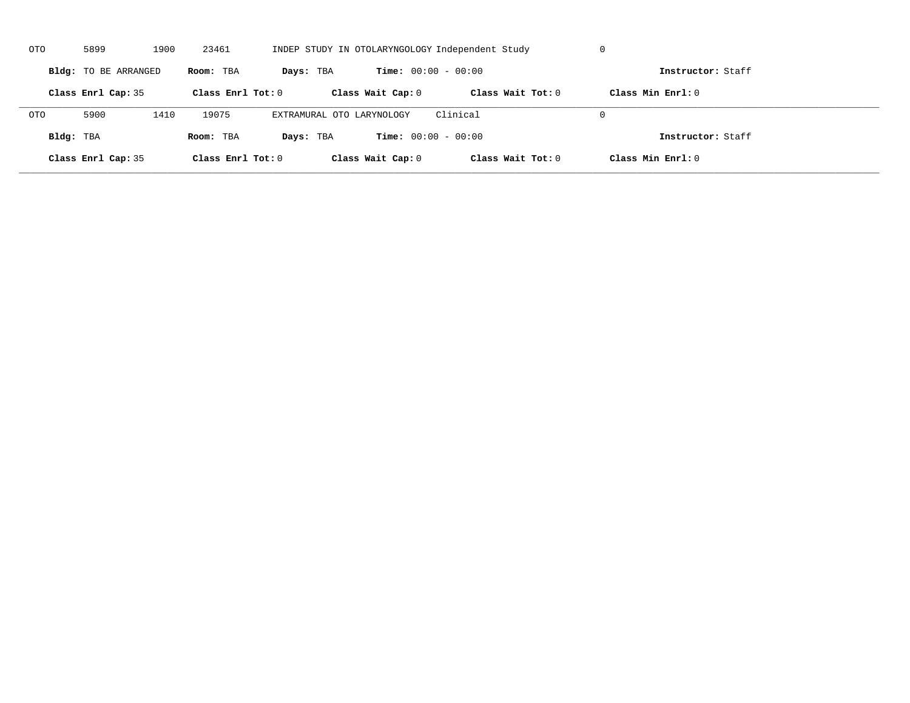OTO 5899 1900 23461 INDEP STUDY IN OTOLARYNGOLOGY Independent Study 0

**Bldg:** TO BE ARRANGED **Room:** TBA **Days:** TBA **Time:** 00:00 - 00:00 **Instructor:** Staff

**Class Enrl Cap:** 35 **Class Enrl Tot:** 0 **Class Wait Cap:** 0 **Class Wait Tot:** 0 **Class Min Enrl:** 0

---

OTO 5900 1410 19075 EXTRAMURAL OTO LARYNOLOGY Clinical 0

**Bldg:** TBA **Room:** TBA **Days:** TBA **Time:** 00:00 - 00:00 **Instructor:** Staff

**Class Enrl Cap:** 35 **Class Enrl Tot:** 0 **Class Wait Cap:** 0 **Class Wait Tot:** 0 **Class Min Enrl:** 0

---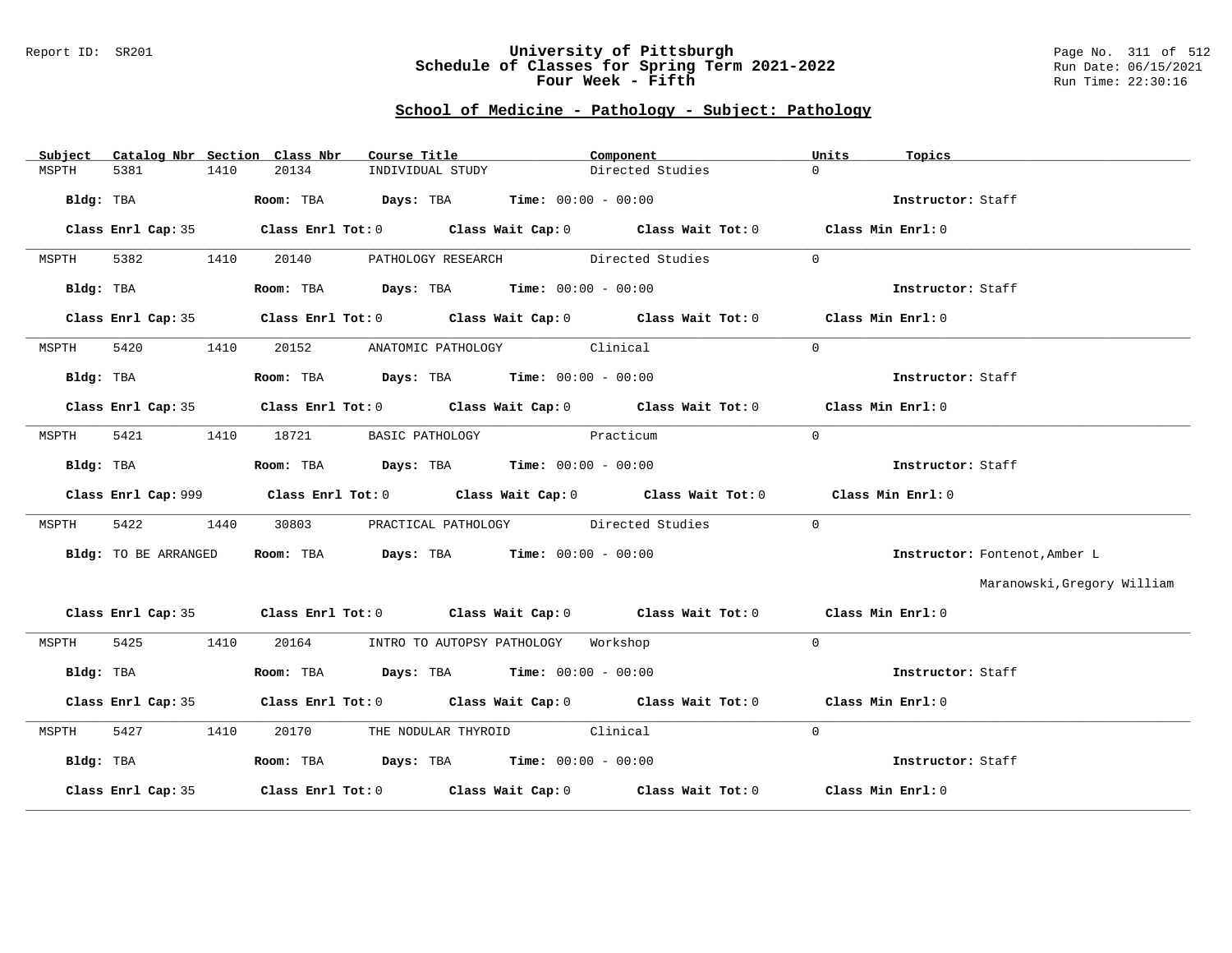# University of Pittsburgh
## Schedule of Classes for Spring Term 2021-2022
### Four Week - Fifth

Report ID: SR201

## School of Medicine - Pathology - Subject: Pathology

| Subject | Catalog Nbr | Section | Class Nbr | Course Title | Component | Units | Topics |
|---|---|---|---|---|---|---|---|
| MSPTH | 5381 | 1410 | 20134 | INDIVIDUAL STUDY | Directed Studies | 0 | |

**Bldg:** TBA **Room:** TBA **Days:** TBA **Time:** 00:00 - 00:00 **Instructor:** Staff

**Class Enrl Cap:** 35 **Class Enrl Tot:** 0 **Class Wait Cap:** 0 **Class Wait Tot:** 0 **Class Min Enrl:** 0

---

| Subject | Catalog Nbr | Section | Class Nbr | Course Title | Component | Units | Topics |
|---|---|---|---|---|---|---|---|
| MSPTH | 5382 | 1410 | 20140 | PATHOLOGY RESEARCH | Directed Studies | 0 | |

**Bldg:** TBA **Room:** TBA **Days:** TBA **Time:** 00:00 - 00:00 **Instructor:** Staff

**Class Enrl Cap:** 35 **Class Enrl Tot:** 0 **Class Wait Cap:** 0 **Class Wait Tot:** 0 **Class Min Enrl:** 0

---

| Subject | Catalog Nbr | Section | Class Nbr | Course Title | Component | Units | Topics |
|---|---|---|---|---|---|---|---|
| MSPTH | 5420 | 1410 | 20152 | ANATOMIC PATHOLOGY | Clinical | 0 | |

**Bldg:** TBA **Room:** TBA **Days:** TBA **Time:** 00:00 - 00:00 **Instructor:** Staff

**Class Enrl Cap:** 35 **Class Enrl Tot:** 0 **Class Wait Cap:** 0 **Class Wait Tot:** 0 **Class Min Enrl:** 0

---

| Subject | Catalog Nbr | Section | Class Nbr | Course Title | Component | Units | Topics |
|---|---|---|---|---|---|---|---|
| MSPTH | 5421 | 1410 | 18721 | BASIC PATHOLOGY | Practicum | 0 | |

**Bldg:** TBA **Room:** TBA **Days:** TBA **Time:** 00:00 - 00:00 **Instructor:** Staff

**Class Enrl Cap:** 999 **Class Enrl Tot:** 0 **Class Wait Cap:** 0 **Class Wait Tot:** 0 **Class Min Enrl:** 0

---

| Subject | Catalog Nbr | Section | Class Nbr | Course Title | Component | Units | Topics |
|---|---|---|---|---|---|---|---|
| MSPTH | 5422 | 1440 | 30803 | PRACTICAL PATHOLOGY | Directed Studies | 0 | |

**Bldg:** TO BE ARRANGED **Room:** TBA **Days:** TBA **Time:** 00:00 - 00:00 **Instructor:** Fontenot,Amber L; Maranowski,Gregory William

**Class Enrl Cap:** 35 **Class Enrl Tot:** 0 **Class Wait Cap:** 0 **Class Wait Tot:** 0 **Class Min Enrl:** 0

---

| Subject | Catalog Nbr | Section | Class Nbr | Course Title | Component | Units | Topics |
|---|---|---|---|---|---|---|---|
| MSPTH | 5425 | 1410 | 20164 | INTRO TO AUTOPSY PATHOLOGY | Workshop | 0 | |

**Bldg:** TBA **Room:** TBA **Days:** TBA **Time:** 00:00 - 00:00 **Instructor:** Staff

**Class Enrl Cap:** 35 **Class Enrl Tot:** 0 **Class Wait Cap:** 0 **Class Wait Tot:** 0 **Class Min Enrl:** 0

---

| Subject | Catalog Nbr | Section | Class Nbr | Course Title | Component | Units | Topics |
|---|---|---|---|---|---|---|---|
| MSPTH | 5427 | 1410 | 20170 | THE NODULAR THYROID | Clinical | 0 | |

**Bldg:** TBA **Room:** TBA **Days:** TBA **Time:** 00:00 - 00:00 **Instructor:** Staff

**Class Enrl Cap:** 35 **Class Enrl Tot:** 0 **Class Wait Cap:** 0 **Class Wait Tot:** 0 **Class Min Enrl:** 0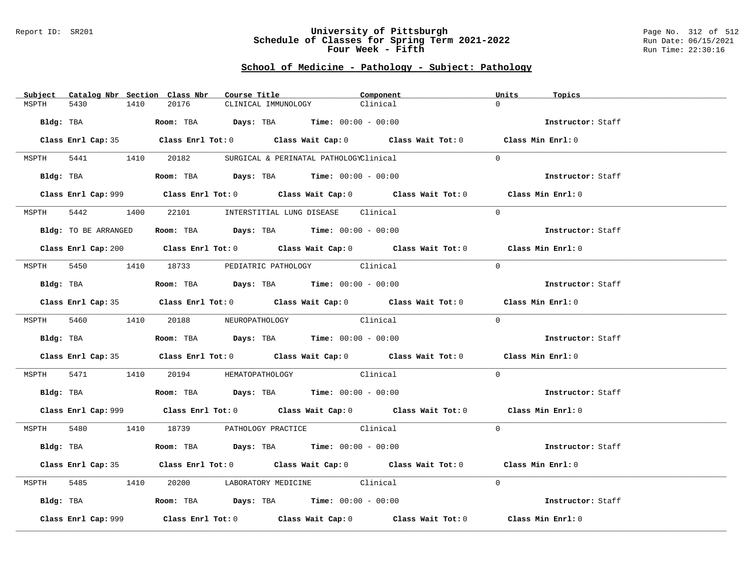## School of Medicine - Pathology - Subject: Pathology

| Subject | Catalog Nbr | Section | Class Nbr | Course Title | Component | Units | Topics |
|---|---|---|---|---|---|---|---|
| MSPTH | 5430 | 1410 | 20176 | CLINICAL IMMUNOLOGY | Clinical | 0 | |

**Bldg:** TBA **Room:** TBA **Days:** TBA **Time:** 00:00 - 00:00 **Instructor:** Staff

**Class Enrl Cap:** 35 **Class Enrl Tot:** 0 **Class Wait Cap:** 0 **Class Wait Tot:** 0 **Class Min Enrl:** 0

| Subject | Catalog Nbr | Section | Class Nbr | Course Title | Component | Units | Topics |
|---|---|---|---|---|---|---|---|
| MSPTH | 5441 | 1410 | 20182 | SURGICAL & PERINATAL PATHOLOGY | Clinical | 0 | |

**Bldg:** TBA **Room:** TBA **Days:** TBA **Time:** 00:00 - 00:00 **Instructor:** Staff

**Class Enrl Cap:** 999 **Class Enrl Tot:** 0 **Class Wait Cap:** 0 **Class Wait Tot:** 0 **Class Min Enrl:** 0

| Subject | Catalog Nbr | Section | Class Nbr | Course Title | Component | Units | Topics |
|---|---|---|---|---|---|---|---|
| MSPTH | 5442 | 1400 | 22101 | INTERSTITIAL LUNG DISEASE | Clinical | 0 | |

**Bldg:** TO BE ARRANGED **Room:** TBA **Days:** TBA **Time:** 00:00 - 00:00 **Instructor:** Staff

**Class Enrl Cap:** 200 **Class Enrl Tot:** 0 **Class Wait Cap:** 0 **Class Wait Tot:** 0 **Class Min Enrl:** 0

| Subject | Catalog Nbr | Section | Class Nbr | Course Title | Component | Units | Topics |
|---|---|---|---|---|---|---|---|
| MSPTH | 5450 | 1410 | 18733 | PEDIATRIC PATHOLOGY | Clinical | 0 | |

**Bldg:** TBA **Room:** TBA **Days:** TBA **Time:** 00:00 - 00:00 **Instructor:** Staff

**Class Enrl Cap:** 35 **Class Enrl Tot:** 0 **Class Wait Cap:** 0 **Class Wait Tot:** 0 **Class Min Enrl:** 0

| Subject | Catalog Nbr | Section | Class Nbr | Course Title | Component | Units | Topics |
|---|---|---|---|---|---|---|---|
| MSPTH | 5460 | 1410 | 20188 | NEUROPATHOLOGY | Clinical | 0 | |

**Bldg:** TBA **Room:** TBA **Days:** TBA **Time:** 00:00 - 00:00 **Instructor:** Staff

**Class Enrl Cap:** 35 **Class Enrl Tot:** 0 **Class Wait Cap:** 0 **Class Wait Tot:** 0 **Class Min Enrl:** 0

| Subject | Catalog Nbr | Section | Class Nbr | Course Title | Component | Units | Topics |
|---|---|---|---|---|---|---|---|
| MSPTH | 5471 | 1410 | 20194 | HEMATOPATHOLOGY | Clinical | 0 | |

**Bldg:** TBA **Room:** TBA **Days:** TBA **Time:** 00:00 - 00:00 **Instructor:** Staff

**Class Enrl Cap:** 999 **Class Enrl Tot:** 0 **Class Wait Cap:** 0 **Class Wait Tot:** 0 **Class Min Enrl:** 0

| Subject | Catalog Nbr | Section | Class Nbr | Course Title | Component | Units | Topics |
|---|---|---|---|---|---|---|---|
| MSPTH | 5480 | 1410 | 18739 | PATHOLOGY PRACTICE | Clinical | 0 | |

**Bldg:** TBA **Room:** TBA **Days:** TBA **Time:** 00:00 - 00:00 **Instructor:** Staff

**Class Enrl Cap:** 35 **Class Enrl Tot:** 0 **Class Wait Cap:** 0 **Class Wait Tot:** 0 **Class Min Enrl:** 0

| Subject | Catalog Nbr | Section | Class Nbr | Course Title | Component | Units | Topics |
|---|---|---|---|---|---|---|---|
| MSPTH | 5485 | 1410 | 20200 | LABORATORY MEDICINE | Clinical | 0 | |

**Bldg:** TBA **Room:** TBA **Days:** TBA **Time:** 00:00 - 00:00 **Instructor:** Staff

**Class Enrl Cap:** 999 **Class Enrl Tot:** 0 **Class Wait Cap:** 0 **Class Wait Tot:** 0 **Class Min Enrl:** 0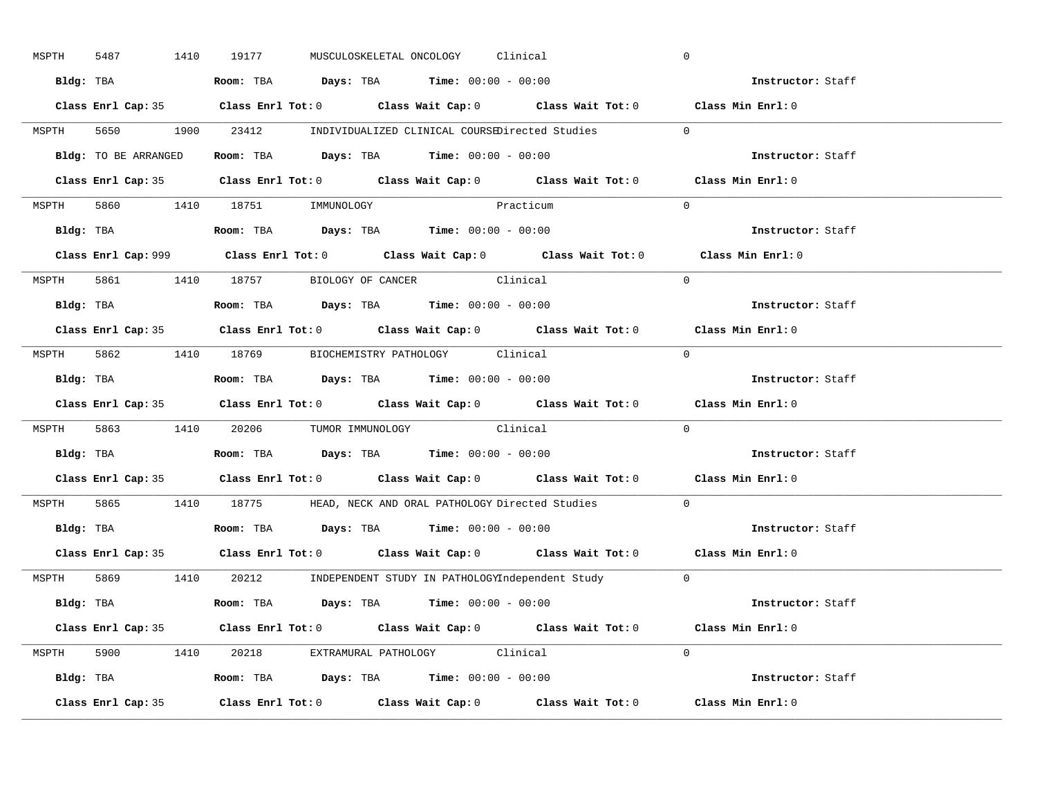MSPTH 5487 1410 19177 MUSCULOSKELETAL ONCOLOGY Clinical 0

**Bldg:** TBA **Room:** TBA **Days:** TBA **Time:** 00:00 - 00:00 **Instructor:** Staff

**Class Enrl Cap:** 35 **Class Enrl Tot:** 0 **Class Wait Cap:** 0 **Class Wait Tot:** 0 **Class Min Enrl:** 0

---

MSPTH 5650 1900 23412 INDIVIDUALIZED CLINICAL COURSE Directed Studies 0

**Bldg:** TO BE ARRANGED **Room:** TBA **Days:** TBA **Time:** 00:00 - 00:00 **Instructor:** Staff

**Class Enrl Cap:** 35 **Class Enrl Tot:** 0 **Class Wait Cap:** 0 **Class Wait Tot:** 0 **Class Min Enrl:** 0

---

MSPTH 5860 1410 18751 IMMUNOLOGY Practicum 0

**Bldg:** TBA **Room:** TBA **Days:** TBA **Time:** 00:00 - 00:00 **Instructor:** Staff

**Class Enrl Cap:** 999 **Class Enrl Tot:** 0 **Class Wait Cap:** 0 **Class Wait Tot:** 0 **Class Min Enrl:** 0

---

MSPTH 5861 1410 18757 BIOLOGY OF CANCER Clinical 0

**Bldg:** TBA **Room:** TBA **Days:** TBA **Time:** 00:00 - 00:00 **Instructor:** Staff

**Class Enrl Cap:** 35 **Class Enrl Tot:** 0 **Class Wait Cap:** 0 **Class Wait Tot:** 0 **Class Min Enrl:** 0

---

MSPTH 5862 1410 18769 BIOCHEMISTRY PATHOLOGY Clinical 0

**Bldg:** TBA **Room:** TBA **Days:** TBA **Time:** 00:00 - 00:00 **Instructor:** Staff

**Class Enrl Cap:** 35 **Class Enrl Tot:** 0 **Class Wait Cap:** 0 **Class Wait Tot:** 0 **Class Min Enrl:** 0

---

MSPTH 5863 1410 20206 TUMOR IMMUNOLOGY Clinical 0

**Bldg:** TBA **Room:** TBA **Days:** TBA **Time:** 00:00 - 00:00 **Instructor:** Staff

**Class Enrl Cap:** 35 **Class Enrl Tot:** 0 **Class Wait Cap:** 0 **Class Wait Tot:** 0 **Class Min Enrl:** 0

---

MSPTH 5865 1410 18775 HEAD, NECK AND ORAL PATHOLOGY Directed Studies 0

**Bldg:** TBA **Room:** TBA **Days:** TBA **Time:** 00:00 - 00:00 **Instructor:** Staff

**Class Enrl Cap:** 35 **Class Enrl Tot:** 0 **Class Wait Cap:** 0 **Class Wait Tot:** 0 **Class Min Enrl:** 0

---

MSPTH 5869 1410 20212 INDEPENDENT STUDY IN PATHOLOGY Independent Study 0

**Bldg:** TBA **Room:** TBA **Days:** TBA **Time:** 00:00 - 00:00 **Instructor:** Staff

**Class Enrl Cap:** 35 **Class Enrl Tot:** 0 **Class Wait Cap:** 0 **Class Wait Tot:** 0 **Class Min Enrl:** 0

---

MSPTH 5900 1410 20218 EXTRAMURAL PATHOLOGY Clinical 0

**Bldg:** TBA **Room:** TBA **Days:** TBA **Time:** 00:00 - 00:00 **Instructor:** Staff

**Class Enrl Cap:** 35 **Class Enrl Tot:** 0 **Class Wait Cap:** 0 **Class Wait Tot:** 0 **Class Min Enrl:** 0

---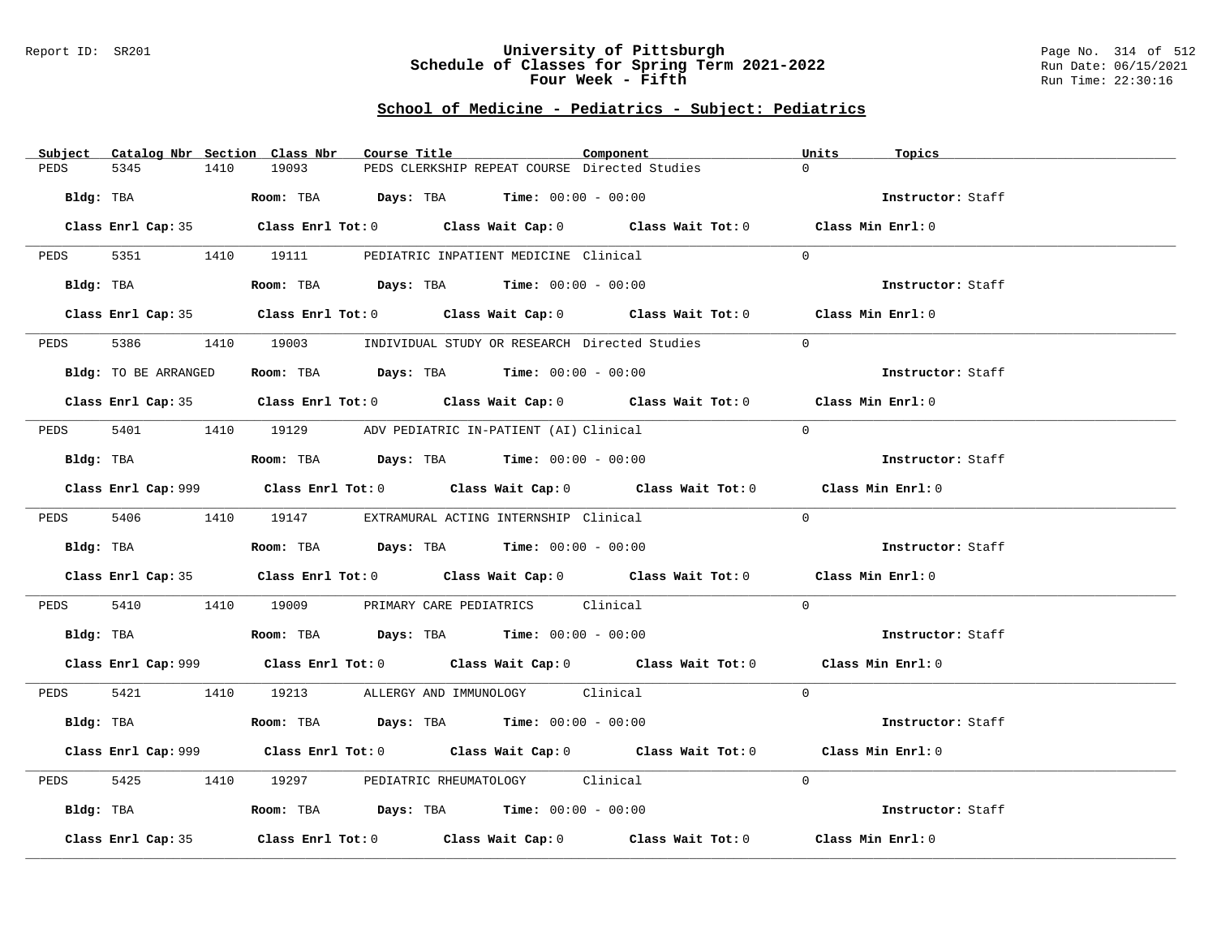# University of Pittsburgh
## Schedule of Classes for Spring Term 2021-2022
### Four Week - Fifth

Report ID: SR201

Run Date: 06/15/2021
Run Time: 22:30:16

## School of Medicine - Pediatrics - Subject: Pediatrics

| Subject | Catalog Nbr | Section | Class Nbr | Course Title | Component | Units | Topics |
|---|---|---|---|---|---|---|---|
| PEDS | 5345 | 1410 | 19093 | PEDS CLERKSHIP REPEAT COURSE | Directed Studies | 0 | |

**Bldg:** TBA **Room:** TBA **Days:** TBA **Time:** 00:00 - 00:00 **Instructor:** Staff

**Class Enrl Cap:** 35 **Class Enrl Tot:** 0 **Class Wait Cap:** 0 **Class Wait Tot:** 0 **Class Min Enrl:** 0

| Subject | Catalog Nbr | Section | Class Nbr | Course Title | Component | Units | Topics |
|---|---|---|---|---|---|---|---|
| PEDS | 5351 | 1410 | 19111 | PEDIATRIC INPATIENT MEDICINE | Clinical | 0 | |

**Bldg:** TBA **Room:** TBA **Days:** TBA **Time:** 00:00 - 00:00 **Instructor:** Staff

**Class Enrl Cap:** 35 **Class Enrl Tot:** 0 **Class Wait Cap:** 0 **Class Wait Tot:** 0 **Class Min Enrl:** 0

| Subject | Catalog Nbr | Section | Class Nbr | Course Title | Component | Units | Topics |
|---|---|---|---|---|---|---|---|
| PEDS | 5386 | 1410 | 19003 | INDIVIDUAL STUDY OR RESEARCH | Directed Studies | 0 | |

**Bldg:** TO BE ARRANGED **Room:** TBA **Days:** TBA **Time:** 00:00 - 00:00 **Instructor:** Staff

**Class Enrl Cap:** 35 **Class Enrl Tot:** 0 **Class Wait Cap:** 0 **Class Wait Tot:** 0 **Class Min Enrl:** 0

| Subject | Catalog Nbr | Section | Class Nbr | Course Title | Component | Units | Topics |
|---|---|---|---|---|---|---|---|
| PEDS | 5401 | 1410 | 19129 | ADV PEDIATRIC IN-PATIENT (AI) | Clinical | 0 | |

**Bldg:** TBA **Room:** TBA **Days:** TBA **Time:** 00:00 - 00:00 **Instructor:** Staff

**Class Enrl Cap:** 999 **Class Enrl Tot:** 0 **Class Wait Cap:** 0 **Class Wait Tot:** 0 **Class Min Enrl:** 0

| Subject | Catalog Nbr | Section | Class Nbr | Course Title | Component | Units | Topics |
|---|---|---|---|---|---|---|---|
| PEDS | 5406 | 1410 | 19147 | EXTRAMURAL ACTING INTERNSHIP | Clinical | 0 | |

**Bldg:** TBA **Room:** TBA **Days:** TBA **Time:** 00:00 - 00:00 **Instructor:** Staff

**Class Enrl Cap:** 35 **Class Enrl Tot:** 0 **Class Wait Cap:** 0 **Class Wait Tot:** 0 **Class Min Enrl:** 0

| Subject | Catalog Nbr | Section | Class Nbr | Course Title | Component | Units | Topics |
|---|---|---|---|---|---|---|---|
| PEDS | 5410 | 1410 | 19009 | PRIMARY CARE PEDIATRICS | Clinical | 0 | |

**Bldg:** TBA **Room:** TBA **Days:** TBA **Time:** 00:00 - 00:00 **Instructor:** Staff

**Class Enrl Cap:** 999 **Class Enrl Tot:** 0 **Class Wait Cap:** 0 **Class Wait Tot:** 0 **Class Min Enrl:** 0

| Subject | Catalog Nbr | Section | Class Nbr | Course Title | Component | Units | Topics |
|---|---|---|---|---|---|---|---|
| PEDS | 5421 | 1410 | 19213 | ALLERGY AND IMMUNOLOGY | Clinical | 0 | |

**Bldg:** TBA **Room:** TBA **Days:** TBA **Time:** 00:00 - 00:00 **Instructor:** Staff

**Class Enrl Cap:** 999 **Class Enrl Tot:** 0 **Class Wait Cap:** 0 **Class Wait Tot:** 0 **Class Min Enrl:** 0

| Subject | Catalog Nbr | Section | Class Nbr | Course Title | Component | Units | Topics |
|---|---|---|---|---|---|---|---|
| PEDS | 5425 | 1410 | 19297 | PEDIATRIC RHEUMATOLOGY | Clinical | 0 | |

**Bldg:** TBA **Room:** TBA **Days:** TBA **Time:** 00:00 - 00:00 **Instructor:** Staff

**Class Enrl Cap:** 35 **Class Enrl Tot:** 0 **Class Wait Cap:** 0 **Class Wait Tot:** 0 **Class Min Enrl:** 0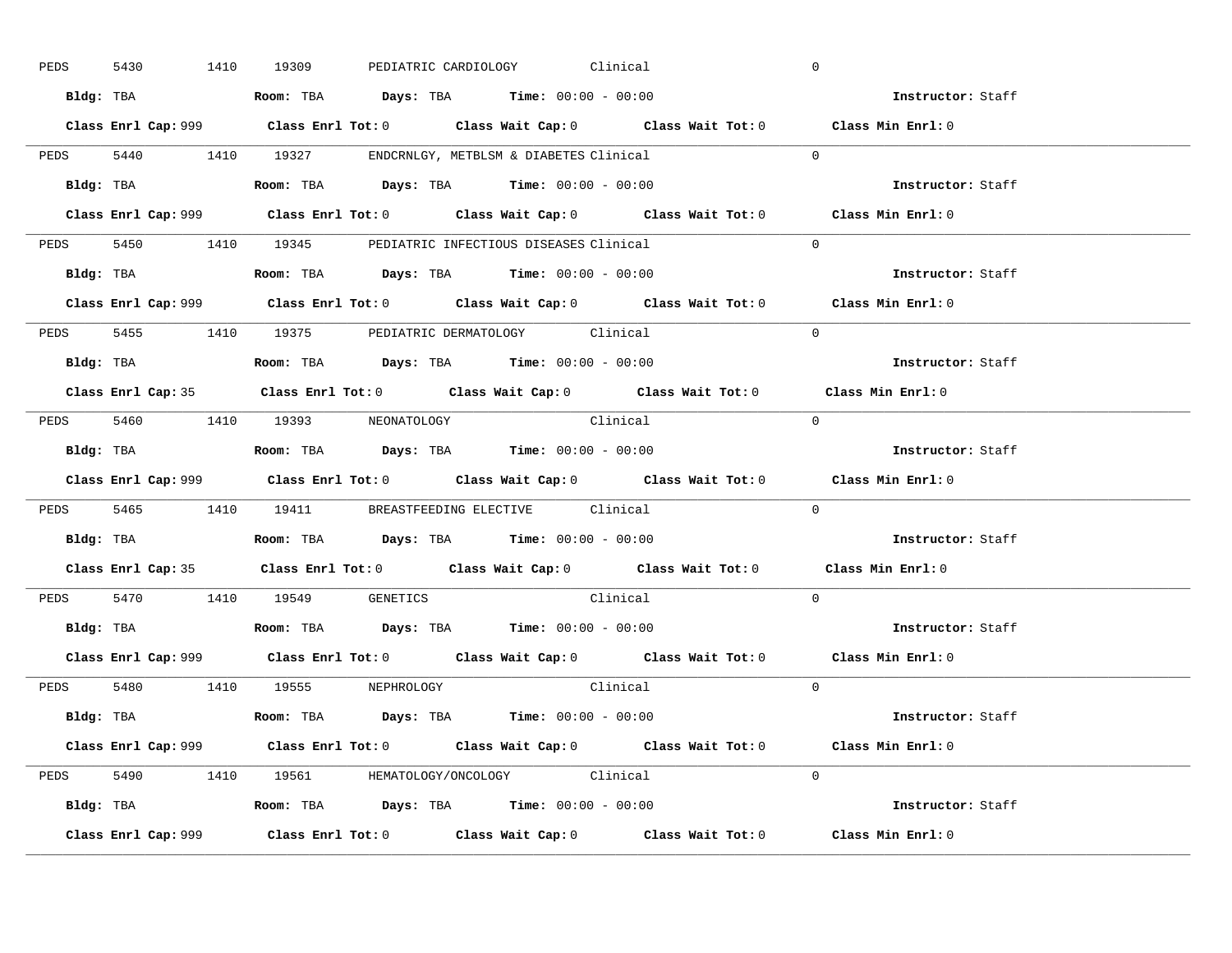PEDS 5430 1410 19309 PEDIATRIC CARDIOLOGY Clinical 0

**Bldg:** TBA **Room:** TBA **Days:** TBA **Time:** 00:00 - 00:00 **Instructor:** Staff

**Class Enrl Cap:** 999 **Class Enrl Tot:** 0 **Class Wait Cap:** 0 **Class Wait Tot:** 0 **Class Min Enrl:** 0

---

PEDS 5440 1410 19327 ENDCRNLGY, METBLSM & DIABETES Clinical 0

**Bldg:** TBA **Room:** TBA **Days:** TBA **Time:** 00:00 - 00:00 **Instructor:** Staff

**Class Enrl Cap:** 999 **Class Enrl Tot:** 0 **Class Wait Cap:** 0 **Class Wait Tot:** 0 **Class Min Enrl:** 0

---

PEDS 5450 1410 19345 PEDIATRIC INFECTIOUS DISEASES Clinical 0

**Bldg:** TBA **Room:** TBA **Days:** TBA **Time:** 00:00 - 00:00 **Instructor:** Staff

**Class Enrl Cap:** 999 **Class Enrl Tot:** 0 **Class Wait Cap:** 0 **Class Wait Tot:** 0 **Class Min Enrl:** 0

---

PEDS 5455 1410 19375 PEDIATRIC DERMATOLOGY Clinical 0

**Bldg:** TBA **Room:** TBA **Days:** TBA **Time:** 00:00 - 00:00 **Instructor:** Staff

**Class Enrl Cap:** 35 **Class Enrl Tot:** 0 **Class Wait Cap:** 0 **Class Wait Tot:** 0 **Class Min Enrl:** 0

---

PEDS 5460 1410 19393 NEONATOLOGY Clinical 0

**Bldg:** TBA **Room:** TBA **Days:** TBA **Time:** 00:00 - 00:00 **Instructor:** Staff

**Class Enrl Cap:** 999 **Class Enrl Tot:** 0 **Class Wait Cap:** 0 **Class Wait Tot:** 0 **Class Min Enrl:** 0

---

PEDS 5465 1410 19411 BREASTFEEDING ELECTIVE Clinical 0

**Bldg:** TBA **Room:** TBA **Days:** TBA **Time:** 00:00 - 00:00 **Instructor:** Staff

**Class Enrl Cap:** 35 **Class Enrl Tot:** 0 **Class Wait Cap:** 0 **Class Wait Tot:** 0 **Class Min Enrl:** 0

---

PEDS 5470 1410 19549 GENETICS Clinical 0

**Bldg:** TBA **Room:** TBA **Days:** TBA **Time:** 00:00 - 00:00 **Instructor:** Staff

**Class Enrl Cap:** 999 **Class Enrl Tot:** 0 **Class Wait Cap:** 0 **Class Wait Tot:** 0 **Class Min Enrl:** 0

---

PEDS 5480 1410 19555 NEPHROLOGY Clinical 0

**Bldg:** TBA **Room:** TBA **Days:** TBA **Time:** 00:00 - 00:00 **Instructor:** Staff

**Class Enrl Cap:** 999 **Class Enrl Tot:** 0 **Class Wait Cap:** 0 **Class Wait Tot:** 0 **Class Min Enrl:** 0

---

PEDS 5490 1410 19561 HEMATOLOGY/ONCOLOGY Clinical 0

**Bldg:** TBA **Room:** TBA **Days:** TBA **Time:** 00:00 - 00:00 **Instructor:** Staff

**Class Enrl Cap:** 999 **Class Enrl Tot:** 0 **Class Wait Cap:** 0 **Class Wait Tot:** 0 **Class Min Enrl:** 0

---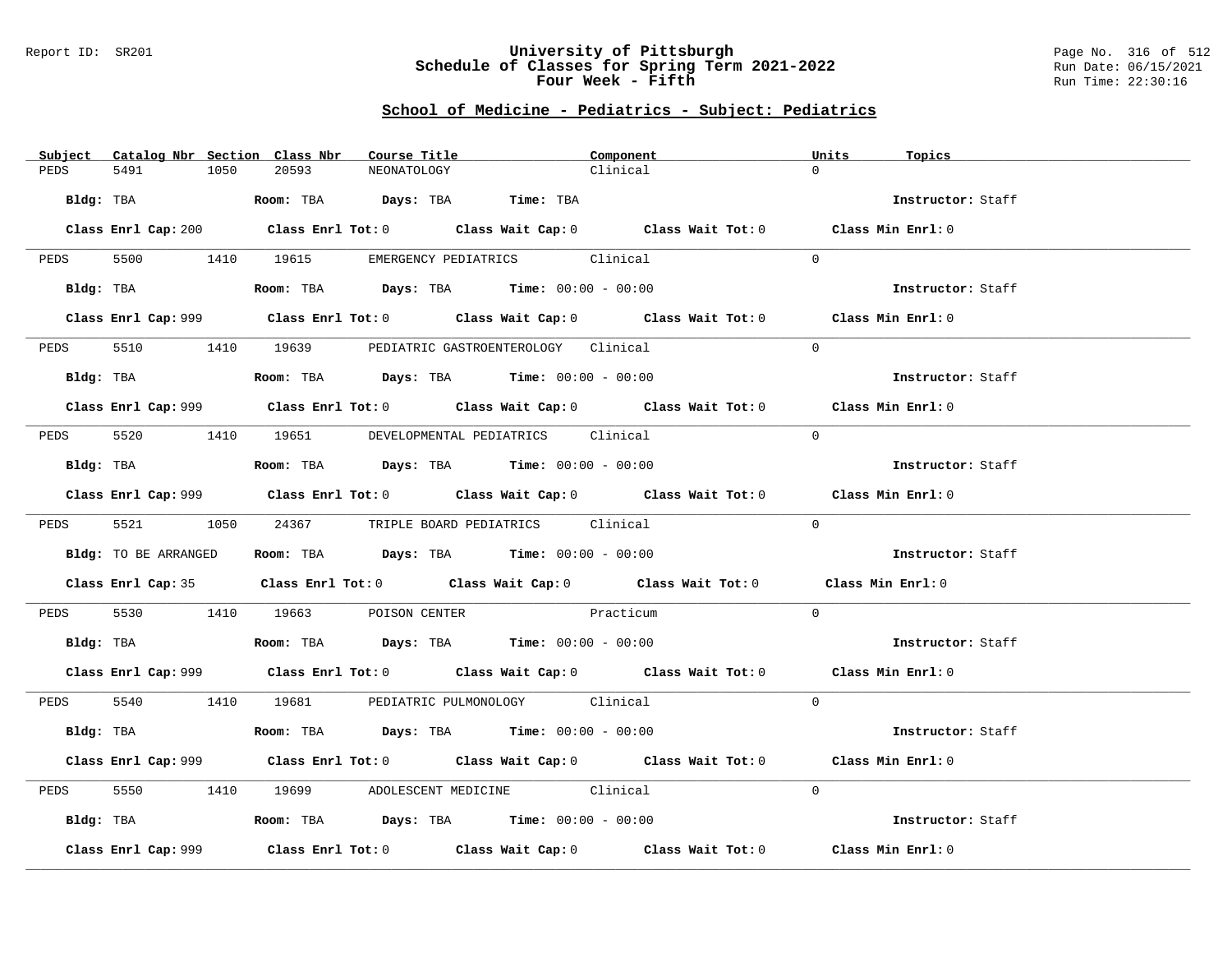Report ID: SR201

# University of Pittsburgh
## Schedule of Classes for Spring Term 2021-2022
## Four Week - Fifth

Page No. 316 of 512
Run Date: 06/15/2021
Run Time: 22:30:16

### School of Medicine - Pediatrics - Subject: Pediatrics

| Subject | Catalog Nbr | Section | Class Nbr | Course Title | Component | Units | Topics |
|---|---|---|---|---|---|---|---|
| PEDS | 5491 | 1050 | 20593 | NEONATOLOGY | Clinical | 0 | |

**Bldg:** TBA **Room:** TBA **Days:** TBA **Time:** TBA **Instructor:** Staff

**Class Enrl Cap:** 200 **Class Enrl Tot:** 0 **Class Wait Cap:** 0 **Class Wait Tot:** 0 **Class Min Enrl:** 0

---

| Subject | Catalog Nbr | Section | Class Nbr | Course Title | Component | Units | Topics |
|---|---|---|---|---|---|---|---|
| PEDS | 5500 | 1410 | 19615 | EMERGENCY PEDIATRICS | Clinical | 0 | |

**Bldg:** TBA **Room:** TBA **Days:** TBA **Time:** 00:00 - 00:00 **Instructor:** Staff

**Class Enrl Cap:** 999 **Class Enrl Tot:** 0 **Class Wait Cap:** 0 **Class Wait Tot:** 0 **Class Min Enrl:** 0

---

| Subject | Catalog Nbr | Section | Class Nbr | Course Title | Component | Units | Topics |
|---|---|---|---|---|---|---|---|
| PEDS | 5510 | 1410 | 19639 | PEDIATRIC GASTROENTEROLOGY | Clinical | 0 | |

**Bldg:** TBA **Room:** TBA **Days:** TBA **Time:** 00:00 - 00:00 **Instructor:** Staff

**Class Enrl Cap:** 999 **Class Enrl Tot:** 0 **Class Wait Cap:** 0 **Class Wait Tot:** 0 **Class Min Enrl:** 0

---

| Subject | Catalog Nbr | Section | Class Nbr | Course Title | Component | Units | Topics |
|---|---|---|---|---|---|---|---|
| PEDS | 5520 | 1410 | 19651 | DEVELOPMENTAL PEDIATRICS | Clinical | 0 | |

**Bldg:** TBA **Room:** TBA **Days:** TBA **Time:** 00:00 - 00:00 **Instructor:** Staff

**Class Enrl Cap:** 999 **Class Enrl Tot:** 0 **Class Wait Cap:** 0 **Class Wait Tot:** 0 **Class Min Enrl:** 0

---

| Subject | Catalog Nbr | Section | Class Nbr | Course Title | Component | Units | Topics |
|---|---|---|---|---|---|---|---|
| PEDS | 5521 | 1050 | 24367 | TRIPLE BOARD PEDIATRICS | Clinical | 0 | |

**Bldg:** TO BE ARRANGED **Room:** TBA **Days:** TBA **Time:** 00:00 - 00:00 **Instructor:** Staff

**Class Enrl Cap:** 35 **Class Enrl Tot:** 0 **Class Wait Cap:** 0 **Class Wait Tot:** 0 **Class Min Enrl:** 0

---

| Subject | Catalog Nbr | Section | Class Nbr | Course Title | Component | Units | Topics |
|---|---|---|---|---|---|---|---|
| PEDS | 5530 | 1410 | 19663 | POISON CENTER | Practicum | 0 | |

**Bldg:** TBA **Room:** TBA **Days:** TBA **Time:** 00:00 - 00:00 **Instructor:** Staff

**Class Enrl Cap:** 999 **Class Enrl Tot:** 0 **Class Wait Cap:** 0 **Class Wait Tot:** 0 **Class Min Enrl:** 0

---

| Subject | Catalog Nbr | Section | Class Nbr | Course Title | Component | Units | Topics |
|---|---|---|---|---|---|---|---|
| PEDS | 5540 | 1410 | 19681 | PEDIATRIC PULMONOLOGY | Clinical | 0 | |

**Bldg:** TBA **Room:** TBA **Days:** TBA **Time:** 00:00 - 00:00 **Instructor:** Staff

**Class Enrl Cap:** 999 **Class Enrl Tot:** 0 **Class Wait Cap:** 0 **Class Wait Tot:** 0 **Class Min Enrl:** 0

---

| Subject | Catalog Nbr | Section | Class Nbr | Course Title | Component | Units | Topics |
|---|---|---|---|---|---|---|---|
| PEDS | 5550 | 1410 | 19699 | ADOLESCENT MEDICINE | Clinical | 0 | |

**Bldg:** TBA **Room:** TBA **Days:** TBA **Time:** 00:00 - 00:00 **Instructor:** Staff

**Class Enrl Cap:** 999 **Class Enrl Tot:** 0 **Class Wait Cap:** 0 **Class Wait Tot:** 0 **Class Min Enrl:** 0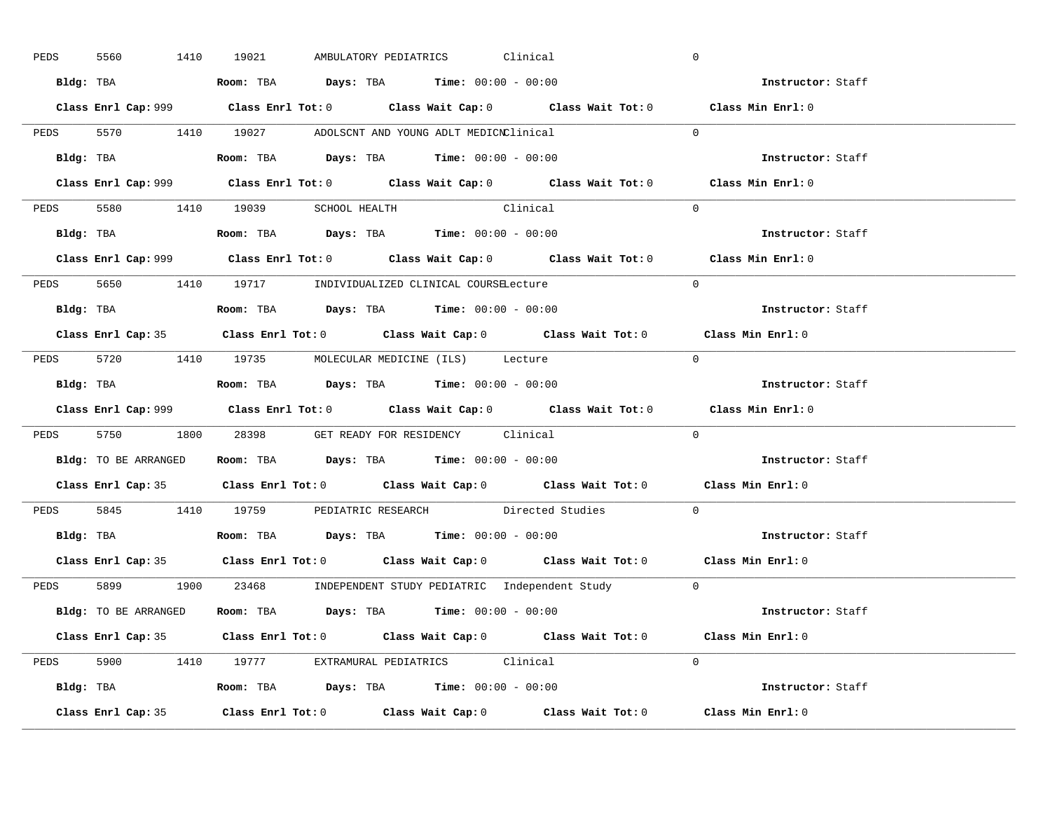PEDS 5560 1410 19021 AMBULATORY PEDIATRICS Clinical 0

**Bldg:** TBA **Room:** TBA **Days:** TBA **Time:** 00:00 - 00:00 **Instructor:** Staff

**Class Enrl Cap:** 999 **Class Enrl Tot:** 0 **Class Wait Cap:** 0 **Class Wait Tot:** 0 **Class Min Enrl:** 0

---

PEDS 5570 1410 19027 ADOLSCNT AND YOUNG ADLT MEDICN Clinical 0

**Bldg:** TBA **Room:** TBA **Days:** TBA **Time:** 00:00 - 00:00 **Instructor:** Staff

**Class Enrl Cap:** 999 **Class Enrl Tot:** 0 **Class Wait Cap:** 0 **Class Wait Tot:** 0 **Class Min Enrl:** 0

---

PEDS 5580 1410 19039 SCHOOL HEALTH Clinical 0

**Bldg:** TBA **Room:** TBA **Days:** TBA **Time:** 00:00 - 00:00 **Instructor:** Staff

**Class Enrl Cap:** 999 **Class Enrl Tot:** 0 **Class Wait Cap:** 0 **Class Wait Tot:** 0 **Class Min Enrl:** 0

---

PEDS 5650 1410 19717 INDIVIDUALIZED CLINICAL COURSE Lecture 0

**Bldg:** TBA **Room:** TBA **Days:** TBA **Time:** 00:00 - 00:00 **Instructor:** Staff

**Class Enrl Cap:** 35 **Class Enrl Tot:** 0 **Class Wait Cap:** 0 **Class Wait Tot:** 0 **Class Min Enrl:** 0

---

PEDS 5720 1410 19735 MOLECULAR MEDICINE (ILS) Lecture 0

**Bldg:** TBA **Room:** TBA **Days:** TBA **Time:** 00:00 - 00:00 **Instructor:** Staff

**Class Enrl Cap:** 999 **Class Enrl Tot:** 0 **Class Wait Cap:** 0 **Class Wait Tot:** 0 **Class Min Enrl:** 0

---

PEDS 5750 1800 28398 GET READY FOR RESIDENCY Clinical 0

**Bldg:** TO BE ARRANGED **Room:** TBA **Days:** TBA **Time:** 00:00 - 00:00 **Instructor:** Staff

**Class Enrl Cap:** 35 **Class Enrl Tot:** 0 **Class Wait Cap:** 0 **Class Wait Tot:** 0 **Class Min Enrl:** 0

---

PEDS 5845 1410 19759 PEDIATRIC RESEARCH Directed Studies 0

**Bldg:** TBA **Room:** TBA **Days:** TBA **Time:** 00:00 - 00:00 **Instructor:** Staff

**Class Enrl Cap:** 35 **Class Enrl Tot:** 0 **Class Wait Cap:** 0 **Class Wait Tot:** 0 **Class Min Enrl:** 0

---

PEDS 5899 1900 23468 INDEPENDENT STUDY PEDIATRIC Independent Study 0

**Bldg:** TO BE ARRANGED **Room:** TBA **Days:** TBA **Time:** 00:00 - 00:00 **Instructor:** Staff

**Class Enrl Cap:** 35 **Class Enrl Tot:** 0 **Class Wait Cap:** 0 **Class Wait Tot:** 0 **Class Min Enrl:** 0

---

PEDS 5900 1410 19777 EXTRAMURAL PEDIATRICS Clinical 0

**Bldg:** TBA **Room:** TBA **Days:** TBA **Time:** 00:00 - 00:00 **Instructor:** Staff

**Class Enrl Cap:** 35 **Class Enrl Tot:** 0 **Class Wait Cap:** 0 **Class Wait Tot:** 0 **Class Min Enrl:** 0

---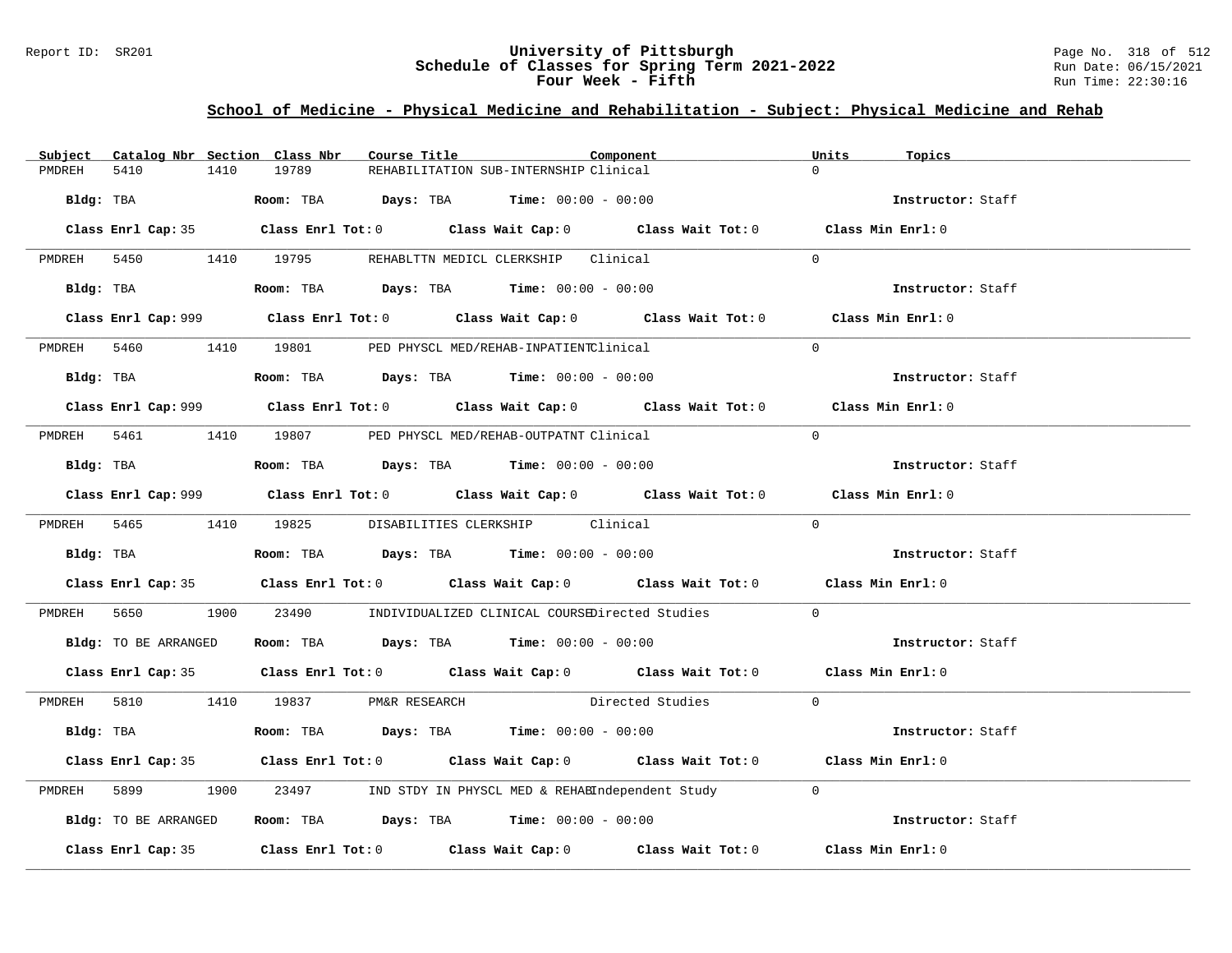Report ID: SR201

# University of Pittsburgh
## Schedule of Classes for Spring Term 2021-2022
### Four Week - Fifth

Page No. 318 of 512
Run Date: 06/15/2021
Run Time: 22:30:16

## School of Medicine - Physical Medicine and Rehabilitation - Subject: Physical Medicine and Rehab

| Subject | Catalog Nbr | Section | Class Nbr | Course Title | Component | Units | Topics |
|---|---|---|---|---|---|---|---|
| PMDREH | 5410 | 1410 | 19789 | REHABILITATION SUB-INTERNSHIP | Clinical | 0 | |

**Bldg:** TBA **Room:** TBA **Days:** TBA **Time:** 00:00 - 00:00 **Instructor:** Staff

**Class Enrl Cap:** 35 **Class Enrl Tot:** 0 **Class Wait Cap:** 0 **Class Wait Tot:** 0 **Class Min Enrl:** 0

---

| Subject | Catalog Nbr | Section | Class Nbr | Course Title | Component | Units | Topics |
|---|---|---|---|---|---|---|---|
| PMDREH | 5450 | 1410 | 19795 | REHABLTTN MEDICL CLERKSHIP | Clinical | 0 | |

**Bldg:** TBA **Room:** TBA **Days:** TBA **Time:** 00:00 - 00:00 **Instructor:** Staff

**Class Enrl Cap:** 999 **Class Enrl Tot:** 0 **Class Wait Cap:** 0 **Class Wait Tot:** 0 **Class Min Enrl:** 0

---

| Subject | Catalog Nbr | Section | Class Nbr | Course Title | Component | Units | Topics |
|---|---|---|---|---|---|---|---|
| PMDREH | 5460 | 1410 | 19801 | PED PHYSCL MED/REHAB-INPATIENT | Clinical | 0 | |

**Bldg:** TBA **Room:** TBA **Days:** TBA **Time:** 00:00 - 00:00 **Instructor:** Staff

**Class Enrl Cap:** 999 **Class Enrl Tot:** 0 **Class Wait Cap:** 0 **Class Wait Tot:** 0 **Class Min Enrl:** 0

---

| Subject | Catalog Nbr | Section | Class Nbr | Course Title | Component | Units | Topics |
|---|---|---|---|---|---|---|---|
| PMDREH | 5461 | 1410 | 19807 | PED PHYSCL MED/REHAB-OUTPATNT | Clinical | 0 | |

**Bldg:** TBA **Room:** TBA **Days:** TBA **Time:** 00:00 - 00:00 **Instructor:** Staff

**Class Enrl Cap:** 999 **Class Enrl Tot:** 0 **Class Wait Cap:** 0 **Class Wait Tot:** 0 **Class Min Enrl:** 0

---

| Subject | Catalog Nbr | Section | Class Nbr | Course Title | Component | Units | Topics |
|---|---|---|---|---|---|---|---|
| PMDREH | 5465 | 1410 | 19825 | DISABILITIES CLERKSHIP | Clinical | 0 | |

**Bldg:** TBA **Room:** TBA **Days:** TBA **Time:** 00:00 - 00:00 **Instructor:** Staff

**Class Enrl Cap:** 35 **Class Enrl Tot:** 0 **Class Wait Cap:** 0 **Class Wait Tot:** 0 **Class Min Enrl:** 0

---

| Subject | Catalog Nbr | Section | Class Nbr | Course Title | Component | Units | Topics |
|---|---|---|---|---|---|---|---|
| PMDREH | 5650 | 1900 | 23490 | INDIVIDUALIZED CLINICAL COURSE | Directed Studies | 0 | |

**Bldg:** TO BE ARRANGED **Room:** TBA **Days:** TBA **Time:** 00:00 - 00:00 **Instructor:** Staff

**Class Enrl Cap:** 35 **Class Enrl Tot:** 0 **Class Wait Cap:** 0 **Class Wait Tot:** 0 **Class Min Enrl:** 0

---

| Subject | Catalog Nbr | Section | Class Nbr | Course Title | Component | Units | Topics |
|---|---|---|---|---|---|---|---|
| PMDREH | 5810 | 1410 | 19837 | PM&R RESEARCH | Directed Studies | 0 | |

**Bldg:** TBA **Room:** TBA **Days:** TBA **Time:** 00:00 - 00:00 **Instructor:** Staff

**Class Enrl Cap:** 35 **Class Enrl Tot:** 0 **Class Wait Cap:** 0 **Class Wait Tot:** 0 **Class Min Enrl:** 0

---

| Subject | Catalog Nbr | Section | Class Nbr | Course Title | Component | Units | Topics |
|---|---|---|---|---|---|---|---|
| PMDREH | 5899 | 1900 | 23497 | IND STDY IN PHYSCL MED & REHAB | Independent Study | 0 | |

**Bldg:** TO BE ARRANGED **Room:** TBA **Days:** TBA **Time:** 00:00 - 00:00 **Instructor:** Staff

**Class Enrl Cap:** 35 **Class Enrl Tot:** 0 **Class Wait Cap:** 0 **Class Wait Tot:** 0 **Class Min Enrl:** 0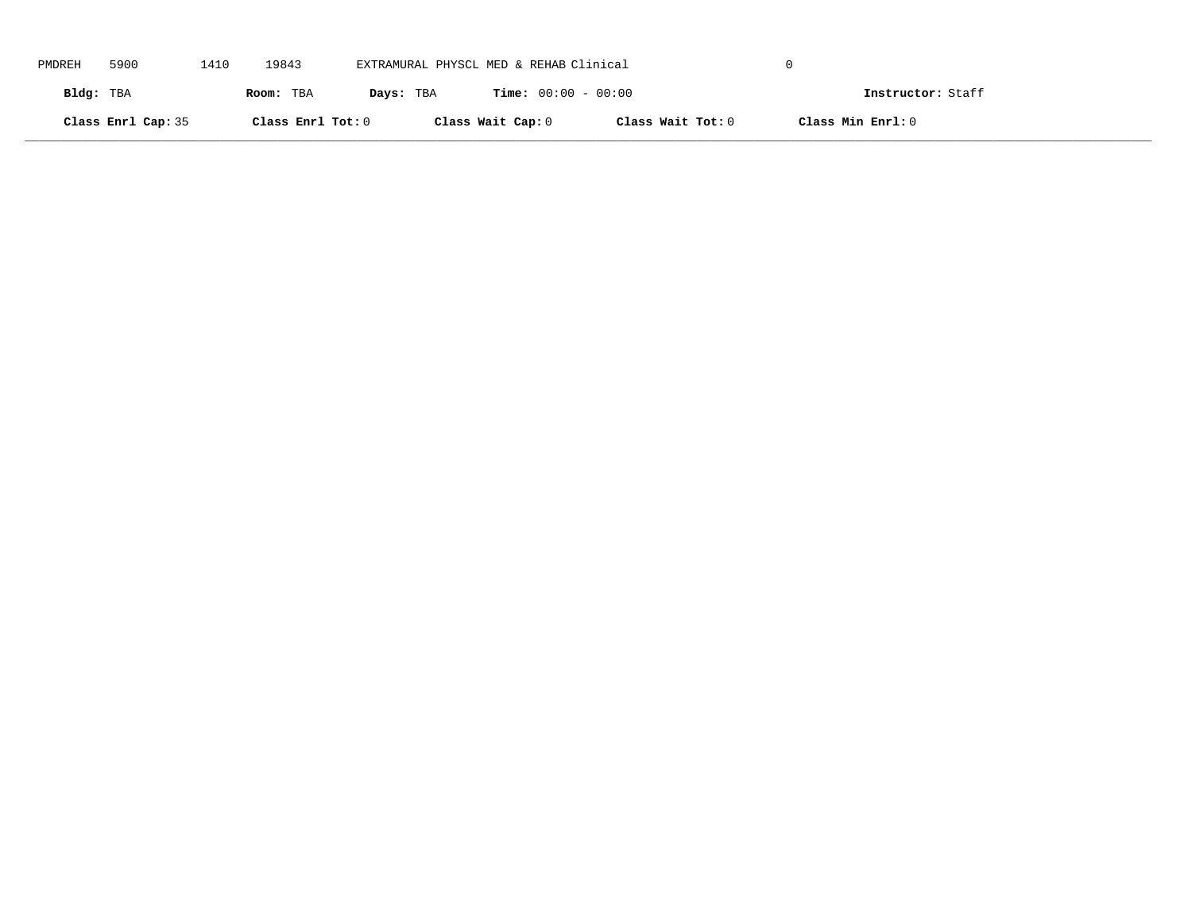PMDREH 5900 1410 19843 EXTRAMURAL PHYSCL MED & REHAB Clinical 0

**Bldg:** TBA **Room:** TBA **Days:** TBA **Time:** 00:00 - 00:00 **Instructor:** Staff

**Class Enrl Cap:** 35 **Class Enrl Tot:** 0 **Class Wait Cap:** 0 **Class Wait Tot:** 0 **Class Min Enrl:** 0

---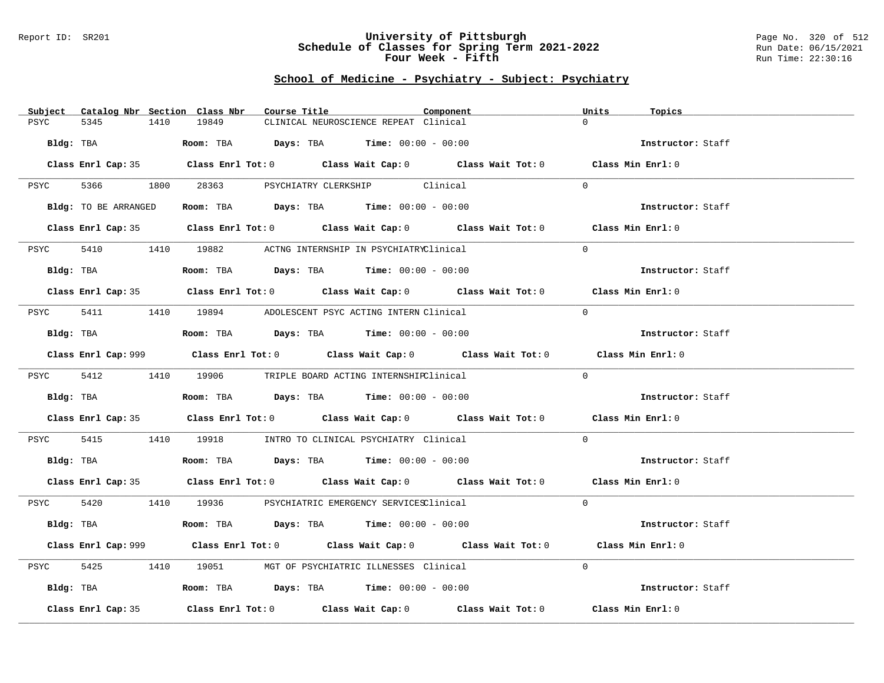Report ID: SR201

# University of Pittsburgh
## Schedule of Classes for Spring Term 2021-2022
### Four Week - Fifth

Run Date: 06/15/2021
Run Time: 22:30:16

## School of Medicine - Psychiatry - Subject: Psychiatry

| Subject | Catalog Nbr | Section | Class Nbr | Course Title | Component | Units | Topics |
|---|---|---|---|---|---|---|---|
| PSYC | 5345 | 1410 | 19849 | CLINICAL NEUROSCIENCE REPEAT | Clinical | 0 | |

**Bldg:** TBA **Room:** TBA **Days:** TBA **Time:** 00:00 - 00:00 **Instructor:** Staff

**Class Enrl Cap:** 35 **Class Enrl Tot:** 0 **Class Wait Cap:** 0 **Class Wait Tot:** 0 **Class Min Enrl:** 0

---

| Subject | Catalog Nbr | Section | Class Nbr | Course Title | Component | Units | Topics |
|---|---|---|---|---|---|---|---|
| PSYC | 5366 | 1800 | 28363 | PSYCHIATRY CLERKSHIP | Clinical | 0 | |

**Bldg:** TO BE ARRANGED **Room:** TBA **Days:** TBA **Time:** 00:00 - 00:00 **Instructor:** Staff

**Class Enrl Cap:** 35 **Class Enrl Tot:** 0 **Class Wait Cap:** 0 **Class Wait Tot:** 0 **Class Min Enrl:** 0

---

| Subject | Catalog Nbr | Section | Class Nbr | Course Title | Component | Units | Topics |
|---|---|---|---|---|---|---|---|
| PSYC | 5410 | 1410 | 19882 | ACTNG INTERNSHIP IN PSYCHIATRY | Clinical | 0 | |

**Bldg:** TBA **Room:** TBA **Days:** TBA **Time:** 00:00 - 00:00 **Instructor:** Staff

**Class Enrl Cap:** 35 **Class Enrl Tot:** 0 **Class Wait Cap:** 0 **Class Wait Tot:** 0 **Class Min Enrl:** 0

---

| Subject | Catalog Nbr | Section | Class Nbr | Course Title | Component | Units | Topics |
|---|---|---|---|---|---|---|---|
| PSYC | 5411 | 1410 | 19894 | ADOLESCENT PSYC ACTING INTERN | Clinical | 0 | |

**Bldg:** TBA **Room:** TBA **Days:** TBA **Time:** 00:00 - 00:00 **Instructor:** Staff

**Class Enrl Cap:** 999 **Class Enrl Tot:** 0 **Class Wait Cap:** 0 **Class Wait Tot:** 0 **Class Min Enrl:** 0

---

| Subject | Catalog Nbr | Section | Class Nbr | Course Title | Component | Units | Topics |
|---|---|---|---|---|---|---|---|
| PSYC | 5412 | 1410 | 19906 | TRIPLE BOARD ACTING INTERNSHIP | Clinical | 0 | |

**Bldg:** TBA **Room:** TBA **Days:** TBA **Time:** 00:00 - 00:00 **Instructor:** Staff

**Class Enrl Cap:** 35 **Class Enrl Tot:** 0 **Class Wait Cap:** 0 **Class Wait Tot:** 0 **Class Min Enrl:** 0

---

| Subject | Catalog Nbr | Section | Class Nbr | Course Title | Component | Units | Topics |
|---|---|---|---|---|---|---|---|
| PSYC | 5415 | 1410 | 19918 | INTRO TO CLINICAL PSYCHIATRY | Clinical | 0 | |

**Bldg:** TBA **Room:** TBA **Days:** TBA **Time:** 00:00 - 00:00 **Instructor:** Staff

**Class Enrl Cap:** 35 **Class Enrl Tot:** 0 **Class Wait Cap:** 0 **Class Wait Tot:** 0 **Class Min Enrl:** 0

---

| Subject | Catalog Nbr | Section | Class Nbr | Course Title | Component | Units | Topics |
|---|---|---|---|---|---|---|---|
| PSYC | 5420 | 1410 | 19936 | PSYCHIATRIC EMERGENCY SERVICES | Clinical | 0 | |

**Bldg:** TBA **Room:** TBA **Days:** TBA **Time:** 00:00 - 00:00 **Instructor:** Staff

**Class Enrl Cap:** 999 **Class Enrl Tot:** 0 **Class Wait Cap:** 0 **Class Wait Tot:** 0 **Class Min Enrl:** 0

---

| Subject | Catalog Nbr | Section | Class Nbr | Course Title | Component | Units | Topics |
|---|---|---|---|---|---|---|---|
| PSYC | 5425 | 1410 | 19051 | MGT OF PSYCHIATRIC ILLNESSES | Clinical | 0 | |

**Bldg:** TBA **Room:** TBA **Days:** TBA **Time:** 00:00 - 00:00 **Instructor:** Staff

**Class Enrl Cap:** 35 **Class Enrl Tot:** 0 **Class Wait Cap:** 0 **Class Wait Tot:** 0 **Class Min Enrl:** 0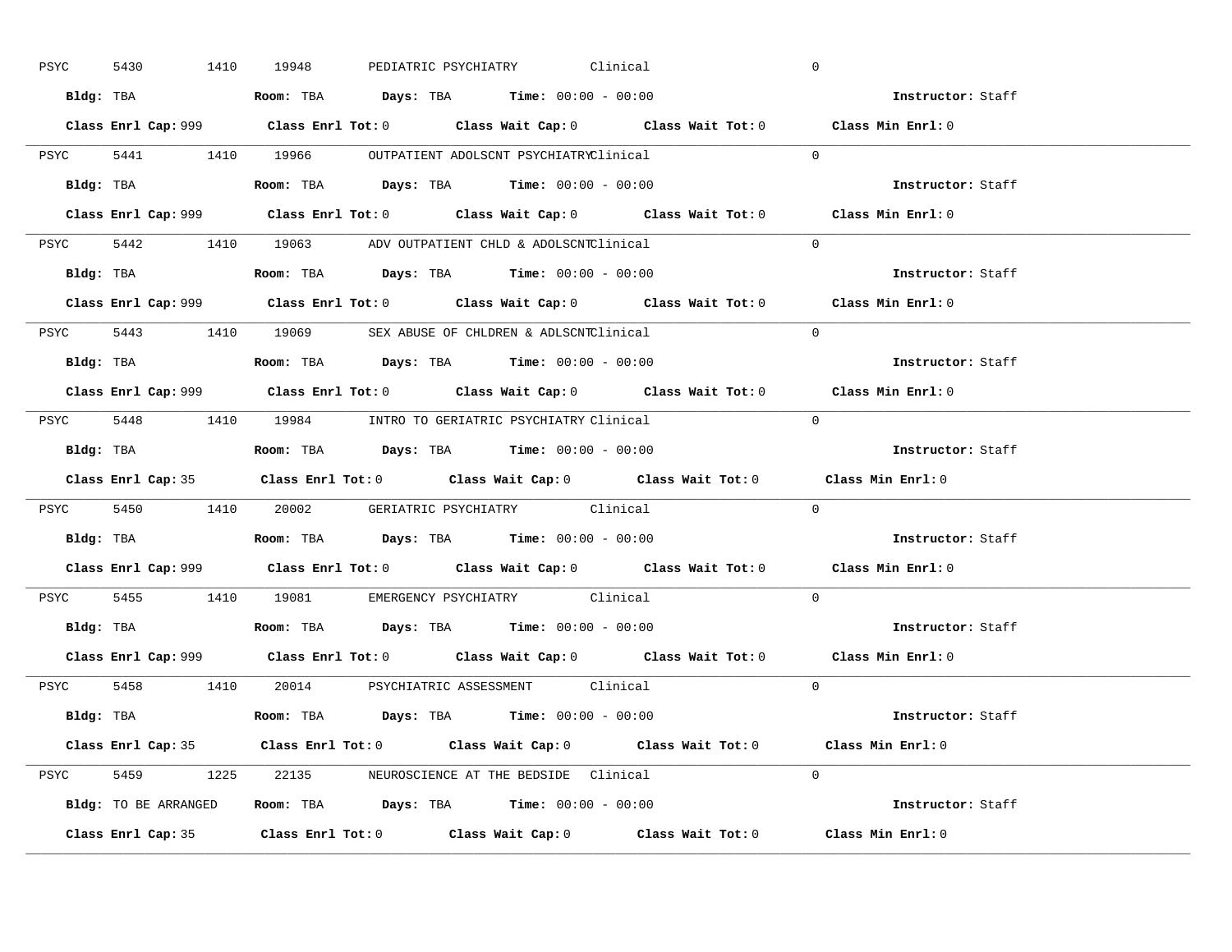PSYC 5430 1410 19948 PEDIATRIC PSYCHIATRY Clinical 0

**Bldg:** TBA **Room:** TBA **Days:** TBA **Time:** 00:00 - 00:00 **Instructor:** Staff

**Class Enrl Cap:** 999 **Class Enrl Tot:** 0 **Class Wait Cap:** 0 **Class Wait Tot:** 0 **Class Min Enrl:** 0

---

PSYC 5441 1410 19966 OUTPATIENT ADOLSCNT PSYCHIATRY Clinical 0

**Bldg:** TBA **Room:** TBA **Days:** TBA **Time:** 00:00 - 00:00 **Instructor:** Staff

**Class Enrl Cap:** 999 **Class Enrl Tot:** 0 **Class Wait Cap:** 0 **Class Wait Tot:** 0 **Class Min Enrl:** 0

---

PSYC 5442 1410 19063 ADV OUTPATIENT CHLD & ADOLSCNT Clinical 0

**Bldg:** TBA **Room:** TBA **Days:** TBA **Time:** 00:00 - 00:00 **Instructor:** Staff

**Class Enrl Cap:** 999 **Class Enrl Tot:** 0 **Class Wait Cap:** 0 **Class Wait Tot:** 0 **Class Min Enrl:** 0

---

PSYC 5443 1410 19069 SEX ABUSE OF CHLDREN & ADLSCNT Clinical 0

**Bldg:** TBA **Room:** TBA **Days:** TBA **Time:** 00:00 - 00:00 **Instructor:** Staff

**Class Enrl Cap:** 999 **Class Enrl Tot:** 0 **Class Wait Cap:** 0 **Class Wait Tot:** 0 **Class Min Enrl:** 0

---

PSYC 5448 1410 19984 INTRO TO GERIATRIC PSYCHIATRY Clinical 0

**Bldg:** TBA **Room:** TBA **Days:** TBA **Time:** 00:00 - 00:00 **Instructor:** Staff

**Class Enrl Cap:** 35 **Class Enrl Tot:** 0 **Class Wait Cap:** 0 **Class Wait Tot:** 0 **Class Min Enrl:** 0

---

PSYC 5450 1410 20002 GERIATRIC PSYCHIATRY Clinical 0

**Bldg:** TBA **Room:** TBA **Days:** TBA **Time:** 00:00 - 00:00 **Instructor:** Staff

**Class Enrl Cap:** 999 **Class Enrl Tot:** 0 **Class Wait Cap:** 0 **Class Wait Tot:** 0 **Class Min Enrl:** 0

---

PSYC 5455 1410 19081 EMERGENCY PSYCHIATRY Clinical 0

**Bldg:** TBA **Room:** TBA **Days:** TBA **Time:** 00:00 - 00:00 **Instructor:** Staff

**Class Enrl Cap:** 999 **Class Enrl Tot:** 0 **Class Wait Cap:** 0 **Class Wait Tot:** 0 **Class Min Enrl:** 0

---

PSYC 5458 1410 20014 PSYCHIATRIC ASSESSMENT Clinical 0

**Bldg:** TBA **Room:** TBA **Days:** TBA **Time:** 00:00 - 00:00 **Instructor:** Staff

**Class Enrl Cap:** 35 **Class Enrl Tot:** 0 **Class Wait Cap:** 0 **Class Wait Tot:** 0 **Class Min Enrl:** 0

---

PSYC 5459 1225 22135 NEUROSCIENCE AT THE BEDSIDE Clinical 0

**Bldg:** TO BE ARRANGED **Room:** TBA **Days:** TBA **Time:** 00:00 - 00:00 **Instructor:** Staff

**Class Enrl Cap:** 35 **Class Enrl Tot:** 0 **Class Wait Cap:** 0 **Class Wait Tot:** 0 **Class Min Enrl:** 0

---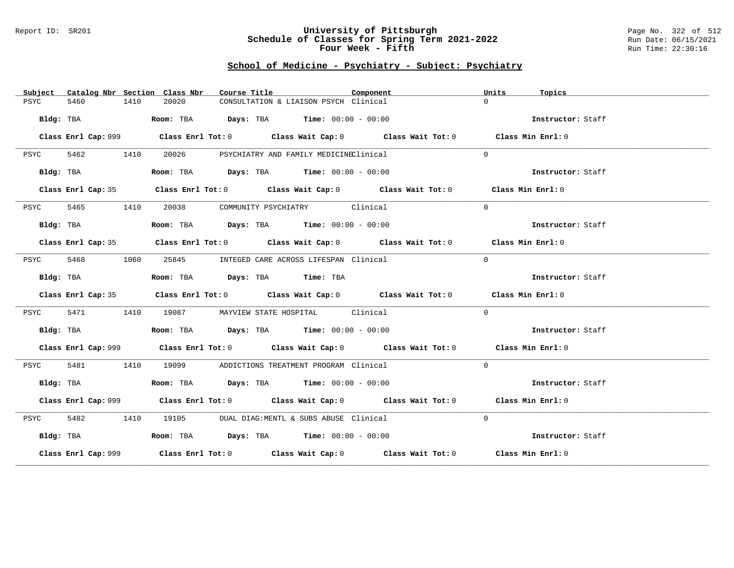Report ID: SR201

# University of Pittsburgh
## Schedule of Classes for Spring Term 2021-2022
## Four Week - Fifth

Page No. 322 of 512
Run Date: 06/15/2021
Run Time: 22:30:16

### School of Medicine - Psychiatry - Subject: Psychiatry

| Subject | Catalog Nbr | Section | Class Nbr | Course Title | Component | Units | Topics |
|---|---|---|---|---|---|---|---|
| PSYC | 5460 | 1410 | 20020 | CONSULTATION & LIAISON PSYCH | Clinical | 0 | |

**Bldg:** TBA **Room:** TBA **Days:** TBA **Time:** 00:00 - 00:00 **Instructor:** Staff

**Class Enrl Cap:** 999 **Class Enrl Tot:** 0 **Class Wait Cap:** 0 **Class Wait Tot:** 0 **Class Min Enrl:** 0

| Subject | Catalog Nbr | Section | Class Nbr | Course Title | Component | Units | Topics |
|---|---|---|---|---|---|---|---|
| PSYC | 5462 | 1410 | 20026 | PSYCHIATRY AND FAMILY MEDICINE | Clinical | 0 | |

**Bldg:** TBA **Room:** TBA **Days:** TBA **Time:** 00:00 - 00:00 **Instructor:** Staff

**Class Enrl Cap:** 35 **Class Enrl Tot:** 0 **Class Wait Cap:** 0 **Class Wait Tot:** 0 **Class Min Enrl:** 0

| Subject | Catalog Nbr | Section | Class Nbr | Course Title | Component | Units | Topics |
|---|---|---|---|---|---|---|---|
| PSYC | 5465 | 1410 | 20038 | COMMUNITY PSYCHIATRY | Clinical | 0 | |

**Bldg:** TBA **Room:** TBA **Days:** TBA **Time:** 00:00 - 00:00 **Instructor:** Staff

**Class Enrl Cap:** 35 **Class Enrl Tot:** 0 **Class Wait Cap:** 0 **Class Wait Tot:** 0 **Class Min Enrl:** 0

| Subject | Catalog Nbr | Section | Class Nbr | Course Title | Component | Units | Topics |
|---|---|---|---|---|---|---|---|
| PSYC | 5468 | 1060 | 25845 | INTEGED CARE ACROSS LIFESPAN | Clinical | 0 | |

**Bldg:** TBA **Room:** TBA **Days:** TBA **Time:** TBA **Instructor:** Staff

**Class Enrl Cap:** 35 **Class Enrl Tot:** 0 **Class Wait Cap:** 0 **Class Wait Tot:** 0 **Class Min Enrl:** 0

| Subject | Catalog Nbr | Section | Class Nbr | Course Title | Component | Units | Topics |
|---|---|---|---|---|---|---|---|
| PSYC | 5471 | 1410 | 19087 | MAYVIEW STATE HOSPITAL | Clinical | 0 | |

**Bldg:** TBA **Room:** TBA **Days:** TBA **Time:** 00:00 - 00:00 **Instructor:** Staff

**Class Enrl Cap:** 999 **Class Enrl Tot:** 0 **Class Wait Cap:** 0 **Class Wait Tot:** 0 **Class Min Enrl:** 0

| Subject | Catalog Nbr | Section | Class Nbr | Course Title | Component | Units | Topics |
|---|---|---|---|---|---|---|---|
| PSYC | 5481 | 1410 | 19099 | ADDICTIONS TREATMENT PROGRAM | Clinical | 0 | |

**Bldg:** TBA **Room:** TBA **Days:** TBA **Time:** 00:00 - 00:00 **Instructor:** Staff

**Class Enrl Cap:** 999 **Class Enrl Tot:** 0 **Class Wait Cap:** 0 **Class Wait Tot:** 0 **Class Min Enrl:** 0

| Subject | Catalog Nbr | Section | Class Nbr | Course Title | Component | Units | Topics |
|---|---|---|---|---|---|---|---|
| PSYC | 5482 | 1410 | 19105 | DUAL DIAG:MENTL & SUBS ABUSE | Clinical | 0 | |

**Bldg:** TBA **Room:** TBA **Days:** TBA **Time:** 00:00 - 00:00 **Instructor:** Staff

**Class Enrl Cap:** 999 **Class Enrl Tot:** 0 **Class Wait Cap:** 0 **Class Wait Tot:** 0 **Class Min Enrl:** 0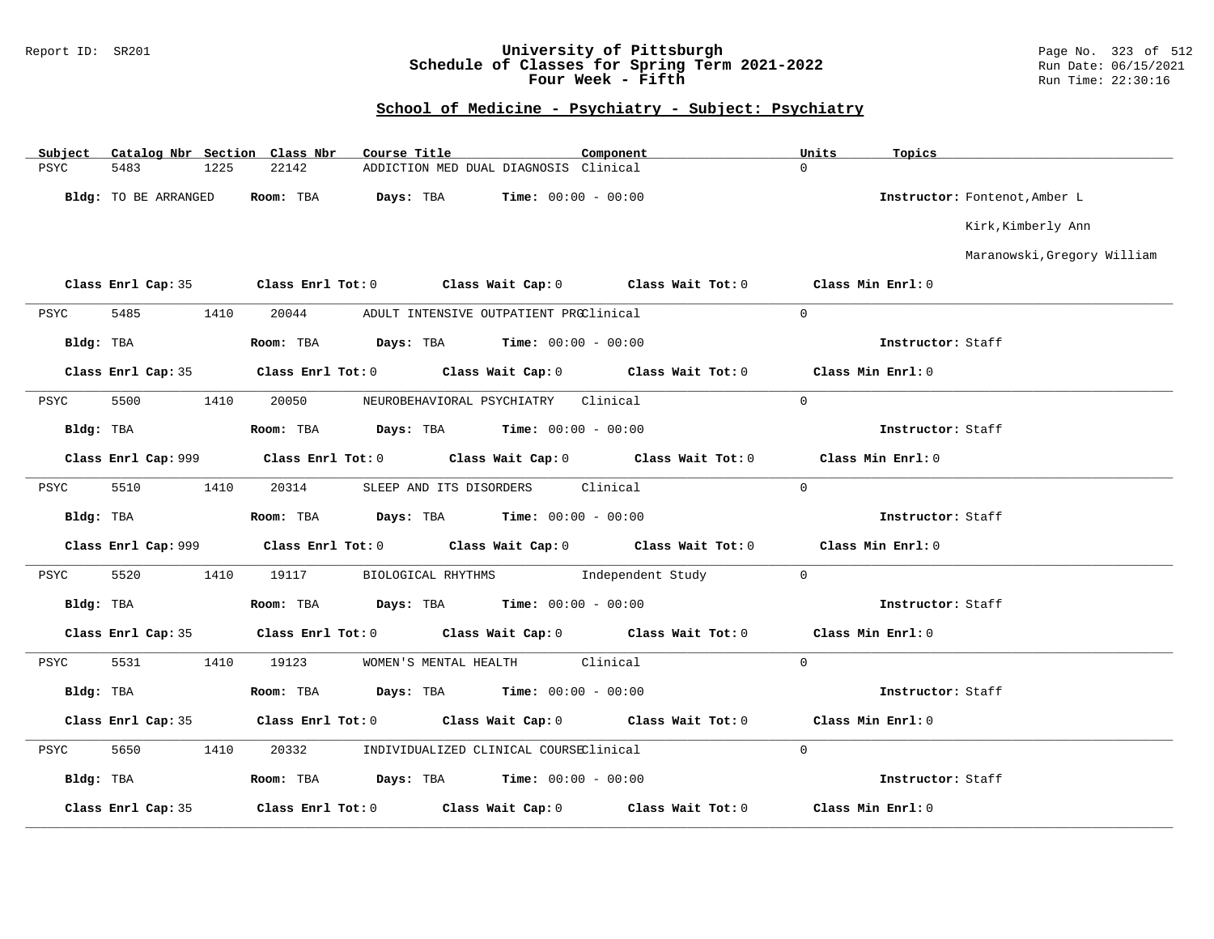Report ID: SR201

# University of Pittsburgh
## Schedule of Classes for Spring Term 2021-2022
## Four Week - Fifth

Run Date: 06/15/2021
Run Time: 22:30:16

### School of Medicine - Psychiatry - Subject: Psychiatry

| Subject | Catalog Nbr | Section | Class Nbr | Course Title | Component | Units | Topics |
|---|---|---|---|---|---|---|---|
| PSYC | 5483 | 1225 | 22142 | ADDICTION MED DUAL DIAGNOSIS | Clinical | 0 | |

**Bldg:** TO BE ARRANGED **Room:** TBA **Days:** TBA **Time:** 00:00 - 00:00 **Instructor:** Fontenot,Amber L; Kirk,Kimberly Ann; Maranowski,Gregory William

**Class Enrl Cap:** 35 **Class Enrl Tot:** 0 **Class Wait Cap:** 0 **Class Wait Tot:** 0 **Class Min Enrl:** 0

---

| Subject | Catalog Nbr | Section | Class Nbr | Course Title | Component | Units | Topics |
|---|---|---|---|---|---|---|---|
| PSYC | 5485 | 1410 | 20044 | ADULT INTENSIVE OUTPATIENT PRG | Clinical | 0 | |

**Bldg:** TBA **Room:** TBA **Days:** TBA **Time:** 00:00 - 00:00 **Instructor:** Staff

**Class Enrl Cap:** 35 **Class Enrl Tot:** 0 **Class Wait Cap:** 0 **Class Wait Tot:** 0 **Class Min Enrl:** 0

---

| Subject | Catalog Nbr | Section | Class Nbr | Course Title | Component | Units | Topics |
|---|---|---|---|---|---|---|---|
| PSYC | 5500 | 1410 | 20050 | NEUROBEHAVIORAL PSYCHIATRY | Clinical | 0 | |

**Bldg:** TBA **Room:** TBA **Days:** TBA **Time:** 00:00 - 00:00 **Instructor:** Staff

**Class Enrl Cap:** 999 **Class Enrl Tot:** 0 **Class Wait Cap:** 0 **Class Wait Tot:** 0 **Class Min Enrl:** 0

---

| Subject | Catalog Nbr | Section | Class Nbr | Course Title | Component | Units | Topics |
|---|---|---|---|---|---|---|---|
| PSYC | 5510 | 1410 | 20314 | SLEEP AND ITS DISORDERS | Clinical | 0 | |

**Bldg:** TBA **Room:** TBA **Days:** TBA **Time:** 00:00 - 00:00 **Instructor:** Staff

**Class Enrl Cap:** 999 **Class Enrl Tot:** 0 **Class Wait Cap:** 0 **Class Wait Tot:** 0 **Class Min Enrl:** 0

---

| Subject | Catalog Nbr | Section | Class Nbr | Course Title | Component | Units | Topics |
|---|---|---|---|---|---|---|---|
| PSYC | 5520 | 1410 | 19117 | BIOLOGICAL RHYTHMS | Independent Study | 0 | |

**Bldg:** TBA **Room:** TBA **Days:** TBA **Time:** 00:00 - 00:00 **Instructor:** Staff

**Class Enrl Cap:** 35 **Class Enrl Tot:** 0 **Class Wait Cap:** 0 **Class Wait Tot:** 0 **Class Min Enrl:** 0

---

| Subject | Catalog Nbr | Section | Class Nbr | Course Title | Component | Units | Topics |
|---|---|---|---|---|---|---|---|
| PSYC | 5531 | 1410 | 19123 | WOMEN'S MENTAL HEALTH | Clinical | 0 | |

**Bldg:** TBA **Room:** TBA **Days:** TBA **Time:** 00:00 - 00:00 **Instructor:** Staff

**Class Enrl Cap:** 35 **Class Enrl Tot:** 0 **Class Wait Cap:** 0 **Class Wait Tot:** 0 **Class Min Enrl:** 0

---

| Subject | Catalog Nbr | Section | Class Nbr | Course Title | Component | Units | Topics |
|---|---|---|---|---|---|---|---|
| PSYC | 5650 | 1410 | 20332 | INDIVIDUALIZED CLINICAL COURSE | Clinical | 0 | |

**Bldg:** TBA **Room:** TBA **Days:** TBA **Time:** 00:00 - 00:00 **Instructor:** Staff

**Class Enrl Cap:** 35 **Class Enrl Tot:** 0 **Class Wait Cap:** 0 **Class Wait Tot:** 0 **Class Min Enrl:** 0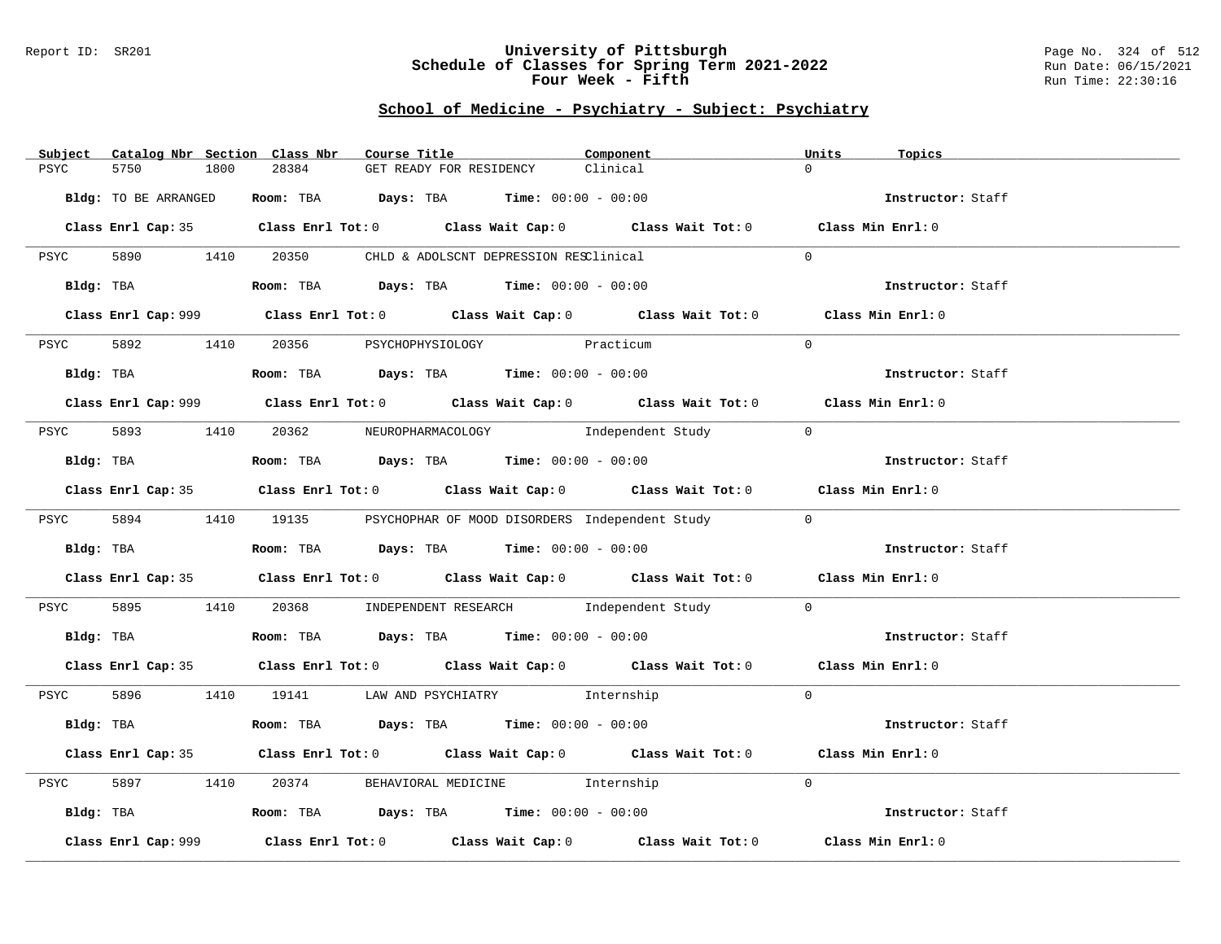Report ID: SR201

# University of Pittsburgh
## Schedule of Classes for Spring Term 2021-2022
## Four Week - Fifth

Run Date: 06/15/2021
Run Time: 22:30:16

### School of Medicine - Psychiatry - Subject: Psychiatry

| Subject | Catalog Nbr | Section | Class Nbr | Course Title | Component | Units | Topics |
|---|---|---|---|---|---|---|---|
| PSYC | 5750 | 1800 | 28384 | GET READY FOR RESIDENCY | Clinical | 0 | |

Bldg: TO BE ARRANGED  Room: TBA  Days: TBA  Time: 00:00 - 00:00  Instructor: Staff

Class Enrl Cap: 35  Class Enrl Tot: 0  Class Wait Cap: 0  Class Wait Tot: 0  Class Min Enrl: 0

| Subject | Catalog Nbr | Section | Class Nbr | Course Title | Component | Units | Topics |
|---|---|---|---|---|---|---|---|
| PSYC | 5890 | 1410 | 20350 | CHLD & ADOLSCNT DEPRESSION RES | Clinical | 0 | |

Bldg: TBA  Room: TBA  Days: TBA  Time: 00:00 - 00:00  Instructor: Staff

Class Enrl Cap: 999  Class Enrl Tot: 0  Class Wait Cap: 0  Class Wait Tot: 0  Class Min Enrl: 0

| Subject | Catalog Nbr | Section | Class Nbr | Course Title | Component | Units | Topics |
|---|---|---|---|---|---|---|---|
| PSYC | 5892 | 1410 | 20356 | PSYCHOPHYSIOLOGY | Practicum | 0 | |

Bldg: TBA  Room: TBA  Days: TBA  Time: 00:00 - 00:00  Instructor: Staff

Class Enrl Cap: 999  Class Enrl Tot: 0  Class Wait Cap: 0  Class Wait Tot: 0  Class Min Enrl: 0

| Subject | Catalog Nbr | Section | Class Nbr | Course Title | Component | Units | Topics |
|---|---|---|---|---|---|---|---|
| PSYC | 5893 | 1410 | 20362 | NEUROPHARMACOLOGY | Independent Study | 0 | |

Bldg: TBA  Room: TBA  Days: TBA  Time: 00:00 - 00:00  Instructor: Staff

Class Enrl Cap: 35  Class Enrl Tot: 0  Class Wait Cap: 0  Class Wait Tot: 0  Class Min Enrl: 0

| Subject | Catalog Nbr | Section | Class Nbr | Course Title | Component | Units | Topics |
|---|---|---|---|---|---|---|---|
| PSYC | 5894 | 1410 | 19135 | PSYCHOPHAR OF MOOD DISORDERS | Independent Study | 0 | |

Bldg: TBA  Room: TBA  Days: TBA  Time: 00:00 - 00:00  Instructor: Staff

Class Enrl Cap: 35  Class Enrl Tot: 0  Class Wait Cap: 0  Class Wait Tot: 0  Class Min Enrl: 0

| Subject | Catalog Nbr | Section | Class Nbr | Course Title | Component | Units | Topics |
|---|---|---|---|---|---|---|---|
| PSYC | 5895 | 1410 | 20368 | INDEPENDENT RESEARCH | Independent Study | 0 | |

Bldg: TBA  Room: TBA  Days: TBA  Time: 00:00 - 00:00  Instructor: Staff

Class Enrl Cap: 35  Class Enrl Tot: 0  Class Wait Cap: 0  Class Wait Tot: 0  Class Min Enrl: 0

| Subject | Catalog Nbr | Section | Class Nbr | Course Title | Component | Units | Topics |
|---|---|---|---|---|---|---|---|
| PSYC | 5896 | 1410 | 19141 | LAW AND PSYCHIATRY | Internship | 0 | |

Bldg: TBA  Room: TBA  Days: TBA  Time: 00:00 - 00:00  Instructor: Staff

Class Enrl Cap: 35  Class Enrl Tot: 0  Class Wait Cap: 0  Class Wait Tot: 0  Class Min Enrl: 0

| Subject | Catalog Nbr | Section | Class Nbr | Course Title | Component | Units | Topics |
|---|---|---|---|---|---|---|---|
| PSYC | 5897 | 1410 | 20374 | BEHAVIORAL MEDICINE | Internship | 0 | |

Bldg: TBA  Room: TBA  Days: TBA  Time: 00:00 - 00:00  Instructor: Staff

Class Enrl Cap: 999  Class Enrl Tot: 0  Class Wait Cap: 0  Class Wait Tot: 0  Class Min Enrl: 0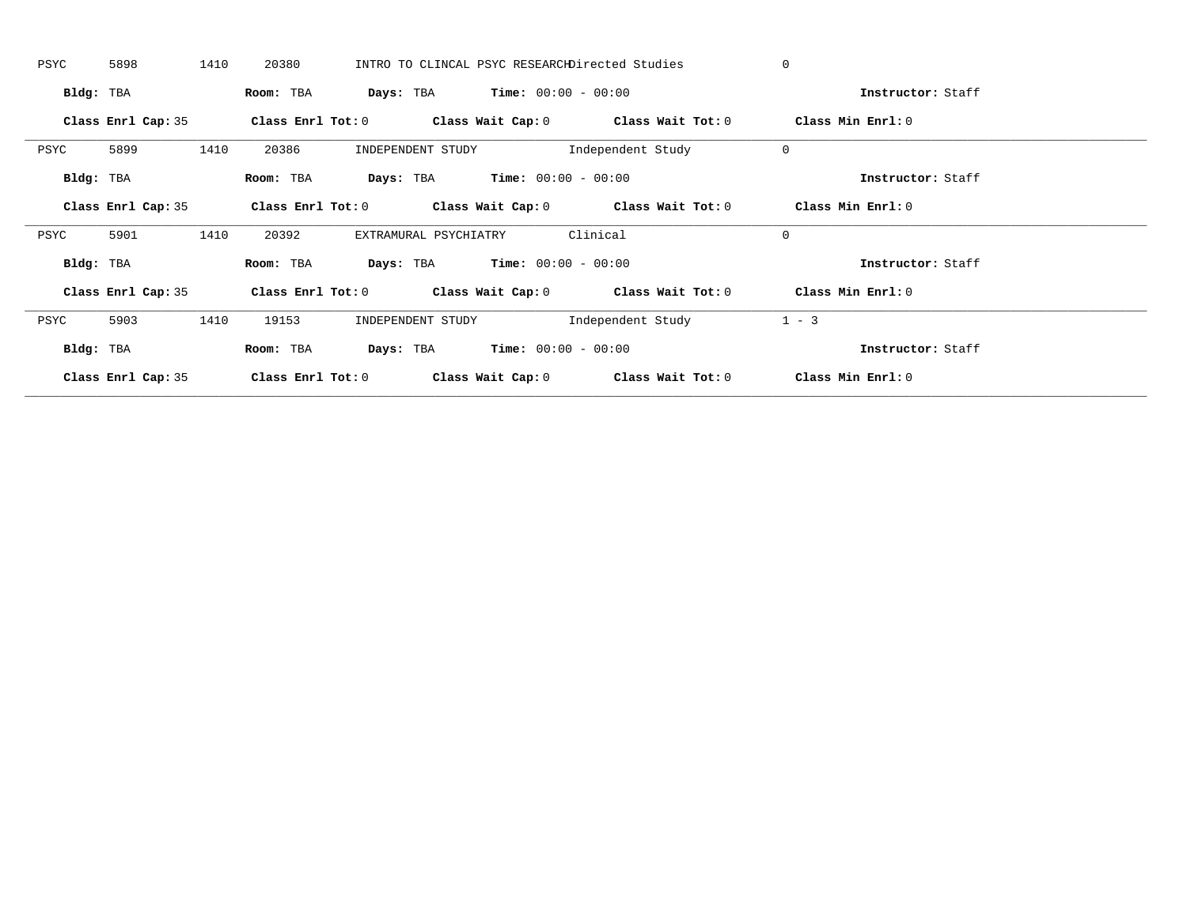PSYC 5898 1410 20380 INTRO TO CLINCAL PSYC RESEARCH Directed Studies 0

**Bldg:** TBA **Room:** TBA **Days:** TBA **Time:** 00:00 - 00:00 **Instructor:** Staff

**Class Enrl Cap:** 35 **Class Enrl Tot:** 0 **Class Wait Cap:** 0 **Class Wait Tot:** 0 **Class Min Enrl:** 0

---

PSYC 5899 1410 20386 INDEPENDENT STUDY Independent Study 0

**Bldg:** TBA **Room:** TBA **Days:** TBA **Time:** 00:00 - 00:00 **Instructor:** Staff

**Class Enrl Cap:** 35 **Class Enrl Tot:** 0 **Class Wait Cap:** 0 **Class Wait Tot:** 0 **Class Min Enrl:** 0

---

PSYC 5901 1410 20392 EXTRAMURAL PSYCHIATRY Clinical 0

**Bldg:** TBA **Room:** TBA **Days:** TBA **Time:** 00:00 - 00:00 **Instructor:** Staff

**Class Enrl Cap:** 35 **Class Enrl Tot:** 0 **Class Wait Cap:** 0 **Class Wait Tot:** 0 **Class Min Enrl:** 0

---

PSYC 5903 1410 19153 INDEPENDENT STUDY Independent Study 1 - 3

**Bldg:** TBA **Room:** TBA **Days:** TBA **Time:** 00:00 - 00:00 **Instructor:** Staff

**Class Enrl Cap:** 35 **Class Enrl Tot:** 0 **Class Wait Cap:** 0 **Class Wait Tot:** 0 **Class Min Enrl:** 0

---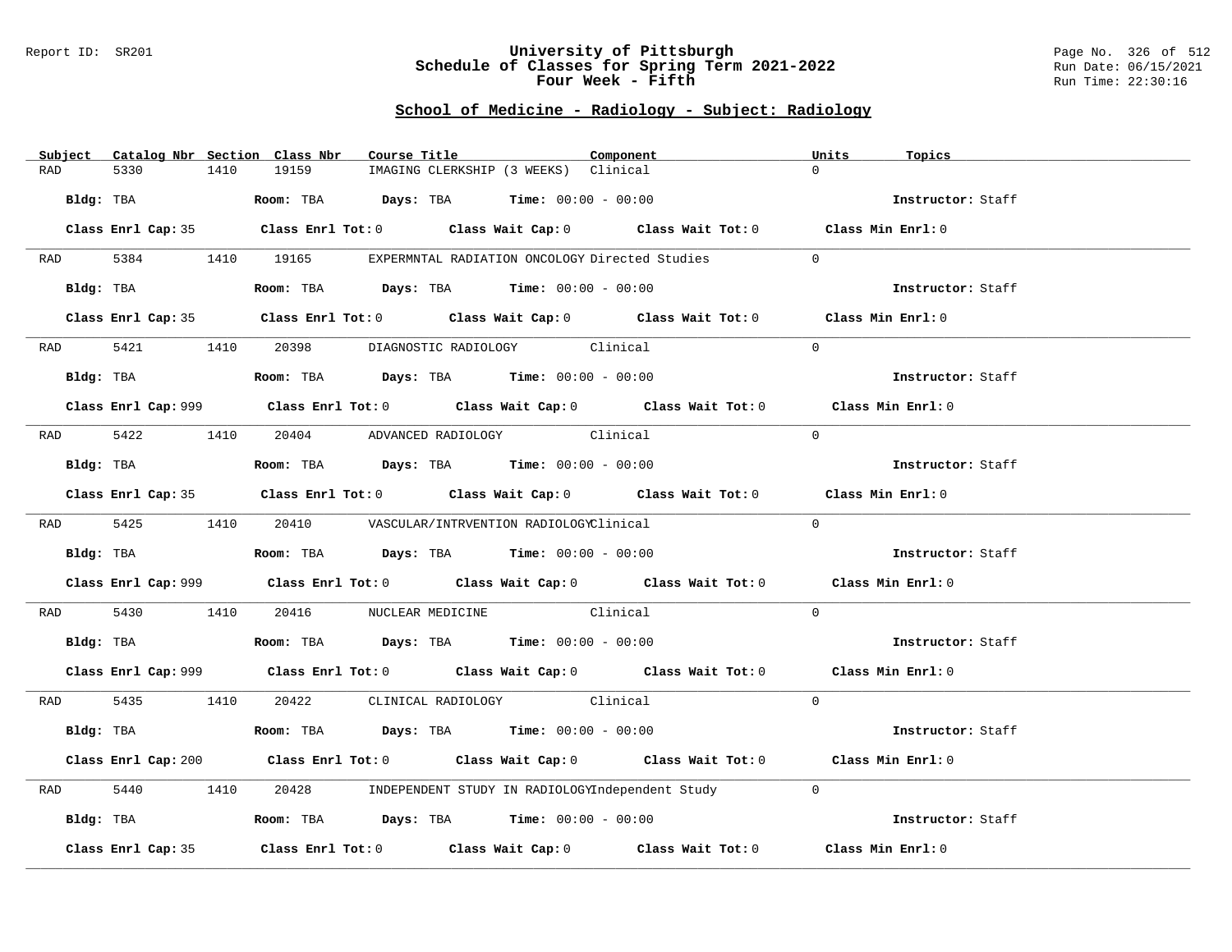University of Pittsburgh
Schedule of Classes for Spring Term 2021-2022
Four Week - Fifth

## School of Medicine - Radiology - Subject: Radiology

| Subject | Catalog Nbr | Section | Class Nbr | Course Title | Component | Units | Topics |
|---|---|---|---|---|---|---|---|
| RAD | 5330 | 1410 | 19159 | IMAGING CLERKSHIP (3 WEEKS) | Clinical | 0 | |

**Bldg:** TBA **Room:** TBA **Days:** TBA **Time:** 00:00 - 00:00 **Instructor:** Staff

**Class Enrl Cap:** 35 **Class Enrl Tot:** 0 **Class Wait Cap:** 0 **Class Wait Tot:** 0 **Class Min Enrl:** 0

---

| Subject | Catalog Nbr | Section | Class Nbr | Course Title | Component | Units | Topics |
|---|---|---|---|---|---|---|---|
| RAD | 5384 | 1410 | 19165 | EXPERMNTAL RADIATION ONCOLOGY | Directed Studies | 0 | |

**Bldg:** TBA **Room:** TBA **Days:** TBA **Time:** 00:00 - 00:00 **Instructor:** Staff

**Class Enrl Cap:** 35 **Class Enrl Tot:** 0 **Class Wait Cap:** 0 **Class Wait Tot:** 0 **Class Min Enrl:** 0

---

| Subject | Catalog Nbr | Section | Class Nbr | Course Title | Component | Units | Topics |
|---|---|---|---|---|---|---|---|
| RAD | 5421 | 1410 | 20398 | DIAGNOSTIC RADIOLOGY | Clinical | 0 | |

**Bldg:** TBA **Room:** TBA **Days:** TBA **Time:** 00:00 - 00:00 **Instructor:** Staff

**Class Enrl Cap:** 999 **Class Enrl Tot:** 0 **Class Wait Cap:** 0 **Class Wait Tot:** 0 **Class Min Enrl:** 0

---

| Subject | Catalog Nbr | Section | Class Nbr | Course Title | Component | Units | Topics |
|---|---|---|---|---|---|---|---|
| RAD | 5422 | 1410 | 20404 | ADVANCED RADIOLOGY | Clinical | 0 | |

**Bldg:** TBA **Room:** TBA **Days:** TBA **Time:** 00:00 - 00:00 **Instructor:** Staff

**Class Enrl Cap:** 35 **Class Enrl Tot:** 0 **Class Wait Cap:** 0 **Class Wait Tot:** 0 **Class Min Enrl:** 0

---

| Subject | Catalog Nbr | Section | Class Nbr | Course Title | Component | Units | Topics |
|---|---|---|---|---|---|---|---|
| RAD | 5425 | 1410 | 20410 | VASCULAR/INTRVENTION RADIOLOGY | Clinical | 0 | |

**Bldg:** TBA **Room:** TBA **Days:** TBA **Time:** 00:00 - 00:00 **Instructor:** Staff

**Class Enrl Cap:** 999 **Class Enrl Tot:** 0 **Class Wait Cap:** 0 **Class Wait Tot:** 0 **Class Min Enrl:** 0

---

| Subject | Catalog Nbr | Section | Class Nbr | Course Title | Component | Units | Topics |
|---|---|---|---|---|---|---|---|
| RAD | 5430 | 1410 | 20416 | NUCLEAR MEDICINE | Clinical | 0 | |

**Bldg:** TBA **Room:** TBA **Days:** TBA **Time:** 00:00 - 00:00 **Instructor:** Staff

**Class Enrl Cap:** 999 **Class Enrl Tot:** 0 **Class Wait Cap:** 0 **Class Wait Tot:** 0 **Class Min Enrl:** 0

---

| Subject | Catalog Nbr | Section | Class Nbr | Course Title | Component | Units | Topics |
|---|---|---|---|---|---|---|---|
| RAD | 5435 | 1410 | 20422 | CLINICAL RADIOLOGY | Clinical | 0 | |

**Bldg:** TBA **Room:** TBA **Days:** TBA **Time:** 00:00 - 00:00 **Instructor:** Staff

**Class Enrl Cap:** 200 **Class Enrl Tot:** 0 **Class Wait Cap:** 0 **Class Wait Tot:** 0 **Class Min Enrl:** 0

---

| Subject | Catalog Nbr | Section | Class Nbr | Course Title | Component | Units | Topics |
|---|---|---|---|---|---|---|---|
| RAD | 5440 | 1410 | 20428 | INDEPENDENT STUDY IN RADIOLOGY | Independent Study | 0 | |

**Bldg:** TBA **Room:** TBA **Days:** TBA **Time:** 00:00 - 00:00 **Instructor:** Staff

**Class Enrl Cap:** 35 **Class Enrl Tot:** 0 **Class Wait Cap:** 0 **Class Wait Tot:** 0 **Class Min Enrl:** 0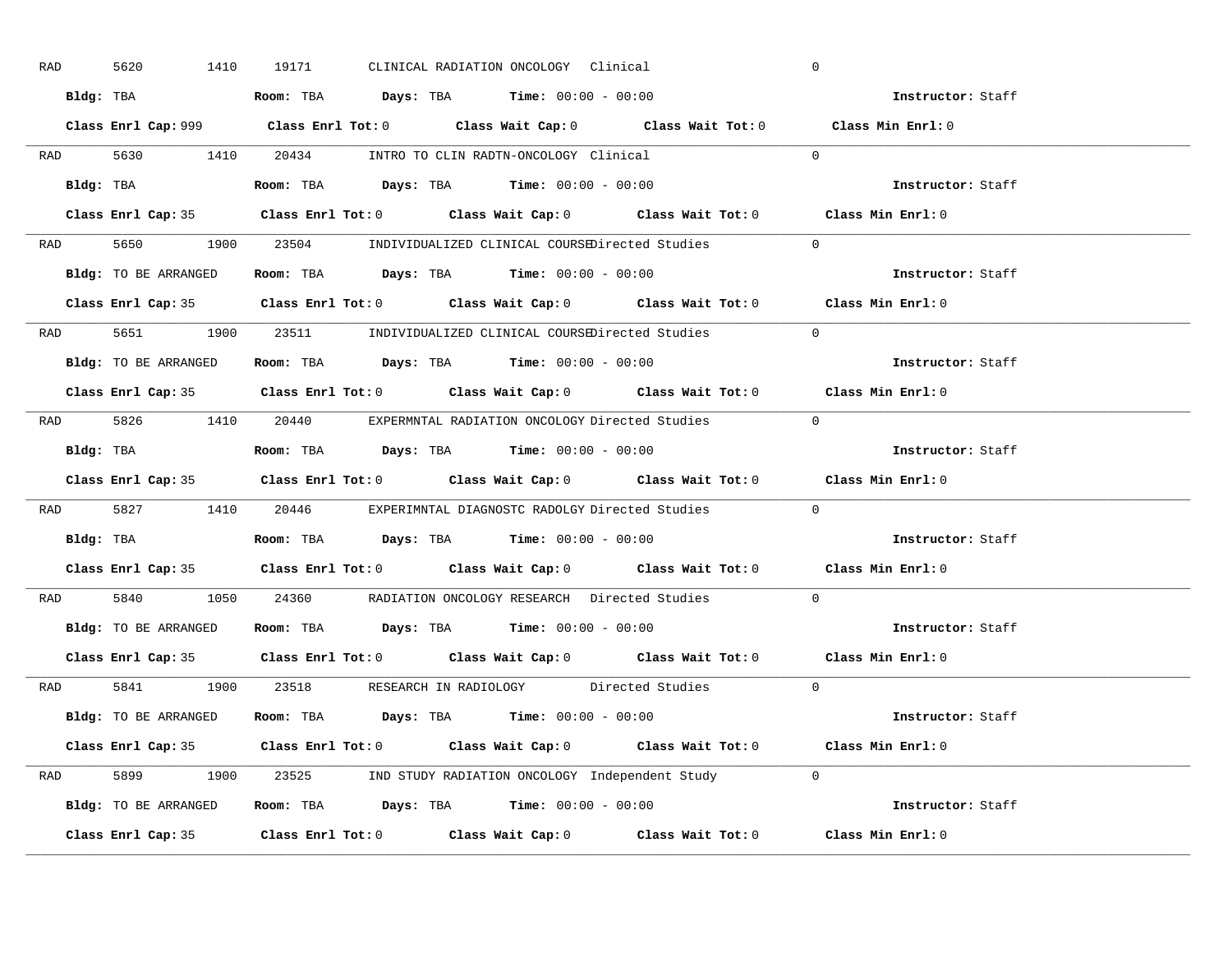RAD 5620 1410 19171 CLINICAL RADIATION ONCOLOGY Clinical 0

**Bldg:** TBA **Room:** TBA **Days:** TBA **Time:** 00:00 - 00:00 **Instructor:** Staff

**Class Enrl Cap:** 999 **Class Enrl Tot:** 0 **Class Wait Cap:** 0 **Class Wait Tot:** 0 **Class Min Enrl:** 0

---

RAD 5630 1410 20434 INTRO TO CLIN RADTN-ONCOLOGY Clinical 0

**Bldg:** TBA **Room:** TBA **Days:** TBA **Time:** 00:00 - 00:00 **Instructor:** Staff

**Class Enrl Cap:** 35 **Class Enrl Tot:** 0 **Class Wait Cap:** 0 **Class Wait Tot:** 0 **Class Min Enrl:** 0

---

RAD 5650 1900 23504 INDIVIDUALIZED CLINICAL COURSE Directed Studies 0

**Bldg:** TO BE ARRANGED **Room:** TBA **Days:** TBA **Time:** 00:00 - 00:00 **Instructor:** Staff

**Class Enrl Cap:** 35 **Class Enrl Tot:** 0 **Class Wait Cap:** 0 **Class Wait Tot:** 0 **Class Min Enrl:** 0

---

RAD 5651 1900 23511 INDIVIDUALIZED CLINICAL COURSE Directed Studies 0

**Bldg:** TO BE ARRANGED **Room:** TBA **Days:** TBA **Time:** 00:00 - 00:00 **Instructor:** Staff

**Class Enrl Cap:** 35 **Class Enrl Tot:** 0 **Class Wait Cap:** 0 **Class Wait Tot:** 0 **Class Min Enrl:** 0

---

RAD 5826 1410 20440 EXPERMNTAL RADIATION ONCOLOGY Directed Studies 0

**Bldg:** TBA **Room:** TBA **Days:** TBA **Time:** 00:00 - 00:00 **Instructor:** Staff

**Class Enrl Cap:** 35 **Class Enrl Tot:** 0 **Class Wait Cap:** 0 **Class Wait Tot:** 0 **Class Min Enrl:** 0

---

RAD 5827 1410 20446 EXPERIMNTAL DIAGNOSTC RADOLGY Directed Studies 0

**Bldg:** TBA **Room:** TBA **Days:** TBA **Time:** 00:00 - 00:00 **Instructor:** Staff

**Class Enrl Cap:** 35 **Class Enrl Tot:** 0 **Class Wait Cap:** 0 **Class Wait Tot:** 0 **Class Min Enrl:** 0

---

RAD 5840 1050 24360 RADIATION ONCOLOGY RESEARCH Directed Studies 0

**Bldg:** TO BE ARRANGED **Room:** TBA **Days:** TBA **Time:** 00:00 - 00:00 **Instructor:** Staff

**Class Enrl Cap:** 35 **Class Enrl Tot:** 0 **Class Wait Cap:** 0 **Class Wait Tot:** 0 **Class Min Enrl:** 0

---

RAD 5841 1900 23518 RESEARCH IN RADIOLOGY Directed Studies 0

**Bldg:** TO BE ARRANGED **Room:** TBA **Days:** TBA **Time:** 00:00 - 00:00 **Instructor:** Staff

**Class Enrl Cap:** 35 **Class Enrl Tot:** 0 **Class Wait Cap:** 0 **Class Wait Tot:** 0 **Class Min Enrl:** 0

---

RAD 5899 1900 23525 IND STUDY RADIATION ONCOLOGY Independent Study 0

**Bldg:** TO BE ARRANGED **Room:** TBA **Days:** TBA **Time:** 00:00 - 00:00 **Instructor:** Staff

**Class Enrl Cap:** 35 **Class Enrl Tot:** 0 **Class Wait Cap:** 0 **Class Wait Tot:** 0 **Class Min Enrl:** 0

---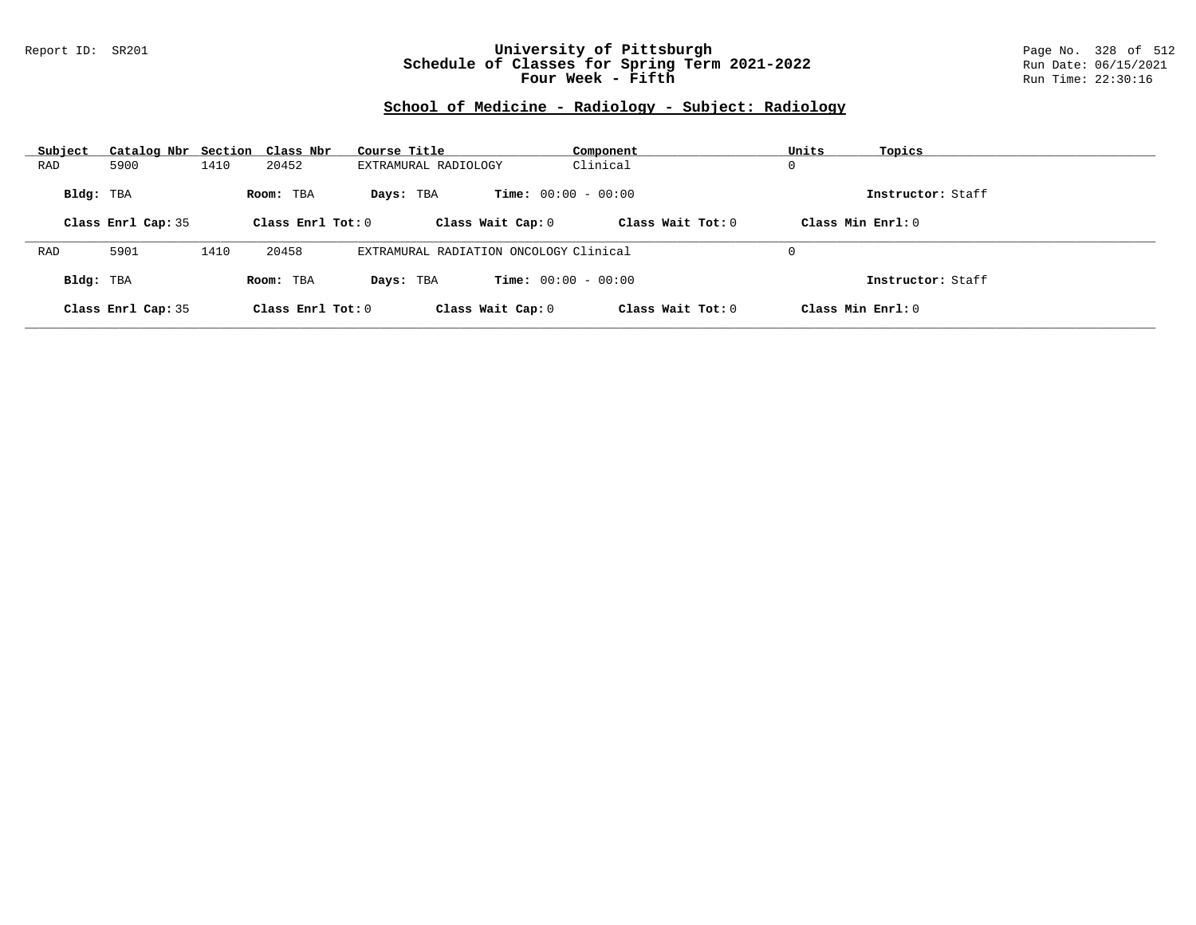## School of Medicine - Radiology - Subject: Radiology

| Subject | Catalog Nbr | Section | Class Nbr | Course Title | Component | Units | Topics |
|---|---|---|---|---|---|---|---|
| RAD | 5900 | 1410 | 20452 | EXTRAMURAL RADIOLOGY | Clinical | 0 | |

**Bldg:** TBA **Room:** TBA **Days:** TBA **Time:** 00:00 - 00:00 **Instructor:** Staff

**Class Enrl Cap:** 35 **Class Enrl Tot:** 0 **Class Wait Cap:** 0 **Class Wait Tot:** 0 **Class Min Enrl:** 0

---

| Subject | Catalog Nbr | Section | Class Nbr | Course Title | Component | Units | Topics |
|---|---|---|---|---|---|---|---|
| RAD | 5901 | 1410 | 20458 | EXTRAMURAL RADIATION ONCOLOGY | Clinical | 0 | |

**Bldg:** TBA **Room:** TBA **Days:** TBA **Time:** 00:00 - 00:00 **Instructor:** Staff

**Class Enrl Cap:** 35 **Class Enrl Tot:** 0 **Class Wait Cap:** 0 **Class Wait Tot:** 0 **Class Min Enrl:** 0

---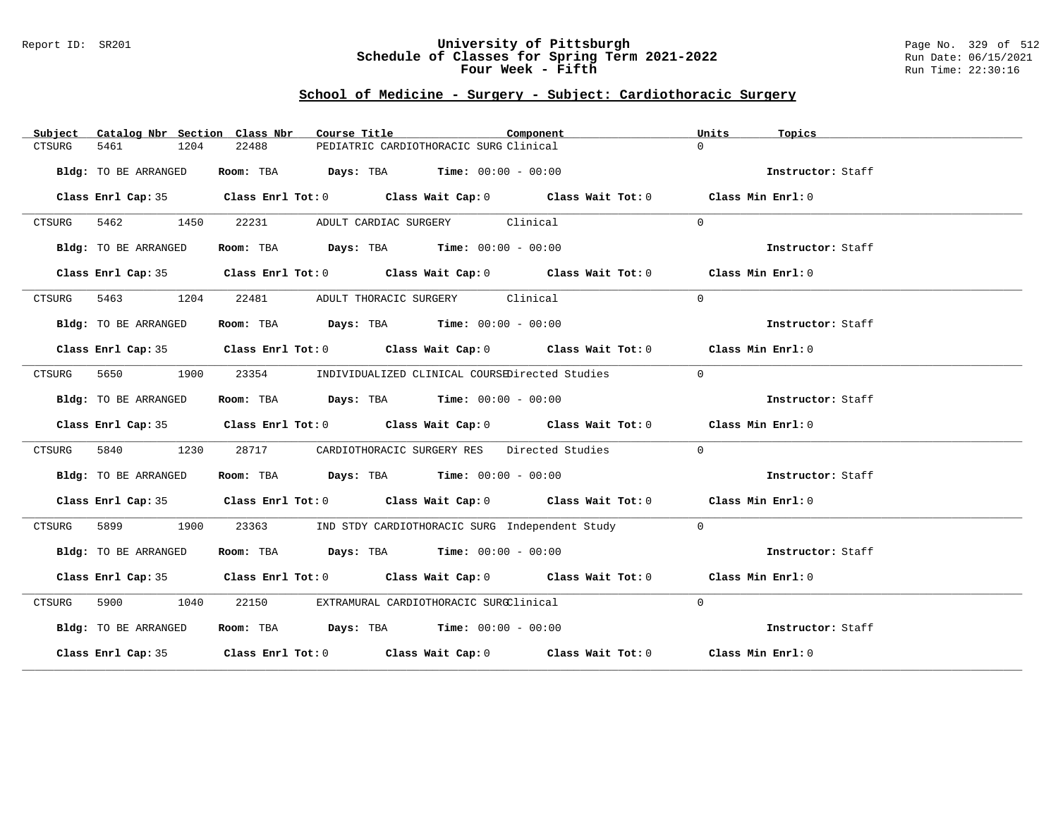Report ID: SR201

# University of Pittsburgh
## Schedule of Classes for Spring Term 2021-2022
### Four Week - Fifth

Run Date: 06/15/2021
Run Time: 22:30:16

## School of Medicine - Surgery - Subject: Cardiothoracic Surgery

| Subject | Catalog Nbr | Section | Class Nbr | Course Title | Component | Units | Topics |
|---|---|---|---|---|---|---|---|
| CTSURG | 5461 | 1204 | 22488 | PEDIATRIC CARDIOTHORACIC SURG | Clinical | 0 | |

**Bldg:** TO BE ARRANGED **Room:** TBA **Days:** TBA **Time:** 00:00 - 00:00 **Instructor:** Staff

**Class Enrl Cap:** 35 **Class Enrl Tot:** 0 **Class Wait Cap:** 0 **Class Wait Tot:** 0 **Class Min Enrl:** 0

| Subject | Catalog Nbr | Section | Class Nbr | Course Title | Component | Units | Topics |
|---|---|---|---|---|---|---|---|
| CTSURG | 5462 | 1450 | 22231 | ADULT CARDIAC SURGERY | Clinical | 0 | |

**Bldg:** TO BE ARRANGED **Room:** TBA **Days:** TBA **Time:** 00:00 - 00:00 **Instructor:** Staff

**Class Enrl Cap:** 35 **Class Enrl Tot:** 0 **Class Wait Cap:** 0 **Class Wait Tot:** 0 **Class Min Enrl:** 0

| Subject | Catalog Nbr | Section | Class Nbr | Course Title | Component | Units | Topics |
|---|---|---|---|---|---|---|---|
| CTSURG | 5463 | 1204 | 22481 | ADULT THORACIC SURGERY | Clinical | 0 | |

**Bldg:** TO BE ARRANGED **Room:** TBA **Days:** TBA **Time:** 00:00 - 00:00 **Instructor:** Staff

**Class Enrl Cap:** 35 **Class Enrl Tot:** 0 **Class Wait Cap:** 0 **Class Wait Tot:** 0 **Class Min Enrl:** 0

| Subject | Catalog Nbr | Section | Class Nbr | Course Title | Component | Units | Topics |
|---|---|---|---|---|---|---|---|
| CTSURG | 5650 | 1900 | 23354 | INDIVIDUALIZED CLINICAL COURSE | Directed Studies | 0 | |

**Bldg:** TO BE ARRANGED **Room:** TBA **Days:** TBA **Time:** 00:00 - 00:00 **Instructor:** Staff

**Class Enrl Cap:** 35 **Class Enrl Tot:** 0 **Class Wait Cap:** 0 **Class Wait Tot:** 0 **Class Min Enrl:** 0

| Subject | Catalog Nbr | Section | Class Nbr | Course Title | Component | Units | Topics |
|---|---|---|---|---|---|---|---|
| CTSURG | 5840 | 1230 | 28717 | CARDIOTHORACIC SURGERY RES | Directed Studies | 0 | |

**Bldg:** TO BE ARRANGED **Room:** TBA **Days:** TBA **Time:** 00:00 - 00:00 **Instructor:** Staff

**Class Enrl Cap:** 35 **Class Enrl Tot:** 0 **Class Wait Cap:** 0 **Class Wait Tot:** 0 **Class Min Enrl:** 0

| Subject | Catalog Nbr | Section | Class Nbr | Course Title | Component | Units | Topics |
|---|---|---|---|---|---|---|---|
| CTSURG | 5899 | 1900 | 23363 | IND STDY CARDIOTHORACIC SURG | Independent Study | 0 | |

**Bldg:** TO BE ARRANGED **Room:** TBA **Days:** TBA **Time:** 00:00 - 00:00 **Instructor:** Staff

**Class Enrl Cap:** 35 **Class Enrl Tot:** 0 **Class Wait Cap:** 0 **Class Wait Tot:** 0 **Class Min Enrl:** 0

| Subject | Catalog Nbr | Section | Class Nbr | Course Title | Component | Units | Topics |
|---|---|---|---|---|---|---|---|
| CTSURG | 5900 | 1040 | 22150 | EXTRAMURAL CARDIOTHORACIC SURG | Clinical | 0 | |

**Bldg:** TO BE ARRANGED **Room:** TBA **Days:** TBA **Time:** 00:00 - 00:00 **Instructor:** Staff

**Class Enrl Cap:** 35 **Class Enrl Tot:** 0 **Class Wait Cap:** 0 **Class Wait Tot:** 0 **Class Min Enrl:** 0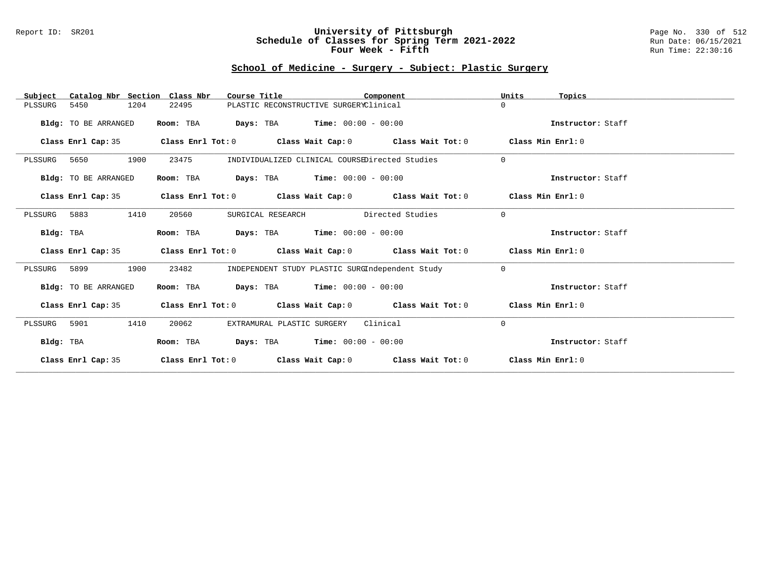Report ID: SR201

# University of Pittsburgh
## Schedule of Classes for Spring Term 2021-2022
## Four Week - Fifth

Run Date: 06/15/2021
Run Time: 22:30:16

### School of Medicine - Surgery - Subject: Plastic Surgery

| Subject | Catalog Nbr | Section | Class Nbr | Course Title | Component | Units | Topics |
|---|---|---|---|---|---|---|---|
| PLSSURG | 5450 | 1204 | 22495 | PLASTIC RECONSTRUCTIVE SURGERY | Clinical | 0 | |

**Bldg:** TO BE ARRANGED **Room:** TBA **Days:** TBA **Time:** 00:00 - 00:00 **Instructor:** Staff

**Class Enrl Cap:** 35 **Class Enrl Tot:** 0 **Class Wait Cap:** 0 **Class Wait Tot:** 0 **Class Min Enrl:** 0

| Subject | Catalog Nbr | Section | Class Nbr | Course Title | Component | Units | Topics |
|---|---|---|---|---|---|---|---|
| PLSSURG | 5650 | 1900 | 23475 | INDIVIDUALIZED CLINICAL COURSE | Directed Studies | 0 | |

**Bldg:** TO BE ARRANGED **Room:** TBA **Days:** TBA **Time:** 00:00 - 00:00 **Instructor:** Staff

**Class Enrl Cap:** 35 **Class Enrl Tot:** 0 **Class Wait Cap:** 0 **Class Wait Tot:** 0 **Class Min Enrl:** 0

| Subject | Catalog Nbr | Section | Class Nbr | Course Title | Component | Units | Topics |
|---|---|---|---|---|---|---|---|
| PLSSURG | 5883 | 1410 | 20560 | SURGICAL RESEARCH | Directed Studies | 0 | |

**Bldg:** TBA **Room:** TBA **Days:** TBA **Time:** 00:00 - 00:00 **Instructor:** Staff

**Class Enrl Cap:** 35 **Class Enrl Tot:** 0 **Class Wait Cap:** 0 **Class Wait Tot:** 0 **Class Min Enrl:** 0

| Subject | Catalog Nbr | Section | Class Nbr | Course Title | Component | Units | Topics |
|---|---|---|---|---|---|---|---|
| PLSSURG | 5899 | 1900 | 23482 | INDEPENDENT STUDY PLASTIC SURG | Independent Study | 0 | |

**Bldg:** TO BE ARRANGED **Room:** TBA **Days:** TBA **Time:** 00:00 - 00:00 **Instructor:** Staff

**Class Enrl Cap:** 35 **Class Enrl Tot:** 0 **Class Wait Cap:** 0 **Class Wait Tot:** 0 **Class Min Enrl:** 0

| Subject | Catalog Nbr | Section | Class Nbr | Course Title | Component | Units | Topics |
|---|---|---|---|---|---|---|---|
| PLSSURG | 5901 | 1410 | 20062 | EXTRAMURAL PLASTIC SURGERY | Clinical | 0 | |

**Bldg:** TBA **Room:** TBA **Days:** TBA **Time:** 00:00 - 00:00 **Instructor:** Staff

**Class Enrl Cap:** 35 **Class Enrl Tot:** 0 **Class Wait Cap:** 0 **Class Wait Tot:** 0 **Class Min Enrl:** 0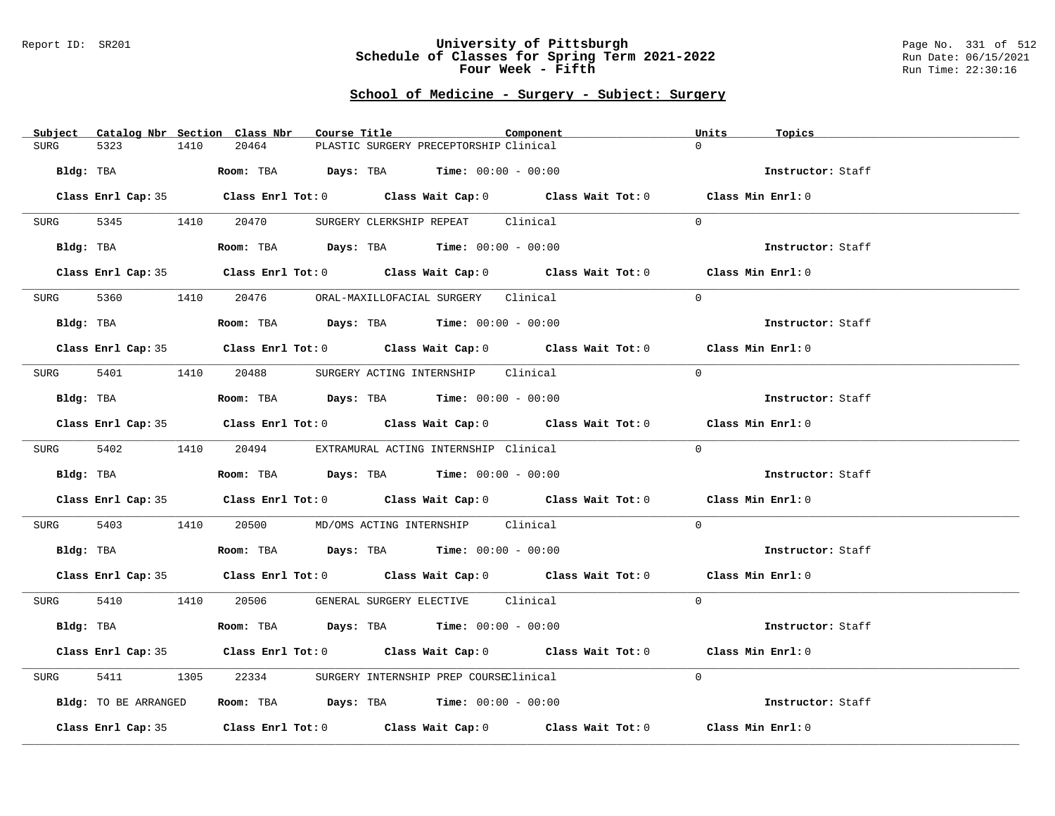## School of Medicine - Surgery - Subject: Surgery

| Subject | Catalog Nbr | Section | Class Nbr | Course Title | Component | Units | Topics |
|---|---|---|---|---|---|---|---|
| SURG | 5323 | 1410 | 20464 | PLASTIC SURGERY PRECEPTORSHIP | Clinical | 0 | |

**Bldg:** TBA **Room:** TBA **Days:** TBA **Time:** 00:00 - 00:00 **Instructor:** Staff

**Class Enrl Cap:** 35 **Class Enrl Tot:** 0 **Class Wait Cap:** 0 **Class Wait Tot:** 0 **Class Min Enrl:** 0

| Subject | Catalog Nbr | Section | Class Nbr | Course Title | Component | Units | Topics |
|---|---|---|---|---|---|---|---|
| SURG | 5345 | 1410 | 20470 | SURGERY CLERKSHIP REPEAT | Clinical | 0 | |

**Bldg:** TBA **Room:** TBA **Days:** TBA **Time:** 00:00 - 00:00 **Instructor:** Staff

**Class Enrl Cap:** 35 **Class Enrl Tot:** 0 **Class Wait Cap:** 0 **Class Wait Tot:** 0 **Class Min Enrl:** 0

| Subject | Catalog Nbr | Section | Class Nbr | Course Title | Component | Units | Topics |
|---|---|---|---|---|---|---|---|
| SURG | 5360 | 1410 | 20476 | ORAL-MAXILLOFACIAL SURGERY | Clinical | 0 | |

**Bldg:** TBA **Room:** TBA **Days:** TBA **Time:** 00:00 - 00:00 **Instructor:** Staff

**Class Enrl Cap:** 35 **Class Enrl Tot:** 0 **Class Wait Cap:** 0 **Class Wait Tot:** 0 **Class Min Enrl:** 0

| Subject | Catalog Nbr | Section | Class Nbr | Course Title | Component | Units | Topics |
|---|---|---|---|---|---|---|---|
| SURG | 5401 | 1410 | 20488 | SURGERY ACTING INTERNSHIP | Clinical | 0 | |

**Bldg:** TBA **Room:** TBA **Days:** TBA **Time:** 00:00 - 00:00 **Instructor:** Staff

**Class Enrl Cap:** 35 **Class Enrl Tot:** 0 **Class Wait Cap:** 0 **Class Wait Tot:** 0 **Class Min Enrl:** 0

| Subject | Catalog Nbr | Section | Class Nbr | Course Title | Component | Units | Topics |
|---|---|---|---|---|---|---|---|
| SURG | 5402 | 1410 | 20494 | EXTRAMURAL ACTING INTERNSHIP | Clinical | 0 | |

**Bldg:** TBA **Room:** TBA **Days:** TBA **Time:** 00:00 - 00:00 **Instructor:** Staff

**Class Enrl Cap:** 35 **Class Enrl Tot:** 0 **Class Wait Cap:** 0 **Class Wait Tot:** 0 **Class Min Enrl:** 0

| Subject | Catalog Nbr | Section | Class Nbr | Course Title | Component | Units | Topics |
|---|---|---|---|---|---|---|---|
| SURG | 5403 | 1410 | 20500 | MD/OMS ACTING INTERNSHIP | Clinical | 0 | |

**Bldg:** TBA **Room:** TBA **Days:** TBA **Time:** 00:00 - 00:00 **Instructor:** Staff

**Class Enrl Cap:** 35 **Class Enrl Tot:** 0 **Class Wait Cap:** 0 **Class Wait Tot:** 0 **Class Min Enrl:** 0

| Subject | Catalog Nbr | Section | Class Nbr | Course Title | Component | Units | Topics |
|---|---|---|---|---|---|---|---|
| SURG | 5410 | 1410 | 20506 | GENERAL SURGERY ELECTIVE | Clinical | 0 | |

**Bldg:** TBA **Room:** TBA **Days:** TBA **Time:** 00:00 - 00:00 **Instructor:** Staff

**Class Enrl Cap:** 35 **Class Enrl Tot:** 0 **Class Wait Cap:** 0 **Class Wait Tot:** 0 **Class Min Enrl:** 0

| Subject | Catalog Nbr | Section | Class Nbr | Course Title | Component | Units | Topics |
|---|---|---|---|---|---|---|---|
| SURG | 5411 | 1305 | 22334 | SURGERY INTERNSHIP PREP COURSE | Clinical | 0 | |

**Bldg:** TO BE ARRANGED **Room:** TBA **Days:** TBA **Time:** 00:00 - 00:00 **Instructor:** Staff

**Class Enrl Cap:** 35 **Class Enrl Tot:** 0 **Class Wait Cap:** 0 **Class Wait Tot:** 0 **Class Min Enrl:** 0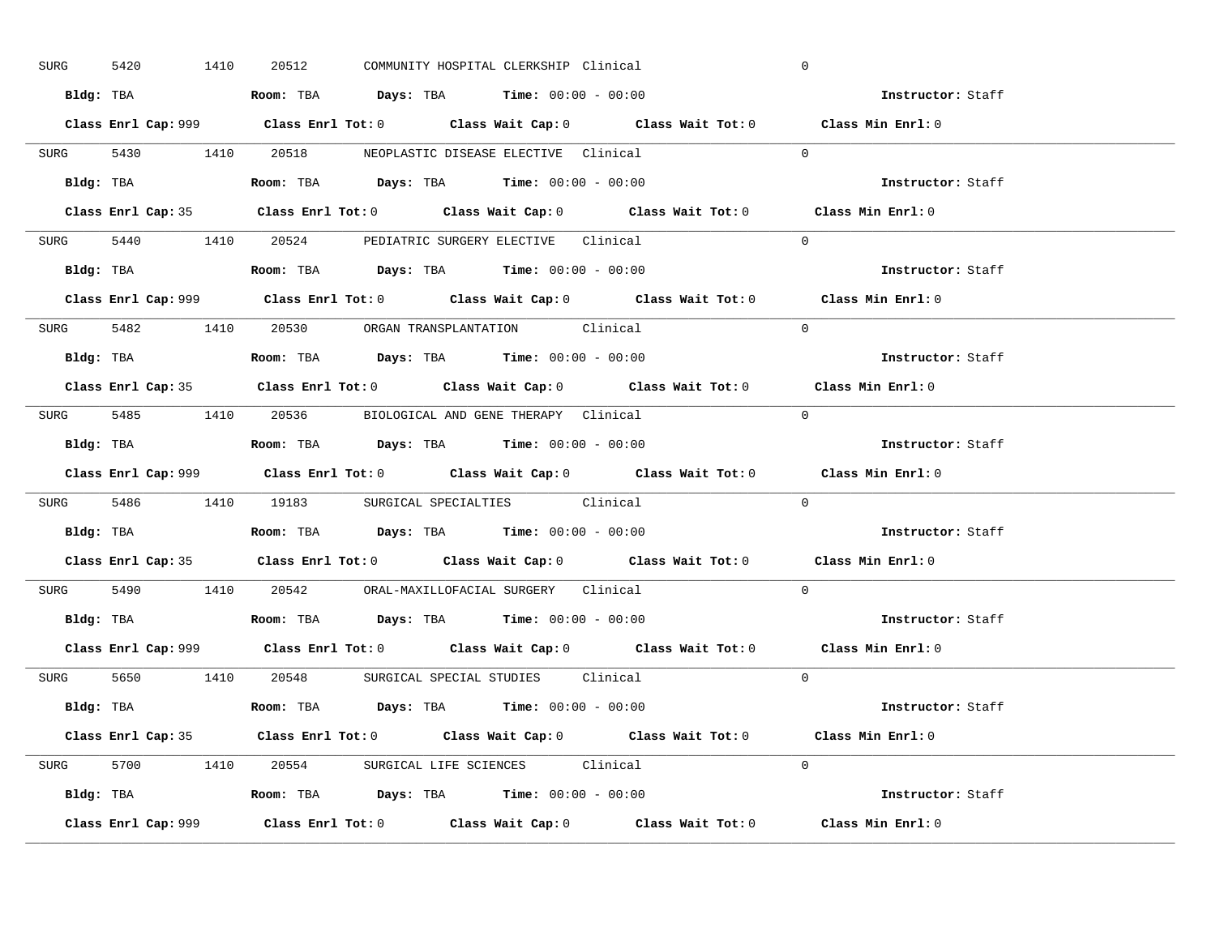SURG 5420 1410 20512 COMMUNITY HOSPITAL CLERKSHIP Clinical 0

**Bldg:** TBA **Room:** TBA **Days:** TBA **Time:** 00:00 - 00:00 **Instructor:** Staff

**Class Enrl Cap:** 999 **Class Enrl Tot:** 0 **Class Wait Cap:** 0 **Class Wait Tot:** 0 **Class Min Enrl:** 0

---

SURG 5430 1410 20518 NEOPLASTIC DISEASE ELECTIVE Clinical 0

**Bldg:** TBA **Room:** TBA **Days:** TBA **Time:** 00:00 - 00:00 **Instructor:** Staff

**Class Enrl Cap:** 35 **Class Enrl Tot:** 0 **Class Wait Cap:** 0 **Class Wait Tot:** 0 **Class Min Enrl:** 0

---

SURG 5440 1410 20524 PEDIATRIC SURGERY ELECTIVE Clinical 0

**Bldg:** TBA **Room:** TBA **Days:** TBA **Time:** 00:00 - 00:00 **Instructor:** Staff

**Class Enrl Cap:** 999 **Class Enrl Tot:** 0 **Class Wait Cap:** 0 **Class Wait Tot:** 0 **Class Min Enrl:** 0

---

SURG 5482 1410 20530 ORGAN TRANSPLANTATION Clinical 0

**Bldg:** TBA **Room:** TBA **Days:** TBA **Time:** 00:00 - 00:00 **Instructor:** Staff

**Class Enrl Cap:** 35 **Class Enrl Tot:** 0 **Class Wait Cap:** 0 **Class Wait Tot:** 0 **Class Min Enrl:** 0

---

SURG 5485 1410 20536 BIOLOGICAL AND GENE THERAPY Clinical 0

**Bldg:** TBA **Room:** TBA **Days:** TBA **Time:** 00:00 - 00:00 **Instructor:** Staff

**Class Enrl Cap:** 999 **Class Enrl Tot:** 0 **Class Wait Cap:** 0 **Class Wait Tot:** 0 **Class Min Enrl:** 0

---

SURG 5486 1410 19183 SURGICAL SPECIALTIES Clinical 0

**Bldg:** TBA **Room:** TBA **Days:** TBA **Time:** 00:00 - 00:00 **Instructor:** Staff

**Class Enrl Cap:** 35 **Class Enrl Tot:** 0 **Class Wait Cap:** 0 **Class Wait Tot:** 0 **Class Min Enrl:** 0

---

SURG 5490 1410 20542 ORAL-MAXILLOFACIAL SURGERY Clinical 0

**Bldg:** TBA **Room:** TBA **Days:** TBA **Time:** 00:00 - 00:00 **Instructor:** Staff

**Class Enrl Cap:** 999 **Class Enrl Tot:** 0 **Class Wait Cap:** 0 **Class Wait Tot:** 0 **Class Min Enrl:** 0

---

SURG 5650 1410 20548 SURGICAL SPECIAL STUDIES Clinical 0

**Bldg:** TBA **Room:** TBA **Days:** TBA **Time:** 00:00 - 00:00 **Instructor:** Staff

**Class Enrl Cap:** 35 **Class Enrl Tot:** 0 **Class Wait Cap:** 0 **Class Wait Tot:** 0 **Class Min Enrl:** 0

---

SURG 5700 1410 20554 SURGICAL LIFE SCIENCES Clinical 0

**Bldg:** TBA **Room:** TBA **Days:** TBA **Time:** 00:00 - 00:00 **Instructor:** Staff

**Class Enrl Cap:** 999 **Class Enrl Tot:** 0 **Class Wait Cap:** 0 **Class Wait Tot:** 0 **Class Min Enrl:** 0

---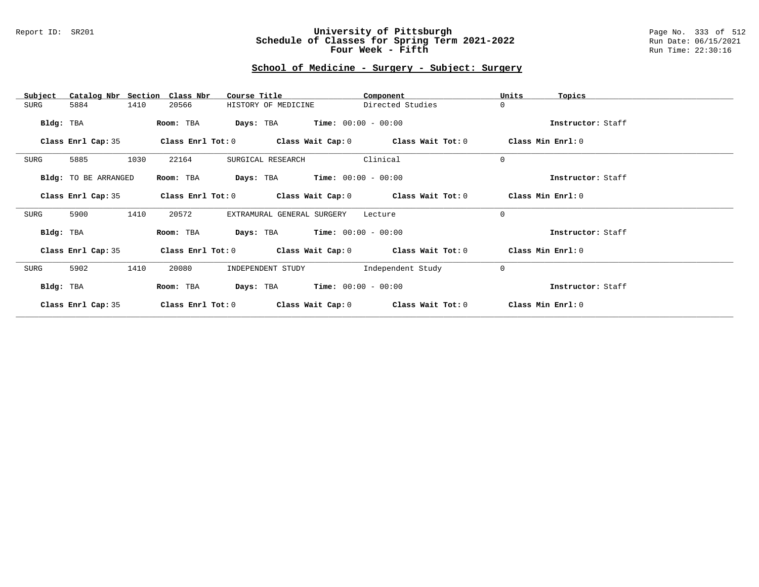Report ID: SR201

# University of Pittsburgh
## Schedule of Classes for Spring Term 2021-2022
### Four Week - Fifth

Run Date: 06/15/2021
Run Time: 22:30:16

## School of Medicine - Surgery - Subject: Surgery

| Subject | Catalog Nbr | Section | Class Nbr | Course Title | Component | Units | Topics |
|---|---|---|---|---|---|---|---|
| SURG | 5884 | 1410 | 20566 | HISTORY OF MEDICINE | Directed Studies | 0 | |

**Bldg:** TBA **Room:** TBA **Days:** TBA **Time:** 00:00 - 00:00 **Instructor:** Staff

**Class Enrl Cap:** 35 **Class Enrl Tot:** 0 **Class Wait Cap:** 0 **Class Wait Tot:** 0 **Class Min Enrl:** 0

---

| Subject | Catalog Nbr | Section | Class Nbr | Course Title | Component | Units | Topics |
|---|---|---|---|---|---|---|---|
| SURG | 5885 | 1030 | 22164 | SURGICAL RESEARCH | Clinical | 0 | |

**Bldg:** TO BE ARRANGED **Room:** TBA **Days:** TBA **Time:** 00:00 - 00:00 **Instructor:** Staff

**Class Enrl Cap:** 35 **Class Enrl Tot:** 0 **Class Wait Cap:** 0 **Class Wait Tot:** 0 **Class Min Enrl:** 0

---

| Subject | Catalog Nbr | Section | Class Nbr | Course Title | Component | Units | Topics |
|---|---|---|---|---|---|---|---|
| SURG | 5900 | 1410 | 20572 | EXTRAMURAL GENERAL SURGERY | Lecture | 0 | |

**Bldg:** TBA **Room:** TBA **Days:** TBA **Time:** 00:00 - 00:00 **Instructor:** Staff

**Class Enrl Cap:** 35 **Class Enrl Tot:** 0 **Class Wait Cap:** 0 **Class Wait Tot:** 0 **Class Min Enrl:** 0

---

| Subject | Catalog Nbr | Section | Class Nbr | Course Title | Component | Units | Topics |
|---|---|---|---|---|---|---|---|
| SURG | 5902 | 1410 | 20080 | INDEPENDENT STUDY | Independent Study | 0 | |

**Bldg:** TBA **Room:** TBA **Days:** TBA **Time:** 00:00 - 00:00 **Instructor:** Staff

**Class Enrl Cap:** 35 **Class Enrl Tot:** 0 **Class Wait Cap:** 0 **Class Wait Tot:** 0 **Class Min Enrl:** 0

---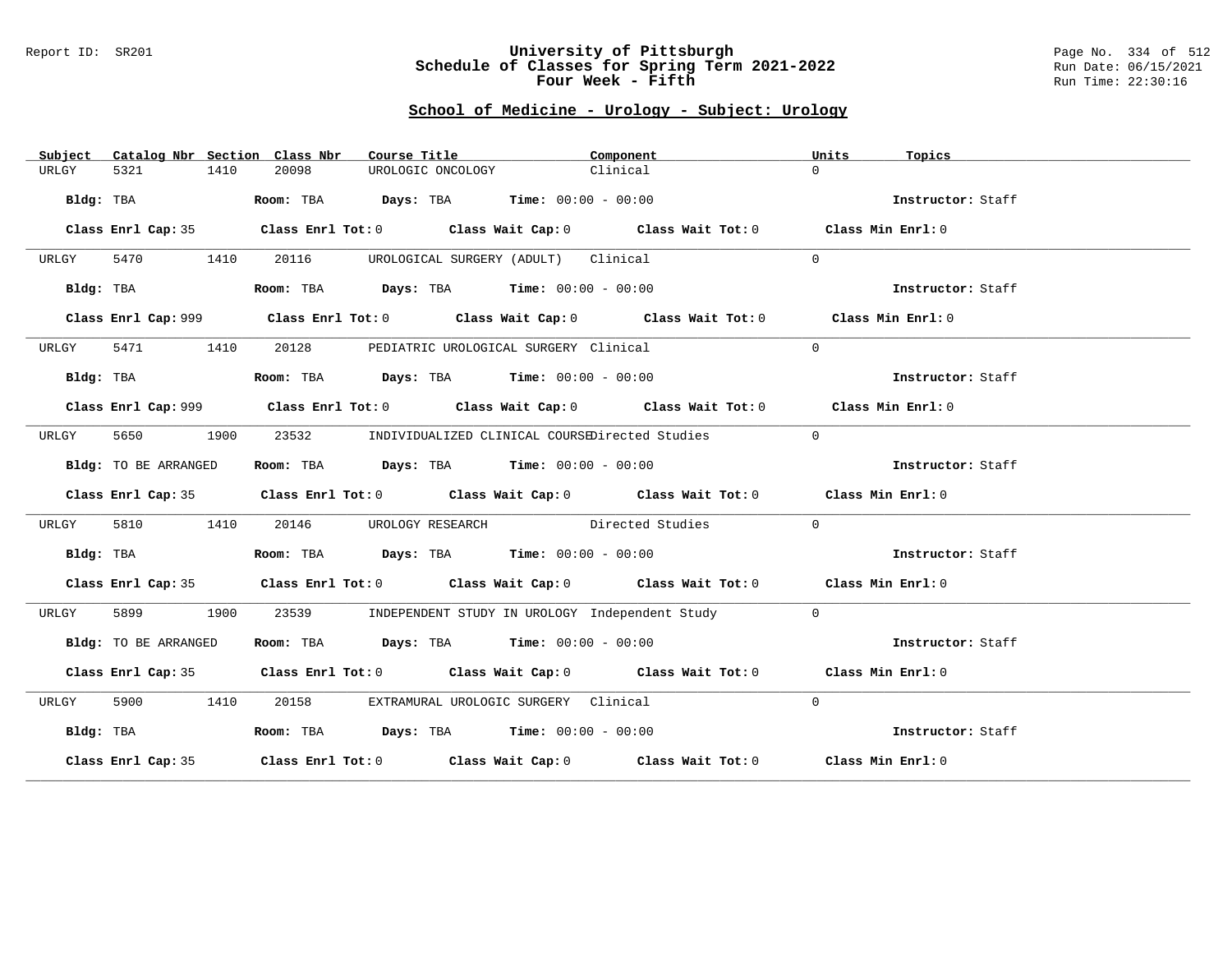# University of Pittsburgh
## Schedule of Classes for Spring Term 2021-2022
## Four Week - Fifth

Report ID: SR201

Run Date: 06/15/2021
Run Time: 22:30:16

### School of Medicine - Urology - Subject: Urology

| Subject | Catalog Nbr | Section | Class Nbr | Course Title | Component | Units | Topics |
|---|---|---|---|---|---|---|---|
| URLGY | 5321 | 1410 | 20098 | UROLOGIC ONCOLOGY | Clinical | 0 | |

**Bldg:** TBA **Room:** TBA **Days:** TBA **Time:** 00:00 - 00:00 **Instructor:** Staff

**Class Enrl Cap:** 35 **Class Enrl Tot:** 0 **Class Wait Cap:** 0 **Class Wait Tot:** 0 **Class Min Enrl:** 0

| Subject | Catalog Nbr | Section | Class Nbr | Course Title | Component | Units | Topics |
|---|---|---|---|---|---|---|---|
| URLGY | 5470 | 1410 | 20116 | UROLOGICAL SURGERY (ADULT) | Clinical | 0 | |

**Bldg:** TBA **Room:** TBA **Days:** TBA **Time:** 00:00 - 00:00 **Instructor:** Staff

**Class Enrl Cap:** 999 **Class Enrl Tot:** 0 **Class Wait Cap:** 0 **Class Wait Tot:** 0 **Class Min Enrl:** 0

| Subject | Catalog Nbr | Section | Class Nbr | Course Title | Component | Units | Topics |
|---|---|---|---|---|---|---|---|
| URLGY | 5471 | 1410 | 20128 | PEDIATRIC UROLOGICAL SURGERY | Clinical | 0 | |

**Bldg:** TBA **Room:** TBA **Days:** TBA **Time:** 00:00 - 00:00 **Instructor:** Staff

**Class Enrl Cap:** 999 **Class Enrl Tot:** 0 **Class Wait Cap:** 0 **Class Wait Tot:** 0 **Class Min Enrl:** 0

| Subject | Catalog Nbr | Section | Class Nbr | Course Title | Component | Units | Topics |
|---|---|---|---|---|---|---|---|
| URLGY | 5650 | 1900 | 23532 | INDIVIDUALIZED CLINICAL COURSE | Directed Studies | 0 | |

**Bldg:** TO BE ARRANGED **Room:** TBA **Days:** TBA **Time:** 00:00 - 00:00 **Instructor:** Staff

**Class Enrl Cap:** 35 **Class Enrl Tot:** 0 **Class Wait Cap:** 0 **Class Wait Tot:** 0 **Class Min Enrl:** 0

| Subject | Catalog Nbr | Section | Class Nbr | Course Title | Component | Units | Topics |
|---|---|---|---|---|---|---|---|
| URLGY | 5810 | 1410 | 20146 | UROLOGY RESEARCH | Directed Studies | 0 | |

**Bldg:** TBA **Room:** TBA **Days:** TBA **Time:** 00:00 - 00:00 **Instructor:** Staff

**Class Enrl Cap:** 35 **Class Enrl Tot:** 0 **Class Wait Cap:** 0 **Class Wait Tot:** 0 **Class Min Enrl:** 0

| Subject | Catalog Nbr | Section | Class Nbr | Course Title | Component | Units | Topics |
|---|---|---|---|---|---|---|---|
| URLGY | 5899 | 1900 | 23539 | INDEPENDENT STUDY IN UROLOGY | Independent Study | 0 | |

**Bldg:** TO BE ARRANGED **Room:** TBA **Days:** TBA **Time:** 00:00 - 00:00 **Instructor:** Staff

**Class Enrl Cap:** 35 **Class Enrl Tot:** 0 **Class Wait Cap:** 0 **Class Wait Tot:** 0 **Class Min Enrl:** 0

| Subject | Catalog Nbr | Section | Class Nbr | Course Title | Component | Units | Topics |
|---|---|---|---|---|---|---|---|
| URLGY | 5900 | 1410 | 20158 | EXTRAMURAL UROLOGIC SURGERY | Clinical | 0 | |

**Bldg:** TBA **Room:** TBA **Days:** TBA **Time:** 00:00 - 00:00 **Instructor:** Staff

**Class Enrl Cap:** 35 **Class Enrl Tot:** 0 **Class Wait Cap:** 0 **Class Wait Tot:** 0 **Class Min Enrl:** 0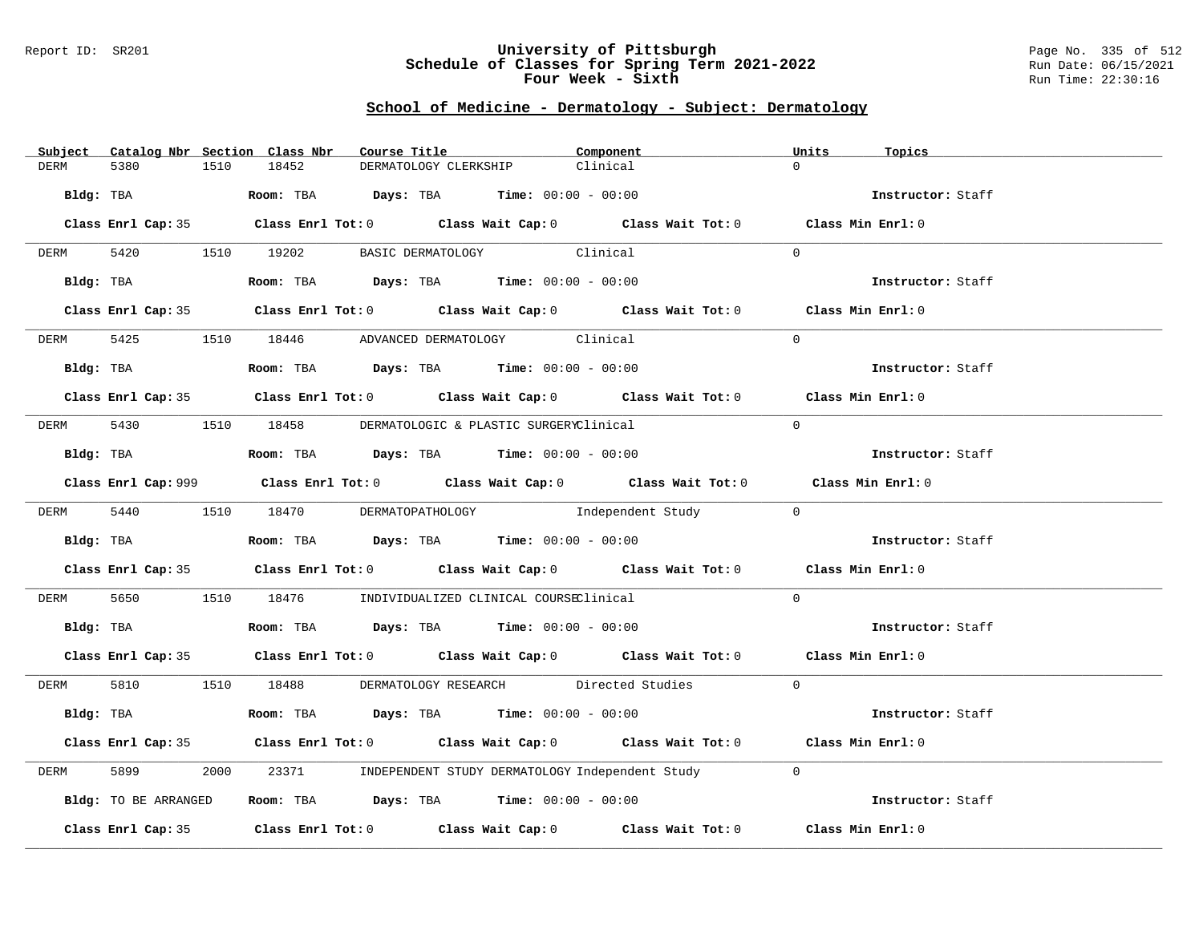Report ID: SR201

# University of Pittsburgh
## Schedule of Classes for Spring Term 2021-2022
### Four Week - Sixth

Run Date: 06/15/2021
Run Time: 22:30:16

## School of Medicine - Dermatology - Subject: Dermatology

| Subject | Catalog Nbr | Section | Class Nbr | Course Title | Component | Units | Topics |
|---|---|---|---|---|---|---|---|
| DERM | 5380 | 1510 | 18452 | DERMATOLOGY CLERKSHIP | Clinical | 0 | |

Bldg: TBA | Room: TBA | Days: TBA | Time: 00:00 - 00:00 | Instructor: Staff

Class Enrl Cap: 35 | Class Enrl Tot: 0 | Class Wait Cap: 0 | Class Wait Tot: 0 | Class Min Enrl: 0

| Subject | Catalog Nbr | Section | Class Nbr | Course Title | Component | Units | Topics |
|---|---|---|---|---|---|---|---|
| DERM | 5420 | 1510 | 19202 | BASIC DERMATOLOGY | Clinical | 0 | |

Bldg: TBA | Room: TBA | Days: TBA | Time: 00:00 - 00:00 | Instructor: Staff

Class Enrl Cap: 35 | Class Enrl Tot: 0 | Class Wait Cap: 0 | Class Wait Tot: 0 | Class Min Enrl: 0

| Subject | Catalog Nbr | Section | Class Nbr | Course Title | Component | Units | Topics |
|---|---|---|---|---|---|---|---|
| DERM | 5425 | 1510 | 18446 | ADVANCED DERMATOLOGY | Clinical | 0 | |

Bldg: TBA | Room: TBA | Days: TBA | Time: 00:00 - 00:00 | Instructor: Staff

Class Enrl Cap: 35 | Class Enrl Tot: 0 | Class Wait Cap: 0 | Class Wait Tot: 0 | Class Min Enrl: 0

| Subject | Catalog Nbr | Section | Class Nbr | Course Title | Component | Units | Topics |
|---|---|---|---|---|---|---|---|
| DERM | 5430 | 1510 | 18458 | DERMATOLOGIC & PLASTIC SURGERY | Clinical | 0 | |

Bldg: TBA | Room: TBA | Days: TBA | Time: 00:00 - 00:00 | Instructor: Staff

Class Enrl Cap: 999 | Class Enrl Tot: 0 | Class Wait Cap: 0 | Class Wait Tot: 0 | Class Min Enrl: 0

| Subject | Catalog Nbr | Section | Class Nbr | Course Title | Component | Units | Topics |
|---|---|---|---|---|---|---|---|
| DERM | 5440 | 1510 | 18470 | DERMATOPATHOLOGY | Independent Study | 0 | |

Bldg: TBA | Room: TBA | Days: TBA | Time: 00:00 - 00:00 | Instructor: Staff

Class Enrl Cap: 35 | Class Enrl Tot: 0 | Class Wait Cap: 0 | Class Wait Tot: 0 | Class Min Enrl: 0

| Subject | Catalog Nbr | Section | Class Nbr | Course Title | Component | Units | Topics |
|---|---|---|---|---|---|---|---|
| DERM | 5650 | 1510 | 18476 | INDIVIDUALIZED CLINICAL COURSE | Clinical | 0 | |

Bldg: TBA | Room: TBA | Days: TBA | Time: 00:00 - 00:00 | Instructor: Staff

Class Enrl Cap: 35 | Class Enrl Tot: 0 | Class Wait Cap: 0 | Class Wait Tot: 0 | Class Min Enrl: 0

| Subject | Catalog Nbr | Section | Class Nbr | Course Title | Component | Units | Topics |
|---|---|---|---|---|---|---|---|
| DERM | 5810 | 1510 | 18488 | DERMATOLOGY RESEARCH | Directed Studies | 0 | |

Bldg: TBA | Room: TBA | Days: TBA | Time: 00:00 - 00:00 | Instructor: Staff

Class Enrl Cap: 35 | Class Enrl Tot: 0 | Class Wait Cap: 0 | Class Wait Tot: 0 | Class Min Enrl: 0

| Subject | Catalog Nbr | Section | Class Nbr | Course Title | Component | Units | Topics |
|---|---|---|---|---|---|---|---|
| DERM | 5899 | 2000 | 23371 | INDEPENDENT STUDY DERMATOLOGY | Independent Study | 0 | |

Bldg: TO BE ARRANGED | Room: TBA | Days: TBA | Time: 00:00 - 00:00 | Instructor: Staff

Class Enrl Cap: 35 | Class Enrl Tot: 0 | Class Wait Cap: 0 | Class Wait Tot: 0 | Class Min Enrl: 0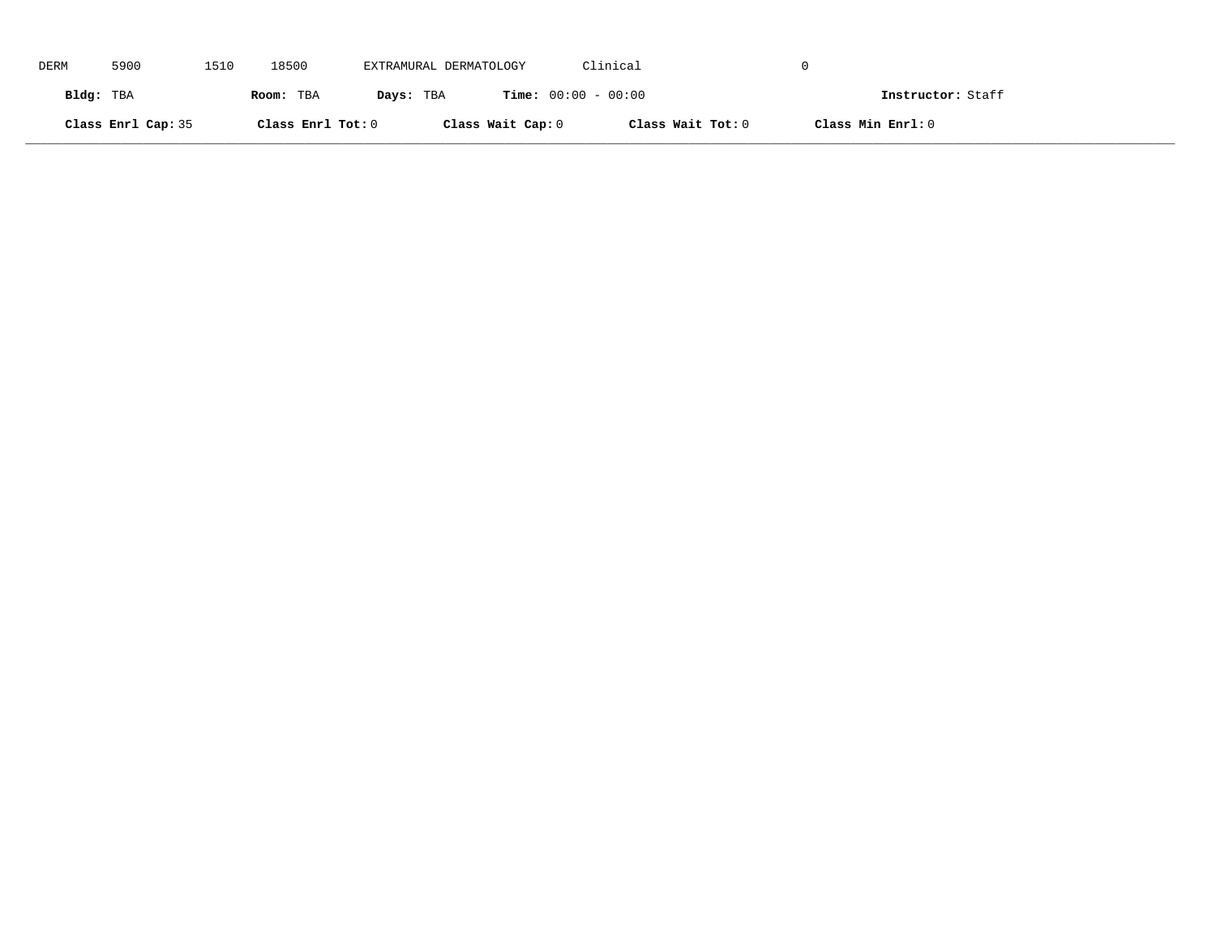DERM 5900 1510 18500 EXTRAMURAL DERMATOLOGY Clinical 0

**Bldg:** TBA **Room:** TBA **Days:** TBA **Time:** 00:00 - 00:00 **Instructor:** Staff

**Class Enrl Cap:** 35 **Class Enrl Tot:** 0 **Class Wait Cap:** 0 **Class Wait Tot:** 0 **Class Min Enrl:** 0

---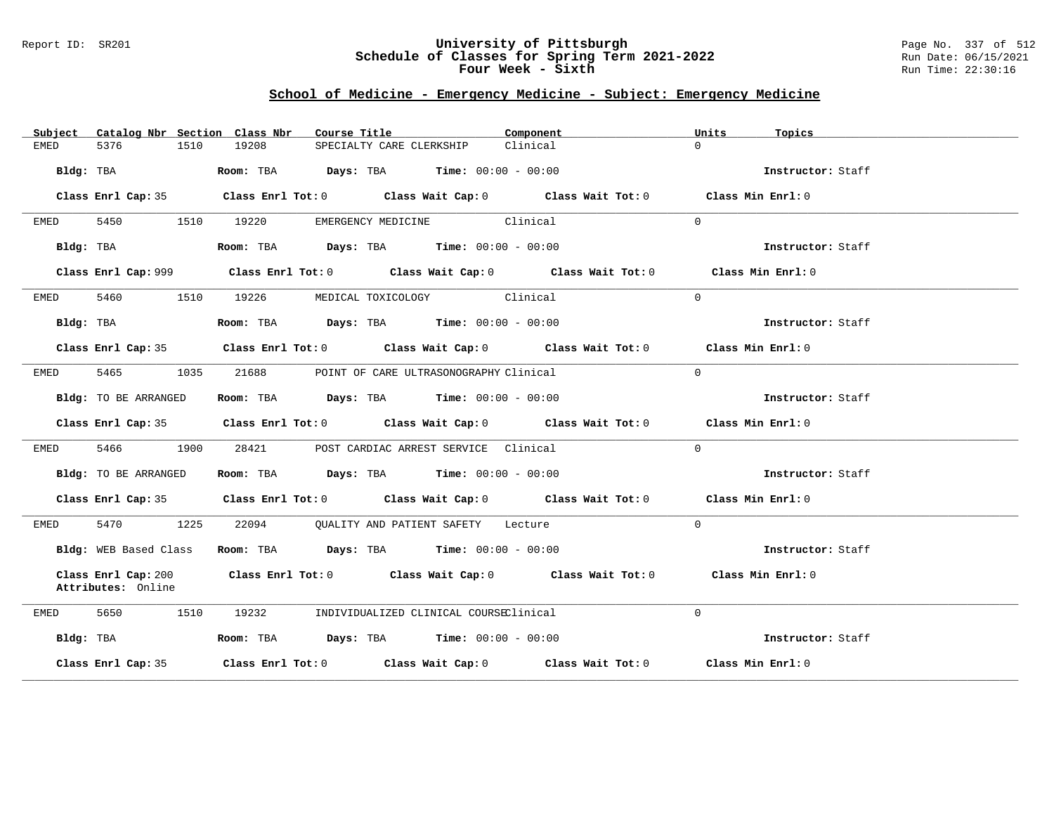## School of Medicine - Emergency Medicine - Subject: Emergency Medicine

| Subject | Catalog Nbr | Section | Class Nbr | Course Title | Component | Units | Topics |
|---|---|---|---|---|---|---|---|
| EMED | 5376 | 1510 | 19208 | SPECIALTY CARE CLERKSHIP | Clinical | 0 | |

**Bldg:** TBA **Room:** TBA **Days:** TBA **Time:** 00:00 - 00:00 **Instructor:** Staff

**Class Enrl Cap:** 35 **Class Enrl Tot:** 0 **Class Wait Cap:** 0 **Class Wait Tot:** 0 **Class Min Enrl:** 0

| Subject | Catalog Nbr | Section | Class Nbr | Course Title | Component | Units | Topics |
|---|---|---|---|---|---|---|---|
| EMED | 5450 | 1510 | 19220 | EMERGENCY MEDICINE | Clinical | 0 | |

**Bldg:** TBA **Room:** TBA **Days:** TBA **Time:** 00:00 - 00:00 **Instructor:** Staff

**Class Enrl Cap:** 999 **Class Enrl Tot:** 0 **Class Wait Cap:** 0 **Class Wait Tot:** 0 **Class Min Enrl:** 0

| Subject | Catalog Nbr | Section | Class Nbr | Course Title | Component | Units | Topics |
|---|---|---|---|---|---|---|---|
| EMED | 5460 | 1510 | 19226 | MEDICAL TOXICOLOGY | Clinical | 0 | |

**Bldg:** TBA **Room:** TBA **Days:** TBA **Time:** 00:00 - 00:00 **Instructor:** Staff

**Class Enrl Cap:** 35 **Class Enrl Tot:** 0 **Class Wait Cap:** 0 **Class Wait Tot:** 0 **Class Min Enrl:** 0

| Subject | Catalog Nbr | Section | Class Nbr | Course Title | Component | Units | Topics |
|---|---|---|---|---|---|---|---|
| EMED | 5465 | 1035 | 21688 | POINT OF CARE ULTRASONOGRAPHY | Clinical | 0 | |

**Bldg:** TO BE ARRANGED **Room:** TBA **Days:** TBA **Time:** 00:00 - 00:00 **Instructor:** Staff

**Class Enrl Cap:** 35 **Class Enrl Tot:** 0 **Class Wait Cap:** 0 **Class Wait Tot:** 0 **Class Min Enrl:** 0

| Subject | Catalog Nbr | Section | Class Nbr | Course Title | Component | Units | Topics |
|---|---|---|---|---|---|---|---|
| EMED | 5466 | 1900 | 28421 | POST CARDIAC ARREST SERVICE | Clinical | 0 | |

**Bldg:** TO BE ARRANGED **Room:** TBA **Days:** TBA **Time:** 00:00 - 00:00 **Instructor:** Staff

**Class Enrl Cap:** 35 **Class Enrl Tot:** 0 **Class Wait Cap:** 0 **Class Wait Tot:** 0 **Class Min Enrl:** 0

| Subject | Catalog Nbr | Section | Class Nbr | Course Title | Component | Units | Topics |
|---|---|---|---|---|---|---|---|
| EMED | 5470 | 1225 | 22094 | QUALITY AND PATIENT SAFETY | Lecture | 0 | |

**Bldg:** WEB Based Class **Room:** TBA **Days:** TBA **Time:** 00:00 - 00:00 **Instructor:** Staff

**Class Enrl Cap:** 200 **Class Enrl Tot:** 0 **Class Wait Cap:** 0 **Class Wait Tot:** 0 **Class Min Enrl:** 0
**Attributes:** Online

| Subject | Catalog Nbr | Section | Class Nbr | Course Title | Component | Units | Topics |
|---|---|---|---|---|---|---|---|
| EMED | 5650 | 1510 | 19232 | INDIVIDUALIZED CLINICAL COURSE | Clinical | 0 | |

**Bldg:** TBA **Room:** TBA **Days:** TBA **Time:** 00:00 - 00:00 **Instructor:** Staff

**Class Enrl Cap:** 35 **Class Enrl Tot:** 0 **Class Wait Cap:** 0 **Class Wait Tot:** 0 **Class Min Enrl:** 0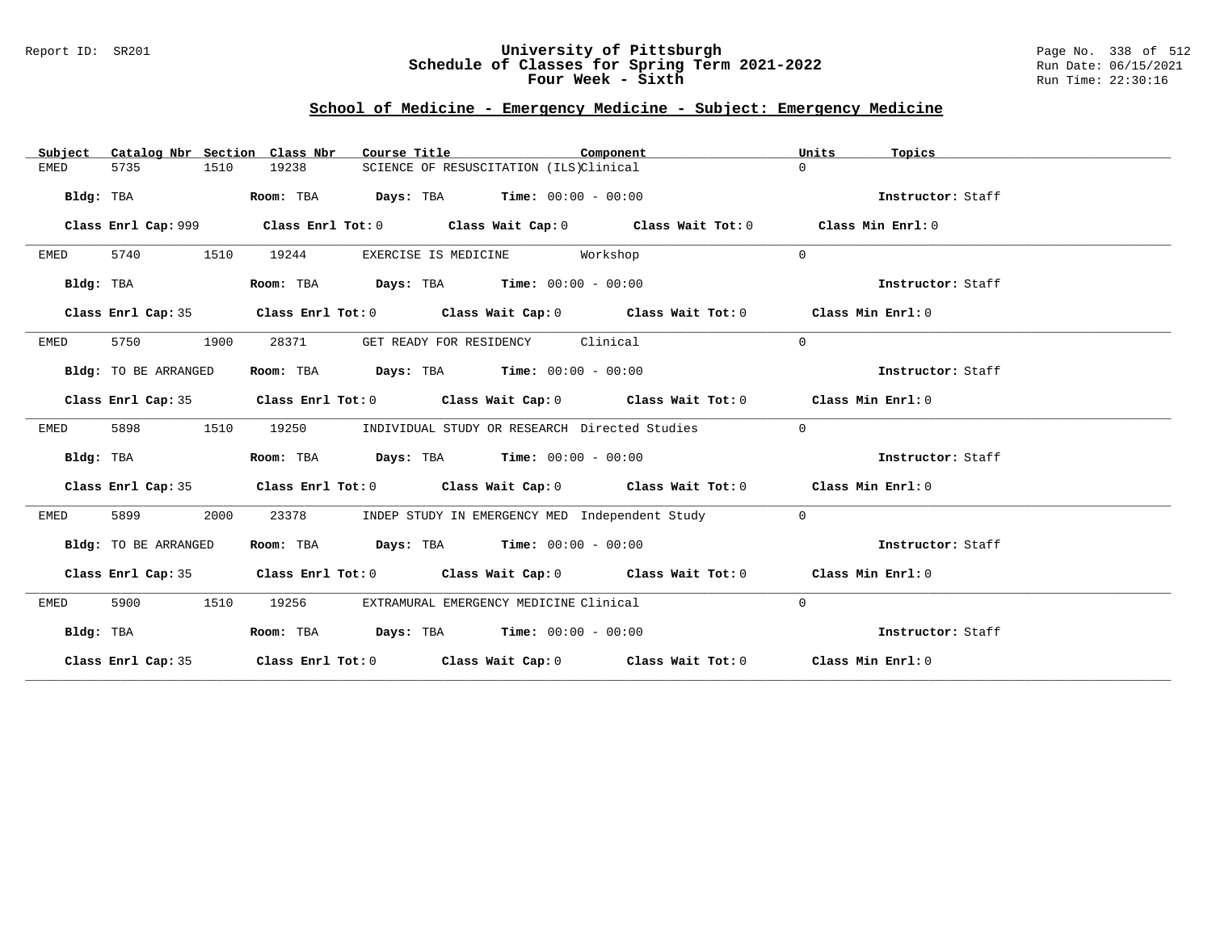Report ID: SR201

# University of Pittsburgh
## Schedule of Classes for Spring Term 2021-2022
### Four Week - Sixth

Run Date: 06/15/2021
Run Time: 22:30:16

## School of Medicine - Emergency Medicine - Subject: Emergency Medicine

| Subject | Catalog Nbr | Section | Class Nbr | Course Title | Component | Units | Topics |
|---|---|---|---|---|---|---|---|
| EMED | 5735 | 1510 | 19238 | SCIENCE OF RESUSCITATION (ILS) | Clinical | 0 | |

**Bldg:** TBA **Room:** TBA **Days:** TBA **Time:** 00:00 - 00:00 **Instructor:** Staff

**Class Enrl Cap:** 999 **Class Enrl Tot:** 0 **Class Wait Cap:** 0 **Class Wait Tot:** 0 **Class Min Enrl:** 0

| Subject | Catalog Nbr | Section | Class Nbr | Course Title | Component | Units | Topics |
|---|---|---|---|---|---|---|---|
| EMED | 5740 | 1510 | 19244 | EXERCISE IS MEDICINE | Workshop | 0 | |

**Bldg:** TBA **Room:** TBA **Days:** TBA **Time:** 00:00 - 00:00 **Instructor:** Staff

**Class Enrl Cap:** 35 **Class Enrl Tot:** 0 **Class Wait Cap:** 0 **Class Wait Tot:** 0 **Class Min Enrl:** 0

| Subject | Catalog Nbr | Section | Class Nbr | Course Title | Component | Units | Topics |
|---|---|---|---|---|---|---|---|
| EMED | 5750 | 1900 | 28371 | GET READY FOR RESIDENCY | Clinical | 0 | |

**Bldg:** TO BE ARRANGED **Room:** TBA **Days:** TBA **Time:** 00:00 - 00:00 **Instructor:** Staff

**Class Enrl Cap:** 35 **Class Enrl Tot:** 0 **Class Wait Cap:** 0 **Class Wait Tot:** 0 **Class Min Enrl:** 0

| Subject | Catalog Nbr | Section | Class Nbr | Course Title | Component | Units | Topics |
|---|---|---|---|---|---|---|---|
| EMED | 5898 | 1510 | 19250 | INDIVIDUAL STUDY OR RESEARCH | Directed Studies | 0 | |

**Bldg:** TBA **Room:** TBA **Days:** TBA **Time:** 00:00 - 00:00 **Instructor:** Staff

**Class Enrl Cap:** 35 **Class Enrl Tot:** 0 **Class Wait Cap:** 0 **Class Wait Tot:** 0 **Class Min Enrl:** 0

| Subject | Catalog Nbr | Section | Class Nbr | Course Title | Component | Units | Topics |
|---|---|---|---|---|---|---|---|
| EMED | 5899 | 2000 | 23378 | INDEP STUDY IN EMERGENCY MED | Independent Study | 0 | |

**Bldg:** TO BE ARRANGED **Room:** TBA **Days:** TBA **Time:** 00:00 - 00:00 **Instructor:** Staff

**Class Enrl Cap:** 35 **Class Enrl Tot:** 0 **Class Wait Cap:** 0 **Class Wait Tot:** 0 **Class Min Enrl:** 0

| Subject | Catalog Nbr | Section | Class Nbr | Course Title | Component | Units | Topics |
|---|---|---|---|---|---|---|---|
| EMED | 5900 | 1510 | 19256 | EXTRAMURAL EMERGENCY MEDICINE | Clinical | 0 | |

**Bldg:** TBA **Room:** TBA **Days:** TBA **Time:** 00:00 - 00:00 **Instructor:** Staff

**Class Enrl Cap:** 35 **Class Enrl Tot:** 0 **Class Wait Cap:** 0 **Class Wait Tot:** 0 **Class Min Enrl:** 0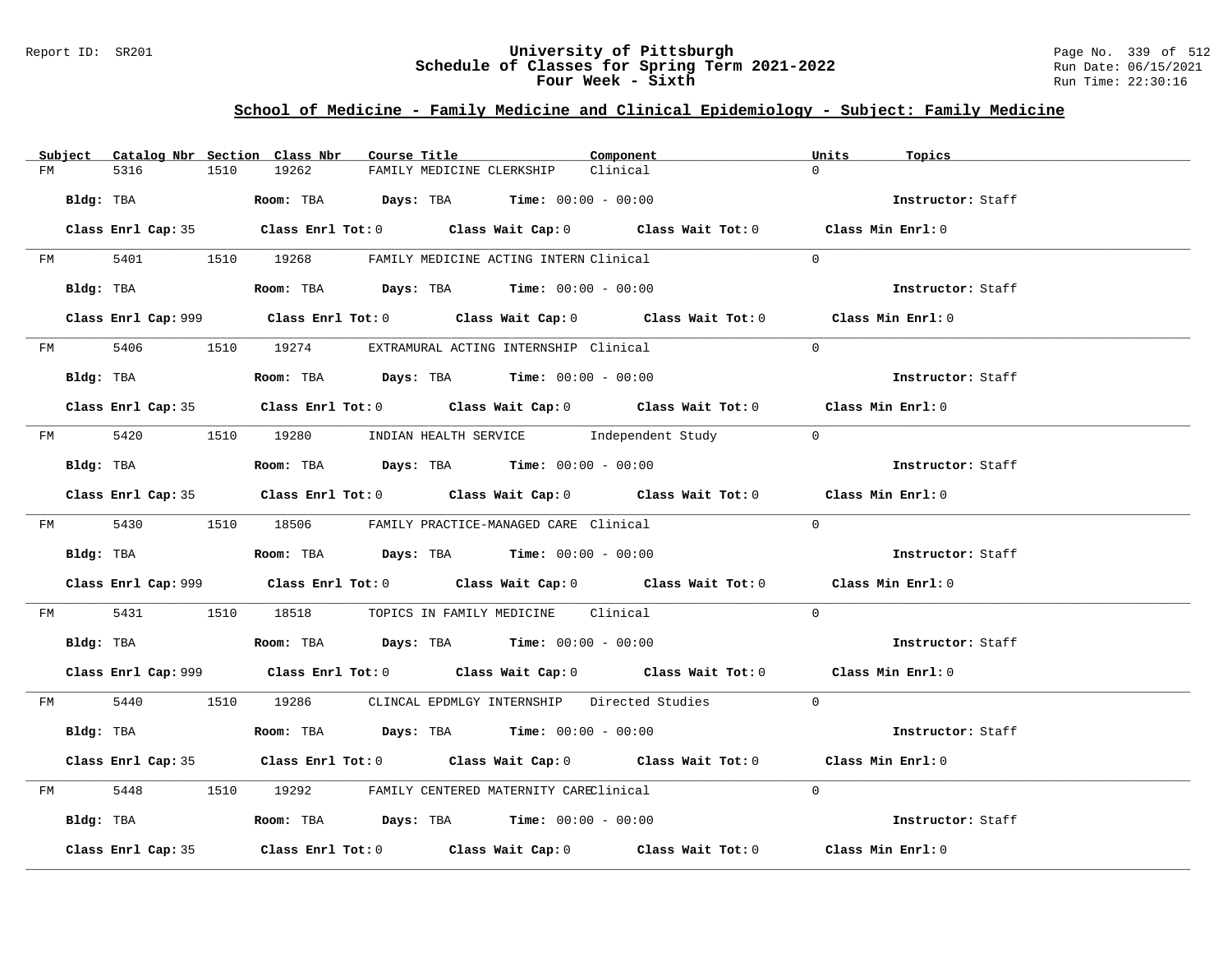University of Pittsburgh
Schedule of Classes for Spring Term 2021-2022
Four Week - Sixth

## School of Medicine - Family Medicine and Clinical Epidemiology - Subject: Family Medicine

| Subject | Catalog Nbr | Section | Class Nbr | Course Title | Component | Units | Topics |
|---|---|---|---|---|---|---|---|
| FM | 5316 | 1510 | 19262 | FAMILY MEDICINE CLERKSHIP | Clinical | 0 | |

Bldg: TBA Room: TBA Days: TBA Time: 00:00 - 00:00 Instructor: Staff

Class Enrl Cap: 35 Class Enrl Tot: 0 Class Wait Cap: 0 Class Wait Tot: 0 Class Min Enrl: 0

| Subject | Catalog Nbr | Section | Class Nbr | Course Title | Component | Units | Topics |
|---|---|---|---|---|---|---|---|
| FM | 5401 | 1510 | 19268 | FAMILY MEDICINE ACTING INTERN | Clinical | 0 | |

Bldg: TBA Room: TBA Days: TBA Time: 00:00 - 00:00 Instructor: Staff

Class Enrl Cap: 999 Class Enrl Tot: 0 Class Wait Cap: 0 Class Wait Tot: 0 Class Min Enrl: 0

| Subject | Catalog Nbr | Section | Class Nbr | Course Title | Component | Units | Topics |
|---|---|---|---|---|---|---|---|
| FM | 5406 | 1510 | 19274 | EXTRAMURAL ACTING INTERNSHIP | Clinical | 0 | |

Bldg: TBA Room: TBA Days: TBA Time: 00:00 - 00:00 Instructor: Staff

Class Enrl Cap: 35 Class Enrl Tot: 0 Class Wait Cap: 0 Class Wait Tot: 0 Class Min Enrl: 0

| Subject | Catalog Nbr | Section | Class Nbr | Course Title | Component | Units | Topics |
|---|---|---|---|---|---|---|---|
| FM | 5420 | 1510 | 19280 | INDIAN HEALTH SERVICE | Independent Study | 0 | |

Bldg: TBA Room: TBA Days: TBA Time: 00:00 - 00:00 Instructor: Staff

Class Enrl Cap: 35 Class Enrl Tot: 0 Class Wait Cap: 0 Class Wait Tot: 0 Class Min Enrl: 0

| Subject | Catalog Nbr | Section | Class Nbr | Course Title | Component | Units | Topics |
|---|---|---|---|---|---|---|---|
| FM | 5430 | 1510 | 18506 | FAMILY PRACTICE-MANAGED CARE | Clinical | 0 | |

Bldg: TBA Room: TBA Days: TBA Time: 00:00 - 00:00 Instructor: Staff

Class Enrl Cap: 999 Class Enrl Tot: 0 Class Wait Cap: 0 Class Wait Tot: 0 Class Min Enrl: 0

| Subject | Catalog Nbr | Section | Class Nbr | Course Title | Component | Units | Topics |
|---|---|---|---|---|---|---|---|
| FM | 5431 | 1510 | 18518 | TOPICS IN FAMILY MEDICINE | Clinical | 0 | |

Bldg: TBA Room: TBA Days: TBA Time: 00:00 - 00:00 Instructor: Staff

Class Enrl Cap: 999 Class Enrl Tot: 0 Class Wait Cap: 0 Class Wait Tot: 0 Class Min Enrl: 0

| Subject | Catalog Nbr | Section | Class Nbr | Course Title | Component | Units | Topics |
|---|---|---|---|---|---|---|---|
| FM | 5440 | 1510 | 19286 | CLINCAL EPDMLGY INTERNSHIP | Directed Studies | 0 | |

Bldg: TBA Room: TBA Days: TBA Time: 00:00 - 00:00 Instructor: Staff

Class Enrl Cap: 35 Class Enrl Tot: 0 Class Wait Cap: 0 Class Wait Tot: 0 Class Min Enrl: 0

| Subject | Catalog Nbr | Section | Class Nbr | Course Title | Component | Units | Topics |
|---|---|---|---|---|---|---|---|
| FM | 5448 | 1510 | 19292 | FAMILY CENTERED MATERNITY CARE | Clinical | 0 | |

Bldg: TBA Room: TBA Days: TBA Time: 00:00 - 00:00 Instructor: Staff

Class Enrl Cap: 35 Class Enrl Tot: 0 Class Wait Cap: 0 Class Wait Tot: 0 Class Min Enrl: 0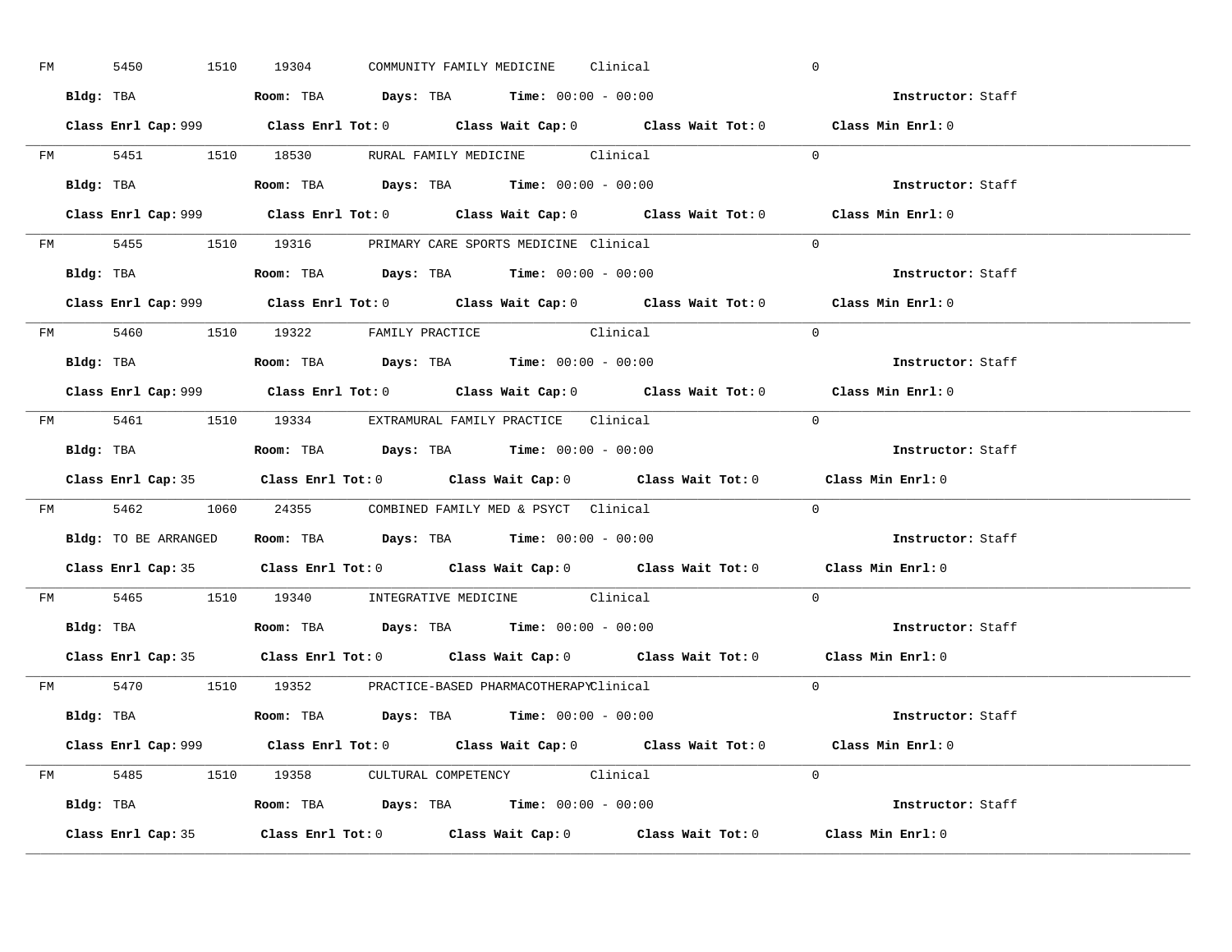FM 5450 1510 19304 COMMUNITY FAMILY MEDICINE Clinical 0

**Bldg:** TBA **Room:** TBA **Days:** TBA **Time:** 00:00 - 00:00 **Instructor:** Staff

**Class Enrl Cap:** 999 **Class Enrl Tot:** 0 **Class Wait Cap:** 0 **Class Wait Tot:** 0 **Class Min Enrl:** 0

---

FM 5451 1510 18530 RURAL FAMILY MEDICINE Clinical 0

**Bldg:** TBA **Room:** TBA **Days:** TBA **Time:** 00:00 - 00:00 **Instructor:** Staff

**Class Enrl Cap:** 999 **Class Enrl Tot:** 0 **Class Wait Cap:** 0 **Class Wait Tot:** 0 **Class Min Enrl:** 0

---

FM 5455 1510 19316 PRIMARY CARE SPORTS MEDICINE Clinical 0

**Bldg:** TBA **Room:** TBA **Days:** TBA **Time:** 00:00 - 00:00 **Instructor:** Staff

**Class Enrl Cap:** 999 **Class Enrl Tot:** 0 **Class Wait Cap:** 0 **Class Wait Tot:** 0 **Class Min Enrl:** 0

---

FM 5460 1510 19322 FAMILY PRACTICE Clinical 0

**Bldg:** TBA **Room:** TBA **Days:** TBA **Time:** 00:00 - 00:00 **Instructor:** Staff

**Class Enrl Cap:** 999 **Class Enrl Tot:** 0 **Class Wait Cap:** 0 **Class Wait Tot:** 0 **Class Min Enrl:** 0

---

FM 5461 1510 19334 EXTRAMURAL FAMILY PRACTICE Clinical 0

**Bldg:** TBA **Room:** TBA **Days:** TBA **Time:** 00:00 - 00:00 **Instructor:** Staff

**Class Enrl Cap:** 35 **Class Enrl Tot:** 0 **Class Wait Cap:** 0 **Class Wait Tot:** 0 **Class Min Enrl:** 0

---

FM 5462 1060 24355 COMBINED FAMILY MED & PSYCT Clinical 0

**Bldg:** TO BE ARRANGED **Room:** TBA **Days:** TBA **Time:** 00:00 - 00:00 **Instructor:** Staff

**Class Enrl Cap:** 35 **Class Enrl Tot:** 0 **Class Wait Cap:** 0 **Class Wait Tot:** 0 **Class Min Enrl:** 0

---

FM 5465 1510 19340 INTEGRATIVE MEDICINE Clinical 0

**Bldg:** TBA **Room:** TBA **Days:** TBA **Time:** 00:00 - 00:00 **Instructor:** Staff

**Class Enrl Cap:** 35 **Class Enrl Tot:** 0 **Class Wait Cap:** 0 **Class Wait Tot:** 0 **Class Min Enrl:** 0

---

FM 5470 1510 19352 PRACTICE-BASED PHARMACOTHERAPY Clinical 0

**Bldg:** TBA **Room:** TBA **Days:** TBA **Time:** 00:00 - 00:00 **Instructor:** Staff

**Class Enrl Cap:** 999 **Class Enrl Tot:** 0 **Class Wait Cap:** 0 **Class Wait Tot:** 0 **Class Min Enrl:** 0

---

FM 5485 1510 19358 CULTURAL COMPETENCY Clinical 0

**Bldg:** TBA **Room:** TBA **Days:** TBA **Time:** 00:00 - 00:00 **Instructor:** Staff

**Class Enrl Cap:** 35 **Class Enrl Tot:** 0 **Class Wait Cap:** 0 **Class Wait Tot:** 0 **Class Min Enrl:** 0

---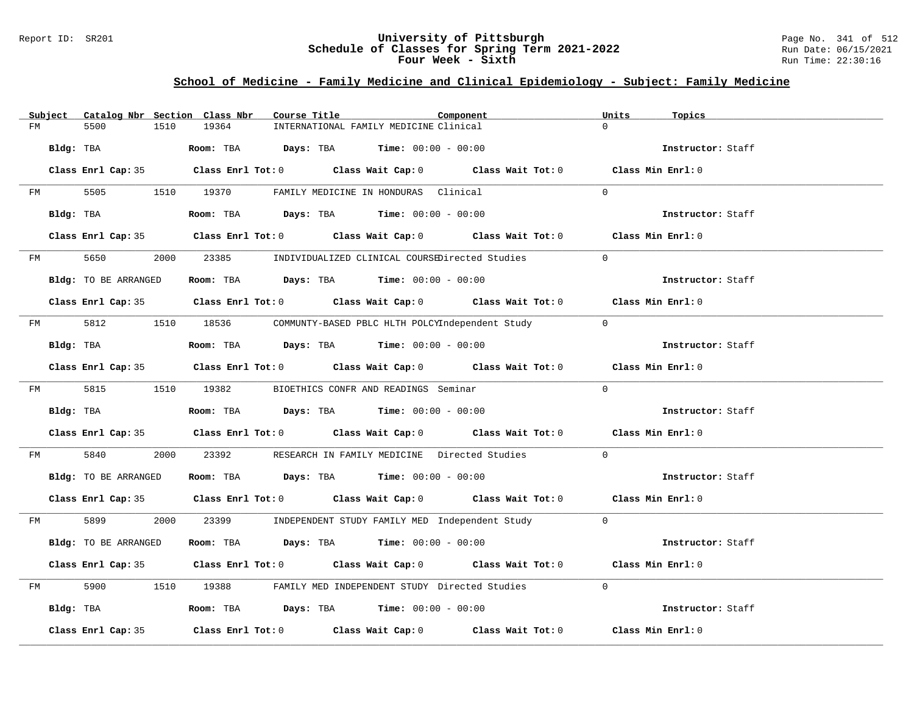## School of Medicine - Family Medicine and Clinical Epidemiology - Subject: Family Medicine

| Subject | Catalog Nbr | Section | Class Nbr | Course Title | Component | Units | Topics |
|---|---|---|---|---|---|---|---|
| FM | 5500 | 1510 | 19364 | INTERNATIONAL FAMILY MEDICINE | Clinical | 0 | |

**Bldg:** TBA **Room:** TBA **Days:** TBA **Time:** 00:00 - 00:00 **Instructor:** Staff

**Class Enrl Cap:** 35 **Class Enrl Tot:** 0 **Class Wait Cap:** 0 **Class Wait Tot:** 0 **Class Min Enrl:** 0

| Subject | Catalog Nbr | Section | Class Nbr | Course Title | Component | Units | Topics |
|---|---|---|---|---|---|---|---|
| FM | 5505 | 1510 | 19370 | FAMILY MEDICINE IN HONDURAS | Clinical | 0 | |

**Bldg:** TBA **Room:** TBA **Days:** TBA **Time:** 00:00 - 00:00 **Instructor:** Staff

**Class Enrl Cap:** 35 **Class Enrl Tot:** 0 **Class Wait Cap:** 0 **Class Wait Tot:** 0 **Class Min Enrl:** 0

| Subject | Catalog Nbr | Section | Class Nbr | Course Title | Component | Units | Topics |
|---|---|---|---|---|---|---|---|
| FM | 5650 | 2000 | 23385 | INDIVIDUALIZED CLINICAL COURSE | Directed Studies | 0 | |

**Bldg:** TO BE ARRANGED **Room:** TBA **Days:** TBA **Time:** 00:00 - 00:00 **Instructor:** Staff

**Class Enrl Cap:** 35 **Class Enrl Tot:** 0 **Class Wait Cap:** 0 **Class Wait Tot:** 0 **Class Min Enrl:** 0

| Subject | Catalog Nbr | Section | Class Nbr | Course Title | Component | Units | Topics |
|---|---|---|---|---|---|---|---|
| FM | 5812 | 1510 | 18536 | COMMUNTY-BASED PBLC HLTH POLCY | Independent Study | 0 | |

**Bldg:** TBA **Room:** TBA **Days:** TBA **Time:** 00:00 - 00:00 **Instructor:** Staff

**Class Enrl Cap:** 35 **Class Enrl Tot:** 0 **Class Wait Cap:** 0 **Class Wait Tot:** 0 **Class Min Enrl:** 0

| Subject | Catalog Nbr | Section | Class Nbr | Course Title | Component | Units | Topics |
|---|---|---|---|---|---|---|---|
| FM | 5815 | 1510 | 19382 | BIOETHICS CONFR AND READINGS | Seminar | 0 | |

**Bldg:** TBA **Room:** TBA **Days:** TBA **Time:** 00:00 - 00:00 **Instructor:** Staff

**Class Enrl Cap:** 35 **Class Enrl Tot:** 0 **Class Wait Cap:** 0 **Class Wait Tot:** 0 **Class Min Enrl:** 0

| Subject | Catalog Nbr | Section | Class Nbr | Course Title | Component | Units | Topics |
|---|---|---|---|---|---|---|---|
| FM | 5840 | 2000 | 23392 | RESEARCH IN FAMILY MEDICINE | Directed Studies | 0 | |

**Bldg:** TO BE ARRANGED **Room:** TBA **Days:** TBA **Time:** 00:00 - 00:00 **Instructor:** Staff

**Class Enrl Cap:** 35 **Class Enrl Tot:** 0 **Class Wait Cap:** 0 **Class Wait Tot:** 0 **Class Min Enrl:** 0

| Subject | Catalog Nbr | Section | Class Nbr | Course Title | Component | Units | Topics |
|---|---|---|---|---|---|---|---|
| FM | 5899 | 2000 | 23399 | INDEPENDENT STUDY FAMILY MED | Independent Study | 0 | |

**Bldg:** TO BE ARRANGED **Room:** TBA **Days:** TBA **Time:** 00:00 - 00:00 **Instructor:** Staff

**Class Enrl Cap:** 35 **Class Enrl Tot:** 0 **Class Wait Cap:** 0 **Class Wait Tot:** 0 **Class Min Enrl:** 0

| Subject | Catalog Nbr | Section | Class Nbr | Course Title | Component | Units | Topics |
|---|---|---|---|---|---|---|---|
| FM | 5900 | 1510 | 19388 | FAMILY MED INDEPENDENT STUDY | Directed Studies | 0 | |

**Bldg:** TBA **Room:** TBA **Days:** TBA **Time:** 00:00 - 00:00 **Instructor:** Staff

**Class Enrl Cap:** 35 **Class Enrl Tot:** 0 **Class Wait Cap:** 0 **Class Wait Tot:** 0 **Class Min Enrl:** 0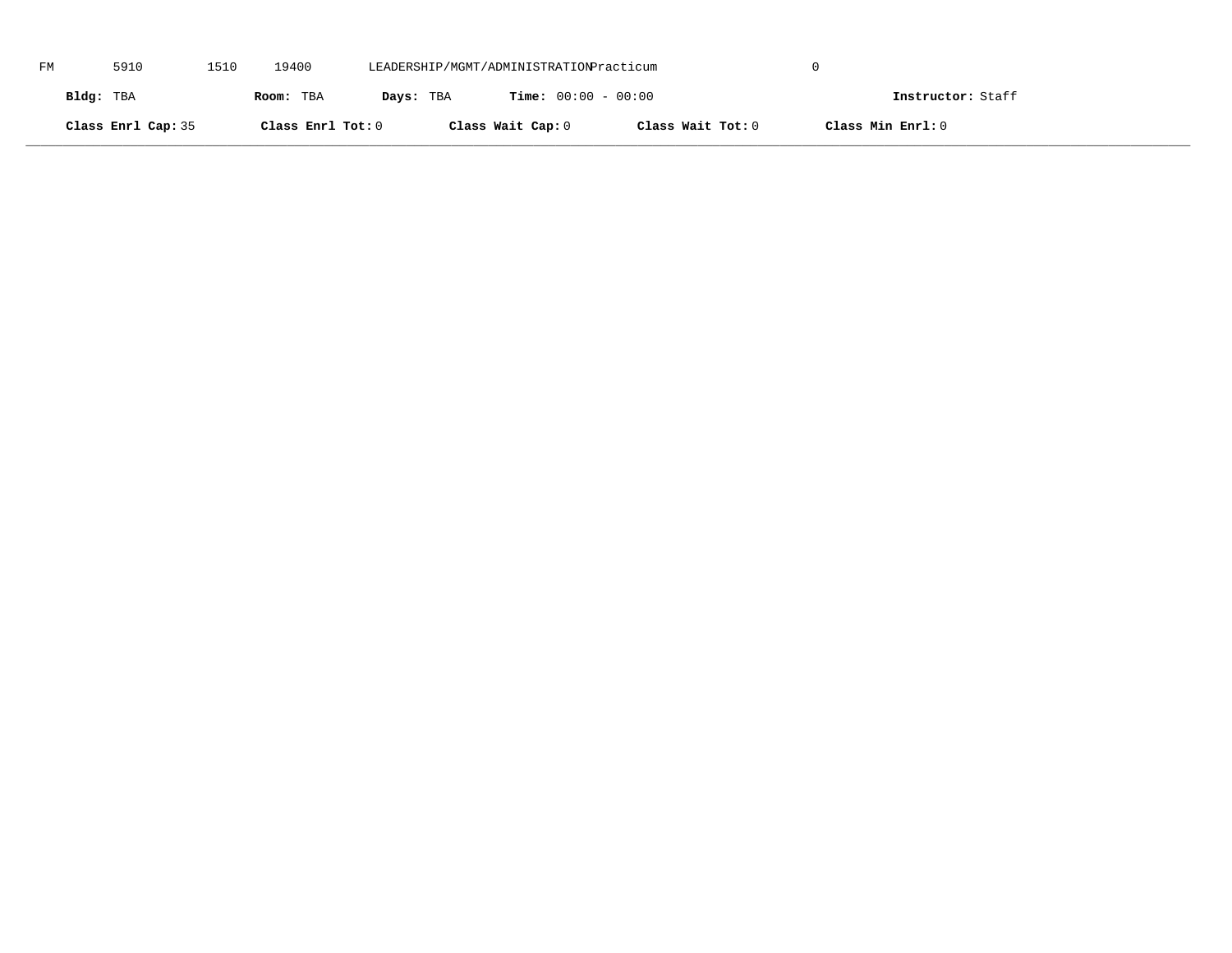FM 5910 1510 19400 LEADERSHIP/MGMT/ADMINISTRATION Practicum 0

**Bldg:** TBA **Room:** TBA **Days:** TBA **Time:** 00:00 - 00:00 **Instructor:** Staff

**Class Enrl Cap:** 35 **Class Enrl Tot:** 0 **Class Wait Cap:** 0 **Class Wait Tot:** 0 **Class Min Enrl:** 0

---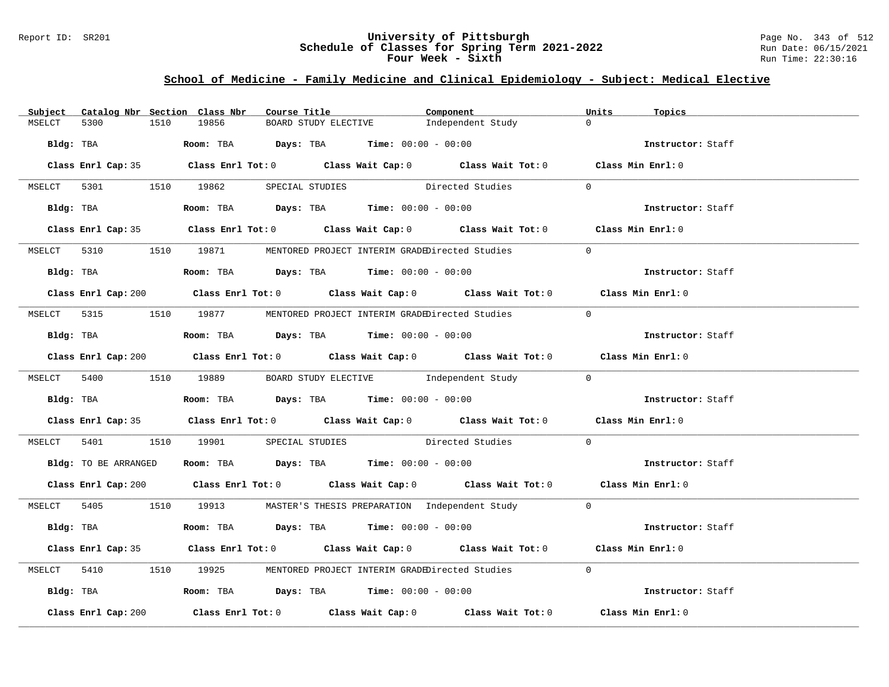Report ID: SR201

# University of Pittsburgh
## Schedule of Classes for Spring Term 2021-2022
### Four Week - Sixth

Run Date: 06/15/2021
Run Time: 22:30:16

## School of Medicine - Family Medicine and Clinical Epidemiology - Subject: Medical Elective

| Subject | Catalog Nbr | Section | Class Nbr | Course Title | Component | Units | Topics |
|---|---|---|---|---|---|---|---|
| MSELCT | 5300 | 1510 | 19856 | BOARD STUDY ELECTIVE | Independent Study | 0 | |

**Bldg:** TBA **Room:** TBA **Days:** TBA **Time:** 00:00 - 00:00 **Instructor:** Staff

**Class Enrl Cap:** 35 **Class Enrl Tot:** 0 **Class Wait Cap:** 0 **Class Wait Tot:** 0 **Class Min Enrl:** 0

| Subject | Catalog Nbr | Section | Class Nbr | Course Title | Component | Units | Topics |
|---|---|---|---|---|---|---|---|
| MSELCT | 5301 | 1510 | 19862 | SPECIAL STUDIES | Directed Studies | 0 | |

**Bldg:** TBA **Room:** TBA **Days:** TBA **Time:** 00:00 - 00:00 **Instructor:** Staff

**Class Enrl Cap:** 35 **Class Enrl Tot:** 0 **Class Wait Cap:** 0 **Class Wait Tot:** 0 **Class Min Enrl:** 0

| Subject | Catalog Nbr | Section | Class Nbr | Course Title | Component | Units | Topics |
|---|---|---|---|---|---|---|---|
| MSELCT | 5310 | 1510 | 19871 | MENTORED PROJECT INTERIM GRADE | Directed Studies | 0 | |

**Bldg:** TBA **Room:** TBA **Days:** TBA **Time:** 00:00 - 00:00 **Instructor:** Staff

**Class Enrl Cap:** 200 **Class Enrl Tot:** 0 **Class Wait Cap:** 0 **Class Wait Tot:** 0 **Class Min Enrl:** 0

| Subject | Catalog Nbr | Section | Class Nbr | Course Title | Component | Units | Topics |
|---|---|---|---|---|---|---|---|
| MSELCT | 5315 | 1510 | 19877 | MENTORED PROJECT INTERIM GRADE | Directed Studies | 0 | |

**Bldg:** TBA **Room:** TBA **Days:** TBA **Time:** 00:00 - 00:00 **Instructor:** Staff

**Class Enrl Cap:** 200 **Class Enrl Tot:** 0 **Class Wait Cap:** 0 **Class Wait Tot:** 0 **Class Min Enrl:** 0

| Subject | Catalog Nbr | Section | Class Nbr | Course Title | Component | Units | Topics |
|---|---|---|---|---|---|---|---|
| MSELCT | 5400 | 1510 | 19889 | BOARD STUDY ELECTIVE | Independent Study | 0 | |

**Bldg:** TBA **Room:** TBA **Days:** TBA **Time:** 00:00 - 00:00 **Instructor:** Staff

**Class Enrl Cap:** 35 **Class Enrl Tot:** 0 **Class Wait Cap:** 0 **Class Wait Tot:** 0 **Class Min Enrl:** 0

| Subject | Catalog Nbr | Section | Class Nbr | Course Title | Component | Units | Topics |
|---|---|---|---|---|---|---|---|
| MSELCT | 5401 | 1510 | 19901 | SPECIAL STUDIES | Directed Studies | 0 | |

**Bldg:** TO BE ARRANGED **Room:** TBA **Days:** TBA **Time:** 00:00 - 00:00 **Instructor:** Staff

**Class Enrl Cap:** 200 **Class Enrl Tot:** 0 **Class Wait Cap:** 0 **Class Wait Tot:** 0 **Class Min Enrl:** 0

| Subject | Catalog Nbr | Section | Class Nbr | Course Title | Component | Units | Topics |
|---|---|---|---|---|---|---|---|
| MSELCT | 5405 | 1510 | 19913 | MASTER'S THESIS PREPARATION | Independent Study | 0 | |

**Bldg:** TBA **Room:** TBA **Days:** TBA **Time:** 00:00 - 00:00 **Instructor:** Staff

**Class Enrl Cap:** 35 **Class Enrl Tot:** 0 **Class Wait Cap:** 0 **Class Wait Tot:** 0 **Class Min Enrl:** 0

| Subject | Catalog Nbr | Section | Class Nbr | Course Title | Component | Units | Topics |
|---|---|---|---|---|---|---|---|
| MSELCT | 5410 | 1510 | 19925 | MENTORED PROJECT INTERIM GRADE | Directed Studies | 0 | |

**Bldg:** TBA **Room:** TBA **Days:** TBA **Time:** 00:00 - 00:00 **Instructor:** Staff

**Class Enrl Cap:** 200 **Class Enrl Tot:** 0 **Class Wait Cap:** 0 **Class Wait Tot:** 0 **Class Min Enrl:** 0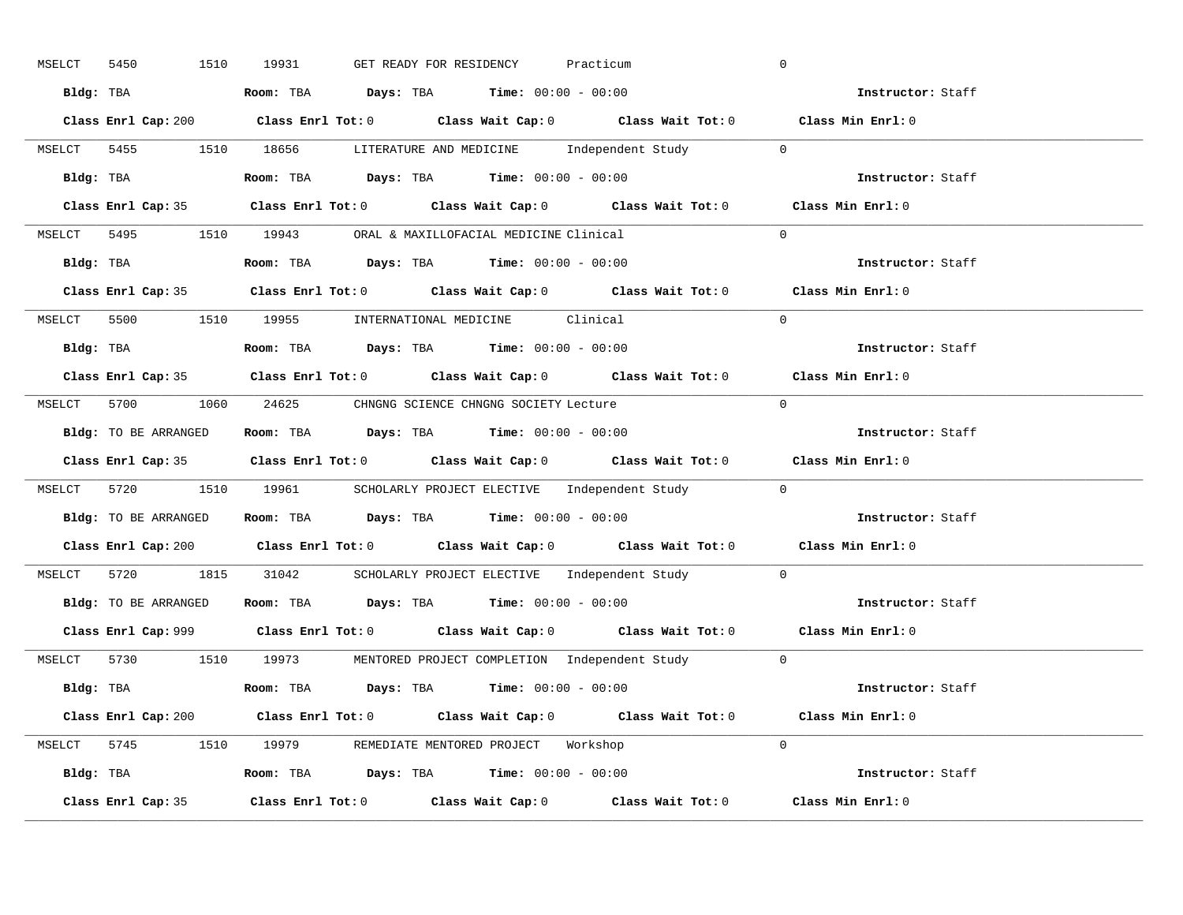MSELCT 5450 1510 19931 GET READY FOR RESIDENCY Practicum 0

**Bldg:** TBA **Room:** TBA **Days:** TBA **Time:** 00:00 - 00:00 **Instructor:** Staff

**Class Enrl Cap:** 200 **Class Enrl Tot:** 0 **Class Wait Cap:** 0 **Class Wait Tot:** 0 **Class Min Enrl:** 0

---

MSELCT 5455 1510 18656 LITERATURE AND MEDICINE Independent Study 0

**Bldg:** TBA **Room:** TBA **Days:** TBA **Time:** 00:00 - 00:00 **Instructor:** Staff

**Class Enrl Cap:** 35 **Class Enrl Tot:** 0 **Class Wait Cap:** 0 **Class Wait Tot:** 0 **Class Min Enrl:** 0

---

MSELCT 5495 1510 19943 ORAL & MAXILLOFACIAL MEDICINE Clinical 0

**Bldg:** TBA **Room:** TBA **Days:** TBA **Time:** 00:00 - 00:00 **Instructor:** Staff

**Class Enrl Cap:** 35 **Class Enrl Tot:** 0 **Class Wait Cap:** 0 **Class Wait Tot:** 0 **Class Min Enrl:** 0

---

MSELCT 5500 1510 19955 INTERNATIONAL MEDICINE Clinical 0

**Bldg:** TBA **Room:** TBA **Days:** TBA **Time:** 00:00 - 00:00 **Instructor:** Staff

**Class Enrl Cap:** 35 **Class Enrl Tot:** 0 **Class Wait Cap:** 0 **Class Wait Tot:** 0 **Class Min Enrl:** 0

---

MSELCT 5700 1060 24625 CHNGNG SCIENCE CHNGNG SOCIETY Lecture 0

**Bldg:** TO BE ARRANGED **Room:** TBA **Days:** TBA **Time:** 00:00 - 00:00 **Instructor:** Staff

**Class Enrl Cap:** 35 **Class Enrl Tot:** 0 **Class Wait Cap:** 0 **Class Wait Tot:** 0 **Class Min Enrl:** 0

---

MSELCT 5720 1510 19961 SCHOLARLY PROJECT ELECTIVE Independent Study 0

**Bldg:** TO BE ARRANGED **Room:** TBA **Days:** TBA **Time:** 00:00 - 00:00 **Instructor:** Staff

**Class Enrl Cap:** 200 **Class Enrl Tot:** 0 **Class Wait Cap:** 0 **Class Wait Tot:** 0 **Class Min Enrl:** 0

---

MSELCT 5720 1815 31042 SCHOLARLY PROJECT ELECTIVE Independent Study 0

**Bldg:** TO BE ARRANGED **Room:** TBA **Days:** TBA **Time:** 00:00 - 00:00 **Instructor:** Staff

**Class Enrl Cap:** 999 **Class Enrl Tot:** 0 **Class Wait Cap:** 0 **Class Wait Tot:** 0 **Class Min Enrl:** 0

---

MSELCT 5730 1510 19973 MENTORED PROJECT COMPLETION Independent Study 0

**Bldg:** TBA **Room:** TBA **Days:** TBA **Time:** 00:00 - 00:00 **Instructor:** Staff

**Class Enrl Cap:** 200 **Class Enrl Tot:** 0 **Class Wait Cap:** 0 **Class Wait Tot:** 0 **Class Min Enrl:** 0

---

MSELCT 5745 1510 19979 REMEDIATE MENTORED PROJECT Workshop 0

**Bldg:** TBA **Room:** TBA **Days:** TBA **Time:** 00:00 - 00:00 **Instructor:** Staff

**Class Enrl Cap:** 35 **Class Enrl Tot:** 0 **Class Wait Cap:** 0 **Class Wait Tot:** 0 **Class Min Enrl:** 0

---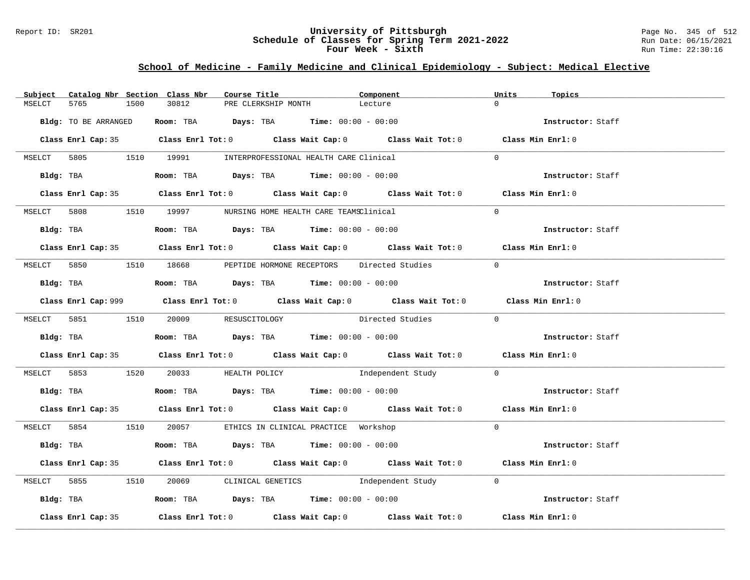Report ID: SR201

# University of Pittsburgh
## Schedule of Classes for Spring Term 2021-2022
### Four Week - Sixth

Run Date: 06/15/2021
Run Time: 22:30:16

## School of Medicine - Family Medicine and Clinical Epidemiology - Subject: Medical Elective

| Subject | Catalog Nbr | Section | Class Nbr | Course Title | Component | Units | Topics |
|---|---|---|---|---|---|---|---|
| MSELCT | 5765 | 1500 | 30812 | PRE CLERKSHIP MONTH | Lecture | 0 | |

**Bldg:** TO BE ARRANGED **Room:** TBA **Days:** TBA **Time:** 00:00 - 00:00 **Instructor:** Staff

**Class Enrl Cap:** 35 **Class Enrl Tot:** 0 **Class Wait Cap:** 0 **Class Wait Tot:** 0 **Class Min Enrl:** 0

| Subject | Catalog Nbr | Section | Class Nbr | Course Title | Component | Units | Topics |
|---|---|---|---|---|---|---|---|
| MSELCT | 5805 | 1510 | 19991 | INTERPROFESSIONAL HEALTH CARE | Clinical | 0 | |

**Bldg:** TBA **Room:** TBA **Days:** TBA **Time:** 00:00 - 00:00 **Instructor:** Staff

**Class Enrl Cap:** 35 **Class Enrl Tot:** 0 **Class Wait Cap:** 0 **Class Wait Tot:** 0 **Class Min Enrl:** 0

| Subject | Catalog Nbr | Section | Class Nbr | Course Title | Component | Units | Topics |
|---|---|---|---|---|---|---|---|
| MSELCT | 5808 | 1510 | 19997 | NURSING HOME HEALTH CARE TEAMS | Clinical | 0 | |

**Bldg:** TBA **Room:** TBA **Days:** TBA **Time:** 00:00 - 00:00 **Instructor:** Staff

**Class Enrl Cap:** 35 **Class Enrl Tot:** 0 **Class Wait Cap:** 0 **Class Wait Tot:** 0 **Class Min Enrl:** 0

| Subject | Catalog Nbr | Section | Class Nbr | Course Title | Component | Units | Topics |
|---|---|---|---|---|---|---|---|
| MSELCT | 5850 | 1510 | 18668 | PEPTIDE HORMONE RECEPTORS | Directed Studies | 0 | |

**Bldg:** TBA **Room:** TBA **Days:** TBA **Time:** 00:00 - 00:00 **Instructor:** Staff

**Class Enrl Cap:** 999 **Class Enrl Tot:** 0 **Class Wait Cap:** 0 **Class Wait Tot:** 0 **Class Min Enrl:** 0

| Subject | Catalog Nbr | Section | Class Nbr | Course Title | Component | Units | Topics |
|---|---|---|---|---|---|---|---|
| MSELCT | 5851 | 1510 | 20009 | RESUSCITOLOGY | Directed Studies | 0 | |

**Bldg:** TBA **Room:** TBA **Days:** TBA **Time:** 00:00 - 00:00 **Instructor:** Staff

**Class Enrl Cap:** 35 **Class Enrl Tot:** 0 **Class Wait Cap:** 0 **Class Wait Tot:** 0 **Class Min Enrl:** 0

| Subject | Catalog Nbr | Section | Class Nbr | Course Title | Component | Units | Topics |
|---|---|---|---|---|---|---|---|
| MSELCT | 5853 | 1520 | 20033 | HEALTH POLICY | Independent Study | 0 | |

**Bldg:** TBA **Room:** TBA **Days:** TBA **Time:** 00:00 - 00:00 **Instructor:** Staff

**Class Enrl Cap:** 35 **Class Enrl Tot:** 0 **Class Wait Cap:** 0 **Class Wait Tot:** 0 **Class Min Enrl:** 0

| Subject | Catalog Nbr | Section | Class Nbr | Course Title | Component | Units | Topics |
|---|---|---|---|---|---|---|---|
| MSELCT | 5854 | 1510 | 20057 | ETHICS IN CLINICAL PRACTICE | Workshop | 0 | |

**Bldg:** TBA **Room:** TBA **Days:** TBA **Time:** 00:00 - 00:00 **Instructor:** Staff

**Class Enrl Cap:** 35 **Class Enrl Tot:** 0 **Class Wait Cap:** 0 **Class Wait Tot:** 0 **Class Min Enrl:** 0

| Subject | Catalog Nbr | Section | Class Nbr | Course Title | Component | Units | Topics |
|---|---|---|---|---|---|---|---|
| MSELCT | 5855 | 1510 | 20069 | CLINICAL GENETICS | Independent Study | 0 | |

**Bldg:** TBA **Room:** TBA **Days:** TBA **Time:** 00:00 - 00:00 **Instructor:** Staff

**Class Enrl Cap:** 35 **Class Enrl Tot:** 0 **Class Wait Cap:** 0 **Class Wait Tot:** 0 **Class Min Enrl:** 0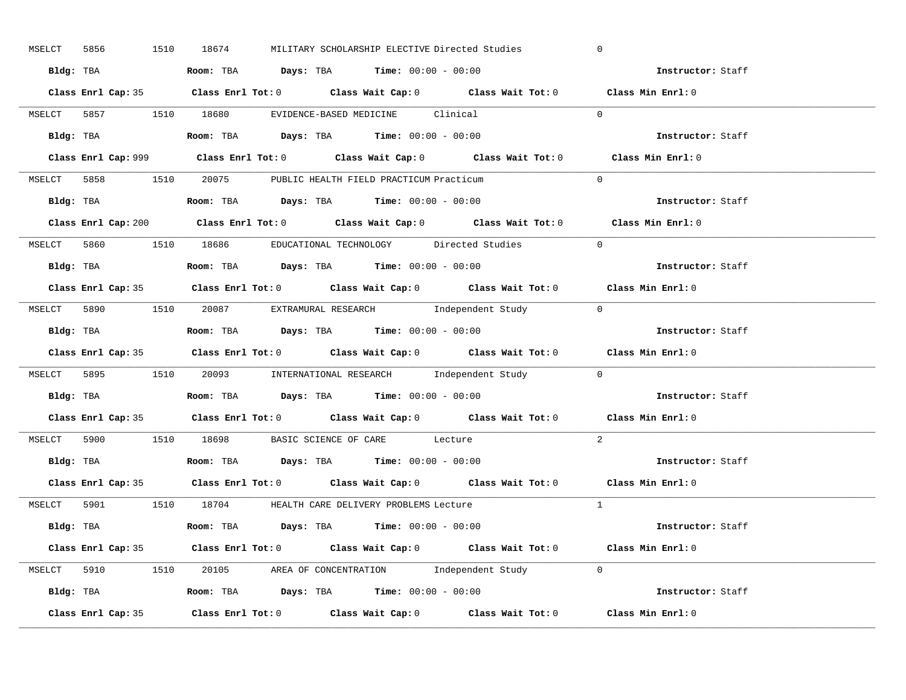MSELCT 5856 1510 18674 MILITARY SCHOLARSHIP ELECTIVE Directed Studies 0

**Bldg:** TBA **Room:** TBA **Days:** TBA **Time:** 00:00 - 00:00 **Instructor:** Staff

**Class Enrl Cap:** 35 **Class Enrl Tot:** 0 **Class Wait Cap:** 0 **Class Wait Tot:** 0 **Class Min Enrl:** 0

---

MSELCT 5857 1510 18680 EVIDENCE-BASED MEDICINE Clinical 0

**Bldg:** TBA **Room:** TBA **Days:** TBA **Time:** 00:00 - 00:00 **Instructor:** Staff

**Class Enrl Cap:** 999 **Class Enrl Tot:** 0 **Class Wait Cap:** 0 **Class Wait Tot:** 0 **Class Min Enrl:** 0

---

MSELCT 5858 1510 20075 PUBLIC HEALTH FIELD PRACTICUM Practicum 0

**Bldg:** TBA **Room:** TBA **Days:** TBA **Time:** 00:00 - 00:00 **Instructor:** Staff

**Class Enrl Cap:** 200 **Class Enrl Tot:** 0 **Class Wait Cap:** 0 **Class Wait Tot:** 0 **Class Min Enrl:** 0

---

MSELCT 5860 1510 18686 EDUCATIONAL TECHNOLOGY Directed Studies 0

**Bldg:** TBA **Room:** TBA **Days:** TBA **Time:** 00:00 - 00:00 **Instructor:** Staff

**Class Enrl Cap:** 35 **Class Enrl Tot:** 0 **Class Wait Cap:** 0 **Class Wait Tot:** 0 **Class Min Enrl:** 0

---

MSELCT 5890 1510 20087 EXTRAMURAL RESEARCH Independent Study 0

**Bldg:** TBA **Room:** TBA **Days:** TBA **Time:** 00:00 - 00:00 **Instructor:** Staff

**Class Enrl Cap:** 35 **Class Enrl Tot:** 0 **Class Wait Cap:** 0 **Class Wait Tot:** 0 **Class Min Enrl:** 0

---

MSELCT 5895 1510 20093 INTERNATIONAL RESEARCH Independent Study 0

**Bldg:** TBA **Room:** TBA **Days:** TBA **Time:** 00:00 - 00:00 **Instructor:** Staff

**Class Enrl Cap:** 35 **Class Enrl Tot:** 0 **Class Wait Cap:** 0 **Class Wait Tot:** 0 **Class Min Enrl:** 0

---

MSELCT 5900 1510 18698 BASIC SCIENCE OF CARE Lecture 2

**Bldg:** TBA **Room:** TBA **Days:** TBA **Time:** 00:00 - 00:00 **Instructor:** Staff

**Class Enrl Cap:** 35 **Class Enrl Tot:** 0 **Class Wait Cap:** 0 **Class Wait Tot:** 0 **Class Min Enrl:** 0

---

MSELCT 5901 1510 18704 HEALTH CARE DELIVERY PROBLEMS Lecture 1

**Bldg:** TBA **Room:** TBA **Days:** TBA **Time:** 00:00 - 00:00 **Instructor:** Staff

**Class Enrl Cap:** 35 **Class Enrl Tot:** 0 **Class Wait Cap:** 0 **Class Wait Tot:** 0 **Class Min Enrl:** 0

---

MSELCT 5910 1510 20105 AREA OF CONCENTRATION Independent Study 0

**Bldg:** TBA **Room:** TBA **Days:** TBA **Time:** 00:00 - 00:00 **Instructor:** Staff

**Class Enrl Cap:** 35 **Class Enrl Tot:** 0 **Class Wait Cap:** 0 **Class Wait Tot:** 0 **Class Min Enrl:** 0

---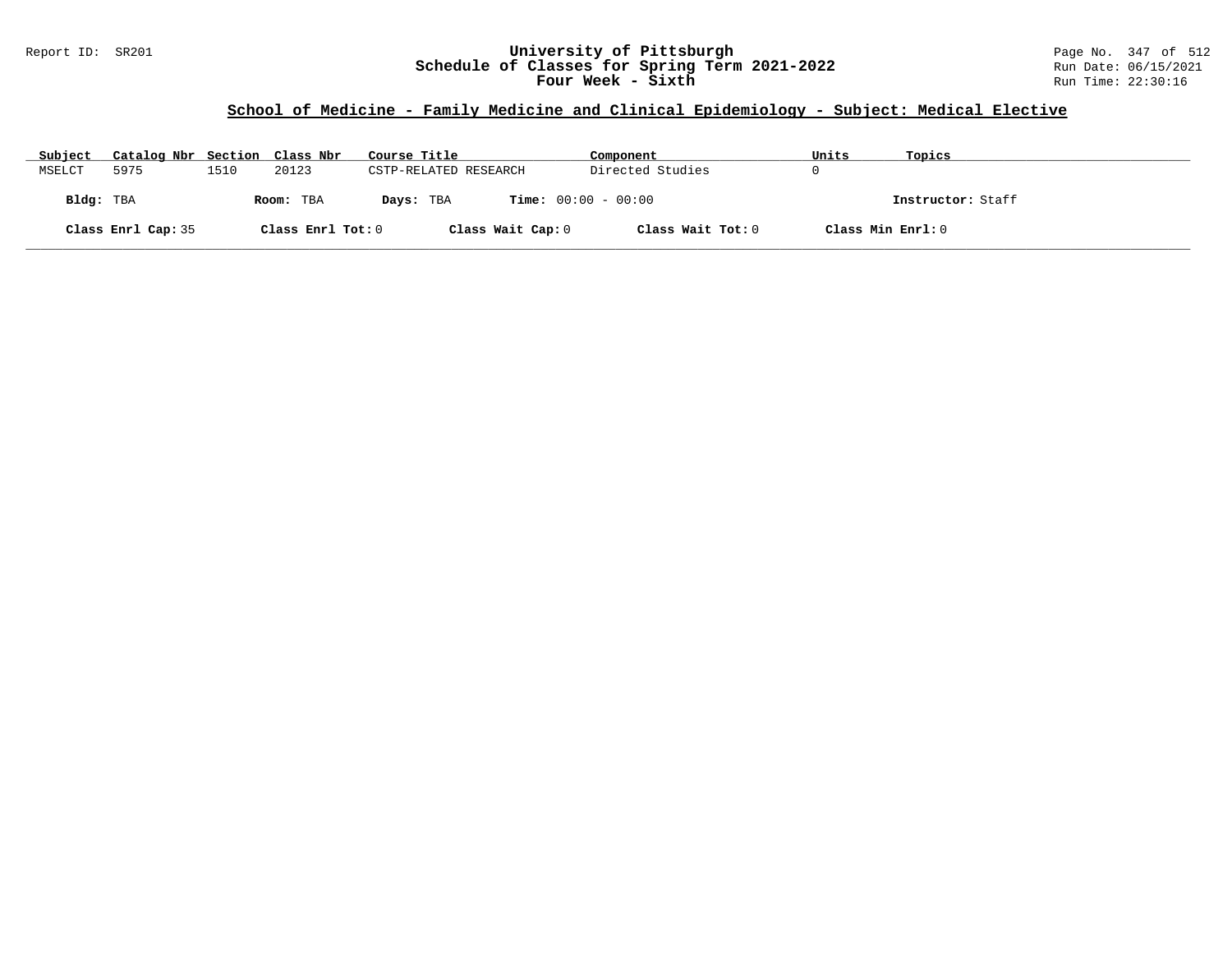# University of Pittsburgh
## Schedule of Classes for Spring Term 2021-2022
### Four Week - Sixth

Report ID: SR201

Run Date: 06/15/2021
Run Time: 22:30:16

## School of Medicine - Family Medicine and Clinical Epidemiology - Subject: Medical Elective

| Subject | Catalog Nbr | Section | Class Nbr | Course Title | Component | Units | Topics |
|---|---|---|---|---|---|---|---|
| MSELCT | 5975 | 1510 | 20123 | CSTP-RELATED RESEARCH | Directed Studies | 0 | |

**Bldg:** TBA **Room:** TBA **Days:** TBA **Time:** 00:00 - 00:00 **Instructor:** Staff

**Class Enrl Cap:** 35 **Class Enrl Tot:** 0 **Class Wait Cap:** 0 **Class Wait Tot:** 0 **Class Min Enrl:** 0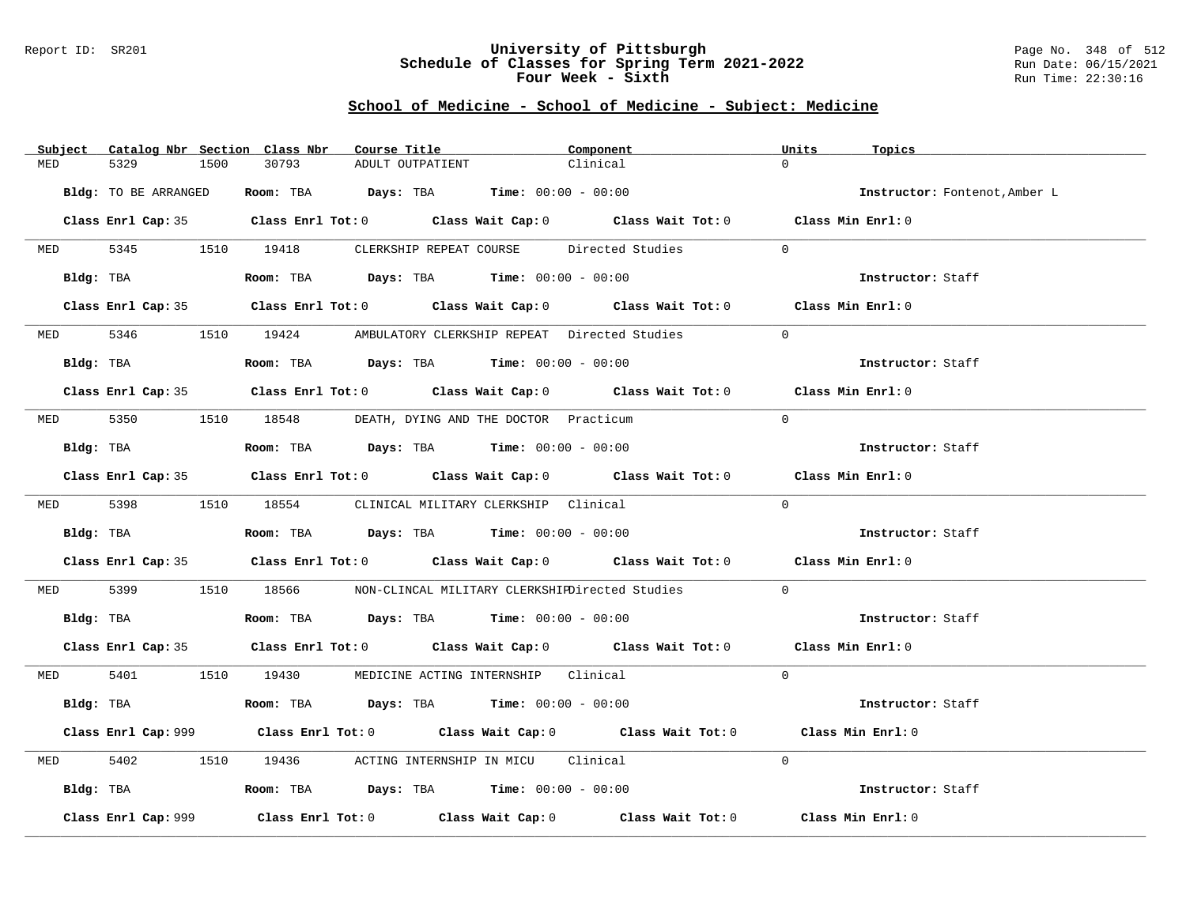Report ID: SR201

# University of Pittsburgh
## Schedule of Classes for Spring Term 2021-2022
### Four Week - Sixth

Page No. 348 of 512
Run Date: 06/15/2021
Run Time: 22:30:16

## School of Medicine - School of Medicine - Subject: Medicine

| Subject | Catalog Nbr | Section | Class Nbr | Course Title | Component | Units | Topics |
|---|---|---|---|---|---|---|---|
| MED | 5329 | 1500 | 30793 | ADULT OUTPATIENT | Clinical | 0 | |

**Bldg:** TO BE ARRANGED **Room:** TBA **Days:** TBA **Time:** 00:00 - 00:00 **Instructor:** Fontenot,Amber L

**Class Enrl Cap:** 35 **Class Enrl Tot:** 0 **Class Wait Cap:** 0 **Class Wait Tot:** 0 **Class Min Enrl:** 0

| Subject | Catalog Nbr | Section | Class Nbr | Course Title | Component | Units | Topics |
|---|---|---|---|---|---|---|---|
| MED | 5345 | 1510 | 19418 | CLERKSHIP REPEAT COURSE | Directed Studies | 0 | |

**Bldg:** TBA **Room:** TBA **Days:** TBA **Time:** 00:00 - 00:00 **Instructor:** Staff

**Class Enrl Cap:** 35 **Class Enrl Tot:** 0 **Class Wait Cap:** 0 **Class Wait Tot:** 0 **Class Min Enrl:** 0

| Subject | Catalog Nbr | Section | Class Nbr | Course Title | Component | Units | Topics |
|---|---|---|---|---|---|---|---|
| MED | 5346 | 1510 | 19424 | AMBULATORY CLERKSHIP REPEAT | Directed Studies | 0 | |

**Bldg:** TBA **Room:** TBA **Days:** TBA **Time:** 00:00 - 00:00 **Instructor:** Staff

**Class Enrl Cap:** 35 **Class Enrl Tot:** 0 **Class Wait Cap:** 0 **Class Wait Tot:** 0 **Class Min Enrl:** 0

| Subject | Catalog Nbr | Section | Class Nbr | Course Title | Component | Units | Topics |
|---|---|---|---|---|---|---|---|
| MED | 5350 | 1510 | 18548 | DEATH, DYING AND THE DOCTOR | Practicum | 0 | |

**Bldg:** TBA **Room:** TBA **Days:** TBA **Time:** 00:00 - 00:00 **Instructor:** Staff

**Class Enrl Cap:** 35 **Class Enrl Tot:** 0 **Class Wait Cap:** 0 **Class Wait Tot:** 0 **Class Min Enrl:** 0

| Subject | Catalog Nbr | Section | Class Nbr | Course Title | Component | Units | Topics |
|---|---|---|---|---|---|---|---|
| MED | 5398 | 1510 | 18554 | CLINICAL MILITARY CLERKSHIP | Clinical | 0 | |

**Bldg:** TBA **Room:** TBA **Days:** TBA **Time:** 00:00 - 00:00 **Instructor:** Staff

**Class Enrl Cap:** 35 **Class Enrl Tot:** 0 **Class Wait Cap:** 0 **Class Wait Tot:** 0 **Class Min Enrl:** 0

| Subject | Catalog Nbr | Section | Class Nbr | Course Title | Component | Units | Topics |
|---|---|---|---|---|---|---|---|
| MED | 5399 | 1510 | 18566 | NON-CLINCAL MILITARY CLERKSHIP | Directed Studies | 0 | |

**Bldg:** TBA **Room:** TBA **Days:** TBA **Time:** 00:00 - 00:00 **Instructor:** Staff

**Class Enrl Cap:** 35 **Class Enrl Tot:** 0 **Class Wait Cap:** 0 **Class Wait Tot:** 0 **Class Min Enrl:** 0

| Subject | Catalog Nbr | Section | Class Nbr | Course Title | Component | Units | Topics |
|---|---|---|---|---|---|---|---|
| MED | 5401 | 1510 | 19430 | MEDICINE ACTING INTERNSHIP | Clinical | 0 | |

**Bldg:** TBA **Room:** TBA **Days:** TBA **Time:** 00:00 - 00:00 **Instructor:** Staff

**Class Enrl Cap:** 999 **Class Enrl Tot:** 0 **Class Wait Cap:** 0 **Class Wait Tot:** 0 **Class Min Enrl:** 0

| Subject | Catalog Nbr | Section | Class Nbr | Course Title | Component | Units | Topics |
|---|---|---|---|---|---|---|---|
| MED | 5402 | 1510 | 19436 | ACTING INTERNSHIP IN MICU | Clinical | 0 | |

**Bldg:** TBA **Room:** TBA **Days:** TBA **Time:** 00:00 - 00:00 **Instructor:** Staff

**Class Enrl Cap:** 999 **Class Enrl Tot:** 0 **Class Wait Cap:** 0 **Class Wait Tot:** 0 **Class Min Enrl:** 0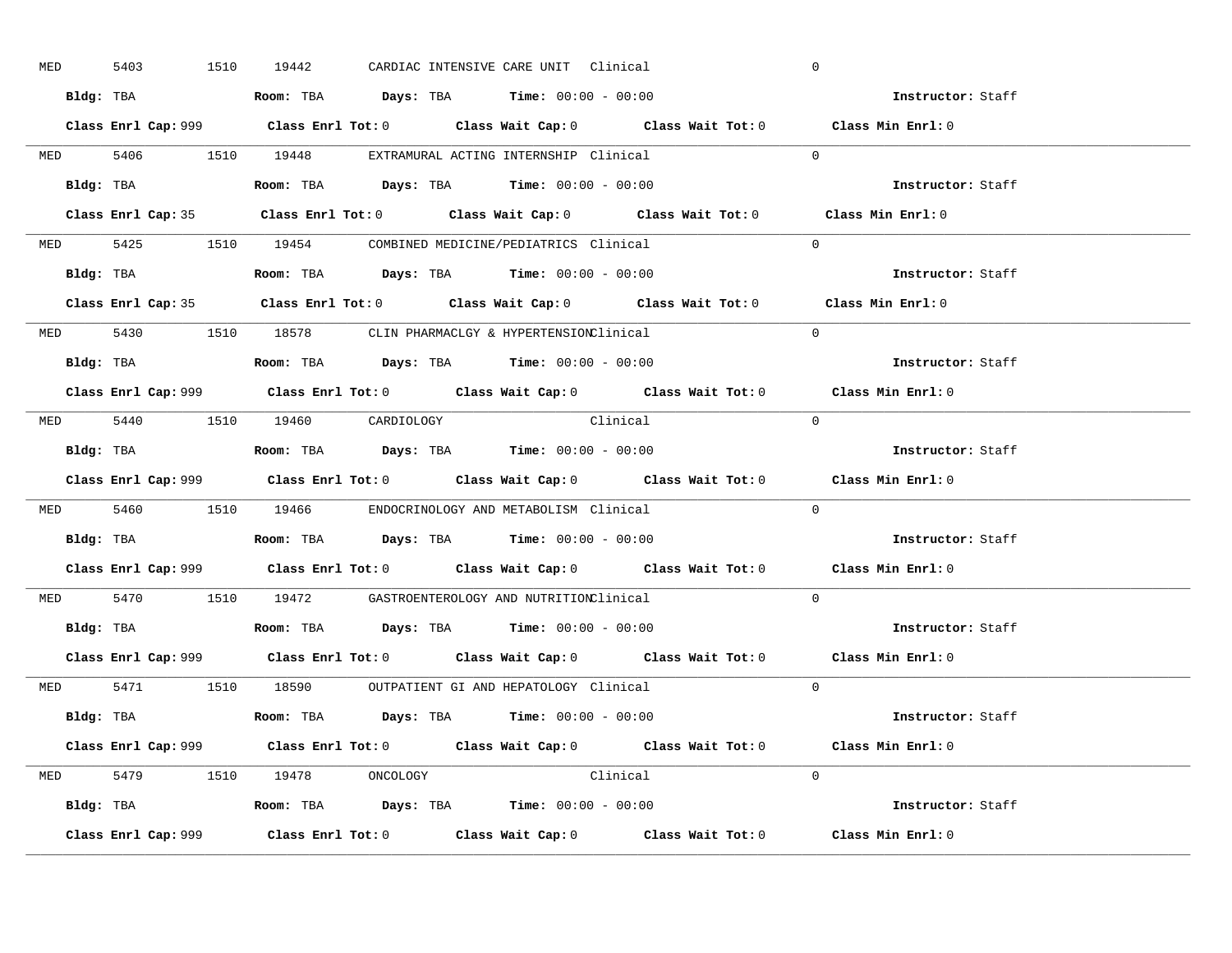MED 5403 1510 19442 CARDIAC INTENSIVE CARE UNIT Clinical 0

**Bldg:** TBA **Room:** TBA **Days:** TBA **Time:** 00:00 - 00:00 **Instructor:** Staff

**Class Enrl Cap:** 999 **Class Enrl Tot:** 0 **Class Wait Cap:** 0 **Class Wait Tot:** 0 **Class Min Enrl:** 0

---

MED 5406 1510 19448 EXTRAMURAL ACTING INTERNSHIP Clinical 0

**Bldg:** TBA **Room:** TBA **Days:** TBA **Time:** 00:00 - 00:00 **Instructor:** Staff

**Class Enrl Cap:** 35 **Class Enrl Tot:** 0 **Class Wait Cap:** 0 **Class Wait Tot:** 0 **Class Min Enrl:** 0

---

MED 5425 1510 19454 COMBINED MEDICINE/PEDIATRICS Clinical 0

**Bldg:** TBA **Room:** TBA **Days:** TBA **Time:** 00:00 - 00:00 **Instructor:** Staff

**Class Enrl Cap:** 35 **Class Enrl Tot:** 0 **Class Wait Cap:** 0 **Class Wait Tot:** 0 **Class Min Enrl:** 0

---

MED 5430 1510 18578 CLIN PHARMACLGY & HYPERTENSION Clinical 0

**Bldg:** TBA **Room:** TBA **Days:** TBA **Time:** 00:00 - 00:00 **Instructor:** Staff

**Class Enrl Cap:** 999 **Class Enrl Tot:** 0 **Class Wait Cap:** 0 **Class Wait Tot:** 0 **Class Min Enrl:** 0

---

MED 5440 1510 19460 CARDIOLOGY Clinical 0

**Bldg:** TBA **Room:** TBA **Days:** TBA **Time:** 00:00 - 00:00 **Instructor:** Staff

**Class Enrl Cap:** 999 **Class Enrl Tot:** 0 **Class Wait Cap:** 0 **Class Wait Tot:** 0 **Class Min Enrl:** 0

---

MED 5460 1510 19466 ENDOCRINOLOGY AND METABOLISM Clinical 0

**Bldg:** TBA **Room:** TBA **Days:** TBA **Time:** 00:00 - 00:00 **Instructor:** Staff

**Class Enrl Cap:** 999 **Class Enrl Tot:** 0 **Class Wait Cap:** 0 **Class Wait Tot:** 0 **Class Min Enrl:** 0

---

MED 5470 1510 19472 GASTROENTEROLOGY AND NUTRITION Clinical 0

**Bldg:** TBA **Room:** TBA **Days:** TBA **Time:** 00:00 - 00:00 **Instructor:** Staff

**Class Enrl Cap:** 999 **Class Enrl Tot:** 0 **Class Wait Cap:** 0 **Class Wait Tot:** 0 **Class Min Enrl:** 0

---

MED 5471 1510 18590 OUTPATIENT GI AND HEPATOLOGY Clinical 0

**Bldg:** TBA **Room:** TBA **Days:** TBA **Time:** 00:00 - 00:00 **Instructor:** Staff

**Class Enrl Cap:** 999 **Class Enrl Tot:** 0 **Class Wait Cap:** 0 **Class Wait Tot:** 0 **Class Min Enrl:** 0

---

MED 5479 1510 19478 ONCOLOGY Clinical 0

**Bldg:** TBA **Room:** TBA **Days:** TBA **Time:** 00:00 - 00:00 **Instructor:** Staff

**Class Enrl Cap:** 999 **Class Enrl Tot:** 0 **Class Wait Cap:** 0 **Class Wait Tot:** 0 **Class Min Enrl:** 0

---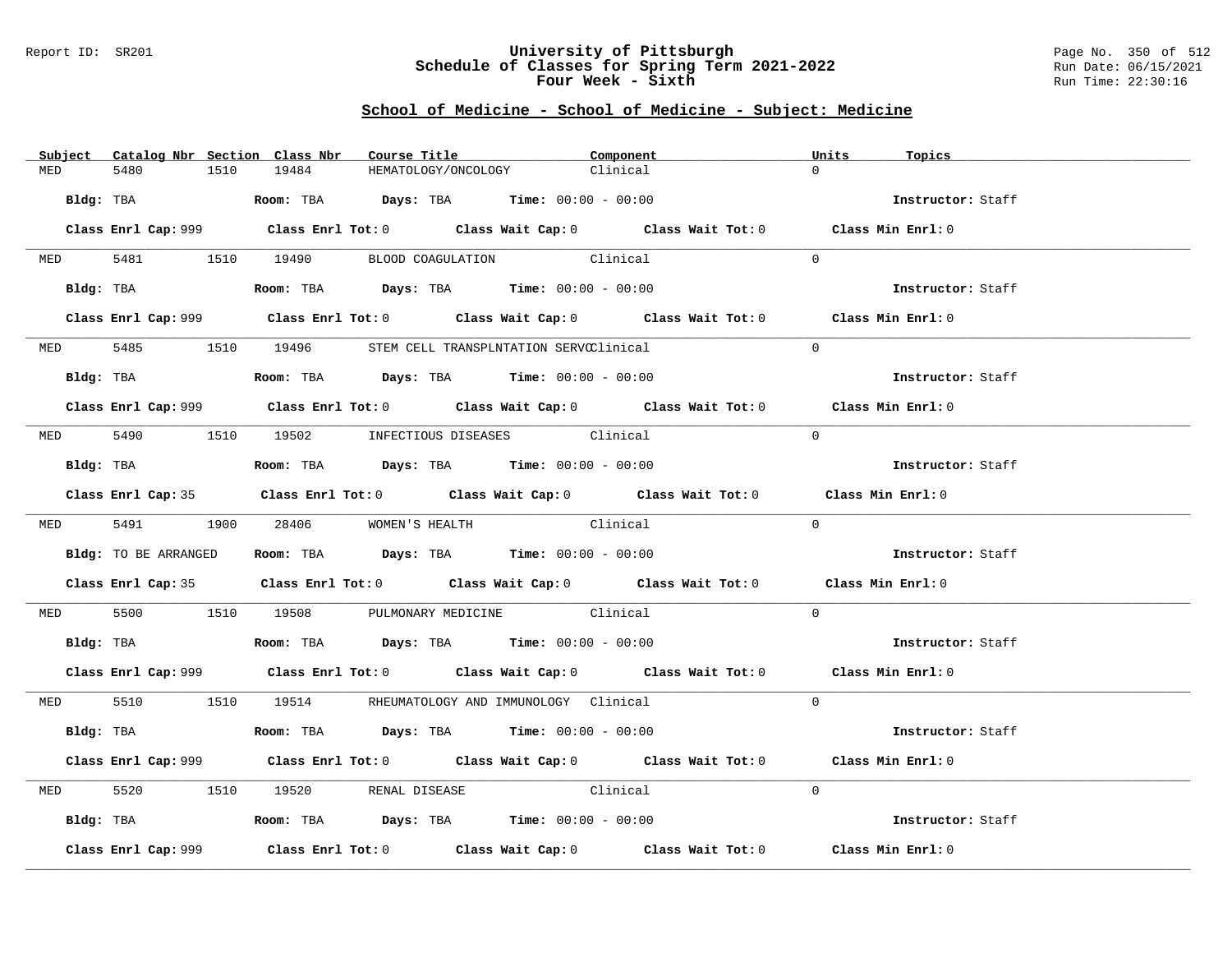Report ID: SR201

# University of Pittsburgh
## Schedule of Classes for Spring Term 2021-2022
### Four Week - Sixth

Run Date: 06/15/2021
Run Time: 22:30:16

## School of Medicine - School of Medicine - Subject: Medicine

| Subject | Catalog Nbr | Section | Class Nbr | Course Title | Component | Units | Topics |
|---|---|---|---|---|---|---|---|
| MED | 5480 | 1510 | 19484 | HEMATOLOGY/ONCOLOGY | Clinical | 0 | |

**Bldg:** TBA **Room:** TBA **Days:** TBA **Time:** 00:00 - 00:00 **Instructor:** Staff

**Class Enrl Cap:** 999 **Class Enrl Tot:** 0 **Class Wait Cap:** 0 **Class Wait Tot:** 0 **Class Min Enrl:** 0

| Subject | Catalog Nbr | Section | Class Nbr | Course Title | Component | Units | Topics |
|---|---|---|---|---|---|---|---|
| MED | 5481 | 1510 | 19490 | BLOOD COAGULATION | Clinical | 0 | |

**Bldg:** TBA **Room:** TBA **Days:** TBA **Time:** 00:00 - 00:00 **Instructor:** Staff

**Class Enrl Cap:** 999 **Class Enrl Tot:** 0 **Class Wait Cap:** 0 **Class Wait Tot:** 0 **Class Min Enrl:** 0

| Subject | Catalog Nbr | Section | Class Nbr | Course Title | Component | Units | Topics |
|---|---|---|---|---|---|---|---|
| MED | 5485 | 1510 | 19496 | STEM CELL TRANSPLNTATION SERVC | Clinical | 0 | |

**Bldg:** TBA **Room:** TBA **Days:** TBA **Time:** 00:00 - 00:00 **Instructor:** Staff

**Class Enrl Cap:** 999 **Class Enrl Tot:** 0 **Class Wait Cap:** 0 **Class Wait Tot:** 0 **Class Min Enrl:** 0

| Subject | Catalog Nbr | Section | Class Nbr | Course Title | Component | Units | Topics |
|---|---|---|---|---|---|---|---|
| MED | 5490 | 1510 | 19502 | INFECTIOUS DISEASES | Clinical | 0 | |

**Bldg:** TBA **Room:** TBA **Days:** TBA **Time:** 00:00 - 00:00 **Instructor:** Staff

**Class Enrl Cap:** 35 **Class Enrl Tot:** 0 **Class Wait Cap:** 0 **Class Wait Tot:** 0 **Class Min Enrl:** 0

| Subject | Catalog Nbr | Section | Class Nbr | Course Title | Component | Units | Topics |
|---|---|---|---|---|---|---|---|
| MED | 5491 | 1900 | 28406 | WOMEN'S HEALTH | Clinical | 0 | |

**Bldg:** TO BE ARRANGED **Room:** TBA **Days:** TBA **Time:** 00:00 - 00:00 **Instructor:** Staff

**Class Enrl Cap:** 35 **Class Enrl Tot:** 0 **Class Wait Cap:** 0 **Class Wait Tot:** 0 **Class Min Enrl:** 0

| Subject | Catalog Nbr | Section | Class Nbr | Course Title | Component | Units | Topics |
|---|---|---|---|---|---|---|---|
| MED | 5500 | 1510 | 19508 | PULMONARY MEDICINE | Clinical | 0 | |

**Bldg:** TBA **Room:** TBA **Days:** TBA **Time:** 00:00 - 00:00 **Instructor:** Staff

**Class Enrl Cap:** 999 **Class Enrl Tot:** 0 **Class Wait Cap:** 0 **Class Wait Tot:** 0 **Class Min Enrl:** 0

| Subject | Catalog Nbr | Section | Class Nbr | Course Title | Component | Units | Topics |
|---|---|---|---|---|---|---|---|
| MED | 5510 | 1510 | 19514 | RHEUMATOLOGY AND IMMUNOLOGY | Clinical | 0 | |

**Bldg:** TBA **Room:** TBA **Days:** TBA **Time:** 00:00 - 00:00 **Instructor:** Staff

**Class Enrl Cap:** 999 **Class Enrl Tot:** 0 **Class Wait Cap:** 0 **Class Wait Tot:** 0 **Class Min Enrl:** 0

| Subject | Catalog Nbr | Section | Class Nbr | Course Title | Component | Units | Topics |
|---|---|---|---|---|---|---|---|
| MED | 5520 | 1510 | 19520 | RENAL DISEASE | Clinical | 0 | |

**Bldg:** TBA **Room:** TBA **Days:** TBA **Time:** 00:00 - 00:00 **Instructor:** Staff

**Class Enrl Cap:** 999 **Class Enrl Tot:** 0 **Class Wait Cap:** 0 **Class Wait Tot:** 0 **Class Min Enrl:** 0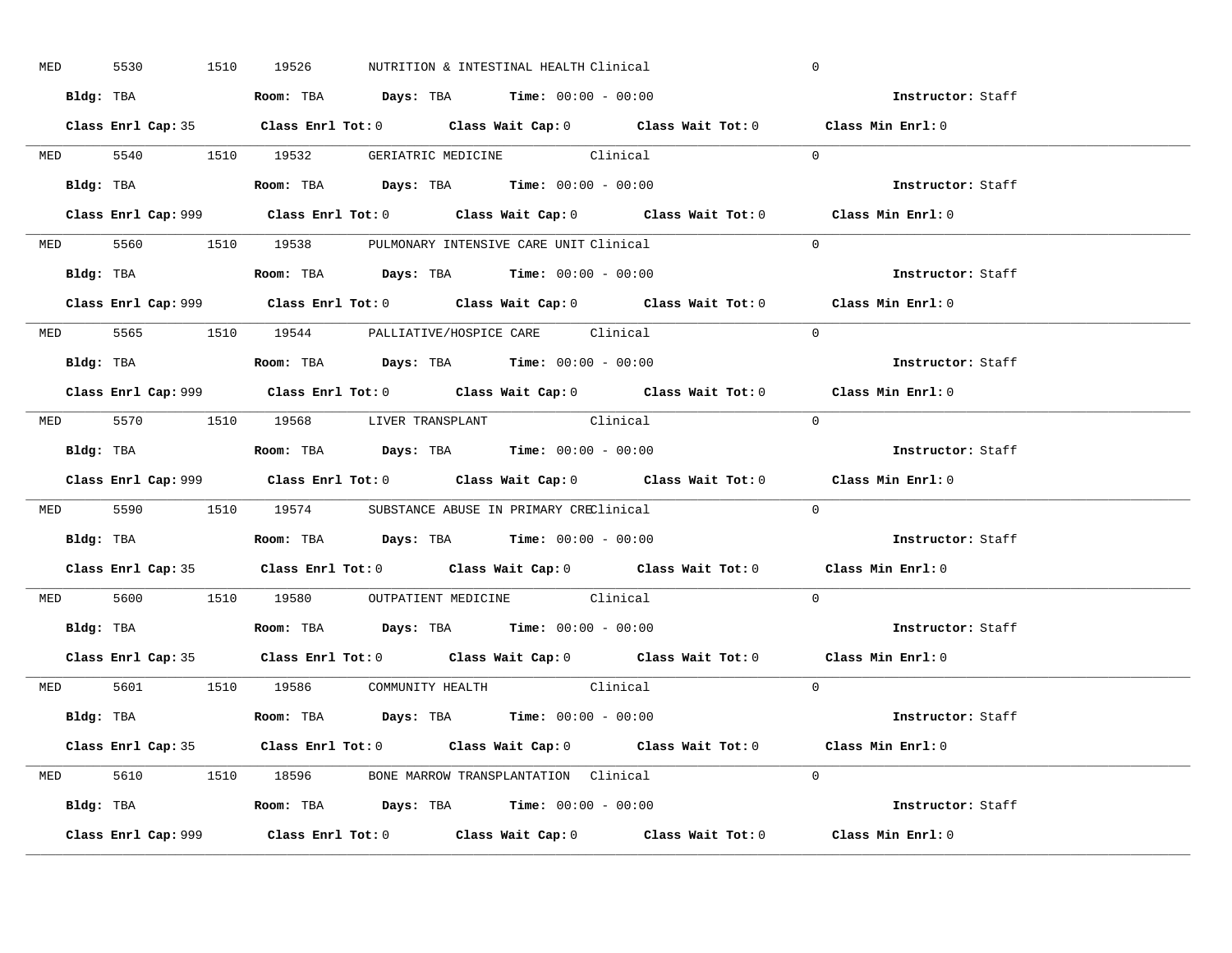MED 5530 1510 19526 NUTRITION & INTESTINAL HEALTH Clinical 0

**Bldg:** TBA **Room:** TBA **Days:** TBA **Time:** 00:00 - 00:00 **Instructor:** Staff

**Class Enrl Cap:** 35 **Class Enrl Tot:** 0 **Class Wait Cap:** 0 **Class Wait Tot:** 0 **Class Min Enrl:** 0

---

MED 5540 1510 19532 GERIATRIC MEDICINE Clinical 0

**Bldg:** TBA **Room:** TBA **Days:** TBA **Time:** 00:00 - 00:00 **Instructor:** Staff

**Class Enrl Cap:** 999 **Class Enrl Tot:** 0 **Class Wait Cap:** 0 **Class Wait Tot:** 0 **Class Min Enrl:** 0

---

MED 5560 1510 19538 PULMONARY INTENSIVE CARE UNIT Clinical 0

**Bldg:** TBA **Room:** TBA **Days:** TBA **Time:** 00:00 - 00:00 **Instructor:** Staff

**Class Enrl Cap:** 999 **Class Enrl Tot:** 0 **Class Wait Cap:** 0 **Class Wait Tot:** 0 **Class Min Enrl:** 0

---

MED 5565 1510 19544 PALLIATIVE/HOSPICE CARE Clinical 0

**Bldg:** TBA **Room:** TBA **Days:** TBA **Time:** 00:00 - 00:00 **Instructor:** Staff

**Class Enrl Cap:** 999 **Class Enrl Tot:** 0 **Class Wait Cap:** 0 **Class Wait Tot:** 0 **Class Min Enrl:** 0

---

MED 5570 1510 19568 LIVER TRANSPLANT Clinical 0

**Bldg:** TBA **Room:** TBA **Days:** TBA **Time:** 00:00 - 00:00 **Instructor:** Staff

**Class Enrl Cap:** 999 **Class Enrl Tot:** 0 **Class Wait Cap:** 0 **Class Wait Tot:** 0 **Class Min Enrl:** 0

---

MED 5590 1510 19574 SUBSTANCE ABUSE IN PRIMARY CRE Clinical 0

**Bldg:** TBA **Room:** TBA **Days:** TBA **Time:** 00:00 - 00:00 **Instructor:** Staff

**Class Enrl Cap:** 35 **Class Enrl Tot:** 0 **Class Wait Cap:** 0 **Class Wait Tot:** 0 **Class Min Enrl:** 0

---

MED 5600 1510 19580 OUTPATIENT MEDICINE Clinical 0

**Bldg:** TBA **Room:** TBA **Days:** TBA **Time:** 00:00 - 00:00 **Instructor:** Staff

**Class Enrl Cap:** 35 **Class Enrl Tot:** 0 **Class Wait Cap:** 0 **Class Wait Tot:** 0 **Class Min Enrl:** 0

---

MED 5601 1510 19586 COMMUNITY HEALTH Clinical 0

**Bldg:** TBA **Room:** TBA **Days:** TBA **Time:** 00:00 - 00:00 **Instructor:** Staff

**Class Enrl Cap:** 35 **Class Enrl Tot:** 0 **Class Wait Cap:** 0 **Class Wait Tot:** 0 **Class Min Enrl:** 0

---

MED 5610 1510 18596 BONE MARROW TRANSPLANTATION Clinical 0

**Bldg:** TBA **Room:** TBA **Days:** TBA **Time:** 00:00 - 00:00 **Instructor:** Staff

**Class Enrl Cap:** 999 **Class Enrl Tot:** 0 **Class Wait Cap:** 0 **Class Wait Tot:** 0 **Class Min Enrl:** 0

---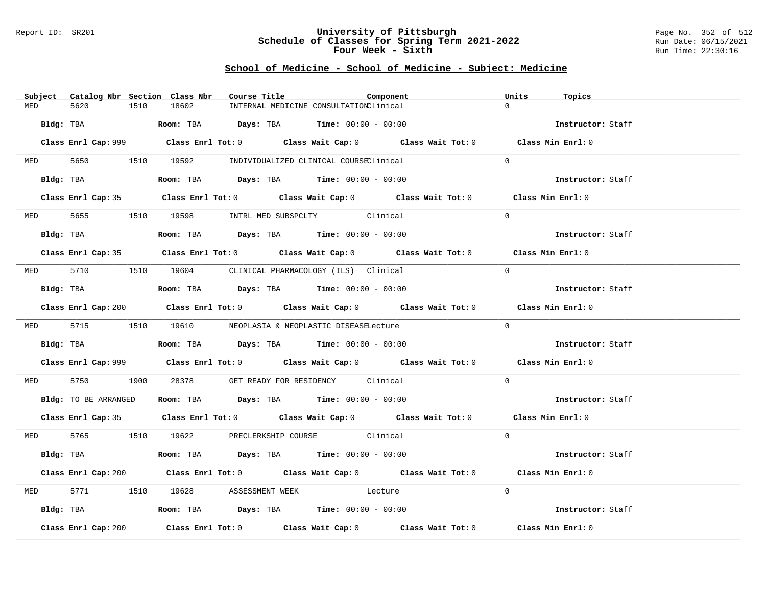Report ID: SR201

# University of Pittsburgh
## Schedule of Classes for Spring Term 2021-2022
### Four Week - Sixth

Run Date: 06/15/2021
Run Time: 22:30:16

## School of Medicine - School of Medicine - Subject: Medicine

| Subject | Catalog Nbr | Section | Class Nbr | Course Title | Component | Units | Topics |
|---|---|---|---|---|---|---|---|
| MED | 5620 | 1510 | 18602 | INTERNAL MEDICINE CONSULTATION | Clinical | 0 | |

**Bldg:** TBA **Room:** TBA **Days:** TBA **Time:** 00:00 - 00:00 **Instructor:** Staff

**Class Enrl Cap:** 999 **Class Enrl Tot:** 0 **Class Wait Cap:** 0 **Class Wait Tot:** 0 **Class Min Enrl:** 0

---

| Subject | Catalog Nbr | Section | Class Nbr | Course Title | Component | Units | Topics |
|---|---|---|---|---|---|---|---|
| MED | 5650 | 1510 | 19592 | INDIVIDUALIZED CLINICAL COURSE | Clinical | 0 | |

**Bldg:** TBA **Room:** TBA **Days:** TBA **Time:** 00:00 - 00:00 **Instructor:** Staff

**Class Enrl Cap:** 35 **Class Enrl Tot:** 0 **Class Wait Cap:** 0 **Class Wait Tot:** 0 **Class Min Enrl:** 0

---

| Subject | Catalog Nbr | Section | Class Nbr | Course Title | Component | Units | Topics |
|---|---|---|---|---|---|---|---|
| MED | 5655 | 1510 | 19598 | INTRL MED SUBSPCLTY | Clinical | 0 | |

**Bldg:** TBA **Room:** TBA **Days:** TBA **Time:** 00:00 - 00:00 **Instructor:** Staff

**Class Enrl Cap:** 35 **Class Enrl Tot:** 0 **Class Wait Cap:** 0 **Class Wait Tot:** 0 **Class Min Enrl:** 0

---

| Subject | Catalog Nbr | Section | Class Nbr | Course Title | Component | Units | Topics |
|---|---|---|---|---|---|---|---|
| MED | 5710 | 1510 | 19604 | CLINICAL PHARMACOLOGY (ILS) | Clinical | 0 | |

**Bldg:** TBA **Room:** TBA **Days:** TBA **Time:** 00:00 - 00:00 **Instructor:** Staff

**Class Enrl Cap:** 200 **Class Enrl Tot:** 0 **Class Wait Cap:** 0 **Class Wait Tot:** 0 **Class Min Enrl:** 0

---

| Subject | Catalog Nbr | Section | Class Nbr | Course Title | Component | Units | Topics |
|---|---|---|---|---|---|---|---|
| MED | 5715 | 1510 | 19610 | NEOPLASIA & NEOPLASTIC DISEASE | Lecture | 0 | |

**Bldg:** TBA **Room:** TBA **Days:** TBA **Time:** 00:00 - 00:00 **Instructor:** Staff

**Class Enrl Cap:** 999 **Class Enrl Tot:** 0 **Class Wait Cap:** 0 **Class Wait Tot:** 0 **Class Min Enrl:** 0

---

| Subject | Catalog Nbr | Section | Class Nbr | Course Title | Component | Units | Topics |
|---|---|---|---|---|---|---|---|
| MED | 5750 | 1900 | 28378 | GET READY FOR RESIDENCY | Clinical | 0 | |

**Bldg:** TO BE ARRANGED **Room:** TBA **Days:** TBA **Time:** 00:00 - 00:00 **Instructor:** Staff

**Class Enrl Cap:** 35 **Class Enrl Tot:** 0 **Class Wait Cap:** 0 **Class Wait Tot:** 0 **Class Min Enrl:** 0

---

| Subject | Catalog Nbr | Section | Class Nbr | Course Title | Component | Units | Topics |
|---|---|---|---|---|---|---|---|
| MED | 5765 | 1510 | 19622 | PRECLERKSHIP COURSE | Clinical | 0 | |

**Bldg:** TBA **Room:** TBA **Days:** TBA **Time:** 00:00 - 00:00 **Instructor:** Staff

**Class Enrl Cap:** 200 **Class Enrl Tot:** 0 **Class Wait Cap:** 0 **Class Wait Tot:** 0 **Class Min Enrl:** 0

---

| Subject | Catalog Nbr | Section | Class Nbr | Course Title | Component | Units | Topics |
|---|---|---|---|---|---|---|---|
| MED | 5771 | 1510 | 19628 | ASSESSMENT WEEK | Lecture | 0 | |

**Bldg:** TBA **Room:** TBA **Days:** TBA **Time:** 00:00 - 00:00 **Instructor:** Staff

**Class Enrl Cap:** 200 **Class Enrl Tot:** 0 **Class Wait Cap:** 0 **Class Wait Tot:** 0 **Class Min Enrl:** 0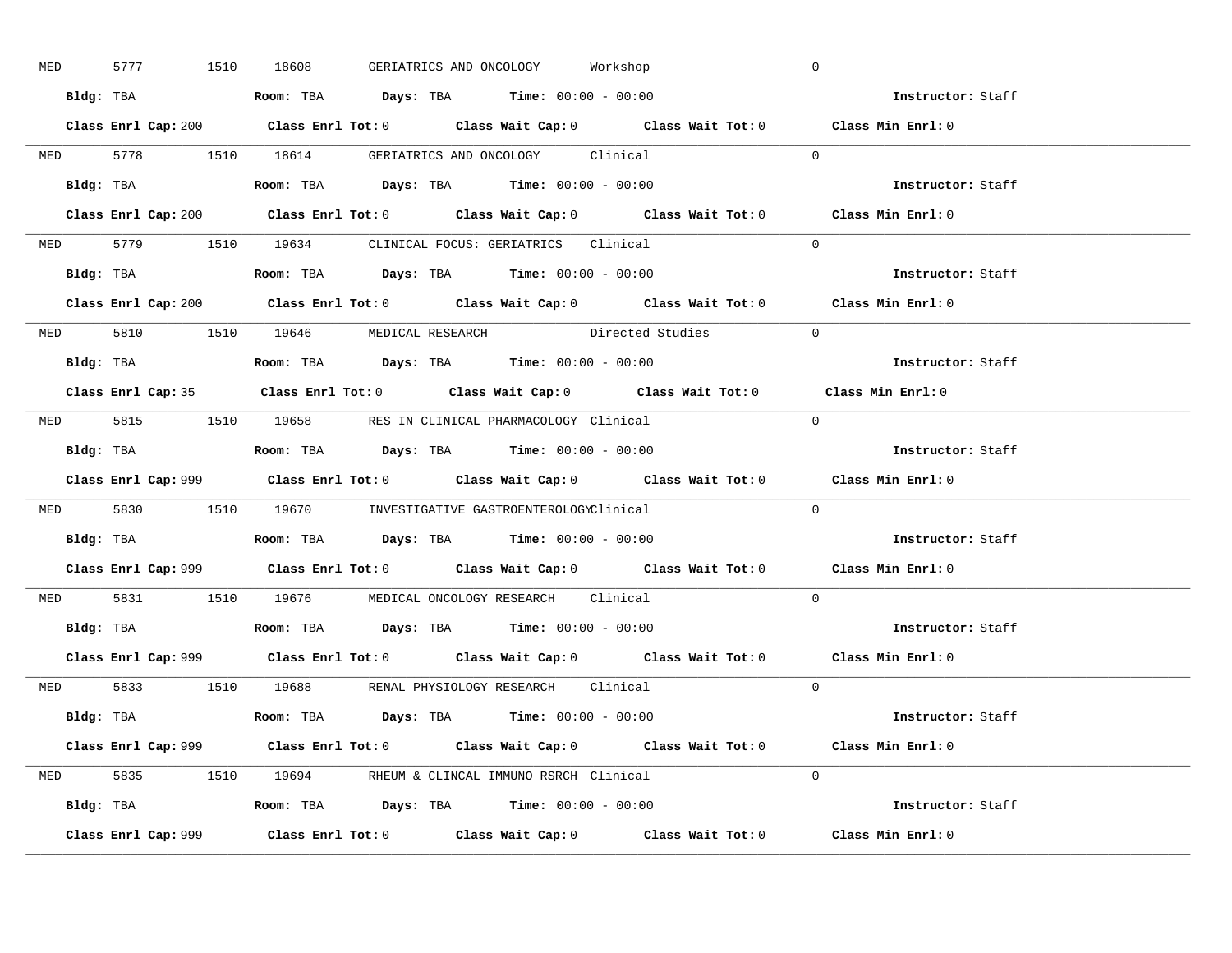MED 5777 1510 18608 GERIATRICS AND ONCOLOGY Workshop 0

**Bldg:** TBA **Room:** TBA **Days:** TBA **Time:** 00:00 - 00:00 **Instructor:** Staff

**Class Enrl Cap:** 200 **Class Enrl Tot:** 0 **Class Wait Cap:** 0 **Class Wait Tot:** 0 **Class Min Enrl:** 0

---

MED 5778 1510 18614 GERIATRICS AND ONCOLOGY Clinical 0

**Bldg:** TBA **Room:** TBA **Days:** TBA **Time:** 00:00 - 00:00 **Instructor:** Staff

**Class Enrl Cap:** 200 **Class Enrl Tot:** 0 **Class Wait Cap:** 0 **Class Wait Tot:** 0 **Class Min Enrl:** 0

---

MED 5779 1510 19634 CLINICAL FOCUS: GERIATRICS Clinical 0

**Bldg:** TBA **Room:** TBA **Days:** TBA **Time:** 00:00 - 00:00 **Instructor:** Staff

**Class Enrl Cap:** 200 **Class Enrl Tot:** 0 **Class Wait Cap:** 0 **Class Wait Tot:** 0 **Class Min Enrl:** 0

---

MED 5810 1510 19646 MEDICAL RESEARCH Directed Studies 0

**Bldg:** TBA **Room:** TBA **Days:** TBA **Time:** 00:00 - 00:00 **Instructor:** Staff

**Class Enrl Cap:** 35 **Class Enrl Tot:** 0 **Class Wait Cap:** 0 **Class Wait Tot:** 0 **Class Min Enrl:** 0

---

MED 5815 1510 19658 RES IN CLINICAL PHARMACOLOGY Clinical 0

**Bldg:** TBA **Room:** TBA **Days:** TBA **Time:** 00:00 - 00:00 **Instructor:** Staff

**Class Enrl Cap:** 999 **Class Enrl Tot:** 0 **Class Wait Cap:** 0 **Class Wait Tot:** 0 **Class Min Enrl:** 0

---

MED 5830 1510 19670 INVESTIGATIVE GASTROENTEROLOGY Clinical 0

**Bldg:** TBA **Room:** TBA **Days:** TBA **Time:** 00:00 - 00:00 **Instructor:** Staff

**Class Enrl Cap:** 999 **Class Enrl Tot:** 0 **Class Wait Cap:** 0 **Class Wait Tot:** 0 **Class Min Enrl:** 0

---

MED 5831 1510 19676 MEDICAL ONCOLOGY RESEARCH Clinical 0

**Bldg:** TBA **Room:** TBA **Days:** TBA **Time:** 00:00 - 00:00 **Instructor:** Staff

**Class Enrl Cap:** 999 **Class Enrl Tot:** 0 **Class Wait Cap:** 0 **Class Wait Tot:** 0 **Class Min Enrl:** 0

---

MED 5833 1510 19688 RENAL PHYSIOLOGY RESEARCH Clinical 0

**Bldg:** TBA **Room:** TBA **Days:** TBA **Time:** 00:00 - 00:00 **Instructor:** Staff

**Class Enrl Cap:** 999 **Class Enrl Tot:** 0 **Class Wait Cap:** 0 **Class Wait Tot:** 0 **Class Min Enrl:** 0

---

MED 5835 1510 19694 RHEUM & CLINCAL IMMUNO RSRCH Clinical 0

**Bldg:** TBA **Room:** TBA **Days:** TBA **Time:** 00:00 - 00:00 **Instructor:** Staff

**Class Enrl Cap:** 999 **Class Enrl Tot:** 0 **Class Wait Cap:** 0 **Class Wait Tot:** 0 **Class Min Enrl:** 0

---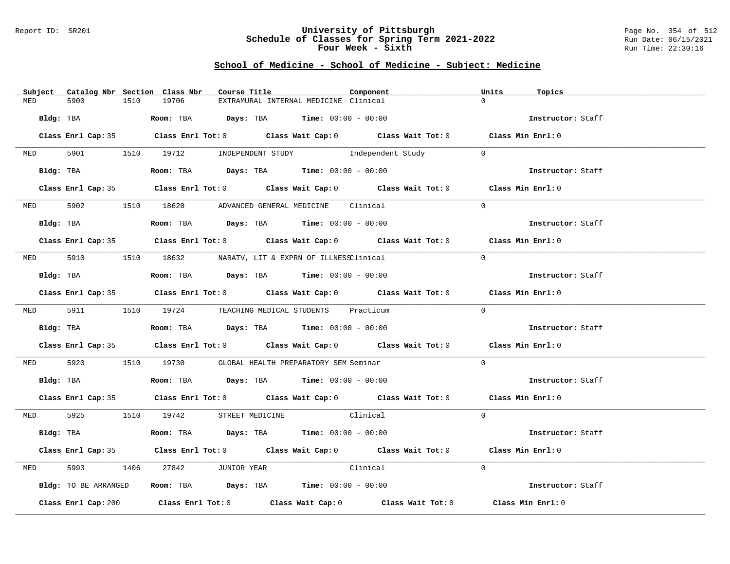## School of Medicine - School of Medicine - Subject: Medicine

| Subject | Catalog Nbr | Section | Class Nbr | Course Title | Component | Units | Topics |
|---|---|---|---|---|---|---|---|
| MED | 5900 | 1510 | 19706 | EXTRAMURAL INTERNAL MEDICINE | Clinical | 0 | |

**Bldg:** TBA **Room:** TBA **Days:** TBA **Time:** 00:00 - 00:00 **Instructor:** Staff

**Class Enrl Cap:** 35 **Class Enrl Tot:** 0 **Class Wait Cap:** 0 **Class Wait Tot:** 0 **Class Min Enrl:** 0

| Subject | Catalog Nbr | Section | Class Nbr | Course Title | Component | Units | Topics |
|---|---|---|---|---|---|---|---|
| MED | 5901 | 1510 | 19712 | INDEPENDENT STUDY | Independent Study | 0 | |

**Bldg:** TBA **Room:** TBA **Days:** TBA **Time:** 00:00 - 00:00 **Instructor:** Staff

**Class Enrl Cap:** 35 **Class Enrl Tot:** 0 **Class Wait Cap:** 0 **Class Wait Tot:** 0 **Class Min Enrl:** 0

| Subject | Catalog Nbr | Section | Class Nbr | Course Title | Component | Units | Topics |
|---|---|---|---|---|---|---|---|
| MED | 5902 | 1510 | 18620 | ADVANCED GENERAL MEDICINE | Clinical | 0 | |

**Bldg:** TBA **Room:** TBA **Days:** TBA **Time:** 00:00 - 00:00 **Instructor:** Staff

**Class Enrl Cap:** 35 **Class Enrl Tot:** 0 **Class Wait Cap:** 0 **Class Wait Tot:** 0 **Class Min Enrl:** 0

| Subject | Catalog Nbr | Section | Class Nbr | Course Title | Component | Units | Topics |
|---|---|---|---|---|---|---|---|
| MED | 5910 | 1510 | 18632 | NARATV, LIT & EXPRN OF ILLNESS | Clinical | 0 | |

**Bldg:** TBA **Room:** TBA **Days:** TBA **Time:** 00:00 - 00:00 **Instructor:** Staff

**Class Enrl Cap:** 35 **Class Enrl Tot:** 0 **Class Wait Cap:** 0 **Class Wait Tot:** 0 **Class Min Enrl:** 0

| Subject | Catalog Nbr | Section | Class Nbr | Course Title | Component | Units | Topics |
|---|---|---|---|---|---|---|---|
| MED | 5911 | 1510 | 19724 | TEACHING MEDICAL STUDENTS | Practicum | 0 | |

**Bldg:** TBA **Room:** TBA **Days:** TBA **Time:** 00:00 - 00:00 **Instructor:** Staff

**Class Enrl Cap:** 35 **Class Enrl Tot:** 0 **Class Wait Cap:** 0 **Class Wait Tot:** 0 **Class Min Enrl:** 0

| Subject | Catalog Nbr | Section | Class Nbr | Course Title | Component | Units | Topics |
|---|---|---|---|---|---|---|---|
| MED | 5920 | 1510 | 19730 | GLOBAL HEALTH PREPARATORY SEM | Seminar | 0 | |

**Bldg:** TBA **Room:** TBA **Days:** TBA **Time:** 00:00 - 00:00 **Instructor:** Staff

**Class Enrl Cap:** 35 **Class Enrl Tot:** 0 **Class Wait Cap:** 0 **Class Wait Tot:** 0 **Class Min Enrl:** 0

| Subject | Catalog Nbr | Section | Class Nbr | Course Title | Component | Units | Topics |
|---|---|---|---|---|---|---|---|
| MED | 5925 | 1510 | 19742 | STREET MEDICINE | Clinical | 0 | |

**Bldg:** TBA **Room:** TBA **Days:** TBA **Time:** 00:00 - 00:00 **Instructor:** Staff

**Class Enrl Cap:** 35 **Class Enrl Tot:** 0 **Class Wait Cap:** 0 **Class Wait Tot:** 0 **Class Min Enrl:** 0

| Subject | Catalog Nbr | Section | Class Nbr | Course Title | Component | Units | Topics |
|---|---|---|---|---|---|---|---|
| MED | 5993 | 1406 | 27842 | JUNIOR YEAR | Clinical | 0 | |

**Bldg:** TO BE ARRANGED **Room:** TBA **Days:** TBA **Time:** 00:00 - 00:00 **Instructor:** Staff

**Class Enrl Cap:** 200 **Class Enrl Tot:** 0 **Class Wait Cap:** 0 **Class Wait Tot:** 0 **Class Min Enrl:** 0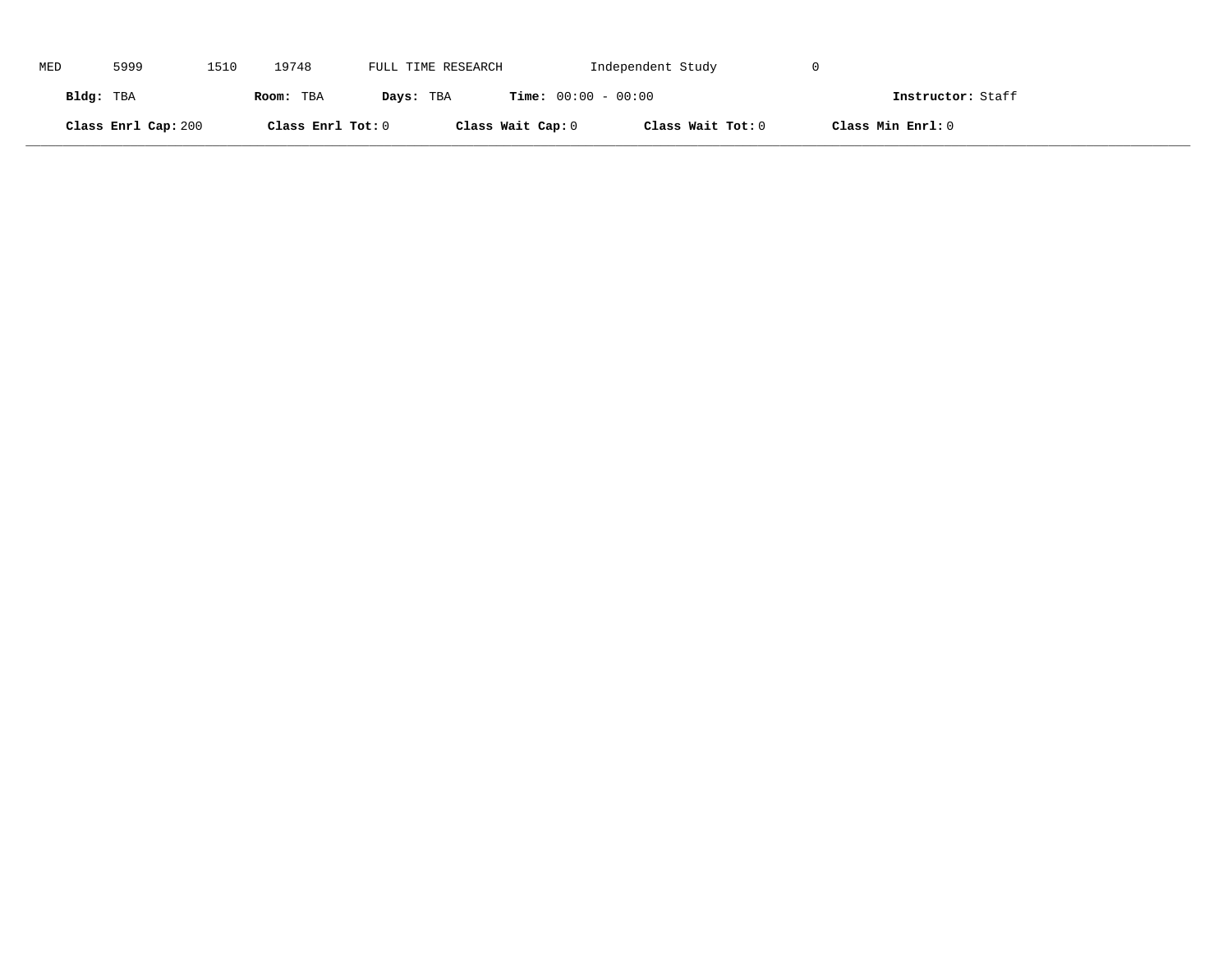MED 5999 1510 19748 FULL TIME RESEARCH Independent Study 0

**Bldg:** TBA **Room:** TBA **Days:** TBA **Time:** 00:00 - 00:00 **Instructor:** Staff

**Class Enrl Cap:** 200 **Class Enrl Tot:** 0 **Class Wait Cap:** 0 **Class Wait Tot:** 0 **Class Min Enrl:** 0

---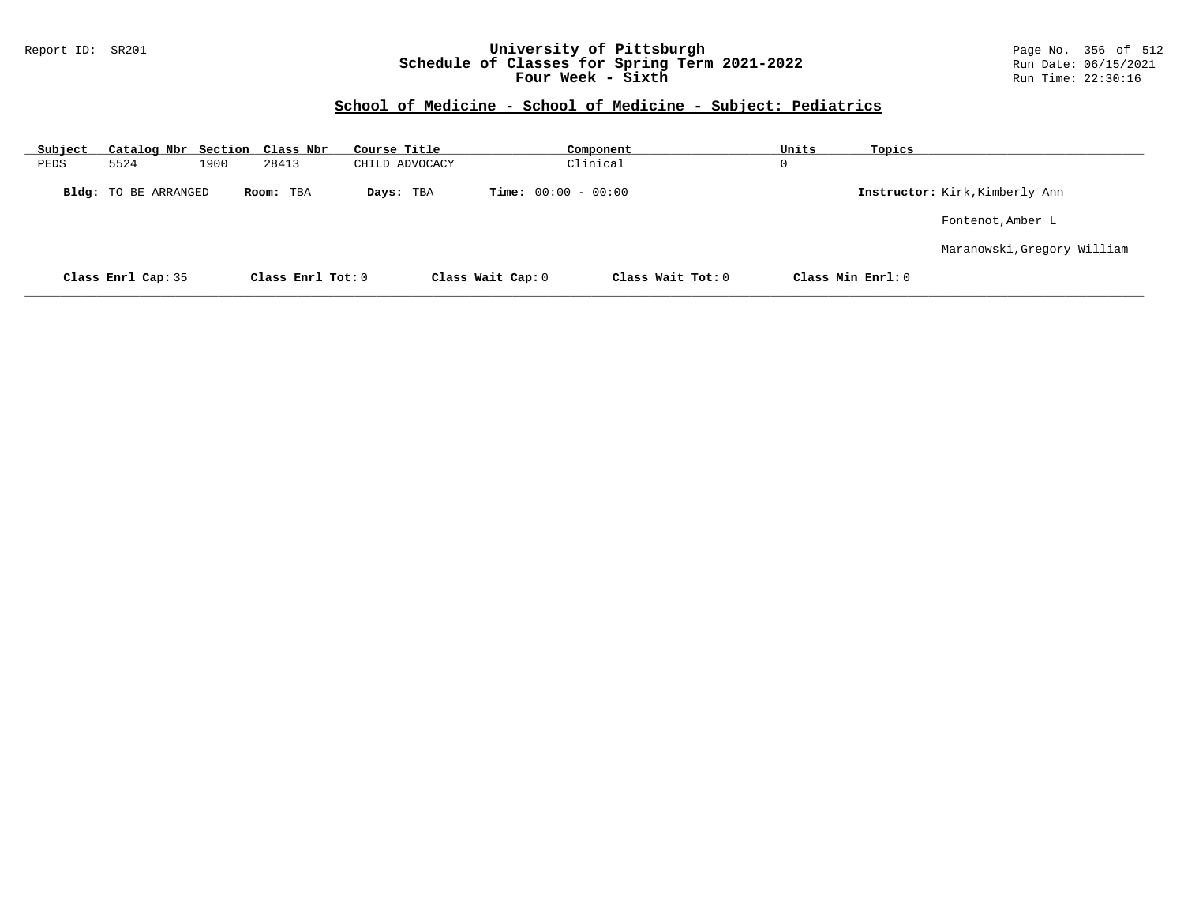**University of Pittsburgh**
**Schedule of Classes for Spring Term 2021-2022**
**Four Week - Sixth**

Report ID: SR201

Run Date: 06/15/2021
Run Time: 22:30:16

## School of Medicine - School of Medicine - Subject: Pediatrics

| Subject | Catalog Nbr | Section | Class Nbr | Course Title | Component | Units | Topics |
|---|---|---|---|---|---|---|---|
| PEDS | 5524 | 1900 | 28413 | CHILD ADVOCACY | Clinical | 0 | |

**Bldg:** TO BE ARRANGED **Room:** TBA **Days:** TBA **Time:** 00:00 - 00:00 **Instructor:** Kirk,Kimberly Ann

Fontenot,Amber L

Maranowski,Gregory William

**Class Enrl Cap:** 35 **Class Enrl Tot:** 0 **Class Wait Cap:** 0 **Class Wait Tot:** 0 **Class Min Enrl:** 0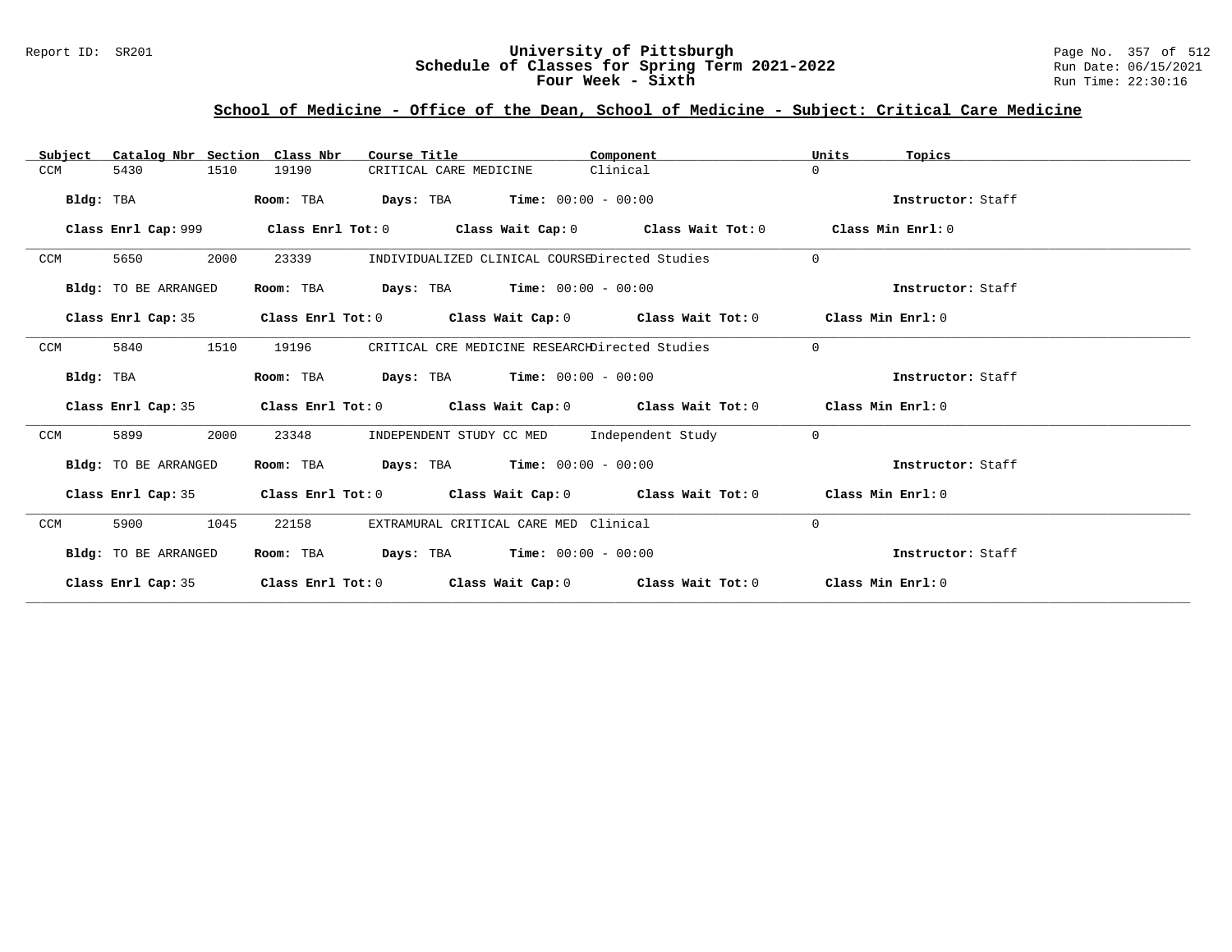## School of Medicine - Office of the Dean, School of Medicine - Subject: Critical Care Medicine

| Subject | Catalog Nbr | Section | Class Nbr | Course Title | Component | Units | Topics |
|---|---|---|---|---|---|---|---|
| CCM | 5430 | 1510 | 19190 | CRITICAL CARE MEDICINE | Clinical | 0 | |

**Bldg:** TBA **Room:** TBA **Days:** TBA **Time:** 00:00 - 00:00 **Instructor:** Staff

**Class Enrl Cap:** 999 **Class Enrl Tot:** 0 **Class Wait Cap:** 0 **Class Wait Tot:** 0 **Class Min Enrl:** 0

| Subject | Catalog Nbr | Section | Class Nbr | Course Title | Component | Units | Topics |
|---|---|---|---|---|---|---|---|
| CCM | 5650 | 2000 | 23339 | INDIVIDUALIZED CLINICAL COURSE | Directed Studies | 0 | |

**Bldg:** TO BE ARRANGED **Room:** TBA **Days:** TBA **Time:** 00:00 - 00:00 **Instructor:** Staff

**Class Enrl Cap:** 35 **Class Enrl Tot:** 0 **Class Wait Cap:** 0 **Class Wait Tot:** 0 **Class Min Enrl:** 0

| Subject | Catalog Nbr | Section | Class Nbr | Course Title | Component | Units | Topics |
|---|---|---|---|---|---|---|---|
| CCM | 5840 | 1510 | 19196 | CRITICAL CRE MEDICINE RESEARCH | Directed Studies | 0 | |

**Bldg:** TBA **Room:** TBA **Days:** TBA **Time:** 00:00 - 00:00 **Instructor:** Staff

**Class Enrl Cap:** 35 **Class Enrl Tot:** 0 **Class Wait Cap:** 0 **Class Wait Tot:** 0 **Class Min Enrl:** 0

| Subject | Catalog Nbr | Section | Class Nbr | Course Title | Component | Units | Topics |
|---|---|---|---|---|---|---|---|
| CCM | 5899 | 2000 | 23348 | INDEPENDENT STUDY CC MED | Independent Study | 0 | |

**Bldg:** TO BE ARRANGED **Room:** TBA **Days:** TBA **Time:** 00:00 - 00:00 **Instructor:** Staff

**Class Enrl Cap:** 35 **Class Enrl Tot:** 0 **Class Wait Cap:** 0 **Class Wait Tot:** 0 **Class Min Enrl:** 0

| Subject | Catalog Nbr | Section | Class Nbr | Course Title | Component | Units | Topics |
|---|---|---|---|---|---|---|---|
| CCM | 5900 | 1045 | 22158 | EXTRAMURAL CRITICAL CARE MED | Clinical | 0 | |

**Bldg:** TO BE ARRANGED **Room:** TBA **Days:** TBA **Time:** 00:00 - 00:00 **Instructor:** Staff

**Class Enrl Cap:** 35 **Class Enrl Tot:** 0 **Class Wait Cap:** 0 **Class Wait Tot:** 0 **Class Min Enrl:** 0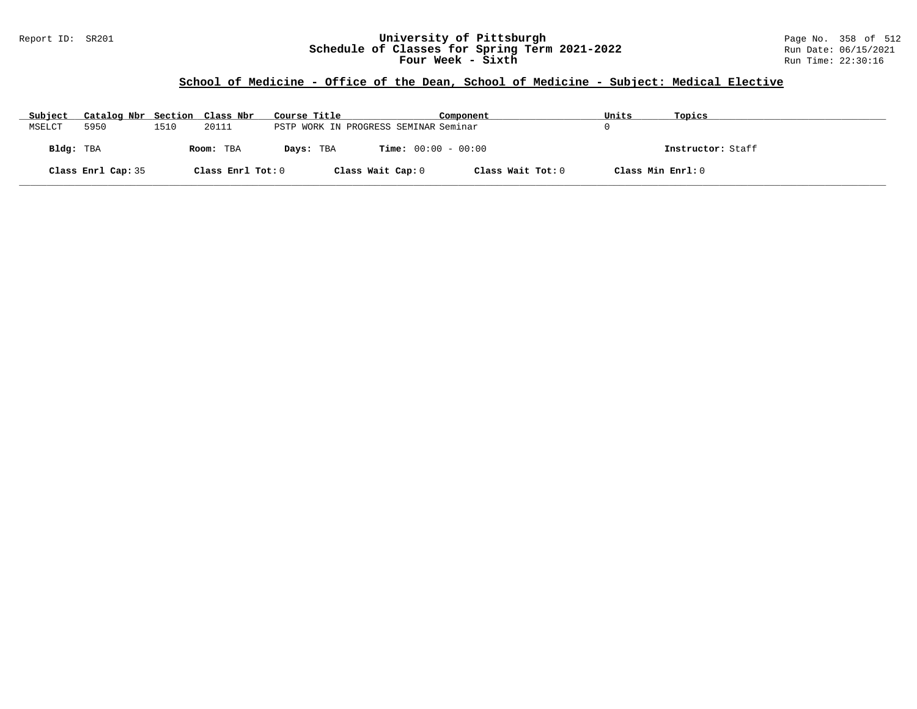Report ID: SR201

# University of Pittsburgh
## Schedule of Classes for Spring Term 2021-2022
### Four Week - Sixth

Run Date: 06/15/2021
Run Time: 22:30:16

## School of Medicine - Office of the Dean, School of Medicine - Subject: Medical Elective

| Subject | Catalog Nbr | Section | Class Nbr | Course Title | Component | Units | Topics |
|---|---|---|---|---|---|---|---|
| MSELCT | 5950 | 1510 | 20111 | PSTP WORK IN PROGRESS SEMINAR | Seminar | 0 | |

**Bldg:** TBA **Room:** TBA **Days:** TBA **Time:** 00:00 - 00:00 **Instructor:** Staff

**Class Enrl Cap:** 35 **Class Enrl Tot:** 0 **Class Wait Cap:** 0 **Class Wait Tot:** 0 **Class Min Enrl:** 0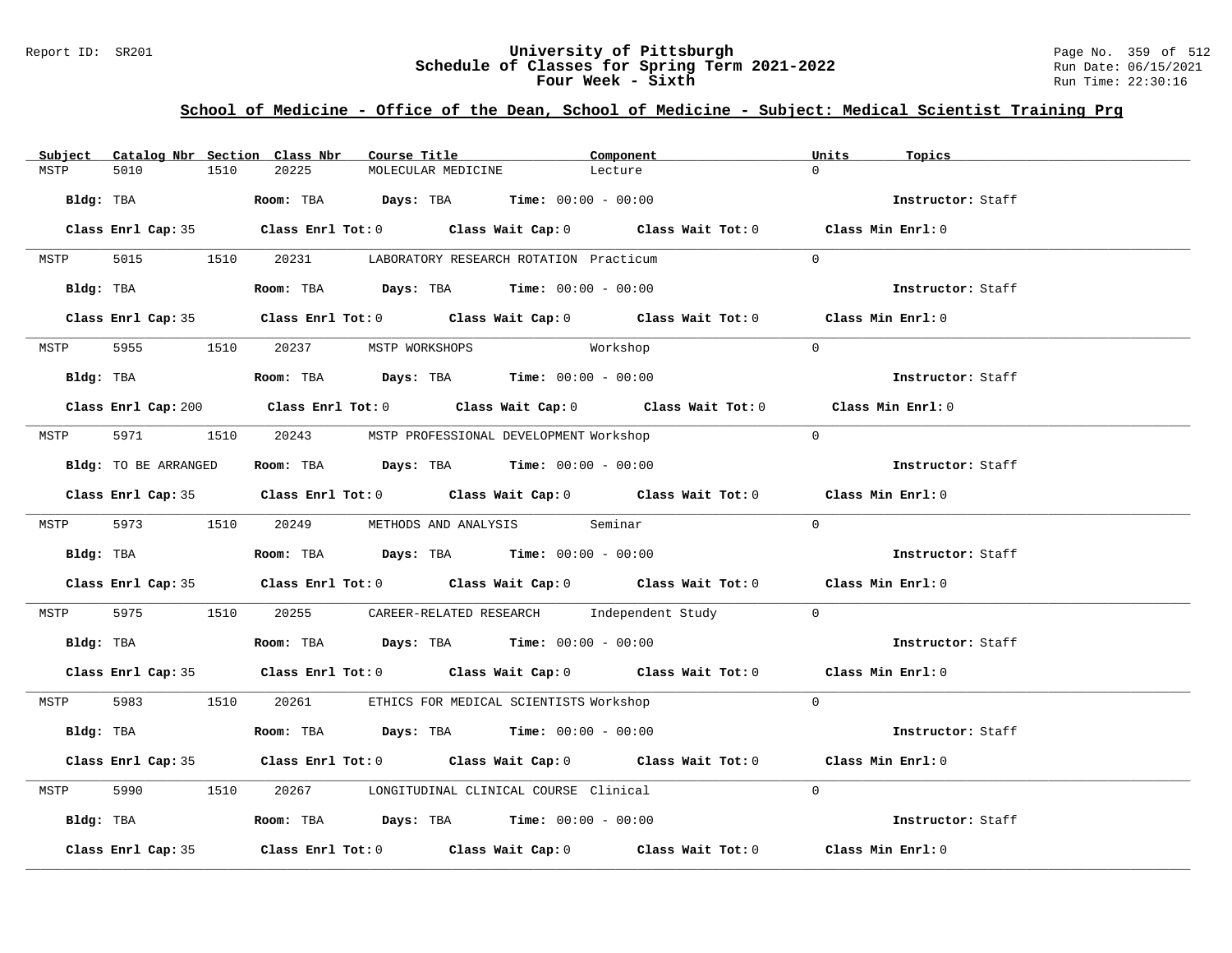## School of Medicine - Office of the Dean, School of Medicine - Subject: Medical Scientist Training Prg

| Subject | Catalog Nbr | Section | Class Nbr | Course Title | Component | Units | Topics |
|---|---|---|---|---|---|---|---|
| MSTP | 5010 | 1510 | 20225 | MOLECULAR MEDICINE | Lecture | 0 | |

**Bldg:** TBA **Room:** TBA **Days:** TBA **Time:** 00:00 - 00:00 **Instructor:** Staff

**Class Enrl Cap:** 35 **Class Enrl Tot:** 0 **Class Wait Cap:** 0 **Class Wait Tot:** 0 **Class Min Enrl:** 0

| Subject | Catalog Nbr | Section | Class Nbr | Course Title | Component | Units | Topics |
|---|---|---|---|---|---|---|---|
| MSTP | 5015 | 1510 | 20231 | LABORATORY RESEARCH ROTATION | Practicum | 0 | |

**Bldg:** TBA **Room:** TBA **Days:** TBA **Time:** 00:00 - 00:00 **Instructor:** Staff

**Class Enrl Cap:** 35 **Class Enrl Tot:** 0 **Class Wait Cap:** 0 **Class Wait Tot:** 0 **Class Min Enrl:** 0

| Subject | Catalog Nbr | Section | Class Nbr | Course Title | Component | Units | Topics |
|---|---|---|---|---|---|---|---|
| MSTP | 5955 | 1510 | 20237 | MSTP WORKSHOPS | Workshop | 0 | |

**Bldg:** TBA **Room:** TBA **Days:** TBA **Time:** 00:00 - 00:00 **Instructor:** Staff

**Class Enrl Cap:** 200 **Class Enrl Tot:** 0 **Class Wait Cap:** 0 **Class Wait Tot:** 0 **Class Min Enrl:** 0

| Subject | Catalog Nbr | Section | Class Nbr | Course Title | Component | Units | Topics |
|---|---|---|---|---|---|---|---|
| MSTP | 5971 | 1510 | 20243 | MSTP PROFESSIONAL DEVELOPMENT | Workshop | 0 | |

**Bldg:** TO BE ARRANGED **Room:** TBA **Days:** TBA **Time:** 00:00 - 00:00 **Instructor:** Staff

**Class Enrl Cap:** 35 **Class Enrl Tot:** 0 **Class Wait Cap:** 0 **Class Wait Tot:** 0 **Class Min Enrl:** 0

| Subject | Catalog Nbr | Section | Class Nbr | Course Title | Component | Units | Topics |
|---|---|---|---|---|---|---|---|
| MSTP | 5973 | 1510 | 20249 | METHODS AND ANALYSIS | Seminar | 0 | |

**Bldg:** TBA **Room:** TBA **Days:** TBA **Time:** 00:00 - 00:00 **Instructor:** Staff

**Class Enrl Cap:** 35 **Class Enrl Tot:** 0 **Class Wait Cap:** 0 **Class Wait Tot:** 0 **Class Min Enrl:** 0

| Subject | Catalog Nbr | Section | Class Nbr | Course Title | Component | Units | Topics |
|---|---|---|---|---|---|---|---|
| MSTP | 5975 | 1510 | 20255 | CAREER-RELATED RESEARCH | Independent Study | 0 | |

**Bldg:** TBA **Room:** TBA **Days:** TBA **Time:** 00:00 - 00:00 **Instructor:** Staff

**Class Enrl Cap:** 35 **Class Enrl Tot:** 0 **Class Wait Cap:** 0 **Class Wait Tot:** 0 **Class Min Enrl:** 0

| Subject | Catalog Nbr | Section | Class Nbr | Course Title | Component | Units | Topics |
|---|---|---|---|---|---|---|---|
| MSTP | 5983 | 1510 | 20261 | ETHICS FOR MEDICAL SCIENTISTS | Workshop | 0 | |

**Bldg:** TBA **Room:** TBA **Days:** TBA **Time:** 00:00 - 00:00 **Instructor:** Staff

**Class Enrl Cap:** 35 **Class Enrl Tot:** 0 **Class Wait Cap:** 0 **Class Wait Tot:** 0 **Class Min Enrl:** 0

| Subject | Catalog Nbr | Section | Class Nbr | Course Title | Component | Units | Topics |
|---|---|---|---|---|---|---|---|
| MSTP | 5990 | 1510 | 20267 | LONGITUDINAL CLINICAL COURSE | Clinical | 0 | |

**Bldg:** TBA **Room:** TBA **Days:** TBA **Time:** 00:00 - 00:00 **Instructor:** Staff

**Class Enrl Cap:** 35 **Class Enrl Tot:** 0 **Class Wait Cap:** 0 **Class Wait Tot:** 0 **Class Min Enrl:** 0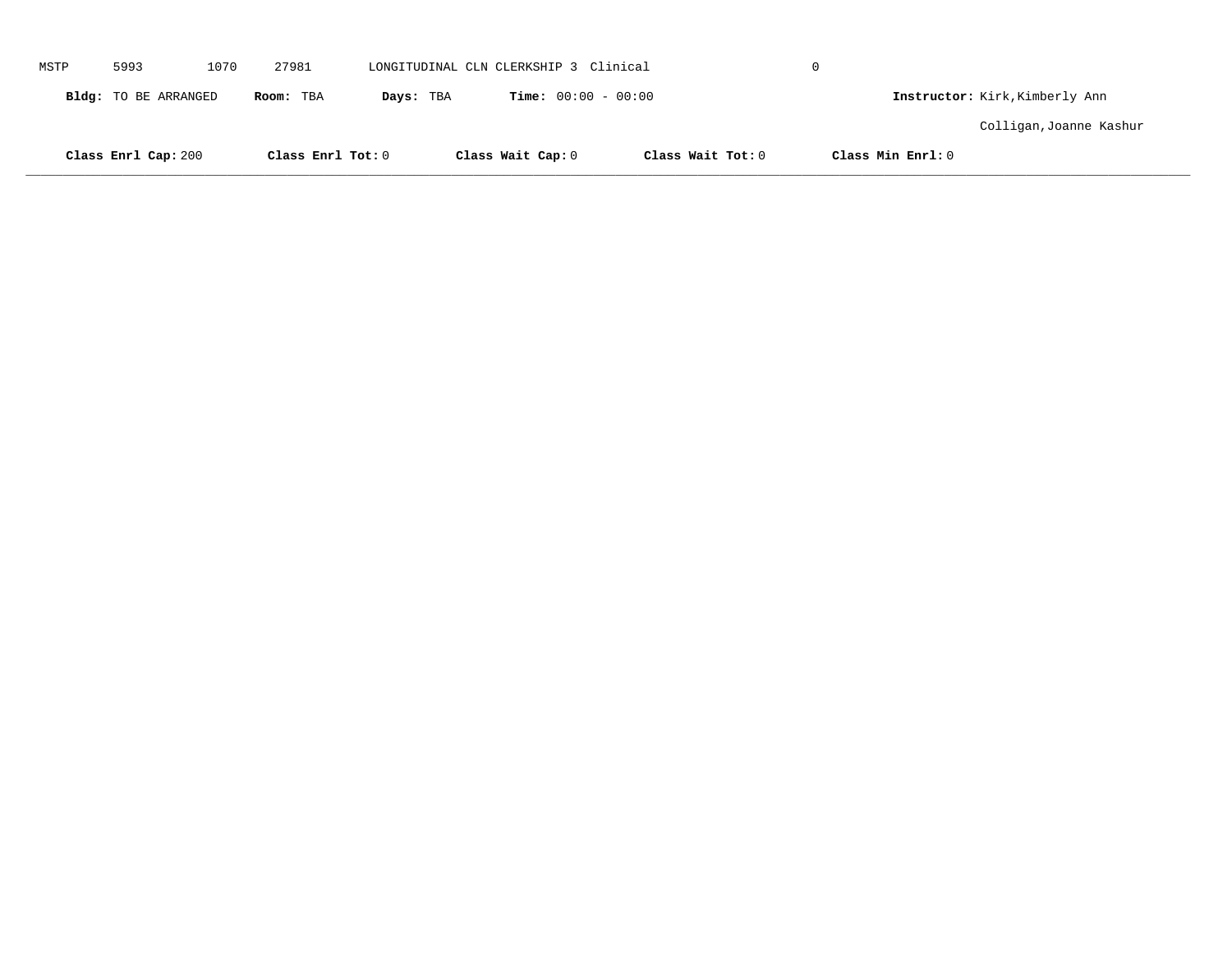MSTP 5993 1070 27981 LONGITUDINAL CLN CLERKSHIP 3 Clinical 0

**Bldg:** TO BE ARRANGED **Room:** TBA **Days:** TBA **Time:** 00:00 - 00:00 **Instructor:** Kirk,Kimberly Ann

Colligan,Joanne Kashur

**Class Enrl Cap:** 200 **Class Enrl Tot:** 0 **Class Wait Cap:** 0 **Class Wait Tot:** 0 **Class Min Enrl:** 0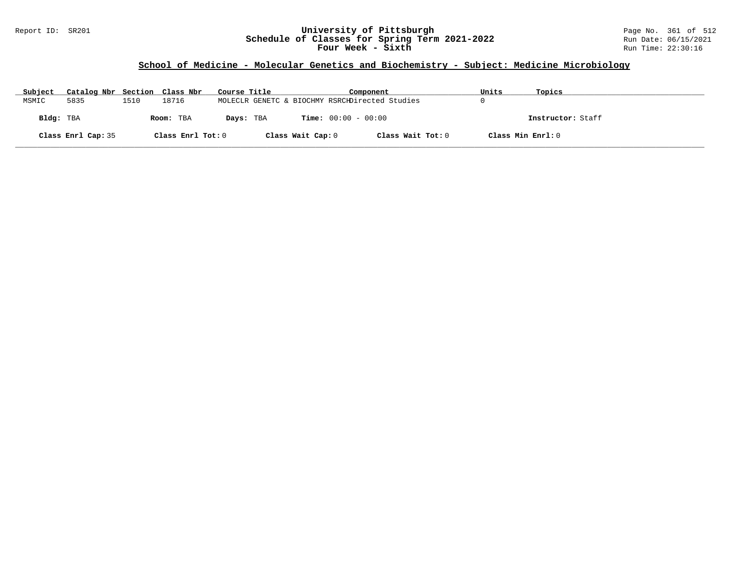Report ID: SR201

# University of Pittsburgh
## Schedule of Classes for Spring Term 2021-2022
### Four Week - Sixth

Run Date: 06/15/2021
Run Time: 22:30:16

## School of Medicine - Molecular Genetics and Biochemistry - Subject: Medicine Microbiology

| Subject | Catalog Nbr | Section | Class Nbr | Course Title | Component | Units | Topics |
|---|---|---|---|---|---|---|---|
| MSMIC | 5835 | 1510 | 18716 | MOLECLR GENETC & BIOCHMY RSRCH | Directed Studies | 0 | |

**Bldg:** TBA **Room:** TBA **Days:** TBA **Time:** 00:00 - 00:00 **Instructor:** Staff

**Class Enrl Cap:** 35 **Class Enrl Tot:** 0 **Class Wait Cap:** 0 **Class Wait Tot:** 0 **Class Min Enrl:** 0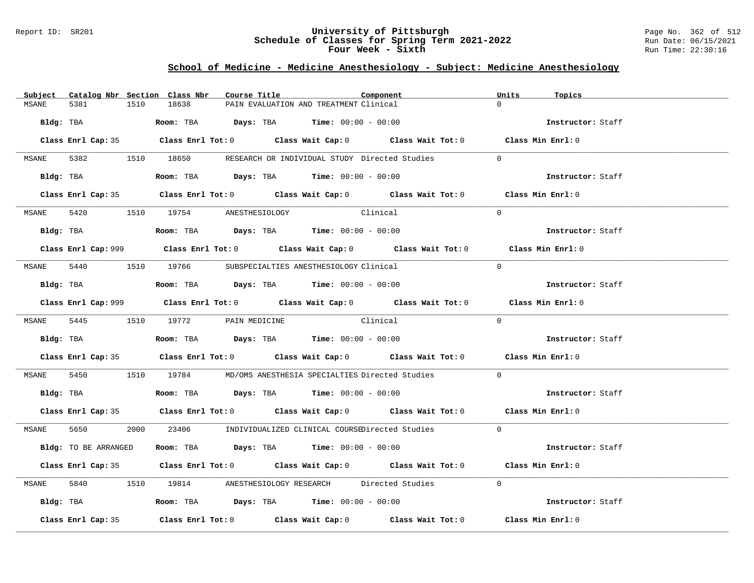Report ID: SR201

# University of Pittsburgh
## Schedule of Classes for Spring Term 2021-2022
## Four Week - Sixth

Run Date: 06/15/2021
Run Time: 22:30:16

## School of Medicine - Medicine Anesthesiology - Subject: Medicine Anesthesiology

| Subject | Catalog Nbr | Section | Class Nbr | Course Title | Component | Units | Topics |
|---|---|---|---|---|---|---|---|
| MSANE | 5381 | 1510 | 18638 | PAIN EVALUATION AND TREATMENT | Clinical | 0 | |

**Bldg:** TBA **Room:** TBA **Days:** TBA **Time:** 00:00 - 00:00 **Instructor:** Staff

**Class Enrl Cap:** 35 **Class Enrl Tot:** 0 **Class Wait Cap:** 0 **Class Wait Tot:** 0 **Class Min Enrl:** 0

| Subject | Catalog Nbr | Section | Class Nbr | Course Title | Component | Units | Topics |
|---|---|---|---|---|---|---|---|
| MSANE | 5382 | 1510 | 18650 | RESEARCH OR INDIVIDUAL STUDY | Directed Studies | 0 | |

**Bldg:** TBA **Room:** TBA **Days:** TBA **Time:** 00:00 - 00:00 **Instructor:** Staff

**Class Enrl Cap:** 35 **Class Enrl Tot:** 0 **Class Wait Cap:** 0 **Class Wait Tot:** 0 **Class Min Enrl:** 0

| Subject | Catalog Nbr | Section | Class Nbr | Course Title | Component | Units | Topics |
|---|---|---|---|---|---|---|---|
| MSANE | 5420 | 1510 | 19754 | ANESTHESIOLOGY | Clinical | 0 | |

**Bldg:** TBA **Room:** TBA **Days:** TBA **Time:** 00:00 - 00:00 **Instructor:** Staff

**Class Enrl Cap:** 999 **Class Enrl Tot:** 0 **Class Wait Cap:** 0 **Class Wait Tot:** 0 **Class Min Enrl:** 0

| Subject | Catalog Nbr | Section | Class Nbr | Course Title | Component | Units | Topics |
|---|---|---|---|---|---|---|---|
| MSANE | 5440 | 1510 | 19766 | SUBSPECIALTIES ANESTHESIOLOGY | Clinical | 0 | |

**Bldg:** TBA **Room:** TBA **Days:** TBA **Time:** 00:00 - 00:00 **Instructor:** Staff

**Class Enrl Cap:** 999 **Class Enrl Tot:** 0 **Class Wait Cap:** 0 **Class Wait Tot:** 0 **Class Min Enrl:** 0

| Subject | Catalog Nbr | Section | Class Nbr | Course Title | Component | Units | Topics |
|---|---|---|---|---|---|---|---|
| MSANE | 5445 | 1510 | 19772 | PAIN MEDICINE | Clinical | 0 | |

**Bldg:** TBA **Room:** TBA **Days:** TBA **Time:** 00:00 - 00:00 **Instructor:** Staff

**Class Enrl Cap:** 35 **Class Enrl Tot:** 0 **Class Wait Cap:** 0 **Class Wait Tot:** 0 **Class Min Enrl:** 0

| Subject | Catalog Nbr | Section | Class Nbr | Course Title | Component | Units | Topics |
|---|---|---|---|---|---|---|---|
| MSANE | 5450 | 1510 | 19784 | MD/OMS ANESTHESIA SPECIALTIES | Directed Studies | 0 | |

**Bldg:** TBA **Room:** TBA **Days:** TBA **Time:** 00:00 - 00:00 **Instructor:** Staff

**Class Enrl Cap:** 35 **Class Enrl Tot:** 0 **Class Wait Cap:** 0 **Class Wait Tot:** 0 **Class Min Enrl:** 0

| Subject | Catalog Nbr | Section | Class Nbr | Course Title | Component | Units | Topics |
|---|---|---|---|---|---|---|---|
| MSANE | 5650 | 2000 | 23406 | INDIVIDUALIZED CLINICAL COURSE | Directed Studies | 0 | |

**Bldg:** TO BE ARRANGED **Room:** TBA **Days:** TBA **Time:** 00:00 - 00:00 **Instructor:** Staff

**Class Enrl Cap:** 35 **Class Enrl Tot:** 0 **Class Wait Cap:** 0 **Class Wait Tot:** 0 **Class Min Enrl:** 0

| Subject | Catalog Nbr | Section | Class Nbr | Course Title | Component | Units | Topics |
|---|---|---|---|---|---|---|---|
| MSANE | 5840 | 1510 | 19814 | ANESTHESIOLOGY RESEARCH | Directed Studies | 0 | |

**Bldg:** TBA **Room:** TBA **Days:** TBA **Time:** 00:00 - 00:00 **Instructor:** Staff

**Class Enrl Cap:** 35 **Class Enrl Tot:** 0 **Class Wait Cap:** 0 **Class Wait Tot:** 0 **Class Min Enrl:** 0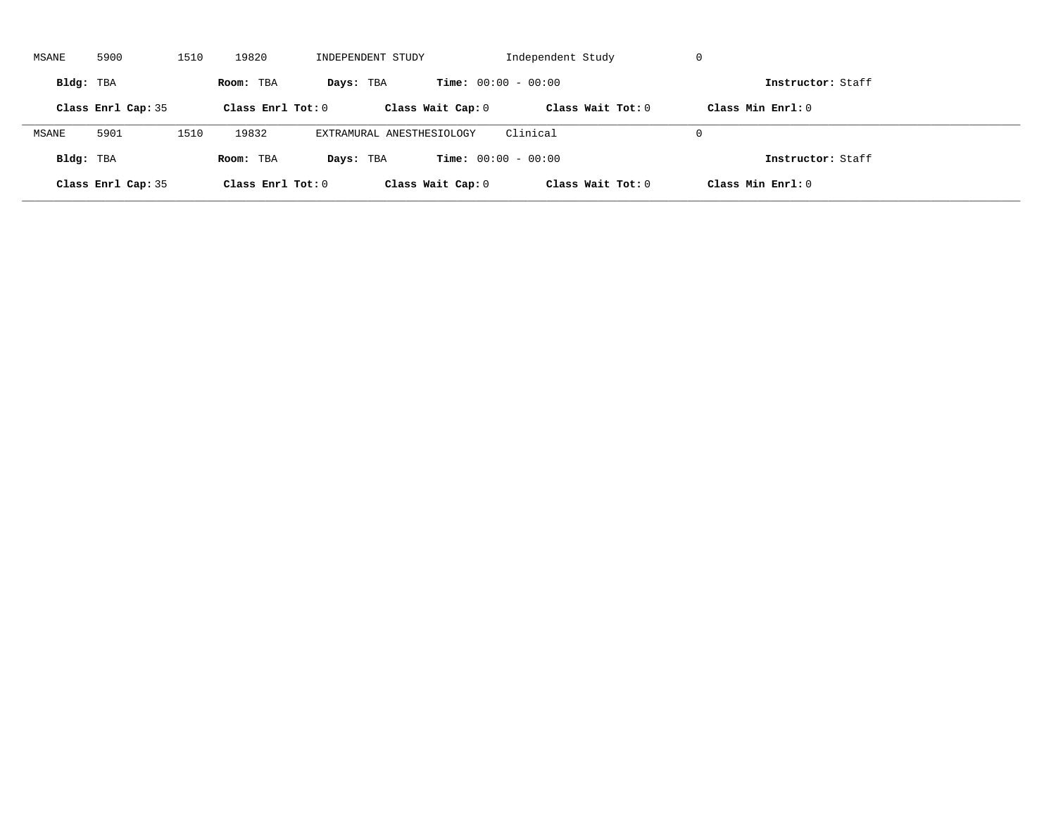MSANE 5900 1510 19820 INDEPENDENT STUDY Independent Study 0

**Bldg:** TBA **Room:** TBA **Days:** TBA **Time:** 00:00 - 00:00 **Instructor:** Staff

**Class Enrl Cap:** 35 **Class Enrl Tot:** 0 **Class Wait Cap:** 0 **Class Wait Tot:** 0 **Class Min Enrl:** 0

---

MSANE 5901 1510 19832 EXTRAMURAL ANESTHESIOLOGY Clinical 0

**Bldg:** TBA **Room:** TBA **Days:** TBA **Time:** 00:00 - 00:00 **Instructor:** Staff

**Class Enrl Cap:** 35 **Class Enrl Tot:** 0 **Class Wait Cap:** 0 **Class Wait Tot:** 0 **Class Min Enrl:** 0

---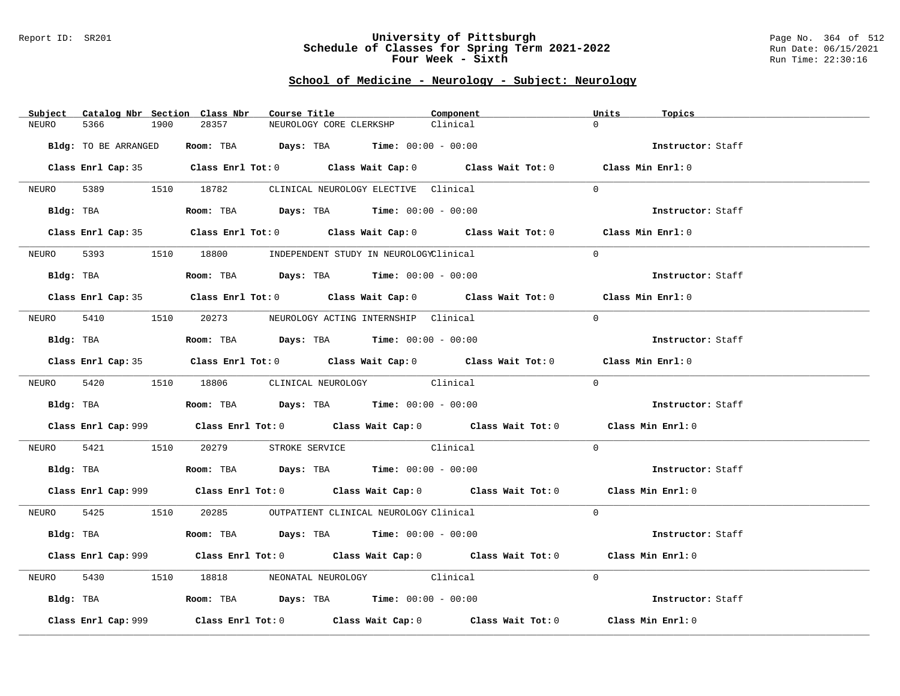## School of Medicine - Neurology - Subject: Neurology

| Subject | Catalog Nbr | Section | Class Nbr | Course Title | Component | Units | Topics |
|---|---|---|---|---|---|---|---|
| NEURO | 5366 | 1900 | 28357 | NEUROLOGY CORE CLERKSHP | Clinical | 0 | |

**Bldg:** TO BE ARRANGED **Room:** TBA **Days:** TBA **Time:** 00:00 - 00:00 **Instructor:** Staff

**Class Enrl Cap:** 35 **Class Enrl Tot:** 0 **Class Wait Cap:** 0 **Class Wait Tot:** 0 **Class Min Enrl:** 0

| Subject | Catalog Nbr | Section | Class Nbr | Course Title | Component | Units | Topics |
|---|---|---|---|---|---|---|---|
| NEURO | 5389 | 1510 | 18782 | CLINICAL NEUROLOGY ELECTIVE | Clinical | 0 | |

**Bldg:** TBA **Room:** TBA **Days:** TBA **Time:** 00:00 - 00:00 **Instructor:** Staff

**Class Enrl Cap:** 35 **Class Enrl Tot:** 0 **Class Wait Cap:** 0 **Class Wait Tot:** 0 **Class Min Enrl:** 0

| Subject | Catalog Nbr | Section | Class Nbr | Course Title | Component | Units | Topics |
|---|---|---|---|---|---|---|---|
| NEURO | 5393 | 1510 | 18800 | INDEPENDENT STUDY IN NEUROLOGY | Clinical | 0 | |

**Bldg:** TBA **Room:** TBA **Days:** TBA **Time:** 00:00 - 00:00 **Instructor:** Staff

**Class Enrl Cap:** 35 **Class Enrl Tot:** 0 **Class Wait Cap:** 0 **Class Wait Tot:** 0 **Class Min Enrl:** 0

| Subject | Catalog Nbr | Section | Class Nbr | Course Title | Component | Units | Topics |
|---|---|---|---|---|---|---|---|
| NEURO | 5410 | 1510 | 20273 | NEUROLOGY ACTING INTERNSHIP | Clinical | 0 | |

**Bldg:** TBA **Room:** TBA **Days:** TBA **Time:** 00:00 - 00:00 **Instructor:** Staff

**Class Enrl Cap:** 35 **Class Enrl Tot:** 0 **Class Wait Cap:** 0 **Class Wait Tot:** 0 **Class Min Enrl:** 0

| Subject | Catalog Nbr | Section | Class Nbr | Course Title | Component | Units | Topics |
|---|---|---|---|---|---|---|---|
| NEURO | 5420 | 1510 | 18806 | CLINICAL NEUROLOGY | Clinical | 0 | |

**Bldg:** TBA **Room:** TBA **Days:** TBA **Time:** 00:00 - 00:00 **Instructor:** Staff

**Class Enrl Cap:** 999 **Class Enrl Tot:** 0 **Class Wait Cap:** 0 **Class Wait Tot:** 0 **Class Min Enrl:** 0

| Subject | Catalog Nbr | Section | Class Nbr | Course Title | Component | Units | Topics |
|---|---|---|---|---|---|---|---|
| NEURO | 5421 | 1510 | 20279 | STROKE SERVICE | Clinical | 0 | |

**Bldg:** TBA **Room:** TBA **Days:** TBA **Time:** 00:00 - 00:00 **Instructor:** Staff

**Class Enrl Cap:** 999 **Class Enrl Tot:** 0 **Class Wait Cap:** 0 **Class Wait Tot:** 0 **Class Min Enrl:** 0

| Subject | Catalog Nbr | Section | Class Nbr | Course Title | Component | Units | Topics |
|---|---|---|---|---|---|---|---|
| NEURO | 5425 | 1510 | 20285 | OUTPATIENT CLINICAL NEUROLOGY | Clinical | 0 | |

**Bldg:** TBA **Room:** TBA **Days:** TBA **Time:** 00:00 - 00:00 **Instructor:** Staff

**Class Enrl Cap:** 999 **Class Enrl Tot:** 0 **Class Wait Cap:** 0 **Class Wait Tot:** 0 **Class Min Enrl:** 0

| Subject | Catalog Nbr | Section | Class Nbr | Course Title | Component | Units | Topics |
|---|---|---|---|---|---|---|---|
| NEURO | 5430 | 1510 | 18818 | NEONATAL NEUROLOGY | Clinical | 0 | |

**Bldg:** TBA **Room:** TBA **Days:** TBA **Time:** 00:00 - 00:00 **Instructor:** Staff

**Class Enrl Cap:** 999 **Class Enrl Tot:** 0 **Class Wait Cap:** 0 **Class Wait Tot:** 0 **Class Min Enrl:** 0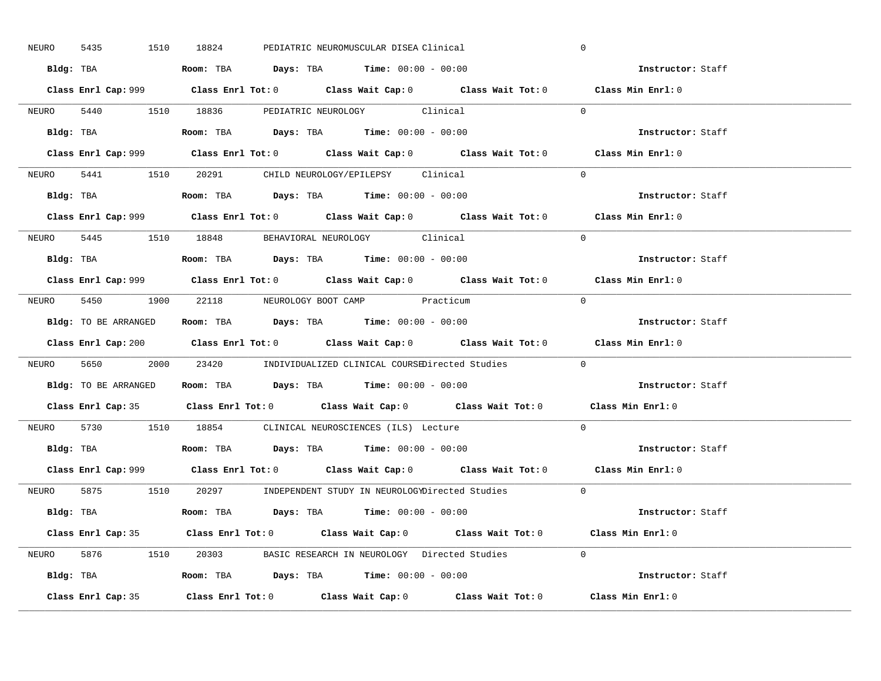NEURO 5435 1510 18824 PEDIATRIC NEUROMUSCULAR DISEA Clinical 0

**Bldg:** TBA **Room:** TBA **Days:** TBA **Time:** 00:00 - 00:00 **Instructor:** Staff

**Class Enrl Cap:** 999 **Class Enrl Tot:** 0 **Class Wait Cap:** 0 **Class Wait Tot:** 0 **Class Min Enrl:** 0

---

NEURO 5440 1510 18836 PEDIATRIC NEUROLOGY Clinical 0

**Bldg:** TBA **Room:** TBA **Days:** TBA **Time:** 00:00 - 00:00 **Instructor:** Staff

**Class Enrl Cap:** 999 **Class Enrl Tot:** 0 **Class Wait Cap:** 0 **Class Wait Tot:** 0 **Class Min Enrl:** 0

---

NEURO 5441 1510 20291 CHILD NEUROLOGY/EPILEPSY Clinical 0

**Bldg:** TBA **Room:** TBA **Days:** TBA **Time:** 00:00 - 00:00 **Instructor:** Staff

**Class Enrl Cap:** 999 **Class Enrl Tot:** 0 **Class Wait Cap:** 0 **Class Wait Tot:** 0 **Class Min Enrl:** 0

---

NEURO 5445 1510 18848 BEHAVIORAL NEUROLOGY Clinical 0

**Bldg:** TBA **Room:** TBA **Days:** TBA **Time:** 00:00 - 00:00 **Instructor:** Staff

**Class Enrl Cap:** 999 **Class Enrl Tot:** 0 **Class Wait Cap:** 0 **Class Wait Tot:** 0 **Class Min Enrl:** 0

---

NEURO 5450 1900 22118 NEUROLOGY BOOT CAMP Practicum 0

**Bldg:** TO BE ARRANGED **Room:** TBA **Days:** TBA **Time:** 00:00 - 00:00 **Instructor:** Staff

**Class Enrl Cap:** 200 **Class Enrl Tot:** 0 **Class Wait Cap:** 0 **Class Wait Tot:** 0 **Class Min Enrl:** 0

---

NEURO 5650 2000 23420 INDIVIDUALIZED CLINICAL COURSE Directed Studies 0

**Bldg:** TO BE ARRANGED **Room:** TBA **Days:** TBA **Time:** 00:00 - 00:00 **Instructor:** Staff

**Class Enrl Cap:** 35 **Class Enrl Tot:** 0 **Class Wait Cap:** 0 **Class Wait Tot:** 0 **Class Min Enrl:** 0

---

NEURO 5730 1510 18854 CLINICAL NEUROSCIENCES (ILS) Lecture 0

**Bldg:** TBA **Room:** TBA **Days:** TBA **Time:** 00:00 - 00:00 **Instructor:** Staff

**Class Enrl Cap:** 999 **Class Enrl Tot:** 0 **Class Wait Cap:** 0 **Class Wait Tot:** 0 **Class Min Enrl:** 0

---

NEURO 5875 1510 20297 INDEPENDENT STUDY IN NEUROLOGY Directed Studies 0

**Bldg:** TBA **Room:** TBA **Days:** TBA **Time:** 00:00 - 00:00 **Instructor:** Staff

**Class Enrl Cap:** 35 **Class Enrl Tot:** 0 **Class Wait Cap:** 0 **Class Wait Tot:** 0 **Class Min Enrl:** 0

---

NEURO 5876 1510 20303 BASIC RESEARCH IN NEUROLOGY Directed Studies 0

**Bldg:** TBA **Room:** TBA **Days:** TBA **Time:** 00:00 - 00:00 **Instructor:** Staff

**Class Enrl Cap:** 35 **Class Enrl Tot:** 0 **Class Wait Cap:** 0 **Class Wait Tot:** 0 **Class Min Enrl:** 0

---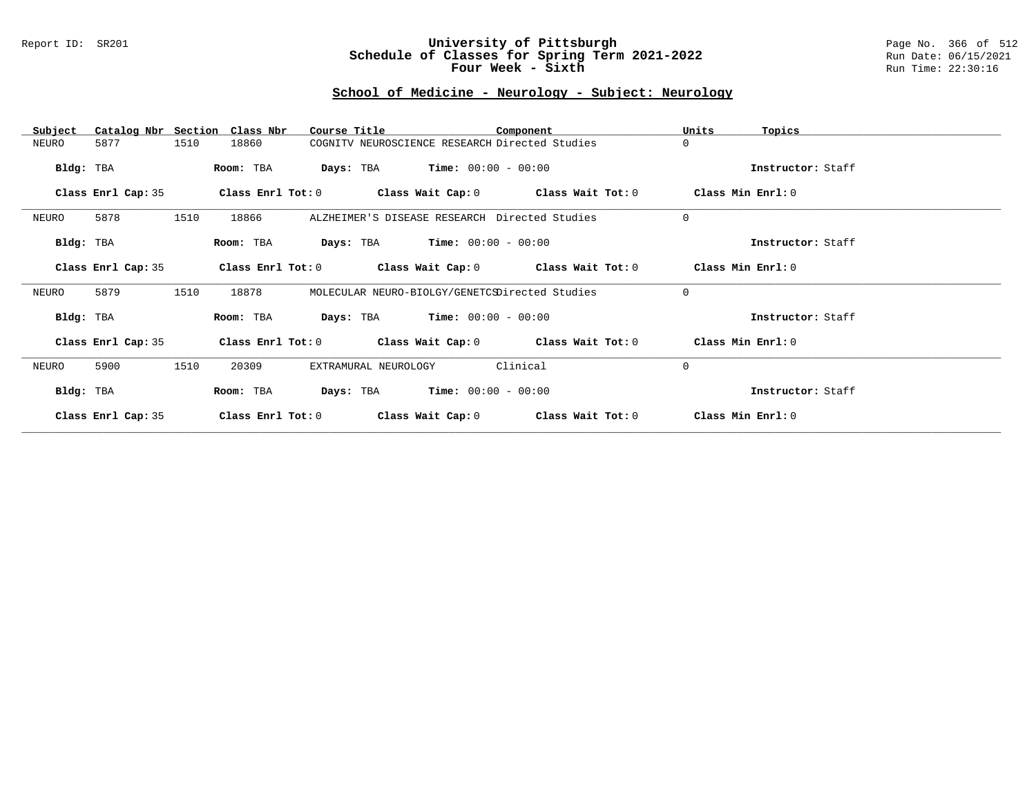Report ID: SR201

# University of Pittsburgh
## Schedule of Classes for Spring Term 2021-2022
## Four Week - Sixth

Run Date: 06/15/2021
Run Time: 22:30:16

## School of Medicine - Neurology - Subject: Neurology

| Subject | Catalog Nbr | Section | Class Nbr | Course Title | Component | Units | Topics |
|---|---|---|---|---|---|---|---|
| NEURO | 5877 | 1510 | 18860 | COGNITV NEUROSCIENCE RESEARCH | Directed Studies | 0 | |

**Bldg:** TBA **Room:** TBA **Days:** TBA **Time:** 00:00 - 00:00 **Instructor:** Staff

**Class Enrl Cap:** 35 **Class Enrl Tot:** 0 **Class Wait Cap:** 0 **Class Wait Tot:** 0 **Class Min Enrl:** 0

---

| Subject | Catalog Nbr | Section | Class Nbr | Course Title | Component | Units | Topics |
|---|---|---|---|---|---|---|---|
| NEURO | 5878 | 1510 | 18866 | ALZHEIMER'S DISEASE RESEARCH | Directed Studies | 0 | |

**Bldg:** TBA **Room:** TBA **Days:** TBA **Time:** 00:00 - 00:00 **Instructor:** Staff

**Class Enrl Cap:** 35 **Class Enrl Tot:** 0 **Class Wait Cap:** 0 **Class Wait Tot:** 0 **Class Min Enrl:** 0

---

| Subject | Catalog Nbr | Section | Class Nbr | Course Title | Component | Units | Topics |
|---|---|---|---|---|---|---|---|
| NEURO | 5879 | 1510 | 18878 | MOLECULAR NEURO-BIOLGY/GENETCS | Directed Studies | 0 | |

**Bldg:** TBA **Room:** TBA **Days:** TBA **Time:** 00:00 - 00:00 **Instructor:** Staff

**Class Enrl Cap:** 35 **Class Enrl Tot:** 0 **Class Wait Cap:** 0 **Class Wait Tot:** 0 **Class Min Enrl:** 0

---

| Subject | Catalog Nbr | Section | Class Nbr | Course Title | Component | Units | Topics |
|---|---|---|---|---|---|---|---|
| NEURO | 5900 | 1510 | 20309 | EXTRAMURAL NEUROLOGY | Clinical | 0 | |

**Bldg:** TBA **Room:** TBA **Days:** TBA **Time:** 00:00 - 00:00 **Instructor:** Staff

**Class Enrl Cap:** 35 **Class Enrl Tot:** 0 **Class Wait Cap:** 0 **Class Wait Tot:** 0 **Class Min Enrl:** 0

---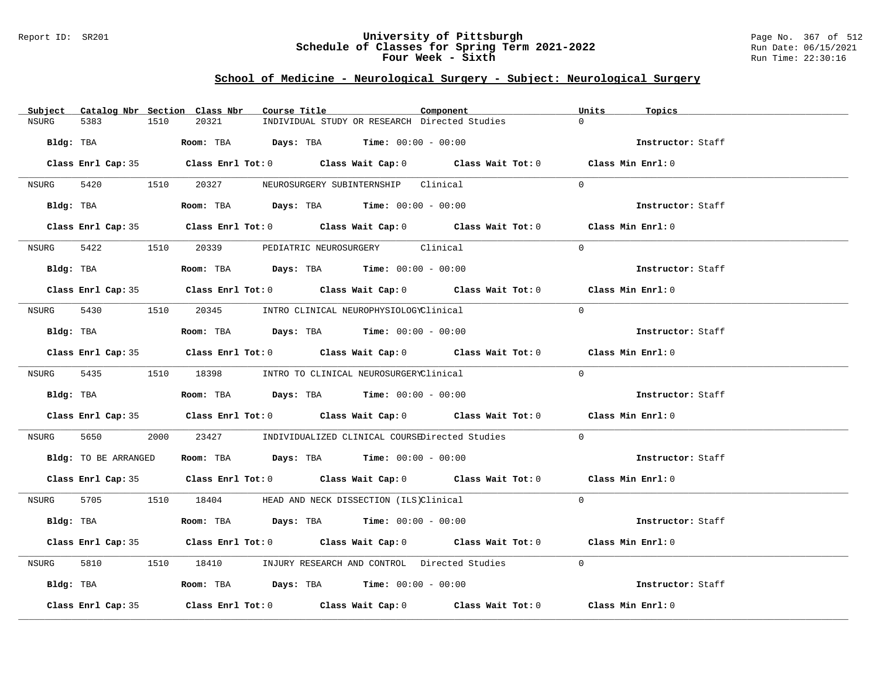## School of Medicine - Neurological Surgery - Subject: Neurological Surgery

| Subject | Catalog Nbr | Section | Class Nbr | Course Title | Component | Units | Topics |
|---|---|---|---|---|---|---|---|
| NSURG | 5383 | 1510 | 20321 | INDIVIDUAL STUDY OR RESEARCH | Directed Studies | 0 | |

**Bldg:** TBA **Room:** TBA **Days:** TBA **Time:** 00:00 - 00:00 **Instructor:** Staff

**Class Enrl Cap:** 35 **Class Enrl Tot:** 0 **Class Wait Cap:** 0 **Class Wait Tot:** 0 **Class Min Enrl:** 0

---

| Subject | Catalog Nbr | Section | Class Nbr | Course Title | Component | Units | Topics |
|---|---|---|---|---|---|---|---|
| NSURG | 5420 | 1510 | 20327 | NEUROSURGERY SUBINTERNSHIP | Clinical | 0 | |

**Bldg:** TBA **Room:** TBA **Days:** TBA **Time:** 00:00 - 00:00 **Instructor:** Staff

**Class Enrl Cap:** 35 **Class Enrl Tot:** 0 **Class Wait Cap:** 0 **Class Wait Tot:** 0 **Class Min Enrl:** 0

---

| Subject | Catalog Nbr | Section | Class Nbr | Course Title | Component | Units | Topics |
|---|---|---|---|---|---|---|---|
| NSURG | 5422 | 1510 | 20339 | PEDIATRIC NEUROSURGERY | Clinical | 0 | |

**Bldg:** TBA **Room:** TBA **Days:** TBA **Time:** 00:00 - 00:00 **Instructor:** Staff

**Class Enrl Cap:** 35 **Class Enrl Tot:** 0 **Class Wait Cap:** 0 **Class Wait Tot:** 0 **Class Min Enrl:** 0

---

| Subject | Catalog Nbr | Section | Class Nbr | Course Title | Component | Units | Topics |
|---|---|---|---|---|---|---|---|
| NSURG | 5430 | 1510 | 20345 | INTRO CLINICAL NEUROPHYSIOLOGY | Clinical | 0 | |

**Bldg:** TBA **Room:** TBA **Days:** TBA **Time:** 00:00 - 00:00 **Instructor:** Staff

**Class Enrl Cap:** 35 **Class Enrl Tot:** 0 **Class Wait Cap:** 0 **Class Wait Tot:** 0 **Class Min Enrl:** 0

---

| Subject | Catalog Nbr | Section | Class Nbr | Course Title | Component | Units | Topics |
|---|---|---|---|---|---|---|---|
| NSURG | 5435 | 1510 | 18398 | INTRO TO CLINICAL NEUROSURGERY | Clinical | 0 | |

**Bldg:** TBA **Room:** TBA **Days:** TBA **Time:** 00:00 - 00:00 **Instructor:** Staff

**Class Enrl Cap:** 35 **Class Enrl Tot:** 0 **Class Wait Cap:** 0 **Class Wait Tot:** 0 **Class Min Enrl:** 0

---

| Subject | Catalog Nbr | Section | Class Nbr | Course Title | Component | Units | Topics |
|---|---|---|---|---|---|---|---|
| NSURG | 5650 | 2000 | 23427 | INDIVIDUALIZED CLINICAL COURSE | Directed Studies | 0 | |

**Bldg:** TO BE ARRANGED **Room:** TBA **Days:** TBA **Time:** 00:00 - 00:00 **Instructor:** Staff

**Class Enrl Cap:** 35 **Class Enrl Tot:** 0 **Class Wait Cap:** 0 **Class Wait Tot:** 0 **Class Min Enrl:** 0

---

| Subject | Catalog Nbr | Section | Class Nbr | Course Title | Component | Units | Topics |
|---|---|---|---|---|---|---|---|
| NSURG | 5705 | 1510 | 18404 | HEAD AND NECK DISSECTION (ILS) | Clinical | 0 | |

**Bldg:** TBA **Room:** TBA **Days:** TBA **Time:** 00:00 - 00:00 **Instructor:** Staff

**Class Enrl Cap:** 35 **Class Enrl Tot:** 0 **Class Wait Cap:** 0 **Class Wait Tot:** 0 **Class Min Enrl:** 0

---

| Subject | Catalog Nbr | Section | Class Nbr | Course Title | Component | Units | Topics |
|---|---|---|---|---|---|---|---|
| NSURG | 5810 | 1510 | 18410 | INJURY RESEARCH AND CONTROL | Directed Studies | 0 | |

**Bldg:** TBA **Room:** TBA **Days:** TBA **Time:** 00:00 - 00:00 **Instructor:** Staff

**Class Enrl Cap:** 35 **Class Enrl Tot:** 0 **Class Wait Cap:** 0 **Class Wait Tot:** 0 **Class Min Enrl:** 0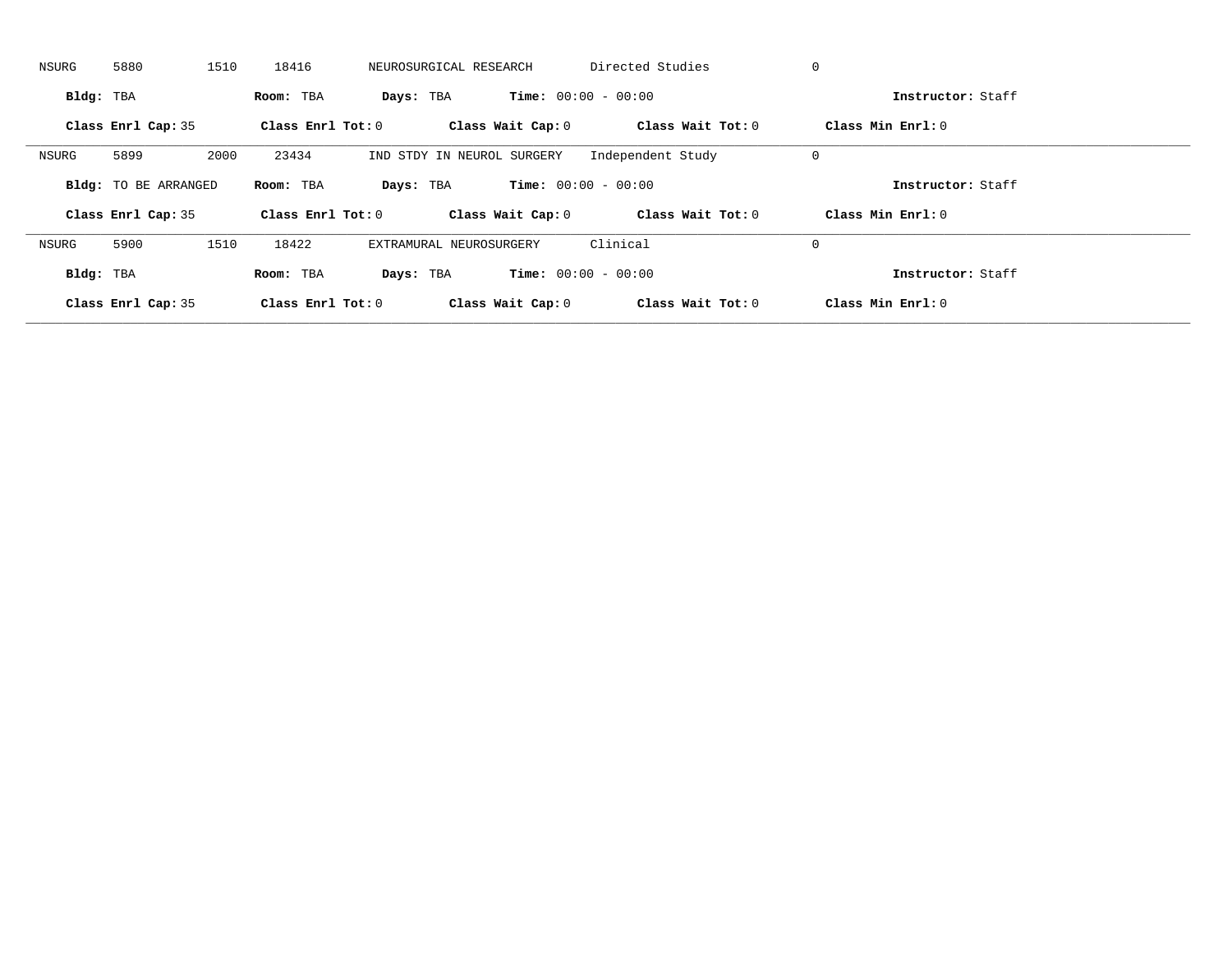NSURG 5880 1510 18416 NEUROSURGICAL RESEARCH Directed Studies 0

**Bldg:** TBA **Room:** TBA **Days:** TBA **Time:** 00:00 - 00:00 **Instructor:** Staff

**Class Enrl Cap:** 35 **Class Enrl Tot:** 0 **Class Wait Cap:** 0 **Class Wait Tot:** 0 **Class Min Enrl:** 0

---

NSURG 5899 2000 23434 IND STDY IN NEUROL SURGERY Independent Study 0

**Bldg:** TO BE ARRANGED **Room:** TBA **Days:** TBA **Time:** 00:00 - 00:00 **Instructor:** Staff

**Class Enrl Cap:** 35 **Class Enrl Tot:** 0 **Class Wait Cap:** 0 **Class Wait Tot:** 0 **Class Min Enrl:** 0

---

NSURG 5900 1510 18422 EXTRAMURAL NEUROSURGERY Clinical 0

**Bldg:** TBA **Room:** TBA **Days:** TBA **Time:** 00:00 - 00:00 **Instructor:** Staff

**Class Enrl Cap:** 35 **Class Enrl Tot:** 0 **Class Wait Cap:** 0 **Class Wait Tot:** 0 **Class Min Enrl:** 0

---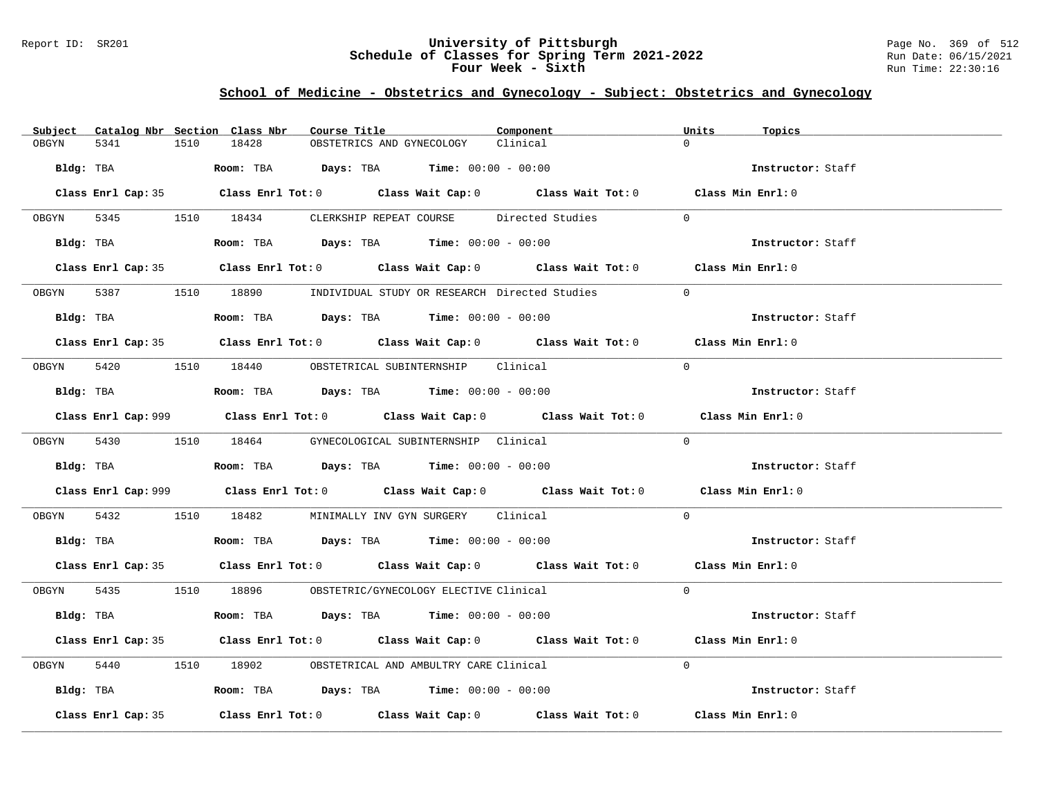Report ID: SR201

# University of Pittsburgh
## Schedule of Classes for Spring Term 2021-2022
### Four Week - Sixth

Run Date: 06/15/2021
Run Time: 22:30:16

## School of Medicine - Obstetrics and Gynecology - Subject: Obstetrics and Gynecology

| Subject | Catalog Nbr | Section | Class Nbr | Course Title | Component | Units | Topics |
|---|---|---|---|---|---|---|---|
| OBGYN | 5341 | 1510 | 18428 | OBSTETRICS AND GYNECOLOGY | Clinical | 0 | |

**Bldg:** TBA **Room:** TBA **Days:** TBA **Time:** 00:00 - 00:00 **Instructor:** Staff

**Class Enrl Cap:** 35 **Class Enrl Tot:** 0 **Class Wait Cap:** 0 **Class Wait Tot:** 0 **Class Min Enrl:** 0

| Subject | Catalog Nbr | Section | Class Nbr | Course Title | Component | Units | Topics |
|---|---|---|---|---|---|---|---|
| OBGYN | 5345 | 1510 | 18434 | CLERKSHIP REPEAT COURSE | Directed Studies | 0 | |

**Bldg:** TBA **Room:** TBA **Days:** TBA **Time:** 00:00 - 00:00 **Instructor:** Staff

**Class Enrl Cap:** 35 **Class Enrl Tot:** 0 **Class Wait Cap:** 0 **Class Wait Tot:** 0 **Class Min Enrl:** 0

| Subject | Catalog Nbr | Section | Class Nbr | Course Title | Component | Units | Topics |
|---|---|---|---|---|---|---|---|
| OBGYN | 5387 | 1510 | 18890 | INDIVIDUAL STUDY OR RESEARCH | Directed Studies | 0 | |

**Bldg:** TBA **Room:** TBA **Days:** TBA **Time:** 00:00 - 00:00 **Instructor:** Staff

**Class Enrl Cap:** 35 **Class Enrl Tot:** 0 **Class Wait Cap:** 0 **Class Wait Tot:** 0 **Class Min Enrl:** 0

| Subject | Catalog Nbr | Section | Class Nbr | Course Title | Component | Units | Topics |
|---|---|---|---|---|---|---|---|
| OBGYN | 5420 | 1510 | 18440 | OBSTETRICAL SUBINTERNSHIP | Clinical | 0 | |

**Bldg:** TBA **Room:** TBA **Days:** TBA **Time:** 00:00 - 00:00 **Instructor:** Staff

**Class Enrl Cap:** 999 **Class Enrl Tot:** 0 **Class Wait Cap:** 0 **Class Wait Tot:** 0 **Class Min Enrl:** 0

| Subject | Catalog Nbr | Section | Class Nbr | Course Title | Component | Units | Topics |
|---|---|---|---|---|---|---|---|
| OBGYN | 5430 | 1510 | 18464 | GYNECOLOGICAL SUBINTERNSHIP | Clinical | 0 | |

**Bldg:** TBA **Room:** TBA **Days:** TBA **Time:** 00:00 - 00:00 **Instructor:** Staff

**Class Enrl Cap:** 999 **Class Enrl Tot:** 0 **Class Wait Cap:** 0 **Class Wait Tot:** 0 **Class Min Enrl:** 0

| Subject | Catalog Nbr | Section | Class Nbr | Course Title | Component | Units | Topics |
|---|---|---|---|---|---|---|---|
| OBGYN | 5432 | 1510 | 18482 | MINIMALLY INV GYN SURGERY | Clinical | 0 | |

**Bldg:** TBA **Room:** TBA **Days:** TBA **Time:** 00:00 - 00:00 **Instructor:** Staff

**Class Enrl Cap:** 35 **Class Enrl Tot:** 0 **Class Wait Cap:** 0 **Class Wait Tot:** 0 **Class Min Enrl:** 0

| Subject | Catalog Nbr | Section | Class Nbr | Course Title | Component | Units | Topics |
|---|---|---|---|---|---|---|---|
| OBGYN | 5435 | 1510 | 18896 | OBSTETRIC/GYNECOLOGY ELECTIVE | Clinical | 0 | |

**Bldg:** TBA **Room:** TBA **Days:** TBA **Time:** 00:00 - 00:00 **Instructor:** Staff

**Class Enrl Cap:** 35 **Class Enrl Tot:** 0 **Class Wait Cap:** 0 **Class Wait Tot:** 0 **Class Min Enrl:** 0

| Subject | Catalog Nbr | Section | Class Nbr | Course Title | Component | Units | Topics |
|---|---|---|---|---|---|---|---|
| OBGYN | 5440 | 1510 | 18902 | OBSTETRICAL AND AMBULTRY CARE | Clinical | 0 | |

**Bldg:** TBA **Room:** TBA **Days:** TBA **Time:** 00:00 - 00:00 **Instructor:** Staff

**Class Enrl Cap:** 35 **Class Enrl Tot:** 0 **Class Wait Cap:** 0 **Class Wait Tot:** 0 **Class Min Enrl:** 0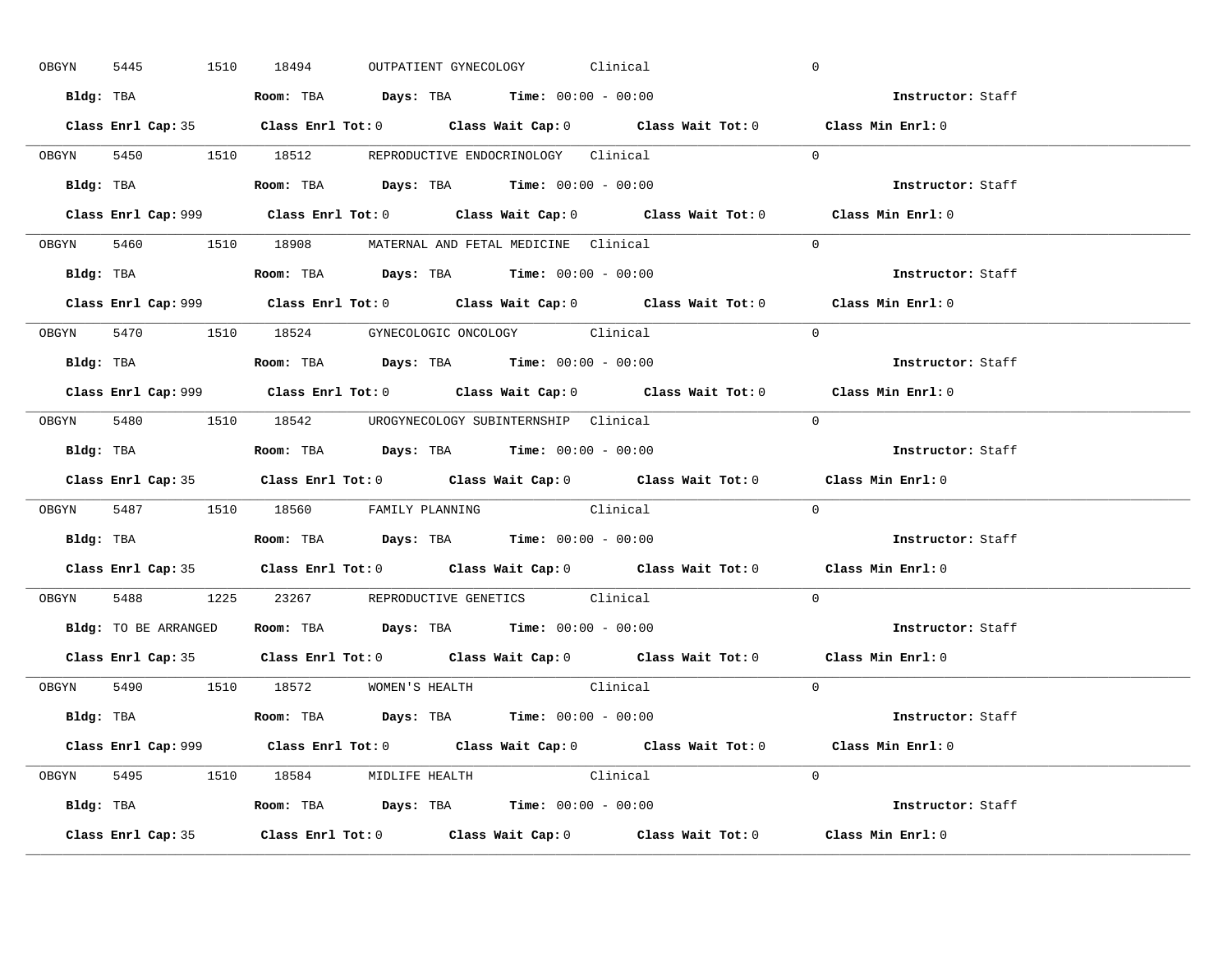OBGYN 5445 1510 18494 OUTPATIENT GYNECOLOGY Clinical 0

**Bldg:** TBA **Room:** TBA **Days:** TBA **Time:** 00:00 - 00:00 **Instructor:** Staff

**Class Enrl Cap:** 35 **Class Enrl Tot:** 0 **Class Wait Cap:** 0 **Class Wait Tot:** 0 **Class Min Enrl:** 0

---

OBGYN 5450 1510 18512 REPRODUCTIVE ENDOCRINOLOGY Clinical 0

**Bldg:** TBA **Room:** TBA **Days:** TBA **Time:** 00:00 - 00:00 **Instructor:** Staff

**Class Enrl Cap:** 999 **Class Enrl Tot:** 0 **Class Wait Cap:** 0 **Class Wait Tot:** 0 **Class Min Enrl:** 0

---

OBGYN 5460 1510 18908 MATERNAL AND FETAL MEDICINE Clinical 0

**Bldg:** TBA **Room:** TBA **Days:** TBA **Time:** 00:00 - 00:00 **Instructor:** Staff

**Class Enrl Cap:** 999 **Class Enrl Tot:** 0 **Class Wait Cap:** 0 **Class Wait Tot:** 0 **Class Min Enrl:** 0

---

OBGYN 5470 1510 18524 GYNECOLOGIC ONCOLOGY Clinical 0

**Bldg:** TBA **Room:** TBA **Days:** TBA **Time:** 00:00 - 00:00 **Instructor:** Staff

**Class Enrl Cap:** 999 **Class Enrl Tot:** 0 **Class Wait Cap:** 0 **Class Wait Tot:** 0 **Class Min Enrl:** 0

---

OBGYN 5480 1510 18542 UROGYNECOLOGY SUBINTERNSHIP Clinical 0

**Bldg:** TBA **Room:** TBA **Days:** TBA **Time:** 00:00 - 00:00 **Instructor:** Staff

**Class Enrl Cap:** 35 **Class Enrl Tot:** 0 **Class Wait Cap:** 0 **Class Wait Tot:** 0 **Class Min Enrl:** 0

---

OBGYN 5487 1510 18560 FAMILY PLANNING Clinical 0

**Bldg:** TBA **Room:** TBA **Days:** TBA **Time:** 00:00 - 00:00 **Instructor:** Staff

**Class Enrl Cap:** 35 **Class Enrl Tot:** 0 **Class Wait Cap:** 0 **Class Wait Tot:** 0 **Class Min Enrl:** 0

---

OBGYN 5488 1225 23267 REPRODUCTIVE GENETICS Clinical 0

**Bldg:** TO BE ARRANGED **Room:** TBA **Days:** TBA **Time:** 00:00 - 00:00 **Instructor:** Staff

**Class Enrl Cap:** 35 **Class Enrl Tot:** 0 **Class Wait Cap:** 0 **Class Wait Tot:** 0 **Class Min Enrl:** 0

---

OBGYN 5490 1510 18572 WOMEN'S HEALTH Clinical 0

**Bldg:** TBA **Room:** TBA **Days:** TBA **Time:** 00:00 - 00:00 **Instructor:** Staff

**Class Enrl Cap:** 999 **Class Enrl Tot:** 0 **Class Wait Cap:** 0 **Class Wait Tot:** 0 **Class Min Enrl:** 0

---

OBGYN 5495 1510 18584 MIDLIFE HEALTH Clinical 0

**Bldg:** TBA **Room:** TBA **Days:** TBA **Time:** 00:00 - 00:00 **Instructor:** Staff

**Class Enrl Cap:** 35 **Class Enrl Tot:** 0 **Class Wait Cap:** 0 **Class Wait Tot:** 0 **Class Min Enrl:** 0

---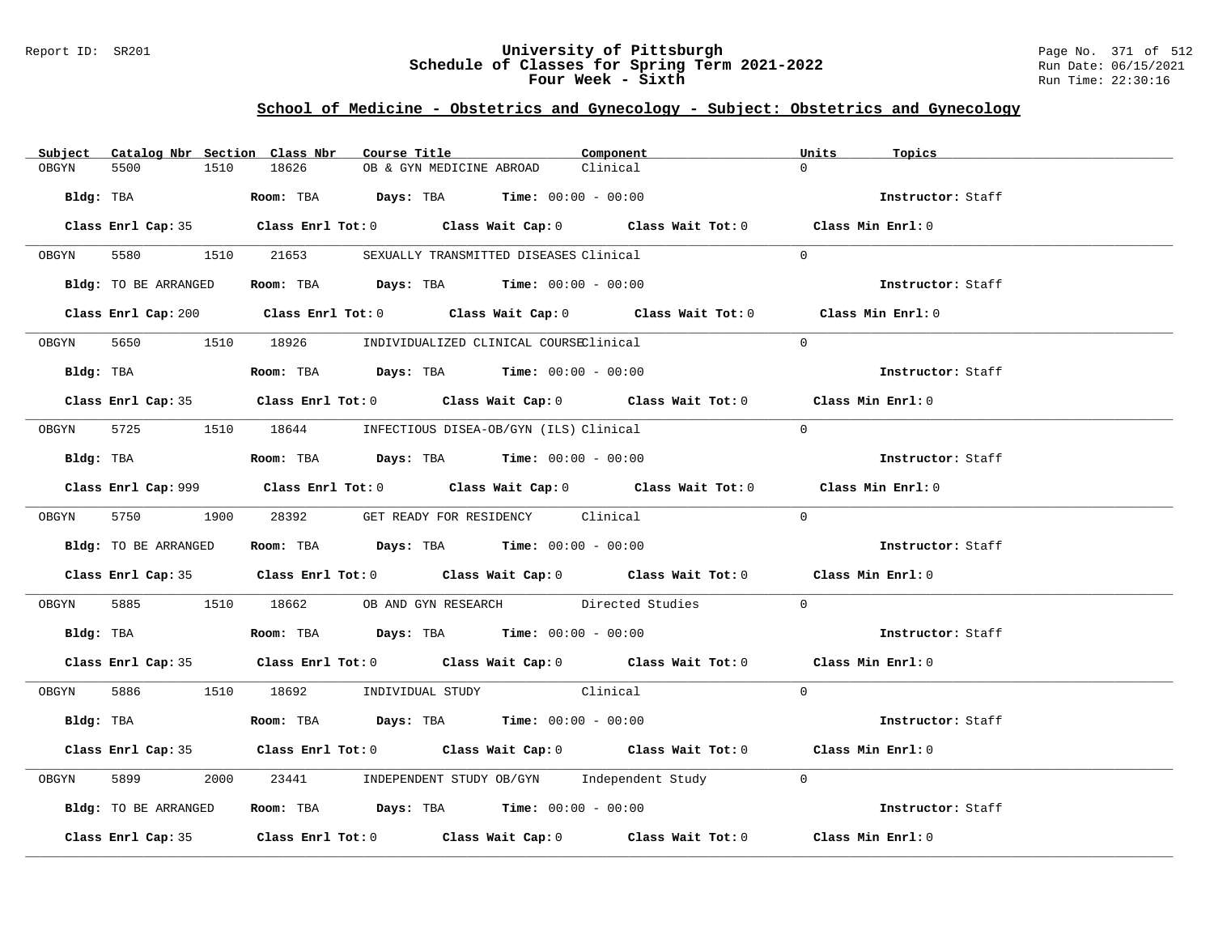Report ID: SR201

# University of Pittsburgh
## Schedule of Classes for Spring Term 2021-2022
### Four Week - Sixth

Run Date: 06/15/2021
Run Time: 22:30:16

## School of Medicine - Obstetrics and Gynecology - Subject: Obstetrics and Gynecology

| Subject | Catalog Nbr | Section | Class Nbr | Course Title | Component | Units | Topics |
|---|---|---|---|---|---|---|---|
| OBGYN | 5500 | 1510 | 18626 | OB & GYN MEDICINE ABROAD | Clinical | 0 | |

**Bldg:** TBA **Room:** TBA **Days:** TBA **Time:** 00:00 - 00:00 **Instructor:** Staff

**Class Enrl Cap:** 35 **Class Enrl Tot:** 0 **Class Wait Cap:** 0 **Class Wait Tot:** 0 **Class Min Enrl:** 0

| Subject | Catalog Nbr | Section | Class Nbr | Course Title | Component | Units | Topics |
|---|---|---|---|---|---|---|---|
| OBGYN | 5580 | 1510 | 21653 | SEXUALLY TRANSMITTED DISEASES | Clinical | 0 | |

**Bldg:** TO BE ARRANGED **Room:** TBA **Days:** TBA **Time:** 00:00 - 00:00 **Instructor:** Staff

**Class Enrl Cap:** 200 **Class Enrl Tot:** 0 **Class Wait Cap:** 0 **Class Wait Tot:** 0 **Class Min Enrl:** 0

| Subject | Catalog Nbr | Section | Class Nbr | Course Title | Component | Units | Topics |
|---|---|---|---|---|---|---|---|
| OBGYN | 5650 | 1510 | 18926 | INDIVIDUALIZED CLINICAL COURSE | Clinical | 0 | |

**Bldg:** TBA **Room:** TBA **Days:** TBA **Time:** 00:00 - 00:00 **Instructor:** Staff

**Class Enrl Cap:** 35 **Class Enrl Tot:** 0 **Class Wait Cap:** 0 **Class Wait Tot:** 0 **Class Min Enrl:** 0

| Subject | Catalog Nbr | Section | Class Nbr | Course Title | Component | Units | Topics |
|---|---|---|---|---|---|---|---|
| OBGYN | 5725 | 1510 | 18644 | INFECTIOUS DISEA-OB/GYN (ILS) | Clinical | 0 | |

**Bldg:** TBA **Room:** TBA **Days:** TBA **Time:** 00:00 - 00:00 **Instructor:** Staff

**Class Enrl Cap:** 999 **Class Enrl Tot:** 0 **Class Wait Cap:** 0 **Class Wait Tot:** 0 **Class Min Enrl:** 0

| Subject | Catalog Nbr | Section | Class Nbr | Course Title | Component | Units | Topics |
|---|---|---|---|---|---|---|---|
| OBGYN | 5750 | 1900 | 28392 | GET READY FOR RESIDENCY | Clinical | 0 | |

**Bldg:** TO BE ARRANGED **Room:** TBA **Days:** TBA **Time:** 00:00 - 00:00 **Instructor:** Staff

**Class Enrl Cap:** 35 **Class Enrl Tot:** 0 **Class Wait Cap:** 0 **Class Wait Tot:** 0 **Class Min Enrl:** 0

| Subject | Catalog Nbr | Section | Class Nbr | Course Title | Component | Units | Topics |
|---|---|---|---|---|---|---|---|
| OBGYN | 5885 | 1510 | 18662 | OB AND GYN RESEARCH | Directed Studies | 0 | |

**Bldg:** TBA **Room:** TBA **Days:** TBA **Time:** 00:00 - 00:00 **Instructor:** Staff

**Class Enrl Cap:** 35 **Class Enrl Tot:** 0 **Class Wait Cap:** 0 **Class Wait Tot:** 0 **Class Min Enrl:** 0

| Subject | Catalog Nbr | Section | Class Nbr | Course Title | Component | Units | Topics |
|---|---|---|---|---|---|---|---|
| OBGYN | 5886 | 1510 | 18692 | INDIVIDUAL STUDY | Clinical | 0 | |

**Bldg:** TBA **Room:** TBA **Days:** TBA **Time:** 00:00 - 00:00 **Instructor:** Staff

**Class Enrl Cap:** 35 **Class Enrl Tot:** 0 **Class Wait Cap:** 0 **Class Wait Tot:** 0 **Class Min Enrl:** 0

| Subject | Catalog Nbr | Section | Class Nbr | Course Title | Component | Units | Topics |
|---|---|---|---|---|---|---|---|
| OBGYN | 5899 | 2000 | 23441 | INDEPENDENT STUDY OB/GYN | Independent Study | 0 | |

**Bldg:** TO BE ARRANGED **Room:** TBA **Days:** TBA **Time:** 00:00 - 00:00 **Instructor:** Staff

**Class Enrl Cap:** 35 **Class Enrl Tot:** 0 **Class Wait Cap:** 0 **Class Wait Tot:** 0 **Class Min Enrl:** 0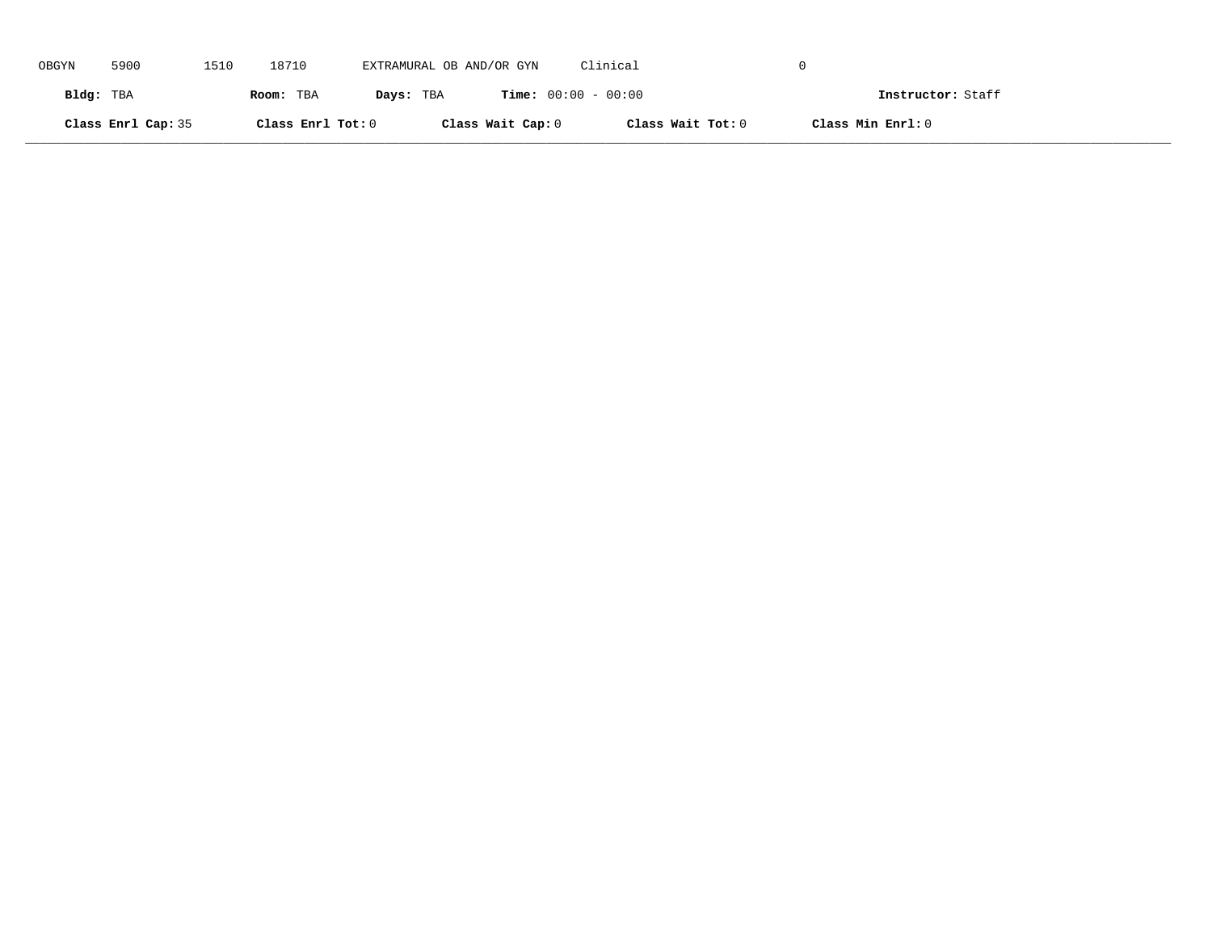OBGYN 5900 1510 18710 EXTRAMURAL OB AND/OR GYN Clinical 0

**Bldg:** TBA **Room:** TBA **Days:** TBA **Time:** 00:00 - 00:00 **Instructor:** Staff

**Class Enrl Cap:** 35 **Class Enrl Tot:** 0 **Class Wait Cap:** 0 **Class Wait Tot:** 0 **Class Min Enrl:** 0

---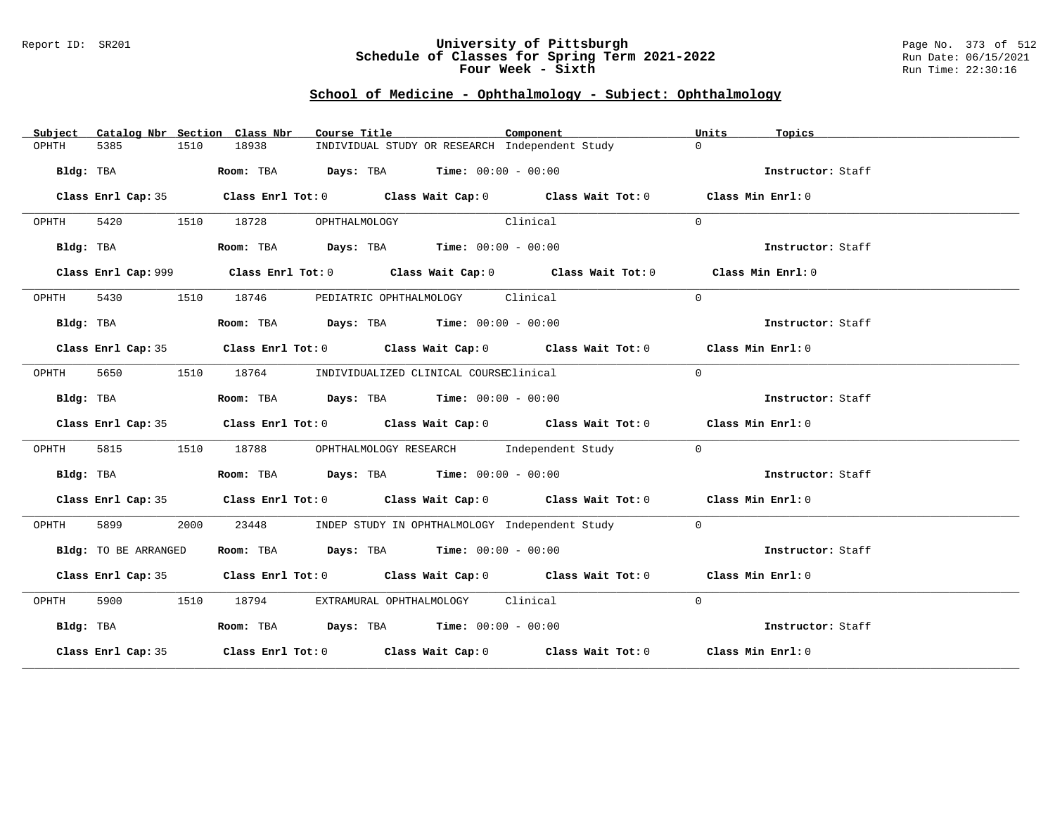Report ID: SR201

# University of Pittsburgh
## Schedule of Classes for Spring Term 2021-2022
## Four Week - Sixth

Run Date: 06/15/2021
Run Time: 22:30:16

### School of Medicine - Ophthalmology - Subject: Ophthalmology

| Subject | Catalog Nbr | Section | Class Nbr | Course Title | Component | Units | Topics |
|---|---|---|---|---|---|---|---|
| OPHTH | 5385 | 1510 | 18938 | INDIVIDUAL STUDY OR RESEARCH | Independent Study | 0 | |

**Bldg:** TBA **Room:** TBA **Days:** TBA **Time:** 00:00 - 00:00 **Instructor:** Staff

**Class Enrl Cap:** 35 **Class Enrl Tot:** 0 **Class Wait Cap:** 0 **Class Wait Tot:** 0 **Class Min Enrl:** 0

| Subject | Catalog Nbr | Section | Class Nbr | Course Title | Component | Units | Topics |
|---|---|---|---|---|---|---|---|
| OPHTH | 5420 | 1510 | 18728 | OPHTHALMOLOGY | Clinical | 0 | |

**Bldg:** TBA **Room:** TBA **Days:** TBA **Time:** 00:00 - 00:00 **Instructor:** Staff

**Class Enrl Cap:** 999 **Class Enrl Tot:** 0 **Class Wait Cap:** 0 **Class Wait Tot:** 0 **Class Min Enrl:** 0

| Subject | Catalog Nbr | Section | Class Nbr | Course Title | Component | Units | Topics |
|---|---|---|---|---|---|---|---|
| OPHTH | 5430 | 1510 | 18746 | PEDIATRIC OPHTHALMOLOGY | Clinical | 0 | |

**Bldg:** TBA **Room:** TBA **Days:** TBA **Time:** 00:00 - 00:00 **Instructor:** Staff

**Class Enrl Cap:** 35 **Class Enrl Tot:** 0 **Class Wait Cap:** 0 **Class Wait Tot:** 0 **Class Min Enrl:** 0

| Subject | Catalog Nbr | Section | Class Nbr | Course Title | Component | Units | Topics |
|---|---|---|---|---|---|---|---|
| OPHTH | 5650 | 1510 | 18764 | INDIVIDUALIZED CLINICAL COURSE | Clinical | 0 | |

**Bldg:** TBA **Room:** TBA **Days:** TBA **Time:** 00:00 - 00:00 **Instructor:** Staff

**Class Enrl Cap:** 35 **Class Enrl Tot:** 0 **Class Wait Cap:** 0 **Class Wait Tot:** 0 **Class Min Enrl:** 0

| Subject | Catalog Nbr | Section | Class Nbr | Course Title | Component | Units | Topics |
|---|---|---|---|---|---|---|---|
| OPHTH | 5815 | 1510 | 18788 | OPHTHALMOLOGY RESEARCH | Independent Study | 0 | |

**Bldg:** TBA **Room:** TBA **Days:** TBA **Time:** 00:00 - 00:00 **Instructor:** Staff

**Class Enrl Cap:** 35 **Class Enrl Tot:** 0 **Class Wait Cap:** 0 **Class Wait Tot:** 0 **Class Min Enrl:** 0

| Subject | Catalog Nbr | Section | Class Nbr | Course Title | Component | Units | Topics |
|---|---|---|---|---|---|---|---|
| OPHTH | 5899 | 2000 | 23448 | INDEP STUDY IN OPHTHALMOLOGY | Independent Study | 0 | |

**Bldg:** TO BE ARRANGED **Room:** TBA **Days:** TBA **Time:** 00:00 - 00:00 **Instructor:** Staff

**Class Enrl Cap:** 35 **Class Enrl Tot:** 0 **Class Wait Cap:** 0 **Class Wait Tot:** 0 **Class Min Enrl:** 0

| Subject | Catalog Nbr | Section | Class Nbr | Course Title | Component | Units | Topics |
|---|---|---|---|---|---|---|---|
| OPHTH | 5900 | 1510 | 18794 | EXTRAMURAL OPHTHALMOLOGY | Clinical | 0 | |

**Bldg:** TBA **Room:** TBA **Days:** TBA **Time:** 00:00 - 00:00 **Instructor:** Staff

**Class Enrl Cap:** 35 **Class Enrl Tot:** 0 **Class Wait Cap:** 0 **Class Wait Tot:** 0 **Class Min Enrl:** 0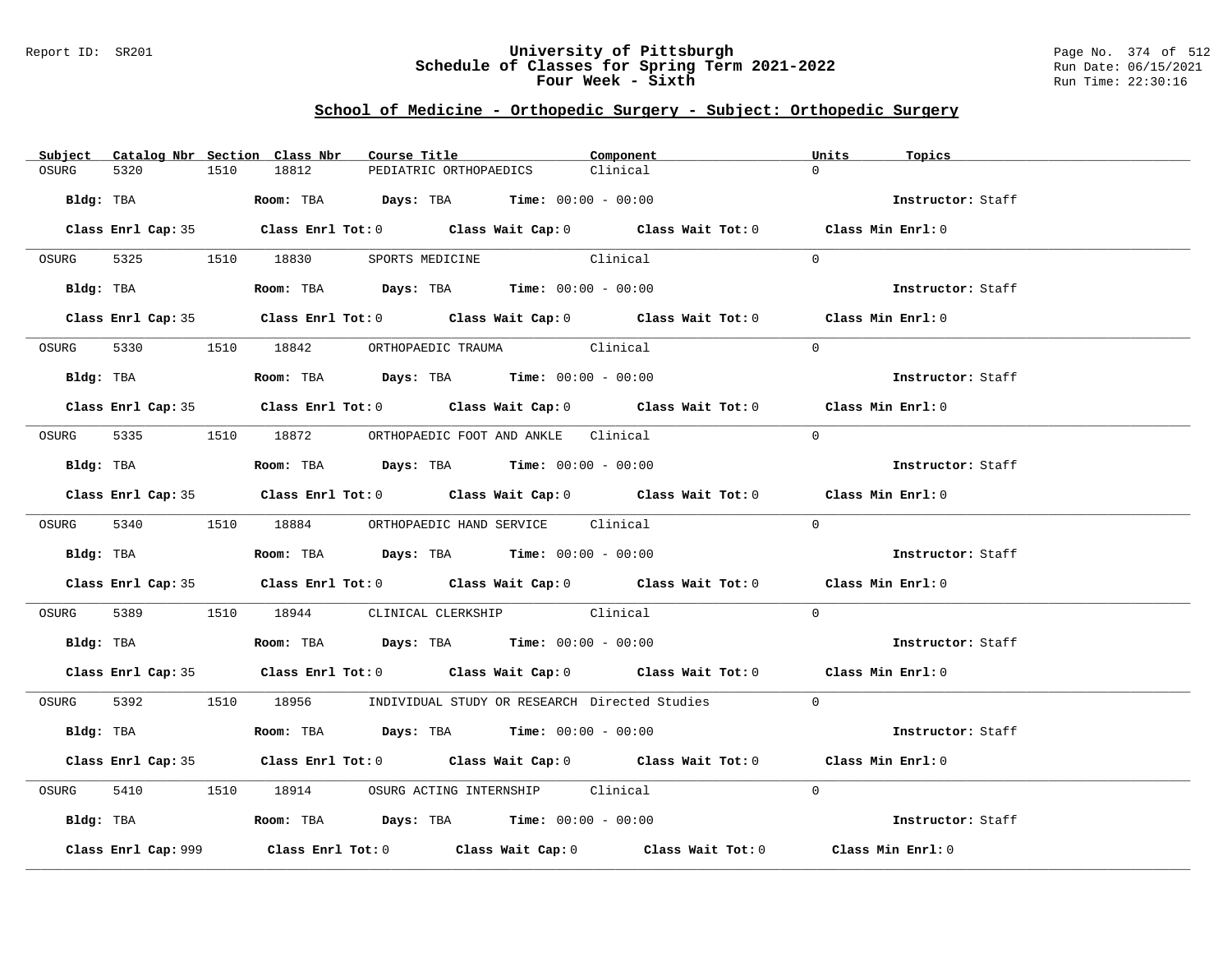## School of Medicine - Orthopedic Surgery - Subject: Orthopedic Surgery

| Subject | Catalog Nbr | Section | Class Nbr | Course Title | Component | Units | Topics |
|---|---|---|---|---|---|---|---|
| OSURG | 5320 | 1510 | 18812 | PEDIATRIC ORTHOPAEDICS | Clinical | 0 | |

**Bldg:** TBA **Room:** TBA **Days:** TBA **Time:** 00:00 - 00:00 **Instructor:** Staff

**Class Enrl Cap:** 35 **Class Enrl Tot:** 0 **Class Wait Cap:** 0 **Class Wait Tot:** 0 **Class Min Enrl:** 0

| Subject | Catalog Nbr | Section | Class Nbr | Course Title | Component | Units | Topics |
|---|---|---|---|---|---|---|---|
| OSURG | 5325 | 1510 | 18830 | SPORTS MEDICINE | Clinical | 0 | |

**Bldg:** TBA **Room:** TBA **Days:** TBA **Time:** 00:00 - 00:00 **Instructor:** Staff

**Class Enrl Cap:** 35 **Class Enrl Tot:** 0 **Class Wait Cap:** 0 **Class Wait Tot:** 0 **Class Min Enrl:** 0

| Subject | Catalog Nbr | Section | Class Nbr | Course Title | Component | Units | Topics |
|---|---|---|---|---|---|---|---|
| OSURG | 5330 | 1510 | 18842 | ORTHOPAEDIC TRAUMA | Clinical | 0 | |

**Bldg:** TBA **Room:** TBA **Days:** TBA **Time:** 00:00 - 00:00 **Instructor:** Staff

**Class Enrl Cap:** 35 **Class Enrl Tot:** 0 **Class Wait Cap:** 0 **Class Wait Tot:** 0 **Class Min Enrl:** 0

| Subject | Catalog Nbr | Section | Class Nbr | Course Title | Component | Units | Topics |
|---|---|---|---|---|---|---|---|
| OSURG | 5335 | 1510 | 18872 | ORTHOPAEDIC FOOT AND ANKLE | Clinical | 0 | |

**Bldg:** TBA **Room:** TBA **Days:** TBA **Time:** 00:00 - 00:00 **Instructor:** Staff

**Class Enrl Cap:** 35 **Class Enrl Tot:** 0 **Class Wait Cap:** 0 **Class Wait Tot:** 0 **Class Min Enrl:** 0

| Subject | Catalog Nbr | Section | Class Nbr | Course Title | Component | Units | Topics |
|---|---|---|---|---|---|---|---|
| OSURG | 5340 | 1510 | 18884 | ORTHOPAEDIC HAND SERVICE | Clinical | 0 | |

**Bldg:** TBA **Room:** TBA **Days:** TBA **Time:** 00:00 - 00:00 **Instructor:** Staff

**Class Enrl Cap:** 35 **Class Enrl Tot:** 0 **Class Wait Cap:** 0 **Class Wait Tot:** 0 **Class Min Enrl:** 0

| Subject | Catalog Nbr | Section | Class Nbr | Course Title | Component | Units | Topics |
|---|---|---|---|---|---|---|---|
| OSURG | 5389 | 1510 | 18944 | CLINICAL CLERKSHIP | Clinical | 0 | |

**Bldg:** TBA **Room:** TBA **Days:** TBA **Time:** 00:00 - 00:00 **Instructor:** Staff

**Class Enrl Cap:** 35 **Class Enrl Tot:** 0 **Class Wait Cap:** 0 **Class Wait Tot:** 0 **Class Min Enrl:** 0

| Subject | Catalog Nbr | Section | Class Nbr | Course Title | Component | Units | Topics |
|---|---|---|---|---|---|---|---|
| OSURG | 5392 | 1510 | 18956 | INDIVIDUAL STUDY OR RESEARCH | Directed Studies | 0 | |

**Bldg:** TBA **Room:** TBA **Days:** TBA **Time:** 00:00 - 00:00 **Instructor:** Staff

**Class Enrl Cap:** 35 **Class Enrl Tot:** 0 **Class Wait Cap:** 0 **Class Wait Tot:** 0 **Class Min Enrl:** 0

| Subject | Catalog Nbr | Section | Class Nbr | Course Title | Component | Units | Topics |
|---|---|---|---|---|---|---|---|
| OSURG | 5410 | 1510 | 18914 | OSURG ACTING INTERNSHIP | Clinical | 0 | |

**Bldg:** TBA **Room:** TBA **Days:** TBA **Time:** 00:00 - 00:00 **Instructor:** Staff

**Class Enrl Cap:** 999 **Class Enrl Tot:** 0 **Class Wait Cap:** 0 **Class Wait Tot:** 0 **Class Min Enrl:** 0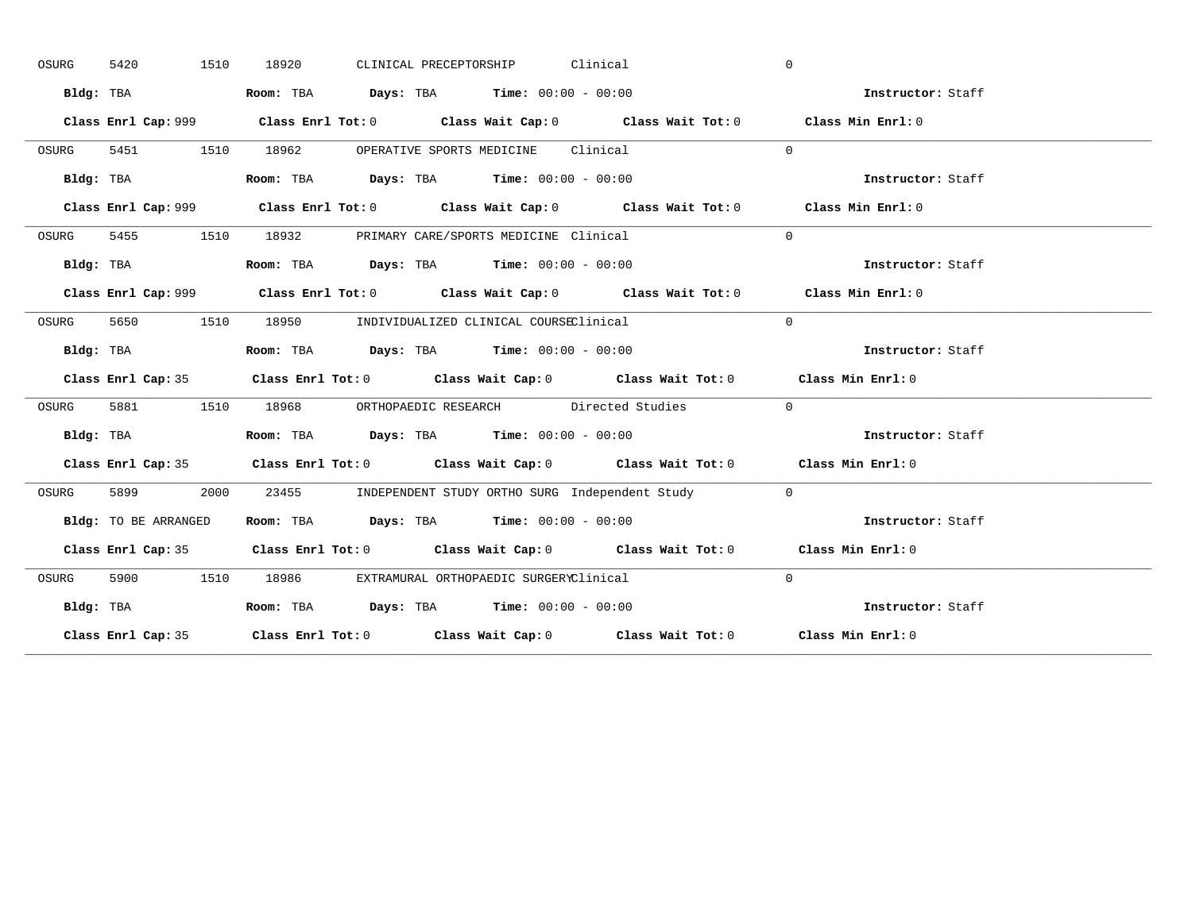OSURG 5420 1510 18920 CLINICAL PRECEPTORSHIP Clinical 0

**Bldg:** TBA **Room:** TBA **Days:** TBA **Time:** 00:00 - 00:00 **Instructor:** Staff

**Class Enrl Cap:** 999 **Class Enrl Tot:** 0 **Class Wait Cap:** 0 **Class Wait Tot:** 0 **Class Min Enrl:** 0

---

OSURG 5451 1510 18962 OPERATIVE SPORTS MEDICINE Clinical 0

**Bldg:** TBA **Room:** TBA **Days:** TBA **Time:** 00:00 - 00:00 **Instructor:** Staff

**Class Enrl Cap:** 999 **Class Enrl Tot:** 0 **Class Wait Cap:** 0 **Class Wait Tot:** 0 **Class Min Enrl:** 0

---

OSURG 5455 1510 18932 PRIMARY CARE/SPORTS MEDICINE Clinical 0

**Bldg:** TBA **Room:** TBA **Days:** TBA **Time:** 00:00 - 00:00 **Instructor:** Staff

**Class Enrl Cap:** 999 **Class Enrl Tot:** 0 **Class Wait Cap:** 0 **Class Wait Tot:** 0 **Class Min Enrl:** 0

---

OSURG 5650 1510 18950 INDIVIDUALIZED CLINICAL COURSE Clinical 0

**Bldg:** TBA **Room:** TBA **Days:** TBA **Time:** 00:00 - 00:00 **Instructor:** Staff

**Class Enrl Cap:** 35 **Class Enrl Tot:** 0 **Class Wait Cap:** 0 **Class Wait Tot:** 0 **Class Min Enrl:** 0

---

OSURG 5881 1510 18968 ORTHOPAEDIC RESEARCH Directed Studies 0

**Bldg:** TBA **Room:** TBA **Days:** TBA **Time:** 00:00 - 00:00 **Instructor:** Staff

**Class Enrl Cap:** 35 **Class Enrl Tot:** 0 **Class Wait Cap:** 0 **Class Wait Tot:** 0 **Class Min Enrl:** 0

---

OSURG 5899 2000 23455 INDEPENDENT STUDY ORTHO SURG Independent Study 0

**Bldg:** TO BE ARRANGED **Room:** TBA **Days:** TBA **Time:** 00:00 - 00:00 **Instructor:** Staff

**Class Enrl Cap:** 35 **Class Enrl Tot:** 0 **Class Wait Cap:** 0 **Class Wait Tot:** 0 **Class Min Enrl:** 0

---

OSURG 5900 1510 18986 EXTRAMURAL ORTHOPAEDIC SURGERY Clinical 0

**Bldg:** TBA **Room:** TBA **Days:** TBA **Time:** 00:00 - 00:00 **Instructor:** Staff

**Class Enrl Cap:** 35 **Class Enrl Tot:** 0 **Class Wait Cap:** 0 **Class Wait Tot:** 0 **Class Min Enrl:** 0

---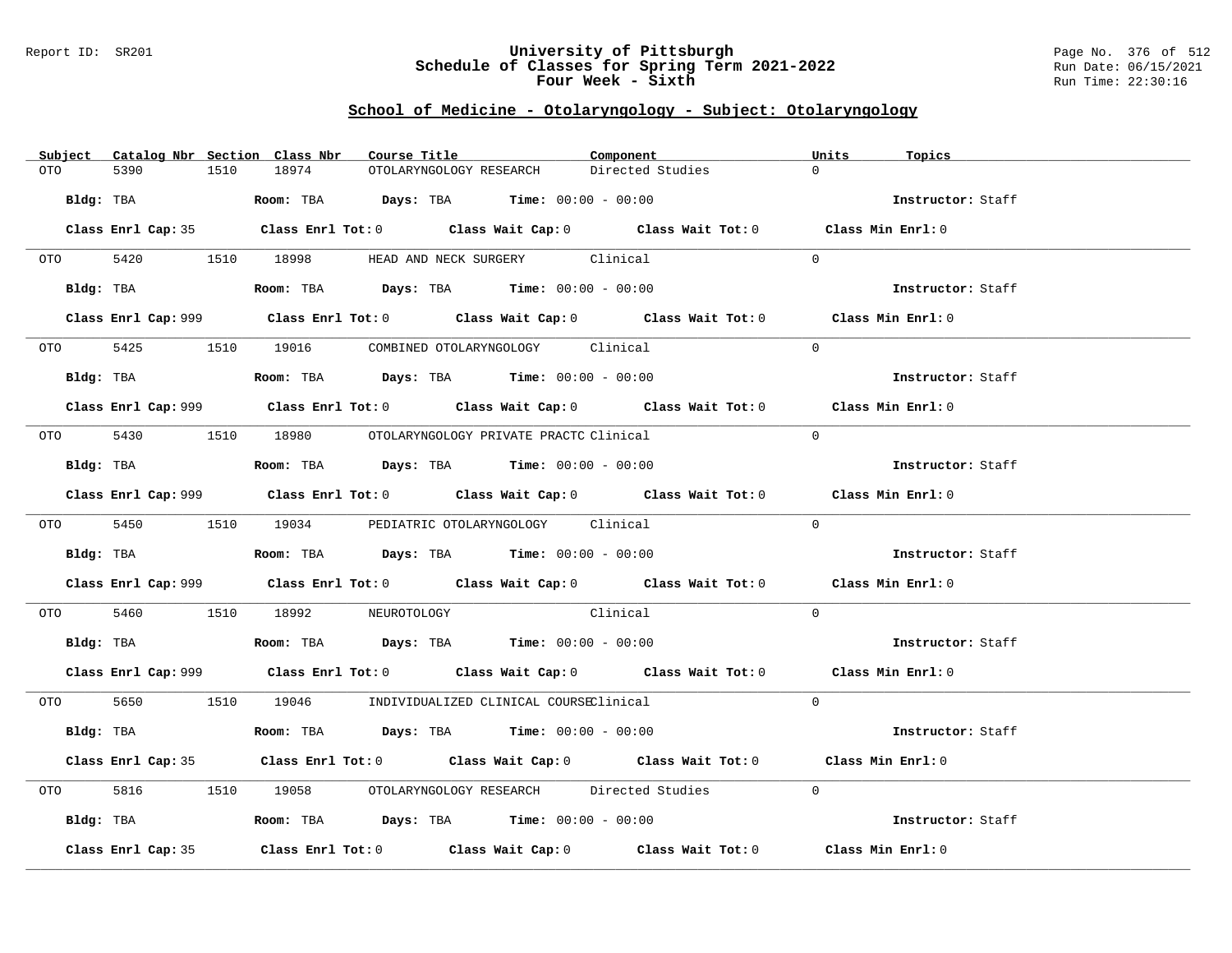## School of Medicine - Otolaryngology - Subject: Otolaryngology

| Subject | Catalog Nbr | Section | Class Nbr | Course Title | Component | Units | Topics |
|---|---|---|---|---|---|---|---|
| OTO | 5390 | 1510 | 18974 | OTOLARYNGOLOGY RESEARCH | Directed Studies | 0 | |

**Bldg:** TBA **Room:** TBA **Days:** TBA **Time:** 00:00 - 00:00 **Instructor:** Staff

**Class Enrl Cap:** 35 **Class Enrl Tot:** 0 **Class Wait Cap:** 0 **Class Wait Tot:** 0 **Class Min Enrl:** 0

| Subject | Catalog Nbr | Section | Class Nbr | Course Title | Component | Units | Topics |
|---|---|---|---|---|---|---|---|
| OTO | 5420 | 1510 | 18998 | HEAD AND NECK SURGERY | Clinical | 0 | |

**Bldg:** TBA **Room:** TBA **Days:** TBA **Time:** 00:00 - 00:00 **Instructor:** Staff

**Class Enrl Cap:** 999 **Class Enrl Tot:** 0 **Class Wait Cap:** 0 **Class Wait Tot:** 0 **Class Min Enrl:** 0

| Subject | Catalog Nbr | Section | Class Nbr | Course Title | Component | Units | Topics |
|---|---|---|---|---|---|---|---|
| OTO | 5425 | 1510 | 19016 | COMBINED OTOLARYNGOLOGY | Clinical | 0 | |

**Bldg:** TBA **Room:** TBA **Days:** TBA **Time:** 00:00 - 00:00 **Instructor:** Staff

**Class Enrl Cap:** 999 **Class Enrl Tot:** 0 **Class Wait Cap:** 0 **Class Wait Tot:** 0 **Class Min Enrl:** 0

| Subject | Catalog Nbr | Section | Class Nbr | Course Title | Component | Units | Topics |
|---|---|---|---|---|---|---|---|
| OTO | 5430 | 1510 | 18980 | OTOLARYNGOLOGY PRIVATE PRACTC | Clinical | 0 | |

**Bldg:** TBA **Room:** TBA **Days:** TBA **Time:** 00:00 - 00:00 **Instructor:** Staff

**Class Enrl Cap:** 999 **Class Enrl Tot:** 0 **Class Wait Cap:** 0 **Class Wait Tot:** 0 **Class Min Enrl:** 0

| Subject | Catalog Nbr | Section | Class Nbr | Course Title | Component | Units | Topics |
|---|---|---|---|---|---|---|---|
| OTO | 5450 | 1510 | 19034 | PEDIATRIC OTOLARYNGOLOGY | Clinical | 0 | |

**Bldg:** TBA **Room:** TBA **Days:** TBA **Time:** 00:00 - 00:00 **Instructor:** Staff

**Class Enrl Cap:** 999 **Class Enrl Tot:** 0 **Class Wait Cap:** 0 **Class Wait Tot:** 0 **Class Min Enrl:** 0

| Subject | Catalog Nbr | Section | Class Nbr | Course Title | Component | Units | Topics |
|---|---|---|---|---|---|---|---|
| OTO | 5460 | 1510 | 18992 | NEUROTOLOGY | Clinical | 0 | |

**Bldg:** TBA **Room:** TBA **Days:** TBA **Time:** 00:00 - 00:00 **Instructor:** Staff

**Class Enrl Cap:** 999 **Class Enrl Tot:** 0 **Class Wait Cap:** 0 **Class Wait Tot:** 0 **Class Min Enrl:** 0

| Subject | Catalog Nbr | Section | Class Nbr | Course Title | Component | Units | Topics |
|---|---|---|---|---|---|---|---|
| OTO | 5650 | 1510 | 19046 | INDIVIDUALIZED CLINICAL COURSE | Clinical | 0 | |

**Bldg:** TBA **Room:** TBA **Days:** TBA **Time:** 00:00 - 00:00 **Instructor:** Staff

**Class Enrl Cap:** 35 **Class Enrl Tot:** 0 **Class Wait Cap:** 0 **Class Wait Tot:** 0 **Class Min Enrl:** 0

| Subject | Catalog Nbr | Section | Class Nbr | Course Title | Component | Units | Topics |
|---|---|---|---|---|---|---|---|
| OTO | 5816 | 1510 | 19058 | OTOLARYNGOLOGY RESEARCH | Directed Studies | 0 | |

**Bldg:** TBA **Room:** TBA **Days:** TBA **Time:** 00:00 - 00:00 **Instructor:** Staff

**Class Enrl Cap:** 35 **Class Enrl Tot:** 0 **Class Wait Cap:** 0 **Class Wait Tot:** 0 **Class Min Enrl:** 0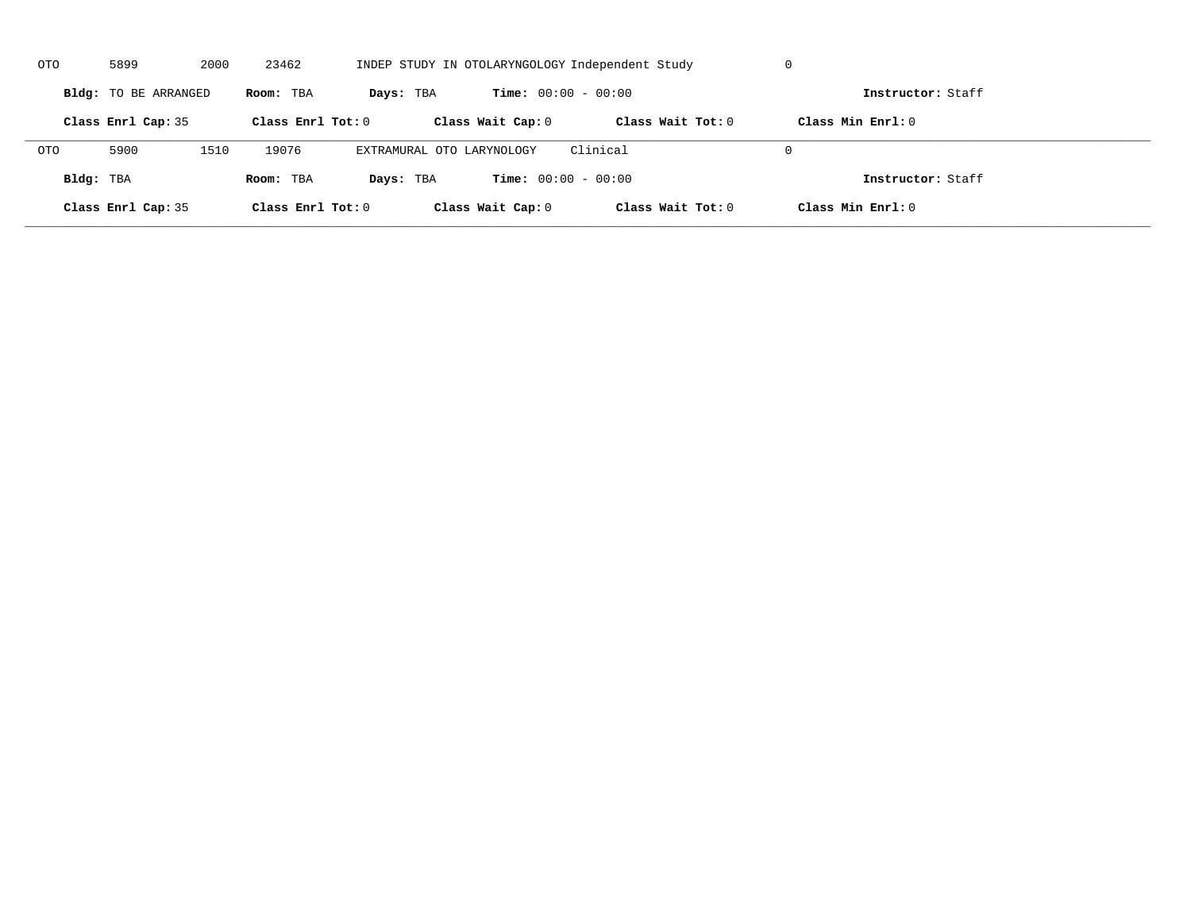OTO 5899 2000 23462 INDEP STUDY IN OTOLARYNGOLOGY Independent Study 0

**Bldg:** TO BE ARRANGED **Room:** TBA **Days:** TBA **Time:** 00:00 - 00:00 **Instructor:** Staff

**Class Enrl Cap:** 35 **Class Enrl Tot:** 0 **Class Wait Cap:** 0 **Class Wait Tot:** 0 **Class Min Enrl:** 0

---

OTO 5900 1510 19076 EXTRAMURAL OTO LARYNOLOGY Clinical 0

**Bldg:** TBA **Room:** TBA **Days:** TBA **Time:** 00:00 - 00:00 **Instructor:** Staff

**Class Enrl Cap:** 35 **Class Enrl Tot:** 0 **Class Wait Cap:** 0 **Class Wait Tot:** 0 **Class Min Enrl:** 0

---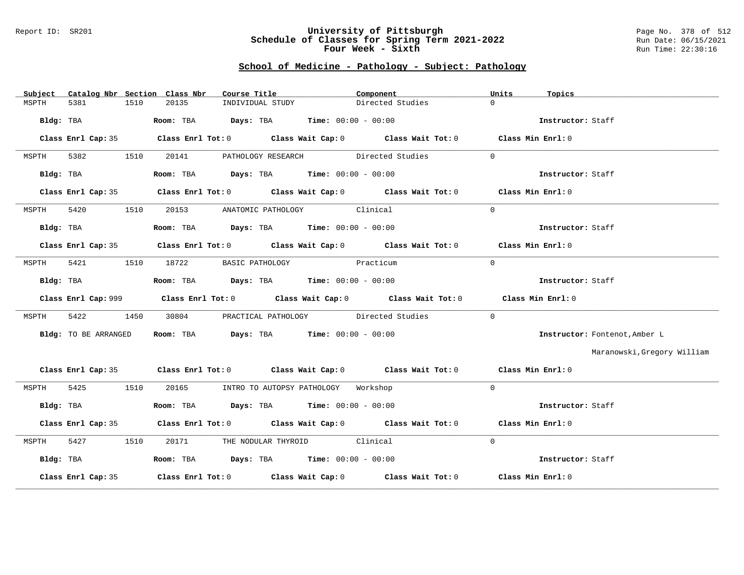## School of Medicine - Pathology - Subject: Pathology

| Subject | Catalog Nbr | Section | Class Nbr | Course Title | Component | Units | Topics |
|---|---|---|---|---|---|---|---|
| MSPTH | 5381 | 1510 | 20135 | INDIVIDUAL STUDY | Directed Studies | 0 | |

**Bldg:** TBA **Room:** TBA **Days:** TBA **Time:** 00:00 - 00:00 **Instructor:** Staff

**Class Enrl Cap:** 35 **Class Enrl Tot:** 0 **Class Wait Cap:** 0 **Class Wait Tot:** 0 **Class Min Enrl:** 0

---

| Subject | Catalog Nbr | Section | Class Nbr | Course Title | Component | Units | Topics |
|---|---|---|---|---|---|---|---|
| MSPTH | 5382 | 1510 | 20141 | PATHOLOGY RESEARCH | Directed Studies | 0 | |

**Bldg:** TBA **Room:** TBA **Days:** TBA **Time:** 00:00 - 00:00 **Instructor:** Staff

**Class Enrl Cap:** 35 **Class Enrl Tot:** 0 **Class Wait Cap:** 0 **Class Wait Tot:** 0 **Class Min Enrl:** 0

---

| Subject | Catalog Nbr | Section | Class Nbr | Course Title | Component | Units | Topics |
|---|---|---|---|---|---|---|---|
| MSPTH | 5420 | 1510 | 20153 | ANATOMIC PATHOLOGY | Clinical | 0 | |

**Bldg:** TBA **Room:** TBA **Days:** TBA **Time:** 00:00 - 00:00 **Instructor:** Staff

**Class Enrl Cap:** 35 **Class Enrl Tot:** 0 **Class Wait Cap:** 0 **Class Wait Tot:** 0 **Class Min Enrl:** 0

---

| Subject | Catalog Nbr | Section | Class Nbr | Course Title | Component | Units | Topics |
|---|---|---|---|---|---|---|---|
| MSPTH | 5421 | 1510 | 18722 | BASIC PATHOLOGY | Practicum | 0 | |

**Bldg:** TBA **Room:** TBA **Days:** TBA **Time:** 00:00 - 00:00 **Instructor:** Staff

**Class Enrl Cap:** 999 **Class Enrl Tot:** 0 **Class Wait Cap:** 0 **Class Wait Tot:** 0 **Class Min Enrl:** 0

---

| Subject | Catalog Nbr | Section | Class Nbr | Course Title | Component | Units | Topics |
|---|---|---|---|---|---|---|---|
| MSPTH | 5422 | 1450 | 30804 | PRACTICAL PATHOLOGY | Directed Studies | 0 | |

**Bldg:** TO BE ARRANGED **Room:** TBA **Days:** TBA **Time:** 00:00 - 00:00 **Instructor:** Fontenot,Amber L; Maranowski,Gregory William

**Class Enrl Cap:** 35 **Class Enrl Tot:** 0 **Class Wait Cap:** 0 **Class Wait Tot:** 0 **Class Min Enrl:** 0

---

| Subject | Catalog Nbr | Section | Class Nbr | Course Title | Component | Units | Topics |
|---|---|---|---|---|---|---|---|
| MSPTH | 5425 | 1510 | 20165 | INTRO TO AUTOPSY PATHOLOGY | Workshop | 0 | |

**Bldg:** TBA **Room:** TBA **Days:** TBA **Time:** 00:00 - 00:00 **Instructor:** Staff

**Class Enrl Cap:** 35 **Class Enrl Tot:** 0 **Class Wait Cap:** 0 **Class Wait Tot:** 0 **Class Min Enrl:** 0

---

| Subject | Catalog Nbr | Section | Class Nbr | Course Title | Component | Units | Topics |
|---|---|---|---|---|---|---|---|
| MSPTH | 5427 | 1510 | 20171 | THE NODULAR THYROID | Clinical | 0 | |

**Bldg:** TBA **Room:** TBA **Days:** TBA **Time:** 00:00 - 00:00 **Instructor:** Staff

**Class Enrl Cap:** 35 **Class Enrl Tot:** 0 **Class Wait Cap:** 0 **Class Wait Tot:** 0 **Class Min Enrl:** 0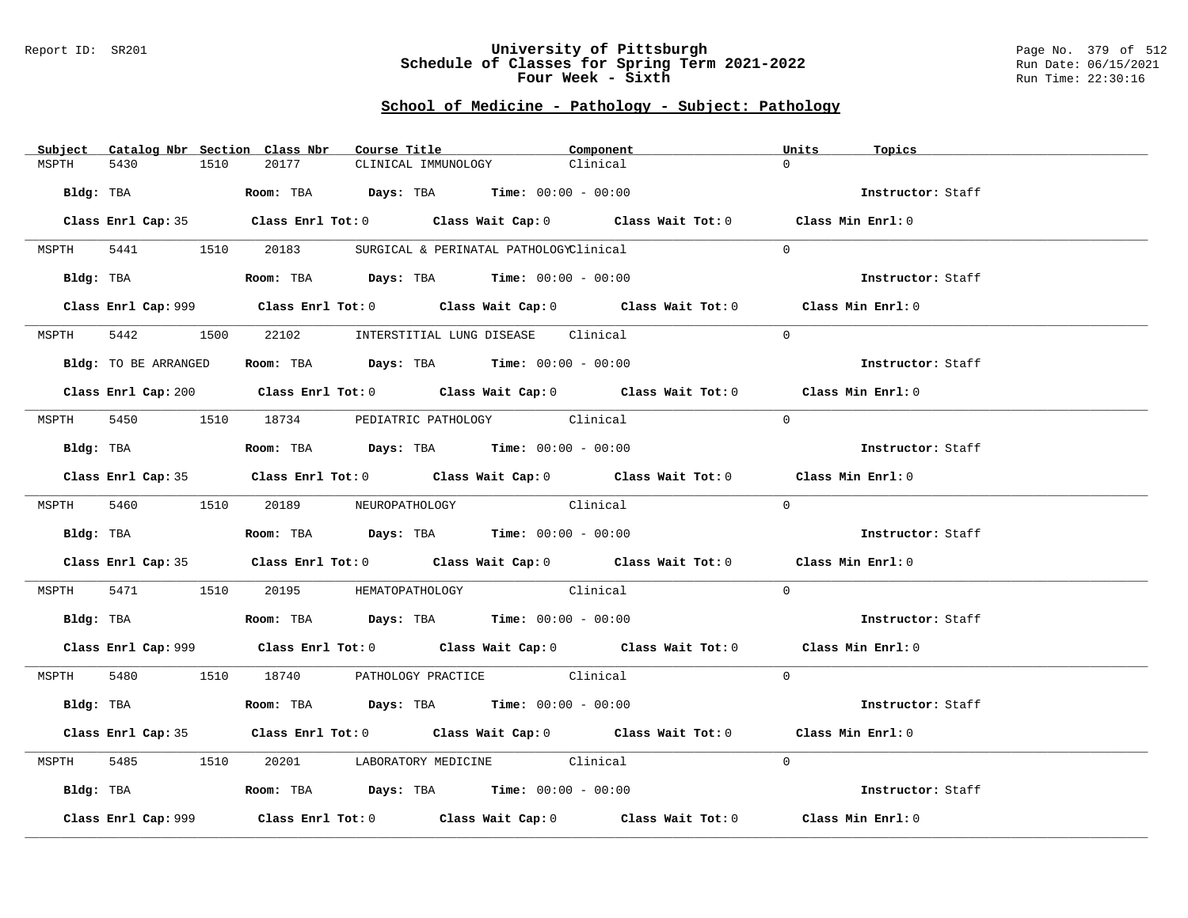Report ID: SR201

# University of Pittsburgh
## Schedule of Classes for Spring Term 2021-2022
### Four Week - Sixth

Run Date: 06/15/2021
Run Time: 22:30:16

## School of Medicine - Pathology - Subject: Pathology

| Subject | Catalog Nbr | Section | Class Nbr | Course Title | Component | Units | Topics |
|---|---|---|---|---|---|---|---|
| MSPTH | 5430 | 1510 | 20177 | CLINICAL IMMUNOLOGY | Clinical | 0 | |

**Bldg:** TBA **Room:** TBA **Days:** TBA **Time:** 00:00 - 00:00 **Instructor:** Staff

**Class Enrl Cap:** 35 **Class Enrl Tot:** 0 **Class Wait Cap:** 0 **Class Wait Tot:** 0 **Class Min Enrl:** 0

| Subject | Catalog Nbr | Section | Class Nbr | Course Title | Component | Units | Topics |
|---|---|---|---|---|---|---|---|
| MSPTH | 5441 | 1510 | 20183 | SURGICAL & PERINATAL PATHOLOGY | Clinical | 0 | |

**Bldg:** TBA **Room:** TBA **Days:** TBA **Time:** 00:00 - 00:00 **Instructor:** Staff

**Class Enrl Cap:** 999 **Class Enrl Tot:** 0 **Class Wait Cap:** 0 **Class Wait Tot:** 0 **Class Min Enrl:** 0

| Subject | Catalog Nbr | Section | Class Nbr | Course Title | Component | Units | Topics |
|---|---|---|---|---|---|---|---|
| MSPTH | 5442 | 1500 | 22102 | INTERSTITIAL LUNG DISEASE | Clinical | 0 | |

**Bldg:** TO BE ARRANGED **Room:** TBA **Days:** TBA **Time:** 00:00 - 00:00 **Instructor:** Staff

**Class Enrl Cap:** 200 **Class Enrl Tot:** 0 **Class Wait Cap:** 0 **Class Wait Tot:** 0 **Class Min Enrl:** 0

| Subject | Catalog Nbr | Section | Class Nbr | Course Title | Component | Units | Topics |
|---|---|---|---|---|---|---|---|
| MSPTH | 5450 | 1510 | 18734 | PEDIATRIC PATHOLOGY | Clinical | 0 | |

**Bldg:** TBA **Room:** TBA **Days:** TBA **Time:** 00:00 - 00:00 **Instructor:** Staff

**Class Enrl Cap:** 35 **Class Enrl Tot:** 0 **Class Wait Cap:** 0 **Class Wait Tot:** 0 **Class Min Enrl:** 0

| Subject | Catalog Nbr | Section | Class Nbr | Course Title | Component | Units | Topics |
|---|---|---|---|---|---|---|---|
| MSPTH | 5460 | 1510 | 20189 | NEUROPATHOLOGY | Clinical | 0 | |

**Bldg:** TBA **Room:** TBA **Days:** TBA **Time:** 00:00 - 00:00 **Instructor:** Staff

**Class Enrl Cap:** 35 **Class Enrl Tot:** 0 **Class Wait Cap:** 0 **Class Wait Tot:** 0 **Class Min Enrl:** 0

| Subject | Catalog Nbr | Section | Class Nbr | Course Title | Component | Units | Topics |
|---|---|---|---|---|---|---|---|
| MSPTH | 5471 | 1510 | 20195 | HEMATOPATHOLOGY | Clinical | 0 | |

**Bldg:** TBA **Room:** TBA **Days:** TBA **Time:** 00:00 - 00:00 **Instructor:** Staff

**Class Enrl Cap:** 999 **Class Enrl Tot:** 0 **Class Wait Cap:** 0 **Class Wait Tot:** 0 **Class Min Enrl:** 0

| Subject | Catalog Nbr | Section | Class Nbr | Course Title | Component | Units | Topics |
|---|---|---|---|---|---|---|---|
| MSPTH | 5480 | 1510 | 18740 | PATHOLOGY PRACTICE | Clinical | 0 | |

**Bldg:** TBA **Room:** TBA **Days:** TBA **Time:** 00:00 - 00:00 **Instructor:** Staff

**Class Enrl Cap:** 35 **Class Enrl Tot:** 0 **Class Wait Cap:** 0 **Class Wait Tot:** 0 **Class Min Enrl:** 0

| Subject | Catalog Nbr | Section | Class Nbr | Course Title | Component | Units | Topics |
|---|---|---|---|---|---|---|---|
| MSPTH | 5485 | 1510 | 20201 | LABORATORY MEDICINE | Clinical | 0 | |

**Bldg:** TBA **Room:** TBA **Days:** TBA **Time:** 00:00 - 00:00 **Instructor:** Staff

**Class Enrl Cap:** 999 **Class Enrl Tot:** 0 **Class Wait Cap:** 0 **Class Wait Tot:** 0 **Class Min Enrl:** 0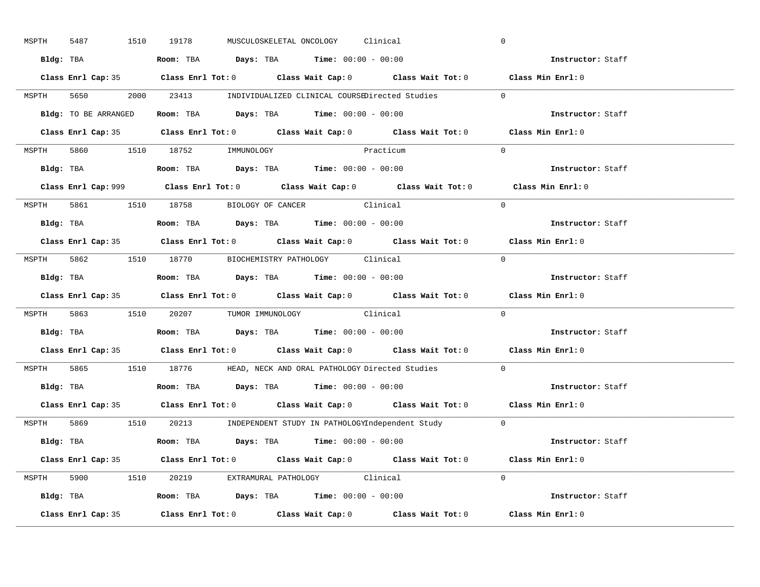MSPTH 5487 1510 19178 MUSCULOSKELETAL ONCOLOGY Clinical 0

**Bldg:** TBA **Room:** TBA **Days:** TBA **Time:** 00:00 - 00:00 **Instructor:** Staff

**Class Enrl Cap:** 35 **Class Enrl Tot:** 0 **Class Wait Cap:** 0 **Class Wait Tot:** 0 **Class Min Enrl:** 0

---

MSPTH 5650 2000 23413 INDIVIDUALIZED CLINICAL COURSE Directed Studies 0

**Bldg:** TO BE ARRANGED **Room:** TBA **Days:** TBA **Time:** 00:00 - 00:00 **Instructor:** Staff

**Class Enrl Cap:** 35 **Class Enrl Tot:** 0 **Class Wait Cap:** 0 **Class Wait Tot:** 0 **Class Min Enrl:** 0

---

MSPTH 5860 1510 18752 IMMUNOLOGY Practicum 0

**Bldg:** TBA **Room:** TBA **Days:** TBA **Time:** 00:00 - 00:00 **Instructor:** Staff

**Class Enrl Cap:** 999 **Class Enrl Tot:** 0 **Class Wait Cap:** 0 **Class Wait Tot:** 0 **Class Min Enrl:** 0

---

MSPTH 5861 1510 18758 BIOLOGY OF CANCER Clinical 0

**Bldg:** TBA **Room:** TBA **Days:** TBA **Time:** 00:00 - 00:00 **Instructor:** Staff

**Class Enrl Cap:** 35 **Class Enrl Tot:** 0 **Class Wait Cap:** 0 **Class Wait Tot:** 0 **Class Min Enrl:** 0

---

MSPTH 5862 1510 18770 BIOCHEMISTRY PATHOLOGY Clinical 0

**Bldg:** TBA **Room:** TBA **Days:** TBA **Time:** 00:00 - 00:00 **Instructor:** Staff

**Class Enrl Cap:** 35 **Class Enrl Tot:** 0 **Class Wait Cap:** 0 **Class Wait Tot:** 0 **Class Min Enrl:** 0

---

MSPTH 5863 1510 20207 TUMOR IMMUNOLOGY Clinical 0

**Bldg:** TBA **Room:** TBA **Days:** TBA **Time:** 00:00 - 00:00 **Instructor:** Staff

**Class Enrl Cap:** 35 **Class Enrl Tot:** 0 **Class Wait Cap:** 0 **Class Wait Tot:** 0 **Class Min Enrl:** 0

---

MSPTH 5865 1510 18776 HEAD, NECK AND ORAL PATHOLOGY Directed Studies 0

**Bldg:** TBA **Room:** TBA **Days:** TBA **Time:** 00:00 - 00:00 **Instructor:** Staff

**Class Enrl Cap:** 35 **Class Enrl Tot:** 0 **Class Wait Cap:** 0 **Class Wait Tot:** 0 **Class Min Enrl:** 0

---

MSPTH 5869 1510 20213 INDEPENDENT STUDY IN PATHOLOGY Independent Study 0

**Bldg:** TBA **Room:** TBA **Days:** TBA **Time:** 00:00 - 00:00 **Instructor:** Staff

**Class Enrl Cap:** 35 **Class Enrl Tot:** 0 **Class Wait Cap:** 0 **Class Wait Tot:** 0 **Class Min Enrl:** 0

---

MSPTH 5900 1510 20219 EXTRAMURAL PATHOLOGY Clinical 0

**Bldg:** TBA **Room:** TBA **Days:** TBA **Time:** 00:00 - 00:00 **Instructor:** Staff

**Class Enrl Cap:** 35 **Class Enrl Tot:** 0 **Class Wait Cap:** 0 **Class Wait Tot:** 0 **Class Min Enrl:** 0

---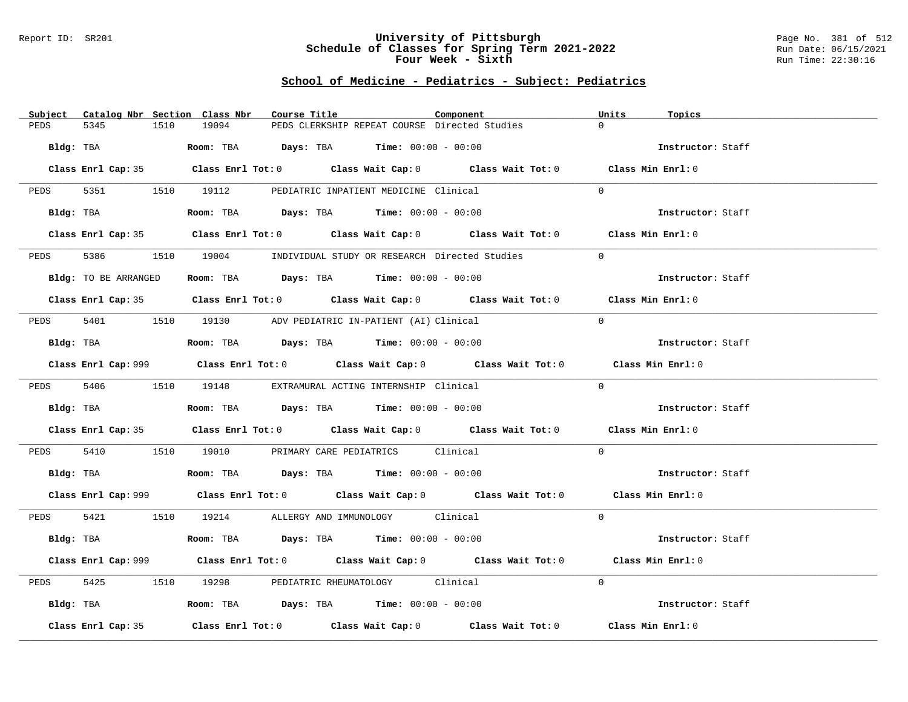Report ID: SR201

# University of Pittsburgh
## Schedule of Classes for Spring Term 2021-2022
## Four Week - Sixth

Page No. 381 of 512
Run Date: 06/15/2021
Run Time: 22:30:16

### School of Medicine - Pediatrics - Subject: Pediatrics

| Subject | Catalog Nbr | Section | Class Nbr | Course Title | Component | Units | Topics |
|---|---|---|---|---|---|---|---|
| PEDS | 5345 | 1510 | 19094 | PEDS CLERKSHIP REPEAT COURSE | Directed Studies | 0 | |

**Bldg:** TBA **Room:** TBA **Days:** TBA **Time:** 00:00 - 00:00 **Instructor:** Staff

**Class Enrl Cap:** 35 **Class Enrl Tot:** 0 **Class Wait Cap:** 0 **Class Wait Tot:** 0 **Class Min Enrl:** 0

| Subject | Catalog Nbr | Section | Class Nbr | Course Title | Component | Units | Topics |
|---|---|---|---|---|---|---|---|
| PEDS | 5351 | 1510 | 19112 | PEDIATRIC INPATIENT MEDICINE | Clinical | 0 | |

**Bldg:** TBA **Room:** TBA **Days:** TBA **Time:** 00:00 - 00:00 **Instructor:** Staff

**Class Enrl Cap:** 35 **Class Enrl Tot:** 0 **Class Wait Cap:** 0 **Class Wait Tot:** 0 **Class Min Enrl:** 0

| Subject | Catalog Nbr | Section | Class Nbr | Course Title | Component | Units | Topics |
|---|---|---|---|---|---|---|---|
| PEDS | 5386 | 1510 | 19004 | INDIVIDUAL STUDY OR RESEARCH | Directed Studies | 0 | |

**Bldg:** TO BE ARRANGED **Room:** TBA **Days:** TBA **Time:** 00:00 - 00:00 **Instructor:** Staff

**Class Enrl Cap:** 35 **Class Enrl Tot:** 0 **Class Wait Cap:** 0 **Class Wait Tot:** 0 **Class Min Enrl:** 0

| Subject | Catalog Nbr | Section | Class Nbr | Course Title | Component | Units | Topics |
|---|---|---|---|---|---|---|---|
| PEDS | 5401 | 1510 | 19130 | ADV PEDIATRIC IN-PATIENT (AI) | Clinical | 0 | |

**Bldg:** TBA **Room:** TBA **Days:** TBA **Time:** 00:00 - 00:00 **Instructor:** Staff

**Class Enrl Cap:** 999 **Class Enrl Tot:** 0 **Class Wait Cap:** 0 **Class Wait Tot:** 0 **Class Min Enrl:** 0

| Subject | Catalog Nbr | Section | Class Nbr | Course Title | Component | Units | Topics |
|---|---|---|---|---|---|---|---|
| PEDS | 5406 | 1510 | 19148 | EXTRAMURAL ACTING INTERNSHIP | Clinical | 0 | |

**Bldg:** TBA **Room:** TBA **Days:** TBA **Time:** 00:00 - 00:00 **Instructor:** Staff

**Class Enrl Cap:** 35 **Class Enrl Tot:** 0 **Class Wait Cap:** 0 **Class Wait Tot:** 0 **Class Min Enrl:** 0

| Subject | Catalog Nbr | Section | Class Nbr | Course Title | Component | Units | Topics |
|---|---|---|---|---|---|---|---|
| PEDS | 5410 | 1510 | 19010 | PRIMARY CARE PEDIATRICS | Clinical | 0 | |

**Bldg:** TBA **Room:** TBA **Days:** TBA **Time:** 00:00 - 00:00 **Instructor:** Staff

**Class Enrl Cap:** 999 **Class Enrl Tot:** 0 **Class Wait Cap:** 0 **Class Wait Tot:** 0 **Class Min Enrl:** 0

| Subject | Catalog Nbr | Section | Class Nbr | Course Title | Component | Units | Topics |
|---|---|---|---|---|---|---|---|
| PEDS | 5421 | 1510 | 19214 | ALLERGY AND IMMUNOLOGY | Clinical | 0 | |

**Bldg:** TBA **Room:** TBA **Days:** TBA **Time:** 00:00 - 00:00 **Instructor:** Staff

**Class Enrl Cap:** 999 **Class Enrl Tot:** 0 **Class Wait Cap:** 0 **Class Wait Tot:** 0 **Class Min Enrl:** 0

| Subject | Catalog Nbr | Section | Class Nbr | Course Title | Component | Units | Topics |
|---|---|---|---|---|---|---|---|
| PEDS | 5425 | 1510 | 19298 | PEDIATRIC RHEUMATOLOGY | Clinical | 0 | |

**Bldg:** TBA **Room:** TBA **Days:** TBA **Time:** 00:00 - 00:00 **Instructor:** Staff

**Class Enrl Cap:** 35 **Class Enrl Tot:** 0 **Class Wait Cap:** 0 **Class Wait Tot:** 0 **Class Min Enrl:** 0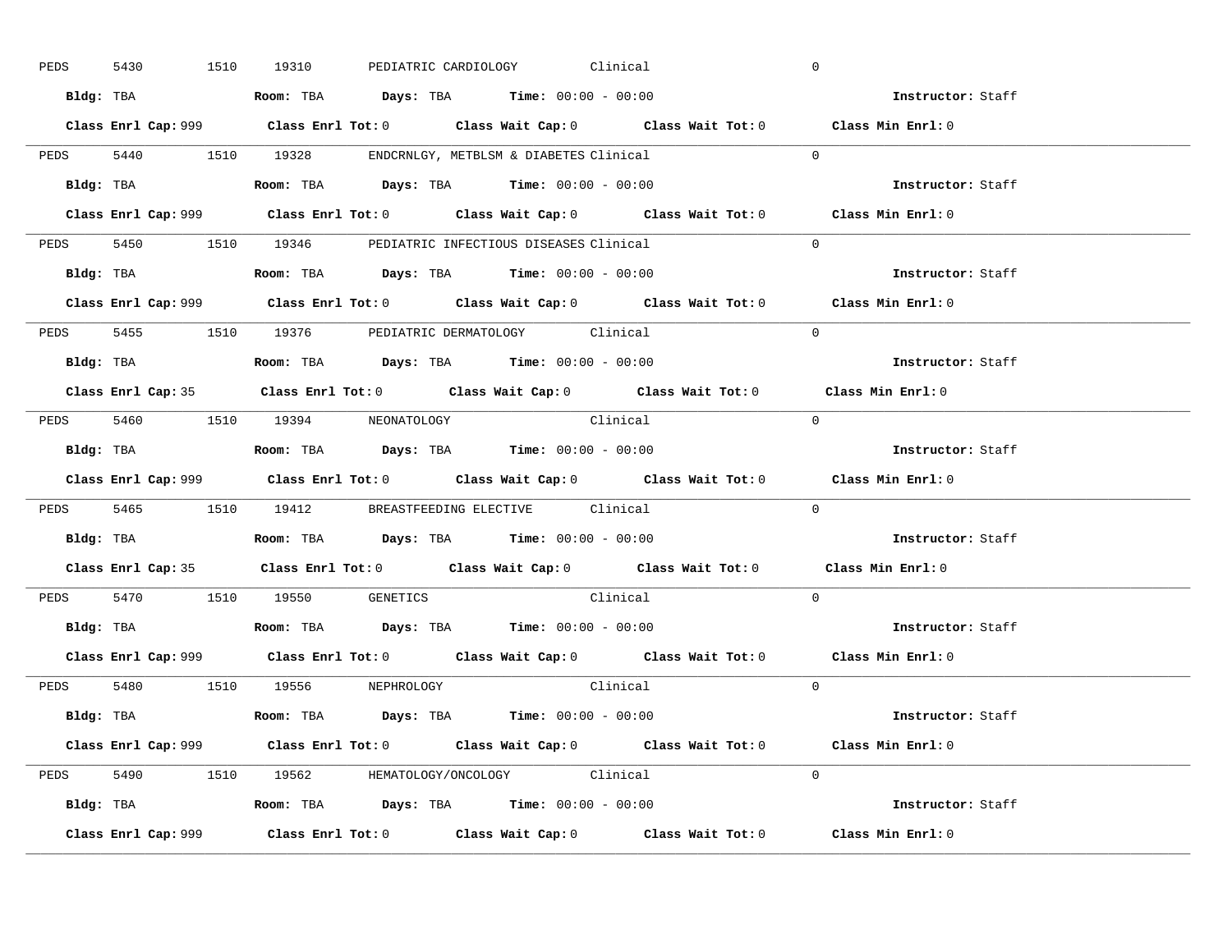PEDS 5430 1510 19310 PEDIATRIC CARDIOLOGY Clinical 0

**Bldg:** TBA **Room:** TBA **Days:** TBA **Time:** 00:00 - 00:00 **Instructor:** Staff

**Class Enrl Cap:** 999 **Class Enrl Tot:** 0 **Class Wait Cap:** 0 **Class Wait Tot:** 0 **Class Min Enrl:** 0

---

PEDS 5440 1510 19328 ENDCRNLGY, METBLSM & DIABETES Clinical 0

**Bldg:** TBA **Room:** TBA **Days:** TBA **Time:** 00:00 - 00:00 **Instructor:** Staff

**Class Enrl Cap:** 999 **Class Enrl Tot:** 0 **Class Wait Cap:** 0 **Class Wait Tot:** 0 **Class Min Enrl:** 0

---

PEDS 5450 1510 19346 PEDIATRIC INFECTIOUS DISEASES Clinical 0

**Bldg:** TBA **Room:** TBA **Days:** TBA **Time:** 00:00 - 00:00 **Instructor:** Staff

**Class Enrl Cap:** 999 **Class Enrl Tot:** 0 **Class Wait Cap:** 0 **Class Wait Tot:** 0 **Class Min Enrl:** 0

---

PEDS 5455 1510 19376 PEDIATRIC DERMATOLOGY Clinical 0

**Bldg:** TBA **Room:** TBA **Days:** TBA **Time:** 00:00 - 00:00 **Instructor:** Staff

**Class Enrl Cap:** 35 **Class Enrl Tot:** 0 **Class Wait Cap:** 0 **Class Wait Tot:** 0 **Class Min Enrl:** 0

---

PEDS 5460 1510 19394 NEONATOLOGY Clinical 0

**Bldg:** TBA **Room:** TBA **Days:** TBA **Time:** 00:00 - 00:00 **Instructor:** Staff

**Class Enrl Cap:** 999 **Class Enrl Tot:** 0 **Class Wait Cap:** 0 **Class Wait Tot:** 0 **Class Min Enrl:** 0

---

PEDS 5465 1510 19412 BREASTFEEDING ELECTIVE Clinical 0

**Bldg:** TBA **Room:** TBA **Days:** TBA **Time:** 00:00 - 00:00 **Instructor:** Staff

**Class Enrl Cap:** 35 **Class Enrl Tot:** 0 **Class Wait Cap:** 0 **Class Wait Tot:** 0 **Class Min Enrl:** 0

---

PEDS 5470 1510 19550 GENETICS Clinical 0

**Bldg:** TBA **Room:** TBA **Days:** TBA **Time:** 00:00 - 00:00 **Instructor:** Staff

**Class Enrl Cap:** 999 **Class Enrl Tot:** 0 **Class Wait Cap:** 0 **Class Wait Tot:** 0 **Class Min Enrl:** 0

---

PEDS 5480 1510 19556 NEPHROLOGY Clinical 0

**Bldg:** TBA **Room:** TBA **Days:** TBA **Time:** 00:00 - 00:00 **Instructor:** Staff

**Class Enrl Cap:** 999 **Class Enrl Tot:** 0 **Class Wait Cap:** 0 **Class Wait Tot:** 0 **Class Min Enrl:** 0

---

PEDS 5490 1510 19562 HEMATOLOGY/ONCOLOGY Clinical 0

**Bldg:** TBA **Room:** TBA **Days:** TBA **Time:** 00:00 - 00:00 **Instructor:** Staff

**Class Enrl Cap:** 999 **Class Enrl Tot:** 0 **Class Wait Cap:** 0 **Class Wait Tot:** 0 **Class Min Enrl:** 0

---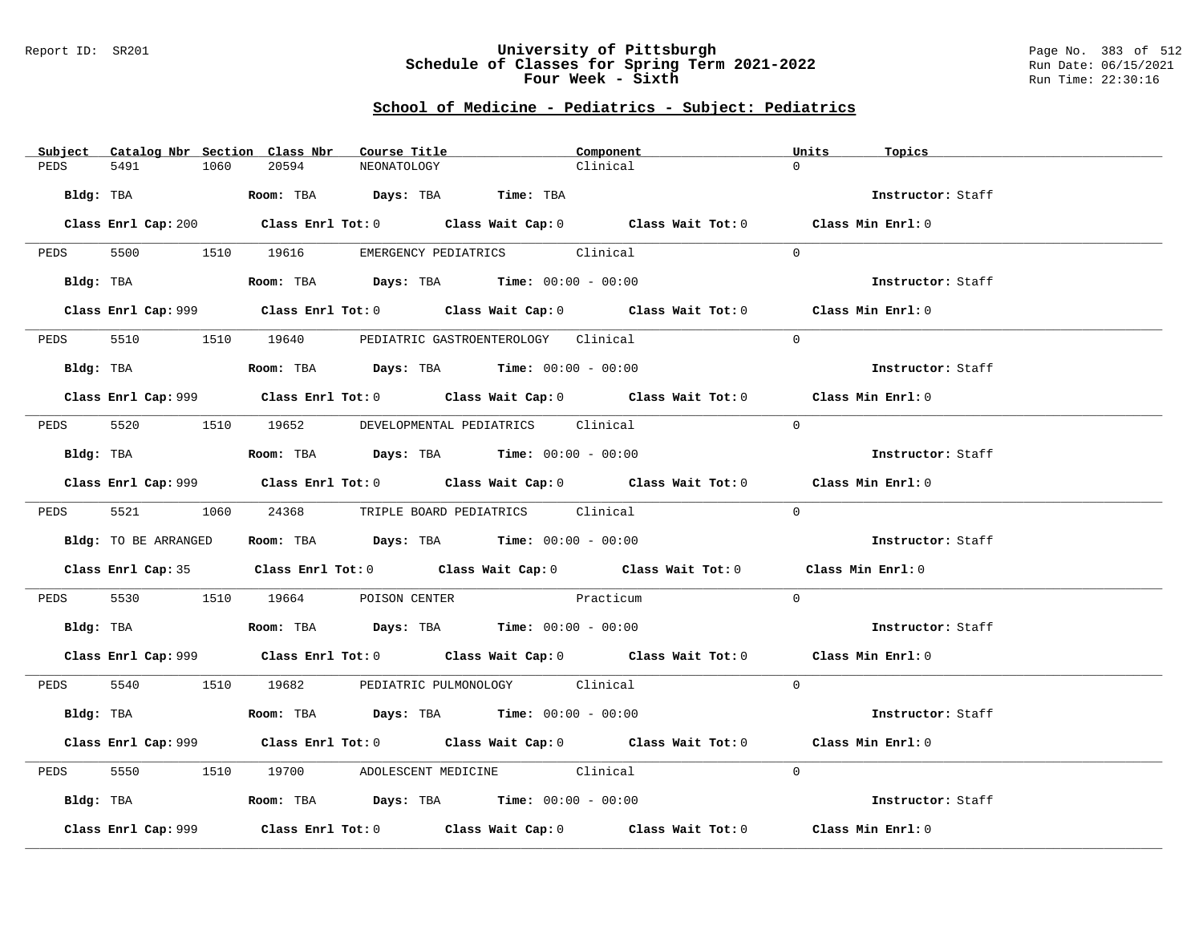## School of Medicine - Pediatrics - Subject: Pediatrics

| Subject | Catalog Nbr | Section | Class Nbr | Course Title | Component | Units | Topics |
|---|---|---|---|---|---|---|---|
| PEDS | 5491 | 1060 | 20594 | NEONATOLOGY | Clinical | 0 | |

**Bldg:** TBA **Room:** TBA **Days:** TBA **Time:** TBA **Instructor:** Staff

**Class Enrl Cap:** 200 **Class Enrl Tot:** 0 **Class Wait Cap:** 0 **Class Wait Tot:** 0 **Class Min Enrl:** 0

| Subject | Catalog Nbr | Section | Class Nbr | Course Title | Component | Units | Topics |
|---|---|---|---|---|---|---|---|
| PEDS | 5500 | 1510 | 19616 | EMERGENCY PEDIATRICS | Clinical | 0 | |

**Bldg:** TBA **Room:** TBA **Days:** TBA **Time:** 00:00 - 00:00 **Instructor:** Staff

**Class Enrl Cap:** 999 **Class Enrl Tot:** 0 **Class Wait Cap:** 0 **Class Wait Tot:** 0 **Class Min Enrl:** 0

| Subject | Catalog Nbr | Section | Class Nbr | Course Title | Component | Units | Topics |
|---|---|---|---|---|---|---|---|
| PEDS | 5510 | 1510 | 19640 | PEDIATRIC GASTROENTEROLOGY | Clinical | 0 | |

**Bldg:** TBA **Room:** TBA **Days:** TBA **Time:** 00:00 - 00:00 **Instructor:** Staff

**Class Enrl Cap:** 999 **Class Enrl Tot:** 0 **Class Wait Cap:** 0 **Class Wait Tot:** 0 **Class Min Enrl:** 0

| Subject | Catalog Nbr | Section | Class Nbr | Course Title | Component | Units | Topics |
|---|---|---|---|---|---|---|---|
| PEDS | 5520 | 1510 | 19652 | DEVELOPMENTAL PEDIATRICS | Clinical | 0 | |

**Bldg:** TBA **Room:** TBA **Days:** TBA **Time:** 00:00 - 00:00 **Instructor:** Staff

**Class Enrl Cap:** 999 **Class Enrl Tot:** 0 **Class Wait Cap:** 0 **Class Wait Tot:** 0 **Class Min Enrl:** 0

| Subject | Catalog Nbr | Section | Class Nbr | Course Title | Component | Units | Topics |
|---|---|---|---|---|---|---|---|
| PEDS | 5521 | 1060 | 24368 | TRIPLE BOARD PEDIATRICS | Clinical | 0 | |

**Bldg:** TO BE ARRANGED **Room:** TBA **Days:** TBA **Time:** 00:00 - 00:00 **Instructor:** Staff

**Class Enrl Cap:** 35 **Class Enrl Tot:** 0 **Class Wait Cap:** 0 **Class Wait Tot:** 0 **Class Min Enrl:** 0

| Subject | Catalog Nbr | Section | Class Nbr | Course Title | Component | Units | Topics |
|---|---|---|---|---|---|---|---|
| PEDS | 5530 | 1510 | 19664 | POISON CENTER | Practicum | 0 | |

**Bldg:** TBA **Room:** TBA **Days:** TBA **Time:** 00:00 - 00:00 **Instructor:** Staff

**Class Enrl Cap:** 999 **Class Enrl Tot:** 0 **Class Wait Cap:** 0 **Class Wait Tot:** 0 **Class Min Enrl:** 0

| Subject | Catalog Nbr | Section | Class Nbr | Course Title | Component | Units | Topics |
|---|---|---|---|---|---|---|---|
| PEDS | 5540 | 1510 | 19682 | PEDIATRIC PULMONOLOGY | Clinical | 0 | |

**Bldg:** TBA **Room:** TBA **Days:** TBA **Time:** 00:00 - 00:00 **Instructor:** Staff

**Class Enrl Cap:** 999 **Class Enrl Tot:** 0 **Class Wait Cap:** 0 **Class Wait Tot:** 0 **Class Min Enrl:** 0

| Subject | Catalog Nbr | Section | Class Nbr | Course Title | Component | Units | Topics |
|---|---|---|---|---|---|---|---|
| PEDS | 5550 | 1510 | 19700 | ADOLESCENT MEDICINE | Clinical | 0 | |

**Bldg:** TBA **Room:** TBA **Days:** TBA **Time:** 00:00 - 00:00 **Instructor:** Staff

**Class Enrl Cap:** 999 **Class Enrl Tot:** 0 **Class Wait Cap:** 0 **Class Wait Tot:** 0 **Class Min Enrl:** 0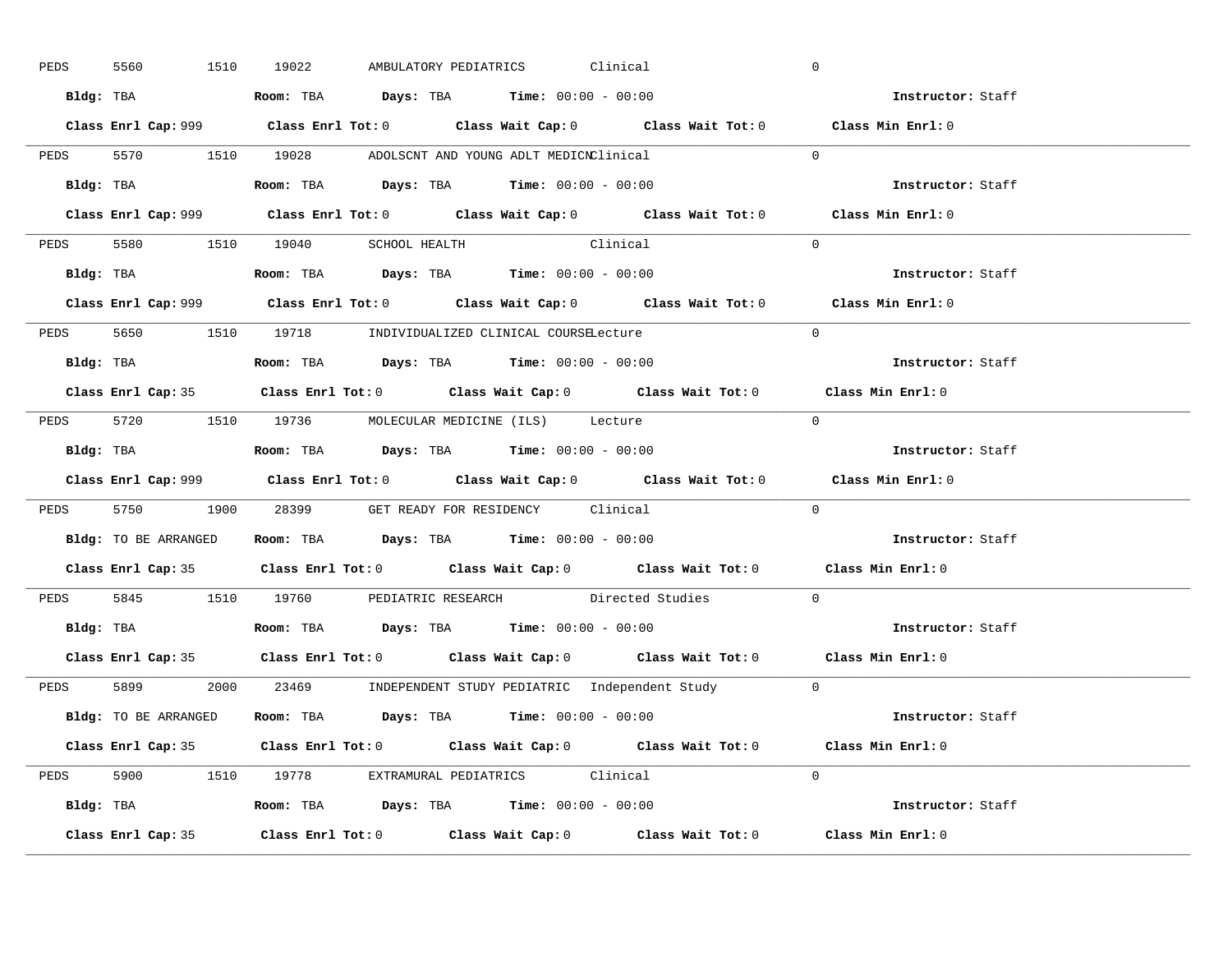PEDS 5560 1510 19022 AMBULATORY PEDIATRICS Clinical 0

**Bldg:** TBA **Room:** TBA **Days:** TBA **Time:** 00:00 - 00:00 **Instructor:** Staff

**Class Enrl Cap:** 999 **Class Enrl Tot:** 0 **Class Wait Cap:** 0 **Class Wait Tot:** 0 **Class Min Enrl:** 0

---

PEDS 5570 1510 19028 ADOLSCNT AND YOUNG ADLT MEDICN Clinical 0

**Bldg:** TBA **Room:** TBA **Days:** TBA **Time:** 00:00 - 00:00 **Instructor:** Staff

**Class Enrl Cap:** 999 **Class Enrl Tot:** 0 **Class Wait Cap:** 0 **Class Wait Tot:** 0 **Class Min Enrl:** 0

---

PEDS 5580 1510 19040 SCHOOL HEALTH Clinical 0

**Bldg:** TBA **Room:** TBA **Days:** TBA **Time:** 00:00 - 00:00 **Instructor:** Staff

**Class Enrl Cap:** 999 **Class Enrl Tot:** 0 **Class Wait Cap:** 0 **Class Wait Tot:** 0 **Class Min Enrl:** 0

---

PEDS 5650 1510 19718 INDIVIDUALIZED CLINICAL COURSE Lecture 0

**Bldg:** TBA **Room:** TBA **Days:** TBA **Time:** 00:00 - 00:00 **Instructor:** Staff

**Class Enrl Cap:** 35 **Class Enrl Tot:** 0 **Class Wait Cap:** 0 **Class Wait Tot:** 0 **Class Min Enrl:** 0

---

PEDS 5720 1510 19736 MOLECULAR MEDICINE (ILS) Lecture 0

**Bldg:** TBA **Room:** TBA **Days:** TBA **Time:** 00:00 - 00:00 **Instructor:** Staff

**Class Enrl Cap:** 999 **Class Enrl Tot:** 0 **Class Wait Cap:** 0 **Class Wait Tot:** 0 **Class Min Enrl:** 0

---

PEDS 5750 1900 28399 GET READY FOR RESIDENCY Clinical 0

**Bldg:** TO BE ARRANGED **Room:** TBA **Days:** TBA **Time:** 00:00 - 00:00 **Instructor:** Staff

**Class Enrl Cap:** 35 **Class Enrl Tot:** 0 **Class Wait Cap:** 0 **Class Wait Tot:** 0 **Class Min Enrl:** 0

---

PEDS 5845 1510 19760 PEDIATRIC RESEARCH Directed Studies 0

**Bldg:** TBA **Room:** TBA **Days:** TBA **Time:** 00:00 - 00:00 **Instructor:** Staff

**Class Enrl Cap:** 35 **Class Enrl Tot:** 0 **Class Wait Cap:** 0 **Class Wait Tot:** 0 **Class Min Enrl:** 0

---

PEDS 5899 2000 23469 INDEPENDENT STUDY PEDIATRIC Independent Study 0

**Bldg:** TO BE ARRANGED **Room:** TBA **Days:** TBA **Time:** 00:00 - 00:00 **Instructor:** Staff

**Class Enrl Cap:** 35 **Class Enrl Tot:** 0 **Class Wait Cap:** 0 **Class Wait Tot:** 0 **Class Min Enrl:** 0

---

PEDS 5900 1510 19778 EXTRAMURAL PEDIATRICS Clinical 0

**Bldg:** TBA **Room:** TBA **Days:** TBA **Time:** 00:00 - 00:00 **Instructor:** Staff

**Class Enrl Cap:** 35 **Class Enrl Tot:** 0 **Class Wait Cap:** 0 **Class Wait Tot:** 0 **Class Min Enrl:** 0

---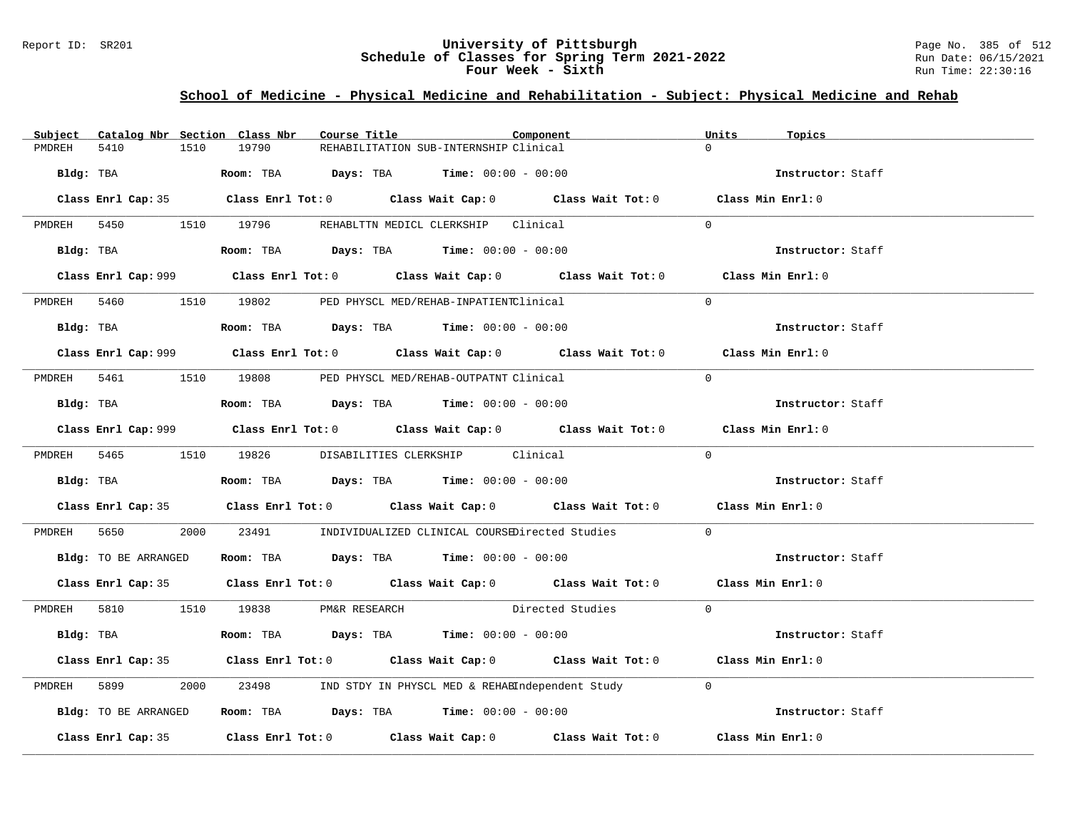## School of Medicine - Physical Medicine and Rehabilitation - Subject: Physical Medicine and Rehab

| Subject | Catalog Nbr | Section | Class Nbr | Course Title | Component | Units | Topics |
|---|---|---|---|---|---|---|---|
| PMDREH | 5410 | 1510 | 19790 | REHABILITATION SUB-INTERNSHIP | Clinical | 0 | |

Bldg: TBA | Room: TBA | Days: TBA | Time: 00:00 - 00:00 | Instructor: Staff

Class Enrl Cap: 35 | Class Enrl Tot: 0 | Class Wait Cap: 0 | Class Wait Tot: 0 | Class Min Enrl: 0

| Subject | Catalog Nbr | Section | Class Nbr | Course Title | Component | Units | Topics |
|---|---|---|---|---|---|---|---|
| PMDREH | 5450 | 1510 | 19796 | REHABLTTN MEDICL CLERKSHIP | Clinical | 0 | |

Bldg: TBA | Room: TBA | Days: TBA | Time: 00:00 - 00:00 | Instructor: Staff

Class Enrl Cap: 999 | Class Enrl Tot: 0 | Class Wait Cap: 0 | Class Wait Tot: 0 | Class Min Enrl: 0

| Subject | Catalog Nbr | Section | Class Nbr | Course Title | Component | Units | Topics |
|---|---|---|---|---|---|---|---|
| PMDREH | 5460 | 1510 | 19802 | PED PHYSCL MED/REHAB-INPATIENT | Clinical | 0 | |

Bldg: TBA | Room: TBA | Days: TBA | Time: 00:00 - 00:00 | Instructor: Staff

Class Enrl Cap: 999 | Class Enrl Tot: 0 | Class Wait Cap: 0 | Class Wait Tot: 0 | Class Min Enrl: 0

| Subject | Catalog Nbr | Section | Class Nbr | Course Title | Component | Units | Topics |
|---|---|---|---|---|---|---|---|
| PMDREH | 5461 | 1510 | 19808 | PED PHYSCL MED/REHAB-OUTPATNT | Clinical | 0 | |

Bldg: TBA | Room: TBA | Days: TBA | Time: 00:00 - 00:00 | Instructor: Staff

Class Enrl Cap: 999 | Class Enrl Tot: 0 | Class Wait Cap: 0 | Class Wait Tot: 0 | Class Min Enrl: 0

| Subject | Catalog Nbr | Section | Class Nbr | Course Title | Component | Units | Topics |
|---|---|---|---|---|---|---|---|
| PMDREH | 5465 | 1510 | 19826 | DISABILITIES CLERKSHIP | Clinical | 0 | |

Bldg: TBA | Room: TBA | Days: TBA | Time: 00:00 - 00:00 | Instructor: Staff

Class Enrl Cap: 35 | Class Enrl Tot: 0 | Class Wait Cap: 0 | Class Wait Tot: 0 | Class Min Enrl: 0

| Subject | Catalog Nbr | Section | Class Nbr | Course Title | Component | Units | Topics |
|---|---|---|---|---|---|---|---|
| PMDREH | 5650 | 2000 | 23491 | INDIVIDUALIZED CLINICAL COURSE | Directed Studies | 0 | |

Bldg: TO BE ARRANGED | Room: TBA | Days: TBA | Time: 00:00 - 00:00 | Instructor: Staff

Class Enrl Cap: 35 | Class Enrl Tot: 0 | Class Wait Cap: 0 | Class Wait Tot: 0 | Class Min Enrl: 0

| Subject | Catalog Nbr | Section | Class Nbr | Course Title | Component | Units | Topics |
|---|---|---|---|---|---|---|---|
| PMDREH | 5810 | 1510 | 19838 | PM&R RESEARCH | Directed Studies | 0 | |

Bldg: TBA | Room: TBA | Days: TBA | Time: 00:00 - 00:00 | Instructor: Staff

Class Enrl Cap: 35 | Class Enrl Tot: 0 | Class Wait Cap: 0 | Class Wait Tot: 0 | Class Min Enrl: 0

| Subject | Catalog Nbr | Section | Class Nbr | Course Title | Component | Units | Topics |
|---|---|---|---|---|---|---|---|
| PMDREH | 5899 | 2000 | 23498 | IND STDY IN PHYSCL MED & REHAB | Independent Study | 0 | |

Bldg: TO BE ARRANGED | Room: TBA | Days: TBA | Time: 00:00 - 00:00 | Instructor: Staff

Class Enrl Cap: 35 | Class Enrl Tot: 0 | Class Wait Cap: 0 | Class Wait Tot: 0 | Class Min Enrl: 0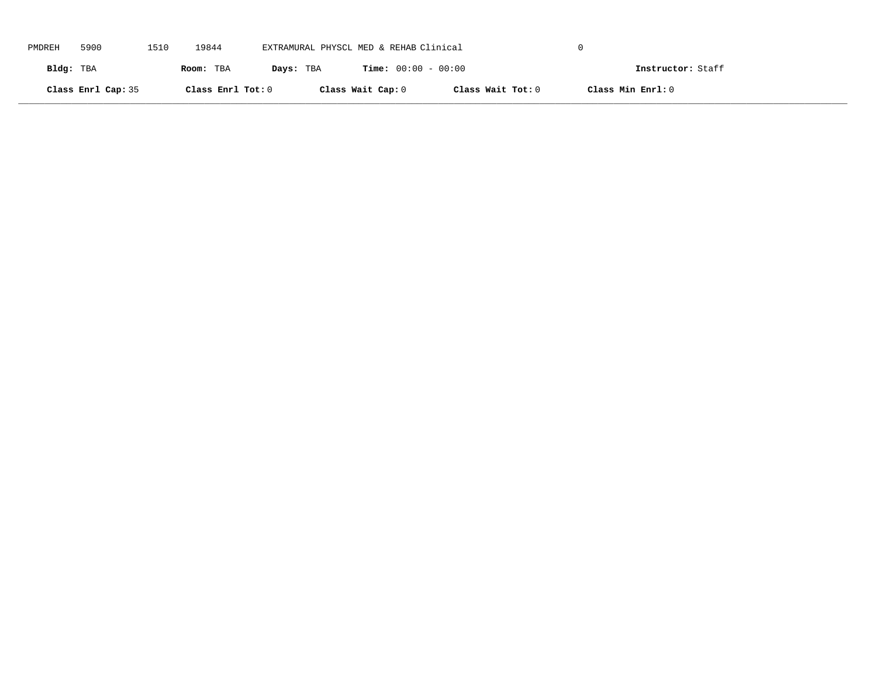PMDREH 5900 1510 19844 EXTRAMURAL PHYSCL MED & REHAB Clinical 0

**Bldg:** TBA **Room:** TBA **Days:** TBA **Time:** 00:00 - 00:00 **Instructor:** Staff

**Class Enrl Cap:** 35 **Class Enrl Tot:** 0 **Class Wait Cap:** 0 **Class Wait Tot:** 0 **Class Min Enrl:** 0

---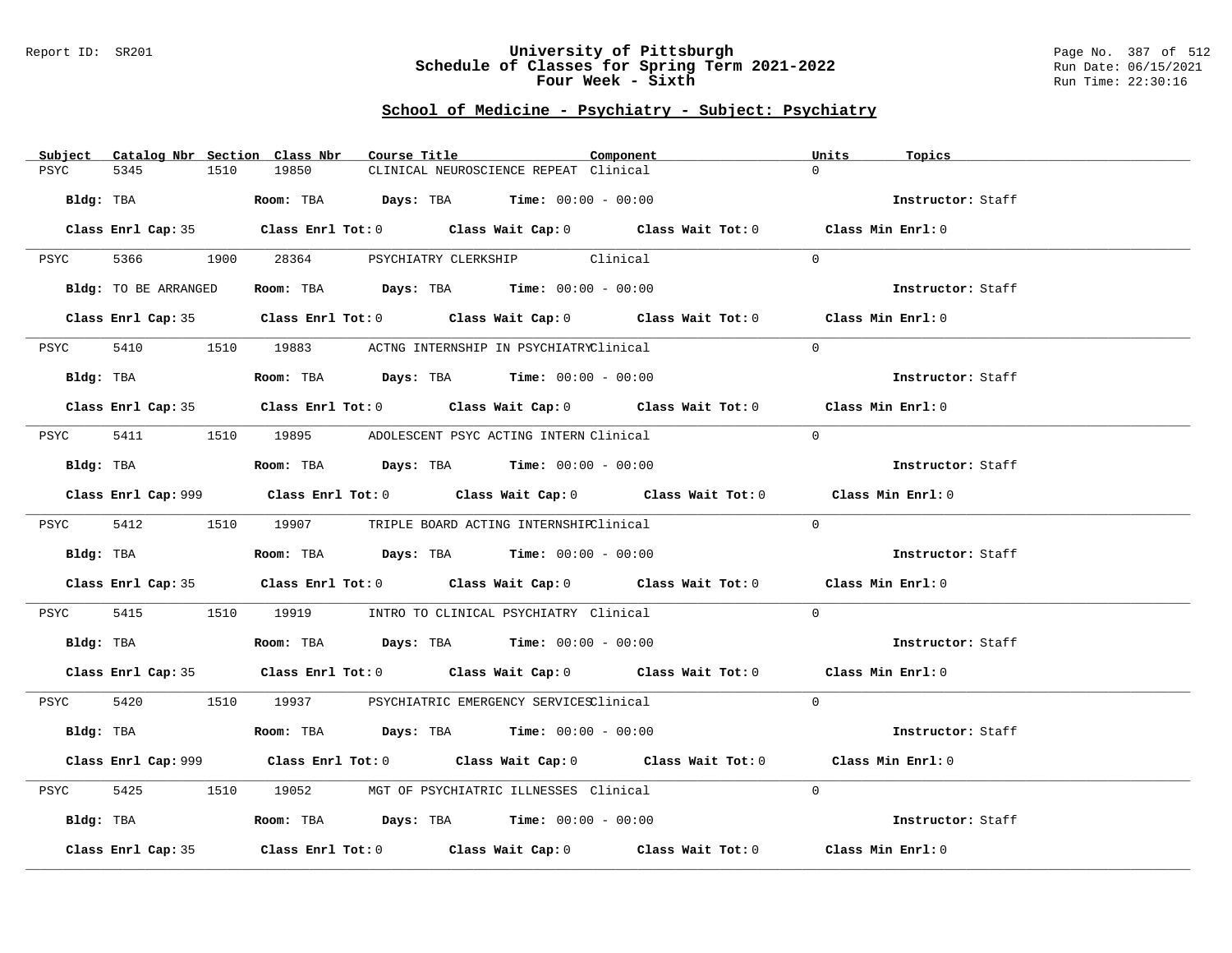Report ID: SR201

# University of Pittsburgh
## Schedule of Classes for Spring Term 2021-2022
### Four Week - Sixth

Run Date: 06/15/2021
Run Time: 22:30:16

## School of Medicine - Psychiatry - Subject: Psychiatry

| Subject | Catalog Nbr | Section | Class Nbr | Course Title | Component | Units | Topics |
|---|---|---|---|---|---|---|---|
| PSYC | 5345 | 1510 | 19850 | CLINICAL NEUROSCIENCE REPEAT | Clinical | 0 | |

**Bldg:** TBA **Room:** TBA **Days:** TBA **Time:** 00:00 - 00:00 **Instructor:** Staff

**Class Enrl Cap:** 35 **Class Enrl Tot:** 0 **Class Wait Cap:** 0 **Class Wait Tot:** 0 **Class Min Enrl:** 0

---

| Subject | Catalog Nbr | Section | Class Nbr | Course Title | Component | Units | Topics |
|---|---|---|---|---|---|---|---|
| PSYC | 5366 | 1900 | 28364 | PSYCHIATRY CLERKSHIP | Clinical | 0 | |

**Bldg:** TO BE ARRANGED **Room:** TBA **Days:** TBA **Time:** 00:00 - 00:00 **Instructor:** Staff

**Class Enrl Cap:** 35 **Class Enrl Tot:** 0 **Class Wait Cap:** 0 **Class Wait Tot:** 0 **Class Min Enrl:** 0

---

| Subject | Catalog Nbr | Section | Class Nbr | Course Title | Component | Units | Topics |
|---|---|---|---|---|---|---|---|
| PSYC | 5410 | 1510 | 19883 | ACTNG INTERNSHIP IN PSYCHIATRY | Clinical | 0 | |

**Bldg:** TBA **Room:** TBA **Days:** TBA **Time:** 00:00 - 00:00 **Instructor:** Staff

**Class Enrl Cap:** 35 **Class Enrl Tot:** 0 **Class Wait Cap:** 0 **Class Wait Tot:** 0 **Class Min Enrl:** 0

---

| Subject | Catalog Nbr | Section | Class Nbr | Course Title | Component | Units | Topics |
|---|---|---|---|---|---|---|---|
| PSYC | 5411 | 1510 | 19895 | ADOLESCENT PSYC ACTING INTERN | Clinical | 0 | |

**Bldg:** TBA **Room:** TBA **Days:** TBA **Time:** 00:00 - 00:00 **Instructor:** Staff

**Class Enrl Cap:** 999 **Class Enrl Tot:** 0 **Class Wait Cap:** 0 **Class Wait Tot:** 0 **Class Min Enrl:** 0

---

| Subject | Catalog Nbr | Section | Class Nbr | Course Title | Component | Units | Topics |
|---|---|---|---|---|---|---|---|
| PSYC | 5412 | 1510 | 19907 | TRIPLE BOARD ACTING INTERNSHIP | Clinical | 0 | |

**Bldg:** TBA **Room:** TBA **Days:** TBA **Time:** 00:00 - 00:00 **Instructor:** Staff

**Class Enrl Cap:** 35 **Class Enrl Tot:** 0 **Class Wait Cap:** 0 **Class Wait Tot:** 0 **Class Min Enrl:** 0

---

| Subject | Catalog Nbr | Section | Class Nbr | Course Title | Component | Units | Topics |
|---|---|---|---|---|---|---|---|
| PSYC | 5415 | 1510 | 19919 | INTRO TO CLINICAL PSYCHIATRY | Clinical | 0 | |

**Bldg:** TBA **Room:** TBA **Days:** TBA **Time:** 00:00 - 00:00 **Instructor:** Staff

**Class Enrl Cap:** 35 **Class Enrl Tot:** 0 **Class Wait Cap:** 0 **Class Wait Tot:** 0 **Class Min Enrl:** 0

---

| Subject | Catalog Nbr | Section | Class Nbr | Course Title | Component | Units | Topics |
|---|---|---|---|---|---|---|---|
| PSYC | 5420 | 1510 | 19937 | PSYCHIATRIC EMERGENCY SERVICES | Clinical | 0 | |

**Bldg:** TBA **Room:** TBA **Days:** TBA **Time:** 00:00 - 00:00 **Instructor:** Staff

**Class Enrl Cap:** 999 **Class Enrl Tot:** 0 **Class Wait Cap:** 0 **Class Wait Tot:** 0 **Class Min Enrl:** 0

---

| Subject | Catalog Nbr | Section | Class Nbr | Course Title | Component | Units | Topics |
|---|---|---|---|---|---|---|---|
| PSYC | 5425 | 1510 | 19052 | MGT OF PSYCHIATRIC ILLNESSES | Clinical | 0 | |

**Bldg:** TBA **Room:** TBA **Days:** TBA **Time:** 00:00 - 00:00 **Instructor:** Staff

**Class Enrl Cap:** 35 **Class Enrl Tot:** 0 **Class Wait Cap:** 0 **Class Wait Tot:** 0 **Class Min Enrl:** 0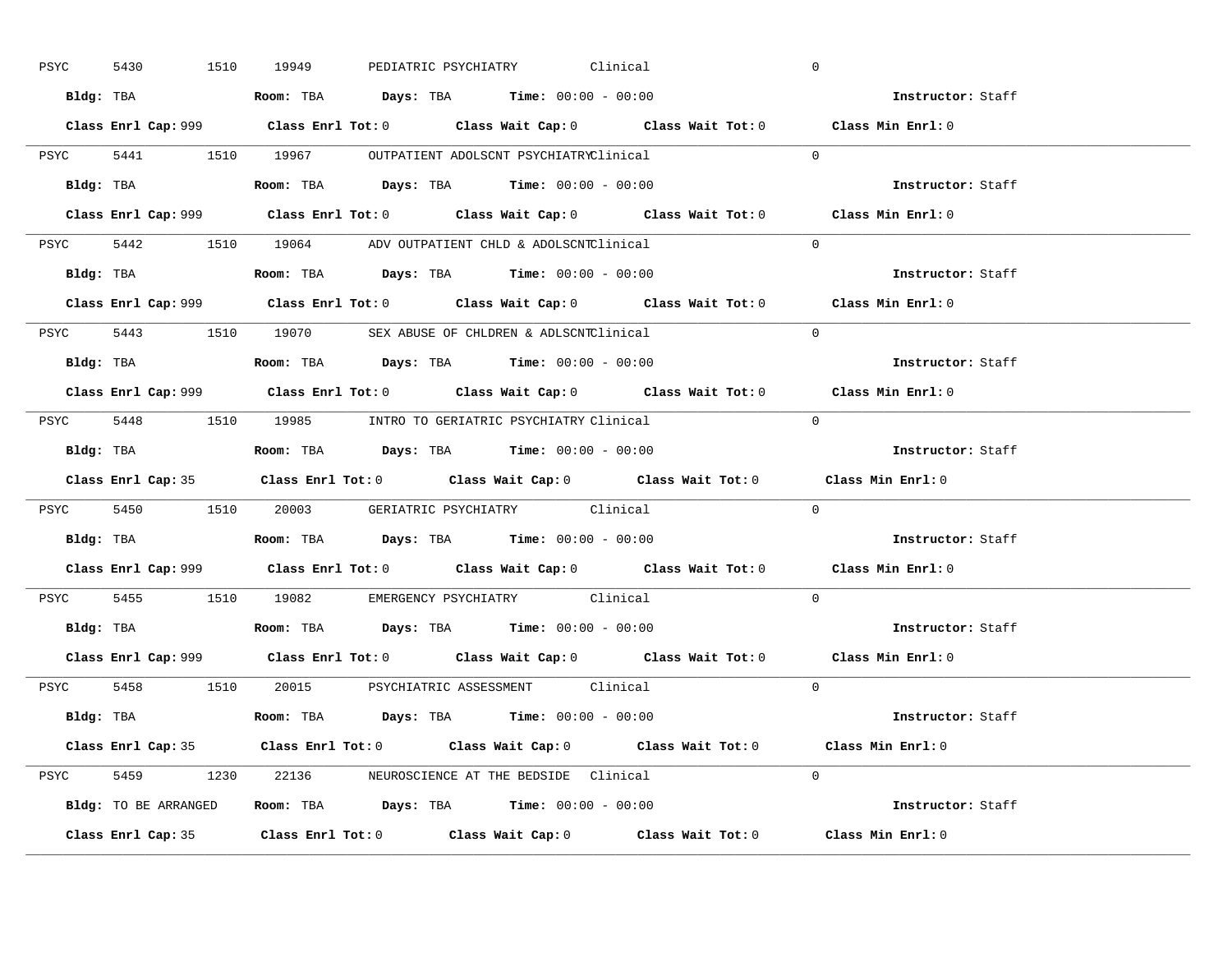PSYC 5430 1510 19949 PEDIATRIC PSYCHIATRY Clinical 0

**Bldg:** TBA **Room:** TBA **Days:** TBA **Time:** 00:00 - 00:00 **Instructor:** Staff

**Class Enrl Cap:** 999 **Class Enrl Tot:** 0 **Class Wait Cap:** 0 **Class Wait Tot:** 0 **Class Min Enrl:** 0

---

PSYC 5441 1510 19967 OUTPATIENT ADOLSCNT PSYCHIATRY Clinical 0

**Bldg:** TBA **Room:** TBA **Days:** TBA **Time:** 00:00 - 00:00 **Instructor:** Staff

**Class Enrl Cap:** 999 **Class Enrl Tot:** 0 **Class Wait Cap:** 0 **Class Wait Tot:** 0 **Class Min Enrl:** 0

---

PSYC 5442 1510 19064 ADV OUTPATIENT CHLD & ADOLSCNT Clinical 0

**Bldg:** TBA **Room:** TBA **Days:** TBA **Time:** 00:00 - 00:00 **Instructor:** Staff

**Class Enrl Cap:** 999 **Class Enrl Tot:** 0 **Class Wait Cap:** 0 **Class Wait Tot:** 0 **Class Min Enrl:** 0

---

PSYC 5443 1510 19070 SEX ABUSE OF CHLDREN & ADLSCNT Clinical 0

**Bldg:** TBA **Room:** TBA **Days:** TBA **Time:** 00:00 - 00:00 **Instructor:** Staff

**Class Enrl Cap:** 999 **Class Enrl Tot:** 0 **Class Wait Cap:** 0 **Class Wait Tot:** 0 **Class Min Enrl:** 0

---

PSYC 5448 1510 19985 INTRO TO GERIATRIC PSYCHIATRY Clinical 0

**Bldg:** TBA **Room:** TBA **Days:** TBA **Time:** 00:00 - 00:00 **Instructor:** Staff

**Class Enrl Cap:** 35 **Class Enrl Tot:** 0 **Class Wait Cap:** 0 **Class Wait Tot:** 0 **Class Min Enrl:** 0

---

PSYC 5450 1510 20003 GERIATRIC PSYCHIATRY Clinical 0

**Bldg:** TBA **Room:** TBA **Days:** TBA **Time:** 00:00 - 00:00 **Instructor:** Staff

**Class Enrl Cap:** 999 **Class Enrl Tot:** 0 **Class Wait Cap:** 0 **Class Wait Tot:** 0 **Class Min Enrl:** 0

---

PSYC 5455 1510 19082 EMERGENCY PSYCHIATRY Clinical 0

**Bldg:** TBA **Room:** TBA **Days:** TBA **Time:** 00:00 - 00:00 **Instructor:** Staff

**Class Enrl Cap:** 999 **Class Enrl Tot:** 0 **Class Wait Cap:** 0 **Class Wait Tot:** 0 **Class Min Enrl:** 0

---

PSYC 5458 1510 20015 PSYCHIATRIC ASSESSMENT Clinical 0

**Bldg:** TBA **Room:** TBA **Days:** TBA **Time:** 00:00 - 00:00 **Instructor:** Staff

**Class Enrl Cap:** 35 **Class Enrl Tot:** 0 **Class Wait Cap:** 0 **Class Wait Tot:** 0 **Class Min Enrl:** 0

---

PSYC 5459 1230 22136 NEUROSCIENCE AT THE BEDSIDE Clinical 0

**Bldg:** TO BE ARRANGED **Room:** TBA **Days:** TBA **Time:** 00:00 - 00:00 **Instructor:** Staff

**Class Enrl Cap:** 35 **Class Enrl Tot:** 0 **Class Wait Cap:** 0 **Class Wait Tot:** 0 **Class Min Enrl:** 0

---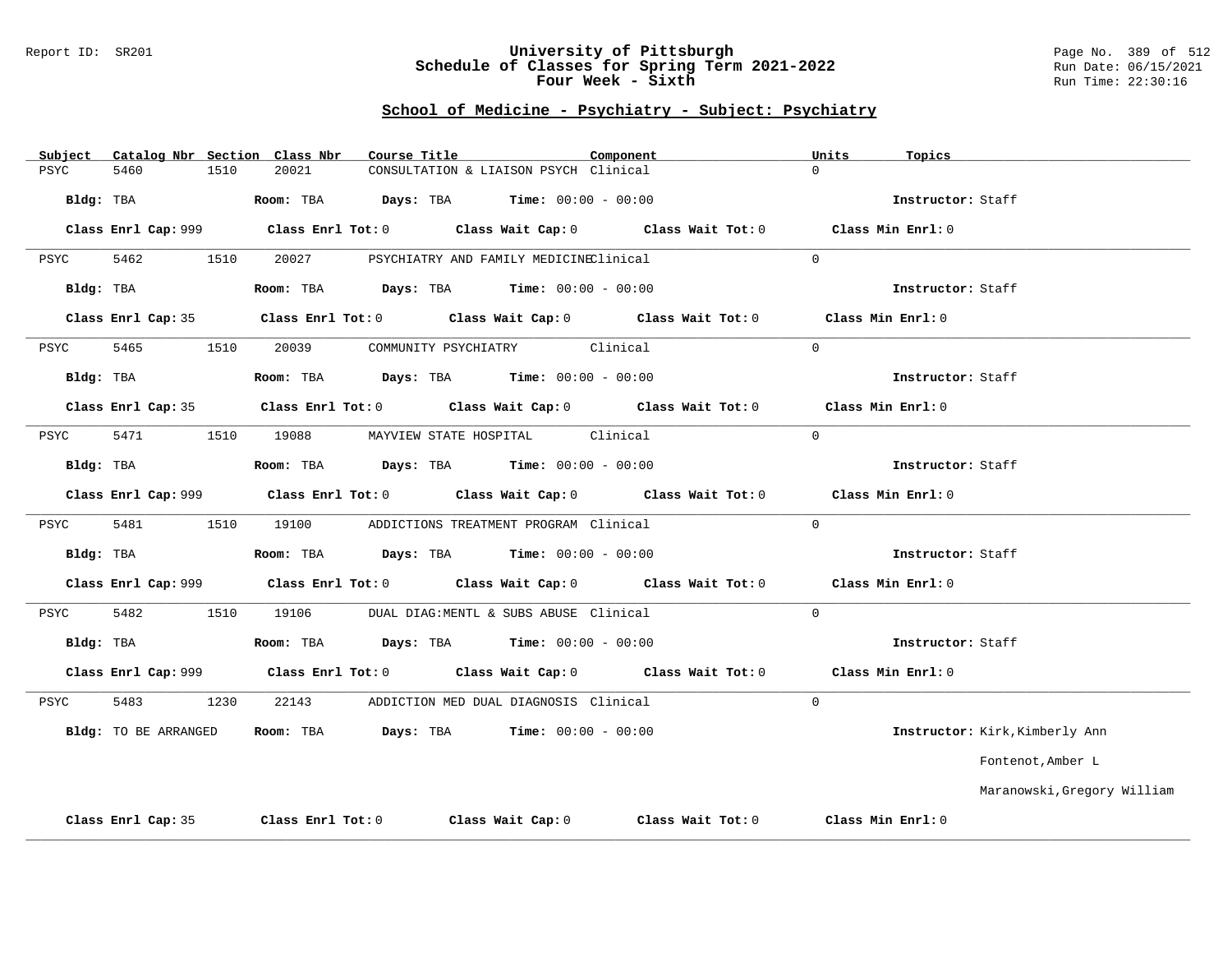Report ID: SR201

# University of Pittsburgh
## Schedule of Classes for Spring Term 2021-2022
## Four Week - Sixth

Run Date: 06/15/2021
Run Time: 22:30:16

### School of Medicine - Psychiatry - Subject: Psychiatry

| Subject | Catalog Nbr | Section | Class Nbr | Course Title | Component | Units | Topics |
|---|---|---|---|---|---|---|---|
| PSYC | 5460 | 1510 | 20021 | CONSULTATION & LIAISON PSYCH | Clinical | 0 | |

**Bldg:** TBA **Room:** TBA **Days:** TBA **Time:** 00:00 - 00:00 **Instructor:** Staff

**Class Enrl Cap:** 999 **Class Enrl Tot:** 0 **Class Wait Cap:** 0 **Class Wait Tot:** 0 **Class Min Enrl:** 0

| Subject | Catalog Nbr | Section | Class Nbr | Course Title | Component | Units | Topics |
|---|---|---|---|---|---|---|---|
| PSYC | 5462 | 1510 | 20027 | PSYCHIATRY AND FAMILY MEDICINE | Clinical | 0 | |

**Bldg:** TBA **Room:** TBA **Days:** TBA **Time:** 00:00 - 00:00 **Instructor:** Staff

**Class Enrl Cap:** 35 **Class Enrl Tot:** 0 **Class Wait Cap:** 0 **Class Wait Tot:** 0 **Class Min Enrl:** 0

| Subject | Catalog Nbr | Section | Class Nbr | Course Title | Component | Units | Topics |
|---|---|---|---|---|---|---|---|
| PSYC | 5465 | 1510 | 20039 | COMMUNITY PSYCHIATRY | Clinical | 0 | |

**Bldg:** TBA **Room:** TBA **Days:** TBA **Time:** 00:00 - 00:00 **Instructor:** Staff

**Class Enrl Cap:** 35 **Class Enrl Tot:** 0 **Class Wait Cap:** 0 **Class Wait Tot:** 0 **Class Min Enrl:** 0

| Subject | Catalog Nbr | Section | Class Nbr | Course Title | Component | Units | Topics |
|---|---|---|---|---|---|---|---|
| PSYC | 5471 | 1510 | 19088 | MAYVIEW STATE HOSPITAL | Clinical | 0 | |

**Bldg:** TBA **Room:** TBA **Days:** TBA **Time:** 00:00 - 00:00 **Instructor:** Staff

**Class Enrl Cap:** 999 **Class Enrl Tot:** 0 **Class Wait Cap:** 0 **Class Wait Tot:** 0 **Class Min Enrl:** 0

| Subject | Catalog Nbr | Section | Class Nbr | Course Title | Component | Units | Topics |
|---|---|---|---|---|---|---|---|
| PSYC | 5481 | 1510 | 19100 | ADDICTIONS TREATMENT PROGRAM | Clinical | 0 | |

**Bldg:** TBA **Room:** TBA **Days:** TBA **Time:** 00:00 - 00:00 **Instructor:** Staff

**Class Enrl Cap:** 999 **Class Enrl Tot:** 0 **Class Wait Cap:** 0 **Class Wait Tot:** 0 **Class Min Enrl:** 0

| Subject | Catalog Nbr | Section | Class Nbr | Course Title | Component | Units | Topics |
|---|---|---|---|---|---|---|---|
| PSYC | 5482 | 1510 | 19106 | DUAL DIAG:MENTL & SUBS ABUSE | Clinical | 0 | |

**Bldg:** TBA **Room:** TBA **Days:** TBA **Time:** 00:00 - 00:00 **Instructor:** Staff

**Class Enrl Cap:** 999 **Class Enrl Tot:** 0 **Class Wait Cap:** 0 **Class Wait Tot:** 0 **Class Min Enrl:** 0

| Subject | Catalog Nbr | Section | Class Nbr | Course Title | Component | Units | Topics |
|---|---|---|---|---|---|---|---|
| PSYC | 5483 | 1230 | 22143 | ADDICTION MED DUAL DIAGNOSIS | Clinical | 0 | |

**Bldg:** TO BE ARRANGED **Room:** TBA **Days:** TBA **Time:** 00:00 - 00:00 **Instructor:** Kirk,Kimberly Ann; Fontenot,Amber L; Maranowski,Gregory William

**Class Enrl Cap:** 35 **Class Enrl Tot:** 0 **Class Wait Cap:** 0 **Class Wait Tot:** 0 **Class Min Enrl:** 0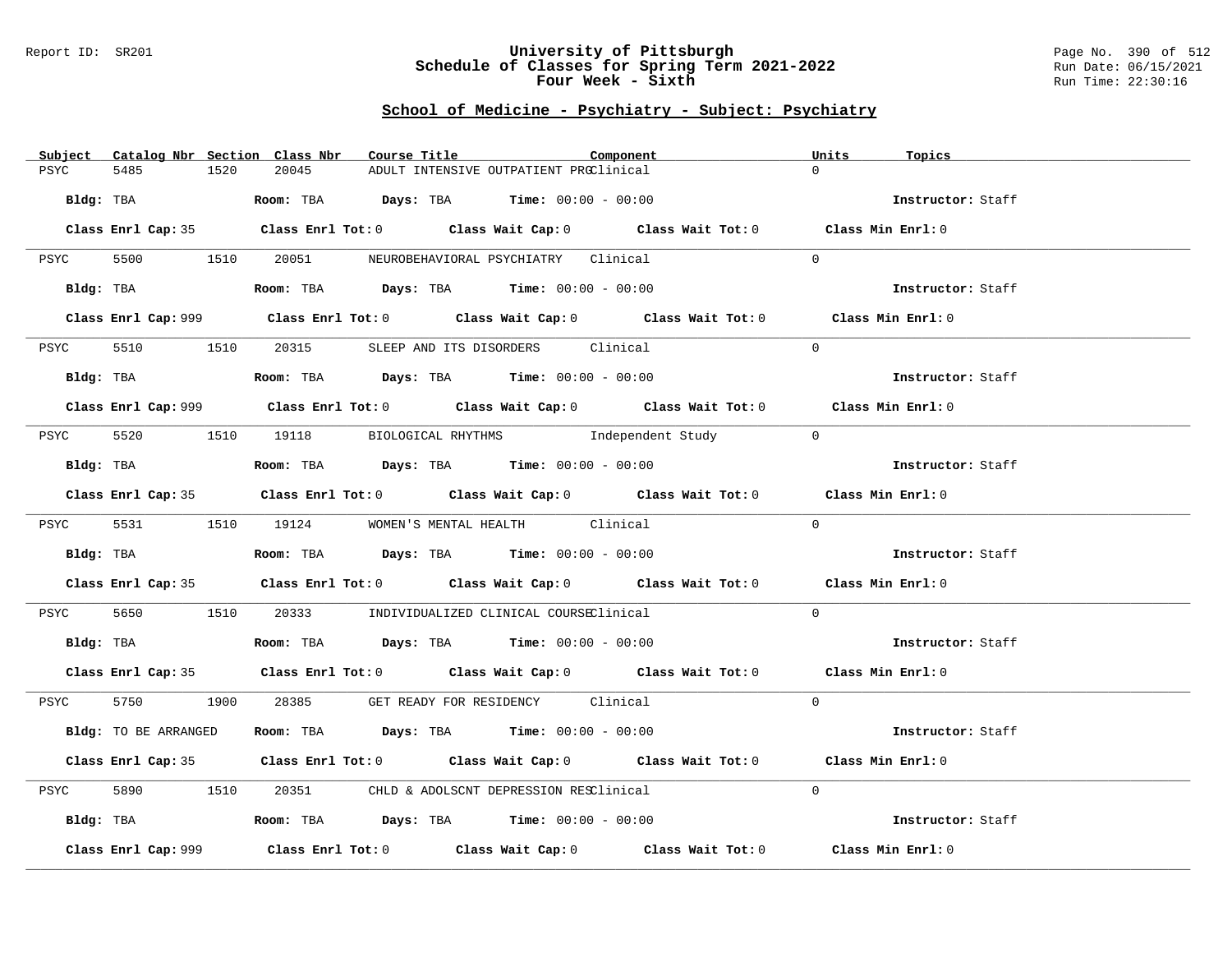University of Pittsburgh
Schedule of Classes for Spring Term 2021-2022
Four Week - Sixth

## School of Medicine - Psychiatry - Subject: Psychiatry

| Subject | Catalog Nbr | Section | Class Nbr | Course Title | Component | Units | Topics |
|---|---|---|---|---|---|---|---|
| PSYC | 5485 | 1520 | 20045 | ADULT INTENSIVE OUTPATIENT PRG | Clinical | 0 | |

**Bldg:** TBA **Room:** TBA **Days:** TBA **Time:** 00:00 - 00:00 **Instructor:** Staff

**Class Enrl Cap:** 35 **Class Enrl Tot:** 0 **Class Wait Cap:** 0 **Class Wait Tot:** 0 **Class Min Enrl:** 0

---

| Subject | Catalog Nbr | Section | Class Nbr | Course Title | Component | Units | Topics |
|---|---|---|---|---|---|---|---|
| PSYC | 5500 | 1510 | 20051 | NEUROBEHAVIORAL PSYCHIATRY | Clinical | 0 | |

**Bldg:** TBA **Room:** TBA **Days:** TBA **Time:** 00:00 - 00:00 **Instructor:** Staff

**Class Enrl Cap:** 999 **Class Enrl Tot:** 0 **Class Wait Cap:** 0 **Class Wait Tot:** 0 **Class Min Enrl:** 0

---

| Subject | Catalog Nbr | Section | Class Nbr | Course Title | Component | Units | Topics |
|---|---|---|---|---|---|---|---|
| PSYC | 5510 | 1510 | 20315 | SLEEP AND ITS DISORDERS | Clinical | 0 | |

**Bldg:** TBA **Room:** TBA **Days:** TBA **Time:** 00:00 - 00:00 **Instructor:** Staff

**Class Enrl Cap:** 999 **Class Enrl Tot:** 0 **Class Wait Cap:** 0 **Class Wait Tot:** 0 **Class Min Enrl:** 0

---

| Subject | Catalog Nbr | Section | Class Nbr | Course Title | Component | Units | Topics |
|---|---|---|---|---|---|---|---|
| PSYC | 5520 | 1510 | 19118 | BIOLOGICAL RHYTHMS | Independent Study | 0 | |

**Bldg:** TBA **Room:** TBA **Days:** TBA **Time:** 00:00 - 00:00 **Instructor:** Staff

**Class Enrl Cap:** 35 **Class Enrl Tot:** 0 **Class Wait Cap:** 0 **Class Wait Tot:** 0 **Class Min Enrl:** 0

---

| Subject | Catalog Nbr | Section | Class Nbr | Course Title | Component | Units | Topics |
|---|---|---|---|---|---|---|---|
| PSYC | 5531 | 1510 | 19124 | WOMEN'S MENTAL HEALTH | Clinical | 0 | |

**Bldg:** TBA **Room:** TBA **Days:** TBA **Time:** 00:00 - 00:00 **Instructor:** Staff

**Class Enrl Cap:** 35 **Class Enrl Tot:** 0 **Class Wait Cap:** 0 **Class Wait Tot:** 0 **Class Min Enrl:** 0

---

| Subject | Catalog Nbr | Section | Class Nbr | Course Title | Component | Units | Topics |
|---|---|---|---|---|---|---|---|
| PSYC | 5650 | 1510 | 20333 | INDIVIDUALIZED CLINICAL COURSE | Clinical | 0 | |

**Bldg:** TBA **Room:** TBA **Days:** TBA **Time:** 00:00 - 00:00 **Instructor:** Staff

**Class Enrl Cap:** 35 **Class Enrl Tot:** 0 **Class Wait Cap:** 0 **Class Wait Tot:** 0 **Class Min Enrl:** 0

---

| Subject | Catalog Nbr | Section | Class Nbr | Course Title | Component | Units | Topics |
|---|---|---|---|---|---|---|---|
| PSYC | 5750 | 1900 | 28385 | GET READY FOR RESIDENCY | Clinical | 0 | |

**Bldg:** TO BE ARRANGED **Room:** TBA **Days:** TBA **Time:** 00:00 - 00:00 **Instructor:** Staff

**Class Enrl Cap:** 35 **Class Enrl Tot:** 0 **Class Wait Cap:** 0 **Class Wait Tot:** 0 **Class Min Enrl:** 0

---

| Subject | Catalog Nbr | Section | Class Nbr | Course Title | Component | Units | Topics |
|---|---|---|---|---|---|---|---|
| PSYC | 5890 | 1510 | 20351 | CHLD & ADOLSCNT DEPRESSION RES | Clinical | 0 | |

**Bldg:** TBA **Room:** TBA **Days:** TBA **Time:** 00:00 - 00:00 **Instructor:** Staff

**Class Enrl Cap:** 999 **Class Enrl Tot:** 0 **Class Wait Cap:** 0 **Class Wait Tot:** 0 **Class Min Enrl:** 0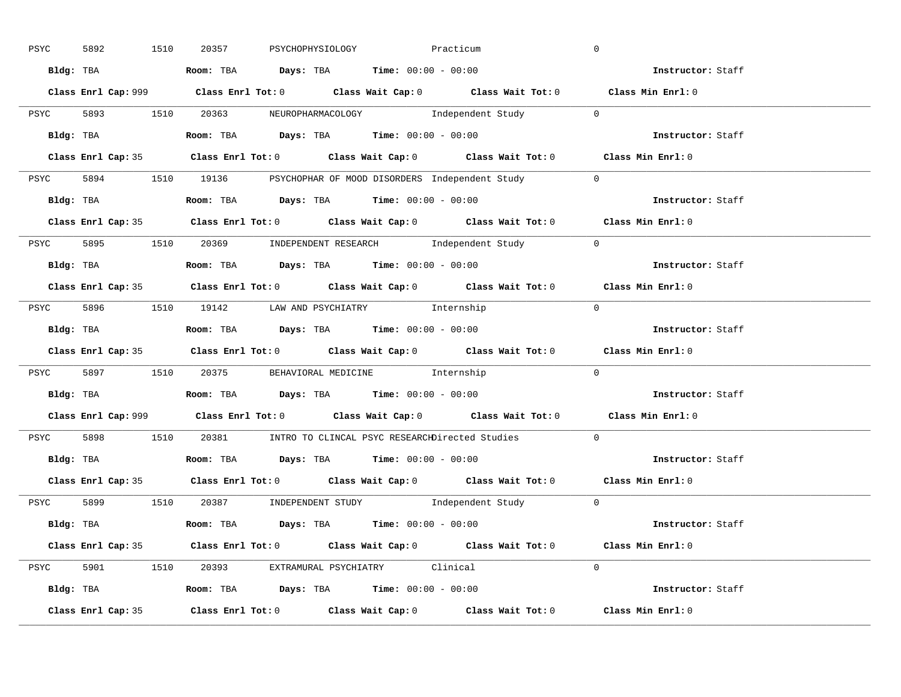PSYC 5892 1510 20357 PSYCHOPHYSIOLOGY Practicum 0

**Bldg:** TBA **Room:** TBA **Days:** TBA **Time:** 00:00 - 00:00 **Instructor:** Staff

**Class Enrl Cap:** 999 **Class Enrl Tot:** 0 **Class Wait Cap:** 0 **Class Wait Tot:** 0 **Class Min Enrl:** 0

---

PSYC 5893 1510 20363 NEUROPHARMACOLOGY Independent Study 0

**Bldg:** TBA **Room:** TBA **Days:** TBA **Time:** 00:00 - 00:00 **Instructor:** Staff

**Class Enrl Cap:** 35 **Class Enrl Tot:** 0 **Class Wait Cap:** 0 **Class Wait Tot:** 0 **Class Min Enrl:** 0

---

PSYC 5894 1510 19136 PSYCHOPHAR OF MOOD DISORDERS Independent Study 0

**Bldg:** TBA **Room:** TBA **Days:** TBA **Time:** 00:00 - 00:00 **Instructor:** Staff

**Class Enrl Cap:** 35 **Class Enrl Tot:** 0 **Class Wait Cap:** 0 **Class Wait Tot:** 0 **Class Min Enrl:** 0

---

PSYC 5895 1510 20369 INDEPENDENT RESEARCH Independent Study 0

**Bldg:** TBA **Room:** TBA **Days:** TBA **Time:** 00:00 - 00:00 **Instructor:** Staff

**Class Enrl Cap:** 35 **Class Enrl Tot:** 0 **Class Wait Cap:** 0 **Class Wait Tot:** 0 **Class Min Enrl:** 0

---

PSYC 5896 1510 19142 LAW AND PSYCHIATRY Internship 0

**Bldg:** TBA **Room:** TBA **Days:** TBA **Time:** 00:00 - 00:00 **Instructor:** Staff

**Class Enrl Cap:** 35 **Class Enrl Tot:** 0 **Class Wait Cap:** 0 **Class Wait Tot:** 0 **Class Min Enrl:** 0

---

PSYC 5897 1510 20375 BEHAVIORAL MEDICINE Internship 0

**Bldg:** TBA **Room:** TBA **Days:** TBA **Time:** 00:00 - 00:00 **Instructor:** Staff

**Class Enrl Cap:** 999 **Class Enrl Tot:** 0 **Class Wait Cap:** 0 **Class Wait Tot:** 0 **Class Min Enrl:** 0

---

PSYC 5898 1510 20381 INTRO TO CLINCAL PSYC RESEARCH Directed Studies 0

**Bldg:** TBA **Room:** TBA **Days:** TBA **Time:** 00:00 - 00:00 **Instructor:** Staff

**Class Enrl Cap:** 35 **Class Enrl Tot:** 0 **Class Wait Cap:** 0 **Class Wait Tot:** 0 **Class Min Enrl:** 0

---

PSYC 5899 1510 20387 INDEPENDENT STUDY Independent Study 0

**Bldg:** TBA **Room:** TBA **Days:** TBA **Time:** 00:00 - 00:00 **Instructor:** Staff

**Class Enrl Cap:** 35 **Class Enrl Tot:** 0 **Class Wait Cap:** 0 **Class Wait Tot:** 0 **Class Min Enrl:** 0

---

PSYC 5901 1510 20393 EXTRAMURAL PSYCHIATRY Clinical 0

**Bldg:** TBA **Room:** TBA **Days:** TBA **Time:** 00:00 - 00:00 **Instructor:** Staff

**Class Enrl Cap:** 35 **Class Enrl Tot:** 0 **Class Wait Cap:** 0 **Class Wait Tot:** 0 **Class Min Enrl:** 0

---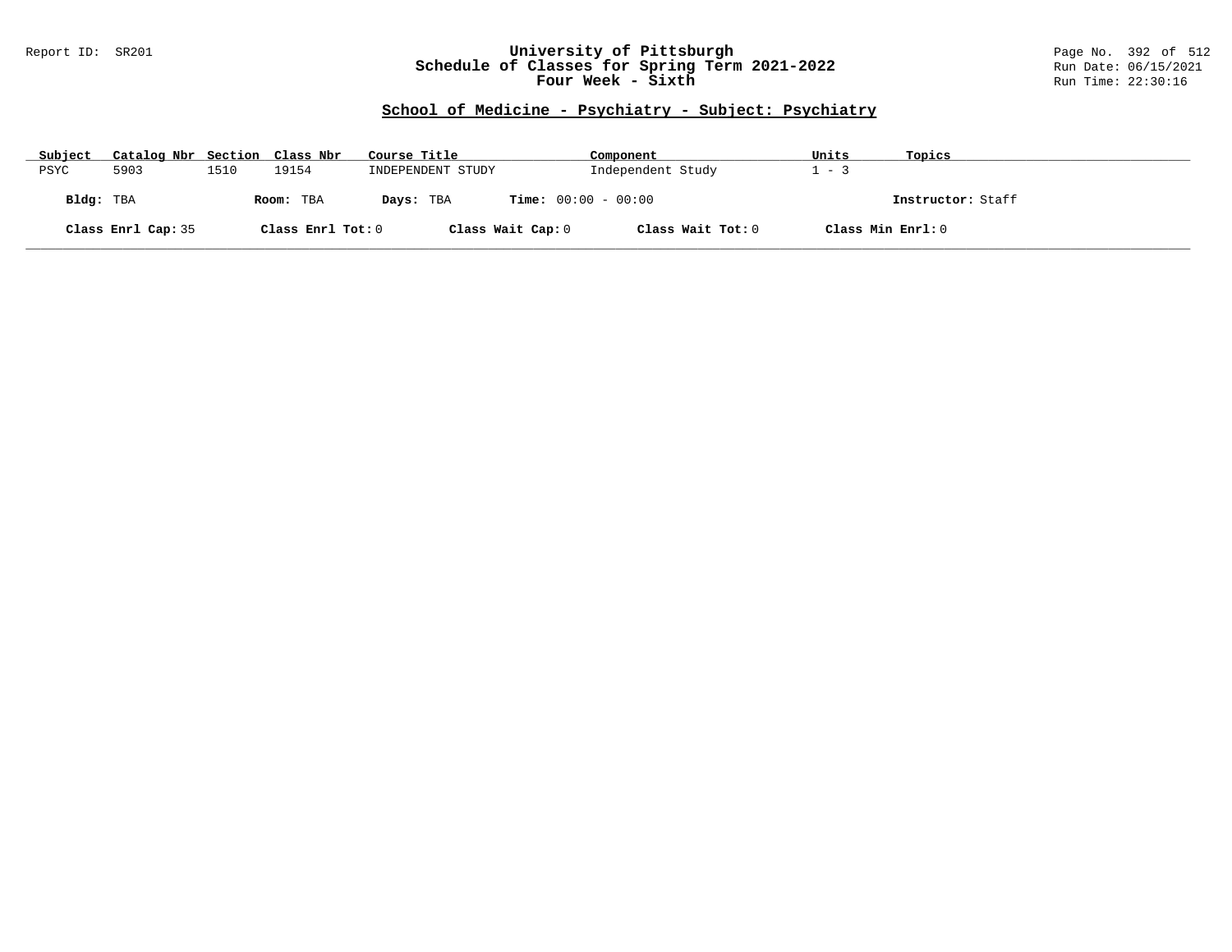# University of Pittsburgh
## Schedule of Classes for Spring Term 2021-2022
### Four Week - Sixth

Report ID: SR201
Run Date: 06/15/2021
Run Time: 22:30:16

## School of Medicine - Psychiatry - Subject: Psychiatry

| Subject | Catalog Nbr | Section | Class Nbr | Course Title | Component | Units | Topics |
|---|---|---|---|---|---|---|---|
| PSYC | 5903 | 1510 | 19154 | INDEPENDENT STUDY | Independent Study | 1 - 3 | |

**Bldg:** TBA **Room:** TBA **Days:** TBA **Time:** 00:00 - 00:00 **Instructor:** Staff

**Class Enrl Cap:** 35 **Class Enrl Tot:** 0 **Class Wait Cap:** 0 **Class Wait Tot:** 0 **Class Min Enrl:** 0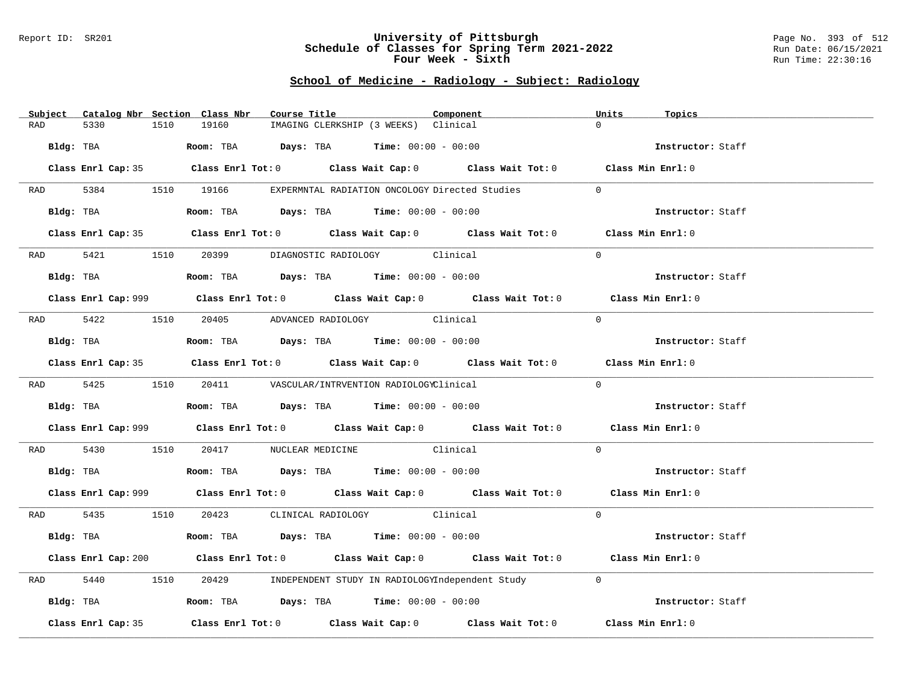University of Pittsburgh
Schedule of Classes for Spring Term 2021-2022
Four Week - Sixth

## School of Medicine - Radiology - Subject: Radiology

| Subject | Catalog Nbr | Section | Class Nbr | Course Title | Component | Units | Topics |
|---|---|---|---|---|---|---|---|
| RAD | 5330 | 1510 | 19160 | IMAGING CLERKSHIP (3 WEEKS) | Clinical | 0 | |

Bldg: TBA Room: TBA Days: TBA Time: 00:00 - 00:00 Instructor: Staff

Class Enrl Cap: 35 Class Enrl Tot: 0 Class Wait Cap: 0 Class Wait Tot: 0 Class Min Enrl: 0

| Subject | Catalog Nbr | Section | Class Nbr | Course Title | Component | Units | Topics |
|---|---|---|---|---|---|---|---|
| RAD | 5384 | 1510 | 19166 | EXPERMNTAL RADIATION ONCOLOGY | Directed Studies | 0 | |

Bldg: TBA Room: TBA Days: TBA Time: 00:00 - 00:00 Instructor: Staff

Class Enrl Cap: 35 Class Enrl Tot: 0 Class Wait Cap: 0 Class Wait Tot: 0 Class Min Enrl: 0

| Subject | Catalog Nbr | Section | Class Nbr | Course Title | Component | Units | Topics |
|---|---|---|---|---|---|---|---|
| RAD | 5421 | 1510 | 20399 | DIAGNOSTIC RADIOLOGY | Clinical | 0 | |

Bldg: TBA Room: TBA Days: TBA Time: 00:00 - 00:00 Instructor: Staff

Class Enrl Cap: 999 Class Enrl Tot: 0 Class Wait Cap: 0 Class Wait Tot: 0 Class Min Enrl: 0

| Subject | Catalog Nbr | Section | Class Nbr | Course Title | Component | Units | Topics |
|---|---|---|---|---|---|---|---|
| RAD | 5422 | 1510 | 20405 | ADVANCED RADIOLOGY | Clinical | 0 | |

Bldg: TBA Room: TBA Days: TBA Time: 00:00 - 00:00 Instructor: Staff

Class Enrl Cap: 35 Class Enrl Tot: 0 Class Wait Cap: 0 Class Wait Tot: 0 Class Min Enrl: 0

| Subject | Catalog Nbr | Section | Class Nbr | Course Title | Component | Units | Topics |
|---|---|---|---|---|---|---|---|
| RAD | 5425 | 1510 | 20411 | VASCULAR/INTRVENTION RADIOLOGY | Clinical | 0 | |

Bldg: TBA Room: TBA Days: TBA Time: 00:00 - 00:00 Instructor: Staff

Class Enrl Cap: 999 Class Enrl Tot: 0 Class Wait Cap: 0 Class Wait Tot: 0 Class Min Enrl: 0

| Subject | Catalog Nbr | Section | Class Nbr | Course Title | Component | Units | Topics |
|---|---|---|---|---|---|---|---|
| RAD | 5430 | 1510 | 20417 | NUCLEAR MEDICINE | Clinical | 0 | |

Bldg: TBA Room: TBA Days: TBA Time: 00:00 - 00:00 Instructor: Staff

Class Enrl Cap: 999 Class Enrl Tot: 0 Class Wait Cap: 0 Class Wait Tot: 0 Class Min Enrl: 0

| Subject | Catalog Nbr | Section | Class Nbr | Course Title | Component | Units | Topics |
|---|---|---|---|---|---|---|---|
| RAD | 5435 | 1510 | 20423 | CLINICAL RADIOLOGY | Clinical | 0 | |

Bldg: TBA Room: TBA Days: TBA Time: 00:00 - 00:00 Instructor: Staff

Class Enrl Cap: 200 Class Enrl Tot: 0 Class Wait Cap: 0 Class Wait Tot: 0 Class Min Enrl: 0

| Subject | Catalog Nbr | Section | Class Nbr | Course Title | Component | Units | Topics |
|---|---|---|---|---|---|---|---|
| RAD | 5440 | 1510 | 20429 | INDEPENDENT STUDY IN RADIOLOGY | Independent Study | 0 | |

Bldg: TBA Room: TBA Days: TBA Time: 00:00 - 00:00 Instructor: Staff

Class Enrl Cap: 35 Class Enrl Tot: 0 Class Wait Cap: 0 Class Wait Tot: 0 Class Min Enrl: 0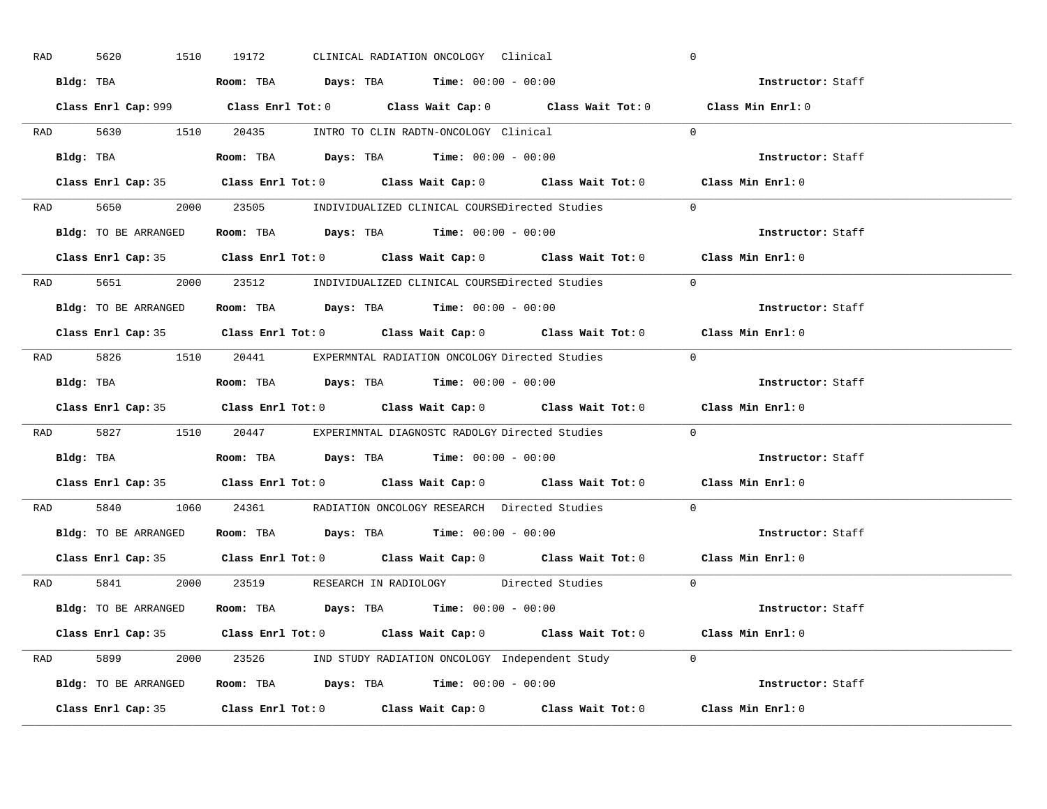RAD 5620 1510 19172 CLINICAL RADIATION ONCOLOGY Clinical 0

**Bldg:** TBA **Room:** TBA **Days:** TBA **Time:** 00:00 - 00:00 **Instructor:** Staff

**Class Enrl Cap:** 999 **Class Enrl Tot:** 0 **Class Wait Cap:** 0 **Class Wait Tot:** 0 **Class Min Enrl:** 0

---

RAD 5630 1510 20435 INTRO TO CLIN RADTN-ONCOLOGY Clinical 0

**Bldg:** TBA **Room:** TBA **Days:** TBA **Time:** 00:00 - 00:00 **Instructor:** Staff

**Class Enrl Cap:** 35 **Class Enrl Tot:** 0 **Class Wait Cap:** 0 **Class Wait Tot:** 0 **Class Min Enrl:** 0

---

RAD 5650 2000 23505 INDIVIDUALIZED CLINICAL COURSE Directed Studies 0

**Bldg:** TO BE ARRANGED **Room:** TBA **Days:** TBA **Time:** 00:00 - 00:00 **Instructor:** Staff

**Class Enrl Cap:** 35 **Class Enrl Tot:** 0 **Class Wait Cap:** 0 **Class Wait Tot:** 0 **Class Min Enrl:** 0

---

RAD 5651 2000 23512 INDIVIDUALIZED CLINICAL COURSE Directed Studies 0

**Bldg:** TO BE ARRANGED **Room:** TBA **Days:** TBA **Time:** 00:00 - 00:00 **Instructor:** Staff

**Class Enrl Cap:** 35 **Class Enrl Tot:** 0 **Class Wait Cap:** 0 **Class Wait Tot:** 0 **Class Min Enrl:** 0

---

RAD 5826 1510 20441 EXPERMNTAL RADIATION ONCOLOGY Directed Studies 0

**Bldg:** TBA **Room:** TBA **Days:** TBA **Time:** 00:00 - 00:00 **Instructor:** Staff

**Class Enrl Cap:** 35 **Class Enrl Tot:** 0 **Class Wait Cap:** 0 **Class Wait Tot:** 0 **Class Min Enrl:** 0

---

RAD 5827 1510 20447 EXPERIMNTAL DIAGNOSTC RADOLGY Directed Studies 0

**Bldg:** TBA **Room:** TBA **Days:** TBA **Time:** 00:00 - 00:00 **Instructor:** Staff

**Class Enrl Cap:** 35 **Class Enrl Tot:** 0 **Class Wait Cap:** 0 **Class Wait Tot:** 0 **Class Min Enrl:** 0

---

RAD 5840 1060 24361 RADIATION ONCOLOGY RESEARCH Directed Studies 0

**Bldg:** TO BE ARRANGED **Room:** TBA **Days:** TBA **Time:** 00:00 - 00:00 **Instructor:** Staff

**Class Enrl Cap:** 35 **Class Enrl Tot:** 0 **Class Wait Cap:** 0 **Class Wait Tot:** 0 **Class Min Enrl:** 0

---

RAD 5841 2000 23519 RESEARCH IN RADIOLOGY Directed Studies 0

**Bldg:** TO BE ARRANGED **Room:** TBA **Days:** TBA **Time:** 00:00 - 00:00 **Instructor:** Staff

**Class Enrl Cap:** 35 **Class Enrl Tot:** 0 **Class Wait Cap:** 0 **Class Wait Tot:** 0 **Class Min Enrl:** 0

---

RAD 5899 2000 23526 IND STUDY RADIATION ONCOLOGY Independent Study 0

**Bldg:** TO BE ARRANGED **Room:** TBA **Days:** TBA **Time:** 00:00 - 00:00 **Instructor:** Staff

**Class Enrl Cap:** 35 **Class Enrl Tot:** 0 **Class Wait Cap:** 0 **Class Wait Tot:** 0 **Class Min Enrl:** 0

---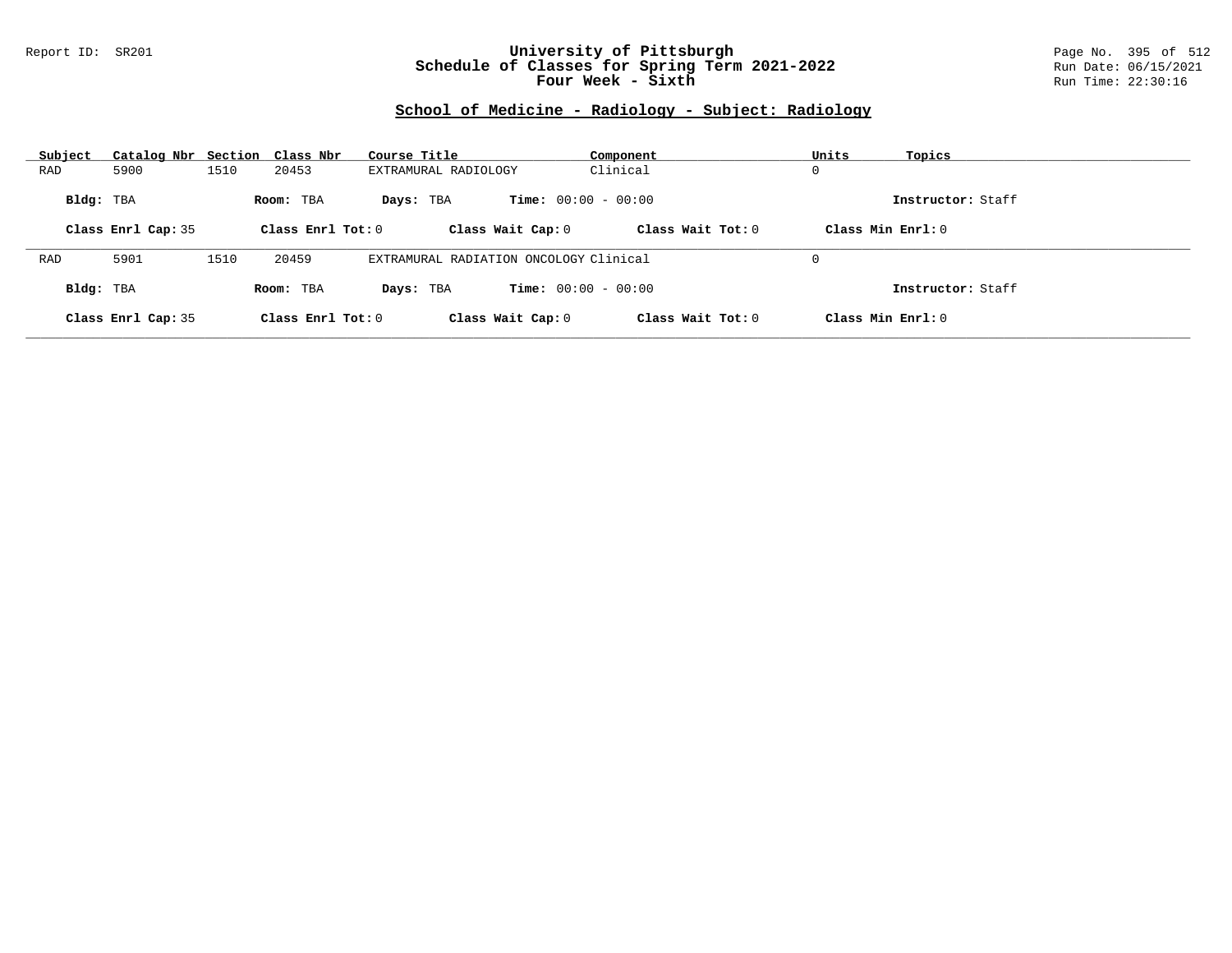Report ID: SR201

# University of Pittsburgh
## Schedule of Classes for Spring Term 2021-2022
### Four Week - Sixth

Page No. 395 of 512
Run Date: 06/15/2021
Run Time: 22:30:16

## School of Medicine - Radiology - Subject: Radiology

| Subject | Catalog Nbr | Section | Class Nbr | Course Title | Component | Units | Topics |
|---|---|---|---|---|---|---|---|
| RAD | 5900 | 1510 | 20453 | EXTRAMURAL RADIOLOGY | Clinical | 0 | |

**Bldg:** TBA **Room:** TBA **Days:** TBA **Time:** 00:00 - 00:00 **Instructor:** Staff

**Class Enrl Cap:** 35 **Class Enrl Tot:** 0 **Class Wait Cap:** 0 **Class Wait Tot:** 0 **Class Min Enrl:** 0

---

| Subject | Catalog Nbr | Section | Class Nbr | Course Title | Component | Units | Topics |
|---|---|---|---|---|---|---|---|
| RAD | 5901 | 1510 | 20459 | EXTRAMURAL RADIATION ONCOLOGY | Clinical | 0 | |

**Bldg:** TBA **Room:** TBA **Days:** TBA **Time:** 00:00 - 00:00 **Instructor:** Staff

**Class Enrl Cap:** 35 **Class Enrl Tot:** 0 **Class Wait Cap:** 0 **Class Wait Tot:** 0 **Class Min Enrl:** 0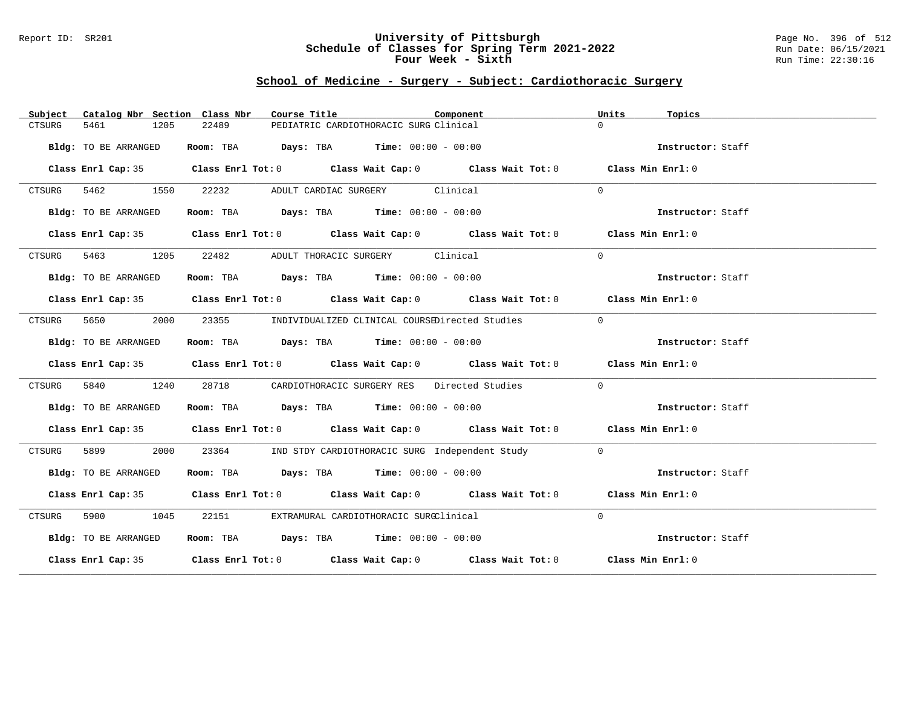# University of Pittsburgh
## Schedule of Classes for Spring Term 2021-2022
### Four Week - Sixth

Report ID: SR201

Run Date: 06/15/2021
Run Time: 22:30:16

## School of Medicine - Surgery - Subject: Cardiothoracic Surgery

| Subject | Catalog Nbr | Section | Class Nbr | Course Title | Component | Units | Topics |
|---|---|---|---|---|---|---|---|
| CTSURG | 5461 | 1205 | 22489 | PEDIATRIC CARDIOTHORACIC SURG | Clinical | 0 | |

**Bldg:** TO BE ARRANGED **Room:** TBA **Days:** TBA **Time:** 00:00 - 00:00 **Instructor:** Staff

**Class Enrl Cap:** 35 **Class Enrl Tot:** 0 **Class Wait Cap:** 0 **Class Wait Tot:** 0 **Class Min Enrl:** 0

| Subject | Catalog Nbr | Section | Class Nbr | Course Title | Component | Units | Topics |
|---|---|---|---|---|---|---|---|
| CTSURG | 5462 | 1550 | 22232 | ADULT CARDIAC SURGERY | Clinical | 0 | |

**Bldg:** TO BE ARRANGED **Room:** TBA **Days:** TBA **Time:** 00:00 - 00:00 **Instructor:** Staff

**Class Enrl Cap:** 35 **Class Enrl Tot:** 0 **Class Wait Cap:** 0 **Class Wait Tot:** 0 **Class Min Enrl:** 0

| Subject | Catalog Nbr | Section | Class Nbr | Course Title | Component | Units | Topics |
|---|---|---|---|---|---|---|---|
| CTSURG | 5463 | 1205 | 22482 | ADULT THORACIC SURGERY | Clinical | 0 | |

**Bldg:** TO BE ARRANGED **Room:** TBA **Days:** TBA **Time:** 00:00 - 00:00 **Instructor:** Staff

**Class Enrl Cap:** 35 **Class Enrl Tot:** 0 **Class Wait Cap:** 0 **Class Wait Tot:** 0 **Class Min Enrl:** 0

| Subject | Catalog Nbr | Section | Class Nbr | Course Title | Component | Units | Topics |
|---|---|---|---|---|---|---|---|
| CTSURG | 5650 | 2000 | 23355 | INDIVIDUALIZED CLINICAL COURSE | Directed Studies | 0 | |

**Bldg:** TO BE ARRANGED **Room:** TBA **Days:** TBA **Time:** 00:00 - 00:00 **Instructor:** Staff

**Class Enrl Cap:** 35 **Class Enrl Tot:** 0 **Class Wait Cap:** 0 **Class Wait Tot:** 0 **Class Min Enrl:** 0

| Subject | Catalog Nbr | Section | Class Nbr | Course Title | Component | Units | Topics |
|---|---|---|---|---|---|---|---|
| CTSURG | 5840 | 1240 | 28718 | CARDIOTHORACIC SURGERY RES | Directed Studies | 0 | |

**Bldg:** TO BE ARRANGED **Room:** TBA **Days:** TBA **Time:** 00:00 - 00:00 **Instructor:** Staff

**Class Enrl Cap:** 35 **Class Enrl Tot:** 0 **Class Wait Cap:** 0 **Class Wait Tot:** 0 **Class Min Enrl:** 0

| Subject | Catalog Nbr | Section | Class Nbr | Course Title | Component | Units | Topics |
|---|---|---|---|---|---|---|---|
| CTSURG | 5899 | 2000 | 23364 | IND STDY CARDIOTHORACIC SURG | Independent Study | 0 | |

**Bldg:** TO BE ARRANGED **Room:** TBA **Days:** TBA **Time:** 00:00 - 00:00 **Instructor:** Staff

**Class Enrl Cap:** 35 **Class Enrl Tot:** 0 **Class Wait Cap:** 0 **Class Wait Tot:** 0 **Class Min Enrl:** 0

| Subject | Catalog Nbr | Section | Class Nbr | Course Title | Component | Units | Topics |
|---|---|---|---|---|---|---|---|
| CTSURG | 5900 | 1045 | 22151 | EXTRAMURAL CARDIOTHORACIC SURG | Clinical | 0 | |

**Bldg:** TO BE ARRANGED **Room:** TBA **Days:** TBA **Time:** 00:00 - 00:00 **Instructor:** Staff

**Class Enrl Cap:** 35 **Class Enrl Tot:** 0 **Class Wait Cap:** 0 **Class Wait Tot:** 0 **Class Min Enrl:** 0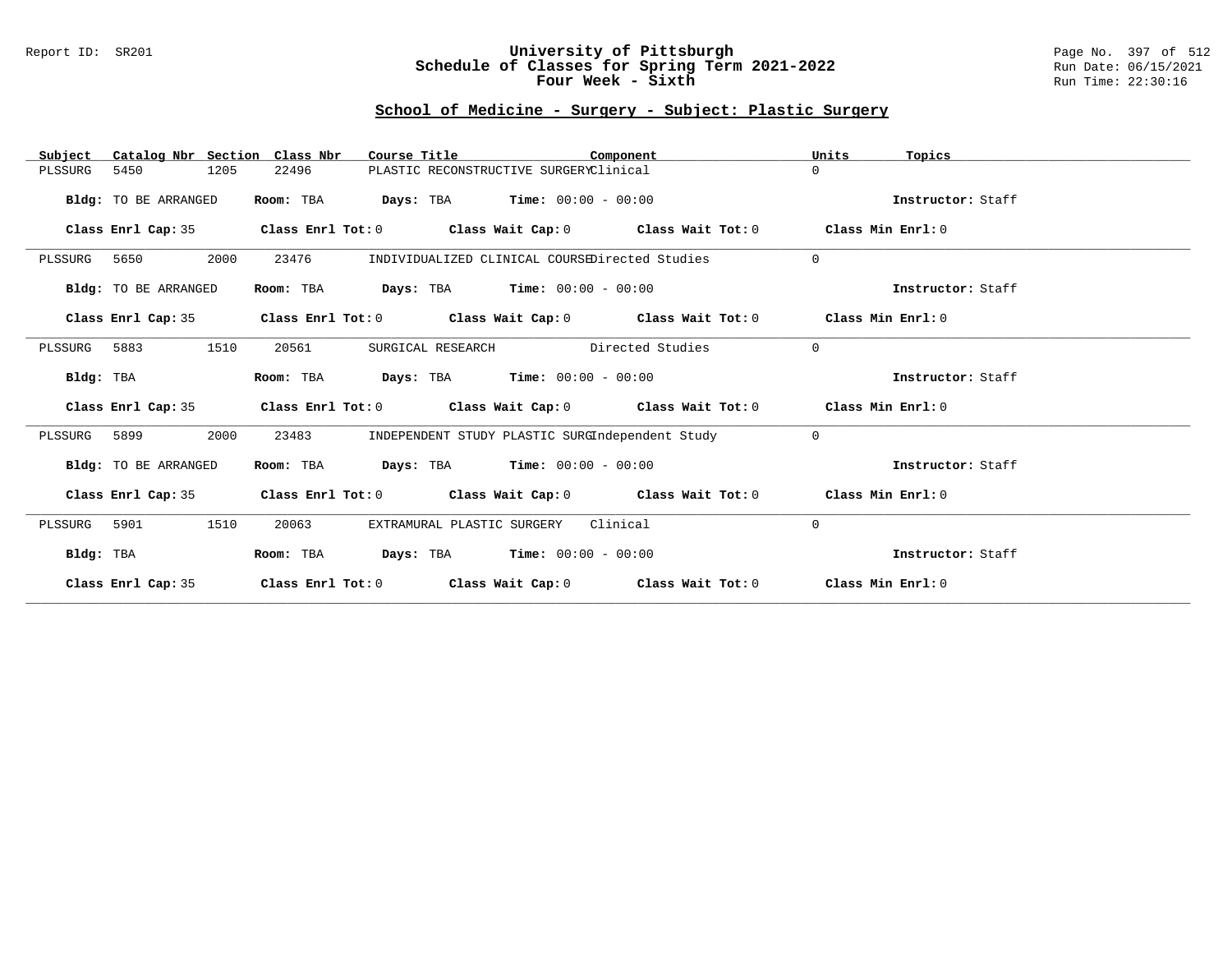University of Pittsburgh
Schedule of Classes for Spring Term 2021-2022
Four Week - Sixth

## School of Medicine - Surgery - Subject: Plastic Surgery

| Subject | Catalog Nbr | Section | Class Nbr | Course Title | Component | Units | Topics |
|---|---|---|---|---|---|---|---|
| PLSSURG | 5450 | 1205 | 22496 | PLASTIC RECONSTRUCTIVE SURGERY | Clinical | 0 | |

**Bldg:** TO BE ARRANGED **Room:** TBA **Days:** TBA **Time:** 00:00 - 00:00 **Instructor:** Staff

**Class Enrl Cap:** 35 **Class Enrl Tot:** 0 **Class Wait Cap:** 0 **Class Wait Tot:** 0 **Class Min Enrl:** 0

---

| Subject | Catalog Nbr | Section | Class Nbr | Course Title | Component | Units | Topics |
|---|---|---|---|---|---|---|---|
| PLSSURG | 5650 | 2000 | 23476 | INDIVIDUALIZED CLINICAL COURSE | Directed Studies | 0 | |

**Bldg:** TO BE ARRANGED **Room:** TBA **Days:** TBA **Time:** 00:00 - 00:00 **Instructor:** Staff

**Class Enrl Cap:** 35 **Class Enrl Tot:** 0 **Class Wait Cap:** 0 **Class Wait Tot:** 0 **Class Min Enrl:** 0

---

| Subject | Catalog Nbr | Section | Class Nbr | Course Title | Component | Units | Topics |
|---|---|---|---|---|---|---|---|
| PLSSURG | 5883 | 1510 | 20561 | SURGICAL RESEARCH | Directed Studies | 0 | |

**Bldg:** TBA **Room:** TBA **Days:** TBA **Time:** 00:00 - 00:00 **Instructor:** Staff

**Class Enrl Cap:** 35 **Class Enrl Tot:** 0 **Class Wait Cap:** 0 **Class Wait Tot:** 0 **Class Min Enrl:** 0

---

| Subject | Catalog Nbr | Section | Class Nbr | Course Title | Component | Units | Topics |
|---|---|---|---|---|---|---|---|
| PLSSURG | 5899 | 2000 | 23483 | INDEPENDENT STUDY PLASTIC SURG | Independent Study | 0 | |

**Bldg:** TO BE ARRANGED **Room:** TBA **Days:** TBA **Time:** 00:00 - 00:00 **Instructor:** Staff

**Class Enrl Cap:** 35 **Class Enrl Tot:** 0 **Class Wait Cap:** 0 **Class Wait Tot:** 0 **Class Min Enrl:** 0

---

| Subject | Catalog Nbr | Section | Class Nbr | Course Title | Component | Units | Topics |
|---|---|---|---|---|---|---|---|
| PLSSURG | 5901 | 1510 | 20063 | EXTRAMURAL PLASTIC SURGERY | Clinical | 0 | |

**Bldg:** TBA **Room:** TBA **Days:** TBA **Time:** 00:00 - 00:00 **Instructor:** Staff

**Class Enrl Cap:** 35 **Class Enrl Tot:** 0 **Class Wait Cap:** 0 **Class Wait Tot:** 0 **Class Min Enrl:** 0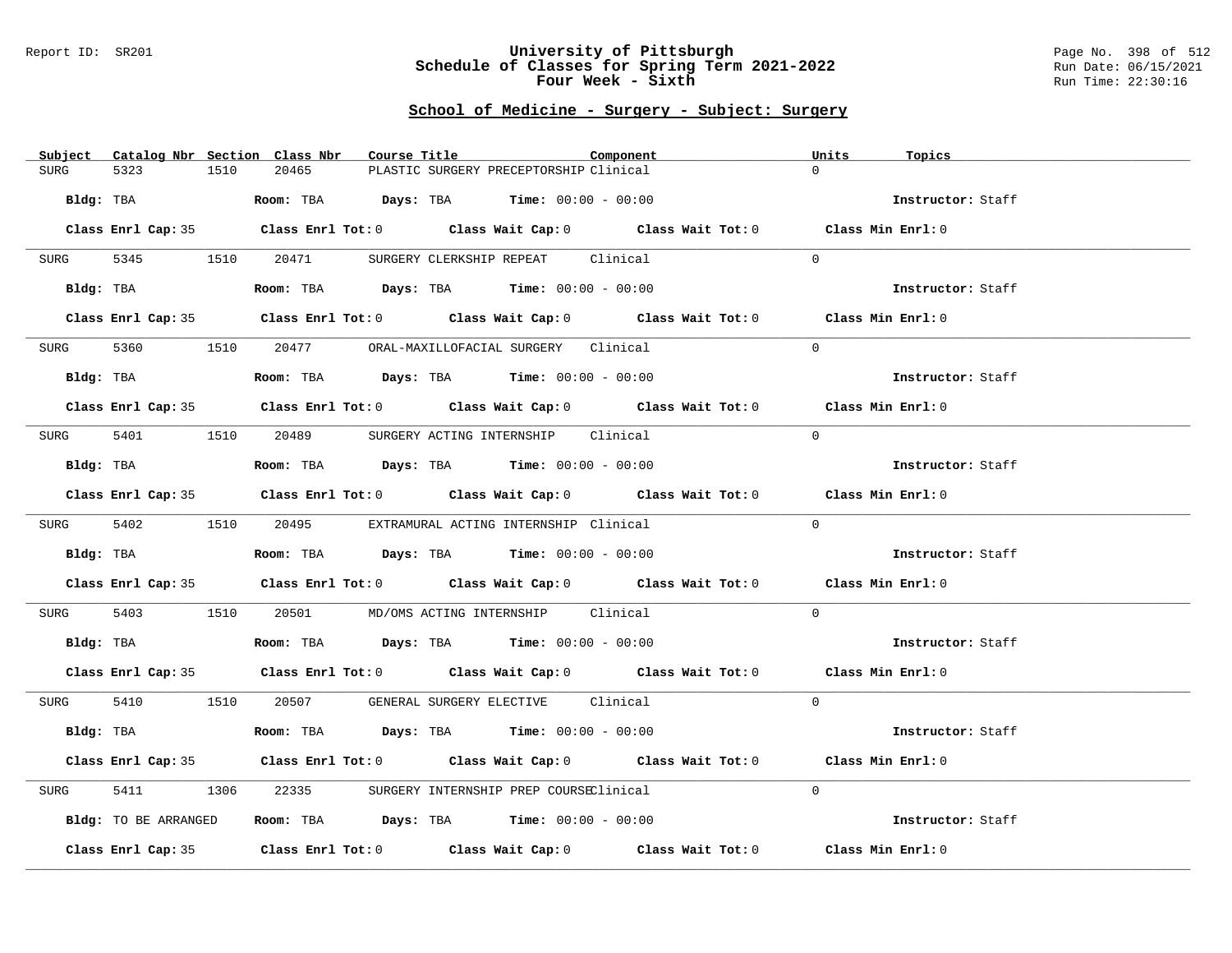Report ID: SR201

# University of Pittsburgh
## Schedule of Classes for Spring Term 2021-2022
## Four Week - Sixth

Run Date: 06/15/2021
Run Time: 22:30:16

## School of Medicine - Surgery - Subject: Surgery

| Subject | Catalog Nbr | Section | Class Nbr | Course Title | Component | Units | Topics |
|---|---|---|---|---|---|---|---|
| SURG | 5323 | 1510 | 20465 | PLASTIC SURGERY PRECEPTORSHIP | Clinical | 0 | |

**Bldg:** TBA **Room:** TBA **Days:** TBA **Time:** 00:00 - 00:00 **Instructor:** Staff

**Class Enrl Cap:** 35 **Class Enrl Tot:** 0 **Class Wait Cap:** 0 **Class Wait Tot:** 0 **Class Min Enrl:** 0

| Subject | Catalog Nbr | Section | Class Nbr | Course Title | Component | Units | Topics |
|---|---|---|---|---|---|---|---|
| SURG | 5345 | 1510 | 20471 | SURGERY CLERKSHIP REPEAT | Clinical | 0 | |

**Bldg:** TBA **Room:** TBA **Days:** TBA **Time:** 00:00 - 00:00 **Instructor:** Staff

**Class Enrl Cap:** 35 **Class Enrl Tot:** 0 **Class Wait Cap:** 0 **Class Wait Tot:** 0 **Class Min Enrl:** 0

| Subject | Catalog Nbr | Section | Class Nbr | Course Title | Component | Units | Topics |
|---|---|---|---|---|---|---|---|
| SURG | 5360 | 1510 | 20477 | ORAL-MAXILLOFACIAL SURGERY | Clinical | 0 | |

**Bldg:** TBA **Room:** TBA **Days:** TBA **Time:** 00:00 - 00:00 **Instructor:** Staff

**Class Enrl Cap:** 35 **Class Enrl Tot:** 0 **Class Wait Cap:** 0 **Class Wait Tot:** 0 **Class Min Enrl:** 0

| Subject | Catalog Nbr | Section | Class Nbr | Course Title | Component | Units | Topics |
|---|---|---|---|---|---|---|---|
| SURG | 5401 | 1510 | 20489 | SURGERY ACTING INTERNSHIP | Clinical | 0 | |

**Bldg:** TBA **Room:** TBA **Days:** TBA **Time:** 00:00 - 00:00 **Instructor:** Staff

**Class Enrl Cap:** 35 **Class Enrl Tot:** 0 **Class Wait Cap:** 0 **Class Wait Tot:** 0 **Class Min Enrl:** 0

| Subject | Catalog Nbr | Section | Class Nbr | Course Title | Component | Units | Topics |
|---|---|---|---|---|---|---|---|
| SURG | 5402 | 1510 | 20495 | EXTRAMURAL ACTING INTERNSHIP | Clinical | 0 | |

**Bldg:** TBA **Room:** TBA **Days:** TBA **Time:** 00:00 - 00:00 **Instructor:** Staff

**Class Enrl Cap:** 35 **Class Enrl Tot:** 0 **Class Wait Cap:** 0 **Class Wait Tot:** 0 **Class Min Enrl:** 0

| Subject | Catalog Nbr | Section | Class Nbr | Course Title | Component | Units | Topics |
|---|---|---|---|---|---|---|---|
| SURG | 5403 | 1510 | 20501 | MD/OMS ACTING INTERNSHIP | Clinical | 0 | |

**Bldg:** TBA **Room:** TBA **Days:** TBA **Time:** 00:00 - 00:00 **Instructor:** Staff

**Class Enrl Cap:** 35 **Class Enrl Tot:** 0 **Class Wait Cap:** 0 **Class Wait Tot:** 0 **Class Min Enrl:** 0

| Subject | Catalog Nbr | Section | Class Nbr | Course Title | Component | Units | Topics |
|---|---|---|---|---|---|---|---|
| SURG | 5410 | 1510 | 20507 | GENERAL SURGERY ELECTIVE | Clinical | 0 | |

**Bldg:** TBA **Room:** TBA **Days:** TBA **Time:** 00:00 - 00:00 **Instructor:** Staff

**Class Enrl Cap:** 35 **Class Enrl Tot:** 0 **Class Wait Cap:** 0 **Class Wait Tot:** 0 **Class Min Enrl:** 0

| Subject | Catalog Nbr | Section | Class Nbr | Course Title | Component | Units | Topics |
|---|---|---|---|---|---|---|---|
| SURG | 5411 | 1306 | 22335 | SURGERY INTERNSHIP PREP COURSE | Clinical | 0 | |

**Bldg:** TO BE ARRANGED **Room:** TBA **Days:** TBA **Time:** 00:00 - 00:00 **Instructor:** Staff

**Class Enrl Cap:** 35 **Class Enrl Tot:** 0 **Class Wait Cap:** 0 **Class Wait Tot:** 0 **Class Min Enrl:** 0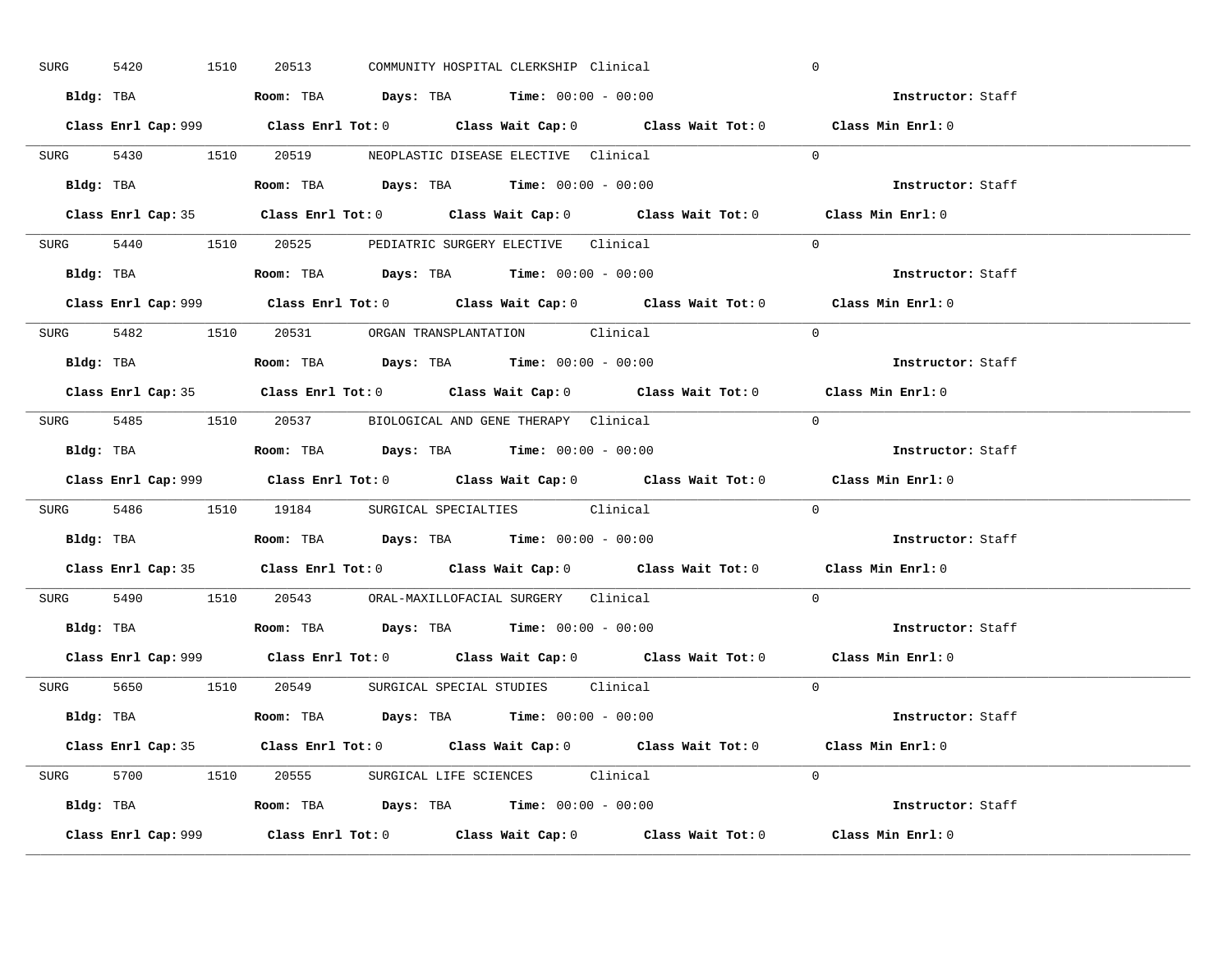SURG 5420 1510 20513 COMMUNITY HOSPITAL CLERKSHIP Clinical 0

**Bldg:** TBA **Room:** TBA **Days:** TBA **Time:** 00:00 - 00:00 **Instructor:** Staff

**Class Enrl Cap:** 999 **Class Enrl Tot:** 0 **Class Wait Cap:** 0 **Class Wait Tot:** 0 **Class Min Enrl:** 0

---

SURG 5430 1510 20519 NEOPLASTIC DISEASE ELECTIVE Clinical 0

**Bldg:** TBA **Room:** TBA **Days:** TBA **Time:** 00:00 - 00:00 **Instructor:** Staff

**Class Enrl Cap:** 35 **Class Enrl Tot:** 0 **Class Wait Cap:** 0 **Class Wait Tot:** 0 **Class Min Enrl:** 0

---

SURG 5440 1510 20525 PEDIATRIC SURGERY ELECTIVE Clinical 0

**Bldg:** TBA **Room:** TBA **Days:** TBA **Time:** 00:00 - 00:00 **Instructor:** Staff

**Class Enrl Cap:** 999 **Class Enrl Tot:** 0 **Class Wait Cap:** 0 **Class Wait Tot:** 0 **Class Min Enrl:** 0

---

SURG 5482 1510 20531 ORGAN TRANSPLANTATION Clinical 0

**Bldg:** TBA **Room:** TBA **Days:** TBA **Time:** 00:00 - 00:00 **Instructor:** Staff

**Class Enrl Cap:** 35 **Class Enrl Tot:** 0 **Class Wait Cap:** 0 **Class Wait Tot:** 0 **Class Min Enrl:** 0

---

SURG 5485 1510 20537 BIOLOGICAL AND GENE THERAPY Clinical 0

**Bldg:** TBA **Room:** TBA **Days:** TBA **Time:** 00:00 - 00:00 **Instructor:** Staff

**Class Enrl Cap:** 999 **Class Enrl Tot:** 0 **Class Wait Cap:** 0 **Class Wait Tot:** 0 **Class Min Enrl:** 0

---

SURG 5486 1510 19184 SURGICAL SPECIALTIES Clinical 0

**Bldg:** TBA **Room:** TBA **Days:** TBA **Time:** 00:00 - 00:00 **Instructor:** Staff

**Class Enrl Cap:** 35 **Class Enrl Tot:** 0 **Class Wait Cap:** 0 **Class Wait Tot:** 0 **Class Min Enrl:** 0

---

SURG 5490 1510 20543 ORAL-MAXILLOFACIAL SURGERY Clinical 0

**Bldg:** TBA **Room:** TBA **Days:** TBA **Time:** 00:00 - 00:00 **Instructor:** Staff

**Class Enrl Cap:** 999 **Class Enrl Tot:** 0 **Class Wait Cap:** 0 **Class Wait Tot:** 0 **Class Min Enrl:** 0

---

SURG 5650 1510 20549 SURGICAL SPECIAL STUDIES Clinical 0

**Bldg:** TBA **Room:** TBA **Days:** TBA **Time:** 00:00 - 00:00 **Instructor:** Staff

**Class Enrl Cap:** 35 **Class Enrl Tot:** 0 **Class Wait Cap:** 0 **Class Wait Tot:** 0 **Class Min Enrl:** 0

---

SURG 5700 1510 20555 SURGICAL LIFE SCIENCES Clinical 0

**Bldg:** TBA **Room:** TBA **Days:** TBA **Time:** 00:00 - 00:00 **Instructor:** Staff

**Class Enrl Cap:** 999 **Class Enrl Tot:** 0 **Class Wait Cap:** 0 **Class Wait Tot:** 0 **Class Min Enrl:** 0

---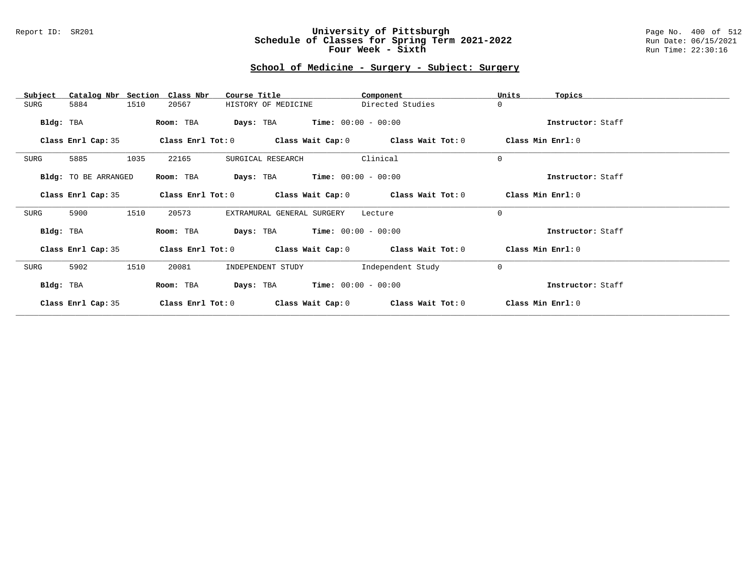Report ID: SR201

# University of Pittsburgh
## Schedule of Classes for Spring Term 2021-2022
## Four Week - Sixth

Run Date: 06/15/2021
Run Time: 22:30:16

## School of Medicine - Surgery - Subject: Surgery

| Subject | Catalog Nbr | Section | Class Nbr | Course Title | Component | Units | Topics |
|---|---|---|---|---|---|---|---|
| SURG | 5884 | 1510 | 20567 | HISTORY OF MEDICINE | Directed Studies | 0 | |

**Bldg:** TBA **Room:** TBA **Days:** TBA **Time:** 00:00 - 00:00 **Instructor:** Staff

**Class Enrl Cap:** 35 **Class Enrl Tot:** 0 **Class Wait Cap:** 0 **Class Wait Tot:** 0 **Class Min Enrl:** 0

| Subject | Catalog Nbr | Section | Class Nbr | Course Title | Component | Units | Topics |
|---|---|---|---|---|---|---|---|
| SURG | 5885 | 1035 | 22165 | SURGICAL RESEARCH | Clinical | 0 | |

**Bldg:** TO BE ARRANGED **Room:** TBA **Days:** TBA **Time:** 00:00 - 00:00 **Instructor:** Staff

**Class Enrl Cap:** 35 **Class Enrl Tot:** 0 **Class Wait Cap:** 0 **Class Wait Tot:** 0 **Class Min Enrl:** 0

| Subject | Catalog Nbr | Section | Class Nbr | Course Title | Component | Units | Topics |
|---|---|---|---|---|---|---|---|
| SURG | 5900 | 1510 | 20573 | EXTRAMURAL GENERAL SURGERY | Lecture | 0 | |

**Bldg:** TBA **Room:** TBA **Days:** TBA **Time:** 00:00 - 00:00 **Instructor:** Staff

**Class Enrl Cap:** 35 **Class Enrl Tot:** 0 **Class Wait Cap:** 0 **Class Wait Tot:** 0 **Class Min Enrl:** 0

| Subject | Catalog Nbr | Section | Class Nbr | Course Title | Component | Units | Topics |
|---|---|---|---|---|---|---|---|
| SURG | 5902 | 1510 | 20081 | INDEPENDENT STUDY | Independent Study | 0 | |

**Bldg:** TBA **Room:** TBA **Days:** TBA **Time:** 00:00 - 00:00 **Instructor:** Staff

**Class Enrl Cap:** 35 **Class Enrl Tot:** 0 **Class Wait Cap:** 0 **Class Wait Tot:** 0 **Class Min Enrl:** 0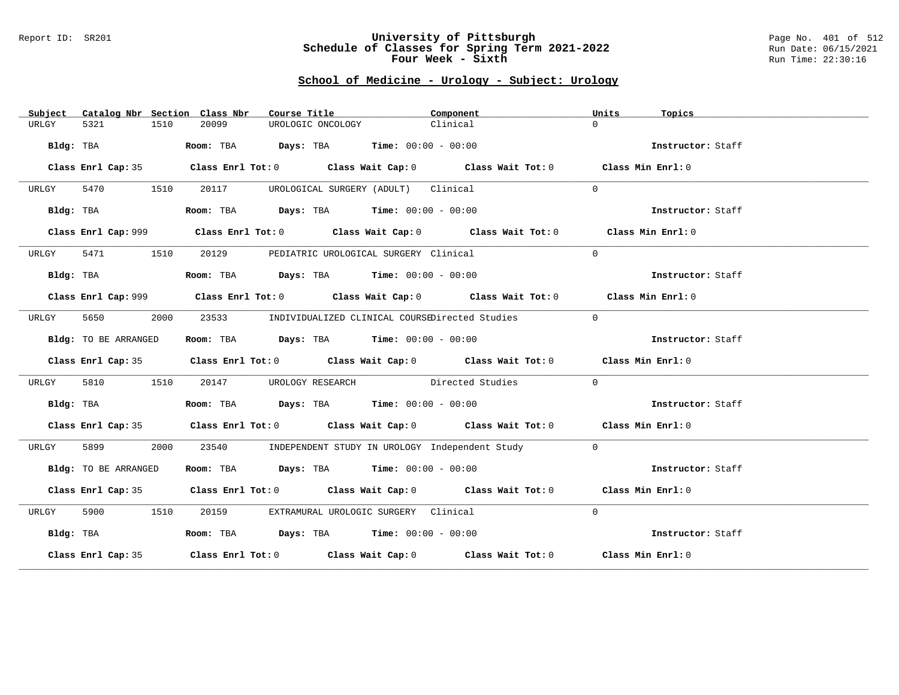Report ID: SR201

# University of Pittsburgh
# Schedule of Classes for Spring Term 2021-2022
# Four Week - Sixth

Run Date: 06/15/2021
Run Time: 22:30:16

## School of Medicine - Urology - Subject: Urology

| Subject | Catalog Nbr | Section | Class Nbr | Course Title | Component | Units | Topics |
|---|---|---|---|---|---|---|---|
| URLGY | 5321 | 1510 | 20099 | UROLOGIC ONCOLOGY | Clinical | 0 | |

**Bldg:** TBA **Room:** TBA **Days:** TBA **Time:** 00:00 - 00:00 **Instructor:** Staff

**Class Enrl Cap:** 35 **Class Enrl Tot:** 0 **Class Wait Cap:** 0 **Class Wait Tot:** 0 **Class Min Enrl:** 0

| Subject | Catalog Nbr | Section | Class Nbr | Course Title | Component | Units | Topics |
|---|---|---|---|---|---|---|---|
| URLGY | 5470 | 1510 | 20117 | UROLOGICAL SURGERY (ADULT) | Clinical | 0 | |

**Bldg:** TBA **Room:** TBA **Days:** TBA **Time:** 00:00 - 00:00 **Instructor:** Staff

**Class Enrl Cap:** 999 **Class Enrl Tot:** 0 **Class Wait Cap:** 0 **Class Wait Tot:** 0 **Class Min Enrl:** 0

| Subject | Catalog Nbr | Section | Class Nbr | Course Title | Component | Units | Topics |
|---|---|---|---|---|---|---|---|
| URLGY | 5471 | 1510 | 20129 | PEDIATRIC UROLOGICAL SURGERY | Clinical | 0 | |

**Bldg:** TBA **Room:** TBA **Days:** TBA **Time:** 00:00 - 00:00 **Instructor:** Staff

**Class Enrl Cap:** 999 **Class Enrl Tot:** 0 **Class Wait Cap:** 0 **Class Wait Tot:** 0 **Class Min Enrl:** 0

| Subject | Catalog Nbr | Section | Class Nbr | Course Title | Component | Units | Topics |
|---|---|---|---|---|---|---|---|
| URLGY | 5650 | 2000 | 23533 | INDIVIDUALIZED CLINICAL COURSE | Directed Studies | 0 | |

**Bldg:** TO BE ARRANGED **Room:** TBA **Days:** TBA **Time:** 00:00 - 00:00 **Instructor:** Staff

**Class Enrl Cap:** 35 **Class Enrl Tot:** 0 **Class Wait Cap:** 0 **Class Wait Tot:** 0 **Class Min Enrl:** 0

| Subject | Catalog Nbr | Section | Class Nbr | Course Title | Component | Units | Topics |
|---|---|---|---|---|---|---|---|
| URLGY | 5810 | 1510 | 20147 | UROLOGY RESEARCH | Directed Studies | 0 | |

**Bldg:** TBA **Room:** TBA **Days:** TBA **Time:** 00:00 - 00:00 **Instructor:** Staff

**Class Enrl Cap:** 35 **Class Enrl Tot:** 0 **Class Wait Cap:** 0 **Class Wait Tot:** 0 **Class Min Enrl:** 0

| Subject | Catalog Nbr | Section | Class Nbr | Course Title | Component | Units | Topics |
|---|---|---|---|---|---|---|---|
| URLGY | 5899 | 2000 | 23540 | INDEPENDENT STUDY IN UROLOGY | Independent Study | 0 | |

**Bldg:** TO BE ARRANGED **Room:** TBA **Days:** TBA **Time:** 00:00 - 00:00 **Instructor:** Staff

**Class Enrl Cap:** 35 **Class Enrl Tot:** 0 **Class Wait Cap:** 0 **Class Wait Tot:** 0 **Class Min Enrl:** 0

| Subject | Catalog Nbr | Section | Class Nbr | Course Title | Component | Units | Topics |
|---|---|---|---|---|---|---|---|
| URLGY | 5900 | 1510 | 20159 | EXTRAMURAL UROLOGIC SURGERY | Clinical | 0 | |

**Bldg:** TBA **Room:** TBA **Days:** TBA **Time:** 00:00 - 00:00 **Instructor:** Staff

**Class Enrl Cap:** 35 **Class Enrl Tot:** 0 **Class Wait Cap:** 0 **Class Wait Tot:** 0 **Class Min Enrl:** 0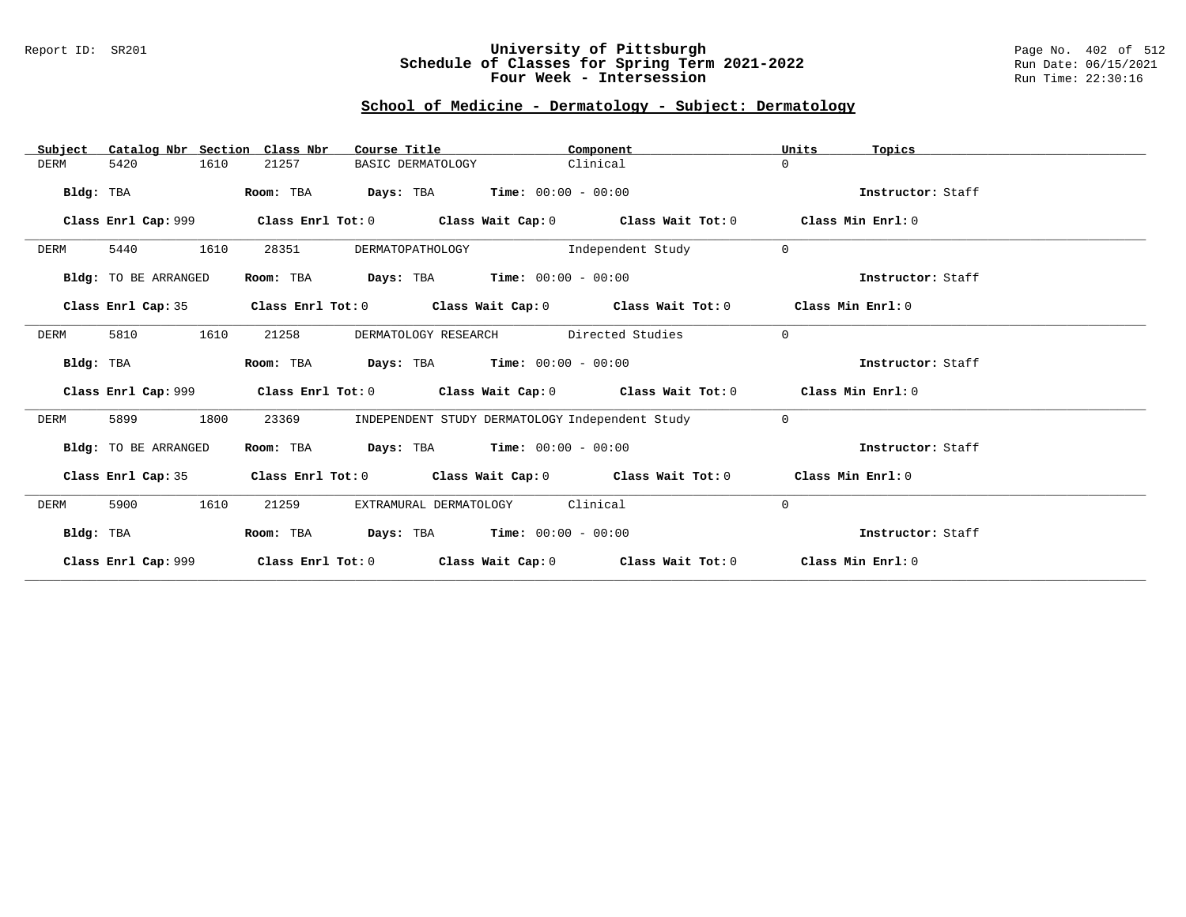Report ID: SR201

# University of Pittsburgh
## Schedule of Classes for Spring Term 2021-2022
### Four Week - Intersession

Run Date: 06/15/2021
Run Time: 22:30:16

## School of Medicine - Dermatology - Subject: Dermatology

| Subject | Catalog Nbr | Section | Class Nbr | Course Title | Component | Units | Topics |
|---|---|---|---|---|---|---|---|
| DERM | 5420 | 1610 | 21257 | BASIC DERMATOLOGY | Clinical | 0 | |

**Bldg:** TBA **Room:** TBA **Days:** TBA **Time:** 00:00 - 00:00 **Instructor:** Staff

**Class Enrl Cap:** 999 **Class Enrl Tot:** 0 **Class Wait Cap:** 0 **Class Wait Tot:** 0 **Class Min Enrl:** 0

---

| Subject | Catalog Nbr | Section | Class Nbr | Course Title | Component | Units | Topics |
|---|---|---|---|---|---|---|---|
| DERM | 5440 | 1610 | 28351 | DERMATOPATHOLOGY | Independent Study | 0 | |

**Bldg:** TO BE ARRANGED **Room:** TBA **Days:** TBA **Time:** 00:00 - 00:00 **Instructor:** Staff

**Class Enrl Cap:** 35 **Class Enrl Tot:** 0 **Class Wait Cap:** 0 **Class Wait Tot:** 0 **Class Min Enrl:** 0

---

| Subject | Catalog Nbr | Section | Class Nbr | Course Title | Component | Units | Topics |
|---|---|---|---|---|---|---|---|
| DERM | 5810 | 1610 | 21258 | DERMATOLOGY RESEARCH | Directed Studies | 0 | |

**Bldg:** TBA **Room:** TBA **Days:** TBA **Time:** 00:00 - 00:00 **Instructor:** Staff

**Class Enrl Cap:** 999 **Class Enrl Tot:** 0 **Class Wait Cap:** 0 **Class Wait Tot:** 0 **Class Min Enrl:** 0

---

| Subject | Catalog Nbr | Section | Class Nbr | Course Title | Component | Units | Topics |
|---|---|---|---|---|---|---|---|
| DERM | 5899 | 1800 | 23369 | INDEPENDENT STUDY DERMATOLOGY | Independent Study | 0 | |

**Bldg:** TO BE ARRANGED **Room:** TBA **Days:** TBA **Time:** 00:00 - 00:00 **Instructor:** Staff

**Class Enrl Cap:** 35 **Class Enrl Tot:** 0 **Class Wait Cap:** 0 **Class Wait Tot:** 0 **Class Min Enrl:** 0

---

| Subject | Catalog Nbr | Section | Class Nbr | Course Title | Component | Units | Topics |
|---|---|---|---|---|---|---|---|
| DERM | 5900 | 1610 | 21259 | EXTRAMURAL DERMATOLOGY | Clinical | 0 | |

**Bldg:** TBA **Room:** TBA **Days:** TBA **Time:** 00:00 - 00:00 **Instructor:** Staff

**Class Enrl Cap:** 999 **Class Enrl Tot:** 0 **Class Wait Cap:** 0 **Class Wait Tot:** 0 **Class Min Enrl:** 0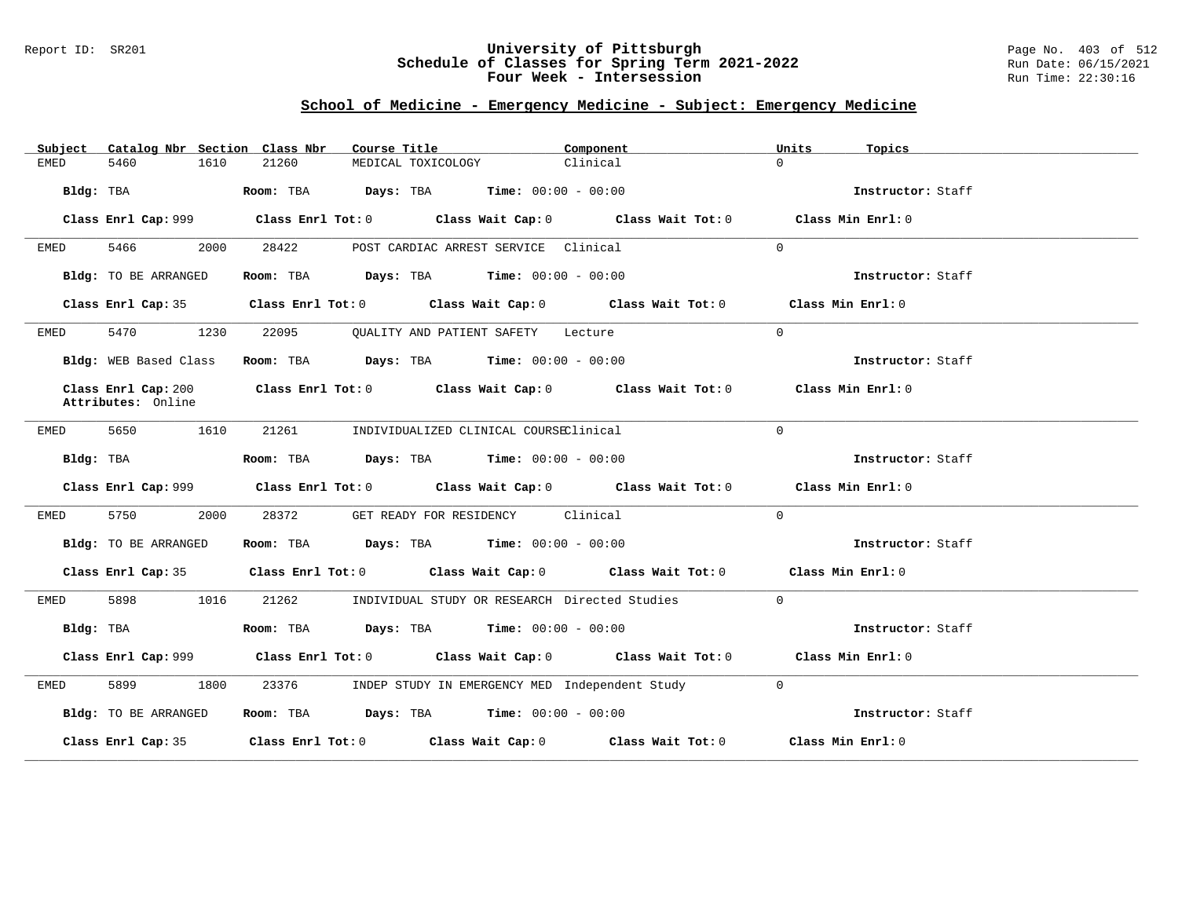Report ID: SR201

# University of Pittsburgh
## Schedule of Classes for Spring Term 2021-2022
## Four Week - Intersession

Run Date: 06/15/2021
Run Time: 22:30:16

### School of Medicine - Emergency Medicine - Subject: Emergency Medicine

| Subject | Catalog Nbr | Section | Class Nbr | Course Title | Component | Units | Topics |
|---|---|---|---|---|---|---|---|
| EMED | 5460 | 1610 | 21260 | MEDICAL TOXICOLOGY | Clinical | 0 | |

**Bldg:** TBA **Room:** TBA **Days:** TBA **Time:** 00:00 - 00:00 **Instructor:** Staff

**Class Enrl Cap:** 999 **Class Enrl Tot:** 0 **Class Wait Cap:** 0 **Class Wait Tot:** 0 **Class Min Enrl:** 0

---

| Subject | Catalog Nbr | Section | Class Nbr | Course Title | Component | Units | Topics |
|---|---|---|---|---|---|---|---|
| EMED | 5466 | 2000 | 28422 | POST CARDIAC ARREST SERVICE | Clinical | 0 | |

**Bldg:** TO BE ARRANGED **Room:** TBA **Days:** TBA **Time:** 00:00 - 00:00 **Instructor:** Staff

**Class Enrl Cap:** 35 **Class Enrl Tot:** 0 **Class Wait Cap:** 0 **Class Wait Tot:** 0 **Class Min Enrl:** 0

---

| Subject | Catalog Nbr | Section | Class Nbr | Course Title | Component | Units | Topics |
|---|---|---|---|---|---|---|---|
| EMED | 5470 | 1230 | 22095 | QUALITY AND PATIENT SAFETY | Lecture | 0 | |

**Bldg:** WEB Based Class **Room:** TBA **Days:** TBA **Time:** 00:00 - 00:00 **Instructor:** Staff

**Class Enrl Cap:** 200 **Class Enrl Tot:** 0 **Class Wait Cap:** 0 **Class Wait Tot:** 0 **Class Min Enrl:** 0
**Attributes:** Online

---

| Subject | Catalog Nbr | Section | Class Nbr | Course Title | Component | Units | Topics |
|---|---|---|---|---|---|---|---|
| EMED | 5650 | 1610 | 21261 | INDIVIDUALIZED CLINICAL COURSE | Clinical | 0 | |

**Bldg:** TBA **Room:** TBA **Days:** TBA **Time:** 00:00 - 00:00 **Instructor:** Staff

**Class Enrl Cap:** 999 **Class Enrl Tot:** 0 **Class Wait Cap:** 0 **Class Wait Tot:** 0 **Class Min Enrl:** 0

---

| Subject | Catalog Nbr | Section | Class Nbr | Course Title | Component | Units | Topics |
|---|---|---|---|---|---|---|---|
| EMED | 5750 | 2000 | 28372 | GET READY FOR RESIDENCY | Clinical | 0 | |

**Bldg:** TO BE ARRANGED **Room:** TBA **Days:** TBA **Time:** 00:00 - 00:00 **Instructor:** Staff

**Class Enrl Cap:** 35 **Class Enrl Tot:** 0 **Class Wait Cap:** 0 **Class Wait Tot:** 0 **Class Min Enrl:** 0

---

| Subject | Catalog Nbr | Section | Class Nbr | Course Title | Component | Units | Topics |
|---|---|---|---|---|---|---|---|
| EMED | 5898 | 1016 | 21262 | INDIVIDUAL STUDY OR RESEARCH | Directed Studies | 0 | |

**Bldg:** TBA **Room:** TBA **Days:** TBA **Time:** 00:00 - 00:00 **Instructor:** Staff

**Class Enrl Cap:** 999 **Class Enrl Tot:** 0 **Class Wait Cap:** 0 **Class Wait Tot:** 0 **Class Min Enrl:** 0

---

| Subject | Catalog Nbr | Section | Class Nbr | Course Title | Component | Units | Topics |
|---|---|---|---|---|---|---|---|
| EMED | 5899 | 1800 | 23376 | INDEP STUDY IN EMERGENCY MED | Independent Study | 0 | |

**Bldg:** TO BE ARRANGED **Room:** TBA **Days:** TBA **Time:** 00:00 - 00:00 **Instructor:** Staff

**Class Enrl Cap:** 35 **Class Enrl Tot:** 0 **Class Wait Cap:** 0 **Class Wait Tot:** 0 **Class Min Enrl:** 0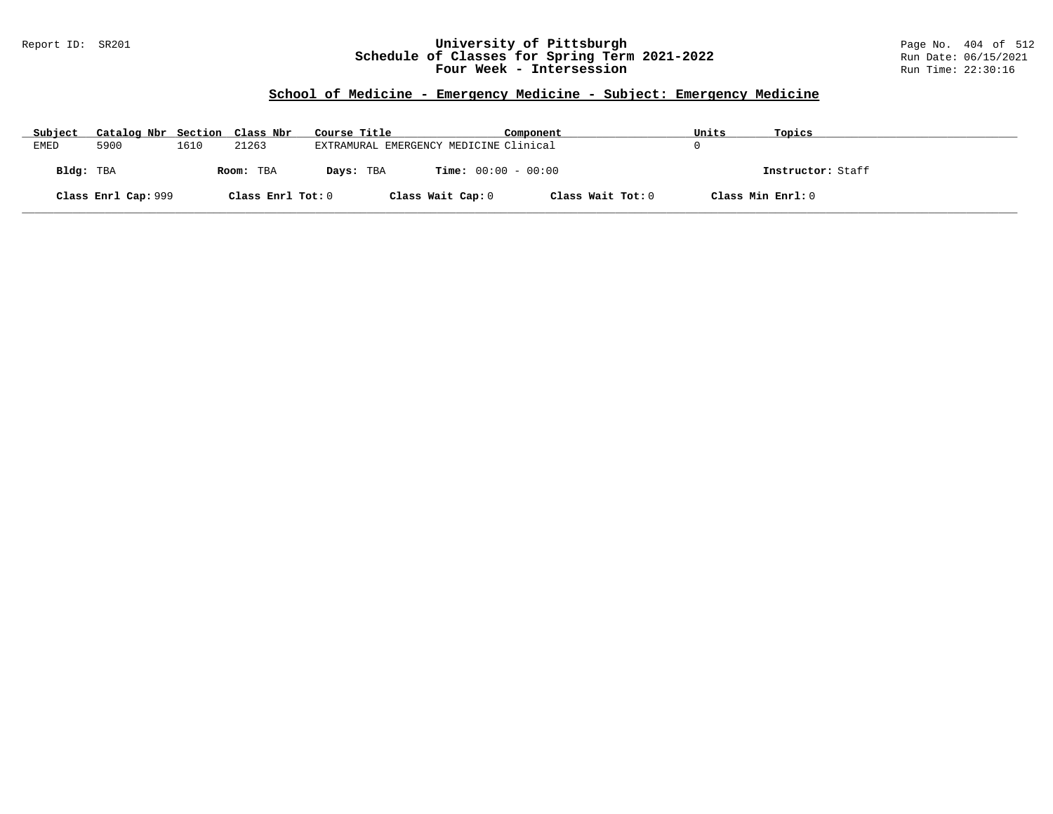# University of Pittsburgh
## Schedule of Classes for Spring Term 2021-2022
## Four Week - Intersession

Report ID: SR201

Run Date: 06/15/2021
Run Time: 22:30:16

### School of Medicine - Emergency Medicine - Subject: Emergency Medicine

| Subject | Catalog Nbr | Section | Class Nbr | Course Title | Component | Units | Topics |
|---|---|---|---|---|---|---|---|
| EMED | 5900 | 1610 | 21263 | EXTRAMURAL EMERGENCY MEDICINE | Clinical | 0 | |

**Bldg:** TBA **Room:** TBA **Days:** TBA **Time:** 00:00 - 00:00 **Instructor:** Staff

**Class Enrl Cap:** 999 **Class Enrl Tot:** 0 **Class Wait Cap:** 0 **Class Wait Tot:** 0 **Class Min Enrl:** 0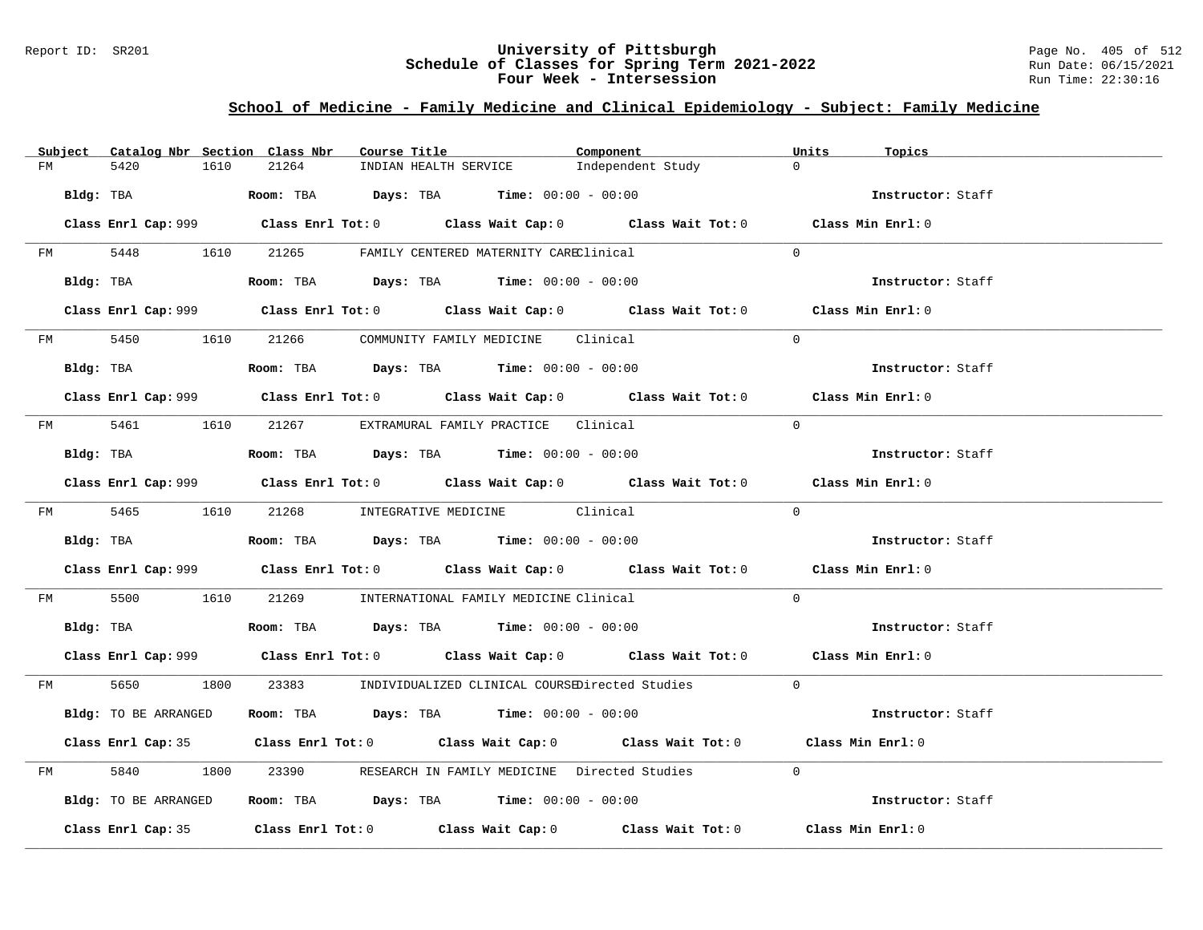# University of Pittsburgh
## Schedule of Classes for Spring Term 2021-2022
## Four Week - Intersession

Report ID: SR201

Run Date: 06/15/2021
Run Time: 22:30:16

### School of Medicine - Family Medicine and Clinical Epidemiology - Subject: Family Medicine

| Subject | Catalog Nbr | Section | Class Nbr | Course Title | Component | Units | Topics |
|---|---|---|---|---|---|---|---|
| FM | 5420 | 1610 | 21264 | INDIAN HEALTH SERVICE | Independent Study | 0 | |

**Bldg:** TBA **Room:** TBA **Days:** TBA **Time:** 00:00 - 00:00 **Instructor:** Staff

**Class Enrl Cap:** 999 **Class Enrl Tot:** 0 **Class Wait Cap:** 0 **Class Wait Tot:** 0 **Class Min Enrl:** 0

| Subject | Catalog Nbr | Section | Class Nbr | Course Title | Component | Units | Topics |
|---|---|---|---|---|---|---|---|
| FM | 5448 | 1610 | 21265 | FAMILY CENTERED MATERNITY CARE | Clinical | 0 | |

**Bldg:** TBA **Room:** TBA **Days:** TBA **Time:** 00:00 - 00:00 **Instructor:** Staff

**Class Enrl Cap:** 999 **Class Enrl Tot:** 0 **Class Wait Cap:** 0 **Class Wait Tot:** 0 **Class Min Enrl:** 0

| Subject | Catalog Nbr | Section | Class Nbr | Course Title | Component | Units | Topics |
|---|---|---|---|---|---|---|---|
| FM | 5450 | 1610 | 21266 | COMMUNITY FAMILY MEDICINE | Clinical | 0 | |

**Bldg:** TBA **Room:** TBA **Days:** TBA **Time:** 00:00 - 00:00 **Instructor:** Staff

**Class Enrl Cap:** 999 **Class Enrl Tot:** 0 **Class Wait Cap:** 0 **Class Wait Tot:** 0 **Class Min Enrl:** 0

| Subject | Catalog Nbr | Section | Class Nbr | Course Title | Component | Units | Topics |
|---|---|---|---|---|---|---|---|
| FM | 5461 | 1610 | 21267 | EXTRAMURAL FAMILY PRACTICE | Clinical | 0 | |

**Bldg:** TBA **Room:** TBA **Days:** TBA **Time:** 00:00 - 00:00 **Instructor:** Staff

**Class Enrl Cap:** 999 **Class Enrl Tot:** 0 **Class Wait Cap:** 0 **Class Wait Tot:** 0 **Class Min Enrl:** 0

| Subject | Catalog Nbr | Section | Class Nbr | Course Title | Component | Units | Topics |
|---|---|---|---|---|---|---|---|
| FM | 5465 | 1610 | 21268 | INTEGRATIVE MEDICINE | Clinical | 0 | |

**Bldg:** TBA **Room:** TBA **Days:** TBA **Time:** 00:00 - 00:00 **Instructor:** Staff

**Class Enrl Cap:** 999 **Class Enrl Tot:** 0 **Class Wait Cap:** 0 **Class Wait Tot:** 0 **Class Min Enrl:** 0

| Subject | Catalog Nbr | Section | Class Nbr | Course Title | Component | Units | Topics |
|---|---|---|---|---|---|---|---|
| FM | 5500 | 1610 | 21269 | INTERNATIONAL FAMILY MEDICINE | Clinical | 0 | |

**Bldg:** TBA **Room:** TBA **Days:** TBA **Time:** 00:00 - 00:00 **Instructor:** Staff

**Class Enrl Cap:** 999 **Class Enrl Tot:** 0 **Class Wait Cap:** 0 **Class Wait Tot:** 0 **Class Min Enrl:** 0

| Subject | Catalog Nbr | Section | Class Nbr | Course Title | Component | Units | Topics |
|---|---|---|---|---|---|---|---|
| FM | 5650 | 1800 | 23383 | INDIVIDUALIZED CLINICAL COURSE | Directed Studies | 0 | |

**Bldg:** TO BE ARRANGED **Room:** TBA **Days:** TBA **Time:** 00:00 - 00:00 **Instructor:** Staff

**Class Enrl Cap:** 35 **Class Enrl Tot:** 0 **Class Wait Cap:** 0 **Class Wait Tot:** 0 **Class Min Enrl:** 0

| Subject | Catalog Nbr | Section | Class Nbr | Course Title | Component | Units | Topics |
|---|---|---|---|---|---|---|---|
| FM | 5840 | 1800 | 23390 | RESEARCH IN FAMILY MEDICINE | Directed Studies | 0 | |

**Bldg:** TO BE ARRANGED **Room:** TBA **Days:** TBA **Time:** 00:00 - 00:00 **Instructor:** Staff

**Class Enrl Cap:** 35 **Class Enrl Tot:** 0 **Class Wait Cap:** 0 **Class Wait Tot:** 0 **Class Min Enrl:** 0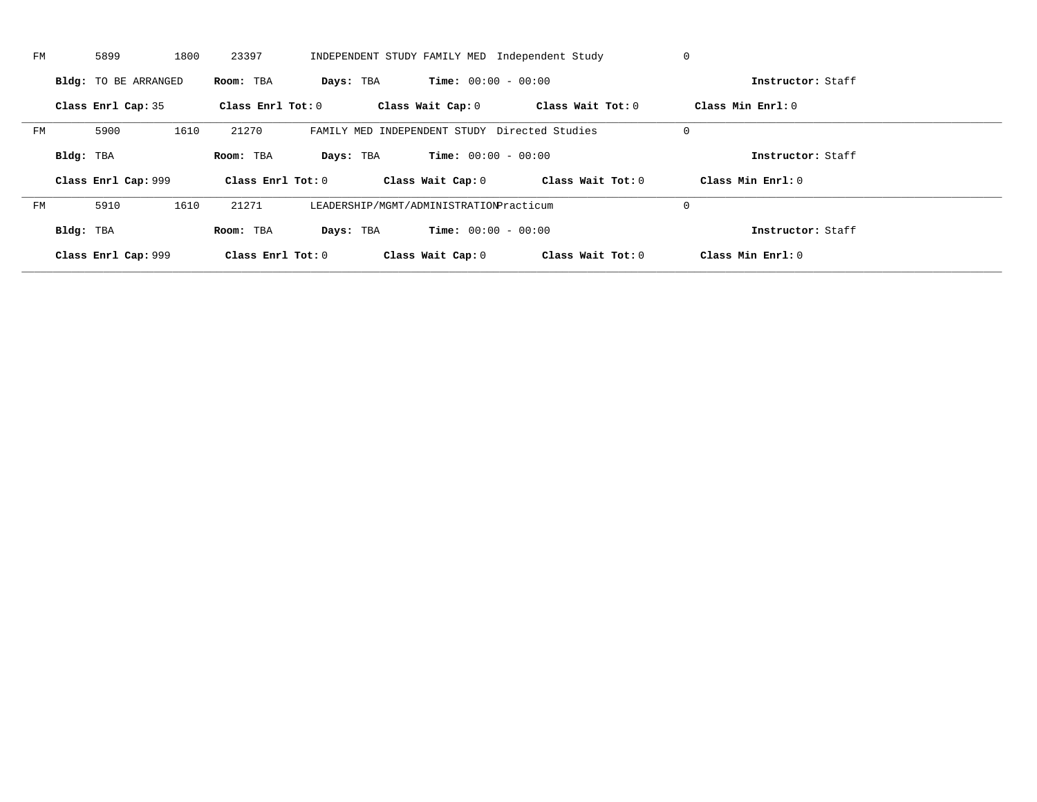FM 5899 1800 23397 INDEPENDENT STUDY FAMILY MED Independent Study 0

**Bldg:** TO BE ARRANGED **Room:** TBA **Days:** TBA **Time:** 00:00 - 00:00 **Instructor:** Staff

**Class Enrl Cap:** 35 **Class Enrl Tot:** 0 **Class Wait Cap:** 0 **Class Wait Tot:** 0 **Class Min Enrl:** 0

---

FM 5900 1610 21270 FAMILY MED INDEPENDENT STUDY Directed Studies 0

**Bldg:** TBA **Room:** TBA **Days:** TBA **Time:** 00:00 - 00:00 **Instructor:** Staff

**Class Enrl Cap:** 999 **Class Enrl Tot:** 0 **Class Wait Cap:** 0 **Class Wait Tot:** 0 **Class Min Enrl:** 0

---

FM 5910 1610 21271 LEADERSHIP/MGMT/ADMINISTRATION Practicum 0

**Bldg:** TBA **Room:** TBA **Days:** TBA **Time:** 00:00 - 00:00 **Instructor:** Staff

**Class Enrl Cap:** 999 **Class Enrl Tot:** 0 **Class Wait Cap:** 0 **Class Wait Tot:** 0 **Class Min Enrl:** 0

---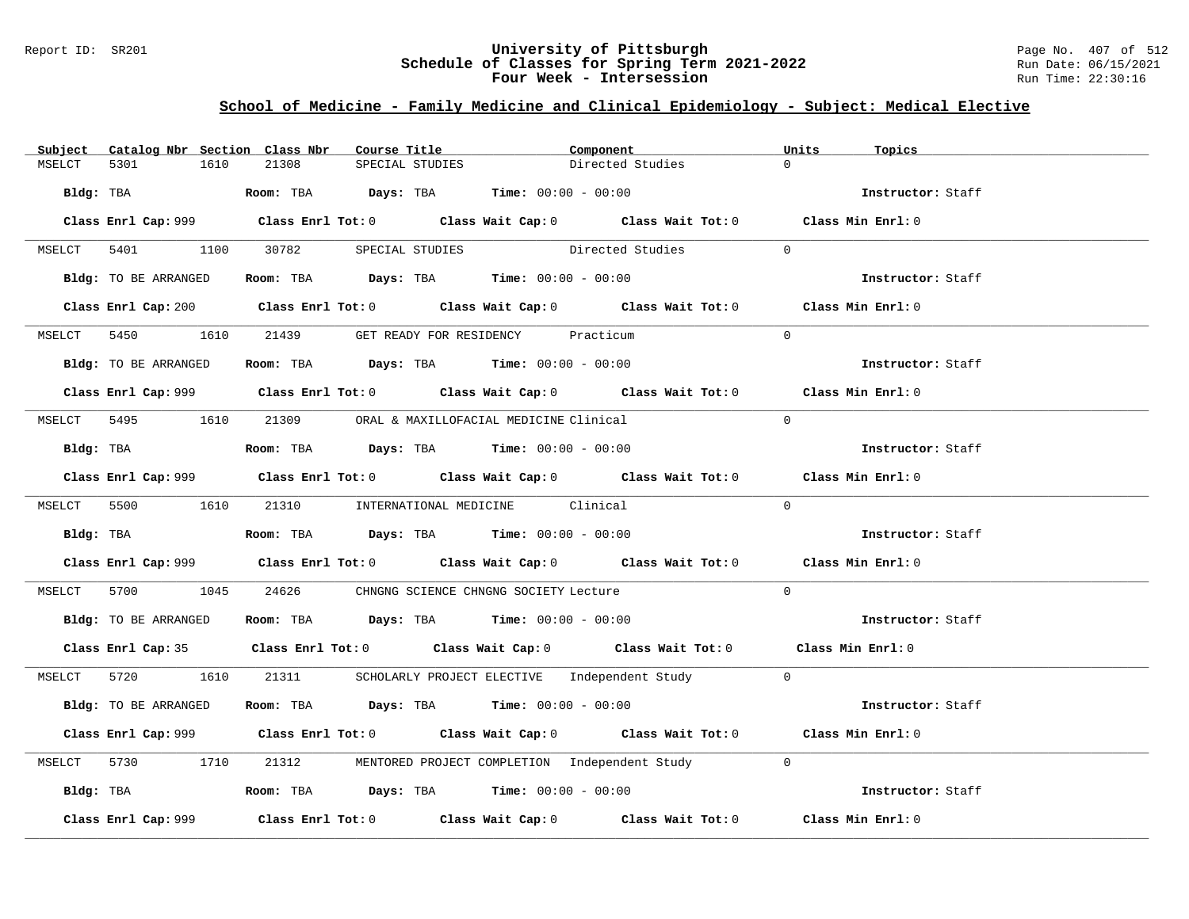# University of Pittsburgh
## Schedule of Classes for Spring Term 2021-2022
### Four Week - Intersession

Report ID: SR201 | Run Date: 06/15/2021 | Run Time: 22:30:16

## School of Medicine - Family Medicine and Clinical Epidemiology - Subject: Medical Elective

| Subject | Catalog Nbr | Section | Class Nbr | Course Title | Component | Units | Topics |
|---|---|---|---|---|---|---|---|
| MSELCT | 5301 | 1610 | 21308 | SPECIAL STUDIES | Directed Studies | 0 | |

Bldg: TBA | Room: TBA | Days: TBA | Time: 00:00 - 00:00 | Instructor: Staff

Class Enrl Cap: 999 | Class Enrl Tot: 0 | Class Wait Cap: 0 | Class Wait Tot: 0 | Class Min Enrl: 0

---

| Subject | Catalog Nbr | Section | Class Nbr | Course Title | Component | Units | Topics |
|---|---|---|---|---|---|---|---|
| MSELCT | 5401 | 1100 | 30782 | SPECIAL STUDIES | Directed Studies | 0 | |

Bldg: TO BE ARRANGED | Room: TBA | Days: TBA | Time: 00:00 - 00:00 | Instructor: Staff

Class Enrl Cap: 200 | Class Enrl Tot: 0 | Class Wait Cap: 0 | Class Wait Tot: 0 | Class Min Enrl: 0

---

| Subject | Catalog Nbr | Section | Class Nbr | Course Title | Component | Units | Topics |
|---|---|---|---|---|---|---|---|
| MSELCT | 5450 | 1610 | 21439 | GET READY FOR RESIDENCY | Practicum | 0 | |

Bldg: TO BE ARRANGED | Room: TBA | Days: TBA | Time: 00:00 - 00:00 | Instructor: Staff

Class Enrl Cap: 999 | Class Enrl Tot: 0 | Class Wait Cap: 0 | Class Wait Tot: 0 | Class Min Enrl: 0

---

| Subject | Catalog Nbr | Section | Class Nbr | Course Title | Component | Units | Topics |
|---|---|---|---|---|---|---|---|
| MSELCT | 5495 | 1610 | 21309 | ORAL & MAXILLOFACIAL MEDICINE | Clinical | 0 | |

Bldg: TBA | Room: TBA | Days: TBA | Time: 00:00 - 00:00 | Instructor: Staff

Class Enrl Cap: 999 | Class Enrl Tot: 0 | Class Wait Cap: 0 | Class Wait Tot: 0 | Class Min Enrl: 0

---

| Subject | Catalog Nbr | Section | Class Nbr | Course Title | Component | Units | Topics |
|---|---|---|---|---|---|---|---|
| MSELCT | 5500 | 1610 | 21310 | INTERNATIONAL MEDICINE | Clinical | 0 | |

Bldg: TBA | Room: TBA | Days: TBA | Time: 00:00 - 00:00 | Instructor: Staff

Class Enrl Cap: 999 | Class Enrl Tot: 0 | Class Wait Cap: 0 | Class Wait Tot: 0 | Class Min Enrl: 0

---

| Subject | Catalog Nbr | Section | Class Nbr | Course Title | Component | Units | Topics |
|---|---|---|---|---|---|---|---|
| MSELCT | 5700 | 1045 | 24626 | CHNGNG SCIENCE CHNGNG SOCIETY | Lecture | 0 | |

Bldg: TO BE ARRANGED | Room: TBA | Days: TBA | Time: 00:00 - 00:00 | Instructor: Staff

Class Enrl Cap: 35 | Class Enrl Tot: 0 | Class Wait Cap: 0 | Class Wait Tot: 0 | Class Min Enrl: 0

---

| Subject | Catalog Nbr | Section | Class Nbr | Course Title | Component | Units | Topics |
|---|---|---|---|---|---|---|---|
| MSELCT | 5720 | 1610 | 21311 | SCHOLARLY PROJECT ELECTIVE | Independent Study | 0 | |

Bldg: TO BE ARRANGED | Room: TBA | Days: TBA | Time: 00:00 - 00:00 | Instructor: Staff

Class Enrl Cap: 999 | Class Enrl Tot: 0 | Class Wait Cap: 0 | Class Wait Tot: 0 | Class Min Enrl: 0

---

| Subject | Catalog Nbr | Section | Class Nbr | Course Title | Component | Units | Topics |
|---|---|---|---|---|---|---|---|
| MSELCT | 5730 | 1710 | 21312 | MENTORED PROJECT COMPLETION | Independent Study | 0 | |

Bldg: TBA | Room: TBA | Days: TBA | Time: 00:00 - 00:00 | Instructor: Staff

Class Enrl Cap: 999 | Class Enrl Tot: 0 | Class Wait Cap: 0 | Class Wait Tot: 0 | Class Min Enrl: 0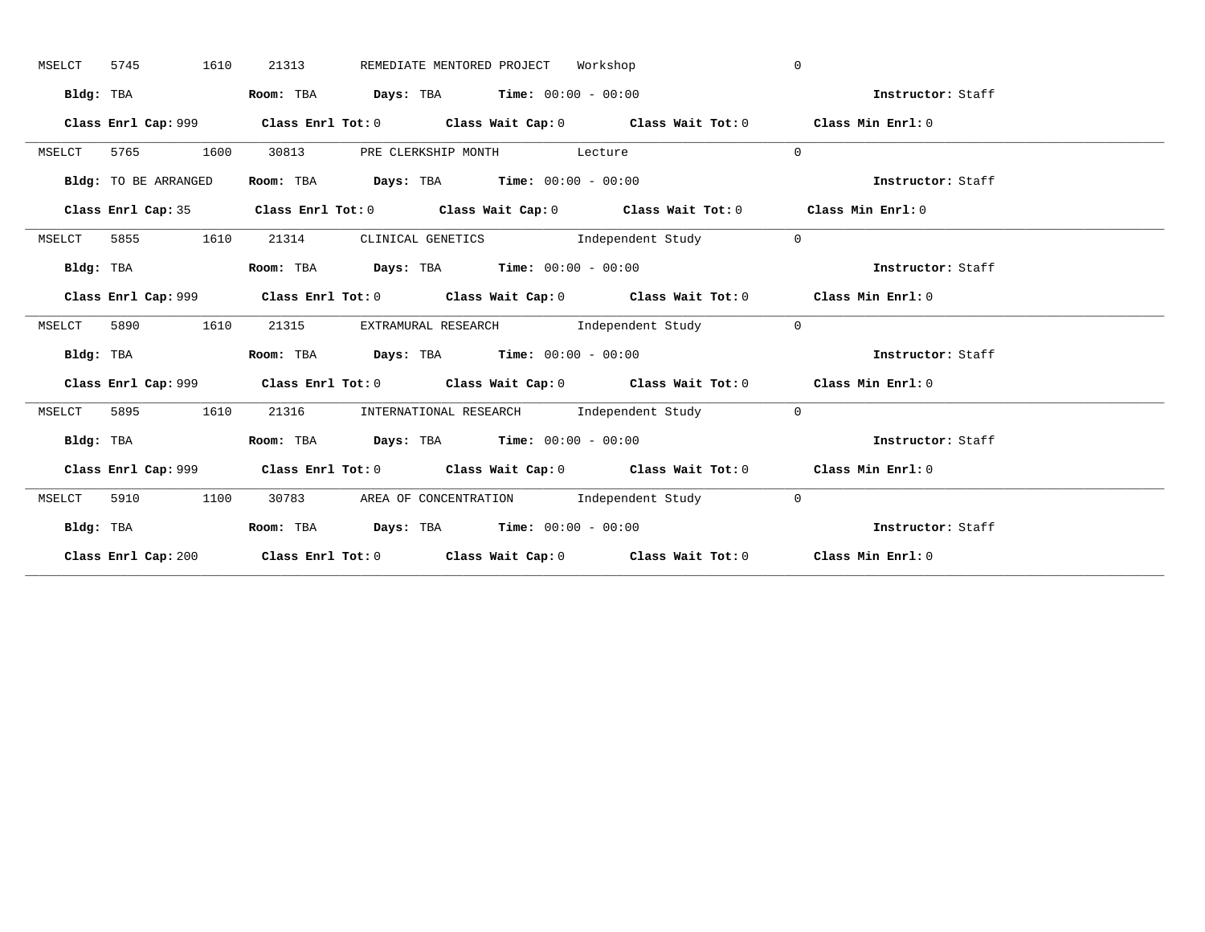MSELCT 5745 1610 21313 REMEDIATE MENTORED PROJECT Workshop 0

**Bldg:** TBA **Room:** TBA **Days:** TBA **Time:** 00:00 - 00:00 **Instructor:** Staff

**Class Enrl Cap:** 999 **Class Enrl Tot:** 0 **Class Wait Cap:** 0 **Class Wait Tot:** 0 **Class Min Enrl:** 0

---

MSELCT 5765 1600 30813 PRE CLERKSHIP MONTH Lecture 0

**Bldg:** TO BE ARRANGED **Room:** TBA **Days:** TBA **Time:** 00:00 - 00:00 **Instructor:** Staff

**Class Enrl Cap:** 35 **Class Enrl Tot:** 0 **Class Wait Cap:** 0 **Class Wait Tot:** 0 **Class Min Enrl:** 0

---

MSELCT 5855 1610 21314 CLINICAL GENETICS Independent Study 0

**Bldg:** TBA **Room:** TBA **Days:** TBA **Time:** 00:00 - 00:00 **Instructor:** Staff

**Class Enrl Cap:** 999 **Class Enrl Tot:** 0 **Class Wait Cap:** 0 **Class Wait Tot:** 0 **Class Min Enrl:** 0

---

MSELCT 5890 1610 21315 EXTRAMURAL RESEARCH Independent Study 0

**Bldg:** TBA **Room:** TBA **Days:** TBA **Time:** 00:00 - 00:00 **Instructor:** Staff

**Class Enrl Cap:** 999 **Class Enrl Tot:** 0 **Class Wait Cap:** 0 **Class Wait Tot:** 0 **Class Min Enrl:** 0

---

MSELCT 5895 1610 21316 INTERNATIONAL RESEARCH Independent Study 0

**Bldg:** TBA **Room:** TBA **Days:** TBA **Time:** 00:00 - 00:00 **Instructor:** Staff

**Class Enrl Cap:** 999 **Class Enrl Tot:** 0 **Class Wait Cap:** 0 **Class Wait Tot:** 0 **Class Min Enrl:** 0

---

MSELCT 5910 1100 30783 AREA OF CONCENTRATION Independent Study 0

**Bldg:** TBA **Room:** TBA **Days:** TBA **Time:** 00:00 - 00:00 **Instructor:** Staff

**Class Enrl Cap:** 200 **Class Enrl Tot:** 0 **Class Wait Cap:** 0 **Class Wait Tot:** 0 **Class Min Enrl:** 0

---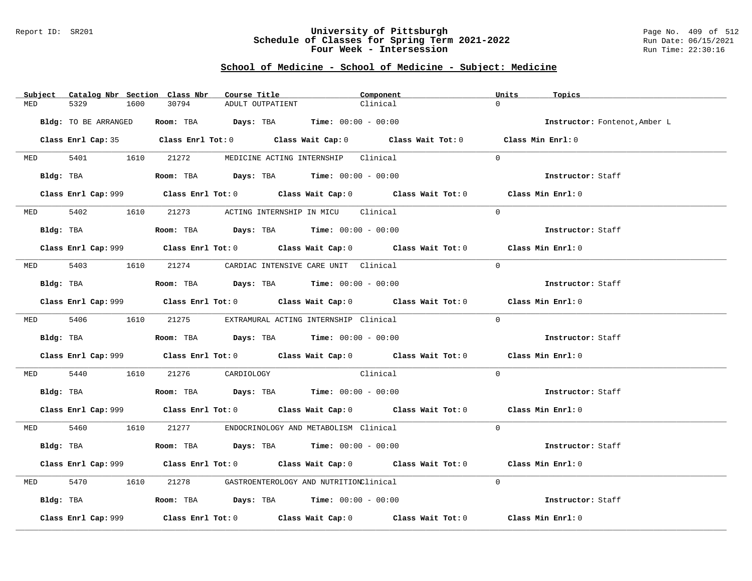# University of Pittsburgh
## Schedule of Classes for Spring Term 2021-2022
## Four Week - Intersession

Report ID: SR201

Run Date: 06/15/2021
Run Time: 22:30:16

### School of Medicine - School of Medicine - Subject: Medicine

| Subject | Catalog Nbr | Section | Class Nbr | Course Title | Component | Units | Topics |
|---|---|---|---|---|---|---|---|
| MED | 5329 | 1600 | 30794 | ADULT OUTPATIENT | Clinical | 0 | |

**Bldg:** TO BE ARRANGED **Room:** TBA **Days:** TBA **Time:** 00:00 - 00:00 **Instructor:** Fontenot,Amber L

**Class Enrl Cap:** 35 **Class Enrl Tot:** 0 **Class Wait Cap:** 0 **Class Wait Tot:** 0 **Class Min Enrl:** 0

| Subject | Catalog Nbr | Section | Class Nbr | Course Title | Component | Units | Topics |
|---|---|---|---|---|---|---|---|
| MED | 5401 | 1610 | 21272 | MEDICINE ACTING INTERNSHIP | Clinical | 0 | |

**Bldg:** TBA **Room:** TBA **Days:** TBA **Time:** 00:00 - 00:00 **Instructor:** Staff

**Class Enrl Cap:** 999 **Class Enrl Tot:** 0 **Class Wait Cap:** 0 **Class Wait Tot:** 0 **Class Min Enrl:** 0

| Subject | Catalog Nbr | Section | Class Nbr | Course Title | Component | Units | Topics |
|---|---|---|---|---|---|---|---|
| MED | 5402 | 1610 | 21273 | ACTING INTERNSHIP IN MICU | Clinical | 0 | |

**Bldg:** TBA **Room:** TBA **Days:** TBA **Time:** 00:00 - 00:00 **Instructor:** Staff

**Class Enrl Cap:** 999 **Class Enrl Tot:** 0 **Class Wait Cap:** 0 **Class Wait Tot:** 0 **Class Min Enrl:** 0

| Subject | Catalog Nbr | Section | Class Nbr | Course Title | Component | Units | Topics |
|---|---|---|---|---|---|---|---|
| MED | 5403 | 1610 | 21274 | CARDIAC INTENSIVE CARE UNIT | Clinical | 0 | |

**Bldg:** TBA **Room:** TBA **Days:** TBA **Time:** 00:00 - 00:00 **Instructor:** Staff

**Class Enrl Cap:** 999 **Class Enrl Tot:** 0 **Class Wait Cap:** 0 **Class Wait Tot:** 0 **Class Min Enrl:** 0

| Subject | Catalog Nbr | Section | Class Nbr | Course Title | Component | Units | Topics |
|---|---|---|---|---|---|---|---|
| MED | 5406 | 1610 | 21275 | EXTRAMURAL ACTING INTERNSHIP | Clinical | 0 | |

**Bldg:** TBA **Room:** TBA **Days:** TBA **Time:** 00:00 - 00:00 **Instructor:** Staff

**Class Enrl Cap:** 999 **Class Enrl Tot:** 0 **Class Wait Cap:** 0 **Class Wait Tot:** 0 **Class Min Enrl:** 0

| Subject | Catalog Nbr | Section | Class Nbr | Course Title | Component | Units | Topics |
|---|---|---|---|---|---|---|---|
| MED | 5440 | 1610 | 21276 | CARDIOLOGY | Clinical | 0 | |

**Bldg:** TBA **Room:** TBA **Days:** TBA **Time:** 00:00 - 00:00 **Instructor:** Staff

**Class Enrl Cap:** 999 **Class Enrl Tot:** 0 **Class Wait Cap:** 0 **Class Wait Tot:** 0 **Class Min Enrl:** 0

| Subject | Catalog Nbr | Section | Class Nbr | Course Title | Component | Units | Topics |
|---|---|---|---|---|---|---|---|
| MED | 5460 | 1610 | 21277 | ENDOCRINOLOGY AND METABOLISM | Clinical | 0 | |

**Bldg:** TBA **Room:** TBA **Days:** TBA **Time:** 00:00 - 00:00 **Instructor:** Staff

**Class Enrl Cap:** 999 **Class Enrl Tot:** 0 **Class Wait Cap:** 0 **Class Wait Tot:** 0 **Class Min Enrl:** 0

| Subject | Catalog Nbr | Section | Class Nbr | Course Title | Component | Units | Topics |
|---|---|---|---|---|---|---|---|
| MED | 5470 | 1610 | 21278 | GASTROENTEROLOGY AND NUTRITION | Clinical | 0 | |

**Bldg:** TBA **Room:** TBA **Days:** TBA **Time:** 00:00 - 00:00 **Instructor:** Staff

**Class Enrl Cap:** 999 **Class Enrl Tot:** 0 **Class Wait Cap:** 0 **Class Wait Tot:** 0 **Class Min Enrl:** 0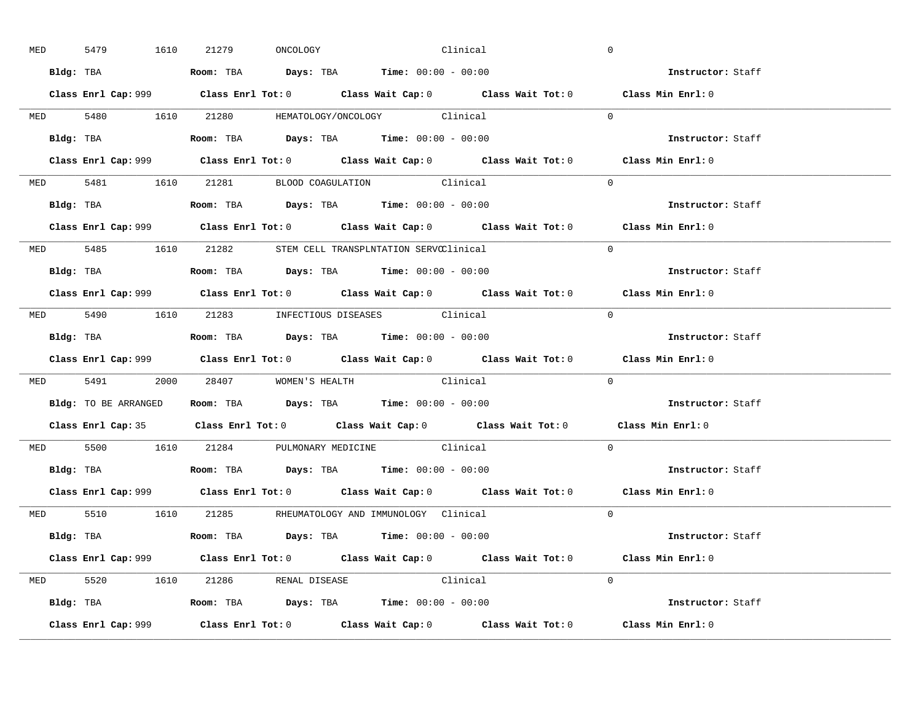MED 5479 1610 21279 ONCOLOGY Clinical 0

**Bldg:** TBA **Room:** TBA **Days:** TBA **Time:** 00:00 - 00:00 **Instructor:** Staff

**Class Enrl Cap:** 999 **Class Enrl Tot:** 0 **Class Wait Cap:** 0 **Class Wait Tot:** 0 **Class Min Enrl:** 0

---

MED 5480 1610 21280 HEMATOLOGY/ONCOLOGY Clinical 0

**Bldg:** TBA **Room:** TBA **Days:** TBA **Time:** 00:00 - 00:00 **Instructor:** Staff

**Class Enrl Cap:** 999 **Class Enrl Tot:** 0 **Class Wait Cap:** 0 **Class Wait Tot:** 0 **Class Min Enrl:** 0

---

MED 5481 1610 21281 BLOOD COAGULATION Clinical 0

**Bldg:** TBA **Room:** TBA **Days:** TBA **Time:** 00:00 - 00:00 **Instructor:** Staff

**Class Enrl Cap:** 999 **Class Enrl Tot:** 0 **Class Wait Cap:** 0 **Class Wait Tot:** 0 **Class Min Enrl:** 0

---

MED 5485 1610 21282 STEM CELL TRANSPLNTATION SERVCClinical 0

**Bldg:** TBA **Room:** TBA **Days:** TBA **Time:** 00:00 - 00:00 **Instructor:** Staff

**Class Enrl Cap:** 999 **Class Enrl Tot:** 0 **Class Wait Cap:** 0 **Class Wait Tot:** 0 **Class Min Enrl:** 0

---

MED 5490 1610 21283 INFECTIOUS DISEASES Clinical 0

**Bldg:** TBA **Room:** TBA **Days:** TBA **Time:** 00:00 - 00:00 **Instructor:** Staff

**Class Enrl Cap:** 999 **Class Enrl Tot:** 0 **Class Wait Cap:** 0 **Class Wait Tot:** 0 **Class Min Enrl:** 0

---

MED 5491 2000 28407 WOMEN'S HEALTH Clinical 0

**Bldg:** TO BE ARRANGED **Room:** TBA **Days:** TBA **Time:** 00:00 - 00:00 **Instructor:** Staff

**Class Enrl Cap:** 35 **Class Enrl Tot:** 0 **Class Wait Cap:** 0 **Class Wait Tot:** 0 **Class Min Enrl:** 0

---

MED 5500 1610 21284 PULMONARY MEDICINE Clinical 0

**Bldg:** TBA **Room:** TBA **Days:** TBA **Time:** 00:00 - 00:00 **Instructor:** Staff

**Class Enrl Cap:** 999 **Class Enrl Tot:** 0 **Class Wait Cap:** 0 **Class Wait Tot:** 0 **Class Min Enrl:** 0

---

MED 5510 1610 21285 RHEUMATOLOGY AND IMMUNOLOGY Clinical 0

**Bldg:** TBA **Room:** TBA **Days:** TBA **Time:** 00:00 - 00:00 **Instructor:** Staff

**Class Enrl Cap:** 999 **Class Enrl Tot:** 0 **Class Wait Cap:** 0 **Class Wait Tot:** 0 **Class Min Enrl:** 0

---

MED 5520 1610 21286 RENAL DISEASE Clinical 0

**Bldg:** TBA **Room:** TBA **Days:** TBA **Time:** 00:00 - 00:00 **Instructor:** Staff

**Class Enrl Cap:** 999 **Class Enrl Tot:** 0 **Class Wait Cap:** 0 **Class Wait Tot:** 0 **Class Min Enrl:** 0

---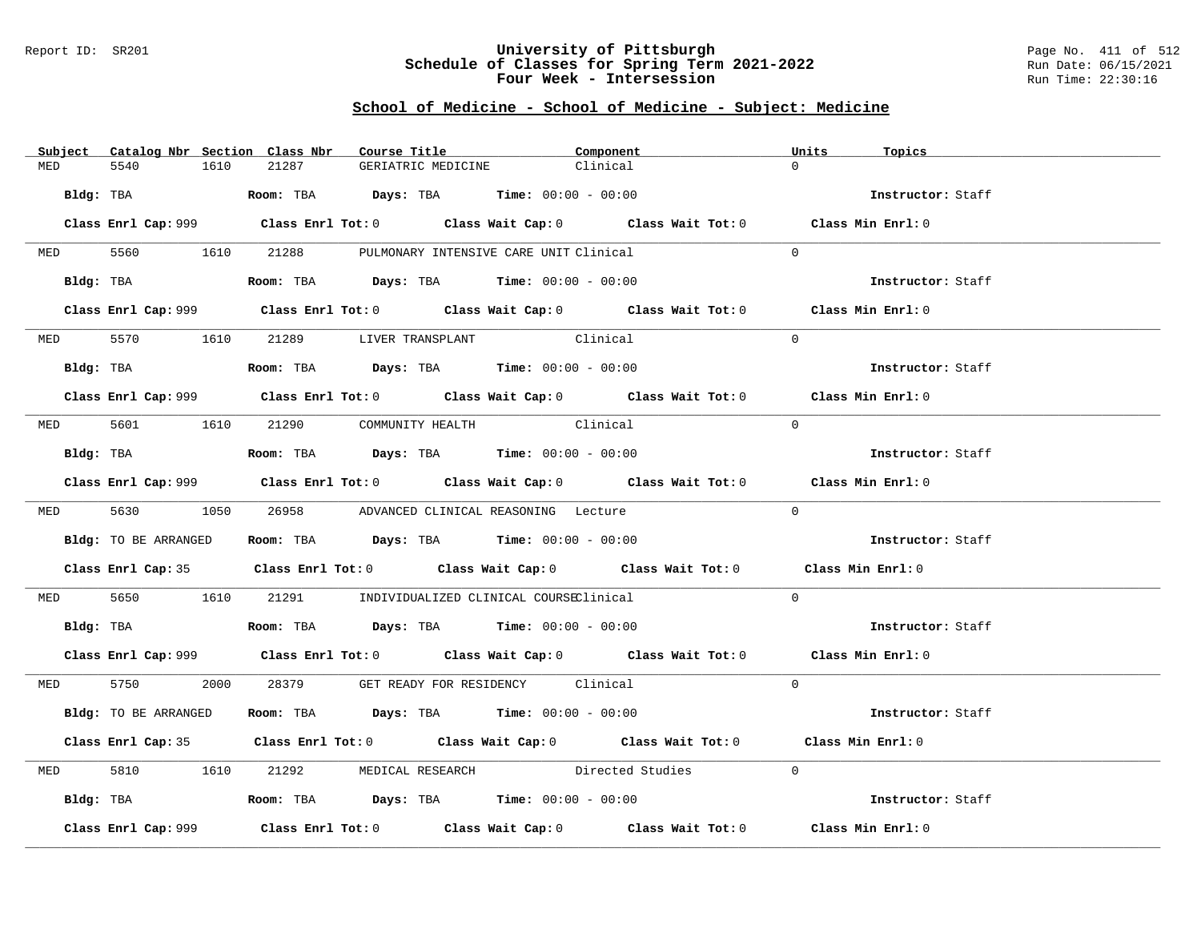Report ID: SR201

# University of Pittsburgh
## Schedule of Classes for Spring Term 2021-2022
## Four Week - Intersession

Run Date: 06/15/2021
Run Time: 22:30:16

### School of Medicine - School of Medicine - Subject: Medicine

| Subject | Catalog Nbr | Section | Class Nbr | Course Title | Component | Units | Topics |
|---|---|---|---|---|---|---|---|
| MED | 5540 | 1610 | 21287 | GERIATRIC MEDICINE | Clinical | 0 | |

**Bldg:** TBA **Room:** TBA **Days:** TBA **Time:** 00:00 - 00:00 **Instructor:** Staff

**Class Enrl Cap:** 999 **Class Enrl Tot:** 0 **Class Wait Cap:** 0 **Class Wait Tot:** 0 **Class Min Enrl:** 0

| Subject | Catalog Nbr | Section | Class Nbr | Course Title | Component | Units | Topics |
|---|---|---|---|---|---|---|---|
| MED | 5560 | 1610 | 21288 | PULMONARY INTENSIVE CARE UNIT | Clinical | 0 | |

**Bldg:** TBA **Room:** TBA **Days:** TBA **Time:** 00:00 - 00:00 **Instructor:** Staff

**Class Enrl Cap:** 999 **Class Enrl Tot:** 0 **Class Wait Cap:** 0 **Class Wait Tot:** 0 **Class Min Enrl:** 0

| Subject | Catalog Nbr | Section | Class Nbr | Course Title | Component | Units | Topics |
|---|---|---|---|---|---|---|---|
| MED | 5570 | 1610 | 21289 | LIVER TRANSPLANT | Clinical | 0 | |

**Bldg:** TBA **Room:** TBA **Days:** TBA **Time:** 00:00 - 00:00 **Instructor:** Staff

**Class Enrl Cap:** 999 **Class Enrl Tot:** 0 **Class Wait Cap:** 0 **Class Wait Tot:** 0 **Class Min Enrl:** 0

| Subject | Catalog Nbr | Section | Class Nbr | Course Title | Component | Units | Topics |
|---|---|---|---|---|---|---|---|
| MED | 5601 | 1610 | 21290 | COMMUNITY HEALTH | Clinical | 0 | |

**Bldg:** TBA **Room:** TBA **Days:** TBA **Time:** 00:00 - 00:00 **Instructor:** Staff

**Class Enrl Cap:** 999 **Class Enrl Tot:** 0 **Class Wait Cap:** 0 **Class Wait Tot:** 0 **Class Min Enrl:** 0

| Subject | Catalog Nbr | Section | Class Nbr | Course Title | Component | Units | Topics |
|---|---|---|---|---|---|---|---|
| MED | 5630 | 1050 | 26958 | ADVANCED CLINICAL REASONING | Lecture | 0 | |

**Bldg:** TO BE ARRANGED **Room:** TBA **Days:** TBA **Time:** 00:00 - 00:00 **Instructor:** Staff

**Class Enrl Cap:** 35 **Class Enrl Tot:** 0 **Class Wait Cap:** 0 **Class Wait Tot:** 0 **Class Min Enrl:** 0

| Subject | Catalog Nbr | Section | Class Nbr | Course Title | Component | Units | Topics |
|---|---|---|---|---|---|---|---|
| MED | 5650 | 1610 | 21291 | INDIVIDUALIZED CLINICAL COURSE | Clinical | 0 | |

**Bldg:** TBA **Room:** TBA **Days:** TBA **Time:** 00:00 - 00:00 **Instructor:** Staff

**Class Enrl Cap:** 999 **Class Enrl Tot:** 0 **Class Wait Cap:** 0 **Class Wait Tot:** 0 **Class Min Enrl:** 0

| Subject | Catalog Nbr | Section | Class Nbr | Course Title | Component | Units | Topics |
|---|---|---|---|---|---|---|---|
| MED | 5750 | 2000 | 28379 | GET READY FOR RESIDENCY | Clinical | 0 | |

**Bldg:** TO BE ARRANGED **Room:** TBA **Days:** TBA **Time:** 00:00 - 00:00 **Instructor:** Staff

**Class Enrl Cap:** 35 **Class Enrl Tot:** 0 **Class Wait Cap:** 0 **Class Wait Tot:** 0 **Class Min Enrl:** 0

| Subject | Catalog Nbr | Section | Class Nbr | Course Title | Component | Units | Topics |
|---|---|---|---|---|---|---|---|
| MED | 5810 | 1610 | 21292 | MEDICAL RESEARCH | Directed Studies | 0 | |

**Bldg:** TBA **Room:** TBA **Days:** TBA **Time:** 00:00 - 00:00 **Instructor:** Staff

**Class Enrl Cap:** 999 **Class Enrl Tot:** 0 **Class Wait Cap:** 0 **Class Wait Tot:** 0 **Class Min Enrl:** 0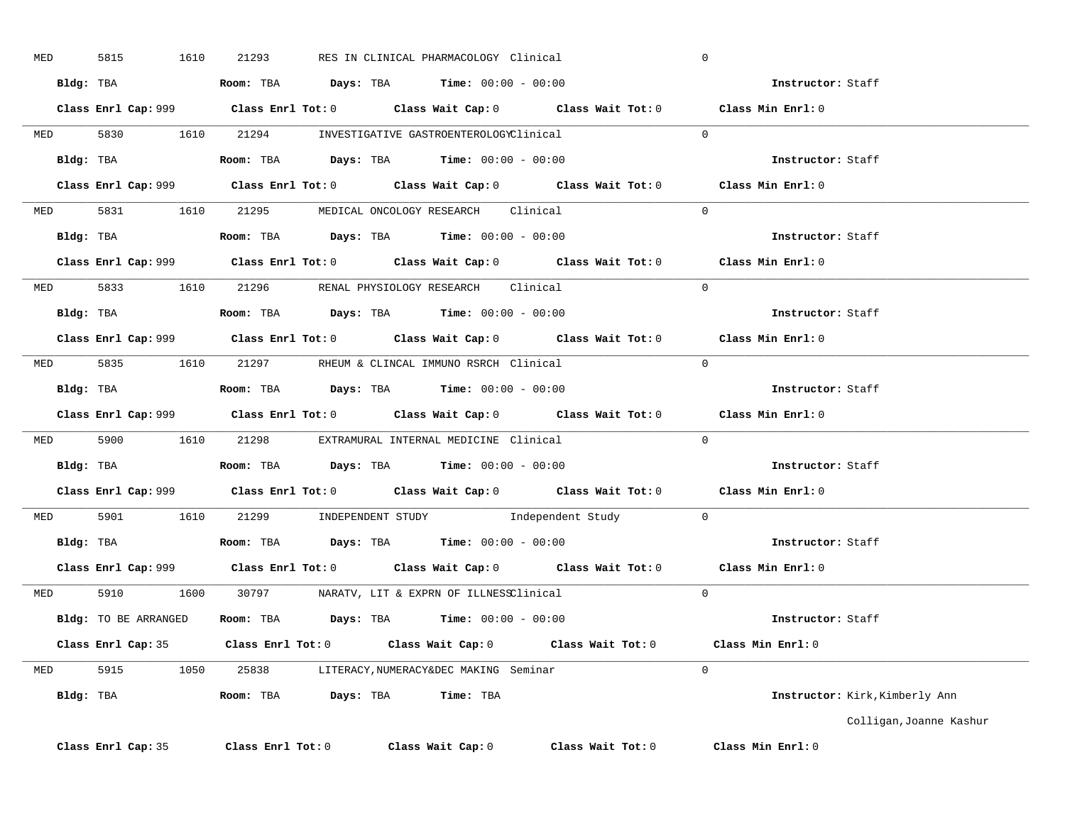MED 5815 1610 21293 RES IN CLINICAL PHARMACOLOGY Clinical 0

**Bldg:** TBA **Room:** TBA **Days:** TBA **Time:** 00:00 - 00:00 **Instructor:** Staff

**Class Enrl Cap:** 999 **Class Enrl Tot:** 0 **Class Wait Cap:** 0 **Class Wait Tot:** 0 **Class Min Enrl:** 0

---

MED 5830 1610 21294 INVESTIGATIVE GASTROENTEROLOGY Clinical 0

**Bldg:** TBA **Room:** TBA **Days:** TBA **Time:** 00:00 - 00:00 **Instructor:** Staff

**Class Enrl Cap:** 999 **Class Enrl Tot:** 0 **Class Wait Cap:** 0 **Class Wait Tot:** 0 **Class Min Enrl:** 0

---

MED 5831 1610 21295 MEDICAL ONCOLOGY RESEARCH Clinical 0

**Bldg:** TBA **Room:** TBA **Days:** TBA **Time:** 00:00 - 00:00 **Instructor:** Staff

**Class Enrl Cap:** 999 **Class Enrl Tot:** 0 **Class Wait Cap:** 0 **Class Wait Tot:** 0 **Class Min Enrl:** 0

---

MED 5833 1610 21296 RENAL PHYSIOLOGY RESEARCH Clinical 0

**Bldg:** TBA **Room:** TBA **Days:** TBA **Time:** 00:00 - 00:00 **Instructor:** Staff

**Class Enrl Cap:** 999 **Class Enrl Tot:** 0 **Class Wait Cap:** 0 **Class Wait Tot:** 0 **Class Min Enrl:** 0

---

MED 5835 1610 21297 RHEUM & CLINCAL IMMUNO RSRCH Clinical 0

**Bldg:** TBA **Room:** TBA **Days:** TBA **Time:** 00:00 - 00:00 **Instructor:** Staff

**Class Enrl Cap:** 999 **Class Enrl Tot:** 0 **Class Wait Cap:** 0 **Class Wait Tot:** 0 **Class Min Enrl:** 0

---

MED 5900 1610 21298 EXTRAMURAL INTERNAL MEDICINE Clinical 0

**Bldg:** TBA **Room:** TBA **Days:** TBA **Time:** 00:00 - 00:00 **Instructor:** Staff

**Class Enrl Cap:** 999 **Class Enrl Tot:** 0 **Class Wait Cap:** 0 **Class Wait Tot:** 0 **Class Min Enrl:** 0

---

MED 5901 1610 21299 INDEPENDENT STUDY Independent Study 0

**Bldg:** TBA **Room:** TBA **Days:** TBA **Time:** 00:00 - 00:00 **Instructor:** Staff

**Class Enrl Cap:** 999 **Class Enrl Tot:** 0 **Class Wait Cap:** 0 **Class Wait Tot:** 0 **Class Min Enrl:** 0

---

MED 5910 1600 30797 NARATV, LIT & EXPRN OF ILLNESS Clinical 0

**Bldg:** TO BE ARRANGED **Room:** TBA **Days:** TBA **Time:** 00:00 - 00:00 **Instructor:** Staff

**Class Enrl Cap:** 35 **Class Enrl Tot:** 0 **Class Wait Cap:** 0 **Class Wait Tot:** 0 **Class Min Enrl:** 0

---

MED 5915 1050 25838 LITERACY,NUMERACY&DEC MAKING Seminar 0

**Bldg:** TBA **Room:** TBA **Days:** TBA **Time:** TBA **Instructor:** Kirk,Kimberly Ann

Colligan,Joanne Kashur

**Class Enrl Cap:** 35 **Class Enrl Tot:** 0 **Class Wait Cap:** 0 **Class Wait Tot:** 0 **Class Min Enrl:** 0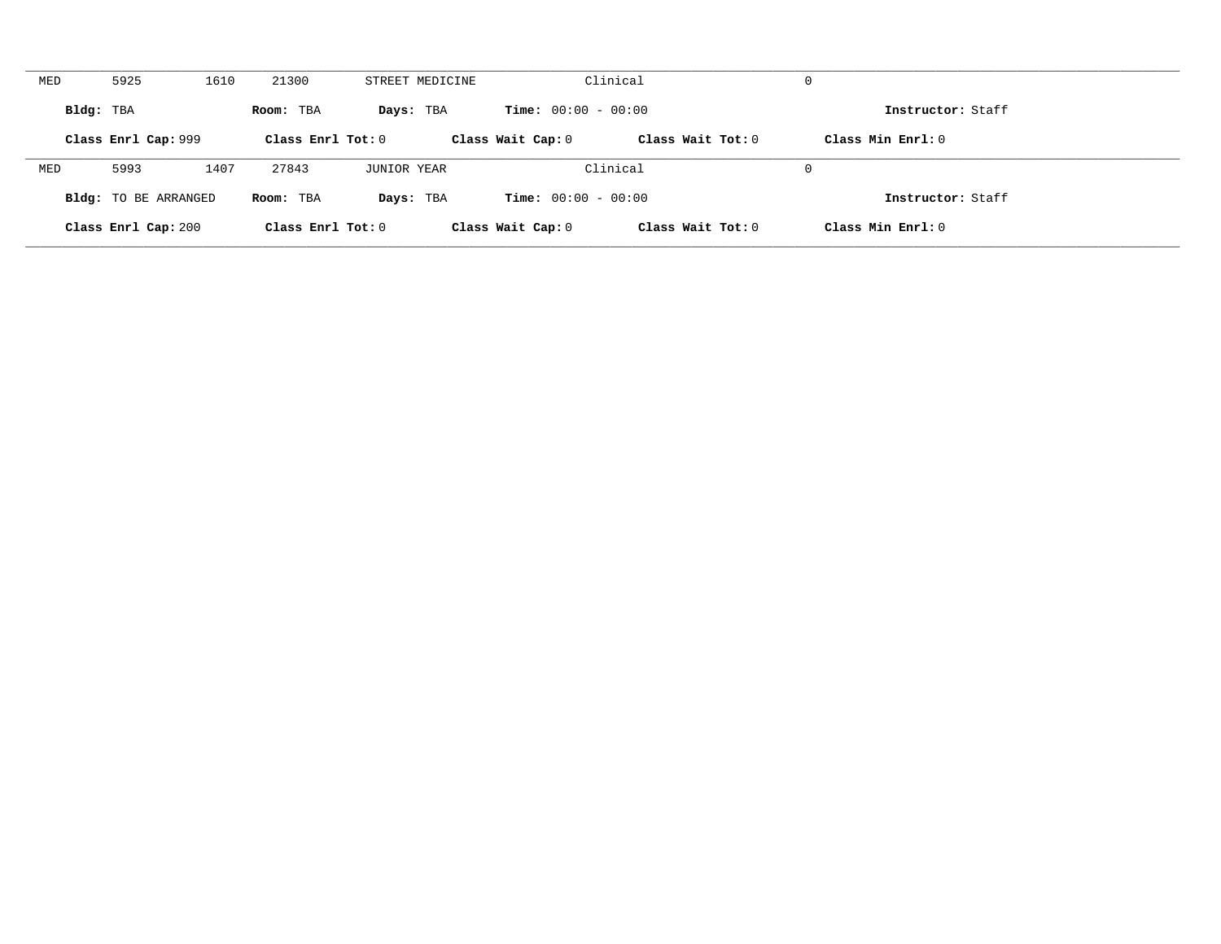MED 5925 1610 21300 STREET MEDICINE Clinical 0

**Bldg:** TBA **Room:** TBA **Days:** TBA **Time:** 00:00 - 00:00 **Instructor:** Staff

**Class Enrl Cap:** 999 **Class Enrl Tot:** 0 **Class Wait Cap:** 0 **Class Wait Tot:** 0 **Class Min Enrl:** 0

---

MED 5993 1407 27843 JUNIOR YEAR Clinical 0

**Bldg:** TO BE ARRANGED **Room:** TBA **Days:** TBA **Time:** 00:00 - 00:00 **Instructor:** Staff

**Class Enrl Cap:** 200 **Class Enrl Tot:** 0 **Class Wait Cap:** 0 **Class Wait Tot:** 0 **Class Min Enrl:** 0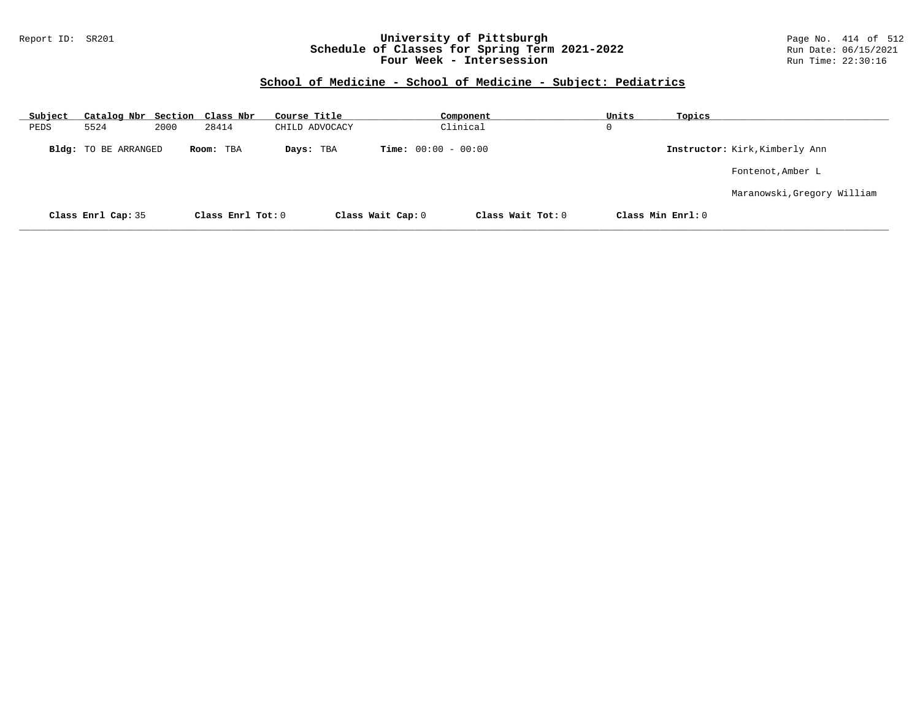# University of Pittsburgh
## Schedule of Classes for Spring Term 2021-2022
### Four Week - Intersession

Report ID: SR201

Run Date: 06/15/2021
Run Time: 22:30:16

## School of Medicine - School of Medicine - Subject: Pediatrics

| Subject | Catalog Nbr | Section | Class Nbr | Course Title | Component | Units | Topics |
|---|---|---|---|---|---|---|---|
| PEDS | 5524 | 2000 | 28414 | CHILD ADVOCACY | Clinical | 0 | |

**Bldg:** TO BE ARRANGED **Room:** TBA **Days:** TBA **Time:** 00:00 - 00:00 **Instructor:** Kirk,Kimberly Ann

Fontenot,Amber L

Maranowski,Gregory William

**Class Enrl Cap:** 35 **Class Enrl Tot:** 0 **Class Wait Cap:** 0 **Class Wait Tot:** 0 **Class Min Enrl:** 0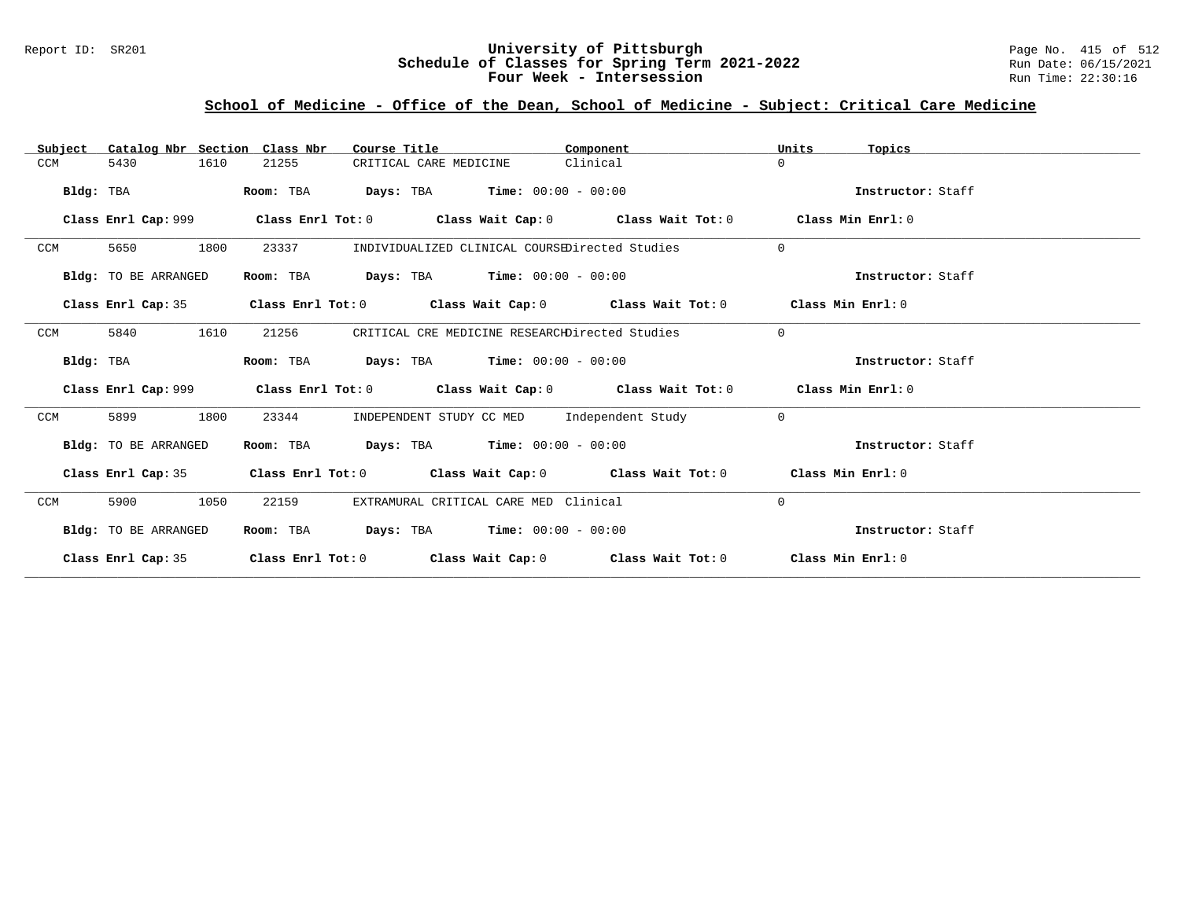## School of Medicine - Office of the Dean, School of Medicine - Subject: Critical Care Medicine

| Subject | Catalog Nbr | Section | Class Nbr | Course Title | Component | Units | Topics |
|---|---|---|---|---|---|---|---|
| CCM | 5430 | 1610 | 21255 | CRITICAL CARE MEDICINE | Clinical | 0 | |

**Bldg:** TBA **Room:** TBA **Days:** TBA **Time:** 00:00 - 00:00 **Instructor:** Staff

**Class Enrl Cap:** 999 **Class Enrl Tot:** 0 **Class Wait Cap:** 0 **Class Wait Tot:** 0 **Class Min Enrl:** 0

| Subject | Catalog Nbr | Section | Class Nbr | Course Title | Component | Units | Topics |
|---|---|---|---|---|---|---|---|
| CCM | 5650 | 1800 | 23337 | INDIVIDUALIZED CLINICAL COURSE | Directed Studies | 0 | |

**Bldg:** TO BE ARRANGED **Room:** TBA **Days:** TBA **Time:** 00:00 - 00:00 **Instructor:** Staff

**Class Enrl Cap:** 35 **Class Enrl Tot:** 0 **Class Wait Cap:** 0 **Class Wait Tot:** 0 **Class Min Enrl:** 0

| Subject | Catalog Nbr | Section | Class Nbr | Course Title | Component | Units | Topics |
|---|---|---|---|---|---|---|---|
| CCM | 5840 | 1610 | 21256 | CRITICAL CRE MEDICINE RESEARCH | Directed Studies | 0 | |

**Bldg:** TBA **Room:** TBA **Days:** TBA **Time:** 00:00 - 00:00 **Instructor:** Staff

**Class Enrl Cap:** 999 **Class Enrl Tot:** 0 **Class Wait Cap:** 0 **Class Wait Tot:** 0 **Class Min Enrl:** 0

| Subject | Catalog Nbr | Section | Class Nbr | Course Title | Component | Units | Topics |
|---|---|---|---|---|---|---|---|
| CCM | 5899 | 1800 | 23344 | INDEPENDENT STUDY CC MED | Independent Study | 0 | |

**Bldg:** TO BE ARRANGED **Room:** TBA **Days:** TBA **Time:** 00:00 - 00:00 **Instructor:** Staff

**Class Enrl Cap:** 35 **Class Enrl Tot:** 0 **Class Wait Cap:** 0 **Class Wait Tot:** 0 **Class Min Enrl:** 0

| Subject | Catalog Nbr | Section | Class Nbr | Course Title | Component | Units | Topics |
|---|---|---|---|---|---|---|---|
| CCM | 5900 | 1050 | 22159 | EXTRAMURAL CRITICAL CARE MED | Clinical | 0 | |

**Bldg:** TO BE ARRANGED **Room:** TBA **Days:** TBA **Time:** 00:00 - 00:00 **Instructor:** Staff

**Class Enrl Cap:** 35 **Class Enrl Tot:** 0 **Class Wait Cap:** 0 **Class Wait Tot:** 0 **Class Min Enrl:** 0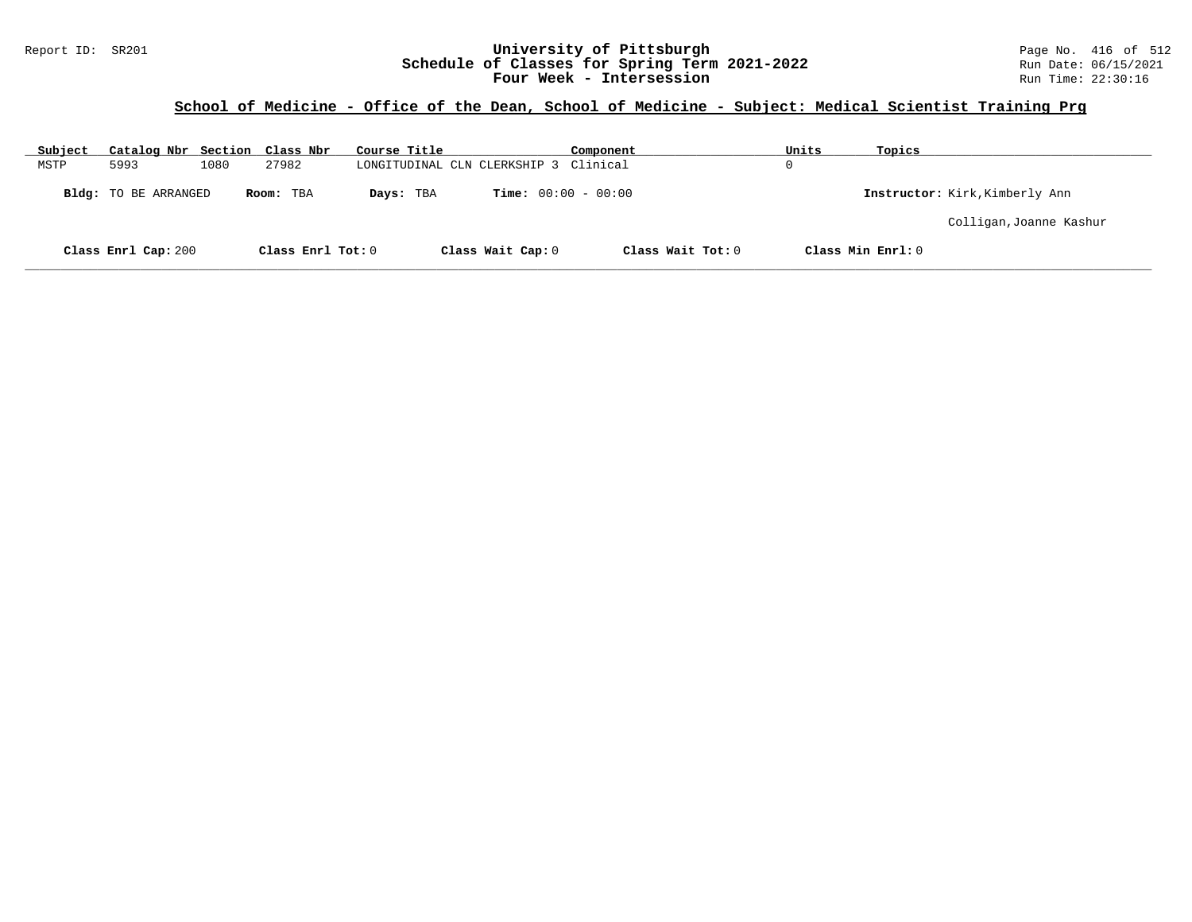## School of Medicine - Office of the Dean, School of Medicine - Subject: Medical Scientist Training Prg

| Subject | Catalog Nbr | Section | Class Nbr | Course Title | Component | Units | Topics |
|---|---|---|---|---|---|---|---|
| MSTP | 5993 | 1080 | 27982 | LONGITUDINAL CLN CLERKSHIP 3 | Clinical | 0 | |

**Bldg:** TO BE ARRANGED **Room:** TBA **Days:** TBA **Time:** 00:00 - 00:00 **Instructor:** Kirk,Kimberly Ann

Colligan,Joanne Kashur

**Class Enrl Cap:** 200 **Class Enrl Tot:** 0 **Class Wait Cap:** 0 **Class Wait Tot:** 0 **Class Min Enrl:** 0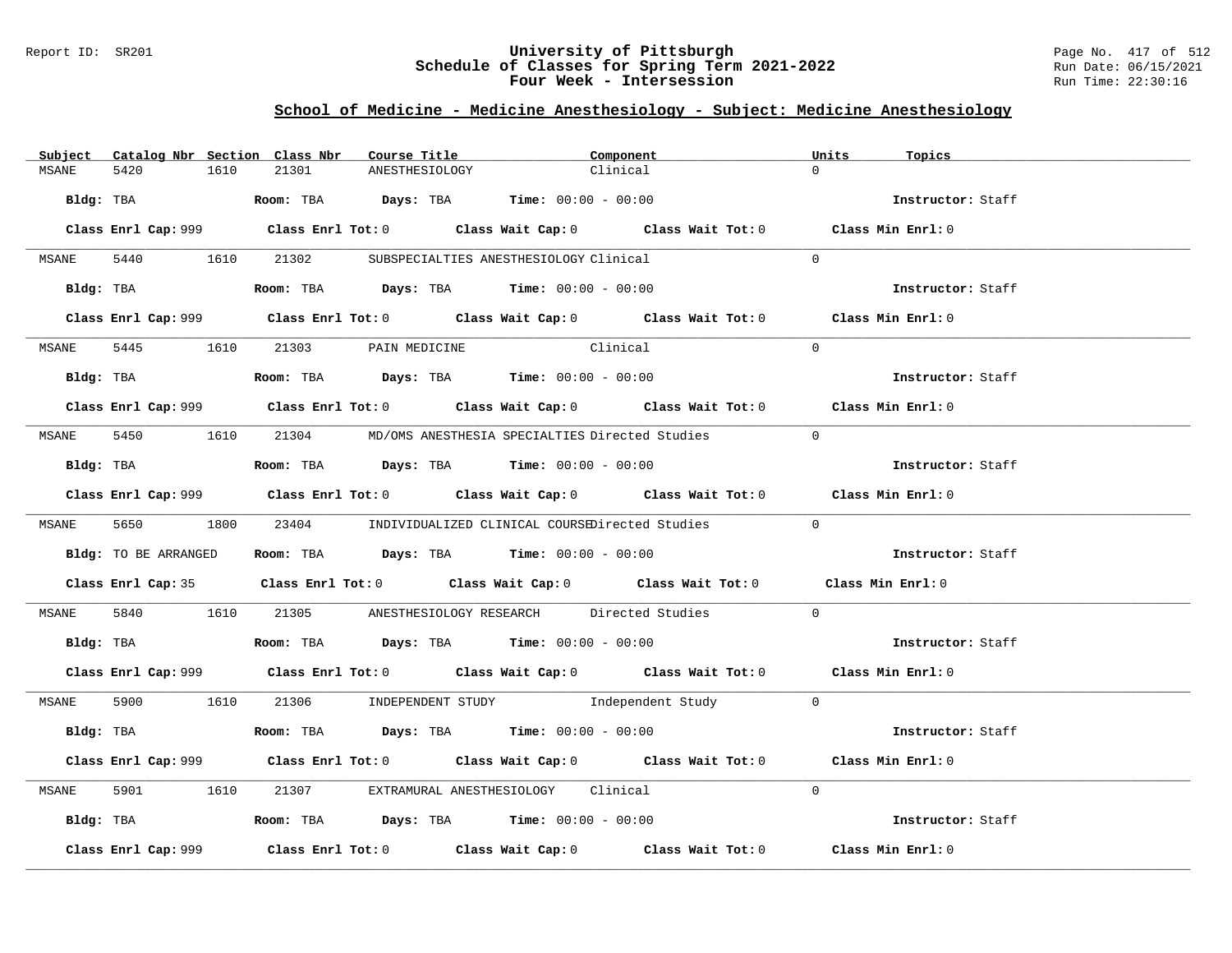# University of Pittsburgh
## Schedule of Classes for Spring Term 2021-2022
## Four Week - Intersession

Report ID: SR201

Run Date: 06/15/2021
Run Time: 22:30:16

### School of Medicine - Medicine Anesthesiology - Subject: Medicine Anesthesiology

| Subject | Catalog Nbr | Section | Class Nbr | Course Title | Component | Units | Topics |
|---|---|---|---|---|---|---|---|
| MSANE | 5420 | 1610 | 21301 | ANESTHESIOLOGY | Clinical | 0 | |

**Bldg:** TBA **Room:** TBA **Days:** TBA **Time:** 00:00 - 00:00 **Instructor:** Staff

**Class Enrl Cap:** 999 **Class Enrl Tot:** 0 **Class Wait Cap:** 0 **Class Wait Tot:** 0 **Class Min Enrl:** 0

---

| Subject | Catalog Nbr | Section | Class Nbr | Course Title | Component | Units | Topics |
|---|---|---|---|---|---|---|---|
| MSANE | 5440 | 1610 | 21302 | SUBSPECIALTIES ANESTHESIOLOGY | Clinical | 0 | |

**Bldg:** TBA **Room:** TBA **Days:** TBA **Time:** 00:00 - 00:00 **Instructor:** Staff

**Class Enrl Cap:** 999 **Class Enrl Tot:** 0 **Class Wait Cap:** 0 **Class Wait Tot:** 0 **Class Min Enrl:** 0

---

| Subject | Catalog Nbr | Section | Class Nbr | Course Title | Component | Units | Topics |
|---|---|---|---|---|---|---|---|
| MSANE | 5445 | 1610 | 21303 | PAIN MEDICINE | Clinical | 0 | |

**Bldg:** TBA **Room:** TBA **Days:** TBA **Time:** 00:00 - 00:00 **Instructor:** Staff

**Class Enrl Cap:** 999 **Class Enrl Tot:** 0 **Class Wait Cap:** 0 **Class Wait Tot:** 0 **Class Min Enrl:** 0

---

| Subject | Catalog Nbr | Section | Class Nbr | Course Title | Component | Units | Topics |
|---|---|---|---|---|---|---|---|
| MSANE | 5450 | 1610 | 21304 | MD/OMS ANESTHESIA SPECIALTIES | Directed Studies | 0 | |

**Bldg:** TBA **Room:** TBA **Days:** TBA **Time:** 00:00 - 00:00 **Instructor:** Staff

**Class Enrl Cap:** 999 **Class Enrl Tot:** 0 **Class Wait Cap:** 0 **Class Wait Tot:** 0 **Class Min Enrl:** 0

---

| Subject | Catalog Nbr | Section | Class Nbr | Course Title | Component | Units | Topics |
|---|---|---|---|---|---|---|---|
| MSANE | 5650 | 1800 | 23404 | INDIVIDUALIZED CLINICAL COURSE | Directed Studies | 0 | |

**Bldg:** TO BE ARRANGED **Room:** TBA **Days:** TBA **Time:** 00:00 - 00:00 **Instructor:** Staff

**Class Enrl Cap:** 35 **Class Enrl Tot:** 0 **Class Wait Cap:** 0 **Class Wait Tot:** 0 **Class Min Enrl:** 0

---

| Subject | Catalog Nbr | Section | Class Nbr | Course Title | Component | Units | Topics |
|---|---|---|---|---|---|---|---|
| MSANE | 5840 | 1610 | 21305 | ANESTHESIOLOGY RESEARCH | Directed Studies | 0 | |

**Bldg:** TBA **Room:** TBA **Days:** TBA **Time:** 00:00 - 00:00 **Instructor:** Staff

**Class Enrl Cap:** 999 **Class Enrl Tot:** 0 **Class Wait Cap:** 0 **Class Wait Tot:** 0 **Class Min Enrl:** 0

---

| Subject | Catalog Nbr | Section | Class Nbr | Course Title | Component | Units | Topics |
|---|---|---|---|---|---|---|---|
| MSANE | 5900 | 1610 | 21306 | INDEPENDENT STUDY | Independent Study | 0 | |

**Bldg:** TBA **Room:** TBA **Days:** TBA **Time:** 00:00 - 00:00 **Instructor:** Staff

**Class Enrl Cap:** 999 **Class Enrl Tot:** 0 **Class Wait Cap:** 0 **Class Wait Tot:** 0 **Class Min Enrl:** 0

---

| Subject | Catalog Nbr | Section | Class Nbr | Course Title | Component | Units | Topics |
|---|---|---|---|---|---|---|---|
| MSANE | 5901 | 1610 | 21307 | EXTRAMURAL ANESTHESIOLOGY | Clinical | 0 | |

**Bldg:** TBA **Room:** TBA **Days:** TBA **Time:** 00:00 - 00:00 **Instructor:** Staff

**Class Enrl Cap:** 999 **Class Enrl Tot:** 0 **Class Wait Cap:** 0 **Class Wait Tot:** 0 **Class Min Enrl:** 0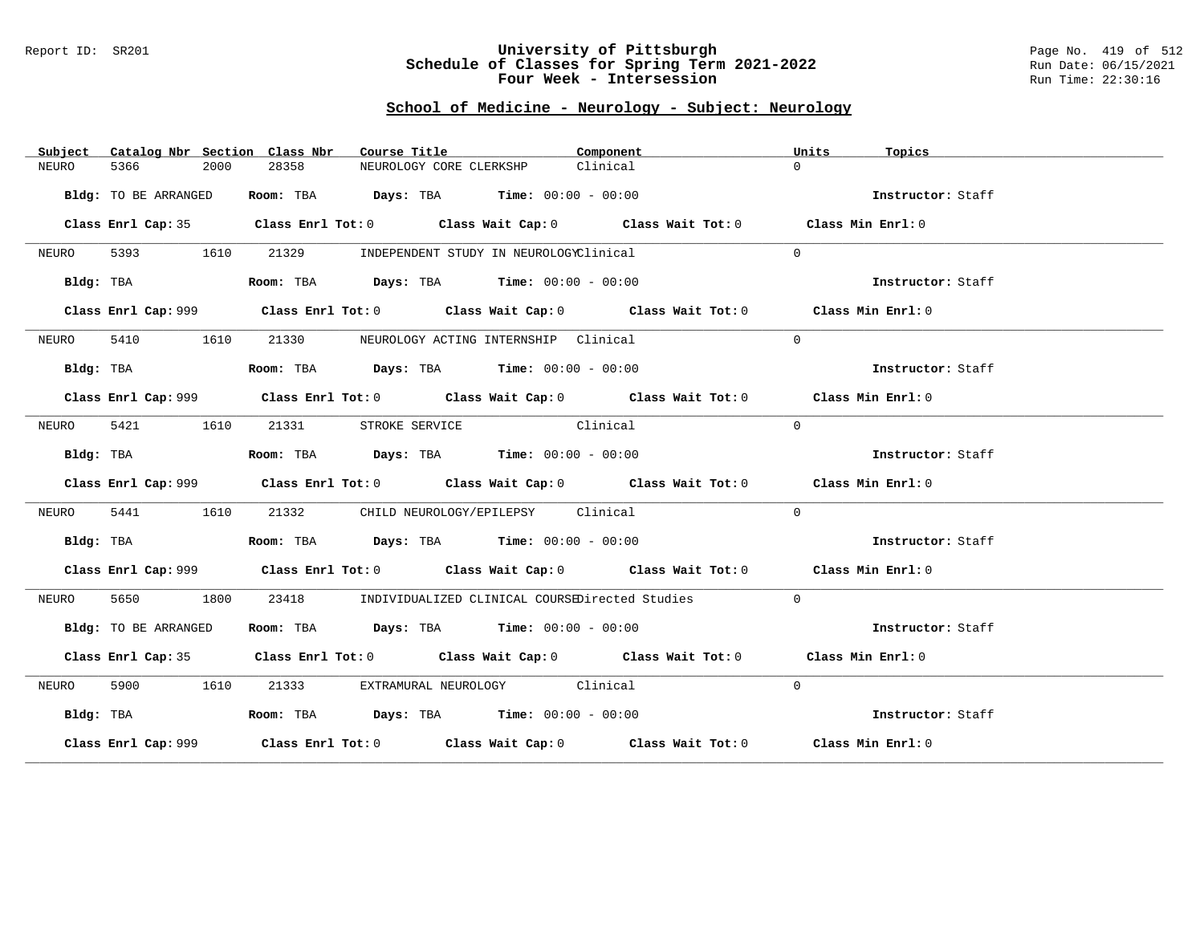Report ID: SR201

# University of Pittsburgh
## Schedule of Classes for Spring Term 2021-2022
### Four Week - Intersession

Run Date: 06/15/2021
Run Time: 22:30:16

## School of Medicine - Neurology - Subject: Neurology

| Subject | Catalog Nbr | Section | Class Nbr | Course Title | Component | Units | Topics |
|---|---|---|---|---|---|---|---|
| NEURO | 5366 | 2000 | 28358 | NEUROLOGY CORE CLERKSHP | Clinical | 0 | |

**Bldg:** TO BE ARRANGED **Room:** TBA **Days:** TBA **Time:** 00:00 - 00:00 **Instructor:** Staff

**Class Enrl Cap:** 35 **Class Enrl Tot:** 0 **Class Wait Cap:** 0 **Class Wait Tot:** 0 **Class Min Enrl:** 0

| Subject | Catalog Nbr | Section | Class Nbr | Course Title | Component | Units | Topics |
|---|---|---|---|---|---|---|---|
| NEURO | 5393 | 1610 | 21329 | INDEPENDENT STUDY IN NEUROLOGY | Clinical | 0 | |

**Bldg:** TBA **Room:** TBA **Days:** TBA **Time:** 00:00 - 00:00 **Instructor:** Staff

**Class Enrl Cap:** 999 **Class Enrl Tot:** 0 **Class Wait Cap:** 0 **Class Wait Tot:** 0 **Class Min Enrl:** 0

| Subject | Catalog Nbr | Section | Class Nbr | Course Title | Component | Units | Topics |
|---|---|---|---|---|---|---|---|
| NEURO | 5410 | 1610 | 21330 | NEUROLOGY ACTING INTERNSHIP | Clinical | 0 | |

**Bldg:** TBA **Room:** TBA **Days:** TBA **Time:** 00:00 - 00:00 **Instructor:** Staff

**Class Enrl Cap:** 999 **Class Enrl Tot:** 0 **Class Wait Cap:** 0 **Class Wait Tot:** 0 **Class Min Enrl:** 0

| Subject | Catalog Nbr | Section | Class Nbr | Course Title | Component | Units | Topics |
|---|---|---|---|---|---|---|---|
| NEURO | 5421 | 1610 | 21331 | STROKE SERVICE | Clinical | 0 | |

**Bldg:** TBA **Room:** TBA **Days:** TBA **Time:** 00:00 - 00:00 **Instructor:** Staff

**Class Enrl Cap:** 999 **Class Enrl Tot:** 0 **Class Wait Cap:** 0 **Class Wait Tot:** 0 **Class Min Enrl:** 0

| Subject | Catalog Nbr | Section | Class Nbr | Course Title | Component | Units | Topics |
|---|---|---|---|---|---|---|---|
| NEURO | 5441 | 1610 | 21332 | CHILD NEUROLOGY/EPILEPSY | Clinical | 0 | |

**Bldg:** TBA **Room:** TBA **Days:** TBA **Time:** 00:00 - 00:00 **Instructor:** Staff

**Class Enrl Cap:** 999 **Class Enrl Tot:** 0 **Class Wait Cap:** 0 **Class Wait Tot:** 0 **Class Min Enrl:** 0

| Subject | Catalog Nbr | Section | Class Nbr | Course Title | Component | Units | Topics |
|---|---|---|---|---|---|---|---|
| NEURO | 5650 | 1800 | 23418 | INDIVIDUALIZED CLINICAL COURSE | Directed Studies | 0 | |

**Bldg:** TO BE ARRANGED **Room:** TBA **Days:** TBA **Time:** 00:00 - 00:00 **Instructor:** Staff

**Class Enrl Cap:** 35 **Class Enrl Tot:** 0 **Class Wait Cap:** 0 **Class Wait Tot:** 0 **Class Min Enrl:** 0

| Subject | Catalog Nbr | Section | Class Nbr | Course Title | Component | Units | Topics |
|---|---|---|---|---|---|---|---|
| NEURO | 5900 | 1610 | 21333 | EXTRAMURAL NEUROLOGY | Clinical | 0 | |

**Bldg:** TBA **Room:** TBA **Days:** TBA **Time:** 00:00 - 00:00 **Instructor:** Staff

**Class Enrl Cap:** 999 **Class Enrl Tot:** 0 **Class Wait Cap:** 0 **Class Wait Tot:** 0 **Class Min Enrl:** 0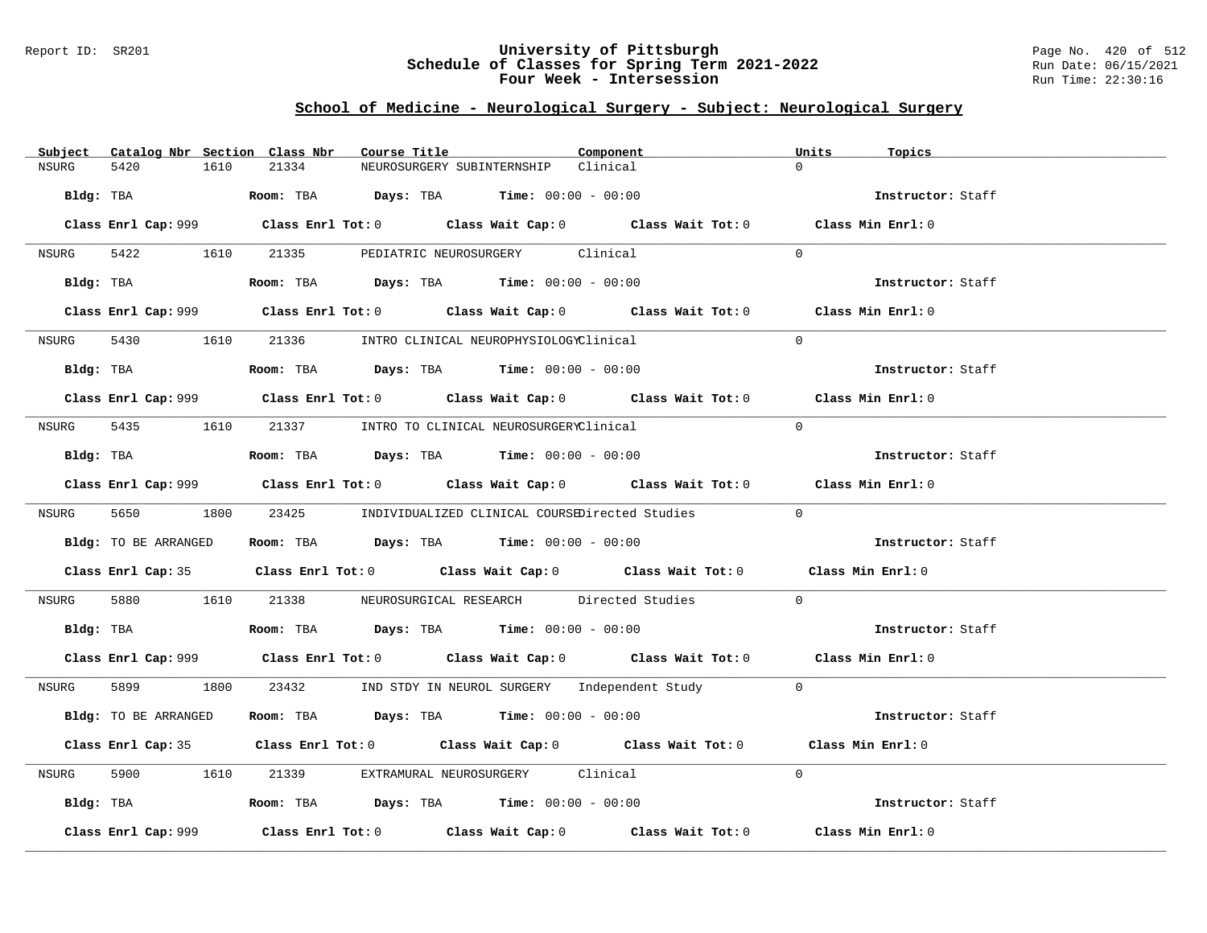## School of Medicine - Neurological Surgery - Subject: Neurological Surgery

| Subject | Catalog Nbr | Section | Class Nbr | Course Title | Component | Units | Topics |
|---|---|---|---|---|---|---|---|
| NSURG | 5420 | 1610 | 21334 | NEUROSURGERY SUBINTERNSHIP | Clinical | 0 | |

**Bldg:** TBA **Room:** TBA **Days:** TBA **Time:** 00:00 - 00:00 **Instructor:** Staff

**Class Enrl Cap:** 999 **Class Enrl Tot:** 0 **Class Wait Cap:** 0 **Class Wait Tot:** 0 **Class Min Enrl:** 0

| Subject | Catalog Nbr | Section | Class Nbr | Course Title | Component | Units | Topics |
|---|---|---|---|---|---|---|---|
| NSURG | 5422 | 1610 | 21335 | PEDIATRIC NEUROSURGERY | Clinical | 0 | |

**Bldg:** TBA **Room:** TBA **Days:** TBA **Time:** 00:00 - 00:00 **Instructor:** Staff

**Class Enrl Cap:** 999 **Class Enrl Tot:** 0 **Class Wait Cap:** 0 **Class Wait Tot:** 0 **Class Min Enrl:** 0

| Subject | Catalog Nbr | Section | Class Nbr | Course Title | Component | Units | Topics |
|---|---|---|---|---|---|---|---|
| NSURG | 5430 | 1610 | 21336 | INTRO CLINICAL NEUROPHYSIOLOGY | Clinical | 0 | |

**Bldg:** TBA **Room:** TBA **Days:** TBA **Time:** 00:00 - 00:00 **Instructor:** Staff

**Class Enrl Cap:** 999 **Class Enrl Tot:** 0 **Class Wait Cap:** 0 **Class Wait Tot:** 0 **Class Min Enrl:** 0

| Subject | Catalog Nbr | Section | Class Nbr | Course Title | Component | Units | Topics |
|---|---|---|---|---|---|---|---|
| NSURG | 5435 | 1610 | 21337 | INTRO TO CLINICAL NEUROSURGERY | Clinical | 0 | |

**Bldg:** TBA **Room:** TBA **Days:** TBA **Time:** 00:00 - 00:00 **Instructor:** Staff

**Class Enrl Cap:** 999 **Class Enrl Tot:** 0 **Class Wait Cap:** 0 **Class Wait Tot:** 0 **Class Min Enrl:** 0

| Subject | Catalog Nbr | Section | Class Nbr | Course Title | Component | Units | Topics |
|---|---|---|---|---|---|---|---|
| NSURG | 5650 | 1800 | 23425 | INDIVIDUALIZED CLINICAL COURSE | Directed Studies | 0 | |

**Bldg:** TO BE ARRANGED **Room:** TBA **Days:** TBA **Time:** 00:00 - 00:00 **Instructor:** Staff

**Class Enrl Cap:** 35 **Class Enrl Tot:** 0 **Class Wait Cap:** 0 **Class Wait Tot:** 0 **Class Min Enrl:** 0

| Subject | Catalog Nbr | Section | Class Nbr | Course Title | Component | Units | Topics |
|---|---|---|---|---|---|---|---|
| NSURG | 5880 | 1610 | 21338 | NEUROSURGICAL RESEARCH | Directed Studies | 0 | |

**Bldg:** TBA **Room:** TBA **Days:** TBA **Time:** 00:00 - 00:00 **Instructor:** Staff

**Class Enrl Cap:** 999 **Class Enrl Tot:** 0 **Class Wait Cap:** 0 **Class Wait Tot:** 0 **Class Min Enrl:** 0

| Subject | Catalog Nbr | Section | Class Nbr | Course Title | Component | Units | Topics |
|---|---|---|---|---|---|---|---|
| NSURG | 5899 | 1800 | 23432 | IND STDY IN NEUROL SURGERY | Independent Study | 0 | |

**Bldg:** TO BE ARRANGED **Room:** TBA **Days:** TBA **Time:** 00:00 - 00:00 **Instructor:** Staff

**Class Enrl Cap:** 35 **Class Enrl Tot:** 0 **Class Wait Cap:** 0 **Class Wait Tot:** 0 **Class Min Enrl:** 0

| Subject | Catalog Nbr | Section | Class Nbr | Course Title | Component | Units | Topics |
|---|---|---|---|---|---|---|---|
| NSURG | 5900 | 1610 | 21339 | EXTRAMURAL NEUROSURGERY | Clinical | 0 | |

**Bldg:** TBA **Room:** TBA **Days:** TBA **Time:** 00:00 - 00:00 **Instructor:** Staff

**Class Enrl Cap:** 999 **Class Enrl Tot:** 0 **Class Wait Cap:** 0 **Class Wait Tot:** 0 **Class Min Enrl:** 0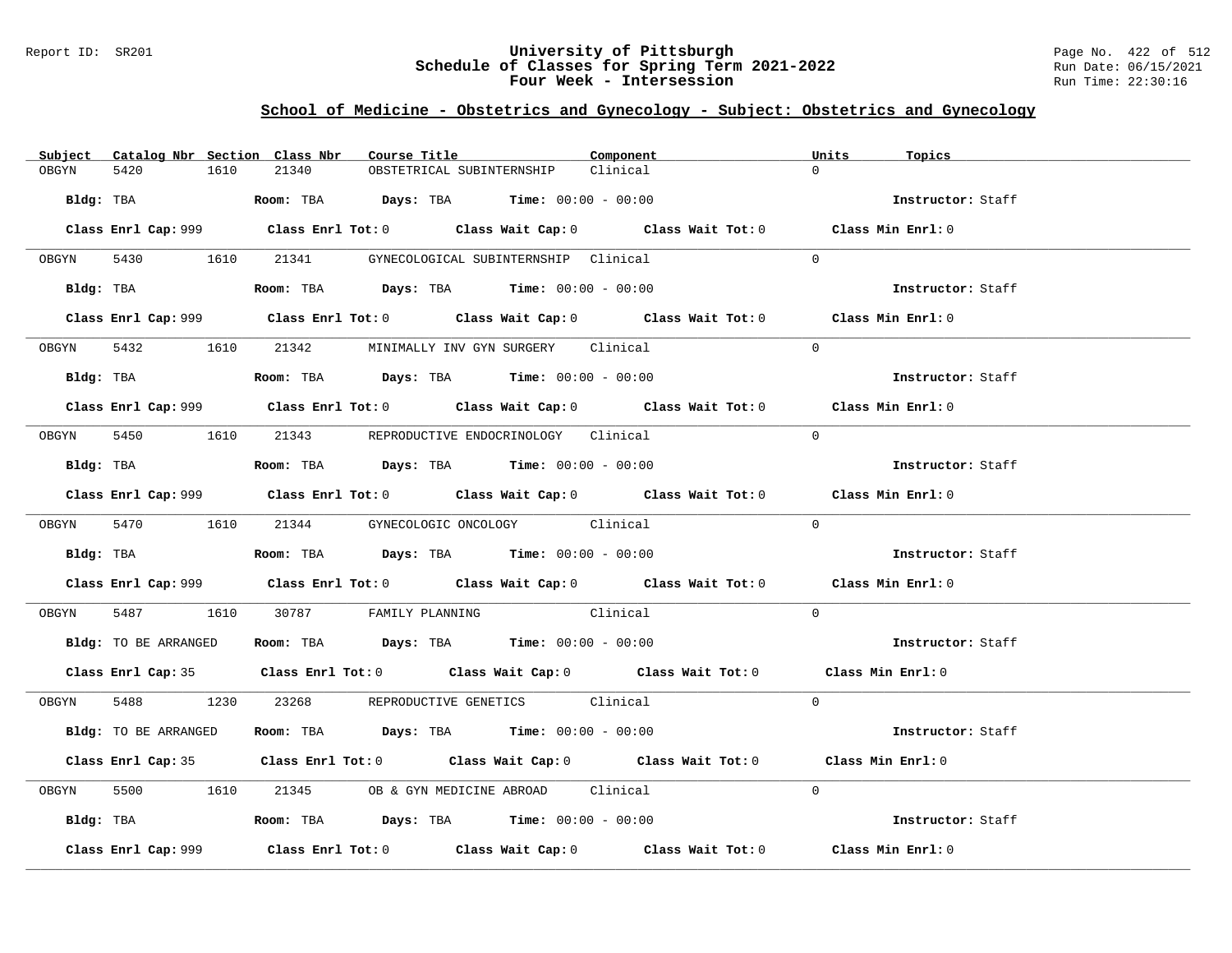University of Pittsburgh
Schedule of Classes for Spring Term 2021-2022
Four Week - Intersession

## School of Medicine - Obstetrics and Gynecology - Subject: Obstetrics and Gynecology

| Subject | Catalog Nbr | Section | Class Nbr | Course Title | Component | Units | Topics |
|---|---|---|---|---|---|---|---|
| OBGYN | 5420 | 1610 | 21340 | OBSTETRICAL SUBINTERNSHIP | Clinical | 0 | |

**Bldg:** TBA **Room:** TBA **Days:** TBA **Time:** 00:00 - 00:00 **Instructor:** Staff

**Class Enrl Cap:** 999 **Class Enrl Tot:** 0 **Class Wait Cap:** 0 **Class Wait Tot:** 0 **Class Min Enrl:** 0

| Subject | Catalog Nbr | Section | Class Nbr | Course Title | Component | Units | Topics |
|---|---|---|---|---|---|---|---|
| OBGYN | 5430 | 1610 | 21341 | GYNECOLOGICAL SUBINTERNSHIP | Clinical | 0 | |

**Bldg:** TBA **Room:** TBA **Days:** TBA **Time:** 00:00 - 00:00 **Instructor:** Staff

**Class Enrl Cap:** 999 **Class Enrl Tot:** 0 **Class Wait Cap:** 0 **Class Wait Tot:** 0 **Class Min Enrl:** 0

| Subject | Catalog Nbr | Section | Class Nbr | Course Title | Component | Units | Topics |
|---|---|---|---|---|---|---|---|
| OBGYN | 5432 | 1610 | 21342 | MINIMALLY INV GYN SURGERY | Clinical | 0 | |

**Bldg:** TBA **Room:** TBA **Days:** TBA **Time:** 00:00 - 00:00 **Instructor:** Staff

**Class Enrl Cap:** 999 **Class Enrl Tot:** 0 **Class Wait Cap:** 0 **Class Wait Tot:** 0 **Class Min Enrl:** 0

| Subject | Catalog Nbr | Section | Class Nbr | Course Title | Component | Units | Topics |
|---|---|---|---|---|---|---|---|
| OBGYN | 5450 | 1610 | 21343 | REPRODUCTIVE ENDOCRINOLOGY | Clinical | 0 | |

**Bldg:** TBA **Room:** TBA **Days:** TBA **Time:** 00:00 - 00:00 **Instructor:** Staff

**Class Enrl Cap:** 999 **Class Enrl Tot:** 0 **Class Wait Cap:** 0 **Class Wait Tot:** 0 **Class Min Enrl:** 0

| Subject | Catalog Nbr | Section | Class Nbr | Course Title | Component | Units | Topics |
|---|---|---|---|---|---|---|---|
| OBGYN | 5470 | 1610 | 21344 | GYNECOLOGIC ONCOLOGY | Clinical | 0 | |

**Bldg:** TBA **Room:** TBA **Days:** TBA **Time:** 00:00 - 00:00 **Instructor:** Staff

**Class Enrl Cap:** 999 **Class Enrl Tot:** 0 **Class Wait Cap:** 0 **Class Wait Tot:** 0 **Class Min Enrl:** 0

| Subject | Catalog Nbr | Section | Class Nbr | Course Title | Component | Units | Topics |
|---|---|---|---|---|---|---|---|
| OBGYN | 5487 | 1610 | 30787 | FAMILY PLANNING | Clinical | 0 | |

**Bldg:** TO BE ARRANGED **Room:** TBA **Days:** TBA **Time:** 00:00 - 00:00 **Instructor:** Staff

**Class Enrl Cap:** 35 **Class Enrl Tot:** 0 **Class Wait Cap:** 0 **Class Wait Tot:** 0 **Class Min Enrl:** 0

| Subject | Catalog Nbr | Section | Class Nbr | Course Title | Component | Units | Topics |
|---|---|---|---|---|---|---|---|
| OBGYN | 5488 | 1230 | 23268 | REPRODUCTIVE GENETICS | Clinical | 0 | |

**Bldg:** TO BE ARRANGED **Room:** TBA **Days:** TBA **Time:** 00:00 - 00:00 **Instructor:** Staff

**Class Enrl Cap:** 35 **Class Enrl Tot:** 0 **Class Wait Cap:** 0 **Class Wait Tot:** 0 **Class Min Enrl:** 0

| Subject | Catalog Nbr | Section | Class Nbr | Course Title | Component | Units | Topics |
|---|---|---|---|---|---|---|---|
| OBGYN | 5500 | 1610 | 21345 | OB & GYN MEDICINE ABROAD | Clinical | 0 | |

**Bldg:** TBA **Room:** TBA **Days:** TBA **Time:** 00:00 - 00:00 **Instructor:** Staff

**Class Enrl Cap:** 999 **Class Enrl Tot:** 0 **Class Wait Cap:** 0 **Class Wait Tot:** 0 **Class Min Enrl:** 0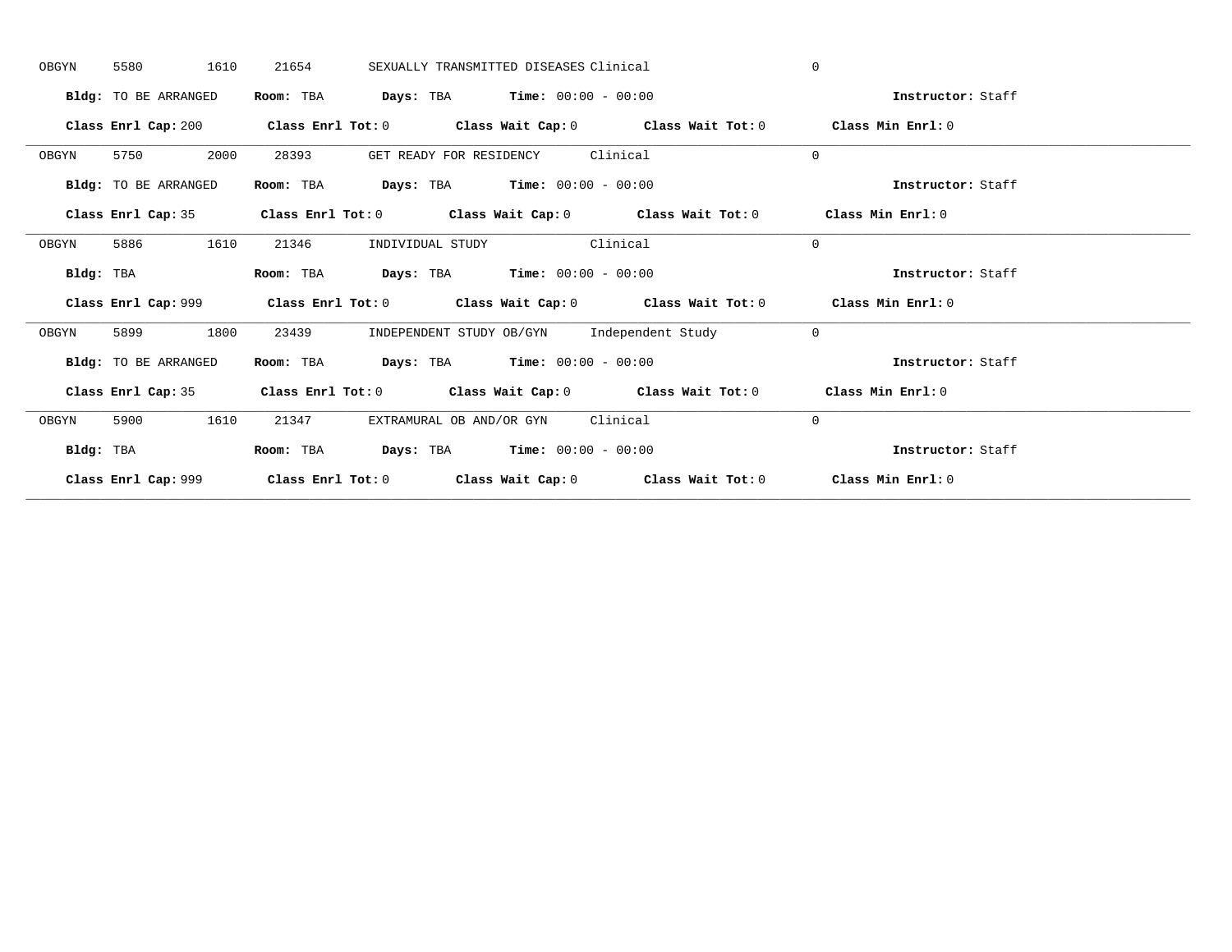OBGYN 5580 1610 21654 SEXUALLY TRANSMITTED DISEASES Clinical 0

**Bldg:** TO BE ARRANGED **Room:** TBA **Days:** TBA **Time:** 00:00 - 00:00 **Instructor:** Staff

**Class Enrl Cap:** 200 **Class Enrl Tot:** 0 **Class Wait Cap:** 0 **Class Wait Tot:** 0 **Class Min Enrl:** 0

---

OBGYN 5750 2000 28393 GET READY FOR RESIDENCY Clinical 0

**Bldg:** TO BE ARRANGED **Room:** TBA **Days:** TBA **Time:** 00:00 - 00:00 **Instructor:** Staff

**Class Enrl Cap:** 35 **Class Enrl Tot:** 0 **Class Wait Cap:** 0 **Class Wait Tot:** 0 **Class Min Enrl:** 0

---

OBGYN 5886 1610 21346 INDIVIDUAL STUDY Clinical 0

**Bldg:** TBA **Room:** TBA **Days:** TBA **Time:** 00:00 - 00:00 **Instructor:** Staff

**Class Enrl Cap:** 999 **Class Enrl Tot:** 0 **Class Wait Cap:** 0 **Class Wait Tot:** 0 **Class Min Enrl:** 0

---

OBGYN 5899 1800 23439 INDEPENDENT STUDY OB/GYN Independent Study 0

**Bldg:** TO BE ARRANGED **Room:** TBA **Days:** TBA **Time:** 00:00 - 00:00 **Instructor:** Staff

**Class Enrl Cap:** 35 **Class Enrl Tot:** 0 **Class Wait Cap:** 0 **Class Wait Tot:** 0 **Class Min Enrl:** 0

---

OBGYN 5900 1610 21347 EXTRAMURAL OB AND/OR GYN Clinical 0

**Bldg:** TBA **Room:** TBA **Days:** TBA **Time:** 00:00 - 00:00 **Instructor:** Staff

**Class Enrl Cap:** 999 **Class Enrl Tot:** 0 **Class Wait Cap:** 0 **Class Wait Tot:** 0 **Class Min Enrl:** 0

---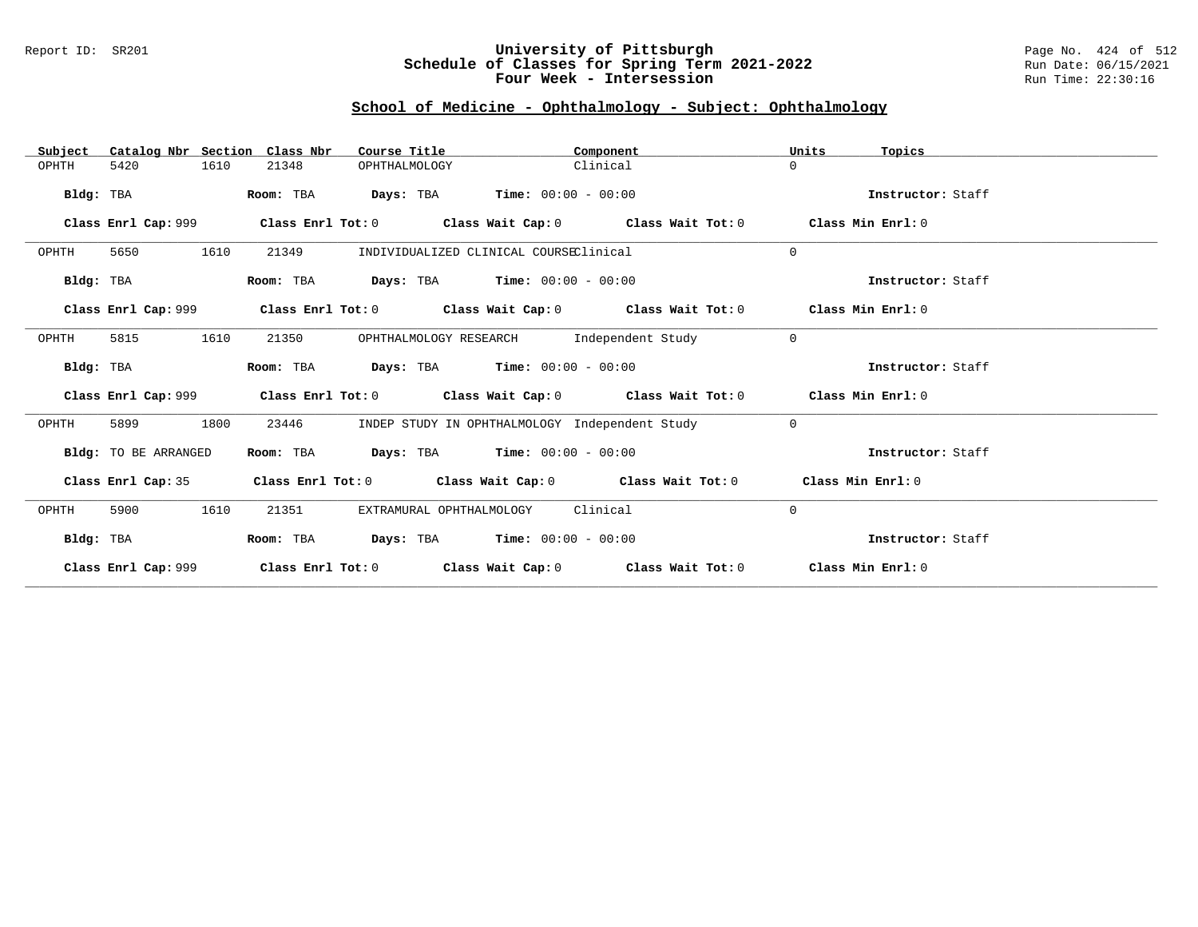University of Pittsburgh
Schedule of Classes for Spring Term 2021-2022
Four Week - Intersession

Report ID: SR201

Run Date: 06/15/2021
Run Time: 22:30:16

## School of Medicine - Ophthalmology - Subject: Ophthalmology

| Subject | Catalog Nbr | Section | Class Nbr | Course Title | Component | Units | Topics |
|---|---|---|---|---|---|---|---|
| OPHTH | 5420 | 1610 | 21348 | OPHTHALMOLOGY | Clinical | 0 | |

**Bldg:** TBA **Room:** TBA **Days:** TBA **Time:** 00:00 - 00:00 **Instructor:** Staff

**Class Enrl Cap:** 999 **Class Enrl Tot:** 0 **Class Wait Cap:** 0 **Class Wait Tot:** 0 **Class Min Enrl:** 0

| Subject | Catalog Nbr | Section | Class Nbr | Course Title | Component | Units | Topics |
|---|---|---|---|---|---|---|---|
| OPHTH | 5650 | 1610 | 21349 | INDIVIDUALIZED CLINICAL COURSE | Clinical | 0 | |

**Bldg:** TBA **Room:** TBA **Days:** TBA **Time:** 00:00 - 00:00 **Instructor:** Staff

**Class Enrl Cap:** 999 **Class Enrl Tot:** 0 **Class Wait Cap:** 0 **Class Wait Tot:** 0 **Class Min Enrl:** 0

| Subject | Catalog Nbr | Section | Class Nbr | Course Title | Component | Units | Topics |
|---|---|---|---|---|---|---|---|
| OPHTH | 5815 | 1610 | 21350 | OPHTHALMOLOGY RESEARCH | Independent Study | 0 | |

**Bldg:** TBA **Room:** TBA **Days:** TBA **Time:** 00:00 - 00:00 **Instructor:** Staff

**Class Enrl Cap:** 999 **Class Enrl Tot:** 0 **Class Wait Cap:** 0 **Class Wait Tot:** 0 **Class Min Enrl:** 0

| Subject | Catalog Nbr | Section | Class Nbr | Course Title | Component | Units | Topics |
|---|---|---|---|---|---|---|---|
| OPHTH | 5899 | 1800 | 23446 | INDEP STUDY IN OPHTHALMOLOGY | Independent Study | 0 | |

**Bldg:** TO BE ARRANGED **Room:** TBA **Days:** TBA **Time:** 00:00 - 00:00 **Instructor:** Staff

**Class Enrl Cap:** 35 **Class Enrl Tot:** 0 **Class Wait Cap:** 0 **Class Wait Tot:** 0 **Class Min Enrl:** 0

| Subject | Catalog Nbr | Section | Class Nbr | Course Title | Component | Units | Topics |
|---|---|---|---|---|---|---|---|
| OPHTH | 5900 | 1610 | 21351 | EXTRAMURAL OPHTHALMOLOGY | Clinical | 0 | |

**Bldg:** TBA **Room:** TBA **Days:** TBA **Time:** 00:00 - 00:00 **Instructor:** Staff

**Class Enrl Cap:** 999 **Class Enrl Tot:** 0 **Class Wait Cap:** 0 **Class Wait Tot:** 0 **Class Min Enrl:** 0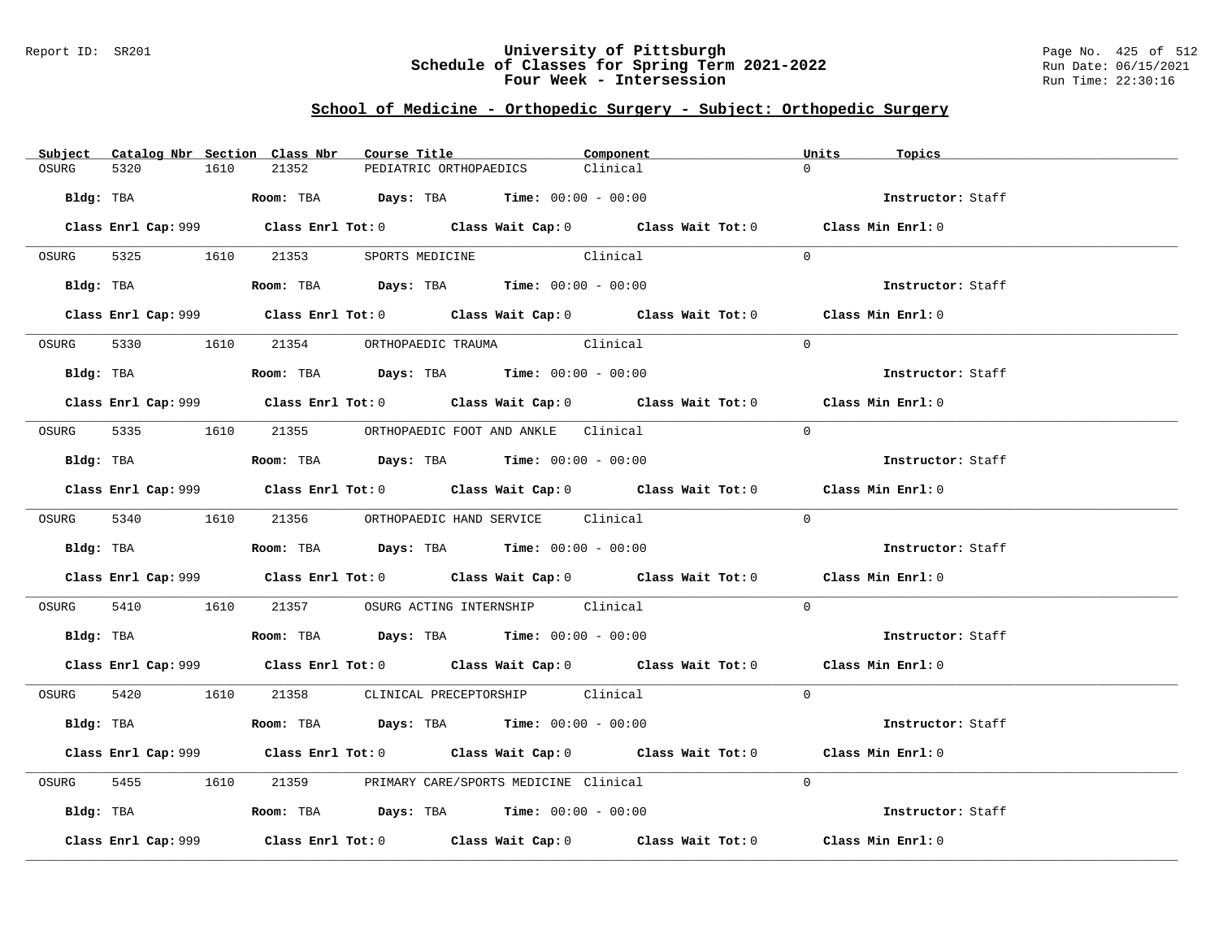## School of Medicine - Orthopedic Surgery - Subject: Orthopedic Surgery

| Subject | Catalog Nbr | Section | Class Nbr | Course Title | Component | Units | Topics |
|---|---|---|---|---|---|---|---|
| OSURG | 5320 | 1610 | 21352 | PEDIATRIC ORTHOPAEDICS | Clinical | 0 | |

**Bldg:** TBA **Room:** TBA **Days:** TBA **Time:** 00:00 - 00:00 **Instructor:** Staff

**Class Enrl Cap:** 999 **Class Enrl Tot:** 0 **Class Wait Cap:** 0 **Class Wait Tot:** 0 **Class Min Enrl:** 0

| Subject | Catalog Nbr | Section | Class Nbr | Course Title | Component | Units | Topics |
|---|---|---|---|---|---|---|---|
| OSURG | 5325 | 1610 | 21353 | SPORTS MEDICINE | Clinical | 0 | |

**Bldg:** TBA **Room:** TBA **Days:** TBA **Time:** 00:00 - 00:00 **Instructor:** Staff

**Class Enrl Cap:** 999 **Class Enrl Tot:** 0 **Class Wait Cap:** 0 **Class Wait Tot:** 0 **Class Min Enrl:** 0

| Subject | Catalog Nbr | Section | Class Nbr | Course Title | Component | Units | Topics |
|---|---|---|---|---|---|---|---|
| OSURG | 5330 | 1610 | 21354 | ORTHOPAEDIC TRAUMA | Clinical | 0 | |

**Bldg:** TBA **Room:** TBA **Days:** TBA **Time:** 00:00 - 00:00 **Instructor:** Staff

**Class Enrl Cap:** 999 **Class Enrl Tot:** 0 **Class Wait Cap:** 0 **Class Wait Tot:** 0 **Class Min Enrl:** 0

| Subject | Catalog Nbr | Section | Class Nbr | Course Title | Component | Units | Topics |
|---|---|---|---|---|---|---|---|
| OSURG | 5335 | 1610 | 21355 | ORTHOPAEDIC FOOT AND ANKLE | Clinical | 0 | |

**Bldg:** TBA **Room:** TBA **Days:** TBA **Time:** 00:00 - 00:00 **Instructor:** Staff

**Class Enrl Cap:** 999 **Class Enrl Tot:** 0 **Class Wait Cap:** 0 **Class Wait Tot:** 0 **Class Min Enrl:** 0

| Subject | Catalog Nbr | Section | Class Nbr | Course Title | Component | Units | Topics |
|---|---|---|---|---|---|---|---|
| OSURG | 5340 | 1610 | 21356 | ORTHOPAEDIC HAND SERVICE | Clinical | 0 | |

**Bldg:** TBA **Room:** TBA **Days:** TBA **Time:** 00:00 - 00:00 **Instructor:** Staff

**Class Enrl Cap:** 999 **Class Enrl Tot:** 0 **Class Wait Cap:** 0 **Class Wait Tot:** 0 **Class Min Enrl:** 0

| Subject | Catalog Nbr | Section | Class Nbr | Course Title | Component | Units | Topics |
|---|---|---|---|---|---|---|---|
| OSURG | 5410 | 1610 | 21357 | OSURG ACTING INTERNSHIP | Clinical | 0 | |

**Bldg:** TBA **Room:** TBA **Days:** TBA **Time:** 00:00 - 00:00 **Instructor:** Staff

**Class Enrl Cap:** 999 **Class Enrl Tot:** 0 **Class Wait Cap:** 0 **Class Wait Tot:** 0 **Class Min Enrl:** 0

| Subject | Catalog Nbr | Section | Class Nbr | Course Title | Component | Units | Topics |
|---|---|---|---|---|---|---|---|
| OSURG | 5420 | 1610 | 21358 | CLINICAL PRECEPTORSHIP | Clinical | 0 | |

**Bldg:** TBA **Room:** TBA **Days:** TBA **Time:** 00:00 - 00:00 **Instructor:** Staff

**Class Enrl Cap:** 999 **Class Enrl Tot:** 0 **Class Wait Cap:** 0 **Class Wait Tot:** 0 **Class Min Enrl:** 0

| Subject | Catalog Nbr | Section | Class Nbr | Course Title | Component | Units | Topics |
|---|---|---|---|---|---|---|---|
| OSURG | 5455 | 1610 | 21359 | PRIMARY CARE/SPORTS MEDICINE | Clinical | 0 | |

**Bldg:** TBA **Room:** TBA **Days:** TBA **Time:** 00:00 - 00:00 **Instructor:** Staff

**Class Enrl Cap:** 999 **Class Enrl Tot:** 0 **Class Wait Cap:** 0 **Class Wait Tot:** 0 **Class Min Enrl:** 0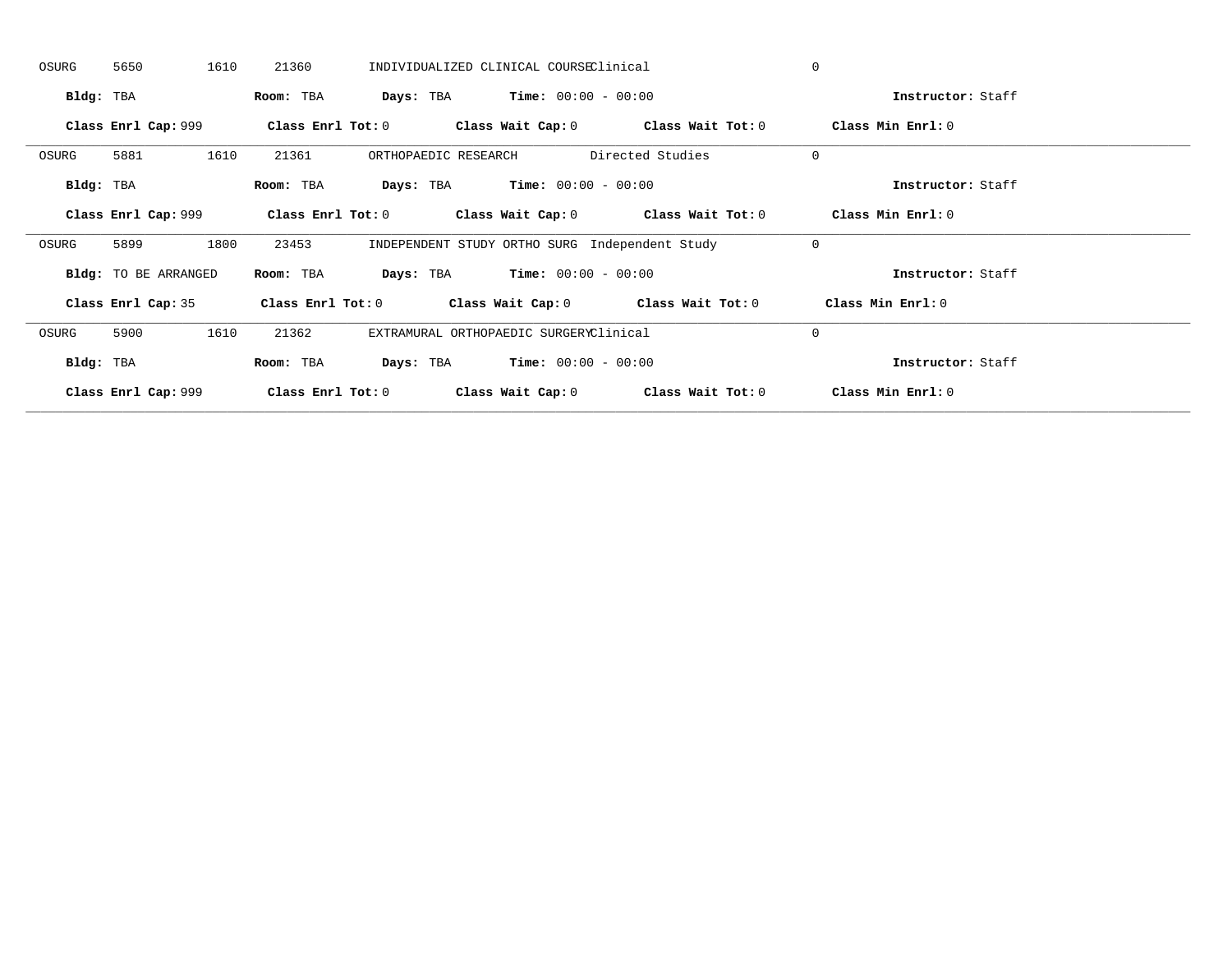OSURG 5650 1610 21360 INDIVIDUALIZED CLINICAL COURSE Clinical 0

**Bldg:** TBA **Room:** TBA **Days:** TBA **Time:** 00:00 - 00:00 **Instructor:** Staff

**Class Enrl Cap:** 999 **Class Enrl Tot:** 0 **Class Wait Cap:** 0 **Class Wait Tot:** 0 **Class Min Enrl:** 0

---

OSURG 5881 1610 21361 ORTHOPAEDIC RESEARCH Directed Studies 0

**Bldg:** TBA **Room:** TBA **Days:** TBA **Time:** 00:00 - 00:00 **Instructor:** Staff

**Class Enrl Cap:** 999 **Class Enrl Tot:** 0 **Class Wait Cap:** 0 **Class Wait Tot:** 0 **Class Min Enrl:** 0

---

OSURG 5899 1800 23453 INDEPENDENT STUDY ORTHO SURG Independent Study 0

**Bldg:** TO BE ARRANGED **Room:** TBA **Days:** TBA **Time:** 00:00 - 00:00 **Instructor:** Staff

**Class Enrl Cap:** 35 **Class Enrl Tot:** 0 **Class Wait Cap:** 0 **Class Wait Tot:** 0 **Class Min Enrl:** 0

---

OSURG 5900 1610 21362 EXTRAMURAL ORTHOPAEDIC SURGERY Clinical 0

**Bldg:** TBA **Room:** TBA **Days:** TBA **Time:** 00:00 - 00:00 **Instructor:** Staff

**Class Enrl Cap:** 999 **Class Enrl Tot:** 0 **Class Wait Cap:** 0 **Class Wait Tot:** 0 **Class Min Enrl:** 0

---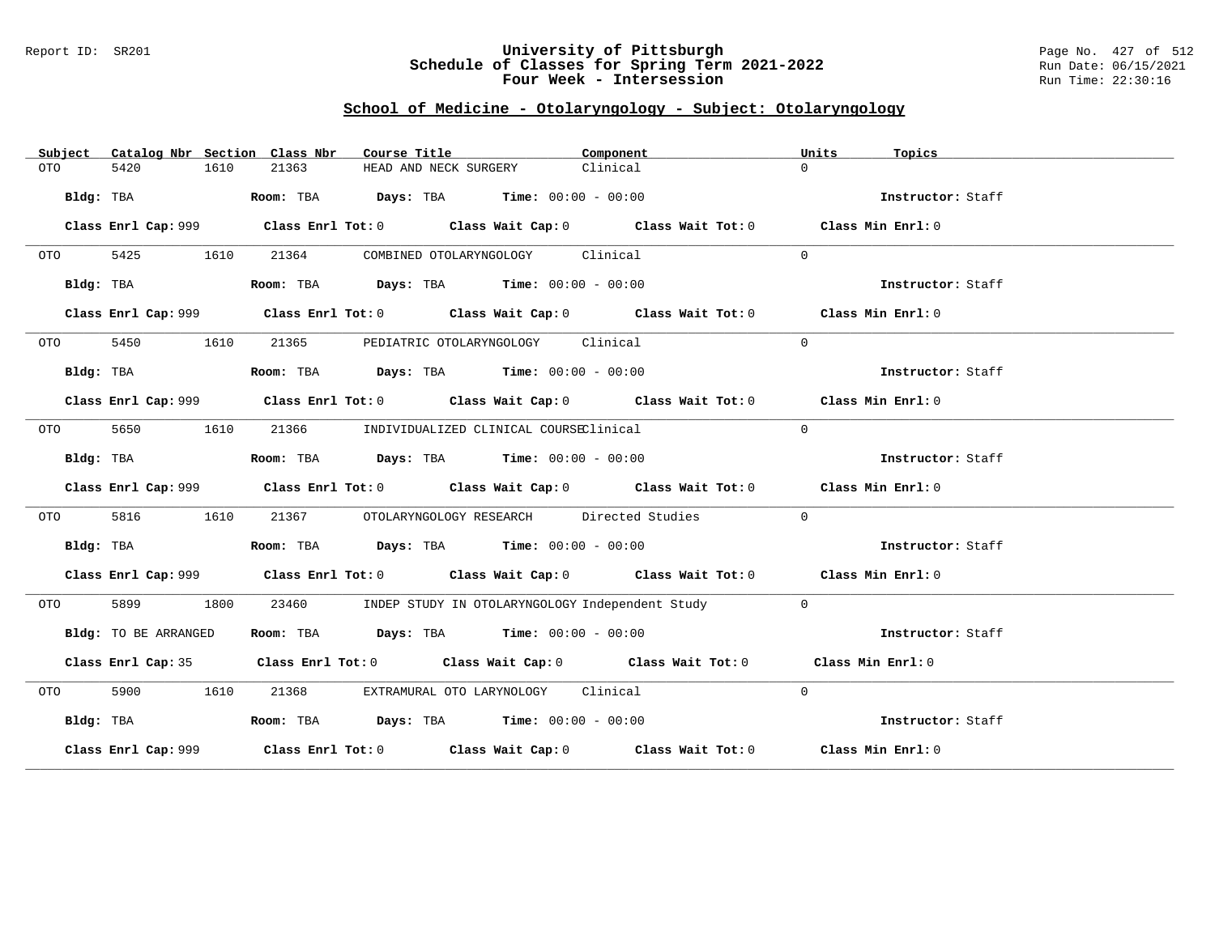Report ID: SR201

# University of Pittsburgh
## Schedule of Classes for Spring Term 2021-2022
## Four Week - Intersession

Run Date: 06/15/2021
Run Time: 22:30:16

### School of Medicine - Otolaryngology - Subject: Otolaryngology

| Subject | Catalog Nbr | Section | Class Nbr | Course Title | Component | Units | Topics |
|---|---|---|---|---|---|---|---|
| OTO | 5420 | 1610 | 21363 | HEAD AND NECK SURGERY | Clinical | 0 | |

**Bldg:** TBA **Room:** TBA **Days:** TBA **Time:** 00:00 - 00:00 **Instructor:** Staff

**Class Enrl Cap:** 999 **Class Enrl Tot:** 0 **Class Wait Cap:** 0 **Class Wait Tot:** 0 **Class Min Enrl:** 0

---

| Subject | Catalog Nbr | Section | Class Nbr | Course Title | Component | Units | Topics |
|---|---|---|---|---|---|---|---|
| OTO | 5425 | 1610 | 21364 | COMBINED OTOLARYNGOLOGY | Clinical | 0 | |

**Bldg:** TBA **Room:** TBA **Days:** TBA **Time:** 00:00 - 00:00 **Instructor:** Staff

**Class Enrl Cap:** 999 **Class Enrl Tot:** 0 **Class Wait Cap:** 0 **Class Wait Tot:** 0 **Class Min Enrl:** 0

---

| Subject | Catalog Nbr | Section | Class Nbr | Course Title | Component | Units | Topics |
|---|---|---|---|---|---|---|---|
| OTO | 5450 | 1610 | 21365 | PEDIATRIC OTOLARYNGOLOGY | Clinical | 0 | |

**Bldg:** TBA **Room:** TBA **Days:** TBA **Time:** 00:00 - 00:00 **Instructor:** Staff

**Class Enrl Cap:** 999 **Class Enrl Tot:** 0 **Class Wait Cap:** 0 **Class Wait Tot:** 0 **Class Min Enrl:** 0

---

| Subject | Catalog Nbr | Section | Class Nbr | Course Title | Component | Units | Topics |
|---|---|---|---|---|---|---|---|
| OTO | 5650 | 1610 | 21366 | INDIVIDUALIZED CLINICAL COURSE | Clinical | 0 | |

**Bldg:** TBA **Room:** TBA **Days:** TBA **Time:** 00:00 - 00:00 **Instructor:** Staff

**Class Enrl Cap:** 999 **Class Enrl Tot:** 0 **Class Wait Cap:** 0 **Class Wait Tot:** 0 **Class Min Enrl:** 0

---

| Subject | Catalog Nbr | Section | Class Nbr | Course Title | Component | Units | Topics |
|---|---|---|---|---|---|---|---|
| OTO | 5816 | 1610 | 21367 | OTOLARYNGOLOGY RESEARCH | Directed Studies | 0 | |

**Bldg:** TBA **Room:** TBA **Days:** TBA **Time:** 00:00 - 00:00 **Instructor:** Staff

**Class Enrl Cap:** 999 **Class Enrl Tot:** 0 **Class Wait Cap:** 0 **Class Wait Tot:** 0 **Class Min Enrl:** 0

---

| Subject | Catalog Nbr | Section | Class Nbr | Course Title | Component | Units | Topics |
|---|---|---|---|---|---|---|---|
| OTO | 5899 | 1800 | 23460 | INDEP STUDY IN OTOLARYNGOLOGY | Independent Study | 0 | |

**Bldg:** TO BE ARRANGED **Room:** TBA **Days:** TBA **Time:** 00:00 - 00:00 **Instructor:** Staff

**Class Enrl Cap:** 35 **Class Enrl Tot:** 0 **Class Wait Cap:** 0 **Class Wait Tot:** 0 **Class Min Enrl:** 0

---

| Subject | Catalog Nbr | Section | Class Nbr | Course Title | Component | Units | Topics |
|---|---|---|---|---|---|---|---|
| OTO | 5900 | 1610 | 21368 | EXTRAMURAL OTO LARYNOLOGY | Clinical | 0 | |

**Bldg:** TBA **Room:** TBA **Days:** TBA **Time:** 00:00 - 00:00 **Instructor:** Staff

**Class Enrl Cap:** 999 **Class Enrl Tot:** 0 **Class Wait Cap:** 0 **Class Wait Tot:** 0 **Class Min Enrl:** 0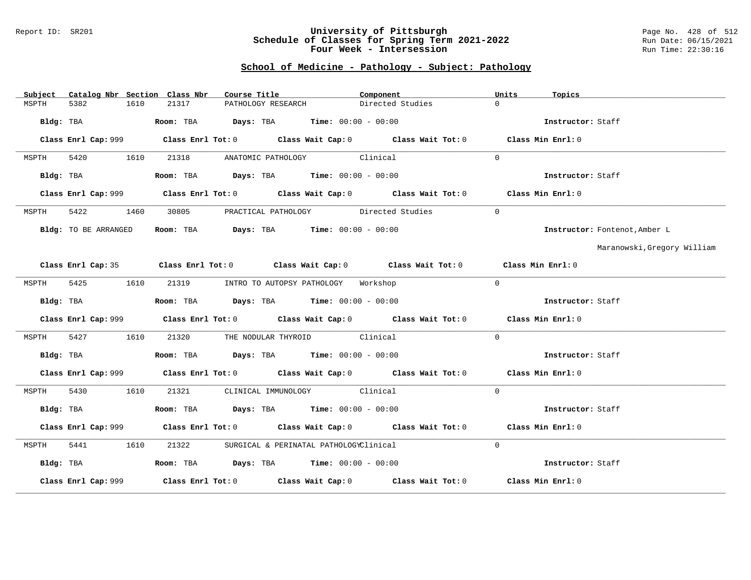# University of Pittsburgh
## Schedule of Classes for Spring Term 2021-2022
### Four Week - Intersession

Report ID: SR201 | Run Date: 06/15/2021 | Run Time: 22:30:16

## School of Medicine - Pathology - Subject: Pathology

| Subject | Catalog Nbr | Section | Class Nbr | Course Title | Component | Units | Topics |
|---|---|---|---|---|---|---|---|
| MSPTH | 5382 | 1610 | 21317 | PATHOLOGY RESEARCH | Directed Studies | 0 | |

**Bldg:** TBA **Room:** TBA **Days:** TBA **Time:** 00:00 - 00:00 **Instructor:** Staff

**Class Enrl Cap:** 999 **Class Enrl Tot:** 0 **Class Wait Cap:** 0 **Class Wait Tot:** 0 **Class Min Enrl:** 0

---

| Subject | Catalog Nbr | Section | Class Nbr | Course Title | Component | Units | Topics |
|---|---|---|---|---|---|---|---|
| MSPTH | 5420 | 1610 | 21318 | ANATOMIC PATHOLOGY | Clinical | 0 | |

**Bldg:** TBA **Room:** TBA **Days:** TBA **Time:** 00:00 - 00:00 **Instructor:** Staff

**Class Enrl Cap:** 999 **Class Enrl Tot:** 0 **Class Wait Cap:** 0 **Class Wait Tot:** 0 **Class Min Enrl:** 0

---

| Subject | Catalog Nbr | Section | Class Nbr | Course Title | Component | Units | Topics |
|---|---|---|---|---|---|---|---|
| MSPTH | 5422 | 1460 | 30805 | PRACTICAL PATHOLOGY | Directed Studies | 0 | |

**Bldg:** TO BE ARRANGED **Room:** TBA **Days:** TBA **Time:** 00:00 - 00:00 **Instructor:** Fontenot,Amber L; Maranowski,Gregory William

**Class Enrl Cap:** 35 **Class Enrl Tot:** 0 **Class Wait Cap:** 0 **Class Wait Tot:** 0 **Class Min Enrl:** 0

---

| Subject | Catalog Nbr | Section | Class Nbr | Course Title | Component | Units | Topics |
|---|---|---|---|---|---|---|---|
| MSPTH | 5425 | 1610 | 21319 | INTRO TO AUTOPSY PATHOLOGY | Workshop | 0 | |

**Bldg:** TBA **Room:** TBA **Days:** TBA **Time:** 00:00 - 00:00 **Instructor:** Staff

**Class Enrl Cap:** 999 **Class Enrl Tot:** 0 **Class Wait Cap:** 0 **Class Wait Tot:** 0 **Class Min Enrl:** 0

---

| Subject | Catalog Nbr | Section | Class Nbr | Course Title | Component | Units | Topics |
|---|---|---|---|---|---|---|---|
| MSPTH | 5427 | 1610 | 21320 | THE NODULAR THYROID | Clinical | 0 | |

**Bldg:** TBA **Room:** TBA **Days:** TBA **Time:** 00:00 - 00:00 **Instructor:** Staff

**Class Enrl Cap:** 999 **Class Enrl Tot:** 0 **Class Wait Cap:** 0 **Class Wait Tot:** 0 **Class Min Enrl:** 0

---

| Subject | Catalog Nbr | Section | Class Nbr | Course Title | Component | Units | Topics |
|---|---|---|---|---|---|---|---|
| MSPTH | 5430 | 1610 | 21321 | CLINICAL IMMUNOLOGY | Clinical | 0 | |

**Bldg:** TBA **Room:** TBA **Days:** TBA **Time:** 00:00 - 00:00 **Instructor:** Staff

**Class Enrl Cap:** 999 **Class Enrl Tot:** 0 **Class Wait Cap:** 0 **Class Wait Tot:** 0 **Class Min Enrl:** 0

---

| Subject | Catalog Nbr | Section | Class Nbr | Course Title | Component | Units | Topics |
|---|---|---|---|---|---|---|---|
| MSPTH | 5441 | 1610 | 21322 | SURGICAL & PERINATAL PATHOLOGY | Clinical | 0 | |

**Bldg:** TBA **Room:** TBA **Days:** TBA **Time:** 00:00 - 00:00 **Instructor:** Staff

**Class Enrl Cap:** 999 **Class Enrl Tot:** 0 **Class Wait Cap:** 0 **Class Wait Tot:** 0 **Class Min Enrl:** 0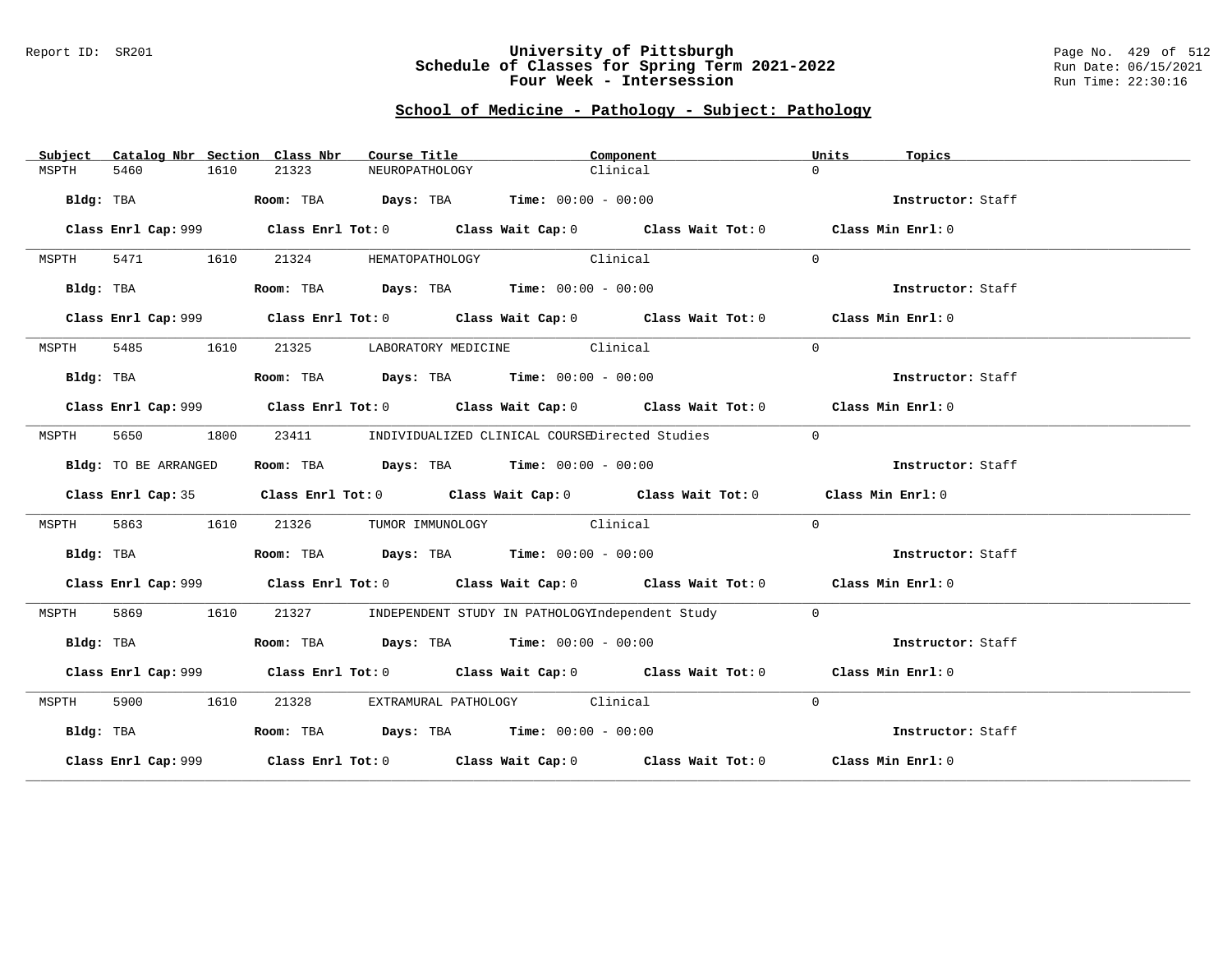Report ID: SR201

# University of Pittsburgh
# Schedule of Classes for Spring Term 2021-2022
# Four Week - Intersession

Run Date: 06/15/2021
Run Time: 22:30:16

## School of Medicine - Pathology - Subject: Pathology

| Subject | Catalog Nbr | Section | Class Nbr | Course Title | Component | Units | Topics |
|---|---|---|---|---|---|---|---|
| MSPTH | 5460 | 1610 | 21323 | NEUROPATHOLOGY | Clinical | 0 | |

**Bldg:** TBA **Room:** TBA **Days:** TBA **Time:** 00:00 - 00:00 **Instructor:** Staff

**Class Enrl Cap:** 999 **Class Enrl Tot:** 0 **Class Wait Cap:** 0 **Class Wait Tot:** 0 **Class Min Enrl:** 0

---

| Subject | Catalog Nbr | Section | Class Nbr | Course Title | Component | Units | Topics |
|---|---|---|---|---|---|---|---|
| MSPTH | 5471 | 1610 | 21324 | HEMATOPATHOLOGY | Clinical | 0 | |

**Bldg:** TBA **Room:** TBA **Days:** TBA **Time:** 00:00 - 00:00 **Instructor:** Staff

**Class Enrl Cap:** 999 **Class Enrl Tot:** 0 **Class Wait Cap:** 0 **Class Wait Tot:** 0 **Class Min Enrl:** 0

---

| Subject | Catalog Nbr | Section | Class Nbr | Course Title | Component | Units | Topics |
|---|---|---|---|---|---|---|---|
| MSPTH | 5485 | 1610 | 21325 | LABORATORY MEDICINE | Clinical | 0 | |

**Bldg:** TBA **Room:** TBA **Days:** TBA **Time:** 00:00 - 00:00 **Instructor:** Staff

**Class Enrl Cap:** 999 **Class Enrl Tot:** 0 **Class Wait Cap:** 0 **Class Wait Tot:** 0 **Class Min Enrl:** 0

---

| Subject | Catalog Nbr | Section | Class Nbr | Course Title | Component | Units | Topics |
|---|---|---|---|---|---|---|---|
| MSPTH | 5650 | 1800 | 23411 | INDIVIDUALIZED CLINICAL COURSE | Directed Studies | 0 | |

**Bldg:** TO BE ARRANGED **Room:** TBA **Days:** TBA **Time:** 00:00 - 00:00 **Instructor:** Staff

**Class Enrl Cap:** 35 **Class Enrl Tot:** 0 **Class Wait Cap:** 0 **Class Wait Tot:** 0 **Class Min Enrl:** 0

---

| Subject | Catalog Nbr | Section | Class Nbr | Course Title | Component | Units | Topics |
|---|---|---|---|---|---|---|---|
| MSPTH | 5863 | 1610 | 21326 | TUMOR IMMUNOLOGY | Clinical | 0 | |

**Bldg:** TBA **Room:** TBA **Days:** TBA **Time:** 00:00 - 00:00 **Instructor:** Staff

**Class Enrl Cap:** 999 **Class Enrl Tot:** 0 **Class Wait Cap:** 0 **Class Wait Tot:** 0 **Class Min Enrl:** 0

---

| Subject | Catalog Nbr | Section | Class Nbr | Course Title | Component | Units | Topics |
|---|---|---|---|---|---|---|---|
| MSPTH | 5869 | 1610 | 21327 | INDEPENDENT STUDY IN PATHOLOGY | Independent Study | 0 | |

**Bldg:** TBA **Room:** TBA **Days:** TBA **Time:** 00:00 - 00:00 **Instructor:** Staff

**Class Enrl Cap:** 999 **Class Enrl Tot:** 0 **Class Wait Cap:** 0 **Class Wait Tot:** 0 **Class Min Enrl:** 0

---

| Subject | Catalog Nbr | Section | Class Nbr | Course Title | Component | Units | Topics |
|---|---|---|---|---|---|---|---|
| MSPTH | 5900 | 1610 | 21328 | EXTRAMURAL PATHOLOGY | Clinical | 0 | |

**Bldg:** TBA **Room:** TBA **Days:** TBA **Time:** 00:00 - 00:00 **Instructor:** Staff

**Class Enrl Cap:** 999 **Class Enrl Tot:** 0 **Class Wait Cap:** 0 **Class Wait Tot:** 0 **Class Min Enrl:** 0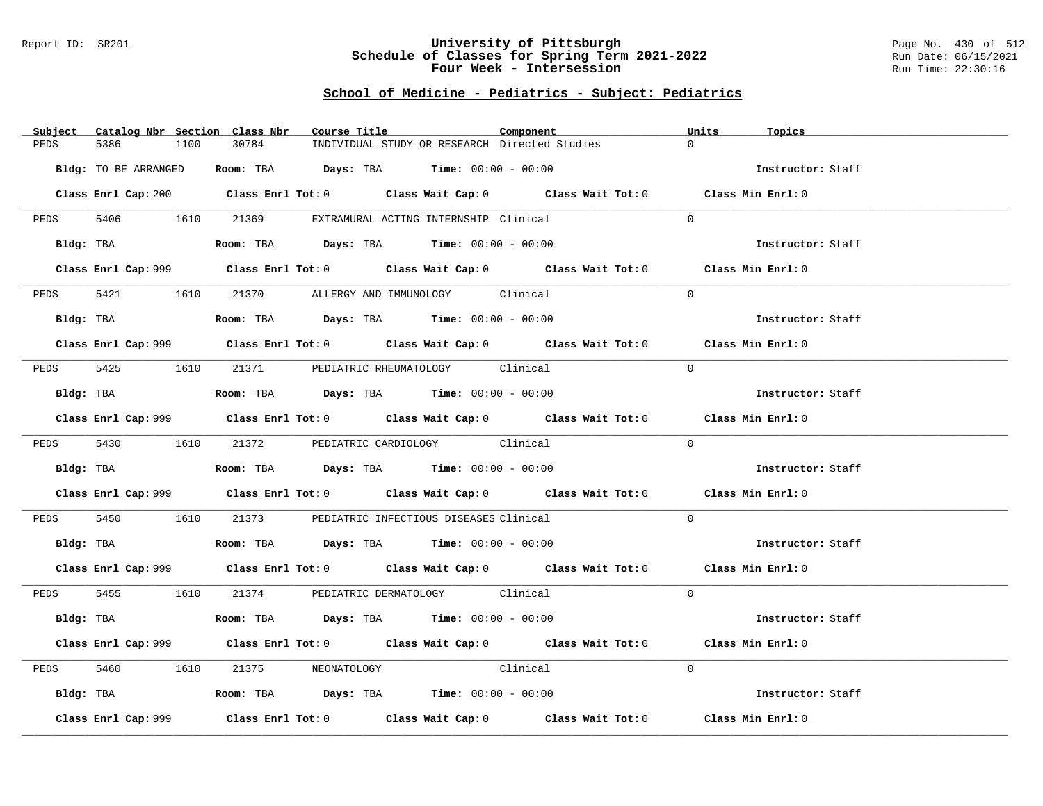## School of Medicine - Pediatrics - Subject: Pediatrics

| Subject | Catalog Nbr | Section | Class Nbr | Course Title | Component | Units | Topics |
|---|---|---|---|---|---|---|---|
| PEDS | 5386 | 1100 | 30784 | INDIVIDUAL STUDY OR RESEARCH | Directed Studies | 0 | |

**Bldg:** TO BE ARRANGED **Room:** TBA **Days:** TBA **Time:** 00:00 - 00:00 **Instructor:** Staff

**Class Enrl Cap:** 200 **Class Enrl Tot:** 0 **Class Wait Cap:** 0 **Class Wait Tot:** 0 **Class Min Enrl:** 0

---

| Subject | Catalog Nbr | Section | Class Nbr | Course Title | Component | Units | Topics |
|---|---|---|---|---|---|---|---|
| PEDS | 5406 | 1610 | 21369 | EXTRAMURAL ACTING INTERNSHIP | Clinical | 0 | |

**Bldg:** TBA **Room:** TBA **Days:** TBA **Time:** 00:00 - 00:00 **Instructor:** Staff

**Class Enrl Cap:** 999 **Class Enrl Tot:** 0 **Class Wait Cap:** 0 **Class Wait Tot:** 0 **Class Min Enrl:** 0

---

| Subject | Catalog Nbr | Section | Class Nbr | Course Title | Component | Units | Topics |
|---|---|---|---|---|---|---|---|
| PEDS | 5421 | 1610 | 21370 | ALLERGY AND IMMUNOLOGY | Clinical | 0 | |

**Bldg:** TBA **Room:** TBA **Days:** TBA **Time:** 00:00 - 00:00 **Instructor:** Staff

**Class Enrl Cap:** 999 **Class Enrl Tot:** 0 **Class Wait Cap:** 0 **Class Wait Tot:** 0 **Class Min Enrl:** 0

---

| Subject | Catalog Nbr | Section | Class Nbr | Course Title | Component | Units | Topics |
|---|---|---|---|---|---|---|---|
| PEDS | 5425 | 1610 | 21371 | PEDIATRIC RHEUMATOLOGY | Clinical | 0 | |

**Bldg:** TBA **Room:** TBA **Days:** TBA **Time:** 00:00 - 00:00 **Instructor:** Staff

**Class Enrl Cap:** 999 **Class Enrl Tot:** 0 **Class Wait Cap:** 0 **Class Wait Tot:** 0 **Class Min Enrl:** 0

---

| Subject | Catalog Nbr | Section | Class Nbr | Course Title | Component | Units | Topics |
|---|---|---|---|---|---|---|---|
| PEDS | 5430 | 1610 | 21372 | PEDIATRIC CARDIOLOGY | Clinical | 0 | |

**Bldg:** TBA **Room:** TBA **Days:** TBA **Time:** 00:00 - 00:00 **Instructor:** Staff

**Class Enrl Cap:** 999 **Class Enrl Tot:** 0 **Class Wait Cap:** 0 **Class Wait Tot:** 0 **Class Min Enrl:** 0

---

| Subject | Catalog Nbr | Section | Class Nbr | Course Title | Component | Units | Topics |
|---|---|---|---|---|---|---|---|
| PEDS | 5450 | 1610 | 21373 | PEDIATRIC INFECTIOUS DISEASES | Clinical | 0 | |

**Bldg:** TBA **Room:** TBA **Days:** TBA **Time:** 00:00 - 00:00 **Instructor:** Staff

**Class Enrl Cap:** 999 **Class Enrl Tot:** 0 **Class Wait Cap:** 0 **Class Wait Tot:** 0 **Class Min Enrl:** 0

---

| Subject | Catalog Nbr | Section | Class Nbr | Course Title | Component | Units | Topics |
|---|---|---|---|---|---|---|---|
| PEDS | 5455 | 1610 | 21374 | PEDIATRIC DERMATOLOGY | Clinical | 0 | |

**Bldg:** TBA **Room:** TBA **Days:** TBA **Time:** 00:00 - 00:00 **Instructor:** Staff

**Class Enrl Cap:** 999 **Class Enrl Tot:** 0 **Class Wait Cap:** 0 **Class Wait Tot:** 0 **Class Min Enrl:** 0

---

| Subject | Catalog Nbr | Section | Class Nbr | Course Title | Component | Units | Topics |
|---|---|---|---|---|---|---|---|
| PEDS | 5460 | 1610 | 21375 | NEONATOLOGY | Clinical | 0 | |

**Bldg:** TBA **Room:** TBA **Days:** TBA **Time:** 00:00 - 00:00 **Instructor:** Staff

**Class Enrl Cap:** 999 **Class Enrl Tot:** 0 **Class Wait Cap:** 0 **Class Wait Tot:** 0 **Class Min Enrl:** 0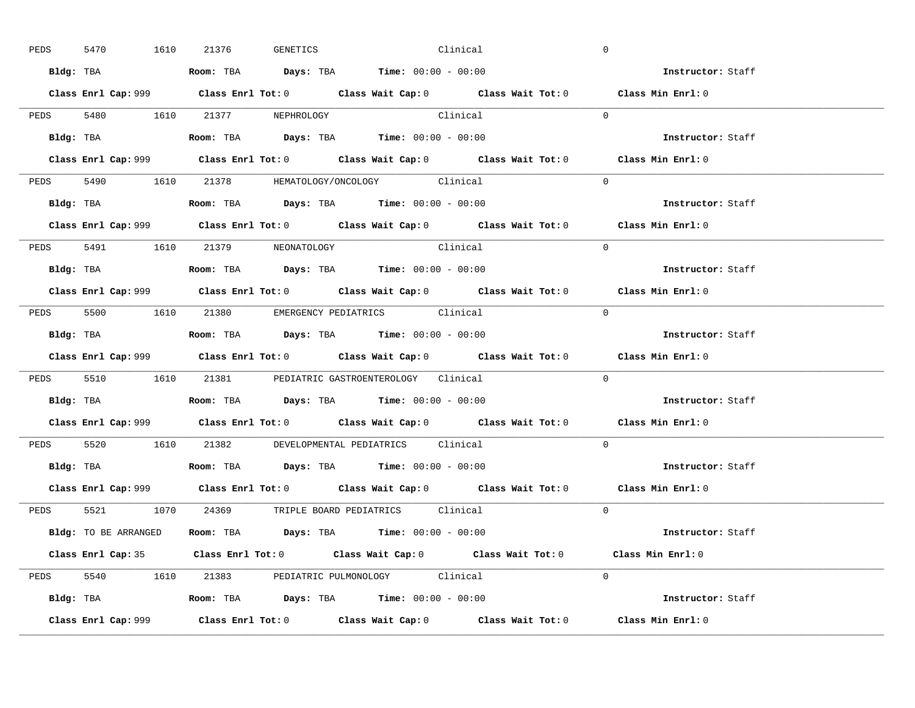PEDS 5470 1610 21376 GENETICS Clinical 0

**Bldg:** TBA **Room:** TBA **Days:** TBA **Time:** 00:00 - 00:00 **Instructor:** Staff

**Class Enrl Cap:** 999 **Class Enrl Tot:** 0 **Class Wait Cap:** 0 **Class Wait Tot:** 0 **Class Min Enrl:** 0

---

PEDS 5480 1610 21377 NEPHROLOGY Clinical 0

**Bldg:** TBA **Room:** TBA **Days:** TBA **Time:** 00:00 - 00:00 **Instructor:** Staff

**Class Enrl Cap:** 999 **Class Enrl Tot:** 0 **Class Wait Cap:** 0 **Class Wait Tot:** 0 **Class Min Enrl:** 0

---

PEDS 5490 1610 21378 HEMATOLOGY/ONCOLOGY Clinical 0

**Bldg:** TBA **Room:** TBA **Days:** TBA **Time:** 00:00 - 00:00 **Instructor:** Staff

**Class Enrl Cap:** 999 **Class Enrl Tot:** 0 **Class Wait Cap:** 0 **Class Wait Tot:** 0 **Class Min Enrl:** 0

---

PEDS 5491 1610 21379 NEONATOLOGY Clinical 0

**Bldg:** TBA **Room:** TBA **Days:** TBA **Time:** 00:00 - 00:00 **Instructor:** Staff

**Class Enrl Cap:** 999 **Class Enrl Tot:** 0 **Class Wait Cap:** 0 **Class Wait Tot:** 0 **Class Min Enrl:** 0

---

PEDS 5500 1610 21380 EMERGENCY PEDIATRICS Clinical 0

**Bldg:** TBA **Room:** TBA **Days:** TBA **Time:** 00:00 - 00:00 **Instructor:** Staff

**Class Enrl Cap:** 999 **Class Enrl Tot:** 0 **Class Wait Cap:** 0 **Class Wait Tot:** 0 **Class Min Enrl:** 0

---

PEDS 5510 1610 21381 PEDIATRIC GASTROENTEROLOGY Clinical 0

**Bldg:** TBA **Room:** TBA **Days:** TBA **Time:** 00:00 - 00:00 **Instructor:** Staff

**Class Enrl Cap:** 999 **Class Enrl Tot:** 0 **Class Wait Cap:** 0 **Class Wait Tot:** 0 **Class Min Enrl:** 0

---

PEDS 5520 1610 21382 DEVELOPMENTAL PEDIATRICS Clinical 0

**Bldg:** TBA **Room:** TBA **Days:** TBA **Time:** 00:00 - 00:00 **Instructor:** Staff

**Class Enrl Cap:** 999 **Class Enrl Tot:** 0 **Class Wait Cap:** 0 **Class Wait Tot:** 0 **Class Min Enrl:** 0

---

PEDS 5521 1070 24369 TRIPLE BOARD PEDIATRICS Clinical 0

**Bldg:** TO BE ARRANGED **Room:** TBA **Days:** TBA **Time:** 00:00 - 00:00 **Instructor:** Staff

**Class Enrl Cap:** 35 **Class Enrl Tot:** 0 **Class Wait Cap:** 0 **Class Wait Tot:** 0 **Class Min Enrl:** 0

---

PEDS 5540 1610 21383 PEDIATRIC PULMONOLOGY Clinical 0

**Bldg:** TBA **Room:** TBA **Days:** TBA **Time:** 00:00 - 00:00 **Instructor:** Staff

**Class Enrl Cap:** 999 **Class Enrl Tot:** 0 **Class Wait Cap:** 0 **Class Wait Tot:** 0 **Class Min Enrl:** 0

---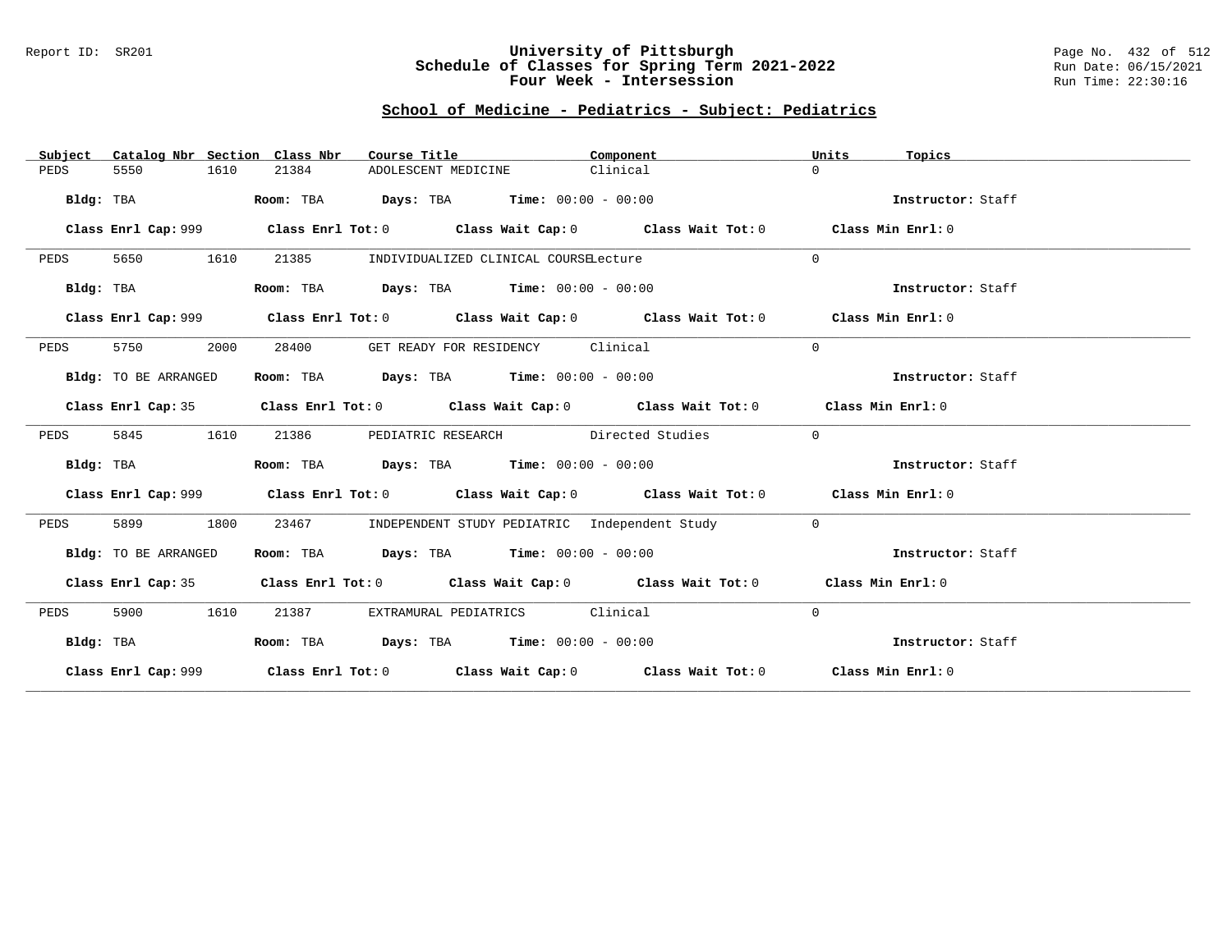Report ID: SR201

# University of Pittsburgh
## Schedule of Classes for Spring Term 2021-2022
## Four Week - Intersession

Run Date: 06/15/2021
Run Time: 22:30:16

### School of Medicine - Pediatrics - Subject: Pediatrics

| Subject | Catalog Nbr | Section | Class Nbr | Course Title | Component | Units | Topics |
|---|---|---|---|---|---|---|---|
| PEDS | 5550 | 1610 | 21384 | ADOLESCENT MEDICINE | Clinical | 0 | |

**Bldg:** TBA **Room:** TBA **Days:** TBA **Time:** 00:00 - 00:00 **Instructor:** Staff

**Class Enrl Cap:** 999 **Class Enrl Tot:** 0 **Class Wait Cap:** 0 **Class Wait Tot:** 0 **Class Min Enrl:** 0

| Subject | Catalog Nbr | Section | Class Nbr | Course Title | Component | Units | Topics |
|---|---|---|---|---|---|---|---|
| PEDS | 5650 | 1610 | 21385 | INDIVIDUALIZED CLINICAL COURSE | Lecture | 0 | |

**Bldg:** TBA **Room:** TBA **Days:** TBA **Time:** 00:00 - 00:00 **Instructor:** Staff

**Class Enrl Cap:** 999 **Class Enrl Tot:** 0 **Class Wait Cap:** 0 **Class Wait Tot:** 0 **Class Min Enrl:** 0

| Subject | Catalog Nbr | Section | Class Nbr | Course Title | Component | Units | Topics |
|---|---|---|---|---|---|---|---|
| PEDS | 5750 | 2000 | 28400 | GET READY FOR RESIDENCY | Clinical | 0 | |

**Bldg:** TO BE ARRANGED **Room:** TBA **Days:** TBA **Time:** 00:00 - 00:00 **Instructor:** Staff

**Class Enrl Cap:** 35 **Class Enrl Tot:** 0 **Class Wait Cap:** 0 **Class Wait Tot:** 0 **Class Min Enrl:** 0

| Subject | Catalog Nbr | Section | Class Nbr | Course Title | Component | Units | Topics |
|---|---|---|---|---|---|---|---|
| PEDS | 5845 | 1610 | 21386 | PEDIATRIC RESEARCH | Directed Studies | 0 | |

**Bldg:** TBA **Room:** TBA **Days:** TBA **Time:** 00:00 - 00:00 **Instructor:** Staff

**Class Enrl Cap:** 999 **Class Enrl Tot:** 0 **Class Wait Cap:** 0 **Class Wait Tot:** 0 **Class Min Enrl:** 0

| Subject | Catalog Nbr | Section | Class Nbr | Course Title | Component | Units | Topics |
|---|---|---|---|---|---|---|---|
| PEDS | 5899 | 1800 | 23467 | INDEPENDENT STUDY PEDIATRIC | Independent Study | 0 | |

**Bldg:** TO BE ARRANGED **Room:** TBA **Days:** TBA **Time:** 00:00 - 00:00 **Instructor:** Staff

**Class Enrl Cap:** 35 **Class Enrl Tot:** 0 **Class Wait Cap:** 0 **Class Wait Tot:** 0 **Class Min Enrl:** 0

| Subject | Catalog Nbr | Section | Class Nbr | Course Title | Component | Units | Topics |
|---|---|---|---|---|---|---|---|
| PEDS | 5900 | 1610 | 21387 | EXTRAMURAL PEDIATRICS | Clinical | 0 | |

**Bldg:** TBA **Room:** TBA **Days:** TBA **Time:** 00:00 - 00:00 **Instructor:** Staff

**Class Enrl Cap:** 999 **Class Enrl Tot:** 0 **Class Wait Cap:** 0 **Class Wait Tot:** 0 **Class Min Enrl:** 0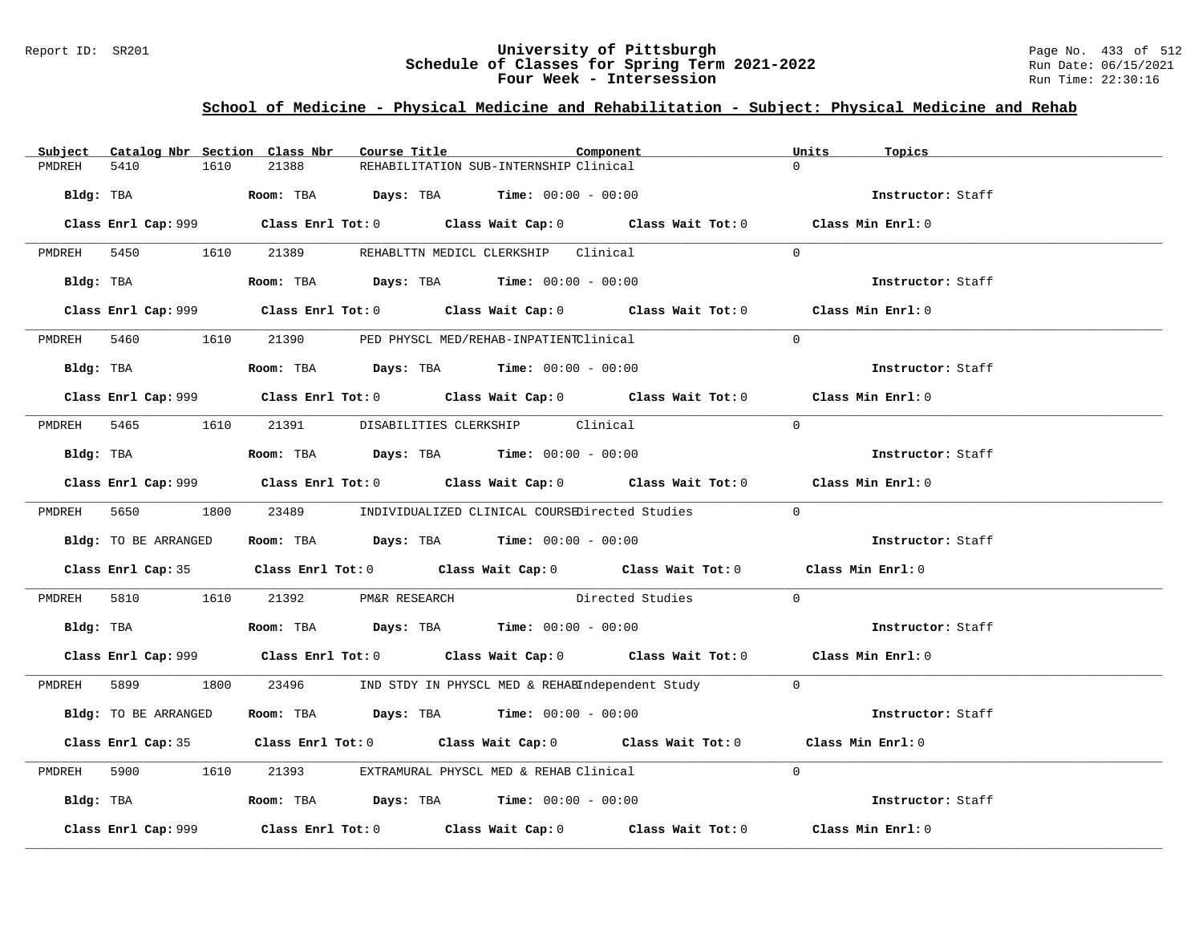## School of Medicine - Physical Medicine and Rehabilitation - Subject: Physical Medicine and Rehab

University of Pittsburgh
Schedule of Classes for Spring Term 2021-2022
Four Week - Intersession

| Subject | Catalog Nbr | Section | Class Nbr | Course Title | Component | Units | Topics |
|---|---|---|---|---|---|---|---|
| PMDREH | 5410 | 1610 | 21388 | REHABILITATION SUB-INTERNSHIP | Clinical | 0 | |

Bldg: TBA  Room: TBA  Days: TBA  Time: 00:00 - 00:00  Instructor: Staff

Class Enrl Cap: 999  Class Enrl Tot: 0  Class Wait Cap: 0  Class Wait Tot: 0  Class Min Enrl: 0

---

| Subject | Catalog Nbr | Section | Class Nbr | Course Title | Component | Units | Topics |
|---|---|---|---|---|---|---|---|
| PMDREH | 5450 | 1610 | 21389 | REHABLTTN MEDICL CLERKSHIP | Clinical | 0 | |

Bldg: TBA  Room: TBA  Days: TBA  Time: 00:00 - 00:00  Instructor: Staff

Class Enrl Cap: 999  Class Enrl Tot: 0  Class Wait Cap: 0  Class Wait Tot: 0  Class Min Enrl: 0

---

| Subject | Catalog Nbr | Section | Class Nbr | Course Title | Component | Units | Topics |
|---|---|---|---|---|---|---|---|
| PMDREH | 5460 | 1610 | 21390 | PED PHYSCL MED/REHAB-INPATIENT | Clinical | 0 | |

Bldg: TBA  Room: TBA  Days: TBA  Time: 00:00 - 00:00  Instructor: Staff

Class Enrl Cap: 999  Class Enrl Tot: 0  Class Wait Cap: 0  Class Wait Tot: 0  Class Min Enrl: 0

---

| Subject | Catalog Nbr | Section | Class Nbr | Course Title | Component | Units | Topics |
|---|---|---|---|---|---|---|---|
| PMDREH | 5465 | 1610 | 21391 | DISABILITIES CLERKSHIP | Clinical | 0 | |

Bldg: TBA  Room: TBA  Days: TBA  Time: 00:00 - 00:00  Instructor: Staff

Class Enrl Cap: 999  Class Enrl Tot: 0  Class Wait Cap: 0  Class Wait Tot: 0  Class Min Enrl: 0

---

| Subject | Catalog Nbr | Section | Class Nbr | Course Title | Component | Units | Topics |
|---|---|---|---|---|---|---|---|
| PMDREH | 5650 | 1800 | 23489 | INDIVIDUALIZED CLINICAL COURSE | Directed Studies | 0 | |

Bldg: TO BE ARRANGED  Room: TBA  Days: TBA  Time: 00:00 - 00:00  Instructor: Staff

Class Enrl Cap: 35  Class Enrl Tot: 0  Class Wait Cap: 0  Class Wait Tot: 0  Class Min Enrl: 0

---

| Subject | Catalog Nbr | Section | Class Nbr | Course Title | Component | Units | Topics |
|---|---|---|---|---|---|---|---|
| PMDREH | 5810 | 1610 | 21392 | PM&R RESEARCH | Directed Studies | 0 | |

Bldg: TBA  Room: TBA  Days: TBA  Time: 00:00 - 00:00  Instructor: Staff

Class Enrl Cap: 999  Class Enrl Tot: 0  Class Wait Cap: 0  Class Wait Tot: 0  Class Min Enrl: 0

---

| Subject | Catalog Nbr | Section | Class Nbr | Course Title | Component | Units | Topics |
|---|---|---|---|---|---|---|---|
| PMDREH | 5899 | 1800 | 23496 | IND STDY IN PHYSCL MED & REHAB | Independent Study | 0 | |

Bldg: TO BE ARRANGED  Room: TBA  Days: TBA  Time: 00:00 - 00:00  Instructor: Staff

Class Enrl Cap: 35  Class Enrl Tot: 0  Class Wait Cap: 0  Class Wait Tot: 0  Class Min Enrl: 0

---

| Subject | Catalog Nbr | Section | Class Nbr | Course Title | Component | Units | Topics |
|---|---|---|---|---|---|---|---|
| PMDREH | 5900 | 1610 | 21393 | EXTRAMURAL PHYSCL MED & REHAB | Clinical | 0 | |

Bldg: TBA  Room: TBA  Days: TBA  Time: 00:00 - 00:00  Instructor: Staff

Class Enrl Cap: 999  Class Enrl Tot: 0  Class Wait Cap: 0  Class Wait Tot: 0  Class Min Enrl: 0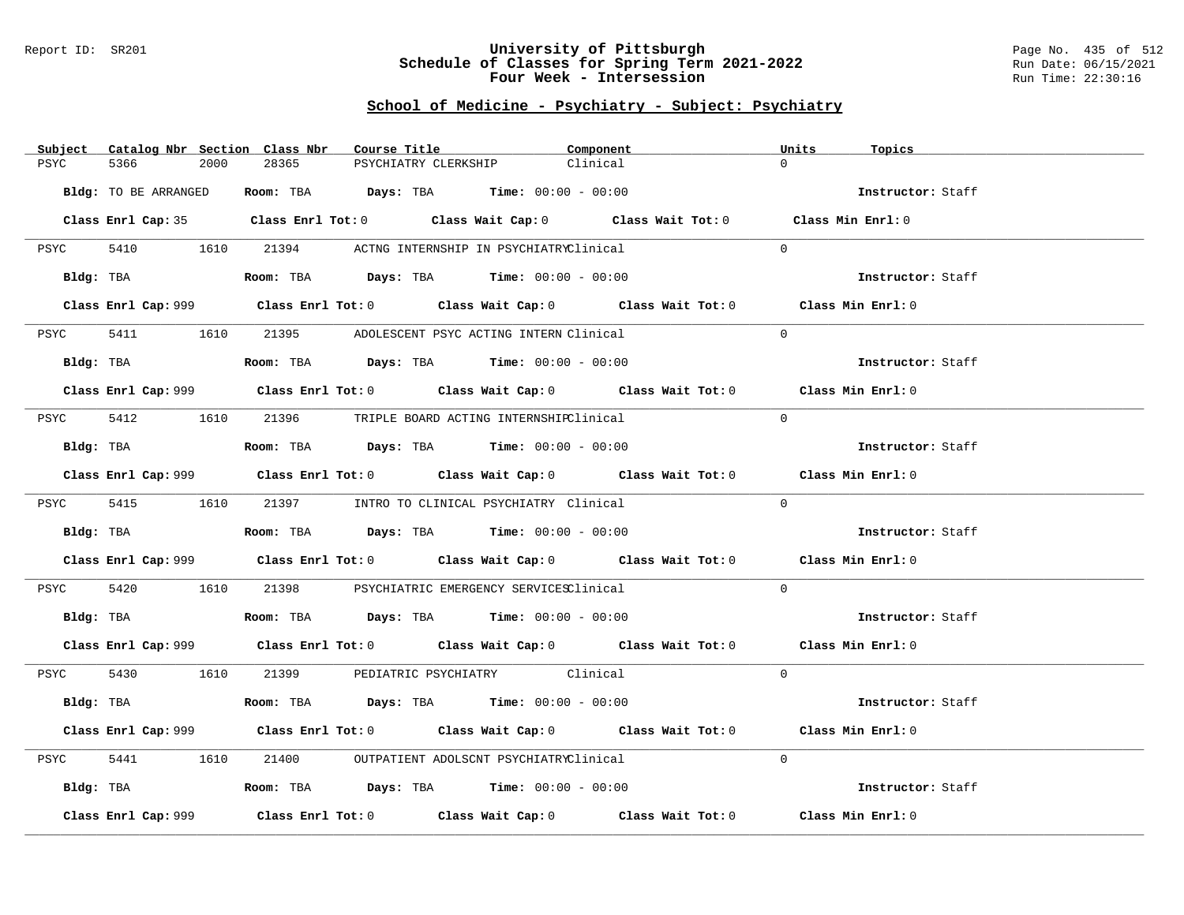Report ID: SR201

# University of Pittsburgh
## Schedule of Classes for Spring Term 2021-2022
## Four Week - Intersession

Run Date: 06/15/2021
Run Time: 22:30:16

### School of Medicine - Psychiatry - Subject: Psychiatry

| Subject | Catalog Nbr | Section | Class Nbr | Course Title | Component | Units | Topics |
|---|---|---|---|---|---|---|---|
| PSYC | 5366 | 2000 | 28365 | PSYCHIATRY CLERKSHIP | Clinical | 0 | |

**Bldg:** TO BE ARRANGED **Room:** TBA **Days:** TBA **Time:** 00:00 - 00:00 **Instructor:** Staff

**Class Enrl Cap:** 35 **Class Enrl Tot:** 0 **Class Wait Cap:** 0 **Class Wait Tot:** 0 **Class Min Enrl:** 0

---

| Subject | Catalog Nbr | Section | Class Nbr | Course Title | Component | Units | Topics |
|---|---|---|---|---|---|---|---|
| PSYC | 5410 | 1610 | 21394 | ACTNG INTERNSHIP IN PSYCHIATRY | Clinical | 0 | |

**Bldg:** TBA **Room:** TBA **Days:** TBA **Time:** 00:00 - 00:00 **Instructor:** Staff

**Class Enrl Cap:** 999 **Class Enrl Tot:** 0 **Class Wait Cap:** 0 **Class Wait Tot:** 0 **Class Min Enrl:** 0

---

| Subject | Catalog Nbr | Section | Class Nbr | Course Title | Component | Units | Topics |
|---|---|---|---|---|---|---|---|
| PSYC | 5411 | 1610 | 21395 | ADOLESCENT PSYC ACTING INTERN | Clinical | 0 | |

**Bldg:** TBA **Room:** TBA **Days:** TBA **Time:** 00:00 - 00:00 **Instructor:** Staff

**Class Enrl Cap:** 999 **Class Enrl Tot:** 0 **Class Wait Cap:** 0 **Class Wait Tot:** 0 **Class Min Enrl:** 0

---

| Subject | Catalog Nbr | Section | Class Nbr | Course Title | Component | Units | Topics |
|---|---|---|---|---|---|---|---|
| PSYC | 5412 | 1610 | 21396 | TRIPLE BOARD ACTING INTERNSHIP | Clinical | 0 | |

**Bldg:** TBA **Room:** TBA **Days:** TBA **Time:** 00:00 - 00:00 **Instructor:** Staff

**Class Enrl Cap:** 999 **Class Enrl Tot:** 0 **Class Wait Cap:** 0 **Class Wait Tot:** 0 **Class Min Enrl:** 0

---

| Subject | Catalog Nbr | Section | Class Nbr | Course Title | Component | Units | Topics |
|---|---|---|---|---|---|---|---|
| PSYC | 5415 | 1610 | 21397 | INTRO TO CLINICAL PSYCHIATRY | Clinical | 0 | |

**Bldg:** TBA **Room:** TBA **Days:** TBA **Time:** 00:00 - 00:00 **Instructor:** Staff

**Class Enrl Cap:** 999 **Class Enrl Tot:** 0 **Class Wait Cap:** 0 **Class Wait Tot:** 0 **Class Min Enrl:** 0

---

| Subject | Catalog Nbr | Section | Class Nbr | Course Title | Component | Units | Topics |
|---|---|---|---|---|---|---|---|
| PSYC | 5420 | 1610 | 21398 | PSYCHIATRIC EMERGENCY SERVICES | Clinical | 0 | |

**Bldg:** TBA **Room:** TBA **Days:** TBA **Time:** 00:00 - 00:00 **Instructor:** Staff

**Class Enrl Cap:** 999 **Class Enrl Tot:** 0 **Class Wait Cap:** 0 **Class Wait Tot:** 0 **Class Min Enrl:** 0

---

| Subject | Catalog Nbr | Section | Class Nbr | Course Title | Component | Units | Topics |
|---|---|---|---|---|---|---|---|
| PSYC | 5430 | 1610 | 21399 | PEDIATRIC PSYCHIATRY | Clinical | 0 | |

**Bldg:** TBA **Room:** TBA **Days:** TBA **Time:** 00:00 - 00:00 **Instructor:** Staff

**Class Enrl Cap:** 999 **Class Enrl Tot:** 0 **Class Wait Cap:** 0 **Class Wait Tot:** 0 **Class Min Enrl:** 0

---

| Subject | Catalog Nbr | Section | Class Nbr | Course Title | Component | Units | Topics |
|---|---|---|---|---|---|---|---|
| PSYC | 5441 | 1610 | 21400 | OUTPATIENT ADOLSCNT PSYCHIATRY | Clinical | 0 | |

**Bldg:** TBA **Room:** TBA **Days:** TBA **Time:** 00:00 - 00:00 **Instructor:** Staff

**Class Enrl Cap:** 999 **Class Enrl Tot:** 0 **Class Wait Cap:** 0 **Class Wait Tot:** 0 **Class Min Enrl:** 0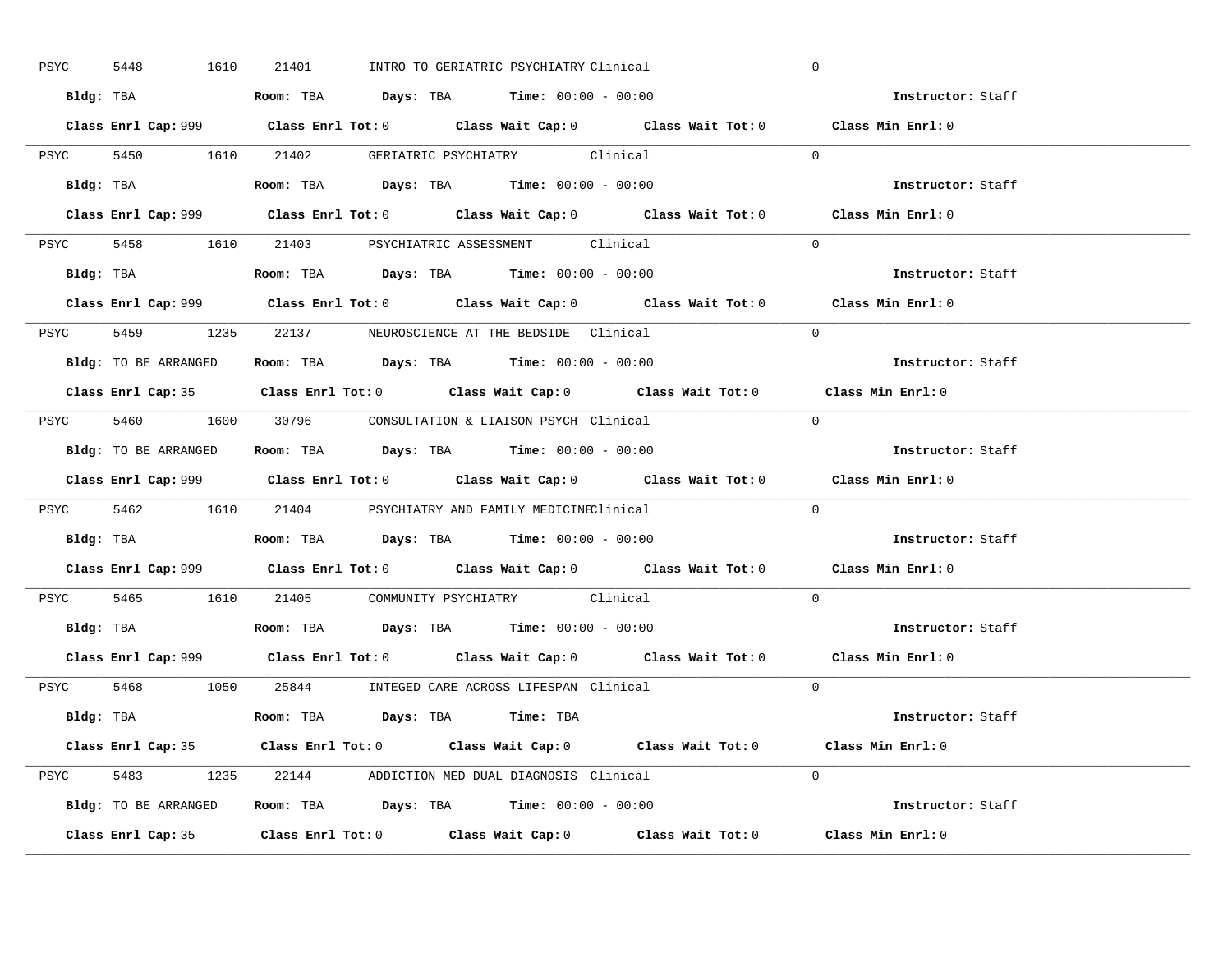PSYC 5448 1610 21401 INTRO TO GERIATRIC PSYCHIATRY Clinical 0

**Bldg:** TBA **Room:** TBA **Days:** TBA **Time:** 00:00 - 00:00 **Instructor:** Staff

**Class Enrl Cap:** 999 **Class Enrl Tot:** 0 **Class Wait Cap:** 0 **Class Wait Tot:** 0 **Class Min Enrl:** 0

---

PSYC 5450 1610 21402 GERIATRIC PSYCHIATRY Clinical 0

**Bldg:** TBA **Room:** TBA **Days:** TBA **Time:** 00:00 - 00:00 **Instructor:** Staff

**Class Enrl Cap:** 999 **Class Enrl Tot:** 0 **Class Wait Cap:** 0 **Class Wait Tot:** 0 **Class Min Enrl:** 0

---

PSYC 5458 1610 21403 PSYCHIATRIC ASSESSMENT Clinical 0

**Bldg:** TBA **Room:** TBA **Days:** TBA **Time:** 00:00 - 00:00 **Instructor:** Staff

**Class Enrl Cap:** 999 **Class Enrl Tot:** 0 **Class Wait Cap:** 0 **Class Wait Tot:** 0 **Class Min Enrl:** 0

---

PSYC 5459 1235 22137 NEUROSCIENCE AT THE BEDSIDE Clinical 0

**Bldg:** TO BE ARRANGED **Room:** TBA **Days:** TBA **Time:** 00:00 - 00:00 **Instructor:** Staff

**Class Enrl Cap:** 35 **Class Enrl Tot:** 0 **Class Wait Cap:** 0 **Class Wait Tot:** 0 **Class Min Enrl:** 0

---

PSYC 5460 1600 30796 CONSULTATION & LIAISON PSYCH Clinical 0

**Bldg:** TO BE ARRANGED **Room:** TBA **Days:** TBA **Time:** 00:00 - 00:00 **Instructor:** Staff

**Class Enrl Cap:** 999 **Class Enrl Tot:** 0 **Class Wait Cap:** 0 **Class Wait Tot:** 0 **Class Min Enrl:** 0

---

PSYC 5462 1610 21404 PSYCHIATRY AND FAMILY MEDICINE Clinical 0

**Bldg:** TBA **Room:** TBA **Days:** TBA **Time:** 00:00 - 00:00 **Instructor:** Staff

**Class Enrl Cap:** 999 **Class Enrl Tot:** 0 **Class Wait Cap:** 0 **Class Wait Tot:** 0 **Class Min Enrl:** 0

---

PSYC 5465 1610 21405 COMMUNITY PSYCHIATRY Clinical 0

**Bldg:** TBA **Room:** TBA **Days:** TBA **Time:** 00:00 - 00:00 **Instructor:** Staff

**Class Enrl Cap:** 999 **Class Enrl Tot:** 0 **Class Wait Cap:** 0 **Class Wait Tot:** 0 **Class Min Enrl:** 0

---

PSYC 5468 1050 25844 INTEGED CARE ACROSS LIFESPAN Clinical 0

**Bldg:** TBA **Room:** TBA **Days:** TBA **Time:** TBA **Instructor:** Staff

**Class Enrl Cap:** 35 **Class Enrl Tot:** 0 **Class Wait Cap:** 0 **Class Wait Tot:** 0 **Class Min Enrl:** 0

---

PSYC 5483 1235 22144 ADDICTION MED DUAL DIAGNOSIS Clinical 0

**Bldg:** TO BE ARRANGED **Room:** TBA **Days:** TBA **Time:** 00:00 - 00:00 **Instructor:** Staff

**Class Enrl Cap:** 35 **Class Enrl Tot:** 0 **Class Wait Cap:** 0 **Class Wait Tot:** 0 **Class Min Enrl:** 0

---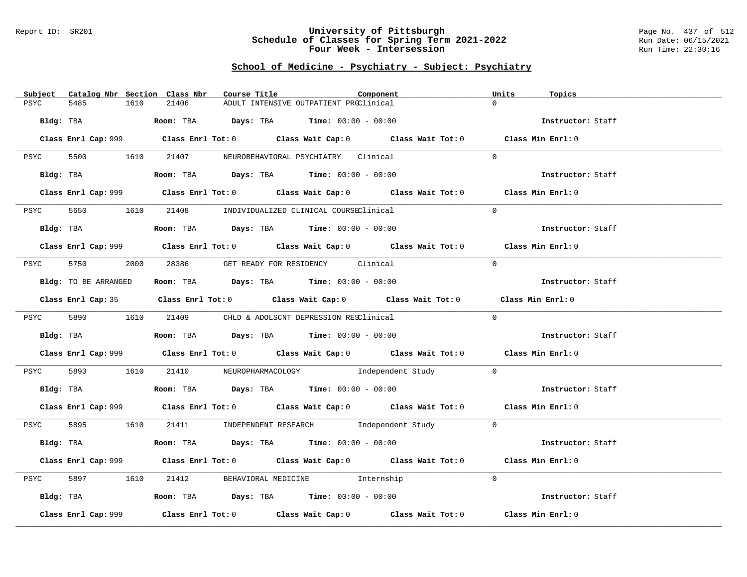Report ID: SR201

# University of Pittsburgh
## Schedule of Classes for Spring Term 2021-2022
## Four Week - Intersession

Run Date: 06/15/2021
Run Time: 22:30:16

### School of Medicine - Psychiatry - Subject: Psychiatry

| Subject | Catalog Nbr | Section | Class Nbr | Course Title | Component | Units | Topics |
|---|---|---|---|---|---|---|---|
| PSYC | 5485 | 1610 | 21406 | ADULT INTENSIVE OUTPATIENT PRG | Clinical | 0 | |

**Bldg:** TBA **Room:** TBA **Days:** TBA **Time:** 00:00 - 00:00 **Instructor:** Staff

**Class Enrl Cap:** 999 **Class Enrl Tot:** 0 **Class Wait Cap:** 0 **Class Wait Tot:** 0 **Class Min Enrl:** 0

| Subject | Catalog Nbr | Section | Class Nbr | Course Title | Component | Units | Topics |
|---|---|---|---|---|---|---|---|
| PSYC | 5500 | 1610 | 21407 | NEUROBEHAVIORAL PSYCHIATRY | Clinical | 0 | |

**Bldg:** TBA **Room:** TBA **Days:** TBA **Time:** 00:00 - 00:00 **Instructor:** Staff

**Class Enrl Cap:** 999 **Class Enrl Tot:** 0 **Class Wait Cap:** 0 **Class Wait Tot:** 0 **Class Min Enrl:** 0

| Subject | Catalog Nbr | Section | Class Nbr | Course Title | Component | Units | Topics |
|---|---|---|---|---|---|---|---|
| PSYC | 5650 | 1610 | 21408 | INDIVIDUALIZED CLINICAL COURSE | Clinical | 0 | |

**Bldg:** TBA **Room:** TBA **Days:** TBA **Time:** 00:00 - 00:00 **Instructor:** Staff

**Class Enrl Cap:** 999 **Class Enrl Tot:** 0 **Class Wait Cap:** 0 **Class Wait Tot:** 0 **Class Min Enrl:** 0

| Subject | Catalog Nbr | Section | Class Nbr | Course Title | Component | Units | Topics |
|---|---|---|---|---|---|---|---|
| PSYC | 5750 | 2000 | 28386 | GET READY FOR RESIDENCY | Clinical | 0 | |

**Bldg:** TO BE ARRANGED **Room:** TBA **Days:** TBA **Time:** 00:00 - 00:00 **Instructor:** Staff

**Class Enrl Cap:** 35 **Class Enrl Tot:** 0 **Class Wait Cap:** 0 **Class Wait Tot:** 0 **Class Min Enrl:** 0

| Subject | Catalog Nbr | Section | Class Nbr | Course Title | Component | Units | Topics |
|---|---|---|---|---|---|---|---|
| PSYC | 5890 | 1610 | 21409 | CHLD & ADOLSCNT DEPRESSION RES | Clinical | 0 | |

**Bldg:** TBA **Room:** TBA **Days:** TBA **Time:** 00:00 - 00:00 **Instructor:** Staff

**Class Enrl Cap:** 999 **Class Enrl Tot:** 0 **Class Wait Cap:** 0 **Class Wait Tot:** 0 **Class Min Enrl:** 0

| Subject | Catalog Nbr | Section | Class Nbr | Course Title | Component | Units | Topics |
|---|---|---|---|---|---|---|---|
| PSYC | 5893 | 1610 | 21410 | NEUROPHARMACOLOGY | Independent Study | 0 | |

**Bldg:** TBA **Room:** TBA **Days:** TBA **Time:** 00:00 - 00:00 **Instructor:** Staff

**Class Enrl Cap:** 999 **Class Enrl Tot:** 0 **Class Wait Cap:** 0 **Class Wait Tot:** 0 **Class Min Enrl:** 0

| Subject | Catalog Nbr | Section | Class Nbr | Course Title | Component | Units | Topics |
|---|---|---|---|---|---|---|---|
| PSYC | 5895 | 1610 | 21411 | INDEPENDENT RESEARCH | Independent Study | 0 | |

**Bldg:** TBA **Room:** TBA **Days:** TBA **Time:** 00:00 - 00:00 **Instructor:** Staff

**Class Enrl Cap:** 999 **Class Enrl Tot:** 0 **Class Wait Cap:** 0 **Class Wait Tot:** 0 **Class Min Enrl:** 0

| Subject | Catalog Nbr | Section | Class Nbr | Course Title | Component | Units | Topics |
|---|---|---|---|---|---|---|---|
| PSYC | 5897 | 1610 | 21412 | BEHAVIORAL MEDICINE | Internship | 0 | |

**Bldg:** TBA **Room:** TBA **Days:** TBA **Time:** 00:00 - 00:00 **Instructor:** Staff

**Class Enrl Cap:** 999 **Class Enrl Tot:** 0 **Class Wait Cap:** 0 **Class Wait Tot:** 0 **Class Min Enrl:** 0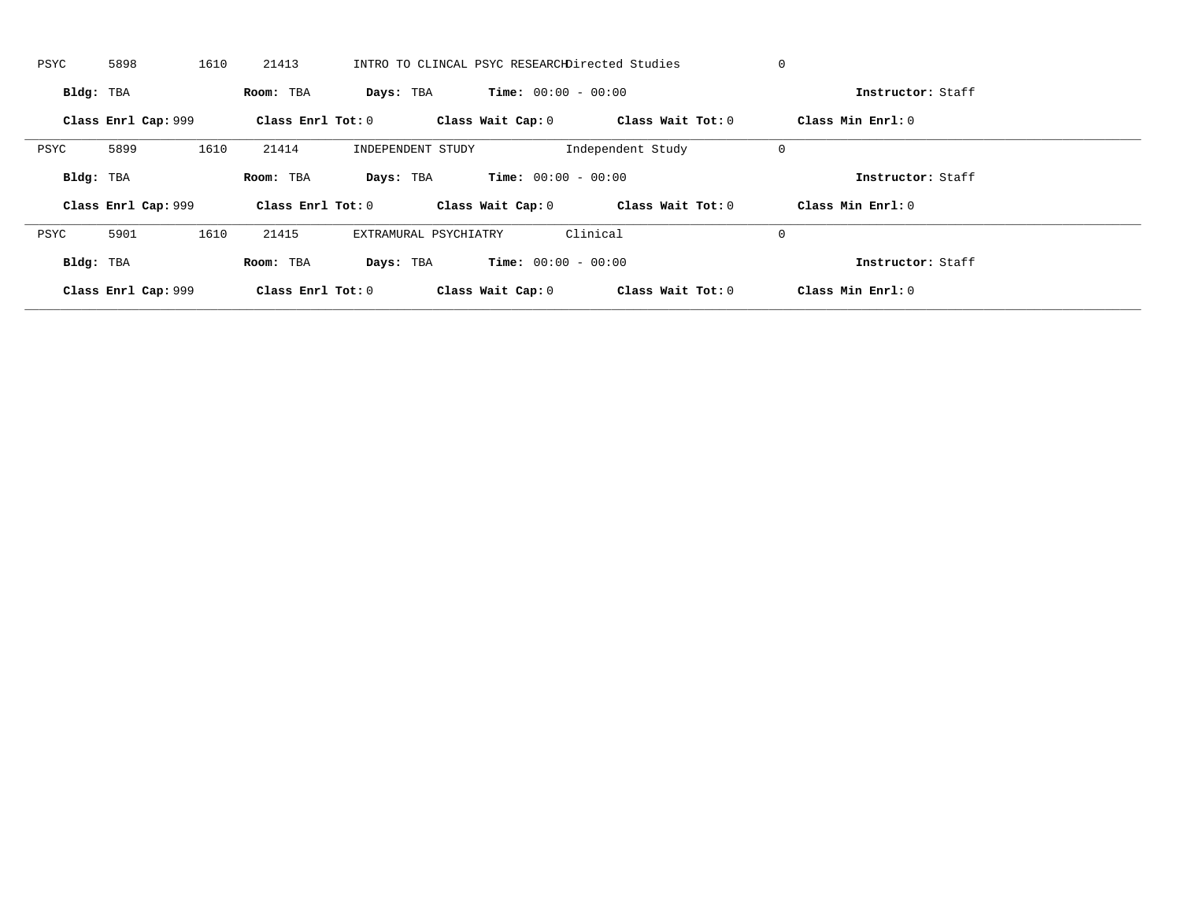PSYC 5898 1610 21413 INTRO TO CLINCAL PSYC RESEARCH Directed Studies 0

**Bldg:** TBA **Room:** TBA **Days:** TBA **Time:** 00:00 - 00:00 **Instructor:** Staff

**Class Enrl Cap:** 999 **Class Enrl Tot:** 0 **Class Wait Cap:** 0 **Class Wait Tot:** 0 **Class Min Enrl:** 0

---

PSYC 5899 1610 21414 INDEPENDENT STUDY Independent Study 0

**Bldg:** TBA **Room:** TBA **Days:** TBA **Time:** 00:00 - 00:00 **Instructor:** Staff

**Class Enrl Cap:** 999 **Class Enrl Tot:** 0 **Class Wait Cap:** 0 **Class Wait Tot:** 0 **Class Min Enrl:** 0

---

PSYC 5901 1610 21415 EXTRAMURAL PSYCHIATRY Clinical 0

**Bldg:** TBA **Room:** TBA **Days:** TBA **Time:** 00:00 - 00:00 **Instructor:** Staff

**Class Enrl Cap:** 999 **Class Enrl Tot:** 0 **Class Wait Cap:** 0 **Class Wait Tot:** 0 **Class Min Enrl:** 0

---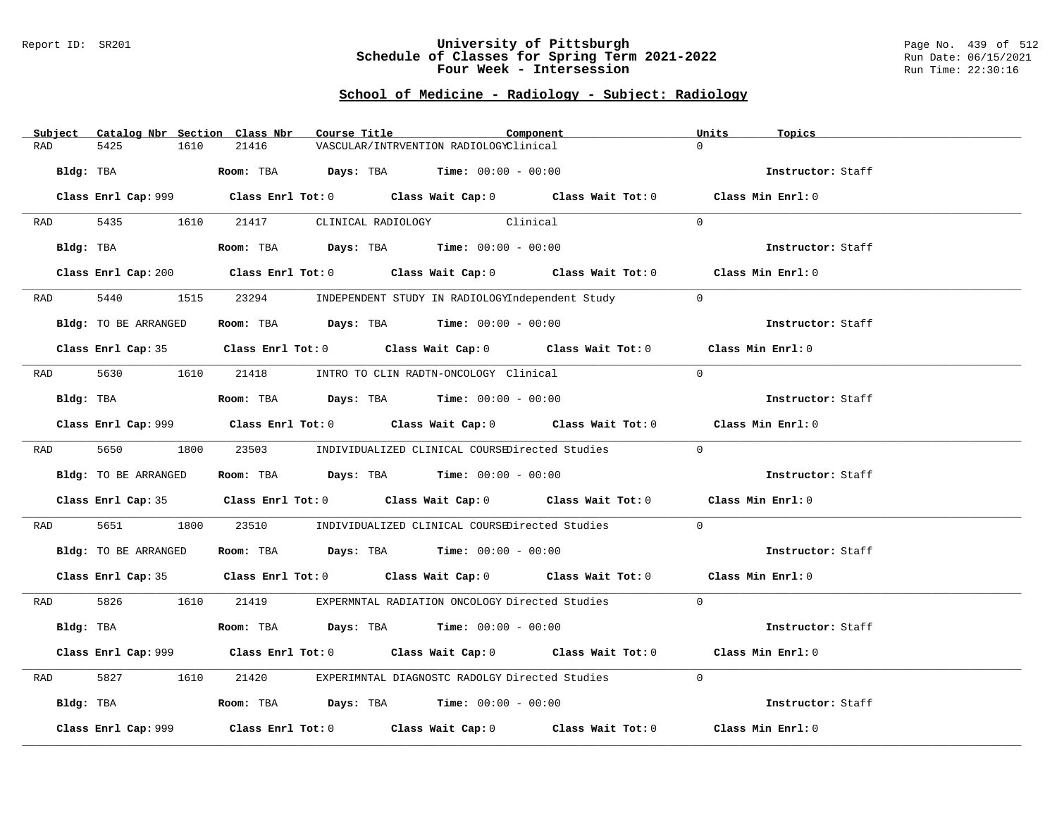Report ID: SR201

# University of Pittsburgh
## Schedule of Classes for Spring Term 2021-2022
## Four Week - Intersession

Run Date: 06/15/2021
Run Time: 22:30:16

## School of Medicine - Radiology - Subject: Radiology

| Subject | Catalog Nbr | Section | Class Nbr | Course Title | Component | Units | Topics |
|---|---|---|---|---|---|---|---|
| RAD | 5425 | 1610 | 21416 | VASCULAR/INTRVENTION RADIOLOGY | Clinical | 0 | |

**Bldg:** TBA **Room:** TBA **Days:** TBA **Time:** 00:00 - 00:00 **Instructor:** Staff

**Class Enrl Cap:** 999 **Class Enrl Tot:** 0 **Class Wait Cap:** 0 **Class Wait Tot:** 0 **Class Min Enrl:** 0

---

| Subject | Catalog Nbr | Section | Class Nbr | Course Title | Component | Units | Topics |
|---|---|---|---|---|---|---|---|
| RAD | 5435 | 1610 | 21417 | CLINICAL RADIOLOGY | Clinical | 0 | |

**Bldg:** TBA **Room:** TBA **Days:** TBA **Time:** 00:00 - 00:00 **Instructor:** Staff

**Class Enrl Cap:** 200 **Class Enrl Tot:** 0 **Class Wait Cap:** 0 **Class Wait Tot:** 0 **Class Min Enrl:** 0

---

| Subject | Catalog Nbr | Section | Class Nbr | Course Title | Component | Units | Topics |
|---|---|---|---|---|---|---|---|
| RAD | 5440 | 1515 | 23294 | INDEPENDENT STUDY IN RADIOLOGY | Independent Study | 0 | |

**Bldg:** TO BE ARRANGED **Room:** TBA **Days:** TBA **Time:** 00:00 - 00:00 **Instructor:** Staff

**Class Enrl Cap:** 35 **Class Enrl Tot:** 0 **Class Wait Cap:** 0 **Class Wait Tot:** 0 **Class Min Enrl:** 0

---

| Subject | Catalog Nbr | Section | Class Nbr | Course Title | Component | Units | Topics |
|---|---|---|---|---|---|---|---|
| RAD | 5630 | 1610 | 21418 | INTRO TO CLIN RADTN-ONCOLOGY | Clinical | 0 | |

**Bldg:** TBA **Room:** TBA **Days:** TBA **Time:** 00:00 - 00:00 **Instructor:** Staff

**Class Enrl Cap:** 999 **Class Enrl Tot:** 0 **Class Wait Cap:** 0 **Class Wait Tot:** 0 **Class Min Enrl:** 0

---

| Subject | Catalog Nbr | Section | Class Nbr | Course Title | Component | Units | Topics |
|---|---|---|---|---|---|---|---|
| RAD | 5650 | 1800 | 23503 | INDIVIDUALIZED CLINICAL COURSE | Directed Studies | 0 | |

**Bldg:** TO BE ARRANGED **Room:** TBA **Days:** TBA **Time:** 00:00 - 00:00 **Instructor:** Staff

**Class Enrl Cap:** 35 **Class Enrl Tot:** 0 **Class Wait Cap:** 0 **Class Wait Tot:** 0 **Class Min Enrl:** 0

---

| Subject | Catalog Nbr | Section | Class Nbr | Course Title | Component | Units | Topics |
|---|---|---|---|---|---|---|---|
| RAD | 5651 | 1800 | 23510 | INDIVIDUALIZED CLINICAL COURSE | Directed Studies | 0 | |

**Bldg:** TO BE ARRANGED **Room:** TBA **Days:** TBA **Time:** 00:00 - 00:00 **Instructor:** Staff

**Class Enrl Cap:** 35 **Class Enrl Tot:** 0 **Class Wait Cap:** 0 **Class Wait Tot:** 0 **Class Min Enrl:** 0

---

| Subject | Catalog Nbr | Section | Class Nbr | Course Title | Component | Units | Topics |
|---|---|---|---|---|---|---|---|
| RAD | 5826 | 1610 | 21419 | EXPERMNTAL RADIATION ONCOLOGY | Directed Studies | 0 | |

**Bldg:** TBA **Room:** TBA **Days:** TBA **Time:** 00:00 - 00:00 **Instructor:** Staff

**Class Enrl Cap:** 999 **Class Enrl Tot:** 0 **Class Wait Cap:** 0 **Class Wait Tot:** 0 **Class Min Enrl:** 0

---

| Subject | Catalog Nbr | Section | Class Nbr | Course Title | Component | Units | Topics |
|---|---|---|---|---|---|---|---|
| RAD | 5827 | 1610 | 21420 | EXPERIMNTAL DIAGNOSTC RADOLGY | Directed Studies | 0 | |

**Bldg:** TBA **Room:** TBA **Days:** TBA **Time:** 00:00 - 00:00 **Instructor:** Staff

**Class Enrl Cap:** 999 **Class Enrl Tot:** 0 **Class Wait Cap:** 0 **Class Wait Tot:** 0 **Class Min Enrl:** 0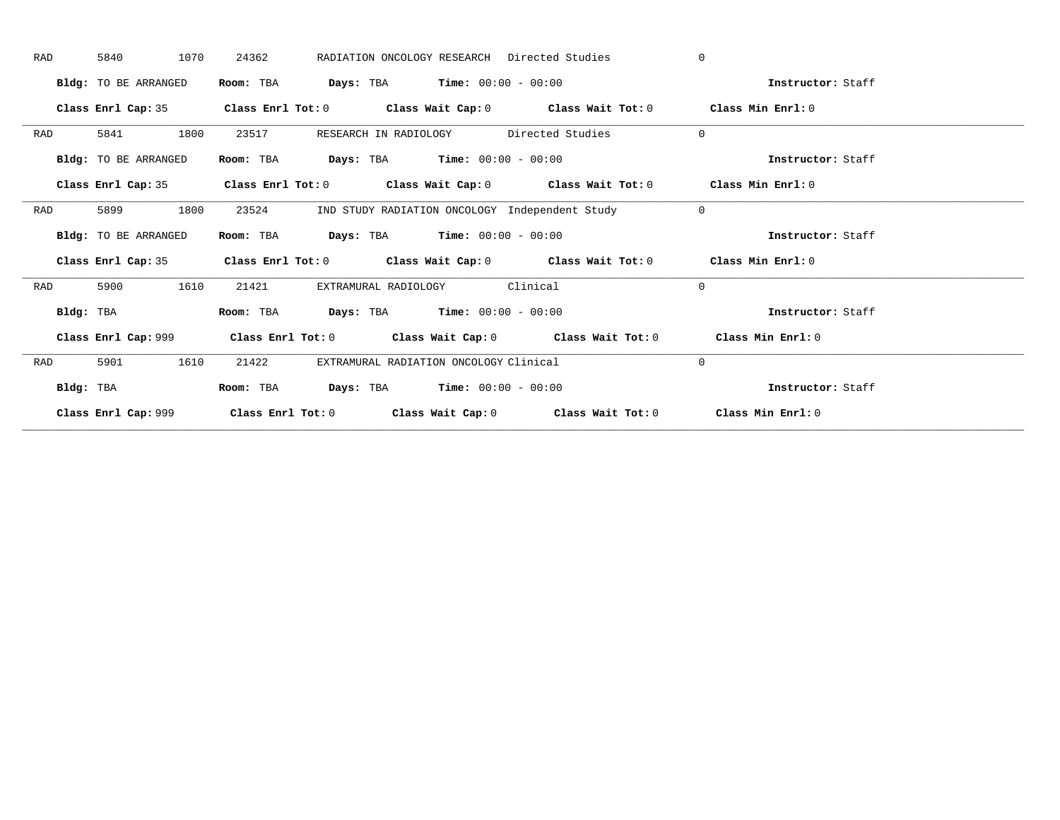RAD 5840 1070 24362 RADIATION ONCOLOGY RESEARCH Directed Studies 0

**Bldg:** TO BE ARRANGED **Room:** TBA **Days:** TBA **Time:** 00:00 - 00:00 **Instructor:** Staff

**Class Enrl Cap:** 35 **Class Enrl Tot:** 0 **Class Wait Cap:** 0 **Class Wait Tot:** 0 **Class Min Enrl:** 0

---

RAD 5841 1800 23517 RESEARCH IN RADIOLOGY Directed Studies 0

**Bldg:** TO BE ARRANGED **Room:** TBA **Days:** TBA **Time:** 00:00 - 00:00 **Instructor:** Staff

**Class Enrl Cap:** 35 **Class Enrl Tot:** 0 **Class Wait Cap:** 0 **Class Wait Tot:** 0 **Class Min Enrl:** 0

---

RAD 5899 1800 23524 IND STUDY RADIATION ONCOLOGY Independent Study 0

**Bldg:** TO BE ARRANGED **Room:** TBA **Days:** TBA **Time:** 00:00 - 00:00 **Instructor:** Staff

**Class Enrl Cap:** 35 **Class Enrl Tot:** 0 **Class Wait Cap:** 0 **Class Wait Tot:** 0 **Class Min Enrl:** 0

---

RAD 5900 1610 21421 EXTRAMURAL RADIOLOGY Clinical 0

**Bldg:** TBA **Room:** TBA **Days:** TBA **Time:** 00:00 - 00:00 **Instructor:** Staff

**Class Enrl Cap:** 999 **Class Enrl Tot:** 0 **Class Wait Cap:** 0 **Class Wait Tot:** 0 **Class Min Enrl:** 0

---

RAD 5901 1610 21422 EXTRAMURAL RADIATION ONCOLOGY Clinical 0

**Bldg:** TBA **Room:** TBA **Days:** TBA **Time:** 00:00 - 00:00 **Instructor:** Staff

**Class Enrl Cap:** 999 **Class Enrl Tot:** 0 **Class Wait Cap:** 0 **Class Wait Tot:** 0 **Class Min Enrl:** 0

---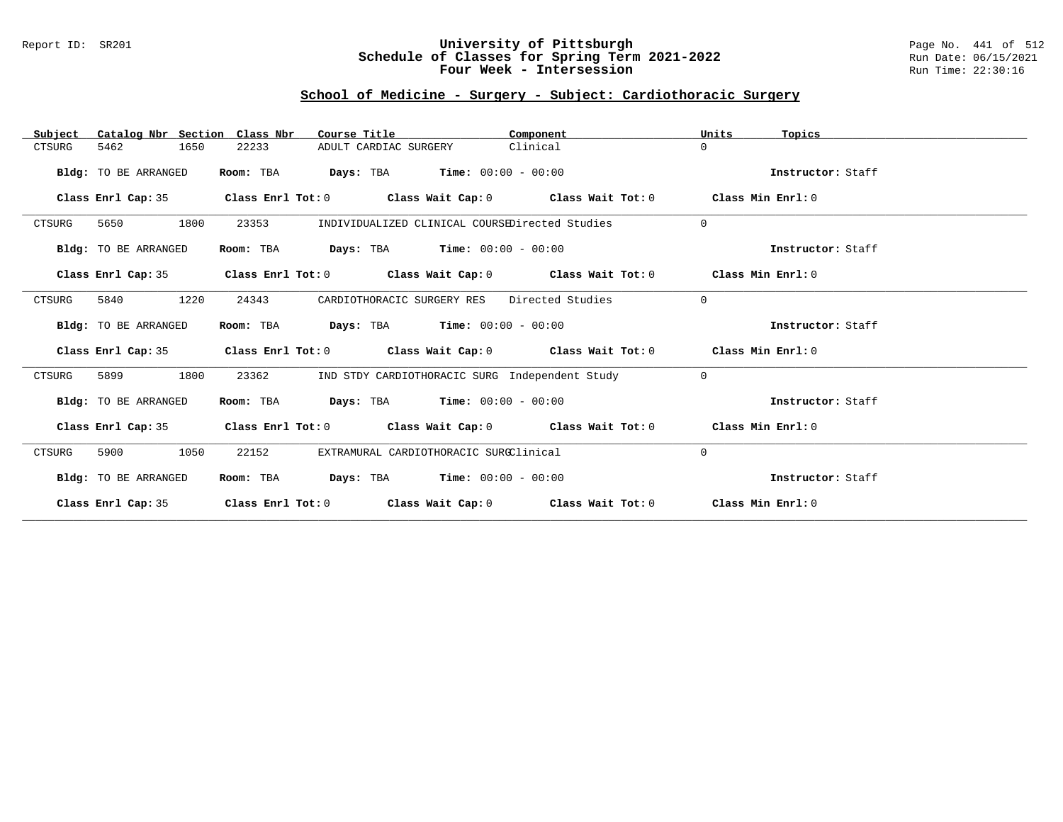Report ID: SR201

# University of Pittsburgh
# Schedule of Classes for Spring Term 2021-2022
# Four Week - Intersession

Run Date: 06/15/2021
Run Time: 22:30:16

## School of Medicine - Surgery - Subject: Cardiothoracic Surgery

| Subject | Catalog Nbr | Section | Class Nbr | Course Title | Component | Units | Topics |
|---|---|---|---|---|---|---|---|
| CTSURG | 5462 | 1650 | 22233 | ADULT CARDIAC SURGERY | Clinical | 0 | |

**Bldg:** TO BE ARRANGED **Room:** TBA **Days:** TBA **Time:** 00:00 - 00:00 **Instructor:** Staff

**Class Enrl Cap:** 35 **Class Enrl Tot:** 0 **Class Wait Cap:** 0 **Class Wait Tot:** 0 **Class Min Enrl:** 0

| Subject | Catalog Nbr | Section | Class Nbr | Course Title | Component | Units | Topics |
|---|---|---|---|---|---|---|---|
| CTSURG | 5650 | 1800 | 23353 | INDIVIDUALIZED CLINICAL COURSE | Directed Studies | 0 | |

**Bldg:** TO BE ARRANGED **Room:** TBA **Days:** TBA **Time:** 00:00 - 00:00 **Instructor:** Staff

**Class Enrl Cap:** 35 **Class Enrl Tot:** 0 **Class Wait Cap:** 0 **Class Wait Tot:** 0 **Class Min Enrl:** 0

| Subject | Catalog Nbr | Section | Class Nbr | Course Title | Component | Units | Topics |
|---|---|---|---|---|---|---|---|
| CTSURG | 5840 | 1220 | 24343 | CARDIOTHORACIC SURGERY RES | Directed Studies | 0 | |

**Bldg:** TO BE ARRANGED **Room:** TBA **Days:** TBA **Time:** 00:00 - 00:00 **Instructor:** Staff

**Class Enrl Cap:** 35 **Class Enrl Tot:** 0 **Class Wait Cap:** 0 **Class Wait Tot:** 0 **Class Min Enrl:** 0

| Subject | Catalog Nbr | Section | Class Nbr | Course Title | Component | Units | Topics |
|---|---|---|---|---|---|---|---|
| CTSURG | 5899 | 1800 | 23362 | IND STDY CARDIOTHORACIC SURG | Independent Study | 0 | |

**Bldg:** TO BE ARRANGED **Room:** TBA **Days:** TBA **Time:** 00:00 - 00:00 **Instructor:** Staff

**Class Enrl Cap:** 35 **Class Enrl Tot:** 0 **Class Wait Cap:** 0 **Class Wait Tot:** 0 **Class Min Enrl:** 0

| Subject | Catalog Nbr | Section | Class Nbr | Course Title | Component | Units | Topics |
|---|---|---|---|---|---|---|---|
| CTSURG | 5900 | 1050 | 22152 | EXTRAMURAL CARDIOTHORACIC SURG | Clinical | 0 | |

**Bldg:** TO BE ARRANGED **Room:** TBA **Days:** TBA **Time:** 00:00 - 00:00 **Instructor:** Staff

**Class Enrl Cap:** 35 **Class Enrl Tot:** 0 **Class Wait Cap:** 0 **Class Wait Tot:** 0 **Class Min Enrl:** 0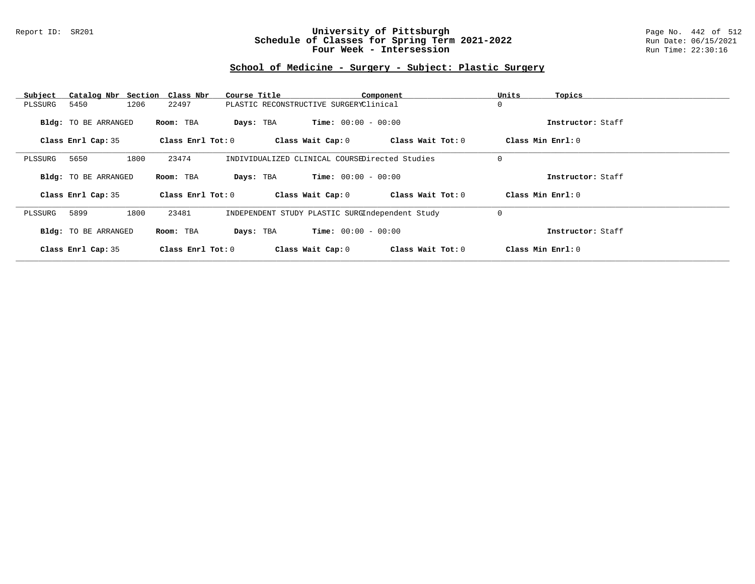Report ID: SR201

# University of Pittsburgh
## Schedule of Classes for Spring Term 2021-2022
## Four Week - Intersession

Run Date: 06/15/2021
Run Time: 22:30:16

### School of Medicine - Surgery - Subject: Plastic Surgery

| Subject | Catalog Nbr | Section | Class Nbr | Course Title | Component | Units | Topics |
|---|---|---|---|---|---|---|---|
| PLSSURG | 5450 | 1206 | 22497 | PLASTIC RECONSTRUCTIVE SURGERY | Clinical | 0 | |

**Bldg:** TO BE ARRANGED **Room:** TBA **Days:** TBA **Time:** 00:00 - 00:00 **Instructor:** Staff

**Class Enrl Cap:** 35 **Class Enrl Tot:** 0 **Class Wait Cap:** 0 **Class Wait Tot:** 0 **Class Min Enrl:** 0

---

| Subject | Catalog Nbr | Section | Class Nbr | Course Title | Component | Units | Topics |
|---|---|---|---|---|---|---|---|
| PLSSURG | 5650 | 1800 | 23474 | INDIVIDUALIZED CLINICAL COURSE | Directed Studies | 0 | |

**Bldg:** TO BE ARRANGED **Room:** TBA **Days:** TBA **Time:** 00:00 - 00:00 **Instructor:** Staff

**Class Enrl Cap:** 35 **Class Enrl Tot:** 0 **Class Wait Cap:** 0 **Class Wait Tot:** 0 **Class Min Enrl:** 0

---

| Subject | Catalog Nbr | Section | Class Nbr | Course Title | Component | Units | Topics |
|---|---|---|---|---|---|---|---|
| PLSSURG | 5899 | 1800 | 23481 | INDEPENDENT STUDY PLASTIC SURG | Independent Study | 0 | |

**Bldg:** TO BE ARRANGED **Room:** TBA **Days:** TBA **Time:** 00:00 - 00:00 **Instructor:** Staff

**Class Enrl Cap:** 35 **Class Enrl Tot:** 0 **Class Wait Cap:** 0 **Class Wait Tot:** 0 **Class Min Enrl:** 0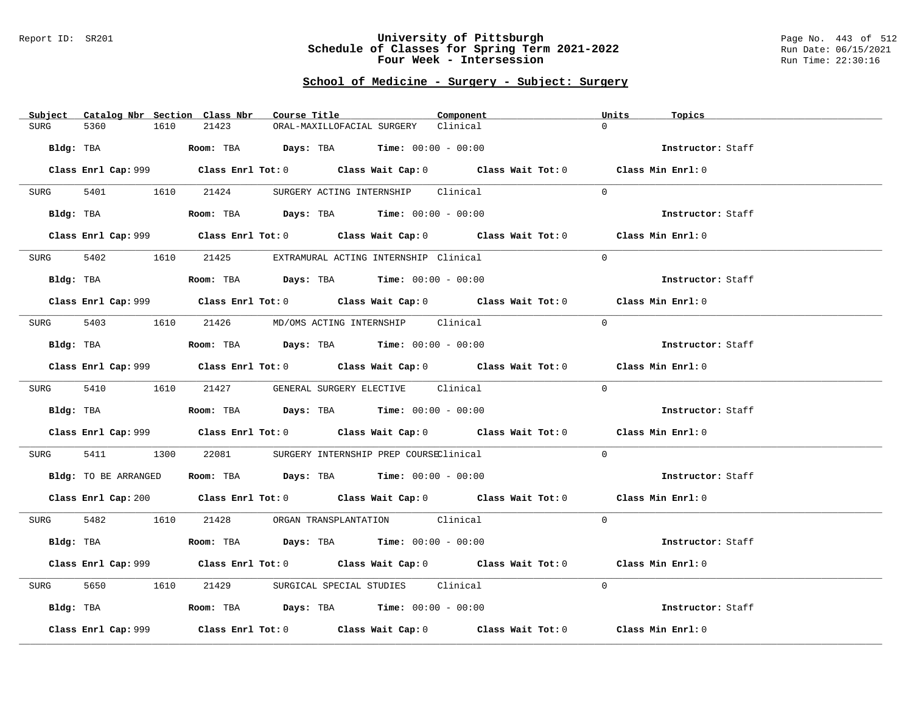University of Pittsburgh
Schedule of Classes for Spring Term 2021-2022
Four Week - Intersession

## School of Medicine - Surgery - Subject: Surgery

| Subject | Catalog Nbr | Section | Class Nbr | Course Title | Component | Units | Topics |
|---|---|---|---|---|---|---|---|
| SURG | 5360 | 1610 | 21423 | ORAL-MAXILLOFACIAL SURGERY | Clinical | 0 | |

**Bldg:** TBA **Room:** TBA **Days:** TBA **Time:** 00:00 - 00:00 **Instructor:** Staff

**Class Enrl Cap:** 999 **Class Enrl Tot:** 0 **Class Wait Cap:** 0 **Class Wait Tot:** 0 **Class Min Enrl:** 0

| Subject | Catalog Nbr | Section | Class Nbr | Course Title | Component | Units | Topics |
|---|---|---|---|---|---|---|---|
| SURG | 5401 | 1610 | 21424 | SURGERY ACTING INTERNSHIP | Clinical | 0 | |

**Bldg:** TBA **Room:** TBA **Days:** TBA **Time:** 00:00 - 00:00 **Instructor:** Staff

**Class Enrl Cap:** 999 **Class Enrl Tot:** 0 **Class Wait Cap:** 0 **Class Wait Tot:** 0 **Class Min Enrl:** 0

| Subject | Catalog Nbr | Section | Class Nbr | Course Title | Component | Units | Topics |
|---|---|---|---|---|---|---|---|
| SURG | 5402 | 1610 | 21425 | EXTRAMURAL ACTING INTERNSHIP | Clinical | 0 | |

**Bldg:** TBA **Room:** TBA **Days:** TBA **Time:** 00:00 - 00:00 **Instructor:** Staff

**Class Enrl Cap:** 999 **Class Enrl Tot:** 0 **Class Wait Cap:** 0 **Class Wait Tot:** 0 **Class Min Enrl:** 0

| Subject | Catalog Nbr | Section | Class Nbr | Course Title | Component | Units | Topics |
|---|---|---|---|---|---|---|---|
| SURG | 5403 | 1610 | 21426 | MD/OMS ACTING INTERNSHIP | Clinical | 0 | |

**Bldg:** TBA **Room:** TBA **Days:** TBA **Time:** 00:00 - 00:00 **Instructor:** Staff

**Class Enrl Cap:** 999 **Class Enrl Tot:** 0 **Class Wait Cap:** 0 **Class Wait Tot:** 0 **Class Min Enrl:** 0

| Subject | Catalog Nbr | Section | Class Nbr | Course Title | Component | Units | Topics |
|---|---|---|---|---|---|---|---|
| SURG | 5410 | 1610 | 21427 | GENERAL SURGERY ELECTIVE | Clinical | 0 | |

**Bldg:** TBA **Room:** TBA **Days:** TBA **Time:** 00:00 - 00:00 **Instructor:** Staff

**Class Enrl Cap:** 999 **Class Enrl Tot:** 0 **Class Wait Cap:** 0 **Class Wait Tot:** 0 **Class Min Enrl:** 0

| Subject | Catalog Nbr | Section | Class Nbr | Course Title | Component | Units | Topics |
|---|---|---|---|---|---|---|---|
| SURG | 5411 | 1300 | 22081 | SURGERY INTERNSHIP PREP COURSE | Clinical | 0 | |

**Bldg:** TO BE ARRANGED **Room:** TBA **Days:** TBA **Time:** 00:00 - 00:00 **Instructor:** Staff

**Class Enrl Cap:** 200 **Class Enrl Tot:** 0 **Class Wait Cap:** 0 **Class Wait Tot:** 0 **Class Min Enrl:** 0

| Subject | Catalog Nbr | Section | Class Nbr | Course Title | Component | Units | Topics |
|---|---|---|---|---|---|---|---|
| SURG | 5482 | 1610 | 21428 | ORGAN TRANSPLANTATION | Clinical | 0 | |

**Bldg:** TBA **Room:** TBA **Days:** TBA **Time:** 00:00 - 00:00 **Instructor:** Staff

**Class Enrl Cap:** 999 **Class Enrl Tot:** 0 **Class Wait Cap:** 0 **Class Wait Tot:** 0 **Class Min Enrl:** 0

| Subject | Catalog Nbr | Section | Class Nbr | Course Title | Component | Units | Topics |
|---|---|---|---|---|---|---|---|
| SURG | 5650 | 1610 | 21429 | SURGICAL SPECIAL STUDIES | Clinical | 0 | |

**Bldg:** TBA **Room:** TBA **Days:** TBA **Time:** 00:00 - 00:00 **Instructor:** Staff

**Class Enrl Cap:** 999 **Class Enrl Tot:** 0 **Class Wait Cap:** 0 **Class Wait Tot:** 0 **Class Min Enrl:** 0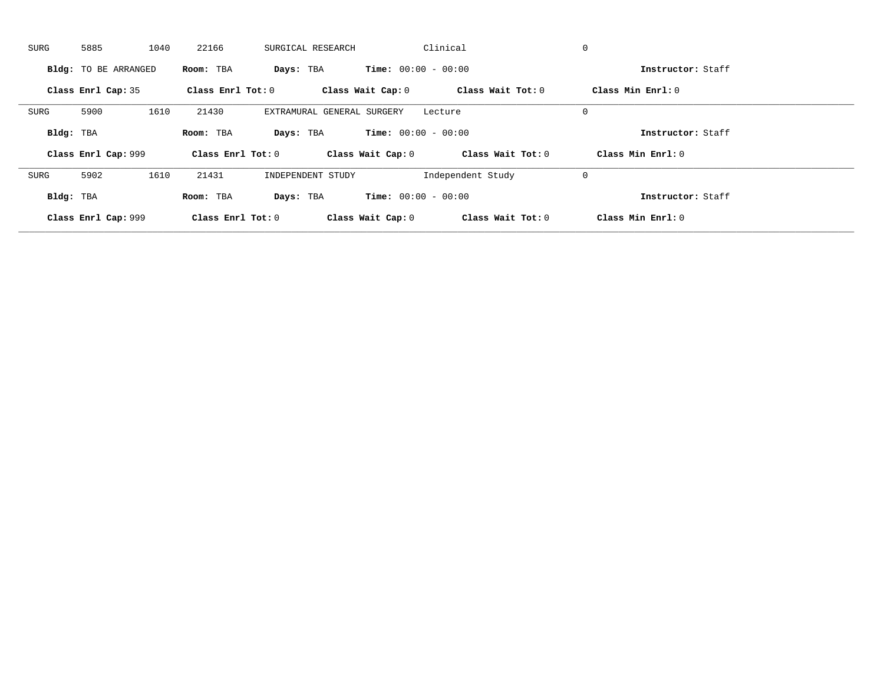SURG 5885 1040 22166 SURGICAL RESEARCH Clinical 0

**Bldg:** TO BE ARRANGED **Room:** TBA **Days:** TBA **Time:** 00:00 - 00:00 **Instructor:** Staff

**Class Enrl Cap:** 35 **Class Enrl Tot:** 0 **Class Wait Cap:** 0 **Class Wait Tot:** 0 **Class Min Enrl:** 0

---

SURG 5900 1610 21430 EXTRAMURAL GENERAL SURGERY Lecture 0

**Bldg:** TBA **Room:** TBA **Days:** TBA **Time:** 00:00 - 00:00 **Instructor:** Staff

**Class Enrl Cap:** 999 **Class Enrl Tot:** 0 **Class Wait Cap:** 0 **Class Wait Tot:** 0 **Class Min Enrl:** 0

---

SURG 5902 1610 21431 INDEPENDENT STUDY Independent Study 0

**Bldg:** TBA **Room:** TBA **Days:** TBA **Time:** 00:00 - 00:00 **Instructor:** Staff

**Class Enrl Cap:** 999 **Class Enrl Tot:** 0 **Class Wait Cap:** 0 **Class Wait Tot:** 0 **Class Min Enrl:** 0

---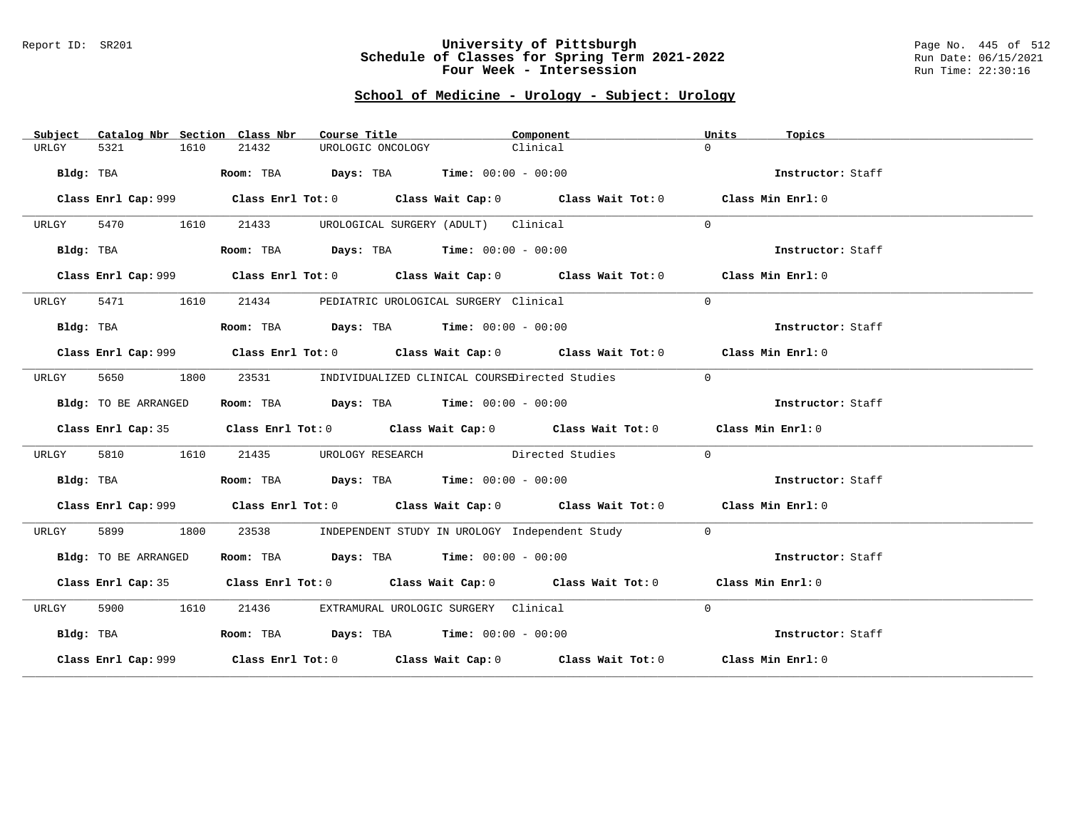Report ID: SR201

# University of Pittsburgh
## Schedule of Classes for Spring Term 2021-2022
## Four Week - Intersession

Run Date: 06/15/2021
Run Time: 22:30:16

### School of Medicine - Urology - Subject: Urology

| Subject | Catalog Nbr | Section | Class Nbr | Course Title | Component | Units | Topics |
|---|---|---|---|---|---|---|---|
| URLGY | 5321 | 1610 | 21432 | UROLOGIC ONCOLOGY | Clinical | 0 | |

**Bldg:** TBA **Room:** TBA **Days:** TBA **Time:** 00:00 - 00:00 **Instructor:** Staff

**Class Enrl Cap:** 999 **Class Enrl Tot:** 0 **Class Wait Cap:** 0 **Class Wait Tot:** 0 **Class Min Enrl:** 0

| Subject | Catalog Nbr | Section | Class Nbr | Course Title | Component | Units | Topics |
|---|---|---|---|---|---|---|---|
| URLGY | 5470 | 1610 | 21433 | UROLOGICAL SURGERY (ADULT) | Clinical | 0 | |

**Bldg:** TBA **Room:** TBA **Days:** TBA **Time:** 00:00 - 00:00 **Instructor:** Staff

**Class Enrl Cap:** 999 **Class Enrl Tot:** 0 **Class Wait Cap:** 0 **Class Wait Tot:** 0 **Class Min Enrl:** 0

| Subject | Catalog Nbr | Section | Class Nbr | Course Title | Component | Units | Topics |
|---|---|---|---|---|---|---|---|
| URLGY | 5471 | 1610 | 21434 | PEDIATRIC UROLOGICAL SURGERY | Clinical | 0 | |

**Bldg:** TBA **Room:** TBA **Days:** TBA **Time:** 00:00 - 00:00 **Instructor:** Staff

**Class Enrl Cap:** 999 **Class Enrl Tot:** 0 **Class Wait Cap:** 0 **Class Wait Tot:** 0 **Class Min Enrl:** 0

| Subject | Catalog Nbr | Section | Class Nbr | Course Title | Component | Units | Topics |
|---|---|---|---|---|---|---|---|
| URLGY | 5650 | 1800 | 23531 | INDIVIDUALIZED CLINICAL COURSE | Directed Studies | 0 | |

**Bldg:** TO BE ARRANGED **Room:** TBA **Days:** TBA **Time:** 00:00 - 00:00 **Instructor:** Staff

**Class Enrl Cap:** 35 **Class Enrl Tot:** 0 **Class Wait Cap:** 0 **Class Wait Tot:** 0 **Class Min Enrl:** 0

| Subject | Catalog Nbr | Section | Class Nbr | Course Title | Component | Units | Topics |
|---|---|---|---|---|---|---|---|
| URLGY | 5810 | 1610 | 21435 | UROLOGY RESEARCH | Directed Studies | 0 | |

**Bldg:** TBA **Room:** TBA **Days:** TBA **Time:** 00:00 - 00:00 **Instructor:** Staff

**Class Enrl Cap:** 999 **Class Enrl Tot:** 0 **Class Wait Cap:** 0 **Class Wait Tot:** 0 **Class Min Enrl:** 0

| Subject | Catalog Nbr | Section | Class Nbr | Course Title | Component | Units | Topics |
|---|---|---|---|---|---|---|---|
| URLGY | 5899 | 1800 | 23538 | INDEPENDENT STUDY IN UROLOGY | Independent Study | 0 | |

**Bldg:** TO BE ARRANGED **Room:** TBA **Days:** TBA **Time:** 00:00 - 00:00 **Instructor:** Staff

**Class Enrl Cap:** 35 **Class Enrl Tot:** 0 **Class Wait Cap:** 0 **Class Wait Tot:** 0 **Class Min Enrl:** 0

| Subject | Catalog Nbr | Section | Class Nbr | Course Title | Component | Units | Topics |
|---|---|---|---|---|---|---|---|
| URLGY | 5900 | 1610 | 21436 | EXTRAMURAL UROLOGIC SURGERY | Clinical | 0 | |

**Bldg:** TBA **Room:** TBA **Days:** TBA **Time:** 00:00 - 00:00 **Instructor:** Staff

**Class Enrl Cap:** 999 **Class Enrl Tot:** 0 **Class Wait Cap:** 0 **Class Wait Tot:** 0 **Class Min Enrl:** 0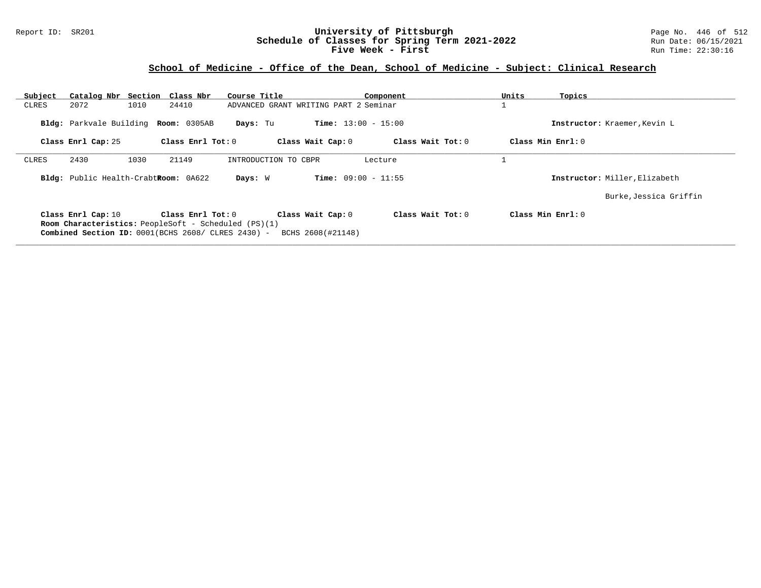## School of Medicine - Office of the Dean, School of Medicine - Subject: Clinical Research

| Subject | Catalog Nbr | Section | Class Nbr | Course Title | Component | Units | Topics |
|---|---|---|---|---|---|---|---|
| CLRES | 2072 | 1010 | 24410 | ADVANCED GRANT WRITING PART 2 | Seminar | 1 | |

**Bldg:** Parkvale Building **Room:** 0305AB **Days:** Tu **Time:** 13:00 - 15:00 **Instructor:** Kraemer,Kevin L

**Class Enrl Cap:** 25 **Class Enrl Tot:** 0 **Class Wait Cap:** 0 **Class Wait Tot:** 0 **Class Min Enrl:** 0

---

| Subject | Catalog Nbr | Section | Class Nbr | Course Title | Component | Units | Topics |
|---|---|---|---|---|---|---|---|
| CLRES | 2430 | 1030 | 21149 | INTRODUCTION TO CBPR | Lecture | 1 | |

**Bldg:** Public Health-Crabt **Room:** 0A622 **Days:** W **Time:** 09:00 - 11:55 **Instructor:** Miller,Elizabeth
Burke,Jessica Griffin

**Class Enrl Cap:** 10 **Class Enrl Tot:** 0 **Class Wait Cap:** 0 **Class Wait Tot:** 0 **Class Min Enrl:** 0
**Room Characteristics:** PeopleSoft - Scheduled (PS)(1)
**Combined Section ID:** 0001(BCHS 2608/ CLRES 2430) - BCHS 2608(#21148)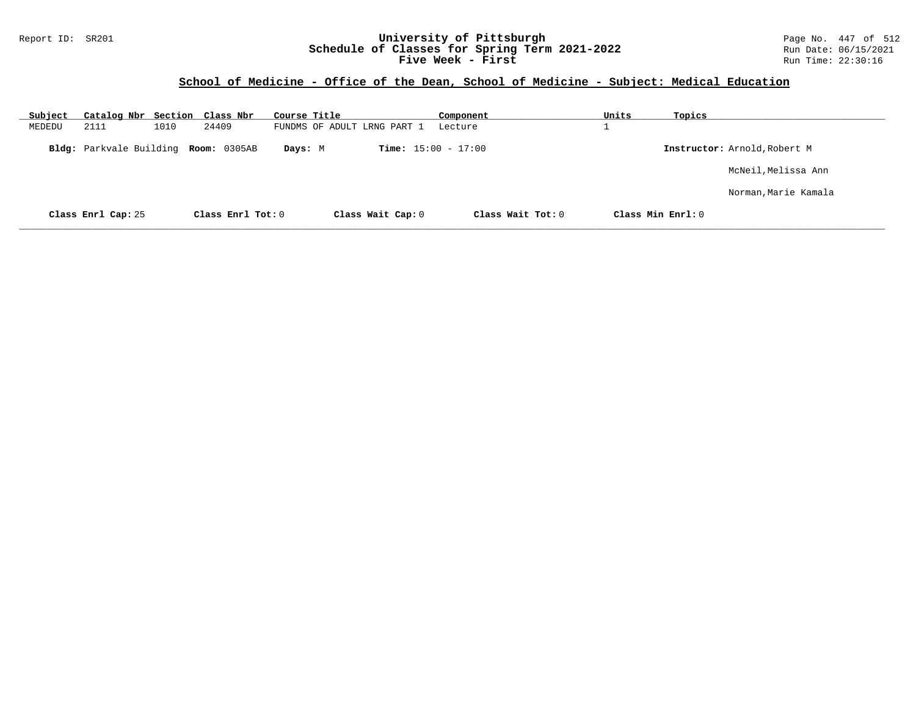## School of Medicine - Office of the Dean, School of Medicine - Subject: Medical Education

| Subject | Catalog Nbr | Section | Class Nbr | Course Title | Component | Units | Topics |
|---|---|---|---|---|---|---|---|
| MEDEDU | 2111 | 1010 | 24409 | FUNDMS OF ADULT LRNG PART 1 | Lecture | 1 | |

**Bldg:** Parkvale Building **Room:** 0305AB **Days:** M **Time:** 15:00 - 17:00 **Instructor:** Arnold,Robert M

McNeil,Melissa Ann

Norman,Marie Kamala

**Class Enrl Cap:** 25 **Class Enrl Tot:** 0 **Class Wait Cap:** 0 **Class Wait Tot:** 0 **Class Min Enrl:** 0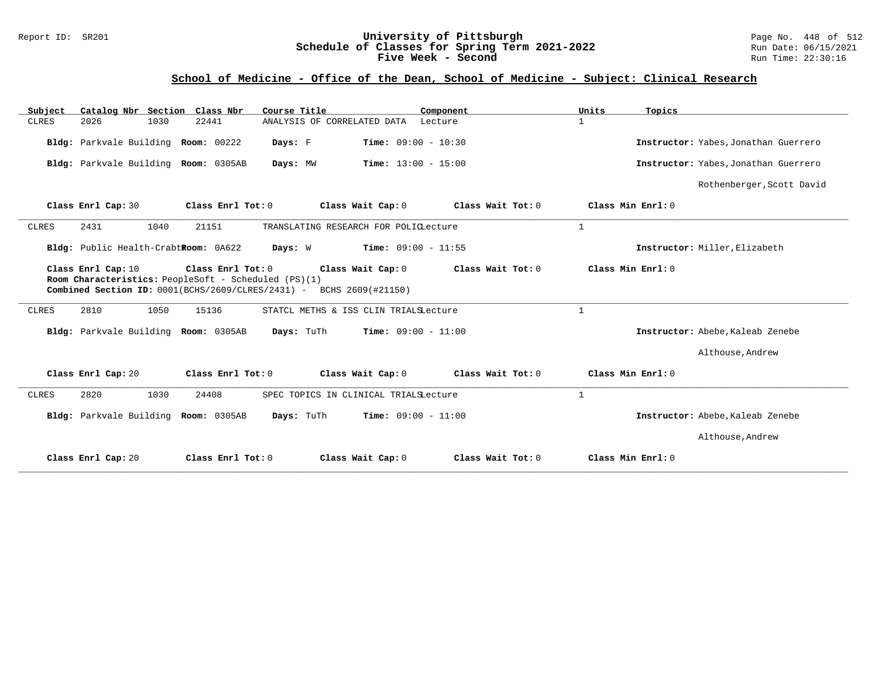## School of Medicine - Office of the Dean, School of Medicine - Subject: Clinical Research

| Subject | Catalog Nbr | Section | Class Nbr | Course Title | Component | Units | Topics |
|---|---|---|---|---|---|---|---|
| CLRES | 2026 | 1030 | 22441 | ANALYSIS OF CORRELATED DATA | Lecture | 1 | |

**Bldg:** Parkvale Building **Room:** 00222 **Days:** F **Time:** 09:00 - 10:30 **Instructor:** Yabes,Jonathan Guerrero

**Bldg:** Parkvale Building **Room:** 0305AB **Days:** MW **Time:** 13:00 - 15:00 **Instructor:** Yabes,Jonathan Guerrero

Rothenberger,Scott David

**Class Enrl Cap:** 30 **Class Enrl Tot:** 0 **Class Wait Cap:** 0 **Class Wait Tot:** 0 **Class Min Enrl:** 0

---

| Subject | Catalog Nbr | Section | Class Nbr | Course Title | Component | Units | Topics |
|---|---|---|---|---|---|---|---|
| CLRES | 2431 | 1040 | 21151 | TRANSLATING RESEARCH FOR POLIC | Lecture | 1 | |

**Bldg:** Public Health-Crabt **Room:** 0A622 **Days:** W **Time:** 09:00 - 11:55 **Instructor:** Miller,Elizabeth

**Class Enrl Cap:** 10 **Class Enrl Tot:** 0 **Class Wait Cap:** 0 **Class Wait Tot:** 0 **Class Min Enrl:** 0

**Room Characteristics:** PeopleSoft - Scheduled (PS)(1)

**Combined Section ID:** 0001(BCHS/2609/CLRES/2431) - BCHS 2609(#21150)

---

| Subject | Catalog Nbr | Section | Class Nbr | Course Title | Component | Units | Topics |
|---|---|---|---|---|---|---|---|
| CLRES | 2810 | 1050 | 15136 | STATCL METHS & ISS CLIN TRIALS | Lecture | 1 | |

**Bldg:** Parkvale Building **Room:** 0305AB **Days:** TuTh **Time:** 09:00 - 11:00 **Instructor:** Abebe,Kaleab Zenebe

Althouse,Andrew

**Class Enrl Cap:** 20 **Class Enrl Tot:** 0 **Class Wait Cap:** 0 **Class Wait Tot:** 0 **Class Min Enrl:** 0

---

| Subject | Catalog Nbr | Section | Class Nbr | Course Title | Component | Units | Topics |
|---|---|---|---|---|---|---|---|
| CLRES | 2820 | 1030 | 24408 | SPEC TOPICS IN CLINICAL TRIALS | Lecture | 1 | |

**Bldg:** Parkvale Building **Room:** 0305AB **Days:** TuTh **Time:** 09:00 - 11:00 **Instructor:** Abebe,Kaleab Zenebe

Althouse,Andrew

**Class Enrl Cap:** 20 **Class Enrl Tot:** 0 **Class Wait Cap:** 0 **Class Wait Tot:** 0 **Class Min Enrl:** 0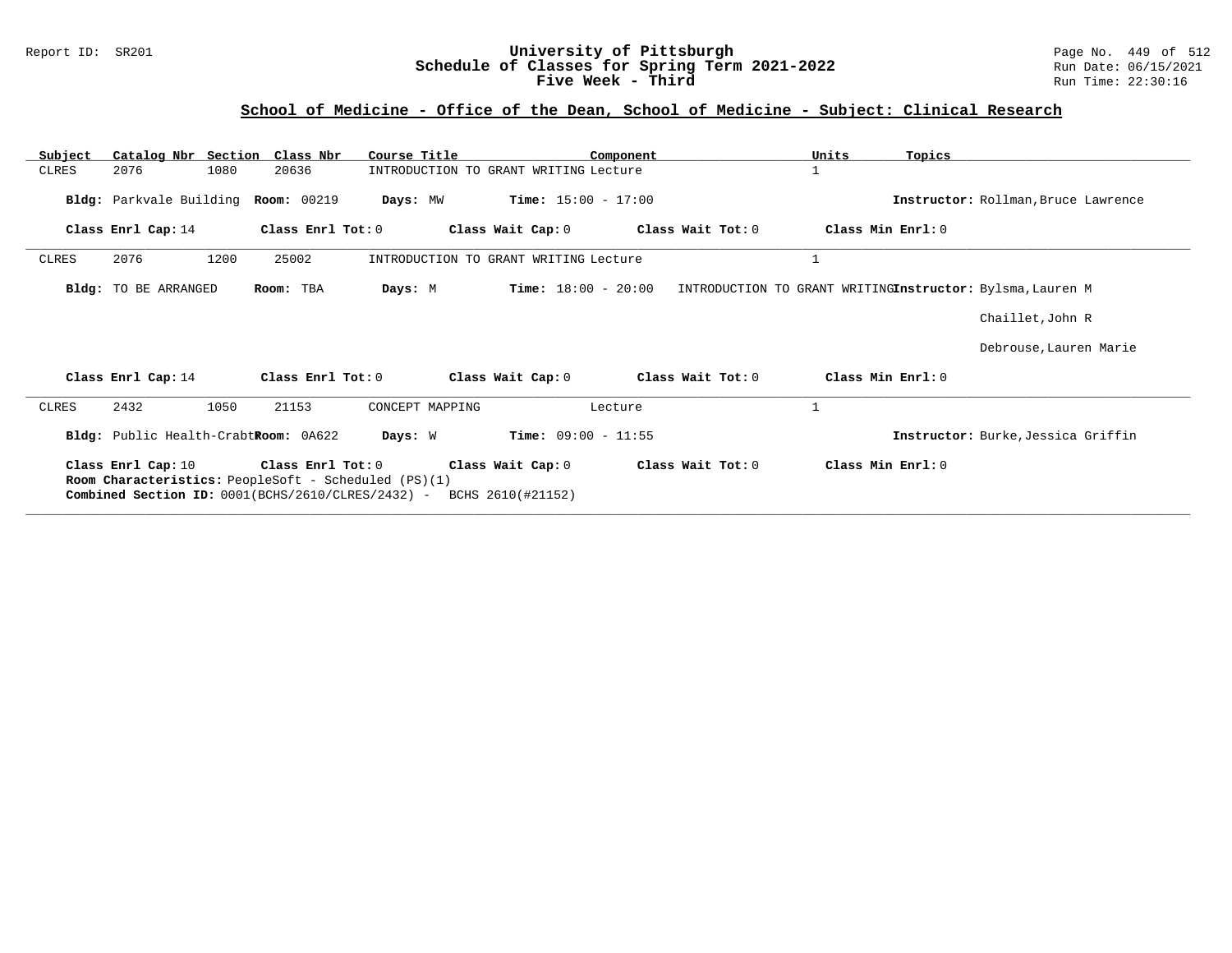Report ID: SR201

# University of Pittsburgh
## Schedule of Classes for Spring Term 2021-2022
### Five Week - Third

Run Date: 06/15/2021
Run Time: 22:30:16

## School of Medicine - Office of the Dean, School of Medicine - Subject: Clinical Research

| Subject | Catalog Nbr | Section | Class Nbr | Course Title | Component | Units | Topics |
|---|---|---|---|---|---|---|---|
| CLRES | 2076 | 1080 | 20636 | INTRODUCTION TO GRANT WRITING | Lecture | 1 | |

**Bldg:** Parkvale Building **Room:** 00219 **Days:** MW **Time:** 15:00 - 17:00 **Instructor:** Rollman,Bruce Lawrence

**Class Enrl Cap:** 14 **Class Enrl Tot:** 0 **Class Wait Cap:** 0 **Class Wait Tot:** 0 **Class Min Enrl:** 0

---

| Subject | Catalog Nbr | Section | Class Nbr | Course Title | Component | Units | Topics |
|---|---|---|---|---|---|---|---|
| CLRES | 2076 | 1200 | 25002 | INTRODUCTION TO GRANT WRITING | Lecture | 1 | |

**Bldg:** TO BE ARRANGED **Room:** TBA **Days:** M **Time:** 18:00 - 20:00 INTRODUCTION TO GRANT WRITING **Instructor:** Bylsma,Lauren M

Chaillet,John R

Debrouse,Lauren Marie

**Class Enrl Cap:** 14 **Class Enrl Tot:** 0 **Class Wait Cap:** 0 **Class Wait Tot:** 0 **Class Min Enrl:** 0

---

| Subject | Catalog Nbr | Section | Class Nbr | Course Title | Component | Units | Topics |
|---|---|---|---|---|---|---|---|
| CLRES | 2432 | 1050 | 21153 | CONCEPT MAPPING | Lecture | 1 | |

**Bldg:** Public Health-Crabt **Room:** 0A622 **Days:** W **Time:** 09:00 - 11:55 **Instructor:** Burke,Jessica Griffin

**Class Enrl Cap:** 10 **Class Enrl Tot:** 0 **Class Wait Cap:** 0 **Class Wait Tot:** 0 **Class Min Enrl:** 0

**Room Characteristics:** PeopleSoft - Scheduled (PS)(1)

**Combined Section ID:** 0001(BCHS/2610/CLRES/2432) - BCHS 2610(#21152)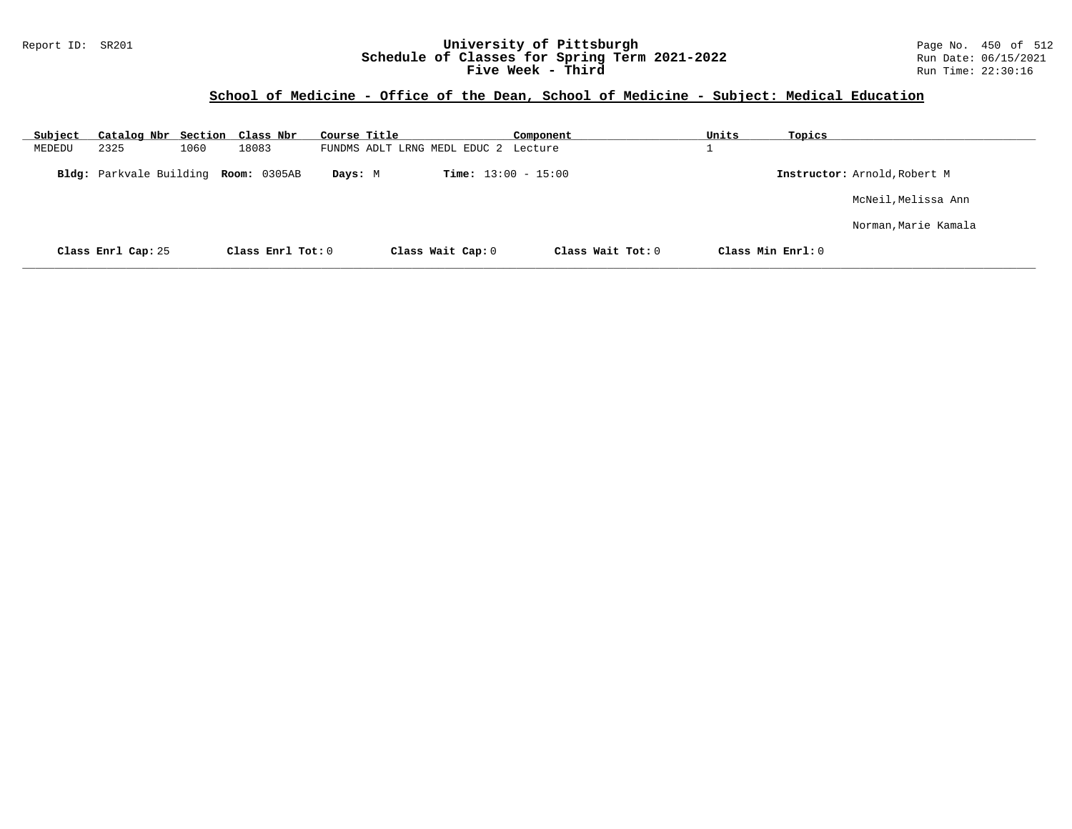## School of Medicine - Office of the Dean, School of Medicine - Subject: Medical Education

| Subject | Catalog Nbr | Section | Class Nbr | Course Title | Component | Units | Topics |
|---|---|---|---|---|---|---|---|
| MEDEDU | 2325 | 1060 | 18083 | FUNDMS ADLT LRNG MEDL EDUC 2 | Lecture | 1 | |

**Bldg:** Parkvale Building **Room:** 0305AB **Days:** M **Time:** 13:00 - 15:00 **Instructor:** Arnold,Robert M

McNeil,Melissa Ann

Norman,Marie Kamala

**Class Enrl Cap:** 25 **Class Enrl Tot:** 0 **Class Wait Cap:** 0 **Class Wait Tot:** 0 **Class Min Enrl:** 0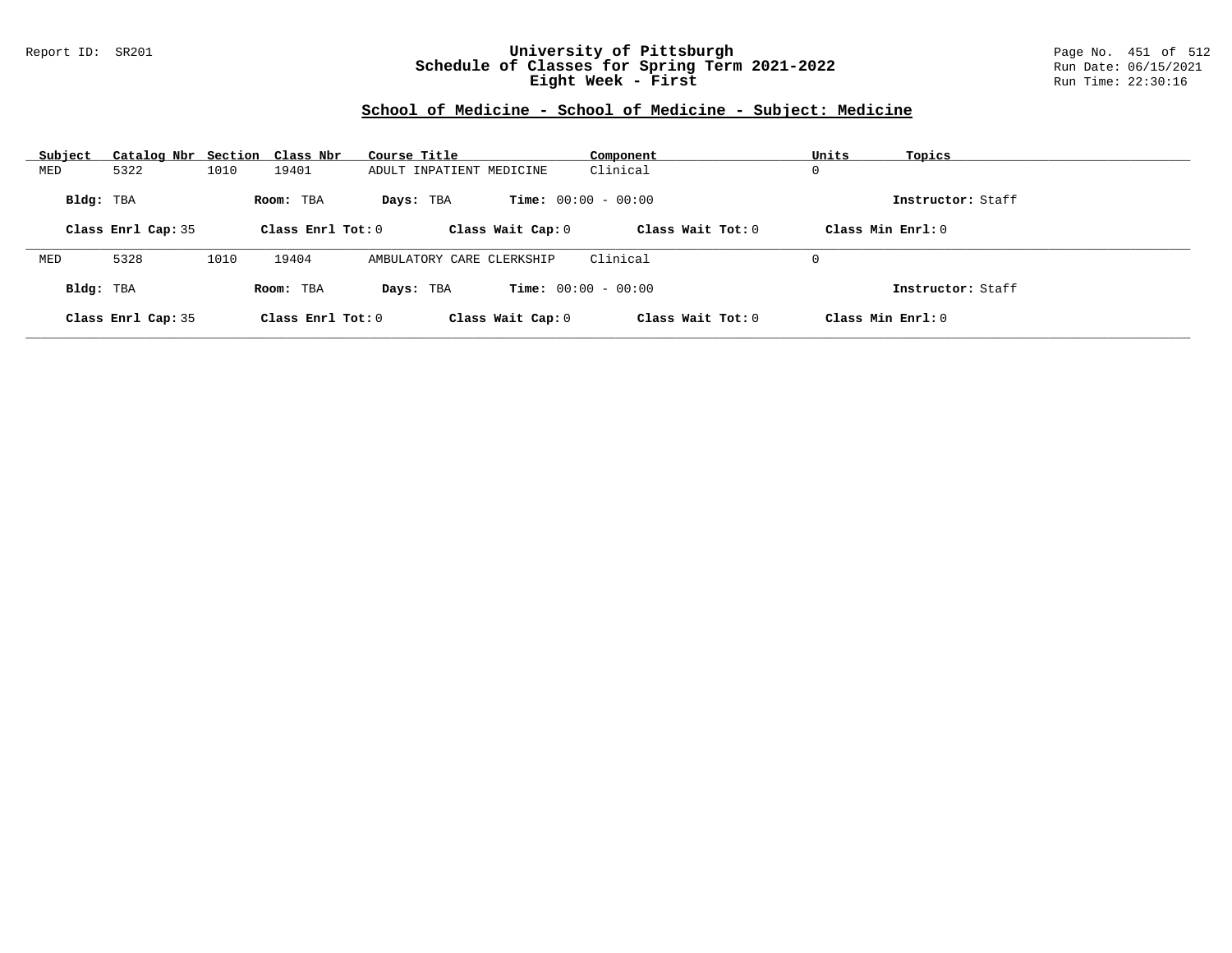## School of Medicine - School of Medicine - Subject: Medicine

| Subject | Catalog Nbr | Section | Class Nbr | Course Title | Component | Units | Topics |
|---|---|---|---|---|---|---|---|
| MED | 5322 | 1010 | 19401 | ADULT INPATIENT MEDICINE | Clinical | 0 | |

**Bldg:** TBA **Room:** TBA **Days:** TBA **Time:** 00:00 - 00:00 **Instructor:** Staff

**Class Enrl Cap:** 35 **Class Enrl Tot:** 0 **Class Wait Cap:** 0 **Class Wait Tot:** 0 **Class Min Enrl:** 0

---

| Subject | Catalog Nbr | Section | Class Nbr | Course Title | Component | Units | Topics |
|---|---|---|---|---|---|---|---|
| MED | 5328 | 1010 | 19404 | AMBULATORY CARE CLERKSHIP | Clinical | 0 | |

**Bldg:** TBA **Room:** TBA **Days:** TBA **Time:** 00:00 - 00:00 **Instructor:** Staff

**Class Enrl Cap:** 35 **Class Enrl Tot:** 0 **Class Wait Cap:** 0 **Class Wait Tot:** 0 **Class Min Enrl:** 0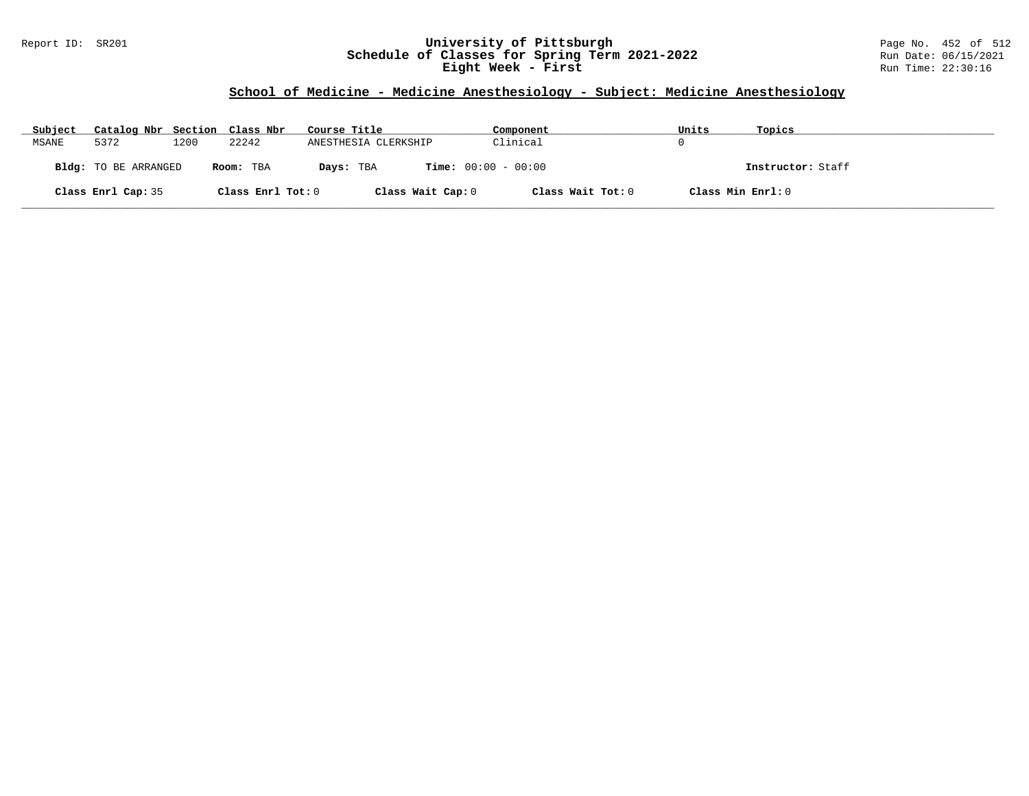Report ID: SR201

# University of Pittsburgh
## Schedule of Classes for Spring Term 2021-2022
### Eight Week - First

Run Date: 06/15/2021
Run Time: 22:30:16

## School of Medicine - Medicine Anesthesiology - Subject: Medicine Anesthesiology

| Subject | Catalog Nbr | Section | Class Nbr | Course Title | Component | Units | Topics |
|---|---|---|---|---|---|---|---|
| MSANE | 5372 | 1200 | 22242 | ANESTHESIA CLERKSHIP | Clinical | 0 | |

**Bldg:** TO BE ARRANGED **Room:** TBA **Days:** TBA **Time:** 00:00 - 00:00 **Instructor:** Staff

**Class Enrl Cap:** 35 **Class Enrl Tot:** 0 **Class Wait Cap:** 0 **Class Wait Tot:** 0 **Class Min Enrl:** 0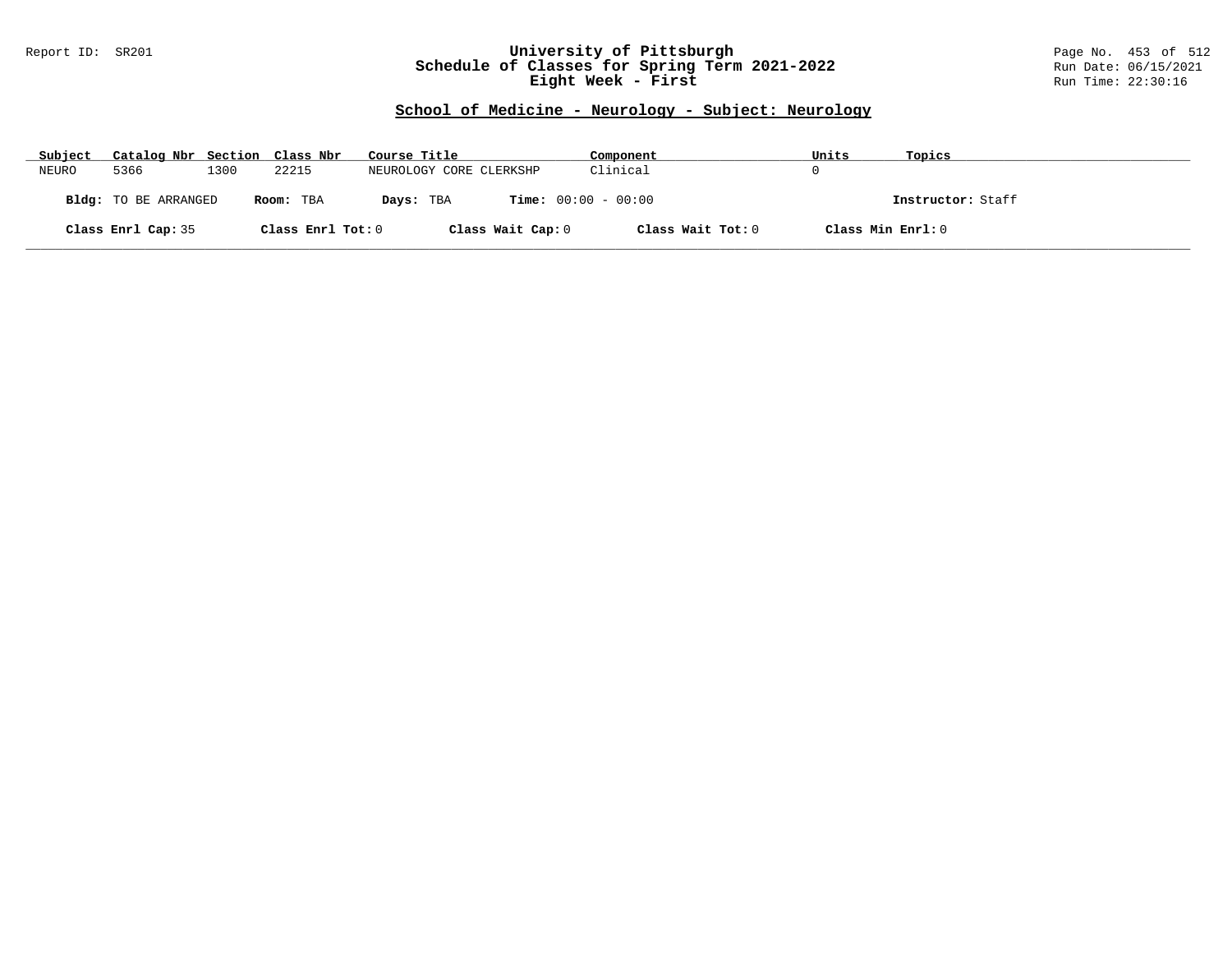# University of Pittsburgh
## Schedule of Classes for Spring Term 2021-2022
## Eight Week - First

Report ID: SR201

Run Date: 06/15/2021
Run Time: 22:30:16

### School of Medicine - Neurology - Subject: Neurology

| Subject | Catalog Nbr | Section | Class Nbr | Course Title | Component | Units | Topics |
|---|---|---|---|---|---|---|---|
| NEURO | 5366 | 1300 | 22215 | NEUROLOGY CORE CLERKSHP | Clinical | 0 | |

**Bldg:** TO BE ARRANGED **Room:** TBA **Days:** TBA **Time:** 00:00 - 00:00 **Instructor:** Staff

**Class Enrl Cap:** 35 **Class Enrl Tot:** 0 **Class Wait Cap:** 0 **Class Wait Tot:** 0 **Class Min Enrl:** 0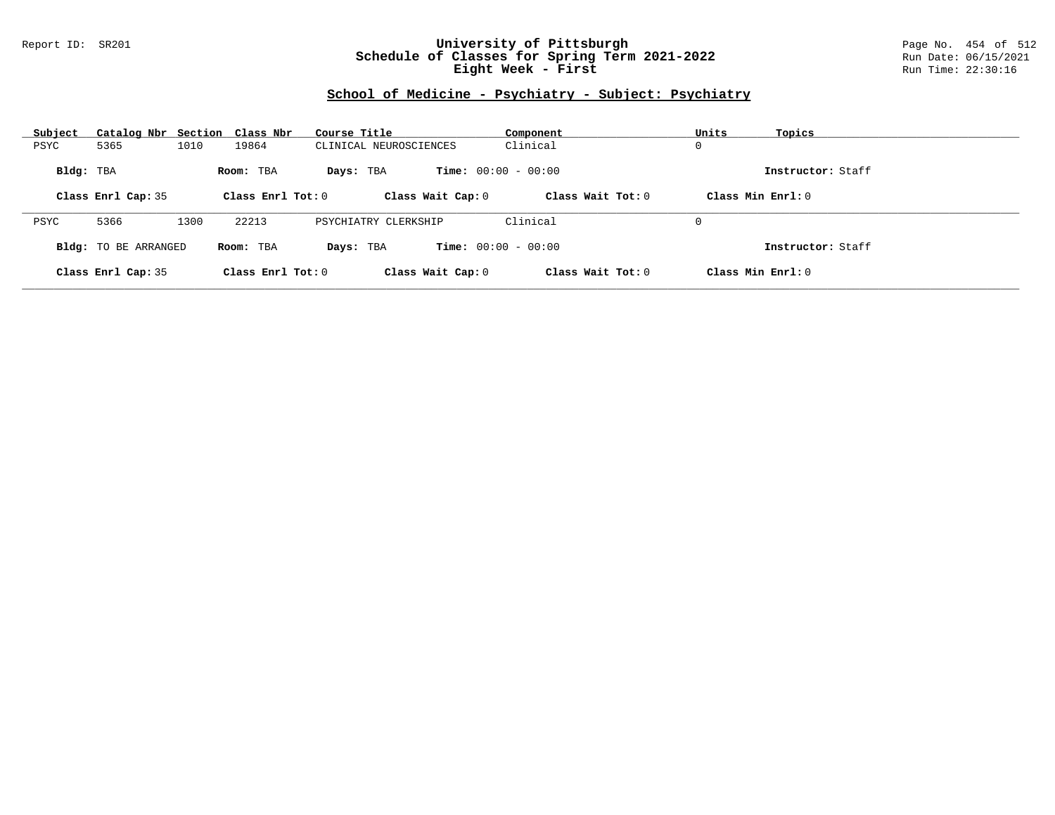## School of Medicine - Psychiatry - Subject: Psychiatry

| Subject | Catalog Nbr | Section | Class Nbr | Course Title | Component | Units | Topics |
|---|---|---|---|---|---|---|---|
| PSYC | 5365 | 1010 | 19864 | CLINICAL NEUROSCIENCES | Clinical | 0 | |

**Bldg:** TBA **Room:** TBA **Days:** TBA **Time:** 00:00 - 00:00 **Instructor:** Staff

**Class Enrl Cap:** 35 **Class Enrl Tot:** 0 **Class Wait Cap:** 0 **Class Wait Tot:** 0 **Class Min Enrl:** 0

| Subject | Catalog Nbr | Section | Class Nbr | Course Title | Component | Units | Topics |
|---|---|---|---|---|---|---|---|
| PSYC | 5366 | 1300 | 22213 | PSYCHIATRY CLERKSHIP | Clinical | 0 | |

**Bldg:** TO BE ARRANGED **Room:** TBA **Days:** TBA **Time:** 00:00 - 00:00 **Instructor:** Staff

**Class Enrl Cap:** 35 **Class Enrl Tot:** 0 **Class Wait Cap:** 0 **Class Wait Tot:** 0 **Class Min Enrl:** 0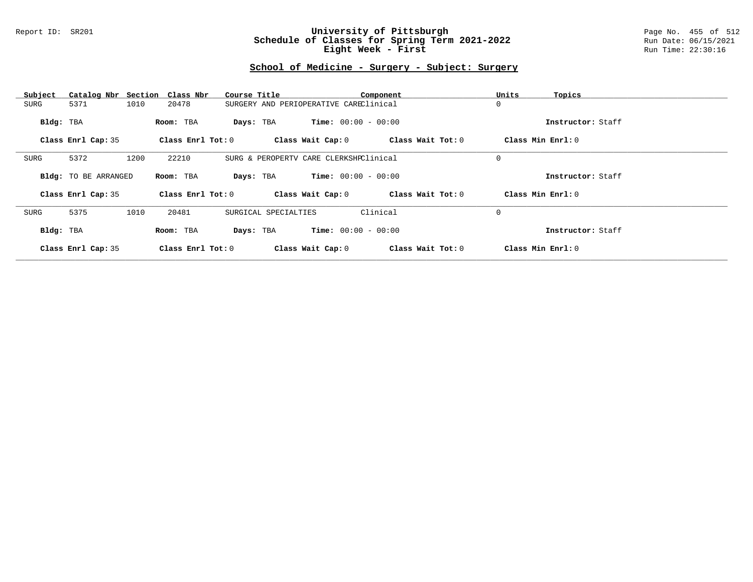Report ID: SR201

# University of Pittsburgh
## Schedule of Classes for Spring Term 2021-2022
### Eight Week - First

Run Date: 06/15/2021
Run Time: 22:30:16

## School of Medicine - Surgery - Subject: Surgery

| Subject | Catalog Nbr | Section | Class Nbr | Course Title | Component | Units | Topics |
|---|---|---|---|---|---|---|---|
| SURG | 5371 | 1010 | 20478 | SURGERY AND PERIOPERATIVE CARE | Clinical | 0 | |

**Bldg:** TBA **Room:** TBA **Days:** TBA **Time:** 00:00 - 00:00 **Instructor:** Staff

**Class Enrl Cap:** 35 **Class Enrl Tot:** 0 **Class Wait Cap:** 0 **Class Wait Tot:** 0 **Class Min Enrl:** 0

---

| Subject | Catalog Nbr | Section | Class Nbr | Course Title | Component | Units | Topics |
|---|---|---|---|---|---|---|---|
| SURG | 5372 | 1200 | 22210 | SURG & PEROPERTV CARE CLERKSHP | Clinical | 0 | |

**Bldg:** TO BE ARRANGED **Room:** TBA **Days:** TBA **Time:** 00:00 - 00:00 **Instructor:** Staff

**Class Enrl Cap:** 35 **Class Enrl Tot:** 0 **Class Wait Cap:** 0 **Class Wait Tot:** 0 **Class Min Enrl:** 0

---

| Subject | Catalog Nbr | Section | Class Nbr | Course Title | Component | Units | Topics |
|---|---|---|---|---|---|---|---|
| SURG | 5375 | 1010 | 20481 | SURGICAL SPECIALTIES | Clinical | 0 | |

**Bldg:** TBA **Room:** TBA **Days:** TBA **Time:** 00:00 - 00:00 **Instructor:** Staff

**Class Enrl Cap:** 35 **Class Enrl Tot:** 0 **Class Wait Cap:** 0 **Class Wait Tot:** 0 **Class Min Enrl:** 0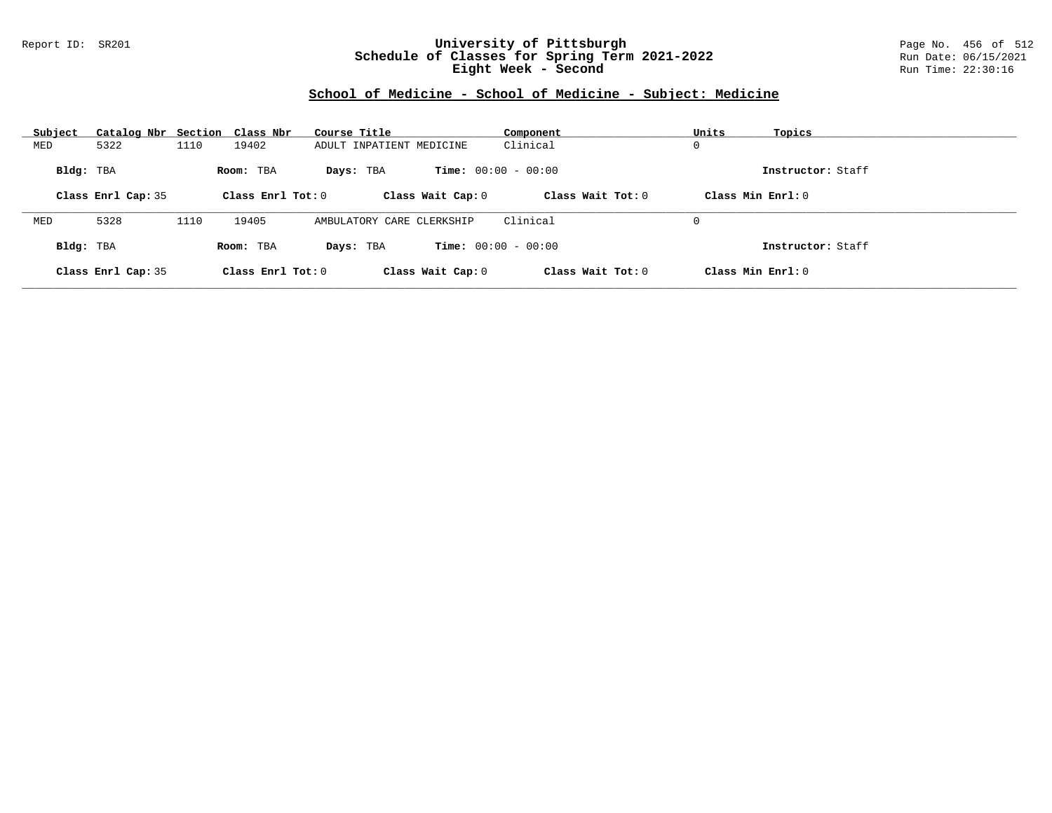## School of Medicine - School of Medicine - Subject: Medicine

| Subject | Catalog Nbr | Section | Class Nbr | Course Title | Component | Units | Topics |
|---|---|---|---|---|---|---|---|
| MED | 5322 | 1110 | 19402 | ADULT INPATIENT MEDICINE | Clinical | 0 | |

**Bldg:** TBA **Room:** TBA **Days:** TBA **Time:** 00:00 - 00:00 **Instructor:** Staff

**Class Enrl Cap:** 35 **Class Enrl Tot:** 0 **Class Wait Cap:** 0 **Class Wait Tot:** 0 **Class Min Enrl:** 0

---

| Subject | Catalog Nbr | Section | Class Nbr | Course Title | Component | Units | Topics |
|---|---|---|---|---|---|---|---|
| MED | 5328 | 1110 | 19405 | AMBULATORY CARE CLERKSHIP | Clinical | 0 | |

**Bldg:** TBA **Room:** TBA **Days:** TBA **Time:** 00:00 - 00:00 **Instructor:** Staff

**Class Enrl Cap:** 35 **Class Enrl Tot:** 0 **Class Wait Cap:** 0 **Class Wait Tot:** 0 **Class Min Enrl:** 0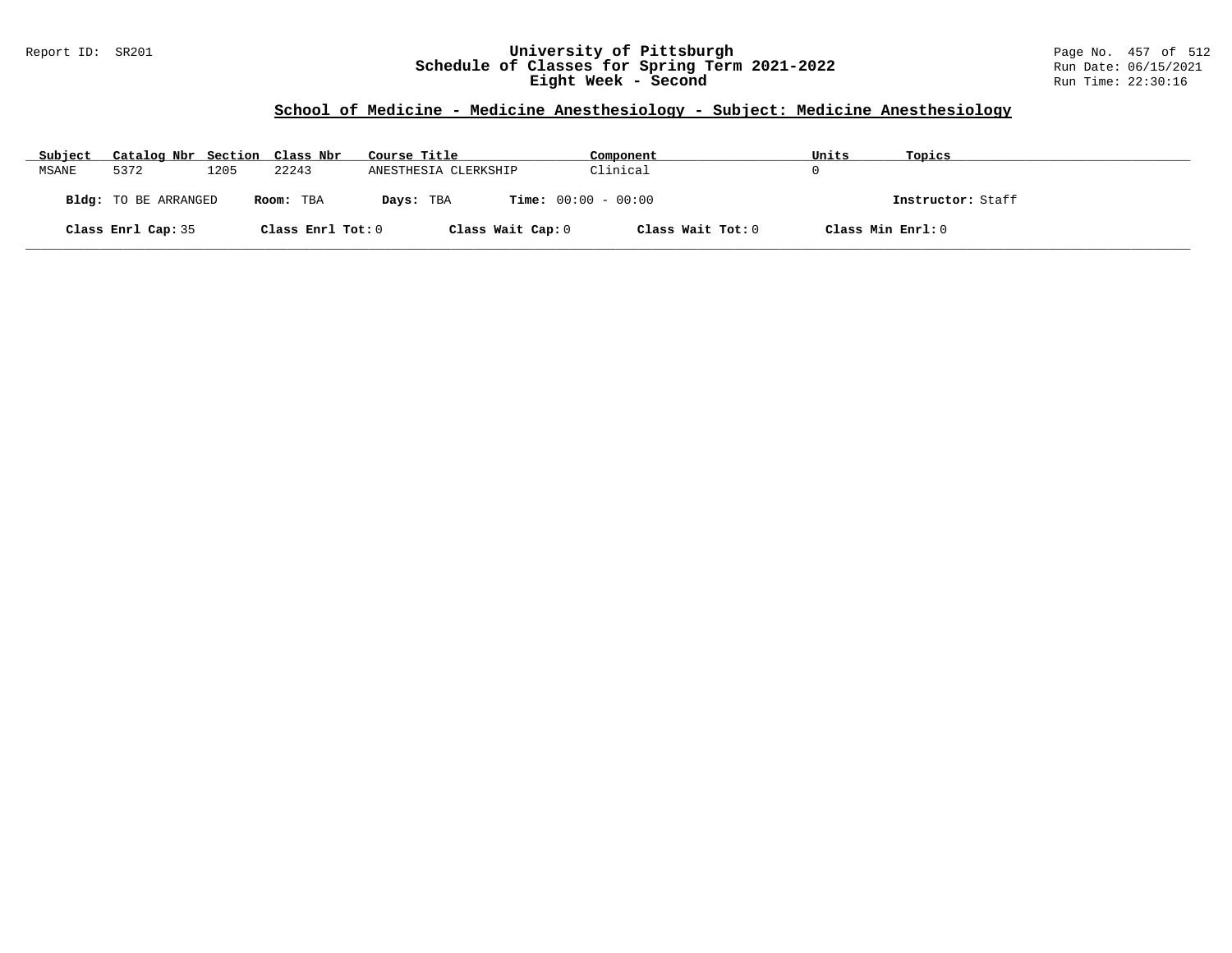## School of Medicine - Medicine Anesthesiology - Subject: Medicine Anesthesiology

| Subject | Catalog Nbr | Section | Class Nbr | Course Title | Component | Units | Topics |
|---|---|---|---|---|---|---|---|
| MSANE | 5372 | 1205 | 22243 | ANESTHESIA CLERKSHIP | Clinical | 0 | |

**Bldg:** TO BE ARRANGED **Room:** TBA **Days:** TBA **Time:** 00:00 - 00:00 **Instructor:** Staff

**Class Enrl Cap:** 35 **Class Enrl Tot:** 0 **Class Wait Cap:** 0 **Class Wait Tot:** 0 **Class Min Enrl:** 0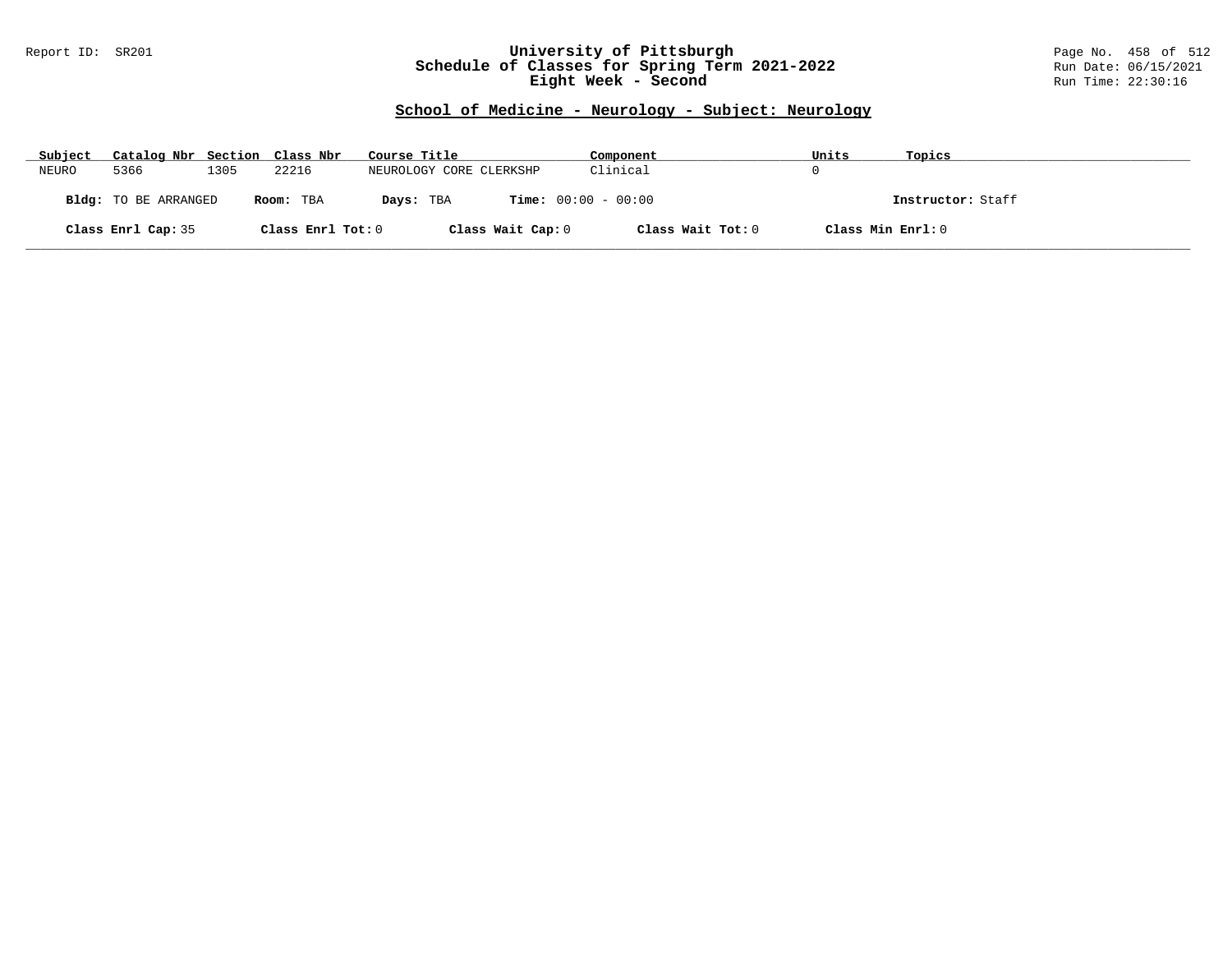## School of Medicine - Neurology - Subject: Neurology

| Subject | Catalog Nbr | Section | Class Nbr | Course Title | Component | Units | Topics |
|---|---|---|---|---|---|---|---|
| NEURO | 5366 | 1305 | 22216 | NEUROLOGY CORE CLERKSHP | Clinical | 0 | |

**Bldg:** TO BE ARRANGED **Room:** TBA **Days:** TBA **Time:** 00:00 - 00:00 **Instructor:** Staff

**Class Enrl Cap:** 35 **Class Enrl Tot:** 0 **Class Wait Cap:** 0 **Class Wait Tot:** 0 **Class Min Enrl:** 0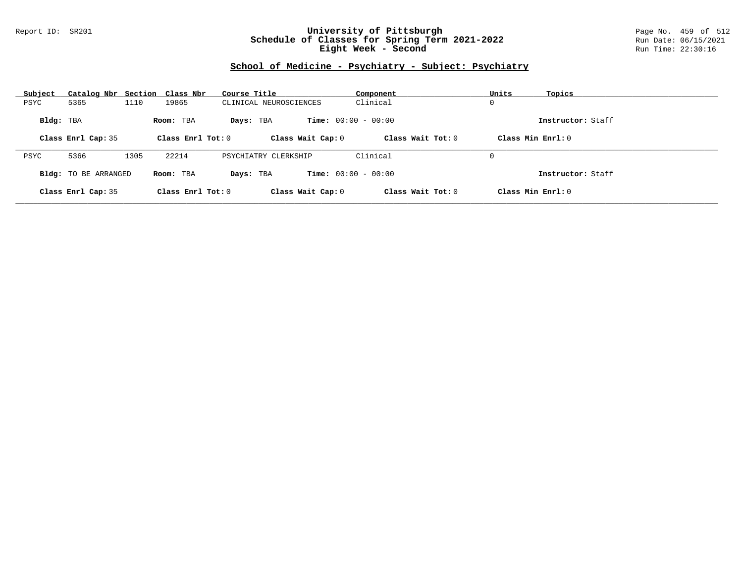# University of Pittsburgh
## Schedule of Classes for Spring Term 2021-2022
## Eight Week - Second

Report ID: SR201

Run Date: 06/15/2021

Run Time: 22:30:16

### School of Medicine - Psychiatry - Subject: Psychiatry

| Subject | Catalog Nbr | Section | Class Nbr | Course Title | Component | Units | Topics |
|---|---|---|---|---|---|---|---|
| PSYC | 5365 | 1110 | 19865 | CLINICAL NEUROSCIENCES | Clinical | 0 | |

**Bldg:** TBA **Room:** TBA **Days:** TBA **Time:** 00:00 - 00:00 **Instructor:** Staff

**Class Enrl Cap:** 35 **Class Enrl Tot:** 0 **Class Wait Cap:** 0 **Class Wait Tot:** 0 **Class Min Enrl:** 0

---

| Subject | Catalog Nbr | Section | Class Nbr | Course Title | Component | Units | Topics |
|---|---|---|---|---|---|---|---|
| PSYC | 5366 | 1305 | 22214 | PSYCHIATRY CLERKSHIP | Clinical | 0 | |

**Bldg:** TO BE ARRANGED **Room:** TBA **Days:** TBA **Time:** 00:00 - 00:00 **Instructor:** Staff

**Class Enrl Cap:** 35 **Class Enrl Tot:** 0 **Class Wait Cap:** 0 **Class Wait Tot:** 0 **Class Min Enrl:** 0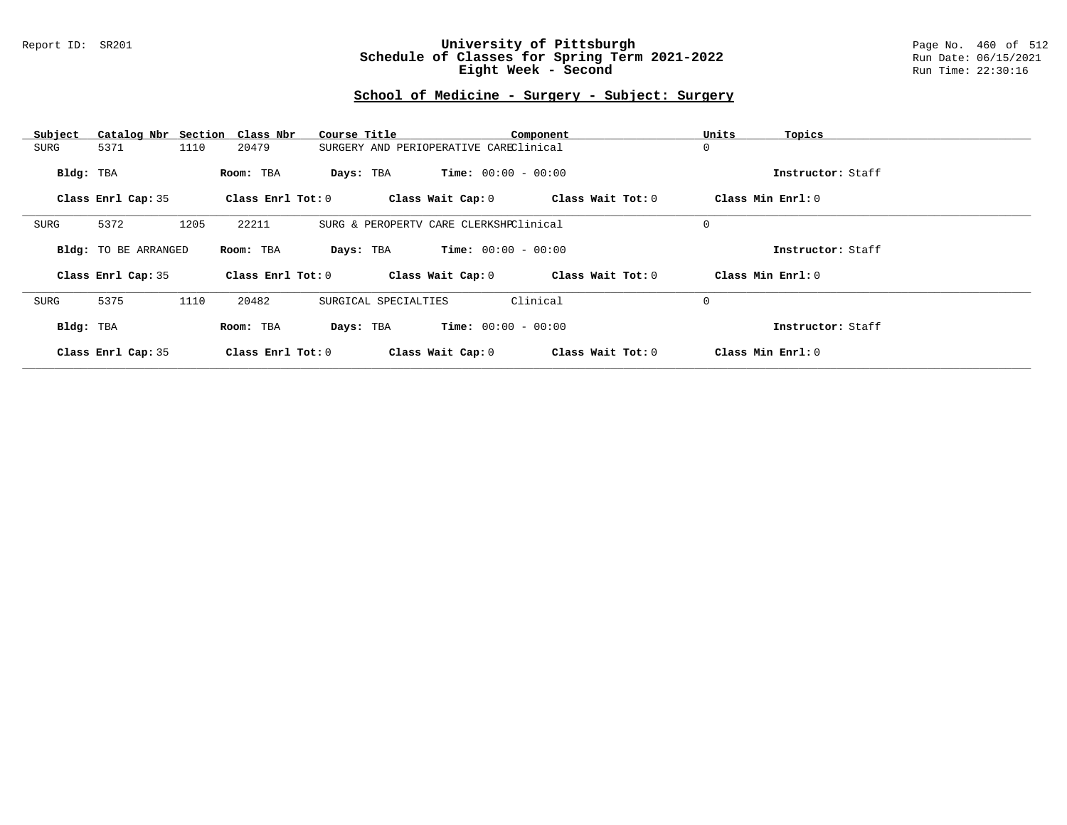# University of Pittsburgh
## Schedule of Classes for Spring Term 2021-2022
## Eight Week - Second

Report ID: SR201

Run Date: 06/15/2021
Run Time: 22:30:16

### School of Medicine - Surgery - Subject: Surgery

| Subject | Catalog Nbr | Section | Class Nbr | Course Title | Component | Units | Topics |
|---|---|---|---|---|---|---|---|
| SURG | 5371 | 1110 | 20479 | SURGERY AND PERIOPERATIVE CARE | Clinical | 0 | |

**Bldg:** TBA **Room:** TBA **Days:** TBA **Time:** 00:00 - 00:00 **Instructor:** Staff

**Class Enrl Cap:** 35 **Class Enrl Tot:** 0 **Class Wait Cap:** 0 **Class Wait Tot:** 0 **Class Min Enrl:** 0

---

| Subject | Catalog Nbr | Section | Class Nbr | Course Title | Component | Units | Topics |
|---|---|---|---|---|---|---|---|
| SURG | 5372 | 1205 | 22211 | SURG & PEROPERTV CARE CLERKSHP | Clinical | 0 | |

**Bldg:** TO BE ARRANGED **Room:** TBA **Days:** TBA **Time:** 00:00 - 00:00 **Instructor:** Staff

**Class Enrl Cap:** 35 **Class Enrl Tot:** 0 **Class Wait Cap:** 0 **Class Wait Tot:** 0 **Class Min Enrl:** 0

---

| Subject | Catalog Nbr | Section | Class Nbr | Course Title | Component | Units | Topics |
|---|---|---|---|---|---|---|---|
| SURG | 5375 | 1110 | 20482 | SURGICAL SPECIALTIES | Clinical | 0 | |

**Bldg:** TBA **Room:** TBA **Days:** TBA **Time:** 00:00 - 00:00 **Instructor:** Staff

**Class Enrl Cap:** 35 **Class Enrl Tot:** 0 **Class Wait Cap:** 0 **Class Wait Tot:** 0 **Class Min Enrl:** 0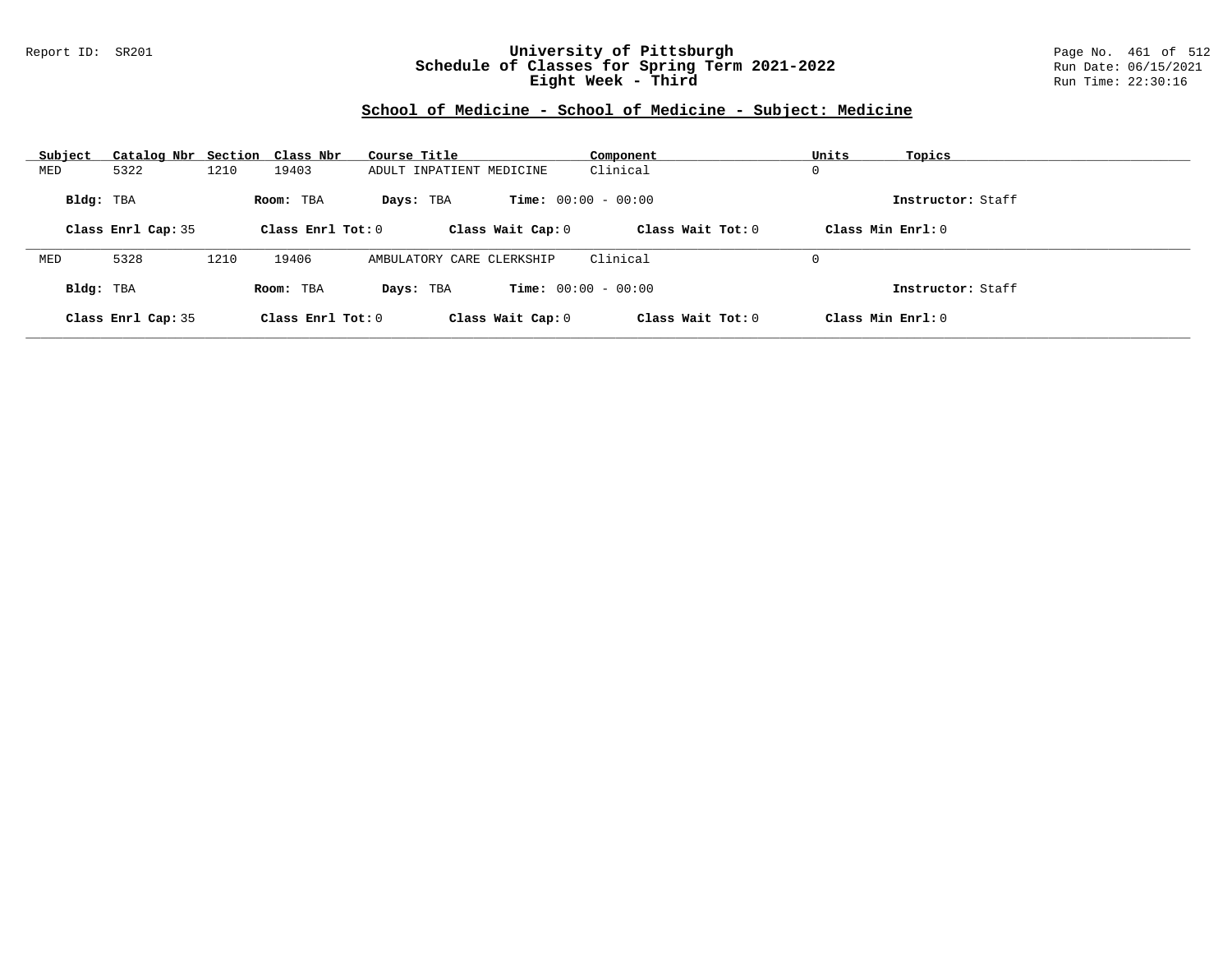# University of Pittsburgh
## Schedule of Classes for Spring Term 2021-2022
## Eight Week - Third

Report ID: SR201

Run Date: 06/15/2021
Run Time: 22:30:16

### School of Medicine - School of Medicine - Subject: Medicine

| Subject | Catalog Nbr | Section | Class Nbr | Course Title | Component | Units | Topics |
|---|---|---|---|---|---|---|---|
| MED | 5322 | 1210 | 19403 | ADULT INPATIENT MEDICINE | Clinical | 0 | |

**Bldg:** TBA **Room:** TBA **Days:** TBA **Time:** 00:00 - 00:00 **Instructor:** Staff

**Class Enrl Cap:** 35 **Class Enrl Tot:** 0 **Class Wait Cap:** 0 **Class Wait Tot:** 0 **Class Min Enrl:** 0

| Subject | Catalog Nbr | Section | Class Nbr | Course Title | Component | Units | Topics |
|---|---|---|---|---|---|---|---|
| MED | 5328 | 1210 | 19406 | AMBULATORY CARE CLERKSHIP | Clinical | 0 | |

**Bldg:** TBA **Room:** TBA **Days:** TBA **Time:** 00:00 - 00:00 **Instructor:** Staff

**Class Enrl Cap:** 35 **Class Enrl Tot:** 0 **Class Wait Cap:** 0 **Class Wait Tot:** 0 **Class Min Enrl:** 0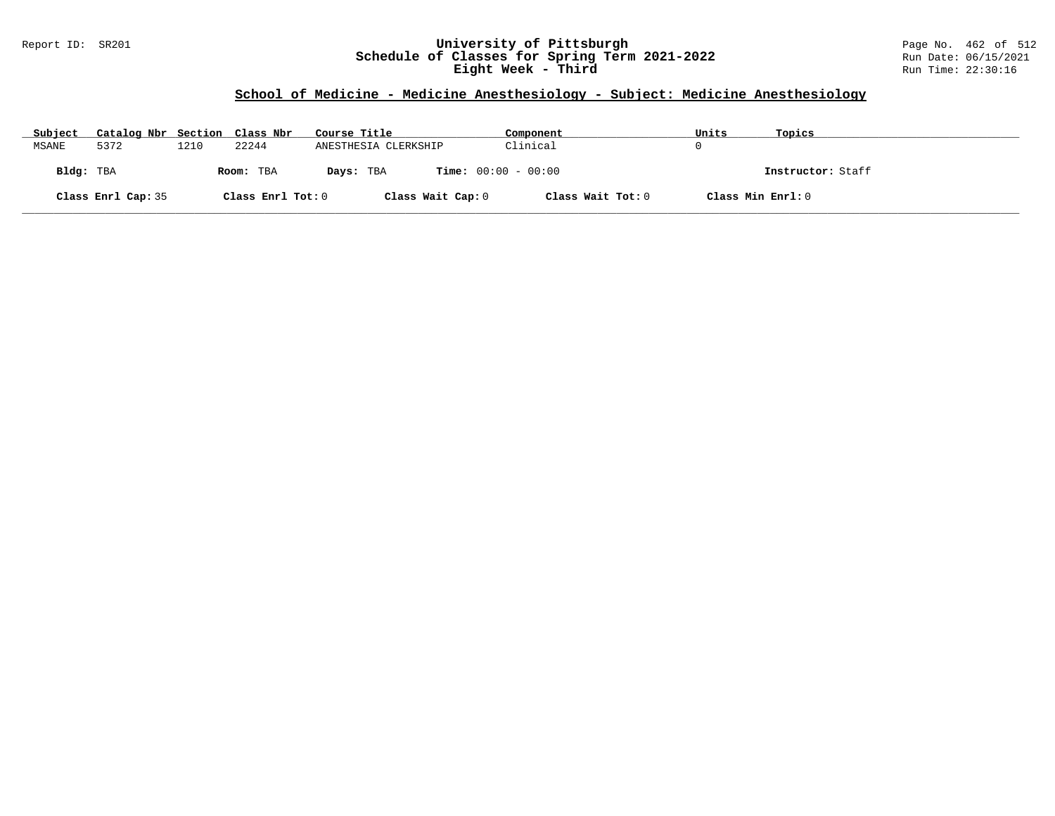# University of Pittsburgh
## Schedule of Classes for Spring Term 2021-2022
## Eight Week - Third

Report ID: SR201

Run Date: 06/15/2021
Run Time: 22:30:16

### School of Medicine - Medicine Anesthesiology - Subject: Medicine Anesthesiology

| Subject | Catalog Nbr | Section | Class Nbr | Course Title | Component | Units | Topics |
|---|---|---|---|---|---|---|---|
| MSANE | 5372 | 1210 | 22244 | ANESTHESIA CLERKSHIP | Clinical | 0 | |

**Bldg:** TBA **Room:** TBA **Days:** TBA **Time:** 00:00 - 00:00 **Instructor:** Staff

**Class Enrl Cap:** 35 **Class Enrl Tot:** 0 **Class Wait Cap:** 0 **Class Wait Tot:** 0 **Class Min Enrl:** 0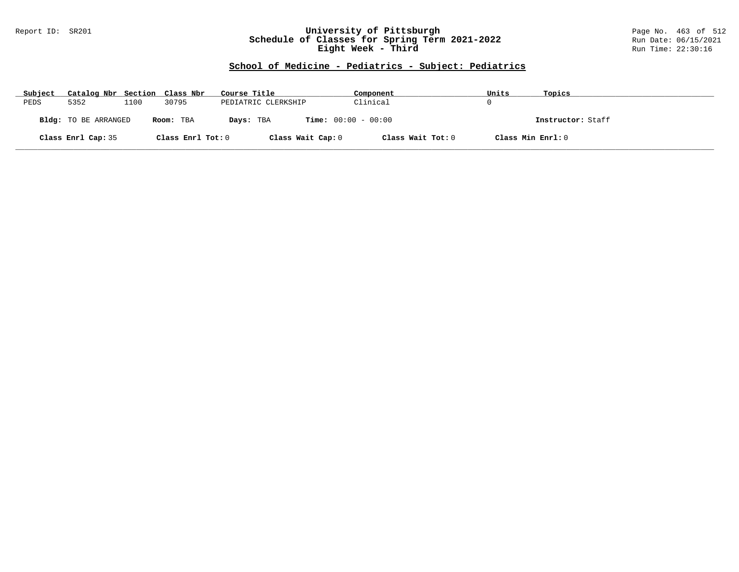Report ID: SR201

# University of Pittsburgh
## Schedule of Classes for Spring Term 2021-2022
## Eight Week - Third

Run Date: 06/15/2021
Run Time: 22:30:16

### School of Medicine - Pediatrics - Subject: Pediatrics

| Subject | Catalog Nbr | Section | Class Nbr | Course Title | Component | Units | Topics |
|---|---|---|---|---|---|---|---|
| PEDS | 5352 | 1100 | 30795 | PEDIATRIC CLERKSHIP | Clinical | 0 | |

**Bldg:** TO BE ARRANGED **Room:** TBA **Days:** TBA **Time:** 00:00 - 00:00 **Instructor:** Staff

**Class Enrl Cap:** 35 **Class Enrl Tot:** 0 **Class Wait Cap:** 0 **Class Wait Tot:** 0 **Class Min Enrl:** 0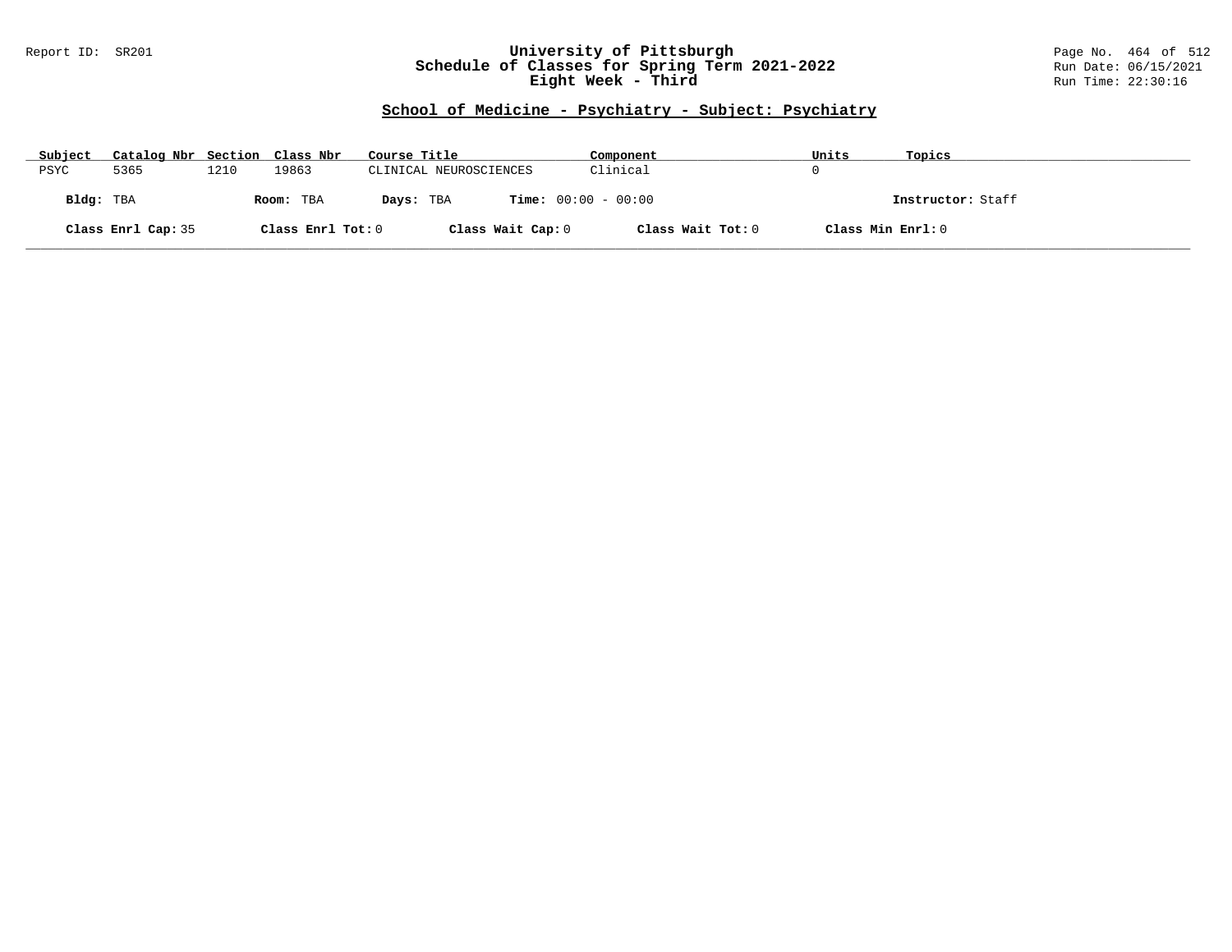Report ID: SR201

# University of Pittsburgh
## Schedule of Classes for Spring Term 2021-2022
## Eight Week - Third

Run Date: 06/15/2021
Run Time: 22:30:16

### School of Medicine - Psychiatry - Subject: Psychiatry

| Subject | Catalog Nbr | Section | Class Nbr | Course Title | Component | Units | Topics |
|---|---|---|---|---|---|---|---|
| PSYC | 5365 | 1210 | 19863 | CLINICAL NEUROSCIENCES | Clinical | 0 | |

**Bldg:** TBA **Room:** TBA **Days:** TBA **Time:** 00:00 - 00:00 **Instructor:** Staff

**Class Enrl Cap:** 35 **Class Enrl Tot:** 0 **Class Wait Cap:** 0 **Class Wait Tot:** 0 **Class Min Enrl:** 0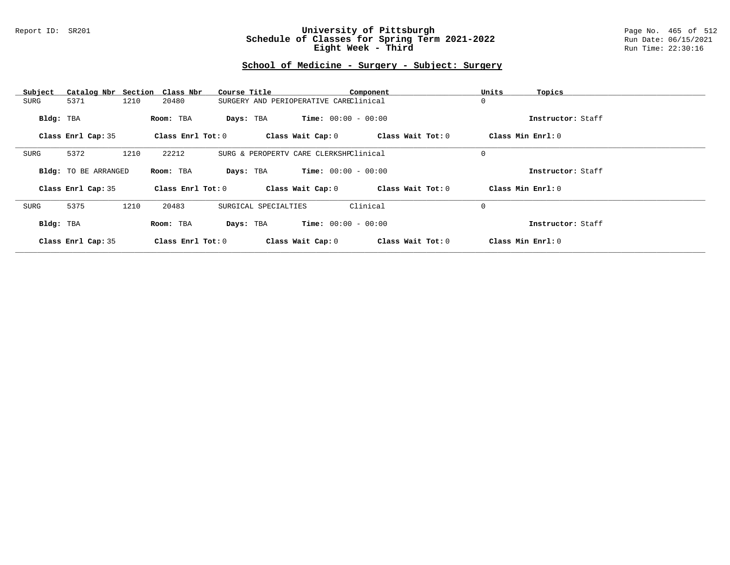## University of Pittsburgh
## Schedule of Classes for Spring Term 2021-2022
## Eight Week - Third

Report ID: SR201

Run Date: 06/15/2021
Run Time: 22:30:16

### School of Medicine - Surgery - Subject: Surgery

| Subject | Catalog Nbr | Section | Class Nbr | Course Title | Component | Units | Topics |
|---|---|---|---|---|---|---|---|
| SURG | 5371 | 1210 | 20480 | SURGERY AND PERIOPERATIVE CARE | Clinical | 0 | |

**Bldg:** TBA **Room:** TBA **Days:** TBA **Time:** 00:00 - 00:00 **Instructor:** Staff

**Class Enrl Cap:** 35 **Class Enrl Tot:** 0 **Class Wait Cap:** 0 **Class Wait Tot:** 0 **Class Min Enrl:** 0

---

| Subject | Catalog Nbr | Section | Class Nbr | Course Title | Component | Units | Topics |
|---|---|---|---|---|---|---|---|
| SURG | 5372 | 1210 | 22212 | SURG & PEROPERTV CARE CLERKSHP | Clinical | 0 | |

**Bldg:** TO BE ARRANGED **Room:** TBA **Days:** TBA **Time:** 00:00 - 00:00 **Instructor:** Staff

**Class Enrl Cap:** 35 **Class Enrl Tot:** 0 **Class Wait Cap:** 0 **Class Wait Tot:** 0 **Class Min Enrl:** 0

---

| Subject | Catalog Nbr | Section | Class Nbr | Course Title | Component | Units | Topics |
|---|---|---|---|---|---|---|---|
| SURG | 5375 | 1210 | 20483 | SURGICAL SPECIALTIES | Clinical | 0 | |

**Bldg:** TBA **Room:** TBA **Days:** TBA **Time:** 00:00 - 00:00 **Instructor:** Staff

**Class Enrl Cap:** 35 **Class Enrl Tot:** 0 **Class Wait Cap:** 0 **Class Wait Tot:** 0 **Class Min Enrl:** 0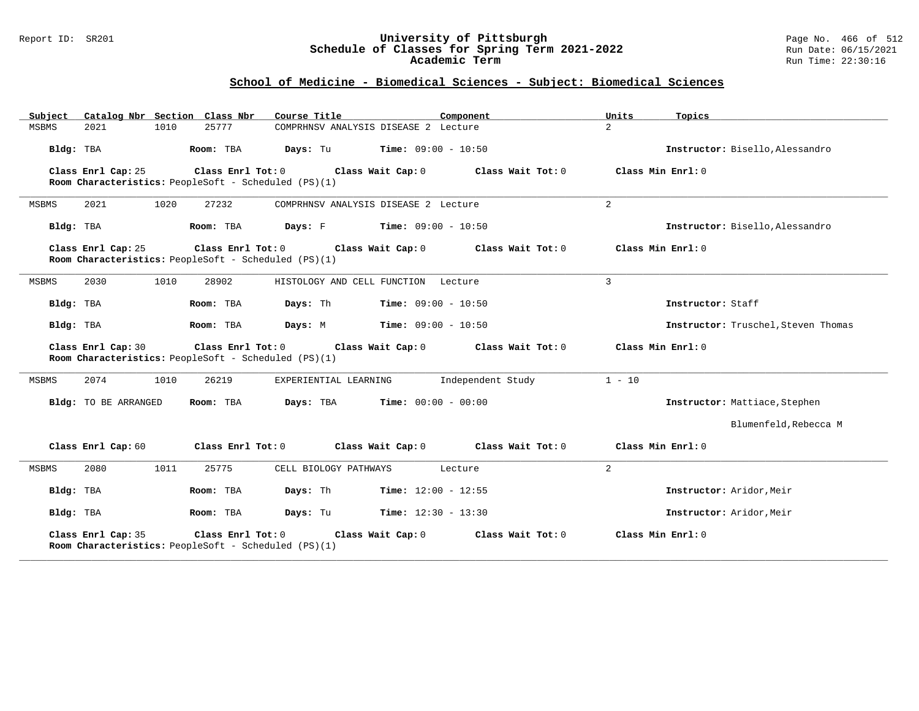## School of Medicine - Biomedical Sciences - Subject: Biomedical Sciences

| Subject | Catalog Nbr | Section | Class Nbr | Course Title | Component | Units | Topics |
|---|---|---|---|---|---|---|---|
| MSBMS | 2021 | 1010 | 25777 | COMPRHNSV ANALYSIS DISEASE 2 | Lecture | 2 | |

**Bldg:** TBA **Room:** TBA **Days:** Tu **Time:** 09:00 - 10:50 **Instructor:** Bisello,Alessandro

**Class Enrl Cap:** 25 **Class Enrl Tot:** 0 **Class Wait Cap:** 0 **Class Wait Tot:** 0 **Class Min Enrl:** 0
**Room Characteristics:** PeopleSoft - Scheduled (PS)(1)

---

| Subject | Catalog Nbr | Section | Class Nbr | Course Title | Component | Units | Topics |
|---|---|---|---|---|---|---|---|
| MSBMS | 2021 | 1020 | 27232 | COMPRHNSV ANALYSIS DISEASE 2 | Lecture | 2 | |

**Bldg:** TBA **Room:** TBA **Days:** F **Time:** 09:00 - 10:50 **Instructor:** Bisello,Alessandro

**Class Enrl Cap:** 25 **Class Enrl Tot:** 0 **Class Wait Cap:** 0 **Class Wait Tot:** 0 **Class Min Enrl:** 0
**Room Characteristics:** PeopleSoft - Scheduled (PS)(1)

---

| Subject | Catalog Nbr | Section | Class Nbr | Course Title | Component | Units | Topics |
|---|---|---|---|---|---|---|---|
| MSBMS | 2030 | 1010 | 28902 | HISTOLOGY AND CELL FUNCTION | Lecture | 3 | |

**Bldg:** TBA **Room:** TBA **Days:** Th **Time:** 09:00 - 10:50 **Instructor:** Staff

**Bldg:** TBA **Room:** TBA **Days:** M **Time:** 09:00 - 10:50 **Instructor:** Truschel,Steven Thomas

**Class Enrl Cap:** 30 **Class Enrl Tot:** 0 **Class Wait Cap:** 0 **Class Wait Tot:** 0 **Class Min Enrl:** 0
**Room Characteristics:** PeopleSoft - Scheduled (PS)(1)

---

| Subject | Catalog Nbr | Section | Class Nbr | Course Title | Component | Units | Topics |
|---|---|---|---|---|---|---|---|
| MSBMS | 2074 | 1010 | 26219 | EXPERIENTIAL LEARNING | Independent Study | 1 - 10 | |

**Bldg:** TO BE ARRANGED **Room:** TBA **Days:** TBA **Time:** 00:00 - 00:00 **Instructor:** Mattiace,Stephen
Blumenfeld,Rebecca M

**Class Enrl Cap:** 60 **Class Enrl Tot:** 0 **Class Wait Cap:** 0 **Class Wait Tot:** 0 **Class Min Enrl:** 0

---

| Subject | Catalog Nbr | Section | Class Nbr | Course Title | Component | Units | Topics |
|---|---|---|---|---|---|---|---|
| MSBMS | 2080 | 1011 | 25775 | CELL BIOLOGY PATHWAYS | Lecture | 2 | |

**Bldg:** TBA **Room:** TBA **Days:** Th **Time:** 12:00 - 12:55 **Instructor:** Aridor,Meir

**Bldg:** TBA **Room:** TBA **Days:** Tu **Time:** 12:30 - 13:30 **Instructor:** Aridor,Meir

**Class Enrl Cap:** 35 **Class Enrl Tot:** 0 **Class Wait Cap:** 0 **Class Wait Tot:** 0 **Class Min Enrl:** 0
**Room Characteristics:** PeopleSoft - Scheduled (PS)(1)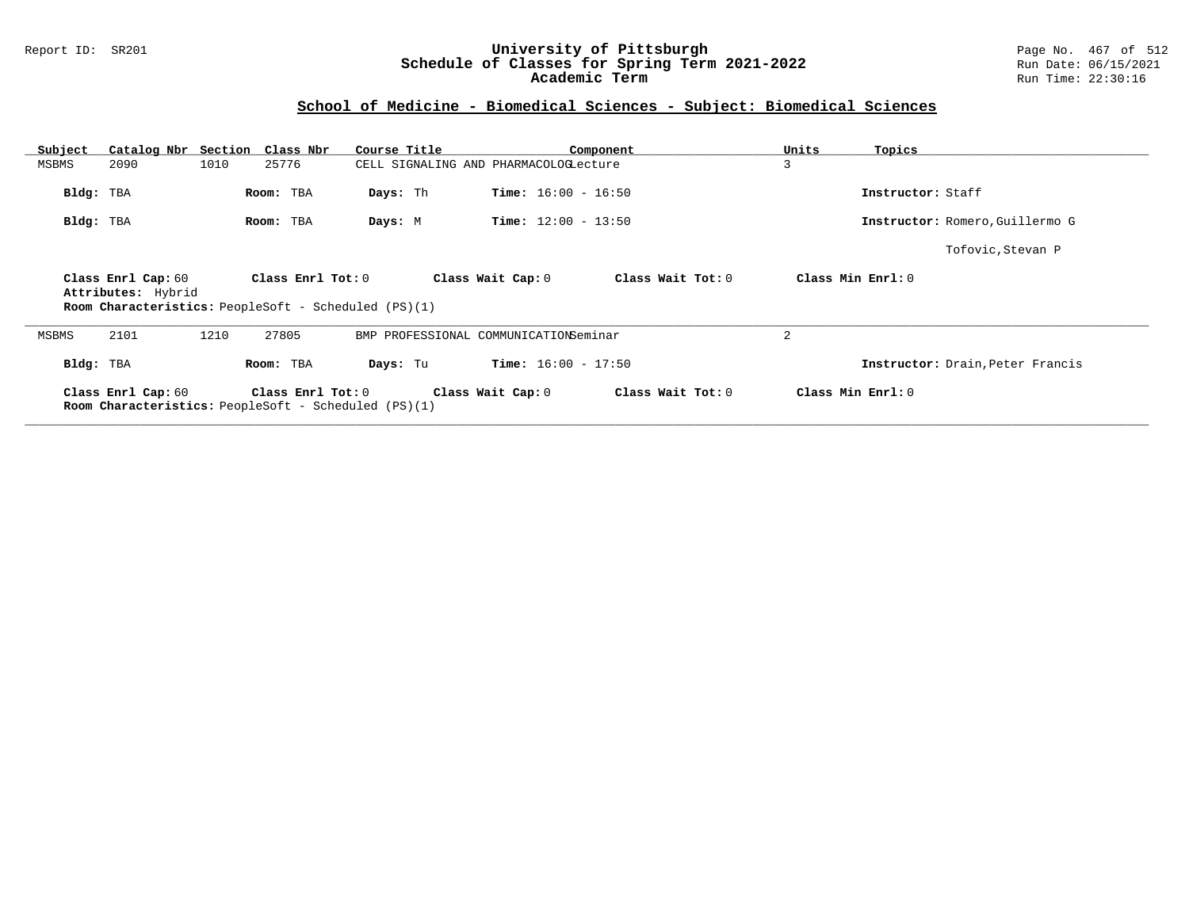## School of Medicine - Biomedical Sciences - Subject: Biomedical Sciences

| Subject | Catalog Nbr | Section | Class Nbr | Course Title | Component | Units | Topics |
|---|---|---|---|---|---|---|---|
| MSBMS | 2090 | 1010 | 25776 | CELL SIGNALING AND PHARMACOLOG | Lecture | 3 | |

**Bldg:** TBA **Room:** TBA **Days:** Th **Time:** 16:00 - 16:50 **Instructor:** Staff

**Bldg:** TBA **Room:** TBA **Days:** M **Time:** 12:00 - 13:50 **Instructor:** Romero,Guillermo G

Tofovic,Stevan P

**Class Enrl Cap:** 60 **Class Enrl Tot:** 0 **Class Wait Cap:** 0 **Class Wait Tot:** 0 **Class Min Enrl:** 0

**Attributes:** Hybrid

**Room Characteristics:** PeopleSoft - Scheduled (PS)(1)

---

| Subject | Catalog Nbr | Section | Class Nbr | Course Title | Component | Units | Topics |
|---|---|---|---|---|---|---|---|
| MSBMS | 2101 | 1210 | 27805 | BMP PROFESSIONAL COMMUNICATION | Seminar | 2 | |

**Bldg:** TBA **Room:** TBA **Days:** Tu **Time:** 16:00 - 17:50 **Instructor:** Drain,Peter Francis

**Class Enrl Cap:** 60 **Class Enrl Tot:** 0 **Class Wait Cap:** 0 **Class Wait Tot:** 0 **Class Min Enrl:** 0

**Room Characteristics:** PeopleSoft - Scheduled (PS)(1)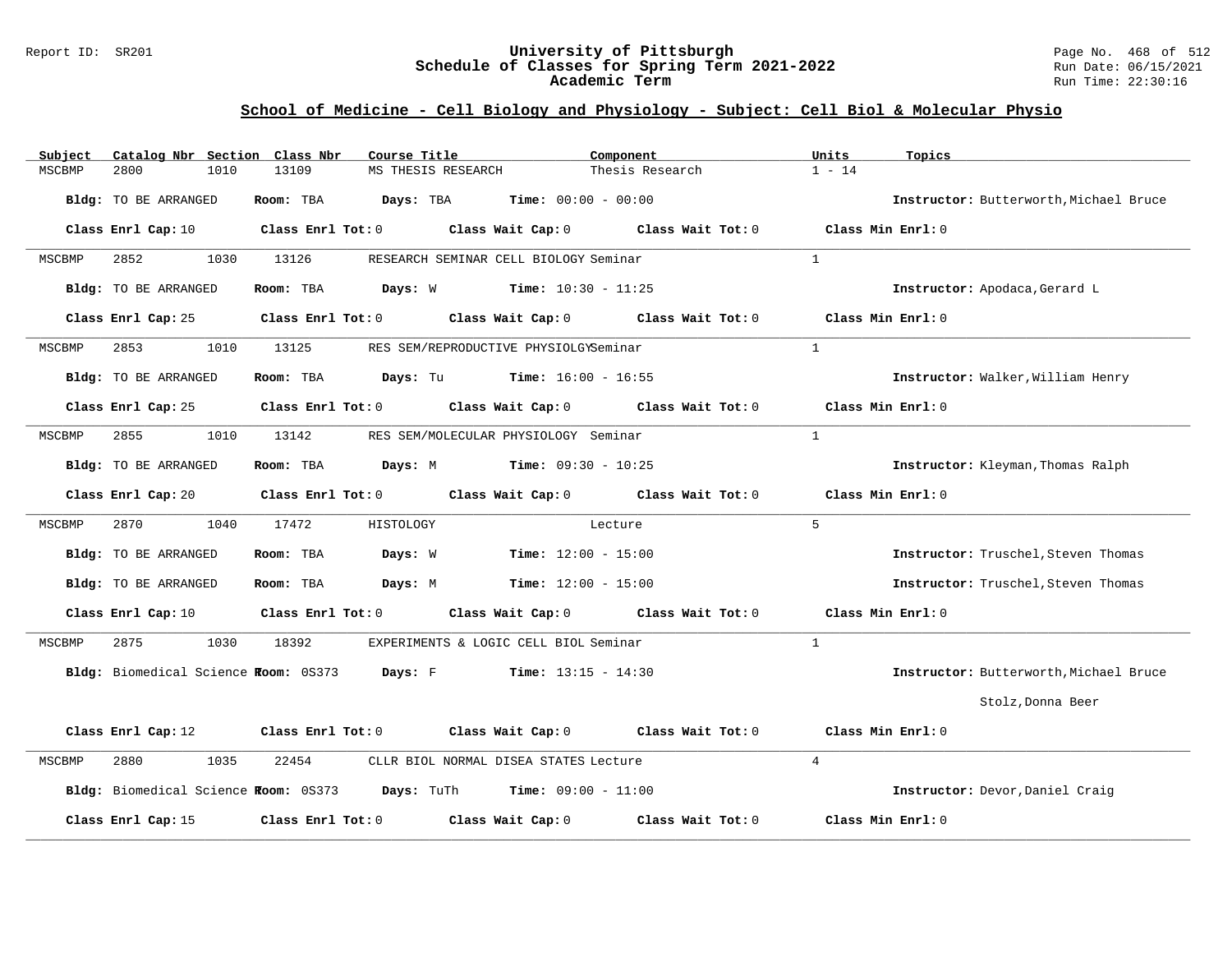## School of Medicine - Cell Biology and Physiology - Subject: Cell Biol & Molecular Physio

| Subject | Catalog Nbr | Section | Class Nbr | Course Title | Component | Units | Topics |
|---|---|---|---|---|---|---|---|
| MSCBMP | 2800 | 1010 | 13109 | MS THESIS RESEARCH | Thesis Research | 1 - 14 | |

**Bldg:** TO BE ARRANGED **Room:** TBA **Days:** TBA **Time:** 00:00 - 00:00 **Instructor:** Butterworth,Michael Bruce

**Class Enrl Cap:** 10 **Class Enrl Tot:** 0 **Class Wait Cap:** 0 **Class Wait Tot:** 0 **Class Min Enrl:** 0

---

| Subject | Catalog Nbr | Section | Class Nbr | Course Title | Component | Units | Topics |
|---|---|---|---|---|---|---|---|
| MSCBMP | 2852 | 1030 | 13126 | RESEARCH SEMINAR CELL BIOLOGY | Seminar | 1 | |

**Bldg:** TO BE ARRANGED **Room:** TBA **Days:** W **Time:** 10:30 - 11:25 **Instructor:** Apodaca,Gerard L

**Class Enrl Cap:** 25 **Class Enrl Tot:** 0 **Class Wait Cap:** 0 **Class Wait Tot:** 0 **Class Min Enrl:** 0

---

| Subject | Catalog Nbr | Section | Class Nbr | Course Title | Component | Units | Topics |
|---|---|---|---|---|---|---|---|
| MSCBMP | 2853 | 1010 | 13125 | RES SEM/REPRODUCTIVE PHYSIOLGY | Seminar | 1 | |

**Bldg:** TO BE ARRANGED **Room:** TBA **Days:** Tu **Time:** 16:00 - 16:55 **Instructor:** Walker,William Henry

**Class Enrl Cap:** 25 **Class Enrl Tot:** 0 **Class Wait Cap:** 0 **Class Wait Tot:** 0 **Class Min Enrl:** 0

---

| Subject | Catalog Nbr | Section | Class Nbr | Course Title | Component | Units | Topics |
|---|---|---|---|---|---|---|---|
| MSCBMP | 2855 | 1010 | 13142 | RES SEM/MOLECULAR PHYSIOLOGY | Seminar | 1 | |

**Bldg:** TO BE ARRANGED **Room:** TBA **Days:** M **Time:** 09:30 - 10:25 **Instructor:** Kleyman,Thomas Ralph

**Class Enrl Cap:** 20 **Class Enrl Tot:** 0 **Class Wait Cap:** 0 **Class Wait Tot:** 0 **Class Min Enrl:** 0

---

| Subject | Catalog Nbr | Section | Class Nbr | Course Title | Component | Units | Topics |
|---|---|---|---|---|---|---|---|
| MSCBMP | 2870 | 1040 | 17472 | HISTOLOGY | Lecture | 5 | |

**Bldg:** TO BE ARRANGED **Room:** TBA **Days:** W **Time:** 12:00 - 15:00 **Instructor:** Truschel,Steven Thomas

**Bldg:** TO BE ARRANGED **Room:** TBA **Days:** M **Time:** 12:00 - 15:00 **Instructor:** Truschel,Steven Thomas

**Class Enrl Cap:** 10 **Class Enrl Tot:** 0 **Class Wait Cap:** 0 **Class Wait Tot:** 0 **Class Min Enrl:** 0

---

| Subject | Catalog Nbr | Section | Class Nbr | Course Title | Component | Units | Topics |
|---|---|---|---|---|---|---|---|
| MSCBMP | 2875 | 1030 | 18392 | EXPERIMENTS & LOGIC CELL BIOL | Seminar | 1 | |

**Bldg:** Biomedical Science T **Room:** 0S373 **Days:** F **Time:** 13:15 - 14:30 **Instructor:** Butterworth,Michael Bruce; Stolz,Donna Beer

**Class Enrl Cap:** 12 **Class Enrl Tot:** 0 **Class Wait Cap:** 0 **Class Wait Tot:** 0 **Class Min Enrl:** 0

---

| Subject | Catalog Nbr | Section | Class Nbr | Course Title | Component | Units | Topics |
|---|---|---|---|---|---|---|---|
| MSCBMP | 2880 | 1035 | 22454 | CLLR BIOL NORMAL DISEA STATES | Lecture | 4 | |

**Bldg:** Biomedical Science T **Room:** 0S373 **Days:** TuTh **Time:** 09:00 - 11:00 **Instructor:** Devor,Daniel Craig

**Class Enrl Cap:** 15 **Class Enrl Tot:** 0 **Class Wait Cap:** 0 **Class Wait Tot:** 0 **Class Min Enrl:** 0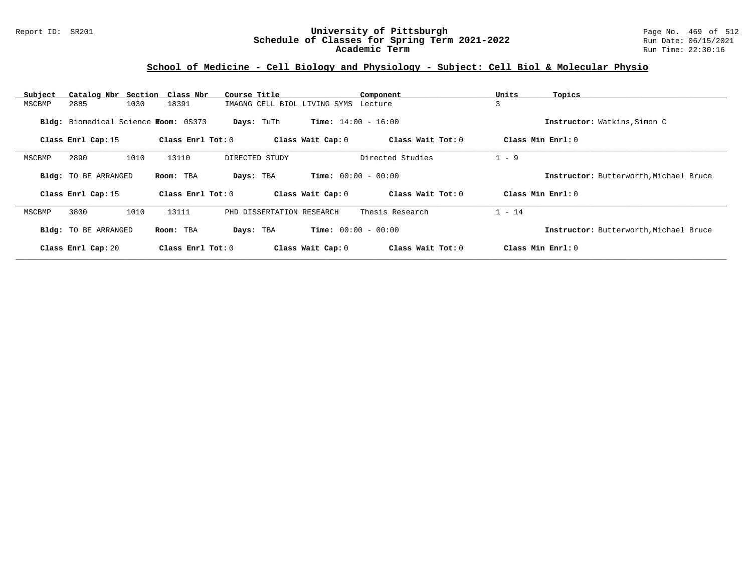## School of Medicine - Cell Biology and Physiology - Subject: Cell Biol & Molecular Physio

| Subject | Catalog Nbr | Section | Class Nbr | Course Title | Component | Units | Topics |
|---|---|---|---|---|---|---|---|
| MSCBMP | 2885 | 1030 | 18391 | IMAGNG CELL BIOL LIVING SYMS | Lecture | 3 | |

**Bldg:** Biomedical Science **Room:** 0S373 **Days:** TuTh **Time:** 14:00 - 16:00 **Instructor:** Watkins,Simon C

**Class Enrl Cap:** 15 **Class Enrl Tot:** 0 **Class Wait Cap:** 0 **Class Wait Tot:** 0 **Class Min Enrl:** 0

---

| Subject | Catalog Nbr | Section | Class Nbr | Course Title | Component | Units | Topics |
|---|---|---|---|---|---|---|---|
| MSCBMP | 2890 | 1010 | 13110 | DIRECTED STUDY | Directed Studies | 1 - 9 | |

**Bldg:** TO BE ARRANGED **Room:** TBA **Days:** TBA **Time:** 00:00 - 00:00 **Instructor:** Butterworth,Michael Bruce

**Class Enrl Cap:** 15 **Class Enrl Tot:** 0 **Class Wait Cap:** 0 **Class Wait Tot:** 0 **Class Min Enrl:** 0

---

| Subject | Catalog Nbr | Section | Class Nbr | Course Title | Component | Units | Topics |
|---|---|---|---|---|---|---|---|
| MSCBMP | 3800 | 1010 | 13111 | PHD DISSERTATION RESEARCH | Thesis Research | 1 - 14 | |

**Bldg:** TO BE ARRANGED **Room:** TBA **Days:** TBA **Time:** 00:00 - 00:00 **Instructor:** Butterworth,Michael Bruce

**Class Enrl Cap:** 20 **Class Enrl Tot:** 0 **Class Wait Cap:** 0 **Class Wait Tot:** 0 **Class Min Enrl:** 0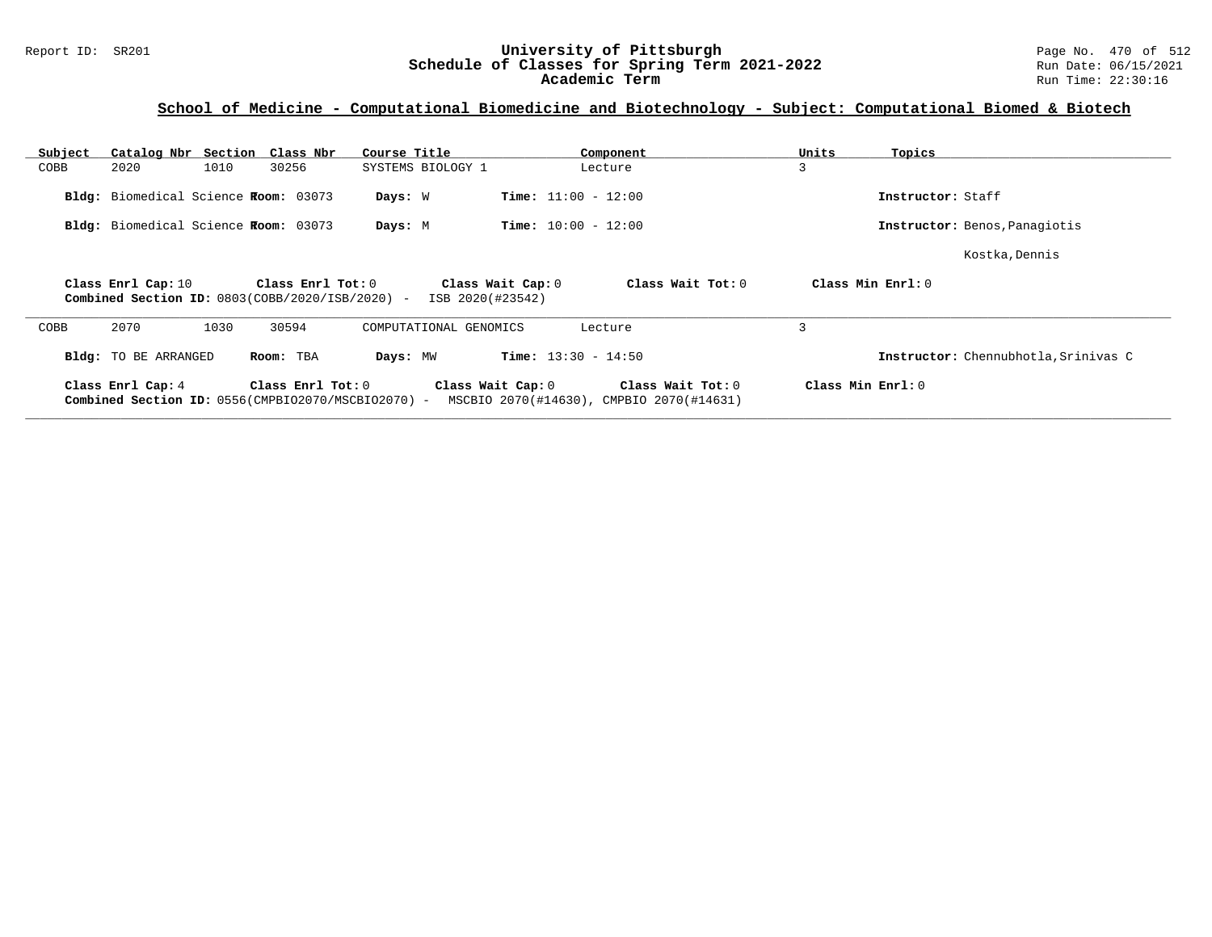Report ID: SR201

# University of Pittsburgh
## Schedule of Classes for Spring Term 2021-2022
### Academic Term

Run Date: 06/15/2021
Run Time: 22:30:16

## School of Medicine - Computational Biomedicine and Biotechnology - Subject: Computational Biomed & Biotech

| Subject | Catalog Nbr | Section | Class Nbr | Course Title | Component | Units | Topics |
|---|---|---|---|---|---|---|---|
| COBB | 2020 | 1010 | 30256 | SYSTEMS BIOLOGY 1 | Lecture | 3 | |

**Bldg:** Biomedical Science **Room:** 03073 **Days:** W **Time:** 11:00 - 12:00 **Instructor:** Staff

**Bldg:** Biomedical Science **Room:** 03073 **Days:** M **Time:** 10:00 - 12:00 **Instructor:** Benos,Panagiotis
Kostka,Dennis

**Class Enrl Cap:** 10 **Class Enrl Tot:** 0 **Class Wait Cap:** 0 **Class Wait Tot:** 0 **Class Min Enrl:** 0
**Combined Section ID:** 0803(COBB/2020/ISB/2020) - ISB 2020(#23542)

---

| Subject | Catalog Nbr | Section | Class Nbr | Course Title | Component | Units | Topics |
|---|---|---|---|---|---|---|---|
| COBB | 2070 | 1030 | 30594 | COMPUTATIONAL GENOMICS | Lecture | 3 | |

**Bldg:** TO BE ARRANGED **Room:** TBA **Days:** MW **Time:** 13:30 - 14:50 **Instructor:** Chennubhotla,Srinivas C

**Class Enrl Cap:** 4 **Class Enrl Tot:** 0 **Class Wait Cap:** 0 **Class Wait Tot:** 0 **Class Min Enrl:** 0
**Combined Section ID:** 0556(CMPBIO2070/MSCBIO2070) - MSCBIO 2070(#14630), CMPBIO 2070(#14631)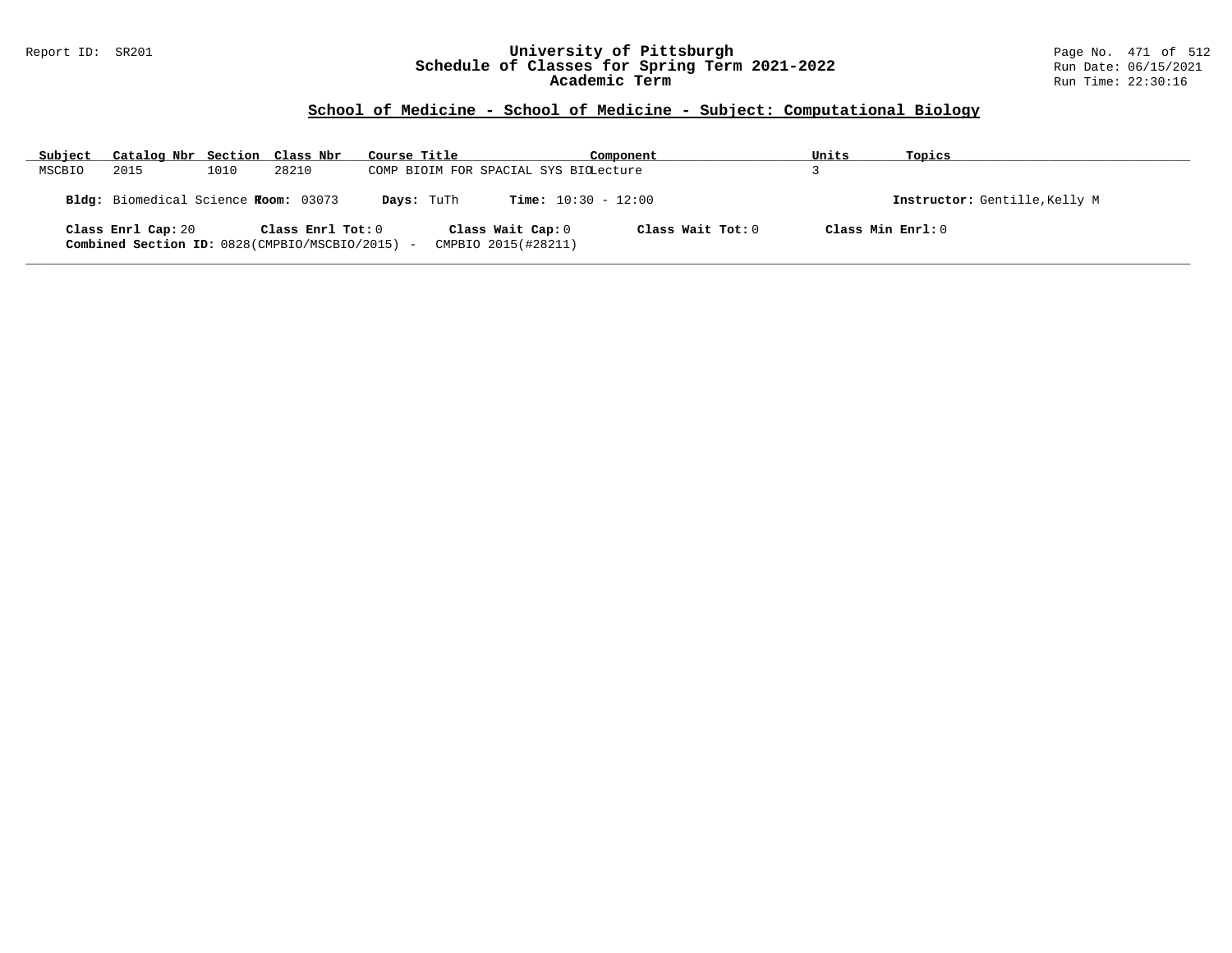## School of Medicine - School of Medicine - Subject: Computational Biology

| Subject | Catalog Nbr | Section | Class Nbr | Course Title | Component | Units | Topics |
|---|---|---|---|---|---|---|---|
| MSCBIO | 2015 | 1010 | 28210 | COMP BIOIM FOR SPACIAL SYS BIO | Lecture | 3 | |

**Bldg:** Biomedical Science T **Room:** 03073 **Days:** TuTh **Time:** 10:30 - 12:00 **Instructor:** Gentille,Kelly M

**Class Enrl Cap:** 20 **Class Enrl Tot:** 0 **Class Wait Cap:** 0 **Class Wait Tot:** 0 **Class Min Enrl:** 0

**Combined Section ID:** 0828(CMPBIO/MSCBIO/2015) - CMPBIO 2015(#28211)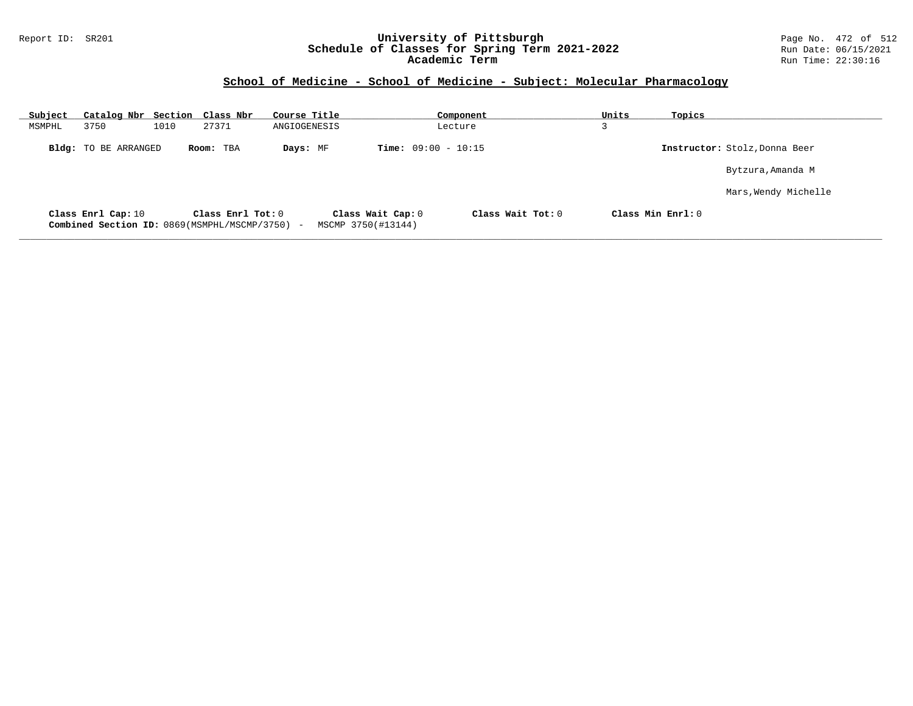Report ID: SR201

# University of Pittsburgh
## Schedule of Classes for Spring Term 2021-2022
### Academic Term

Run Date: 06/15/2021
Run Time: 22:30:16

## School of Medicine - School of Medicine - Subject: Molecular Pharmacology

| Subject | Catalog Nbr | Section | Class Nbr | Course Title | Component | Units | Topics |
|---|---|---|---|---|---|---|---|
| MSMPHL | 3750 | 1010 | 27371 | ANGIOGENESIS | Lecture | 3 | |

**Bldg:** TO BE ARRANGED **Room:** TBA **Days:** MF **Time:** 09:00 - 10:15 **Instructor:** Stolz,Donna Beer

Bytzura,Amanda M

Mars,Wendy Michelle

**Class Enrl Cap:** 10 **Class Enrl Tot:** 0 **Class Wait Cap:** 0 **Class Wait Tot:** 0 **Class Min Enrl:** 0

**Combined Section ID:** 0869(MSMPHL/MSCMP/3750) - MSCMP 3750(#13144)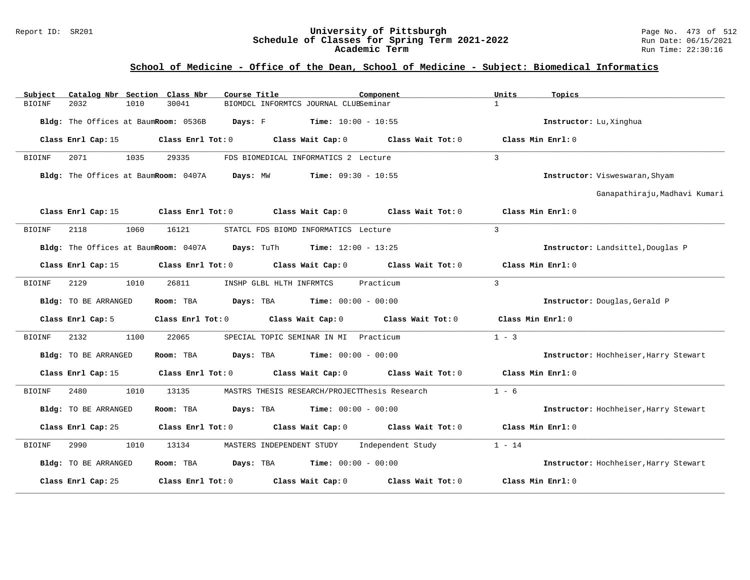# University of Pittsburgh
## Schedule of Classes for Spring Term 2021-2022
### Academic Term

Report ID: SR201

Run Date: 06/15/2021
Run Time: 22:30:16

## School of Medicine - Office of the Dean, School of Medicine - Subject: Biomedical Informatics

| Subject | Catalog Nbr | Section | Class Nbr | Course Title | Component | Units | Topics |
|---|---|---|---|---|---|---|---|
| BIOINF | 2032 | 1010 | 30041 | BIOMDCL INFORMTCS JOURNAL CLUB | Seminar | 1 | |

**Bldg:** The Offices at Baum **Room:** 0536B **Days:** F **Time:** 10:00 - 10:55 **Instructor:** Lu,Xinghua

**Class Enrl Cap:** 15 **Class Enrl Tot:** 0 **Class Wait Cap:** 0 **Class Wait Tot:** 0 **Class Min Enrl:** 0

---

| Subject | Catalog Nbr | Section | Class Nbr | Course Title | Component | Units | Topics |
|---|---|---|---|---|---|---|---|
| BIOINF | 2071 | 1035 | 29335 | FDS BIOMEDICAL INFORMATICS 2 | Lecture | 3 | |

**Bldg:** The Offices at Baum **Room:** 0407A **Days:** MW **Time:** 09:30 - 10:55 **Instructor:** Visweswaran,Shyam; Ganapathiraju,Madhavi Kumari

**Class Enrl Cap:** 15 **Class Enrl Tot:** 0 **Class Wait Cap:** 0 **Class Wait Tot:** 0 **Class Min Enrl:** 0

---

| Subject | Catalog Nbr | Section | Class Nbr | Course Title | Component | Units | Topics |
|---|---|---|---|---|---|---|---|
| BIOINF | 2118 | 1060 | 16121 | STATCL FDS BIOMD INFORMATICS | Lecture | 3 | |

**Bldg:** The Offices at Baum **Room:** 0407A **Days:** TuTh **Time:** 12:00 - 13:25 **Instructor:** Landsittel,Douglas P

**Class Enrl Cap:** 15 **Class Enrl Tot:** 0 **Class Wait Cap:** 0 **Class Wait Tot:** 0 **Class Min Enrl:** 0

---

| Subject | Catalog Nbr | Section | Class Nbr | Course Title | Component | Units | Topics |
|---|---|---|---|---|---|---|---|
| BIOINF | 2129 | 1010 | 26811 | INSHP GLBL HLTH INFRMTCS | Practicum | 3 | |

**Bldg:** TO BE ARRANGED **Room:** TBA **Days:** TBA **Time:** 00:00 - 00:00 **Instructor:** Douglas,Gerald P

**Class Enrl Cap:** 5 **Class Enrl Tot:** 0 **Class Wait Cap:** 0 **Class Wait Tot:** 0 **Class Min Enrl:** 0

---

| Subject | Catalog Nbr | Section | Class Nbr | Course Title | Component | Units | Topics |
|---|---|---|---|---|---|---|---|
| BIOINF | 2132 | 1100 | 22065 | SPECIAL TOPIC SEMINAR IN MI | Practicum | 1 - 3 | |

**Bldg:** TO BE ARRANGED **Room:** TBA **Days:** TBA **Time:** 00:00 - 00:00 **Instructor:** Hochheiser,Harry Stewart

**Class Enrl Cap:** 15 **Class Enrl Tot:** 0 **Class Wait Cap:** 0 **Class Wait Tot:** 0 **Class Min Enrl:** 0

---

| Subject | Catalog Nbr | Section | Class Nbr | Course Title | Component | Units | Topics |
|---|---|---|---|---|---|---|---|
| BIOINF | 2480 | 1010 | 13135 | MASTRS THESIS RESEARCH/PROJECT | Thesis Research | 1 - 6 | |

**Bldg:** TO BE ARRANGED **Room:** TBA **Days:** TBA **Time:** 00:00 - 00:00 **Instructor:** Hochheiser,Harry Stewart

**Class Enrl Cap:** 25 **Class Enrl Tot:** 0 **Class Wait Cap:** 0 **Class Wait Tot:** 0 **Class Min Enrl:** 0

---

| Subject | Catalog Nbr | Section | Class Nbr | Course Title | Component | Units | Topics |
|---|---|---|---|---|---|---|---|
| BIOINF | 2990 | 1010 | 13134 | MASTERS INDEPENDENT STUDY | Independent Study | 1 - 14 | |

**Bldg:** TO BE ARRANGED **Room:** TBA **Days:** TBA **Time:** 00:00 - 00:00 **Instructor:** Hochheiser,Harry Stewart

**Class Enrl Cap:** 25 **Class Enrl Tot:** 0 **Class Wait Cap:** 0 **Class Wait Tot:** 0 **Class Min Enrl:** 0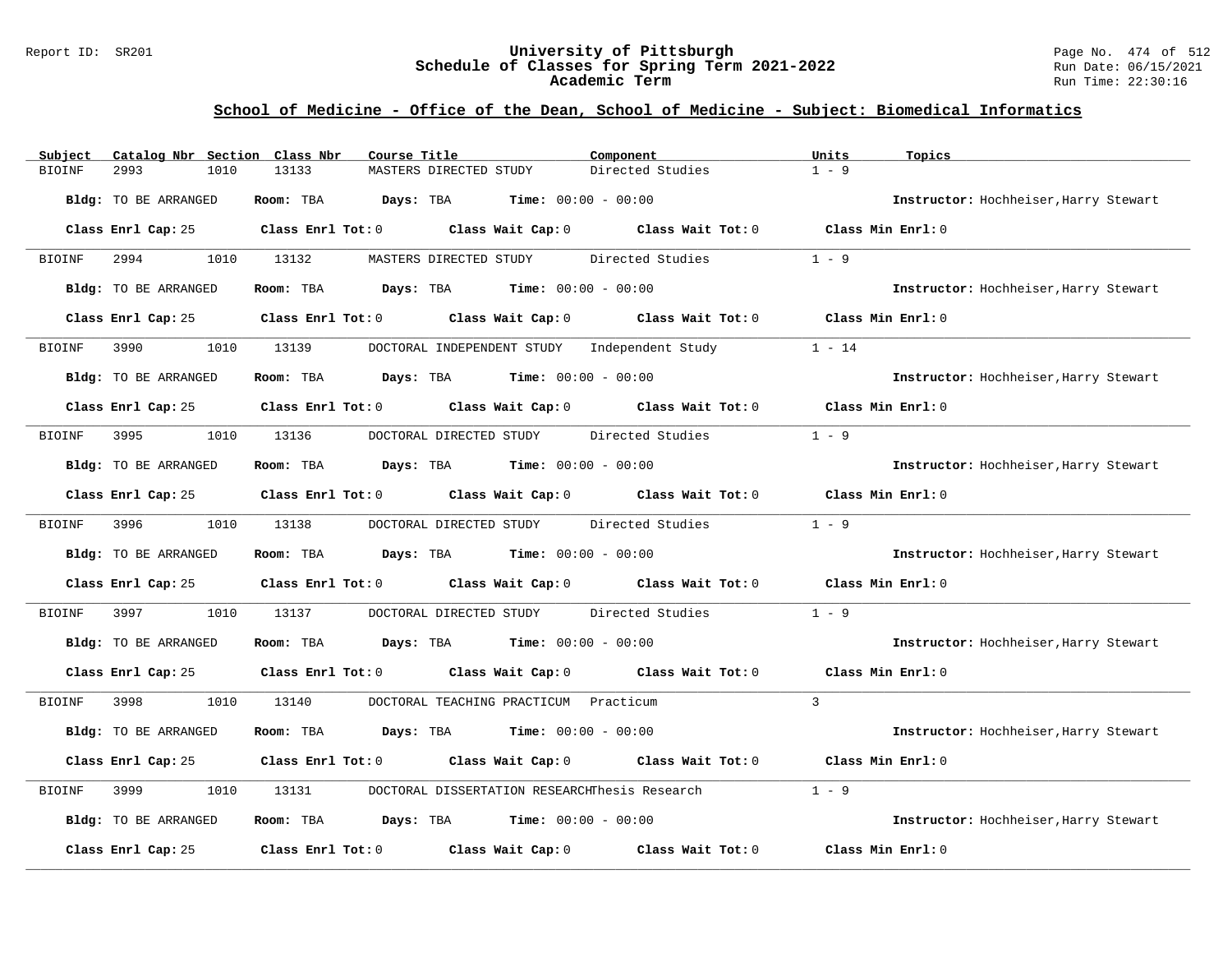## School of Medicine - Office of the Dean, School of Medicine - Subject: Biomedical Informatics

| Subject | Catalog Nbr | Section | Class Nbr | Course Title | Component | Units | Topics |
|---|---|---|---|---|---|---|---|
| BIOINF | 2993 | 1010 | 13133 | MASTERS DIRECTED STUDY | Directed Studies | 1 - 9 | |

**Bldg:** TO BE ARRANGED **Room:** TBA **Days:** TBA **Time:** 00:00 - 00:00 **Instructor:** Hochheiser,Harry Stewart

**Class Enrl Cap:** 25 **Class Enrl Tot:** 0 **Class Wait Cap:** 0 **Class Wait Tot:** 0 **Class Min Enrl:** 0

| Subject | Catalog Nbr | Section | Class Nbr | Course Title | Component | Units | Topics |
|---|---|---|---|---|---|---|---|
| BIOINF | 2994 | 1010 | 13132 | MASTERS DIRECTED STUDY | Directed Studies | 1 - 9 | |

**Bldg:** TO BE ARRANGED **Room:** TBA **Days:** TBA **Time:** 00:00 - 00:00 **Instructor:** Hochheiser,Harry Stewart

**Class Enrl Cap:** 25 **Class Enrl Tot:** 0 **Class Wait Cap:** 0 **Class Wait Tot:** 0 **Class Min Enrl:** 0

| Subject | Catalog Nbr | Section | Class Nbr | Course Title | Component | Units | Topics |
|---|---|---|---|---|---|---|---|
| BIOINF | 3990 | 1010 | 13139 | DOCTORAL INDEPENDENT STUDY | Independent Study | 1 - 14 | |

**Bldg:** TO BE ARRANGED **Room:** TBA **Days:** TBA **Time:** 00:00 - 00:00 **Instructor:** Hochheiser,Harry Stewart

**Class Enrl Cap:** 25 **Class Enrl Tot:** 0 **Class Wait Cap:** 0 **Class Wait Tot:** 0 **Class Min Enrl:** 0

| Subject | Catalog Nbr | Section | Class Nbr | Course Title | Component | Units | Topics |
|---|---|---|---|---|---|---|---|
| BIOINF | 3995 | 1010 | 13136 | DOCTORAL DIRECTED STUDY | Directed Studies | 1 - 9 | |

**Bldg:** TO BE ARRANGED **Room:** TBA **Days:** TBA **Time:** 00:00 - 00:00 **Instructor:** Hochheiser,Harry Stewart

**Class Enrl Cap:** 25 **Class Enrl Tot:** 0 **Class Wait Cap:** 0 **Class Wait Tot:** 0 **Class Min Enrl:** 0

| Subject | Catalog Nbr | Section | Class Nbr | Course Title | Component | Units | Topics |
|---|---|---|---|---|---|---|---|
| BIOINF | 3996 | 1010 | 13138 | DOCTORAL DIRECTED STUDY | Directed Studies | 1 - 9 | |

**Bldg:** TO BE ARRANGED **Room:** TBA **Days:** TBA **Time:** 00:00 - 00:00 **Instructor:** Hochheiser,Harry Stewart

**Class Enrl Cap:** 25 **Class Enrl Tot:** 0 **Class Wait Cap:** 0 **Class Wait Tot:** 0 **Class Min Enrl:** 0

| Subject | Catalog Nbr | Section | Class Nbr | Course Title | Component | Units | Topics |
|---|---|---|---|---|---|---|---|
| BIOINF | 3997 | 1010 | 13137 | DOCTORAL DIRECTED STUDY | Directed Studies | 1 - 9 | |

**Bldg:** TO BE ARRANGED **Room:** TBA **Days:** TBA **Time:** 00:00 - 00:00 **Instructor:** Hochheiser,Harry Stewart

**Class Enrl Cap:** 25 **Class Enrl Tot:** 0 **Class Wait Cap:** 0 **Class Wait Tot:** 0 **Class Min Enrl:** 0

| Subject | Catalog Nbr | Section | Class Nbr | Course Title | Component | Units | Topics |
|---|---|---|---|---|---|---|---|
| BIOINF | 3998 | 1010 | 13140 | DOCTORAL TEACHING PRACTICUM | Practicum | 3 | |

**Bldg:** TO BE ARRANGED **Room:** TBA **Days:** TBA **Time:** 00:00 - 00:00 **Instructor:** Hochheiser,Harry Stewart

**Class Enrl Cap:** 25 **Class Enrl Tot:** 0 **Class Wait Cap:** 0 **Class Wait Tot:** 0 **Class Min Enrl:** 0

| Subject | Catalog Nbr | Section | Class Nbr | Course Title | Component | Units | Topics |
|---|---|---|---|---|---|---|---|
| BIOINF | 3999 | 1010 | 13131 | DOCTORAL DISSERTATION RESEARCH | Thesis Research | 1 - 9 | |

**Bldg:** TO BE ARRANGED **Room:** TBA **Days:** TBA **Time:** 00:00 - 00:00 **Instructor:** Hochheiser,Harry Stewart

**Class Enrl Cap:** 25 **Class Enrl Tot:** 0 **Class Wait Cap:** 0 **Class Wait Tot:** 0 **Class Min Enrl:** 0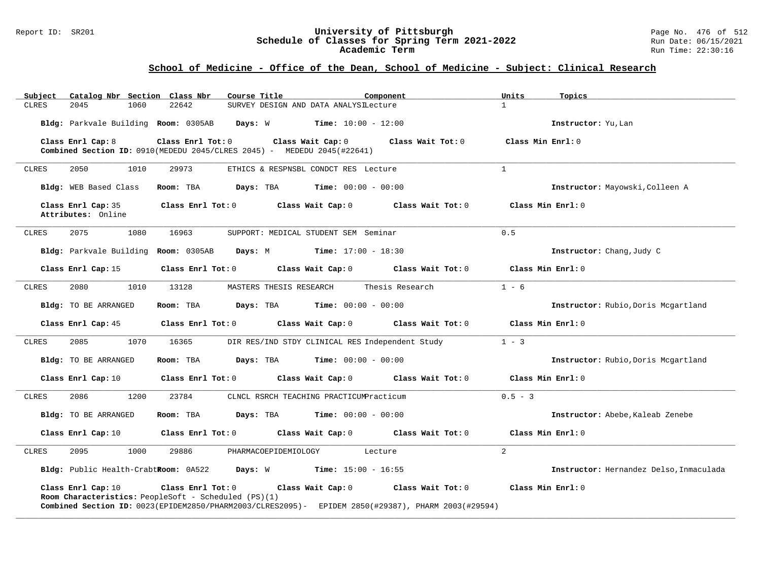## School of Medicine - Office of the Dean, School of Medicine - Subject: Clinical Research

| Subject | Catalog Nbr | Section | Class Nbr | Course Title | Component | Units | Topics |
|---|---|---|---|---|---|---|---|
| CLRES | 2045 | 1060 | 22642 | SURVEY DESIGN AND DATA ANALYSI | Lecture | 1 | |

**Bldg:** Parkvale Building **Room:** 0305AB **Days:** W **Time:** 10:00 - 12:00 **Instructor:** Yu,Lan

**Class Enrl Cap:** 8 **Class Enrl Tot:** 0 **Class Wait Cap:** 0 **Class Wait Tot:** 0 **Class Min Enrl:** 0
**Combined Section ID:** 0910(MEDEDU 2045/CLRES 2045) - MEDEDU 2045(#22641)

---

| Subject | Catalog Nbr | Section | Class Nbr | Course Title | Component | Units | Topics |
|---|---|---|---|---|---|---|---|
| CLRES | 2050 | 1010 | 29973 | ETHICS & RESPNSBL CONDCT RES | Lecture | 1 | |

**Bldg:** WEB Based Class **Room:** TBA **Days:** TBA **Time:** 00:00 - 00:00 **Instructor:** Mayowski,Colleen A

**Class Enrl Cap:** 35 **Class Enrl Tot:** 0 **Class Wait Cap:** 0 **Class Wait Tot:** 0 **Class Min Enrl:** 0
**Attributes:** Online

---

| Subject | Catalog Nbr | Section | Class Nbr | Course Title | Component | Units | Topics |
|---|---|---|---|---|---|---|---|
| CLRES | 2075 | 1080 | 16963 | SUPPORT: MEDICAL STUDENT SEM | Seminar | 0.5 | |

**Bldg:** Parkvale Building **Room:** 0305AB **Days:** M **Time:** 17:00 - 18:30 **Instructor:** Chang,Judy C

**Class Enrl Cap:** 15 **Class Enrl Tot:** 0 **Class Wait Cap:** 0 **Class Wait Tot:** 0 **Class Min Enrl:** 0

---

| Subject | Catalog Nbr | Section | Class Nbr | Course Title | Component | Units | Topics |
|---|---|---|---|---|---|---|---|
| CLRES | 2080 | 1010 | 13128 | MASTERS THESIS RESEARCH | Thesis Research | 1 - 6 | |

**Bldg:** TO BE ARRANGED **Room:** TBA **Days:** TBA **Time:** 00:00 - 00:00 **Instructor:** Rubio,Doris Mcgartland

**Class Enrl Cap:** 45 **Class Enrl Tot:** 0 **Class Wait Cap:** 0 **Class Wait Tot:** 0 **Class Min Enrl:** 0

---

| Subject | Catalog Nbr | Section | Class Nbr | Course Title | Component | Units | Topics |
|---|---|---|---|---|---|---|---|
| CLRES | 2085 | 1070 | 16365 | DIR RES/IND STDY CLINICAL RES | Independent Study | 1 - 3 | |

**Bldg:** TO BE ARRANGED **Room:** TBA **Days:** TBA **Time:** 00:00 - 00:00 **Instructor:** Rubio,Doris Mcgartland

**Class Enrl Cap:** 10 **Class Enrl Tot:** 0 **Class Wait Cap:** 0 **Class Wait Tot:** 0 **Class Min Enrl:** 0

---

| Subject | Catalog Nbr | Section | Class Nbr | Course Title | Component | Units | Topics |
|---|---|---|---|---|---|---|---|
| CLRES | 2086 | 1200 | 23784 | CLNCL RSRCH TEACHING PRACTICUM | Practicum | 0.5 - 3 | |

**Bldg:** TO BE ARRANGED **Room:** TBA **Days:** TBA **Time:** 00:00 - 00:00 **Instructor:** Abebe,Kaleab Zenebe

**Class Enrl Cap:** 10 **Class Enrl Tot:** 0 **Class Wait Cap:** 0 **Class Wait Tot:** 0 **Class Min Enrl:** 0

---

| Subject | Catalog Nbr | Section | Class Nbr | Course Title | Component | Units | Topics |
|---|---|---|---|---|---|---|---|
| CLRES | 2095 | 1000 | 29886 | PHARMACOEPIDEMIOLOGY | Lecture | 2 | |

**Bldg:** Public Health-Crabt **Room:** 0A522 **Days:** W **Time:** 15:00 - 16:55 **Instructor:** Hernandez Delso,Inmaculada

**Class Enrl Cap:** 10 **Class Enrl Tot:** 0 **Class Wait Cap:** 0 **Class Wait Tot:** 0 **Class Min Enrl:** 0
**Room Characteristics:** PeopleSoft - Scheduled (PS)(1)
**Combined Section ID:** 0023(EPIDEM2850/PHARM2003/CLRES2095)- EPIDEM 2850(#29387), PHARM 2003(#29594)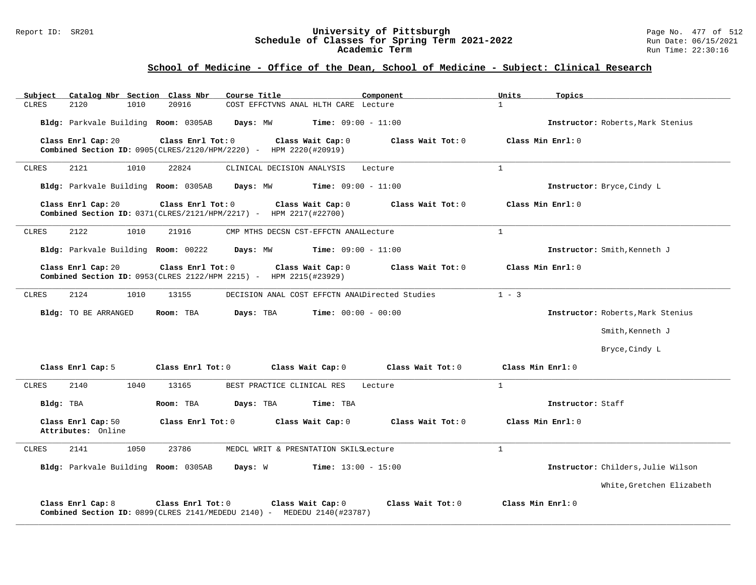## School of Medicine - Office of the Dean, School of Medicine - Subject: Clinical Research

| Subject | Catalog Nbr | Section | Class Nbr | Course Title | Component | Units | Topics |
|---|---|---|---|---|---|---|---|
| CLRES | 2120 | 1010 | 20916 | COST EFFCTVNS ANAL HLTH CARE | Lecture | 1 | |

**Bldg:** Parkvale Building **Room:** 0305AB **Days:** MW **Time:** 09:00 - 11:00 **Instructor:** Roberts,Mark Stenius

**Class Enrl Cap:** 20 **Class Enrl Tot:** 0 **Class Wait Cap:** 0 **Class Wait Tot:** 0 **Class Min Enrl:** 0
**Combined Section ID:** 0905(CLRES/2120/HPM/2220) - HPM 2220(#20919)

---

| Subject | Catalog Nbr | Section | Class Nbr | Course Title | Component | Units | Topics |
|---|---|---|---|---|---|---|---|
| CLRES | 2121 | 1010 | 22824 | CLINICAL DECISION ANALYSIS | Lecture | 1 | |

**Bldg:** Parkvale Building **Room:** 0305AB **Days:** MW **Time:** 09:00 - 11:00 **Instructor:** Bryce,Cindy L

**Class Enrl Cap:** 20 **Class Enrl Tot:** 0 **Class Wait Cap:** 0 **Class Wait Tot:** 0 **Class Min Enrl:** 0
**Combined Section ID:** 0371(CLRES/2121/HPM/2217) - HPM 2217(#22700)

---

| Subject | Catalog Nbr | Section | Class Nbr | Course Title | Component | Units | Topics |
|---|---|---|---|---|---|---|---|
| CLRES | 2122 | 1010 | 21916 | CMP MTHS DECSN CST-EFFCTN ANAL | Lecture | 1 | |

**Bldg:** Parkvale Building **Room:** 00222 **Days:** MW **Time:** 09:00 - 11:00 **Instructor:** Smith,Kenneth J

**Class Enrl Cap:** 20 **Class Enrl Tot:** 0 **Class Wait Cap:** 0 **Class Wait Tot:** 0 **Class Min Enrl:** 0
**Combined Section ID:** 0953(CLRES 2122/HPM 2215) - HPM 2215(#23929)

---

| Subject | Catalog Nbr | Section | Class Nbr | Course Title | Component | Units | Topics |
|---|---|---|---|---|---|---|---|
| CLRES | 2124 | 1010 | 13155 | DECISION ANAL COST EFFCTN ANAL | Directed Studies | 1 - 3 | |

**Bldg:** TO BE ARRANGED **Room:** TBA **Days:** TBA **Time:** 00:00 - 00:00 **Instructor:** Roberts,Mark Stenius; Smith,Kenneth J; Bryce,Cindy L

**Class Enrl Cap:** 5 **Class Enrl Tot:** 0 **Class Wait Cap:** 0 **Class Wait Tot:** 0 **Class Min Enrl:** 0

---

| Subject | Catalog Nbr | Section | Class Nbr | Course Title | Component | Units | Topics |
|---|---|---|---|---|---|---|---|
| CLRES | 2140 | 1040 | 13165 | BEST PRACTICE CLINICAL RES | Lecture | 1 | |

**Bldg:** TBA **Room:** TBA **Days:** TBA **Time:** TBA **Instructor:** Staff

**Class Enrl Cap:** 50 **Class Enrl Tot:** 0 **Class Wait Cap:** 0 **Class Wait Tot:** 0 **Class Min Enrl:** 0
**Attributes:** Online

---

| Subject | Catalog Nbr | Section | Class Nbr | Course Title | Component | Units | Topics |
|---|---|---|---|---|---|---|---|
| CLRES | 2141 | 1050 | 23786 | MEDCL WRIT & PRESNTATION SKILS | Lecture | 1 | |

**Bldg:** Parkvale Building **Room:** 0305AB **Days:** W **Time:** 13:00 - 15:00 **Instructor:** Childers,Julie Wilson; White,Gretchen Elizabeth

**Class Enrl Cap:** 8 **Class Enrl Tot:** 0 **Class Wait Cap:** 0 **Class Wait Tot:** 0 **Class Min Enrl:** 0
**Combined Section ID:** 0899(CLRES 2141/MEDEDU 2140) - MEDEDU 2140(#23787)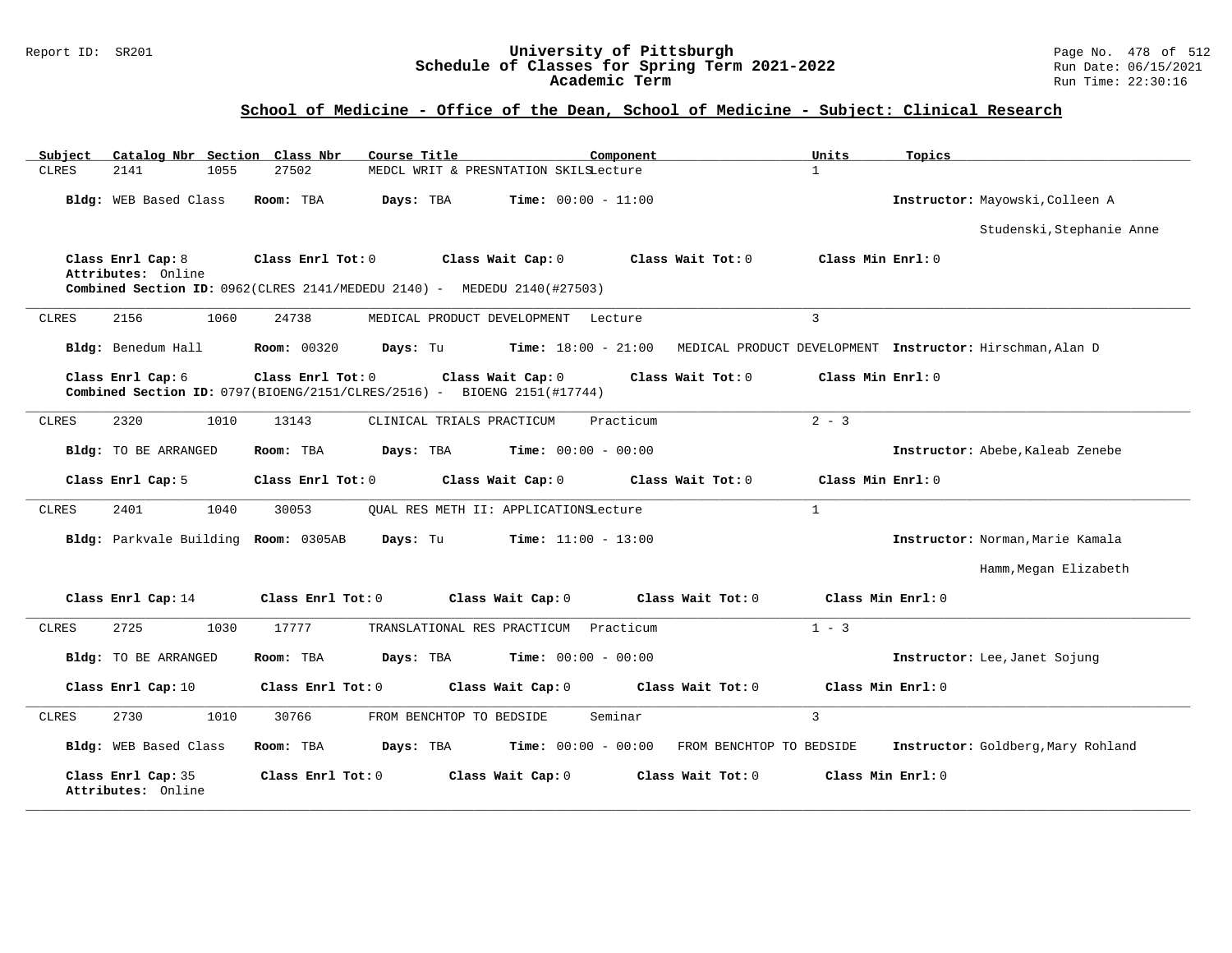## School of Medicine - Office of the Dean, School of Medicine - Subject: Clinical Research

| Subject | Catalog Nbr | Section | Class Nbr | Course Title | Component | Units | Topics |
|---|---|---|---|---|---|---|---|
| CLRES | 2141 | 1055 | 27502 | MEDCL WRIT & PRESNTATION SKILS | Lecture | 1 | |

**Bldg:** WEB Based Class **Room:** TBA **Days:** TBA **Time:** 00:00 - 11:00 **Instructor:** Mayowski,Colleen A; Studenski,Stephanie Anne

**Class Enrl Cap:** 8 **Class Enrl Tot:** 0 **Class Wait Cap:** 0 **Class Wait Tot:** 0 **Class Min Enrl:** 0
**Attributes:** Online
**Combined Section ID:** 0962(CLRES 2141/MEDEDU 2140) - MEDEDU 2140(#27503)

---

| Subject | Catalog Nbr | Section | Class Nbr | Course Title | Component | Units | Topics |
|---|---|---|---|---|---|---|---|
| CLRES | 2156 | 1060 | 24738 | MEDICAL PRODUCT DEVELOPMENT | Lecture | 3 | |

**Bldg:** Benedum Hall **Room:** 00320 **Days:** Tu **Time:** 18:00 - 21:00 MEDICAL PRODUCT DEVELOPMENT **Instructor:** Hirschman,Alan D

**Class Enrl Cap:** 6 **Class Enrl Tot:** 0 **Class Wait Cap:** 0 **Class Wait Tot:** 0 **Class Min Enrl:** 0
**Combined Section ID:** 0797(BIOENG/2151/CLRES/2516) - BIOENG 2151(#17744)

---

| Subject | Catalog Nbr | Section | Class Nbr | Course Title | Component | Units | Topics |
|---|---|---|---|---|---|---|---|
| CLRES | 2320 | 1010 | 13143 | CLINICAL TRIALS PRACTICUM | Practicum | 2 - 3 | |

**Bldg:** TO BE ARRANGED **Room:** TBA **Days:** TBA **Time:** 00:00 - 00:00 **Instructor:** Abebe,Kaleab Zenebe

**Class Enrl Cap:** 5 **Class Enrl Tot:** 0 **Class Wait Cap:** 0 **Class Wait Tot:** 0 **Class Min Enrl:** 0

---

| Subject | Catalog Nbr | Section | Class Nbr | Course Title | Component | Units | Topics |
|---|---|---|---|---|---|---|---|
| CLRES | 2401 | 1040 | 30053 | QUAL RES METH II: APPLICATIONS | Lecture | 1 | |

**Bldg:** Parkvale Building **Room:** 0305AB **Days:** Tu **Time:** 11:00 - 13:00 **Instructor:** Norman,Marie Kamala; Hamm,Megan Elizabeth

**Class Enrl Cap:** 14 **Class Enrl Tot:** 0 **Class Wait Cap:** 0 **Class Wait Tot:** 0 **Class Min Enrl:** 0

---

| Subject | Catalog Nbr | Section | Class Nbr | Course Title | Component | Units | Topics |
|---|---|---|---|---|---|---|---|
| CLRES | 2725 | 1030 | 17777 | TRANSLATIONAL RES PRACTICUM | Practicum | 1 - 3 | |

**Bldg:** TO BE ARRANGED **Room:** TBA **Days:** TBA **Time:** 00:00 - 00:00 **Instructor:** Lee,Janet Sojung

**Class Enrl Cap:** 10 **Class Enrl Tot:** 0 **Class Wait Cap:** 0 **Class Wait Tot:** 0 **Class Min Enrl:** 0

---

| Subject | Catalog Nbr | Section | Class Nbr | Course Title | Component | Units | Topics |
|---|---|---|---|---|---|---|---|
| CLRES | 2730 | 1010 | 30766 | FROM BENCHTOP TO BEDSIDE | Seminar | 3 | |

**Bldg:** WEB Based Class **Room:** TBA **Days:** TBA **Time:** 00:00 - 00:00 FROM BENCHTOP TO BEDSIDE **Instructor:** Goldberg,Mary Rohland

**Class Enrl Cap:** 35 **Class Enrl Tot:** 0 **Class Wait Cap:** 0 **Class Wait Tot:** 0 **Class Min Enrl:** 0
**Attributes:** Online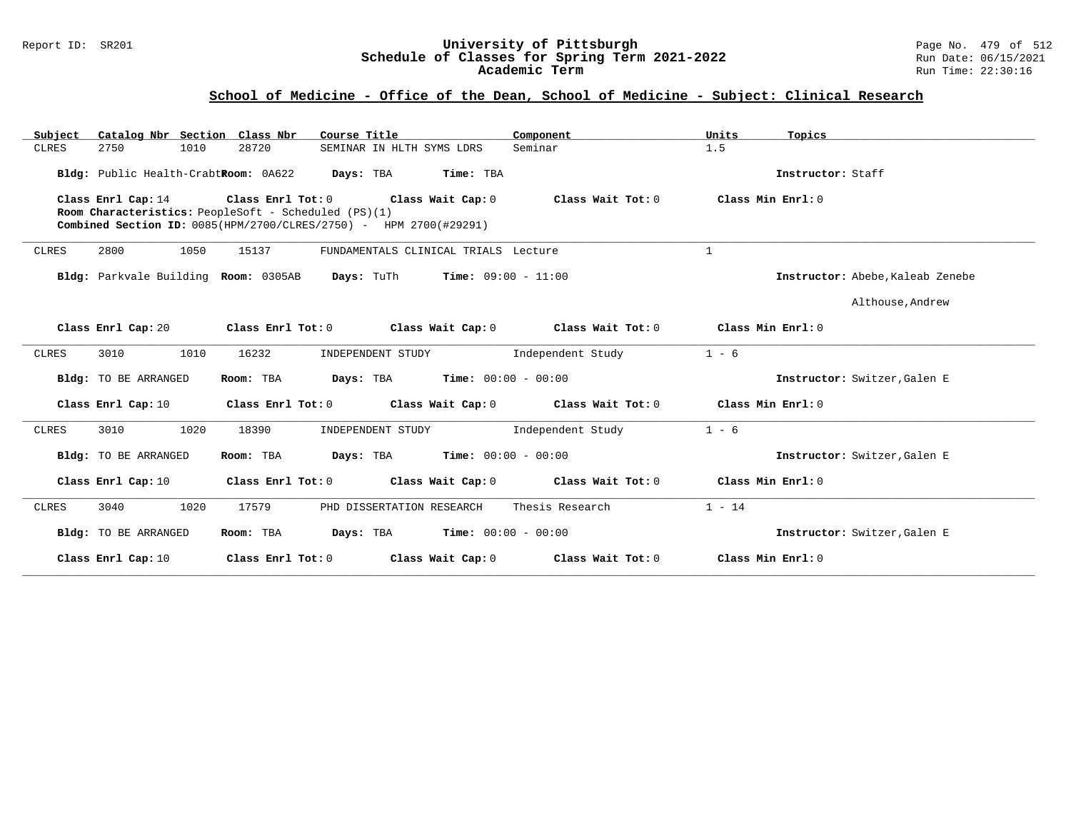## School of Medicine - Office of the Dean, School of Medicine - Subject: Clinical Research

| Subject | Catalog Nbr | Section | Class Nbr | Course Title | Component | Units | Topics |
|---|---|---|---|---|---|---|---|
| CLRES | 2750 | 1010 | 28720 | SEMINAR IN HLTH SYMS LDRS | Seminar | 1.5 | |

**Bldg:** Public Health-Crabt **Room:** 0A622 **Days:** TBA **Time:** TBA **Instructor:** Staff

**Class Enrl Cap:** 14 **Class Enrl Tot:** 0 **Class Wait Cap:** 0 **Class Wait Tot:** 0 **Class Min Enrl:** 0

**Room Characteristics:** PeopleSoft - Scheduled (PS)(1)

**Combined Section ID:** 0085(HPM/2700/CLRES/2750) - HPM 2700(#29291)

---

| Subject | Catalog Nbr | Section | Class Nbr | Course Title | Component | Units | Topics |
|---|---|---|---|---|---|---|---|
| CLRES | 2800 | 1050 | 15137 | FUNDAMENTALS CLINICAL TRIALS | Lecture | 1 | |

**Bldg:** Parkvale Building **Room:** 0305AB **Days:** TuTh **Time:** 09:00 - 11:00 **Instructor:** Abebe,Kaleab Zenebe; Althouse,Andrew

**Class Enrl Cap:** 20 **Class Enrl Tot:** 0 **Class Wait Cap:** 0 **Class Wait Tot:** 0 **Class Min Enrl:** 0

---

| Subject | Catalog Nbr | Section | Class Nbr | Course Title | Component | Units | Topics |
|---|---|---|---|---|---|---|---|
| CLRES | 3010 | 1010 | 16232 | INDEPENDENT STUDY | Independent Study | 1 - 6 | |

**Bldg:** TO BE ARRANGED **Room:** TBA **Days:** TBA **Time:** 00:00 - 00:00 **Instructor:** Switzer,Galen E

**Class Enrl Cap:** 10 **Class Enrl Tot:** 0 **Class Wait Cap:** 0 **Class Wait Tot:** 0 **Class Min Enrl:** 0

---

| Subject | Catalog Nbr | Section | Class Nbr | Course Title | Component | Units | Topics |
|---|---|---|---|---|---|---|---|
| CLRES | 3010 | 1020 | 18390 | INDEPENDENT STUDY | Independent Study | 1 - 6 | |

**Bldg:** TO BE ARRANGED **Room:** TBA **Days:** TBA **Time:** 00:00 - 00:00 **Instructor:** Switzer,Galen E

**Class Enrl Cap:** 10 **Class Enrl Tot:** 0 **Class Wait Cap:** 0 **Class Wait Tot:** 0 **Class Min Enrl:** 0

---

| Subject | Catalog Nbr | Section | Class Nbr | Course Title | Component | Units | Topics |
|---|---|---|---|---|---|---|---|
| CLRES | 3040 | 1020 | 17579 | PHD DISSERTATION RESEARCH | Thesis Research | 1 - 14 | |

**Bldg:** TO BE ARRANGED **Room:** TBA **Days:** TBA **Time:** 00:00 - 00:00 **Instructor:** Switzer,Galen E

**Class Enrl Cap:** 10 **Class Enrl Tot:** 0 **Class Wait Cap:** 0 **Class Wait Tot:** 0 **Class Min Enrl:** 0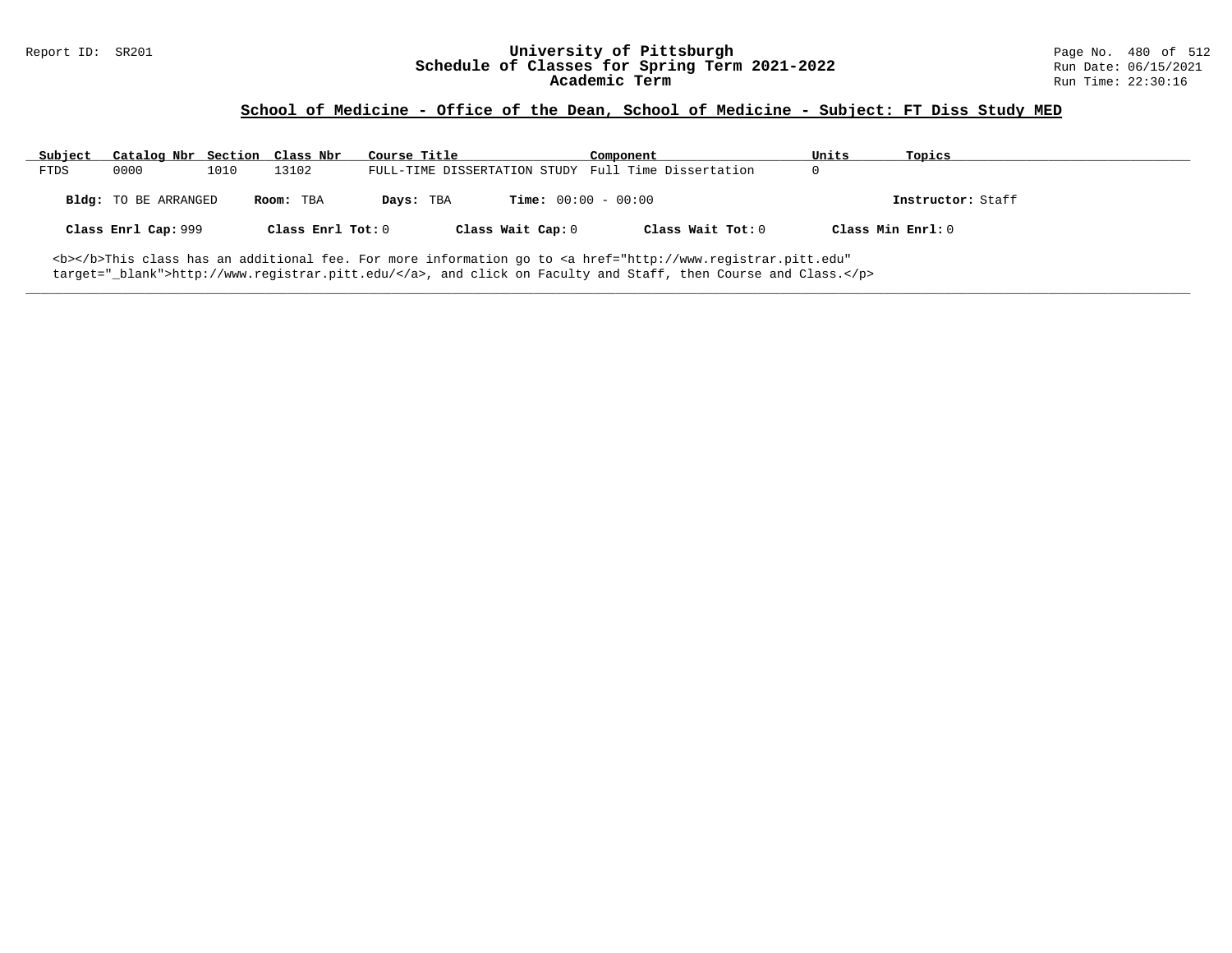## School of Medicine - Office of the Dean, School of Medicine - Subject: FT Diss Study MED

| Subject | Catalog Nbr | Section | Class Nbr | Course Title | Component | Units | Topics |
|---|---|---|---|---|---|---|---|
| FTDS | 0000 | 1010 | 13102 | FULL-TIME DISSERTATION STUDY | Full Time Dissertation | 0 | |

**Bldg:** TO BE ARRANGED **Room:** TBA **Days:** TBA **Time:** 00:00 - 00:00 **Instructor:** Staff

**Class Enrl Cap:** 999 **Class Enrl Tot:** 0 **Class Wait Cap:** 0 **Class Wait Tot:** 0 **Class Min Enrl:** 0

<b></b>This class has an additional fee. For more information go to <a href="http://www.registrar.pitt.edu" target="_blank">http://www.registrar.pitt.edu/</a>, and click on Faculty and Staff, then Course and Class.</p>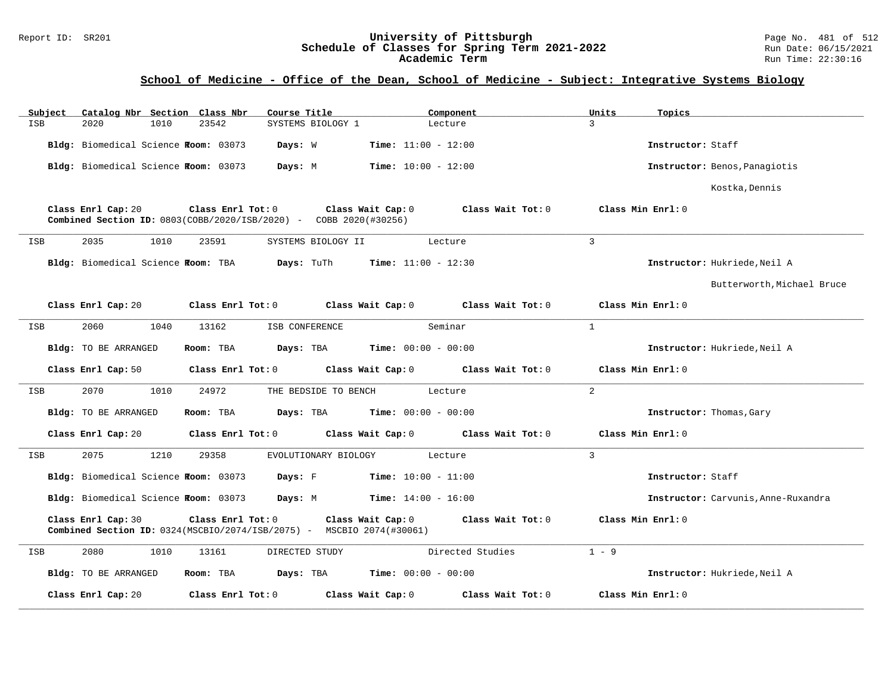## School of Medicine - Office of the Dean, School of Medicine - Subject: Integrative Systems Biology

| Subject | Catalog Nbr | Section | Class Nbr | Course Title | Component | Units | Topics |
|---|---|---|---|---|---|---|---|
| ISB | 2020 | 1010 | 23542 | SYSTEMS BIOLOGY 1 | Lecture | 3 | |

**Bldg:** Biomedical Science R **Room:** 03073 **Days:** W **Time:** 11:00 - 12:00 **Instructor:** Staff

**Bldg:** Biomedical Science R **Room:** 03073 **Days:** M **Time:** 10:00 - 12:00 **Instructor:** Benos,Panagiotis; Kostka,Dennis

**Class Enrl Cap:** 20 **Class Enrl Tot:** 0 **Class Wait Cap:** 0 **Class Wait Tot:** 0 **Class Min Enrl:** 0

**Combined Section ID:** 0803(COBB/2020/ISB/2020) - COBB 2020(#30256)

---

| Subject | Catalog Nbr | Section | Class Nbr | Course Title | Component | Units | Topics |
|---|---|---|---|---|---|---|---|
| ISB | 2035 | 1010 | 23591 | SYSTEMS BIOLOGY II | Lecture | 3 | |

**Bldg:** Biomedical Science R **Room:** TBA **Days:** TuTh **Time:** 11:00 - 12:30 **Instructor:** Hukriede,Neil A; Butterworth,Michael Bruce

**Class Enrl Cap:** 20 **Class Enrl Tot:** 0 **Class Wait Cap:** 0 **Class Wait Tot:** 0 **Class Min Enrl:** 0

---

| Subject | Catalog Nbr | Section | Class Nbr | Course Title | Component | Units | Topics |
|---|---|---|---|---|---|---|---|
| ISB | 2060 | 1040 | 13162 | ISB CONFERENCE | Seminar | 1 | |

**Bldg:** TO BE ARRANGED **Room:** TBA **Days:** TBA **Time:** 00:00 - 00:00 **Instructor:** Hukriede,Neil A

**Class Enrl Cap:** 50 **Class Enrl Tot:** 0 **Class Wait Cap:** 0 **Class Wait Tot:** 0 **Class Min Enrl:** 0

---

| Subject | Catalog Nbr | Section | Class Nbr | Course Title | Component | Units | Topics |
|---|---|---|---|---|---|---|---|
| ISB | 2070 | 1010 | 24972 | THE BEDSIDE TO BENCH | Lecture | 2 | |

**Bldg:** TO BE ARRANGED **Room:** TBA **Days:** TBA **Time:** 00:00 - 00:00 **Instructor:** Thomas,Gary

**Class Enrl Cap:** 20 **Class Enrl Tot:** 0 **Class Wait Cap:** 0 **Class Wait Tot:** 0 **Class Min Enrl:** 0

---

| Subject | Catalog Nbr | Section | Class Nbr | Course Title | Component | Units | Topics |
|---|---|---|---|---|---|---|---|
| ISB | 2075 | 1210 | 29358 | EVOLUTIONARY BIOLOGY | Lecture | 3 | |

**Bldg:** Biomedical Science R **Room:** 03073 **Days:** F **Time:** 10:00 - 11:00 **Instructor:** Staff

**Bldg:** Biomedical Science R **Room:** 03073 **Days:** M **Time:** 14:00 - 16:00 **Instructor:** Carvunis,Anne-Ruxandra

**Class Enrl Cap:** 30 **Class Enrl Tot:** 0 **Class Wait Cap:** 0 **Class Wait Tot:** 0 **Class Min Enrl:** 0

**Combined Section ID:** 0324(MSCBIO/2074/ISB/2075) - MSCBIO 2074(#30061)

---

| Subject | Catalog Nbr | Section | Class Nbr | Course Title | Component | Units | Topics |
|---|---|---|---|---|---|---|---|
| ISB | 2080 | 1010 | 13161 | DIRECTED STUDY | Directed Studies | 1 - 9 | |

**Bldg:** TO BE ARRANGED **Room:** TBA **Days:** TBA **Time:** 00:00 - 00:00 **Instructor:** Hukriede,Neil A

**Class Enrl Cap:** 20 **Class Enrl Tot:** 0 **Class Wait Cap:** 0 **Class Wait Tot:** 0 **Class Min Enrl:** 0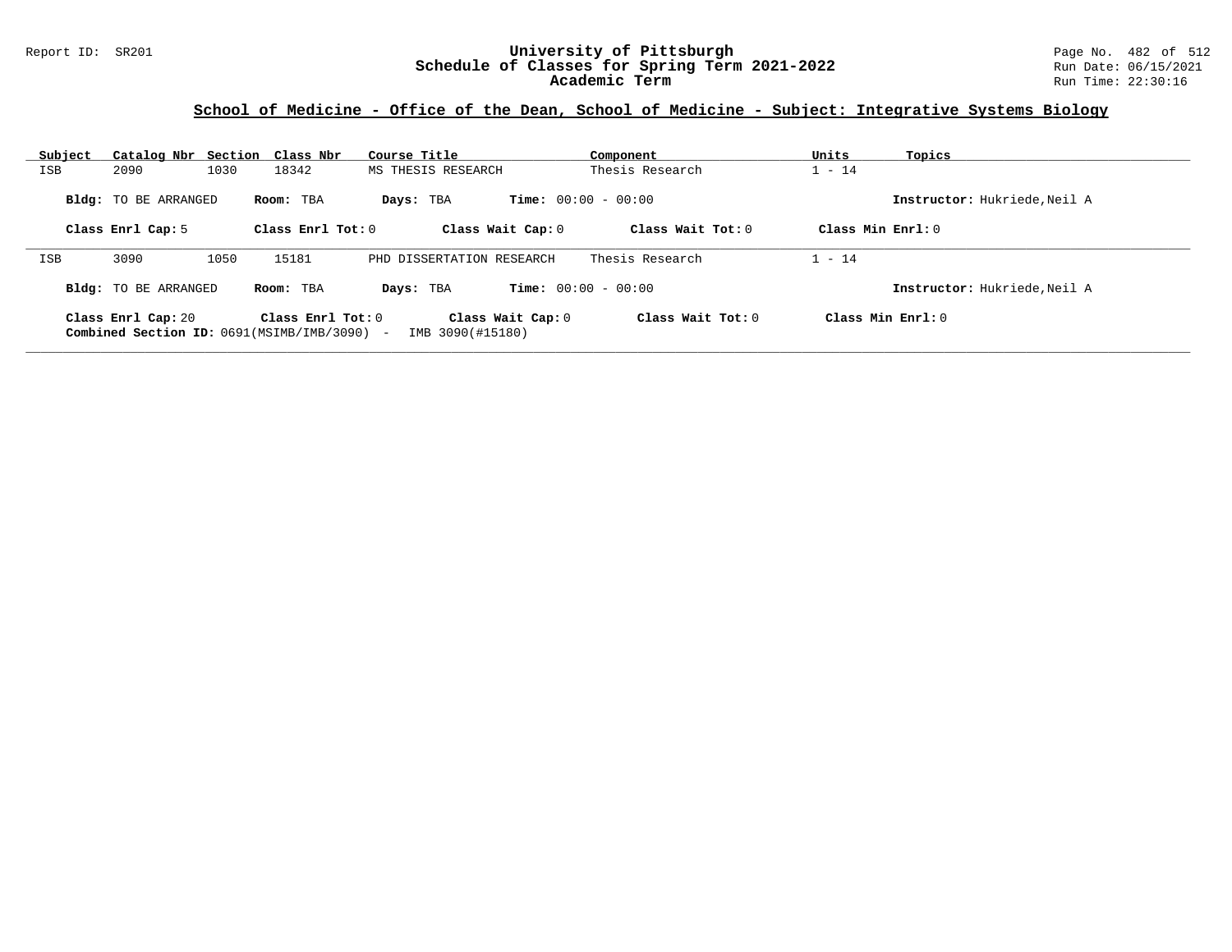## School of Medicine - Office of the Dean, School of Medicine - Subject: Integrative Systems Biology

| Subject | Catalog Nbr | Section | Class Nbr | Course Title | Component | Units | Topics |
|---|---|---|---|---|---|---|---|
| ISB | 2090 | 1030 | 18342 | MS THESIS RESEARCH | Thesis Research | 1 - 14 | |

**Bldg:** TO BE ARRANGED **Room:** TBA **Days:** TBA **Time:** 00:00 - 00:00 **Instructor:** Hukriede,Neil A

**Class Enrl Cap:** 5 **Class Enrl Tot:** 0 **Class Wait Cap:** 0 **Class Wait Tot:** 0 **Class Min Enrl:** 0

---

| Subject | Catalog Nbr | Section | Class Nbr | Course Title | Component | Units | Topics |
|---|---|---|---|---|---|---|---|
| ISB | 3090 | 1050 | 15181 | PHD DISSERTATION RESEARCH | Thesis Research | 1 - 14 | |

**Bldg:** TO BE ARRANGED **Room:** TBA **Days:** TBA **Time:** 00:00 - 00:00 **Instructor:** Hukriede,Neil A

**Class Enrl Cap:** 20 **Class Enrl Tot:** 0 **Class Wait Cap:** 0 **Class Wait Tot:** 0 **Class Min Enrl:** 0
**Combined Section ID:** 0691(MSIMB/IMB/3090) - IMB 3090(#15180)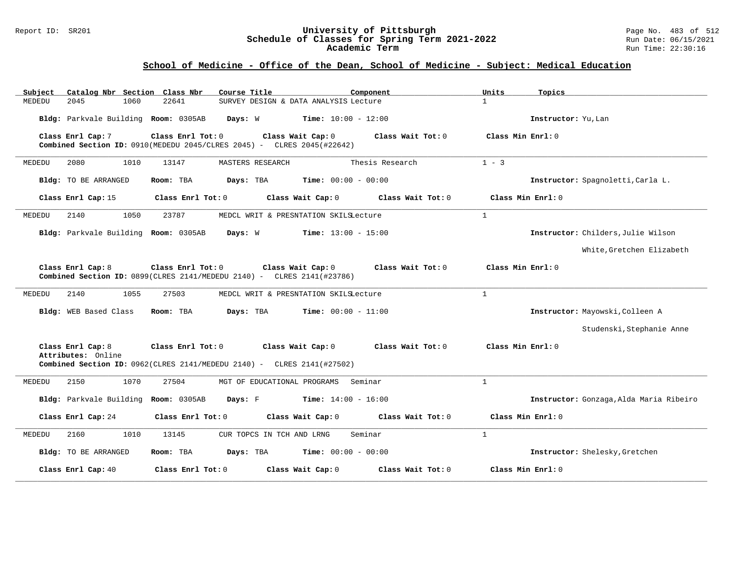## School of Medicine - Office of the Dean, School of Medicine - Subject: Medical Education

| Subject | Catalog Nbr | Section | Class Nbr | Course Title | Component | Units | Topics |
|---|---|---|---|---|---|---|---|
| MEDEDU | 2045 | 1060 | 22641 | SURVEY DESIGN & DATA ANALYSIS | Lecture | 1 | |

**Bldg:** Parkvale Building **Room:** 0305AB **Days:** W **Time:** 10:00 - 12:00 **Instructor:** Yu,Lan

**Class Enrl Cap:** 7 **Class Enrl Tot:** 0 **Class Wait Cap:** 0 **Class Wait Tot:** 0 **Class Min Enrl:** 0
**Combined Section ID:** 0910(MEDEDU 2045/CLRES 2045) - CLRES 2045(#22642)

---

| Subject | Catalog Nbr | Section | Class Nbr | Course Title | Component | Units | Topics |
|---|---|---|---|---|---|---|---|
| MEDEDU | 2080 | 1010 | 13147 | MASTERS RESEARCH | Thesis Research | 1 - 3 | |

**Bldg:** TO BE ARRANGED **Room:** TBA **Days:** TBA **Time:** 00:00 - 00:00 **Instructor:** Spagnoletti,Carla L.

**Class Enrl Cap:** 15 **Class Enrl Tot:** 0 **Class Wait Cap:** 0 **Class Wait Tot:** 0 **Class Min Enrl:** 0

---

| Subject | Catalog Nbr | Section | Class Nbr | Course Title | Component | Units | Topics |
|---|---|---|---|---|---|---|---|
| MEDEDU | 2140 | 1050 | 23787 | MEDCL WRIT & PRESNTATION SKILS | Lecture | 1 | |

**Bldg:** Parkvale Building **Room:** 0305AB **Days:** W **Time:** 13:00 - 15:00 **Instructor:** Childers,Julie Wilson; White,Gretchen Elizabeth

**Class Enrl Cap:** 8 **Class Enrl Tot:** 0 **Class Wait Cap:** 0 **Class Wait Tot:** 0 **Class Min Enrl:** 0
**Combined Section ID:** 0899(CLRES 2141/MEDEDU 2140) - CLRES 2141(#23786)

---

| Subject | Catalog Nbr | Section | Class Nbr | Course Title | Component | Units | Topics |
|---|---|---|---|---|---|---|---|
| MEDEDU | 2140 | 1055 | 27503 | MEDCL WRIT & PRESNTATION SKILS | Lecture | 1 | |

**Bldg:** WEB Based Class **Room:** TBA **Days:** TBA **Time:** 00:00 - 11:00 **Instructor:** Mayowski,Colleen A; Studenski,Stephanie Anne

**Class Enrl Cap:** 8 **Class Enrl Tot:** 0 **Class Wait Cap:** 0 **Class Wait Tot:** 0 **Class Min Enrl:** 0
**Attributes:** Online
**Combined Section ID:** 0962(CLRES 2141/MEDEDU 2140) - CLRES 2141(#27502)

---

| Subject | Catalog Nbr | Section | Class Nbr | Course Title | Component | Units | Topics |
|---|---|---|---|---|---|---|---|
| MEDEDU | 2150 | 1070 | 27504 | MGT OF EDUCATIONAL PROGRAMS | Seminar | 1 | |

**Bldg:** Parkvale Building **Room:** 0305AB **Days:** F **Time:** 14:00 - 16:00 **Instructor:** Gonzaga,Alda Maria Ribeiro

**Class Enrl Cap:** 24 **Class Enrl Tot:** 0 **Class Wait Cap:** 0 **Class Wait Tot:** 0 **Class Min Enrl:** 0

---

| Subject | Catalog Nbr | Section | Class Nbr | Course Title | Component | Units | Topics |
|---|---|---|---|---|---|---|---|
| MEDEDU | 2160 | 1010 | 13145 | CUR TOPCS IN TCH AND LRNG | Seminar | 1 | |

**Bldg:** TO BE ARRANGED **Room:** TBA **Days:** TBA **Time:** 00:00 - 00:00 **Instructor:** Shelesky,Gretchen

**Class Enrl Cap:** 40 **Class Enrl Tot:** 0 **Class Wait Cap:** 0 **Class Wait Tot:** 0 **Class Min Enrl:** 0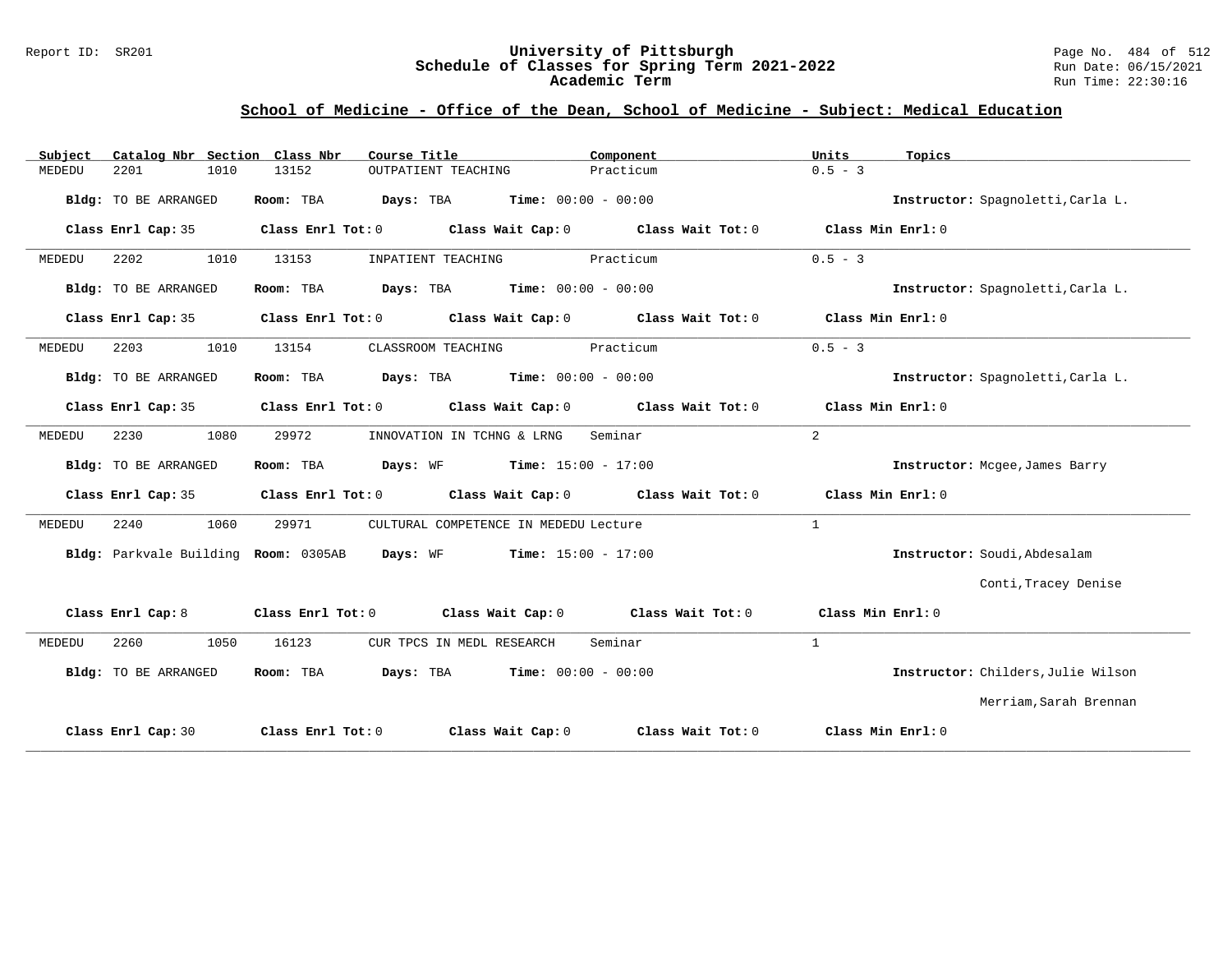## School of Medicine - Office of the Dean, School of Medicine - Subject: Medical Education

| Subject | Catalog Nbr | Section | Class Nbr | Course Title | Component | Units | Topics |
|---|---|---|---|---|---|---|---|
| MEDEDU | 2201 | 1010 | 13152 | OUTPATIENT TEACHING | Practicum | 0.5 - 3 | |

**Bldg:** TO BE ARRANGED **Room:** TBA **Days:** TBA **Time:** 00:00 - 00:00 **Instructor:** Spagnoletti,Carla L.

**Class Enrl Cap:** 35 **Class Enrl Tot:** 0 **Class Wait Cap:** 0 **Class Wait Tot:** 0 **Class Min Enrl:** 0

---

| Subject | Catalog Nbr | Section | Class Nbr | Course Title | Component | Units | Topics |
|---|---|---|---|---|---|---|---|
| MEDEDU | 2202 | 1010 | 13153 | INPATIENT TEACHING | Practicum | 0.5 - 3 | |

**Bldg:** TO BE ARRANGED **Room:** TBA **Days:** TBA **Time:** 00:00 - 00:00 **Instructor:** Spagnoletti,Carla L.

**Class Enrl Cap:** 35 **Class Enrl Tot:** 0 **Class Wait Cap:** 0 **Class Wait Tot:** 0 **Class Min Enrl:** 0

---

| Subject | Catalog Nbr | Section | Class Nbr | Course Title | Component | Units | Topics |
|---|---|---|---|---|---|---|---|
| MEDEDU | 2203 | 1010 | 13154 | CLASSROOM TEACHING | Practicum | 0.5 - 3 | |

**Bldg:** TO BE ARRANGED **Room:** TBA **Days:** TBA **Time:** 00:00 - 00:00 **Instructor:** Spagnoletti,Carla L.

**Class Enrl Cap:** 35 **Class Enrl Tot:** 0 **Class Wait Cap:** 0 **Class Wait Tot:** 0 **Class Min Enrl:** 0

---

| Subject | Catalog Nbr | Section | Class Nbr | Course Title | Component | Units | Topics |
|---|---|---|---|---|---|---|---|
| MEDEDU | 2230 | 1080 | 29972 | INNOVATION IN TCHNG & LRNG | Seminar | 2 | |

**Bldg:** TO BE ARRANGED **Room:** TBA **Days:** WF **Time:** 15:00 - 17:00 **Instructor:** Mcgee,James Barry

**Class Enrl Cap:** 35 **Class Enrl Tot:** 0 **Class Wait Cap:** 0 **Class Wait Tot:** 0 **Class Min Enrl:** 0

---

| Subject | Catalog Nbr | Section | Class Nbr | Course Title | Component | Units | Topics |
|---|---|---|---|---|---|---|---|
| MEDEDU | 2240 | 1060 | 29971 | CULTURAL COMPETENCE IN MEDEDU | Lecture | 1 | |

**Bldg:** Parkvale Building **Room:** 0305AB **Days:** WF **Time:** 15:00 - 17:00 **Instructor:** Soudi,Abdesalam; Conti,Tracey Denise

**Class Enrl Cap:** 8 **Class Enrl Tot:** 0 **Class Wait Cap:** 0 **Class Wait Tot:** 0 **Class Min Enrl:** 0

---

| Subject | Catalog Nbr | Section | Class Nbr | Course Title | Component | Units | Topics |
|---|---|---|---|---|---|---|---|
| MEDEDU | 2260 | 1050 | 16123 | CUR TPCS IN MEDL RESEARCH | Seminar | 1 | |

**Bldg:** TO BE ARRANGED **Room:** TBA **Days:** TBA **Time:** 00:00 - 00:00 **Instructor:** Childers,Julie Wilson; Merriam,Sarah Brennan

**Class Enrl Cap:** 30 **Class Enrl Tot:** 0 **Class Wait Cap:** 0 **Class Wait Tot:** 0 **Class Min Enrl:** 0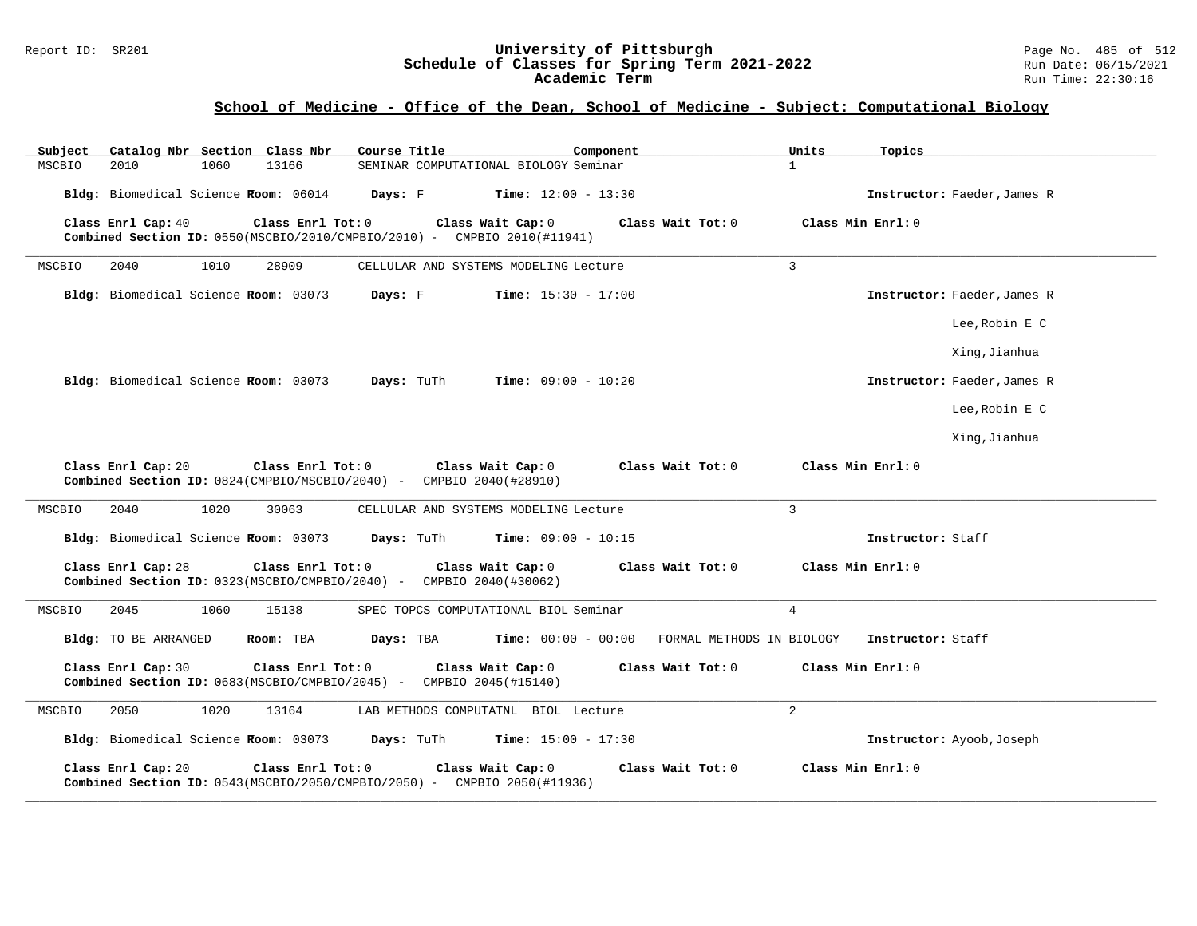## School of Medicine - Office of the Dean, School of Medicine - Subject: Computational Biology

| Subject | Catalog Nbr | Section | Class Nbr | Course Title | Component | Units | Topics |
|---|---|---|---|---|---|---|---|
| MSCBIO | 2010 | 1060 | 13166 | SEMINAR COMPUTATIONAL BIOLOGY | Seminar | 1 | |

**Bldg:** Biomedical Science F **Room:** 06014 **Days:** F **Time:** 12:00 - 13:30 **Instructor:** Faeder,James R

**Class Enrl Cap:** 40 **Class Enrl Tot:** 0 **Class Wait Cap:** 0 **Class Wait Tot:** 0 **Class Min Enrl:** 0
**Combined Section ID:** 0550(MSCBIO/2010/CMPBIO/2010) - CMPBIO 2010(#11941)

---

| Subject | Catalog Nbr | Section | Class Nbr | Course Title | Component | Units | Topics |
|---|---|---|---|---|---|---|---|
| MSCBIO | 2040 | 1010 | 28909 | CELLULAR AND SYSTEMS MODELING | Lecture | 3 | |

**Bldg:** Biomedical Science F **Room:** 03073 **Days:** F **Time:** 15:30 - 17:00 **Instructor:** Faeder,James R; Lee,Robin E C; Xing,Jianhua

**Bldg:** Biomedical Science F **Room:** 03073 **Days:** TuTh **Time:** 09:00 - 10:20 **Instructor:** Faeder,James R; Lee,Robin E C; Xing,Jianhua

**Class Enrl Cap:** 20 **Class Enrl Tot:** 0 **Class Wait Cap:** 0 **Class Wait Tot:** 0 **Class Min Enrl:** 0
**Combined Section ID:** 0824(CMPBIO/MSCBIO/2040) - CMPBIO 2040(#28910)

---

| Subject | Catalog Nbr | Section | Class Nbr | Course Title | Component | Units | Topics |
|---|---|---|---|---|---|---|---|
| MSCBIO | 2040 | 1020 | 30063 | CELLULAR AND SYSTEMS MODELING | Lecture | 3 | |

**Bldg:** Biomedical Science F **Room:** 03073 **Days:** TuTh **Time:** 09:00 - 10:15 **Instructor:** Staff

**Class Enrl Cap:** 28 **Class Enrl Tot:** 0 **Class Wait Cap:** 0 **Class Wait Tot:** 0 **Class Min Enrl:** 0
**Combined Section ID:** 0323(MSCBIO/CMPBIO/2040) - CMPBIO 2040(#30062)

---

| Subject | Catalog Nbr | Section | Class Nbr | Course Title | Component | Units | Topics |
|---|---|---|---|---|---|---|---|
| MSCBIO | 2045 | 1060 | 15138 | SPEC TOPCS COMPUTATIONAL BIOL | Seminar | 4 | |

**Bldg:** TO BE ARRANGED **Room:** TBA **Days:** TBA **Time:** 00:00 - 00:00 FORMAL METHODS IN BIOLOGY **Instructor:** Staff

**Class Enrl Cap:** 30 **Class Enrl Tot:** 0 **Class Wait Cap:** 0 **Class Wait Tot:** 0 **Class Min Enrl:** 0
**Combined Section ID:** 0683(MSCBIO/CMPBIO/2045) - CMPBIO 2045(#15140)

---

| Subject | Catalog Nbr | Section | Class Nbr | Course Title | Component | Units | Topics |
|---|---|---|---|---|---|---|---|
| MSCBIO | 2050 | 1020 | 13164 | LAB METHODS COMPUTATNL BIOL | Lecture | 2 | |

**Bldg:** Biomedical Science F **Room:** 03073 **Days:** TuTh **Time:** 15:00 - 17:30 **Instructor:** Ayoob,Joseph

**Class Enrl Cap:** 20 **Class Enrl Tot:** 0 **Class Wait Cap:** 0 **Class Wait Tot:** 0 **Class Min Enrl:** 0
**Combined Section ID:** 0543(MSCBIO/2050/CMPBIO/2050) - CMPBIO 2050(#11936)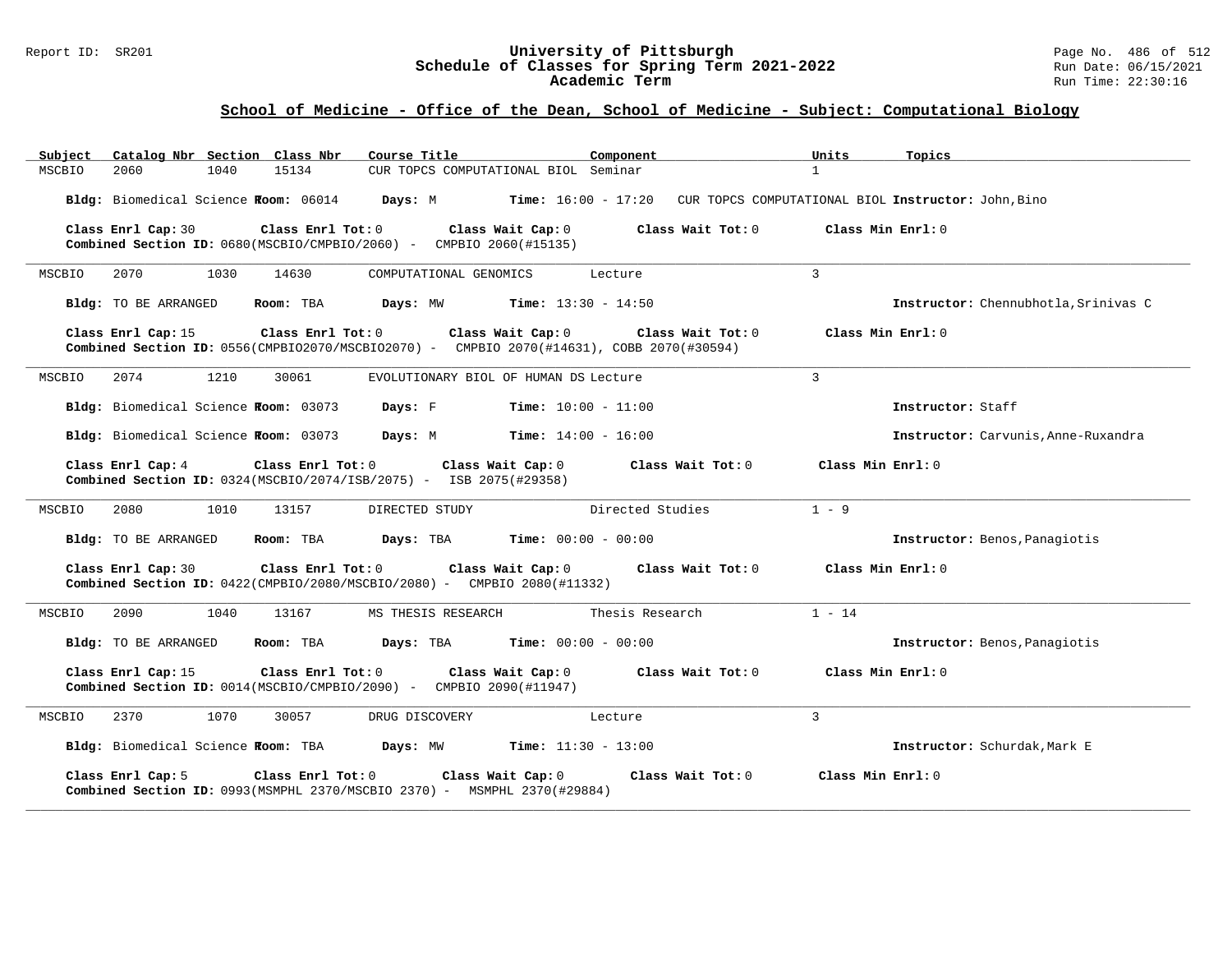## School of Medicine - Office of the Dean, School of Medicine - Subject: Computational Biology

| Subject | Catalog Nbr | Section | Class Nbr | Course Title | Component | Units | Topics |
|---|---|---|---|---|---|---|---|
| MSCBIO | 2060 | 1040 | 15134 | CUR TOPCS COMPUTATIONAL BIOL | Seminar | 1 | |

**Bldg:** Biomedical Science **Room:** 06014 **Days:** M **Time:** 16:00 - 17:20 CUR TOPCS COMPUTATIONAL BIOL **Instructor:** John,Bino

**Class Enrl Cap:** 30 **Class Enrl Tot:** 0 **Class Wait Cap:** 0 **Class Wait Tot:** 0 **Class Min Enrl:** 0
**Combined Section ID:** 0680(MSCBIO/CMPBIO/2060) - CMPBIO 2060(#15135)

---

| Subject | Catalog Nbr | Section | Class Nbr | Course Title | Component | Units | Topics |
|---|---|---|---|---|---|---|---|
| MSCBIO | 2070 | 1030 | 14630 | COMPUTATIONAL GENOMICS | Lecture | 3 | |

**Bldg:** TO BE ARRANGED **Room:** TBA **Days:** MW **Time:** 13:30 - 14:50 **Instructor:** Chennubhotla,Srinivas C

**Class Enrl Cap:** 15 **Class Enrl Tot:** 0 **Class Wait Cap:** 0 **Class Wait Tot:** 0 **Class Min Enrl:** 0
**Combined Section ID:** 0556(CMPBIO2070/MSCBIO2070) - CMPBIO 2070(#14631), COBB 2070(#30594)

---

| Subject | Catalog Nbr | Section | Class Nbr | Course Title | Component | Units | Topics |
|---|---|---|---|---|---|---|---|
| MSCBIO | 2074 | 1210 | 30061 | EVOLUTIONARY BIOL OF HUMAN DS | Lecture | 3 | |

**Bldg:** Biomedical Science **Room:** 03073 **Days:** F **Time:** 10:00 - 11:00 **Instructor:** Staff

**Bldg:** Biomedical Science **Room:** 03073 **Days:** M **Time:** 14:00 - 16:00 **Instructor:** Carvunis,Anne-Ruxandra

**Class Enrl Cap:** 4 **Class Enrl Tot:** 0 **Class Wait Cap:** 0 **Class Wait Tot:** 0 **Class Min Enrl:** 0
**Combined Section ID:** 0324(MSCBIO/2074/ISB/2075) - ISB 2075(#29358)

---

| Subject | Catalog Nbr | Section | Class Nbr | Course Title | Component | Units | Topics |
|---|---|---|---|---|---|---|---|
| MSCBIO | 2080 | 1010 | 13157 | DIRECTED STUDY | Directed Studies | 1 - 9 | |

**Bldg:** TO BE ARRANGED **Room:** TBA **Days:** TBA **Time:** 00:00 - 00:00 **Instructor:** Benos,Panagiotis

**Class Enrl Cap:** 30 **Class Enrl Tot:** 0 **Class Wait Cap:** 0 **Class Wait Tot:** 0 **Class Min Enrl:** 0
**Combined Section ID:** 0422(CMPBIO/2080/MSCBIO/2080) - CMPBIO 2080(#11332)

---

| Subject | Catalog Nbr | Section | Class Nbr | Course Title | Component | Units | Topics |
|---|---|---|---|---|---|---|---|
| MSCBIO | 2090 | 1040 | 13167 | MS THESIS RESEARCH | Thesis Research | 1 - 14 | |

**Bldg:** TO BE ARRANGED **Room:** TBA **Days:** TBA **Time:** 00:00 - 00:00 **Instructor:** Benos,Panagiotis

**Class Enrl Cap:** 15 **Class Enrl Tot:** 0 **Class Wait Cap:** 0 **Class Wait Tot:** 0 **Class Min Enrl:** 0
**Combined Section ID:** 0014(MSCBIO/CMPBIO/2090) - CMPBIO 2090(#11947)

---

| Subject | Catalog Nbr | Section | Class Nbr | Course Title | Component | Units | Topics |
|---|---|---|---|---|---|---|---|
| MSCBIO | 2370 | 1070 | 30057 | DRUG DISCOVERY | Lecture | 3 | |

**Bldg:** Biomedical Science **Room:** TBA **Days:** MW **Time:** 11:30 - 13:00 **Instructor:** Schurdak,Mark E

**Class Enrl Cap:** 5 **Class Enrl Tot:** 0 **Class Wait Cap:** 0 **Class Wait Tot:** 0 **Class Min Enrl:** 0
**Combined Section ID:** 0993(MSMPHL 2370/MSCBIO 2370) - MSMPHL 2370(#29884)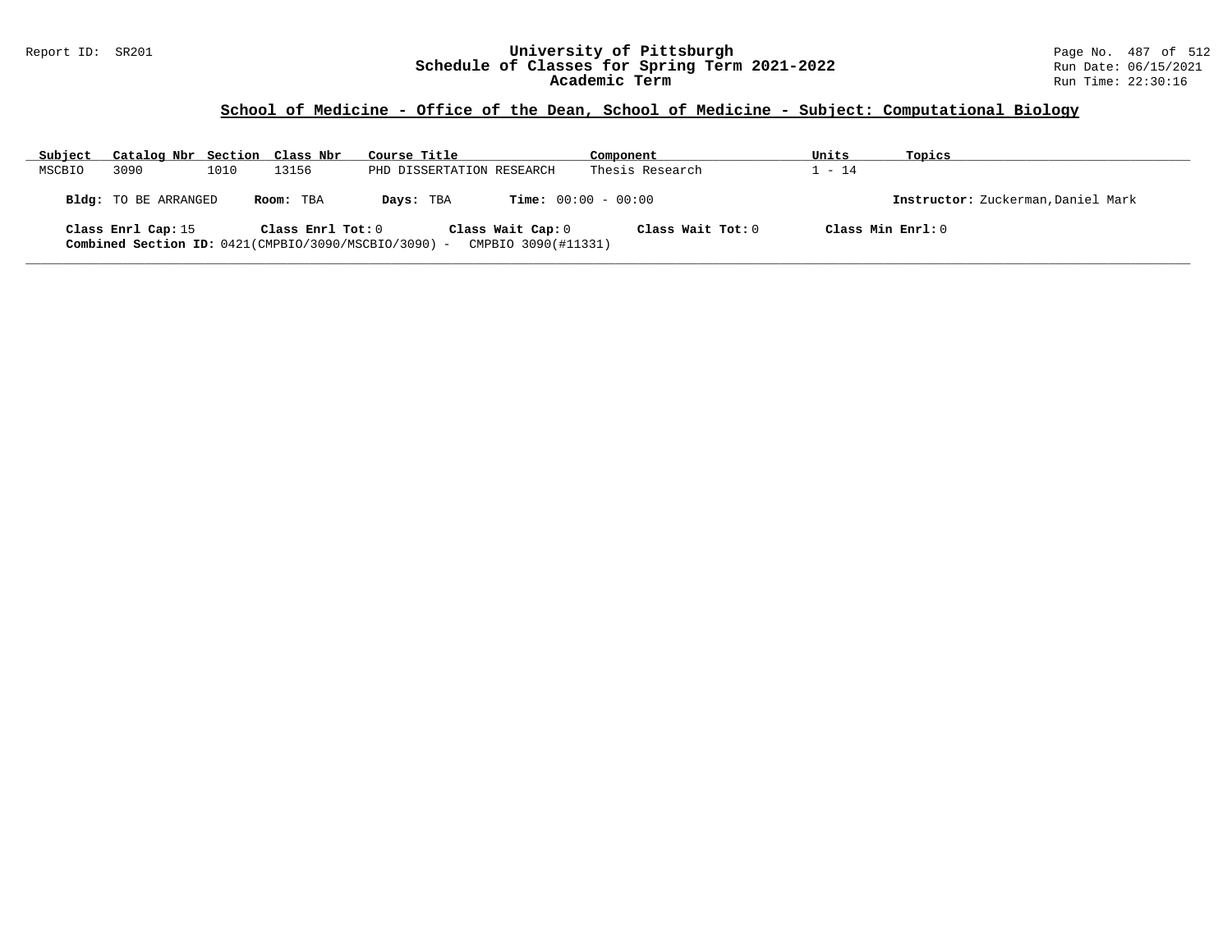## School of Medicine - Office of the Dean, School of Medicine - Subject: Computational Biology

| Subject | Catalog Nbr | Section | Class Nbr | Course Title | Component | Units | Topics |
|---|---|---|---|---|---|---|---|
| MSCBIO | 3090 | 1010 | 13156 | PHD DISSERTATION RESEARCH | Thesis Research | 1 - 14 | |

**Bldg:** TO BE ARRANGED **Room:** TBA **Days:** TBA **Time:** 00:00 - 00:00 **Instructor:** Zuckerman,Daniel Mark

**Class Enrl Cap:** 15 **Class Enrl Tot:** 0 **Class Wait Cap:** 0 **Class Wait Tot:** 0 **Class Min Enrl:** 0

**Combined Section ID:** 0421(CMPBIO/3090/MSCBIO/3090) - CMPBIO 3090(#11331)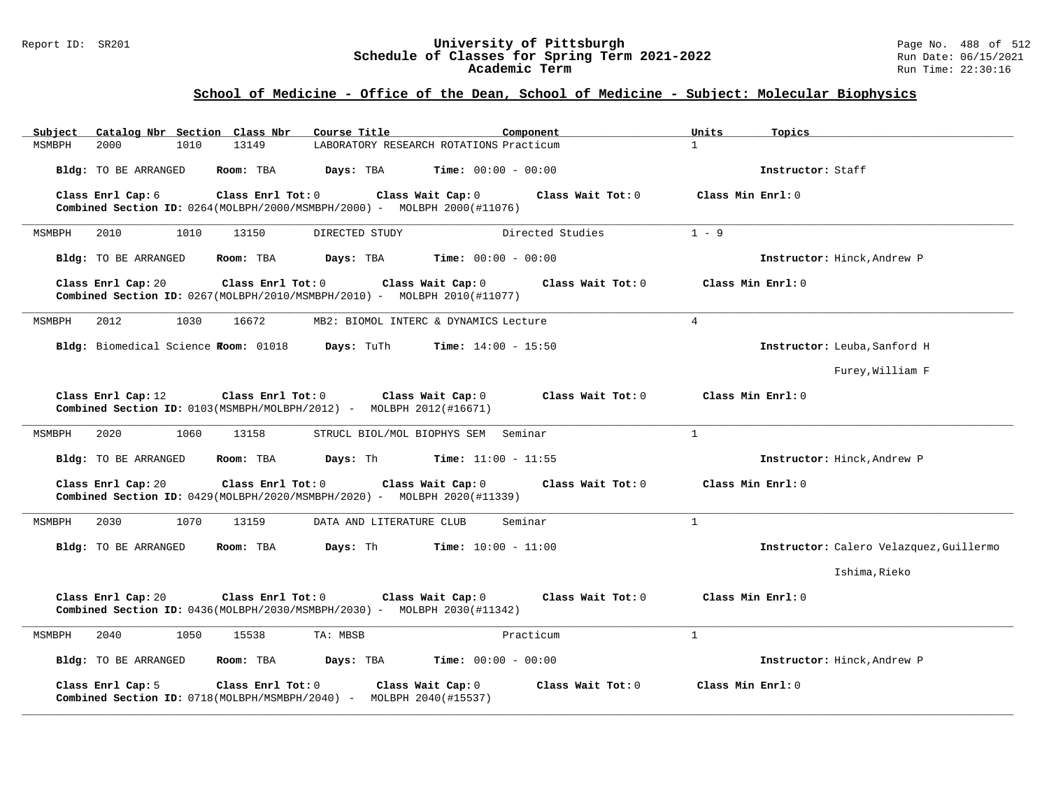Report ID: SR201

# University of Pittsburgh
## Schedule of Classes for Spring Term 2021-2022
### Academic Term

Run Date: 06/15/2021
Run Time: 22:30:16

## School of Medicine - Office of the Dean, School of Medicine - Subject: Molecular Biophysics

| Subject | Catalog Nbr | Section | Class Nbr | Course Title | Component | Units | Topics |
|---|---|---|---|---|---|---|---|
| MSMBPH | 2000 | 1010 | 13149 | LABORATORY RESEARCH ROTATIONS | Practicum | 1 | |

**Bldg:** TO BE ARRANGED **Room:** TBA **Days:** TBA **Time:** 00:00 - 00:00 **Instructor:** Staff

**Class Enrl Cap:** 6 **Class Enrl Tot:** 0 **Class Wait Cap:** 0 **Class Wait Tot:** 0 **Class Min Enrl:** 0
**Combined Section ID:** 0264(MOLBPH/2000/MSMBPH/2000) - MOLBPH 2000(#11076)

---

| Subject | Catalog Nbr | Section | Class Nbr | Course Title | Component | Units | Topics |
|---|---|---|---|---|---|---|---|
| MSMBPH | 2010 | 1010 | 13150 | DIRECTED STUDY | Directed Studies | 1 - 9 | |

**Bldg:** TO BE ARRANGED **Room:** TBA **Days:** TBA **Time:** 00:00 - 00:00 **Instructor:** Hinck,Andrew P

**Class Enrl Cap:** 20 **Class Enrl Tot:** 0 **Class Wait Cap:** 0 **Class Wait Tot:** 0 **Class Min Enrl:** 0
**Combined Section ID:** 0267(MOLBPH/2010/MSMBPH/2010) - MOLBPH 2010(#11077)

---

| Subject | Catalog Nbr | Section | Class Nbr | Course Title | Component | Units | Topics |
|---|---|---|---|---|---|---|---|
| MSMBPH | 2012 | 1030 | 16672 | MB2: BIOMOL INTERC & DYNAMICS | Lecture | 4 | |

**Bldg:** Biomedical Science T **Room:** 01018 **Days:** TuTh **Time:** 14:00 - 15:50 **Instructor:** Leuba,Sanford H; Furey,William F

**Class Enrl Cap:** 12 **Class Enrl Tot:** 0 **Class Wait Cap:** 0 **Class Wait Tot:** 0 **Class Min Enrl:** 0
**Combined Section ID:** 0103(MSMBPH/MOLBPH/2012) - MOLBPH 2012(#16671)

---

| Subject | Catalog Nbr | Section | Class Nbr | Course Title | Component | Units | Topics |
|---|---|---|---|---|---|---|---|
| MSMBPH | 2020 | 1060 | 13158 | STRUCL BIOL/MOL BIOPHYS SEM | Seminar | 1 | |

**Bldg:** TO BE ARRANGED **Room:** TBA **Days:** Th **Time:** 11:00 - 11:55 **Instructor:** Hinck,Andrew P

**Class Enrl Cap:** 20 **Class Enrl Tot:** 0 **Class Wait Cap:** 0 **Class Wait Tot:** 0 **Class Min Enrl:** 0
**Combined Section ID:** 0429(MOLBPH/2020/MSMBPH/2020) - MOLBPH 2020(#11339)

---

| Subject | Catalog Nbr | Section | Class Nbr | Course Title | Component | Units | Topics |
|---|---|---|---|---|---|---|---|
| MSMBPH | 2030 | 1070 | 13159 | DATA AND LITERATURE CLUB | Seminar | 1 | |

**Bldg:** TO BE ARRANGED **Room:** TBA **Days:** Th **Time:** 10:00 - 11:00 **Instructor:** Calero Velazquez,Guillermo; Ishima,Rieko

**Class Enrl Cap:** 20 **Class Enrl Tot:** 0 **Class Wait Cap:** 0 **Class Wait Tot:** 0 **Class Min Enrl:** 0
**Combined Section ID:** 0436(MOLBPH/2030/MSMBPH/2030) - MOLBPH 2030(#11342)

---

| Subject | Catalog Nbr | Section | Class Nbr | Course Title | Component | Units | Topics |
|---|---|---|---|---|---|---|---|
| MSMBPH | 2040 | 1050 | 15538 | TA: MBSB | Practicum | 1 | |

**Bldg:** TO BE ARRANGED **Room:** TBA **Days:** TBA **Time:** 00:00 - 00:00 **Instructor:** Hinck,Andrew P

**Class Enrl Cap:** 5 **Class Enrl Tot:** 0 **Class Wait Cap:** 0 **Class Wait Tot:** 0 **Class Min Enrl:** 0
**Combined Section ID:** 0718(MOLBPH/MSMBPH/2040) - MOLBPH 2040(#15537)

---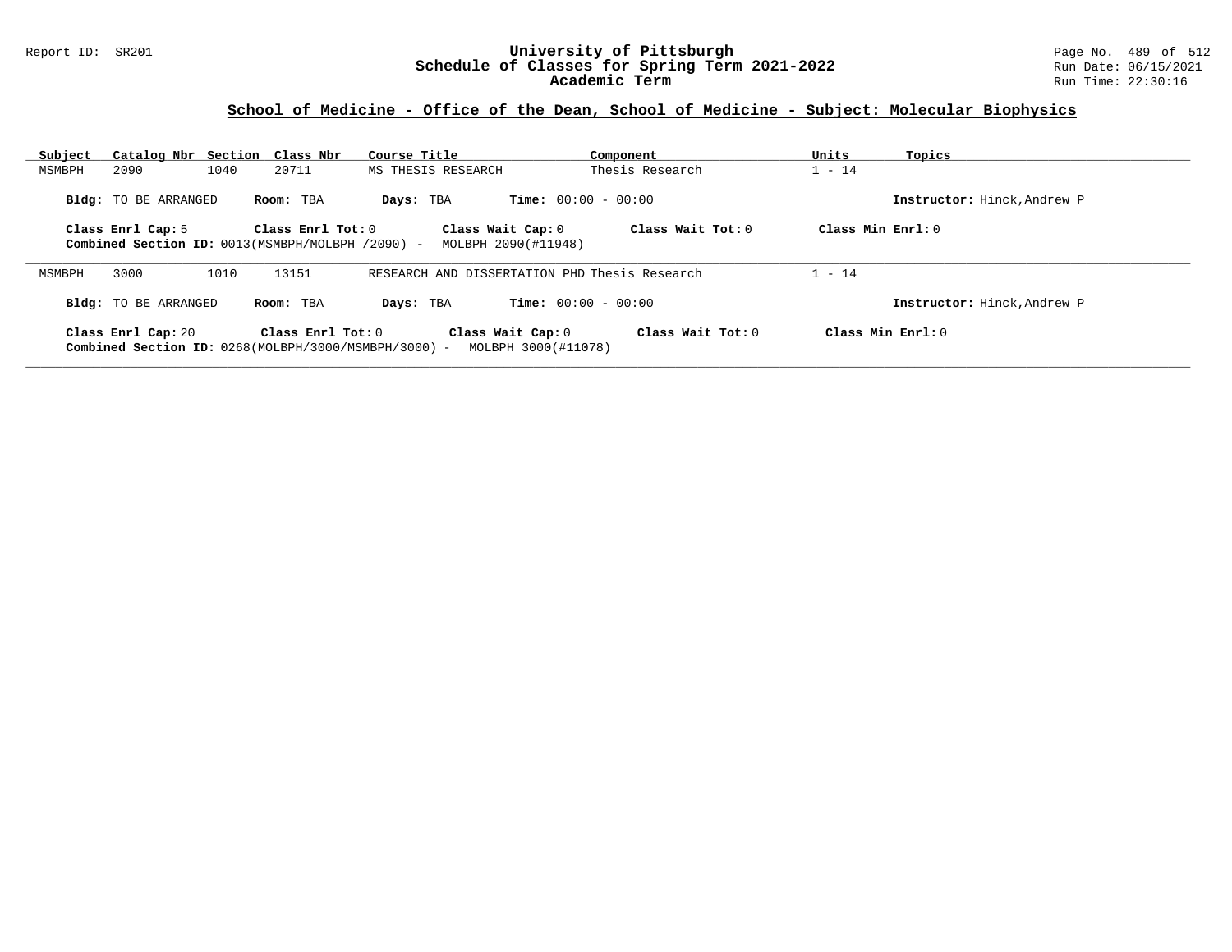## School of Medicine - Office of the Dean, School of Medicine - Subject: Molecular Biophysics

| Subject | Catalog Nbr | Section | Class Nbr | Course Title | Component | Units | Topics |
|---|---|---|---|---|---|---|---|
| MSMBPH | 2090 | 1040 | 20711 | MS THESIS RESEARCH | Thesis Research | 1 - 14 | |

**Bldg:** TO BE ARRANGED **Room:** TBA **Days:** TBA **Time:** 00:00 - 00:00 **Instructor:** Hinck,Andrew P

**Class Enrl Cap:** 5 **Class Enrl Tot:** 0 **Class Wait Cap:** 0 **Class Wait Tot:** 0 **Class Min Enrl:** 0

**Combined Section ID:** 0013(MSMBPH/MOLBPH /2090) - MOLBPH 2090(#11948)

---

| Subject | Catalog Nbr | Section | Class Nbr | Course Title | Component | Units | Topics |
|---|---|---|---|---|---|---|---|
| MSMBPH | 3000 | 1010 | 13151 | RESEARCH AND DISSERTATION PHD | Thesis Research | 1 - 14 | |

**Bldg:** TO BE ARRANGED **Room:** TBA **Days:** TBA **Time:** 00:00 - 00:00 **Instructor:** Hinck,Andrew P

**Class Enrl Cap:** 20 **Class Enrl Tot:** 0 **Class Wait Cap:** 0 **Class Wait Tot:** 0 **Class Min Enrl:** 0

**Combined Section ID:** 0268(MOLBPH/3000/MSMBPH/3000) - MOLBPH 3000(#11078)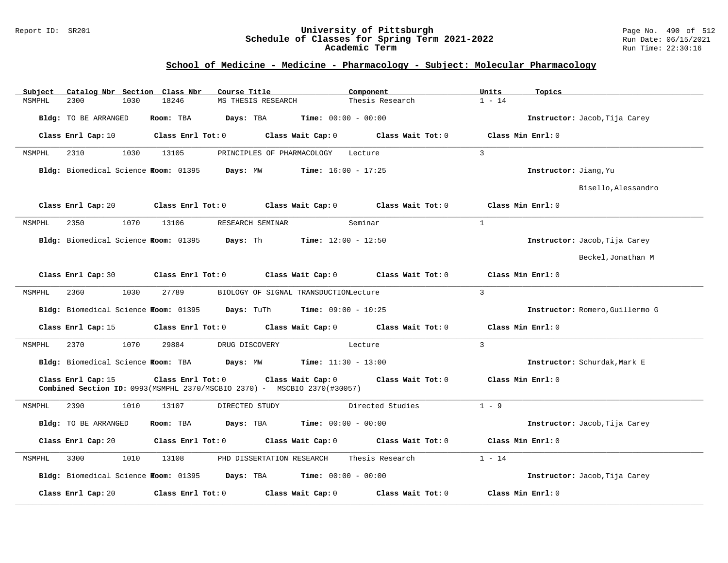## School of Medicine - Medicine - Pharmacology - Subject: Molecular Pharmacology

| Subject | Catalog Nbr | Section | Class Nbr | Course Title | Component | Units | Topics |
|---|---|---|---|---|---|---|---|
| MSMPHL | 2300 | 1030 | 18246 | MS THESIS RESEARCH | Thesis Research | 1 - 14 | |

**Bldg:** TO BE ARRANGED **Room:** TBA **Days:** TBA **Time:** 00:00 - 00:00 **Instructor:** Jacob,Tija Carey

**Class Enrl Cap:** 10 **Class Enrl Tot:** 0 **Class Wait Cap:** 0 **Class Wait Tot:** 0 **Class Min Enrl:** 0

---

| Subject | Catalog Nbr | Section | Class Nbr | Course Title | Component | Units | Topics |
|---|---|---|---|---|---|---|---|
| MSMPHL | 2310 | 1030 | 13105 | PRINCIPLES OF PHARMACOLOGY | Lecture | 3 | |

**Bldg:** Biomedical Science **Room:** 01395 **Days:** MW **Time:** 16:00 - 17:25 **Instructor:** Jiang,Yu; Bisello,Alessandro

**Class Enrl Cap:** 20 **Class Enrl Tot:** 0 **Class Wait Cap:** 0 **Class Wait Tot:** 0 **Class Min Enrl:** 0

---

| Subject | Catalog Nbr | Section | Class Nbr | Course Title | Component | Units | Topics |
|---|---|---|---|---|---|---|---|
| MSMPHL | 2350 | 1070 | 13106 | RESEARCH SEMINAR | Seminar | 1 | |

**Bldg:** Biomedical Science **Room:** 01395 **Days:** Th **Time:** 12:00 - 12:50 **Instructor:** Jacob,Tija Carey; Beckel,Jonathan M

**Class Enrl Cap:** 30 **Class Enrl Tot:** 0 **Class Wait Cap:** 0 **Class Wait Tot:** 0 **Class Min Enrl:** 0

---

| Subject | Catalog Nbr | Section | Class Nbr | Course Title | Component | Units | Topics |
|---|---|---|---|---|---|---|---|
| MSMPHL | 2360 | 1030 | 27789 | BIOLOGY OF SIGNAL TRANSDUCTION | Lecture | 3 | |

**Bldg:** Biomedical Science **Room:** 01395 **Days:** TuTh **Time:** 09:00 - 10:25 **Instructor:** Romero,Guillermo G

**Class Enrl Cap:** 15 **Class Enrl Tot:** 0 **Class Wait Cap:** 0 **Class Wait Tot:** 0 **Class Min Enrl:** 0

---

| Subject | Catalog Nbr | Section | Class Nbr | Course Title | Component | Units | Topics |
|---|---|---|---|---|---|---|---|
| MSMPHL | 2370 | 1070 | 29884 | DRUG DISCOVERY | Lecture | 3 | |

**Bldg:** Biomedical Science **Room:** TBA **Days:** MW **Time:** 11:30 - 13:00 **Instructor:** Schurdak,Mark E

**Class Enrl Cap:** 15 **Class Enrl Tot:** 0 **Class Wait Cap:** 0 **Class Wait Tot:** 0 **Class Min Enrl:** 0

**Combined Section ID:** 0993(MSMPHL 2370/MSCBIO 2370) - MSCBIO 2370(#30057)

---

| Subject | Catalog Nbr | Section | Class Nbr | Course Title | Component | Units | Topics |
|---|---|---|---|---|---|---|---|
| MSMPHL | 2390 | 1010 | 13107 | DIRECTED STUDY | Directed Studies | 1 - 9 | |

**Bldg:** TO BE ARRANGED **Room:** TBA **Days:** TBA **Time:** 00:00 - 00:00 **Instructor:** Jacob,Tija Carey

**Class Enrl Cap:** 20 **Class Enrl Tot:** 0 **Class Wait Cap:** 0 **Class Wait Tot:** 0 **Class Min Enrl:** 0

---

| Subject | Catalog Nbr | Section | Class Nbr | Course Title | Component | Units | Topics |
|---|---|---|---|---|---|---|---|
| MSMPHL | 3300 | 1010 | 13108 | PHD DISSERTATION RESEARCH | Thesis Research | 1 - 14 | |

**Bldg:** Biomedical Science **Room:** 01395 **Days:** TBA **Time:** 00:00 - 00:00 **Instructor:** Jacob,Tija Carey

**Class Enrl Cap:** 20 **Class Enrl Tot:** 0 **Class Wait Cap:** 0 **Class Wait Tot:** 0 **Class Min Enrl:** 0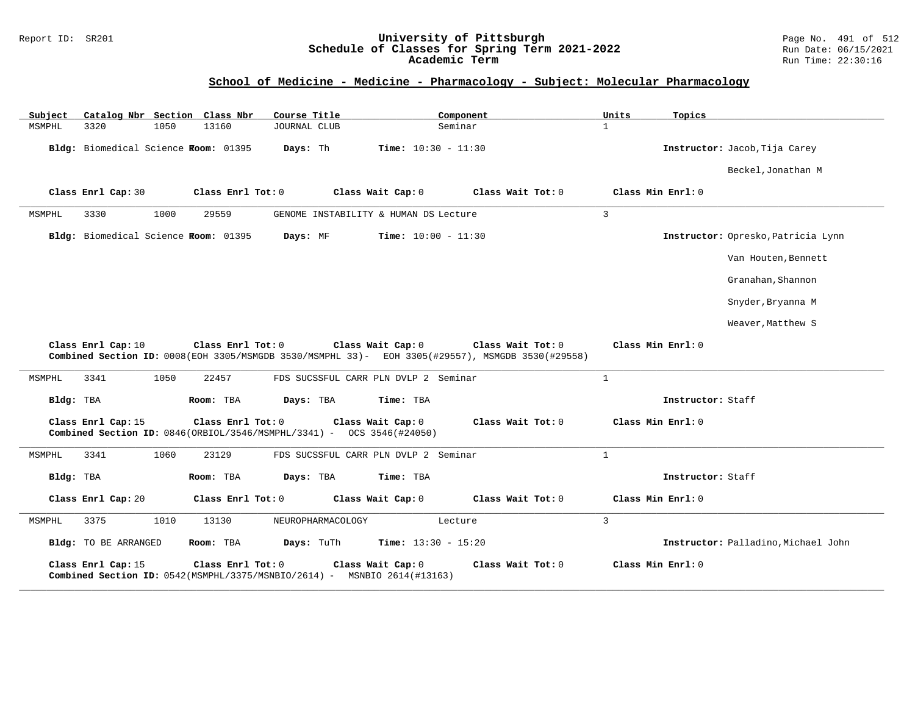## School of Medicine - Medicine - Pharmacology - Subject: Molecular Pharmacology

| Subject | Catalog Nbr | Section | Class Nbr | Course Title | Component | Units | Topics |
|---|---|---|---|---|---|---|---|
| MSMPHL | 3320 | 1050 | 13160 | JOURNAL CLUB | Seminar | 1 | |

**Bldg:** Biomedical Science **Room:** 01395 **Days:** Th **Time:** 10:30 - 11:30 **Instructor:** Jacob,Tija Carey; Beckel,Jonathan M

**Class Enrl Cap:** 30 **Class Enrl Tot:** 0 **Class Wait Cap:** 0 **Class Wait Tot:** 0 **Class Min Enrl:** 0

---

| Subject | Catalog Nbr | Section | Class Nbr | Course Title | Component | Units | Topics |
|---|---|---|---|---|---|---|---|
| MSMPHL | 3330 | 1000 | 29559 | GENOME INSTABILITY & HUMAN DS | Lecture | 3 | |

**Bldg:** Biomedical Science **Room:** 01395 **Days:** MF **Time:** 10:00 - 11:30 **Instructor:** Opresko,Patricia Lynn; Van Houten,Bennett; Granahan,Shannon; Snyder,Bryanna M; Weaver,Matthew S

**Class Enrl Cap:** 10 **Class Enrl Tot:** 0 **Class Wait Cap:** 0 **Class Wait Tot:** 0 **Class Min Enrl:** 0

**Combined Section ID:** 0008(EOH 3305/MSMGDB 3530/MSMPHL 33)- EOH 3305(#29557), MSMGDB 3530(#29558)

---

| Subject | Catalog Nbr | Section | Class Nbr | Course Title | Component | Units | Topics |
|---|---|---|---|---|---|---|---|
| MSMPHL | 3341 | 1050 | 22457 | FDS SUCSSFUL CARR PLN DVLP 2 | Seminar | 1 | |

**Bldg:** TBA **Room:** TBA **Days:** TBA **Time:** TBA **Instructor:** Staff

**Class Enrl Cap:** 15 **Class Enrl Tot:** 0 **Class Wait Cap:** 0 **Class Wait Tot:** 0 **Class Min Enrl:** 0

**Combined Section ID:** 0846(ORBIOL/3546/MSMPHL/3341) - OCS 3546(#24050)

---

| Subject | Catalog Nbr | Section | Class Nbr | Course Title | Component | Units | Topics |
|---|---|---|---|---|---|---|---|
| MSMPHL | 3341 | 1060 | 23129 | FDS SUCSSFUL CARR PLN DVLP 2 | Seminar | 1 | |

**Bldg:** TBA **Room:** TBA **Days:** TBA **Time:** TBA **Instructor:** Staff

**Class Enrl Cap:** 20 **Class Enrl Tot:** 0 **Class Wait Cap:** 0 **Class Wait Tot:** 0 **Class Min Enrl:** 0

---

| Subject | Catalog Nbr | Section | Class Nbr | Course Title | Component | Units | Topics |
|---|---|---|---|---|---|---|---|
| MSMPHL | 3375 | 1010 | 13130 | NEUROPHARMACOLOGY | Lecture | 3 | |

**Bldg:** TO BE ARRANGED **Room:** TBA **Days:** TuTh **Time:** 13:30 - 15:20 **Instructor:** Palladino,Michael John

**Class Enrl Cap:** 15 **Class Enrl Tot:** 0 **Class Wait Cap:** 0 **Class Wait Tot:** 0 **Class Min Enrl:** 0

**Combined Section ID:** 0542(MSMPHL/3375/MSNBIO/2614) - MSNBIO 2614(#13163)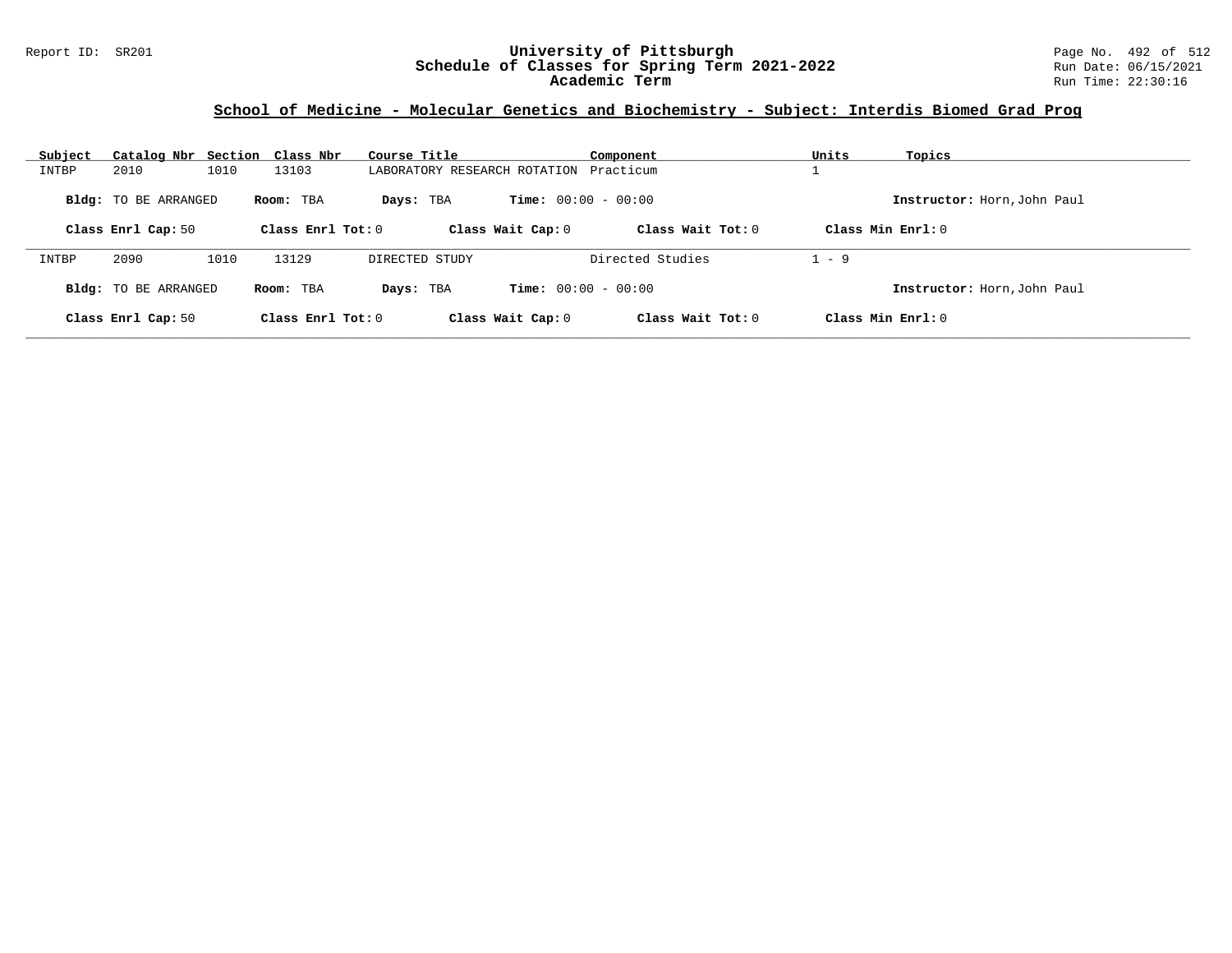## School of Medicine - Molecular Genetics and Biochemistry - Subject: Interdis Biomed Grad Prog

| Subject | Catalog Nbr | Section | Class Nbr | Course Title | Component | Units | Topics |
|---|---|---|---|---|---|---|---|
| INTBP | 2010 | 1010 | 13103 | LABORATORY RESEARCH ROTATION | Practicum | 1 | |

**Bldg:** TO BE ARRANGED **Room:** TBA **Days:** TBA **Time:** 00:00 - 00:00 **Instructor:** Horn,John Paul

**Class Enrl Cap:** 50 **Class Enrl Tot:** 0 **Class Wait Cap:** 0 **Class Wait Tot:** 0 **Class Min Enrl:** 0

| Subject | Catalog Nbr | Section | Class Nbr | Course Title | Component | Units | Topics |
|---|---|---|---|---|---|---|---|
| INTBP | 2090 | 1010 | 13129 | DIRECTED STUDY | Directed Studies | 1 - 9 | |

**Bldg:** TO BE ARRANGED **Room:** TBA **Days:** TBA **Time:** 00:00 - 00:00 **Instructor:** Horn,John Paul

**Class Enrl Cap:** 50 **Class Enrl Tot:** 0 **Class Wait Cap:** 0 **Class Wait Tot:** 0 **Class Min Enrl:** 0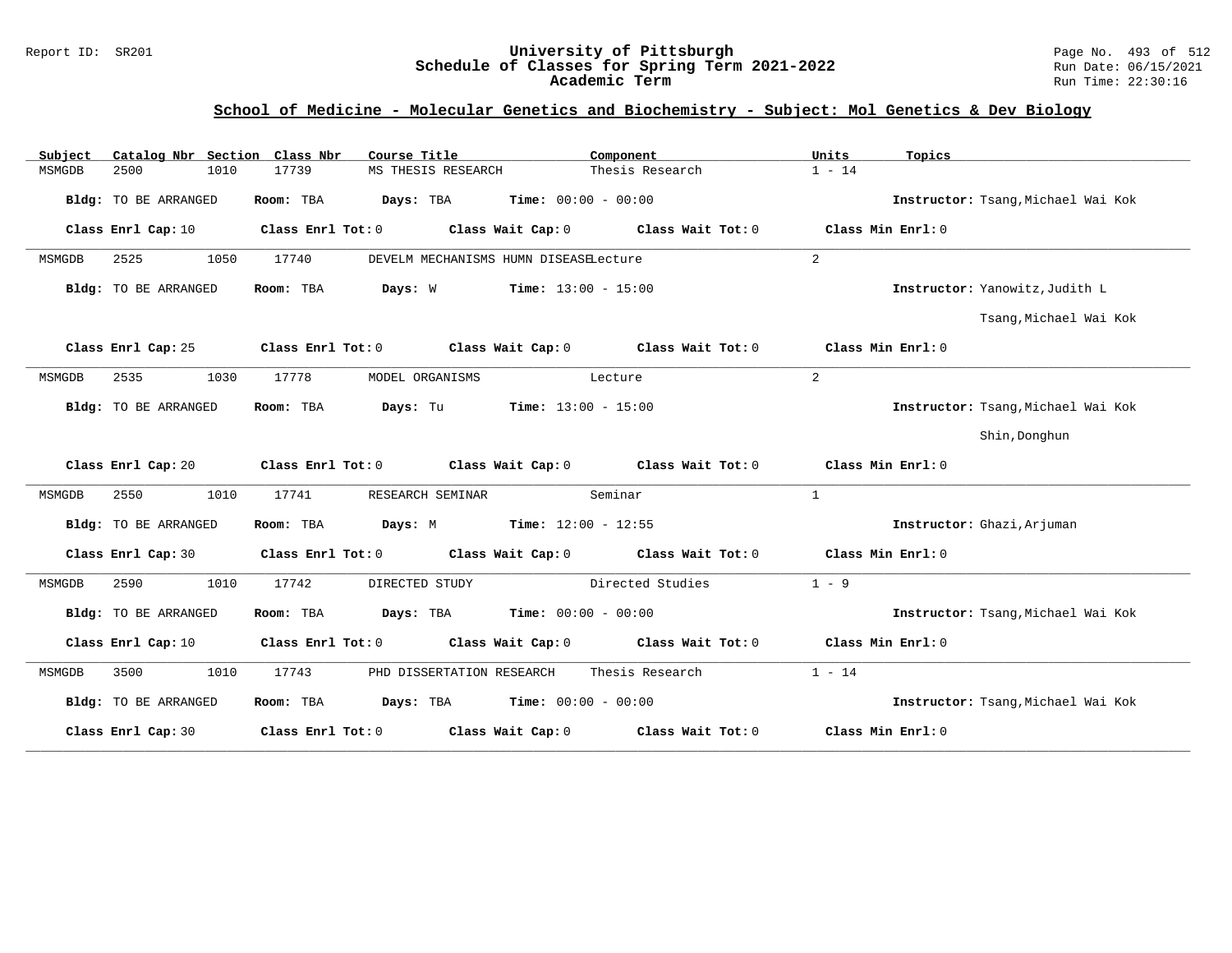## School of Medicine - Molecular Genetics and Biochemistry - Subject: Mol Genetics & Dev Biology

| Subject | Catalog Nbr | Section | Class Nbr | Course Title | Component | Units | Topics |
|---|---|---|---|---|---|---|---|
| MSMGDB | 2500 | 1010 | 17739 | MS THESIS RESEARCH | Thesis Research | 1 - 14 | |

**Bldg:** TO BE ARRANGED **Room:** TBA **Days:** TBA **Time:** 00:00 - 00:00 **Instructor:** Tsang,Michael Wai Kok

**Class Enrl Cap:** 10 **Class Enrl Tot:** 0 **Class Wait Cap:** 0 **Class Wait Tot:** 0 **Class Min Enrl:** 0

| Subject | Catalog Nbr | Section | Class Nbr | Course Title | Component | Units | Topics |
|---|---|---|---|---|---|---|---|
| MSMGDB | 2525 | 1050 | 17740 | DEVELM MECHANISMS HUMN DISEASE | Lecture | 2 | |

**Bldg:** TO BE ARRANGED **Room:** TBA **Days:** W **Time:** 13:00 - 15:00 **Instructor:** Yanowitz,Judith L; Tsang,Michael Wai Kok

**Class Enrl Cap:** 25 **Class Enrl Tot:** 0 **Class Wait Cap:** 0 **Class Wait Tot:** 0 **Class Min Enrl:** 0

| Subject | Catalog Nbr | Section | Class Nbr | Course Title | Component | Units | Topics |
|---|---|---|---|---|---|---|---|
| MSMGDB | 2535 | 1030 | 17778 | MODEL ORGANISMS | Lecture | 2 | |

**Bldg:** TO BE ARRANGED **Room:** TBA **Days:** Tu **Time:** 13:00 - 15:00 **Instructor:** Tsang,Michael Wai Kok; Shin,Donghun

**Class Enrl Cap:** 20 **Class Enrl Tot:** 0 **Class Wait Cap:** 0 **Class Wait Tot:** 0 **Class Min Enrl:** 0

| Subject | Catalog Nbr | Section | Class Nbr | Course Title | Component | Units | Topics |
|---|---|---|---|---|---|---|---|
| MSMGDB | 2550 | 1010 | 17741 | RESEARCH SEMINAR | Seminar | 1 | |

**Bldg:** TO BE ARRANGED **Room:** TBA **Days:** M **Time:** 12:00 - 12:55 **Instructor:** Ghazi,Arjuman

**Class Enrl Cap:** 30 **Class Enrl Tot:** 0 **Class Wait Cap:** 0 **Class Wait Tot:** 0 **Class Min Enrl:** 0

| Subject | Catalog Nbr | Section | Class Nbr | Course Title | Component | Units | Topics |
|---|---|---|---|---|---|---|---|
| MSMGDB | 2590 | 1010 | 17742 | DIRECTED STUDY | Directed Studies | 1 - 9 | |

**Bldg:** TO BE ARRANGED **Room:** TBA **Days:** TBA **Time:** 00:00 - 00:00 **Instructor:** Tsang,Michael Wai Kok

**Class Enrl Cap:** 10 **Class Enrl Tot:** 0 **Class Wait Cap:** 0 **Class Wait Tot:** 0 **Class Min Enrl:** 0

| Subject | Catalog Nbr | Section | Class Nbr | Course Title | Component | Units | Topics |
|---|---|---|---|---|---|---|---|
| MSMGDB | 3500 | 1010 | 17743 | PHD DISSERTATION RESEARCH | Thesis Research | 1 - 14 | |

**Bldg:** TO BE ARRANGED **Room:** TBA **Days:** TBA **Time:** 00:00 - 00:00 **Instructor:** Tsang,Michael Wai Kok

**Class Enrl Cap:** 30 **Class Enrl Tot:** 0 **Class Wait Cap:** 0 **Class Wait Tot:** 0 **Class Min Enrl:** 0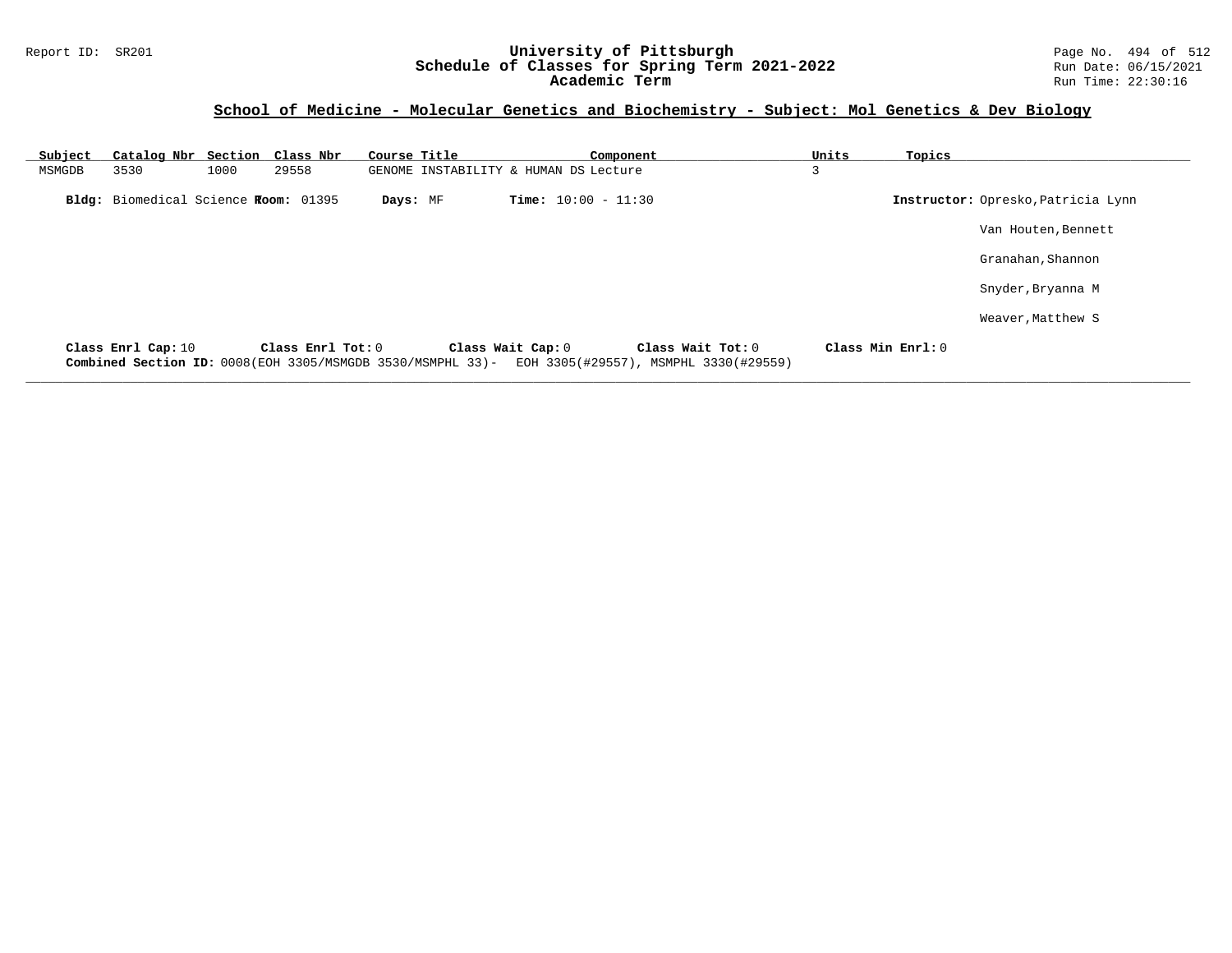## School of Medicine - Molecular Genetics and Biochemistry - Subject: Mol Genetics & Dev Biology

| Subject | Catalog Nbr | Section | Class Nbr | Course Title | Component | Units | Topics |
|---|---|---|---|---|---|---|---|
| MSMGDB | 3530 | 1000 | 29558 | GENOME INSTABILITY & HUMAN DS | Lecture | 3 | |

**Bldg:** Biomedical Science T **Room:** 01395 **Days:** MF **Time:** 10:00 - 11:30 **Instructor:** Opresko,Patricia Lynn

Van Houten,Bennett

Granahan,Shannon

Snyder,Bryanna M

Weaver,Matthew S

**Class Enrl Cap:** 10 **Class Enrl Tot:** 0 **Class Wait Cap:** 0 **Class Wait Tot:** 0 **Class Min Enrl:** 0

**Combined Section ID:** 0008(EOH 3305/MSMGDB 3530/MSMPHL 33)- EOH 3305(#29557), MSMPHL 3330(#29559)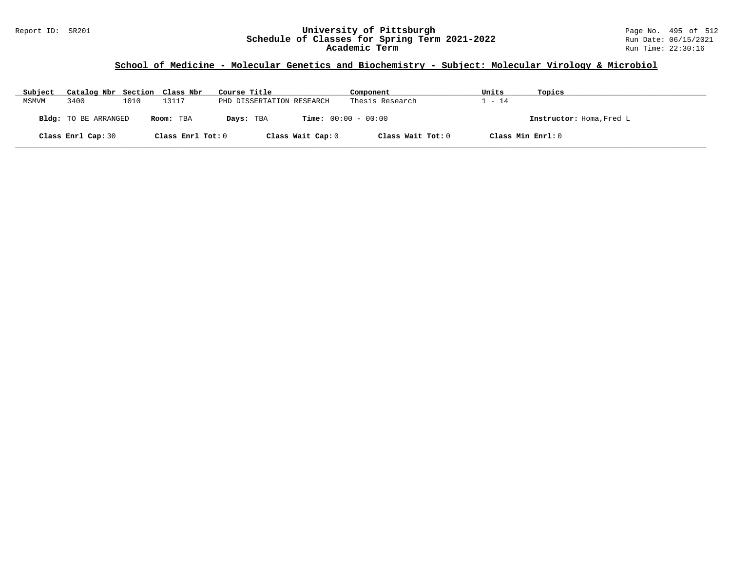## School of Medicine - Molecular Genetics and Biochemistry - Subject: Molecular Virology & Microbiol

| Subject | Catalog Nbr | Section | Class Nbr | Course Title | Component | Units | Topics |
|---|---|---|---|---|---|---|---|
| MSMVM | 3400 | 1010 | 13117 | PHD DISSERTATION RESEARCH | Thesis Research | 1 - 14 | |

**Bldg:** TO BE ARRANGED **Room:** TBA **Days:** TBA **Time:** 00:00 - 00:00 **Instructor:** Homa,Fred L

**Class Enrl Cap:** 30 **Class Enrl Tot:** 0 **Class Wait Cap:** 0 **Class Wait Tot:** 0 **Class Min Enrl:** 0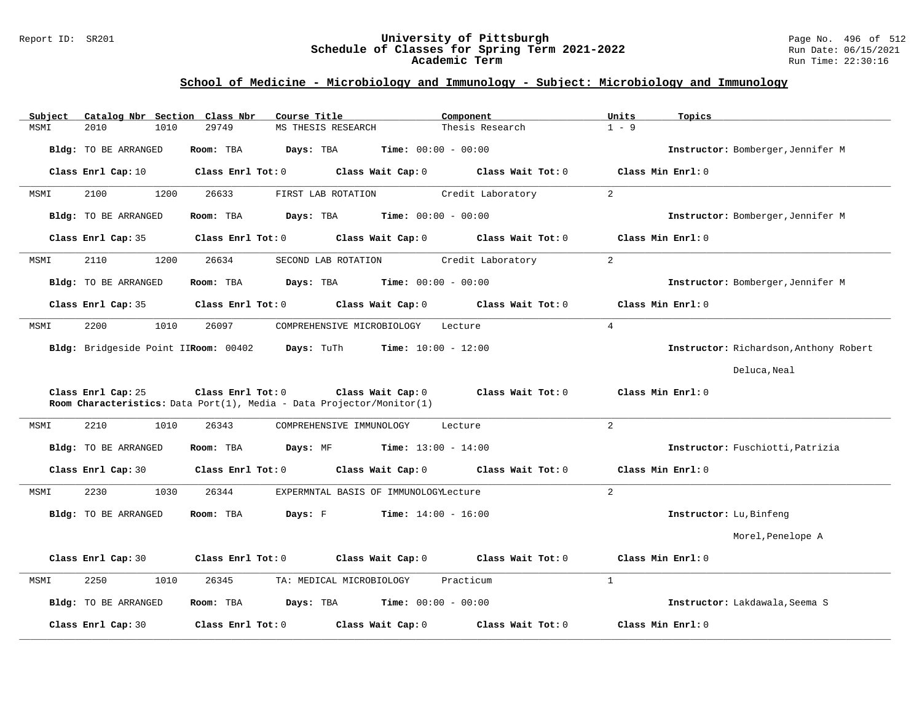# University of Pittsburgh
## Schedule of Classes for Spring Term 2021-2022
### Academic Term

Report ID: SR201

Run Date: 06/15/2021
Run Time: 22:30:16

## School of Medicine - Microbiology and Immunology - Subject: Microbiology and Immunology

| Subject | Catalog Nbr | Section | Class Nbr | Course Title | Component | Units | Topics |
|---|---|---|---|---|---|---|---|
| MSMI | 2010 | 1010 | 29749 | MS THESIS RESEARCH | Thesis Research | 1 - 9 | |

**Bldg:** TO BE ARRANGED **Room:** TBA **Days:** TBA **Time:** 00:00 - 00:00 **Instructor:** Bomberger,Jennifer M

**Class Enrl Cap:** 10 **Class Enrl Tot:** 0 **Class Wait Cap:** 0 **Class Wait Tot:** 0 **Class Min Enrl:** 0

---

| Subject | Catalog Nbr | Section | Class Nbr | Course Title | Component | Units | Topics |
|---|---|---|---|---|---|---|---|
| MSMI | 2100 | 1200 | 26633 | FIRST LAB ROTATION | Credit Laboratory | 2 | |

**Bldg:** TO BE ARRANGED **Room:** TBA **Days:** TBA **Time:** 00:00 - 00:00 **Instructor:** Bomberger,Jennifer M

**Class Enrl Cap:** 35 **Class Enrl Tot:** 0 **Class Wait Cap:** 0 **Class Wait Tot:** 0 **Class Min Enrl:** 0

---

| Subject | Catalog Nbr | Section | Class Nbr | Course Title | Component | Units | Topics |
|---|---|---|---|---|---|---|---|
| MSMI | 2110 | 1200 | 26634 | SECOND LAB ROTATION | Credit Laboratory | 2 | |

**Bldg:** TO BE ARRANGED **Room:** TBA **Days:** TBA **Time:** 00:00 - 00:00 **Instructor:** Bomberger,Jennifer M

**Class Enrl Cap:** 35 **Class Enrl Tot:** 0 **Class Wait Cap:** 0 **Class Wait Tot:** 0 **Class Min Enrl:** 0

---

| Subject | Catalog Nbr | Section | Class Nbr | Course Title | Component | Units | Topics |
|---|---|---|---|---|---|---|---|
| MSMI | 2200 | 1010 | 26097 | COMPREHENSIVE MICROBIOLOGY | Lecture | 4 | |

**Bldg:** Bridgeside Point II **Room:** 00402 **Days:** TuTh **Time:** 10:00 - 12:00 **Instructor:** Richardson,Anthony Robert; Deluca,Neal

**Class Enrl Cap:** 25 **Class Enrl Tot:** 0 **Class Wait Cap:** 0 **Class Wait Tot:** 0 **Class Min Enrl:** 0

**Room Characteristics:** Data Port(1), Media - Data Projector/Monitor(1)

---

| Subject | Catalog Nbr | Section | Class Nbr | Course Title | Component | Units | Topics |
|---|---|---|---|---|---|---|---|
| MSMI | 2210 | 1010 | 26343 | COMPREHENSIVE IMMUNOLOGY | Lecture | 2 | |

**Bldg:** TO BE ARRANGED **Room:** TBA **Days:** MF **Time:** 13:00 - 14:00 **Instructor:** Fuschiotti,Patrizia

**Class Enrl Cap:** 30 **Class Enrl Tot:** 0 **Class Wait Cap:** 0 **Class Wait Tot:** 0 **Class Min Enrl:** 0

---

| Subject | Catalog Nbr | Section | Class Nbr | Course Title | Component | Units | Topics |
|---|---|---|---|---|---|---|---|
| MSMI | 2230 | 1030 | 26344 | EXPERMNTAL BASIS OF IMMUNOLOGY | Lecture | 2 | |

**Bldg:** TO BE ARRANGED **Room:** TBA **Days:** F **Time:** 14:00 - 16:00 **Instructor:** Lu,Binfeng; Morel,Penelope A

**Class Enrl Cap:** 30 **Class Enrl Tot:** 0 **Class Wait Cap:** 0 **Class Wait Tot:** 0 **Class Min Enrl:** 0

---

| Subject | Catalog Nbr | Section | Class Nbr | Course Title | Component | Units | Topics |
|---|---|---|---|---|---|---|---|
| MSMI | 2250 | 1010 | 26345 | TA: MEDICAL MICROBIOLOGY | Practicum | 1 | |

**Bldg:** TO BE ARRANGED **Room:** TBA **Days:** TBA **Time:** 00:00 - 00:00 **Instructor:** Lakdawala,Seema S

**Class Enrl Cap:** 30 **Class Enrl Tot:** 0 **Class Wait Cap:** 0 **Class Wait Tot:** 0 **Class Min Enrl:** 0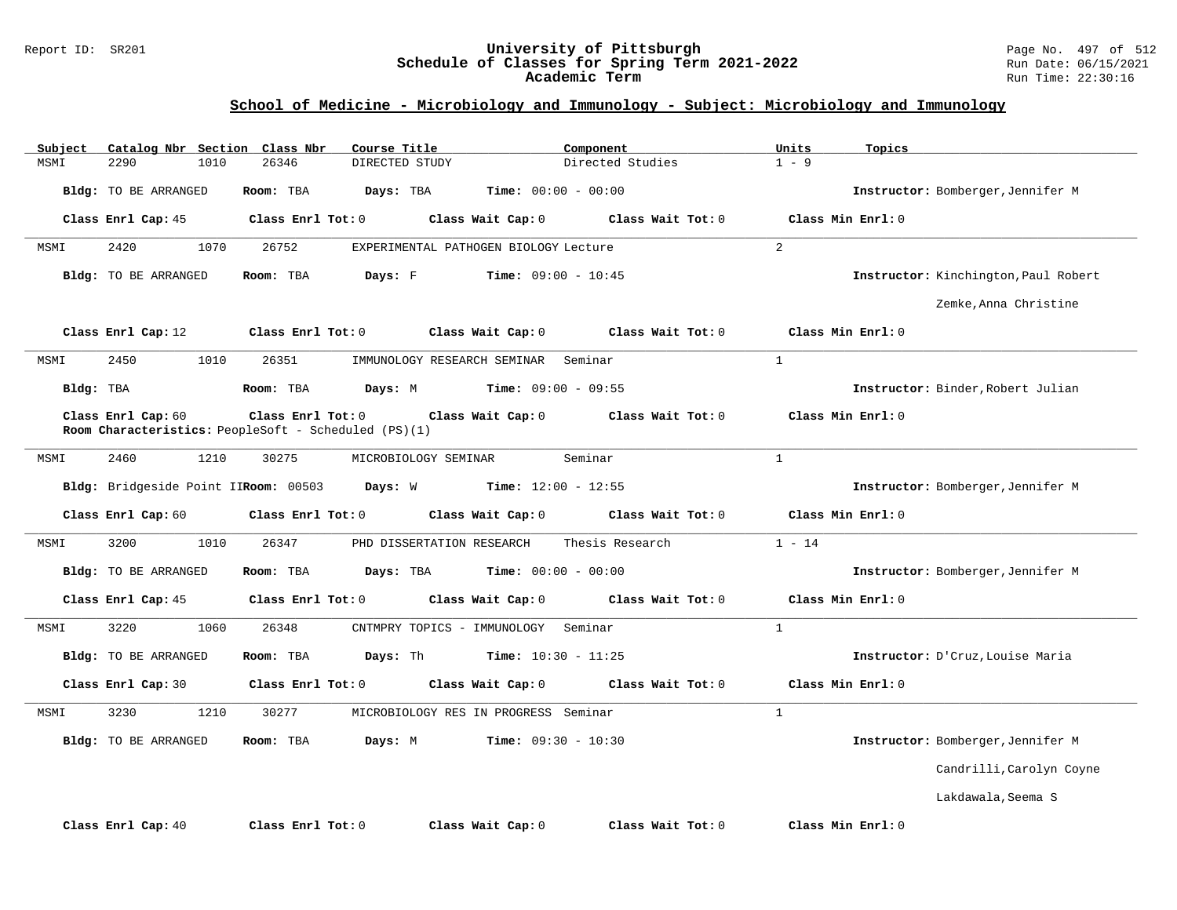## School of Medicine - Microbiology and Immunology - Subject: Microbiology and Immunology

| Subject | Catalog Nbr | Section | Class Nbr | Course Title | Component | Units | Topics |
|---|---|---|---|---|---|---|---|
| MSMI | 2290 | 1010 | 26346 | DIRECTED STUDY | Directed Studies | 1 - 9 | |

**Bldg:** TO BE ARRANGED **Room:** TBA **Days:** TBA **Time:** 00:00 - 00:00 **Instructor:** Bomberger,Jennifer M

**Class Enrl Cap:** 45 **Class Enrl Tot:** 0 **Class Wait Cap:** 0 **Class Wait Tot:** 0 **Class Min Enrl:** 0

---

| Subject | Catalog Nbr | Section | Class Nbr | Course Title | Component | Units | Topics |
|---|---|---|---|---|---|---|---|
| MSMI | 2420 | 1070 | 26752 | EXPERIMENTAL PATHOGEN BIOLOGY | Lecture | 2 | |

**Bldg:** TO BE ARRANGED **Room:** TBA **Days:** F **Time:** 09:00 - 10:45 **Instructor:** Kinchington,Paul Robert; Zemke,Anna Christine

**Class Enrl Cap:** 12 **Class Enrl Tot:** 0 **Class Wait Cap:** 0 **Class Wait Tot:** 0 **Class Min Enrl:** 0

---

| Subject | Catalog Nbr | Section | Class Nbr | Course Title | Component | Units | Topics |
|---|---|---|---|---|---|---|---|
| MSMI | 2450 | 1010 | 26351 | IMMUNOLOGY RESEARCH SEMINAR | Seminar | 1 | |

**Bldg:** TBA **Room:** TBA **Days:** M **Time:** 09:00 - 09:55 **Instructor:** Binder,Robert Julian

**Class Enrl Cap:** 60 **Class Enrl Tot:** 0 **Class Wait Cap:** 0 **Class Wait Tot:** 0 **Class Min Enrl:** 0

**Room Characteristics:** PeopleSoft - Scheduled (PS)(1)

---

| Subject | Catalog Nbr | Section | Class Nbr | Course Title | Component | Units | Topics |
|---|---|---|---|---|---|---|---|
| MSMI | 2460 | 1210 | 30275 | MICROBIOLOGY SEMINAR | Seminar | 1 | |

**Bldg:** Bridgeside Point II **Room:** 00503 **Days:** W **Time:** 12:00 - 12:55 **Instructor:** Bomberger,Jennifer M

**Class Enrl Cap:** 60 **Class Enrl Tot:** 0 **Class Wait Cap:** 0 **Class Wait Tot:** 0 **Class Min Enrl:** 0

---

| Subject | Catalog Nbr | Section | Class Nbr | Course Title | Component | Units | Topics |
|---|---|---|---|---|---|---|---|
| MSMI | 3200 | 1010 | 26347 | PHD DISSERTATION RESEARCH | Thesis Research | 1 - 14 | |

**Bldg:** TO BE ARRANGED **Room:** TBA **Days:** TBA **Time:** 00:00 - 00:00 **Instructor:** Bomberger,Jennifer M

**Class Enrl Cap:** 45 **Class Enrl Tot:** 0 **Class Wait Cap:** 0 **Class Wait Tot:** 0 **Class Min Enrl:** 0

---

| Subject | Catalog Nbr | Section | Class Nbr | Course Title | Component | Units | Topics |
|---|---|---|---|---|---|---|---|
| MSMI | 3220 | 1060 | 26348 | CNTMPRY TOPICS - IMMUNOLOGY | Seminar | 1 | |

**Bldg:** TO BE ARRANGED **Room:** TBA **Days:** Th **Time:** 10:30 - 11:25 **Instructor:** D'Cruz,Louise Maria

**Class Enrl Cap:** 30 **Class Enrl Tot:** 0 **Class Wait Cap:** 0 **Class Wait Tot:** 0 **Class Min Enrl:** 0

---

| Subject | Catalog Nbr | Section | Class Nbr | Course Title | Component | Units | Topics |
|---|---|---|---|---|---|---|---|
| MSMI | 3230 | 1210 | 30277 | MICROBIOLOGY RES IN PROGRESS | Seminar | 1 | |

**Bldg:** TO BE ARRANGED **Room:** TBA **Days:** M **Time:** 09:30 - 10:30 **Instructor:** Bomberger,Jennifer M; Candrilli,Carolyn Coyne; Lakdawala,Seema S

**Class Enrl Cap:** 40 **Class Enrl Tot:** 0 **Class Wait Cap:** 0 **Class Wait Tot:** 0 **Class Min Enrl:** 0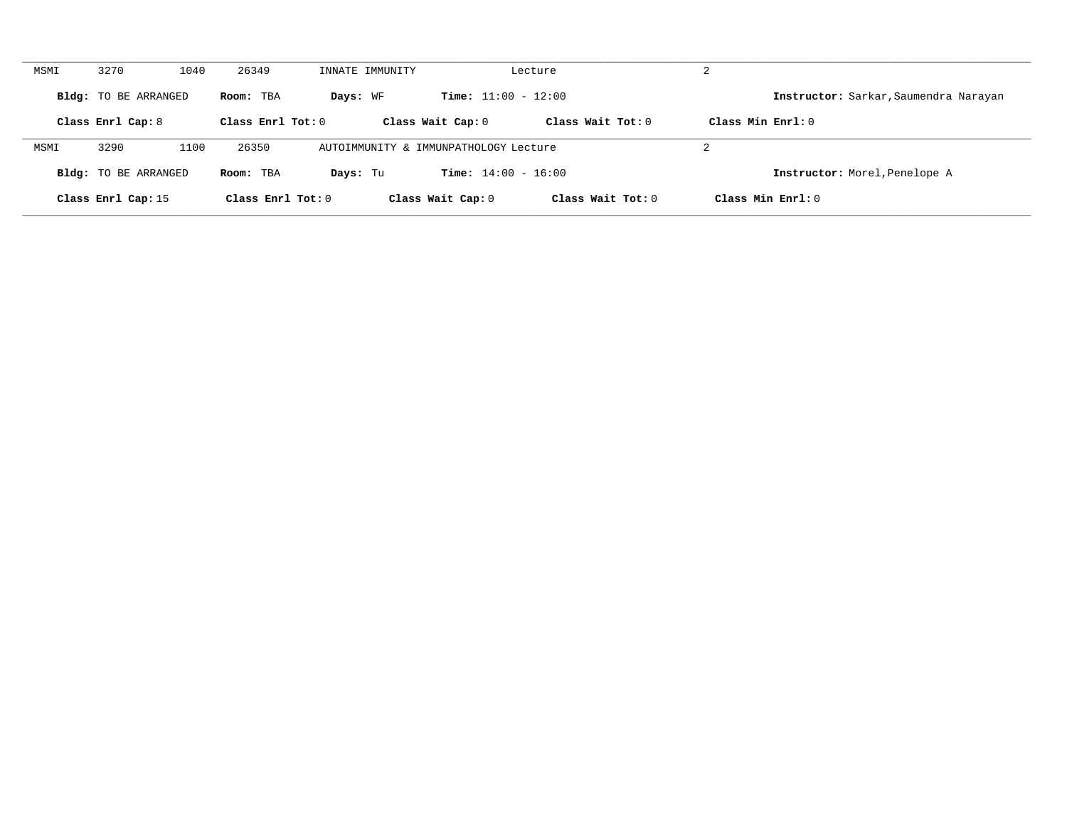MSMI 3270 1040 26349 INNATE IMMUNITY Lecture 2

**Bldg:** TO BE ARRANGED **Room:** TBA **Days:** WF **Time:** 11:00 - 12:00 **Instructor:** Sarkar,Saumendra Narayan

**Class Enrl Cap:** 8 **Class Enrl Tot:** 0 **Class Wait Cap:** 0 **Class Wait Tot:** 0 **Class Min Enrl:** 0

---

MSMI 3290 1100 26350 AUTOIMMUNITY & IMMUNPATHOLOGY Lecture 2

**Bldg:** TO BE ARRANGED **Room:** TBA **Days:** Tu **Time:** 14:00 - 16:00 **Instructor:** Morel,Penelope A

**Class Enrl Cap:** 15 **Class Enrl Tot:** 0 **Class Wait Cap:** 0 **Class Wait Tot:** 0 **Class Min Enrl:** 0

---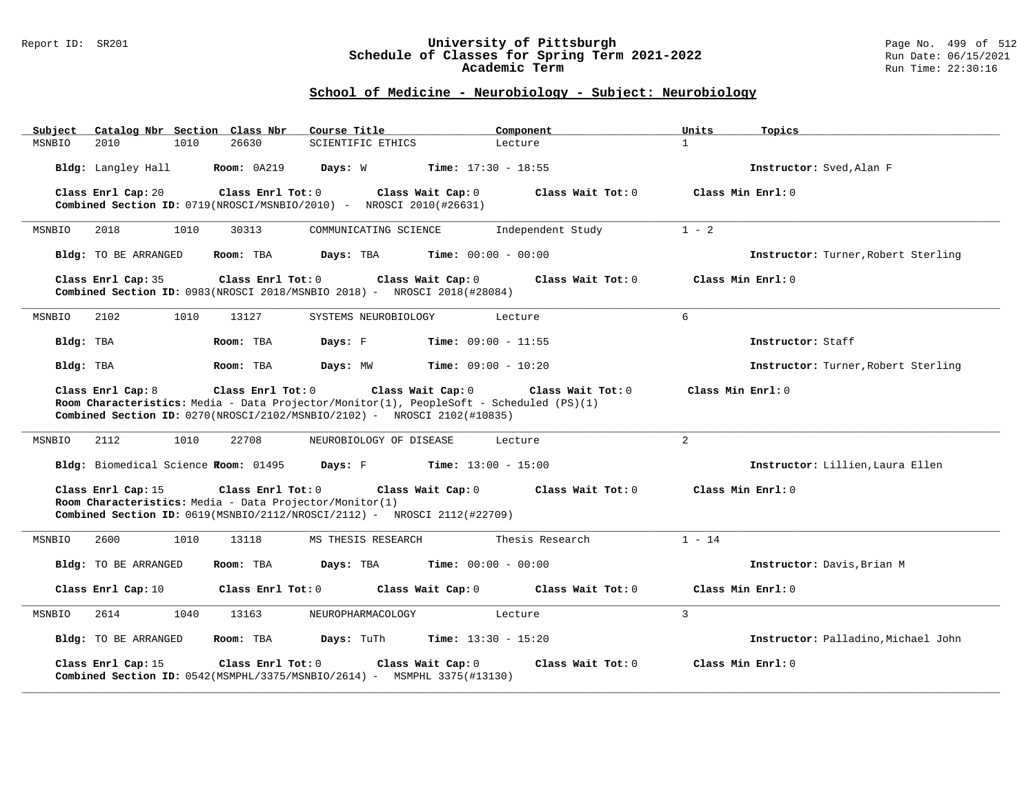## School of Medicine - Neurobiology - Subject: Neurobiology

| Subject | Catalog Nbr | Section | Class Nbr | Course Title | Component | Units | Topics |
|---|---|---|---|---|---|---|---|
| MSNBIO | 2010 | 1010 | 26630 | SCIENTIFIC ETHICS | Lecture | 1 | |

**Bldg:** Langley Hall **Room:** 0A219 **Days:** W **Time:** 17:30 - 18:55 **Instructor:** Sved,Alan F

**Class Enrl Cap:** 20 **Class Enrl Tot:** 0 **Class Wait Cap:** 0 **Class Wait Tot:** 0 **Class Min Enrl:** 0
**Combined Section ID:** 0719(NROSCI/MSNBIO/2010) - NROSCI 2010(#26631)

---

| Subject | Catalog Nbr | Section | Class Nbr | Course Title | Component | Units | Topics |
|---|---|---|---|---|---|---|---|
| MSNBIO | 2018 | 1010 | 30313 | COMMUNICATING SCIENCE | Independent Study | 1 - 2 | |

**Bldg:** TO BE ARRANGED **Room:** TBA **Days:** TBA **Time:** 00:00 - 00:00 **Instructor:** Turner,Robert Sterling

**Class Enrl Cap:** 35 **Class Enrl Tot:** 0 **Class Wait Cap:** 0 **Class Wait Tot:** 0 **Class Min Enrl:** 0
**Combined Section ID:** 0983(NROSCI 2018/MSNBIO 2018) - NROSCI 2018(#28084)

---

| Subject | Catalog Nbr | Section | Class Nbr | Course Title | Component | Units | Topics |
|---|---|---|---|---|---|---|---|
| MSNBIO | 2102 | 1010 | 13127 | SYSTEMS NEUROBIOLOGY | Lecture | 6 | |

**Bldg:** TBA **Room:** TBA **Days:** F **Time:** 09:00 - 11:55 **Instructor:** Staff

**Bldg:** TBA **Room:** TBA **Days:** MW **Time:** 09:00 - 10:20 **Instructor:** Turner,Robert Sterling

**Class Enrl Cap:** 8 **Class Enrl Tot:** 0 **Class Wait Cap:** 0 **Class Wait Tot:** 0 **Class Min Enrl:** 0
**Room Characteristics:** Media - Data Projector/Monitor(1), PeopleSoft - Scheduled (PS)(1)
**Combined Section ID:** 0270(NROSCI/2102/MSNBIO/2102) - NROSCI 2102(#10835)

---

| Subject | Catalog Nbr | Section | Class Nbr | Course Title | Component | Units | Topics |
|---|---|---|---|---|---|---|---|
| MSNBIO | 2112 | 1010 | 22708 | NEUROBIOLOGY OF DISEASE | Lecture | 2 | |

**Bldg:** Biomedical Science T **Room:** 01495 **Days:** F **Time:** 13:00 - 15:00 **Instructor:** Lillien,Laura Ellen

**Class Enrl Cap:** 15 **Class Enrl Tot:** 0 **Class Wait Cap:** 0 **Class Wait Tot:** 0 **Class Min Enrl:** 0
**Room Characteristics:** Media - Data Projector/Monitor(1)
**Combined Section ID:** 0619(MSNBIO/2112/NROSCI/2112) - NROSCI 2112(#22709)

---

| Subject | Catalog Nbr | Section | Class Nbr | Course Title | Component | Units | Topics |
|---|---|---|---|---|---|---|---|
| MSNBIO | 2600 | 1010 | 13118 | MS THESIS RESEARCH | Thesis Research | 1 - 14 | |

**Bldg:** TO BE ARRANGED **Room:** TBA **Days:** TBA **Time:** 00:00 - 00:00 **Instructor:** Davis,Brian M

**Class Enrl Cap:** 10 **Class Enrl Tot:** 0 **Class Wait Cap:** 0 **Class Wait Tot:** 0 **Class Min Enrl:** 0

---

| Subject | Catalog Nbr | Section | Class Nbr | Course Title | Component | Units | Topics |
|---|---|---|---|---|---|---|---|
| MSNBIO | 2614 | 1040 | 13163 | NEUROPHARMACOLOGY | Lecture | 3 | |

**Bldg:** TO BE ARRANGED **Room:** TBA **Days:** TuTh **Time:** 13:30 - 15:20 **Instructor:** Palladino,Michael John

**Class Enrl Cap:** 15 **Class Enrl Tot:** 0 **Class Wait Cap:** 0 **Class Wait Tot:** 0 **Class Min Enrl:** 0
**Combined Section ID:** 0542(MSMPHL/3375/MSNBIO/2614) - MSMPHL 3375(#13130)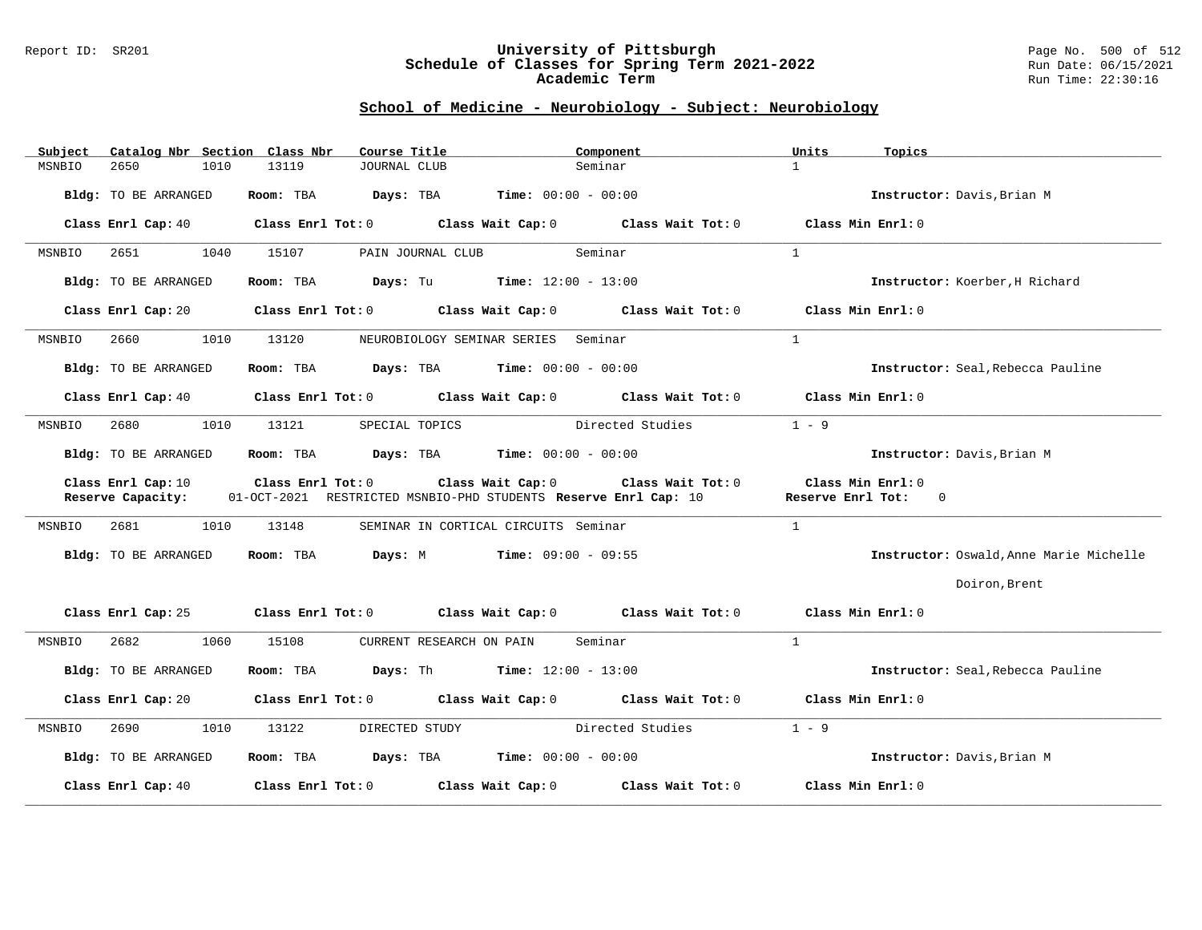## School of Medicine - Neurobiology - Subject: Neurobiology

| Subject | Catalog Nbr | Section | Class Nbr | Course Title | Component | Units | Topics |
|---|---|---|---|---|---|---|---|
| MSNBIO | 2650 | 1010 | 13119 | JOURNAL CLUB | Seminar | 1 | |

**Bldg:** TO BE ARRANGED **Room:** TBA **Days:** TBA **Time:** 00:00 - 00:00 **Instructor:** Davis,Brian M

**Class Enrl Cap:** 40 **Class Enrl Tot:** 0 **Class Wait Cap:** 0 **Class Wait Tot:** 0 **Class Min Enrl:** 0

---

| Subject | Catalog Nbr | Section | Class Nbr | Course Title | Component | Units | Topics |
|---|---|---|---|---|---|---|---|
| MSNBIO | 2651 | 1040 | 15107 | PAIN JOURNAL CLUB | Seminar | 1 | |

**Bldg:** TO BE ARRANGED **Room:** TBA **Days:** Tu **Time:** 12:00 - 13:00 **Instructor:** Koerber,H Richard

**Class Enrl Cap:** 20 **Class Enrl Tot:** 0 **Class Wait Cap:** 0 **Class Wait Tot:** 0 **Class Min Enrl:** 0

---

| Subject | Catalog Nbr | Section | Class Nbr | Course Title | Component | Units | Topics |
|---|---|---|---|---|---|---|---|
| MSNBIO | 2660 | 1010 | 13120 | NEUROBIOLOGY SEMINAR SERIES | Seminar | 1 | |

**Bldg:** TO BE ARRANGED **Room:** TBA **Days:** TBA **Time:** 00:00 - 00:00 **Instructor:** Seal,Rebecca Pauline

**Class Enrl Cap:** 40 **Class Enrl Tot:** 0 **Class Wait Cap:** 0 **Class Wait Tot:** 0 **Class Min Enrl:** 0

---

| Subject | Catalog Nbr | Section | Class Nbr | Course Title | Component | Units | Topics |
|---|---|---|---|---|---|---|---|
| MSNBIO | 2680 | 1010 | 13121 | SPECIAL TOPICS | Directed Studies | 1 - 9 | |

**Bldg:** TO BE ARRANGED **Room:** TBA **Days:** TBA **Time:** 00:00 - 00:00 **Instructor:** Davis,Brian M

**Class Enrl Cap:** 10 **Class Enrl Tot:** 0 **Class Wait Cap:** 0 **Class Wait Tot:** 0 **Class Min Enrl:** 0
**Reserve Capacity:** 01-OCT-2021 RESTRICTED MSNBIO-PHD STUDENTS **Reserve Enrl Cap:** 10 **Reserve Enrl Tot:** 0

---

| Subject | Catalog Nbr | Section | Class Nbr | Course Title | Component | Units | Topics |
|---|---|---|---|---|---|---|---|
| MSNBIO | 2681 | 1010 | 13148 | SEMINAR IN CORTICAL CIRCUITS | Seminar | 1 | |

**Bldg:** TO BE ARRANGED **Room:** TBA **Days:** M **Time:** 09:00 - 09:55 **Instructor:** Oswald,Anne Marie Michelle
Doiron,Brent

**Class Enrl Cap:** 25 **Class Enrl Tot:** 0 **Class Wait Cap:** 0 **Class Wait Tot:** 0 **Class Min Enrl:** 0

---

| Subject | Catalog Nbr | Section | Class Nbr | Course Title | Component | Units | Topics |
|---|---|---|---|---|---|---|---|
| MSNBIO | 2682 | 1060 | 15108 | CURRENT RESEARCH ON PAIN | Seminar | 1 | |

**Bldg:** TO BE ARRANGED **Room:** TBA **Days:** Th **Time:** 12:00 - 13:00 **Instructor:** Seal,Rebecca Pauline

**Class Enrl Cap:** 20 **Class Enrl Tot:** 0 **Class Wait Cap:** 0 **Class Wait Tot:** 0 **Class Min Enrl:** 0

---

| Subject | Catalog Nbr | Section | Class Nbr | Course Title | Component | Units | Topics |
|---|---|---|---|---|---|---|---|
| MSNBIO | 2690 | 1010 | 13122 | DIRECTED STUDY | Directed Studies | 1 - 9 | |

**Bldg:** TO BE ARRANGED **Room:** TBA **Days:** TBA **Time:** 00:00 - 00:00 **Instructor:** Davis,Brian M

**Class Enrl Cap:** 40 **Class Enrl Tot:** 0 **Class Wait Cap:** 0 **Class Wait Tot:** 0 **Class Min Enrl:** 0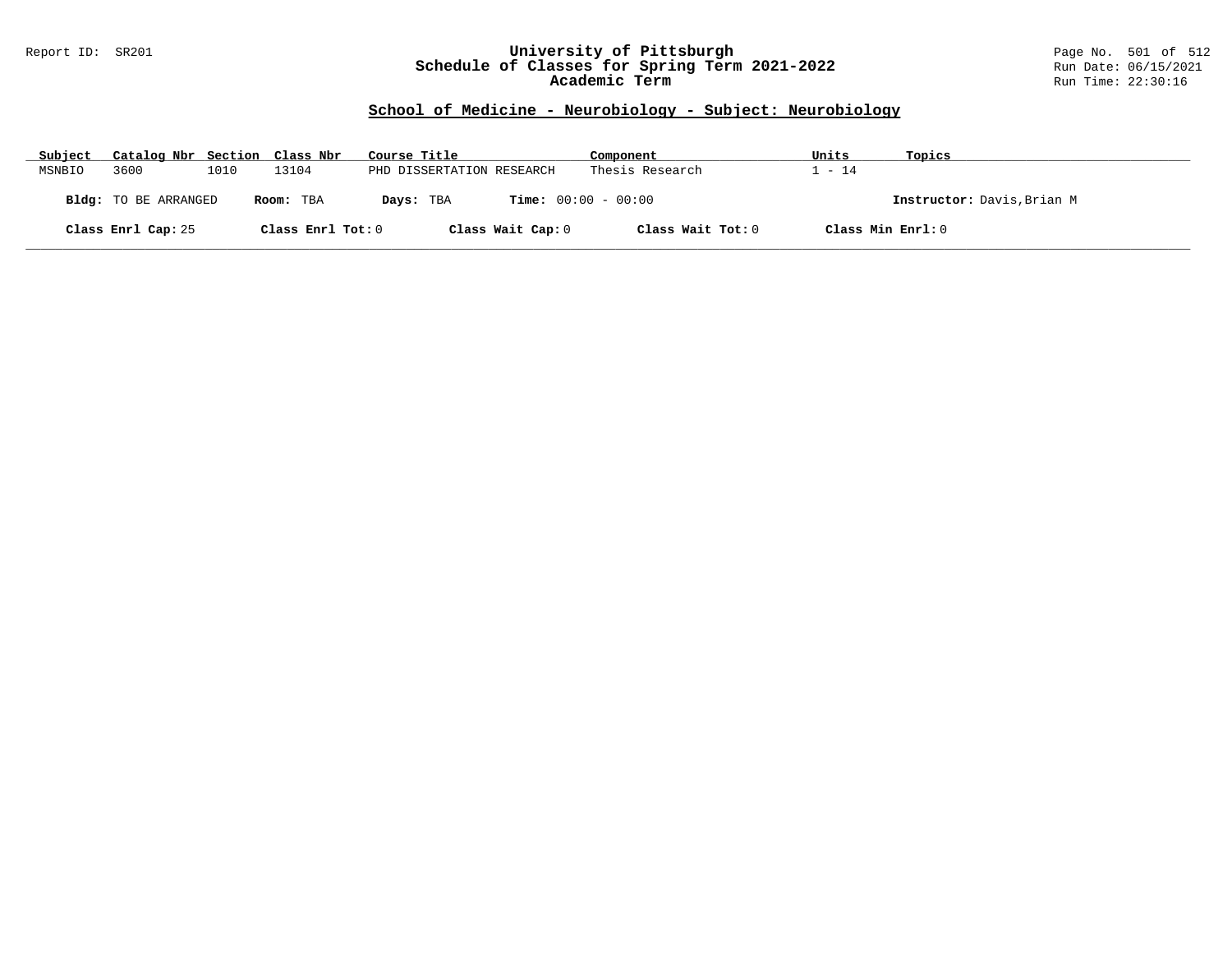## School of Medicine - Neurobiology - Subject: Neurobiology

| Subject | Catalog Nbr | Section | Class Nbr | Course Title | Component | Units | Topics |
|---|---|---|---|---|---|---|---|
| MSNBIO | 3600 | 1010 | 13104 | PHD DISSERTATION RESEARCH | Thesis Research | 1 - 14 | |

**Bldg:** TO BE ARRANGED **Room:** TBA **Days:** TBA **Time:** 00:00 - 00:00 **Instructor:** Davis,Brian M

**Class Enrl Cap:** 25 **Class Enrl Tot:** 0 **Class Wait Cap:** 0 **Class Wait Tot:** 0 **Class Min Enrl:** 0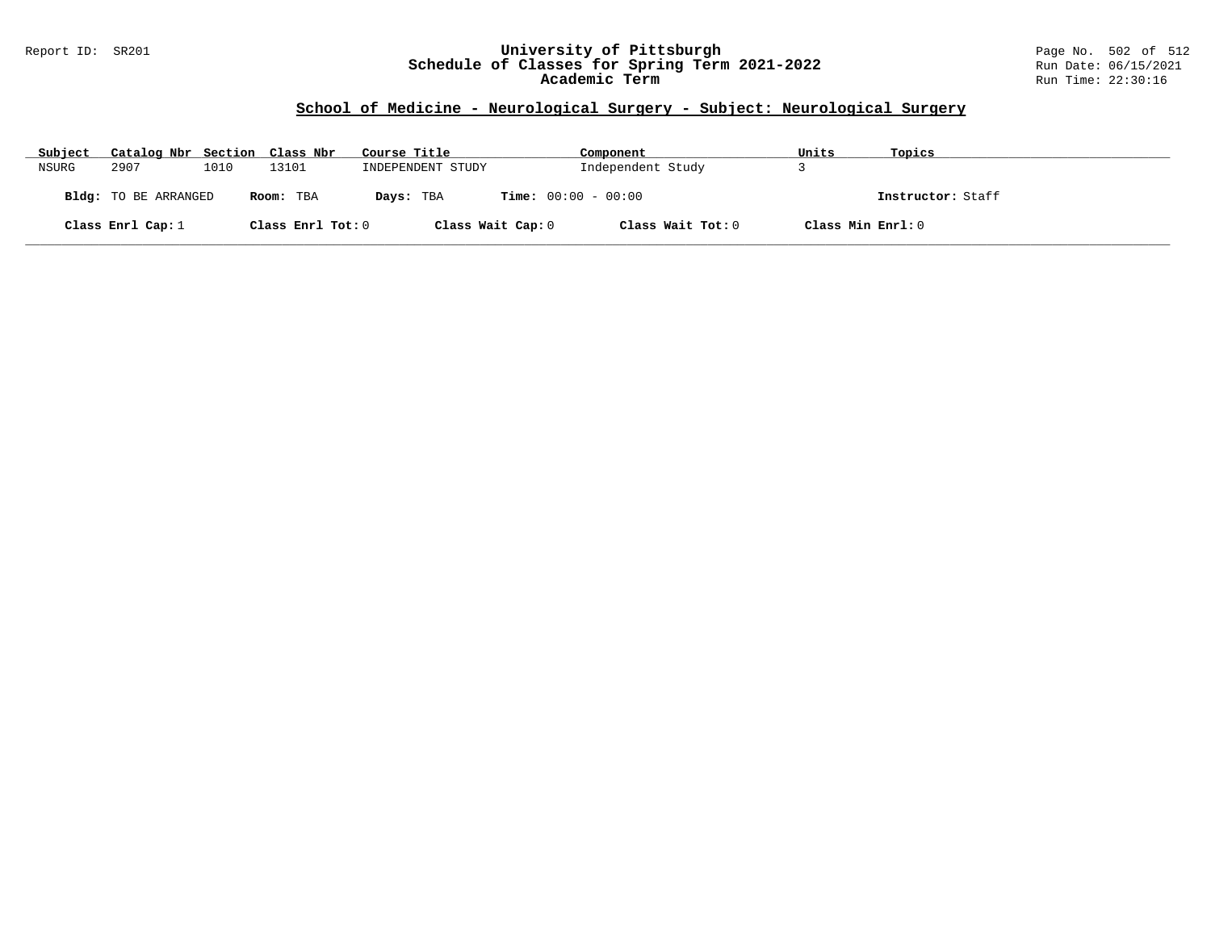## School of Medicine - Neurological Surgery - Subject: Neurological Surgery

| Subject | Catalog Nbr | Section | Class Nbr | Course Title | Component | Units | Topics |
|---|---|---|---|---|---|---|---|
| NSURG | 2907 | 1010 | 13101 | INDEPENDENT STUDY | Independent Study | 3 | |

**Bldg:** TO BE ARRANGED **Room:** TBA **Days:** TBA **Time:** 00:00 - 00:00 **Instructor:** Staff

**Class Enrl Cap:** 1 **Class Enrl Tot:** 0 **Class Wait Cap:** 0 **Class Wait Tot:** 0 **Class Min Enrl:** 0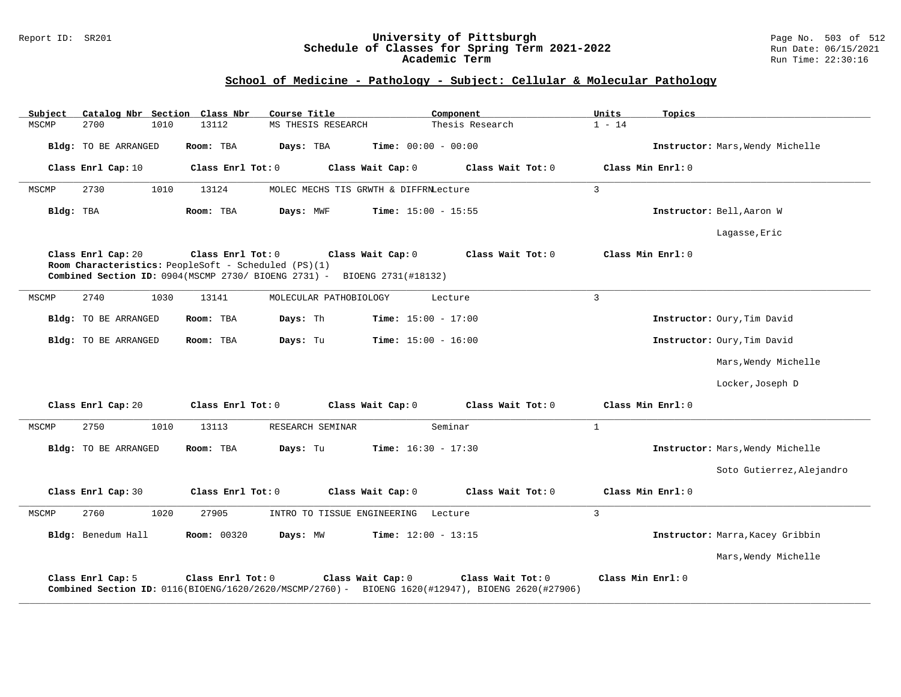# University of Pittsburgh
## Schedule of Classes for Spring Term 2021-2022
### Academic Term

Report ID: SR201 | Run Date: 06/15/2021 | Run Time: 22:30:16

## School of Medicine - Pathology - Subject: Cellular & Molecular Pathology

| Subject | Catalog Nbr | Section | Class Nbr | Course Title | Component | Units | Topics |
|---|---|---|---|---|---|---|---|
| MSCMP | 2700 | 1010 | 13112 | MS THESIS RESEARCH | Thesis Research | 1 - 14 | |

**Bldg:** TO BE ARRANGED **Room:** TBA **Days:** TBA **Time:** 00:00 - 00:00 **Instructor:** Mars,Wendy Michelle

**Class Enrl Cap:** 10 **Class Enrl Tot:** 0 **Class Wait Cap:** 0 **Class Wait Tot:** 0 **Class Min Enrl:** 0

---

| Subject | Catalog Nbr | Section | Class Nbr | Course Title | Component | Units | Topics |
|---|---|---|---|---|---|---|---|
| MSCMP | 2730 | 1010 | 13124 | MOLEC MECHS TIS GRWTH & DIFFRN | Lecture | 3 | |

**Bldg:** TBA **Room:** TBA **Days:** MWF **Time:** 15:00 - 15:55 **Instructor:** Bell,Aaron W; Lagasse,Eric

**Class Enrl Cap:** 20 **Class Enrl Tot:** 0 **Class Wait Cap:** 0 **Class Wait Tot:** 0 **Class Min Enrl:** 0

**Room Characteristics:** PeopleSoft - Scheduled (PS)(1)

**Combined Section ID:** 0904(MSCMP 2730/ BIOENG 2731) - BIOENG 2731(#18132)

---

| Subject | Catalog Nbr | Section | Class Nbr | Course Title | Component | Units | Topics |
|---|---|---|---|---|---|---|---|
| MSCMP | 2740 | 1030 | 13141 | MOLECULAR PATHOBIOLOGY | Lecture | 3 | |

**Bldg:** TO BE ARRANGED **Room:** TBA **Days:** Th **Time:** 15:00 - 17:00 **Instructor:** Oury,Tim David

**Bldg:** TO BE ARRANGED **Room:** TBA **Days:** Tu **Time:** 15:00 - 16:00 **Instructor:** Oury,Tim David; Mars,Wendy Michelle; Locker,Joseph D

**Class Enrl Cap:** 20 **Class Enrl Tot:** 0 **Class Wait Cap:** 0 **Class Wait Tot:** 0 **Class Min Enrl:** 0

---

| Subject | Catalog Nbr | Section | Class Nbr | Course Title | Component | Units | Topics |
|---|---|---|---|---|---|---|---|
| MSCMP | 2750 | 1010 | 13113 | RESEARCH SEMINAR | Seminar | 1 | |

**Bldg:** TO BE ARRANGED **Room:** TBA **Days:** Tu **Time:** 16:30 - 17:30 **Instructor:** Mars,Wendy Michelle; Soto Gutierrez,Alejandro

**Class Enrl Cap:** 30 **Class Enrl Tot:** 0 **Class Wait Cap:** 0 **Class Wait Tot:** 0 **Class Min Enrl:** 0

---

| Subject | Catalog Nbr | Section | Class Nbr | Course Title | Component | Units | Topics |
|---|---|---|---|---|---|---|---|
| MSCMP | 2760 | 1020 | 27905 | INTRO TO TISSUE ENGINEERING | Lecture | 3 | |

**Bldg:** Benedum Hall **Room:** 00320 **Days:** MW **Time:** 12:00 - 13:15 **Instructor:** Marra,Kacey Gribbin; Mars,Wendy Michelle

**Class Enrl Cap:** 5 **Class Enrl Tot:** 0 **Class Wait Cap:** 0 **Class Wait Tot:** 0 **Class Min Enrl:** 0

**Combined Section ID:** 0116(BIOENG/1620/2620/MSCMP/2760) - BIOENG 1620(#12947), BIOENG 2620(#27906)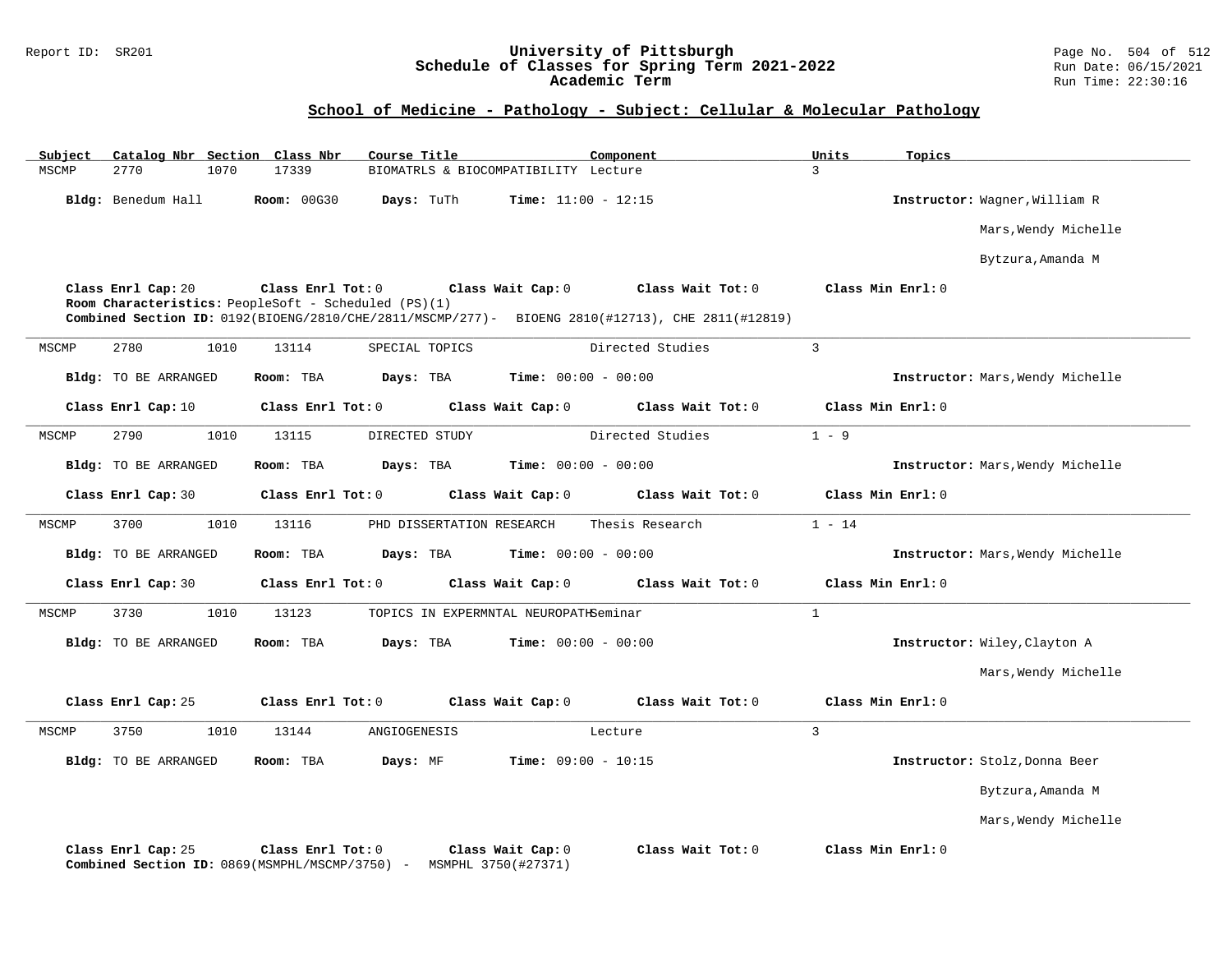University of Pittsburgh
Schedule of Classes for Spring Term 2021-2022
Academic Term

Report ID: SR201

Run Date: 06/15/2021
Run Time: 22:30:16

## School of Medicine - Pathology - Subject: Cellular & Molecular Pathology

| Subject | Catalog Nbr | Section | Class Nbr | Course Title | Component | Units | Topics |
|---|---|---|---|---|---|---|---|
| MSCMP | 2770 | 1070 | 17339 | BIOMATRLS & BIOCOMPATIBILITY | Lecture | 3 | |

**Bldg:** Benedum Hall **Room:** 00G30 **Days:** TuTh **Time:** 11:00 - 12:15 **Instructor:** Wagner,William R; Mars,Wendy Michelle; Bytzura,Amanda M

**Class Enrl Cap:** 20 **Class Enrl Tot:** 0 **Class Wait Cap:** 0 **Class Wait Tot:** 0 **Class Min Enrl:** 0
**Room Characteristics:** PeopleSoft - Scheduled (PS)(1)
**Combined Section ID:** 0192(BIOENG/2810/CHE/2811/MSCMP/277)- BIOENG 2810(#12713), CHE 2811(#12819)

---

| Subject | Catalog Nbr | Section | Class Nbr | Course Title | Component | Units | Topics |
|---|---|---|---|---|---|---|---|
| MSCMP | 2780 | 1010 | 13114 | SPECIAL TOPICS | Directed Studies | 3 | |

**Bldg:** TO BE ARRANGED **Room:** TBA **Days:** TBA **Time:** 00:00 - 00:00 **Instructor:** Mars,Wendy Michelle

**Class Enrl Cap:** 10 **Class Enrl Tot:** 0 **Class Wait Cap:** 0 **Class Wait Tot:** 0 **Class Min Enrl:** 0

---

| Subject | Catalog Nbr | Section | Class Nbr | Course Title | Component | Units | Topics |
|---|---|---|---|---|---|---|---|
| MSCMP | 2790 | 1010 | 13115 | DIRECTED STUDY | Directed Studies | 1 - 9 | |

**Bldg:** TO BE ARRANGED **Room:** TBA **Days:** TBA **Time:** 00:00 - 00:00 **Instructor:** Mars,Wendy Michelle

**Class Enrl Cap:** 30 **Class Enrl Tot:** 0 **Class Wait Cap:** 0 **Class Wait Tot:** 0 **Class Min Enrl:** 0

---

| Subject | Catalog Nbr | Section | Class Nbr | Course Title | Component | Units | Topics |
|---|---|---|---|---|---|---|---|
| MSCMP | 3700 | 1010 | 13116 | PHD DISSERTATION RESEARCH | Thesis Research | 1 - 14 | |

**Bldg:** TO BE ARRANGED **Room:** TBA **Days:** TBA **Time:** 00:00 - 00:00 **Instructor:** Mars,Wendy Michelle

**Class Enrl Cap:** 30 **Class Enrl Tot:** 0 **Class Wait Cap:** 0 **Class Wait Tot:** 0 **Class Min Enrl:** 0

---

| Subject | Catalog Nbr | Section | Class Nbr | Course Title | Component | Units | Topics |
|---|---|---|---|---|---|---|---|
| MSCMP | 3730 | 1010 | 13123 | TOPICS IN EXPERMNTAL NEUROPATH | Seminar | 1 | |

**Bldg:** TO BE ARRANGED **Room:** TBA **Days:** TBA **Time:** 00:00 - 00:00 **Instructor:** Wiley,Clayton A; Mars,Wendy Michelle

**Class Enrl Cap:** 25 **Class Enrl Tot:** 0 **Class Wait Cap:** 0 **Class Wait Tot:** 0 **Class Min Enrl:** 0

---

| Subject | Catalog Nbr | Section | Class Nbr | Course Title | Component | Units | Topics |
|---|---|---|---|---|---|---|---|
| MSCMP | 3750 | 1010 | 13144 | ANGIOGENESIS | Lecture | 3 | |

**Bldg:** TO BE ARRANGED **Room:** TBA **Days:** MF **Time:** 09:00 - 10:15 **Instructor:** Stolz,Donna Beer; Bytzura,Amanda M; Mars,Wendy Michelle

**Class Enrl Cap:** 25 **Class Enrl Tot:** 0 **Class Wait Cap:** 0 **Class Wait Tot:** 0 **Class Min Enrl:** 0
**Combined Section ID:** 0869(MSMPHL/MSCMP/3750) - MSMPHL 3750(#27371)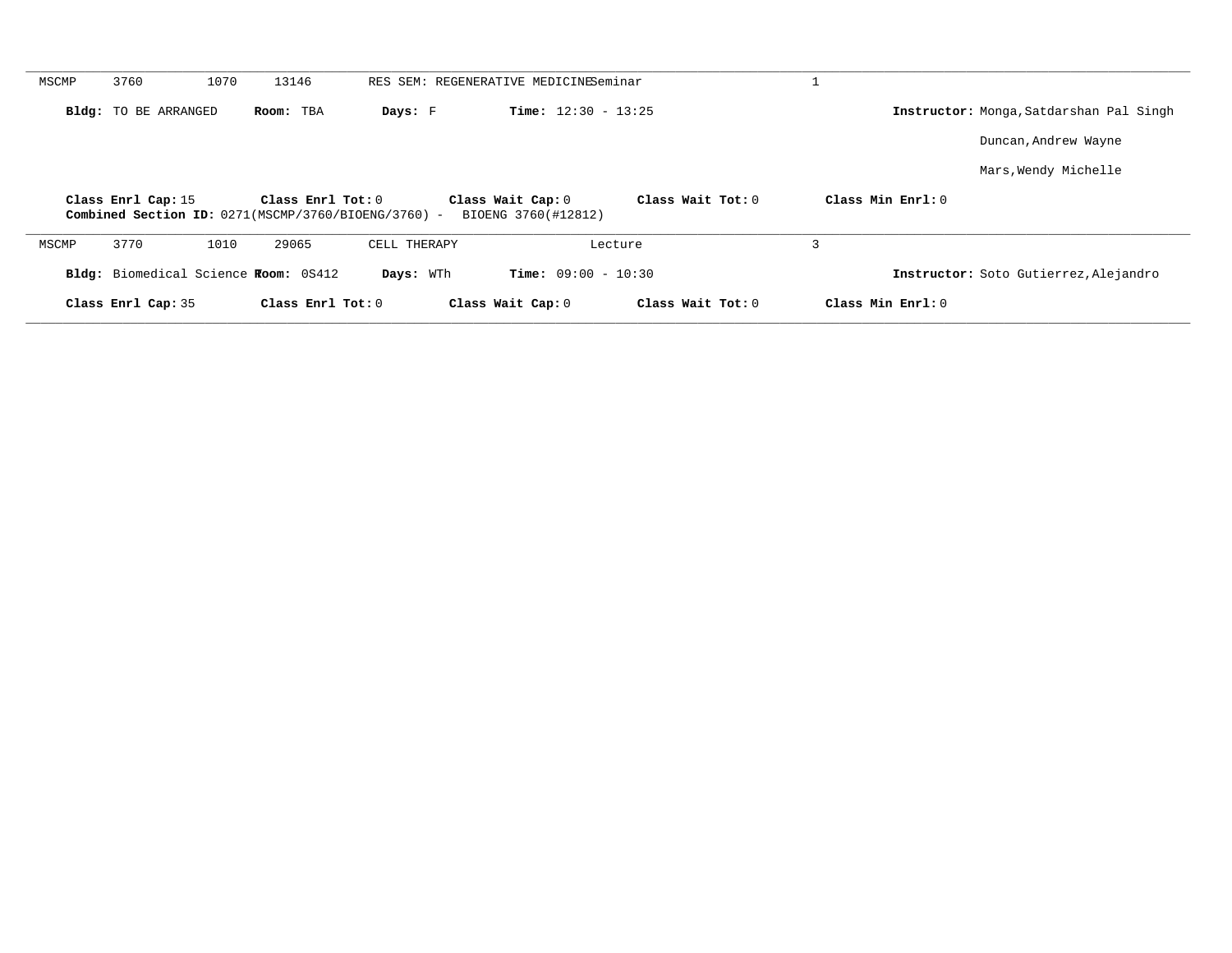MSCMP 3760 1070 13146 RES SEM: REGENERATIVE MEDICINE Seminar 1

**Bldg:** TO BE ARRANGED **Room:** TBA **Days:** F **Time:** 12:30 - 13:25 **Instructor:** Monga,Satdarshan Pal Singh

Duncan,Andrew Wayne

Mars,Wendy Michelle

**Class Enrl Cap:** 15 **Class Enrl Tot:** 0 **Class Wait Cap:** 0 **Class Wait Tot:** 0 **Class Min Enrl:** 0

**Combined Section ID:** 0271(MSCMP/3760/BIOENG/3760) - BIOENG 3760(#12812)

---

MSCMP 3770 1010 29065 CELL THERAPY Lecture 3

**Bldg:** Biomedical Science T **Room:** 0S412 **Days:** WTh **Time:** 09:00 - 10:30 **Instructor:** Soto Gutierrez,Alejandro

**Class Enrl Cap:** 35 **Class Enrl Tot:** 0 **Class Wait Cap:** 0 **Class Wait Tot:** 0 **Class Min Enrl:** 0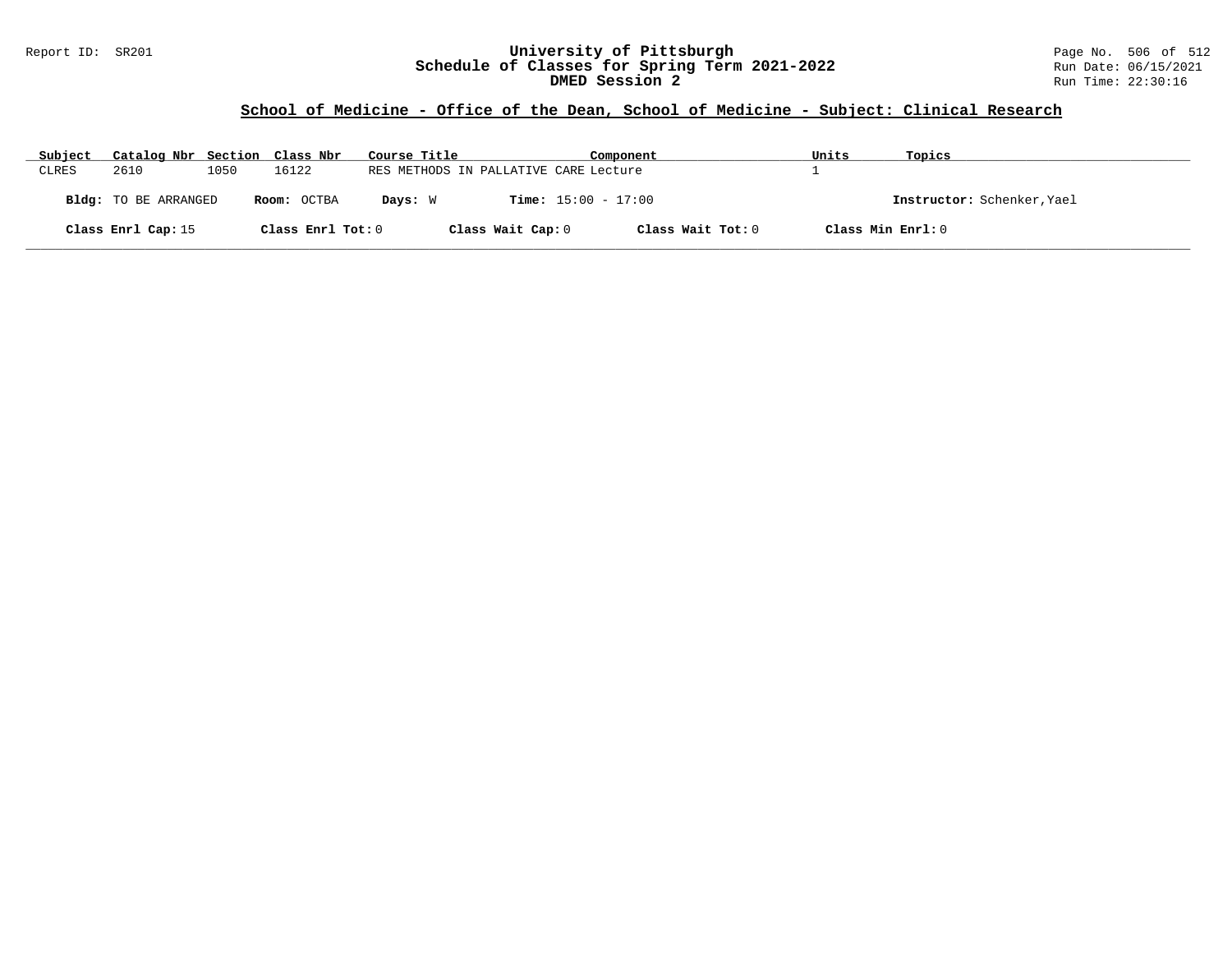## School of Medicine - Office of the Dean, School of Medicine - Subject: Clinical Research

| Subject | Catalog Nbr | Section | Class Nbr | Course Title | Component | Units | Topics |
| --- | --- | --- | --- | --- | --- | --- | --- |
| CLRES | 2610 | 1050 | 16122 | RES METHODS IN PALLATIVE CARE | Lecture | 1 | |

**Bldg:** TO BE ARRANGED **Room:** OCTBA **Days:** W **Time:** 15:00 - 17:00 **Instructor:** Schenker,Yael

**Class Enrl Cap:** 15 **Class Enrl Tot:** 0 **Class Wait Cap:** 0 **Class Wait Tot:** 0 **Class Min Enrl:** 0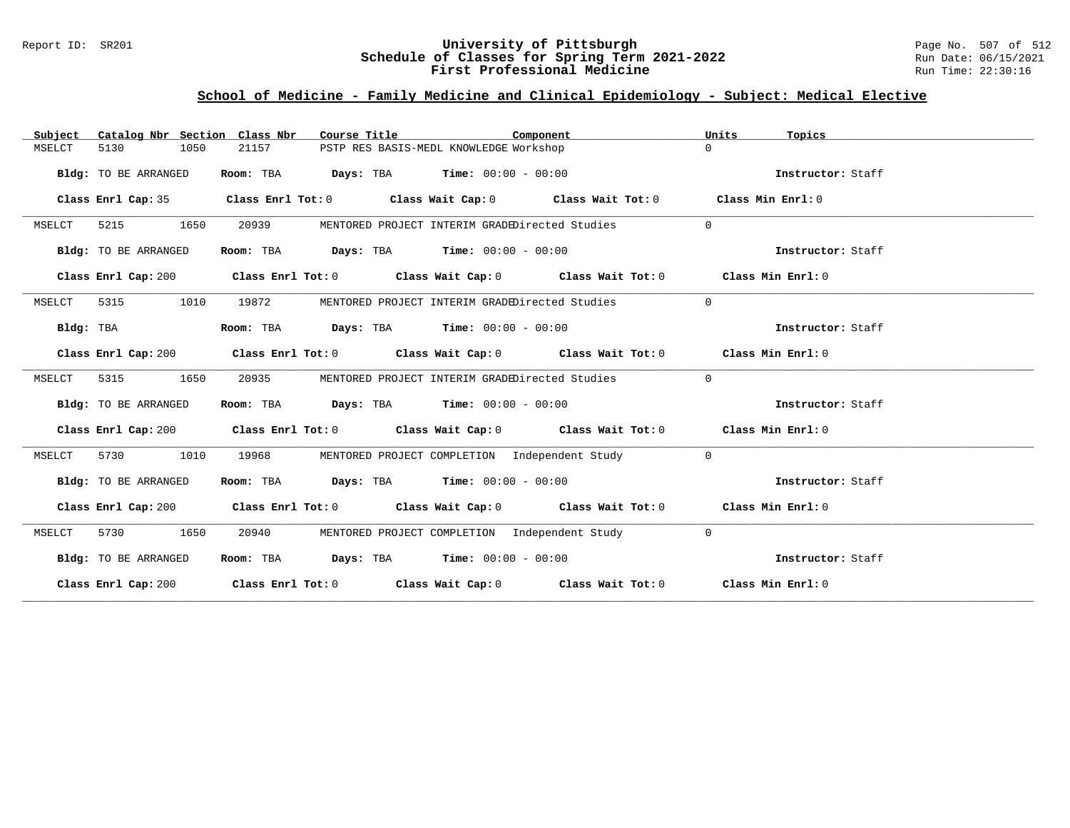Report ID: SR201

# University of Pittsburgh
## Schedule of Classes for Spring Term 2021-2022
## First Professional Medicine

Run Date: 06/15/2021
Run Time: 22:30:16

### School of Medicine - Family Medicine and Clinical Epidemiology - Subject: Medical Elective

| Subject | Catalog Nbr | Section | Class Nbr | Course Title | Component | Units | Topics |
|---|---|---|---|---|---|---|---|
| MSELCT | 5130 | 1050 | 21157 | PSTP RES BASIS-MEDL KNOWLEDGE | Workshop | 0 | |

**Bldg:** TO BE ARRANGED **Room:** TBA **Days:** TBA **Time:** 00:00 - 00:00 **Instructor:** Staff

**Class Enrl Cap:** 35 **Class Enrl Tot:** 0 **Class Wait Cap:** 0 **Class Wait Tot:** 0 **Class Min Enrl:** 0

| Subject | Catalog Nbr | Section | Class Nbr | Course Title | Component | Units | Topics |
|---|---|---|---|---|---|---|---|
| MSELCT | 5215 | 1650 | 20939 | MENTORED PROJECT INTERIM GRADE | Directed Studies | 0 | |

**Bldg:** TO BE ARRANGED **Room:** TBA **Days:** TBA **Time:** 00:00 - 00:00 **Instructor:** Staff

**Class Enrl Cap:** 200 **Class Enrl Tot:** 0 **Class Wait Cap:** 0 **Class Wait Tot:** 0 **Class Min Enrl:** 0

| Subject | Catalog Nbr | Section | Class Nbr | Course Title | Component | Units | Topics |
|---|---|---|---|---|---|---|---|
| MSELCT | 5315 | 1010 | 19872 | MENTORED PROJECT INTERIM GRADE | Directed Studies | 0 | |

**Bldg:** TBA **Room:** TBA **Days:** TBA **Time:** 00:00 - 00:00 **Instructor:** Staff

**Class Enrl Cap:** 200 **Class Enrl Tot:** 0 **Class Wait Cap:** 0 **Class Wait Tot:** 0 **Class Min Enrl:** 0

| Subject | Catalog Nbr | Section | Class Nbr | Course Title | Component | Units | Topics |
|---|---|---|---|---|---|---|---|
| MSELCT | 5315 | 1650 | 20935 | MENTORED PROJECT INTERIM GRADE | Directed Studies | 0 | |

**Bldg:** TO BE ARRANGED **Room:** TBA **Days:** TBA **Time:** 00:00 - 00:00 **Instructor:** Staff

**Class Enrl Cap:** 200 **Class Enrl Tot:** 0 **Class Wait Cap:** 0 **Class Wait Tot:** 0 **Class Min Enrl:** 0

| Subject | Catalog Nbr | Section | Class Nbr | Course Title | Component | Units | Topics |
|---|---|---|---|---|---|---|---|
| MSELCT | 5730 | 1010 | 19968 | MENTORED PROJECT COMPLETION | Independent Study | 0 | |

**Bldg:** TO BE ARRANGED **Room:** TBA **Days:** TBA **Time:** 00:00 - 00:00 **Instructor:** Staff

**Class Enrl Cap:** 200 **Class Enrl Tot:** 0 **Class Wait Cap:** 0 **Class Wait Tot:** 0 **Class Min Enrl:** 0

| Subject | Catalog Nbr | Section | Class Nbr | Course Title | Component | Units | Topics |
|---|---|---|---|---|---|---|---|
| MSELCT | 5730 | 1650 | 20940 | MENTORED PROJECT COMPLETION | Independent Study | 0 | |

**Bldg:** TO BE ARRANGED **Room:** TBA **Days:** TBA **Time:** 00:00 - 00:00 **Instructor:** Staff

**Class Enrl Cap:** 200 **Class Enrl Tot:** 0 **Class Wait Cap:** 0 **Class Wait Tot:** 0 **Class Min Enrl:** 0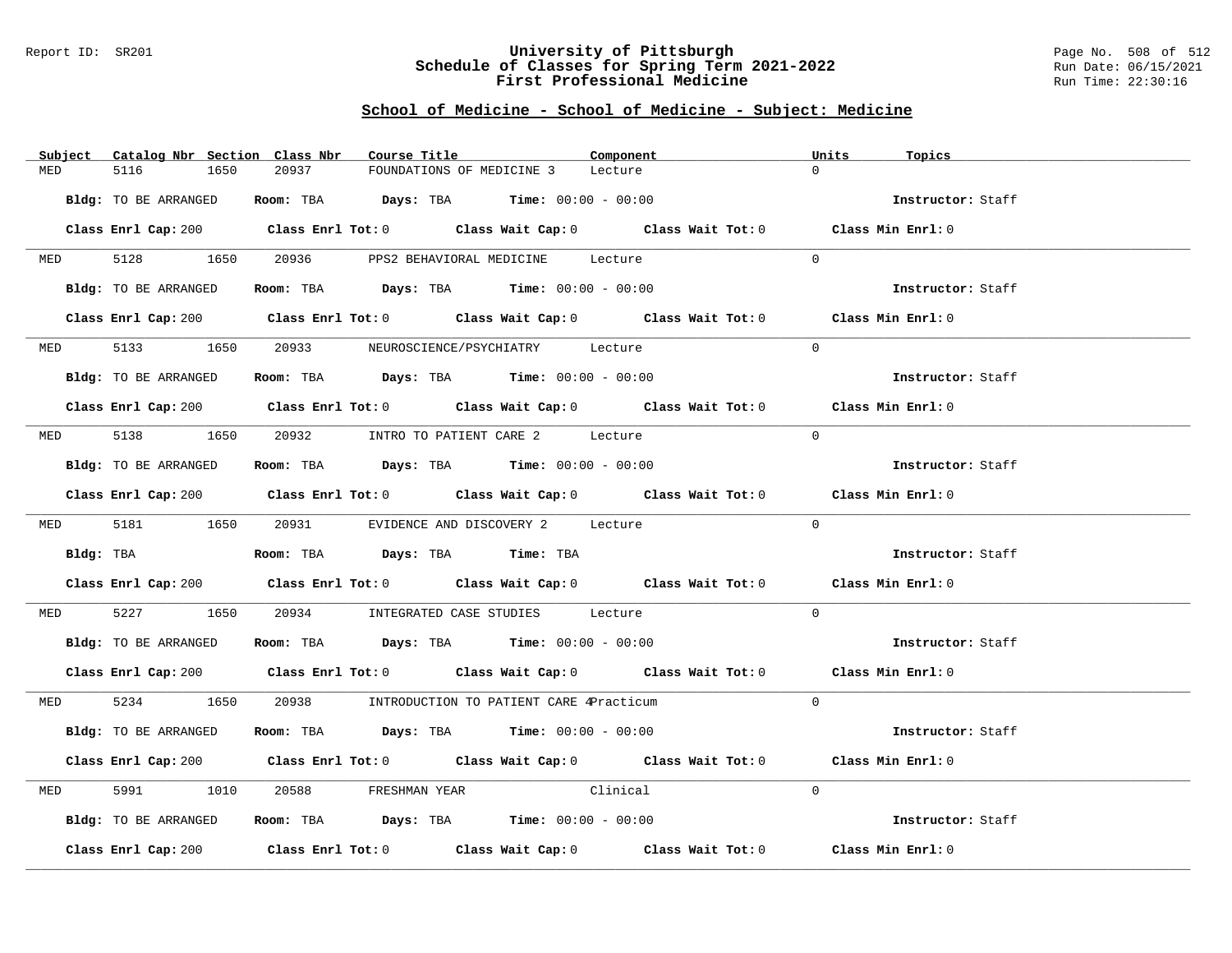Report ID: SR201

# University of Pittsburgh
## Schedule of Classes for Spring Term 2021-2022
## First Professional Medicine

Run Date: 06/15/2021
Run Time: 22:30:16

### School of Medicine - School of Medicine - Subject: Medicine

| Subject | Catalog Nbr | Section | Class Nbr | Course Title | Component | Units | Topics |
|---|---|---|---|---|---|---|---|
| MED | 5116 | 1650 | 20937 | FOUNDATIONS OF MEDICINE 3 | Lecture | 0 | |

**Bldg:** TO BE ARRANGED **Room:** TBA **Days:** TBA **Time:** 00:00 - 00:00 **Instructor:** Staff

**Class Enrl Cap:** 200 **Class Enrl Tot:** 0 **Class Wait Cap:** 0 **Class Wait Tot:** 0 **Class Min Enrl:** 0

---

| Subject | Catalog Nbr | Section | Class Nbr | Course Title | Component | Units | Topics |
|---|---|---|---|---|---|---|---|
| MED | 5128 | 1650 | 20936 | PPS2 BEHAVIORAL MEDICINE | Lecture | 0 | |

**Bldg:** TO BE ARRANGED **Room:** TBA **Days:** TBA **Time:** 00:00 - 00:00 **Instructor:** Staff

**Class Enrl Cap:** 200 **Class Enrl Tot:** 0 **Class Wait Cap:** 0 **Class Wait Tot:** 0 **Class Min Enrl:** 0

---

| Subject | Catalog Nbr | Section | Class Nbr | Course Title | Component | Units | Topics |
|---|---|---|---|---|---|---|---|
| MED | 5133 | 1650 | 20933 | NEUROSCIENCE/PSYCHIATRY | Lecture | 0 | |

**Bldg:** TO BE ARRANGED **Room:** TBA **Days:** TBA **Time:** 00:00 - 00:00 **Instructor:** Staff

**Class Enrl Cap:** 200 **Class Enrl Tot:** 0 **Class Wait Cap:** 0 **Class Wait Tot:** 0 **Class Min Enrl:** 0

---

| Subject | Catalog Nbr | Section | Class Nbr | Course Title | Component | Units | Topics |
|---|---|---|---|---|---|---|---|
| MED | 5138 | 1650 | 20932 | INTRO TO PATIENT CARE 2 | Lecture | 0 | |

**Bldg:** TO BE ARRANGED **Room:** TBA **Days:** TBA **Time:** 00:00 - 00:00 **Instructor:** Staff

**Class Enrl Cap:** 200 **Class Enrl Tot:** 0 **Class Wait Cap:** 0 **Class Wait Tot:** 0 **Class Min Enrl:** 0

---

| Subject | Catalog Nbr | Section | Class Nbr | Course Title | Component | Units | Topics |
|---|---|---|---|---|---|---|---|
| MED | 5181 | 1650 | 20931 | EVIDENCE AND DISCOVERY 2 | Lecture | 0 | |

**Bldg:** TBA **Room:** TBA **Days:** TBA **Time:** TBA **Instructor:** Staff

**Class Enrl Cap:** 200 **Class Enrl Tot:** 0 **Class Wait Cap:** 0 **Class Wait Tot:** 0 **Class Min Enrl:** 0

---

| Subject | Catalog Nbr | Section | Class Nbr | Course Title | Component | Units | Topics |
|---|---|---|---|---|---|---|---|
| MED | 5227 | 1650 | 20934 | INTEGRATED CASE STUDIES | Lecture | 0 | |

**Bldg:** TO BE ARRANGED **Room:** TBA **Days:** TBA **Time:** 00:00 - 00:00 **Instructor:** Staff

**Class Enrl Cap:** 200 **Class Enrl Tot:** 0 **Class Wait Cap:** 0 **Class Wait Tot:** 0 **Class Min Enrl:** 0

---

| Subject | Catalog Nbr | Section | Class Nbr | Course Title | Component | Units | Topics |
|---|---|---|---|---|---|---|---|
| MED | 5234 | 1650 | 20938 | INTRODUCTION TO PATIENT CARE 4 | Practicum | 0 | |

**Bldg:** TO BE ARRANGED **Room:** TBA **Days:** TBA **Time:** 00:00 - 00:00 **Instructor:** Staff

**Class Enrl Cap:** 200 **Class Enrl Tot:** 0 **Class Wait Cap:** 0 **Class Wait Tot:** 0 **Class Min Enrl:** 0

---

| Subject | Catalog Nbr | Section | Class Nbr | Course Title | Component | Units | Topics |
|---|---|---|---|---|---|---|---|
| MED | 5991 | 1010 | 20588 | FRESHMAN YEAR | Clinical | 0 | |

**Bldg:** TO BE ARRANGED **Room:** TBA **Days:** TBA **Time:** 00:00 - 00:00 **Instructor:** Staff

**Class Enrl Cap:** 200 **Class Enrl Tot:** 0 **Class Wait Cap:** 0 **Class Wait Tot:** 0 **Class Min Enrl:** 0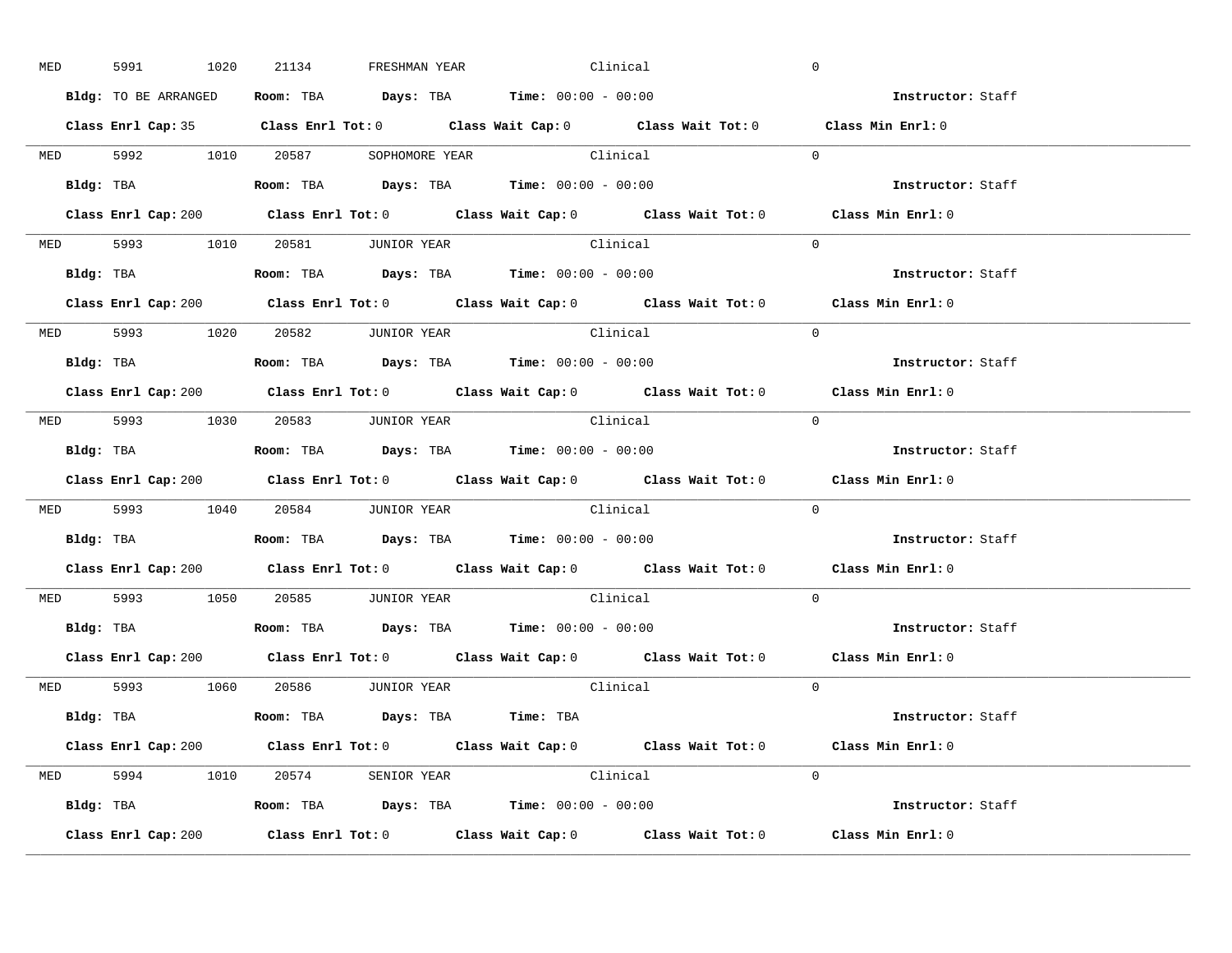MED 5991 1020 21134 FRESHMAN YEAR Clinical 0

**Bldg:** TO BE ARRANGED **Room:** TBA **Days:** TBA **Time:** 00:00 - 00:00 **Instructor:** Staff

**Class Enrl Cap:** 35 **Class Enrl Tot:** 0 **Class Wait Cap:** 0 **Class Wait Tot:** 0 **Class Min Enrl:** 0

---

MED 5992 1010 20587 SOPHOMORE YEAR Clinical 0

**Bldg:** TBA **Room:** TBA **Days:** TBA **Time:** 00:00 - 00:00 **Instructor:** Staff

**Class Enrl Cap:** 200 **Class Enrl Tot:** 0 **Class Wait Cap:** 0 **Class Wait Tot:** 0 **Class Min Enrl:** 0

---

MED 5993 1010 20581 JUNIOR YEAR Clinical 0

**Bldg:** TBA **Room:** TBA **Days:** TBA **Time:** 00:00 - 00:00 **Instructor:** Staff

**Class Enrl Cap:** 200 **Class Enrl Tot:** 0 **Class Wait Cap:** 0 **Class Wait Tot:** 0 **Class Min Enrl:** 0

---

MED 5993 1020 20582 JUNIOR YEAR Clinical 0

**Bldg:** TBA **Room:** TBA **Days:** TBA **Time:** 00:00 - 00:00 **Instructor:** Staff

**Class Enrl Cap:** 200 **Class Enrl Tot:** 0 **Class Wait Cap:** 0 **Class Wait Tot:** 0 **Class Min Enrl:** 0

---

MED 5993 1030 20583 JUNIOR YEAR Clinical 0

**Bldg:** TBA **Room:** TBA **Days:** TBA **Time:** 00:00 - 00:00 **Instructor:** Staff

**Class Enrl Cap:** 200 **Class Enrl Tot:** 0 **Class Wait Cap:** 0 **Class Wait Tot:** 0 **Class Min Enrl:** 0

---

MED 5993 1040 20584 JUNIOR YEAR Clinical 0

**Bldg:** TBA **Room:** TBA **Days:** TBA **Time:** 00:00 - 00:00 **Instructor:** Staff

**Class Enrl Cap:** 200 **Class Enrl Tot:** 0 **Class Wait Cap:** 0 **Class Wait Tot:** 0 **Class Min Enrl:** 0

---

MED 5993 1050 20585 JUNIOR YEAR Clinical 0

**Bldg:** TBA **Room:** TBA **Days:** TBA **Time:** 00:00 - 00:00 **Instructor:** Staff

**Class Enrl Cap:** 200 **Class Enrl Tot:** 0 **Class Wait Cap:** 0 **Class Wait Tot:** 0 **Class Min Enrl:** 0

---

MED 5993 1060 20586 JUNIOR YEAR Clinical 0

**Bldg:** TBA **Room:** TBA **Days:** TBA **Time:** TBA **Instructor:** Staff

**Class Enrl Cap:** 200 **Class Enrl Tot:** 0 **Class Wait Cap:** 0 **Class Wait Tot:** 0 **Class Min Enrl:** 0

---

MED 5994 1010 20574 SENIOR YEAR Clinical 0

**Bldg:** TBA **Room:** TBA **Days:** TBA **Time:** 00:00 - 00:00 **Instructor:** Staff

**Class Enrl Cap:** 200 **Class Enrl Tot:** 0 **Class Wait Cap:** 0 **Class Wait Tot:** 0 **Class Min Enrl:** 0

---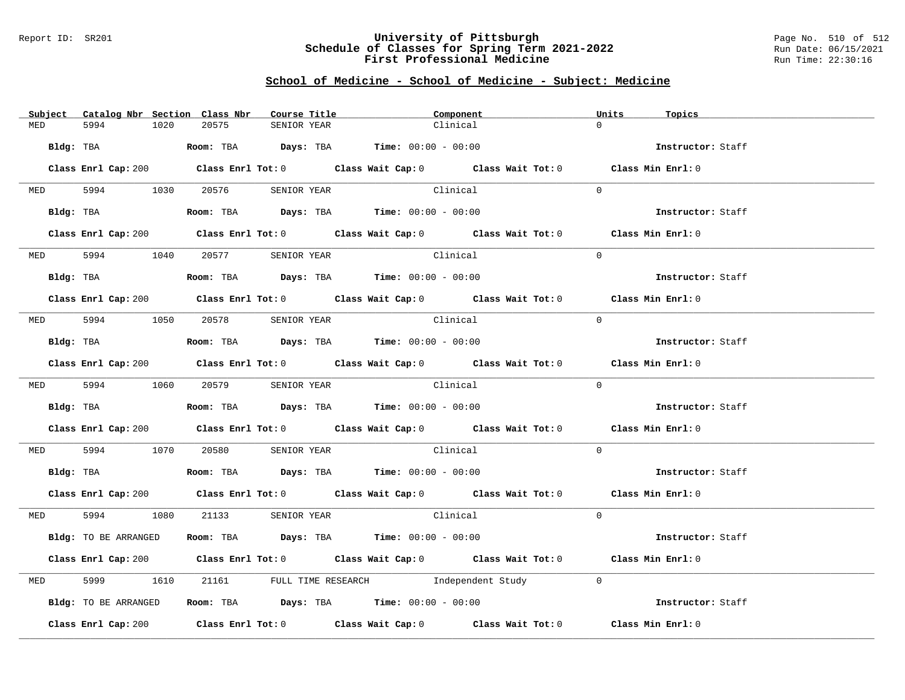## School of Medicine - School of Medicine - Subject: Medicine

| Subject | Catalog Nbr | Section | Class Nbr | Course Title | Component | Units | Topics |
|---|---|---|---|---|---|---|---|
| MED | 5994 | 1020 | 20575 | SENIOR YEAR | Clinical | 0 | |

**Bldg:** TBA **Room:** TBA **Days:** TBA **Time:** 00:00 - 00:00 **Instructor:** Staff

**Class Enrl Cap:** 200 **Class Enrl Tot:** 0 **Class Wait Cap:** 0 **Class Wait Tot:** 0 **Class Min Enrl:** 0

---

| Subject | Catalog Nbr | Section | Class Nbr | Course Title | Component | Units | Topics |
|---|---|---|---|---|---|---|---|
| MED | 5994 | 1030 | 20576 | SENIOR YEAR | Clinical | 0 | |

**Bldg:** TBA **Room:** TBA **Days:** TBA **Time:** 00:00 - 00:00 **Instructor:** Staff

**Class Enrl Cap:** 200 **Class Enrl Tot:** 0 **Class Wait Cap:** 0 **Class Wait Tot:** 0 **Class Min Enrl:** 0

---

| Subject | Catalog Nbr | Section | Class Nbr | Course Title | Component | Units | Topics |
|---|---|---|---|---|---|---|---|
| MED | 5994 | 1040 | 20577 | SENIOR YEAR | Clinical | 0 | |

**Bldg:** TBA **Room:** TBA **Days:** TBA **Time:** 00:00 - 00:00 **Instructor:** Staff

**Class Enrl Cap:** 200 **Class Enrl Tot:** 0 **Class Wait Cap:** 0 **Class Wait Tot:** 0 **Class Min Enrl:** 0

---

| Subject | Catalog Nbr | Section | Class Nbr | Course Title | Component | Units | Topics |
|---|---|---|---|---|---|---|---|
| MED | 5994 | 1050 | 20578 | SENIOR YEAR | Clinical | 0 | |

**Bldg:** TBA **Room:** TBA **Days:** TBA **Time:** 00:00 - 00:00 **Instructor:** Staff

**Class Enrl Cap:** 200 **Class Enrl Tot:** 0 **Class Wait Cap:** 0 **Class Wait Tot:** 0 **Class Min Enrl:** 0

---

| Subject | Catalog Nbr | Section | Class Nbr | Course Title | Component | Units | Topics |
|---|---|---|---|---|---|---|---|
| MED | 5994 | 1060 | 20579 | SENIOR YEAR | Clinical | 0 | |

**Bldg:** TBA **Room:** TBA **Days:** TBA **Time:** 00:00 - 00:00 **Instructor:** Staff

**Class Enrl Cap:** 200 **Class Enrl Tot:** 0 **Class Wait Cap:** 0 **Class Wait Tot:** 0 **Class Min Enrl:** 0

---

| Subject | Catalog Nbr | Section | Class Nbr | Course Title | Component | Units | Topics |
|---|---|---|---|---|---|---|---|
| MED | 5994 | 1070 | 20580 | SENIOR YEAR | Clinical | 0 | |

**Bldg:** TBA **Room:** TBA **Days:** TBA **Time:** 00:00 - 00:00 **Instructor:** Staff

**Class Enrl Cap:** 200 **Class Enrl Tot:** 0 **Class Wait Cap:** 0 **Class Wait Tot:** 0 **Class Min Enrl:** 0

---

| Subject | Catalog Nbr | Section | Class Nbr | Course Title | Component | Units | Topics |
|---|---|---|---|---|---|---|---|
| MED | 5994 | 1080 | 21133 | SENIOR YEAR | Clinical | 0 | |

**Bldg:** TO BE ARRANGED **Room:** TBA **Days:** TBA **Time:** 00:00 - 00:00 **Instructor:** Staff

**Class Enrl Cap:** 200 **Class Enrl Tot:** 0 **Class Wait Cap:** 0 **Class Wait Tot:** 0 **Class Min Enrl:** 0

---

| Subject | Catalog Nbr | Section | Class Nbr | Course Title | Component | Units | Topics |
|---|---|---|---|---|---|---|---|
| MED | 5999 | 1610 | 21161 | FULL TIME RESEARCH | Independent Study | 0 | |

**Bldg:** TO BE ARRANGED **Room:** TBA **Days:** TBA **Time:** 00:00 - 00:00 **Instructor:** Staff

**Class Enrl Cap:** 200 **Class Enrl Tot:** 0 **Class Wait Cap:** 0 **Class Wait Tot:** 0 **Class Min Enrl:** 0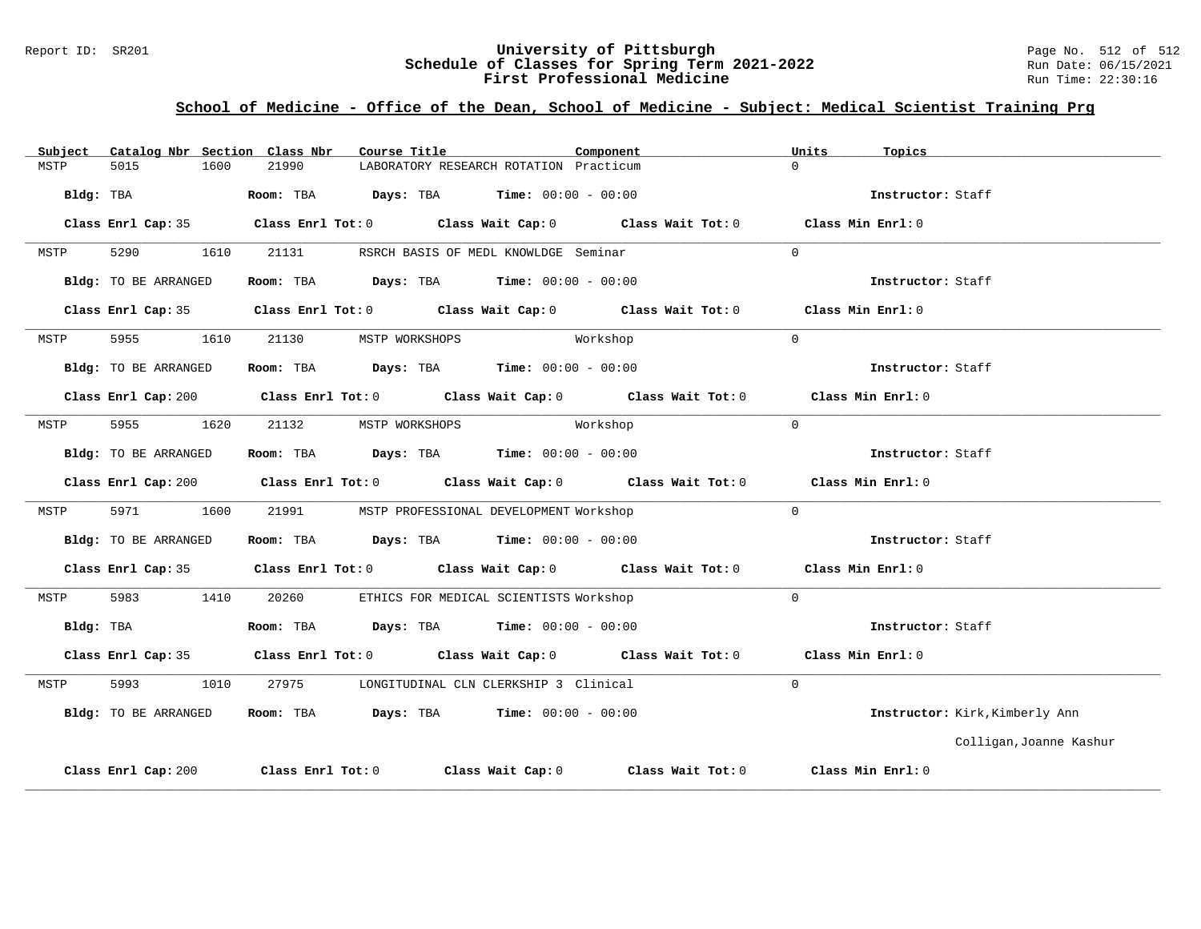## School of Medicine - Office of the Dean, School of Medicine - Subject: Medical Scientist Training Prg

| Subject | Catalog Nbr | Section | Class Nbr | Course Title | Component | Units | Topics |
|---|---|---|---|---|---|---|---|
| MSTP | 5015 | 1600 | 21990 | LABORATORY RESEARCH ROTATION | Practicum | 0 | |

**Bldg:** TBA **Room:** TBA **Days:** TBA **Time:** 00:00 - 00:00 **Instructor:** Staff

**Class Enrl Cap:** 35 **Class Enrl Tot:** 0 **Class Wait Cap:** 0 **Class Wait Tot:** 0 **Class Min Enrl:** 0

| Subject | Catalog Nbr | Section | Class Nbr | Course Title | Component | Units | Topics |
|---|---|---|---|---|---|---|---|
| MSTP | 5290 | 1610 | 21131 | RSRCH BASIS OF MEDL KNOWLDGE | Seminar | 0 | |

**Bldg:** TO BE ARRANGED **Room:** TBA **Days:** TBA **Time:** 00:00 - 00:00 **Instructor:** Staff

**Class Enrl Cap:** 35 **Class Enrl Tot:** 0 **Class Wait Cap:** 0 **Class Wait Tot:** 0 **Class Min Enrl:** 0

| Subject | Catalog Nbr | Section | Class Nbr | Course Title | Component | Units | Topics |
|---|---|---|---|---|---|---|---|
| MSTP | 5955 | 1610 | 21130 | MSTP WORKSHOPS | Workshop | 0 | |

**Bldg:** TO BE ARRANGED **Room:** TBA **Days:** TBA **Time:** 00:00 - 00:00 **Instructor:** Staff

**Class Enrl Cap:** 200 **Class Enrl Tot:** 0 **Class Wait Cap:** 0 **Class Wait Tot:** 0 **Class Min Enrl:** 0

| Subject | Catalog Nbr | Section | Class Nbr | Course Title | Component | Units | Topics |
|---|---|---|---|---|---|---|---|
| MSTP | 5955 | 1620 | 21132 | MSTP WORKSHOPS | Workshop | 0 | |

**Bldg:** TO BE ARRANGED **Room:** TBA **Days:** TBA **Time:** 00:00 - 00:00 **Instructor:** Staff

**Class Enrl Cap:** 200 **Class Enrl Tot:** 0 **Class Wait Cap:** 0 **Class Wait Tot:** 0 **Class Min Enrl:** 0

| Subject | Catalog Nbr | Section | Class Nbr | Course Title | Component | Units | Topics |
|---|---|---|---|---|---|---|---|
| MSTP | 5971 | 1600 | 21991 | MSTP PROFESSIONAL DEVELOPMENT | Workshop | 0 | |

**Bldg:** TO BE ARRANGED **Room:** TBA **Days:** TBA **Time:** 00:00 - 00:00 **Instructor:** Staff

**Class Enrl Cap:** 35 **Class Enrl Tot:** 0 **Class Wait Cap:** 0 **Class Wait Tot:** 0 **Class Min Enrl:** 0

| Subject | Catalog Nbr | Section | Class Nbr | Course Title | Component | Units | Topics |
|---|---|---|---|---|---|---|---|
| MSTP | 5983 | 1410 | 20260 | ETHICS FOR MEDICAL SCIENTISTS | Workshop | 0 | |

**Bldg:** TBA **Room:** TBA **Days:** TBA **Time:** 00:00 - 00:00 **Instructor:** Staff

**Class Enrl Cap:** 35 **Class Enrl Tot:** 0 **Class Wait Cap:** 0 **Class Wait Tot:** 0 **Class Min Enrl:** 0

| Subject | Catalog Nbr | Section | Class Nbr | Course Title | Component | Units | Topics |
|---|---|---|---|---|---|---|---|
| MSTP | 5993 | 1010 | 27975 | LONGITUDINAL CLN CLERKSHIP 3 | Clinical | 0 | |

**Bldg:** TO BE ARRANGED **Room:** TBA **Days:** TBA **Time:** 00:00 - 00:00 **Instructor:** Kirk,Kimberly Ann; Colligan,Joanne Kashur

**Class Enrl Cap:** 200 **Class Enrl Tot:** 0 **Class Wait Cap:** 0 **Class Wait Tot:** 0 **Class Min Enrl:** 0